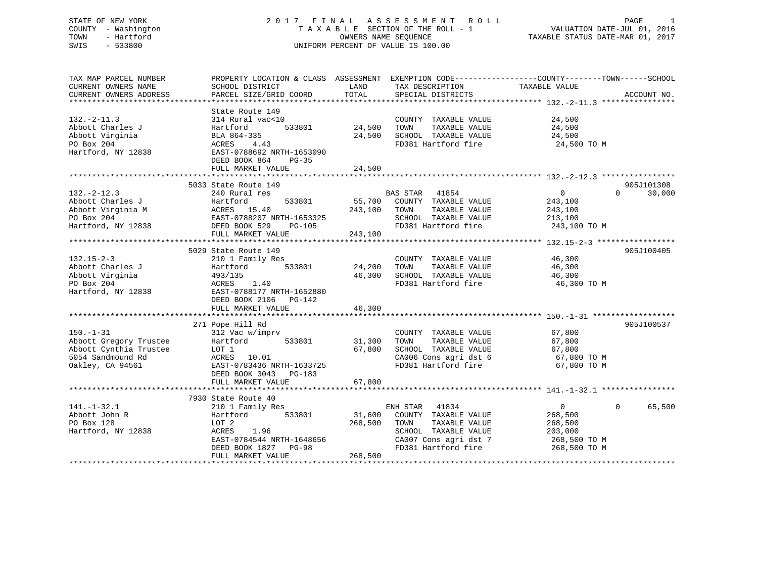STATE OF NEW YORK
COUNTY - Washington
TOWN - Hartford
SWIS - 533800

# 2017 FINAL ASSESSMENT ROLL

TAXABLE SECTION OF THE ROLL - 1
OWNERS NAME SEQUENCE
UNIFORM PERCENT OF VALUE IS 100.00

VALUATION DATE-JUL 01, 2016
TAXABLE STATUS DATE-MAR 01, 2017

| TAX MAP PARCEL NUMBER / CURRENT OWNERS NAME / CURRENT OWNERS ADDRESS | PROPERTY LOCATION & CLASS / SCHOOL DISTRICT / PARCEL SIZE/GRID COORD | ASSESSMENT LAND | TOTAL | EXEMPTION CODE / TAX DESCRIPTION / SPECIAL DISTRICTS | COUNTY / TOWN / SCHOOL TAXABLE VALUE | ACCOUNT NO. |
|---|---|---|---|---|---|---|
| **132.-2-11.3** | State Route 149 | | | | | |
| 132.-2-11.3 | 314 Rural vac<10 | | | COUNTY TAXABLE VALUE | 24,500 | |
| Abbott Charles J | Hartford 533801 | 24,500 | | TOWN TAXABLE VALUE | 24,500 | |
| Abbott Virginia | BLA 864-335 | | 24,500 | SCHOOL TAXABLE VALUE | 24,500 | |
| PO Box 204 | ACRES 4.43 | | | FD381 Hartford fire | 24,500 TO M | |
| Hartford, NY 12838 | EAST-0788692 NRTH-1653090 | | | | | |
| | DEED BOOK 864 PG-35 | | | | | |
| | FULL MARKET VALUE | | 24,500 | | | |
| **132.-2-12.3** | 5033 State Route 149 | | | | | 905J101308 |
| 132.-2-12.3 | 240 Rural res | | | BAS STAR 41854 | 0 / 0 / 30,000 | |
| Abbott Charles J | Hartford 533801 | 55,700 | | COUNTY TAXABLE VALUE | 243,100 | |
| Abbott Virginia M | ACRES 15.40 | | 243,100 | TOWN TAXABLE VALUE | 243,100 | |
| PO Box 204 | EAST-0788207 NRTH-1653325 | | | SCHOOL TAXABLE VALUE | 213,100 | |
| Hartford, NY 12838 | DEED BOOK 529 PG-105 | | | FD381 Hartford fire | 243,100 TO M | |
| | FULL MARKET VALUE | | 243,100 | | | |
| **132.15-2-3** | 5029 State Route 149 | | | | | 905J100405 |
| 132.15-2-3 | 210 1 Family Res | | | COUNTY TAXABLE VALUE | 46,300 | |
| Abbott Charles J | Hartford 533801 | 24,200 | | TOWN TAXABLE VALUE | 46,300 | |
| Abbott Virginia | 493/135 | | 46,300 | SCHOOL TAXABLE VALUE | 46,300 | |
| PO Box 204 | ACRES 1.40 | | | FD381 Hartford fire | 46,300 TO M | |
| Hartford, NY 12838 | EAST-0788177 NRTH-1652880 | | | | | |
| | DEED BOOK 2106 PG-142 | | | | | |
| | FULL MARKET VALUE | | 46,300 | | | |
| **150.-1-31** | 271 Pope Hill Rd | | | | | 905J100537 |
| 150.-1-31 | 312 Vac w/imprv | | | COUNTY TAXABLE VALUE | 67,800 | |
| Abbott Gregory Trustee | Hartford 533801 | 31,300 | | TOWN TAXABLE VALUE | 67,800 | |
| Abbott Cynthia Trustee | LOT 1 | | 67,800 | SCHOOL TAXABLE VALUE | 67,800 | |
| 5054 Sandmound Rd | ACRES 10.01 | | | CA006 Cons agri dst 6 | 67,800 TO M | |
| Oakley, CA 94561 | EAST-0783436 NRTH-1633725 | | | FD381 Hartford fire | 67,800 TO M | |
| | DEED BOOK 3043 PG-183 | | | | | |
| | FULL MARKET VALUE | | 67,800 | | | |
| **141.-1-32.1** | 7930 State Route 40 | | | | | |
| 141.-1-32.1 | 210 1 Family Res | | | ENH STAR 41834 | 0 / 0 / 65,500 | |
| Abbott John R | Hartford 533801 | 31,600 | | COUNTY TAXABLE VALUE | 268,500 | |
| PO Box 128 | LOT 2 | | 268,500 | TOWN TAXABLE VALUE | 268,500 | |
| Hartford, NY 12838 | ACRES 1.96 | | | SCHOOL TAXABLE VALUE | 203,000 | |
| | EAST-0784544 NRTH-1648656 | | | CA007 Cons agri dst 7 | 268,500 TO M | |
| | DEED BOOK 1827 PG-98 | | | FD381 Hartford fire | 268,500 TO M | |
| | FULL MARKET VALUE | | 268,500 | | | |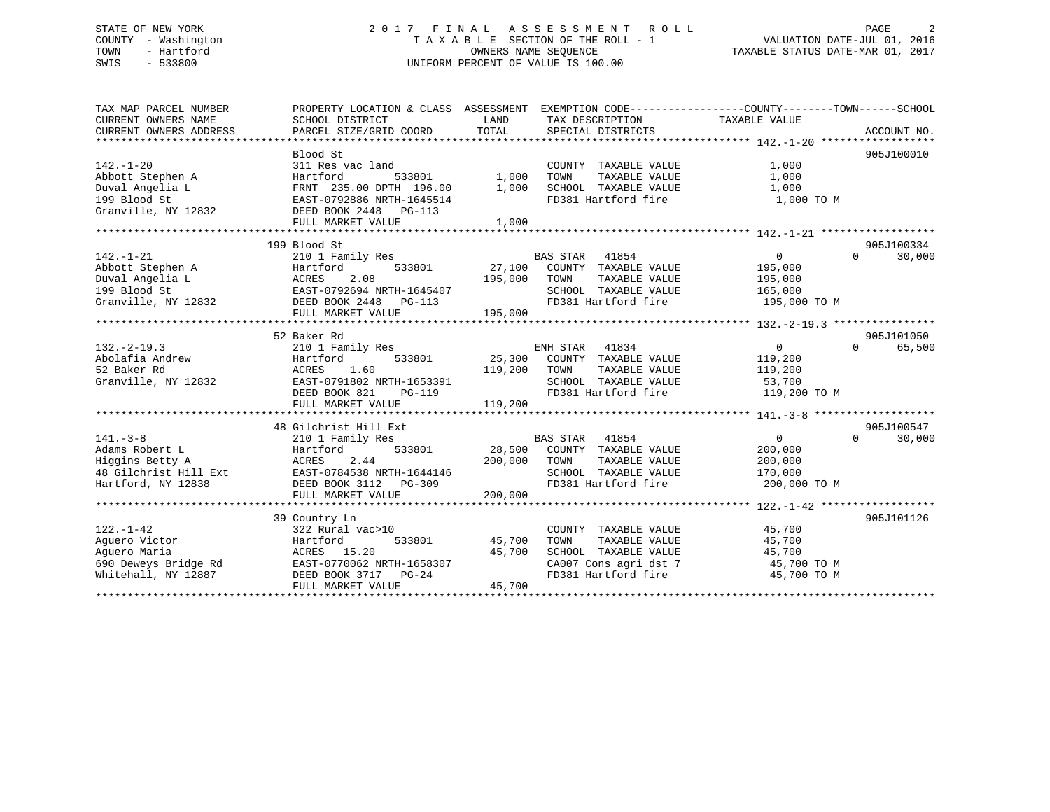STATE OF NEW YORK
COUNTY - Washington
TOWN - Hartford
SWIS - 533800

2017 FINAL ASSESSMENT ROLL
TAXABLE SECTION OF THE ROLL - 1
OWNERS NAME SEQUENCE
UNIFORM PERCENT OF VALUE IS 100.00

VALUATION DATE-JUL 01, 2016
TAXABLE STATUS DATE-MAR 01, 2017

| TAX MAP PARCEL NUMBER / CURRENT OWNERS NAME / CURRENT OWNERS ADDRESS | PROPERTY LOCATION & CLASS / SCHOOL DISTRICT / PARCEL SIZE/GRID COORD | ASSESSMENT LAND / TOTAL | EXEMPTION CODE / TAX DESCRIPTION / SPECIAL DISTRICTS | COUNTY TAXABLE VALUE | TOWN | SCHOOL / ACCOUNT NO. |
|---|---|---|---|---|---|---|
| 142.-1-20 | Blood St | | | | | 905J100010 |
| 142.-1-20 | 311 Res vac land | | COUNTY TAXABLE VALUE | 1,000 | | |
| Abbott Stephen A | Hartford 533801 | 1,000 | TOWN TAXABLE VALUE | 1,000 | | |
| Duval Angelia L | FRNT 235.00 DPTH 196.00 | 1,000 | SCHOOL TAXABLE VALUE | 1,000 | | |
| 199 Blood St | EAST-0792886 NRTH-1645514 | | FD381 Hartford fire | 1,000 TO M | | |
| Granville, NY 12832 | DEED BOOK 2448 PG-113 | | | | | |
| | FULL MARKET VALUE | 1,000 | | | | |
| 142.-1-21 | 199 Blood St | | | | | 905J100334 |
| 142.-1-21 | 210 1 Family Res | | BAS STAR 41854 | 0 | 0 | 30,000 |
| Abbott Stephen A | Hartford 533801 | 27,100 | COUNTY TAXABLE VALUE | 195,000 | | |
| Duval Angelia L | ACRES 2.08 | 195,000 | TOWN TAXABLE VALUE | 195,000 | | |
| 199 Blood St | EAST-0792694 NRTH-1645407 | | SCHOOL TAXABLE VALUE | 165,000 | | |
| Granville, NY 12832 | DEED BOOK 2448 PG-113 | | FD381 Hartford fire | 195,000 TO M | | |
| | FULL MARKET VALUE | 195,000 | | | | |
| 132.-2-19.3 | 52 Baker Rd | | | | | 905J101050 |
| 132.-2-19.3 | 210 1 Family Res | | ENH STAR 41834 | 0 | 0 | 65,500 |
| Abolafia Andrew | Hartford 533801 | 25,300 | COUNTY TAXABLE VALUE | 119,200 | | |
| 52 Baker Rd | ACRES 1.60 | 119,200 | TOWN TAXABLE VALUE | 119,200 | | |
| Granville, NY 12832 | EAST-0791802 NRTH-1653391 | | SCHOOL TAXABLE VALUE | 53,700 | | |
| | DEED BOOK 821 PG-119 | | FD381 Hartford fire | 119,200 TO M | | |
| | FULL MARKET VALUE | 119,200 | | | | |
| 141.-3-8 | 48 Gilchrist Hill Ext | | | | | 905J100547 |
| 141.-3-8 | 210 1 Family Res | | BAS STAR 41854 | 0 | 0 | 30,000 |
| Adams Robert L | Hartford 533801 | 28,500 | COUNTY TAXABLE VALUE | 200,000 | | |
| Higgins Betty A | ACRES 2.44 | 200,000 | TOWN TAXABLE VALUE | 200,000 | | |
| 48 Gilchrist Hill Ext | EAST-0784538 NRTH-1644146 | | SCHOOL TAXABLE VALUE | 170,000 | | |
| Hartford, NY 12838 | DEED BOOK 3112 PG-309 | | FD381 Hartford fire | 200,000 TO M | | |
| | FULL MARKET VALUE | 200,000 | | | | |
| 122.-1-42 | 39 Country Ln | | | | | 905J101126 |
| 122.-1-42 | 322 Rural vac>10 | | COUNTY TAXABLE VALUE | 45,700 | | |
| Aguero Victor | Hartford 533801 | 45,700 | TOWN TAXABLE VALUE | 45,700 | | |
| Aguero Maria | ACRES 15.20 | 45,700 | SCHOOL TAXABLE VALUE | 45,700 | | |
| 690 Deweys Bridge Rd | EAST-0770062 NRTH-1658307 | | CA007 Cons agri dst 7 | 45,700 TO M | | |
| Whitehall, NY 12887 | DEED BOOK 3717 PG-24 | | FD381 Hartford fire | 45,700 TO M | | |
| | FULL MARKET VALUE | 45,700 | | | | |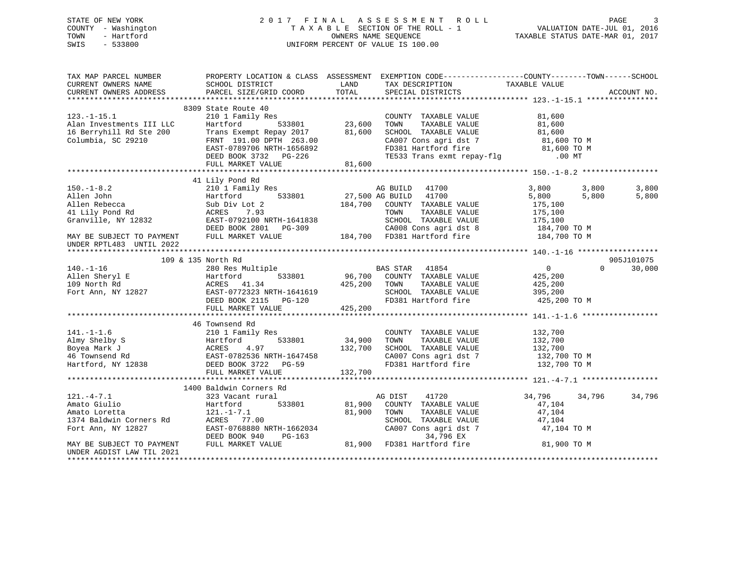STATE OF NEW YORK
COUNTY - Washington
TOWN - Hartford
SWIS - 533800

2017 FINAL ASSESSMENT ROLL
TAXABLE SECTION OF THE ROLL - 1
OWNERS NAME SEQUENCE
UNIFORM PERCENT OF VALUE IS 100.00

VALUATION DATE-JUL 01, 2016
TAXABLE STATUS DATE-MAR 01, 2017

```
TAX MAP PARCEL NUMBER          PROPERTY LOCATION & CLASS  ASSESSMENT  EXEMPTION CODE-----------------COUNTY--------TOWN------SCHOOL
CURRENT OWNERS NAME            SCHOOL DISTRICT               LAND      TAX DESCRIPTION             TAXABLE VALUE
CURRENT OWNERS ADDRESS         PARCEL SIZE/GRID COORD        TOTAL     SPECIAL DISTRICTS                                     ACCOUNT NO.
******************************************************************************************************* 123.-1-15.1 ****************
                               8309 State Route 40
123.-1-15.1                    210 1 Family Res                        COUNTY  TAXABLE VALUE           81,600
Alan Investments III LLC       Hartford          533801      23,600    TOWN    TAXABLE VALUE           81,600
16 Berryhill Rd Ste 200        Trans Exempt Repay 2017       81,600    SCHOOL  TAXABLE VALUE           81,600
Columbia, SC 29210             FRNT 191.00 DPTH 263.00                 CA007 Cons agri dst 7            81,600 TO M
                               EAST-0789706 NRTH-1656892               FD381 Hartford fire              81,600 TO M
                               DEED BOOK 3732   PG-226                 TE533 Trans exmt repay-flg          .00 MT
                               FULL MARKET VALUE             81,600
******************************************************************************************************* 150.-1-8.2 *****************
                               41 Lily Pond Rd
150.-1-8.2                     210 1 Family Res                 AG BUILD   41700              3,800      3,800      3,800
Allen John                     Hartford          533801      27,500 AG BUILD   41700              5,800      5,800      5,800
Allen Rebecca                  Sub Div Lot 2                184,700   COUNTY  TAXABLE VALUE          175,100
41 Lily Pond Rd                ACRES     7.93                          TOWN    TAXABLE VALUE          175,100
Granville, NY 12832            EAST-0792100 NRTH-1641838               SCHOOL  TAXABLE VALUE          175,100
                               DEED BOOK 2801   PG-309                 CA008 Cons agri dst 8           184,700 TO M
MAY BE SUBJECT TO PAYMENT      FULL MARKET VALUE            184,700   FD381 Hartford fire             184,700 TO M
UNDER RPTL483  UNTIL 2022
******************************************************************************************************* 140.-1-16 ******************
                       109 & 135 North Rd                                                                             905J101075
140.-1-16                      280 Res Multiple                 BAS STAR   41854                  0          0     30,000
Allen Sheryl E                 Hartford          533801      96,700   COUNTY  TAXABLE VALUE          425,200
109 North Rd                   ACRES    41.34               425,200   TOWN    TAXABLE VALUE          425,200
Fort Ann, NY 12827             EAST-0772323 NRTH-1641619               SCHOOL  TAXABLE VALUE          395,200
                               DEED BOOK 2115   PG-120                 FD381 Hartford fire             425,200 TO M
                               FULL MARKET VALUE            425,200
******************************************************************************************************* 141.-1-1.6 *****************
                               46 Townsend Rd
141.-1-1.6                     210 1 Family Res                        COUNTY  TAXABLE VALUE          132,700
Almy Shelby S                  Hartford          533801      34,900    TOWN    TAXABLE VALUE          132,700
Boyea Mark J                   ACRES     4.97               132,700    SCHOOL  TAXABLE VALUE          132,700
46 Townsend Rd                 EAST-0782536 NRTH-1647458               CA007 Cons agri dst 7           132,700 TO M
Hartford, NY 12838             DEED BOOK 3722   PG-59                  FD381 Hartford fire             132,700 TO M
                               FULL MARKET VALUE            132,700
******************************************************************************************************* 121.-4-7.1 *****************
                               1400 Baldwin Corners Rd
121.-4-7.1                     323 Vacant rural                 AG DIST    41720             34,796     34,796     34,796
Amato Giulio                   Hartford          533801      81,900   COUNTY  TAXABLE VALUE           47,104
Amato Loretta                  121.-1-7.1                    81,900   TOWN    TAXABLE VALUE           47,104
1374 Baldwin Corners Rd        ACRES    77.00                          SCHOOL  TAXABLE VALUE           47,104
Fort Ann, NY 12827             EAST-0768880 NRTH-1662034               CA007 Cons agri dst 7            47,104 TO M
                               DEED BOOK 940    PG-163                         34,796 EX
MAY BE SUBJECT TO PAYMENT      FULL MARKET VALUE             81,900   FD381 Hartford fire              81,900 TO M
UNDER AGDIST LAW TIL 2021
************************************************************************************************************************************
```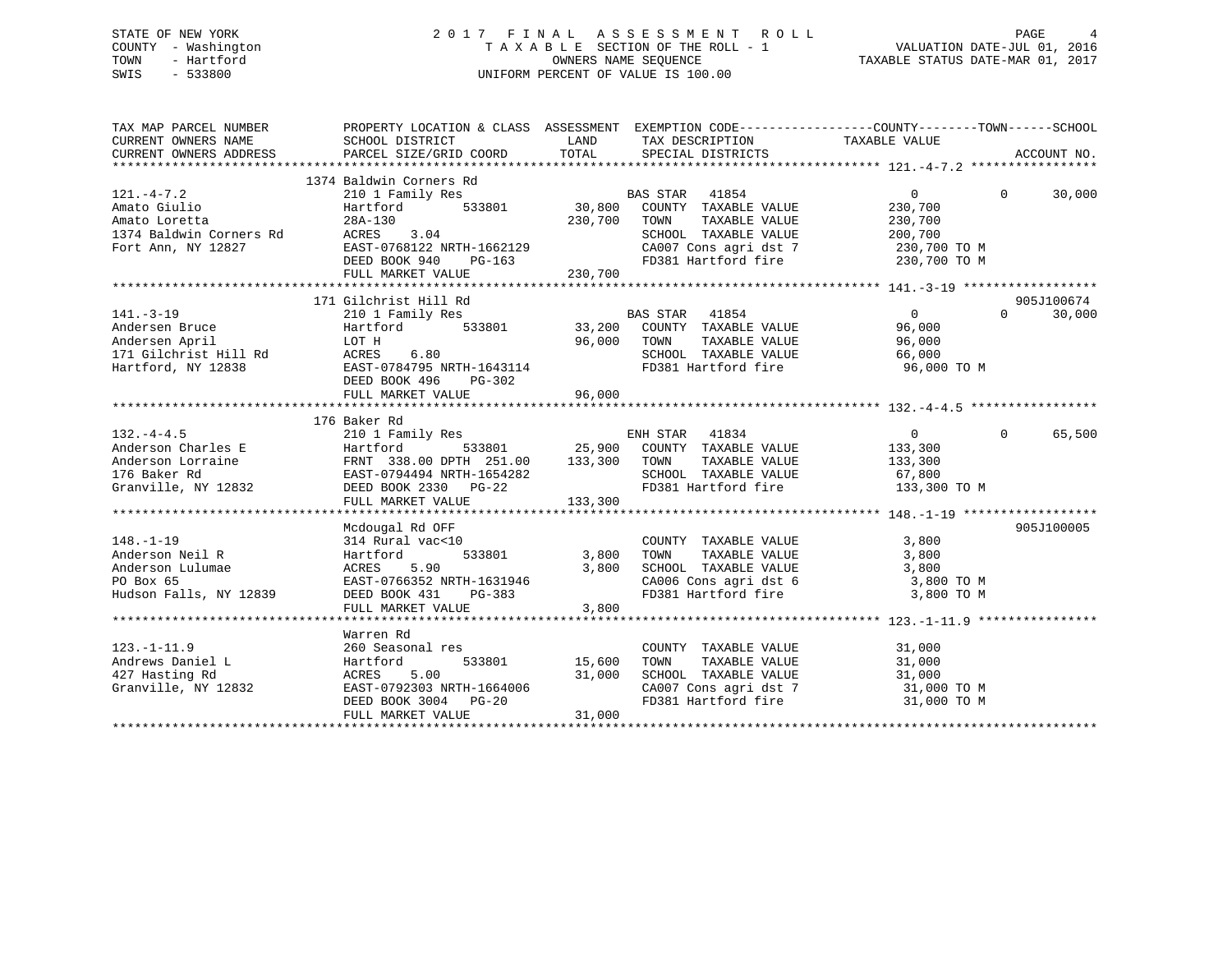STATE OF NEW YORK
COUNTY - Washington
TOWN - Hartford
SWIS - 533800

# 2017 FINAL ASSESSMENT ROLL

TAXABLE SECTION OF THE ROLL - 1
OWNERS NAME SEQUENCE
UNIFORM PERCENT OF VALUE IS 100.00

VALUATION DATE-JUL 01, 2016
TAXABLE STATUS DATE-MAR 01, 2017

| TAX MAP PARCEL NUMBER / CURRENT OWNERS NAME / CURRENT OWNERS ADDRESS | PROPERTY LOCATION & CLASS / SCHOOL DISTRICT / PARCEL SIZE/GRID COORD | ASSESSMENT LAND / TOTAL | EXEMPTION CODE / TAX DESCRIPTION / SPECIAL DISTRICTS | COUNTY TAXABLE VALUE | TOWN | SCHOOL | ACCOUNT NO. |
|---|---|---|---|---|---|---|---|
| 121.-4-7.2 | 1374 Baldwin Corners Rd | | | | | | |
| 121.-4-7.2 | 210 1 Family Res | | BAS STAR 41854 | 0 | 0 | 30,000 | |
| Amato Giulio | Hartford 533801 | 30,800 | COUNTY TAXABLE VALUE | 230,700 | | | |
| Amato Loretta | 28A-130 | 230,700 | TOWN TAXABLE VALUE | 230,700 | | | |
| 1374 Baldwin Corners Rd | ACRES 3.04 | | SCHOOL TAXABLE VALUE | 200,700 | | | |
| Fort Ann, NY 12827 | EAST-0768122 NRTH-1662129 | | CA007 Cons agri dst 7 | 230,700 TO M | | | |
| | DEED BOOK 940 PG-163 | | FD381 Hartford fire | 230,700 TO M | | | |
| | FULL MARKET VALUE | 230,700 | | | | | |
| 141.-3-19 | 171 Gilchrist Hill Rd | | | | | | 905J100674 |
| 141.-3-19 | 210 1 Family Res | | BAS STAR 41854 | 0 | 0 | 30,000 | |
| Andersen Bruce | Hartford 533801 | 33,200 | COUNTY TAXABLE VALUE | 96,000 | | | |
| Andersen April | LOT H | 96,000 | TOWN TAXABLE VALUE | 96,000 | | | |
| 171 Gilchrist Hill Rd | ACRES 6.80 | | SCHOOL TAXABLE VALUE | 66,000 | | | |
| Hartford, NY 12838 | EAST-0784795 NRTH-1643114 | | FD381 Hartford fire | 96,000 TO M | | | |
| | DEED BOOK 496 PG-302 | | | | | | |
| | FULL MARKET VALUE | 96,000 | | | | | |
| 132.-4-4.5 | 176 Baker Rd | | | | | | |
| 132.-4-4.5 | 210 1 Family Res | | ENH STAR 41834 | 0 | 0 | 65,500 | |
| Anderson Charles E | Hartford 533801 | 25,900 | COUNTY TAXABLE VALUE | 133,300 | | | |
| Anderson Lorraine | FRNT 338.00 DPTH 251.00 | 133,300 | TOWN TAXABLE VALUE | 133,300 | | | |
| 176 Baker Rd | EAST-0794494 NRTH-1654282 | | SCHOOL TAXABLE VALUE | 67,800 | | | |
| Granville, NY 12832 | DEED BOOK 2330 PG-22 | | FD381 Hartford fire | 133,300 TO M | | | |
| | FULL MARKET VALUE | 133,300 | | | | | |
| 148.-1-19 | Mcdougal Rd OFF | | | | | | 905J100005 |
| 148.-1-19 | 314 Rural vac<10 | | COUNTY TAXABLE VALUE | 3,800 | | | |
| Anderson Neil R | Hartford 533801 | 3,800 | TOWN TAXABLE VALUE | 3,800 | | | |
| Anderson Lulumae | ACRES 5.90 | 3,800 | SCHOOL TAXABLE VALUE | 3,800 | | | |
| PO Box 65 | EAST-0766352 NRTH-1631946 | | CA006 Cons agri dst 6 | 3,800 TO M | | | |
| Hudson Falls, NY 12839 | DEED BOOK 431 PG-383 | | FD381 Hartford fire | 3,800 TO M | | | |
| | FULL MARKET VALUE | 3,800 | | | | | |
| 123.-1-11.9 | Warren Rd | | | | | | |
| 123.-1-11.9 | 260 Seasonal res | | COUNTY TAXABLE VALUE | 31,000 | | | |
| Andrews Daniel L | Hartford 533801 | 15,600 | TOWN TAXABLE VALUE | 31,000 | | | |
| 427 Hasting Rd | ACRES 5.00 | 31,000 | SCHOOL TAXABLE VALUE | 31,000 | | | |
| Granville, NY 12832 | EAST-0792303 NRTH-1664006 | | CA007 Cons agri dst 7 | 31,000 TO M | | | |
| | DEED BOOK 3004 PG-20 | | FD381 Hartford fire | 31,000 TO M | | | |
| | FULL MARKET VALUE | 31,000 | | | | | |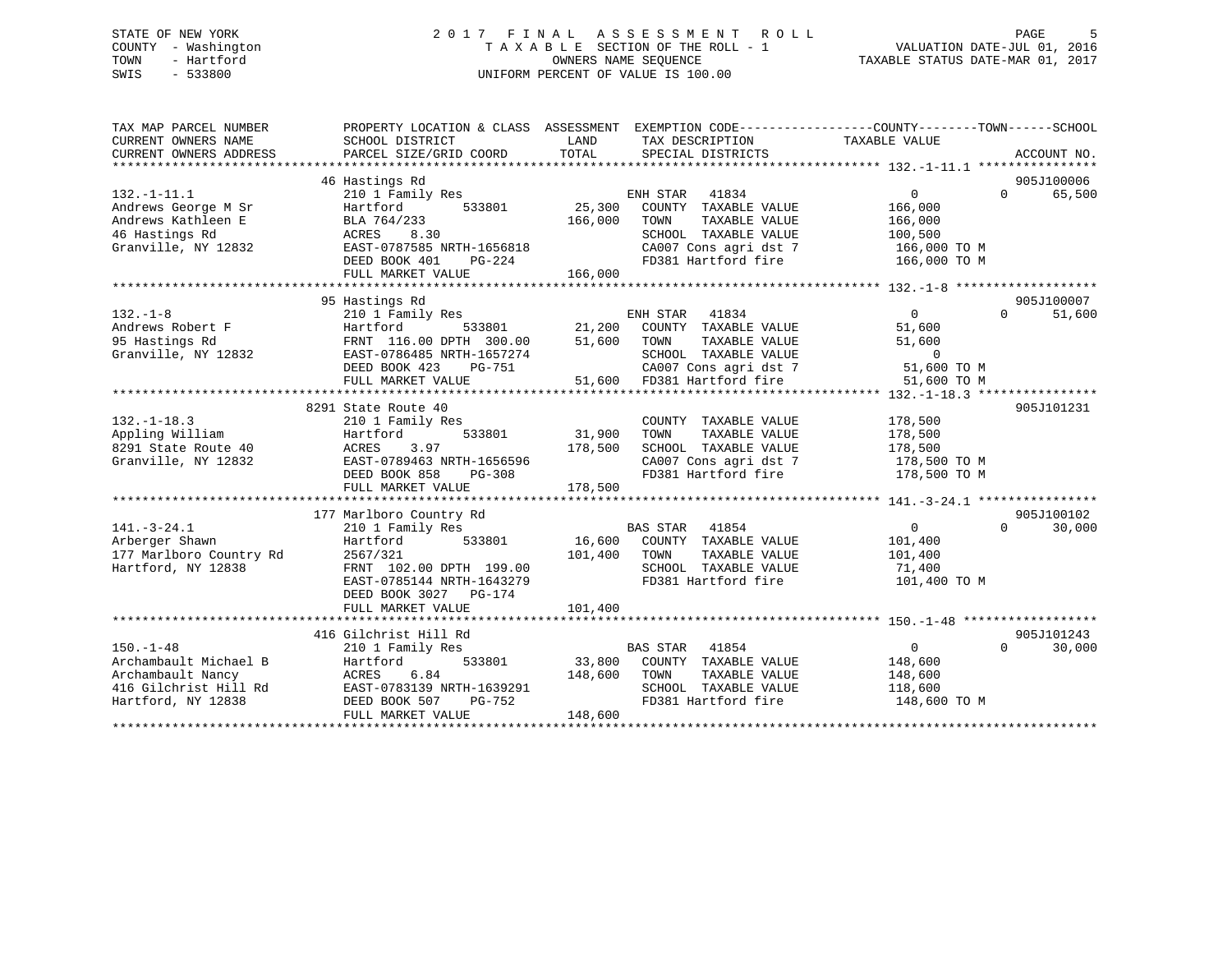STATE OF NEW YORK
COUNTY - Washington
TOWN - Hartford
SWIS - 533800

# 2017 FINAL ASSESSMENT ROLL
TAXABLE SECTION OF THE ROLL - 1
OWNERS NAME SEQUENCE
UNIFORM PERCENT OF VALUE IS 100.00

VALUATION DATE-JUL 01, 2016
TAXABLE STATUS DATE-MAR 01, 2017

```
TAX MAP PARCEL NUMBER      PROPERTY LOCATION & CLASS  ASSESSMENT  EXEMPTION CODE------------------COUNTY--------TOWN------SCHOOL
CURRENT OWNERS NAME        SCHOOL DISTRICT              LAND      TAX DESCRIPTION              TAXABLE VALUE
CURRENT OWNERS ADDRESS     PARCEL SIZE/GRID COORD       TOTAL     SPECIAL DISTRICTS                                    ACCOUNT NO.
******************************************************************************************************* 132.-1-11.1 ****************
                           46 Hastings Rd                                                                              905J100006
132.-1-11.1                210 1 Family Res                  ENH STAR   41834                   0           0       65,500
Andrews George M Sr        Hartford        533801      25,300   COUNTY  TAXABLE VALUE        166,000
Andrews Kathleen E         BLA 764/233                166,000   TOWN    TAXABLE VALUE        166,000
46 Hastings Rd             ACRES    8.30                        SCHOOL  TAXABLE VALUE        100,500
Granville, NY 12832        EAST-0787585 NRTH-1656818            CA007 Cons agri dst 7         166,000 TO M
                           DEED BOOK 401    PG-224              FD381 Hartford fire           166,000 TO M
                           FULL MARKET VALUE          166,000
******************************************************************************************************* 132.-1-8 *******************
                           95 Hastings Rd                                                                              905J100007
132.-1-8                   210 1 Family Res                  ENH STAR   41834                   0           0       51,600
Andrews Robert F           Hartford        533801      21,200   COUNTY  TAXABLE VALUE         51,600
95 Hastings Rd             FRNT 116.00 DPTH 300.00     51,600   TOWN    TAXABLE VALUE         51,600
Granville, NY 12832        EAST-0786485 NRTH-1657274            SCHOOL  TAXABLE VALUE              0
                           DEED BOOK 423    PG-751              CA007 Cons agri dst 7          51,600 TO M
                           FULL MARKET VALUE           51,600   FD381 Hartford fire            51,600 TO M
******************************************************************************************************* 132.-1-18.3 ****************
                           8291 State Route 40                                                                         905J101231
132.-1-18.3                210 1 Family Res                     COUNTY  TAXABLE VALUE        178,500
Appling William            Hartford        533801      31,900   TOWN    TAXABLE VALUE        178,500
8291 State Route 40        ACRES    3.97              178,500   SCHOOL  TAXABLE VALUE        178,500
Granville, NY 12832        EAST-0789463 NRTH-1656596            CA007 Cons agri dst 7         178,500 TO M
                           DEED BOOK 858    PG-308              FD381 Hartford fire           178,500 TO M
                           FULL MARKET VALUE          178,500
******************************************************************************************************* 141.-3-24.1 ****************
                           177 Marlboro Country Rd                                                                     905J100102
141.-3-24.1                210 1 Family Res                  BAS STAR   41854                   0           0       30,000
Arberger Shawn             Hartford        533801      16,600   COUNTY  TAXABLE VALUE        101,400
177 Marlboro Country Rd    2567/321                   101,400   TOWN    TAXABLE VALUE        101,400
Hartford, NY 12838         FRNT 102.00 DPTH 199.00              SCHOOL  TAXABLE VALUE         71,400
                           EAST-0785144 NRTH-1643279            FD381 Hartford fire           101,400 TO M
                           DEED BOOK 3027   PG-174
                           FULL MARKET VALUE          101,400
******************************************************************************************************* 150.-1-48 ******************
                           416 Gilchrist Hill Rd                                                                       905J101243
150.-1-48                  210 1 Family Res                  BAS STAR   41854                   0           0       30,000
Archambault Michael B      Hartford        533801      33,800   COUNTY  TAXABLE VALUE        148,600
Archambault Nancy          ACRES    6.84              148,600   TOWN    TAXABLE VALUE        148,600
416 Gilchrist Hill Rd      EAST-0783139 NRTH-1639291            SCHOOL  TAXABLE VALUE        118,600
Hartford, NY 12838         DEED BOOK 507    PG-752              FD381 Hartford fire           148,600 TO M
                           FULL MARKET VALUE          148,600
************************************************************************************************************************************
```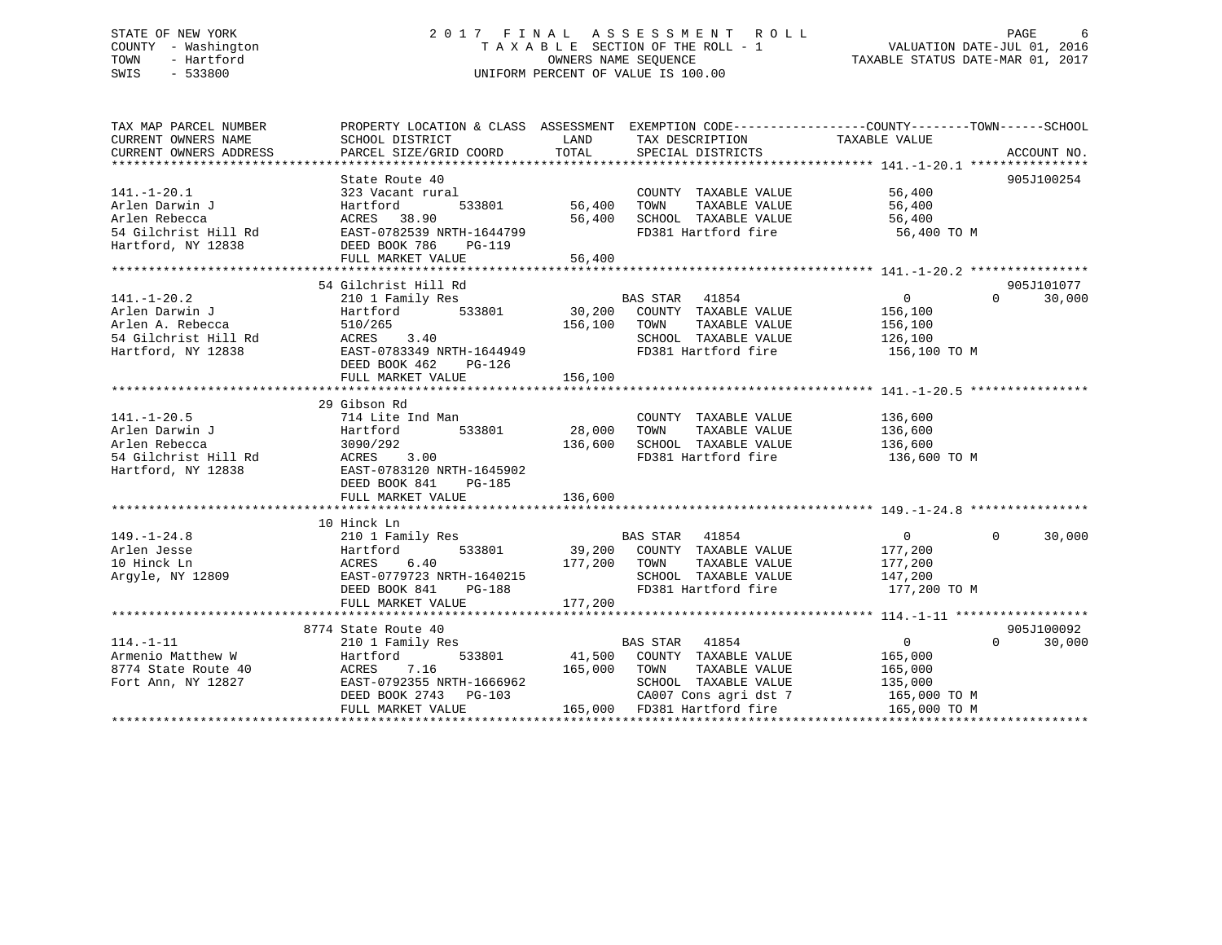STATE OF NEW YORK
COUNTY - Washington
TOWN - Hartford
SWIS - 533800

# 2017 FINAL ASSESSMENT ROLL

TAXABLE SECTION OF THE ROLL - 1
OWNERS NAME SEQUENCE
UNIFORM PERCENT OF VALUE IS 100.00

VALUATION DATE-JUL 01, 2016
TAXABLE STATUS DATE-MAR 01, 2017

| TAX MAP PARCEL NUMBER / CURRENT OWNERS NAME / CURRENT OWNERS ADDRESS | PROPERTY LOCATION & CLASS / SCHOOL DISTRICT / PARCEL SIZE/GRID COORD | ASSESSMENT LAND | TOTAL | EXEMPTION CODE / TAX DESCRIPTION / SPECIAL DISTRICTS | COUNTY / TOWN TAXABLE VALUE | SCHOOL | ACCOUNT NO. |
|---|---|---|---|---|---|---|---|
| **141.-1-20.1** | State Route 40 | | | | | | 905J100254 |
| 141.-1-20.1 | 323 Vacant rural | | | COUNTY TAXABLE VALUE | 56,400 | | |
| Arlen Darwin J | Hartford 533801 | 56,400 | | TOWN TAXABLE VALUE | 56,400 | | |
| Arlen Rebecca | ACRES 38.90 | | 56,400 | SCHOOL TAXABLE VALUE | 56,400 | | |
| 54 Gilchrist Hill Rd | EAST-0782539 NRTH-1644799 | | | FD381 Hartford fire | 56,400 TO M | | |
| Hartford, NY 12838 | DEED BOOK 786 PG-119 | | | | | | |
| | FULL MARKET VALUE | | 56,400 | | | | |
| **141.-1-20.2** | 54 Gilchrist Hill Rd | | | | | | 905J101077 |
| 141.-1-20.2 | 210 1 Family Res | | | BAS STAR 41854 | 0 / 0 | 30,000 | |
| Arlen Darwin J | Hartford 533801 | 30,200 | | COUNTY TAXABLE VALUE | 156,100 | | |
| Arlen A. Rebecca | 510/265 | | 156,100 | TOWN TAXABLE VALUE | 156,100 | | |
| 54 Gilchrist Hill Rd | ACRES 3.40 | | | SCHOOL TAXABLE VALUE | 126,100 | | |
| Hartford, NY 12838 | EAST-0783349 NRTH-1644949 | | | FD381 Hartford fire | 156,100 TO M | | |
| | DEED BOOK 462 PG-126 | | | | | | |
| | FULL MARKET VALUE | | 156,100 | | | | |
| **141.-1-20.5** | 29 Gibson Rd | | | | | | |
| 141.-1-20.5 | 714 Lite Ind Man | | | COUNTY TAXABLE VALUE | 136,600 | | |
| Arlen Darwin J | Hartford 533801 | 28,000 | | TOWN TAXABLE VALUE | 136,600 | | |
| Arlen Rebecca | 3090/292 | | 136,600 | SCHOOL TAXABLE VALUE | 136,600 | | |
| 54 Gilchrist Hill Rd | ACRES 3.00 | | | FD381 Hartford fire | 136,600 TO M | | |
| Hartford, NY 12838 | EAST-0783120 NRTH-1645902 | | | | | | |
| | DEED BOOK 841 PG-185 | | | | | | |
| | FULL MARKET VALUE | | 136,600 | | | | |
| **149.-1-24.8** | 10 Hinck Ln | | | | | | |
| 149.-1-24.8 | 210 1 Family Res | | | BAS STAR 41854 | 0 / 0 | 30,000 | |
| Arlen Jesse | Hartford 533801 | 39,200 | | COUNTY TAXABLE VALUE | 177,200 | | |
| 10 Hinck Ln | ACRES 6.40 | | 177,200 | TOWN TAXABLE VALUE | 177,200 | | |
| Argyle, NY 12809 | EAST-0779723 NRTH-1640215 | | | SCHOOL TAXABLE VALUE | 147,200 | | |
| | DEED BOOK 841 PG-188 | | | FD381 Hartford fire | 177,200 TO M | | |
| | FULL MARKET VALUE | | 177,200 | | | | |
| **114.-1-11** | 8774 State Route 40 | | | | | | 905J100092 |
| 114.-1-11 | 210 1 Family Res | | | BAS STAR 41854 | 0 / 0 | 30,000 | |
| Armenio Matthew W | Hartford 533801 | 41,500 | | COUNTY TAXABLE VALUE | 165,000 | | |
| 8774 State Route 40 | ACRES 7.16 | | 165,000 | TOWN TAXABLE VALUE | 165,000 | | |
| Fort Ann, NY 12827 | EAST-0792355 NRTH-1666962 | | | SCHOOL TAXABLE VALUE | 135,000 | | |
| | DEED BOOK 2743 PG-103 | | | CA007 Cons agri dst 7 | 165,000 TO M | | |
| | FULL MARKET VALUE | | 165,000 | FD381 Hartford fire | 165,000 TO M | | |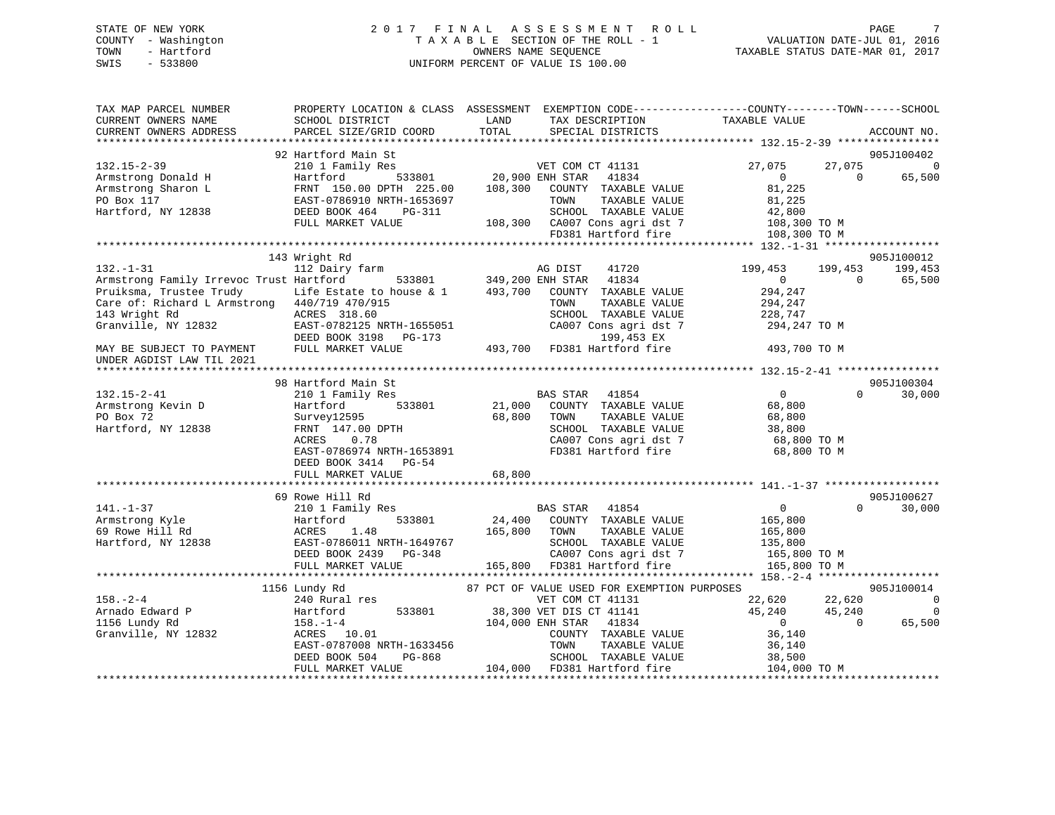STATE OF NEW YORK
COUNTY - Washington
TOWN - Hartford
SWIS - 533800

# 2017 FINAL ASSESSMENT ROLL
TAXABLE SECTION OF THE ROLL - 1
OWNERS NAME SEQUENCE
UNIFORM PERCENT OF VALUE IS 100.00

VALUATION DATE-JUL 01, 2016
TAXABLE STATUS DATE-MAR 01, 2017

```
TAX MAP PARCEL NUMBER          PROPERTY LOCATION & CLASS  ASSESSMENT  EXEMPTION CODE-----------------COUNTY--------TOWN------SCHOOL
CURRENT OWNERS NAME            SCHOOL DISTRICT              LAND       TAX DESCRIPTION              TAXABLE VALUE
CURRENT OWNERS ADDRESS         PARCEL SIZE/GRID COORD       TOTAL      SPECIAL DISTRICTS                                    ACCOUNT NO.
******************************************************************************************************* 132.15-2-39 ****************
                               92 Hartford Main St                                                                       905J100402
132.15-2-39                    210 1 Family Res                     VET COM CT 41131            27,075      27,075             0
Armstrong Donald H             Hartford          533801    20,900 ENH STAR   41834                  0           0         65,500
Armstrong Sharon L             FRNT 150.00 DPTH 225.00    108,300    COUNTY  TAXABLE VALUE          81,225
PO Box 117                     EAST-0786910 NRTH-1653697             TOWN    TAXABLE VALUE          81,225
Hartford, NY 12838             DEED BOOK 464    PG-311               SCHOOL  TAXABLE VALUE          42,800
                               FULL MARKET VALUE          108,300    CA007 Cons agri dst 7         108,300 TO M
                                                                     FD381 Hartford fire           108,300 TO M
******************************************************************************************************* 132.-1-31 ******************
                               143 Wright Rd                                                                             905J100012
132.-1-31                      112 Dairy farm                       AG DIST    41720           199,453     199,453       199,453
Armstrong Family Irrevoc Trust Hartford       533801      349,200 ENH STAR   41834                  0           0         65,500
Pruiksma, Trustee Trudy        Life Estate to house & 1   493,700    COUNTY  TAXABLE VALUE         294,247
Care of: Richard L Armstrong   440/719 470/915                       TOWN    TAXABLE VALUE         294,247
143 Wright Rd                  ACRES 318.60                          SCHOOL  TAXABLE VALUE         228,747
Granville, NY 12832            EAST-0782125 NRTH-1655051             CA007 Cons agri dst 7         294,247 TO M
                               DEED BOOK 3198   PG-173                     199,453 EX
MAY BE SUBJECT TO PAYMENT      FULL MARKET VALUE          493,700    FD381 Hartford fire           493,700 TO M
UNDER AGDIST LAW TIL 2021
******************************************************************************************************* 132.15-2-41 ****************
                               98 Hartford Main St                                                                       905J100304
132.15-2-41                    210 1 Family Res                     BAS STAR   41854                  0           0         30,000
Armstrong Kevin D              Hartford          533801    21,000    COUNTY  TAXABLE VALUE          68,800
PO Box 72                      Survey12595                 68,800    TOWN    TAXABLE VALUE          68,800
Hartford, NY 12838             FRNT 147.00 DPTH                      SCHOOL  TAXABLE VALUE          38,800
                               ACRES    0.78                         CA007 Cons agri dst 7          68,800 TO M
                               EAST-0786974 NRTH-1653891             FD381 Hartford fire            68,800 TO M
                               DEED BOOK 3414   PG-54
                               FULL MARKET VALUE           68,800
******************************************************************************************************* 141.-1-37 ******************
                               69 Rowe Hill Rd                                                                           905J100627
141.-1-37                      210 1 Family Res                     BAS STAR   41854                  0           0         30,000
Armstrong Kyle                 Hartford          533801    24,400    COUNTY  TAXABLE VALUE         165,800
69 Rowe Hill Rd                ACRES    1.48              165,800    TOWN    TAXABLE VALUE         165,800
Hartford, NY 12838             EAST-0786011 NRTH-1649767             SCHOOL  TAXABLE VALUE         135,800
                               DEED BOOK 2439   PG-348               CA007 Cons agri dst 7         165,800 TO M
                               FULL MARKET VALUE          165,800    FD381 Hartford fire           165,800 TO M
******************************************************************************************************* 158.-2-4 *******************
                               1156 Lundy Rd              87 PCT OF VALUE USED FOR EXEMPTION PURPOSES                    905J100014
158.-2-4                       240 Rural res                        VET COM CT 41131            22,620      22,620             0
Arnado Edward P                Hartford          533801    38,300 VET DIS CT 41141              45,240      45,240             0
1156 Lundy Rd                  158.-1-4                   104,000 ENH STAR   41834                  0           0         65,500
Granville, NY 12832            ACRES   10.01                         COUNTY  TAXABLE VALUE          36,140
                               EAST-0787008 NRTH-1633456             TOWN    TAXABLE VALUE          36,140
                               DEED BOOK 504    PG-868               SCHOOL  TAXABLE VALUE          38,500
                               FULL MARKET VALUE          104,000    FD381 Hartford fire           104,000 TO M
************************************************************************************************************************************
```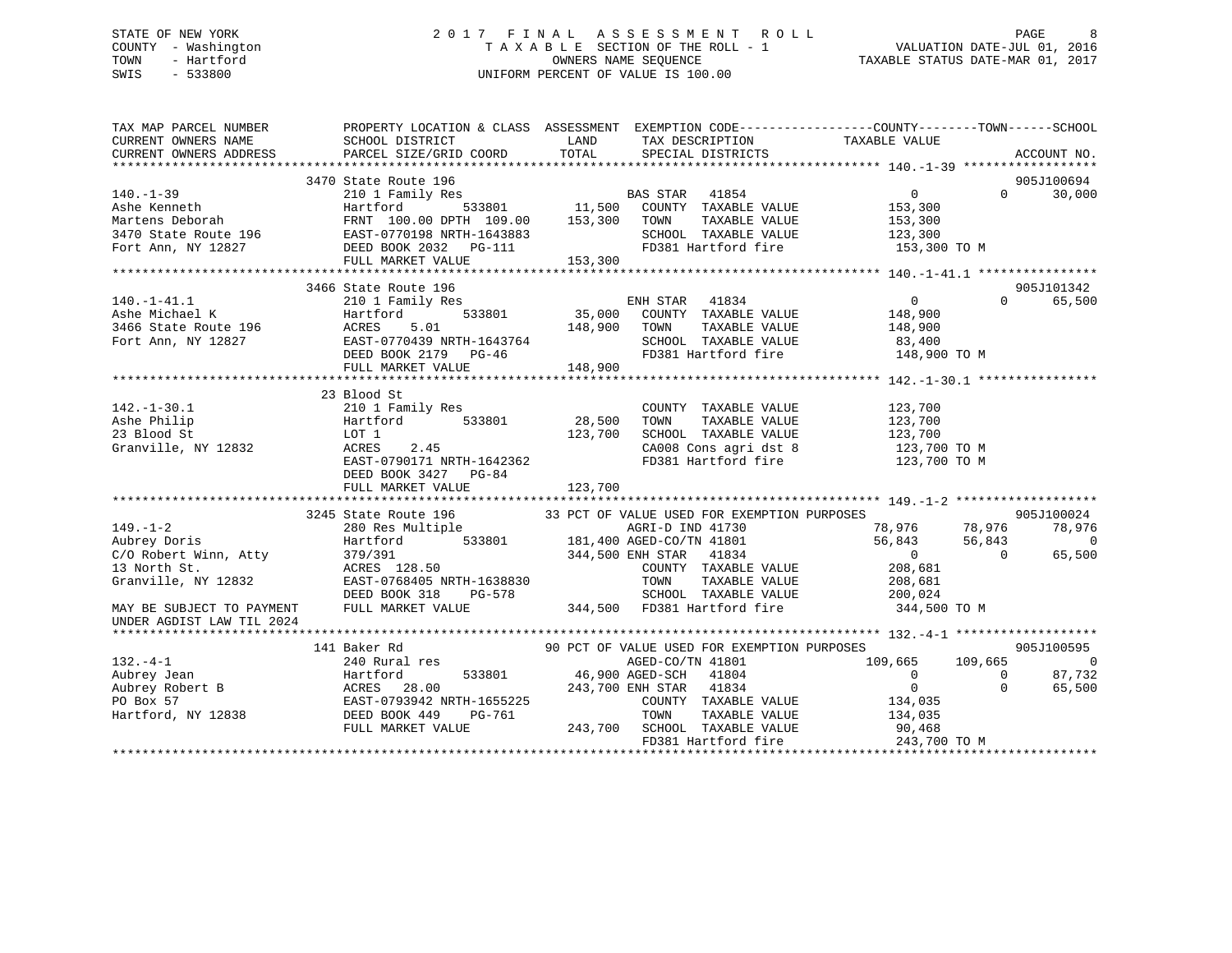STATE OF NEW YORK
COUNTY - Washington
TOWN - Hartford
SWIS - 533800

2017 FINAL ASSESSMENT ROLL
TAXABLE SECTION OF THE ROLL - 1
OWNERS NAME SEQUENCE
UNIFORM PERCENT OF VALUE IS 100.00

VALUATION DATE-JUL 01, 2016
TAXABLE STATUS DATE-MAR 01, 2017

```
TAX MAP PARCEL NUMBER          PROPERTY LOCATION & CLASS  ASSESSMENT  EXEMPTION CODE------------------COUNTY--------TOWN------SCHOOL
CURRENT OWNERS NAME            SCHOOL DISTRICT              LAND      TAX DESCRIPTION              TAXABLE VALUE
CURRENT OWNERS ADDRESS         PARCEL SIZE/GRID COORD       TOTAL     SPECIAL DISTRICTS                                    ACCOUNT NO.
*********************************************************************************************** 140.-1-39 ******************
                               3470 State Route 196                                                                      905J100694
140.-1-39                      210 1 Family Res                       BAS STAR  41854                 0           0       30,000
Ashe Kenneth                   Hartford        533801     11,500   COUNTY  TAXABLE VALUE         153,300
Martens Deborah                FRNT 100.00 DPTH 109.00   153,300   TOWN    TAXABLE VALUE         153,300
3470 State Route 196           EAST-0770198 NRTH-1643883             SCHOOL  TAXABLE VALUE         123,300
Fort Ann, NY 12827             DEED BOOK 2032   PG-111               FD381 Hartford fire              153,300 TO M
                               FULL MARKET VALUE          153,300
*********************************************************************************************** 140.-1-41.1 ****************
                               3466 State Route 196                                                                      905J101342
140.-1-41.1                    210 1 Family Res                       ENH STAR  41834                 0           0       65,500
Ashe Michael K                 Hartford        533801     35,000   COUNTY  TAXABLE VALUE         148,900
3466 State Route 196           ACRES    5.01             148,900   TOWN    TAXABLE VALUE         148,900
Fort Ann, NY 12827             EAST-0770439 NRTH-1643764             SCHOOL  TAXABLE VALUE          83,400
                               DEED BOOK 2179   PG-46                FD381 Hartford fire              148,900 TO M
                               FULL MARKET VALUE          148,900
*********************************************************************************************** 142.-1-30.1 ****************
                               23 Blood St
142.-1-30.1                    210 1 Family Res                       COUNTY  TAXABLE VALUE         123,700
Ashe Philip                    Hartford        533801     28,500   TOWN    TAXABLE VALUE         123,700
23 Blood St                    LOT 1                     123,700   SCHOOL  TAXABLE VALUE         123,700
Granville, NY 12832            ACRES    2.45                         CA008 Cons agri dst 8            123,700 TO M
                               EAST-0790171 NRTH-1642362             FD381 Hartford fire              123,700 TO M
                               DEED BOOK 3427   PG-84
                               FULL MARKET VALUE          123,700
*********************************************************************************************** 149.-1-2 *******************
                               3245 State Route 196           33 PCT OF VALUE USED FOR EXEMPTION PURPOSES                905J100024
149.-1-2                       280 Res Multiple                       AGRI-D IND 41730           78,976      78,976       78,976
Aubrey Doris                   Hartford        533801    181,400 AGED-CO/TN 41801           56,843      56,843            0
C/O Robert Winn, Atty          379/391                   344,500 ENH STAR  41834                 0           0       65,500
13 North St.                   ACRES  128.50                         COUNTY  TAXABLE VALUE         208,681
Granville, NY 12832            EAST-0768405 NRTH-1638830             TOWN    TAXABLE VALUE         208,681
                               DEED BOOK 318    PG-578               SCHOOL  TAXABLE VALUE         200,024
MAY BE SUBJECT TO PAYMENT      FULL MARKET VALUE          344,500   FD381 Hartford fire              344,500 TO M
UNDER AGDIST LAW TIL 2024
*********************************************************************************************** 132.-4-1 *******************
                               141 Baker Rd                   90 PCT OF VALUE USED FOR EXEMPTION PURPOSES                905J100595
132.-4-1                       240 Rural res                          AGED-CO/TN 41801          109,665     109,665            0
Aubrey Jean                    Hartford        533801     46,900 AGED-SCH   41804                 0           0       87,732
Aubrey Robert B                ACRES   28.00             243,700 ENH STAR  41834                 0           0       65,500
PO Box 57                      EAST-0793942 NRTH-1655225             COUNTY  TAXABLE VALUE         134,035
Hartford, NY 12838             DEED BOOK 449    PG-761               TOWN    TAXABLE VALUE         134,035
                               FULL MARKET VALUE          243,700   SCHOOL  TAXABLE VALUE          90,468
                                                                     FD381 Hartford fire              243,700 TO M
****************************************************************************************************************************
```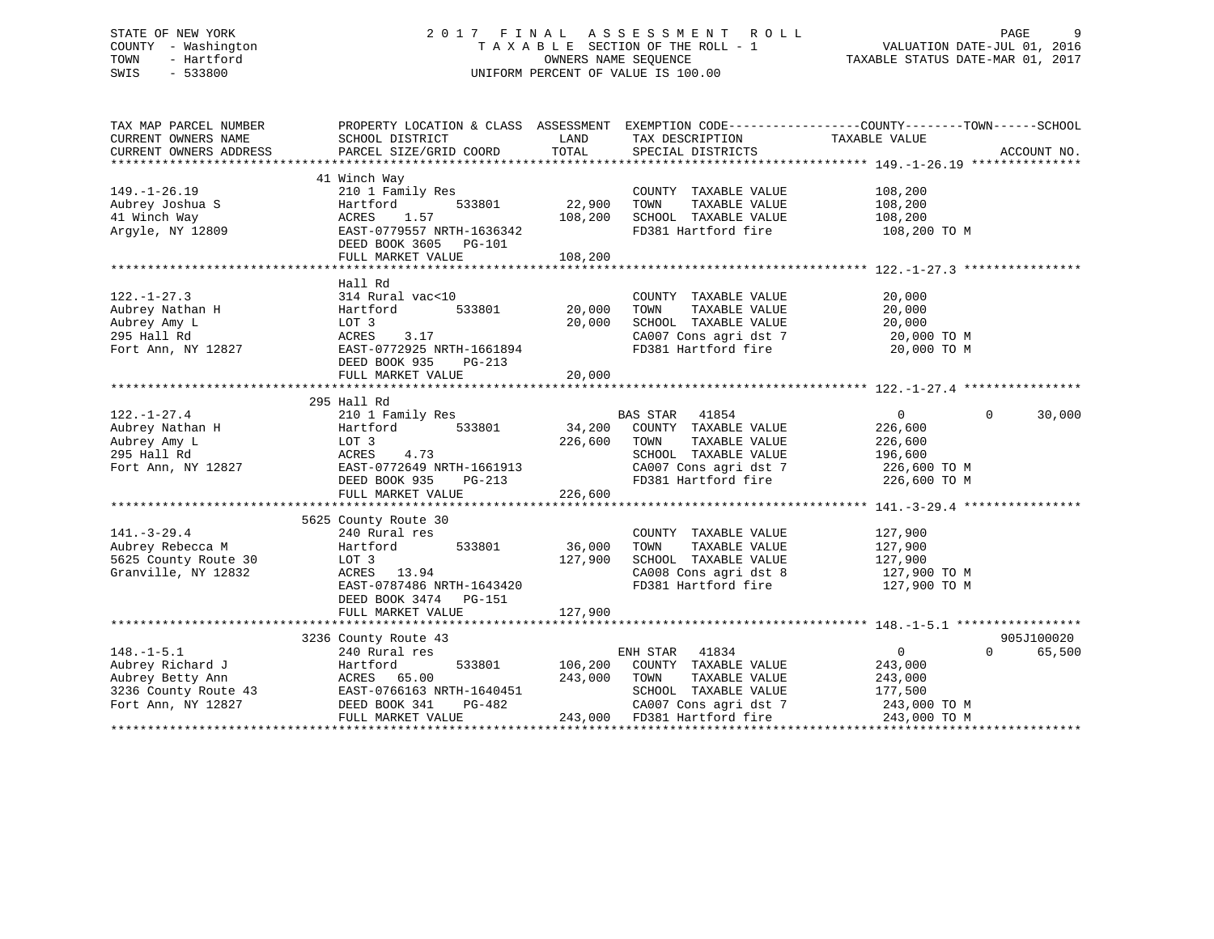STATE OF NEW YORK
COUNTY - Washington
TOWN - Hartford
SWIS - 533800

# 2017 FINAL ASSESSMENT ROLL

TAXABLE SECTION OF THE ROLL - 1
OWNERS NAME SEQUENCE
UNIFORM PERCENT OF VALUE IS 100.00

VALUATION DATE-JUL 01, 2016
TAXABLE STATUS DATE-MAR 01, 2017

| TAX MAP PARCEL NUMBER / CURRENT OWNERS NAME / CURRENT OWNERS ADDRESS | PROPERTY LOCATION & CLASS / SCHOOL DISTRICT / PARCEL SIZE/GRID COORD | ASSESSMENT LAND | TOTAL | EXEMPTION CODE / TAX DESCRIPTION / SPECIAL DISTRICTS | COUNTY TAXABLE VALUE | TOWN | SCHOOL | ACCOUNT NO. |
|---|---|---|---|---|---|---|---|---|
| 149.-1-26.19 | 41 Winch Way | | | | | | | |
| | 210 1 Family Res | | | COUNTY TAXABLE VALUE | 108,200 | | | |
| Aubrey Joshua S | Hartford 533801 | 22,900 | | TOWN TAXABLE VALUE | 108,200 | | | |
| 41 Winch Way | ACRES 1.57 | | 108,200 | SCHOOL TAXABLE VALUE | 108,200 | | | |
| Argyle, NY 12809 | EAST-0779557 NRTH-1636342 | | | FD381 Hartford fire | 108,200 TO M | | | |
| | DEED BOOK 3605 PG-101 | | | | | | | |
| | FULL MARKET VALUE | | 108,200 | | | | | |
| 122.-1-27.3 | Hall Rd | | | | | | | |
| | 314 Rural vac<10 | | | COUNTY TAXABLE VALUE | 20,000 | | | |
| Aubrey Nathan H | Hartford 533801 | 20,000 | | TOWN TAXABLE VALUE | 20,000 | | | |
| Aubrey Amy L | LOT 3 | | 20,000 | SCHOOL TAXABLE VALUE | 20,000 | | | |
| 295 Hall Rd | ACRES 3.17 | | | CA007 Cons agri dst 7 | 20,000 TO M | | | |
| Fort Ann, NY 12827 | EAST-0772925 NRTH-1661894 | | | FD381 Hartford fire | 20,000 TO M | | | |
| | DEED BOOK 935 PG-213 | | | | | | | |
| | FULL MARKET VALUE | | 20,000 | | | | | |
| 122.-1-27.4 | 295 Hall Rd | | | | | | | |
| | 210 1 Family Res | | | BAS STAR 41854 | 0 | 0 | 30,000 | |
| Aubrey Nathan H | Hartford 533801 | 34,200 | | COUNTY TAXABLE VALUE | 226,600 | | | |
| Aubrey Amy L | LOT 3 | | 226,600 | TOWN TAXABLE VALUE | 226,600 | | | |
| 295 Hall Rd | ACRES 4.73 | | | SCHOOL TAXABLE VALUE | 196,600 | | | |
| Fort Ann, NY 12827 | EAST-0772649 NRTH-1661913 | | | CA007 Cons agri dst 7 | 226,600 TO M | | | |
| | DEED BOOK 935 PG-213 | | | FD381 Hartford fire | 226,600 TO M | | | |
| | FULL MARKET VALUE | | 226,600 | | | | | |
| 141.-3-29.4 | 5625 County Route 30 | | | | | | | |
| | 240 Rural res | | | COUNTY TAXABLE VALUE | 127,900 | | | |
| Aubrey Rebecca M | Hartford 533801 | 36,000 | | TOWN TAXABLE VALUE | 127,900 | | | |
| 5625 County Route 30 | LOT 3 | | 127,900 | SCHOOL TAXABLE VALUE | 127,900 | | | |
| Granville, NY 12832 | ACRES 13.94 | | | CA008 Cons agri dst 8 | 127,900 TO M | | | |
| | EAST-0787486 NRTH-1643420 | | | FD381 Hartford fire | 127,900 TO M | | | |
| | DEED BOOK 3474 PG-151 | | | | | | | |
| | FULL MARKET VALUE | | 127,900 | | | | | |
| 148.-1-5.1 | 3236 County Route 43 | | | | | | | 905J100020 |
| | 240 Rural res | | | ENH STAR 41834 | 0 | 0 | 65,500 | |
| Aubrey Richard J | Hartford 533801 | 106,200 | | COUNTY TAXABLE VALUE | 243,000 | | | |
| Aubrey Betty Ann | ACRES 65.00 | | 243,000 | TOWN TAXABLE VALUE | 243,000 | | | |
| 3236 County Route 43 | EAST-0766163 NRTH-1640451 | | | SCHOOL TAXABLE VALUE | 177,500 | | | |
| Fort Ann, NY 12827 | DEED BOOK 341 PG-482 | | | CA007 Cons agri dst 7 | 243,000 TO M | | | |
| | FULL MARKET VALUE | | 243,000 | FD381 Hartford fire | 243,000 TO M | | | |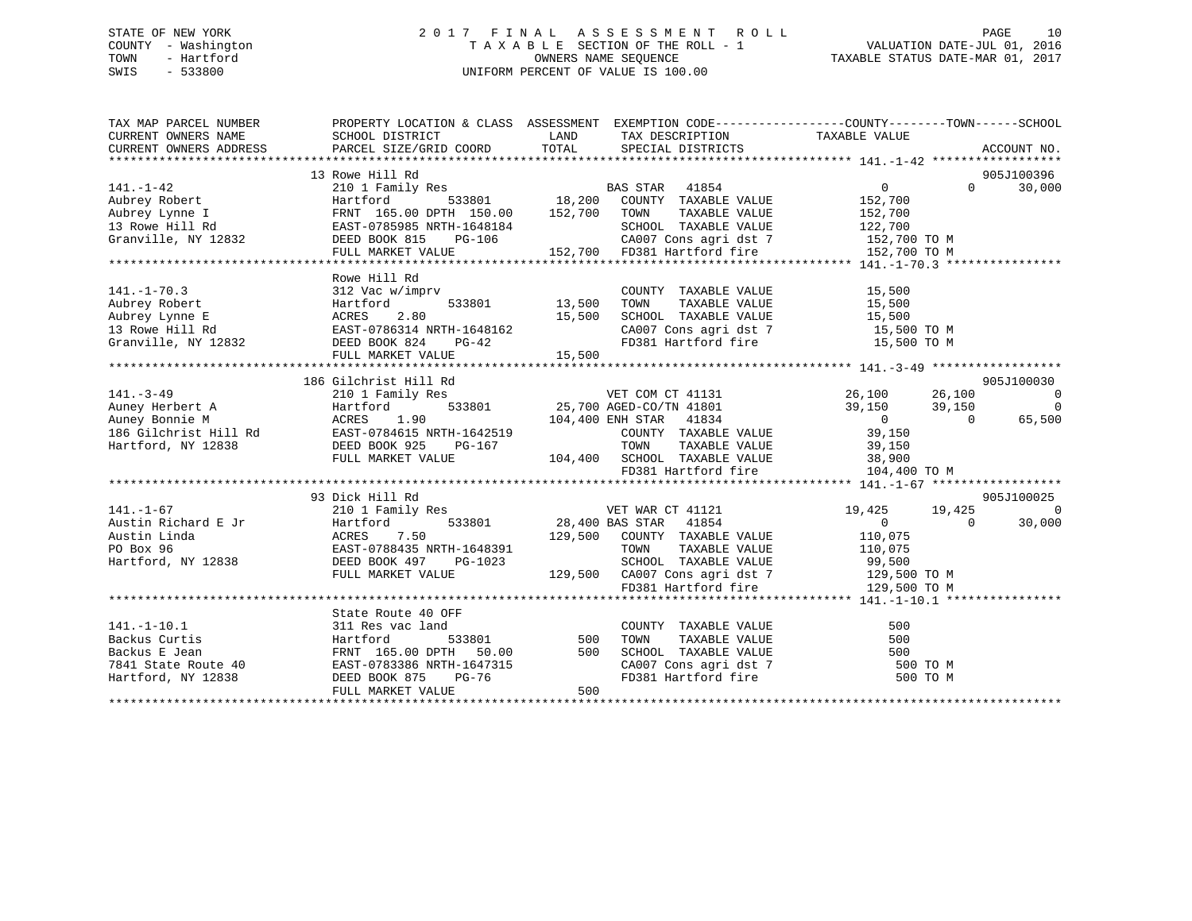STATE OF NEW YORK
COUNTY - Washington
TOWN - Hartford
SWIS - 533800

2017 FINAL ASSESSMENT ROLL
TAXABLE SECTION OF THE ROLL - 1
OWNERS NAME SEQUENCE
UNIFORM PERCENT OF VALUE IS 100.00

VALUATION DATE-JUL 01, 2016
TAXABLE STATUS DATE-MAR 01, 2017

```
TAX MAP PARCEL NUMBER      PROPERTY LOCATION & CLASS  ASSESSMENT  EXEMPTION CODE------------------COUNTY--------TOWN------SCHOOL
CURRENT OWNERS NAME        SCHOOL DISTRICT              LAND      TAX DESCRIPTION              TAXABLE VALUE
CURRENT OWNERS ADDRESS     PARCEL SIZE/GRID COORD       TOTAL     SPECIAL DISTRICTS                                    ACCOUNT NO.
******************************************************************************************* 141.-1-42 ******************
                           13 Rowe Hill Rd                                                                           905J100396
141.-1-42                  210 1 Family Res                       BAS STAR   41854              0             0      30,000
Aubrey Robert              Hartford         533801       18,200   COUNTY  TAXABLE VALUE        152,700
Aubrey Lynne I             FRNT 165.00 DPTH 150.00      152,700   TOWN    TAXABLE VALUE        152,700
13 Rowe Hill Rd            EAST-0785985 NRTH-1648184              SCHOOL  TAXABLE VALUE        122,700
Granville, NY 12832        DEED BOOK 815    PG-106                CA007 Cons agri dst 7         152,700 TO M
                           FULL MARKET VALUE            152,700   FD381 Hartford fire           152,700 TO M
******************************************************************************************* 141.-1-70.3 ****************
                           Rowe Hill Rd
141.-1-70.3                312 Vac w/imprv                        COUNTY  TAXABLE VALUE         15,500
Aubrey Robert              Hartford         533801       13,500   TOWN    TAXABLE VALUE         15,500
Aubrey Lynne E             ACRES    2.80                 15,500   SCHOOL  TAXABLE VALUE         15,500
13 Rowe Hill Rd            EAST-0786314 NRTH-1648162              CA007 Cons agri dst 7          15,500 TO M
Granville, NY 12832        DEED BOOK 824    PG-42                 FD381 Hartford fire            15,500 TO M
                           FULL MARKET VALUE             15,500
******************************************************************************************* 141.-3-49 ******************
                           186 Gilchrist Hill Rd                                                                     905J100030
141.-3-49                  210 1 Family Res                       VET COM CT 41131         26,100        26,100            0
Auney Herbert A            Hartford         533801       25,700 AGED-CO/TN 41801           39,150        39,150            0
Auney Bonnie M             ACRES    1.90                104,400 ENH STAR   41834                0             0       65,500
186 Gilchrist Hill Rd      EAST-0784615 NRTH-1642519              COUNTY  TAXABLE VALUE         39,150
Hartford, NY 12838         DEED BOOK 925    PG-167                TOWN    TAXABLE VALUE         39,150
                           FULL MARKET VALUE            104,400   SCHOOL  TAXABLE VALUE         38,900
                                                                  FD381 Hartford fire           104,400 TO M
******************************************************************************************* 141.-1-67 ******************
                           93 Dick Hill Rd                                                                           905J100025
141.-1-67                  210 1 Family Res                       VET WAR CT 41121         19,425        19,425            0
Austin Richard E Jr        Hartford         533801       28,400 BAS STAR   41854                0             0       30,000
Austin Linda               ACRES    7.50                129,500   COUNTY  TAXABLE VALUE        110,075
PO Box 96                  EAST-0788435 NRTH-1648391              TOWN    TAXABLE VALUE        110,075
Hartford, NY 12838         DEED BOOK 497    PG-1023               SCHOOL  TAXABLE VALUE         99,500
                           FULL MARKET VALUE            129,500   CA007 Cons agri dst 7         129,500 TO M
                                                                  FD381 Hartford fire           129,500 TO M
******************************************************************************************* 141.-1-10.1 ****************
                           State Route 40 OFF
141.-1-10.1                311 Res vac land                       COUNTY  TAXABLE VALUE            500
Backus Curtis              Hartford         533801          500   TOWN    TAXABLE VALUE            500
Backus E Jean              FRNT 165.00 DPTH  50.00          500   SCHOOL  TAXABLE VALUE            500
7841 State Route 40        EAST-0783386 NRTH-1647315              CA007 Cons agri dst 7             500 TO M
Hartford, NY 12838         DEED BOOK 875    PG-76                 FD381 Hartford fire               500 TO M
                           FULL MARKET VALUE                500
*************************************************************************************************************************
```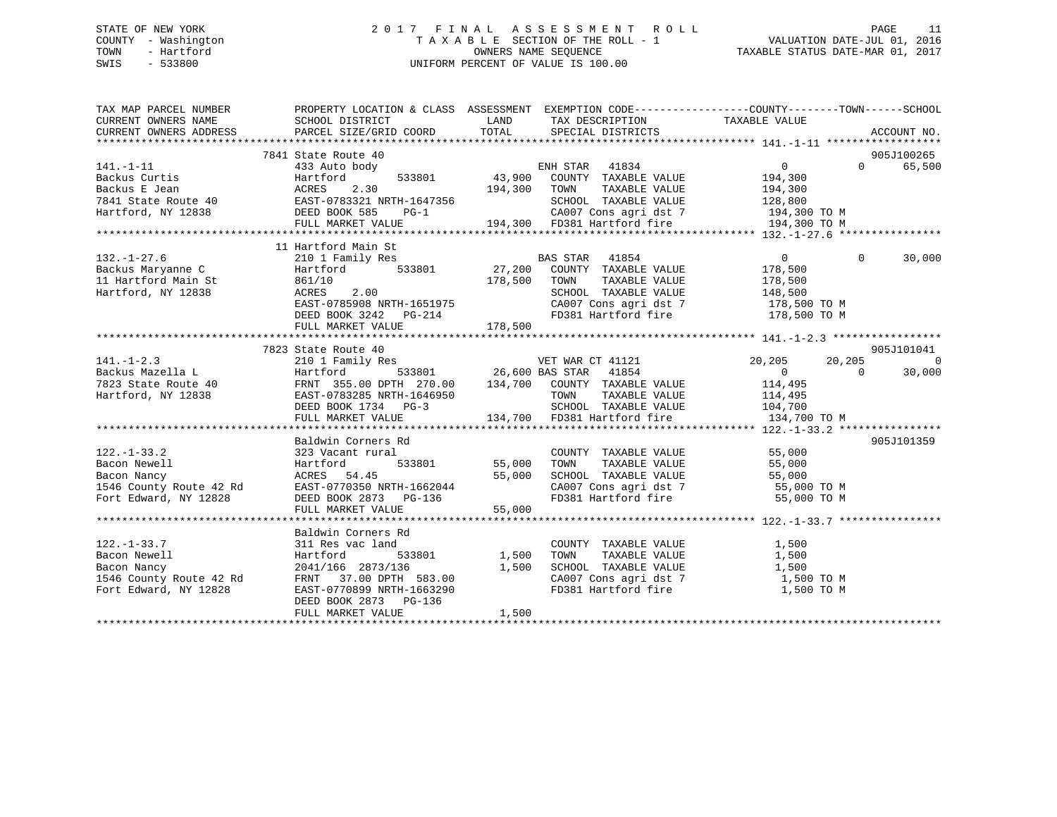STATE OF NEW YORK
COUNTY - Washington
TOWN - Hartford
SWIS - 533800

# 2017 FINAL ASSESSMENT ROLL
TAXABLE SECTION OF THE ROLL - 1
OWNERS NAME SEQUENCE
UNIFORM PERCENT OF VALUE IS 100.00

VALUATION DATE-JUL 01, 2016
TAXABLE STATUS DATE-MAR 01, 2017

| TAX MAP PARCEL NUMBER / CURRENT OWNERS NAME / CURRENT OWNERS ADDRESS | PROPERTY LOCATION & CLASS / SCHOOL DISTRICT / PARCEL SIZE/GRID COORD | ASSESSMENT LAND / TOTAL | EXEMPTION CODE / TAX DESCRIPTION / SPECIAL DISTRICTS | COUNTY TAXABLE VALUE | TOWN | SCHOOL / ACCOUNT NO. |
|---|---|---|---|---|---|---|
| **141.-1-11** | 7841 State Route 40 | | | | | 905J100265 |
| Backus Curtis | 433 Auto body | | ENH STAR 41834 | 0 | 0 | 65,500 |
| Backus E Jean | Hartford 533801 | 43,900 | COUNTY TAXABLE VALUE | 194,300 | | |
| 7841 State Route 40 | ACRES 2.30 | 194,300 | TOWN TAXABLE VALUE | 194,300 | | |
| Hartford, NY 12838 | EAST-0783321 NRTH-1647356 | | SCHOOL TAXABLE VALUE | 128,800 | | |
| | DEED BOOK 585 PG-1 | | CA007 Cons agri dst 7 | 194,300 TO M | | |
| | FULL MARKET VALUE | 194,300 | FD381 Hartford fire | 194,300 TO M | | |
| **132.-1-27.6** | 11 Hartford Main St | | | | | |
| Backus Maryanne C | 210 1 Family Res | | BAS STAR 41854 | 0 | 0 | 30,000 |
| 11 Hartford Main St | Hartford 533801 | 27,200 | COUNTY TAXABLE VALUE | 178,500 | | |
| Hartford, NY 12838 | 861/10 | 178,500 | TOWN TAXABLE VALUE | 178,500 | | |
| | ACRES 2.00 | | SCHOOL TAXABLE VALUE | 148,500 | | |
| | EAST-0785908 NRTH-1651975 | | CA007 Cons agri dst 7 | 178,500 TO M | | |
| | DEED BOOK 3242 PG-214 | | FD381 Hartford fire | 178,500 TO M | | |
| | FULL MARKET VALUE | 178,500 | | | | |
| **141.-1-2.3** | 7823 State Route 40 | | | | | 905J101041 |
| Backus Mazella L | 210 1 Family Res | | VET WAR CT 41121 | 20,205 | 20,205 | 0 |
| 7823 State Route 40 | Hartford 533801 | 26,600 | BAS STAR 41854 | 0 | 0 | 30,000 |
| Hartford, NY 12838 | FRNT 355.00 DPTH 270.00 | 134,700 | COUNTY TAXABLE VALUE | 114,495 | | |
| | EAST-0783285 NRTH-1646950 | | TOWN TAXABLE VALUE | 114,495 | | |
| | DEED BOOK 1734 PG-3 | | SCHOOL TAXABLE VALUE | 104,700 | | |
| | FULL MARKET VALUE | 134,700 | FD381 Hartford fire | 134,700 TO M | | |
| **122.-1-33.2** | Baldwin Corners Rd | | | | | 905J101359 |
| Bacon Newell | 323 Vacant rural | | COUNTY TAXABLE VALUE | 55,000 | | |
| Bacon Nancy | Hartford 533801 | 55,000 | TOWN TAXABLE VALUE | 55,000 | | |
| 1546 County Route 42 Rd | ACRES 54.45 | 55,000 | SCHOOL TAXABLE VALUE | 55,000 | | |
| Fort Edward, NY 12828 | EAST-0770350 NRTH-1662044 | | CA007 Cons agri dst 7 | 55,000 TO M | | |
| | DEED BOOK 2873 PG-136 | | FD381 Hartford fire | 55,000 TO M | | |
| | FULL MARKET VALUE | 55,000 | | | | |
| **122.-1-33.7** | Baldwin Corners Rd | | | | | |
| Bacon Newell | 311 Res vac land | | COUNTY TAXABLE VALUE | 1,500 | | |
| Bacon Nancy | Hartford 533801 | 1,500 | TOWN TAXABLE VALUE | 1,500 | | |
| 1546 County Route 42 Rd | 2041/166 2873/136 | 1,500 | SCHOOL TAXABLE VALUE | 1,500 | | |
| Fort Edward, NY 12828 | FRNT 37.00 DPTH 583.00 | | CA007 Cons agri dst 7 | 1,500 TO M | | |
| | EAST-0770899 NRTH-1663290 | | FD381 Hartford fire | 1,500 TO M | | |
| | DEED BOOK 2873 PG-136 | | | | | |
| | FULL MARKET VALUE | 1,500 | | | | |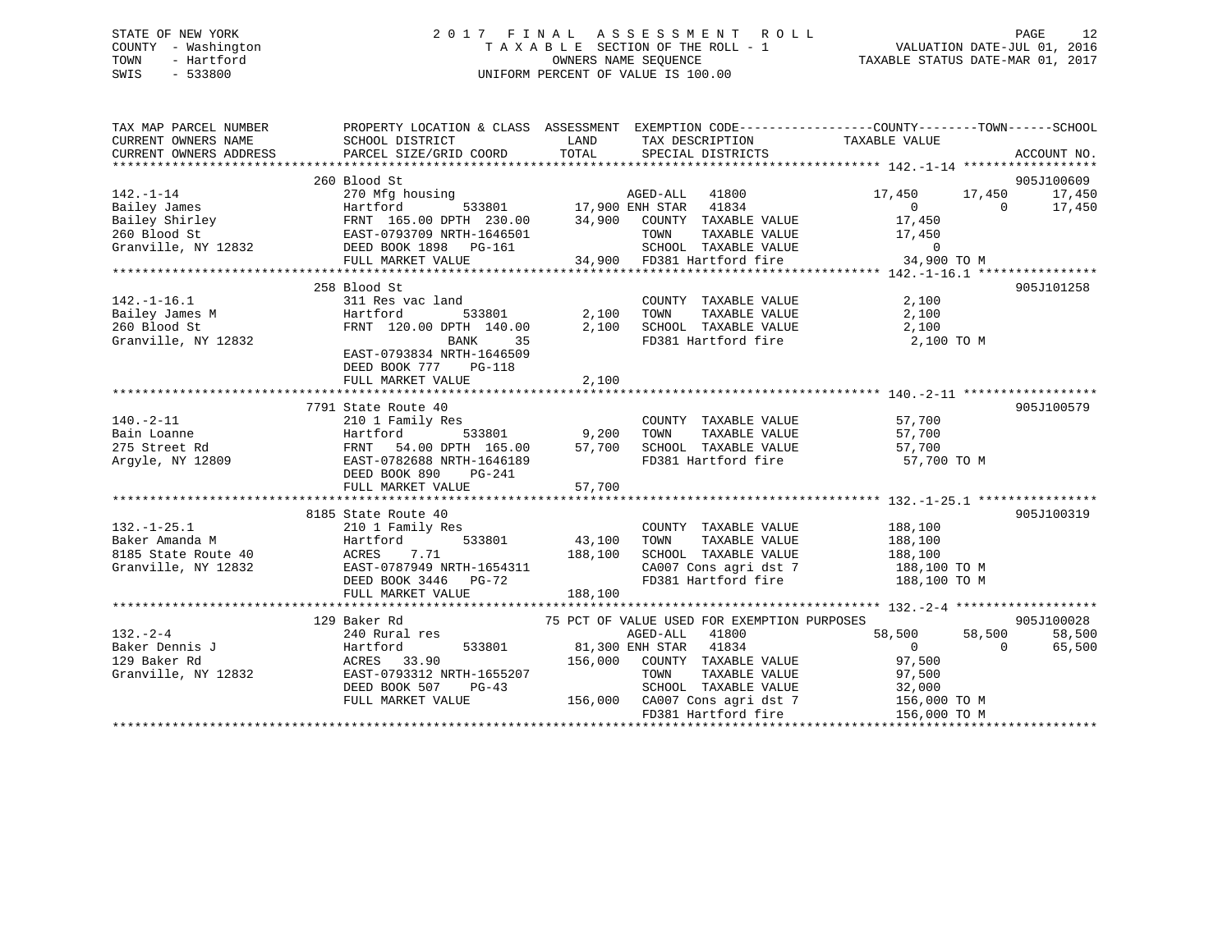STATE OF NEW YORK
COUNTY - Washington
TOWN - Hartford
SWIS - 533800

# 2017 FINAL ASSESSMENT ROLL

TAXABLE SECTION OF THE ROLL - 1
OWNERS NAME SEQUENCE
UNIFORM PERCENT OF VALUE IS 100.00

VALUATION DATE-JUL 01, 2016
TAXABLE STATUS DATE-MAR 01, 2017

| TAX MAP PARCEL NUMBER / CURRENT OWNERS NAME / CURRENT OWNERS ADDRESS | PROPERTY LOCATION & CLASS / SCHOOL DISTRICT / PARCEL SIZE/GRID COORD | ASSESSMENT LAND | TOTAL | EXEMPTION CODE / TAX DESCRIPTION / SPECIAL DISTRICTS | COUNTY TAXABLE VALUE | TOWN | SCHOOL | ACCOUNT NO. |
|---|---|---|---|---|---|---|---|---|
| **142.-1-14** | 260 Blood St | | | | | | | 905J100609 |
| Bailey James | 270 Mfg housing | | | AGED-ALL 41800 | 17,450 | 17,450 | 17,450 | |
| Bailey Shirley | Hartford 533801 | 17,900 | | ENH STAR 41834 | 0 | 0 | 17,450 | |
| 260 Blood St | FRNT 165.00 DPTH 230.00 | | 34,900 | COUNTY TAXABLE VALUE | 17,450 | | | |
| Granville, NY 12832 | EAST-0793709 NRTH-1646501 | | | TOWN TAXABLE VALUE | 17,450 | | | |
| | DEED BOOK 1898 PG-161 | | | SCHOOL TAXABLE VALUE | 0 | | | |
| | FULL MARKET VALUE | | 34,900 | FD381 Hartford fire | 34,900 TO M | | | |
| **142.-1-16.1** | 258 Blood St | | | | | | | 905J101258 |
| Bailey James M | 311 Res vac land | | | COUNTY TAXABLE VALUE | 2,100 | | | |
| 260 Blood St | Hartford 533801 | 2,100 | | TOWN TAXABLE VALUE | 2,100 | | | |
| Granville, NY 12832 | FRNT 120.00 DPTH 140.00 | | 2,100 | SCHOOL TAXABLE VALUE | 2,100 | | | |
| | BANK 35 | | | FD381 Hartford fire | 2,100 TO M | | | |
| | EAST-0793834 NRTH-1646509 | | | | | | | |
| | DEED BOOK 777 PG-118 | | | | | | | |
| | FULL MARKET VALUE | | 2,100 | | | | | |
| **140.-2-11** | 7791 State Route 40 | | | | | | | 905J100579 |
| Bain Loanne | 210 1 Family Res | | | COUNTY TAXABLE VALUE | 57,700 | | | |
| 275 Street Rd | Hartford 533801 | 9,200 | | TOWN TAXABLE VALUE | 57,700 | | | |
| Argyle, NY 12809 | FRNT 54.00 DPTH 165.00 | | 57,700 | SCHOOL TAXABLE VALUE | 57,700 | | | |
| | EAST-0782688 NRTH-1646189 | | | FD381 Hartford fire | 57,700 TO M | | | |
| | DEED BOOK 890 PG-241 | | | | | | | |
| | FULL MARKET VALUE | | 57,700 | | | | | |
| **132.-1-25.1** | 8185 State Route 40 | | | | | | | 905J100319 |
| Baker Amanda M | 210 1 Family Res | | | COUNTY TAXABLE VALUE | 188,100 | | | |
| 8185 State Route 40 | Hartford 533801 | 43,100 | | TOWN TAXABLE VALUE | 188,100 | | | |
| Granville, NY 12832 | ACRES 7.71 | | 188,100 | SCHOOL TAXABLE VALUE | 188,100 | | | |
| | EAST-0787949 NRTH-1654311 | | | CA007 Cons agri dst 7 | 188,100 TO M | | | |
| | DEED BOOK 3446 PG-72 | | | FD381 Hartford fire | 188,100 TO M | | | |
| | FULL MARKET VALUE | | 188,100 | | | | | |
| **132.-2-4** | 129 Baker Rd | | | 75 PCT OF VALUE USED FOR EXEMPTION PURPOSES | | | | 905J100028 |
| Baker Dennis J | 240 Rural res | | | AGED-ALL 41800 | 58,500 | 58,500 | 58,500 | |
| 129 Baker Rd | Hartford 533801 | 81,300 | | ENH STAR 41834 | 0 | 0 | 65,500 | |
| Granville, NY 12832 | ACRES 33.90 | | 156,000 | COUNTY TAXABLE VALUE | 97,500 | | | |
| | EAST-0793312 NRTH-1655207 | | | TOWN TAXABLE VALUE | 97,500 | | | |
| | DEED BOOK 507 PG-43 | | | SCHOOL TAXABLE VALUE | 32,000 | | | |
| | FULL MARKET VALUE | | 156,000 | CA007 Cons agri dst 7 | 156,000 TO M | | | |
| | | | | FD381 Hartford fire | 156,000 TO M | | | |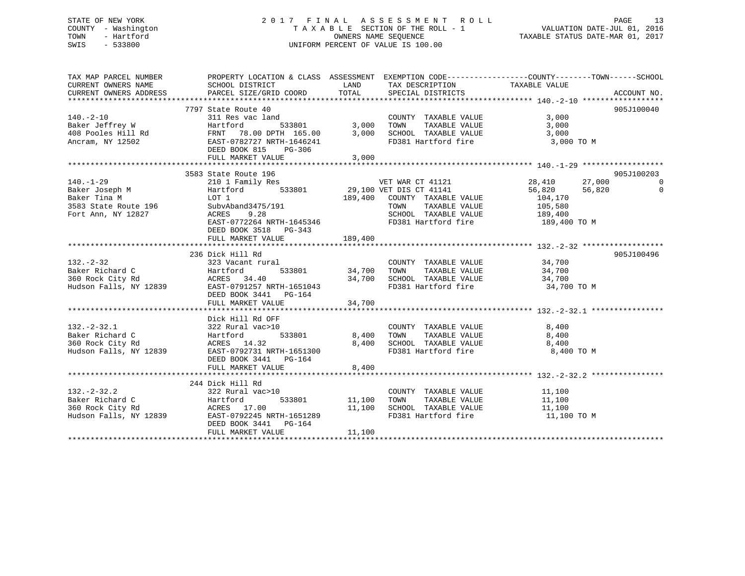STATE OF NEW YORK
COUNTY - Washington
TOWN - Hartford
SWIS - 533800

# 2017 FINAL ASSESSMENT ROLL

TAXABLE SECTION OF THE ROLL - 1
OWNERS NAME SEQUENCE
UNIFORM PERCENT OF VALUE IS 100.00

VALUATION DATE-JUL 01, 2016
TAXABLE STATUS DATE-MAR 01, 2017

| TAX MAP PARCEL NUMBER / CURRENT OWNERS NAME / CURRENT OWNERS ADDRESS | PROPERTY LOCATION & CLASS / SCHOOL DISTRICT / PARCEL SIZE/GRID COORD | ASSESSMENT LAND | TOTAL | EXEMPTION CODE / TAX DESCRIPTION / SPECIAL DISTRICTS | COUNTY TAXABLE VALUE | TOWN | SCHOOL | ACCOUNT NO. |
|---|---|---|---|---|---|---|---|---|
| 140.-2-10 | 7797 State Route 40 | | | | | | | 905J100040 |
| | 311 Res vac land | | | COUNTY TAXABLE VALUE | 3,000 | | | |
| Baker Jeffrey W | Hartford 533801 | 3,000 | | TOWN TAXABLE VALUE | 3,000 | | | |
| 408 Pooles Hill Rd | FRNT 78.00 DPTH 165.00 | | 3,000 | SCHOOL TAXABLE VALUE | 3,000 | | | |
| Ancram, NY 12502 | EAST-0782727 NRTH-1646241 | | | FD381 Hartford fire | 3,000 TO M | | | |
| | DEED BOOK 815 PG-306 | | | | | | | |
| | FULL MARKET VALUE | | 3,000 | | | | | |
| 140.-1-29 | 3583 State Route 196 | | | | | | | 905J100203 |
| | 210 1 Family Res | | | VET WAR CT 41121 | 28,410 | 27,000 | 0 | |
| Baker Joseph M | Hartford 533801 | 29,100 | | VET DIS CT 41141 | 56,820 | 56,820 | 0 | |
| Baker Tina M | LOT 1 | | 189,400 | COUNTY TAXABLE VALUE | 104,170 | | | |
| 3583 State Route 196 | SubvAband3475/191 | | | TOWN TAXABLE VALUE | 105,580 | | | |
| Fort Ann, NY 12827 | ACRES 9.28 | | | SCHOOL TAXABLE VALUE | 189,400 | | | |
| | EAST-0772264 NRTH-1645346 | | | FD381 Hartford fire | 189,400 TO M | | | |
| | DEED BOOK 3518 PG-343 | | | | | | | |
| | FULL MARKET VALUE | | 189,400 | | | | | |
| 132.-2-32 | 236 Dick Hill Rd | | | | | | | 905J100496 |
| | 323 Vacant rural | | | COUNTY TAXABLE VALUE | 34,700 | | | |
| Baker Richard C | Hartford 533801 | 34,700 | | TOWN TAXABLE VALUE | 34,700 | | | |
| 360 Rock City Rd | ACRES 34.40 | | 34,700 | SCHOOL TAXABLE VALUE | 34,700 | | | |
| Hudson Falls, NY 12839 | EAST-0791257 NRTH-1651043 | | | FD381 Hartford fire | 34,700 TO M | | | |
| | DEED BOOK 3441 PG-164 | | | | | | | |
| | FULL MARKET VALUE | | 34,700 | | | | | |
| 132.-2-32.1 | Dick Hill Rd OFF | | | | | | | |
| | 322 Rural vac>10 | | | COUNTY TAXABLE VALUE | 8,400 | | | |
| Baker Richard C | Hartford 533801 | 8,400 | | TOWN TAXABLE VALUE | 8,400 | | | |
| 360 Rock City Rd | ACRES 14.32 | | 8,400 | SCHOOL TAXABLE VALUE | 8,400 | | | |
| Hudson Falls, NY 12839 | EAST-0792731 NRTH-1651300 | | | FD381 Hartford fire | 8,400 TO M | | | |
| | DEED BOOK 3441 PG-164 | | | | | | | |
| | FULL MARKET VALUE | | 8,400 | | | | | |
| 132.-2-32.2 | 244 Dick Hill Rd | | | | | | | |
| | 322 Rural vac>10 | | | COUNTY TAXABLE VALUE | 11,100 | | | |
| Baker Richard C | Hartford 533801 | 11,100 | | TOWN TAXABLE VALUE | 11,100 | | | |
| 360 Rock City Rd | ACRES 17.00 | | 11,100 | SCHOOL TAXABLE VALUE | 11,100 | | | |
| Hudson Falls, NY 12839 | EAST-0792245 NRTH-1651289 | | | FD381 Hartford fire | 11,100 TO M | | | |
| | DEED BOOK 3441 PG-164 | | | | | | | |
| | FULL MARKET VALUE | | 11,100 | | | | | |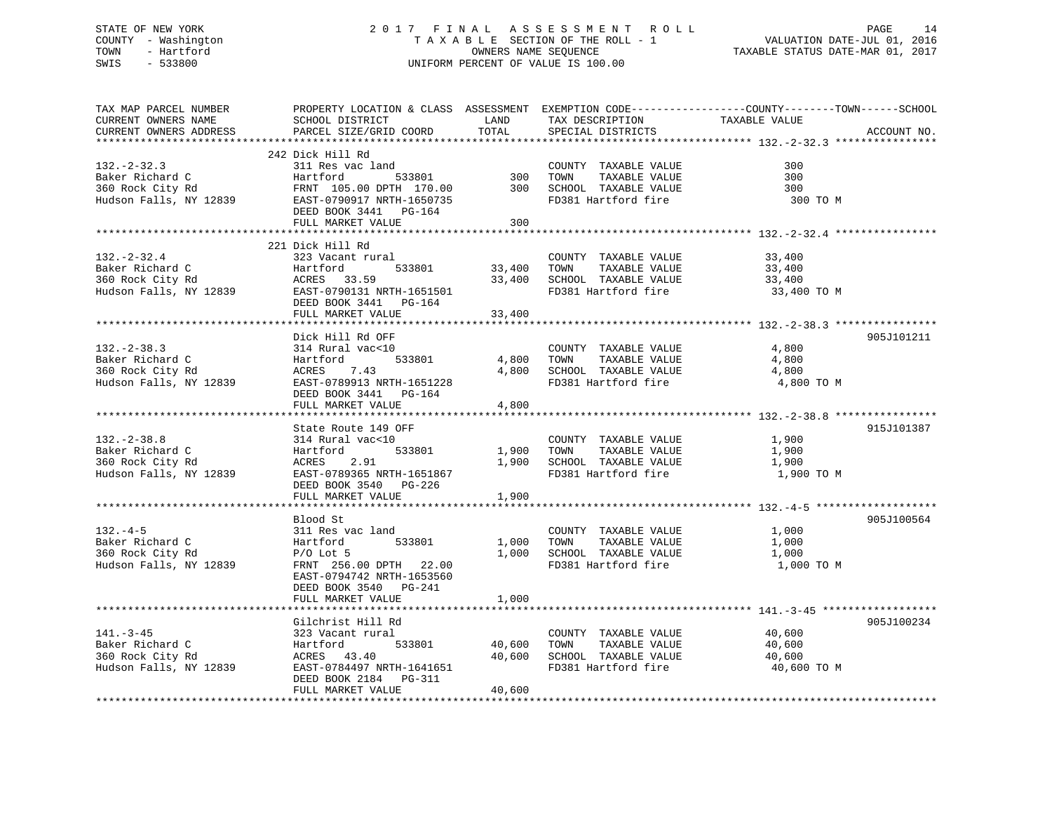STATE OF NEW YORK
COUNTY - Washington
TOWN - Hartford
SWIS - 533800

# 2017 FINAL ASSESSMENT ROLL

TAXABLE SECTION OF THE ROLL - 1
OWNERS NAME SEQUENCE
UNIFORM PERCENT OF VALUE IS 100.00

VALUATION DATE-JUL 01, 2016
TAXABLE STATUS DATE-MAR 01, 2017

| TAX MAP PARCEL NUMBER / CURRENT OWNERS NAME / CURRENT OWNERS ADDRESS | PROPERTY LOCATION & CLASS / SCHOOL DISTRICT / PARCEL SIZE/GRID COORD | ASSESSMENT LAND | TOTAL | EXEMPTION CODE / TAX DESCRIPTION / SPECIAL DISTRICTS | COUNTY--------TOWN------SCHOOL TAXABLE VALUE | ACCOUNT NO. |
|---|---|---|---|---|---|---|
| 132.-2-32.3 | 242 Dick Hill Rd | | | | | |
| 132.-2-32.3 | 311 Res vac land | | | COUNTY TAXABLE VALUE | 300 | |
| Baker Richard C | Hartford 533801 | 300 | | TOWN TAXABLE VALUE | 300 | |
| 360 Rock City Rd | FRNT 105.00 DPTH 170.00 | | 300 | SCHOOL TAXABLE VALUE | 300 | |
| Hudson Falls, NY 12839 | EAST-0790917 NRTH-1650735 | | | FD381 Hartford fire | 300 TO M | |
| | DEED BOOK 3441 PG-164 | | | | | |
| | FULL MARKET VALUE | | 300 | | | |
| 132.-2-32.4 | 221 Dick Hill Rd | | | | | |
| 132.-2-32.4 | 323 Vacant rural | | | COUNTY TAXABLE VALUE | 33,400 | |
| Baker Richard C | Hartford 533801 | 33,400 | | TOWN TAXABLE VALUE | 33,400 | |
| 360 Rock City Rd | ACRES 33.59 | | 33,400 | SCHOOL TAXABLE VALUE | 33,400 | |
| Hudson Falls, NY 12839 | EAST-0790131 NRTH-1651501 | | | FD381 Hartford fire | 33,400 TO M | |
| | DEED BOOK 3441 PG-164 | | | | | |
| | FULL MARKET VALUE | | 33,400 | | | |
| 132.-2-38.3 | Dick Hill Rd OFF | | | | | 905J101211 |
| 132.-2-38.3 | 314 Rural vac<10 | | | COUNTY TAXABLE VALUE | 4,800 | |
| Baker Richard C | Hartford 533801 | 4,800 | | TOWN TAXABLE VALUE | 4,800 | |
| 360 Rock City Rd | ACRES 7.43 | | 4,800 | SCHOOL TAXABLE VALUE | 4,800 | |
| Hudson Falls, NY 12839 | EAST-0789913 NRTH-1651228 | | | FD381 Hartford fire | 4,800 TO M | |
| | DEED BOOK 3441 PG-164 | | | | | |
| | FULL MARKET VALUE | | 4,800 | | | |
| 132.-2-38.8 | State Route 149 OFF | | | | | 915J101387 |
| 132.-2-38.8 | 314 Rural vac<10 | | | COUNTY TAXABLE VALUE | 1,900 | |
| Baker Richard C | Hartford 533801 | 1,900 | | TOWN TAXABLE VALUE | 1,900 | |
| 360 Rock City Rd | ACRES 2.91 | | 1,900 | SCHOOL TAXABLE VALUE | 1,900 | |
| Hudson Falls, NY 12839 | EAST-0789365 NRTH-1651867 | | | FD381 Hartford fire | 1,900 TO M | |
| | DEED BOOK 3540 PG-226 | | | | | |
| | FULL MARKET VALUE | | 1,900 | | | |
| 132.-4-5 | Blood St | | | | | 905J100564 |
| 132.-4-5 | 311 Res vac land | | | COUNTY TAXABLE VALUE | 1,000 | |
| Baker Richard C | Hartford 533801 | 1,000 | | TOWN TAXABLE VALUE | 1,000 | |
| 360 Rock City Rd | P/O Lot 5 | | 1,000 | SCHOOL TAXABLE VALUE | 1,000 | |
| Hudson Falls, NY 12839 | FRNT 256.00 DPTH 22.00 | | | FD381 Hartford fire | 1,000 TO M | |
| | EAST-0794742 NRTH-1653560 | | | | | |
| | DEED BOOK 3540 PG-241 | | | | | |
| | FULL MARKET VALUE | | 1,000 | | | |
| 141.-3-45 | Gilchrist Hill Rd | | | | | 905J100234 |
| 141.-3-45 | 323 Vacant rural | | | COUNTY TAXABLE VALUE | 40,600 | |
| Baker Richard C | Hartford 533801 | 40,600 | | TOWN TAXABLE VALUE | 40,600 | |
| 360 Rock City Rd | ACRES 43.40 | | 40,600 | SCHOOL TAXABLE VALUE | 40,600 | |
| Hudson Falls, NY 12839 | EAST-0784497 NRTH-1641651 | | | FD381 Hartford fire | 40,600 TO M | |
| | DEED BOOK 2184 PG-311 | | | | | |
| | FULL MARKET VALUE | | 40,600 | | | |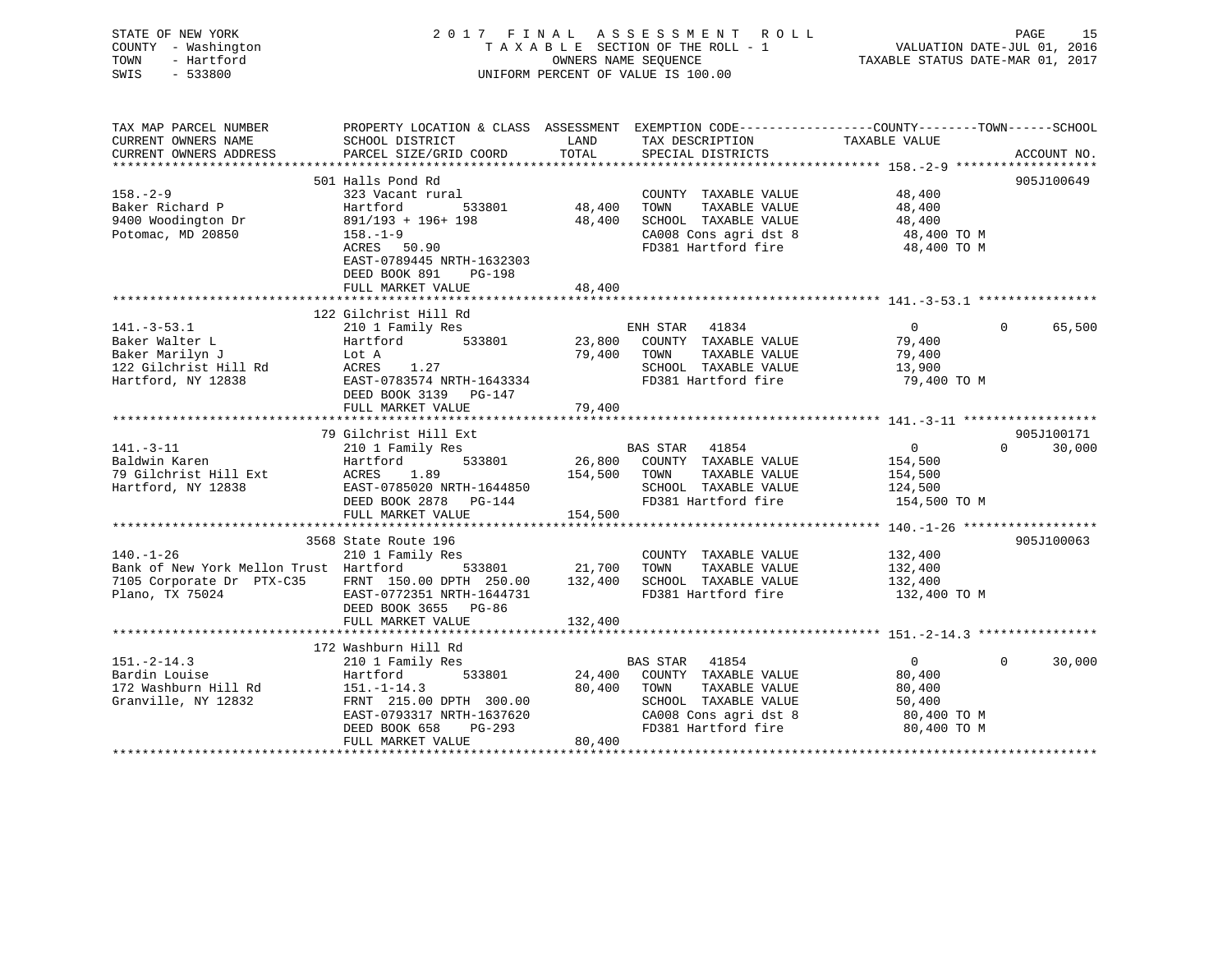STATE OF NEW YORK
COUNTY - Washington
TOWN - Hartford
SWIS - 533800

2017 FINAL ASSESSMENT ROLL
TAXABLE SECTION OF THE ROLL - 1
OWNERS NAME SEQUENCE
UNIFORM PERCENT OF VALUE IS 100.00

VALUATION DATE-JUL 01, 2016
TAXABLE STATUS DATE-MAR 01, 2017

| TAX MAP PARCEL NUMBER / CURRENT OWNERS NAME / CURRENT OWNERS ADDRESS | PROPERTY LOCATION & CLASS / SCHOOL DISTRICT / PARCEL SIZE/GRID COORD | ASSESSMENT LAND | TOTAL | EXEMPTION CODE / TAX DESCRIPTION / SPECIAL DISTRICTS | COUNTY / TAXABLE VALUE | TOWN | SCHOOL | ACCOUNT NO. |
|---|---|---|---|---|---|---|---|---|
| 158.-2-9 | 501 Halls Pond Rd | | | | | | | 905J100649 |
| Baker Richard P | 323 Vacant rural | | | COUNTY TAXABLE VALUE | 48,400 | | | |
| 9400 Woodington Dr | Hartford 533801 | 48,400 | | TOWN TAXABLE VALUE | 48,400 | | | |
| Potomac, MD 20850 | 891/193 + 196+ 198 | | 48,400 | SCHOOL TAXABLE VALUE | 48,400 | | | |
| | 158.-1-9 | | | CA008 Cons agri dst 8 | 48,400 TO M | | | |
| | ACRES 50.90 | | | FD381 Hartford fire | 48,400 TO M | | | |
| | EAST-0789445 NRTH-1632303 | | | | | | | |
| | DEED BOOK 891 PG-198 | | | | | | | |
| | FULL MARKET VALUE | | 48,400 | | | | | |
| 141.-3-53.1 | 122 Gilchrist Hill Rd | | | | | | | |
| Baker Walter L | 210 1 Family Res | | | ENH STAR 41834 | 0 | 0 | 65,500 | |
| Baker Marilyn J | Hartford 533801 | 23,800 | | COUNTY TAXABLE VALUE | 79,400 | | | |
| 122 Gilchrist Hill Rd | Lot A | | 79,400 | TOWN TAXABLE VALUE | 79,400 | | | |
| Hartford, NY 12838 | ACRES 1.27 | | | SCHOOL TAXABLE VALUE | 13,900 | | | |
| | EAST-0783574 NRTH-1643334 | | | FD381 Hartford fire | 79,400 TO M | | | |
| | DEED BOOK 3139 PG-147 | | | | | | | |
| | FULL MARKET VALUE | | 79,400 | | | | | |
| 141.-3-11 | 79 Gilchrist Hill Ext | | | | | | | 905J100171 |
| Baldwin Karen | 210 1 Family Res | | | BAS STAR 41854 | 0 | 0 | 30,000 | |
| 79 Gilchrist Hill Ext | Hartford 533801 | 26,800 | | COUNTY TAXABLE VALUE | 154,500 | | | |
| Hartford, NY 12838 | ACRES 1.89 | | 154,500 | TOWN TAXABLE VALUE | 154,500 | | | |
| | EAST-0785020 NRTH-1644850 | | | SCHOOL TAXABLE VALUE | 124,500 | | | |
| | DEED BOOK 2878 PG-144 | | | FD381 Hartford fire | 154,500 TO M | | | |
| | FULL MARKET VALUE | | 154,500 | | | | | |
| 140.-1-26 | 3568 State Route 196 | | | | | | | 905J100063 |
| Bank of New York Mellon Trust | 210 1 Family Res | | | COUNTY TAXABLE VALUE | 132,400 | | | |
| 7105 Corporate Dr PTX-C35 | Hartford 533801 | 21,700 | | TOWN TAXABLE VALUE | 132,400 | | | |
| Plano, TX 75024 | FRNT 150.00 DPTH 250.00 | | 132,400 | SCHOOL TAXABLE VALUE | 132,400 | | | |
| | EAST-0772351 NRTH-1644731 | | | FD381 Hartford fire | 132,400 TO M | | | |
| | DEED BOOK 3655 PG-86 | | | | | | | |
| | FULL MARKET VALUE | | 132,400 | | | | | |
| 151.-2-14.3 | 172 Washburn Hill Rd | | | | | | | |
| Bardin Louise | 210 1 Family Res | | | BAS STAR 41854 | 0 | 0 | 30,000 | |
| 172 Washburn Hill Rd | Hartford 533801 | 24,400 | | COUNTY TAXABLE VALUE | 80,400 | | | |
| Granville, NY 12832 | 151.-1-14.3 | | 80,400 | TOWN TAXABLE VALUE | 80,400 | | | |
| | FRNT 215.00 DPTH 300.00 | | | SCHOOL TAXABLE VALUE | 50,400 | | | |
| | EAST-0793317 NRTH-1637620 | | | CA008 Cons agri dst 8 | 80,400 TO M | | | |
| | DEED BOOK 658 PG-293 | | | FD381 Hartford fire | 80,400 TO M | | | |
| | FULL MARKET VALUE | | 80,400 | | | | | |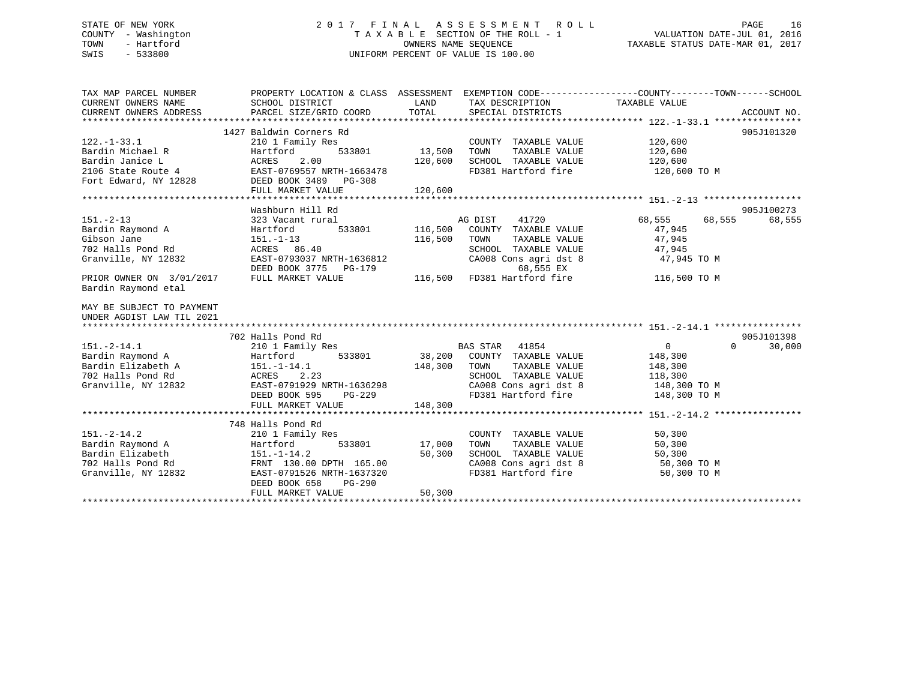STATE OF NEW YORK
COUNTY - Washington
TOWN - Hartford
SWIS - 533800

2 0 1 7 F I N A L A S S E S S M E N T R O L L
T A X A B L E SECTION OF THE ROLL - 1
OWNERS NAME SEQUENCE
UNIFORM PERCENT OF VALUE IS 100.00

VALUATION DATE-JUL 01, 2016
TAXABLE STATUS DATE-MAR 01, 2017

| TAX MAP PARCEL NUMBER<br>CURRENT OWNERS NAME<br>CURRENT OWNERS ADDRESS | PROPERTY LOCATION & CLASS<br>SCHOOL DISTRICT<br>PARCEL SIZE/GRID COORD | ASSESSMENT LAND | TOTAL | EXEMPTION CODE / TAX DESCRIPTION / SPECIAL DISTRICTS | COUNTY TAXABLE VALUE | TOWN | SCHOOL | ACCOUNT NO. |
|---|---|---|---|---|---|---|---|---|
| 122.-1-33.1 | 1427 Baldwin Corners Rd | | | | | | | 905J101320 |
| 122.-1-33.1 | 210 1 Family Res | | | COUNTY TAXABLE VALUE | 120,600 | | | |
| Bardin Michael R | Hartford 533801 | 13,500 | | TOWN TAXABLE VALUE | 120,600 | | | |
| Bardin Janice L | ACRES 2.00 | | 120,600 | SCHOOL TAXABLE VALUE | 120,600 | | | |
| 2106 State Route 4 | EAST-0769557 NRTH-1663478 | | | FD381 Hartford fire | 120,600 TO M | | | |
| Fort Edward, NY 12828 | DEED BOOK 3489 PG-308 | | | | | | | |
| | FULL MARKET VALUE | | 120,600 | | | | | |
| 151.-2-13 | Washburn Hill Rd | | | | | | | 905J100273 |
| 151.-2-13 | 323 Vacant rural | | | AG DIST 41720 | 68,555 | 68,555 | 68,555 | |
| Bardin Raymond A | Hartford 533801 | 116,500 | | COUNTY TAXABLE VALUE | 47,945 | | | |
| Gibson Jane | 151.-1-13 | | 116,500 | TOWN TAXABLE VALUE | 47,945 | | | |
| 702 Halls Pond Rd | ACRES 86.40 | | | SCHOOL TAXABLE VALUE | 47,945 | | | |
| Granville, NY 12832 | EAST-0793037 NRTH-1636812 | | | CA008 Cons agri dst 8 | 47,945 TO M | | | |
| | DEED BOOK 3775 PG-179 | | | 68,555 EX | | | | |
| PRIOR OWNER ON 3/01/2017 | FULL MARKET VALUE | | 116,500 | FD381 Hartford fire | 116,500 TO M | | | |
| Bardin Raymond etal | | | | | | | | |
| MAY BE SUBJECT TO PAYMENT UNDER AGDIST LAW TIL 2021 | | | | | | | | |
| 151.-2-14.1 | 702 Halls Pond Rd | | | | | | | 905J101398 |
| 151.-2-14.1 | 210 1 Family Res | | | BAS STAR 41854 | 0 | 0 | 30,000 | |
| Bardin Raymond A | Hartford 533801 | 38,200 | | COUNTY TAXABLE VALUE | 148,300 | | | |
| Bardin Elizabeth A | 151.-1-14.1 | | 148,300 | TOWN TAXABLE VALUE | 148,300 | | | |
| 702 Halls Pond Rd | ACRES 2.23 | | | SCHOOL TAXABLE VALUE | 118,300 | | | |
| Granville, NY 12832 | EAST-0791929 NRTH-1636298 | | | CA008 Cons agri dst 8 | 148,300 TO M | | | |
| | DEED BOOK 595 PG-229 | | | FD381 Hartford fire | 148,300 TO M | | | |
| | FULL MARKET VALUE | | 148,300 | | | | | |
| 151.-2-14.2 | 748 Halls Pond Rd | | | | | | | |
| 151.-2-14.2 | 210 1 Family Res | | | COUNTY TAXABLE VALUE | 50,300 | | | |
| Bardin Raymond A | Hartford 533801 | 17,000 | | TOWN TAXABLE VALUE | 50,300 | | | |
| Bardin Elizabeth | 151.-1-14.2 | | 50,300 | SCHOOL TAXABLE VALUE | 50,300 | | | |
| 702 Halls Pond Rd | FRNT 130.00 DPTH 165.00 | | | CA008 Cons agri dst 8 | 50,300 TO M | | | |
| Granville, NY 12832 | EAST-0791526 NRTH-1637320 | | | FD381 Hartford fire | 50,300 TO M | | | |
| | DEED BOOK 658 PG-290 | | | | | | | |
| | FULL MARKET VALUE | | 50,300 | | | | | |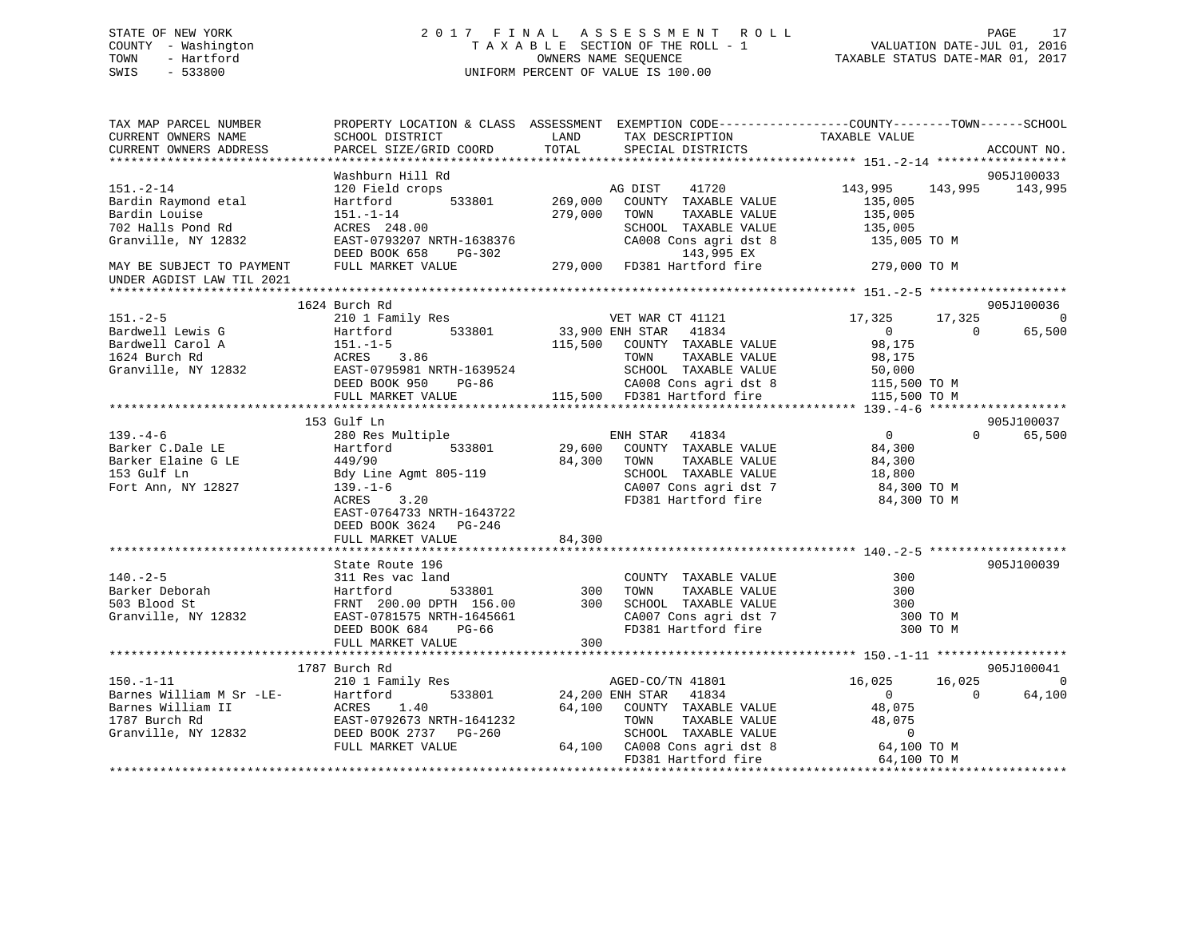STATE OF NEW YORK — COUNTY - Washington — TOWN - Hartford — SWIS - 533800

2017 FINAL ASSESSMENT ROLL
TAXABLE SECTION OF THE ROLL - 1
OWNERS NAME SEQUENCE
UNIFORM PERCENT OF VALUE IS 100.00

VALUATION DATE-JUL 01, 2016
TAXABLE STATUS DATE-MAR 01, 2017

```
TAX MAP PARCEL NUMBER          PROPERTY LOCATION & CLASS  ASSESSMENT  EXEMPTION CODE-----------------COUNTY--------TOWN------SCHOOL
CURRENT OWNERS NAME            SCHOOL DISTRICT              LAND       TAX DESCRIPTION             TAXABLE VALUE
CURRENT OWNERS ADDRESS         PARCEL SIZE/GRID COORD       TOTAL      SPECIAL DISTRICTS                                         ACCOUNT NO.
******************************************************************************************************* 151.-2-14 ******************
                               Washburn Hill Rd                                                                            905J100033
151.-2-14                      120 Field crops                         AG DIST    41720          143,995    143,995    143,995
Bardin Raymond etal            Hartford        533801      269,000     COUNTY  TAXABLE VALUE         135,005
Bardin Louise                  151.-1-14                   279,000     TOWN    TAXABLE VALUE         135,005
702 Halls Pond Rd              ACRES 248.00                            SCHOOL  TAXABLE VALUE         135,005
Granville, NY 12832            EAST-0793207 NRTH-1638376               CA008 Cons agri dst 8         135,005 TO M
                               DEED BOOK 658    PG-302                       143,995 EX
MAY BE SUBJECT TO PAYMENT      FULL MARKET VALUE           279,000     FD381 Hartford fire           279,000 TO M
UNDER AGDIST LAW TIL 2021
******************************************************************************************************* 151.-2-5 *******************
                               1624 Burch Rd                                                                               905J100036
151.-2-5                       210 1 Family Res                        VET WAR CT 41121           17,325     17,325          0
Bardwell Lewis G               Hartford        533801       33,900 ENH STAR   41834                    0          0     65,500
Bardwell Carol A               151.-1-5                    115,500     COUNTY  TAXABLE VALUE          98,175
1624 Burch Rd                  ACRES    3.86                           TOWN    TAXABLE VALUE          98,175
Granville, NY 12832            EAST-0795981 NRTH-1639524               SCHOOL  TAXABLE VALUE          50,000
                               DEED BOOK 950    PG-86                  CA008 Cons agri dst 8         115,500 TO M
                               FULL MARKET VALUE           115,500     FD381 Hartford fire           115,500 TO M
******************************************************************************************************* 139.-4-6 *******************
                               153 Gulf Ln                                                                                 905J100037
139.-4-6                       280 Res Multiple                        ENH STAR   41834                    0          0     65,500
Barker C.Dale LE               Hartford        533801       29,600     COUNTY  TAXABLE VALUE          84,300
Barker Elaine G LE             449/90                       84,300     TOWN    TAXABLE VALUE          84,300
153 Gulf Ln                    Bdy Line Agmt 805-119                   SCHOOL  TAXABLE VALUE          18,800
Fort Ann, NY 12827             139.-1-6                                CA007 Cons agri dst 7          84,300 TO M
                               ACRES    3.20                           FD381 Hartford fire            84,300 TO M
                               EAST-0764733 NRTH-1643722
                               DEED BOOK 3624   PG-246
                               FULL MARKET VALUE            84,300
******************************************************************************************************* 140.-2-5 *******************
                               State Route 196                                                                             905J100039
140.-2-5                       311 Res vac land                        COUNTY  TAXABLE VALUE             300
Barker Deborah                 Hartford        533801          300     TOWN    TAXABLE VALUE             300
503 Blood St                   FRNT 200.00 DPTH 156.00         300     SCHOOL  TAXABLE VALUE             300
Granville, NY 12832            EAST-0781575 NRTH-1645661               CA007 Cons agri dst 7             300 TO M
                               DEED BOOK 684    PG-66                  FD381 Hartford fire               300 TO M
                               FULL MARKET VALUE               300
******************************************************************************************************* 150.-1-11 ******************
                               1787 Burch Rd                                                                               905J100041
150.-1-11                      210 1 Family Res                        AGED-CO/TN 41801           16,025     16,025          0
Barnes William M Sr -LE-       Hartford        533801       24,200 ENH STAR   41834                    0          0     64,100
Barnes William II              ACRES    1.40                64,100     COUNTY  TAXABLE VALUE          48,075
1787 Burch Rd                  EAST-0792673 NRTH-1641232               TOWN    TAXABLE VALUE          48,075
Granville, NY 12832            DEED BOOK 2737   PG-260                 SCHOOL  TAXABLE VALUE               0
                               FULL MARKET VALUE            64,100     CA008 Cons agri dst 8          64,100 TO M
                                                                       FD381 Hartford fire            64,100 TO M
************************************************************************************************************************************
```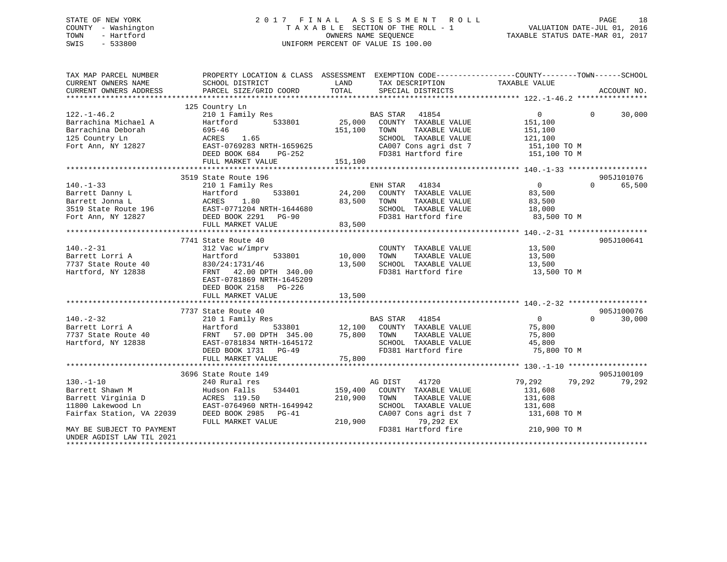STATE OF NEW YORK
COUNTY - Washington
TOWN - Hartford
SWIS - 533800

2017 FINAL ASSESSMENT ROLL
TAXABLE SECTION OF THE ROLL - 1
OWNERS NAME SEQUENCE
UNIFORM PERCENT OF VALUE IS 100.00

VALUATION DATE-JUL 01, 2016
TAXABLE STATUS DATE-MAR 01, 2017

```
TAX MAP PARCEL NUMBER          PROPERTY LOCATION & CLASS  ASSESSMENT  EXEMPTION CODE------------------COUNTY--------TOWN------SCHOOL
CURRENT OWNERS NAME            SCHOOL DISTRICT              LAND      TAX DESCRIPTION              TAXABLE VALUE
CURRENT OWNERS ADDRESS         PARCEL SIZE/GRID COORD       TOTAL     SPECIAL DISTRICTS                                  ACCOUNT NO.
******************************************************************************************************* 122.-1-46.2 ****************
                    125 Country Ln
122.-1-46.2                    210 1 Family Res                     BAS STAR   41854              0           0      30,000
Barrachina Michael A           Hartford       533801       25,000   COUNTY  TAXABLE VALUE          151,100
Barrachina Deborah             695-46                     151,100   TOWN    TAXABLE VALUE          151,100
125 Country Ln                 ACRES    1.65                        SCHOOL  TAXABLE VALUE          121,100
Fort Ann, NY 12827             EAST-0769283 NRTH-1659625            CA007 Cons agri dst 7          151,100 TO M
                               DEED BOOK 684    PG-252              FD381 Hartford fire            151,100 TO M
                               FULL MARKET VALUE          151,100
******************************************************************************************************* 140.-1-33 ******************
                    3519 State Route 196                                                                               905J101076
140.-1-33                      210 1 Family Res                     ENH STAR   41834              0           0      65,500
Barrett Danny L                Hartford       533801       24,200   COUNTY  TAXABLE VALUE           83,500
Barrett Jonna L                ACRES    1.80               83,500   TOWN    TAXABLE VALUE           83,500
3519 State Route 196           EAST-0771204 NRTH-1644680            SCHOOL  TAXABLE VALUE           18,000
Fort Ann, NY 12827             DEED BOOK 2291   PG-90               FD381 Hartford fire             83,500 TO M
                               FULL MARKET VALUE           83,500
******************************************************************************************************* 140.-2-31 ******************
                    7741 State Route 40                                                                                905J100641
140.-2-31                      312 Vac w/imprv                      COUNTY  TAXABLE VALUE           13,500
Barrett Lorri A                Hartford       533801       10,000   TOWN    TAXABLE VALUE           13,500
7737 State Route 40            830/24:1731/46              13,500   SCHOOL  TAXABLE VALUE           13,500
Hartford, NY 12838             FRNT   42.00 DPTH 340.00             FD381 Hartford fire             13,500 TO M
                               EAST-0781869 NRTH-1645209
                               DEED BOOK 2158   PG-226
                               FULL MARKET VALUE           13,500
******************************************************************************************************* 140.-2-32 ******************
                    7737 State Route 40                                                                                905J100076
140.-2-32                      210 1 Family Res                     BAS STAR   41854              0           0      30,000
Barrett Lorri A                Hartford       533801       12,100   COUNTY  TAXABLE VALUE           75,800
7737 State Route 40            FRNT   57.00 DPTH 345.00    75,800   TOWN    TAXABLE VALUE           75,800
Hartford, NY 12838             EAST-0781834 NRTH-1645172            SCHOOL  TAXABLE VALUE           45,800
                               DEED BOOK 1731   PG-49               FD381 Hartford fire             75,800 TO M
                               FULL MARKET VALUE           75,800
******************************************************************************************************* 130.-1-10 ******************
                    3696 State Route 149                                                                               905J100109
130.-1-10                      240 Rural res                        AG DIST    41720         79,292      79,292      79,292
Barrett Shawn M                Hudson Falls   534401      159,400   COUNTY  TAXABLE VALUE          131,608
Barrett Virginia D             ACRES  119.50              210,900   TOWN    TAXABLE VALUE          131,608
11800 Lakewood Ln              EAST-0764960 NRTH-1649942            SCHOOL  TAXABLE VALUE          131,608
Fairfax Station, VA 22039      DEED BOOK 2985   PG-41               CA007 Cons agri dst 7          131,608 TO M
                               FULL MARKET VALUE          210,900         79,292 EX
MAY BE SUBJECT TO PAYMENT                                           FD381 Hartford fire            210,900 TO M
UNDER AGDIST LAW TIL 2021
************************************************************************************************************************************
```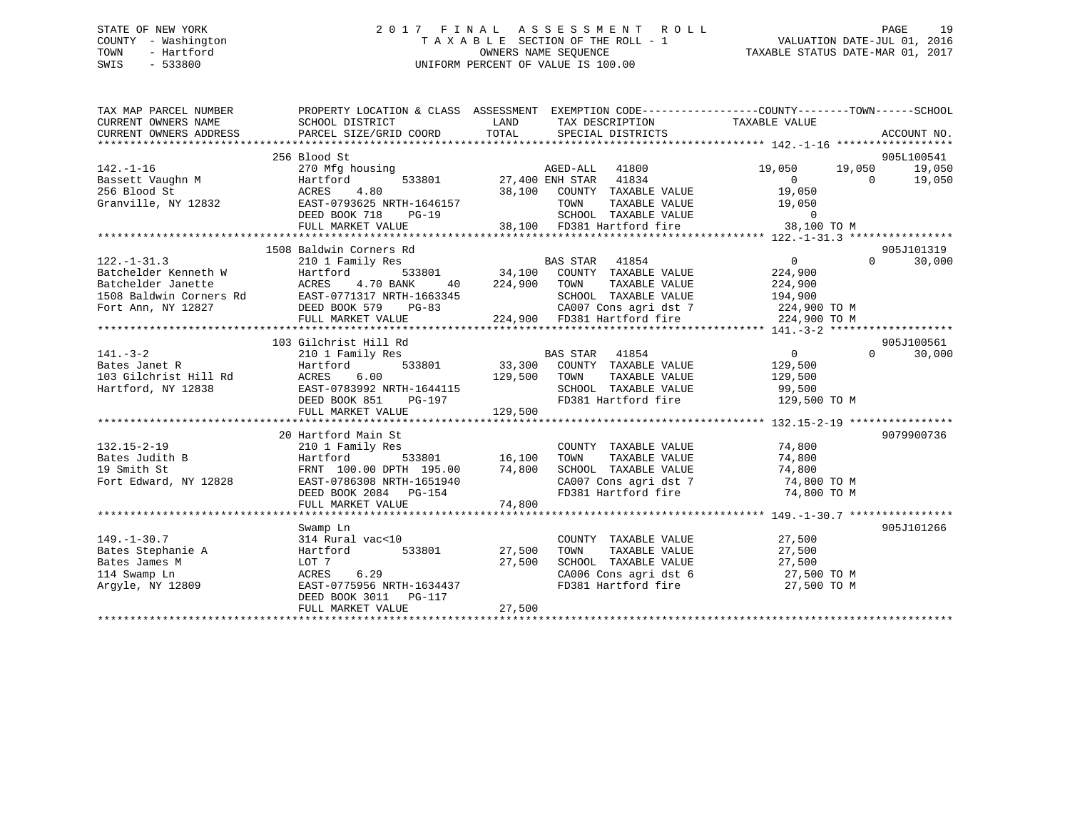STATE OF NEW YORK | COUNTY - Washington | TOWN - Hartford | SWIS - 533800

# 2017 FINAL ASSESSMENT ROLL

TAXABLE SECTION OF THE ROLL - 1
OWNERS NAME SEQUENCE
UNIFORM PERCENT OF VALUE IS 100.00

VALUATION DATE-JUL 01, 2016
TAXABLE STATUS DATE-MAR 01, 2017

| TAX MAP PARCEL NUMBER / CURRENT OWNERS NAME / CURRENT OWNERS ADDRESS | PROPERTY LOCATION & CLASS / SCHOOL DISTRICT / PARCEL SIZE/GRID COORD | ASSESSMENT LAND | TOTAL | EXEMPTION CODE / TAX DESCRIPTION / SPECIAL DISTRICTS | COUNTY TAXABLE VALUE | TOWN | SCHOOL | ACCOUNT NO. |
|---|---|---|---|---|---|---|---|---|
| 142.-1-16 | 256 Blood St | | | | | | | 905L100541 |
| | 270 Mfg housing | | | AGED-ALL 41800 | 19,050 | 19,050 | 19,050 | |
| Bassett Vaughn M | Hartford 533801 | 27,400 | | ENH STAR 41834 | 0 | 0 | 19,050 | |
| 256 Blood St | ACRES 4.80 | | 38,100 | COUNTY TAXABLE VALUE | 19,050 | | | |
| Granville, NY 12832 | EAST-0793625 NRTH-1646157 | | | TOWN TAXABLE VALUE | 19,050 | | | |
| | DEED BOOK 718 PG-19 | | | SCHOOL TAXABLE VALUE | 0 | | | |
| | FULL MARKET VALUE | | 38,100 | FD381 Hartford fire | 38,100 TO M | | | |
| 122.-1-31.3 | 1508 Baldwin Corners Rd | | | | | | | 905J101319 |
| | 210 1 Family Res | | | BAS STAR 41854 | 0 | 0 | 30,000 | |
| Batchelder Kenneth W | Hartford 533801 | 34,100 | | COUNTY TAXABLE VALUE | 224,900 | | | |
| Batchelder Janette | ACRES 4.70 BANK 40 | | 224,900 | TOWN TAXABLE VALUE | 224,900 | | | |
| 1508 Baldwin Corners Rd | EAST-0771317 NRTH-1663345 | | | SCHOOL TAXABLE VALUE | 194,900 | | | |
| Fort Ann, NY 12827 | DEED BOOK 579 PG-83 | | | CA007 Cons agri dst 7 | 224,900 TO M | | | |
| | FULL MARKET VALUE | | 224,900 | FD381 Hartford fire | 224,900 TO M | | | |
| 141.-3-2 | 103 Gilchrist Hill Rd | | | | | | | 905J100561 |
| | 210 1 Family Res | | | BAS STAR 41854 | 0 | 0 | 30,000 | |
| Bates Janet R | Hartford 533801 | 33,300 | | COUNTY TAXABLE VALUE | 129,500 | | | |
| 103 Gilchrist Hill Rd | ACRES 6.00 | | 129,500 | TOWN TAXABLE VALUE | 129,500 | | | |
| Hartford, NY 12838 | EAST-0783992 NRTH-1644115 | | | SCHOOL TAXABLE VALUE | 99,500 | | | |
| | DEED BOOK 851 PG-197 | | | FD381 Hartford fire | 129,500 TO M | | | |
| | FULL MARKET VALUE | | 129,500 | | | | | |
| 132.15-2-19 | 20 Hartford Main St | | | | | | | 9079900736 |
| | 210 1 Family Res | | | COUNTY TAXABLE VALUE | 74,800 | | | |
| Bates Judith B | Hartford 533801 | 16,100 | | TOWN TAXABLE VALUE | 74,800 | | | |
| 19 Smith St | FRNT 100.00 DPTH 195.00 | | 74,800 | SCHOOL TAXABLE VALUE | 74,800 | | | |
| Fort Edward, NY 12828 | EAST-0786308 NRTH-1651940 | | | CA007 Cons agri dst 7 | 74,800 TO M | | | |
| | DEED BOOK 2084 PG-154 | | | FD381 Hartford fire | 74,800 TO M | | | |
| | FULL MARKET VALUE | | 74,800 | | | | | |
| 149.-1-30.7 | Swamp Ln | | | | | | | 905J101266 |
| | 314 Rural vac<10 | | | COUNTY TAXABLE VALUE | 27,500 | | | |
| Bates Stephanie A | Hartford 533801 | 27,500 | | TOWN TAXABLE VALUE | 27,500 | | | |
| Bates James M | LOT 7 | | 27,500 | SCHOOL TAXABLE VALUE | 27,500 | | | |
| 114 Swamp Ln | ACRES 6.29 | | | CA006 Cons agri dst 6 | 27,500 TO M | | | |
| Argyle, NY 12809 | EAST-0775956 NRTH-1634437 | | | FD381 Hartford fire | 27,500 TO M | | | |
| | DEED BOOK 3011 PG-117 | | | | | | | |
| | FULL MARKET VALUE | | 27,500 | | | | | |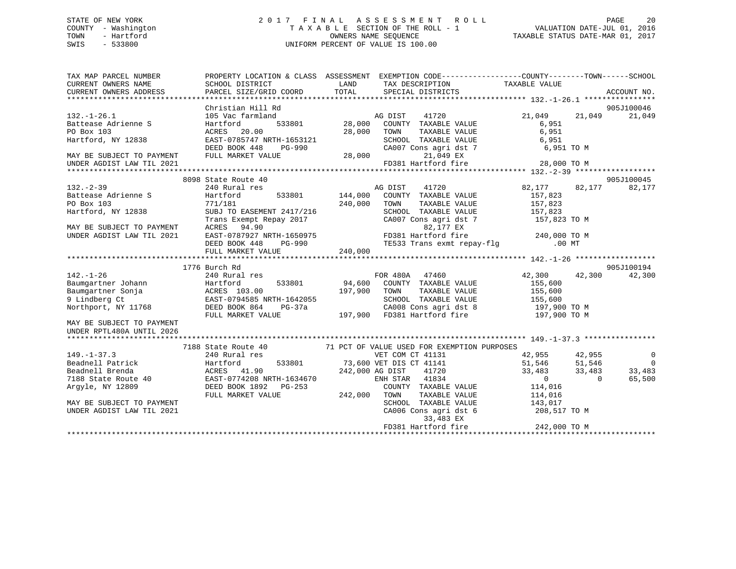STATE OF NEW YORK
COUNTY - Washington
TOWN - Hartford
SWIS - 533800

2 0 1 7 F I N A L A S S E S S M E N T R O L L
T A X A B L E SECTION OF THE ROLL - 1
OWNERS NAME SEQUENCE
UNIFORM PERCENT OF VALUE IS 100.00

VALUATION DATE-JUL 01, 2016
TAXABLE STATUS DATE-MAR 01, 2017

```
TAX MAP PARCEL NUMBER          PROPERTY LOCATION & CLASS  ASSESSMENT  EXEMPTION CODE------------------COUNTY--------TOWN------SCHOOL
CURRENT OWNERS NAME            SCHOOL DISTRICT              LAND      TAX DESCRIPTION            TAXABLE VALUE
CURRENT OWNERS ADDRESS         PARCEL SIZE/GRID COORD       TOTAL     SPECIAL DISTRICTS                                     ACCOUNT NO.
******************************************************************************************************* 132.-1-26.1 ****************
                               Christian Hill Rd                                                                             905J100046
132.-1-26.1                    105 Vac farmland                          AG DIST    41720              21,049     21,049     21,049
Battease Adrienne S            Hartford       533801        28,000    COUNTY  TAXABLE VALUE              6,951
PO Box 103                     ACRES  20.00                 28,000    TOWN    TAXABLE VALUE              6,951
Hartford, NY 12838             EAST-0785747 NRTH-1653121              SCHOOL  TAXABLE VALUE              6,951
                               DEED BOOK 448    PG-990                CA007 Cons agri dst 7              6,951 TO M
MAY BE SUBJECT TO PAYMENT      FULL MARKET VALUE            28,000          21,049 EX
UNDER AGDIST LAW TIL 2021                                             FD381 Hartford fire               28,000 TO M
******************************************************************************************************* 132.-2-39 ******************
                            8098 State Route 40                                                                               905J100045
132.-2-39                      240 Rural res                             AG DIST    41720              82,177     82,177     82,177
Battease Adrienne S            Hartford       533801       144,000    COUNTY  TAXABLE VALUE            157,823
PO Box 103                     771/181                     240,000    TOWN    TAXABLE VALUE            157,823
Hartford, NY 12838             SUBJ TO EASEMENT 2417/216              SCHOOL  TAXABLE VALUE            157,823
                               Trans Exempt Repay 2017                CA007 Cons agri dst 7            157,823 TO M
MAY BE SUBJECT TO PAYMENT      ACRES  94.90                                 82,177 EX
UNDER AGDIST LAW TIL 2021      EAST-0787927 NRTH-1650975              FD381 Hartford fire              240,000 TO M
                               DEED BOOK 448    PG-990                TE533 Trans exmt repay-flg           .00 MT
                               FULL MARKET VALUE           240,000
******************************************************************************************************* 142.-1-26 ******************
                            1776 Burch Rd                                                                                     905J100194
142.-1-26                      240 Rural res                             FOR 480A   47460              42,300     42,300     42,300
Baumgartner Johann             Hartford       533801        94,600    COUNTY  TAXABLE VALUE            155,600
Baumgartner Sonja              ACRES 103.00                197,900    TOWN    TAXABLE VALUE            155,600
9 Lindberg Ct                  EAST-0794585 NRTH-1642055              SCHOOL  TAXABLE VALUE            155,600
Northport, NY 11768            DEED BOOK 864    PG-37a                CA008 Cons agri dst 8            197,900 TO M
                               FULL MARKET VALUE           197,900    FD381 Hartford fire              197,900 TO M
MAY BE SUBJECT TO PAYMENT
UNDER RPTL480A UNTIL 2026
******************************************************************************************************* 149.-1-37.3 ****************
                            7188 State Route 40           71 PCT OF VALUE USED FOR EXEMPTION PURPOSES
149.-1-37.3                    240 Rural res                             VET COM CT 41131              42,955     42,955          0
Beadnell Patrick               Hartford       533801        73,600 VET DIS CT 41141                51,546     51,546          0
Beadnell Brenda                ACRES  41.90                242,000 AG DIST     41720               33,483     33,483     33,483
7188 State Route 40            EAST-0774208 NRTH-1634670              ENH STAR   41834                   0          0     65,500
Argyle, NY 12809               DEED BOOK 1892   PG-253                COUNTY  TAXABLE VALUE            114,016
                               FULL MARKET VALUE           242,000    TOWN    TAXABLE VALUE            114,016
MAY BE SUBJECT TO PAYMENT                                             SCHOOL  TAXABLE VALUE            143,017
UNDER AGDIST LAW TIL 2021                                             CA006 Cons agri dst 6            208,517 TO M
                                                                            33,483 EX
                                                                      FD381 Hartford fire              242,000 TO M
************************************************************************************************************************************
```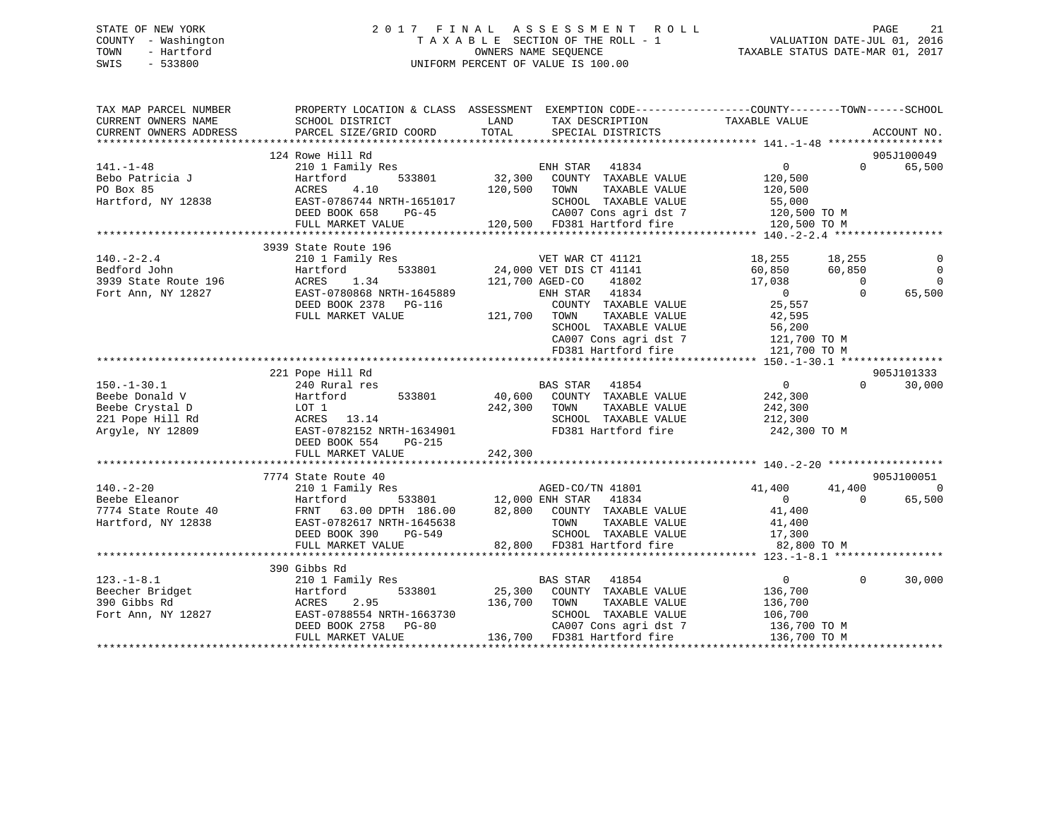STATE OF NEW YORK  
COUNTY - Washington  
TOWN - Hartford  
SWIS - 533800

2017 FINAL ASSESSMENT ROLL  
TAXABLE SECTION OF THE ROLL - 1  
OWNERS NAME SEQUENCE  
UNIFORM PERCENT OF VALUE IS 100.00

VALUATION DATE-JUL 01, 2016  
TAXABLE STATUS DATE-MAR 01, 2017

```
TAX MAP PARCEL NUMBER      PROPERTY LOCATION & CLASS  ASSESSMENT  EXEMPTION CODE-----------------COUNTY--------TOWN------SCHOOL
CURRENT OWNERS NAME        SCHOOL DISTRICT             LAND       TAX DESCRIPTION              TAXABLE VALUE
CURRENT OWNERS ADDRESS     PARCEL SIZE/GRID COORD      TOTAL      SPECIAL DISTRICTS                                       ACCOUNT NO.
******************************************************************************************************* 141.-1-48 ******************
                           124 Rowe Hill Rd                                                                                905J100049
141.-1-48                  210 1 Family Res                       ENH STAR   41834                  0           0       65,500
Bebo Patricia J            Hartford         533801     32,300     COUNTY  TAXABLE VALUE         120,500
PO Box 85                  ACRES    4.10              120,500     TOWN    TAXABLE VALUE         120,500
Hartford, NY 12838         EAST-0786744 NRTH-1651017              SCHOOL  TAXABLE VALUE          55,000
                           DEED BOOK 658    PG-45                 CA007 Cons agri dst 7         120,500 TO M
                           FULL MARKET VALUE          120,500     FD381 Hartford fire           120,500 TO M
******************************************************************************************************* 140.-2-2.4 *****************
                           3939 State Route 196
140.-2-2.4                 210 1 Family Res                       VET WAR CT 41121          18,255      18,255            0
Bedford John               Hartford         533801     24,000 VET DIS CT 41141             60,850      60,850            0
3939 State Route 196       ACRES    1.34              121,700 AGED-CO     41802             17,038           0            0
Fort Ann, NY 12827         EAST-0780868 NRTH-1645889              ENH STAR   41834                  0           0       65,500
                           DEED BOOK 2378   PG-116                COUNTY  TAXABLE VALUE          25,557
                           FULL MARKET VALUE          121,700     TOWN    TAXABLE VALUE          42,595
                                                                  SCHOOL  TAXABLE VALUE          56,200
                                                                  CA007 Cons agri dst 7         121,700 TO M
                                                                  FD381 Hartford fire           121,700 TO M
******************************************************************************************************* 150.-1-30.1 ****************
                           221 Pope Hill Rd                                                                                905J101333
150.-1-30.1                240 Rural res                          BAS STAR   41854                  0           0       30,000
Beebe Donald V             Hartford         533801     40,600     COUNTY  TAXABLE VALUE         242,300
Beebe Crystal D            LOT 1                      242,300     TOWN    TAXABLE VALUE         242,300
221 Pope Hill Rd           ACRES   13.14                          SCHOOL  TAXABLE VALUE         212,300
Argyle, NY 12809           EAST-0782152 NRTH-1634901              FD381 Hartford fire           242,300 TO M
                           DEED BOOK 554    PG-215
                           FULL MARKET VALUE          242,300
******************************************************************************************************* 140.-2-20 ******************
                           7774 State Route 40                                                                             905J100051
140.-2-20                  210 1 Family Res                       AGED-CO/TN 41801          41,400      41,400            0
Beebe Eleanor              Hartford         533801     12,000 ENH STAR   41834                  0           0       65,500
7774 State Route 40        FRNT   63.00 DPTH 186.00    82,800     COUNTY  TAXABLE VALUE          41,400
Hartford, NY 12838         EAST-0782617 NRTH-1645638              TOWN    TAXABLE VALUE          41,400
                           DEED BOOK 390    PG-549                SCHOOL  TAXABLE VALUE          17,300
                           FULL MARKET VALUE           82,800     FD381 Hartford fire            82,800 TO M
******************************************************************************************************* 123.-1-8.1 *****************
                           390 Gibbs Rd
123.-1-8.1                 210 1 Family Res                       BAS STAR   41854                  0           0       30,000
Beecher Bridget            Hartford         533801     25,300     COUNTY  TAXABLE VALUE         136,700
390 Gibbs Rd               ACRES    2.95              136,700     TOWN    TAXABLE VALUE         136,700
Fort Ann, NY 12827         EAST-0788554 NRTH-1663730              SCHOOL  TAXABLE VALUE         106,700
                           DEED BOOK 2758   PG-80                 CA007 Cons agri dst 7         136,700 TO M
                           FULL MARKET VALUE          136,700     FD381 Hartford fire           136,700 TO M
************************************************************************************************************************************
```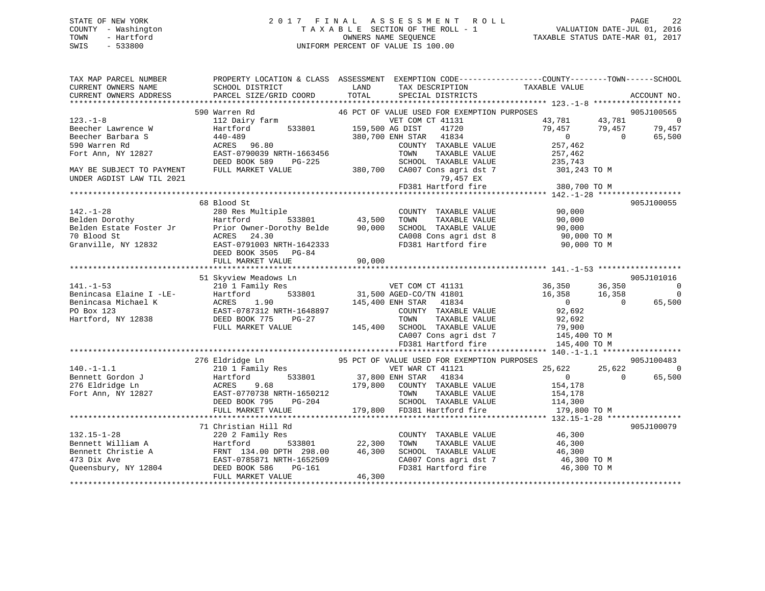STATE OF NEW YORK
COUNTY - Washington
TOWN - Hartford
SWIS - 533800

2017 FINAL ASSESSMENT ROLL
TAXABLE SECTION OF THE ROLL - 1
OWNERS NAME SEQUENCE
UNIFORM PERCENT OF VALUE IS 100.00

VALUATION DATE-JUL 01, 2016
TAXABLE STATUS DATE-MAR 01, 2017

```
TAX MAP PARCEL NUMBER          PROPERTY LOCATION & CLASS  ASSESSMENT  EXEMPTION CODE-----------------COUNTY--------TOWN------SCHOOL
CURRENT OWNERS NAME            SCHOOL DISTRICT               LAND      TAX DESCRIPTION            TAXABLE VALUE
CURRENT OWNERS ADDRESS         PARCEL SIZE/GRID COORD        TOTAL     SPECIAL DISTRICTS                                    ACCOUNT NO.
******************************************************************************************************* 123.-1-8 *******************
                          590 Warren Rd                      46 PCT OF VALUE USED FOR EXEMPTION PURPOSES                    905J100565
123.-1-8                       112 Dairy farm                     VET COM CT 41131            43,781     43,781           0
Beecher Lawrence W             Hartford         533801       159,500 AG DIST    41720             79,457     79,457      79,457
Beecher Barbara S              440-489                       380,700 ENH STAR   41834                  0          0      65,500
590 Warren Rd                  ACRES   96.80                         COUNTY  TAXABLE VALUE       257,462
Fort Ann, NY 12827             EAST-0790039 NRTH-1663456             TOWN    TAXABLE VALUE       257,462
                               DEED BOOK 589    PG-225               SCHOOL  TAXABLE VALUE       235,743
MAY BE SUBJECT TO PAYMENT      FULL MARKET VALUE             380,700  CA007 Cons agri dst 7       301,243 TO M
UNDER AGDIST LAW TIL 2021                                                   79,457 EX
                                                                     FD381 Hartford fire          380,700 TO M
******************************************************************************************************* 142.-1-28 ******************
                          68 Blood St                                                                              905J100055
142.-1-28                      280 Res Multiple                      COUNTY  TAXABLE VALUE        90,000
Belden Dorothy                 Hartford         533801        43,500 TOWN    TAXABLE VALUE        90,000
Belden Estate Foster Jr        Prior Owner-Dorothy Belde      90,000 SCHOOL  TAXABLE VALUE        90,000
70 Blood St                    ACRES   24.30                         CA008 Cons agri dst 8         90,000 TO M
Granville, NY 12832            EAST-0791003 NRTH-1642333             FD381 Hartford fire           90,000 TO M
                               DEED BOOK 3505   PG-84
                               FULL MARKET VALUE              90,000
******************************************************************************************************* 141.-1-53 ******************
                          51 Skyview Meadows Ln                                                                    905J101016
141.-1-53                      210 1 Family Res                   VET COM CT 41131            36,350     36,350           0
Benincasa Elaine I -LE-        Hartford         533801        31,500 AGED-CO/TN 41801            16,358     16,358           0
Benincasa Michael K            ACRES    1.90                 145,400 ENH STAR   41834                  0          0      65,500
PO Box 123                     EAST-0787312 NRTH-1648897             COUNTY  TAXABLE VALUE        92,692
Hartford, NY 12838             DEED BOOK 775    PG-27                TOWN    TAXABLE VALUE        92,692
                               FULL MARKET VALUE             145,400 SCHOOL  TAXABLE VALUE        79,900
                                                                     CA007 Cons agri dst 7        145,400 TO M
                                                                     FD381 Hartford fire          145,400 TO M
******************************************************************************************************* 140.-1-1.1 *****************
                          276 Eldridge Ln                    95 PCT OF VALUE USED FOR EXEMPTION PURPOSES                    905J100483
140.-1-1.1                     210 1 Family Res                   VET WAR CT 41121            25,622     25,622           0
Bennett Gordon J               Hartford         533801        37,800 ENH STAR   41834                  0          0      65,500
276 Eldridge Ln                ACRES    9.68                 179,800 COUNTY  TAXABLE VALUE       154,178
Fort Ann, NY 12827             EAST-0770738 NRTH-1650212             TOWN    TAXABLE VALUE       154,178
                               DEED BOOK 795    PG-204               SCHOOL  TAXABLE VALUE       114,300
                               FULL MARKET VALUE             179,800 FD381 Hartford fire          179,800 TO M
******************************************************************************************************* 132.15-1-28 ****************
                          71 Christian Hill Rd                                                                     905J100079
132.15-1-28                    220 2 Family Res                      COUNTY  TAXABLE VALUE        46,300
Bennett William A              Hartford         533801        22,300 TOWN    TAXABLE VALUE        46,300
Bennett Christie A             FRNT 134.00 DPTH 298.00        46,300 SCHOOL  TAXABLE VALUE        46,300
473 Dix Ave                    EAST-0785871 NRTH-1652509             CA007 Cons agri dst 7         46,300 TO M
Queensbury, NY 12804           DEED BOOK 586    PG-161               FD381 Hartford fire           46,300 TO M
                               FULL MARKET VALUE              46,300
************************************************************************************************************************************
```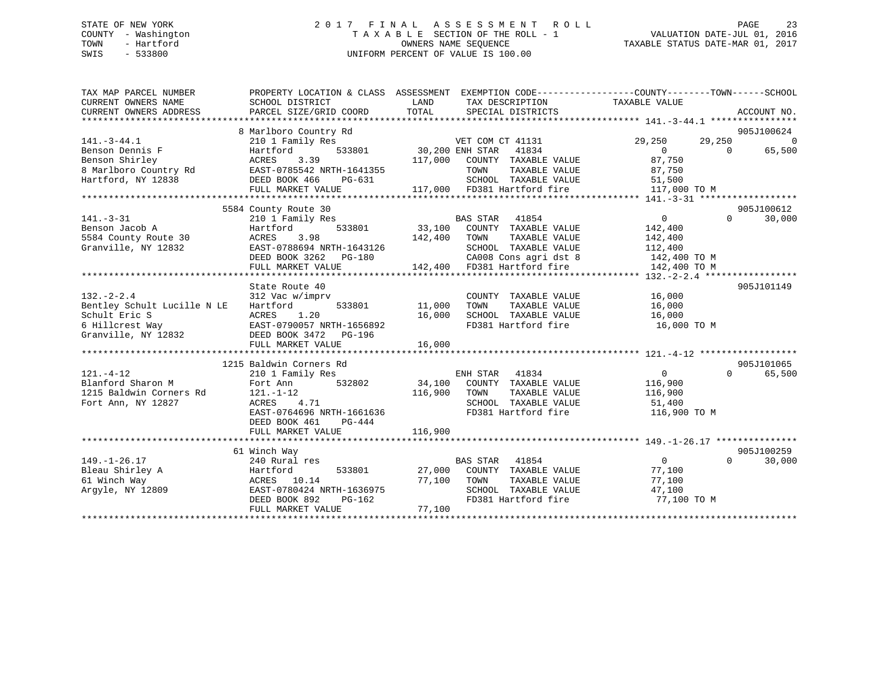STATE OF NEW YORK
COUNTY - Washington
TOWN - Hartford
SWIS - 533800

# 2017 FINAL ASSESSMENT ROLL
TAXABLE SECTION OF THE ROLL - 1
OWNERS NAME SEQUENCE
UNIFORM PERCENT OF VALUE IS 100.00

VALUATION DATE-JUL 01, 2016
TAXABLE STATUS DATE-MAR 01, 2017

| TAX MAP PARCEL NUMBER / CURRENT OWNERS NAME / CURRENT OWNERS ADDRESS | PROPERTY LOCATION & CLASS / SCHOOL DISTRICT / PARCEL SIZE/GRID COORD | ASSESSMENT LAND | TOTAL | EXEMPTION CODE / TAX DESCRIPTION / SPECIAL DISTRICTS | COUNTY | TOWN | SCHOOL | ACCOUNT NO. |
|---|---|---|---|---|---|---|---|---|
| 141.-3-44.1 | 8 Marlboro Country Rd | | | | | | | 905J100624 |
| | 210 1 Family Res | | | VET COM CT 41131 | 29,250 | 29,250 | 0 | |
| Benson Dennis F | Hartford 533801 | 30,200 | | ENH STAR 41834 | 0 | 0 | 65,500 | |
| Benson Shirley | ACRES 3.39 | | 117,000 | COUNTY TAXABLE VALUE | 87,750 | | | |
| 8 Marlboro Country Rd | EAST-0785542 NRTH-1641355 | | | TOWN TAXABLE VALUE | | 87,750 | | |
| Hartford, NY 12838 | DEED BOOK 466 PG-631 | | | SCHOOL TAXABLE VALUE | | | 51,500 | |
| | FULL MARKET VALUE | | 117,000 | FD381 Hartford fire | 117,000 TO M | | | |
| 141.-3-31 | 5584 County Route 30 | | | | | | | 905J100612 |
| | 210 1 Family Res | | | BAS STAR 41854 | 0 | 0 | 30,000 | |
| Benson Jacob A | Hartford 533801 | 33,100 | | COUNTY TAXABLE VALUE | 142,400 | | | |
| 5584 County Route 30 | ACRES 3.98 | | 142,400 | TOWN TAXABLE VALUE | | 142,400 | | |
| Granville, NY 12832 | EAST-0788694 NRTH-1643126 | | | SCHOOL TAXABLE VALUE | | | 112,400 | |
| | DEED BOOK 3262 PG-180 | | | CA008 Cons agri dst 8 | 142,400 TO M | | | |
| | FULL MARKET VALUE | | 142,400 | FD381 Hartford fire | 142,400 TO M | | | |
| 132.-2-2.4 | State Route 40 | | | | | | | 905J101149 |
| | 312 Vac w/imprv | | | COUNTY TAXABLE VALUE | 16,000 | | | |
| Bentley Schult Lucille N LE | Hartford 533801 | 11,000 | | TOWN TAXABLE VALUE | | 16,000 | | |
| Schult Eric S | ACRES 1.20 | | 16,000 | SCHOOL TAXABLE VALUE | | | 16,000 | |
| 6 Hillcrest Way | EAST-0790057 NRTH-1656892 | | | FD381 Hartford fire | 16,000 TO M | | | |
| Granville, NY 12832 | DEED BOOK 3472 PG-196 | | | | | | | |
| | FULL MARKET VALUE | | 16,000 | | | | | |
| 121.-4-12 | 1215 Baldwin Corners Rd | | | | | | | 905J101065 |
| | 210 1 Family Res | | | ENH STAR 41834 | 0 | 0 | 65,500 | |
| Blanford Sharon M | Fort Ann 532802 | 34,100 | | COUNTY TAXABLE VALUE | 116,900 | | | |
| 1215 Baldwin Corners Rd | 121.-1-12 | | 116,900 | TOWN TAXABLE VALUE | | 116,900 | | |
| Fort Ann, NY 12827 | ACRES 4.71 | | | SCHOOL TAXABLE VALUE | | | 51,400 | |
| | EAST-0764696 NRTH-1661636 | | | FD381 Hartford fire | 116,900 TO M | | | |
| | DEED BOOK 461 PG-444 | | | | | | | |
| | FULL MARKET VALUE | | 116,900 | | | | | |
| 149.-1-26.17 | 61 Winch Way | | | | | | | 905J100259 |
| | 240 Rural res | | | BAS STAR 41854 | 0 | 0 | 30,000 | |
| Bleau Shirley A | Hartford 533801 | 27,000 | | COUNTY TAXABLE VALUE | 77,100 | | | |
| 61 Winch Way | ACRES 10.14 | | 77,100 | TOWN TAXABLE VALUE | | 77,100 | | |
| Argyle, NY 12809 | EAST-0780424 NRTH-1636975 | | | SCHOOL TAXABLE VALUE | | | 47,100 | |
| | DEED BOOK 892 PG-162 | | | FD381 Hartford fire | 77,100 TO M | | | |
| | FULL MARKET VALUE | | 77,100 | | | | | |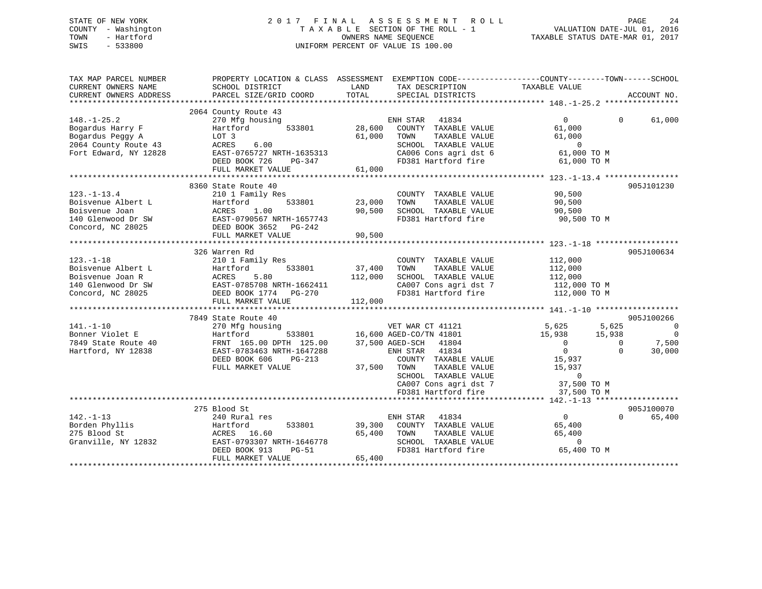STATE OF NEW YORK
COUNTY - Washington
TOWN - Hartford
SWIS - 533800

2017 FINAL ASSESSMENT ROLL
TAXABLE SECTION OF THE ROLL - 1
OWNERS NAME SEQUENCE
UNIFORM PERCENT OF VALUE IS 100.00

VALUATION DATE-JUL 01, 2016
TAXABLE STATUS DATE-MAR 01, 2017

```
TAX MAP PARCEL NUMBER     PROPERTY LOCATION & CLASS  ASSESSMENT  EXEMPTION CODE------------------COUNTY--------TOWN------SCHOOL
CURRENT OWNERS NAME       SCHOOL DISTRICT               LAND      TAX DESCRIPTION            TAXABLE VALUE
CURRENT OWNERS ADDRESS    PARCEL SIZE/GRID COORD        TOTAL     SPECIAL DISTRICTS                                   ACCOUNT NO.
******************************************************************************************** 148.-1-25.2 ****************
                          2064 County Route 43
148.-1-25.2               270 Mfg housing                         ENH STAR   41834                 0           0      61,000
Bogardus Harry F          Hartford          533801      28,600    COUNTY  TAXABLE VALUE         61,000
Bogardus Peggy A          LOT 3                         61,000    TOWN    TAXABLE VALUE         61,000
2064 County Route 43      ACRES    6.00                           SCHOOL  TAXABLE VALUE              0
Fort Edward, NY 12828     EAST-0765727 NRTH-1635313               CA006 Cons agri dst 6         61,000 TO M
                          DEED BOOK 726     PG-347                FD381 Hartford fire           61,000 TO M
                          FULL MARKET VALUE             61,000
******************************************************************************************** 123.-1-13.4 ****************
                          8360 State Route 40                                                                   905J101230
123.-1-13.4               210 1 Family Res                        COUNTY  TAXABLE VALUE         90,500
Boisvenue Albert L        Hartford          533801      23,000    TOWN    TAXABLE VALUE         90,500
Boisvenue Joan            ACRES    1.00                 90,500    SCHOOL  TAXABLE VALUE         90,500
140 Glenwood Dr SW        EAST-0790567 NRTH-1657743               FD381 Hartford fire           90,500 TO M
Concord, NC 28025         DEED BOOK 3652    PG-242
                          FULL MARKET VALUE             90,500
******************************************************************************************** 123.-1-18 ******************
                          326 Warren Rd                                                                         905J100634
123.-1-18                 210 1 Family Res                        COUNTY  TAXABLE VALUE        112,000
Boisvenue Albert L        Hartford          533801      37,400    TOWN    TAXABLE VALUE        112,000
Boisvenue Joan R          ACRES    5.80                112,000    SCHOOL  TAXABLE VALUE        112,000
140 Glenwood Dr SW        EAST-0785708 NRTH-1662411               CA007 Cons agri dst 7        112,000 TO M
Concord, NC 28025         DEED BOOK 1774    PG-270                FD381 Hartford fire          112,000 TO M
                          FULL MARKET VALUE            112,000
******************************************************************************************** 141.-1-10 ******************
                          7849 State Route 40                                                                   905J100266
141.-1-10                 270 Mfg housing                         VET WAR CT 41121             5,625       5,625           0
Bonner Violet E           Hartford          533801      16,600    AGED-CO/TN 41801            15,938      15,938           0
7849 State Route 40       FRNT 165.00 DPTH 125.00       37,500    AGED-SCH   41804                 0           0       7,500
Hartford, NY 12838        EAST-0783463 NRTH-1647288               ENH STAR   41834                 0           0      30,000
                          DEED BOOK 606     PG-213                COUNTY  TAXABLE VALUE         15,937
                          FULL MARKET VALUE             37,500    TOWN    TAXABLE VALUE         15,937
                                                                  SCHOOL  TAXABLE VALUE              0
                                                                  CA007 Cons agri dst 7         37,500 TO M
                                                                  FD381 Hartford fire           37,500 TO M
******************************************************************************************** 142.-1-13 ******************
                          275 Blood St                                                                          905J100070
142.-1-13                 240 Rural res                           ENH STAR   41834                 0           0      65,400
Borden Phyllis            Hartford          533801      39,300    COUNTY  TAXABLE VALUE         65,400
275 Blood St              ACRES   16.60                 65,400    TOWN    TAXABLE VALUE         65,400
Granville, NY 12832       EAST-0793307 NRTH-1646778               SCHOOL  TAXABLE VALUE              0
                          DEED BOOK 913     PG-51                 FD381 Hartford fire           65,400 TO M
                          FULL MARKET VALUE             65,400
*****************************************************************************************************************************
```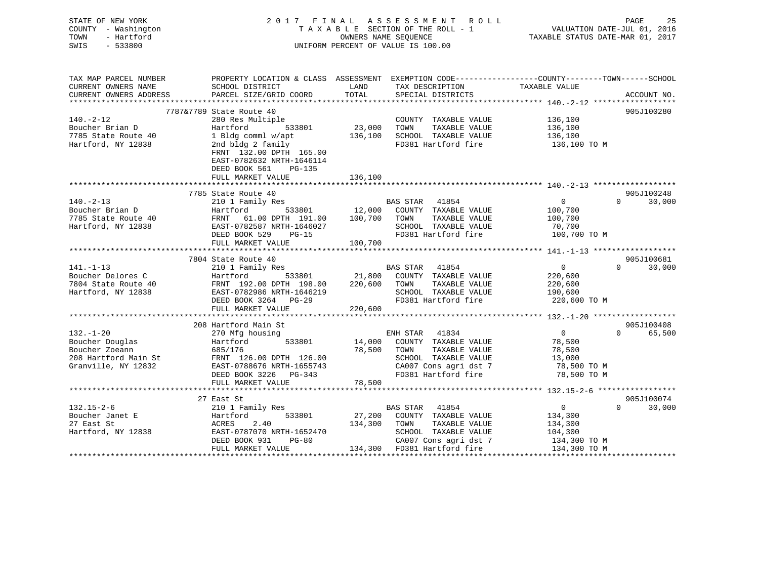STATE OF NEW YORK
COUNTY - Washington
TOWN - Hartford
SWIS - 533800

# 2017 FINAL ASSESSMENT ROLL
TAXABLE SECTION OF THE ROLL - 1
OWNERS NAME SEQUENCE
UNIFORM PERCENT OF VALUE IS 100.00

VALUATION DATE-JUL 01, 2016
TAXABLE STATUS DATE-MAR 01, 2017

```
TAX MAP PARCEL NUMBER        PROPERTY LOCATION & CLASS  ASSESSMENT  EXEMPTION CODE------------------COUNTY--------TOWN------SCHOOL
CURRENT OWNERS NAME          SCHOOL DISTRICT               LAND      TAX DESCRIPTION              TAXABLE VALUE
CURRENT OWNERS ADDRESS       PARCEL SIZE/GRID COORD        TOTAL     SPECIAL DISTRICTS                                   ACCOUNT NO.
******************************************************************************************************* 140.-2-12 ******************
           7787&7789 State Route 40                                                                                    905J100280
140.-2-12                    280 Res Multiple                        COUNTY  TAXABLE VALUE          136,100
Boucher Brian D              Hartford          533801      23,000    TOWN    TAXABLE VALUE          136,100
7785 State Route 40          1 Bldg comml w/apt           136,100    SCHOOL  TAXABLE VALUE          136,100
Hartford, NY 12838           2nd bldg 2 family                       FD381 Hartford fire             136,100 TO M
                             FRNT 132.00 DPTH 165.00
                             EAST-0782632 NRTH-1646114
                             DEED BOOK 561    PG-135
                             FULL MARKET VALUE            136,100
******************************************************************************************************* 140.-2-13 ******************
           7785 State Route 40                                                                                         905J100248
140.-2-13                    210 1 Family Res                    BAS STAR   41854                0             0        30,000
Boucher Brian D              Hartford          533801      12,000    COUNTY  TAXABLE VALUE          100,700
7785 State Route 40          FRNT   61.00 DPTH 191.00     100,700    TOWN    TAXABLE VALUE          100,700
Hartford, NY 12838           EAST-0782587 NRTH-1646027               SCHOOL  TAXABLE VALUE           70,700
                             DEED BOOK 529    PG-15                  FD381 Hartford fire             100,700 TO M
                             FULL MARKET VALUE            100,700
******************************************************************************************************* 141.-1-13 ******************
           7804 State Route 40                                                                                         905J100681
141.-1-13                    210 1 Family Res                    BAS STAR   41854                0             0        30,000
Boucher Delores C            Hartford          533801      21,800    COUNTY  TAXABLE VALUE          220,600
7804 State Route 40          FRNT 192.00 DPTH 198.00      220,600    TOWN    TAXABLE VALUE          220,600
Hartford, NY 12838           EAST-0782986 NRTH-1646219               SCHOOL  TAXABLE VALUE          190,600
                             DEED BOOK 3264   PG-29                  FD381 Hartford fire             220,600 TO M
                             FULL MARKET VALUE            220,600
******************************************************************************************************* 132.-1-20 ******************
           208 Hartford Main St                                                                                        905J100408
132.-1-20                    270 Mfg housing                     ENH STAR   41834                0             0        65,500
Boucher Douglas              Hartford          533801      14,000    COUNTY  TAXABLE VALUE           78,500
Boucher Zoeann               685/176                       78,500    TOWN    TAXABLE VALUE           78,500
208 Hartford Main St         FRNT 126.00 DPTH 126.00                 SCHOOL  TAXABLE VALUE           13,000
Granville, NY 12832          EAST-0788676 NRTH-1655743               CA007 Cons agri dst 7            78,500 TO M
                             DEED BOOK 3226   PG-343                 FD381 Hartford fire              78,500 TO M
                             FULL MARKET VALUE             78,500
******************************************************************************************************* 132.15-2-6 *****************
           27 East St                                                                                                  905J100074
132.15-2-6                   210 1 Family Res                    BAS STAR   41854                0             0        30,000
Boucher Janet E              Hartford          533801      27,200    COUNTY  TAXABLE VALUE          134,300
27 East St                   ACRES    2.40                134,300    TOWN    TAXABLE VALUE          134,300
Hartford, NY 12838           EAST-0787070 NRTH-1652470               SCHOOL  TAXABLE VALUE          104,300
                             DEED BOOK 931    PG-80                  CA007 Cons agri dst 7           134,300 TO M
                             FULL MARKET VALUE            134,300    FD381 Hartford fire             134,300 TO M
************************************************************************************************************************************
```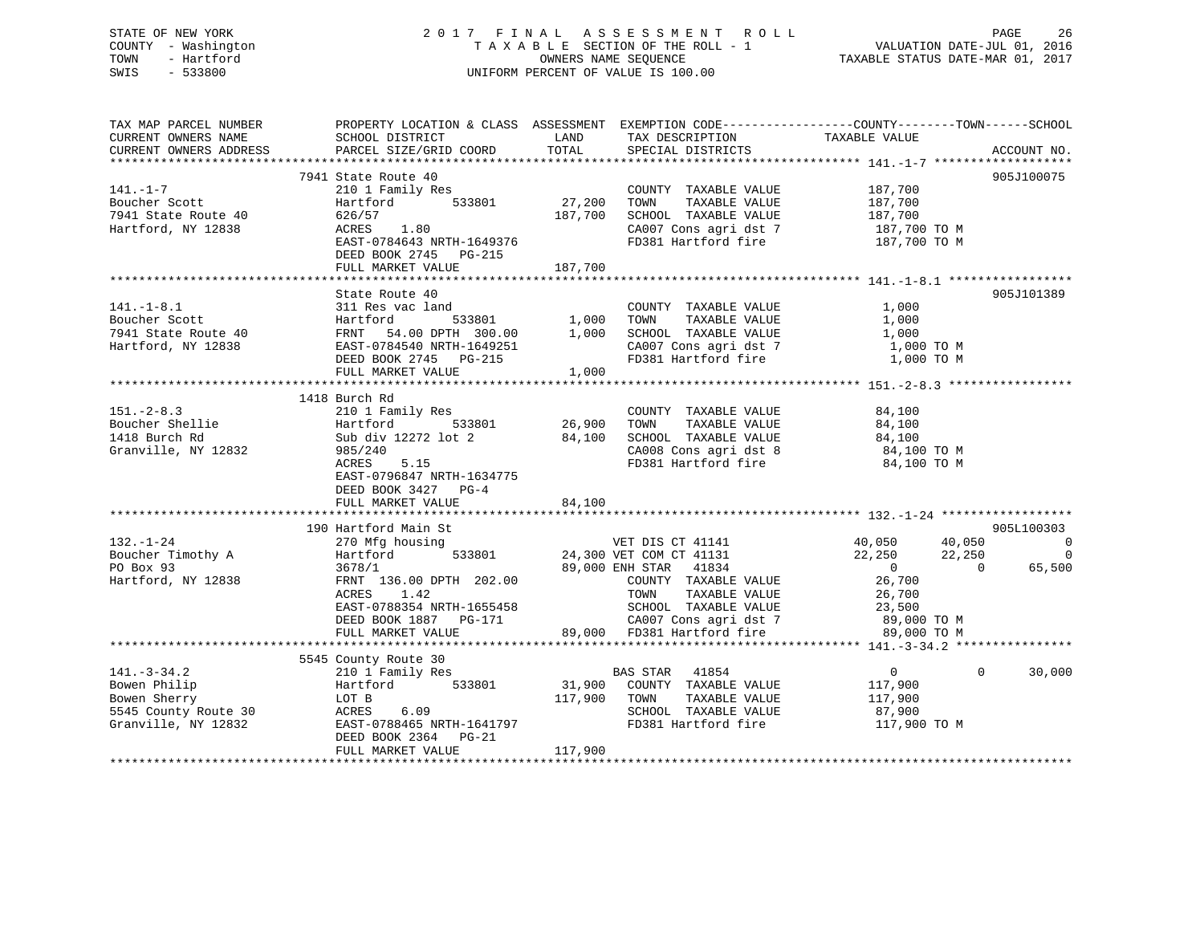STATE OF NEW YORK
COUNTY - Washington
TOWN - Hartford
SWIS - 533800

2017 FINAL ASSESSMENT ROLL
TAXABLE SECTION OF THE ROLL - 1
OWNERS NAME SEQUENCE
UNIFORM PERCENT OF VALUE IS 100.00

VALUATION DATE-JUL 01, 2016
TAXABLE STATUS DATE-MAR 01, 2017

```
TAX MAP PARCEL NUMBER      PROPERTY LOCATION & CLASS  ASSESSMENT  EXEMPTION CODE------------------COUNTY--------TOWN------SCHOOL
CURRENT OWNERS NAME        SCHOOL DISTRICT               LAND      TAX DESCRIPTION             TAXABLE VALUE
CURRENT OWNERS ADDRESS     PARCEL SIZE/GRID COORD        TOTAL     SPECIAL DISTRICTS                                          ACCOUNT NO.
******************************************************************************************************* 141.-1-7 *******************
                           7941 State Route 40                                                                            905J100075
141.-1-7                   210 1 Family Res                        COUNTY  TAXABLE VALUE          187,700
Boucher Scott              Hartford          533801      27,200    TOWN    TAXABLE VALUE          187,700
7941 State Route 40        626/57                       187,700    SCHOOL  TAXABLE VALUE          187,700
Hartford, NY 12838         ACRES     1.80                          CA007 Cons agri dst 7          187,700 TO M
                           EAST-0784643 NRTH-1649376               FD381 Hartford fire            187,700 TO M
                           DEED BOOK 2745   PG-215
                           FULL MARKET VALUE            187,700
******************************************************************************************************* 141.-1-8.1 *****************
                           State Route 40                                                                                 905J101389
141.-1-8.1                 311 Res vac land                        COUNTY  TAXABLE VALUE            1,000
Boucher Scott              Hartford          533801       1,000    TOWN    TAXABLE VALUE            1,000
7941 State Route 40        FRNT   54.00 DPTH 300.00       1,000    SCHOOL  TAXABLE VALUE            1,000
Hartford, NY 12838         EAST-0784540 NRTH-1649251               CA007 Cons agri dst 7            1,000 TO M
                           DEED BOOK 2745   PG-215                 FD381 Hartford fire              1,000 TO M
                           FULL MARKET VALUE              1,000
******************************************************************************************************* 151.-2-8.3 *****************
                           1418 Burch Rd
151.-2-8.3                 210 1 Family Res                        COUNTY  TAXABLE VALUE           84,100
Boucher Shellie            Hartford          533801      26,900    TOWN    TAXABLE VALUE           84,100
1418 Burch Rd              Sub div 12272 lot 2           84,100    SCHOOL  TAXABLE VALUE           84,100
Granville, NY 12832        985/240                                 CA008 Cons agri dst 8           84,100 TO M
                           ACRES     5.15                          FD381 Hartford fire             84,100 TO M
                           EAST-0796847 NRTH-1634775
                           DEED BOOK 3427   PG-4
                           FULL MARKET VALUE             84,100
******************************************************************************************************* 132.-1-24 ******************
                           190 Hartford Main St                                                                           905L100303
132.-1-24                  270 Mfg housing                         VET DIS CT 41141           40,050      40,050             0
Boucher Timothy A          Hartford          533801      24,300 VET COM CT 41131              22,250      22,250             0
PO Box 93                  3678/1                        89,000 ENH STAR    41834                  0           0        65,500
Hartford, NY 12838         FRNT  136.00 DPTH 202.00                COUNTY  TAXABLE VALUE           26,700
                           ACRES     1.42                          TOWN    TAXABLE VALUE           26,700
                           EAST-0788354 NRTH-1655458               SCHOOL  TAXABLE VALUE           23,500
                           DEED BOOK 1887   PG-171                 CA007 Cons agri dst 7           89,000 TO M
                           FULL MARKET VALUE             89,000    FD381 Hartford fire             89,000 TO M
******************************************************************************************************* 141.-3-34.2 ****************
                           5545 County Route 30
141.-3-34.2                210 1 Family Res                        BAS STAR    41854                   0           0        30,000
Bowen Philip               Hartford          533801      31,900    COUNTY  TAXABLE VALUE          117,900
Bowen Sherry               LOT B                        117,900    TOWN    TAXABLE VALUE          117,900
5545 County Route 30       ACRES     6.09                          SCHOOL  TAXABLE VALUE           87,900
Granville, NY 12832        EAST-0788465 NRTH-1641797               FD381 Hartford fire            117,900 TO M
                           DEED BOOK 2364   PG-21
                           FULL MARKET VALUE            117,900
************************************************************************************************************************************
```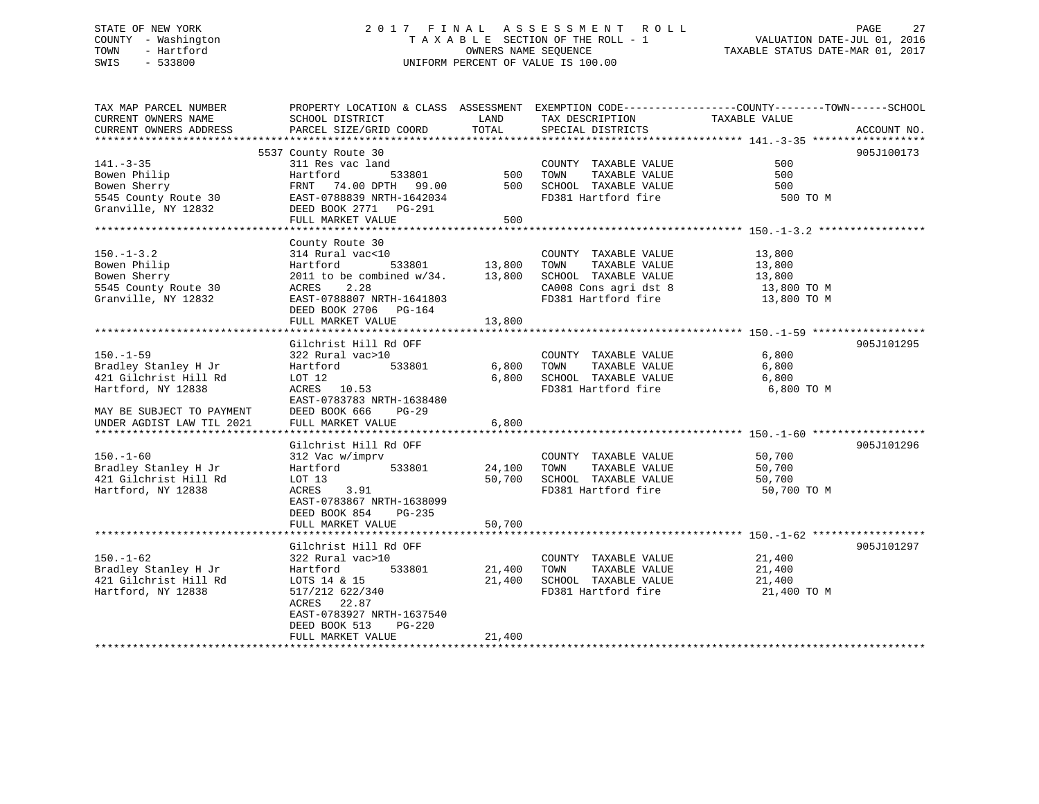STATE OF NEW YORK
COUNTY - Washington
TOWN - Hartford
SWIS - 533800

2017 FINAL ASSESSMENT ROLL
TAXABLE SECTION OF THE ROLL - 1
OWNERS NAME SEQUENCE
UNIFORM PERCENT OF VALUE IS 100.00

VALUATION DATE-JUL 01, 2016
TAXABLE STATUS DATE-MAR 01, 2017

| TAX MAP PARCEL NUMBER / CURRENT OWNERS NAME / CURRENT OWNERS ADDRESS | PROPERTY LOCATION & CLASS / SCHOOL DISTRICT / PARCEL SIZE/GRID COORD | ASSESSMENT LAND / TOTAL | EXEMPTION CODE / TAX DESCRIPTION / SPECIAL DISTRICTS | COUNTY--TOWN--SCHOOL TAXABLE VALUE | ACCOUNT NO. |
|---|---|---|---|---|---|
| 141.-3-35 | 5537 County Route 30 | | | | 905J100173 |
| | 311 Res vac land | | COUNTY TAXABLE VALUE | 500 | |
| Bowen Philip | Hartford 533801 | 500 | TOWN TAXABLE VALUE | 500 | |
| Bowen Sherry | FRNT 74.00 DPTH 99.00 | 500 | SCHOOL TAXABLE VALUE | 500 | |
| 5545 County Route 30 | EAST-0788839 NRTH-1642034 | | FD381 Hartford fire | 500 TO M | |
| Granville, NY 12832 | DEED BOOK 2771 PG-291 | | | | |
| | FULL MARKET VALUE | 500 | | | |
| 150.-1-3.2 | County Route 30 | | | | |
| | 314 Rural vac<10 | | COUNTY TAXABLE VALUE | 13,800 | |
| Bowen Philip | Hartford 533801 | 13,800 | TOWN TAXABLE VALUE | 13,800 | |
| Bowen Sherry | 2011 to be combined w/34. | 13,800 | SCHOOL TAXABLE VALUE | 13,800 | |
| 5545 County Route 30 | ACRES 2.28 | | CA008 Cons agri dst 8 | 13,800 TO M | |
| Granville, NY 12832 | EAST-0788807 NRTH-1641803 | | FD381 Hartford fire | 13,800 TO M | |
| | DEED BOOK 2706 PG-164 | | | | |
| | FULL MARKET VALUE | 13,800 | | | |
| 150.-1-59 | Gilchrist Hill Rd OFF | | | | 905J101295 |
| | 322 Rural vac>10 | | COUNTY TAXABLE VALUE | 6,800 | |
| Bradley Stanley H Jr | Hartford 533801 | 6,800 | TOWN TAXABLE VALUE | 6,800 | |
| 421 Gilchrist Hill Rd | LOT 12 | 6,800 | SCHOOL TAXABLE VALUE | 6,800 | |
| Hartford, NY 12838 | ACRES 10.53 | | FD381 Hartford fire | 6,800 TO M | |
| | EAST-0783783 NRTH-1638480 | | | | |
| MAY BE SUBJECT TO PAYMENT | DEED BOOK 666 PG-29 | | | | |
| UNDER AGDIST LAW TIL 2021 | FULL MARKET VALUE | 6,800 | | | |
| 150.-1-60 | Gilchrist Hill Rd OFF | | | | 905J101296 |
| | 312 Vac w/imprv | | COUNTY TAXABLE VALUE | 50,700 | |
| Bradley Stanley H Jr | Hartford 533801 | 24,100 | TOWN TAXABLE VALUE | 50,700 | |
| 421 Gilchrist Hill Rd | LOT 13 | 50,700 | SCHOOL TAXABLE VALUE | 50,700 | |
| Hartford, NY 12838 | ACRES 3.91 | | FD381 Hartford fire | 50,700 TO M | |
| | EAST-0783867 NRTH-1638099 | | | | |
| | DEED BOOK 854 PG-235 | | | | |
| | FULL MARKET VALUE | 50,700 | | | |
| 150.-1-62 | Gilchrist Hill Rd OFF | | | | 905J101297 |
| | 322 Rural vac>10 | | COUNTY TAXABLE VALUE | 21,400 | |
| Bradley Stanley H Jr | Hartford 533801 | 21,400 | TOWN TAXABLE VALUE | 21,400 | |
| 421 Gilchrist Hill Rd | LOTS 14 & 15 | 21,400 | SCHOOL TAXABLE VALUE | 21,400 | |
| Hartford, NY 12838 | 517/212 622/340 | | FD381 Hartford fire | 21,400 TO M | |
| | ACRES 22.87 | | | | |
| | EAST-0783927 NRTH-1637540 | | | | |
| | DEED BOOK 513 PG-220 | | | | |
| | FULL MARKET VALUE | 21,400 | | | |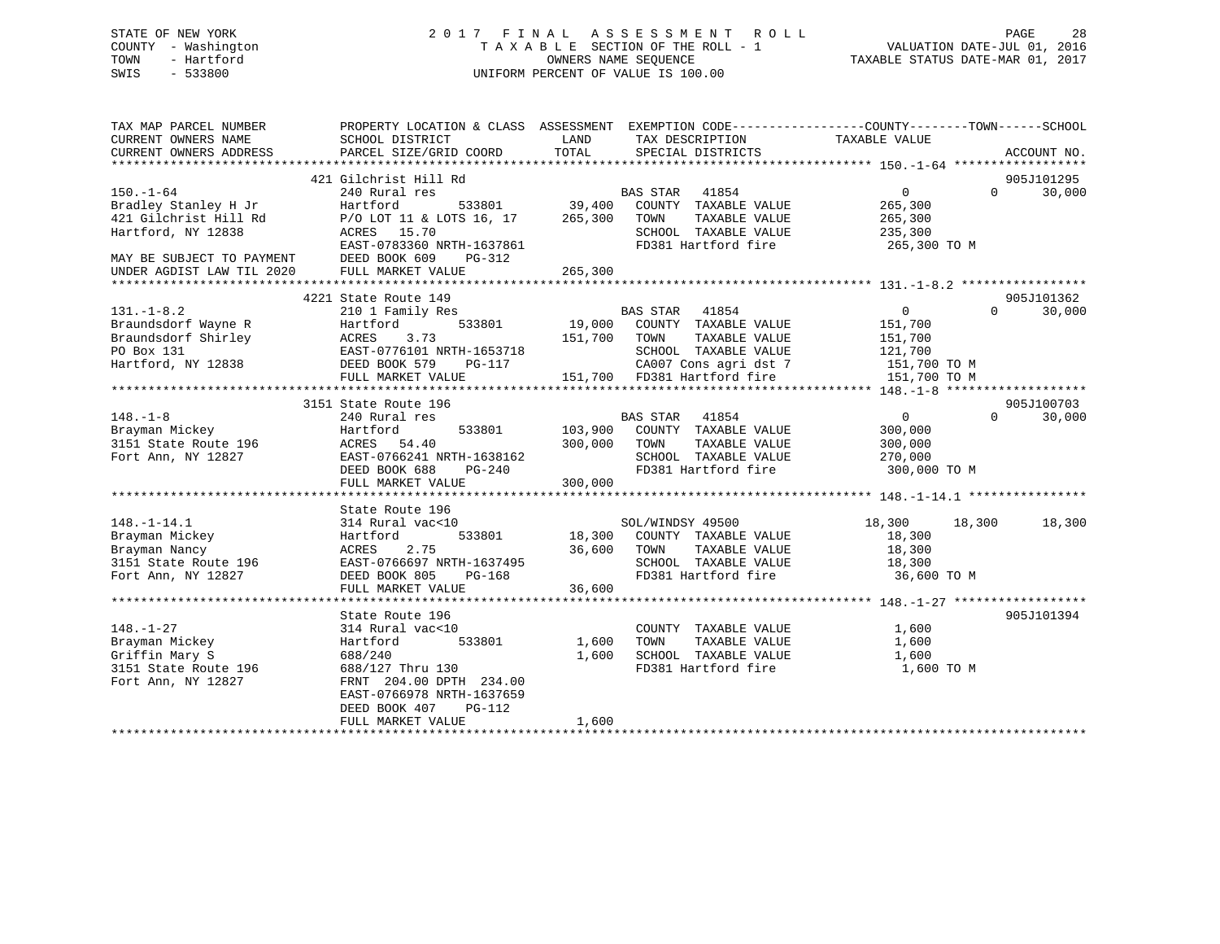STATE OF NEW YORK | COUNTY - Washington | TOWN - Hartford | SWIS - 533800

# 2017 FINAL ASSESSMENT ROLL

TAXABLE SECTION OF THE ROLL - 1
OWNERS NAME SEQUENCE
UNIFORM PERCENT OF VALUE IS 100.00

VALUATION DATE-JUL 01, 2016
TAXABLE STATUS DATE-MAR 01, 2017

| TAX MAP PARCEL NUMBER / CURRENT OWNERS NAME / CURRENT OWNERS ADDRESS | PROPERTY LOCATION & CLASS / SCHOOL DISTRICT / PARCEL SIZE/GRID COORD | ASSESSMENT LAND / TOTAL | EXEMPTION CODE / TAX DESCRIPTION / SPECIAL DISTRICTS | COUNTY TAXABLE VALUE | TOWN | SCHOOL | ACCOUNT NO. |
|---|---|---|---|---|---|---|---|
| **150.-1-64** | 421 Gilchrist Hill Rd | | | | | | 905J101295 |
| Bradley Stanley H Jr | 240 Rural res | | BAS STAR 41854 | 0 | 0 | 30,000 | |
| 421 Gilchrist Hill Rd | Hartford 533801 | 39,400 | COUNTY TAXABLE VALUE | 265,300 | | | |
| Hartford, NY 12838 | P/O LOT 11 & LOTS 16, 17 | 265,300 | TOWN TAXABLE VALUE | 265,300 | | | |
| | ACRES 15.70 | | SCHOOL TAXABLE VALUE | 235,300 | | | |
| | EAST-0783360 NRTH-1637861 | | FD381 Hartford fire | 265,300 TO M | | | |
| MAY BE SUBJECT TO PAYMENT | DEED BOOK 609 PG-312 | | | | | | |
| UNDER AGDIST LAW TIL 2020 | FULL MARKET VALUE | 265,300 | | | | | |
| **131.-1-8.2** | 4221 State Route 149 | | | | | | 905J101362 |
| Braundsdorf Wayne R | 210 1 Family Res | | BAS STAR 41854 | 0 | 0 | 30,000 | |
| Braundsdorf Shirley | Hartford 533801 | 19,000 | COUNTY TAXABLE VALUE | 151,700 | | | |
| PO Box 131 | ACRES 3.73 | 151,700 | TOWN TAXABLE VALUE | 151,700 | | | |
| Hartford, NY 12838 | EAST-0776101 NRTH-1653718 | | SCHOOL TAXABLE VALUE | 121,700 | | | |
| | DEED BOOK 579 PG-117 | | CA007 Cons agri dst 7 | 151,700 TO M | | | |
| | FULL MARKET VALUE | 151,700 | FD381 Hartford fire | 151,700 TO M | | | |
| **148.-1-8** | 3151 State Route 196 | | | | | | 905J100703 |
| Brayman Mickey | 240 Rural res | | BAS STAR 41854 | 0 | 0 | 30,000 | |
| 3151 State Route 196 | Hartford 533801 | 103,900 | COUNTY TAXABLE VALUE | 300,000 | | | |
| Fort Ann, NY 12827 | ACRES 54.40 | 300,000 | TOWN TAXABLE VALUE | 300,000 | | | |
| | EAST-0766241 NRTH-1638162 | | SCHOOL TAXABLE VALUE | 270,000 | | | |
| | DEED BOOK 688 PG-240 | | FD381 Hartford fire | 300,000 TO M | | | |
| | FULL MARKET VALUE | 300,000 | | | | | |
| **148.-1-14.1** | State Route 196 | | | | | | |
| Brayman Mickey | 314 Rural vac<10 | | SOL/WINDSY 49500 | 18,300 | 18,300 | 18,300 | |
| Brayman Nancy | Hartford 533801 | 18,300 | COUNTY TAXABLE VALUE | 18,300 | | | |
| 3151 State Route 196 | ACRES 2.75 | 36,600 | TOWN TAXABLE VALUE | 18,300 | | | |
| Fort Ann, NY 12827 | EAST-0766697 NRTH-1637495 | | SCHOOL TAXABLE VALUE | 18,300 | | | |
| | DEED BOOK 805 PG-168 | | FD381 Hartford fire | 36,600 TO M | | | |
| | FULL MARKET VALUE | 36,600 | | | | | |
| **148.-1-27** | State Route 196 | | | | | | 905J101394 |
| Brayman Mickey | 314 Rural vac<10 | | COUNTY TAXABLE VALUE | 1,600 | | | |
| Griffin Mary S | Hartford 533801 | 1,600 | TOWN TAXABLE VALUE | 1,600 | | | |
| 3151 State Route 196 | 688/240 | 1,600 | SCHOOL TAXABLE VALUE | 1,600 | | | |
| Fort Ann, NY 12827 | 688/127 Thru 130 | | FD381 Hartford fire | 1,600 TO M | | | |
| | FRNT 204.00 DPTH 234.00 | | | | | | |
| | EAST-0766978 NRTH-1637659 | | | | | | |
| | DEED BOOK 407 PG-112 | | | | | | |
| | FULL MARKET VALUE | 1,600 | | | | | |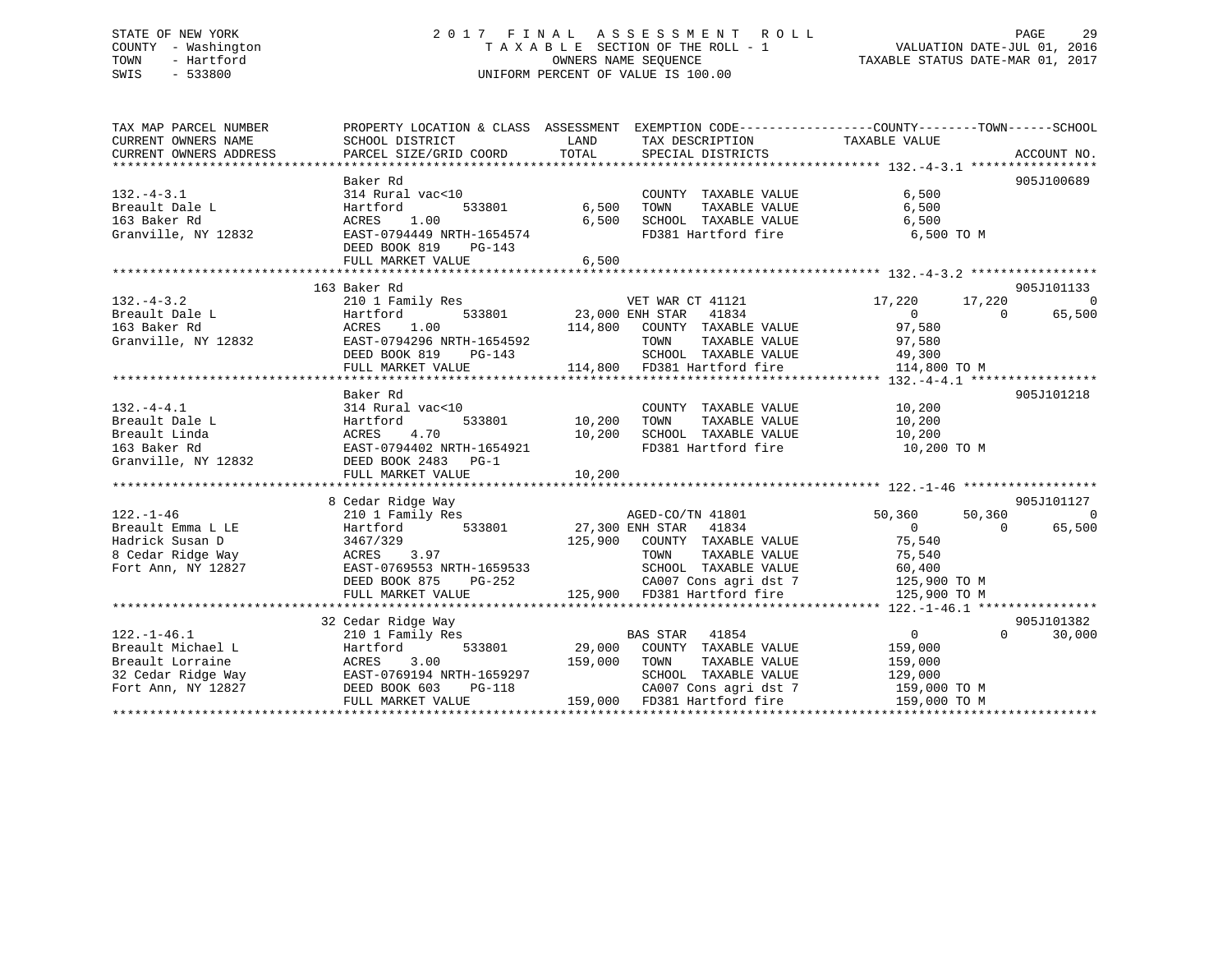STATE OF NEW YORK
COUNTY - Washington
TOWN - Hartford
SWIS - 533800

# 2017 FINAL ASSESSMENT ROLL

TAXABLE SECTION OF THE ROLL - 1
OWNERS NAME SEQUENCE
UNIFORM PERCENT OF VALUE IS 100.00

VALUATION DATE-JUL 01, 2016
TAXABLE STATUS DATE-MAR 01, 2017

| TAX MAP PARCEL NUMBER / CURRENT OWNERS NAME / CURRENT OWNERS ADDRESS | PROPERTY LOCATION & CLASS / SCHOOL DISTRICT / PARCEL SIZE/GRID COORD | ASSESSMENT LAND / TOTAL | EXEMPTION CODE / TAX DESCRIPTION / SPECIAL DISTRICTS | COUNTY TAXABLE VALUE | TOWN | SCHOOL | ACCOUNT NO. |
|---|---|---|---|---|---|---|---|
| **132.-4-3.1** | Baker Rd | | | | | | 905J100689 |
| 132.-4-3.1 | 314 Rural vac<10 | | COUNTY TAXABLE VALUE | 6,500 | | | |
| Breault Dale L | Hartford 533801 | 6,500 | TOWN TAXABLE VALUE | 6,500 | | | |
| 163 Baker Rd | ACRES 1.00 | 6,500 | SCHOOL TAXABLE VALUE | 6,500 | | | |
| Granville, NY 12832 | EAST-0794449 NRTH-1654574 | | FD381 Hartford fire | 6,500 TO M | | | |
| | DEED BOOK 819 PG-143 | | | | | | |
| | FULL MARKET VALUE | 6,500 | | | | | |
| **132.-4-3.2** | 163 Baker Rd | | | | | | 905J101133 |
| 132.-4-3.2 | 210 1 Family Res | | VET WAR CT 41121 | 17,220 | 17,220 | 0 | |
| Breault Dale L | Hartford 533801 | 23,000 | ENH STAR 41834 | 0 | 0 | 65,500 | |
| 163 Baker Rd | ACRES 1.00 | 114,800 | COUNTY TAXABLE VALUE | 97,580 | | | |
| Granville, NY 12832 | EAST-0794296 NRTH-1654592 | | TOWN TAXABLE VALUE | 97,580 | | | |
| | DEED BOOK 819 PG-143 | | SCHOOL TAXABLE VALUE | 49,300 | | | |
| | FULL MARKET VALUE | 114,800 | FD381 Hartford fire | 114,800 TO M | | | |
| **132.-4-4.1** | Baker Rd | | | | | | 905J101218 |
| 132.-4-4.1 | 314 Rural vac<10 | | COUNTY TAXABLE VALUE | 10,200 | | | |
| Breault Dale L | Hartford 533801 | 10,200 | TOWN TAXABLE VALUE | 10,200 | | | |
| Breault Linda | ACRES 4.70 | 10,200 | SCHOOL TAXABLE VALUE | 10,200 | | | |
| 163 Baker Rd | EAST-0794402 NRTH-1654921 | | FD381 Hartford fire | 10,200 TO M | | | |
| Granville, NY 12832 | DEED BOOK 2483 PG-1 | | | | | | |
| | FULL MARKET VALUE | 10,200 | | | | | |
| **122.-1-46** | 8 Cedar Ridge Way | | | | | | 905J101127 |
| 122.-1-46 | 210 1 Family Res | | AGED-CO/TN 41801 | 50,360 | 50,360 | 0 | |
| Breault Emma L LE | Hartford 533801 | 27,300 | ENH STAR 41834 | 0 | 0 | 65,500 | |
| Hadrick Susan D | 3467/329 | 125,900 | COUNTY TAXABLE VALUE | 75,540 | | | |
| 8 Cedar Ridge Way | ACRES 3.97 | | TOWN TAXABLE VALUE | 75,540 | | | |
| Fort Ann, NY 12827 | EAST-0769553 NRTH-1659533 | | SCHOOL TAXABLE VALUE | 60,400 | | | |
| | DEED BOOK 875 PG-252 | | CA007 Cons agri dst 7 | 125,900 TO M | | | |
| | FULL MARKET VALUE | 125,900 | FD381 Hartford fire | 125,900 TO M | | | |
| **122.-1-46.1** | 32 Cedar Ridge Way | | | | | | 905J101382 |
| 122.-1-46.1 | 210 1 Family Res | | BAS STAR 41854 | 0 | 0 | 30,000 | |
| Breault Michael L | Hartford 533801 | 29,000 | COUNTY TAXABLE VALUE | 159,000 | | | |
| Breault Lorraine | ACRES 3.00 | 159,000 | TOWN TAXABLE VALUE | 159,000 | | | |
| 32 Cedar Ridge Way | EAST-0769194 NRTH-1659297 | | SCHOOL TAXABLE VALUE | 129,000 | | | |
| Fort Ann, NY 12827 | DEED BOOK 603 PG-118 | | CA007 Cons agri dst 7 | 159,000 TO M | | | |
| | FULL MARKET VALUE | 159,000 | FD381 Hartford fire | 159,000 TO M | | | |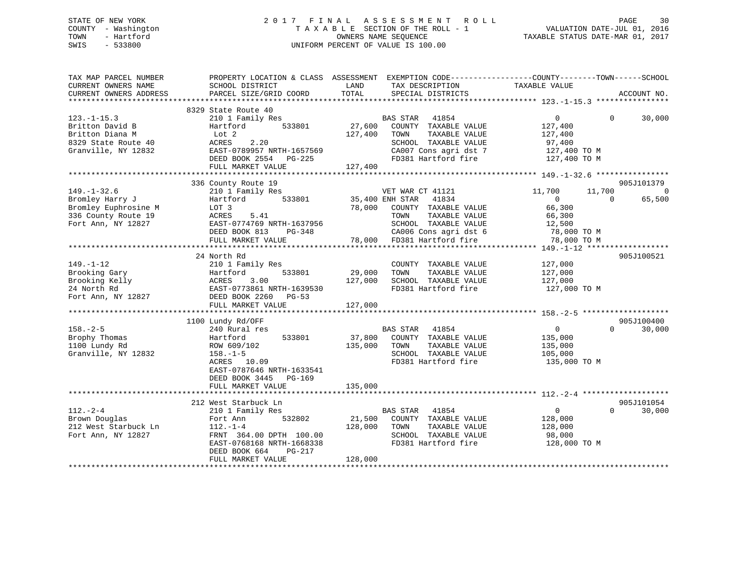STATE OF NEW YORK
COUNTY - Washington
TOWN - Hartford
SWIS - 533800

2017 FINAL ASSESSMENT ROLL
TAXABLE SECTION OF THE ROLL - 1
OWNERS NAME SEQUENCE
UNIFORM PERCENT OF VALUE IS 100.00

VALUATION DATE-JUL 01, 2016
TAXABLE STATUS DATE-MAR 01, 2017

| TAX MAP PARCEL NUMBER / CURRENT OWNERS NAME / CURRENT OWNERS ADDRESS | PROPERTY LOCATION & CLASS / SCHOOL DISTRICT / PARCEL SIZE/GRID COORD | ASSESSMENT LAND / TOTAL | EXEMPTION CODE / TAX DESCRIPTION / SPECIAL DISTRICTS | COUNTY TAXABLE VALUE | TOWN | SCHOOL / ACCOUNT NO. |
|---|---|---|---|---|---|---|
| **123.-1-15.3** | 8329 State Route 40 | | | | | |
| 123.-1-15.3 | 210 1 Family Res | | BAS STAR 41854 | 0 | 0 | 30,000 |
| Britton David B | Hartford 533801 | 27,600 | COUNTY TAXABLE VALUE | 127,400 | | |
| Britton Diana M | Lot 2 | 127,400 | TOWN TAXABLE VALUE | 127,400 | | |
| 8329 State Route 40 | ACRES 2.20 | | SCHOOL TAXABLE VALUE | 97,400 | | |
| Granville, NY 12832 | EAST-0789957 NRTH-1657569 | | CA007 Cons agri dst 7 | 127,400 TO M | | |
| | DEED BOOK 2554 PG-225 | | FD381 Hartford fire | 127,400 TO M | | |
| | FULL MARKET VALUE | 127,400 | | | | |
| **149.-1-32.6** | 336 County Route 19 | | | | | 905J101379 |
| 149.-1-32.6 | 210 1 Family Res | | VET WAR CT 41121 | 11,700 | 11,700 | 0 |
| Bromley Harry J | Hartford 533801 | 35,400 | ENH STAR 41834 | 0 | 0 | 65,500 |
| Bromley Euphrosine M | LOT 3 | 78,000 | COUNTY TAXABLE VALUE | 66,300 | | |
| 336 County Route 19 | ACRES 5.41 | | TOWN TAXABLE VALUE | 66,300 | | |
| Fort Ann, NY 12827 | EAST-0774769 NRTH-1637956 | | SCHOOL TAXABLE VALUE | 12,500 | | |
| | DEED BOOK 813 PG-348 | | CA006 Cons agri dst 6 | 78,000 TO M | | |
| | FULL MARKET VALUE | 78,000 | FD381 Hartford fire | 78,000 TO M | | |
| **149.-1-12** | 24 North Rd | | | | | 905J100521 |
| 149.-1-12 | 210 1 Family Res | | COUNTY TAXABLE VALUE | 127,000 | | |
| Brooking Gary | Hartford 533801 | 29,000 | TOWN TAXABLE VALUE | 127,000 | | |
| Brooking Kelly | ACRES 3.00 | 127,000 | SCHOOL TAXABLE VALUE | 127,000 | | |
| 24 North Rd | EAST-0773861 NRTH-1639530 | | FD381 Hartford fire | 127,000 TO M | | |
| Fort Ann, NY 12827 | DEED BOOK 2260 PG-53 | | | | | |
| | FULL MARKET VALUE | 127,000 | | | | |
| **158.-2-5** | 1100 Lundy Rd/OFF | | | | | 905J100400 |
| 158.-2-5 | 240 Rural res | | BAS STAR 41854 | 0 | 0 | 30,000 |
| Brophy Thomas | Hartford 533801 | 37,800 | COUNTY TAXABLE VALUE | 135,000 | | |
| 1100 Lundy Rd | ROW 609/102 | 135,000 | TOWN TAXABLE VALUE | 135,000 | | |
| Granville, NY 12832 | 158.-1-5 | | SCHOOL TAXABLE VALUE | 105,000 | | |
| | ACRES 10.09 | | FD381 Hartford fire | 135,000 TO M | | |
| | EAST-0787646 NRTH-1633541 | | | | | |
| | DEED BOOK 3445 PG-169 | | | | | |
| | FULL MARKET VALUE | 135,000 | | | | |
| **112.-2-4** | 212 West Starbuck Ln | | | | | 905J101054 |
| 112.-2-4 | 210 1 Family Res | | BAS STAR 41854 | 0 | 0 | 30,000 |
| Brown Douglas | Fort Ann 532802 | 21,500 | COUNTY TAXABLE VALUE | 128,000 | | |
| 212 West Starbuck Ln | 112.-1-4 | 128,000 | TOWN TAXABLE VALUE | 128,000 | | |
| Fort Ann, NY 12827 | FRNT 364.00 DPTH 100.00 | | SCHOOL TAXABLE VALUE | 98,000 | | |
| | EAST-0768168 NRTH-1668338 | | FD381 Hartford fire | 128,000 TO M | | |
| | DEED BOOK 664 PG-217 | | | | | |
| | FULL MARKET VALUE | 128,000 | | | | |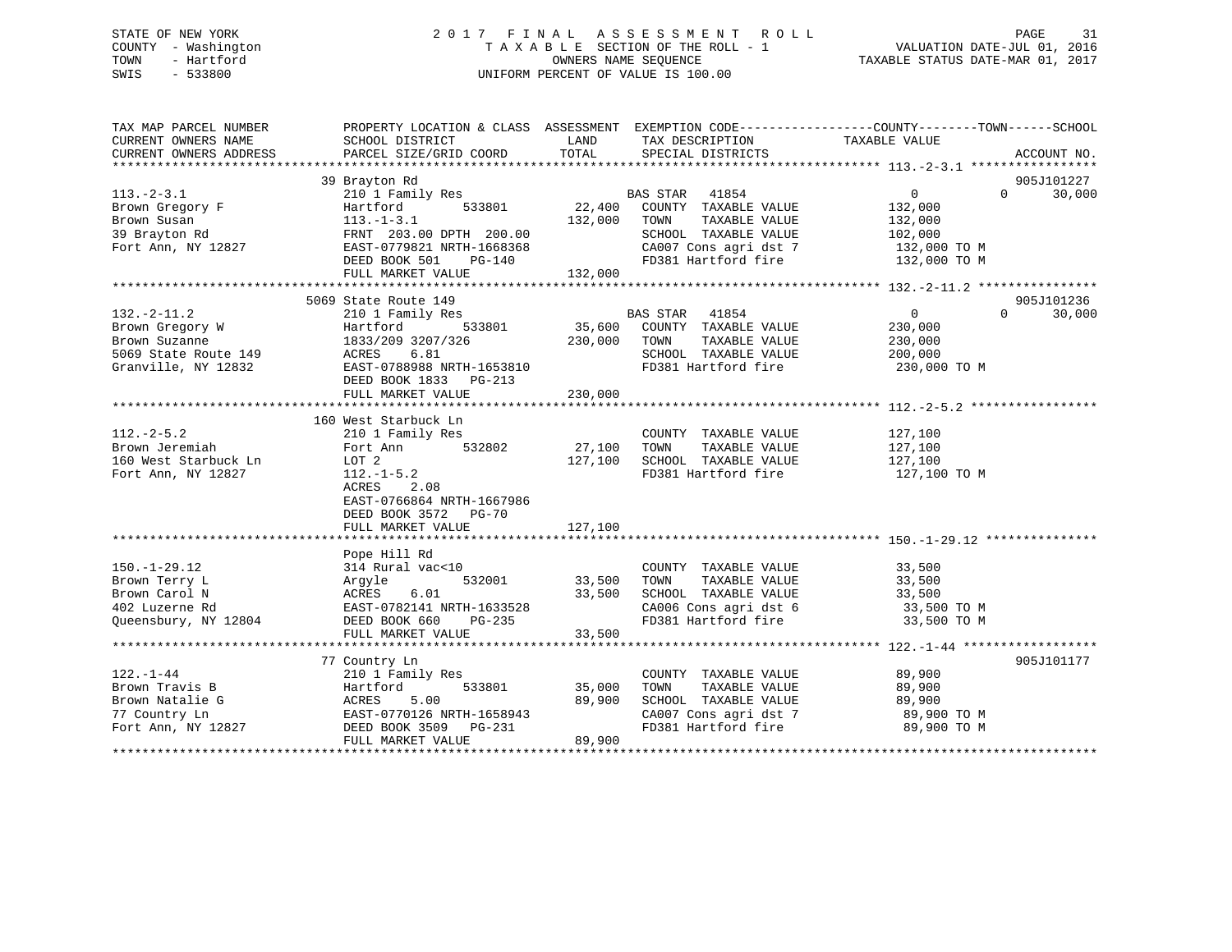STATE OF NEW YORK
COUNTY - Washington
TOWN - Hartford
SWIS - 533800

# 2017 FINAL ASSESSMENT ROLL

TAXABLE SECTION OF THE ROLL - 1
OWNERS NAME SEQUENCE
UNIFORM PERCENT OF VALUE IS 100.00

VALUATION DATE-JUL 01, 2016
TAXABLE STATUS DATE-MAR 01, 2017

```
TAX MAP PARCEL NUMBER          PROPERTY LOCATION & CLASS  ASSESSMENT  EXEMPTION CODE------------------COUNTY--------TOWN------SCHOOL
CURRENT OWNERS NAME            SCHOOL DISTRICT              LAND       TAX DESCRIPTION              TAXABLE VALUE
CURRENT OWNERS ADDRESS         PARCEL SIZE/GRID COORD       TOTAL      SPECIAL DISTRICTS                                     ACCOUNT NO.
******************************************************************************************************* 113.-2-3.1 *****************
                               39 Brayton Rd                                                                              905J101227
113.-2-3.1                     210 1 Family Res                        BAS STAR   41854                    0             0     30,000
Brown Gregory F                Hartford          533801       22,400   COUNTY  TAXABLE VALUE         132,000
Brown Susan                    113.-1-3.1                    132,000   TOWN    TAXABLE VALUE         132,000
39 Brayton Rd                  FRNT 203.00 DPTH 200.00                 SCHOOL  TAXABLE VALUE         102,000
Fort Ann, NY 12827             EAST-0779821 NRTH-1668368               CA007 Cons agri dst 7          132,000 TO M
                               DEED BOOK 501     PG-140                FD381 Hartford fire            132,000 TO M
                               FULL MARKET VALUE             132,000
******************************************************************************************************* 132.-2-11.2 ****************
                               5069 State Route 149                                                                       905J101236
132.-2-11.2                    210 1 Family Res                        BAS STAR   41854                    0             0     30,000
Brown Gregory W                Hartford          533801       35,600   COUNTY  TAXABLE VALUE         230,000
Brown Suzanne                  1833/209 3207/326             230,000   TOWN    TAXABLE VALUE         230,000
5069 State Route 149           ACRES    6.81                           SCHOOL  TAXABLE VALUE         200,000
Granville, NY 12832            EAST-0788988 NRTH-1653810               FD381 Hartford fire            230,000 TO M
                               DEED BOOK 1833   PG-213
                               FULL MARKET VALUE             230,000
******************************************************************************************************* 112.-2-5.2 *****************
                               160 West Starbuck Ln
112.-2-5.2                     210 1 Family Res                        COUNTY  TAXABLE VALUE         127,100
Brown Jeremiah                 Fort Ann          532802       27,100   TOWN    TAXABLE VALUE         127,100
160 West Starbuck Ln           LOT 2                         127,100   SCHOOL  TAXABLE VALUE         127,100
Fort Ann, NY 12827             112.-1-5.2                              FD381 Hartford fire            127,100 TO M
                               ACRES    2.08
                               EAST-0766864 NRTH-1667986
                               DEED BOOK 3572   PG-70
                               FULL MARKET VALUE             127,100
******************************************************************************************************* 150.-1-29.12 ***************
                               Pope Hill Rd
150.-1-29.12                   314 Rural vac<10                        COUNTY  TAXABLE VALUE          33,500
Brown Terry L                  Argyle            532001       33,500   TOWN    TAXABLE VALUE          33,500
Brown Carol N                  ACRES    6.01                  33,500   SCHOOL  TAXABLE VALUE          33,500
402 Luzerne Rd                 EAST-0782141 NRTH-1633528               CA006 Cons agri dst 6           33,500 TO M
Queensbury, NY 12804           DEED BOOK 660     PG-235                FD381 Hartford fire             33,500 TO M
                               FULL MARKET VALUE              33,500
******************************************************************************************************* 122.-1-44 ******************
                               77 Country Ln                                                                              905J101177
122.-1-44                      210 1 Family Res                        COUNTY  TAXABLE VALUE          89,900
Brown Travis B                 Hartford          533801       35,000   TOWN    TAXABLE VALUE          89,900
Brown Natalie G                ACRES    5.00                  89,900   SCHOOL  TAXABLE VALUE          89,900
77 Country Ln                  EAST-0770126 NRTH-1658943               CA007 Cons agri dst 7           89,900 TO M
Fort Ann, NY 12827             DEED BOOK 3509   PG-231                 FD381 Hartford fire             89,900 TO M
                               FULL MARKET VALUE              89,900
************************************************************************************************************************************
```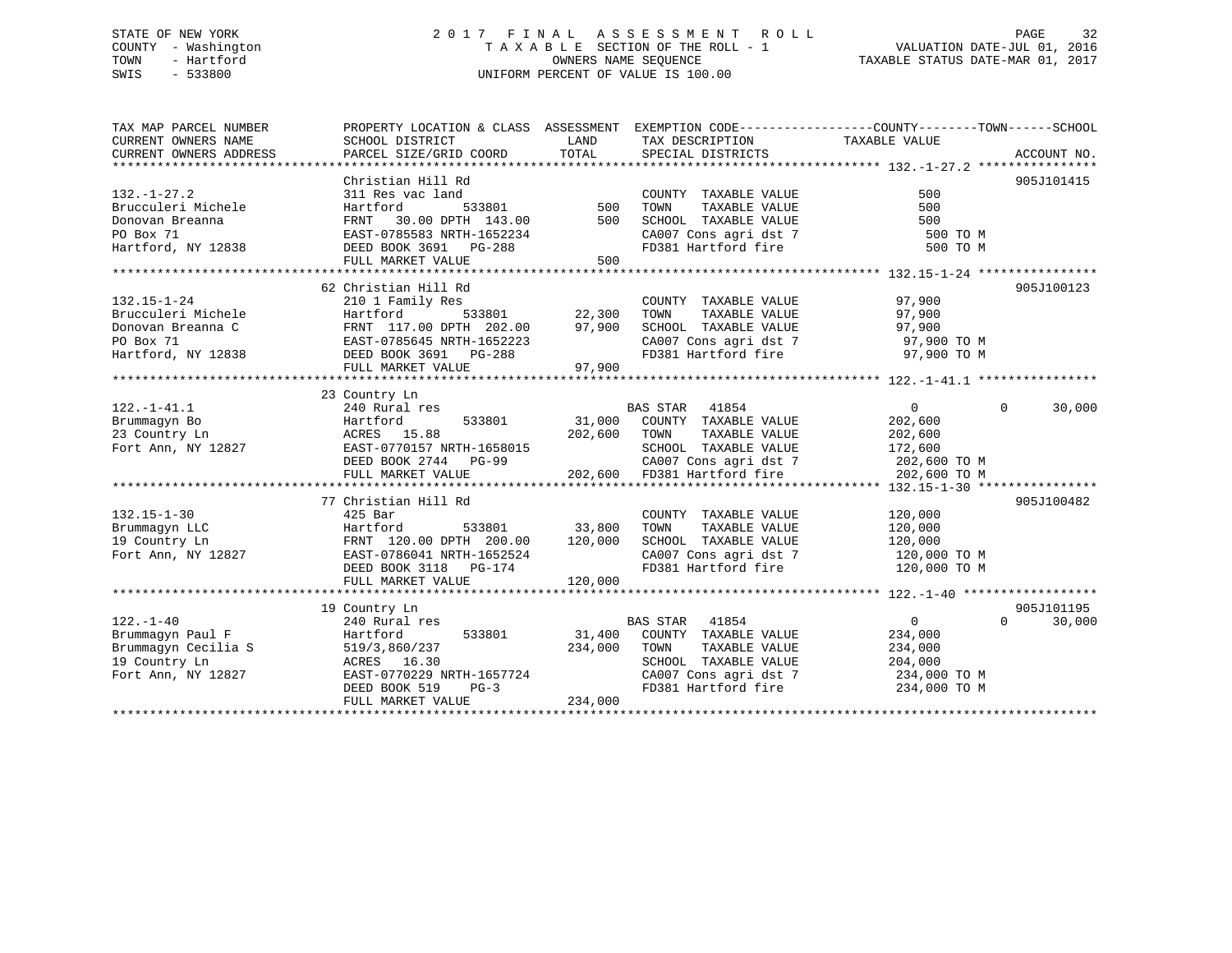STATE OF NEW YORK
COUNTY - Washington
TOWN - Hartford
SWIS - 533800

# 2017 FINAL ASSESSMENT ROLL

TAXABLE SECTION OF THE ROLL - 1
OWNERS NAME SEQUENCE
UNIFORM PERCENT OF VALUE IS 100.00

VALUATION DATE-JUL 01, 2016
TAXABLE STATUS DATE-MAR 01, 2017

| TAX MAP PARCEL NUMBER / CURRENT OWNERS NAME / CURRENT OWNERS ADDRESS | PROPERTY LOCATION & CLASS / SCHOOL DISTRICT / PARCEL SIZE/GRID COORD | ASSESSMENT LAND | TOTAL | EXEMPTION CODE / TAX DESCRIPTION / SPECIAL DISTRICTS | COUNTY / TOWN / SCHOOL TAXABLE VALUE | ACCOUNT NO. |
|---|---|---|---|---|---|---|
| **132.-1-27.2** | Christian Hill Rd | | | | | 905J101415 |
| 132.-1-27.2 | 311 Res vac land | | | COUNTY TAXABLE VALUE | 500 | |
| Brucculeri Michele | Hartford 533801 | 500 | | TOWN TAXABLE VALUE | 500 | |
| Donovan Breanna | FRNT 30.00 DPTH 143.00 | | 500 | SCHOOL TAXABLE VALUE | 500 | |
| PO Box 71 | EAST-0785583 NRTH-1652234 | | | CA007 Cons agri dst 7 | 500 TO M | |
| Hartford, NY 12838 | DEED BOOK 3691 PG-288 | | | FD381 Hartford fire | 500 TO M | |
| | FULL MARKET VALUE | | 500 | | | |
| **132.15-1-24** | 62 Christian Hill Rd | | | | | 905J100123 |
| 132.15-1-24 | 210 1 Family Res | | | COUNTY TAXABLE VALUE | 97,900 | |
| Brucculeri Michele | Hartford 533801 | 22,300 | | TOWN TAXABLE VALUE | 97,900 | |
| Donovan Breanna C | FRNT 117.00 DPTH 202.00 | | 97,900 | SCHOOL TAXABLE VALUE | 97,900 | |
| PO Box 71 | EAST-0785645 NRTH-1652223 | | | CA007 Cons agri dst 7 | 97,900 TO M | |
| Hartford, NY 12838 | DEED BOOK 3691 PG-288 | | | FD381 Hartford fire | 97,900 TO M | |
| | FULL MARKET VALUE | | 97,900 | | | |
| **122.-1-41.1** | 23 Country Ln | | | | | |
| 122.-1-41.1 | 240 Rural res | | | BAS STAR 41854 | 0 / 0 / 30,000 | |
| Brummagyn Bo | Hartford 533801 | 31,000 | | COUNTY TAXABLE VALUE | 202,600 | |
| 23 Country Ln | ACRES 15.88 | | 202,600 | TOWN TAXABLE VALUE | 202,600 | |
| Fort Ann, NY 12827 | EAST-0770157 NRTH-1658015 | | | SCHOOL TAXABLE VALUE | 172,600 | |
| | DEED BOOK 2744 PG-99 | | | CA007 Cons agri dst 7 | 202,600 TO M | |
| | FULL MARKET VALUE | | 202,600 | FD381 Hartford fire | 202,600 TO M | |
| **132.15-1-30** | 77 Christian Hill Rd | | | | | 905J100482 |
| 132.15-1-30 | 425 Bar | | | COUNTY TAXABLE VALUE | 120,000 | |
| Brummagyn LLC | Hartford 533801 | 33,800 | | TOWN TAXABLE VALUE | 120,000 | |
| 19 Country Ln | FRNT 120.00 DPTH 200.00 | | 120,000 | SCHOOL TAXABLE VALUE | 120,000 | |
| Fort Ann, NY 12827 | EAST-0786041 NRTH-1652524 | | | CA007 Cons agri dst 7 | 120,000 TO M | |
| | DEED BOOK 3118 PG-174 | | | FD381 Hartford fire | 120,000 TO M | |
| | FULL MARKET VALUE | | 120,000 | | | |
| **122.-1-40** | 19 Country Ln | | | | | 905J101195 |
| 122.-1-40 | 240 Rural res | | | BAS STAR 41854 | 0 / 0 / 30,000 | |
| Brummagyn Paul F | Hartford 533801 | 31,400 | | COUNTY TAXABLE VALUE | 234,000 | |
| Brummagyn Cecilia S | 519/3,860/237 | | 234,000 | TOWN TAXABLE VALUE | 234,000 | |
| 19 Country Ln | ACRES 16.30 | | | SCHOOL TAXABLE VALUE | 204,000 | |
| Fort Ann, NY 12827 | EAST-0770229 NRTH-1657724 | | | CA007 Cons agri dst 7 | 234,000 TO M | |
| | DEED BOOK 519 PG-3 | | | FD381 Hartford fire | 234,000 TO M | |
| | FULL MARKET VALUE | | 234,000 | | | |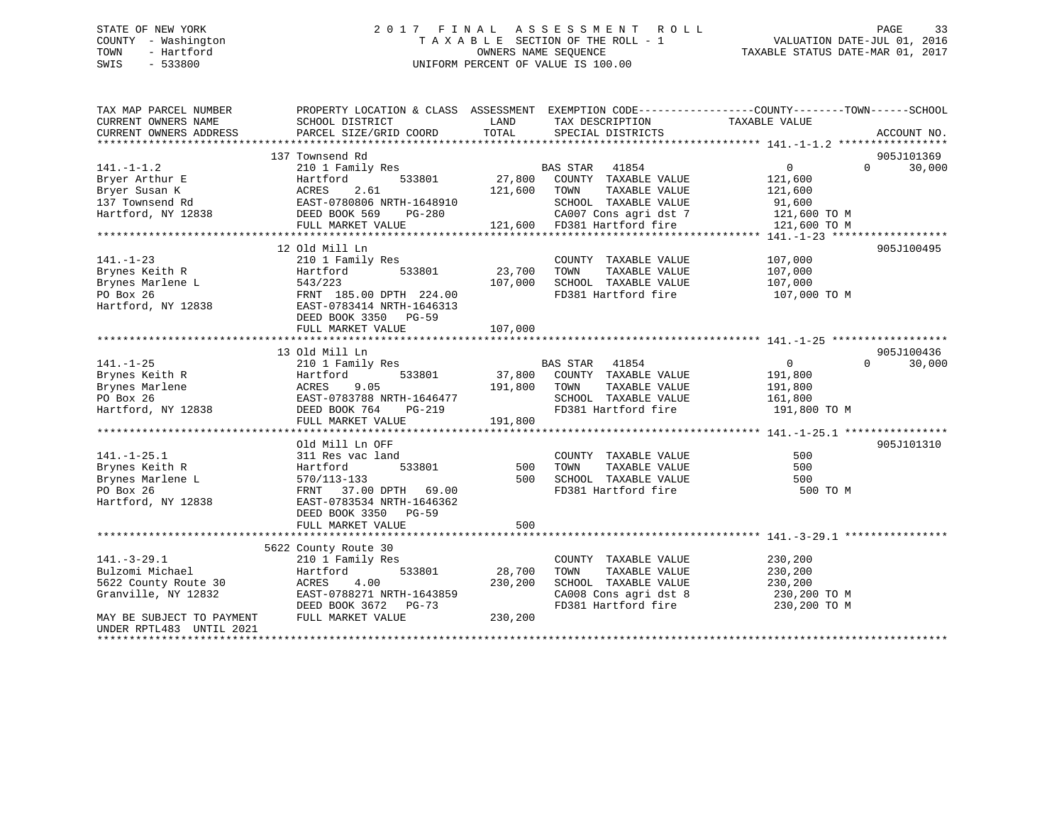STATE OF NEW YORK
COUNTY - Washington
TOWN - Hartford
SWIS - 533800

2017 FINAL ASSESSMENT ROLL
TAXABLE SECTION OF THE ROLL - 1
OWNERS NAME SEQUENCE
UNIFORM PERCENT OF VALUE IS 100.00

VALUATION DATE-JUL 01, 2016
TAXABLE STATUS DATE-MAR 01, 2017

```
TAX MAP PARCEL NUMBER      PROPERTY LOCATION & CLASS  ASSESSMENT  EXEMPTION CODE------------------COUNTY--------TOWN------SCHOOL
CURRENT OWNERS NAME        SCHOOL DISTRICT              LAND      TAX DESCRIPTION               TAXABLE VALUE
CURRENT OWNERS ADDRESS     PARCEL SIZE/GRID COORD       TOTAL     SPECIAL DISTRICTS                                      ACCOUNT NO.
******************************************************************************************** 141.-1-1.2 *****************
                           137 Townsend Rd                                                                        905J101369
141.-1-1.2                 210 1 Family Res                       BAS STAR  41854                 0           0      30,000
Bryer Arthur E             Hartford        533801        27,800   COUNTY  TAXABLE VALUE          121,600
Bryer Susan K              ACRES    2.61                121,600   TOWN    TAXABLE VALUE          121,600
137 Townsend Rd            EAST-0780806 NRTH-1648910              SCHOOL  TAXABLE VALUE           91,600
Hartford, NY 12838         DEED BOOK 569    PG-280                CA007 Cons agri dst 7          121,600 TO M
                           FULL MARKET VALUE            121,600   FD381 Hartford fire            121,600 TO M
******************************************************************************************** 141.-1-23 ******************
                           12 Old Mill Ln                                                                         905J100495
141.-1-23                  210 1 Family Res                       COUNTY  TAXABLE VALUE          107,000
Brynes Keith R             Hartford        533801        23,700   TOWN    TAXABLE VALUE          107,000
Brynes Marlene L           543/223                      107,000   SCHOOL  TAXABLE VALUE          107,000
PO Box 26                  FRNT 185.00 DPTH 224.00                FD381 Hartford fire            107,000 TO M
Hartford, NY 12838         EAST-0783414 NRTH-1646313
                           DEED BOOK 3350   PG-59
                           FULL MARKET VALUE            107,000
******************************************************************************************** 141.-1-25 ******************
                           13 Old Mill Ln                                                                         905J100436
141.-1-25                  210 1 Family Res                       BAS STAR  41854                 0           0      30,000
Brynes Keith R             Hartford        533801        37,800   COUNTY  TAXABLE VALUE          191,800
Brynes Marlene             ACRES    9.05                191,800   TOWN    TAXABLE VALUE          191,800
PO Box 26                  EAST-0783788 NRTH-1646477              SCHOOL  TAXABLE VALUE          161,800
Hartford, NY 12838         DEED BOOK 764    PG-219                FD381 Hartford fire            191,800 TO M
                           FULL MARKET VALUE            191,800
******************************************************************************************** 141.-1-25.1 ****************
                           Old Mill Ln OFF                                                                        905J101310
141.-1-25.1                311 Res vac land                       COUNTY  TAXABLE VALUE              500
Brynes Keith R             Hartford        533801           500   TOWN    TAXABLE VALUE              500
Brynes Marlene L           570/113-133                      500   SCHOOL  TAXABLE VALUE              500
PO Box 26                  FRNT  37.00 DPTH  69.00                FD381 Hartford fire                500 TO M
Hartford, NY 12838         EAST-0783534 NRTH-1646362
                           DEED BOOK 3350   PG-59
                           FULL MARKET VALUE                500
******************************************************************************************** 141.-3-29.1 ****************
                           5622 County Route 30
141.-3-29.1                210 1 Family Res                       COUNTY  TAXABLE VALUE          230,200
Bulzomi Michael            Hartford        533801        28,700   TOWN    TAXABLE VALUE          230,200
5622 County Route 30       ACRES    4.00                230,200   SCHOOL  TAXABLE VALUE          230,200
Granville, NY 12832        EAST-0788271 NRTH-1643859              CA008 Cons agri dst 8          230,200 TO M
                           DEED BOOK 3672   PG-73                 FD381 Hartford fire            230,200 TO M
MAY BE SUBJECT TO PAYMENT  FULL MARKET VALUE            230,200
UNDER RPTL483 UNTIL 2021
****************************************************************************************************************************
```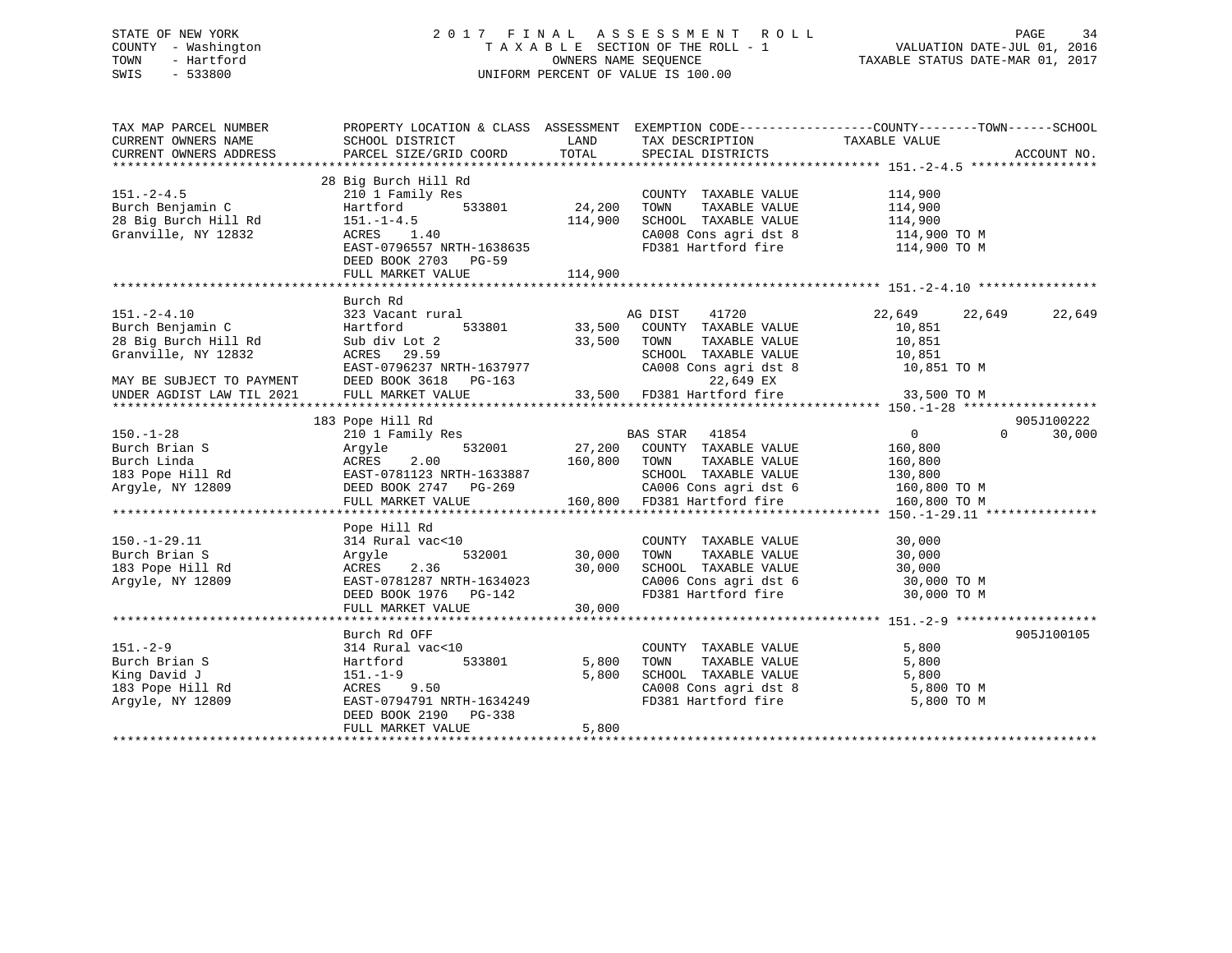STATE OF NEW YORK
COUNTY - Washington
TOWN - Hartford
SWIS - 533800

2017 FINAL ASSESSMENT ROLL
TAXABLE SECTION OF THE ROLL - 1
OWNERS NAME SEQUENCE
UNIFORM PERCENT OF VALUE IS 100.00

VALUATION DATE-JUL 01, 2016
TAXABLE STATUS DATE-MAR 01, 2017

| TAX MAP PARCEL NUMBER / CURRENT OWNERS NAME / CURRENT OWNERS ADDRESS | PROPERTY LOCATION & CLASS / SCHOOL DISTRICT / PARCEL SIZE/GRID COORD | ASSESSMENT LAND | TOTAL | EXEMPTION CODE / TAX DESCRIPTION / SPECIAL DISTRICTS | COUNTY TAXABLE VALUE | TOWN | SCHOOL | ACCOUNT NO. |
|---|---|---|---|---|---|---|---|---|
| **151.-2-4.5** | 28 Big Burch Hill Rd | | | | | | | |
| 151.-2-4.5 | 210 1 Family Res | | | COUNTY TAXABLE VALUE | 114,900 | | | |
| Burch Benjamin C | Hartford 533801 | 24,200 | | TOWN TAXABLE VALUE | 114,900 | | | |
| 28 Big Burch Hill Rd | 151.-1-4.5 | | 114,900 | SCHOOL TAXABLE VALUE | 114,900 | | | |
| Granville, NY 12832 | ACRES 1.40 | | | CA008 Cons agri dst 8 | 114,900 TO M | | | |
| | EAST-0796557 NRTH-1638635 | | | FD381 Hartford fire | 114,900 TO M | | | |
| | DEED BOOK 2703 PG-59 | | | | | | | |
| | FULL MARKET VALUE | | 114,900 | | | | | |
| **151.-2-4.10** | Burch Rd | | | | | | | |
| 151.-2-4.10 | 323 Vacant rural | | | AG DIST 41720 | 22,649 | 22,649 | 22,649 | |
| Burch Benjamin C | Hartford 533801 | 33,500 | | COUNTY TAXABLE VALUE | 10,851 | | | |
| 28 Big Burch Hill Rd | Sub div Lot 2 | | 33,500 | TOWN TAXABLE VALUE | 10,851 | | | |
| Granville, NY 12832 | ACRES 29.59 | | | SCHOOL TAXABLE VALUE | 10,851 | | | |
| | EAST-0796237 NRTH-1637977 | | | CA008 Cons agri dst 8 | 10,851 TO M | | | |
| MAY BE SUBJECT TO PAYMENT | DEED BOOK 3618 PG-163 | | | 22,649 EX | | | | |
| UNDER AGDIST LAW TIL 2021 | FULL MARKET VALUE | | 33,500 | FD381 Hartford fire | 33,500 TO M | | | |
| **150.-1-28** | 183 Pope Hill Rd | | | | | | | 905J100222 |
| 150.-1-28 | 210 1 Family Res | | | BAS STAR 41854 | 0 | 0 | 30,000 | |
| Burch Brian S | Argyle 532001 | 27,200 | | COUNTY TAXABLE VALUE | 160,800 | | | |
| Burch Linda | ACRES 2.00 | | 160,800 | TOWN TAXABLE VALUE | 160,800 | | | |
| 183 Pope Hill Rd | EAST-0781123 NRTH-1633887 | | | SCHOOL TAXABLE VALUE | 130,800 | | | |
| Argyle, NY 12809 | DEED BOOK 2747 PG-269 | | | CA006 Cons agri dst 6 | 160,800 TO M | | | |
| | FULL MARKET VALUE | | 160,800 | FD381 Hartford fire | 160,800 TO M | | | |
| **150.-1-29.11** | Pope Hill Rd | | | | | | | |
| 150.-1-29.11 | 314 Rural vac<10 | | | COUNTY TAXABLE VALUE | 30,000 | | | |
| Burch Brian S | Argyle 532001 | 30,000 | | TOWN TAXABLE VALUE | 30,000 | | | |
| 183 Pope Hill Rd | ACRES 2.36 | | 30,000 | SCHOOL TAXABLE VALUE | 30,000 | | | |
| Argyle, NY 12809 | EAST-0781287 NRTH-1634023 | | | CA006 Cons agri dst 6 | 30,000 TO M | | | |
| | DEED BOOK 1976 PG-142 | | | FD381 Hartford fire | 30,000 TO M | | | |
| | FULL MARKET VALUE | | 30,000 | | | | | |
| **151.-2-9** | Burch Rd OFF | | | | | | | 905J100105 |
| 151.-2-9 | 314 Rural vac<10 | | | COUNTY TAXABLE VALUE | 5,800 | | | |
| Burch Brian S | Hartford 533801 | 5,800 | | TOWN TAXABLE VALUE | 5,800 | | | |
| King David J | 151.-1-9 | | 5,800 | SCHOOL TAXABLE VALUE | 5,800 | | | |
| 183 Pope Hill Rd | ACRES 9.50 | | | CA008 Cons agri dst 8 | 5,800 TO M | | | |
| Argyle, NY 12809 | EAST-0794791 NRTH-1634249 | | | FD381 Hartford fire | 5,800 TO M | | | |
| | DEED BOOK 2190 PG-338 | | | | | | | |
| | FULL MARKET VALUE | | 5,800 | | | | | |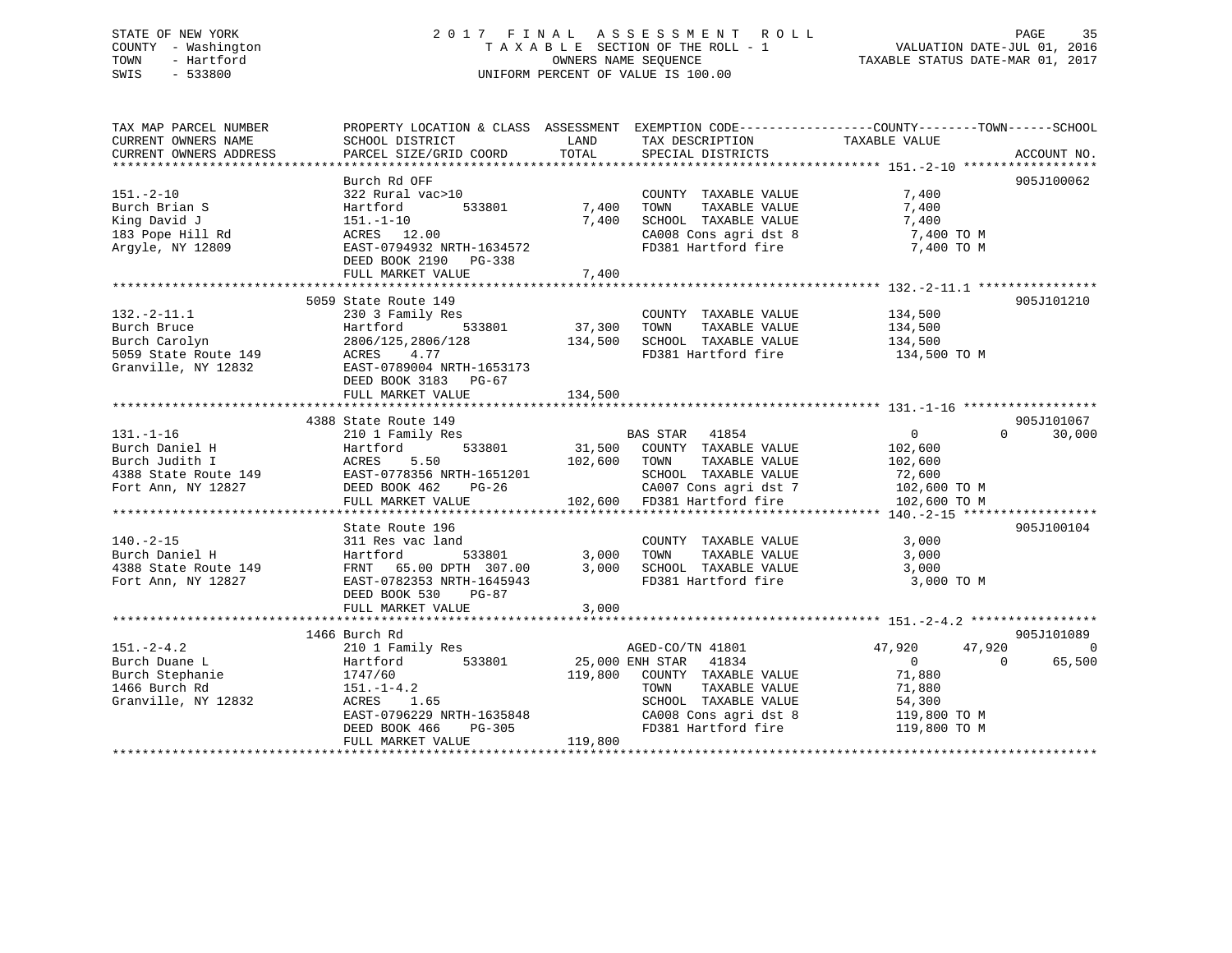STATE OF NEW YORK
COUNTY - Washington
TOWN - Hartford
SWIS - 533800

# 2017 FINAL ASSESSMENT ROLL

TAXABLE SECTION OF THE ROLL - 1
OWNERS NAME SEQUENCE
UNIFORM PERCENT OF VALUE IS 100.00

VALUATION DATE-JUL 01, 2016
TAXABLE STATUS DATE-MAR 01, 2017

| TAX MAP PARCEL NUMBER / CURRENT OWNERS NAME / CURRENT OWNERS ADDRESS | PROPERTY LOCATION & CLASS / SCHOOL DISTRICT / PARCEL SIZE/GRID COORD | ASSESSMENT LAND | TOTAL | EXEMPTION CODE / TAX DESCRIPTION / SPECIAL DISTRICTS | COUNTY TAXABLE VALUE | TOWN | SCHOOL | ACCOUNT NO. |
|---|---|---|---|---|---|---|---|---|
| **151.-2-10** | Burch Rd OFF | | | | | | | 905J100062 |
| 151.-2-10 | 322 Rural vac>10 | | | COUNTY TAXABLE VALUE | 7,400 | | | |
| Burch Brian S | Hartford 533801 | 7,400 | | TOWN TAXABLE VALUE | 7,400 | | | |
| King David J | 151.-1-10 | | 7,400 | SCHOOL TAXABLE VALUE | 7,400 | | | |
| 183 Pope Hill Rd | ACRES 12.00 | | | CA008 Cons agri dst 8 | 7,400 TO M | | | |
| Argyle, NY 12809 | EAST-0794932 NRTH-1634572 | | | FD381 Hartford fire | 7,400 TO M | | | |
| | DEED BOOK 2190 PG-338 | | | | | | | |
| | FULL MARKET VALUE | | 7,400 | | | | | |
| **132.-2-11.1** | 5059 State Route 149 | | | | | | | 905J101210 |
| 132.-2-11.1 | 230 3 Family Res | | | COUNTY TAXABLE VALUE | 134,500 | | | |
| Burch Bruce | Hartford 533801 | 37,300 | | TOWN TAXABLE VALUE | 134,500 | | | |
| Burch Carolyn | 2806/125,2806/128 | | 134,500 | SCHOOL TAXABLE VALUE | 134,500 | | | |
| 5059 State Route 149 | ACRES 4.77 | | | FD381 Hartford fire | 134,500 TO M | | | |
| Granville, NY 12832 | EAST-0789004 NRTH-1653173 | | | | | | | |
| | DEED BOOK 3183 PG-67 | | | | | | | |
| | FULL MARKET VALUE | | 134,500 | | | | | |
| **131.-1-16** | 4388 State Route 149 | | | | | | | 905J101067 |
| 131.-1-16 | 210 1 Family Res | | | BAS STAR 41854 | 0 | 0 | 30,000 | |
| Burch Daniel H | Hartford 533801 | 31,500 | | COUNTY TAXABLE VALUE | 102,600 | | | |
| Burch Judith I | ACRES 5.50 | | 102,600 | TOWN TAXABLE VALUE | 102,600 | | | |
| 4388 State Route 149 | EAST-0778356 NRTH-1651201 | | | SCHOOL TAXABLE VALUE | 72,600 | | | |
| Fort Ann, NY 12827 | DEED BOOK 462 PG-26 | | | CA007 Cons agri dst 7 | 102,600 TO M | | | |
| | FULL MARKET VALUE | | 102,600 | FD381 Hartford fire | 102,600 TO M | | | |
| **140.-2-15** | State Route 196 | | | | | | | 905J100104 |
| 140.-2-15 | 311 Res vac land | | | COUNTY TAXABLE VALUE | 3,000 | | | |
| Burch Daniel H | Hartford 533801 | 3,000 | | TOWN TAXABLE VALUE | 3,000 | | | |
| 4388 State Route 149 | FRNT 65.00 DPTH 307.00 | | 3,000 | SCHOOL TAXABLE VALUE | 3,000 | | | |
| Fort Ann, NY 12827 | EAST-0782353 NRTH-1645943 | | | FD381 Hartford fire | 3,000 TO M | | | |
| | DEED BOOK 530 PG-87 | | | | | | | |
| | FULL MARKET VALUE | | 3,000 | | | | | |
| **151.-2-4.2** | 1466 Burch Rd | | | | | | | 905J101089 |
| 151.-2-4.2 | 210 1 Family Res | | | AGED-CO/TN 41801 | 47,920 | 47,920 | 0 | |
| Burch Duane L | Hartford 533801 | 25,000 | | ENH STAR 41834 | 0 | 0 | 65,500 | |
| Burch Stephanie | 1747/60 | | 119,800 | COUNTY TAXABLE VALUE | 71,880 | | | |
| 1466 Burch Rd | 151.-1-4.2 | | | TOWN TAXABLE VALUE | 71,880 | | | |
| Granville, NY 12832 | ACRES 1.65 | | | SCHOOL TAXABLE VALUE | 54,300 | | | |
| | EAST-0796229 NRTH-1635848 | | | CA008 Cons agri dst 8 | 119,800 TO M | | | |
| | DEED BOOK 466 PG-305 | | | FD381 Hartford fire | 119,800 TO M | | | |
| | FULL MARKET VALUE | | 119,800 | | | | | |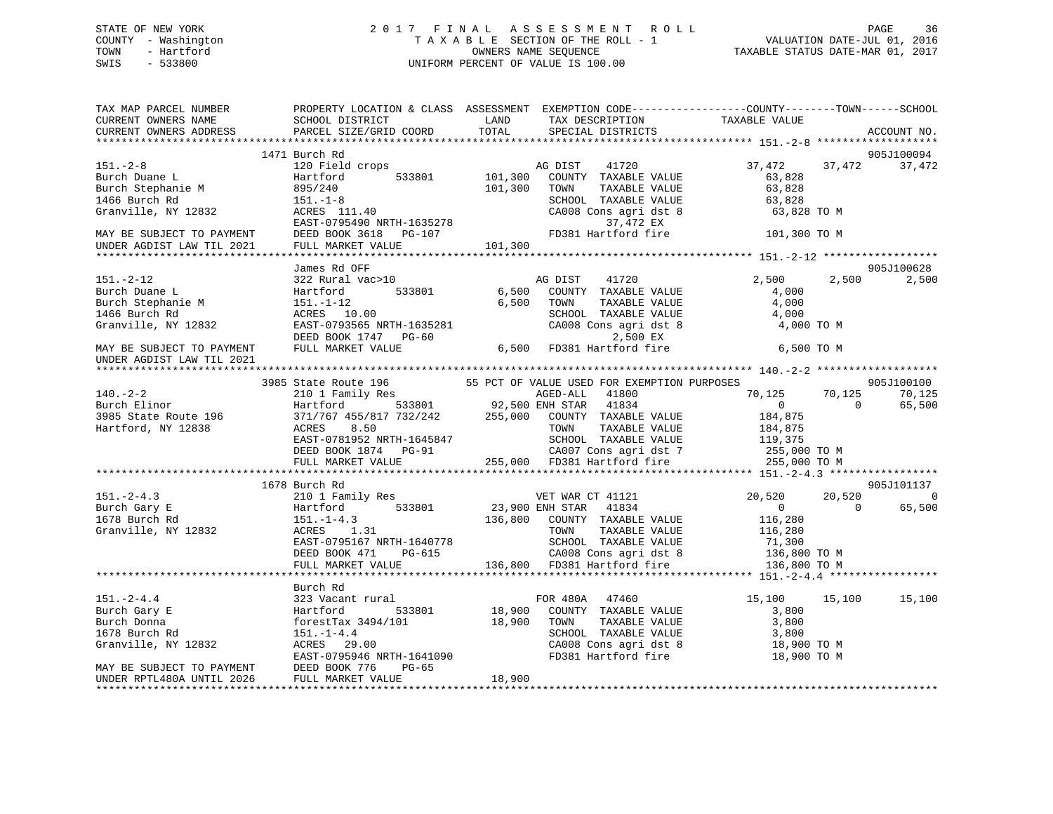STATE OF NEW YORK
COUNTY - Washington
TOWN - Hartford
SWIS - 533800

# 2017 FINAL ASSESSMENT ROLL
TAXABLE SECTION OF THE ROLL - 1
OWNERS NAME SEQUENCE
UNIFORM PERCENT OF VALUE IS 100.00

VALUATION DATE-JUL 01, 2016
TAXABLE STATUS DATE-MAR 01, 2017

```
TAX MAP PARCEL NUMBER          PROPERTY LOCATION & CLASS  ASSESSMENT  EXEMPTION CODE------------------COUNTY--------TOWN------SCHOOL
CURRENT OWNERS NAME            SCHOOL DISTRICT               LAND      TAX DESCRIPTION             TAXABLE VALUE
CURRENT OWNERS ADDRESS         PARCEL SIZE/GRID COORD        TOTAL     SPECIAL DISTRICTS                                      ACCOUNT NO.
******************************************************************************************************* 151.-2-8 *******************
                               1471 Burch Rd                                                                                905J100094
151.-2-8                       120 Field crops                          AG DIST    41720           37,472      37,472     37,472
Burch Duane L                  Hartford         533801     101,300    COUNTY  TAXABLE VALUE         63,828
Burch Stephanie M              895/240                     101,300    TOWN    TAXABLE VALUE         63,828
1466 Burch Rd                  151.-1-8                               SCHOOL  TAXABLE VALUE         63,828
Granville, NY 12832            ACRES  111.40                          CA008 Cons agri dst 8          63,828 TO M
                               EAST-0795490 NRTH-1635278                   37,472 EX
MAY BE SUBJECT TO PAYMENT      DEED BOOK 3618   PG-107                FD381 Hartford fire            101,300 TO M
UNDER AGDIST LAW TIL 2021      FULL MARKET VALUE           101,300
******************************************************************************************************* 151.-2-12 ******************
                               James Rd OFF                                                                                 905J100628
151.-2-12                      322 Rural vac>10                         AG DIST    41720            2,500       2,500      2,500
Burch Duane L                  Hartford         533801       6,500    COUNTY  TAXABLE VALUE          4,000
Burch Stephanie M              151.-1-12                     6,500    TOWN    TAXABLE VALUE          4,000
1466 Burch Rd                  ACRES   10.00                          SCHOOL  TAXABLE VALUE          4,000
Granville, NY 12832            EAST-0793565 NRTH-1635281              CA008 Cons agri dst 8           4,000 TO M
                               DEED BOOK 1747   PG-60                       2,500 EX
MAY BE SUBJECT TO PAYMENT      FULL MARKET VALUE             6,500    FD381 Hartford fire              6,500 TO M
UNDER AGDIST LAW TIL 2021
******************************************************************************************************* 140.-2-2 *******************
                               3985 State Route 196         55 PCT OF VALUE USED FOR EXEMPTION PURPOSES                     905J100100
140.-2-2                       210 1 Family Res                         AGED-ALL   41800           70,125      70,125     70,125
Burch Elinor                   Hartford         533801      92,500 ENH STAR    41834                0           0     65,500
3985 State Route 196           371/767 455/817 732/242     255,000    COUNTY  TAXABLE VALUE        184,875
Hartford, NY 12838             ACRES    8.50                          TOWN    TAXABLE VALUE        184,875
                               EAST-0781952 NRTH-1645847              SCHOOL  TAXABLE VALUE        119,375
                               DEED BOOK 1874   PG-91                 CA007 Cons agri dst 7          255,000 TO M
                               FULL MARKET VALUE           255,000    FD381 Hartford fire            255,000 TO M
******************************************************************************************************* 151.-2-4.3 *****************
                               1678 Burch Rd                                                                                905J101137
151.-2-4.3                     210 1 Family Res                         VET WAR CT 41121           20,520      20,520          0
Burch Gary E                   Hartford         533801      23,900 ENH STAR    41834                0           0     65,500
1678 Burch Rd                  151.-1-4.3                  136,800    COUNTY  TAXABLE VALUE        116,280
Granville, NY 12832            ACRES    1.31                          TOWN    TAXABLE VALUE        116,280
                               EAST-0795167 NRTH-1640778              SCHOOL  TAXABLE VALUE         71,300
                               DEED BOOK 471    PG-615                CA008 Cons agri dst 8          136,800 TO M
                               FULL MARKET VALUE           136,800    FD381 Hartford fire            136,800 TO M
******************************************************************************************************* 151.-2-4.4 *****************
                               Burch Rd
151.-2-4.4                     323 Vacant rural                         FOR 480A   47460           15,100      15,100     15,100
Burch Gary E                   Hartford         533801      18,900    COUNTY  TAXABLE VALUE          3,800
Burch Donna                    forestTax 3494/101           18,900    TOWN    TAXABLE VALUE          3,800
1678 Burch Rd                  151.-1-4.4                             SCHOOL  TAXABLE VALUE          3,800
Granville, NY 12832            ACRES   29.00                          CA008 Cons agri dst 8           18,900 TO M
                               EAST-0795946 NRTH-1641090              FD381 Hartford fire             18,900 TO M
MAY BE SUBJECT TO PAYMENT      DEED BOOK 776    PG-65
UNDER RPTL480A UNTIL 2026      FULL MARKET VALUE            18,900
************************************************************************************************************************************
```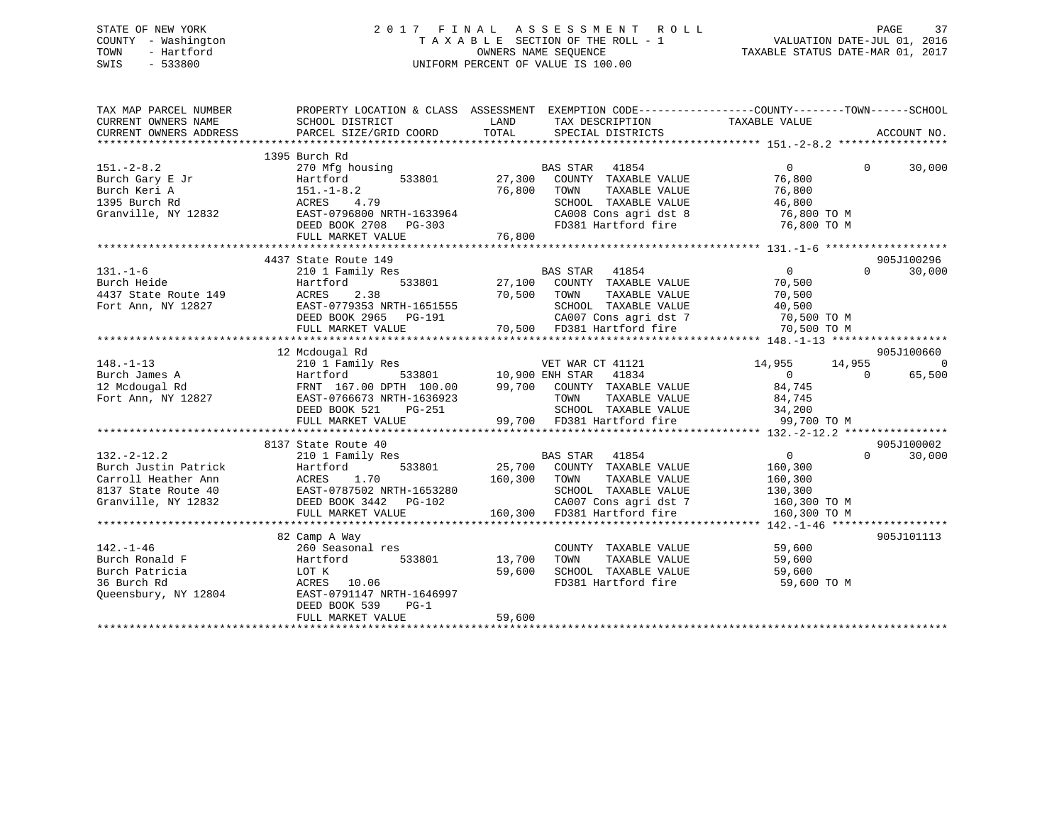STATE OF NEW YORK
COUNTY - Washington
TOWN - Hartford
SWIS - 533800

2 0 1 7 F I N A L A S S E S S M E N T R O L L
T A X A B L E SECTION OF THE ROLL - 1
OWNERS NAME SEQUENCE
UNIFORM PERCENT OF VALUE IS 100.00

VALUATION DATE-JUL 01, 2016
TAXABLE STATUS DATE-MAR 01, 2017

```
TAX MAP PARCEL NUMBER          PROPERTY LOCATION & CLASS  ASSESSMENT  EXEMPTION CODE------------------COUNTY--------TOWN------SCHOOL
CURRENT OWNERS NAME            SCHOOL DISTRICT             LAND       TAX DESCRIPTION            TAXABLE VALUE
CURRENT OWNERS ADDRESS         PARCEL SIZE/GRID COORD      TOTAL      SPECIAL DISTRICTS                                    ACCOUNT NO.
****************************************************************************************************** 151.-2-8.2 *****************
                    1395 Burch Rd
151.-2-8.2                     270 Mfg housing                        BAS STAR   41854                 0             0     30,000
Burch Gary E Jr                Hartford        533801      27,300     COUNTY  TAXABLE VALUE           76,800
Burch Keri A                   151.-1-8.2                  76,800     TOWN    TAXABLE VALUE           76,800
1395 Burch Rd                  ACRES    4.79                          SCHOOL  TAXABLE VALUE           46,800
Granville, NY 12832            EAST-0796800 NRTH-1633964              CA008 Cons agri dst 8            76,800 TO M
                               DEED BOOK 2708   PG-303                FD381 Hartford fire              76,800 TO M
                               FULL MARKET VALUE           76,800
****************************************************************************************************** 131.-1-6 *******************
                    4437 State Route 149                                                                              905J100296
131.-1-6                       210 1 Family Res                       BAS STAR   41854                 0             0     30,000
Burch Heide                    Hartford        533801      27,100     COUNTY  TAXABLE VALUE           70,500
4437 State Route 149           ACRES    2.38               70,500     TOWN    TAXABLE VALUE           70,500
Fort Ann, NY 12827             EAST-0779353 NRTH-1651555              SCHOOL  TAXABLE VALUE           40,500
                               DEED BOOK 2965   PG-191                CA007 Cons agri dst 7            70,500 TO M
                               FULL MARKET VALUE           70,500     FD381 Hartford fire              70,500 TO M
****************************************************************************************************** 148.-1-13 ******************
                    12 Mcdougal Rd                                                                                    905J100660
148.-1-13                      210 1 Family Res                       VET WAR CT 41121            14,955        14,955          0
Burch James A                  Hartford        533801      10,900 ENH STAR   41834                 0             0     65,500
12 Mcdougal Rd                 FRNT 167.00 DPTH 100.00     99,700     COUNTY  TAXABLE VALUE           84,745
Fort Ann, NY 12827             EAST-0766673 NRTH-1636923              TOWN    TAXABLE VALUE           84,745
                               DEED BOOK 521    PG-251                SCHOOL  TAXABLE VALUE           34,200
                               FULL MARKET VALUE           99,700     FD381 Hartford fire              99,700 TO M
****************************************************************************************************** 132.-2-12.2 ****************
                    8137 State Route 40                                                                               905J100002
132.-2-12.2                    210 1 Family Res                       BAS STAR   41854                 0             0     30,000
Burch Justin Patrick           Hartford        533801      25,700     COUNTY  TAXABLE VALUE          160,300
Carroll Heather Ann            ACRES    1.70              160,300     TOWN    TAXABLE VALUE          160,300
8137 State Route 40            EAST-0787502 NRTH-1653280              SCHOOL  TAXABLE VALUE          130,300
Granville, NY 12832            DEED BOOK 3442   PG-102                CA007 Cons agri dst 7           160,300 TO M
                               FULL MARKET VALUE          160,300     FD381 Hartford fire             160,300 TO M
****************************************************************************************************** 142.-1-46 ******************
                    82 Camp A Way                                                                                     905J101113
142.-1-46                      260 Seasonal res                       COUNTY  TAXABLE VALUE           59,600
Burch Ronald F                 Hartford        533801      13,700     TOWN    TAXABLE VALUE           59,600
Burch Patricia                 LOT K                       59,600     SCHOOL  TAXABLE VALUE           59,600
36 Burch Rd                    ACRES   10.06                          FD381 Hartford fire              59,600 TO M
Queensbury, NY 12804           EAST-0791147 NRTH-1646997
                               DEED BOOK 539    PG-1
                               FULL MARKET VALUE           59,600
************************************************************************************************************************************
```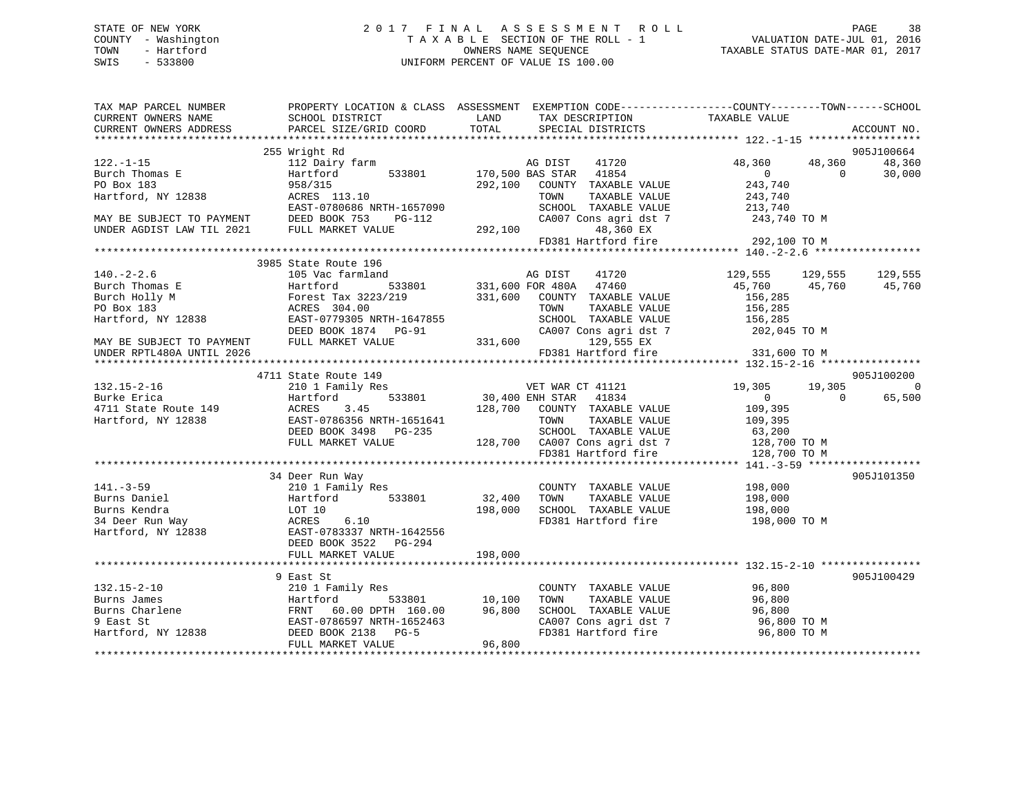STATE OF NEW YORK — COUNTY - Washington — TOWN - Hartford — SWIS - 533800

2017 FINAL ASSESSMENT ROLL
TAXABLE SECTION OF THE ROLL - 1
OWNERS NAME SEQUENCE
UNIFORM PERCENT OF VALUE IS 100.00

VALUATION DATE-JUL 01, 2016
TAXABLE STATUS DATE-MAR 01, 2017

```
TAX MAP PARCEL NUMBER          PROPERTY LOCATION & CLASS  ASSESSMENT  EXEMPTION CODE-----------------COUNTY--------TOWN------SCHOOL
CURRENT OWNERS NAME            SCHOOL DISTRICT               LAND      TAX DESCRIPTION            TAXABLE VALUE
CURRENT OWNERS ADDRESS         PARCEL SIZE/GRID COORD        TOTAL     SPECIAL DISTRICTS                                      ACCOUNT NO.
******************************************************************************************************* 122.-1-15 ******************
                               255 Wright Rd                                                                                905J100664
122.-1-15                      112 Dairy farm                       AG DIST    41720             48,360     48,360     48,360
Burch Thomas E                 Hartford        533801        170,500 BAS STAR  41854                  0          0     30,000
PO Box 183                     958/315                       292,100   COUNTY  TAXABLE VALUE        243,740
Hartford, NY 12838             ACRES 113.10                            TOWN    TAXABLE VALUE        243,740
                               EAST-0780686 NRTH-1657090               SCHOOL  TAXABLE VALUE        213,740
MAY BE SUBJECT TO PAYMENT      DEED BOOK 753    PG-112                 CA007 Cons agri dst 7         243,740 TO M
UNDER AGDIST LAW TIL 2021      FULL MARKET VALUE             292,100        48,360 EX
                                                                       FD381 Hartford fire           292,100 TO M
******************************************************************************************************* 140.-2-2.6 *****************
                               3985 State Route 196
140.-2-2.6                     105 Vac farmland                     AG DIST    41720            129,555    129,555    129,555
Burch Thomas E                 Hartford        533801        331,600 FOR 480A  47460             45,760     45,760     45,760
Burch Holly M                  Forest Tax 3223/219           331,600   COUNTY  TAXABLE VALUE        156,285
PO Box 183                     ACRES 304.00                            TOWN    TAXABLE VALUE        156,285
Hartford, NY 12838             EAST-0779305 NRTH-1647855               SCHOOL  TAXABLE VALUE        156,285
                               DEED BOOK 1874   PG-91                  CA007 Cons agri dst 7         202,045 TO M
MAY BE SUBJECT TO PAYMENT      FULL MARKET VALUE             331,600       129,555 EX
UNDER RPTL480A UNTIL 2026                                              FD381 Hartford fire           331,600 TO M
******************************************************************************************************* 132.15-2-16 ****************
                               4711 State Route 149                                                                         905J100200
132.15-2-16                    210 1 Family Res                     VET WAR CT 41121                 19,305     19,305          0
Burke Erica                    Hartford        533801         30,400 ENH STAR  41834                  0          0     65,500
4711 State Route 149           ACRES    3.45                 128,700   COUNTY  TAXABLE VALUE        109,395
Hartford, NY 12838             EAST-0786356 NRTH-1651641               TOWN    TAXABLE VALUE        109,395
                               DEED BOOK 3498   PG-235                 SCHOOL  TAXABLE VALUE         63,200
                               FULL MARKET VALUE             128,700   CA007 Cons agri dst 7         128,700 TO M
                                                                       FD381 Hartford fire           128,700 TO M
******************************************************************************************************* 141.-3-59 ******************
                               34 Deer Run Way                                                                              905J101350
141.-3-59                      210 1 Family Res                        COUNTY  TAXABLE VALUE        198,000
Burns Daniel                   Hartford        533801         32,400   TOWN    TAXABLE VALUE        198,000
Burns Kendra                   LOT 10                        198,000   SCHOOL  TAXABLE VALUE        198,000
34 Deer Run Way                ACRES    6.10                           FD381 Hartford fire           198,000 TO M
Hartford, NY 12838             EAST-0783337 NRTH-1642556
                               DEED BOOK 3522   PG-294
                               FULL MARKET VALUE             198,000
******************************************************************************************************* 132.15-2-10 ****************
                               9 East St                                                                                    905J100429
132.15-2-10                    210 1 Family Res                        COUNTY  TAXABLE VALUE         96,800
Burns James                    Hartford        533801         10,100   TOWN    TAXABLE VALUE         96,800
Burns Charlene                 FRNT   60.00 DPTH 160.00       96,800   SCHOOL  TAXABLE VALUE         96,800
9 East St                      EAST-0786597 NRTH-1652463               CA007 Cons agri dst 7          96,800 TO M
Hartford, NY 12838             DEED BOOK 2138   PG-5                   FD381 Hartford fire            96,800 TO M
                               FULL MARKET VALUE              96,800
************************************************************************************************************************************
```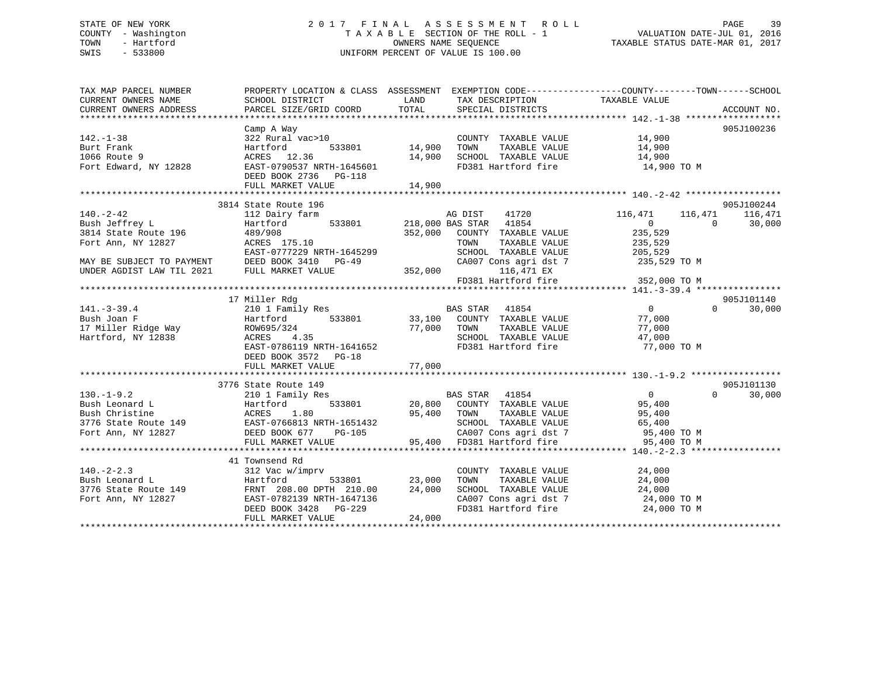STATE OF NEW YORK
COUNTY - Washington
TOWN - Hartford
SWIS - 533800

2017 FINAL ASSESSMENT ROLL
TAXABLE SECTION OF THE ROLL - 1
OWNERS NAME SEQUENCE
UNIFORM PERCENT OF VALUE IS 100.00

VALUATION DATE-JUL 01, 2016
TAXABLE STATUS DATE-MAR 01, 2017

```
TAX MAP PARCEL NUMBER      PROPERTY LOCATION & CLASS  ASSESSMENT  EXEMPTION CODE-----------------COUNTY--------TOWN------SCHOOL
CURRENT OWNERS NAME        SCHOOL DISTRICT              LAND      TAX DESCRIPTION              TAXABLE VALUE
CURRENT OWNERS ADDRESS     PARCEL SIZE/GRID COORD       TOTAL     SPECIAL DISTRICTS                                    ACCOUNT NO.
******************************************************************************************* 142.-1-38 ******************
                           Camp A Way                                                                            905J100236
142.-1-38                  322 Rural vac>10                        COUNTY  TAXABLE VALUE          14,900
Burt Frank                 Hartford       533801       14,900     TOWN    TAXABLE VALUE          14,900
1066 Route 9               ACRES  12.36                14,900     SCHOOL  TAXABLE VALUE          14,900
Fort Edward, NY 12828      EAST-0790537 NRTH-1645601              FD381 Hartford fire             14,900 TO M
                           DEED BOOK 2736   PG-118
                           FULL MARKET VALUE           14,900
******************************************************************************************* 140.-2-42 ******************
                           3814 State Route 196                                                                  905J100244
140.-2-42                  112 Dairy farm                         AG DIST    41720            116,471    116,471    116,471
Bush Jeffrey L             Hartford       533801      218,000 BAS STAR   41854                 0          0      30,000
3814 State Route 196       489/908                    352,000    COUNTY  TAXABLE VALUE         235,529
Fort Ann, NY 12827         ACRES 175.10                          TOWN    TAXABLE VALUE         235,529
                           EAST-0777229 NRTH-1645299             SCHOOL  TAXABLE VALUE         205,529
MAY BE SUBJECT TO PAYMENT  DEED BOOK 3410   PG-49                CA007 Cons agri dst 7          235,529 TO M
UNDER AGDIST LAW TIL 2021  FULL MARKET VALUE          352,000         116,471 EX
                                                                 FD381 Hartford fire            352,000 TO M
******************************************************************************************* 141.-3-39.4 ****************
                           17 Miller Rdg                                                                         905J101140
141.-3-39.4                210 1 Family Res                      BAS STAR   41854                 0          0      30,000
Bush Joan F                Hartford       533801       33,100    COUNTY  TAXABLE VALUE          77,000
17 Miller Ridge Way        ROW695/324                  77,000    TOWN    TAXABLE VALUE          77,000
Hartford, NY 12838         ACRES   4.35                          SCHOOL  TAXABLE VALUE          47,000
                           EAST-0786119 NRTH-1641652             FD381 Hartford fire             77,000 TO M
                           DEED BOOK 3572   PG-18
                           FULL MARKET VALUE           77,000
******************************************************************************************* 130.-1-9.2 *****************
                           3776 State Route 149                                                                  905J101130
130.-1-9.2                 210 1 Family Res                      BAS STAR   41854                 0          0      30,000
Bush Leonard L             Hartford       533801       20,800    COUNTY  TAXABLE VALUE          95,400
Bush Christine             ACRES   1.80                95,400    TOWN    TAXABLE VALUE          95,400
3776 State Route 149       EAST-0766813 NRTH-1651432             SCHOOL  TAXABLE VALUE          65,400
Fort Ann, NY 12827         DEED BOOK 677    PG-105               CA007 Cons agri dst 7           95,400 TO M
                           FULL MARKET VALUE           95,400    FD381 Hartford fire             95,400 TO M
******************************************************************************************* 140.-2-2.3 *****************
                           41 Townsend Rd
140.-2-2.3                 312 Vac w/imprv                       COUNTY  TAXABLE VALUE          24,000
Bush Leonard L             Hartford       533801       23,000    TOWN    TAXABLE VALUE          24,000
3776 State Route 149       FRNT 208.00 DPTH 210.00     24,000    SCHOOL  TAXABLE VALUE          24,000
Fort Ann, NY 12827         EAST-0782139 NRTH-1647136             CA007 Cons agri dst 7           24,000 TO M
                           DEED BOOK 3428   PG-229               FD381 Hartford fire             24,000 TO M
                           FULL MARKET VALUE           24,000
************************************************************************************************************************
```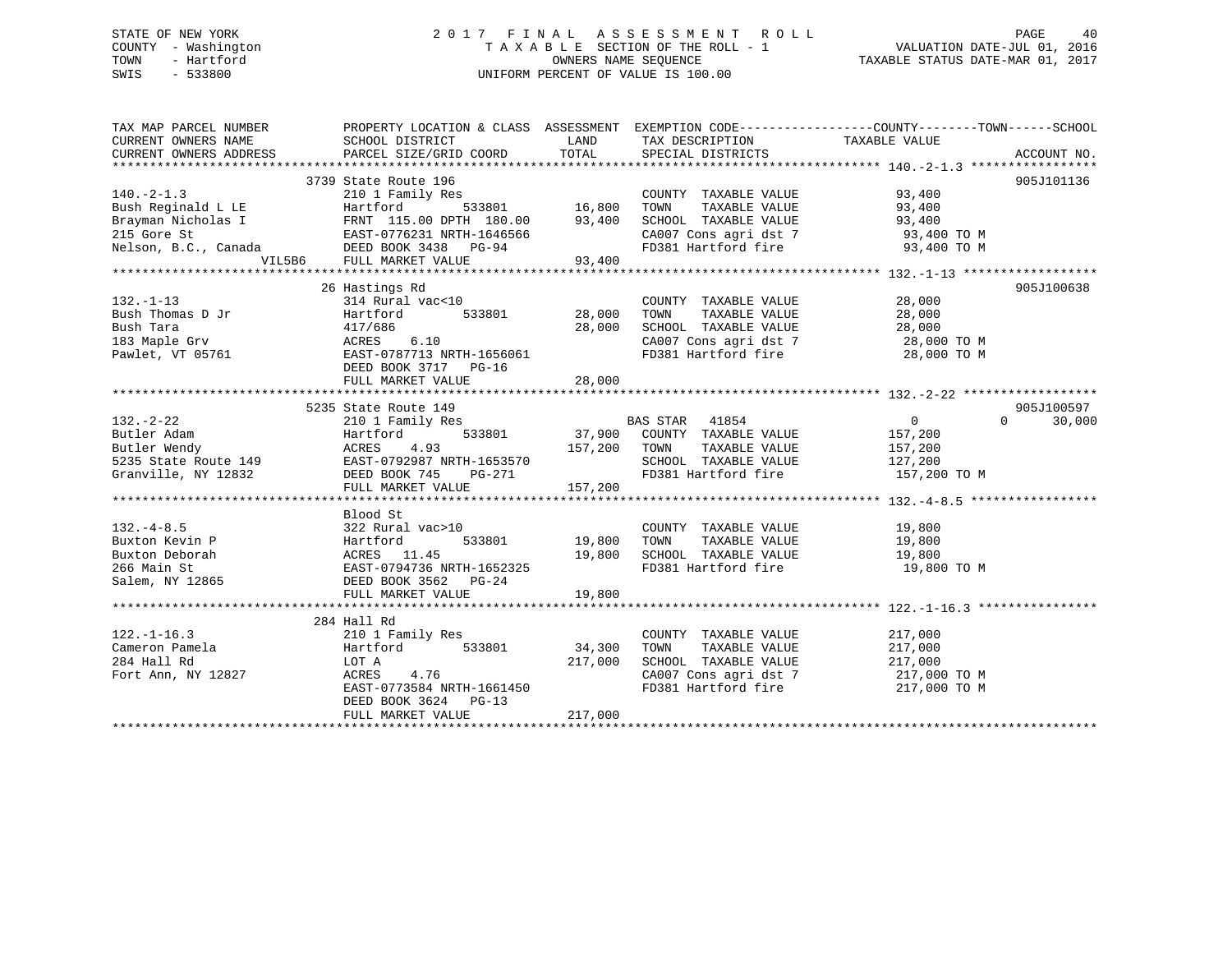STATE OF NEW YORK
COUNTY - Washington
TOWN - Hartford
SWIS - 533800

# 2017 FINAL ASSESSMENT ROLL
TAXABLE SECTION OF THE ROLL - 1
OWNERS NAME SEQUENCE
UNIFORM PERCENT OF VALUE IS 100.00

VALUATION DATE-JUL 01, 2016
TAXABLE STATUS DATE-MAR 01, 2017

| TAX MAP PARCEL NUMBER / CURRENT OWNERS NAME / CURRENT OWNERS ADDRESS | PROPERTY LOCATION & CLASS / SCHOOL DISTRICT / PARCEL SIZE/GRID COORD | ASSESSMENT LAND | TOTAL | EXEMPTION CODE / TAX DESCRIPTION / SPECIAL DISTRICTS | COUNTY TAXABLE VALUE | TOWN | SCHOOL | ACCOUNT NO. |
|---|---|---|---|---|---|---|---|---|
| **140.-2-1.3** | 3739 State Route 196 | | | | | | | 905J101136 |
| Bush Reginald L LE | 210 1 Family Res | | | COUNTY TAXABLE VALUE | 93,400 | | | |
| Brayman Nicholas I | Hartford 533801 | 16,800 | | TOWN TAXABLE VALUE | 93,400 | | | |
| 215 Gore St | FRNT 115.00 DPTH 180.00 | | 93,400 | SCHOOL TAXABLE VALUE | 93,400 | | | |
| Nelson, B.C., Canada | EAST-0776231 NRTH-1646566 | | | CA007 Cons agri dst 7 | 93,400 TO M | | | |
| VIL5B6 | DEED BOOK 3438 PG-94 | | | FD381 Hartford fire | 93,400 TO M | | | |
| | FULL MARKET VALUE | | 93,400 | | | | | |
| **132.-1-13** | 26 Hastings Rd | | | | | | | 905J100638 |
| Bush Thomas D Jr | 314 Rural vac<10 | | | COUNTY TAXABLE VALUE | 28,000 | | | |
| Bush Tara | Hartford 533801 | 28,000 | | TOWN TAXABLE VALUE | 28,000 | | | |
| 183 Maple Grv | 417/686 | | 28,000 | SCHOOL TAXABLE VALUE | 28,000 | | | |
| Pawlet, VT 05761 | ACRES 6.10 | | | CA007 Cons agri dst 7 | 28,000 TO M | | | |
| | EAST-0787713 NRTH-1656061 | | | FD381 Hartford fire | 28,000 TO M | | | |
| | DEED BOOK 3717 PG-16 | | | | | | | |
| | FULL MARKET VALUE | | 28,000 | | | | | |
| **132.-2-22** | 5235 State Route 149 | | | | | | | 905J100597 |
| Butler Adam | 210 1 Family Res | | | BAS STAR 41854 | 0 | 0 | 30,000 | |
| Butler Wendy | Hartford 533801 | 37,900 | | COUNTY TAXABLE VALUE | 157,200 | | | |
| 5235 State Route 149 | ACRES 4.93 | | 157,200 | TOWN TAXABLE VALUE | 157,200 | | | |
| Granville, NY 12832 | EAST-0792987 NRTH-1653570 | | | SCHOOL TAXABLE VALUE | 127,200 | | | |
| | DEED BOOK 745 PG-271 | | | FD381 Hartford fire | 157,200 TO M | | | |
| | FULL MARKET VALUE | | 157,200 | | | | | |
| **132.-4-8.5** | Blood St | | | | | | | |
| Buxton Kevin P | 322 Rural vac>10 | | | COUNTY TAXABLE VALUE | 19,800 | | | |
| Buxton Deborah | Hartford 533801 | 19,800 | | TOWN TAXABLE VALUE | 19,800 | | | |
| 266 Main St | ACRES 11.45 | | 19,800 | SCHOOL TAXABLE VALUE | 19,800 | | | |
| Salem, NY 12865 | EAST-0794736 NRTH-1652325 | | | FD381 Hartford fire | 19,800 TO M | | | |
| | DEED BOOK 3562 PG-24 | | | | | | | |
| | FULL MARKET VALUE | | 19,800 | | | | | |
| **122.-1-16.3** | 284 Hall Rd | | | | | | | |
| Cameron Pamela | 210 1 Family Res | | | COUNTY TAXABLE VALUE | 217,000 | | | |
| 284 Hall Rd | Hartford 533801 | 34,300 | | TOWN TAXABLE VALUE | 217,000 | | | |
| Fort Ann, NY 12827 | LOT A | | 217,000 | SCHOOL TAXABLE VALUE | 217,000 | | | |
| | ACRES 4.76 | | | CA007 Cons agri dst 7 | 217,000 TO M | | | |
| | EAST-0773584 NRTH-1661450 | | | FD381 Hartford fire | 217,000 TO M | | | |
| | DEED BOOK 3624 PG-13 | | | | | | | |
| | FULL MARKET VALUE | | 217,000 | | | | | |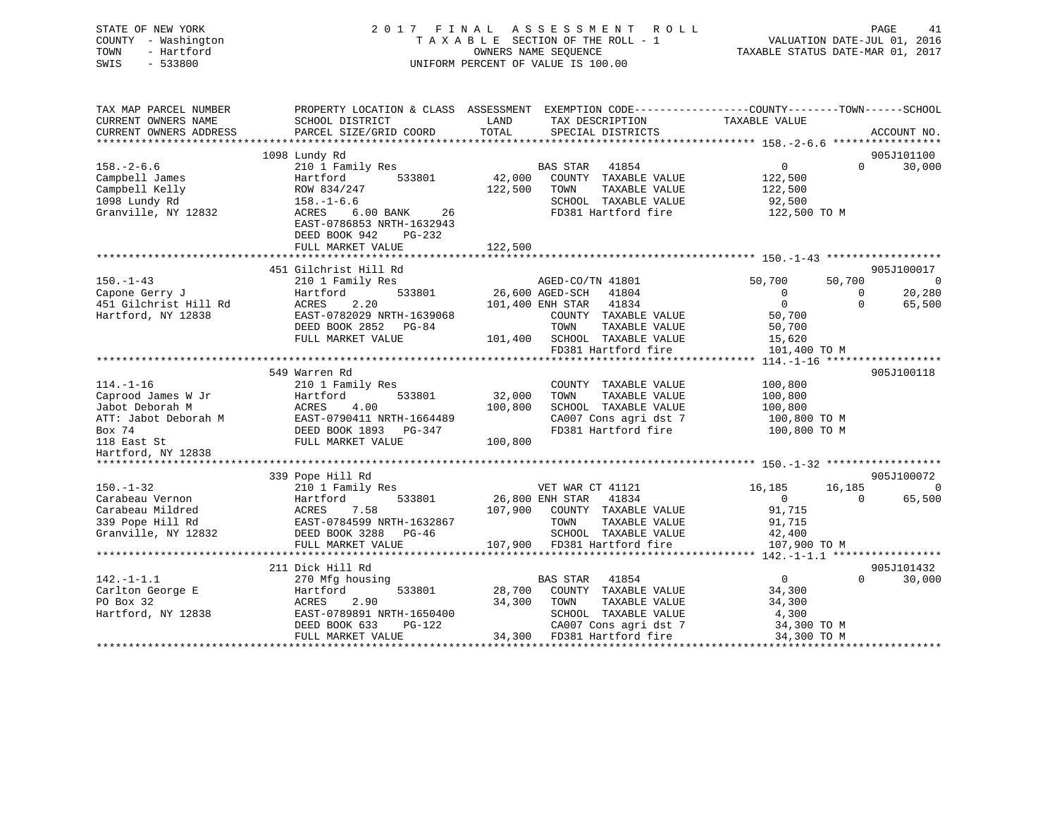STATE OF NEW YORK
COUNTY - Washington
TOWN - Hartford
SWIS - 533800

2017 FINAL ASSESSMENT ROLL
TAXABLE SECTION OF THE ROLL - 1
OWNERS NAME SEQUENCE
UNIFORM PERCENT OF VALUE IS 100.00

VALUATION DATE-JUL 01, 2016
TAXABLE STATUS DATE-MAR 01, 2017

```
TAX MAP PARCEL NUMBER          PROPERTY LOCATION & CLASS  ASSESSMENT  EXEMPTION CODE-----------------COUNTY--------TOWN------SCHOOL
CURRENT OWNERS NAME            SCHOOL DISTRICT               LAND      TAX DESCRIPTION              TAXABLE VALUE
CURRENT OWNERS ADDRESS         PARCEL SIZE/GRID COORD        TOTAL     SPECIAL DISTRICTS                                       ACCOUNT NO.
******************************************************************************************************* 158.-2-6.6 *****************
                               1098 Lundy Rd                                                                              905J101100
158.-2-6.6                     210 1 Family Res                        BAS STAR   41854              0            0      30,000
Campbell James                 Hartford       533801        42,000     COUNTY  TAXABLE VALUE       122,500
Campbell Kelly                 ROW 834/247                 122,500     TOWN    TAXABLE VALUE       122,500
1098 Lundy Rd                  158.-1-6.6                              SCHOOL  TAXABLE VALUE        92,500
Granville, NY 12832            ACRES    6.00 BANK    26                FD381 Hartford fire         122,500 TO M
                               EAST-0786853 NRTH-1632943
                               DEED BOOK 942     PG-232
                               FULL MARKET VALUE           122,500
******************************************************************************************************* 150.-1-43 ******************
                               451 Gilchrist Hill Rd                                                                      905J100017
150.-1-43                      210 1 Family Res                        AGED-CO/TN 41801         50,700       50,700           0
Capone Gerry J                 Hartford       533801        26,600 AGED-SCH   41804              0            0      20,280
451 Gilchrist Hill Rd          ACRES    2.20               101,400 ENH STAR   41834              0            0      65,500
Hartford, NY 12838             EAST-0782029 NRTH-1639068               COUNTY  TAXABLE VALUE        50,700
                               DEED BOOK 2852    PG-84                 TOWN    TAXABLE VALUE        50,700
                               FULL MARKET VALUE           101,400     SCHOOL  TAXABLE VALUE        15,620
                                                                       FD381 Hartford fire         101,400 TO M
******************************************************************************************************* 114.-1-16 ******************
                               549 Warren Rd                                                                              905J100118
114.-1-16                      210 1 Family Res                        COUNTY  TAXABLE VALUE       100,800
Caprood James W Jr             Hartford       533801        32,000     TOWN    TAXABLE VALUE       100,800
Jabot Deborah M                ACRES    4.00               100,800     SCHOOL  TAXABLE VALUE       100,800
ATT: Jabot Deborah M           EAST-0790411 NRTH-1664489               CA007 Cons agri dst 7       100,800 TO M
Box 74                         DEED BOOK 1893    PG-347                FD381 Hartford fire         100,800 TO M
118 East St                    FULL MARKET VALUE           100,800
Hartford, NY 12838
******************************************************************************************************* 150.-1-32 ******************
                               339 Pope Hill Rd                                                                           905J100072
150.-1-32                      210 1 Family Res                        VET WAR CT 41121         16,185       16,185           0
Carabeau Vernon                Hartford       533801        26,800 ENH STAR   41834              0            0      65,500
Carabeau Mildred               ACRES    7.58               107,900     COUNTY  TAXABLE VALUE        91,715
339 Pope Hill Rd               EAST-0784599 NRTH-1632867               TOWN    TAXABLE VALUE        91,715
Granville, NY 12832            DEED BOOK 3288    PG-46                 SCHOOL  TAXABLE VALUE        42,400
                               FULL MARKET VALUE           107,900     FD381 Hartford fire         107,900 TO M
******************************************************************************************************* 142.-1-1.1 *****************
                               211 Dick Hill Rd                                                                           905J101432
142.-1-1.1                     270 Mfg housing                         BAS STAR   41854              0            0      30,000
Carlton George E               Hartford       533801        28,700     COUNTY  TAXABLE VALUE        34,300
PO Box 32                      ACRES    2.90                34,300     TOWN    TAXABLE VALUE        34,300
Hartford, NY 12838             EAST-0789891 NRTH-1650400               SCHOOL  TAXABLE VALUE         4,300
                               DEED BOOK 633     PG-122                CA007 Cons agri dst 7        34,300 TO M
                               FULL MARKET VALUE            34,300     FD381 Hartford fire          34,300 TO M
************************************************************************************************************************************
```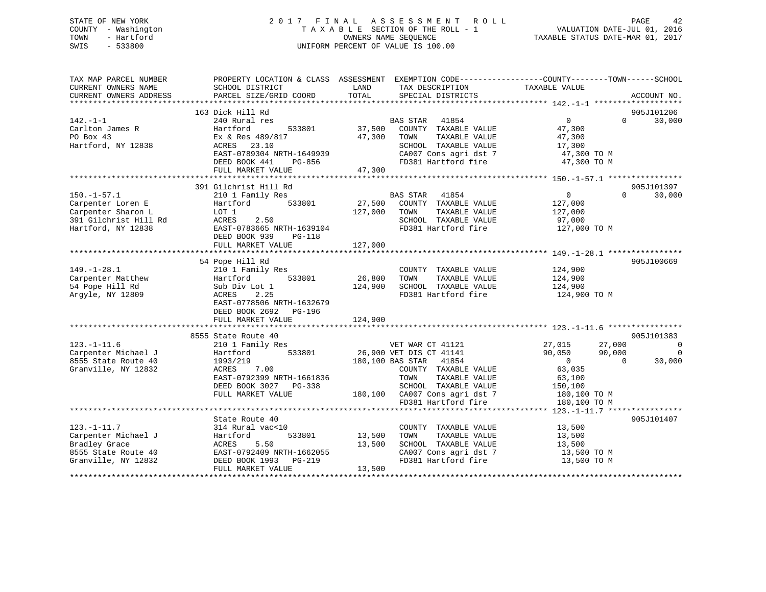STATE OF NEW YORK
COUNTY - Washington
TOWN - Hartford
SWIS - 533800

2017 FINAL ASSESSMENT ROLL
TAXABLE SECTION OF THE ROLL - 1
OWNERS NAME SEQUENCE
UNIFORM PERCENT OF VALUE IS 100.00

VALUATION DATE-JUL 01, 2016
TAXABLE STATUS DATE-MAR 01, 2017

```
TAX MAP PARCEL NUMBER      PROPERTY LOCATION & CLASS  ASSESSMENT  EXEMPTION CODE-----------------COUNTY--------TOWN------SCHOOL
CURRENT OWNERS NAME        SCHOOL DISTRICT              LAND      TAX DESCRIPTION            TAXABLE VALUE
CURRENT OWNERS ADDRESS     PARCEL SIZE/GRID COORD       TOTAL     SPECIAL DISTRICTS                                    ACCOUNT NO.
******************************************************************************************** 142.-1-1 *******************
                           163 Dick Hill Rd                                                                            905J101206
142.-1-1                   240 Rural res                          BAS STAR   41854                 0          0       30,000
Carlton James R            Hartford       533801      37,500     COUNTY  TAXABLE VALUE        47,300
PO Box 43                  Ex & Res 489/817           47,300     TOWN    TAXABLE VALUE        47,300
Hartford, NY 12838         ACRES   23.10                          SCHOOL  TAXABLE VALUE        17,300
                           EAST-0789304 NRTH-1649939              CA007 Cons agri dst 7        47,300 TO M
                           DEED BOOK 441    PG-856                FD381 Hartford fire          47,300 TO M
                           FULL MARKET VALUE          47,300
******************************************************************************************** 150.-1-57.1 ****************
                           391 Gilchrist Hill Rd                                                                       905J101397
150.-1-57.1                210 1 Family Res                       BAS STAR   41854                 0          0       30,000
Carpenter Loren E          Hartford       533801      27,500     COUNTY  TAXABLE VALUE       127,000
Carpenter Sharon L         LOT 1                     127,000     TOWN    TAXABLE VALUE       127,000
391 Gilchrist Hill Rd      ACRES    2.50                          SCHOOL  TAXABLE VALUE        97,000
Hartford, NY 12838         EAST-0783665 NRTH-1639104              FD381 Hartford fire         127,000 TO M
                           DEED BOOK 939    PG-118
                           FULL MARKET VALUE         127,000
******************************************************************************************** 149.-1-28.1 ****************
                           54 Pope Hill Rd                                                                             905J100669
149.-1-28.1                210 1 Family Res                       COUNTY  TAXABLE VALUE       124,900
Carpenter Matthew          Hartford       533801      26,800     TOWN    TAXABLE VALUE       124,900
54 Pope Hill Rd            Sub Div Lot 1             124,900     SCHOOL  TAXABLE VALUE       124,900
Argyle, NY 12809           ACRES    2.25                          FD381 Hartford fire         124,900 TO M
                           EAST-0778506 NRTH-1632679
                           DEED BOOK 2692   PG-196
                           FULL MARKET VALUE         124,900
******************************************************************************************** 123.-1-11.6 ****************
                           8555 State Route 40                                                                         905J101383
123.-1-11.6                210 1 Family Res                       VET WAR CT 41121             27,015     27,000            0
Carpenter Michael J        Hartford       533801      26,900 VET DIS CT 41141             90,050     90,000            0
8555 State Route 40        1993/219                  180,100 BAS STAR   41854                 0          0       30,000
Granville, NY 12832        ACRES    7.00                          COUNTY  TAXABLE VALUE        63,035
                           EAST-0792399 NRTH-1661836              TOWN    TAXABLE VALUE        63,100
                           DEED BOOK 3027   PG-338                SCHOOL  TAXABLE VALUE       150,100
                           FULL MARKET VALUE         180,100     CA007 Cons agri dst 7       180,100 TO M
                                                                  FD381 Hartford fire         180,100 TO M
******************************************************************************************** 123.-1-11.7 ****************
                           State Route 40                                                                              905J101407
123.-1-11.7                314 Rural vac<10                       COUNTY  TAXABLE VALUE        13,500
Carpenter Michael J        Hartford       533801      13,500     TOWN    TAXABLE VALUE        13,500
Bradley Grace              ACRES    5.50              13,500     SCHOOL  TAXABLE VALUE        13,500
8555 State Route 40        EAST-0792409 NRTH-1662055              CA007 Cons agri dst 7        13,500 TO M
Granville, NY 12832        DEED BOOK 1993   PG-219                FD381 Hartford fire          13,500 TO M
                           FULL MARKET VALUE          13,500
**************************************************************************************************************************
```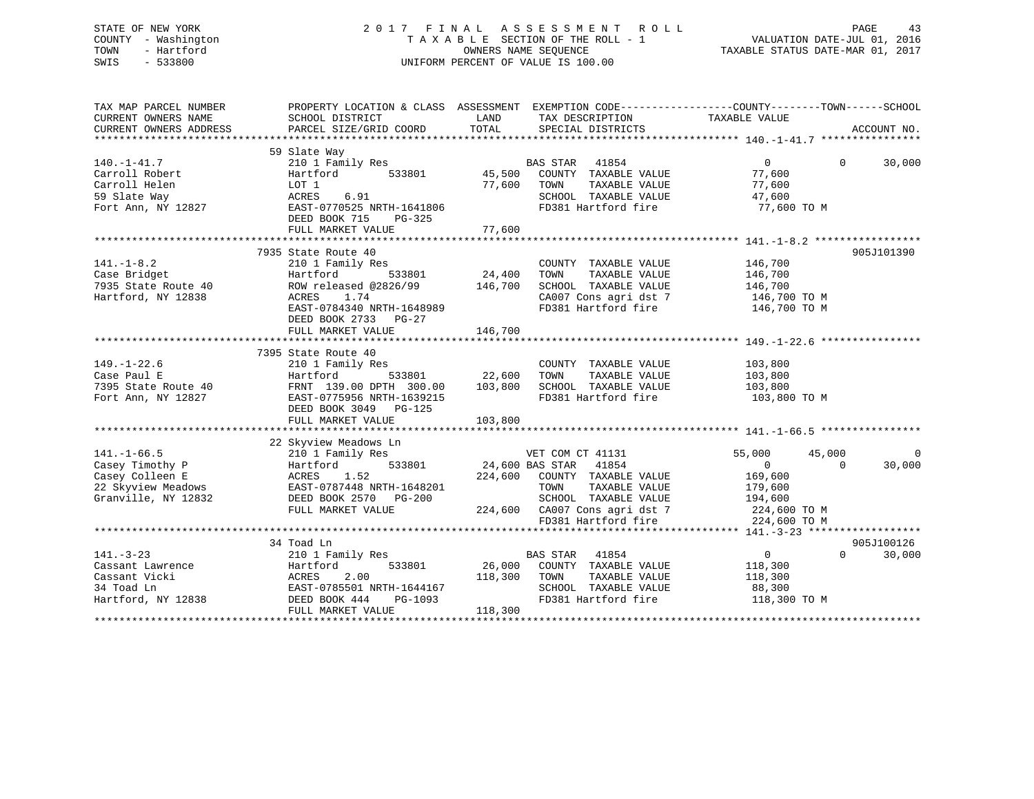STATE OF NEW YORK
COUNTY - Washington
TOWN - Hartford
SWIS - 533800

2017 FINAL ASSESSMENT ROLL
TAXABLE SECTION OF THE ROLL - 1
OWNERS NAME SEQUENCE
UNIFORM PERCENT OF VALUE IS 100.00

VALUATION DATE-JUL 01, 2016
TAXABLE STATUS DATE-MAR 01, 2017

| TAX MAP PARCEL NUMBER / CURRENT OWNERS NAME / CURRENT OWNERS ADDRESS | PROPERTY LOCATION & CLASS / SCHOOL DISTRICT / PARCEL SIZE/GRID COORD | ASSESSMENT LAND / TOTAL | EXEMPTION CODE / TAX DESCRIPTION / SPECIAL DISTRICTS | COUNTY TAXABLE VALUE | TOWN | SCHOOL | ACCOUNT NO. |
|---|---|---|---|---|---|---|---|
| | 59 Slate Way | | | | | | |
| 140.-1-41.7 | 210 1 Family Res | | BAS STAR 41854 | 0 | 0 | 30,000 | |
| Carroll Robert | Hartford 533801 | 45,500 | COUNTY TAXABLE VALUE | 77,600 | | | |
| Carroll Helen | LOT 1 | 77,600 | TOWN TAXABLE VALUE | 77,600 | | | |
| 59 Slate Way | ACRES 6.91 | | SCHOOL TAXABLE VALUE | 47,600 | | | |
| Fort Ann, NY 12827 | EAST-0770525 NRTH-1641806 | | FD381 Hartford fire | 77,600 TO M | | | |
| | DEED BOOK 715 PG-325 | | | | | | |
| | FULL MARKET VALUE | 77,600 | | | | | |
| | 7935 State Route 40 | | | | | | 905J101390 |
| 141.-1-8.2 | 210 1 Family Res | | COUNTY TAXABLE VALUE | 146,700 | | | |
| Case Bridget | Hartford 533801 | 24,400 | TOWN TAXABLE VALUE | 146,700 | | | |
| 7935 State Route 40 | ROW released @2826/99 | 146,700 | SCHOOL TAXABLE VALUE | 146,700 | | | |
| Hartford, NY 12838 | ACRES 1.74 | | CA007 Cons agri dst 7 | 146,700 TO M | | | |
| | EAST-0784340 NRTH-1648989 | | FD381 Hartford fire | 146,700 TO M | | | |
| | DEED BOOK 2733 PG-27 | | | | | | |
| | FULL MARKET VALUE | 146,700 | | | | | |
| | 7395 State Route 40 | | | | | | |
| 149.-1-22.6 | 210 1 Family Res | | COUNTY TAXABLE VALUE | 103,800 | | | |
| Case Paul E | Hartford 533801 | 22,600 | TOWN TAXABLE VALUE | 103,800 | | | |
| 7395 State Route 40 | FRNT 139.00 DPTH 300.00 | 103,800 | SCHOOL TAXABLE VALUE | 103,800 | | | |
| Fort Ann, NY 12827 | EAST-0775956 NRTH-1639215 | | FD381 Hartford fire | 103,800 TO M | | | |
| | DEED BOOK 3049 PG-125 | | | | | | |
| | FULL MARKET VALUE | 103,800 | | | | | |
| | 22 Skyview Meadows Ln | | | | | | |
| 141.-1-66.5 | 210 1 Family Res | | VET COM CT 41131 | 55,000 | 45,000 | 0 | |
| Casey Timothy P | Hartford 533801 | 24,600 | BAS STAR 41854 | 0 | 0 | 30,000 | |
| Casey Colleen E | ACRES 1.52 | 224,600 | COUNTY TAXABLE VALUE | 169,600 | | | |
| 22 Skyview Meadows | EAST-0787448 NRTH-1648201 | | TOWN TAXABLE VALUE | 179,600 | | | |
| Granville, NY 12832 | DEED BOOK 2570 PG-200 | | SCHOOL TAXABLE VALUE | 194,600 | | | |
| | FULL MARKET VALUE | 224,600 | CA007 Cons agri dst 7 | 224,600 TO M | | | |
| | | | FD381 Hartford fire | 224,600 TO M | | | |
| | 34 Toad Ln | | | | | | 905J100126 |
| 141.-3-23 | 210 1 Family Res | | BAS STAR 41854 | 0 | 0 | 30,000 | |
| Cassant Lawrence | Hartford 533801 | 26,000 | COUNTY TAXABLE VALUE | 118,300 | | | |
| Cassant Vicki | ACRES 2.00 | 118,300 | TOWN TAXABLE VALUE | 118,300 | | | |
| 34 Toad Ln | EAST-0785501 NRTH-1644167 | | SCHOOL TAXABLE VALUE | 88,300 | | | |
| Hartford, NY 12838 | DEED BOOK 444 PG-1093 | | FD381 Hartford fire | 118,300 TO M | | | |
| | FULL MARKET VALUE | 118,300 | | | | | |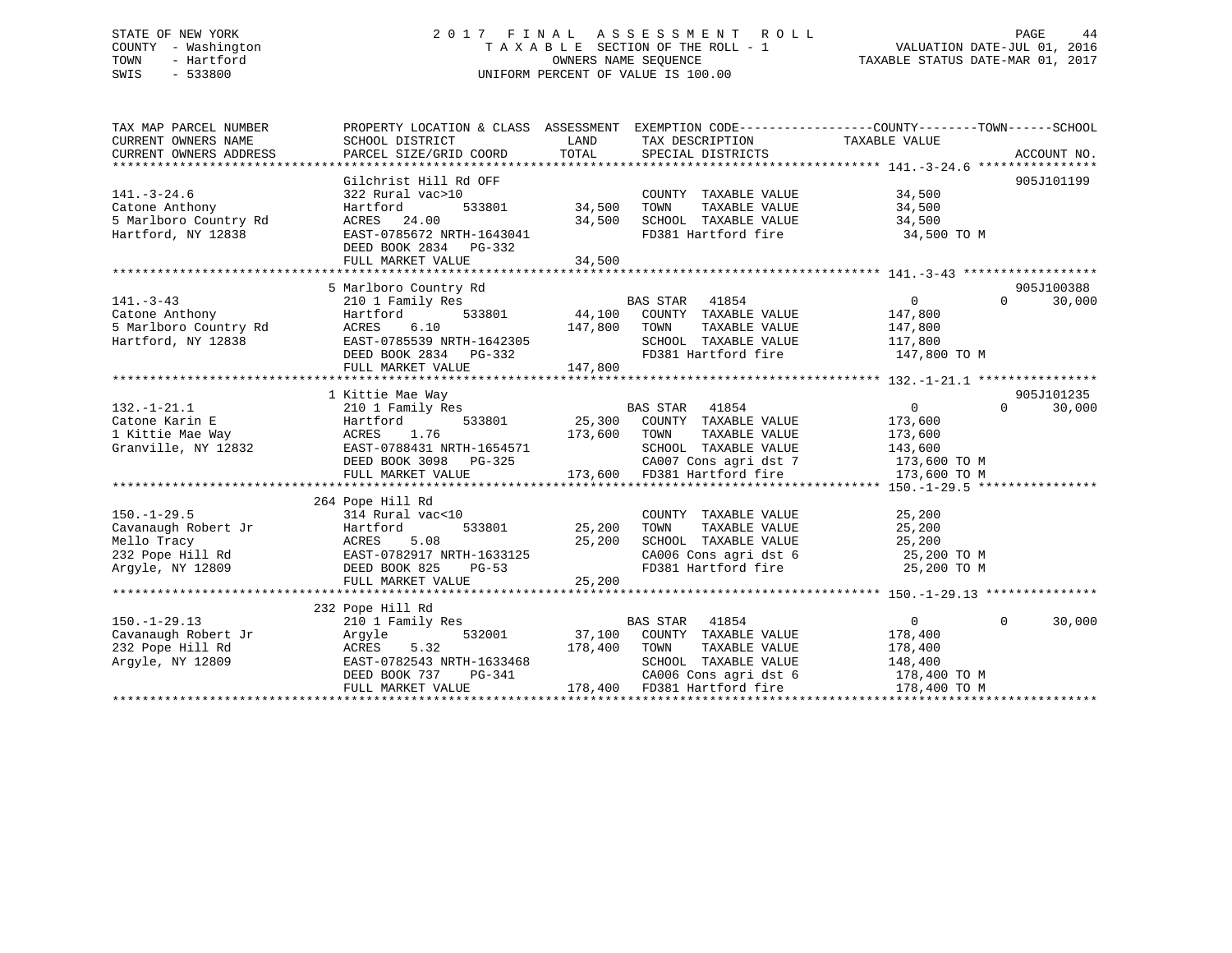STATE OF NEW YORK
COUNTY - Washington
TOWN - Hartford
SWIS - 533800

2017 FINAL ASSESSMENT ROLL
TAXABLE SECTION OF THE ROLL - 1
OWNERS NAME SEQUENCE
UNIFORM PERCENT OF VALUE IS 100.00

VALUATION DATE-JUL 01, 2016
TAXABLE STATUS DATE-MAR 01, 2017

| TAX MAP PARCEL NUMBER / CURRENT OWNERS NAME / CURRENT OWNERS ADDRESS | PROPERTY LOCATION & CLASS / SCHOOL DISTRICT / PARCEL SIZE/GRID COORD | ASSESSMENT LAND | TOTAL | EXEMPTION CODE / TAX DESCRIPTION / SPECIAL DISTRICTS | COUNTY | TOWN | SCHOOL | ACCOUNT NO. |
|---|---|---|---|---|---|---|---|---|
| **141.-3-24.6** | Gilchrist Hill Rd OFF | | | | | | | 905J101199 |
| Catone Anthony | 322 Rural vac>10 | | | COUNTY TAXABLE VALUE | 34,500 | | | |
| 5 Marlboro Country Rd | Hartford 533801 | 34,500 | | TOWN TAXABLE VALUE | | 34,500 | | |
| Hartford, NY 12838 | ACRES 24.00 | | 34,500 | SCHOOL TAXABLE VALUE | | | 34,500 | |
| | EAST-0785672 NRTH-1643041 | | | FD381 Hartford fire | 34,500 TO M | | | |
| | DEED BOOK 2834 PG-332 | | | | | | | |
| | FULL MARKET VALUE | | 34,500 | | | | | |
| **141.-3-43** | 5 Marlboro Country Rd | | | | | | | 905J100388 |
| Catone Anthony | 210 1 Family Res | | | BAS STAR 41854 | 0 | 0 | 30,000 | |
| 5 Marlboro Country Rd | Hartford 533801 | 44,100 | | COUNTY TAXABLE VALUE | 147,800 | | | |
| Hartford, NY 12838 | ACRES 6.10 | | 147,800 | TOWN TAXABLE VALUE | | 147,800 | | |
| | EAST-0785539 NRTH-1642305 | | | SCHOOL TAXABLE VALUE | | | 117,800 | |
| | DEED BOOK 2834 PG-332 | | | FD381 Hartford fire | 147,800 TO M | | | |
| | FULL MARKET VALUE | | 147,800 | | | | | |
| **132.-1-21.1** | 1 Kittie Mae Way | | | | | | | 905J101235 |
| Catone Karin E | 210 1 Family Res | | | BAS STAR 41854 | 0 | 0 | 30,000 | |
| 1 Kittie Mae Way | Hartford 533801 | 25,300 | | COUNTY TAXABLE VALUE | 173,600 | | | |
| Granville, NY 12832 | ACRES 1.76 | | 173,600 | TOWN TAXABLE VALUE | | 173,600 | | |
| | EAST-0788431 NRTH-1654571 | | | SCHOOL TAXABLE VALUE | | | 143,600 | |
| | DEED BOOK 3098 PG-325 | | | CA007 Cons agri dst 7 | 173,600 TO M | | | |
| | FULL MARKET VALUE | | 173,600 | FD381 Hartford fire | 173,600 TO M | | | |
| **150.-1-29.5** | 264 Pope Hill Rd | | | | | | | |
| Cavanaugh Robert Jr | 314 Rural vac<10 | | | COUNTY TAXABLE VALUE | 25,200 | | | |
| Mello Tracy | Hartford 533801 | 25,200 | | TOWN TAXABLE VALUE | | 25,200 | | |
| 232 Pope Hill Rd | ACRES 5.08 | | 25,200 | SCHOOL TAXABLE VALUE | | | 25,200 | |
| Argyle, NY 12809 | EAST-0782917 NRTH-1633125 | | | CA006 Cons agri dst 6 | 25,200 TO M | | | |
| | DEED BOOK 825 PG-53 | | | FD381 Hartford fire | 25,200 TO M | | | |
| | FULL MARKET VALUE | | 25,200 | | | | | |
| **150.-1-29.13** | 232 Pope Hill Rd | | | | | | | |
| Cavanaugh Robert Jr | 210 1 Family Res | | | BAS STAR 41854 | 0 | 0 | 30,000 | |
| 232 Pope Hill Rd | Argyle 532001 | 37,100 | | COUNTY TAXABLE VALUE | 178,400 | | | |
| Argyle, NY 12809 | ACRES 5.32 | | 178,400 | TOWN TAXABLE VALUE | | 178,400 | | |
| | EAST-0782543 NRTH-1633468 | | | SCHOOL TAXABLE VALUE | | | 148,400 | |
| | DEED BOOK 737 PG-341 | | | CA006 Cons agri dst 6 | 178,400 TO M | | | |
| | FULL MARKET VALUE | | 178,400 | FD381 Hartford fire | 178,400 TO M | | | |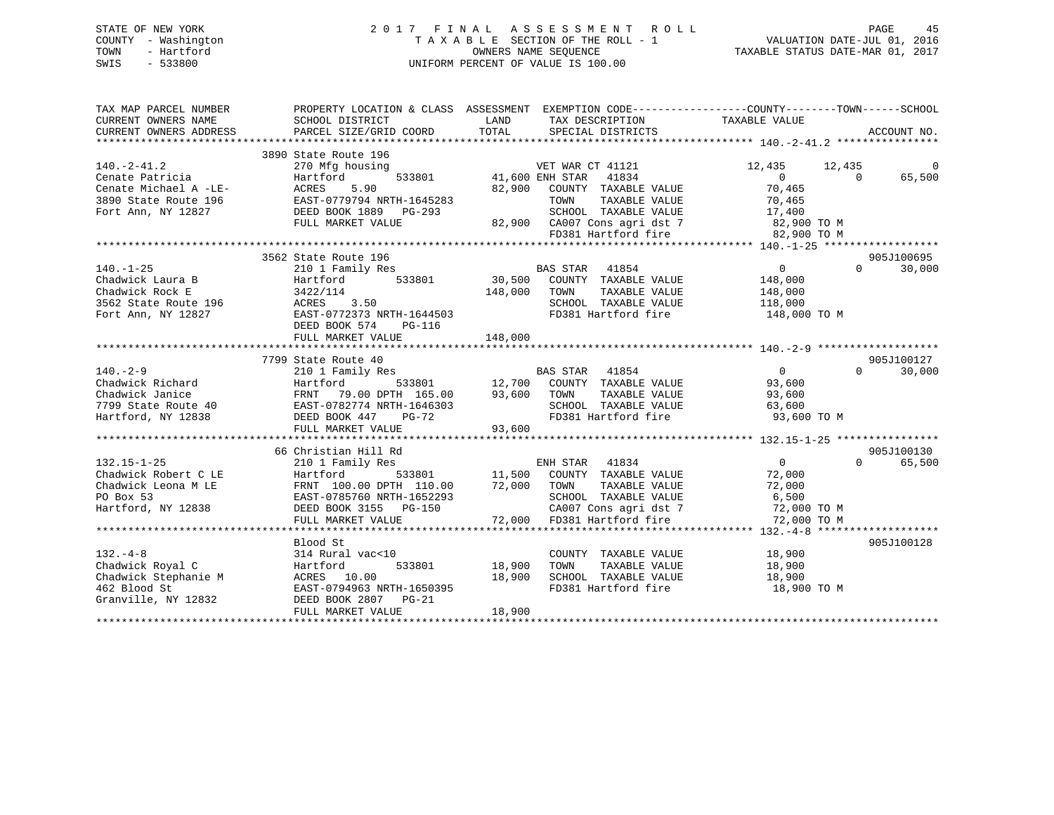STATE OF NEW YORK — 2017 FINAL ASSESSMENT ROLL — TAXABLE SECTION OF THE ROLL - 1

COUNTY - Washington
TOWN - Hartford
SWIS - 533800

OWNERS NAME SEQUENCE
UNIFORM PERCENT OF VALUE IS 100.00

VALUATION DATE-JUL 01, 2016
TAXABLE STATUS DATE-MAR 01, 2017

| TAX MAP PARCEL NUMBER / CURRENT OWNERS NAME / CURRENT OWNERS ADDRESS | PROPERTY LOCATION & CLASS / SCHOOL DISTRICT / PARCEL SIZE/GRID COORD | ASSESSMENT LAND | TOTAL | EXEMPTION CODE / TAX DESCRIPTION / SPECIAL DISTRICTS | COUNTY TAXABLE VALUE | TOWN | SCHOOL | ACCOUNT NO. |
|---|---|---|---|---|---|---|---|---|
| 140.-2-41.2 | 3890 State Route 196 | | | | | | | |
| | 270 Mfg housing | | | VET WAR CT 41121 | 12,435 | 12,435 | 0 | |
| Cenate Patricia | Hartford 533801 | 41,600 | | ENH STAR 41834 | 0 | 0 | 65,500 | |
| Cenate Michael A -LE- | ACRES 5.90 | | 82,900 | COUNTY TAXABLE VALUE | 70,465 | | | |
| 3890 State Route 196 | EAST-0779794 NRTH-1645283 | | | TOWN TAXABLE VALUE | 70,465 | | | |
| Fort Ann, NY 12827 | DEED BOOK 1889 PG-293 | | | SCHOOL TAXABLE VALUE | 17,400 | | | |
| | FULL MARKET VALUE | | 82,900 | CA007 Cons agri dst 7 | 82,900 TO M | | | |
| | | | | FD381 Hartford fire | 82,900 TO M | | | |
| 140.-1-25 | 3562 State Route 196 | | | | | | | 905J100695 |
| | 210 1 Family Res | | | BAS STAR 41854 | 0 | 0 | 30,000 | |
| Chadwick Laura B | Hartford 533801 | 30,500 | | COUNTY TAXABLE VALUE | 148,000 | | | |
| Chadwick Rock E | 3422/114 | | 148,000 | TOWN TAXABLE VALUE | 148,000 | | | |
| 3562 State Route 196 | ACRES 3.50 | | | SCHOOL TAXABLE VALUE | 118,000 | | | |
| Fort Ann, NY 12827 | EAST-0772373 NRTH-1644503 | | | FD381 Hartford fire | 148,000 TO M | | | |
| | DEED BOOK 574 PG-116 | | | | | | | |
| | FULL MARKET VALUE | | 148,000 | | | | | |
| 140.-2-9 | 7799 State Route 40 | | | | | | | 905J100127 |
| | 210 1 Family Res | | | BAS STAR 41854 | 0 | 0 | 30,000 | |
| Chadwick Richard | Hartford 533801 | 12,700 | | COUNTY TAXABLE VALUE | 93,600 | | | |
| Chadwick Janice | FRNT 79.00 DPTH 165.00 | | 93,600 | TOWN TAXABLE VALUE | 93,600 | | | |
| 7799 State Route 40 | EAST-0782774 NRTH-1646303 | | | SCHOOL TAXABLE VALUE | 63,600 | | | |
| Hartford, NY 12838 | DEED BOOK 447 PG-72 | | | FD381 Hartford fire | 93,600 TO M | | | |
| | FULL MARKET VALUE | | 93,600 | | | | | |
| 132.15-1-25 | 66 Christian Hill Rd | | | | | | | 905J100130 |
| | 210 1 Family Res | | | ENH STAR 41834 | 0 | 0 | 65,500 | |
| Chadwick Robert C LE | Hartford 533801 | 11,500 | | COUNTY TAXABLE VALUE | 72,000 | | | |
| Chadwick Leona M LE | FRNT 100.00 DPTH 110.00 | | 72,000 | TOWN TAXABLE VALUE | 72,000 | | | |
| PO Box 53 | EAST-0785760 NRTH-1652293 | | | SCHOOL TAXABLE VALUE | 6,500 | | | |
| Hartford, NY 12838 | DEED BOOK 3155 PG-150 | | | CA007 Cons agri dst 7 | 72,000 TO M | | | |
| | FULL MARKET VALUE | | 72,000 | FD381 Hartford fire | 72,000 TO M | | | |
| 132.-4-8 | Blood St | | | | | | | 905J100128 |
| | 314 Rural vac<10 | | | COUNTY TAXABLE VALUE | 18,900 | | | |
| Chadwick Royal C | Hartford 533801 | 18,900 | | TOWN TAXABLE VALUE | 18,900 | | | |
| Chadwick Stephanie M | ACRES 10.00 | | 18,900 | SCHOOL TAXABLE VALUE | 18,900 | | | |
| 462 Blood St | EAST-0794963 NRTH-1650395 | | | FD381 Hartford fire | 18,900 TO M | | | |
| Granville, NY 12832 | DEED BOOK 2807 PG-21 | | | | | | | |
| | FULL MARKET VALUE | | 18,900 | | | | | |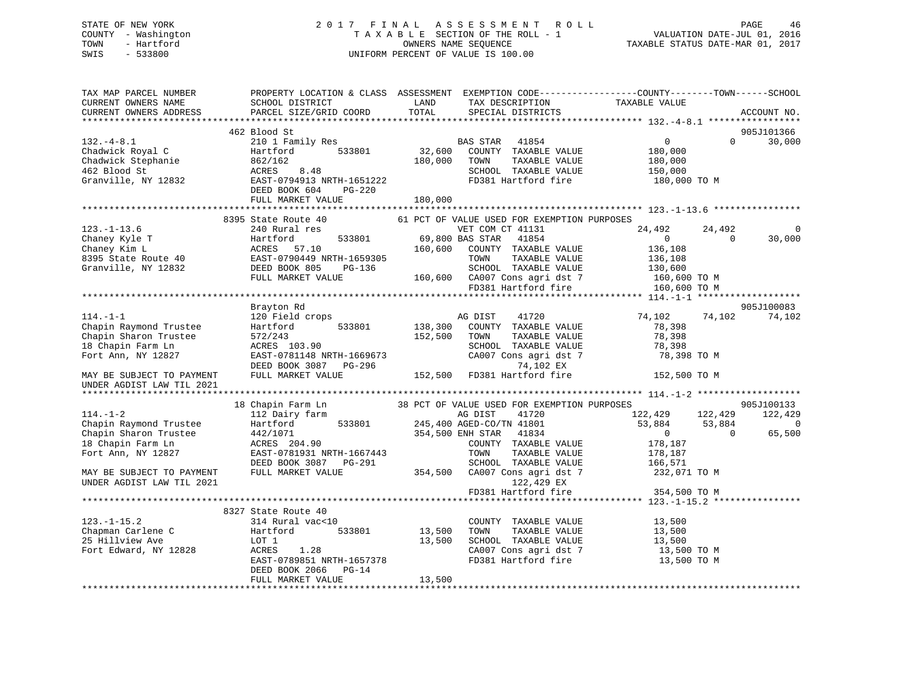STATE OF NEW YORK
COUNTY - Washington
TOWN - Hartford
SWIS - 533800

# 2017 FINAL ASSESSMENT ROLL
TAXABLE SECTION OF THE ROLL - 1
OWNERS NAME SEQUENCE
UNIFORM PERCENT OF VALUE IS 100.00

VALUATION DATE-JUL 01, 2016
TAXABLE STATUS DATE-MAR 01, 2017

```
TAX MAP PARCEL NUMBER          PROPERTY LOCATION & CLASS  ASSESSMENT  EXEMPTION CODE-----------------COUNTY--------TOWN------SCHOOL
CURRENT OWNERS NAME            SCHOOL DISTRICT               LAND      TAX DESCRIPTION              TAXABLE VALUE
CURRENT OWNERS ADDRESS         PARCEL SIZE/GRID COORD        TOTAL     SPECIAL DISTRICTS                                    ACCOUNT NO.
******************************************************************************************************* 132.-4-8.1 *****************
                               462 Blood St                                                                              905J101366
132.-4-8.1                     210 1 Family Res                    BAS STAR   41854                  0             0      30,000
Chadwick Royal C               Hartford        533801      32,600   COUNTY  TAXABLE VALUE           180,000
Chadwick Stephanie             862/162                    180,000   TOWN    TAXABLE VALUE           180,000
462 Blood St                   ACRES    8.48                        SCHOOL  TAXABLE VALUE           150,000
Granville, NY 12832            EAST-0794913 NRTH-1651222            FD381 Hartford fire             180,000 TO M
                               DEED BOOK 604    PG-220
                               FULL MARKET VALUE          180,000
******************************************************************************************************* 123.-1-13.6 ****************
                               8395 State Route 40          61 PCT OF VALUE USED FOR EXEMPTION PURPOSES
123.-1-13.6                    240 Rural res                       VET COM CT 41131              24,492        24,492          0
Chaney Kyle T                  Hartford        533801      69,800 BAS STAR   41854                  0             0      30,000
Chaney Kim L                   ACRES   57.10              160,600   COUNTY  TAXABLE VALUE           136,108
8395 State Route 40            EAST-0790449 NRTH-1659305            TOWN    TAXABLE VALUE           136,108
Granville, NY 12832            DEED BOOK 805    PG-136              SCHOOL  TAXABLE VALUE           130,600
                               FULL MARKET VALUE          160,600   CA007 Cons agri dst 7           160,600 TO M
                                                                    FD381 Hartford fire             160,600 TO M
******************************************************************************************************* 114.-1-1 *******************
                               Brayton Rd                                                                                905J100083
114.-1-1                       120 Field crops                     AG DIST    41720              74,102        74,102     74,102
Chapin Raymond Trustee         Hartford        533801     138,300   COUNTY  TAXABLE VALUE            78,398
Chapin Sharon Trustee          572/243                    152,500   TOWN    TAXABLE VALUE            78,398
18 Chapin Farm Ln              ACRES  103.90                        SCHOOL  TAXABLE VALUE            78,398
Fort Ann, NY 12827             EAST-0781148 NRTH-1669673            CA007 Cons agri dst 7            78,398 TO M
                               DEED BOOK 3087   PG-296                         74,102 EX
MAY BE SUBJECT TO PAYMENT      FULL MARKET VALUE          152,500   FD381 Hartford fire             152,500 TO M
UNDER AGDIST LAW TIL 2021
******************************************************************************************************* 114.-1-2 *******************
                               18 Chapin Farm Ln            38 PCT OF VALUE USED FOR EXEMPTION PURPOSES                  905J100133
114.-1-2                       112 Dairy farm                      AG DIST    41720             122,429       122,429    122,429
Chapin Raymond Trustee         Hartford        533801     245,400 AGED-CO/TN 41801               53,884        53,884          0
Chapin Sharon Trustee          442/1071                   354,500 ENH STAR   41834                  0             0      65,500
18 Chapin Farm Ln              ACRES  204.90                        COUNTY  TAXABLE VALUE           178,187
Fort Ann, NY 12827             EAST-0781931 NRTH-1667443            TOWN    TAXABLE VALUE           178,187
                               DEED BOOK 3087   PG-291              SCHOOL  TAXABLE VALUE           166,571
MAY BE SUBJECT TO PAYMENT      FULL MARKET VALUE          354,500   CA007 Cons agri dst 7           232,071 TO M
UNDER AGDIST LAW TIL 2021                                                      122,429 EX
                                                                    FD381 Hartford fire             354,500 TO M
******************************************************************************************************* 123.-1-15.2 ****************
                               8327 State Route 40
123.-1-15.2                    314 Rural vac<10                     COUNTY  TAXABLE VALUE            13,500
Chapman Carlene C              Hartford        533801      13,500   TOWN    TAXABLE VALUE            13,500
25 Hillview Ave                LOT 1                       13,500   SCHOOL  TAXABLE VALUE            13,500
Fort Edward, NY 12828          ACRES    1.28                        CA007 Cons agri dst 7            13,500 TO M
                               EAST-0789851 NRTH-1657378            FD381 Hartford fire              13,500 TO M
                               DEED BOOK 2066   PG-14
                               FULL MARKET VALUE           13,500
************************************************************************************************************************************
```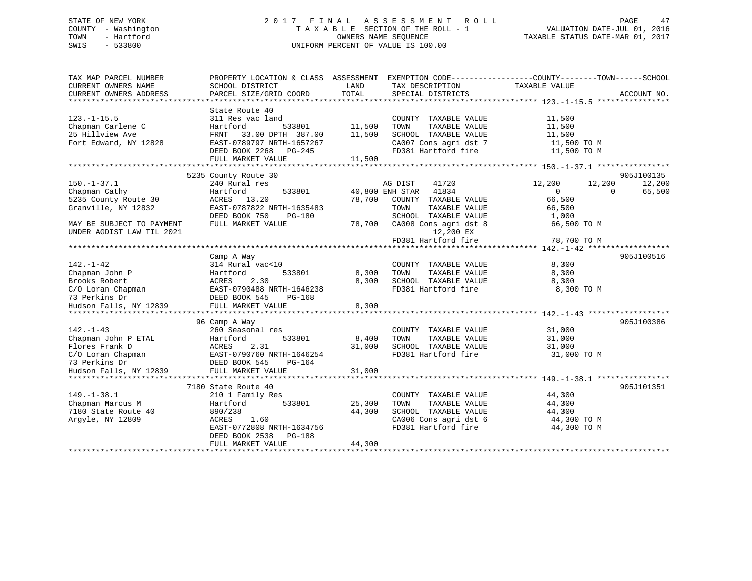STATE OF NEW YORK
COUNTY - Washington
TOWN - Hartford
SWIS - 533800

# 2017 FINAL ASSESSMENT ROLL

TAXABLE SECTION OF THE ROLL - 1
OWNERS NAME SEQUENCE
UNIFORM PERCENT OF VALUE IS 100.00

VALUATION DATE-JUL 01, 2016
TAXABLE STATUS DATE-MAR 01, 2017

```
TAX MAP PARCEL NUMBER          PROPERTY LOCATION & CLASS  ASSESSMENT  EXEMPTION CODE------------------COUNTY--------TOWN------SCHOOL
CURRENT OWNERS NAME            SCHOOL DISTRICT              LAND      TAX DESCRIPTION            TAXABLE VALUE
CURRENT OWNERS ADDRESS         PARCEL SIZE/GRID COORD      TOTAL      SPECIAL DISTRICTS                                 ACCOUNT NO.
******************************************************************************************************* 123.-1-15.5 ****************
                               State Route 40
123.-1-15.5                    311 Res vac land                     COUNTY  TAXABLE VALUE          11,500
Chapman Carlene C              Hartford       533801      11,500    TOWN    TAXABLE VALUE          11,500
25 Hillview Ave                FRNT   33.00 DPTH  387.00  11,500    SCHOOL  TAXABLE VALUE          11,500
Fort Edward, NY 12828          EAST-0789797 NRTH-1657267            CA007 Cons agri dst 7          11,500 TO M
                               DEED BOOK 2268   PG-245              FD381 Hartford fire            11,500 TO M
                               FULL MARKET VALUE          11,500
******************************************************************************************************* 150.-1-37.1 ****************
                               5235 County Route 30                                                                 905J100135
150.-1-37.1                    240 Rural res                         AG DIST     41720         12,200      12,200      12,200
Chapman Cathy                  Hartford       533801      40,800 ENH STAR    41834              0           0      65,500
5235 County Route 30           ACRES   13.20              78,700    COUNTY  TAXABLE VALUE          66,500
Granville, NY 12832            EAST-0787822 NRTH-1635483            TOWN    TAXABLE VALUE          66,500
                               DEED BOOK 750    PG-180              SCHOOL  TAXABLE VALUE           1,000
MAY BE SUBJECT TO PAYMENT      FULL MARKET VALUE          78,700    CA008 Cons agri dst 8          66,500 TO M
UNDER AGDIST LAW TIL 2021                                                 12,200 EX
                                                                    FD381 Hartford fire            78,700 TO M
******************************************************************************************************* 142.-1-42 ******************
                               Camp A Way                                                                           905J100516
142.-1-42                      314 Rural vac<10                     COUNTY  TAXABLE VALUE           8,300
Chapman John P                 Hartford       533801       8,300    TOWN    TAXABLE VALUE           8,300
Brooks Robert                  ACRES    2.30               8,300    SCHOOL  TAXABLE VALUE           8,300
C/O Loran Chapman              EAST-0790488 NRTH-1646238            FD381 Hartford fire             8,300 TO M
73 Perkins Dr                  DEED BOOK 545    PG-168
Hudson Falls, NY 12839         FULL MARKET VALUE           8,300
******************************************************************************************************* 142.-1-43 ******************
                               96 Camp A Way                                                                        905J100386
142.-1-43                      260 Seasonal res                     COUNTY  TAXABLE VALUE          31,000
Chapman John P ETAL            Hartford       533801       8,400    TOWN    TAXABLE VALUE          31,000
Flores Frank D                 ACRES    2.31              31,000    SCHOOL  TAXABLE VALUE          31,000
C/O Loran Chapman              EAST-0790760 NRTH-1646254            FD381 Hartford fire            31,000 TO M
73 Perkins Dr                  DEED BOOK 545    PG-164
Hudson Falls, NY 12839         FULL MARKET VALUE          31,000
******************************************************************************************************* 149.-1-38.1 ****************
                               7180 State Route 40                                                                  905J101351
149.-1-38.1                    210 1 Family Res                     COUNTY  TAXABLE VALUE          44,300
Chapman Marcus M               Hartford       533801      25,300    TOWN    TAXABLE VALUE          44,300
7180 State Route 40            890/238                    44,300    SCHOOL  TAXABLE VALUE          44,300
Argyle, NY 12809               ACRES    1.60                        CA006 Cons agri dst 6          44,300 TO M
                               EAST-0772808 NRTH-1634756            FD381 Hartford fire            44,300 TO M
                               DEED BOOK 2538   PG-188
                               FULL MARKET VALUE          44,300
************************************************************************************************************************************
```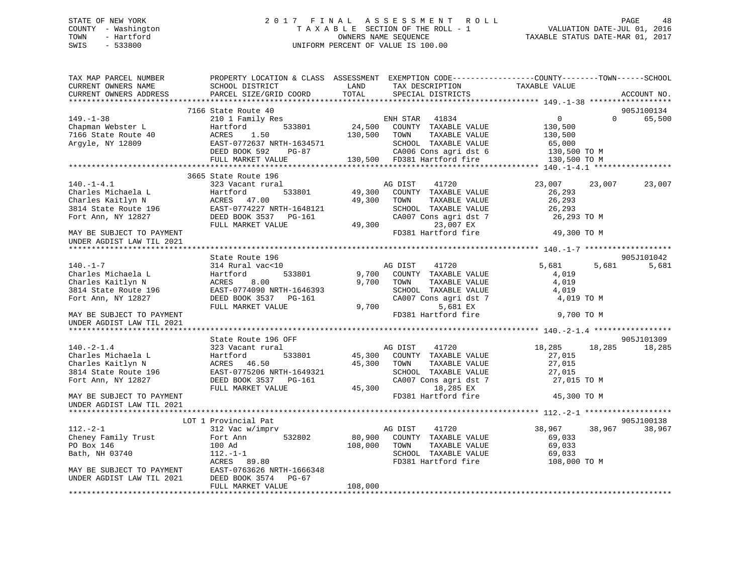STATE OF NEW YORK
COUNTY - Washington
TOWN - Hartford
SWIS - 533800

2 0 1 7 F I N A L A S S E S S M E N T R O L L
T A X A B L E SECTION OF THE ROLL - 1
OWNERS NAME SEQUENCE
UNIFORM PERCENT OF VALUE IS 100.00

VALUATION DATE-JUL 01, 2016
TAXABLE STATUS DATE-MAR 01, 2017

```
TAX MAP PARCEL NUMBER          PROPERTY LOCATION & CLASS  ASSESSMENT  EXEMPTION CODE------------------COUNTY--------TOWN------SCHOOL
CURRENT OWNERS NAME            SCHOOL DISTRICT               LAND     TAX DESCRIPTION             TAXABLE VALUE
CURRENT OWNERS ADDRESS         PARCEL SIZE/GRID COORD        TOTAL    SPECIAL DISTRICTS                                   ACCOUNT NO.
******************************************************************************************************* 149.-1-38 ******************
                               7166 State Route 40                                                                        905J100134
149.-1-38                      210 1 Family Res                    ENH STAR  41834                  0           0      65,500
Chapman Webster L              Hartford         533801      24,500   COUNTY  TAXABLE VALUE        130,500
7166 State Route 40            ACRES    1.50               130,500   TOWN    TAXABLE VALUE        130,500
Argyle, NY 12809               EAST-0772637 NRTH-1634571              SCHOOL  TAXABLE VALUE         65,000
                               DEED BOOK 592    PG-87                 CA006 Cons agri dst 6        130,500 TO M
                               FULL MARKET VALUE           130,500   FD381 Hartford fire          130,500 TO M
******************************************************************************************************* 140.-1-4.1 *****************
                               3665 State Route 196
140.-1-4.1                     323 Vacant rural                    AG DIST   41720             23,007      23,007      23,007
Charles Michaela L             Hartford         533801      49,300   COUNTY  TAXABLE VALUE         26,293
Charles Kaitlyn N              ACRES   47.00                49,300   TOWN    TAXABLE VALUE         26,293
3814 State Route 196           EAST-0774227 NRTH-1648121              SCHOOL  TAXABLE VALUE         26,293
Fort Ann, NY 12827             DEED BOOK 3537   PG-161                CA007 Cons agri dst 7         26,293 TO M
                               FULL MARKET VALUE            49,300          23,007 EX
MAY BE SUBJECT TO PAYMENT                                             FD381 Hartford fire           49,300 TO M
UNDER AGDIST LAW TIL 2021
******************************************************************************************************* 140.-1-7 *******************
                               State Route 196                                                                            905J101042
140.-1-7                       314 Rural vac<10                    AG DIST   41720              5,681       5,681       5,681
Charles Michaela L             Hartford         533801       9,700   COUNTY  TAXABLE VALUE          4,019
Charles Kaitlyn N              ACRES    8.00                 9,700   TOWN    TAXABLE VALUE          4,019
3814 State Route 196           EAST-0774090 NRTH-1646393              SCHOOL  TAXABLE VALUE          4,019
Fort Ann, NY 12827             DEED BOOK 3537   PG-161                CA007 Cons agri dst 7          4,019 TO M
                               FULL MARKET VALUE             9,700           5,681 EX
MAY BE SUBJECT TO PAYMENT                                             FD381 Hartford fire            9,700 TO M
UNDER AGDIST LAW TIL 2021
******************************************************************************************************* 140.-2-1.4 *****************
                               State Route 196 OFF                                                                        905J101309
140.-2-1.4                     323 Vacant rural                    AG DIST   41720             18,285      18,285      18,285
Charles Michaela L             Hartford         533801      45,300   COUNTY  TAXABLE VALUE         27,015
Charles Kaitlyn N              ACRES   46.50                45,300   TOWN    TAXABLE VALUE         27,015
3814 State Route 196           EAST-0775206 NRTH-1649321              SCHOOL  TAXABLE VALUE         27,015
Fort Ann, NY 12827             DEED BOOK 3537   PG-161                CA007 Cons agri dst 7         27,015 TO M
                               FULL MARKET VALUE            45,300          18,285 EX
MAY BE SUBJECT TO PAYMENT                                             FD381 Hartford fire           45,300 TO M
UNDER AGDIST LAW TIL 2021
******************************************************************************************************* 112.-2-1 *******************
                               LOT 1 Provincial Pat                                                                       905J100138
112.-2-1                       312 Vac w/imprv                     AG DIST   41720             38,967      38,967      38,967
Cheney Family Trust            Fort Ann         532802      80,900   COUNTY  TAXABLE VALUE         69,033
PO Box 146                     100 Ad                      108,000   TOWN    TAXABLE VALUE         69,033
Bath, NH 03740                 112.-1-1                               SCHOOL  TAXABLE VALUE         69,033
                               ACRES   89.80                          FD381 Hartford fire          108,000 TO M
MAY BE SUBJECT TO PAYMENT      EAST-0763626 NRTH-1666348
UNDER AGDIST LAW TIL 2021      DEED BOOK 3574   PG-67
                               FULL MARKET VALUE           108,000
************************************************************************************************************************************
```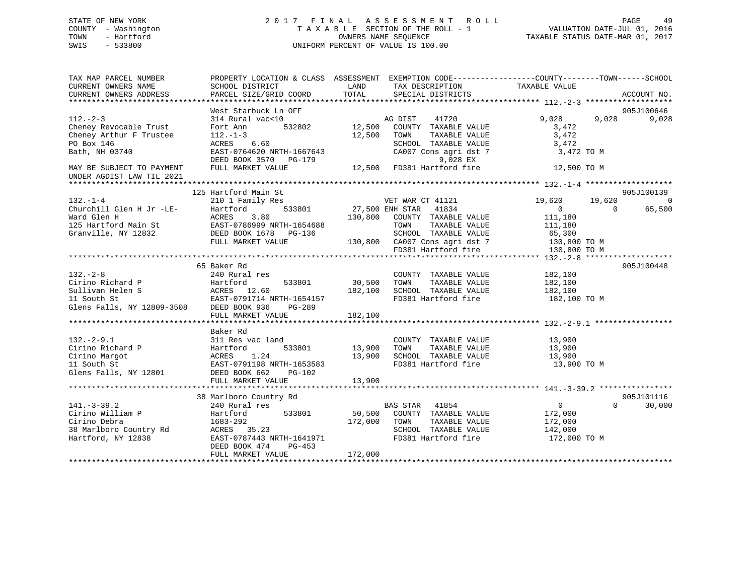STATE OF NEW YORK
COUNTY - Washington
TOWN - Hartford
SWIS - 533800

# 2017 FINAL ASSESSMENT ROLL

TAXABLE SECTION OF THE ROLL - 1
OWNERS NAME SEQUENCE
UNIFORM PERCENT OF VALUE IS 100.00

VALUATION DATE-JUL 01, 2016
TAXABLE STATUS DATE-MAR 01, 2017

```
TAX MAP PARCEL NUMBER          PROPERTY LOCATION & CLASS  ASSESSMENT  EXEMPTION CODE-----------------COUNTY--------TOWN------SCHOOL
CURRENT OWNERS NAME            SCHOOL DISTRICT            LAND        TAX DESCRIPTION              TAXABLE VALUE
CURRENT OWNERS ADDRESS         PARCEL SIZE/GRID COORD     TOTAL       SPECIAL DISTRICTS                                     ACCOUNT NO.
******************************************************************************************************* 112.-2-3 *******************
                               West Starbuck Ln OFF                                                                         905J100646
112.-2-3                       314 Rural vac<10                       AG DIST    41720             9,028       9,028        9,028
Cheney Revocable Trust         Fort Ann       532802      12,500   COUNTY  TAXABLE VALUE            3,472
Cheney Arthur F Trustee        112.-1-3                   12,500   TOWN    TAXABLE VALUE            3,472
PO Box 146                     ACRES    6.60                       SCHOOL  TAXABLE VALUE            3,472
Bath, NH 03740                 EAST-0764620 NRTH-1667643           CA007 Cons agri dst 7            3,472 TO M
                               DEED BOOK 3570   PG-179                         9,028 EX
MAY BE SUBJECT TO PAYMENT      FULL MARKET VALUE          12,500   FD381 Hartford fire             12,500 TO M
UNDER AGDIST LAW TIL 2021
******************************************************************************************************* 132.-1-4 *******************
                               125 Hartford Main St                                                                         905J100139
132.-1-4                       210 1 Family Res                       VET WAR CT 41121            19,620      19,620            0
Churchill Glen H Jr -LE-       Hartford       533801      27,500 ENH STAR   41834                      0           0       65,500
Ward Glen H                    ACRES    3.80             130,800   COUNTY  TAXABLE VALUE          111,180
125 Hartford Main St           EAST-0786999 NRTH-1654688           TOWN    TAXABLE VALUE          111,180
Granville, NY 12832            DEED BOOK 1678   PG-136             SCHOOL  TAXABLE VALUE           65,300
                               FULL MARKET VALUE         130,800   CA007 Cons agri dst 7          130,800 TO M
                                                                   FD381 Hartford fire            130,800 TO M
******************************************************************************************************* 132.-2-8 *******************
                               65 Baker Rd                                                                                  905J100448
132.-2-8                       240 Rural res                          COUNTY  TAXABLE VALUE          182,100
Cirino Richard P               Hartford       533801      30,500   TOWN    TAXABLE VALUE          182,100
Sullivan Helen S               ACRES   12.60             182,100   SCHOOL  TAXABLE VALUE          182,100
11 South St                    EAST-0791714 NRTH-1654157           FD381 Hartford fire            182,100 TO M
Glens Falls, NY 12809-3508     DEED BOOK 936    PG-289
                               FULL MARKET VALUE         182,100
******************************************************************************************************* 132.-2-9.1 *****************
                               Baker Rd
132.-2-9.1                     311 Res vac land                       COUNTY  TAXABLE VALUE           13,900
Cirino Richard P               Hartford       533801      13,900   TOWN    TAXABLE VALUE           13,900
Cirino Margot                  ACRES    1.24              13,900   SCHOOL  TAXABLE VALUE           13,900
11 South St                    EAST-0791198 NRTH-1653583           FD381 Hartford fire             13,900 TO M
Glens Falls, NY 12801          DEED BOOK 662    PG-102
                               FULL MARKET VALUE          13,900
******************************************************************************************************* 141.-3-39.2 ****************
                               38 Marlboro Country Rd                                                                       905J101116
141.-3-39.2                    240 Rural res                          BAS STAR   41854                     0           0       30,000
Cirino William P               Hartford       533801      50,500   COUNTY  TAXABLE VALUE          172,000
Cirino Debra                   1683-292                  172,000   TOWN    TAXABLE VALUE          172,000
38 Marlboro Country Rd         ACRES   35.23                       SCHOOL  TAXABLE VALUE          142,000
Hartford, NY 12838             EAST-0787443 NRTH-1641971           FD381 Hartford fire            172,000 TO M
                               DEED BOOK 474    PG-453
                               FULL MARKET VALUE         172,000
************************************************************************************************************************************
```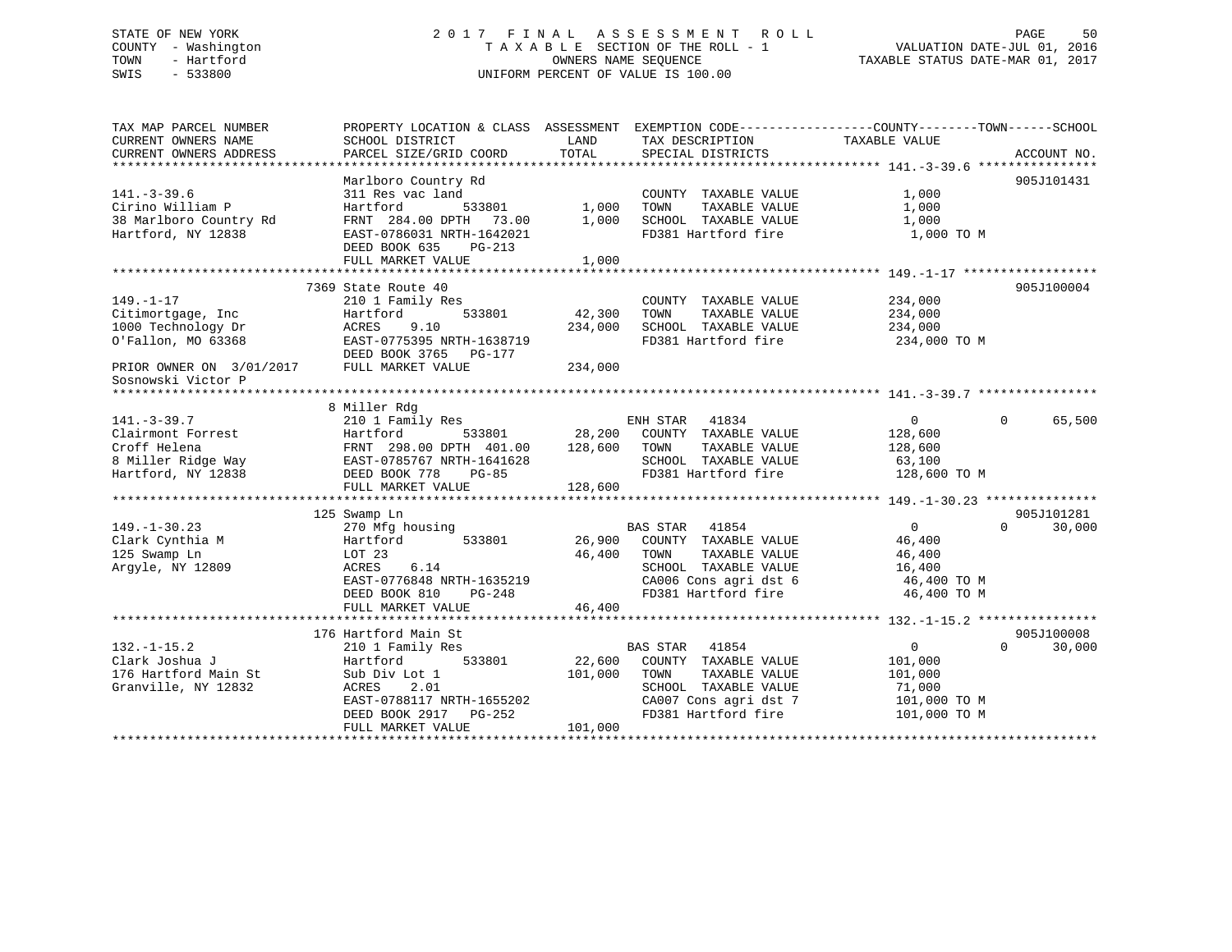STATE OF NEW YORK
COUNTY - Washington
TOWN - Hartford
SWIS - 533800

2 0 1 7 F I N A L A S S E S S M E N T R O L L
T A X A B L E SECTION OF THE ROLL - 1
OWNERS NAME SEQUENCE
UNIFORM PERCENT OF VALUE IS 100.00

VALUATION DATE-JUL 01, 2016
TAXABLE STATUS DATE-MAR 01, 2017

| TAX MAP PARCEL NUMBER / CURRENT OWNERS NAME / CURRENT OWNERS ADDRESS | PROPERTY LOCATION & CLASS / SCHOOL DISTRICT / PARCEL SIZE/GRID COORD | ASSESSMENT LAND | TOTAL | EXEMPTION CODE / TAX DESCRIPTION / SPECIAL DISTRICTS | COUNTY / TOWN TAXABLE VALUE | SCHOOL | ACCOUNT NO. |
|---|---|---|---|---|---|---|---|
| **141.-3-39.6** | Marlboro Country Rd | | | | | | 905J101431 |
| 141.-3-39.6 | 311 Res vac land | | | COUNTY TAXABLE VALUE | 1,000 | | |
| Cirino William P | Hartford 533801 | 1,000 | | TOWN TAXABLE VALUE | 1,000 | | |
| 38 Marlboro Country Rd | FRNT 284.00 DPTH 73.00 | | 1,000 | SCHOOL TAXABLE VALUE | 1,000 | | |
| Hartford, NY 12838 | EAST-0786031 NRTH-1642021 | | | FD381 Hartford fire | 1,000 TO M | | |
| | DEED BOOK 635 PG-213 | | | | | | |
| | FULL MARKET VALUE | | 1,000 | | | | |
| **149.-1-17** | 7369 State Route 40 | | | | | | 905J100004 |
| 149.-1-17 | 210 1 Family Res | | | COUNTY TAXABLE VALUE | 234,000 | | |
| Citimortgage, Inc | Hartford 533801 | 42,300 | | TOWN TAXABLE VALUE | 234,000 | | |
| 1000 Technology Dr | ACRES 9.10 | | 234,000 | SCHOOL TAXABLE VALUE | 234,000 | | |
| O'Fallon, MO 63368 | EAST-0775395 NRTH-1638719 | | | FD381 Hartford fire | 234,000 TO M | | |
| | DEED BOOK 3765 PG-177 | | | | | | |
| PRIOR OWNER ON 3/01/2017 | FULL MARKET VALUE | | 234,000 | | | | |
| Sosnowski Victor P | | | | | | | |
| **141.-3-39.7** | 8 Miller Rdg | | | | | | |
| 141.-3-39.7 | 210 1 Family Res | | | ENH STAR 41834 | 0 | 65,500 | |
| Clairmont Forrest | Hartford 533801 | 28,200 | | COUNTY TAXABLE VALUE | 128,600 | | |
| Croff Helena | FRNT 298.00 DPTH 401.00 | | 128,600 | TOWN TAXABLE VALUE | 128,600 | | |
| 8 Miller Ridge Way | EAST-0785767 NRTH-1641628 | | | SCHOOL TAXABLE VALUE | 63,100 | | |
| Hartford, NY 12838 | DEED BOOK 778 PG-85 | | | FD381 Hartford fire | 128,600 TO M | | |
| | FULL MARKET VALUE | | 128,600 | | | | |
| **149.-1-30.23** | 125 Swamp Ln | | | | | | 905J101281 |
| 149.-1-30.23 | 270 Mfg housing | | | BAS STAR 41854 | 0 | 30,000 | |
| Clark Cynthia M | Hartford 533801 | 26,900 | | COUNTY TAXABLE VALUE | 46,400 | | |
| 125 Swamp Ln | LOT 23 | | 46,400 | TOWN TAXABLE VALUE | 46,400 | | |
| Argyle, NY 12809 | ACRES 6.14 | | | SCHOOL TAXABLE VALUE | 16,400 | | |
| | EAST-0776848 NRTH-1635219 | | | CA006 Cons agri dst 6 | 46,400 TO M | | |
| | DEED BOOK 810 PG-248 | | | FD381 Hartford fire | 46,400 TO M | | |
| | FULL MARKET VALUE | | 46,400 | | | | |
| **132.-1-15.2** | 176 Hartford Main St | | | | | | 905J100008 |
| 132.-1-15.2 | 210 1 Family Res | | | BAS STAR 41854 | 0 | 30,000 | |
| Clark Joshua J | Hartford 533801 | 22,600 | | COUNTY TAXABLE VALUE | 101,000 | | |
| 176 Hartford Main St | Sub Div Lot 1 | | 101,000 | TOWN TAXABLE VALUE | 101,000 | | |
| Granville, NY 12832 | ACRES 2.01 | | | SCHOOL TAXABLE VALUE | 71,000 | | |
| | EAST-0788117 NRTH-1655202 | | | CA007 Cons agri dst 7 | 101,000 TO M | | |
| | DEED BOOK 2917 PG-252 | | | FD381 Hartford fire | 101,000 TO M | | |
| | FULL MARKET VALUE | | 101,000 | | | | |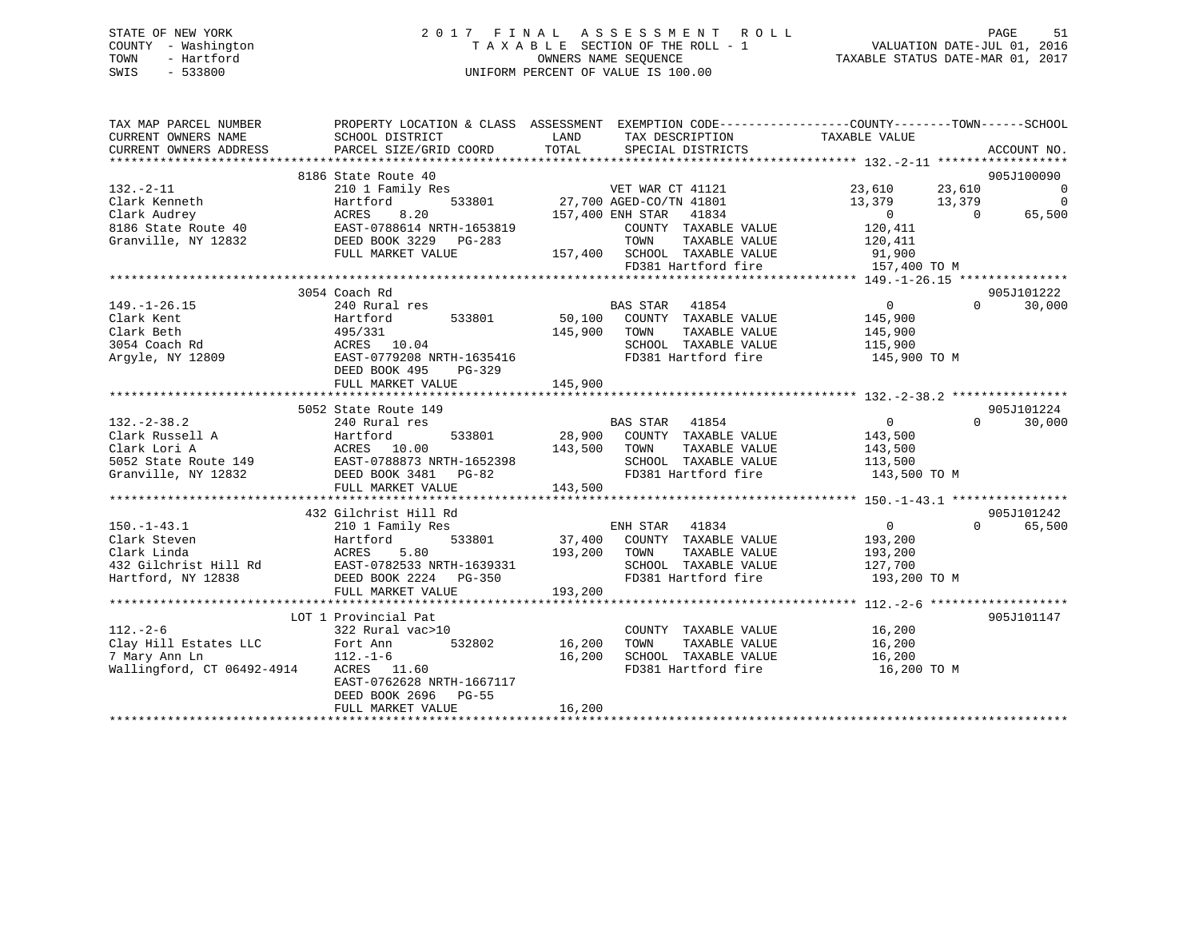STATE OF NEW YORK
COUNTY - Washington
TOWN - Hartford
SWIS - 533800

# 2017 FINAL ASSESSMENT ROLL
TAXABLE SECTION OF THE ROLL - 1
OWNERS NAME SEQUENCE
UNIFORM PERCENT OF VALUE IS 100.00

VALUATION DATE-JUL 01, 2016
TAXABLE STATUS DATE-MAR 01, 2017

```
TAX MAP PARCEL NUMBER          PROPERTY LOCATION & CLASS  ASSESSMENT  EXEMPTION CODE-----------------COUNTY--------TOWN------SCHOOL
CURRENT OWNERS NAME            SCHOOL DISTRICT               LAND      TAX DESCRIPTION             TAXABLE VALUE
CURRENT OWNERS ADDRESS         PARCEL SIZE/GRID COORD        TOTAL     SPECIAL DISTRICTS                                    ACCOUNT NO.
******************************************************************************************************* 132.-2-11 ******************
                               8186 State Route 40                                                                        905J100090
132.-2-11                      210 1 Family Res                    VET WAR CT 41121           23,610      23,610           0
Clark Kenneth                  Hartford        533801        27,700 AGED-CO/TN 41801          13,379      13,379           0
Clark Audrey                   ACRES    8.20                157,400 ENH STAR   41834               0           0      65,500
8186 State Route 40            EAST-0788614 NRTH-1653819            COUNTY  TAXABLE VALUE      120,411
Granville, NY 12832            DEED BOOK 3229   PG-283              TOWN    TAXABLE VALUE      120,411
                               FULL MARKET VALUE            157,400  SCHOOL  TAXABLE VALUE       91,900
                                                                     FD381 Hartford fire        157,400 TO M
******************************************************************************************************* 149.-1-26.15 ***************
                               3054 Coach Rd                                                                              905J101222
149.-1-26.15                   240 Rural res                       BAS STAR   41854                0           0      30,000
Clark Kent                     Hartford        533801        50,100   COUNTY  TAXABLE VALUE      145,900
Clark Beth                     495/331                      145,900   TOWN    TAXABLE VALUE      145,900
3054 Coach Rd                  ACRES   10.04                          SCHOOL  TAXABLE VALUE      115,900
Argyle, NY 12809               EAST-0779208 NRTH-1635416              FD381 Hartford fire        145,900 TO M
                               DEED BOOK 495    PG-329
                               FULL MARKET VALUE            145,900
******************************************************************************************************* 132.-2-38.2 ****************
                               5052 State Route 149                                                                       905J101224
132.-2-38.2                    240 Rural res                       BAS STAR   41854                0           0      30,000
Clark Russell A                Hartford        533801        28,900   COUNTY  TAXABLE VALUE      143,500
Clark Lori A                   ACRES   10.00                143,500   TOWN    TAXABLE VALUE      143,500
5052 State Route 149           EAST-0788873 NRTH-1652398              SCHOOL  TAXABLE VALUE      113,500
Granville, NY 12832            DEED BOOK 3481   PG-82                 FD381 Hartford fire        143,500 TO M
                               FULL MARKET VALUE            143,500
******************************************************************************************************* 150.-1-43.1 ****************
                               432 Gilchrist Hill Rd                                                                      905J101242
150.-1-43.1                    210 1 Family Res                    ENH STAR   41834                0           0      65,500
Clark Steven                   Hartford        533801        37,400   COUNTY  TAXABLE VALUE      193,200
Clark Linda                    ACRES    5.80                193,200   TOWN    TAXABLE VALUE      193,200
432 Gilchrist Hill Rd          EAST-0782533 NRTH-1639331              SCHOOL  TAXABLE VALUE      127,700
Hartford, NY 12838             DEED BOOK 2224   PG-350                FD381 Hartford fire        193,200 TO M
                               FULL MARKET VALUE            193,200
******************************************************************************************************* 112.-2-6 *******************
                               LOT 1 Provincial Pat                                                                       905J101147
112.-2-6                       322 Rural vac>10                       COUNTY  TAXABLE VALUE       16,200
Clay Hill Estates LLC          Fort Ann        532802        16,200   TOWN    TAXABLE VALUE       16,200
7 Mary Ann Ln                  112.-1-6                      16,200   SCHOOL  TAXABLE VALUE       16,200
Wallingford, CT 06492-4914     ACRES   11.60                          FD381 Hartford fire         16,200 TO M
                               EAST-0762628 NRTH-1667117
                               DEED BOOK 2696   PG-55
                               FULL MARKET VALUE             16,200
************************************************************************************************************************************
```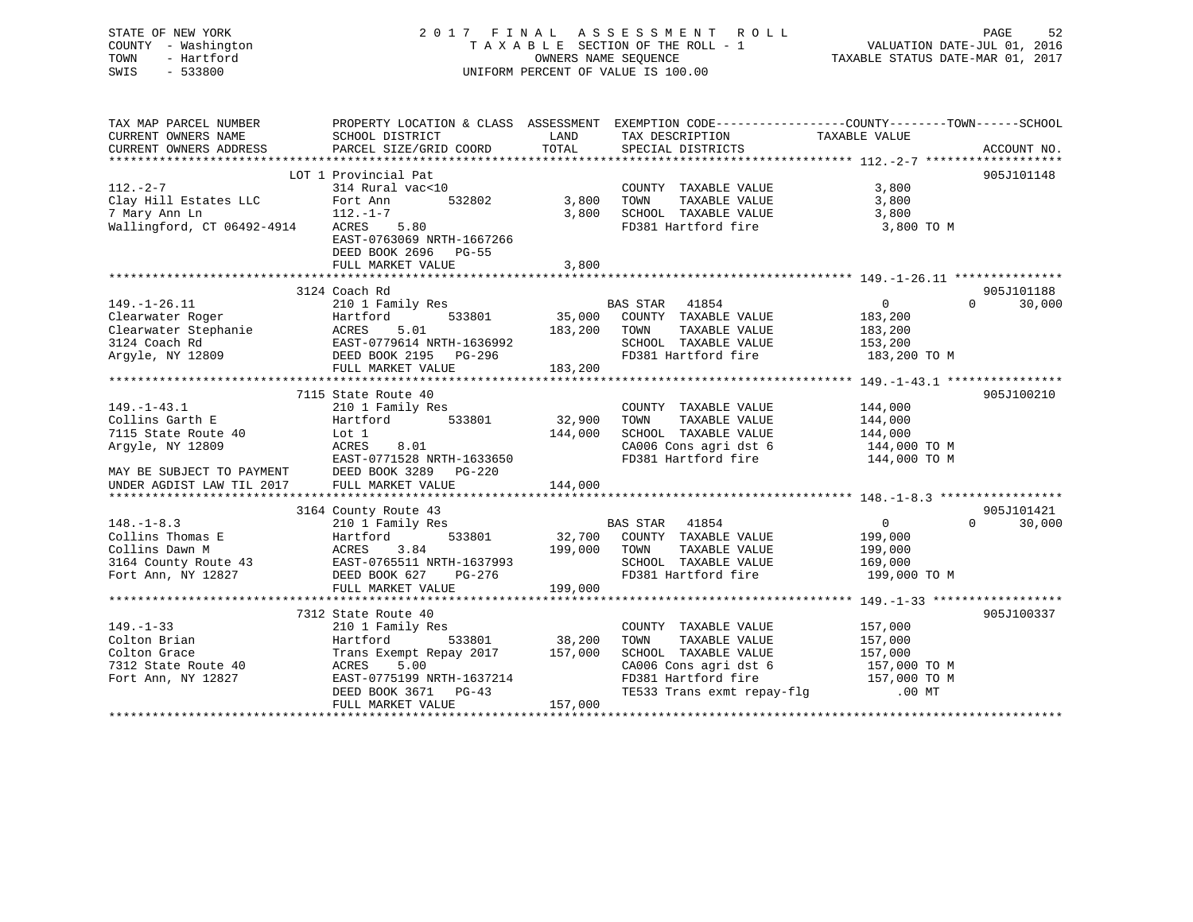STATE OF NEW YORK
COUNTY - Washington
TOWN - Hartford
SWIS - 533800

2 0 1 7 F I N A L A S S E S S M E N T R O L L
T A X A B L E SECTION OF THE ROLL - 1
OWNERS NAME SEQUENCE
UNIFORM PERCENT OF VALUE IS 100.00

VALUATION DATE-JUL 01, 2016
TAXABLE STATUS DATE-MAR 01, 2017

| TAX MAP PARCEL NUMBER / CURRENT OWNERS NAME / CURRENT OWNERS ADDRESS | PROPERTY LOCATION & CLASS / SCHOOL DISTRICT / PARCEL SIZE/GRID COORD | ASSESSMENT LAND | TOTAL | EXEMPTION CODE / TAX DESCRIPTION / SPECIAL DISTRICTS | COUNTY / TOWN / TAXABLE VALUE | SCHOOL | ACCOUNT NO. |
|---|---|---|---|---|---|---|---|
| **112.-2-7** | LOT 1 Provincial Pat | | | | | | 905J101148 |
| 112.-2-7 | 314 Rural vac<10 | | | COUNTY TAXABLE VALUE | 3,800 | | |
| Clay Hill Estates LLC | Fort Ann 532802 | 3,800 | | TOWN TAXABLE VALUE | 3,800 | | |
| 7 Mary Ann Ln | 112.-1-7 | | 3,800 | SCHOOL TAXABLE VALUE | 3,800 | | |
| Wallingford, CT 06492-4914 | ACRES 5.80 | | | FD381 Hartford fire | 3,800 TO M | | |
| | EAST-0763069 NRTH-1667266 | | | | | | |
| | DEED BOOK 2696 PG-55 | | | | | | |
| | FULL MARKET VALUE | | 3,800 | | | | |
| **149.-1-26.11** | 3124 Coach Rd | | | | | | 905J101188 |
| 149.-1-26.11 | 210 1 Family Res | | | BAS STAR 41854 | 0 / 0 | 30,000 | |
| Clearwater Roger | Hartford 533801 | 35,000 | | COUNTY TAXABLE VALUE | 183,200 | | |
| Clearwater Stephanie | ACRES 5.01 | | 183,200 | TOWN TAXABLE VALUE | 183,200 | | |
| 3124 Coach Rd | EAST-0779614 NRTH-1636992 | | | SCHOOL TAXABLE VALUE | 153,200 | | |
| Argyle, NY 12809 | DEED BOOK 2195 PG-296 | | | FD381 Hartford fire | 183,200 TO M | | |
| | FULL MARKET VALUE | | 183,200 | | | | |
| **149.-1-43.1** | 7115 State Route 40 | | | | | | 905J100210 |
| 149.-1-43.1 | 210 1 Family Res | | | COUNTY TAXABLE VALUE | 144,000 | | |
| Collins Garth E | Hartford 533801 | 32,900 | | TOWN TAXABLE VALUE | 144,000 | | |
| 7115 State Route 40 | Lot 1 | | 144,000 | SCHOOL TAXABLE VALUE | 144,000 | | |
| Argyle, NY 12809 | ACRES 8.01 | | | CA006 Cons agri dst 6 | 144,000 TO M | | |
| | EAST-0771528 NRTH-1633650 | | | FD381 Hartford fire | 144,000 TO M | | |
| MAY BE SUBJECT TO PAYMENT | DEED BOOK 3289 PG-220 | | | | | | |
| UNDER AGDIST LAW TIL 2017 | FULL MARKET VALUE | | 144,000 | | | | |
| **148.-1-8.3** | 3164 County Route 43 | | | | | | 905J101421 |
| 148.-1-8.3 | 210 1 Family Res | | | BAS STAR 41854 | 0 / 0 | 30,000 | |
| Collins Thomas E | Hartford 533801 | 32,700 | | COUNTY TAXABLE VALUE | 199,000 | | |
| Collins Dawn M | ACRES 3.84 | | 199,000 | TOWN TAXABLE VALUE | 199,000 | | |
| 3164 County Route 43 | EAST-0765511 NRTH-1637993 | | | SCHOOL TAXABLE VALUE | 169,000 | | |
| Fort Ann, NY 12827 | DEED BOOK 627 PG-276 | | | FD381 Hartford fire | 199,000 TO M | | |
| | FULL MARKET VALUE | | 199,000 | | | | |
| **149.-1-33** | 7312 State Route 40 | | | | | | 905J100337 |
| 149.-1-33 | 210 1 Family Res | | | COUNTY TAXABLE VALUE | 157,000 | | |
| Colton Brian | Hartford 533801 | 38,200 | | TOWN TAXABLE VALUE | 157,000 | | |
| Colton Grace | Trans Exempt Repay 2017 | | 157,000 | SCHOOL TAXABLE VALUE | 157,000 | | |
| 7312 State Route 40 | ACRES 5.00 | | | CA006 Cons agri dst 6 | 157,000 TO M | | |
| Fort Ann, NY 12827 | EAST-0775199 NRTH-1637214 | | | FD381 Hartford fire | 157,000 TO M | | |
| | DEED BOOK 3671 PG-43 | | | TE533 Trans exmt repay-flg | .00 MT | | |
| | FULL MARKET VALUE | | 157,000 | | | | |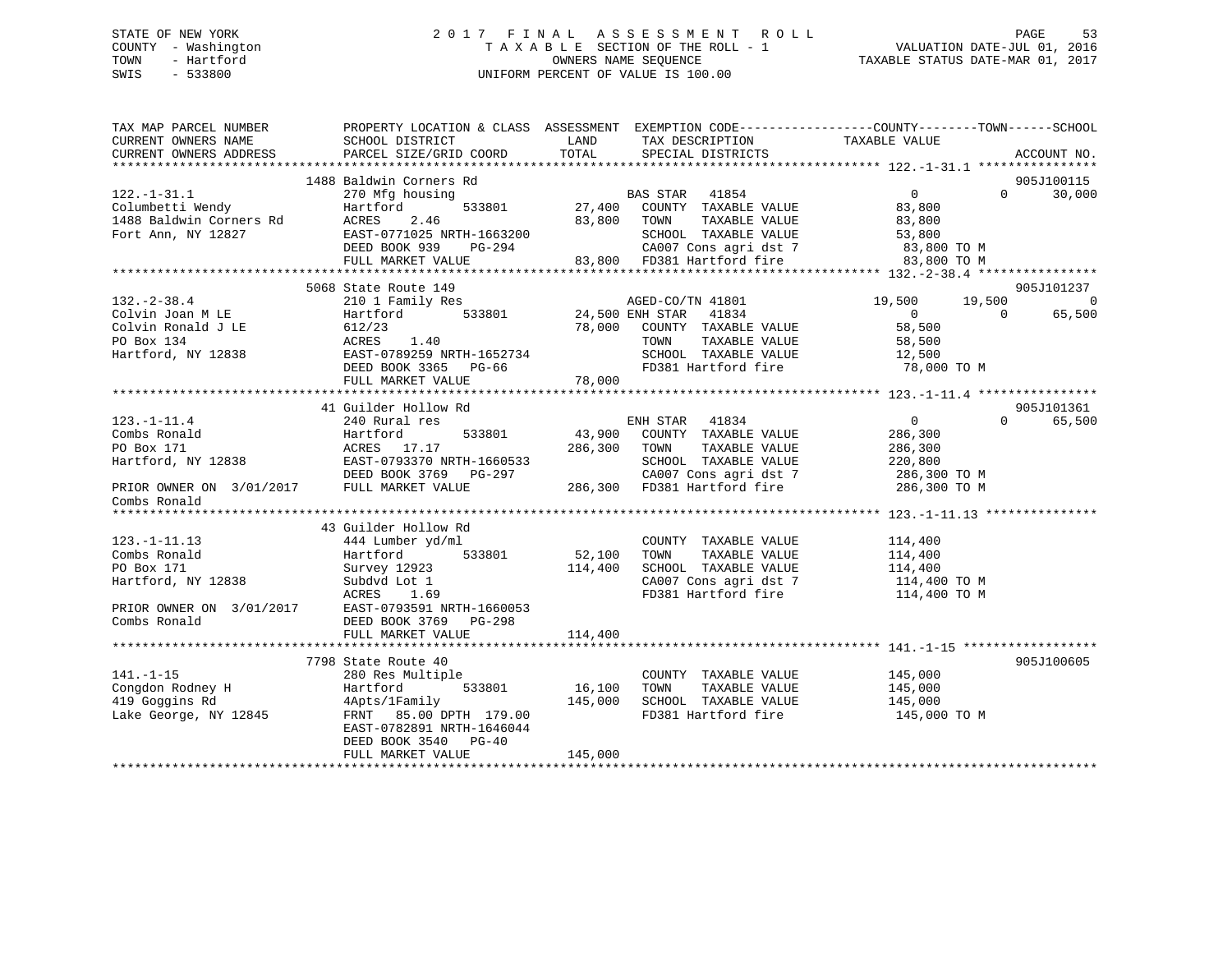STATE OF NEW YORK
COUNTY - Washington
TOWN - Hartford
SWIS - 533800

2017 FINAL ASSESSMENT ROLL
TAXABLE SECTION OF THE ROLL - 1
OWNERS NAME SEQUENCE
UNIFORM PERCENT OF VALUE IS 100.00

VALUATION DATE-JUL 01, 2016
TAXABLE STATUS DATE-MAR 01, 2017

```
TAX MAP PARCEL NUMBER          PROPERTY LOCATION & CLASS  ASSESSMENT  EXEMPTION CODE-----------------COUNTY--------TOWN------SCHOOL
CURRENT OWNERS NAME            SCHOOL DISTRICT               LAND      TAX DESCRIPTION              TAXABLE VALUE
CURRENT OWNERS ADDRESS         PARCEL SIZE/GRID COORD        TOTAL     SPECIAL DISTRICTS                                     ACCOUNT NO.
******************************************************************************************************* 122.-1-31.1 ****************
                               1488 Baldwin Corners Rd                                                                       905J100115
122.-1-31.1                    270 Mfg housing                         BAS STAR   41854                0          0      30,000
Columbetti Wendy               Hartford          533801      27,400    COUNTY  TAXABLE VALUE          83,800
1488 Baldwin Corners Rd        ACRES     2.46                83,800    TOWN    TAXABLE VALUE          83,800
Fort Ann, NY 12827             EAST-0771025 NRTH-1663200               SCHOOL  TAXABLE VALUE          53,800
                               DEED BOOK 939     PG-294                CA007 Cons agri dst 7          83,800 TO M
                               FULL MARKET VALUE             83,800    FD381 Hartford fire            83,800 TO M
******************************************************************************************************* 132.-2-38.4 ****************
                               5068 State Route 149                                                                          905J101237
132.-2-38.4                    210 1 Family Res                        AGED-CO/TN 41801           19,500     19,500           0
Colvin Joan M LE               Hartford          533801      24,500 ENH STAR   41834                0          0      65,500
Colvin Ronald J LE             612/23                        78,000    COUNTY  TAXABLE VALUE          58,500
PO Box 134                     ACRES     1.40                          TOWN    TAXABLE VALUE          58,500
Hartford, NY 12838             EAST-0789259 NRTH-1652734               SCHOOL  TAXABLE VALUE          12,500
                               DEED BOOK 3365    PG-66                 FD381 Hartford fire            78,000 TO M
                               FULL MARKET VALUE             78,000
******************************************************************************************************* 123.-1-11.4 ****************
                               41 Guilder Hollow Rd                                                                          905J101361
123.-1-11.4                    240 Rural res                           ENH STAR   41834                0          0      65,500
Combs Ronald                   Hartford          533801      43,900    COUNTY  TAXABLE VALUE         286,300
PO Box 171                     ACRES    17.17               286,300    TOWN    TAXABLE VALUE         286,300
Hartford, NY 12838             EAST-0793370 NRTH-1660533               SCHOOL  TAXABLE VALUE         220,800
                               DEED BOOK 3769    PG-297                CA007 Cons agri dst 7         286,300 TO M
PRIOR OWNER ON 3/01/2017       FULL MARKET VALUE            286,300    FD381 Hartford fire           286,300 TO M
Combs Ronald
******************************************************************************************************* 123.-1-11.13 ***************
                               43 Guilder Hollow Rd
123.-1-11.13                   444 Lumber yd/ml                        COUNTY  TAXABLE VALUE         114,400
Combs Ronald                   Hartford          533801      52,100    TOWN    TAXABLE VALUE         114,400
PO Box 171                     Survey 12923                 114,400    SCHOOL  TAXABLE VALUE         114,400
Hartford, NY 12838             Subdvd Lot 1                            CA007 Cons agri dst 7         114,400 TO M
                               ACRES     1.69                          FD381 Hartford fire           114,400 TO M
PRIOR OWNER ON 3/01/2017       EAST-0793591 NRTH-1660053
Combs Ronald                   DEED BOOK 3769    PG-298
                               FULL MARKET VALUE            114,400
******************************************************************************************************* 141.-1-15 ******************
                               7798 State Route 40                                                                           905J100605
141.-1-15                      280 Res Multiple                        COUNTY  TAXABLE VALUE         145,000
Congdon Rodney H               Hartford          533801      16,100    TOWN    TAXABLE VALUE         145,000
419 Goggins Rd                 4Apts/1Family                145,000    SCHOOL  TAXABLE VALUE         145,000
Lake George, NY 12845          FRNT    85.00 DPTH 179.00               FD381 Hartford fire           145,000 TO M
                               EAST-0782891 NRTH-1646044
                               DEED BOOK 3540    PG-40
                               FULL MARKET VALUE            145,000
************************************************************************************************************************************
```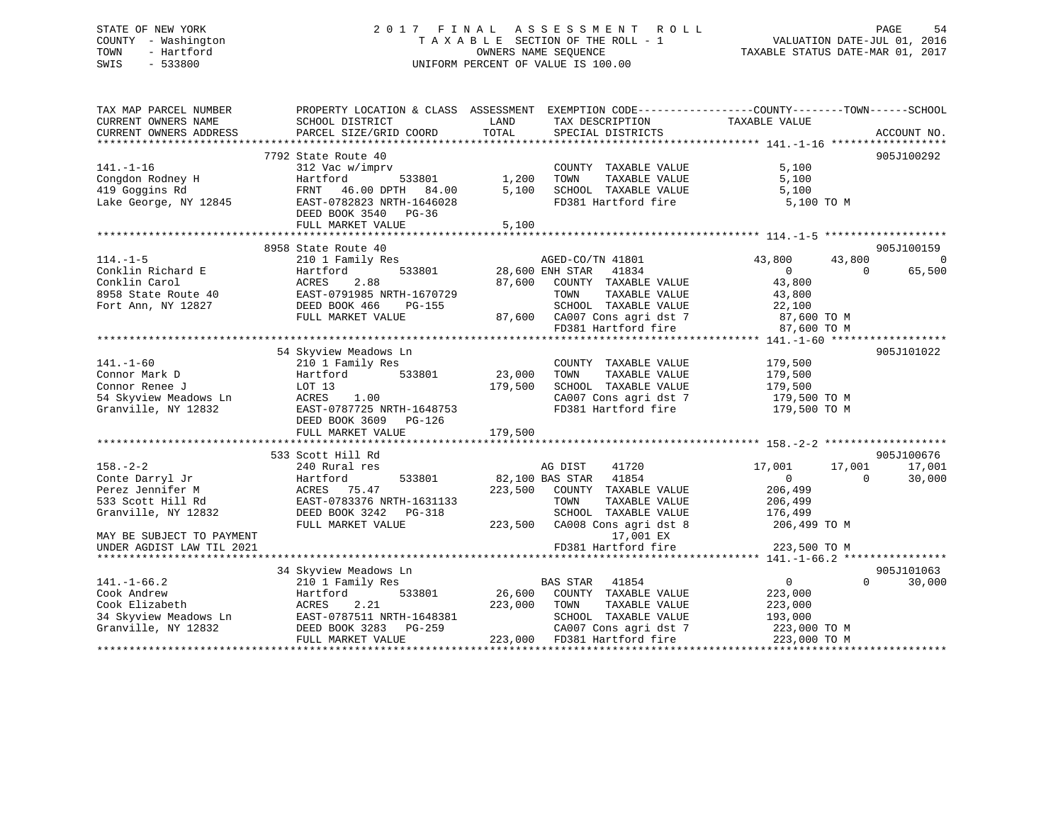STATE OF NEW YORK
COUNTY - Washington
TOWN - Hartford
SWIS - 533800

# 2017 FINAL ASSESSMENT ROLL

TAXABLE SECTION OF THE ROLL - 1
OWNERS NAME SEQUENCE
UNIFORM PERCENT OF VALUE IS 100.00

VALUATION DATE-JUL 01, 2016
TAXABLE STATUS DATE-MAR 01, 2017

```
TAX MAP PARCEL NUMBER        PROPERTY LOCATION & CLASS  ASSESSMENT  EXEMPTION CODE------------------COUNTY--------TOWN------SCHOOL
CURRENT OWNERS NAME          SCHOOL DISTRICT               LAND      TAX DESCRIPTION              TAXABLE VALUE
CURRENT OWNERS ADDRESS       PARCEL SIZE/GRID COORD       TOTAL      SPECIAL DISTRICTS                                   ACCOUNT NO.
******************************************************************************************************* 141.-1-16 ******************
                             7792 State Route 40                                                                         905J100292
141.-1-16                    312 Vac w/imprv                         COUNTY  TAXABLE VALUE             5,100
Congdon Rodney H             Hartford         533801        1,200    TOWN    TAXABLE VALUE             5,100
419 Goggins Rd               FRNT   46.00 DPTH   84.00      5,100    SCHOOL  TAXABLE VALUE             5,100
Lake George, NY 12845        EAST-0782823 NRTH-1646028               FD381 Hartford fire               5,100 TO M
                             DEED BOOK 3540   PG-36
                             FULL MARKET VALUE              5,100
******************************************************************************************************* 114.-1-5 *******************
                             8958 State Route 40                                                                         905J100159
114.-1-5                     210 1 Family Res                        AGED-CO/TN 41801              43,800      43,800            0
Conklin Richard E            Hartford         533801       28,600 ENH STAR   41834                    0           0         65,500
Conklin Carol                ACRES    2.88                 87,600    COUNTY  TAXABLE VALUE            43,800
8958 State Route 40          EAST-0791985 NRTH-1670729               TOWN    TAXABLE VALUE            43,800
Fort Ann, NY 12827           DEED BOOK 466    PG-155                 SCHOOL  TAXABLE VALUE            22,100
                             FULL MARKET VALUE             87,600    CA007 Cons agri dst 7            87,600 TO M
                                                                     FD381 Hartford fire              87,600 TO M
******************************************************************************************************* 141.-1-60 ******************
                             54 Skyview Meadows Ln                                                                       905J101022
141.-1-60                    210 1 Family Res                        COUNTY  TAXABLE VALUE           179,500
Connor Mark D                Hartford         533801       23,000    TOWN    TAXABLE VALUE           179,500
Connor Renee J               LOT 13                       179,500    SCHOOL  TAXABLE VALUE           179,500
54 Skyview Meadows Ln        ACRES    1.00                           CA007 Cons agri dst 7           179,500 TO M
Granville, NY 12832          EAST-0787725 NRTH-1648753               FD381 Hartford fire             179,500 TO M
                             DEED BOOK 3609   PG-126
                             FULL MARKET VALUE            179,500
******************************************************************************************************* 158.-2-2 *******************
                             533 Scott Hill Rd                                                                           905J100676
158.-2-2                     240 Rural res                           AG DIST    41720              17,001      17,001       17,001
Conte Darryl Jr              Hartford         533801       82,100 BAS STAR   41854                    0           0         30,000
Perez Jennifer M             ACRES   75.47                223,500    COUNTY  TAXABLE VALUE           206,499
533 Scott Hill Rd            EAST-0783376 NRTH-1631133               TOWN    TAXABLE VALUE           206,499
Granville, NY 12832          DEED BOOK 3242   PG-318                 SCHOOL  TAXABLE VALUE           176,499
                             FULL MARKET VALUE            223,500    CA008 Cons agri dst 8           206,499 TO M
MAY BE SUBJECT TO PAYMENT                                                17,001 EX
UNDER AGDIST LAW TIL 2021                                            FD381 Hartford fire             223,500 TO M
******************************************************************************************************* 141.-1-66.2 ****************
                             34 Skyview Meadows Ln                                                                       905J101063
141.-1-66.2                  210 1 Family Res                        BAS STAR   41854                    0           0         30,000
Cook Andrew                  Hartford         533801       26,600    COUNTY  TAXABLE VALUE           223,000
Cook Elizabeth               ACRES    2.21                223,000    TOWN    TAXABLE VALUE           223,000
34 Skyview Meadows Ln        EAST-0787511 NRTH-1648381               SCHOOL  TAXABLE VALUE           193,000
Granville, NY 12832          DEED BOOK 3283   PG-259                 CA007 Cons agri dst 7           223,000 TO M
                             FULL MARKET VALUE            223,000    FD381 Hartford fire             223,000 TO M
************************************************************************************************************************************
```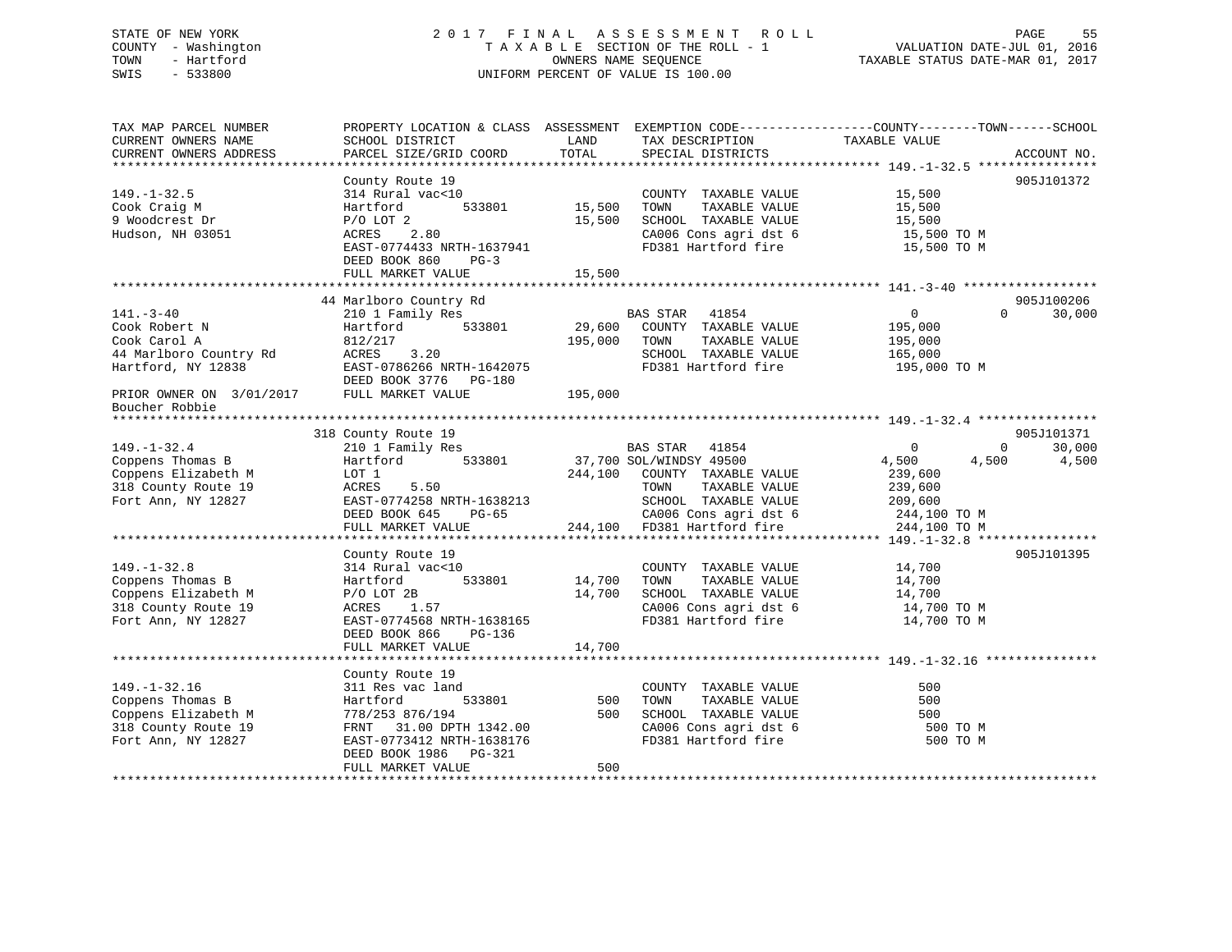STATE OF NEW YORK — 2017 FINAL ASSESSMENT ROLL
COUNTY - Washington — TAXABLE SECTION OF THE ROLL - 1 — VALUATION DATE-JUL 01, 2016
TOWN - Hartford — OWNERS NAME SEQUENCE — TAXABLE STATUS DATE-MAR 01, 2017
SWIS - 533800 — UNIFORM PERCENT OF VALUE IS 100.00

| TAX MAP PARCEL NUMBER / CURRENT OWNERS NAME / CURRENT OWNERS ADDRESS | PROPERTY LOCATION & CLASS / SCHOOL DISTRICT / PARCEL SIZE/GRID COORD | ASSESSMENT LAND | TOTAL | EXEMPTION CODE / TAX DESCRIPTION / SPECIAL DISTRICTS | COUNTY TAXABLE VALUE | TOWN | SCHOOL | ACCOUNT NO. |
|---|---|---|---|---|---|---|---|---|
| **149.-1-32.5** | County Route 19 | | | | | | | 905J101372 |
| | 314 Rural vac<10 | | | COUNTY TAXABLE VALUE | 15,500 | | | |
| Cook Craig M | Hartford 533801 | 15,500 | | TOWN TAXABLE VALUE | 15,500 | | | |
| 9 Woodcrest Dr | P/O LOT 2 | | 15,500 | SCHOOL TAXABLE VALUE | 15,500 | | | |
| Hudson, NH 03051 | ACRES 2.80 | | | CA006 Cons agri dst 6 | 15,500 TO M | | | |
| | EAST-0774433 NRTH-1637941 | | | FD381 Hartford fire | 15,500 TO M | | | |
| | DEED BOOK 860 PG-3 | | | | | | | |
| | FULL MARKET VALUE | | 15,500 | | | | | |
| **141.-3-40** | 44 Marlboro Country Rd | | | | | | | 905J100206 |
| | 210 1 Family Res | | | BAS STAR 41854 | 0 | 0 | 30,000 | |
| Cook Robert N | Hartford 533801 | 29,600 | | COUNTY TAXABLE VALUE | 195,000 | | | |
| Cook Carol A | 812/217 | | 195,000 | TOWN TAXABLE VALUE | 195,000 | | | |
| 44 Marlboro Country Rd | ACRES 3.20 | | | SCHOOL TAXABLE VALUE | 165,000 | | | |
| Hartford, NY 12838 | EAST-0786266 NRTH-1642075 | | | FD381 Hartford fire | 195,000 TO M | | | |
| | DEED BOOK 3776 PG-180 | | | | | | | |
| PRIOR OWNER ON 3/01/2017 | FULL MARKET VALUE | | 195,000 | | | | | |
| Boucher Robbie | | | | | | | | |
| **149.-1-32.4** | 318 County Route 19 | | | | | | | 905J101371 |
| | 210 1 Family Res | | | BAS STAR 41854 | 0 | 0 | 30,000 | |
| Coppens Thomas B | Hartford 533801 | 37,700 | | SOL/WINDSY 49500 | 4,500 | 4,500 | 4,500 | |
| Coppens Elizabeth M | LOT 1 | | 244,100 | COUNTY TAXABLE VALUE | 239,600 | | | |
| 318 County Route 19 | ACRES 5.50 | | | TOWN TAXABLE VALUE | 239,600 | | | |
| Fort Ann, NY 12827 | EAST-0774258 NRTH-1638213 | | | SCHOOL TAXABLE VALUE | 209,600 | | | |
| | DEED BOOK 645 PG-65 | | | CA006 Cons agri dst 6 | 244,100 TO M | | | |
| | FULL MARKET VALUE | | 244,100 | FD381 Hartford fire | 244,100 TO M | | | |
| **149.-1-32.8** | County Route 19 | | | | | | | 905J101395 |
| | 314 Rural vac<10 | | | COUNTY TAXABLE VALUE | 14,700 | | | |
| Coppens Thomas B | Hartford 533801 | 14,700 | | TOWN TAXABLE VALUE | 14,700 | | | |
| Coppens Elizabeth M | P/O LOT 2B | | 14,700 | SCHOOL TAXABLE VALUE | 14,700 | | | |
| 318 County Route 19 | ACRES 1.57 | | | CA006 Cons agri dst 6 | 14,700 TO M | | | |
| Fort Ann, NY 12827 | EAST-0774568 NRTH-1638165 | | | FD381 Hartford fire | 14,700 TO M | | | |
| | DEED BOOK 866 PG-136 | | | | | | | |
| | FULL MARKET VALUE | | 14,700 | | | | | |
| **149.-1-32.16** | County Route 19 | | | | | | | |
| | 311 Res vac land | | | COUNTY TAXABLE VALUE | 500 | | | |
| Coppens Thomas B | Hartford 533801 | 500 | | TOWN TAXABLE VALUE | 500 | | | |
| Coppens Elizabeth M | 778/253 876/194 | | 500 | SCHOOL TAXABLE VALUE | 500 | | | |
| 318 County Route 19 | FRNT 31.00 DPTH 1342.00 | | | CA006 Cons agri dst 6 | 500 TO M | | | |
| Fort Ann, NY 12827 | EAST-0773412 NRTH-1638176 | | | FD381 Hartford fire | 500 TO M | | | |
| | DEED BOOK 1986 PG-321 | | | | | | | |
| | FULL MARKET VALUE | | 500 | | | | | |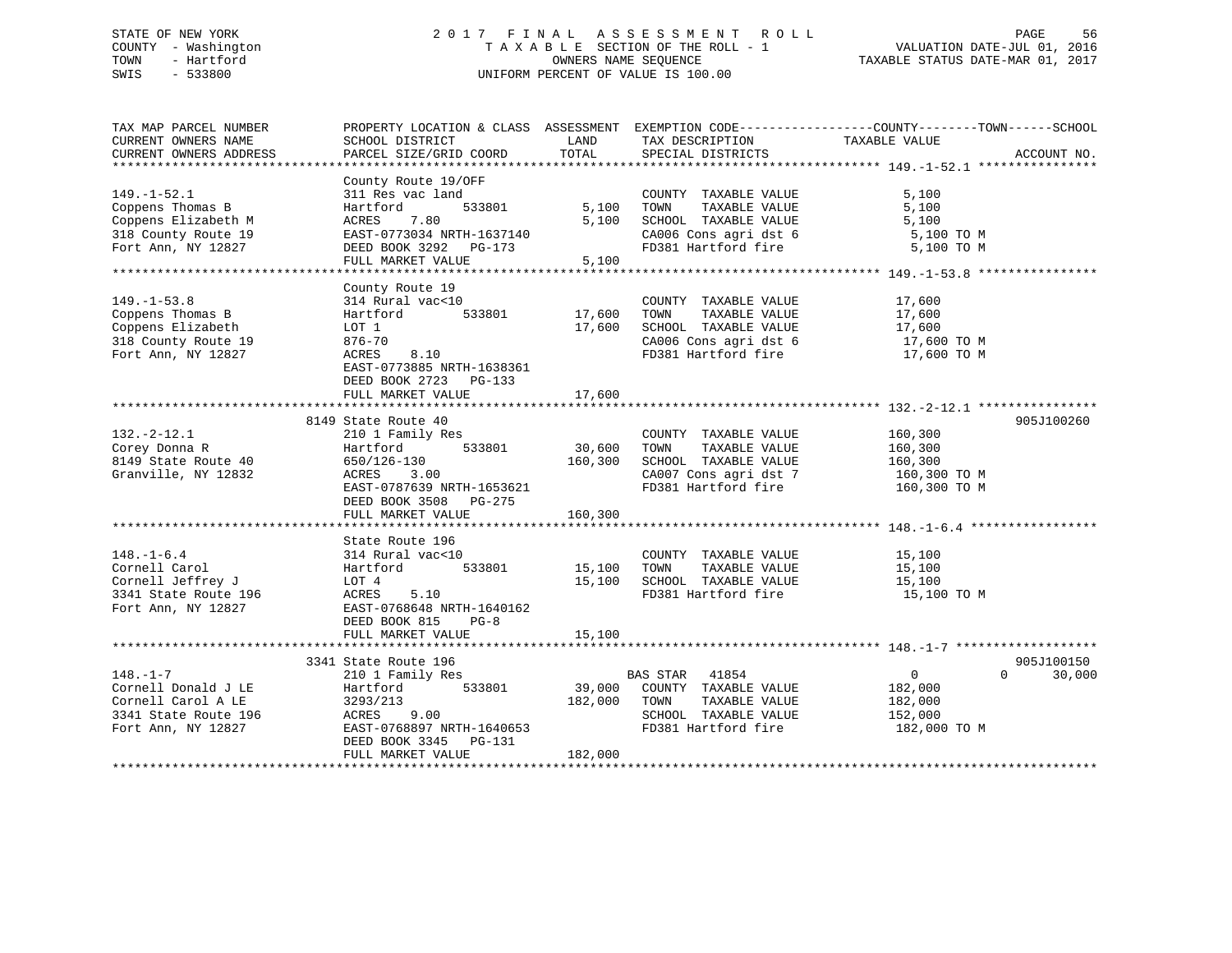STATE OF NEW YORK
COUNTY - Washington
TOWN - Hartford
SWIS - 533800

# 2017 FINAL ASSESSMENT ROLL

TAXABLE SECTION OF THE ROLL - 1
OWNERS NAME SEQUENCE
UNIFORM PERCENT OF VALUE IS 100.00

VALUATION DATE-JUL 01, 2016
TAXABLE STATUS DATE-MAR 01, 2017

| TAX MAP PARCEL NUMBER / CURRENT OWNERS NAME / CURRENT OWNERS ADDRESS | PROPERTY LOCATION & CLASS / SCHOOL DISTRICT / PARCEL SIZE/GRID COORD | ASSESSMENT LAND | TOTAL | EXEMPTION CODE / TAX DESCRIPTION / SPECIAL DISTRICTS | COUNTY / TOWN / SCHOOL TAXABLE VALUE | ACCOUNT NO. |
|---|---|---|---|---|---|---|
| **149.-1-52.1** | County Route 19/OFF | | | | | |
| | 311 Res vac land | | | COUNTY TAXABLE VALUE | 5,100 | |
| Coppens Thomas B | Hartford 533801 | 5,100 | | TOWN TAXABLE VALUE | 5,100 | |
| Coppens Elizabeth M | ACRES 7.80 | | 5,100 | SCHOOL TAXABLE VALUE | 5,100 | |
| 318 County Route 19 | EAST-0773034 NRTH-1637140 | | | CA006 Cons agri dst 6 | 5,100 TO M | |
| Fort Ann, NY 12827 | DEED BOOK 3292 PG-173 | | | FD381 Hartford fire | 5,100 TO M | |
| | FULL MARKET VALUE | | 5,100 | | | |
| **149.-1-53.8** | County Route 19 | | | | | |
| | 314 Rural vac<10 | | | COUNTY TAXABLE VALUE | 17,600 | |
| Coppens Thomas B | Hartford 533801 | 17,600 | | TOWN TAXABLE VALUE | 17,600 | |
| Coppens Elizabeth | LOT 1 | | 17,600 | SCHOOL TAXABLE VALUE | 17,600 | |
| 318 County Route 19 | 876-70 | | | CA006 Cons agri dst 6 | 17,600 TO M | |
| Fort Ann, NY 12827 | ACRES 8.10 | | | FD381 Hartford fire | 17,600 TO M | |
| | EAST-0773885 NRTH-1638361 | | | | | |
| | DEED BOOK 2723 PG-133 | | | | | |
| | FULL MARKET VALUE | | 17,600 | | | |
| **132.-2-12.1** | 8149 State Route 40 | | | | | 905J100260 |
| | 210 1 Family Res | | | COUNTY TAXABLE VALUE | 160,300 | |
| Corey Donna R | Hartford 533801 | 30,600 | | TOWN TAXABLE VALUE | 160,300 | |
| 8149 State Route 40 | 650/126-130 | | 160,300 | SCHOOL TAXABLE VALUE | 160,300 | |
| Granville, NY 12832 | ACRES 3.00 | | | CA007 Cons agri dst 7 | 160,300 TO M | |
| | EAST-0787639 NRTH-1653621 | | | FD381 Hartford fire | 160,300 TO M | |
| | DEED BOOK 3508 PG-275 | | | | | |
| | FULL MARKET VALUE | | 160,300 | | | |
| **148.-1-6.4** | State Route 196 | | | | | |
| | 314 Rural vac<10 | | | COUNTY TAXABLE VALUE | 15,100 | |
| Cornell Carol | Hartford 533801 | 15,100 | | TOWN TAXABLE VALUE | 15,100 | |
| Cornell Jeffrey J | LOT 4 | | 15,100 | SCHOOL TAXABLE VALUE | 15,100 | |
| 3341 State Route 196 | ACRES 5.10 | | | FD381 Hartford fire | 15,100 TO M | |
| Fort Ann, NY 12827 | EAST-0768648 NRTH-1640162 | | | | | |
| | DEED BOOK 815 PG-8 | | | | | |
| | FULL MARKET VALUE | | 15,100 | | | |
| **148.-1-7** | 3341 State Route 196 | | | | | 905J100150 |
| | 210 1 Family Res | | | BAS STAR 41854 | 0 0 30,000 | |
| Cornell Donald J LE | Hartford 533801 | 39,000 | | COUNTY TAXABLE VALUE | 182,000 | |
| Cornell Carol A LE | 3293/213 | | 182,000 | TOWN TAXABLE VALUE | 182,000 | |
| 3341 State Route 196 | ACRES 9.00 | | | SCHOOL TAXABLE VALUE | 152,000 | |
| Fort Ann, NY 12827 | EAST-0768897 NRTH-1640653 | | | FD381 Hartford fire | 182,000 TO M | |
| | DEED BOOK 3345 PG-131 | | | | | |
| | FULL MARKET VALUE | | 182,000 | | | |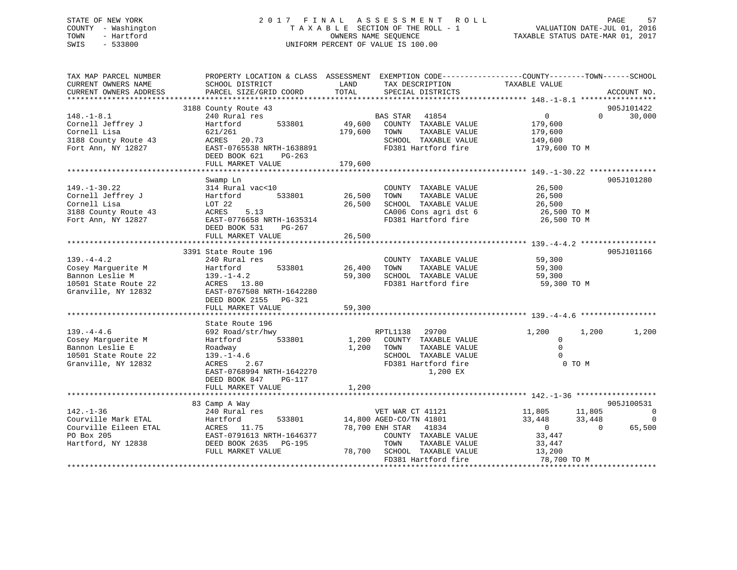STATE OF NEW YORK
COUNTY - Washington
TOWN - Hartford
SWIS - 533800

2017 FINAL ASSESSMENT ROLL
TAXABLE SECTION OF THE ROLL - 1
OWNERS NAME SEQUENCE
UNIFORM PERCENT OF VALUE IS 100.00

VALUATION DATE-JUL 01, 2016
TAXABLE STATUS DATE-MAR 01, 2017

```
TAX MAP PARCEL NUMBER     PROPERTY LOCATION & CLASS  ASSESSMENT  EXEMPTION CODE------------------COUNTY--------TOWN------SCHOOL
CURRENT OWNERS NAME       SCHOOL DISTRICT               LAND      TAX DESCRIPTION              TAXABLE VALUE
CURRENT OWNERS ADDRESS    PARCEL SIZE/GRID COORD        TOTAL     SPECIAL DISTRICTS                                    ACCOUNT NO.
******************************************************************************************** 148.-1-8.1 *****************
                       3188 County Route 43                                                                      905J101422
148.-1-8.1                240 Rural res                          BAS STAR  41854                0         0       30,000
Cornell Jeffrey J         Hartford       533801       49,600   COUNTY  TAXABLE VALUE        179,600
Cornell Lisa              621/261                    179,600   TOWN    TAXABLE VALUE        179,600
3188 County Route 43      ACRES  20.73                         SCHOOL  TAXABLE VALUE        149,600
Fort Ann, NY 12827        EAST-0765538 NRTH-1638891            FD381 Hartford fire           179,600 TO M
                          DEED BOOK 621     PG-263
                          FULL MARKET VALUE          179,600
******************************************************************************************** 149.-1-30.22 ***************
                          Swamp Ln                                                                               905J101280
149.-1-30.22              314 Rural vac<10                       COUNTY  TAXABLE VALUE         26,500
Cornell Jeffrey J         Hartford       533801       26,500   TOWN    TAXABLE VALUE         26,500
Cornell Lisa              LOT 22                      26,500   SCHOOL  TAXABLE VALUE         26,500
3188 County Route 43      ACRES   5.13                         CA006 Cons agri dst 6          26,500 TO M
Fort Ann, NY 12827        EAST-0776658 NRTH-1635314            FD381 Hartford fire            26,500 TO M
                          DEED BOOK 531     PG-267
                          FULL MARKET VALUE           26,500
******************************************************************************************** 139.-4-4.2 *****************
                       3391 State Route 196                                                                      905J101166
139.-4-4.2                240 Rural res                          COUNTY  TAXABLE VALUE         59,300
Cosey Marguerite M        Hartford       533801       26,400   TOWN    TAXABLE VALUE         59,300
Bannon Leslie M           139.-1-4.2                  59,300   SCHOOL  TAXABLE VALUE         59,300
10501 State Route 22      ACRES  13.80                         FD381 Hartford fire            59,300 TO M
Granville, NY 12832       EAST-0767508 NRTH-1642280
                          DEED BOOK 2155   PG-321
                          FULL MARKET VALUE           59,300
******************************************************************************************** 139.-4-4.6 *****************
                          State Route 196
139.-4-4.6                692 Road/str/hwy                       RPTL1138   29700            1,200      1,200       1,200
Cosey Marguerite M        Hartford       533801        1,200   COUNTY  TAXABLE VALUE             0
Bannon Leslie E           Roadway                      1,200   TOWN    TAXABLE VALUE             0
10501 State Route 22      139.-1-4.6                           SCHOOL  TAXABLE VALUE             0
Granville, NY 12832       ACRES   2.67                         FD381 Hartford fire                0 TO M
                          EAST-0768994 NRTH-1642270                   1,200 EX
                          DEED BOOK 847     PG-117
                          FULL MARKET VALUE            1,200
******************************************************************************************** 142.-1-36 ******************
                         83 Camp A Way                                                                           905J100531
142.-1-36                 240 Rural res                          VET WAR CT 41121           11,805     11,805           0
Courville Mark ETAL       Hartford       533801       14,800 AGED-CO/TN 41801           33,448     33,448           0
Courville Eileen ETAL     ACRES  11.75                78,700 ENH STAR   41834                0          0      65,500
PO Box 205                EAST-0791613 NRTH-1646377            COUNTY  TAXABLE VALUE         33,447
Hartford, NY 12838        DEED BOOK 2635   PG-195              TOWN    TAXABLE VALUE         33,447
                          FULL MARKET VALUE           78,700   SCHOOL  TAXABLE VALUE         13,200
                                                               FD381 Hartford fire            78,700 TO M
*************************************************************************************************************************
```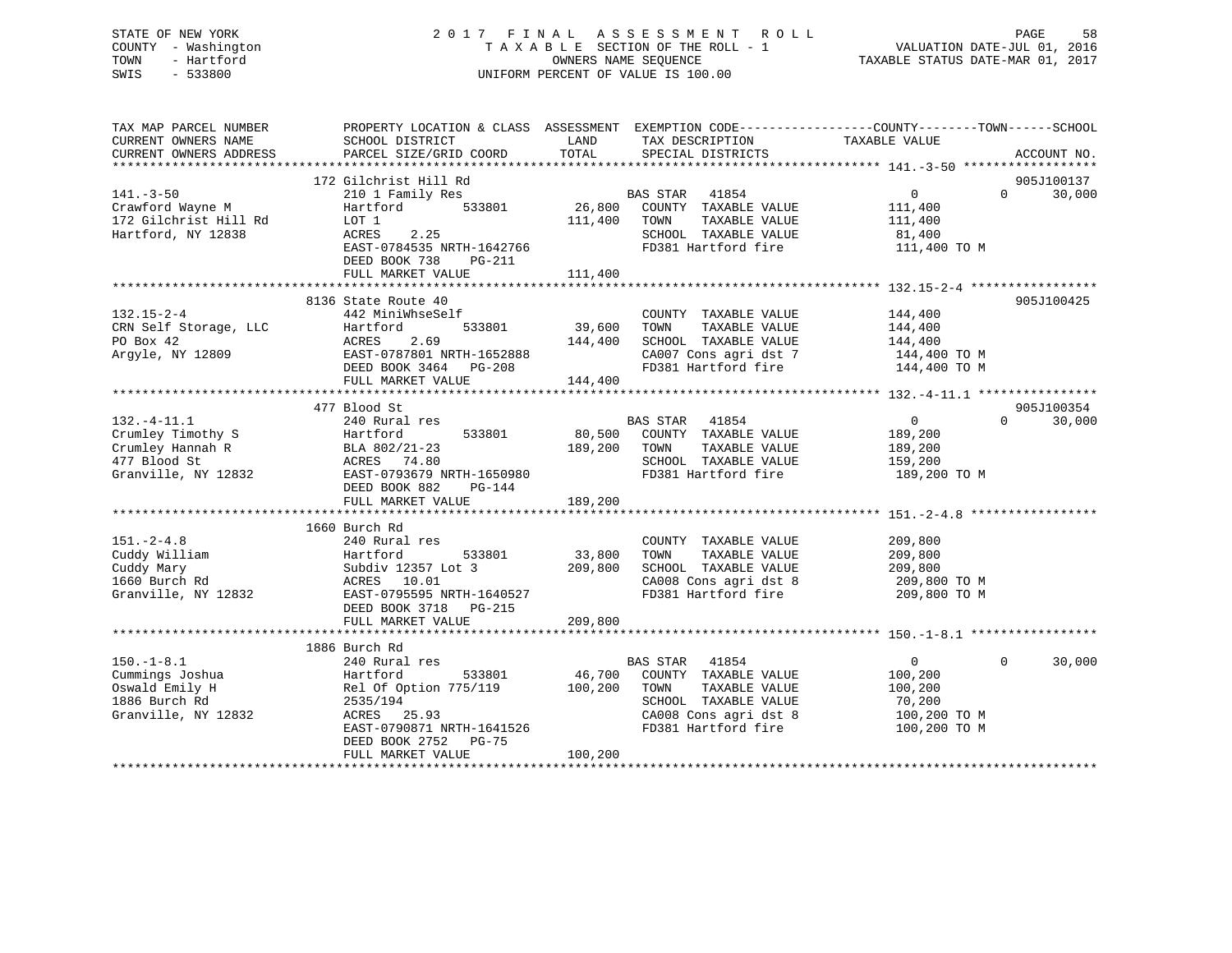STATE OF NEW YORK
COUNTY - Washington
TOWN - Hartford
SWIS - 533800

# 2017 FINAL ASSESSMENT ROLL

TAXABLE SECTION OF THE ROLL - 1
OWNERS NAME SEQUENCE
UNIFORM PERCENT OF VALUE IS 100.00

VALUATION DATE-JUL 01, 2016
TAXABLE STATUS DATE-MAR 01, 2017

| TAX MAP PARCEL NUMBER / CURRENT OWNERS NAME / CURRENT OWNERS ADDRESS | PROPERTY LOCATION & CLASS / SCHOOL DISTRICT / PARCEL SIZE/GRID COORD | ASSESSMENT LAND | TOTAL | EXEMPTION CODE / TAX DESCRIPTION / SPECIAL DISTRICTS | COUNTY TAXABLE VALUE | TOWN | SCHOOL | ACCOUNT NO. |
|---|---|---|---|---|---|---|---|---|
| **141.-3-50** | 172 Gilchrist Hill Rd | | | | | | | 905J100137 |
| 141.-3-50 | 210 1 Family Res | | | BAS STAR 41854 | 0 | 0 | 30,000 | |
| Crawford Wayne M | Hartford 533801 | 26,800 | | COUNTY TAXABLE VALUE | 111,400 | | | |
| 172 Gilchrist Hill Rd | LOT 1 | | 111,400 | TOWN TAXABLE VALUE | 111,400 | | | |
| Hartford, NY 12838 | ACRES 2.25 | | | SCHOOL TAXABLE VALUE | 81,400 | | | |
| | EAST-0784535 NRTH-1642766 | | | FD381 Hartford fire | 111,400 TO M | | | |
| | DEED BOOK 738 PG-211 | | | | | | | |
| | FULL MARKET VALUE | | 111,400 | | | | | |
| **132.15-2-4** | 8136 State Route 40 | | | | | | | 905J100425 |
| 132.15-2-4 | 442 MiniWhseSelf | | | COUNTY TAXABLE VALUE | 144,400 | | | |
| CRN Self Storage, LLC | Hartford 533801 | 39,600 | | TOWN TAXABLE VALUE | 144,400 | | | |
| PO Box 42 | ACRES 2.69 | | 144,400 | SCHOOL TAXABLE VALUE | 144,400 | | | |
| Argyle, NY 12809 | EAST-0787801 NRTH-1652888 | | | CA007 Cons agri dst 7 | 144,400 TO M | | | |
| | DEED BOOK 3464 PG-208 | | | FD381 Hartford fire | 144,400 TO M | | | |
| | FULL MARKET VALUE | | 144,400 | | | | | |
| **132.-4-11.1** | 477 Blood St | | | | | | | 905J100354 |
| 132.-4-11.1 | 240 Rural res | | | BAS STAR 41854 | 0 | 0 | 30,000 | |
| Crumley Timothy S | Hartford 533801 | 80,500 | | COUNTY TAXABLE VALUE | 189,200 | | | |
| Crumley Hannah R | BLA 802/21-23 | | 189,200 | TOWN TAXABLE VALUE | 189,200 | | | |
| 477 Blood St | ACRES 74.80 | | | SCHOOL TAXABLE VALUE | 159,200 | | | |
| Granville, NY 12832 | EAST-0793679 NRTH-1650980 | | | FD381 Hartford fire | 189,200 TO M | | | |
| | DEED BOOK 882 PG-144 | | | | | | | |
| | FULL MARKET VALUE | | 189,200 | | | | | |
| **151.-2-4.8** | 1660 Burch Rd | | | | | | | |
| 151.-2-4.8 | 240 Rural res | | | COUNTY TAXABLE VALUE | 209,800 | | | |
| Cuddy William | Hartford 533801 | 33,800 | | TOWN TAXABLE VALUE | 209,800 | | | |
| Cuddy Mary | Subdiv 12357 Lot 3 | | 209,800 | SCHOOL TAXABLE VALUE | 209,800 | | | |
| 1660 Burch Rd | ACRES 10.01 | | | CA008 Cons agri dst 8 | 209,800 TO M | | | |
| Granville, NY 12832 | EAST-0795595 NRTH-1640527 | | | FD381 Hartford fire | 209,800 TO M | | | |
| | DEED BOOK 3718 PG-215 | | | | | | | |
| | FULL MARKET VALUE | | 209,800 | | | | | |
| **150.-1-8.1** | 1886 Burch Rd | | | | | | | |
| 150.-1-8.1 | 240 Rural res | | | BAS STAR 41854 | 0 | 0 | 30,000 | |
| Cummings Joshua | Hartford 533801 | 46,700 | | COUNTY TAXABLE VALUE | 100,200 | | | |
| Oswald Emily H | Rel Of Option 775/119 | | 100,200 | TOWN TAXABLE VALUE | 100,200 | | | |
| 1886 Burch Rd | 2535/194 | | | SCHOOL TAXABLE VALUE | 70,200 | | | |
| Granville, NY 12832 | ACRES 25.93 | | | CA008 Cons agri dst 8 | 100,200 TO M | | | |
| | EAST-0790871 NRTH-1641526 | | | FD381 Hartford fire | 100,200 TO M | | | |
| | DEED BOOK 2752 PG-75 | | | | | | | |
| | FULL MARKET VALUE | | 100,200 | | | | | |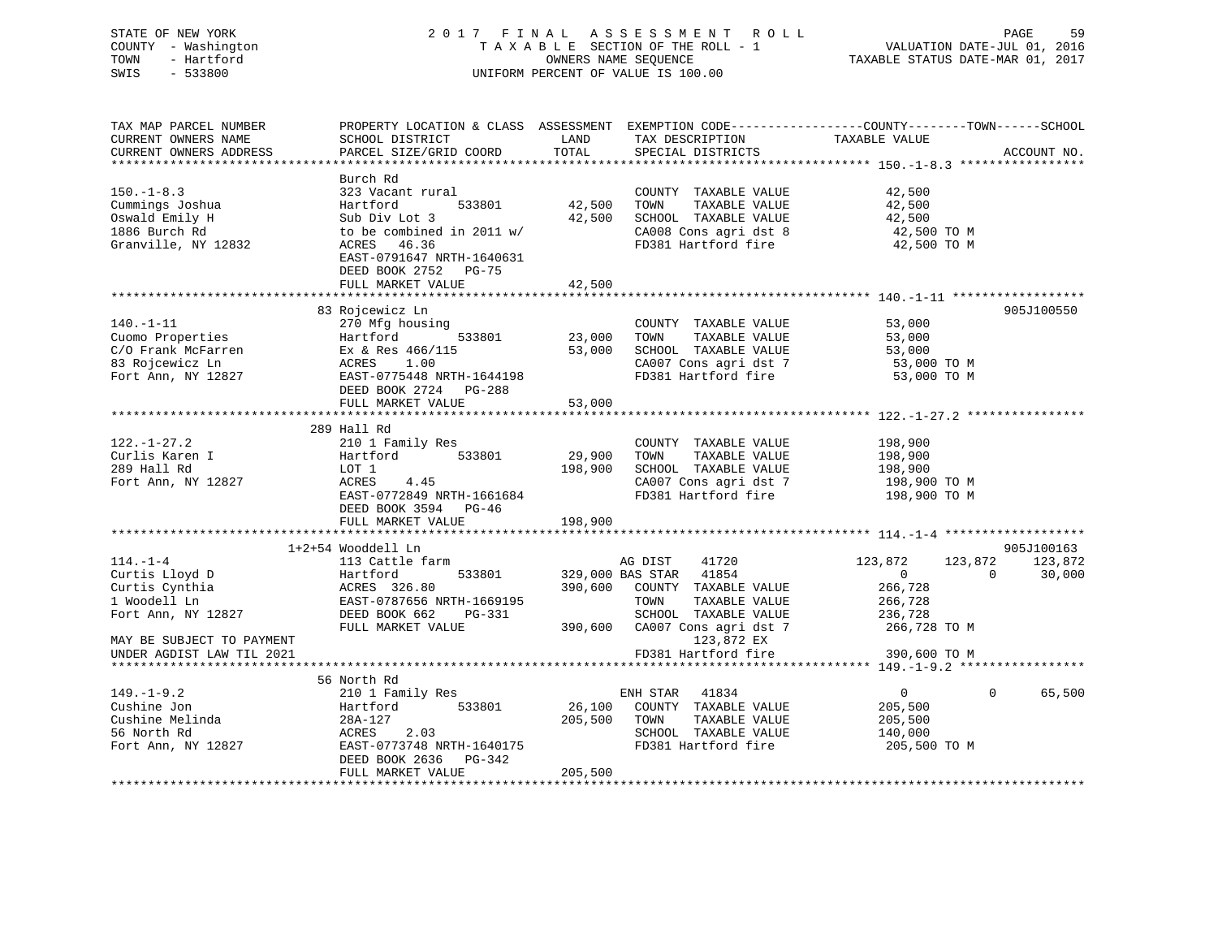STATE OF NEW YORK | 2017 FINAL ASSESSMENT ROLL | VALUATION DATE-JUL 01, 2016
COUNTY - Washington | TAXABLE SECTION OF THE ROLL - 1 | TAXABLE STATUS DATE-MAR 01, 2017
TOWN - Hartford | OWNERS NAME SEQUENCE
SWIS - 533800 | UNIFORM PERCENT OF VALUE IS 100.00

```
TAX MAP PARCEL NUMBER          PROPERTY LOCATION & CLASS  ASSESSMENT  EXEMPTION CODE------------------COUNTY--------TOWN------SCHOOL
CURRENT OWNERS NAME            SCHOOL DISTRICT               LAND     TAX DESCRIPTION            TAXABLE VALUE
CURRENT OWNERS ADDRESS         PARCEL SIZE/GRID COORD       TOTAL     SPECIAL DISTRICTS                                  ACCOUNT NO.
******************************************************************************************************* 150.-1-8.3 *****************
                               Burch Rd
150.-1-8.3                     323 Vacant rural                        COUNTY  TAXABLE VALUE          42,500
Cummings Joshua                Hartford        533801       42,500     TOWN    TAXABLE VALUE          42,500
Oswald Emily H                 Sub Div Lot 3                42,500     SCHOOL  TAXABLE VALUE          42,500
1886 Burch Rd                  to be combined in 2011 w/               CA008 Cons agri dst 8           42,500 TO M
Granville, NY 12832            ACRES   46.36                           FD381 Hartford fire             42,500 TO M
                               EAST-0791647 NRTH-1640631
                               DEED BOOK 2752   PG-75
                               FULL MARKET VALUE            42,500
******************************************************************************************************* 140.-1-11 ******************
                               83 Rojcewicz Ln                                                                       905J100550
140.-1-11                      270 Mfg housing                         COUNTY  TAXABLE VALUE          53,000
Cuomo Properties               Hartford        533801       23,000     TOWN    TAXABLE VALUE          53,000
C/O Frank McFarren             Ex & Res 466/115             53,000     SCHOOL  TAXABLE VALUE          53,000
83 Rojcewicz Ln                ACRES    1.00                           CA007 Cons agri dst 7           53,000 TO M
Fort Ann, NY 12827             EAST-0775448 NRTH-1644198               FD381 Hartford fire             53,000 TO M
                               DEED BOOK 2724   PG-288
                               FULL MARKET VALUE            53,000
******************************************************************************************************* 122.-1-27.2 ****************
                               289 Hall Rd
122.-1-27.2                    210 1 Family Res                        COUNTY  TAXABLE VALUE         198,900
Curlis Karen I                 Hartford        533801       29,900     TOWN    TAXABLE VALUE         198,900
289 Hall Rd                    LOT 1                       198,900     SCHOOL  TAXABLE VALUE         198,900
Fort Ann, NY 12827             ACRES    4.45                           CA007 Cons agri dst 7          198,900 TO M
                               EAST-0772849 NRTH-1661684               FD381 Hartford fire            198,900 TO M
                               DEED BOOK 3594   PG-46
                               FULL MARKET VALUE           198,900
******************************************************************************************************* 114.-1-4 *******************
                               1+2+54 Wooddell Ln                                                                    905J100163
114.-1-4                       113 Cattle farm                         AG DIST     41720         123,872     123,872     123,872
Curtis Lloyd D                 Hartford        533801      329,000 BAS STAR    41854               0           0      30,000
Curtis Cynthia                 ACRES  326.80               390,600     COUNTY  TAXABLE VALUE         266,728
1 Woodell Ln                   EAST-0787656 NRTH-1669195               TOWN    TAXABLE VALUE         266,728
Fort Ann, NY 12827             DEED BOOK 662    PG-331                 SCHOOL  TAXABLE VALUE         236,728
                               FULL MARKET VALUE           390,600     CA007 Cons agri dst 7          266,728 TO M
MAY BE SUBJECT TO PAYMENT                                                      123,872 EX
UNDER AGDIST LAW TIL 2021                                              FD381 Hartford fire            390,600 TO M
******************************************************************************************************* 149.-1-9.2 *****************
                               56 North Rd
149.-1-9.2                     210 1 Family Res                        ENH STAR    41834               0           0      65,500
Cushine Jon                    Hartford        533801       26,100     COUNTY  TAXABLE VALUE         205,500
Cushine Melinda                28A-127                     205,500     TOWN    TAXABLE VALUE         205,500
56 North Rd                    ACRES    2.03                           SCHOOL  TAXABLE VALUE         140,000
Fort Ann, NY 12827             EAST-0773748 NRTH-1640175               FD381 Hartford fire            205,500 TO M
                               DEED BOOK 2636   PG-342
                               FULL MARKET VALUE           205,500
************************************************************************************************************************************
```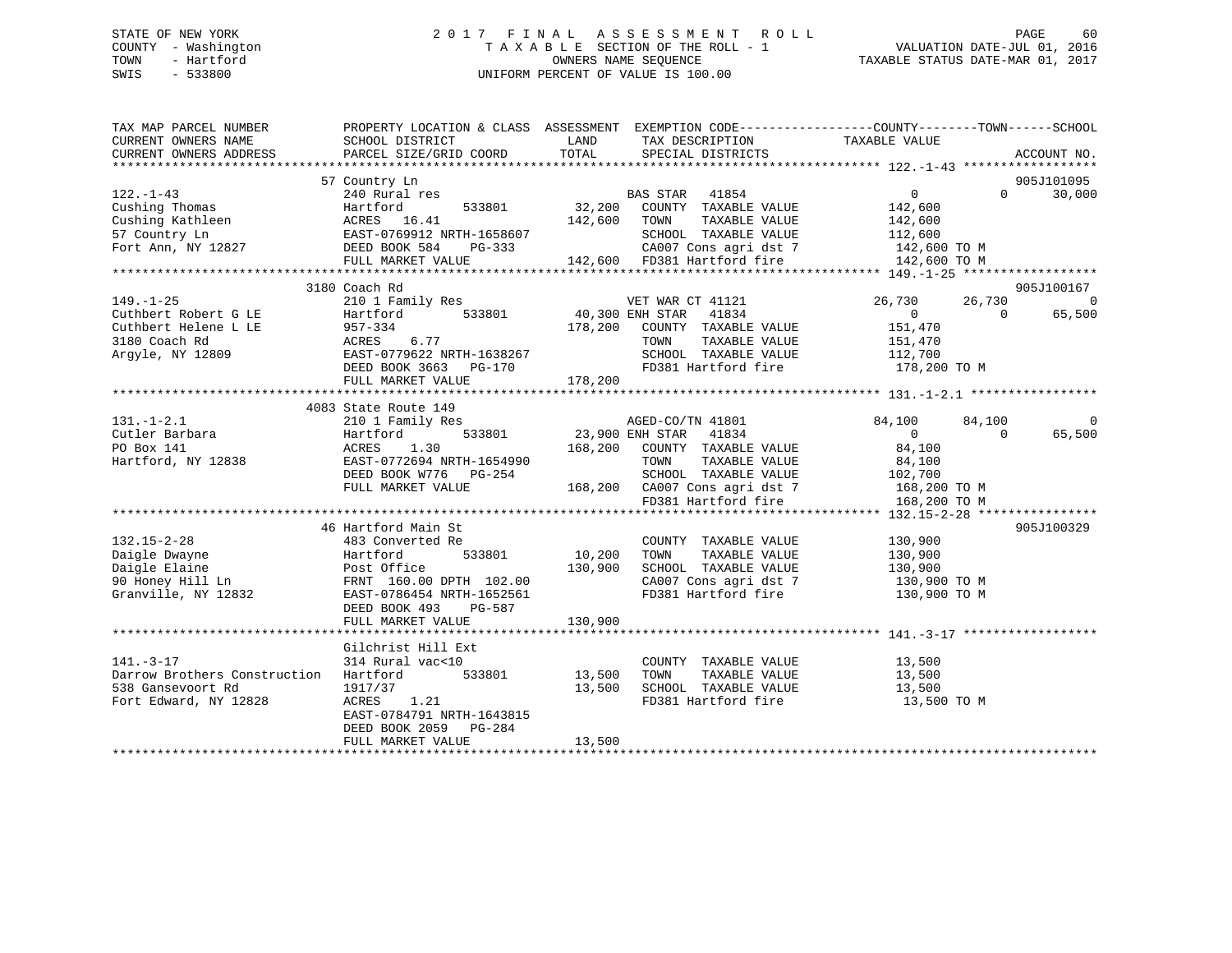STATE OF NEW YORK
COUNTY - Washington
TOWN - Hartford
SWIS - 533800

2 0 1 7 F I N A L A S S E S S M E N T R O L L
T A X A B L E SECTION OF THE ROLL - 1
OWNERS NAME SEQUENCE
UNIFORM PERCENT OF VALUE IS 100.00

VALUATION DATE-JUL 01, 2016
TAXABLE STATUS DATE-MAR 01, 2017

| TAX MAP PARCEL NUMBER / CURRENT OWNERS NAME / CURRENT OWNERS ADDRESS | PROPERTY LOCATION & CLASS / SCHOOL DISTRICT / PARCEL SIZE/GRID COORD | LAND / TOTAL | EXEMPTION CODE / TAX DESCRIPTION / SPECIAL DISTRICTS | COUNTY TAXABLE VALUE | TOWN | SCHOOL / ACCOUNT NO. |
|---|---|---|---|---|---|---|
| 122.-1-43 | 57 Country Ln | | | | | 905J101095 |
| | 240 Rural res | | BAS STAR 41854 | 0 | 0 | 30,000 |
| Cushing Thomas | Hartford 533801 | 32,200 | COUNTY TAXABLE VALUE | 142,600 | | |
| Cushing Kathleen | ACRES 16.41 | 142,600 | TOWN TAXABLE VALUE | 142,600 | | |
| 57 Country Ln | EAST-0769912 NRTH-1658607 | | SCHOOL TAXABLE VALUE | 112,600 | | |
| Fort Ann, NY 12827 | DEED BOOK 584 PG-333 | | CA007 Cons agri dst 7 | 142,600 TO M | | |
| | FULL MARKET VALUE | 142,600 | FD381 Hartford fire | 142,600 TO M | | |
| 149.-1-25 | 3180 Coach Rd | | | | | 905J100167 |
| | 210 1 Family Res | | VET WAR CT 41121 | 26,730 | 26,730 | 0 |
| Cuthbert Robert G LE | Hartford 533801 | 40,300 | ENH STAR 41834 | 0 | 0 | 65,500 |
| Cuthbert Helene L LE | 957-334 | 178,200 | COUNTY TAXABLE VALUE | 151,470 | | |
| 3180 Coach Rd | ACRES 6.77 | | TOWN TAXABLE VALUE | 151,470 | | |
| Argyle, NY 12809 | EAST-0779622 NRTH-1638267 | | SCHOOL TAXABLE VALUE | 112,700 | | |
| | DEED BOOK 3663 PG-170 | | FD381 Hartford fire | 178,200 TO M | | |
| | FULL MARKET VALUE | 178,200 | | | | |
| 131.-1-2.1 | 4083 State Route 149 | | | | | |
| | 210 1 Family Res | | AGED-CO/TN 41801 | 84,100 | 84,100 | 0 |
| Cutler Barbara | Hartford 533801 | 23,900 | ENH STAR 41834 | 0 | 0 | 65,500 |
| PO Box 141 | ACRES 1.30 | 168,200 | COUNTY TAXABLE VALUE | 84,100 | | |
| Hartford, NY 12838 | EAST-0772694 NRTH-1654990 | | TOWN TAXABLE VALUE | 84,100 | | |
| | DEED BOOK W776 PG-254 | | SCHOOL TAXABLE VALUE | 102,700 | | |
| | FULL MARKET VALUE | 168,200 | CA007 Cons agri dst 7 | 168,200 TO M | | |
| | | | FD381 Hartford fire | 168,200 TO M | | |
| 132.15-2-28 | 46 Hartford Main St | | | | | 905J100329 |
| | 483 Converted Re | | COUNTY TAXABLE VALUE | 130,900 | | |
| Daigle Dwayne | Hartford 533801 | 10,200 | TOWN TAXABLE VALUE | 130,900 | | |
| Daigle Elaine | Post Office | 130,900 | SCHOOL TAXABLE VALUE | 130,900 | | |
| 90 Honey Hill Ln | FRNT 160.00 DPTH 102.00 | | CA007 Cons agri dst 7 | 130,900 TO M | | |
| Granville, NY 12832 | EAST-0786454 NRTH-1652561 | | FD381 Hartford fire | 130,900 TO M | | |
| | DEED BOOK 493 PG-587 | | | | | |
| | FULL MARKET VALUE | 130,900 | | | | |
| 141.-3-17 | Gilchrist Hill Ext | | | | | |
| | 314 Rural vac<10 | | COUNTY TAXABLE VALUE | 13,500 | | |
| Darrow Brothers Construction | Hartford 533801 | 13,500 | TOWN TAXABLE VALUE | 13,500 | | |
| 538 Gansevoort Rd | 1917/37 | 13,500 | SCHOOL TAXABLE VALUE | 13,500 | | |
| Fort Edward, NY 12828 | ACRES 1.21 | | FD381 Hartford fire | 13,500 TO M | | |
| | EAST-0784791 NRTH-1643815 | | | | | |
| | DEED BOOK 2059 PG-284 | | | | | |
| | FULL MARKET VALUE | 13,500 | | | | |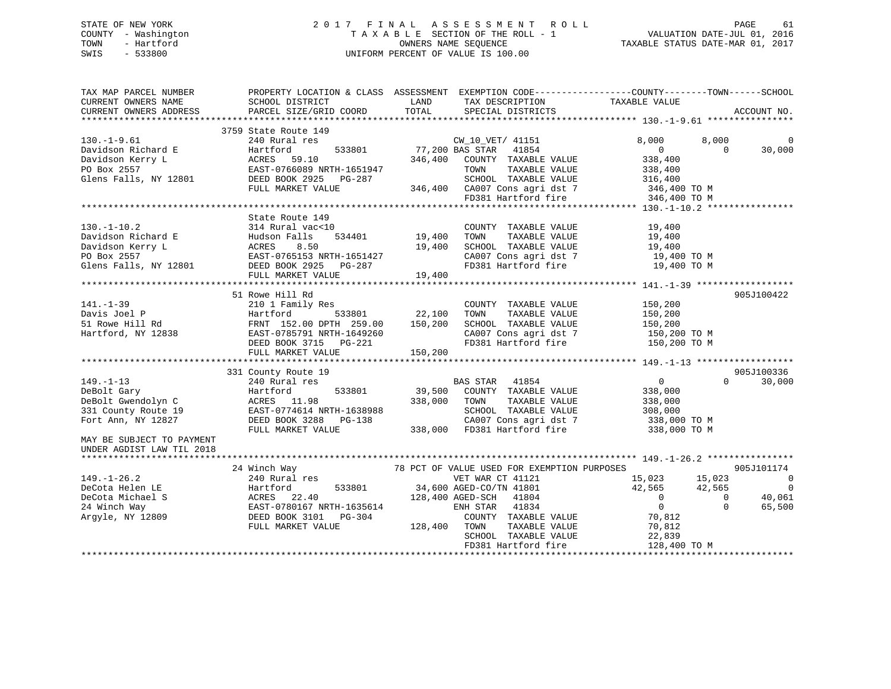STATE OF NEW YORK
COUNTY - Washington
TOWN - Hartford
SWIS - 533800

2 0 1 7 F I N A L A S S E S S M E N T R O L L
T A X A B L E SECTION OF THE ROLL - 1
OWNERS NAME SEQUENCE
UNIFORM PERCENT OF VALUE IS 100.00

VALUATION DATE-JUL 01, 2016
TAXABLE STATUS DATE-MAR 01, 2017

```
TAX MAP PARCEL NUMBER          PROPERTY LOCATION & CLASS  ASSESSMENT  EXEMPTION CODE------------------COUNTY--------TOWN------SCHOOL
CURRENT OWNERS NAME            SCHOOL DISTRICT               LAND      TAX DESCRIPTION             TAXABLE VALUE
CURRENT OWNERS ADDRESS         PARCEL SIZE/GRID COORD        TOTAL     SPECIAL DISTRICTS                                    ACCOUNT NO.
******************************************************************************************************* 130.-1-9.61 ****************
                              3759 State Route 149
130.-1-9.61                    240 Rural res                          CW_10_VET/ 41151              8,000        8,000            0
Davidson Richard E             Hartford        533801      77,200 BAS STAR   41854                  0            0       30,000
Davidson Kerry L               ACRES   59.10              346,400    COUNTY  TAXABLE VALUE          338,400
PO Box 2557                    EAST-0766089 NRTH-1651947              TOWN    TAXABLE VALUE          338,400
Glens Falls, NY 12801          DEED BOOK 2925   PG-287                SCHOOL  TAXABLE VALUE          316,400
                               FULL MARKET VALUE          346,400    CA007 Cons agri dst 7          346,400 TO M
                                                                      FD381 Hartford fire            346,400 TO M
******************************************************************************************************* 130.-1-10.2 ****************
                               State Route 149
130.-1-10.2                    314 Rural vac<10                       COUNTY  TAXABLE VALUE           19,400
Davidson Richard E             Hudson Falls    534401      19,400    TOWN    TAXABLE VALUE           19,400
Davidson Kerry L               ACRES    8.50               19,400    SCHOOL  TAXABLE VALUE           19,400
PO Box 2557                    EAST-0765153 NRTH-1651427              CA007 Cons agri dst 7           19,400 TO M
Glens Falls, NY 12801          DEED BOOK 2925   PG-287                FD381 Hartford fire             19,400 TO M
                               FULL MARKET VALUE           19,400
******************************************************************************************************* 141.-1-39 ******************
                               51 Rowe Hill Rd                                                                       905J100422
141.-1-39                      210 1 Family Res                       COUNTY  TAXABLE VALUE          150,200
Davis Joel P                   Hartford        533801      22,100    TOWN    TAXABLE VALUE          150,200
51 Rowe Hill Rd                FRNT  152.00 DPTH  259.00  150,200    SCHOOL  TAXABLE VALUE          150,200
Hartford, NY 12838             EAST-0785791 NRTH-1649260              CA007 Cons agri dst 7          150,200 TO M
                               DEED BOOK 3715   PG-221                FD381 Hartford fire            150,200 TO M
                               FULL MARKET VALUE          150,200
******************************************************************************************************* 149.-1-13 ******************
                               331 County Route 19                                                                   905J100336
149.-1-13                      240 Rural res                          BAS STAR   41854                  0            0       30,000
DeBolt Gary                    Hartford        533801      39,500    COUNTY  TAXABLE VALUE          338,000
DeBolt Gwendolyn C             ACRES   11.98              338,000    TOWN    TAXABLE VALUE          338,000
331 County Route 19            EAST-0774614 NRTH-1638988              SCHOOL  TAXABLE VALUE          308,000
Fort Ann, NY 12827             DEED BOOK 3288   PG-138                CA007 Cons agri dst 7          338,000 TO M
                               FULL MARKET VALUE          338,000    FD381 Hartford fire            338,000 TO M
MAY BE SUBJECT TO PAYMENT
UNDER AGDIST LAW TIL 2018
******************************************************************************************************* 149.-1-26.2 ****************
                               24 Winch Way                78 PCT OF VALUE USED FOR EXEMPTION PURPOSES                  905J101174
149.-1-26.2                    240 Rural res                          VET WAR CT 41121             15,023       15,023            0
DeCota Helen LE                Hartford        533801      34,600 AGED-CO/TN 41801             42,565       42,565            0
DeCota Michael S               ACRES   22.40              128,400 AGED-SCH   41804                  0            0       40,061
24 Winch Way                   EAST-0780167 NRTH-1635614              ENH STAR   41834                  0            0       65,500
Argyle, NY 12809               DEED BOOK 3101   PG-304                COUNTY  TAXABLE VALUE           70,812
                               FULL MARKET VALUE          128,400    TOWN    TAXABLE VALUE           70,812
                                                                      SCHOOL  TAXABLE VALUE           22,839
                                                                      FD381 Hartford fire            128,400 TO M
************************************************************************************************************************************
```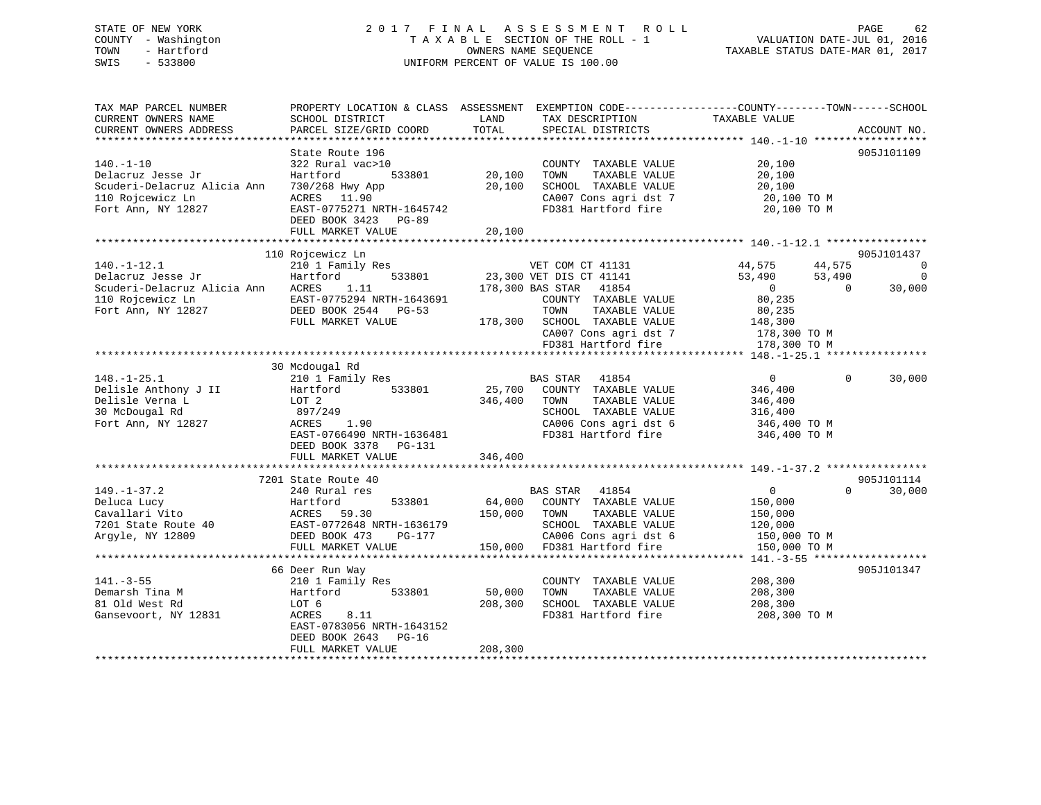STATE OF NEW YORK
COUNTY - Washington
TOWN - Hartford
SWIS - 533800

2017 FINAL ASSESSMENT ROLL
TAXABLE SECTION OF THE ROLL - 1
OWNERS NAME SEQUENCE
UNIFORM PERCENT OF VALUE IS 100.00

VALUATION DATE-JUL 01, 2016
TAXABLE STATUS DATE-MAR 01, 2017

| TAX MAP PARCEL NUMBER / CURRENT OWNERS NAME / CURRENT OWNERS ADDRESS | PROPERTY LOCATION & CLASS / SCHOOL DISTRICT / PARCEL SIZE/GRID COORD | ASSESSMENT LAND | TOTAL | EXEMPTION CODE / TAX DESCRIPTION / SPECIAL DISTRICTS | COUNTY TAXABLE VALUE | TOWN | SCHOOL | ACCOUNT NO. |
|---|---|---|---|---|---|---|---|---|
| **140.-1-10** | State Route 196 | | | | | | | 905J101109 |
| Delacruz Jesse Jr | 322 Rural vac>10 | | | COUNTY TAXABLE VALUE | 20,100 | | | |
| Scuderi-Delacruz Alicia Ann | Hartford 533801 | 20,100 | | TOWN TAXABLE VALUE | 20,100 | | | |
| 110 Rojcewicz Ln | 730/268 Hwy App | | 20,100 | SCHOOL TAXABLE VALUE | 20,100 | | | |
| Fort Ann, NY 12827 | ACRES 11.90 | | | CA007 Cons agri dst 7 | 20,100 TO M | | | |
| | EAST-0775271 NRTH-1645742 | | | FD381 Hartford fire | 20,100 TO M | | | |
| | DEED BOOK 3423 PG-89 | | | | | | | |
| | FULL MARKET VALUE | | 20,100 | | | | | |
| **140.-1-12.1** | 110 Rojcewicz Ln | | | | | | | 905J101437 |
| Delacruz Jesse Jr | 210 1 Family Res | | | VET COM CT 41131 | 44,575 | 44,575 | 0 | |
| Scuderi-Delacruz Alicia Ann | Hartford 533801 | 23,300 | | VET DIS CT 41141 | 53,490 | 53,490 | 0 | |
| 110 Rojcewicz Ln | ACRES 1.11 | | 178,300 | BAS STAR 41854 | 0 | 0 | 30,000 | |
| Fort Ann, NY 12827 | EAST-0775294 NRTH-1643691 | | | COUNTY TAXABLE VALUE | 80,235 | | | |
| | DEED BOOK 2544 PG-53 | | | TOWN TAXABLE VALUE | 80,235 | | | |
| | FULL MARKET VALUE | | 178,300 | SCHOOL TAXABLE VALUE | 148,300 | | | |
| | | | | CA007 Cons agri dst 7 | 178,300 TO M | | | |
| | | | | FD381 Hartford fire | 178,300 TO M | | | |
| **148.-1-25.1** | 30 Mcdougal Rd | | | | | | | |
| Delisle Anthony J II | 210 1 Family Res | | | BAS STAR 41854 | 0 | 0 | 30,000 | |
| Delisle Verna L | Hartford 533801 | 25,700 | | COUNTY TAXABLE VALUE | 346,400 | | | |
| 30 McDougal Rd | LOT 2 | | 346,400 | TOWN TAXABLE VALUE | 346,400 | | | |
| Fort Ann, NY 12827 | 897/249 | | | SCHOOL TAXABLE VALUE | 316,400 | | | |
| | ACRES 1.90 | | | CA006 Cons agri dst 6 | 346,400 TO M | | | |
| | EAST-0766490 NRTH-1636481 | | | FD381 Hartford fire | 346,400 TO M | | | |
| | DEED BOOK 3378 PG-131 | | | | | | | |
| | FULL MARKET VALUE | | 346,400 | | | | | |
| **149.-1-37.2** | 7201 State Route 40 | | | | | | | 905J101114 |
| Deluca Lucy | 240 Rural res | | | BAS STAR 41854 | 0 | 0 | 30,000 | |
| Cavallari Vito | Hartford 533801 | 64,000 | | COUNTY TAXABLE VALUE | 150,000 | | | |
| 7201 State Route 40 | ACRES 59.30 | | 150,000 | TOWN TAXABLE VALUE | 150,000 | | | |
| Argyle, NY 12809 | EAST-0772648 NRTH-1636179 | | | SCHOOL TAXABLE VALUE | 120,000 | | | |
| | DEED BOOK 473 PG-177 | | | CA006 Cons agri dst 6 | 150,000 TO M | | | |
| | FULL MARKET VALUE | | 150,000 | FD381 Hartford fire | 150,000 TO M | | | |
| **141.-3-55** | 66 Deer Run Way | | | | | | | 905J101347 |
| Demarsh Tina M | 210 1 Family Res | | | COUNTY TAXABLE VALUE | 208,300 | | | |
| 81 Old West Rd | Hartford 533801 | 50,000 | | TOWN TAXABLE VALUE | 208,300 | | | |
| Gansevoort, NY 12831 | LOT 6 | | 208,300 | SCHOOL TAXABLE VALUE | 208,300 | | | |
| | ACRES 8.11 | | | FD381 Hartford fire | 208,300 TO M | | | |
| | EAST-0783056 NRTH-1643152 | | | | | | | |
| | DEED BOOK 2643 PG-16 | | | | | | | |
| | FULL MARKET VALUE | | 208,300 | | | | | |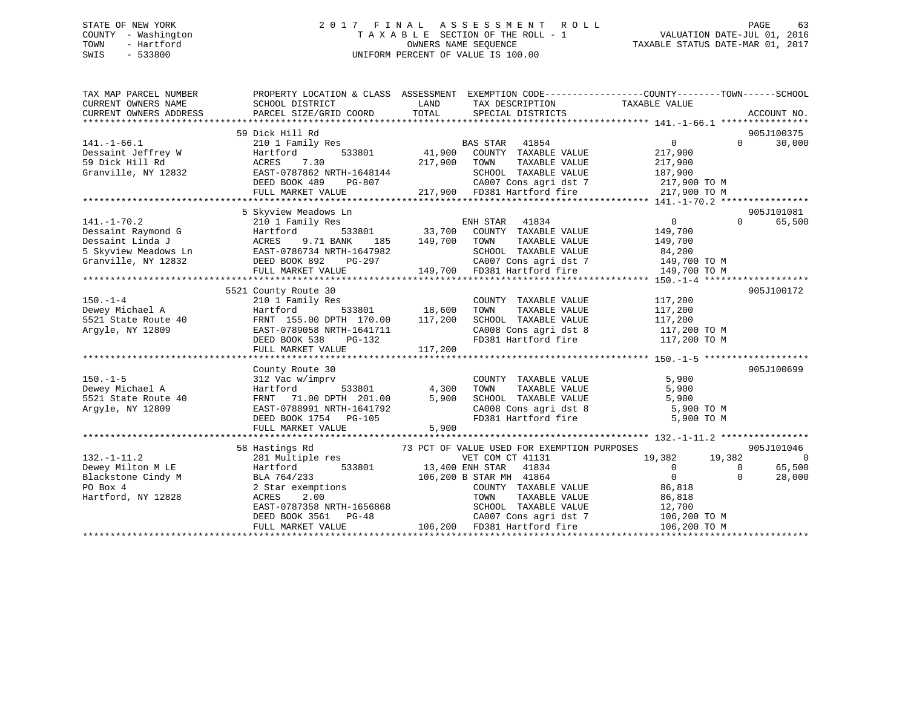STATE OF NEW YORK
COUNTY - Washington
TOWN - Hartford
SWIS - 533800

2017 FINAL ASSESSMENT ROLL
TAXABLE SECTION OF THE ROLL - 1
OWNERS NAME SEQUENCE
UNIFORM PERCENT OF VALUE IS 100.00

VALUATION DATE-JUL 01, 2016
TAXABLE STATUS DATE-MAR 01, 2017

```
TAX MAP PARCEL NUMBER          PROPERTY LOCATION & CLASS  ASSESSMENT  EXEMPTION CODE-----------------COUNTY--------TOWN------SCHOOL
CURRENT OWNERS NAME            SCHOOL DISTRICT              LAND      TAX DESCRIPTION            TAXABLE VALUE
CURRENT OWNERS ADDRESS         PARCEL SIZE/GRID COORD       TOTAL     SPECIAL DISTRICTS                                      ACCOUNT NO.
******************************************************************************************************* 141.-1-66.1 ****************
                               59 Dick Hill Rd                                                                             905J100375
141.-1-66.1                    210 1 Family Res                       BAS STAR  41854                   0           0      30,000
Dessaint Jeffrey W             Hartford        533801       41,900    COUNTY  TAXABLE VALUE           217,900
59 Dick Hill Rd                ACRES    7.30               217,900    TOWN    TAXABLE VALUE           217,900
Granville, NY 12832            EAST-0787862 NRTH-1648144              SCHOOL  TAXABLE VALUE           187,900
                               DEED BOOK 489    PG-807                CA007 Cons agri dst 7           217,900 TO M
                               FULL MARKET VALUE           217,900    FD381 Hartford fire             217,900 TO M
******************************************************************************************************* 141.-1-70.2 ****************
                               5 Skyview Meadows Ln                                                                        905J101081
141.-1-70.2                    210 1 Family Res                       ENH STAR  41834                   0           0      65,500
Dessaint Raymond G             Hartford        533801       33,700    COUNTY  TAXABLE VALUE           149,700
Dessaint Linda J               ACRES    9.71 BANK    185   149,700    TOWN    TAXABLE VALUE           149,700
5 Skyview Meadows Ln           EAST-0786734 NRTH-1647982              SCHOOL  TAXABLE VALUE            84,200
Granville, NY 12832            DEED BOOK 892    PG-297                CA007 Cons agri dst 7           149,700 TO M
                               FULL MARKET VALUE           149,700    FD381 Hartford fire             149,700 TO M
******************************************************************************************************* 150.-1-4 *******************
                               5521 County Route 30                                                                        905J100172
150.-1-4                       210 1 Family Res                       COUNTY  TAXABLE VALUE           117,200
Dewey Michael A                Hartford        533801       18,600    TOWN    TAXABLE VALUE           117,200
5521 State Route 40            FRNT 155.00 DPTH 170.00     117,200    SCHOOL  TAXABLE VALUE           117,200
Argyle, NY 12809               EAST-0789058 NRTH-1641711              CA008 Cons agri dst 8           117,200 TO M
                               DEED BOOK 538    PG-132                FD381 Hartford fire             117,200 TO M
                               FULL MARKET VALUE           117,200
******************************************************************************************************* 150.-1-5 *******************
                               County Route 30                                                                             905J100699
150.-1-5                       312 Vac w/imprv                        COUNTY  TAXABLE VALUE             5,900
Dewey Michael A                Hartford        533801        4,300    TOWN    TAXABLE VALUE             5,900
5521 State Route 40            FRNT  71.00 DPTH 201.00       5,900    SCHOOL  TAXABLE VALUE             5,900
Argyle, NY 12809               EAST-0788991 NRTH-1641792              CA008 Cons agri dst 8             5,900 TO M
                               DEED BOOK 1754   PG-105                FD381 Hartford fire               5,900 TO M
                               FULL MARKET VALUE             5,900
******************************************************************************************************* 132.-1-11.2 ****************
                               58 Hastings Rd                73 PCT OF VALUE USED FOR EXEMPTION PURPOSES                   905J101046
132.-1-11.2                    281 Multiple res                       VET COM CT 41131             19,382      19,382           0
Dewey Milton M LE              Hartford        533801       13,400 ENH STAR  41834                      0           0      65,500
Blackstone Cindy M             BLA 764/233                 106,200 B STAR MH  41864                     0           0      28,000
PO Box 4                       2 Star exemptions                      COUNTY  TAXABLE VALUE            86,818
Hartford, NY 12828             ACRES    2.00                          TOWN    TAXABLE VALUE            86,818
                               EAST-0787358 NRTH-1656868              SCHOOL  TAXABLE VALUE            12,700
                               DEED BOOK 3561   PG-48                 CA007 Cons agri dst 7           106,200 TO M
                               FULL MARKET VALUE           106,200    FD381 Hartford fire             106,200 TO M
************************************************************************************************************************************
```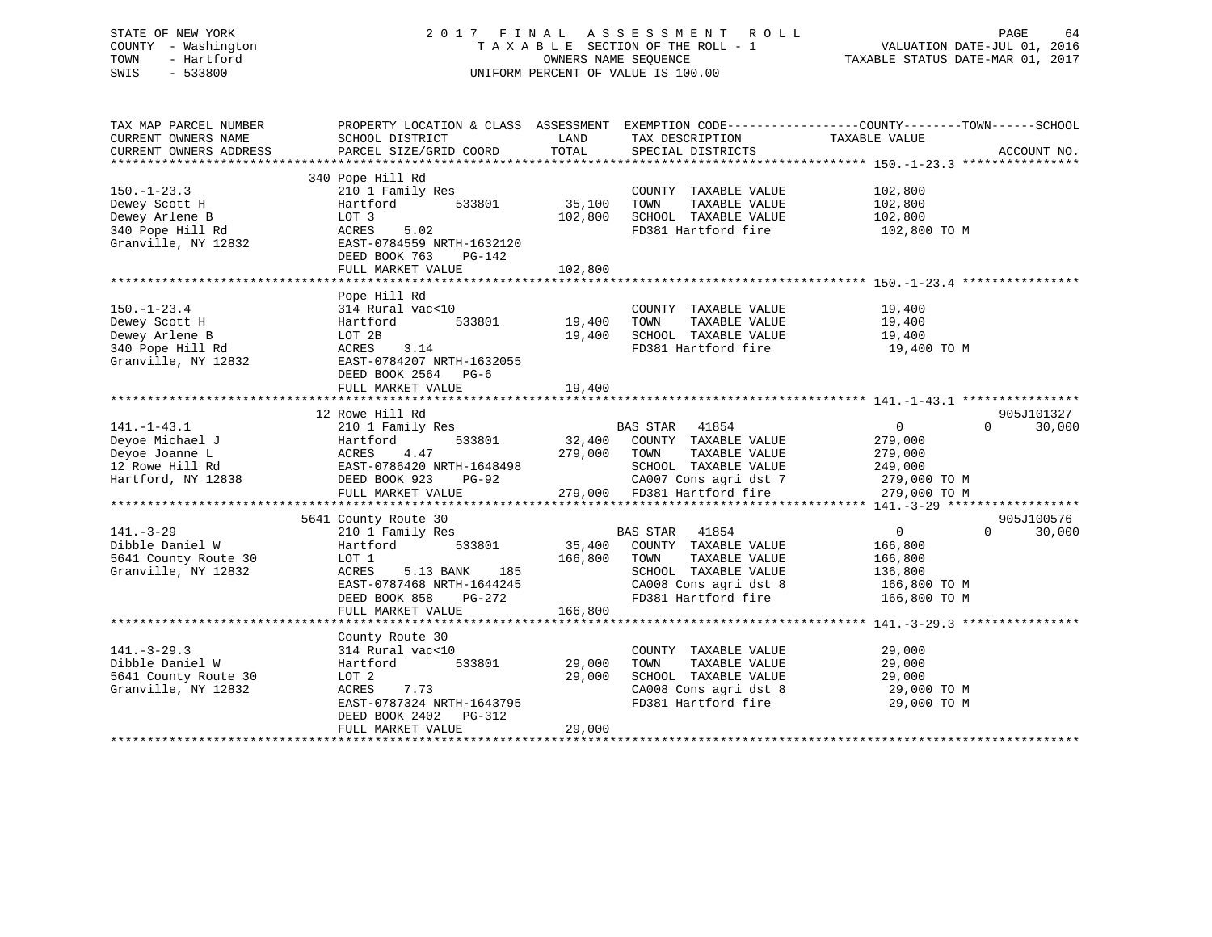STATE OF NEW YORK
COUNTY - Washington
TOWN - Hartford
SWIS - 533800

# 2017 FINAL ASSESSMENT ROLL

TAXABLE SECTION OF THE ROLL - 1
OWNERS NAME SEQUENCE
UNIFORM PERCENT OF VALUE IS 100.00

VALUATION DATE-JUL 01, 2016
TAXABLE STATUS DATE-MAR 01, 2017

| TAX MAP PARCEL NUMBER / CURRENT OWNERS NAME / CURRENT OWNERS ADDRESS | PROPERTY LOCATION & CLASS / SCHOOL DISTRICT / PARCEL SIZE/GRID COORD | ASSESSMENT LAND | TOTAL | EXEMPTION CODE / TAX DESCRIPTION / SPECIAL DISTRICTS | COUNTY / TOWN TAXABLE VALUE | SCHOOL | ACCOUNT NO. |
|---|---|---|---|---|---|---|---|
| **150.-1-23.3** | 340 Pope Hill Rd | | | | | | |
| 150.-1-23.3 | 210 1 Family Res | | | COUNTY TAXABLE VALUE | 102,800 | | |
| Dewey Scott H | Hartford 533801 | 35,100 | | TOWN TAXABLE VALUE | 102,800 | | |
| Dewey Arlene B | LOT 3 | | 102,800 | SCHOOL TAXABLE VALUE | 102,800 | | |
| 340 Pope Hill Rd | ACRES 5.02 | | | FD381 Hartford fire | 102,800 TO M | | |
| Granville, NY 12832 | EAST-0784559 NRTH-1632120 | | | | | | |
| | DEED BOOK 763 PG-142 | | | | | | |
| | FULL MARKET VALUE | | 102,800 | | | | |
| **150.-1-23.4** | Pope Hill Rd | | | | | | |
| 150.-1-23.4 | 314 Rural vac<10 | | | COUNTY TAXABLE VALUE | 19,400 | | |
| Dewey Scott H | Hartford 533801 | 19,400 | | TOWN TAXABLE VALUE | 19,400 | | |
| Dewey Arlene B | LOT 2B | | 19,400 | SCHOOL TAXABLE VALUE | 19,400 | | |
| 340 Pope Hill Rd | ACRES 3.14 | | | FD381 Hartford fire | 19,400 TO M | | |
| Granville, NY 12832 | EAST-0784207 NRTH-1632055 | | | | | | |
| | DEED BOOK 2564 PG-6 | | | | | | |
| | FULL MARKET VALUE | | 19,400 | | | | |
| **141.-1-43.1** | 12 Rowe Hill Rd | | | | | | 905J101327 |
| 141.-1-43.1 | 210 1 Family Res | | | BAS STAR 41854 | 0 / 0 | 30,000 | |
| Deyoe Michael J | Hartford 533801 | 32,400 | | COUNTY TAXABLE VALUE | 279,000 | | |
| Deyoe Joanne L | ACRES 4.47 | | 279,000 | TOWN TAXABLE VALUE | 279,000 | | |
| 12 Rowe Hill Rd | EAST-0786420 NRTH-1648498 | | | SCHOOL TAXABLE VALUE | 249,000 | | |
| Hartford, NY 12838 | DEED BOOK 923 PG-92 | | | CA007 Cons agri dst 7 | 279,000 TO M | | |
| | FULL MARKET VALUE | | 279,000 | FD381 Hartford fire | 279,000 TO M | | |
| **141.-3-29** | 5641 County Route 30 | | | | | | 905J100576 |
| 141.-3-29 | 210 1 Family Res | | | BAS STAR 41854 | 0 / 0 | 30,000 | |
| Dibble Daniel W | Hartford 533801 | 35,400 | | COUNTY TAXABLE VALUE | 166,800 | | |
| 5641 County Route 30 | LOT 1 | | 166,800 | TOWN TAXABLE VALUE | 166,800 | | |
| Granville, NY 12832 | ACRES 5.13 BANK 185 | | | SCHOOL TAXABLE VALUE | 136,800 | | |
| | EAST-0787468 NRTH-1644245 | | | CA008 Cons agri dst 8 | 166,800 TO M | | |
| | DEED BOOK 858 PG-272 | | | FD381 Hartford fire | 166,800 TO M | | |
| | FULL MARKET VALUE | | 166,800 | | | | |
| **141.-3-29.3** | County Route 30 | | | | | | |
| 141.-3-29.3 | 314 Rural vac<10 | | | COUNTY TAXABLE VALUE | 29,000 | | |
| Dibble Daniel W | Hartford 533801 | 29,000 | | TOWN TAXABLE VALUE | 29,000 | | |
| 5641 County Route 30 | LOT 2 | | 29,000 | SCHOOL TAXABLE VALUE | 29,000 | | |
| Granville, NY 12832 | ACRES 7.73 | | | CA008 Cons agri dst 8 | 29,000 TO M | | |
| | EAST-0787324 NRTH-1643795 | | | FD381 Hartford fire | 29,000 TO M | | |
| | DEED BOOK 2402 PG-312 | | | | | | |
| | FULL MARKET VALUE | | 29,000 | | | | |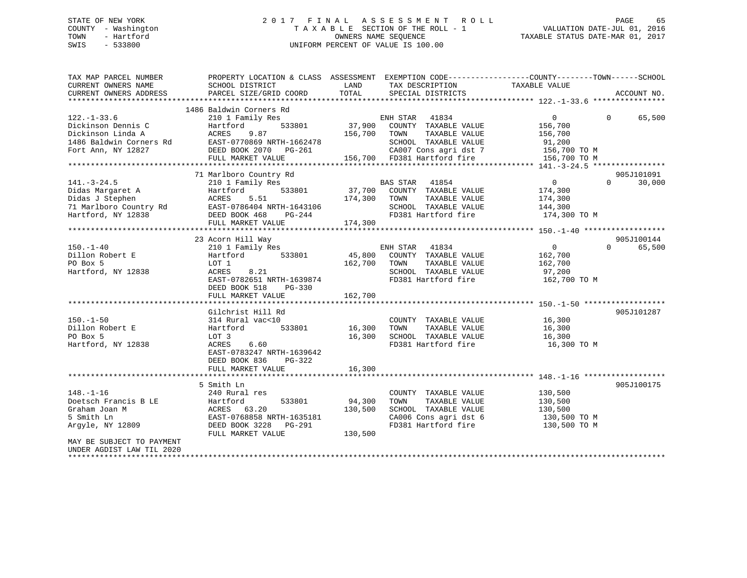STATE OF NEW YORK
COUNTY - Washington
TOWN - Hartford
SWIS - 533800

# 2017 FINAL ASSESSMENT ROLL

TAXABLE SECTION OF THE ROLL - 1
OWNERS NAME SEQUENCE
UNIFORM PERCENT OF VALUE IS 100.00

VALUATION DATE-JUL 01, 2016
TAXABLE STATUS DATE-MAR 01, 2017

| TAX MAP PARCEL NUMBER / CURRENT OWNERS NAME / CURRENT OWNERS ADDRESS | PROPERTY LOCATION & CLASS / SCHOOL DISTRICT / PARCEL SIZE/GRID COORD | ASSESSMENT LAND | TOTAL | EXEMPTION CODE / TAX DESCRIPTION / SPECIAL DISTRICTS | COUNTY / TOWN TAXABLE VALUE | SCHOOL | ACCOUNT NO. |
|---|---|---|---|---|---|---|---|
| **122.-1-33.6** | 1486 Baldwin Corners Rd | | | | | | |
| | 210 1 Family Res | | | ENH STAR 41834 | 0 | 0 65,500 | |
| Dickinson Dennis C | Hartford 533801 | 37,900 | | COUNTY TAXABLE VALUE | 156,700 | | |
| Dickinson Linda A | ACRES 9.87 | | 156,700 | TOWN TAXABLE VALUE | 156,700 | | |
| 1486 Baldwin Corners Rd | EAST-0770869 NRTH-1662478 | | | SCHOOL TAXABLE VALUE | 91,200 | | |
| Fort Ann, NY 12827 | DEED BOOK 2070 PG-261 | | | CA007 Cons agri dst 7 | 156,700 TO M | | |
| | FULL MARKET VALUE | | 156,700 | FD381 Hartford fire | 156,700 TO M | | |
| **141.-3-24.5** | 71 Marlboro Country Rd | | | | | | 905J101091 |
| | 210 1 Family Res | | | BAS STAR 41854 | 0 | 0 30,000 | |
| Didas Margaret A | Hartford 533801 | 37,700 | | COUNTY TAXABLE VALUE | 174,300 | | |
| Didas J Stephen | ACRES 5.51 | | 174,300 | TOWN TAXABLE VALUE | 174,300 | | |
| 71 Marlboro Country Rd | EAST-0786404 NRTH-1643106 | | | SCHOOL TAXABLE VALUE | 144,300 | | |
| Hartford, NY 12838 | DEED BOOK 468 PG-244 | | | FD381 Hartford fire | 174,300 TO M | | |
| | FULL MARKET VALUE | | 174,300 | | | | |
| **150.-1-40** | 23 Acorn Hill Way | | | | | | 905J100144 |
| | 210 1 Family Res | | | ENH STAR 41834 | 0 | 0 65,500 | |
| Dillon Robert E | Hartford 533801 | 45,800 | | COUNTY TAXABLE VALUE | 162,700 | | |
| PO Box 5 | LOT 1 | | 162,700 | TOWN TAXABLE VALUE | 162,700 | | |
| Hartford, NY 12838 | ACRES 8.21 | | | SCHOOL TAXABLE VALUE | 97,200 | | |
| | EAST-0782651 NRTH-1639874 | | | FD381 Hartford fire | 162,700 TO M | | |
| | DEED BOOK 518 PG-330 | | | | | | |
| | FULL MARKET VALUE | | 162,700 | | | | |
| **150.-1-50** | Gilchrist Hill Rd | | | | | | 905J101287 |
| | 314 Rural vac<10 | | | COUNTY TAXABLE VALUE | 16,300 | | |
| Dillon Robert E | Hartford 533801 | 16,300 | | TOWN TAXABLE VALUE | 16,300 | | |
| PO Box 5 | LOT 3 | | 16,300 | SCHOOL TAXABLE VALUE | 16,300 | | |
| Hartford, NY 12838 | ACRES 6.60 | | | FD381 Hartford fire | 16,300 TO M | | |
| | EAST-0783247 NRTH-1639642 | | | | | | |
| | DEED BOOK 836 PG-322 | | | | | | |
| | FULL MARKET VALUE | | 16,300 | | | | |
| **148.-1-16** | 5 Smith Ln | | | | | | 905J100175 |
| | 240 Rural res | | | COUNTY TAXABLE VALUE | 130,500 | | |
| Doetsch Francis B LE | Hartford 533801 | 94,300 | | TOWN TAXABLE VALUE | 130,500 | | |
| Graham Joan M | ACRES 63.20 | | 130,500 | SCHOOL TAXABLE VALUE | 130,500 | | |
| 5 Smith Ln | EAST-0768858 NRTH-1635181 | | | CA006 Cons agri dst 6 | 130,500 TO M | | |
| Argyle, NY 12809 | DEED BOOK 3228 PG-291 | | | FD381 Hartford fire | 130,500 TO M | | |
| | FULL MARKET VALUE | | 130,500 | | | | |
| MAY BE SUBJECT TO PAYMENT UNDER AGDIST LAW TIL 2020 | | | | | | | |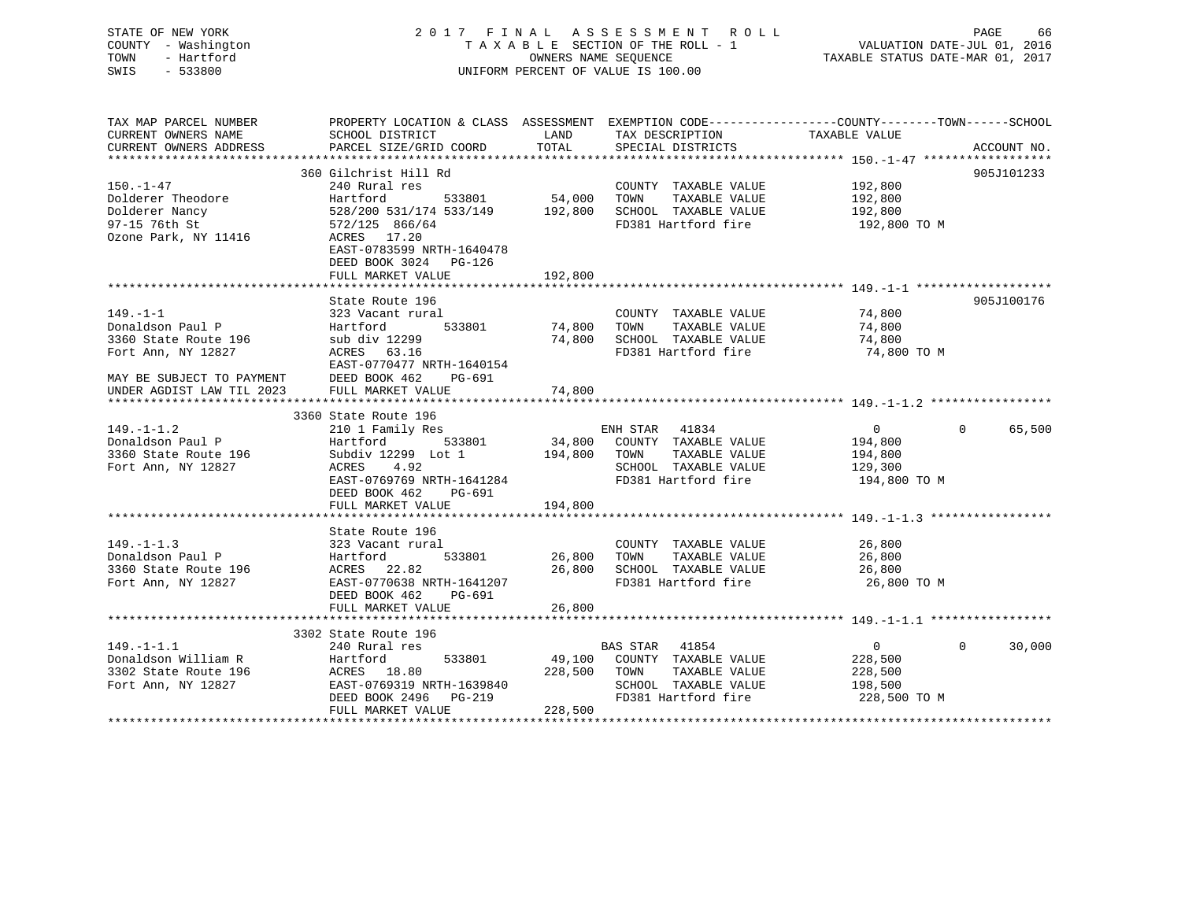STATE OF NEW YORK
COUNTY - Washington
TOWN - Hartford
SWIS - 533800

# 2017 FINAL ASSESSMENT ROLL

TAXABLE SECTION OF THE ROLL - 1
OWNERS NAME SEQUENCE
UNIFORM PERCENT OF VALUE IS 100.00

VALUATION DATE-JUL 01, 2016
TAXABLE STATUS DATE-MAR 01, 2017

| TAX MAP PARCEL NUMBER / CURRENT OWNERS NAME / CURRENT OWNERS ADDRESS | PROPERTY LOCATION & CLASS / SCHOOL DISTRICT / PARCEL SIZE/GRID COORD | ASSESSMENT LAND | TOTAL | EXEMPTION CODE / TAX DESCRIPTION / SPECIAL DISTRICTS | COUNTY TAXABLE VALUE | TOWN | SCHOOL | ACCOUNT NO. |
|---|---|---|---|---|---|---|---|---|
| **150.-1-47** | 360 Gilchrist Hill Rd | | | | | | | 905J101233 |
| Dolderer Theodore | 240 Rural res | | | COUNTY TAXABLE VALUE | 192,800 | | | |
| Dolderer Nancy | Hartford 533801 | 54,000 | | TOWN TAXABLE VALUE | 192,800 | | | |
| 97-15 76th St | 528/200 531/174 533/149 | | 192,800 | SCHOOL TAXABLE VALUE | 192,800 | | | |
| Ozone Park, NY 11416 | 572/125 866/64 | | | FD381 Hartford fire | 192,800 TO M | | | |
| | ACRES 17.20 | | | | | | | |
| | EAST-0783599 NRTH-1640478 | | | | | | | |
| | DEED BOOK 3024 PG-126 | | | | | | | |
| | FULL MARKET VALUE | | 192,800 | | | | | |
| **149.-1-1** | State Route 196 | | | | | | | 905J100176 |
| Donaldson Paul P | 323 Vacant rural | | | COUNTY TAXABLE VALUE | 74,800 | | | |
| 3360 State Route 196 | Hartford 533801 | 74,800 | | TOWN TAXABLE VALUE | 74,800 | | | |
| Fort Ann, NY 12827 | sub div 12299 | | 74,800 | SCHOOL TAXABLE VALUE | 74,800 | | | |
| | ACRES 63.16 | | | FD381 Hartford fire | 74,800 TO M | | | |
| | EAST-0770477 NRTH-1640154 | | | | | | | |
| MAY BE SUBJECT TO PAYMENT | DEED BOOK 462 PG-691 | | | | | | | |
| UNDER AGDIST LAW TIL 2023 | FULL MARKET VALUE | | 74,800 | | | | | |
| **149.-1-1.2** | 3360 State Route 196 | | | | | | | |
| Donaldson Paul P | 210 1 Family Res | | | ENH STAR 41834 | 0 | 0 | 65,500 | |
| 3360 State Route 196 | Hartford 533801 | 34,800 | | COUNTY TAXABLE VALUE | 194,800 | | | |
| Fort Ann, NY 12827 | Subdiv 12299 Lot 1 | | 194,800 | TOWN TAXABLE VALUE | 194,800 | | | |
| | ACRES 4.92 | | | SCHOOL TAXABLE VALUE | 129,300 | | | |
| | EAST-0769769 NRTH-1641284 | | | FD381 Hartford fire | 194,800 TO M | | | |
| | DEED BOOK 462 PG-691 | | | | | | | |
| | FULL MARKET VALUE | | 194,800 | | | | | |
| **149.-1-1.3** | State Route 196 | | | | | | | |
| Donaldson Paul P | 323 Vacant rural | | | COUNTY TAXABLE VALUE | 26,800 | | | |
| 3360 State Route 196 | Hartford 533801 | 26,800 | | TOWN TAXABLE VALUE | 26,800 | | | |
| Fort Ann, NY 12827 | ACRES 22.82 | | 26,800 | SCHOOL TAXABLE VALUE | 26,800 | | | |
| | EAST-0770638 NRTH-1641207 | | | FD381 Hartford fire | 26,800 TO M | | | |
| | DEED BOOK 462 PG-691 | | | | | | | |
| | FULL MARKET VALUE | | 26,800 | | | | | |
| **149.-1-1.1** | 3302 State Route 196 | | | | | | | |
| Donaldson William R | 240 Rural res | | | BAS STAR 41854 | 0 | 0 | 30,000 | |
| 3302 State Route 196 | Hartford 533801 | 49,100 | | COUNTY TAXABLE VALUE | 228,500 | | | |
| Fort Ann, NY 12827 | ACRES 18.80 | | 228,500 | TOWN TAXABLE VALUE | 228,500 | | | |
| | EAST-0769319 NRTH-1639840 | | | SCHOOL TAXABLE VALUE | 198,500 | | | |
| | DEED BOOK 2496 PG-219 | | | FD381 Hartford fire | 228,500 TO M | | | |
| | FULL MARKET VALUE | | 228,500 | | | | | |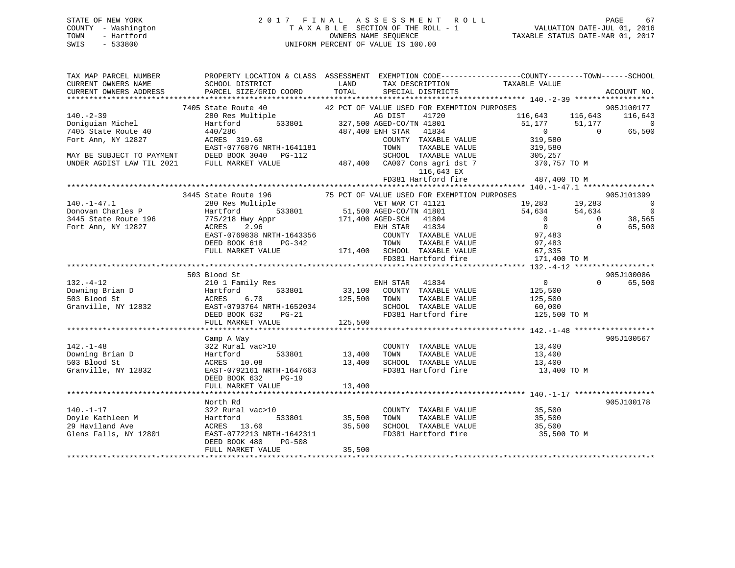STATE OF NEW YORK  
COUNTY - Washington  
TOWN - Hartford  
SWIS - 533800

2 0 1 7 F I N A L A S S E S S M E N T R O L L  
T A X A B L E SECTION OF THE ROLL - 1  
OWNERS NAME SEQUENCE  
UNIFORM PERCENT OF VALUE IS 100.00

VALUATION DATE-JUL 01, 2016  
TAXABLE STATUS DATE-MAR 01, 2017

```
TAX MAP PARCEL NUMBER          PROPERTY LOCATION & CLASS  ASSESSMENT  EXEMPTION CODE------------------COUNTY--------TOWN------SCHOOL
CURRENT OWNERS NAME            SCHOOL DISTRICT               LAND      TAX DESCRIPTION             TAXABLE VALUE
CURRENT OWNERS ADDRESS         PARCEL SIZE/GRID COORD        TOTAL     SPECIAL DISTRICTS                                     ACCOUNT NO.
******************************************************************************************************* 140.-2-39 ******************
                   7405 State Route 40             42 PCT OF VALUE USED FOR EXEMPTION PURPOSES                               905J100177
140.-2-39                      280 Res Multiple                   AG DIST     41720             116,643    116,643    116,643
Doniguian Michel               Hartford       533801      327,500 AGED-CO/TN 41801              51,177     51,177          0
7405 State Route 40            440/286                    487,400 ENH STAR    41834                  0          0     65,500
Fort Ann, NY 12827             ACRES 319.60                       COUNTY  TAXABLE VALUE        319,580
                               EAST-0776876 NRTH-1641181          TOWN    TAXABLE VALUE        319,580
MAY BE SUBJECT TO PAYMENT      DEED BOOK 3040   PG-112            SCHOOL  TAXABLE VALUE        305,257
UNDER AGDIST LAW TIL 2021      FULL MARKET VALUE          487,400 CA007 Cons agri dst 7        370,757 TO M
                                                                        116,643 EX
                                                                  FD381 Hartford fire          487,400 TO M
******************************************************************************************************* 140.-1-47.1 ****************
                   3445 State Route 196            75 PCT OF VALUE USED FOR EXEMPTION PURPOSES                               905J101399
140.-1-47.1                    280 Res Multiple                   VET WAR CT 41121              19,283     19,283          0
Donovan Charles P              Hartford       533801       51,500 AGED-CO/TN 41801              54,634     54,634          0
3445 State Route 196           775/218 Hwy Appr           171,400 AGED-SCH   41804                   0          0     38,565
Fort Ann, NY 12827             ACRES    2.96                      ENH STAR    41834                  0          0     65,500
                               EAST-0769838 NRTH-1643356          COUNTY  TAXABLE VALUE         97,483
                               DEED BOOK 618    PG-342            TOWN    TAXABLE VALUE         97,483
                               FULL MARKET VALUE          171,400 SCHOOL  TAXABLE VALUE         67,335
                                                                  FD381 Hartford fire          171,400 TO M
******************************************************************************************************* 132.-4-12 ******************
                   503 Blood St                                                                                              905J100086
132.-4-12                      210 1 Family Res                   ENH STAR    41834                  0          0     65,500
Downing Brian D                Hartford       533801       33,100 COUNTY  TAXABLE VALUE        125,500
503 Blood St                   ACRES    6.70              125,500 TOWN    TAXABLE VALUE        125,500
Granville, NY 12832            EAST-0793764 NRTH-1652034          SCHOOL  TAXABLE VALUE         60,000
                               DEED BOOK 632    PG-21             FD381 Hartford fire          125,500 TO M
                               FULL MARKET VALUE          125,500
******************************************************************************************************* 142.-1-48 ******************
                   Camp A Way                                                                                                905J100567
142.-1-48                      322 Rural vac>10                   COUNTY  TAXABLE VALUE         13,400
Downing Brian D                Hartford       533801       13,400 TOWN    TAXABLE VALUE         13,400
503 Blood St                   ACRES   10.08               13,400 SCHOOL  TAXABLE VALUE         13,400
Granville, NY 12832            EAST-0792161 NRTH-1647663          FD381 Hartford fire           13,400 TO M
                               DEED BOOK 632    PG-19
                               FULL MARKET VALUE           13,400
******************************************************************************************************* 140.-1-17 ******************
                   North Rd                                                                                                  905J100178
140.-1-17                      322 Rural vac>10                   COUNTY  TAXABLE VALUE         35,500
Doyle Kathleen M               Hartford       533801       35,500 TOWN    TAXABLE VALUE         35,500
29 Haviland Ave                ACRES   13.60               35,500 SCHOOL  TAXABLE VALUE         35,500
Glens Falls, NY 12801          EAST-0772213 NRTH-1642311          FD381 Hartford fire           35,500 TO M
                               DEED BOOK 480    PG-508
                               FULL MARKET VALUE           35,500
************************************************************************************************************************************
```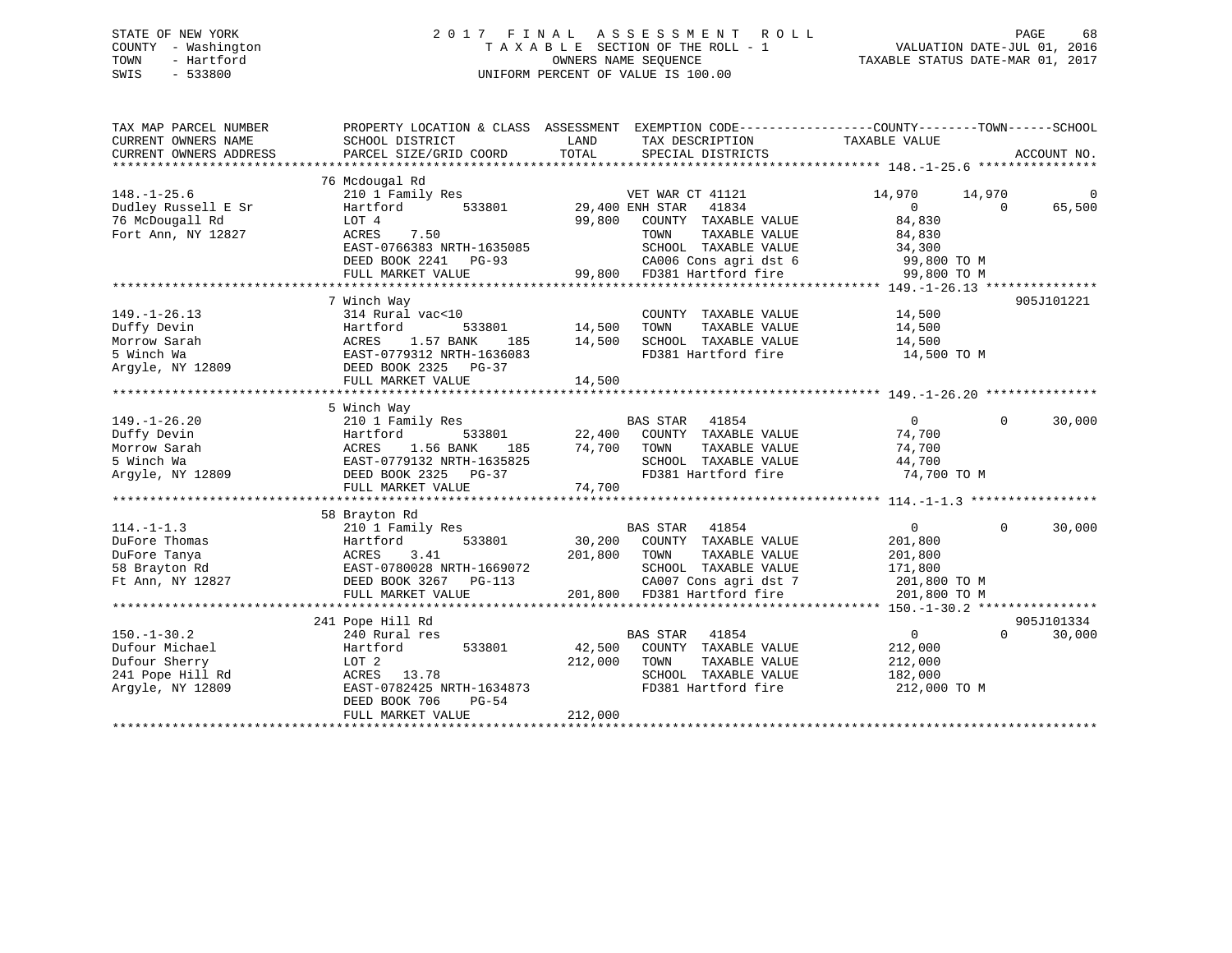STATE OF NEW YORK
COUNTY - Washington
TOWN - Hartford
SWIS - 533800

2017 FINAL ASSESSMENT ROLL
TAXABLE SECTION OF THE ROLL - 1
OWNERS NAME SEQUENCE
UNIFORM PERCENT OF VALUE IS 100.00

VALUATION DATE-JUL 01, 2016
TAXABLE STATUS DATE-MAR 01, 2017

| TAX MAP PARCEL NUMBER / CURRENT OWNERS NAME / CURRENT OWNERS ADDRESS | PROPERTY LOCATION & CLASS / SCHOOL DISTRICT / PARCEL SIZE/GRID COORD | ASSESSMENT LAND | TOTAL | EXEMPTION CODE / TAX DESCRIPTION / SPECIAL DISTRICTS | COUNTY TAXABLE VALUE | TOWN | SCHOOL | ACCOUNT NO. |
|---|---|---|---|---|---|---|---|---|
| **148.-1-25.6** | 76 Mcdougal Rd | | | | | | | |
| Dudley Russell E Sr | 210 1 Family Res | | | VET WAR CT 41121 | 14,970 | 14,970 | 0 | |
| 76 McDougall Rd | Hartford 533801 | 29,400 | | ENH STAR 41834 | 0 | 0 | 65,500 | |
| Fort Ann, NY 12827 | LOT 4 | | 99,800 | COUNTY TAXABLE VALUE | 84,830 | | | |
| | ACRES 7.50 | | | TOWN TAXABLE VALUE | 84,830 | | | |
| | EAST-0766383 NRTH-1635085 | | | SCHOOL TAXABLE VALUE | 34,300 | | | |
| | DEED BOOK 2241 PG-93 | | | CA006 Cons agri dst 6 | 99,800 TO M | | | |
| | FULL MARKET VALUE | | 99,800 | FD381 Hartford fire | 99,800 TO M | | | |
| **149.-1-26.13** | 7 Winch Way | | | | | | | 905J101221 |
| Duffy Devin | 314 Rural vac<10 | | | COUNTY TAXABLE VALUE | 14,500 | | | |
| Morrow Sarah | Hartford 533801 | 14,500 | | TOWN TAXABLE VALUE | 14,500 | | | |
| 5 Winch Wa | ACRES 1.57 BANK 185 | | 14,500 | SCHOOL TAXABLE VALUE | 14,500 | | | |
| Argyle, NY 12809 | EAST-0779312 NRTH-1636083 | | | FD381 Hartford fire | 14,500 TO M | | | |
| | DEED BOOK 2325 PG-37 | | | | | | | |
| | FULL MARKET VALUE | | 14,500 | | | | | |
| **149.-1-26.20** | 5 Winch Way | | | | | | | |
| Duffy Devin | 210 1 Family Res | | | BAS STAR 41854 | 0 | 0 | 30,000 | |
| Morrow Sarah | Hartford 533801 | 22,400 | | COUNTY TAXABLE VALUE | 74,700 | | | |
| 5 Winch Wa | ACRES 1.56 BANK 185 | | 74,700 | TOWN TAXABLE VALUE | 74,700 | | | |
| Argyle, NY 12809 | EAST-0779132 NRTH-1635825 | | | SCHOOL TAXABLE VALUE | 44,700 | | | |
| | DEED BOOK 2325 PG-37 | | | FD381 Hartford fire | 74,700 TO M | | | |
| | FULL MARKET VALUE | | 74,700 | | | | | |
| **114.-1-1.3** | 58 Brayton Rd | | | | | | | |
| DuFore Thomas | 210 1 Family Res | | | BAS STAR 41854 | 0 | 0 | 30,000 | |
| DuFore Tanya | Hartford 533801 | 30,200 | | COUNTY TAXABLE VALUE | 201,800 | | | |
| 58 Brayton Rd | ACRES 3.41 | | 201,800 | TOWN TAXABLE VALUE | 201,800 | | | |
| Ft Ann, NY 12827 | EAST-0780028 NRTH-1669072 | | | SCHOOL TAXABLE VALUE | 171,800 | | | |
| | DEED BOOK 3267 PG-113 | | | CA007 Cons agri dst 7 | 201,800 TO M | | | |
| | FULL MARKET VALUE | | 201,800 | FD381 Hartford fire | 201,800 TO M | | | |
| **150.-1-30.2** | 241 Pope Hill Rd | | | | | | | 905J101334 |
| Dufour Michael | 240 Rural res | | | BAS STAR 41854 | 0 | 0 | 30,000 | |
| Dufour Sherry | Hartford 533801 | 42,500 | | COUNTY TAXABLE VALUE | 212,000 | | | |
| 241 Pope Hill Rd | LOT 2 | | 212,000 | TOWN TAXABLE VALUE | 212,000 | | | |
| Argyle, NY 12809 | ACRES 13.78 | | | SCHOOL TAXABLE VALUE | 182,000 | | | |
| | EAST-0782425 NRTH-1634873 | | | FD381 Hartford fire | 212,000 TO M | | | |
| | DEED BOOK 706 PG-54 | | | | | | | |
| | FULL MARKET VALUE | | 212,000 | | | | | |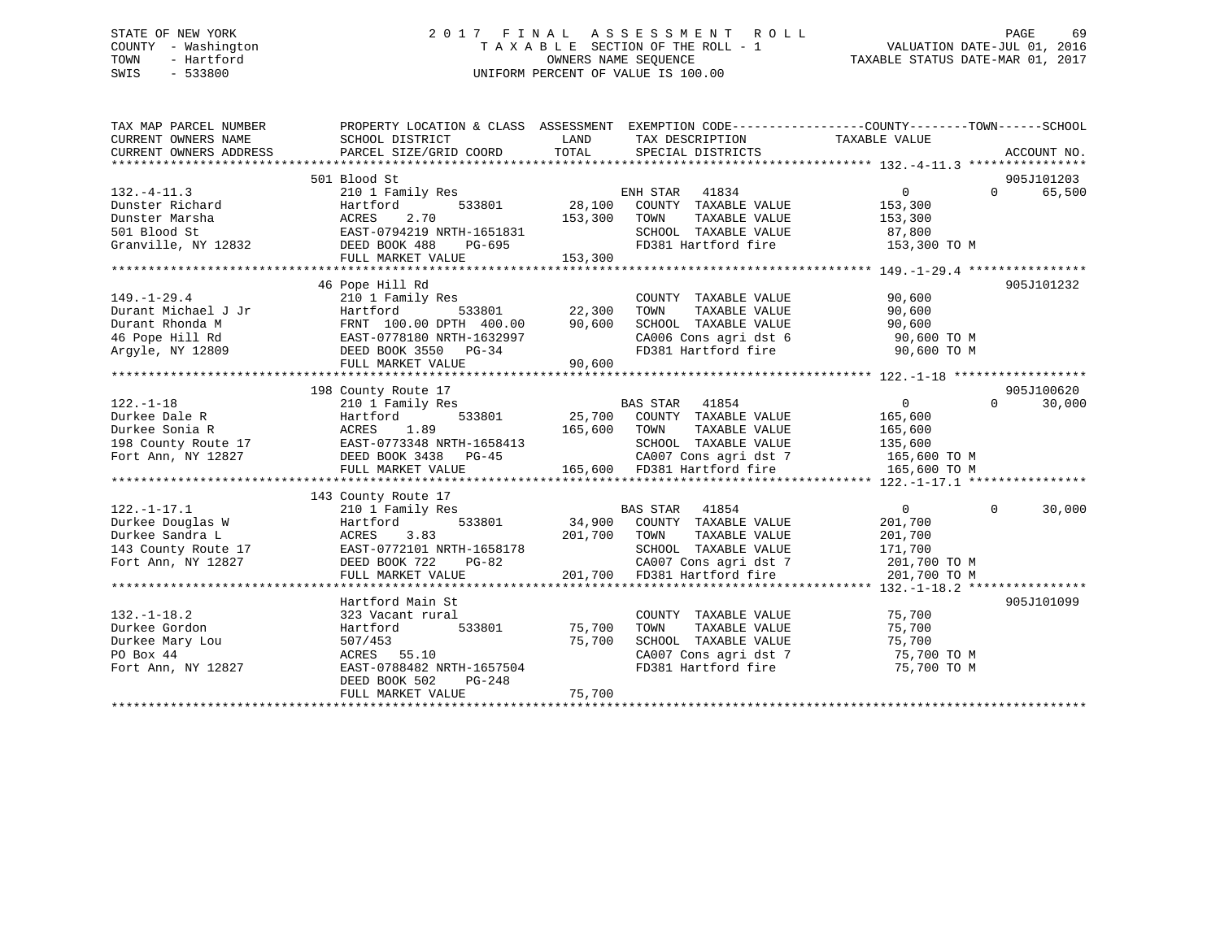STATE OF NEW YORK
COUNTY - Washington
TOWN - Hartford
SWIS - 533800

# 2017 FINAL ASSESSMENT ROLL

TAXABLE SECTION OF THE ROLL - 1
OWNERS NAME SEQUENCE
UNIFORM PERCENT OF VALUE IS 100.00

VALUATION DATE-JUL 01, 2016
TAXABLE STATUS DATE-MAR 01, 2017

| TAX MAP PARCEL NUMBER / CURRENT OWNERS NAME / CURRENT OWNERS ADDRESS | PROPERTY LOCATION & CLASS / SCHOOL DISTRICT / PARCEL SIZE/GRID COORD | ASSESSMENT LAND | TOTAL | EXEMPTION CODE / TAX DESCRIPTION / SPECIAL DISTRICTS | COUNTY / TOWN TAXABLE VALUE | SCHOOL | ACCOUNT NO. |
|---|---|---|---|---|---|---|---|
| 132.-4-11.3 | 501 Blood St | | | | | | 905J101203 |
| | 210 1 Family Res | | | ENH STAR 41834 | 0 | 0 65,500 | |
| Dunster Richard | Hartford 533801 | 28,100 | | COUNTY TAXABLE VALUE | 153,300 | | |
| Dunster Marsha | ACRES 2.70 | | 153,300 | TOWN TAXABLE VALUE | 153,300 | | |
| 501 Blood St | EAST-0794219 NRTH-1651831 | | | SCHOOL TAXABLE VALUE | 87,800 | | |
| Granville, NY 12832 | DEED BOOK 488 PG-695 | | | FD381 Hartford fire | 153,300 TO M | | |
| | FULL MARKET VALUE | | 153,300 | | | | |
| 149.-1-29.4 | 46 Pope Hill Rd | | | | | | 905J101232 |
| | 210 1 Family Res | | | COUNTY TAXABLE VALUE | 90,600 | | |
| Durant Michael J Jr | Hartford 533801 | 22,300 | | TOWN TAXABLE VALUE | 90,600 | | |
| Durant Rhonda M | FRNT 100.00 DPTH 400.00 | | 90,600 | SCHOOL TAXABLE VALUE | 90,600 | | |
| 46 Pope Hill Rd | EAST-0778180 NRTH-1632997 | | | CA006 Cons agri dst 6 | 90,600 TO M | | |
| Argyle, NY 12809 | DEED BOOK 3550 PG-34 | | | FD381 Hartford fire | 90,600 TO M | | |
| | FULL MARKET VALUE | | 90,600 | | | | |
| 122.-1-18 | 198 County Route 17 | | | | | | 905J100620 |
| | 210 1 Family Res | | | BAS STAR 41854 | 0 | 0 30,000 | |
| Durkee Dale R | Hartford 533801 | 25,700 | | COUNTY TAXABLE VALUE | 165,600 | | |
| Durkee Sonia R | ACRES 1.89 | | 165,600 | TOWN TAXABLE VALUE | 165,600 | | |
| 198 County Route 17 | EAST-0773348 NRTH-1658413 | | | SCHOOL TAXABLE VALUE | 135,600 | | |
| Fort Ann, NY 12827 | DEED BOOK 3438 PG-45 | | | CA007 Cons agri dst 7 | 165,600 TO M | | |
| | FULL MARKET VALUE | | 165,600 | FD381 Hartford fire | 165,600 TO M | | |
| 122.-1-17.1 | 143 County Route 17 | | | | | | |
| | 210 1 Family Res | | | BAS STAR 41854 | 0 | 0 30,000 | |
| Durkee Douglas W | Hartford 533801 | 34,900 | | COUNTY TAXABLE VALUE | 201,700 | | |
| Durkee Sandra L | ACRES 3.83 | | 201,700 | TOWN TAXABLE VALUE | 201,700 | | |
| 143 County Route 17 | EAST-0772101 NRTH-1658178 | | | SCHOOL TAXABLE VALUE | 171,700 | | |
| Fort Ann, NY 12827 | DEED BOOK 722 PG-82 | | | CA007 Cons agri dst 7 | 201,700 TO M | | |
| | FULL MARKET VALUE | | 201,700 | FD381 Hartford fire | 201,700 TO M | | |
| 132.-1-18.2 | Hartford Main St | | | | | | 905J101099 |
| | 323 Vacant rural | | | COUNTY TAXABLE VALUE | 75,700 | | |
| Durkee Gordon | Hartford 533801 | 75,700 | | TOWN TAXABLE VALUE | 75,700 | | |
| Durkee Mary Lou | 507/453 | | 75,700 | SCHOOL TAXABLE VALUE | 75,700 | | |
| PO Box 44 | ACRES 55.10 | | | CA007 Cons agri dst 7 | 75,700 TO M | | |
| Fort Ann, NY 12827 | EAST-0788482 NRTH-1657504 | | | FD381 Hartford fire | 75,700 TO M | | |
| | DEED BOOK 502 PG-248 | | | | | | |
| | FULL MARKET VALUE | | 75,700 | | | | |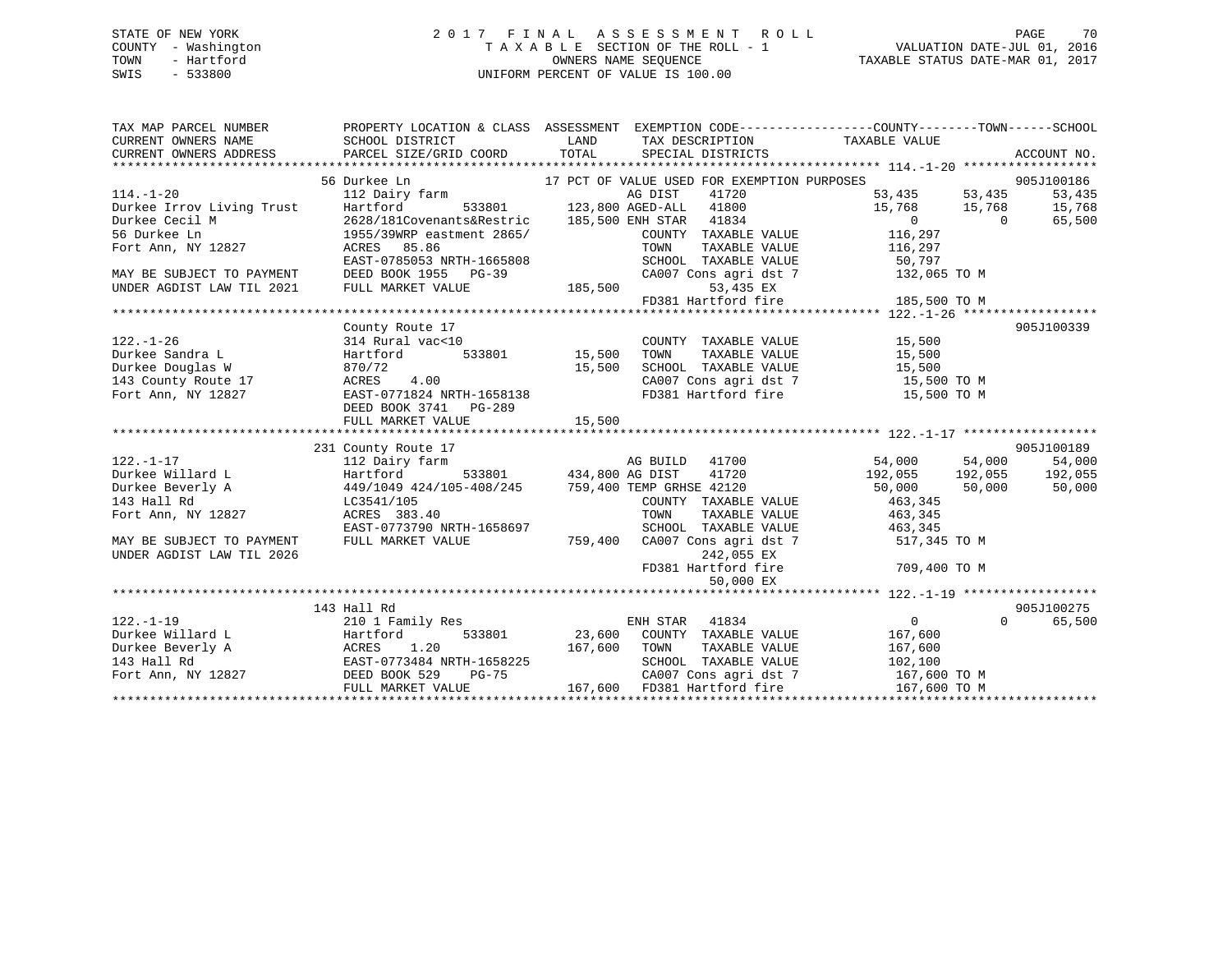STATE OF NEW YORK — 2017 FINAL ASSESSMENT ROLL
COUNTY - Washington — TAXABLE SECTION OF THE ROLL - 1 — VALUATION DATE-JUL 01, 2016
TOWN - Hartford — OWNERS NAME SEQUENCE — TAXABLE STATUS DATE-MAR 01, 2017
SWIS - 533800 — UNIFORM PERCENT OF VALUE IS 100.00

```
TAX MAP PARCEL NUMBER          PROPERTY LOCATION & CLASS  ASSESSMENT  EXEMPTION CODE-----------------COUNTY--------TOWN------SCHOOL
CURRENT OWNERS NAME            SCHOOL DISTRICT              LAND      TAX DESCRIPTION            TAXABLE VALUE
CURRENT OWNERS ADDRESS         PARCEL SIZE/GRID COORD       TOTAL     SPECIAL DISTRICTS                                 ACCOUNT NO.
******************************************************************************************************* 114.-1-20 ******************
                             56 Durkee Ln                      17 PCT OF VALUE USED FOR EXEMPTION PURPOSES                 905J100186
114.-1-20                    112 Dairy farm                          AG DIST    41720               53,435      53,435      53,435
Durkee Irrov Living Trust    Hartford        533801       123,800 AGED-ALL   41800               15,768      15,768      15,768
Durkee Cecil M               2628/181Covenants&Restric    185,500 ENH STAR   41834                    0           0      65,500
56 Durkee Ln                 1955/39WRP eastment 2865/               COUNTY  TAXABLE VALUE         116,297
Fort Ann, NY 12827           ACRES   85.86                           TOWN    TAXABLE VALUE         116,297
                             EAST-0785053 NRTH-1665808               SCHOOL  TAXABLE VALUE          50,797
MAY BE SUBJECT TO PAYMENT    DEED BOOK 1955   PG-39                  CA007 Cons agri dst 7          132,065 TO M
UNDER AGDIST LAW TIL 2021    FULL MARKET VALUE            185,500           53,435 EX
                                                                     FD381 Hartford fire            185,500 TO M
******************************************************************************************************* 122.-1-26 ******************
                             County Route 17                                                                        905J100339
122.-1-26                    314 Rural vac<10                        COUNTY  TAXABLE VALUE          15,500
Durkee Sandra L              Hartford        533801        15,500    TOWN    TAXABLE VALUE          15,500
Durkee Douglas W             870/72                        15,500    SCHOOL  TAXABLE VALUE          15,500
143 County Route 17          ACRES    4.00                           CA007 Cons agri dst 7           15,500 TO M
Fort Ann, NY 12827           EAST-0771824 NRTH-1658138               FD381 Hartford fire             15,500 TO M
                             DEED BOOK 3741   PG-289
                             FULL MARKET VALUE             15,500
******************************************************************************************************* 122.-1-17 ******************
                             231 County Route 17                                                                    905J100189
122.-1-17                    112 Dairy farm                          AG BUILD   41700               54,000      54,000      54,000
Durkee Willard L             Hartford        533801       434,800 AG DIST    41720              192,055     192,055     192,055
Durkee Beverly A             449/1049 424/105-408/245     759,400 TEMP GRHSE 42120               50,000      50,000      50,000
143 Hall Rd                  LC3541/105                              COUNTY  TAXABLE VALUE         463,345
Fort Ann, NY 12827           ACRES  383.40                           TOWN    TAXABLE VALUE         463,345
                             EAST-0773790 NRTH-1658697               SCHOOL  TAXABLE VALUE         463,345
MAY BE SUBJECT TO PAYMENT    FULL MARKET VALUE            759,400    CA007 Cons agri dst 7          517,345 TO M
UNDER AGDIST LAW TIL 2026                                                  242,055 EX
                                                                     FD381 Hartford fire            709,400 TO M
                                                                            50,000 EX
******************************************************************************************************* 122.-1-19 ******************
                             143 Hall Rd                                                                            905J100275
122.-1-19                    210 1 Family Res                        ENH STAR   41834                    0           0      65,500
Durkee Willard L             Hartford        533801        23,600    COUNTY  TAXABLE VALUE         167,600
Durkee Beverly A             ACRES    1.20                167,600    TOWN    TAXABLE VALUE         167,600
143 Hall Rd                  EAST-0773484 NRTH-1658225               SCHOOL  TAXABLE VALUE         102,100
Fort Ann, NY 12827           DEED BOOK 529    PG-75                  CA007 Cons agri dst 7          167,600 TO M
                             FULL MARKET VALUE            167,600    FD381 Hartford fire            167,600 TO M
************************************************************************************************************************************
```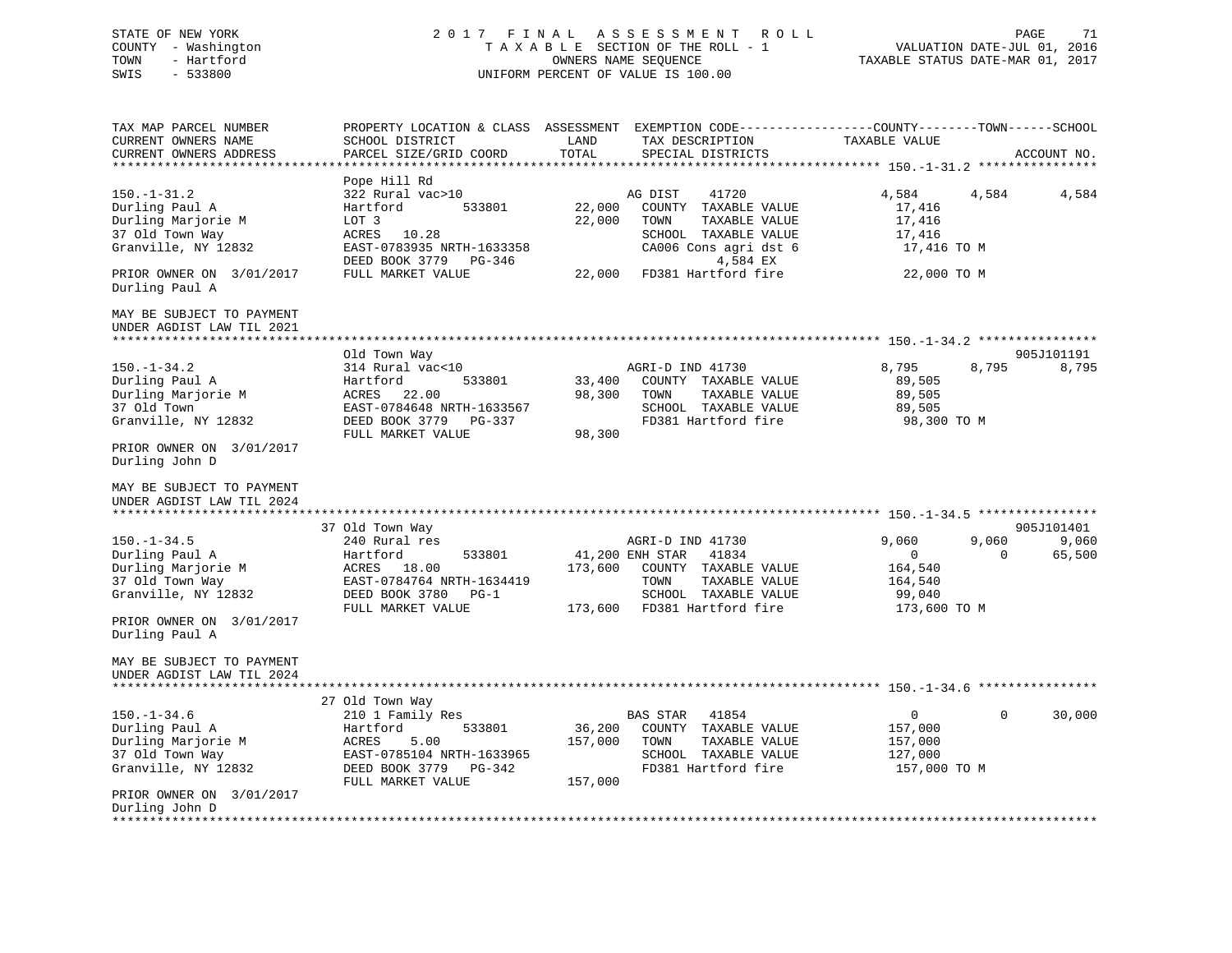STATE OF NEW YORK
COUNTY - Washington
TOWN - Hartford
SWIS - 533800

2017 FINAL ASSESSMENT ROLL
TAXABLE SECTION OF THE ROLL - 1
OWNERS NAME SEQUENCE
UNIFORM PERCENT OF VALUE IS 100.00

VALUATION DATE-JUL 01, 2016
TAXABLE STATUS DATE-MAR 01, 2017

```
TAX MAP PARCEL NUMBER          PROPERTY LOCATION & CLASS  ASSESSMENT  EXEMPTION CODE------------------COUNTY--------TOWN------SCHOOL
CURRENT OWNERS NAME            SCHOOL DISTRICT              LAND      TAX DESCRIPTION             TAXABLE VALUE
CURRENT OWNERS ADDRESS         PARCEL SIZE/GRID COORD       TOTAL     SPECIAL DISTRICTS                                     ACCOUNT NO.
******************************************************************************************************* 150.-1-31.2 ****************
                               Pope Hill Rd
150.-1-31.2                    322 Rural vac>10                       AG DIST    41720            4,584       4,584       4,584
Durling Paul A                 Hartford        533801      22,000     COUNTY  TAXABLE VALUE         17,416
Durling Marjorie M             LOT 3                       22,000     TOWN    TAXABLE VALUE         17,416
37 Old Town Way                ACRES   10.28                          SCHOOL  TAXABLE VALUE         17,416
Granville, NY 12832            EAST-0783935 NRTH-1633358              CA006 Cons agri dst 6          17,416 TO M
                               DEED BOOK 3779   PG-346                          4,584 EX
PRIOR OWNER ON 3/01/2017       FULL MARKET VALUE           22,000     FD381 Hartford fire            22,000 TO M
Durling Paul A

MAY BE SUBJECT TO PAYMENT
UNDER AGDIST LAW TIL 2021
******************************************************************************************************* 150.-1-34.2 ****************
                               Old Town Way                                                                              905J101191
150.-1-34.2                    314 Rural vac<10                       AGRI-D IND 41730            8,795       8,795       8,795
Durling Paul A                 Hartford        533801      33,400     COUNTY  TAXABLE VALUE         89,505
Durling Marjorie M             ACRES   22.00               98,300     TOWN    TAXABLE VALUE         89,505
37 Old Town                    EAST-0784648 NRTH-1633567              SCHOOL  TAXABLE VALUE         89,505
Granville, NY 12832            DEED BOOK 3779   PG-337                FD381 Hartford fire            98,300 TO M
                               FULL MARKET VALUE           98,300
PRIOR OWNER ON 3/01/2017
Durling John D

MAY BE SUBJECT TO PAYMENT
UNDER AGDIST LAW TIL 2024
******************************************************************************************************* 150.-1-34.5 ****************
                               37 Old Town Way                                                                           905J101401
150.-1-34.5                    240 Rural res                          AGRI-D IND 41730            9,060       9,060       9,060
Durling Paul A                 Hartford        533801      41,200 ENH STAR    41834                   0           0      65,500
Durling Marjorie M             ACRES   18.00              173,600     COUNTY  TAXABLE VALUE        164,540
37 Old Town Way                EAST-0784764 NRTH-1634419              TOWN    TAXABLE VALUE        164,540
Granville, NY 12832            DEED BOOK 3780   PG-1                  SCHOOL  TAXABLE VALUE         99,040
                               FULL MARKET VALUE          173,600     FD381 Hartford fire           173,600 TO M
PRIOR OWNER ON 3/01/2017
Durling Paul A

MAY BE SUBJECT TO PAYMENT
UNDER AGDIST LAW TIL 2024
******************************************************************************************************* 150.-1-34.6 ****************
                               27 Old Town Way
150.-1-34.6                    210 1 Family Res                       BAS STAR   41854                    0           0      30,000
Durling Paul A                 Hartford        533801      36,200     COUNTY  TAXABLE VALUE        157,000
Durling Marjorie M             ACRES    5.00              157,000     TOWN    TAXABLE VALUE        157,000
37 Old Town Way                EAST-0785104 NRTH-1633965              SCHOOL  TAXABLE VALUE        127,000
Granville, NY 12832            DEED BOOK 3779   PG-342                FD381 Hartford fire           157,000 TO M
                               FULL MARKET VALUE          157,000
PRIOR OWNER ON 3/01/2017
Durling John D
************************************************************************************************************************************
```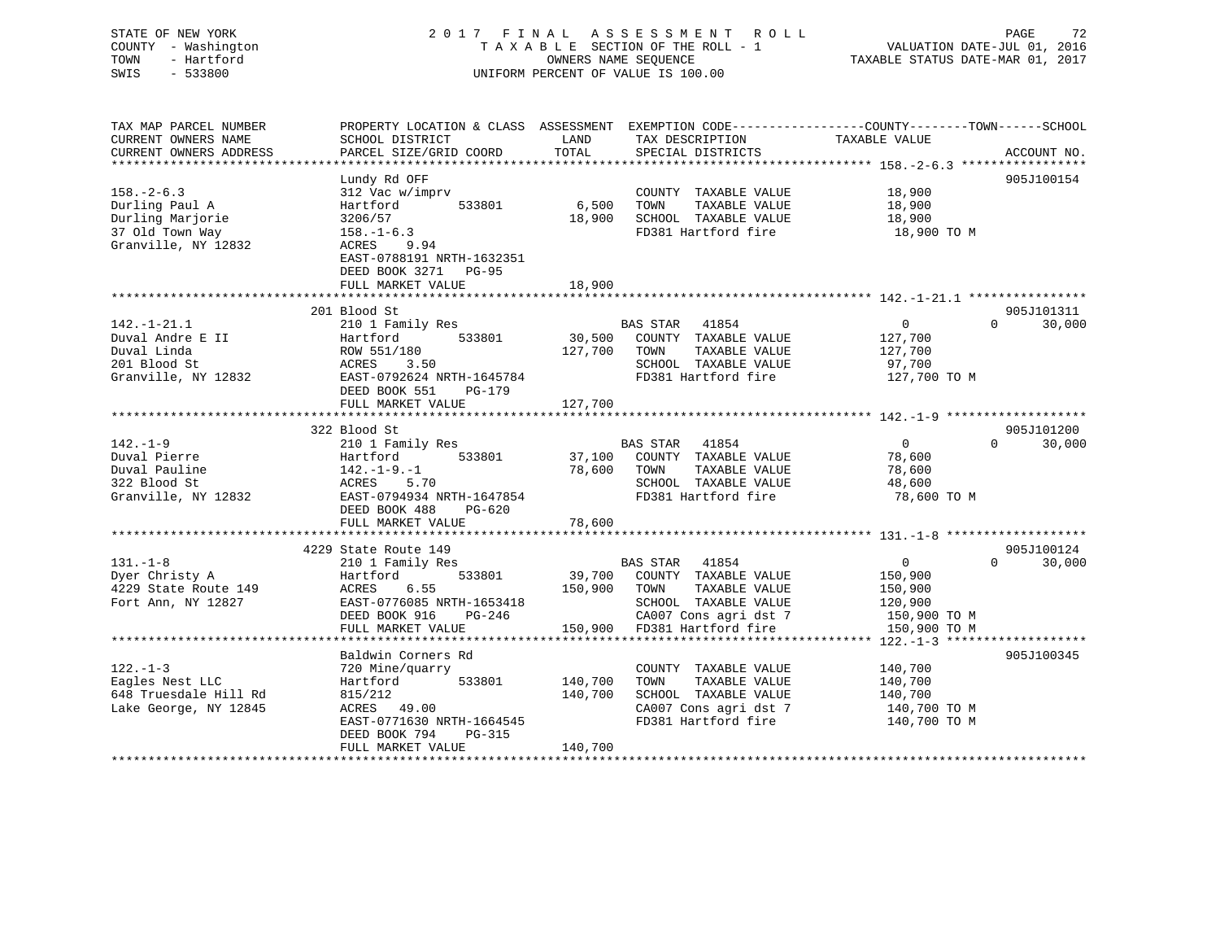STATE OF NEW YORK
COUNTY - Washington
TOWN - Hartford
SWIS - 533800

# 2017 FINAL ASSESSMENT ROLL
TAXABLE SECTION OF THE ROLL - 1
OWNERS NAME SEQUENCE
UNIFORM PERCENT OF VALUE IS 100.00

VALUATION DATE-JUL 01, 2016
TAXABLE STATUS DATE-MAR 01, 2017

| TAX MAP PARCEL NUMBER / CURRENT OWNERS NAME / CURRENT OWNERS ADDRESS | PROPERTY LOCATION & CLASS / SCHOOL DISTRICT / PARCEL SIZE/GRID COORD | ASSESSMENT LAND | TOTAL | EXEMPTION CODE / TAX DESCRIPTION / SPECIAL DISTRICTS | COUNTY / TOWN TAXABLE VALUE | SCHOOL | ACCOUNT NO. |
|---|---|---|---|---|---|---|---|
| **158.-2-6.3** | Lundy Rd OFF | | | | | | 905J100154 |
| 158.-2-6.3 | 312 Vac w/imprv | | | COUNTY TAXABLE VALUE | 18,900 | | |
| Durling Paul A | Hartford 533801 | 6,500 | | TOWN TAXABLE VALUE | 18,900 | | |
| Durling Marjorie | 3206/57 | | 18,900 | SCHOOL TAXABLE VALUE | 18,900 | | |
| 37 Old Town Way | 158.-1-6.3 | | | FD381 Hartford fire | 18,900 TO M | | |
| Granville, NY 12832 | ACRES 9.94 | | | | | | |
| | EAST-0788191 NRTH-1632351 | | | | | | |
| | DEED BOOK 3271 PG-95 | | | | | | |
| | FULL MARKET VALUE | | 18,900 | | | | |
| **142.-1-21.1** | 201 Blood St | | | | | | 905J101311 |
| 142.-1-21.1 | 210 1 Family Res | | | BAS STAR 41854 | 0 | 0 30,000 | |
| Duval Andre E II | Hartford 533801 | 30,500 | | COUNTY TAXABLE VALUE | 127,700 | | |
| Duval Linda | ROW 551/180 | | 127,700 | TOWN TAXABLE VALUE | 127,700 | | |
| 201 Blood St | ACRES 3.50 | | | SCHOOL TAXABLE VALUE | 97,700 | | |
| Granville, NY 12832 | EAST-0792624 NRTH-1645784 | | | FD381 Hartford fire | 127,700 TO M | | |
| | DEED BOOK 551 PG-179 | | | | | | |
| | FULL MARKET VALUE | | 127,700 | | | | |
| **142.-1-9** | 322 Blood St | | | | | | 905J101200 |
| 142.-1-9 | 210 1 Family Res | | | BAS STAR 41854 | 0 | 0 30,000 | |
| Duval Pierre | Hartford 533801 | 37,100 | | COUNTY TAXABLE VALUE | 78,600 | | |
| Duval Pauline | 142.-1-9.-1 | | 78,600 | TOWN TAXABLE VALUE | 78,600 | | |
| 322 Blood St | ACRES 5.70 | | | SCHOOL TAXABLE VALUE | 48,600 | | |
| Granville, NY 12832 | EAST-0794934 NRTH-1647854 | | | FD381 Hartford fire | 78,600 TO M | | |
| | DEED BOOK 488 PG-620 | | | | | | |
| | FULL MARKET VALUE | | 78,600 | | | | |
| **131.-1-8** | 4229 State Route 149 | | | | | | 905J100124 |
| 131.-1-8 | 210 1 Family Res | | | BAS STAR 41854 | 0 | 0 30,000 | |
| Dyer Christy A | Hartford 533801 | 39,700 | | COUNTY TAXABLE VALUE | 150,900 | | |
| 4229 State Route 149 | ACRES 6.55 | | 150,900 | TOWN TAXABLE VALUE | 150,900 | | |
| Fort Ann, NY 12827 | EAST-0776085 NRTH-1653418 | | | SCHOOL TAXABLE VALUE | 120,900 | | |
| | DEED BOOK 916 PG-246 | | | CA007 Cons agri dst 7 | 150,900 TO M | | |
| | FULL MARKET VALUE | | 150,900 | FD381 Hartford fire | 150,900 TO M | | |
| **122.-1-3** | Baldwin Corners Rd | | | | | | 905J100345 |
| 122.-1-3 | 720 Mine/quarry | | | COUNTY TAXABLE VALUE | 140,700 | | |
| Eagles Nest LLC | Hartford 533801 | 140,700 | | TOWN TAXABLE VALUE | 140,700 | | |
| 648 Truesdale Hill Rd | 815/212 | | 140,700 | SCHOOL TAXABLE VALUE | 140,700 | | |
| Lake George, NY 12845 | ACRES 49.00 | | | CA007 Cons agri dst 7 | 140,700 TO M | | |
| | EAST-0771630 NRTH-1664545 | | | FD381 Hartford fire | 140,700 TO M | | |
| | DEED BOOK 794 PG-315 | | | | | | |
| | FULL MARKET VALUE | | 140,700 | | | | |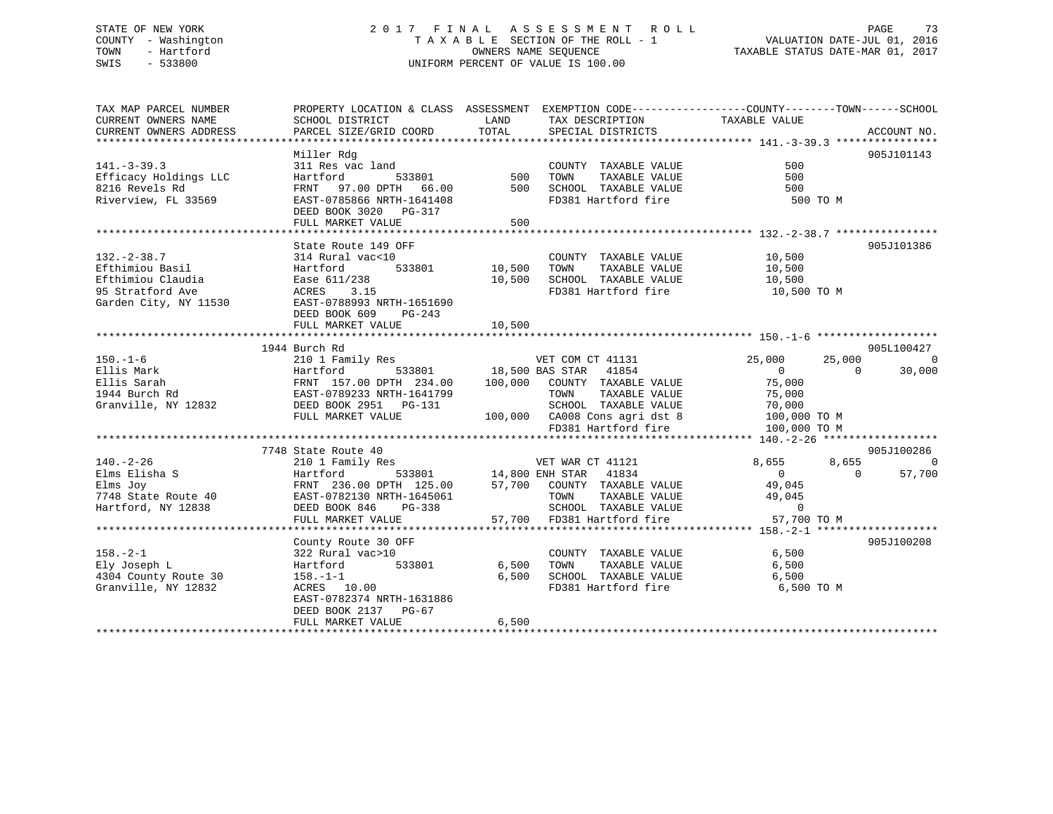STATE OF NEW YORK
COUNTY - Washington
TOWN - Hartford
SWIS - 533800

2017 FINAL ASSESSMENT ROLL
TAXABLE SECTION OF THE ROLL - 1
OWNERS NAME SEQUENCE
UNIFORM PERCENT OF VALUE IS 100.00

VALUATION DATE-JUL 01, 2016
TAXABLE STATUS DATE-MAR 01, 2017

| TAX MAP PARCEL NUMBER / CURRENT OWNERS NAME / CURRENT OWNERS ADDRESS | PROPERTY LOCATION & CLASS / SCHOOL DISTRICT / PARCEL SIZE/GRID COORD | ASSESSMENT LAND | TOTAL | EXEMPTION CODE / TAX DESCRIPTION / SPECIAL DISTRICTS | COUNTY TAXABLE VALUE | TOWN | SCHOOL | ACCOUNT NO. |
|---|---|---|---|---|---|---|---|---|
| **141.-3-39.3** | Miller Rdg | | | | | | | 905J101143 |
| 141.-3-39.3 | 311 Res vac land | | | COUNTY TAXABLE VALUE | 500 | | | |
| Efficacy Holdings LLC | Hartford 533801 | 500 | | TOWN TAXABLE VALUE | 500 | | | |
| 8216 Revels Rd | FRNT 97.00 DPTH 66.00 | | 500 | SCHOOL TAXABLE VALUE | 500 | | | |
| Riverview, FL 33569 | EAST-0785866 NRTH-1641408 | | | FD381 Hartford fire | 500 TO M | | | |
| | DEED BOOK 3020 PG-317 | | | | | | | |
| | FULL MARKET VALUE | | 500 | | | | | |
| **132.-2-38.7** | State Route 149 OFF | | | | | | | 905J101386 |
| 132.-2-38.7 | 314 Rural vac<10 | | | COUNTY TAXABLE VALUE | 10,500 | | | |
| Efthimiou Basil | Hartford 533801 | 10,500 | | TOWN TAXABLE VALUE | 10,500 | | | |
| Efthimiou Claudia | Ease 611/238 | | 10,500 | SCHOOL TAXABLE VALUE | 10,500 | | | |
| 95 Stratford Ave | ACRES 3.15 | | | FD381 Hartford fire | 10,500 TO M | | | |
| Garden City, NY 11530 | EAST-0788993 NRTH-1651690 | | | | | | | |
| | DEED BOOK 609 PG-243 | | | | | | | |
| | FULL MARKET VALUE | | 10,500 | | | | | |
| **150.-1-6** | 1944 Burch Rd | | | | | | | 905L100427 |
| 150.-1-6 | 210 1 Family Res | | | VET COM CT 41131 | 25,000 | 25,000 | 0 | |
| Ellis Mark | Hartford 533801 | 18,500 | | BAS STAR 41854 | 0 | 0 | 30,000 | |
| Ellis Sarah | FRNT 157.00 DPTH 234.00 | | 100,000 | COUNTY TAXABLE VALUE | 75,000 | | | |
| 1944 Burch Rd | EAST-0789233 NRTH-1641799 | | | TOWN TAXABLE VALUE | 75,000 | | | |
| Granville, NY 12832 | DEED BOOK 2951 PG-131 | | | SCHOOL TAXABLE VALUE | 70,000 | | | |
| | FULL MARKET VALUE | | 100,000 | CA008 Cons agri dst 8 | 100,000 TO M | | | |
| | | | | FD381 Hartford fire | 100,000 TO M | | | |
| **140.-2-26** | 7748 State Route 40 | | | | | | | 905J100286 |
| 140.-2-26 | 210 1 Family Res | | | VET WAR CT 41121 | 8,655 | 8,655 | 0 | |
| Elms Elisha S | Hartford 533801 | 14,800 | | ENH STAR 41834 | 0 | 0 | 57,700 | |
| Elms Joy | FRNT 236.00 DPTH 125.00 | | 57,700 | COUNTY TAXABLE VALUE | 49,045 | | | |
| 7748 State Route 40 | EAST-0782130 NRTH-1645061 | | | TOWN TAXABLE VALUE | 49,045 | | | |
| Hartford, NY 12838 | DEED BOOK 846 PG-338 | | | SCHOOL TAXABLE VALUE | 0 | | | |
| | FULL MARKET VALUE | | 57,700 | FD381 Hartford fire | 57,700 TO M | | | |
| **158.-2-1** | County Route 30 OFF | | | | | | | 905J100208 |
| 158.-2-1 | 322 Rural vac>10 | | | COUNTY TAXABLE VALUE | 6,500 | | | |
| Ely Joseph L | Hartford 533801 | 6,500 | | TOWN TAXABLE VALUE | 6,500 | | | |
| 4304 County Route 30 | 158.-1-1 | | 6,500 | SCHOOL TAXABLE VALUE | 6,500 | | | |
| Granville, NY 12832 | ACRES 10.00 | | | FD381 Hartford fire | 6,500 TO M | | | |
| | EAST-0782374 NRTH-1631886 | | | | | | | |
| | DEED BOOK 2137 PG-67 | | | | | | | |
| | FULL MARKET VALUE | | 6,500 | | | | | |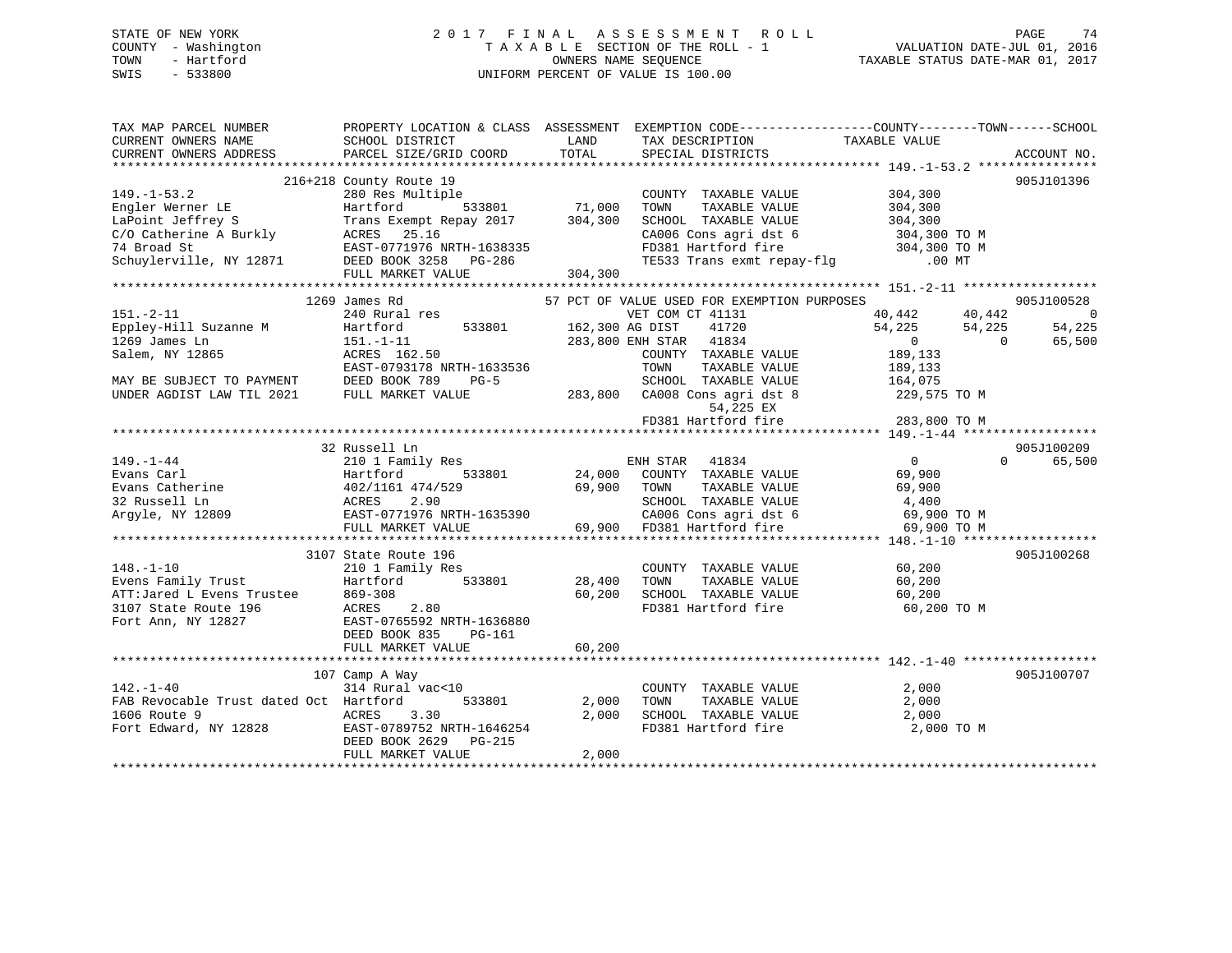STATE OF NEW YORK
COUNTY - Washington
TOWN - Hartford
SWIS - 533800

# 2017 FINAL ASSESSMENT ROLL

TAXABLE SECTION OF THE ROLL - 1
OWNERS NAME SEQUENCE
UNIFORM PERCENT OF VALUE IS 100.00

VALUATION DATE-JUL 01, 2016
TAXABLE STATUS DATE-MAR 01, 2017

```
TAX MAP PARCEL NUMBER          PROPERTY LOCATION & CLASS  ASSESSMENT  EXEMPTION CODE------------------COUNTY--------TOWN------SCHOOL
CURRENT OWNERS NAME            SCHOOL DISTRICT              LAND       TAX DESCRIPTION            TAXABLE VALUE
CURRENT OWNERS ADDRESS         PARCEL SIZE/GRID COORD       TOTAL      SPECIAL DISTRICTS                                      ACCOUNT NO.
******************************************************************************************************* 149.-1-53.2 ****************
                    216+218 County Route 19                                                                                905J101396
149.-1-53.2                    280 Res Multiple                       COUNTY  TAXABLE VALUE          304,300
Engler Werner LE               Hartford        533801      71,000     TOWN    TAXABLE VALUE          304,300
LaPoint Jeffrey S              Trans Exempt Repay 2017    304,300     SCHOOL  TAXABLE VALUE          304,300
C/O Catherine A Burkly         ACRES   25.16                          CA006 Cons agri dst 6          304,300 TO M
74 Broad St                    EAST-0771976 NRTH-1638335              FD381 Hartford fire            304,300 TO M
Schuylerville, NY 12871        DEED BOOK 3258   PG-286                TE533 Trans exmt repay-flg         .00 MT
                               FULL MARKET VALUE          304,300
******************************************************************************************************* 151.-2-11 ******************
                    1269 James Rd                          57 PCT OF VALUE USED FOR EXEMPTION PURPOSES                    905J100528
151.-2-11                      240 Rural res                      VET COM CT 41131          40,442      40,442           0
Eppley-Hill Suzanne M          Hartford        533801     162,300 AG DIST    41720          54,225      54,225      54,225
1269 James Ln                  151.-1-11                  283,800 ENH STAR   41834               0           0      65,500
Salem, NY 12865                ACRES  162.50                          COUNTY  TAXABLE VALUE          189,133
                               EAST-0793178 NRTH-1633536              TOWN    TAXABLE VALUE          189,133
MAY BE SUBJECT TO PAYMENT      DEED BOOK 789    PG-5                  SCHOOL  TAXABLE VALUE          164,075
UNDER AGDIST LAW TIL 2021      FULL MARKET VALUE          283,800     CA008 Cons agri dst 8          229,575 TO M
                                                                           54,225 EX
                                                                      FD381 Hartford fire            283,800 TO M
******************************************************************************************************* 149.-1-44 ******************
                    32 Russell Ln                                                                                          905J100209
149.-1-44                      210 1 Family Res                       ENH STAR   41834               0           0      65,500
Evans Carl                     Hartford        533801      24,000     COUNTY  TAXABLE VALUE           69,900
Evans Catherine                402/1161 474/529            69,900     TOWN    TAXABLE VALUE           69,900
32 Russell Ln                  ACRES    2.90                          SCHOOL  TAXABLE VALUE            4,400
Argyle, NY 12809               EAST-0771976 NRTH-1635390              CA006 Cons agri dst 6           69,900 TO M
                               FULL MARKET VALUE           69,900     FD381 Hartford fire             69,900 TO M
******************************************************************************************************* 148.-1-10 ******************
                    3107 State Route 196                                                                                   905J100268
148.-1-10                      210 1 Family Res                       COUNTY  TAXABLE VALUE           60,200
Evens Family Trust             Hartford        533801      28,400     TOWN    TAXABLE VALUE           60,200
ATT:Jared L Evens Trustee      869-308                     60,200     SCHOOL  TAXABLE VALUE           60,200
3107 State Route 196           ACRES    2.80                          FD381 Hartford fire             60,200 TO M
Fort Ann, NY 12827             EAST-0765592 NRTH-1636880
                               DEED BOOK 835    PG-161
                               FULL MARKET VALUE           60,200
******************************************************************************************************* 142.-1-40 ******************
                    107 Camp A Way                                                                                         905J100707
142.-1-40                      314 Rural vac<10                       COUNTY  TAXABLE VALUE            2,000
FAB Revocable Trust dated Oct  Hartford        533801       2,000     TOWN    TAXABLE VALUE            2,000
1606 Route 9                   ACRES    3.30                2,000     SCHOOL  TAXABLE VALUE            2,000
Fort Edward, NY 12828          EAST-0789752 NRTH-1646254              FD381 Hartford fire              2,000 TO M
                               DEED BOOK 2629   PG-215
                               FULL MARKET VALUE            2,000
************************************************************************************************************************************
```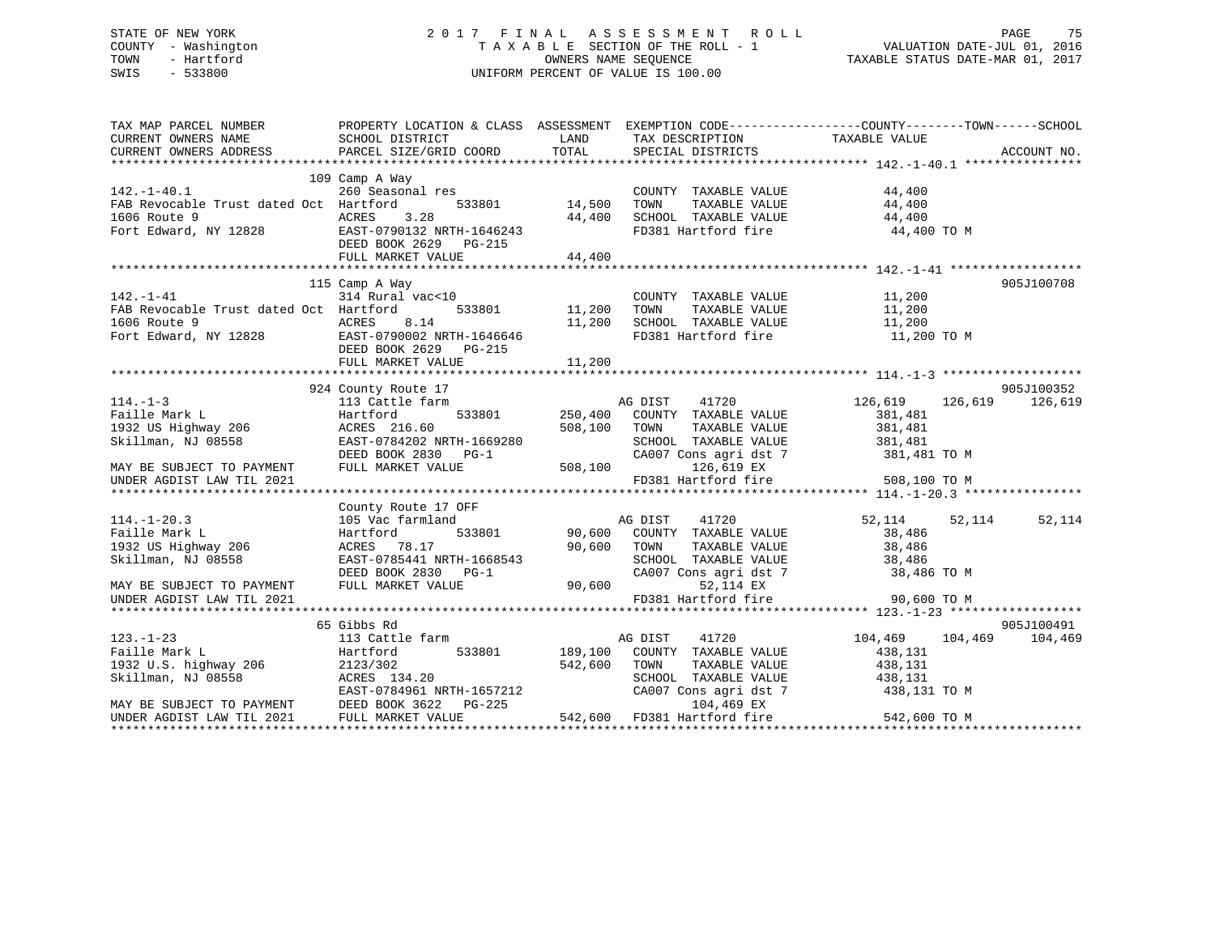STATE OF NEW YORK
COUNTY - Washington
TOWN - Hartford
SWIS - 533800

2 0 1 7 F I N A L A S S E S S M E N T R O L L
T A X A B L E SECTION OF THE ROLL - 1
OWNERS NAME SEQUENCE
UNIFORM PERCENT OF VALUE IS 100.00

VALUATION DATE-JUL 01, 2016
TAXABLE STATUS DATE-MAR 01, 2017

```
TAX MAP PARCEL NUMBER          PROPERTY LOCATION & CLASS  ASSESSMENT  EXEMPTION CODE------------------COUNTY--------TOWN------SCHOOL
CURRENT OWNERS NAME            SCHOOL DISTRICT               LAND      TAX DESCRIPTION              TAXABLE VALUE
CURRENT OWNERS ADDRESS         PARCEL SIZE/GRID COORD        TOTAL     SPECIAL DISTRICTS                                     ACCOUNT NO.
******************************************************************************************************* 142.-1-40.1 ****************
                               109 Camp A Way
142.-1-40.1                    260 Seasonal res                         COUNTY  TAXABLE VALUE           44,400
FAB Revocable Trust dated Oct  Hartford        533801        14,500     TOWN    TAXABLE VALUE           44,400
1606 Route 9                   ACRES    3.28                 44,400     SCHOOL  TAXABLE VALUE           44,400
Fort Edward, NY 12828          EAST-0790132 NRTH-1646243                FD381 Hartford fire              44,400 TO M
                               DEED BOOK 2629   PG-215
                               FULL MARKET VALUE             44,400
******************************************************************************************************* 142.-1-41 ******************
                               115 Camp A Way                                                                           905J100708
142.-1-41                      314 Rural vac<10                         COUNTY  TAXABLE VALUE           11,200
FAB Revocable Trust dated Oct  Hartford        533801        11,200     TOWN    TAXABLE VALUE           11,200
1606 Route 9                   ACRES    8.14                 11,200     SCHOOL  TAXABLE VALUE           11,200
Fort Edward, NY 12828          EAST-0790002 NRTH-1646646                FD381 Hartford fire              11,200 TO M
                               DEED BOOK 2629   PG-215
                               FULL MARKET VALUE             11,200
******************************************************************************************************* 114.-1-3 *******************
                               924 County Route 17                                                                      905J100352
114.-1-3                       113 Cattle farm                          AG DIST     41720             126,619    126,619    126,619
Faille Mark L                  Hartford        533801       250,400     COUNTY  TAXABLE VALUE          381,481
1932 US Highway 206            ACRES  216.60                508,100     TOWN    TAXABLE VALUE          381,481
Skillman, NJ 08558             EAST-0784202 NRTH-1669280                SCHOOL  TAXABLE VALUE          381,481
                               DEED BOOK 2830   PG-1                    CA007 Cons agri dst 7           381,481 TO M
MAY BE SUBJECT TO PAYMENT      FULL MARKET VALUE            508,100          126,619 EX
UNDER AGDIST LAW TIL 2021                                               FD381 Hartford fire             508,100 TO M
******************************************************************************************************* 114.-1-20.3 ****************
                               County Route 17 OFF
114.-1-20.3                    105 Vac farmland                         AG DIST     41720              52,114     52,114     52,114
Faille Mark L                  Hartford        533801        90,600     COUNTY  TAXABLE VALUE           38,486
1932 US Highway 206            ACRES   78.17                 90,600     TOWN    TAXABLE VALUE           38,486
Skillman, NJ 08558             EAST-0785441 NRTH-1668543                SCHOOL  TAXABLE VALUE           38,486
                               DEED BOOK 2830   PG-1                    CA007 Cons agri dst 7            38,486 TO M
MAY BE SUBJECT TO PAYMENT      FULL MARKET VALUE             90,600           52,114 EX
UNDER AGDIST LAW TIL 2021                                               FD381 Hartford fire              90,600 TO M
******************************************************************************************************* 123.-1-23 ******************
                               65 Gibbs Rd                                                                              905J100491
123.-1-23                      113 Cattle farm                          AG DIST     41720             104,469    104,469    104,469
Faille Mark L                  Hartford        533801       189,100     COUNTY  TAXABLE VALUE          438,131
1932 U.S. highway 206          2123/302                     542,600     TOWN    TAXABLE VALUE          438,131
Skillman, NJ 08558             ACRES  134.20                            SCHOOL  TAXABLE VALUE          438,131
                               EAST-0784961 NRTH-1657212                CA007 Cons agri dst 7           438,131 TO M
MAY BE SUBJECT TO PAYMENT      DEED BOOK 3622   PG-225                       104,469 EX
UNDER AGDIST LAW TIL 2021      FULL MARKET VALUE            542,600     FD381 Hartford fire             542,600 TO M
************************************************************************************************************************************
```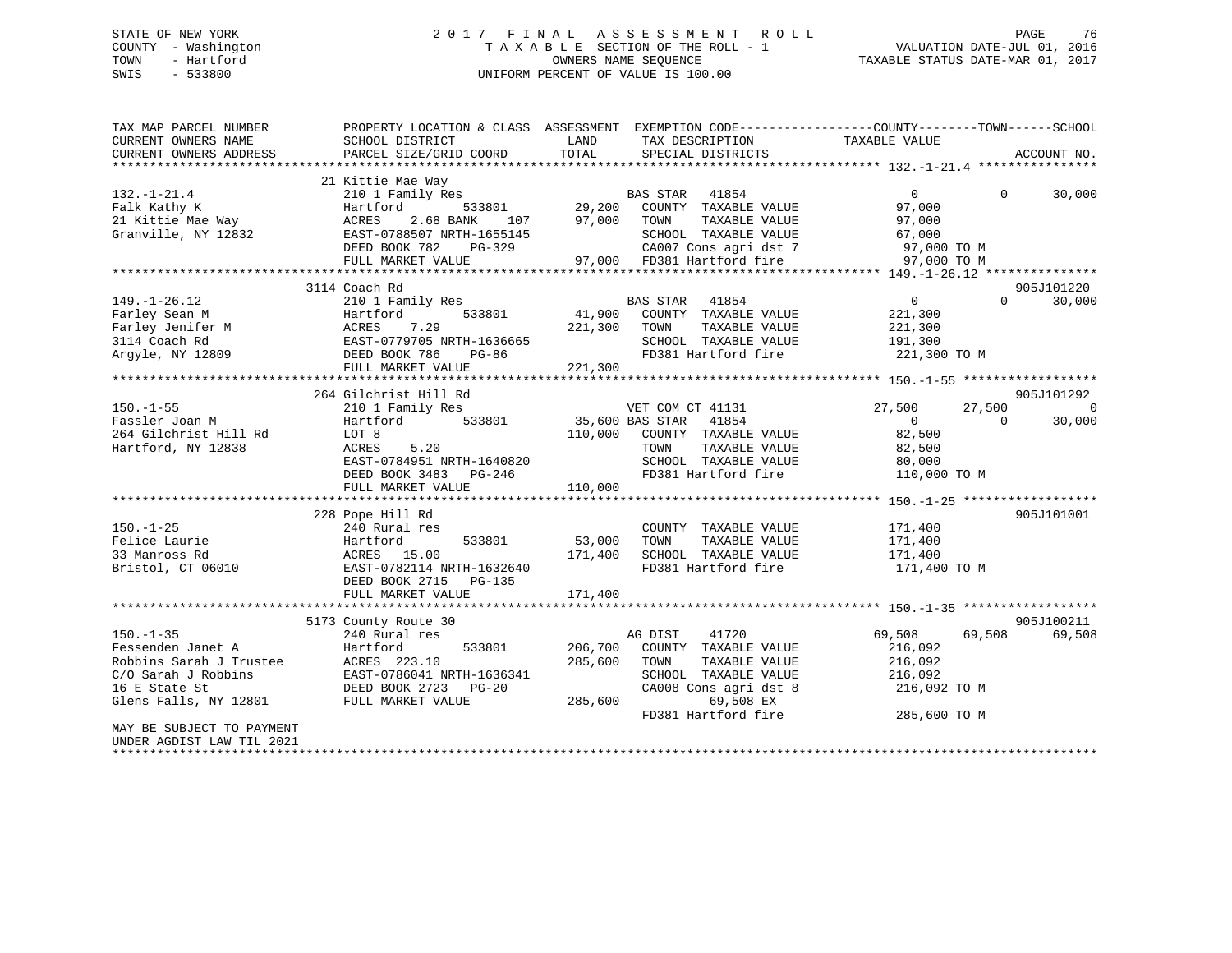STATE OF NEW YORK
COUNTY - Washington
TOWN - Hartford
SWIS - 533800

2017 FINAL ASSESSMENT ROLL
TAXABLE SECTION OF THE ROLL - 1
OWNERS NAME SEQUENCE
UNIFORM PERCENT OF VALUE IS 100.00

VALUATION DATE-JUL 01, 2016
TAXABLE STATUS DATE-MAR 01, 2017

| TAX MAP PARCEL NUMBER / CURRENT OWNERS NAME / CURRENT OWNERS ADDRESS | PROPERTY LOCATION & CLASS / SCHOOL DISTRICT / PARCEL SIZE/GRID COORD | ASSESSMENT LAND / TOTAL | EXEMPTION CODE / TAX DESCRIPTION / SPECIAL DISTRICTS | COUNTY TAXABLE VALUE | TOWN | SCHOOL | ACCOUNT NO. |
|---|---|---|---|---|---|---|---|
| **132.-1-21.4** | 21 Kittie Mae Way | | | | | | |
| 132.-1-21.4 | 210 1 Family Res | | BAS STAR 41854 | 0 | 0 | 30,000 | |
| Falk Kathy K | Hartford 533801 | 29,200 | COUNTY TAXABLE VALUE | 97,000 | | | |
| 21 Kittie Mae Way | ACRES 2.68 BANK 107 | 97,000 | TOWN TAXABLE VALUE | 97,000 | | | |
| Granville, NY 12832 | EAST-0788507 NRTH-1655145 | | SCHOOL TAXABLE VALUE | 67,000 | | | |
| | DEED BOOK 782 PG-329 | | CA007 Cons agri dst 7 | 97,000 TO M | | | |
| | FULL MARKET VALUE | 97,000 | FD381 Hartford fire | 97,000 TO M | | | |
| **149.-1-26.12** | 3114 Coach Rd | | | | | | 905J101220 |
| 149.-1-26.12 | 210 1 Family Res | | BAS STAR 41854 | 0 | 0 | 30,000 | |
| Farley Sean M | Hartford 533801 | 41,900 | COUNTY TAXABLE VALUE | 221,300 | | | |
| Farley Jenifer M | ACRES 7.29 | 221,300 | TOWN TAXABLE VALUE | 221,300 | | | |
| 3114 Coach Rd | EAST-0779705 NRTH-1636665 | | SCHOOL TAXABLE VALUE | 191,300 | | | |
| Argyle, NY 12809 | DEED BOOK 786 PG-86 | | FD381 Hartford fire | 221,300 TO M | | | |
| | FULL MARKET VALUE | 221,300 | | | | | |
| **150.-1-55** | 264 Gilchrist Hill Rd | | | | | | 905J101292 |
| 150.-1-55 | 210 1 Family Res | | VET COM CT 41131 | 27,500 | 27,500 | 0 | |
| Fassler Joan M | Hartford 533801 | 35,600 | BAS STAR 41854 | 0 | 0 | 30,000 | |
| 264 Gilchrist Hill Rd | LOT 8 | 110,000 | COUNTY TAXABLE VALUE | 82,500 | | | |
| Hartford, NY 12838 | ACRES 5.20 | | TOWN TAXABLE VALUE | 82,500 | | | |
| | EAST-0784951 NRTH-1640820 | | SCHOOL TAXABLE VALUE | 80,000 | | | |
| | DEED BOOK 3483 PG-246 | | FD381 Hartford fire | 110,000 TO M | | | |
| | FULL MARKET VALUE | 110,000 | | | | | |
| **150.-1-25** | 228 Pope Hill Rd | | | | | | 905J101001 |
| 150.-1-25 | 240 Rural res | | COUNTY TAXABLE VALUE | 171,400 | | | |
| Felice Laurie | Hartford 533801 | 53,000 | TOWN TAXABLE VALUE | 171,400 | | | |
| 33 Manross Rd | ACRES 15.00 | 171,400 | SCHOOL TAXABLE VALUE | 171,400 | | | |
| Bristol, CT 06010 | EAST-0782114 NRTH-1632640 | | FD381 Hartford fire | 171,400 TO M | | | |
| | DEED BOOK 2715 PG-135 | | | | | | |
| | FULL MARKET VALUE | 171,400 | | | | | |
| **150.-1-35** | 5173 County Route 30 | | | | | | 905J100211 |
| 150.-1-35 | 240 Rural res | | AG DIST 41720 | 69,508 | 69,508 | 69,508 | |
| Fessenden Janet A | Hartford 533801 | 206,700 | COUNTY TAXABLE VALUE | 216,092 | | | |
| Robbins Sarah J Trustee | ACRES 223.10 | 285,600 | TOWN TAXABLE VALUE | 216,092 | | | |
| C/O Sarah J Robbins | EAST-0786041 NRTH-1636341 | | SCHOOL TAXABLE VALUE | 216,092 | | | |
| 16 E State St | DEED BOOK 2723 PG-20 | | CA008 Cons agri dst 8 | 216,092 TO M | | | |
| Glens Falls, NY 12801 | FULL MARKET VALUE | 285,600 | 69,508 EX | | | | |
| | | | FD381 Hartford fire | 285,600 TO M | | | |
| MAY BE SUBJECT TO PAYMENT UNDER AGDIST LAW TIL 2021 | | | | | | | |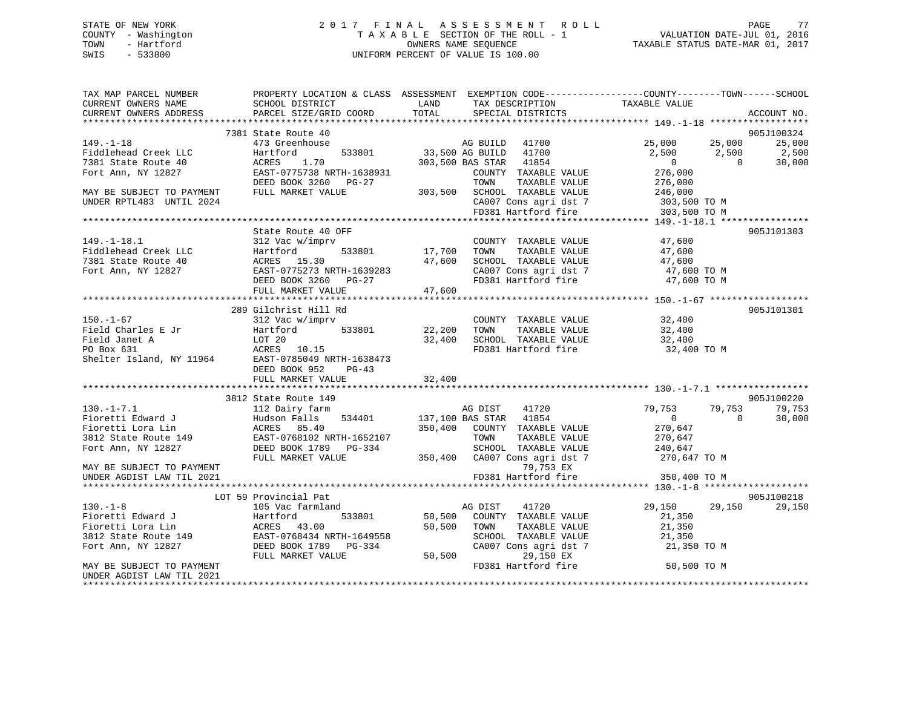STATE OF NEW YORK
COUNTY - Washington
TOWN - Hartford
SWIS - 533800

2017 FINAL ASSESSMENT ROLL
TAXABLE SECTION OF THE ROLL - 1
OWNERS NAME SEQUENCE
UNIFORM PERCENT OF VALUE IS 100.00

VALUATION DATE-JUL 01, 2016
TAXABLE STATUS DATE-MAR 01, 2017

```
TAX MAP PARCEL NUMBER          PROPERTY LOCATION & CLASS  ASSESSMENT  EXEMPTION CODE-----------------COUNTY--------TOWN------SCHOOL
CURRENT OWNERS NAME            SCHOOL DISTRICT              LAND       TAX DESCRIPTION             TAXABLE VALUE
CURRENT OWNERS ADDRESS         PARCEL SIZE/GRID COORD       TOTAL      SPECIAL DISTRICTS                                     ACCOUNT NO.
****************************************************************************************************** 149.-1-18 *****************
                       7381 State Route 40                                                                                905J100324
149.-1-18                      473 Greenhouse                          AG BUILD    41700             25,000       25,000       25,000
Fiddlehead Creek LLC           Hartford        533801     33,500 AG BUILD    41700              2,500        2,500        2,500
7381 State Route 40            ACRES    1.70            303,500 BAS STAR    41854                  0            0       30,000
Fort Ann, NY 12827             EAST-0775738 NRTH-1638931               COUNTY  TAXABLE VALUE        276,000
                               DEED BOOK 3260   PG-27                  TOWN    TAXABLE VALUE        276,000
MAY BE SUBJECT TO PAYMENT      FULL MARKET VALUE          303,500     SCHOOL  TAXABLE VALUE        246,000
UNDER RPTL483  UNTIL 2024                                              CA007 Cons agri dst 7         303,500 TO M
                                                                       FD381 Hartford fire           303,500 TO M
****************************************************************************************************** 149.-1-18.1 ***************
                       State Route 40 OFF                                                                                 905J101303
149.-1-18.1                    312 Vac w/imprv                         COUNTY  TAXABLE VALUE         47,600
Fiddlehead Creek LLC           Hartford        533801     17,700       TOWN    TAXABLE VALUE         47,600
7381 State Route 40            ACRES   15.30               47,600      SCHOOL  TAXABLE VALUE         47,600
Fort Ann, NY 12827             EAST-0775273 NRTH-1639283               CA007 Cons agri dst 7          47,600 TO M
                               DEED BOOK 3260   PG-27                  FD381 Hartford fire            47,600 TO M
                               FULL MARKET VALUE           47,600
****************************************************************************************************** 150.-1-67 *****************
                       289 Gilchrist Hill Rd                                                                              905J101301
150.-1-67                      312 Vac w/imprv                         COUNTY  TAXABLE VALUE         32,400
Field Charles E Jr             Hartford        533801     22,200       TOWN    TAXABLE VALUE         32,400
Field Janet A                  LOT 20                      32,400      SCHOOL  TAXABLE VALUE         32,400
PO Box 631                     ACRES   10.15                           FD381 Hartford fire            32,400 TO M
Shelter Island, NY 11964       EAST-0785049 NRTH-1638473
                               DEED BOOK 952    PG-43
                               FULL MARKET VALUE           32,400
****************************************************************************************************** 130.-1-7.1 ****************
                       3812 State Route 149                                                                               905J100220
130.-1-7.1                     112 Dairy farm                          AG DIST     41720             79,753       79,753       79,753
Fioretti Edward J              Hudson Falls    534401    137,100 BAS STAR    41854                  0            0       30,000
Fioretti Lora Lin              ACRES   85.40            350,400       COUNTY  TAXABLE VALUE        270,647
3812 State Route 149           EAST-0768102 NRTH-1652107               TOWN    TAXABLE VALUE        270,647
Fort Ann, NY 12827             DEED BOOK 1789   PG-334                 SCHOOL  TAXABLE VALUE        240,647
                               FULL MARKET VALUE          350,400     CA007 Cons agri dst 7         270,647 TO M
MAY BE SUBJECT TO PAYMENT                                                   79,753 EX
UNDER AGDIST LAW TIL 2021                                              FD381 Hartford fire           350,400 TO M
****************************************************************************************************** 130.-1-8 ******************
                       LOT 59 Provincial Pat                                                                              905J100218
130.-1-8                       105 Vac farmland                        AG DIST     41720             29,150       29,150       29,150
Fioretti Edward J              Hartford        533801     50,500       COUNTY  TAXABLE VALUE         21,350
Fioretti Lora Lin              ACRES   43.00               50,500      TOWN    TAXABLE VALUE         21,350
3812 State Route 149           EAST-0768434 NRTH-1649558               SCHOOL  TAXABLE VALUE         21,350
Fort Ann, NY 12827             DEED BOOK 1789   PG-334                 CA007 Cons agri dst 7          21,350 TO M
                               FULL MARKET VALUE           50,500           29,150 EX
MAY BE SUBJECT TO PAYMENT                                              FD381 Hartford fire            50,500 TO M
UNDER AGDIST LAW TIL 2021
************************************************************************************************************************************
```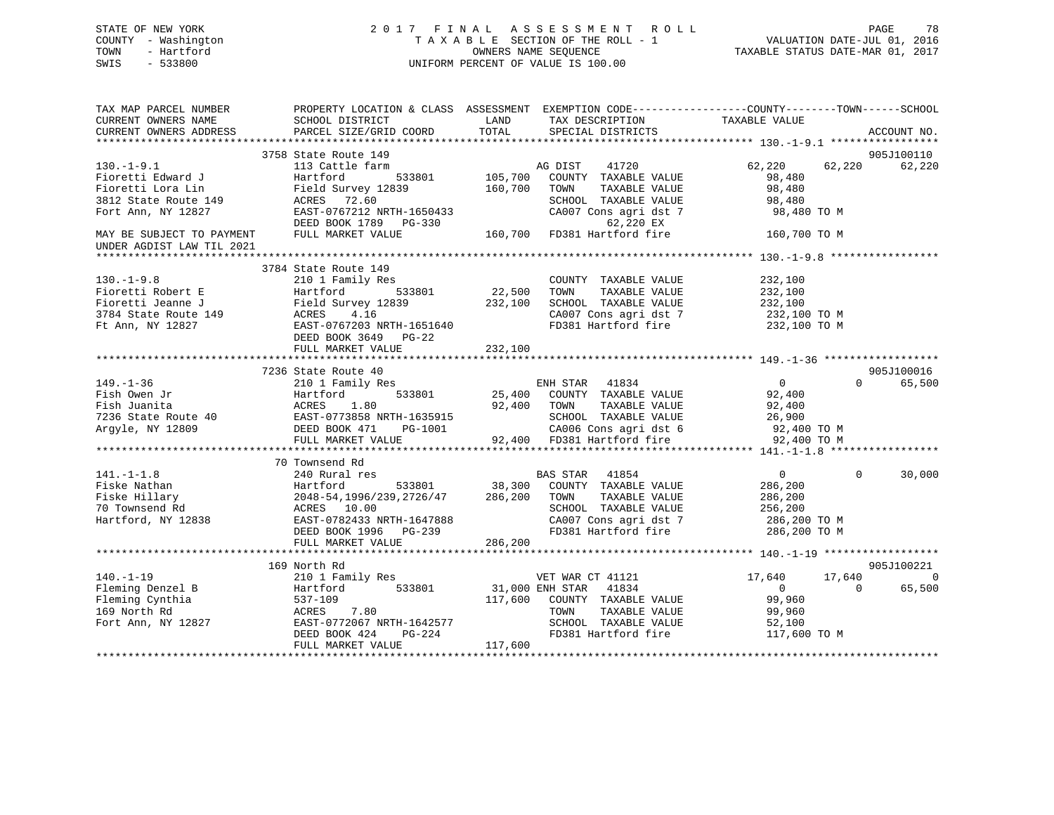STATE OF NEW YORK
COUNTY - Washington
TOWN - Hartford
SWIS - 533800

2017 FINAL ASSESSMENT ROLL
TAXABLE SECTION OF THE ROLL - 1
OWNERS NAME SEQUENCE
UNIFORM PERCENT OF VALUE IS 100.00

VALUATION DATE-JUL 01, 2016
TAXABLE STATUS DATE-MAR 01, 2017

| TAX MAP PARCEL NUMBER / CURRENT OWNERS NAME / CURRENT OWNERS ADDRESS | PROPERTY LOCATION & CLASS / SCHOOL DISTRICT / PARCEL SIZE/GRID COORD | ASSESSMENT LAND | TOTAL | EXEMPTION CODE / TAX DESCRIPTION / SPECIAL DISTRICTS | COUNTY TAXABLE VALUE | TOWN | SCHOOL | ACCOUNT NO. |
|---|---|---|---|---|---|---|---|---|
| **130.-1-9.1** | 3758 State Route 149 | | | | | | | 905J100110 |
| 130.-1-9.1 | 113 Cattle farm | | | AG DIST 41720 | 62,220 | 62,220 | 62,220 | |
| Fioretti Edward J | Hartford 533801 | 105,700 | | COUNTY TAXABLE VALUE | 98,480 | | | |
| Fioretti Lora Lin | Field Survey 12839 | | 160,700 | TOWN TAXABLE VALUE | 98,480 | | | |
| 3812 State Route 149 | ACRES 72.60 | | | SCHOOL TAXABLE VALUE | 98,480 | | | |
| Fort Ann, NY 12827 | EAST-0767212 NRTH-1650433 | | | CA007 Cons agri dst 7 | 98,480 TO M | | | |
| | DEED BOOK 1789 PG-330 | | | 62,220 EX | | | | |
| MAY BE SUBJECT TO PAYMENT UNDER AGDIST LAW TIL 2021 | FULL MARKET VALUE | | 160,700 | FD381 Hartford fire | 160,700 TO M | | | |
| **130.-1-9.8** | 3784 State Route 149 | | | | | | | |
| 130.-1-9.8 | 210 1 Family Res | | | COUNTY TAXABLE VALUE | 232,100 | | | |
| Fioretti Robert E | Hartford 533801 | 22,500 | | TOWN TAXABLE VALUE | 232,100 | | | |
| Fioretti Jeanne J | Field Survey 12839 | | 232,100 | SCHOOL TAXABLE VALUE | 232,100 | | | |
| 3784 State Route 149 | ACRES 4.16 | | | CA007 Cons agri dst 7 | 232,100 TO M | | | |
| Ft Ann, NY 12827 | EAST-0767203 NRTH-1651640 | | | FD381 Hartford fire | 232,100 TO M | | | |
| | DEED BOOK 3649 PG-22 | | | | | | | |
| | FULL MARKET VALUE | | 232,100 | | | | | |
| **149.-1-36** | 7236 State Route 40 | | | | | | | 905J100016 |
| 149.-1-36 | 210 1 Family Res | | | ENH STAR 41834 | 0 | 0 | 65,500 | |
| Fish Owen Jr | Hartford 533801 | 25,400 | | COUNTY TAXABLE VALUE | 92,400 | | | |
| Fish Juanita | ACRES 1.80 | | 92,400 | TOWN TAXABLE VALUE | 92,400 | | | |
| 7236 State Route 40 | EAST-0773858 NRTH-1635915 | | | SCHOOL TAXABLE VALUE | 26,900 | | | |
| Argyle, NY 12809 | DEED BOOK 471 PG-1001 | | | CA006 Cons agri dst 6 | 92,400 TO M | | | |
| | FULL MARKET VALUE | | 92,400 | FD381 Hartford fire | 92,400 TO M | | | |
| **141.-1-1.8** | 70 Townsend Rd | | | | | | | |
| 141.-1-1.8 | 240 Rural res | | | BAS STAR 41854 | 0 | 0 | 30,000 | |
| Fiske Nathan | Hartford 533801 | 38,300 | | COUNTY TAXABLE VALUE | 286,200 | | | |
| Fiske Hillary | 2048-54,1996/239,2726/47 | | 286,200 | TOWN TAXABLE VALUE | 286,200 | | | |
| 70 Townsend Rd | ACRES 10.00 | | | SCHOOL TAXABLE VALUE | 256,200 | | | |
| Hartford, NY 12838 | EAST-0782433 NRTH-1647888 | | | CA007 Cons agri dst 7 | 286,200 TO M | | | |
| | DEED BOOK 1996 PG-239 | | | FD381 Hartford fire | 286,200 TO M | | | |
| | FULL MARKET VALUE | | 286,200 | | | | | |
| **140.-1-19** | 169 North Rd | | | | | | | 905J100221 |
| 140.-1-19 | 210 1 Family Res | | | VET WAR CT 41121 | 17,640 | 17,640 | 0 | |
| Fleming Denzel B | Hartford 533801 | 31,000 | | ENH STAR 41834 | 0 | 0 | 65,500 | |
| Fleming Cynthia | 537-109 | | 117,600 | COUNTY TAXABLE VALUE | 99,960 | | | |
| 169 North Rd | ACRES 7.80 | | | TOWN TAXABLE VALUE | 99,960 | | | |
| Fort Ann, NY 12827 | EAST-0772067 NRTH-1642577 | | | SCHOOL TAXABLE VALUE | 52,100 | | | |
| | DEED BOOK 424 PG-224 | | | FD381 Hartford fire | 117,600 TO M | | | |
| | FULL MARKET VALUE | | 117,600 | | | | | |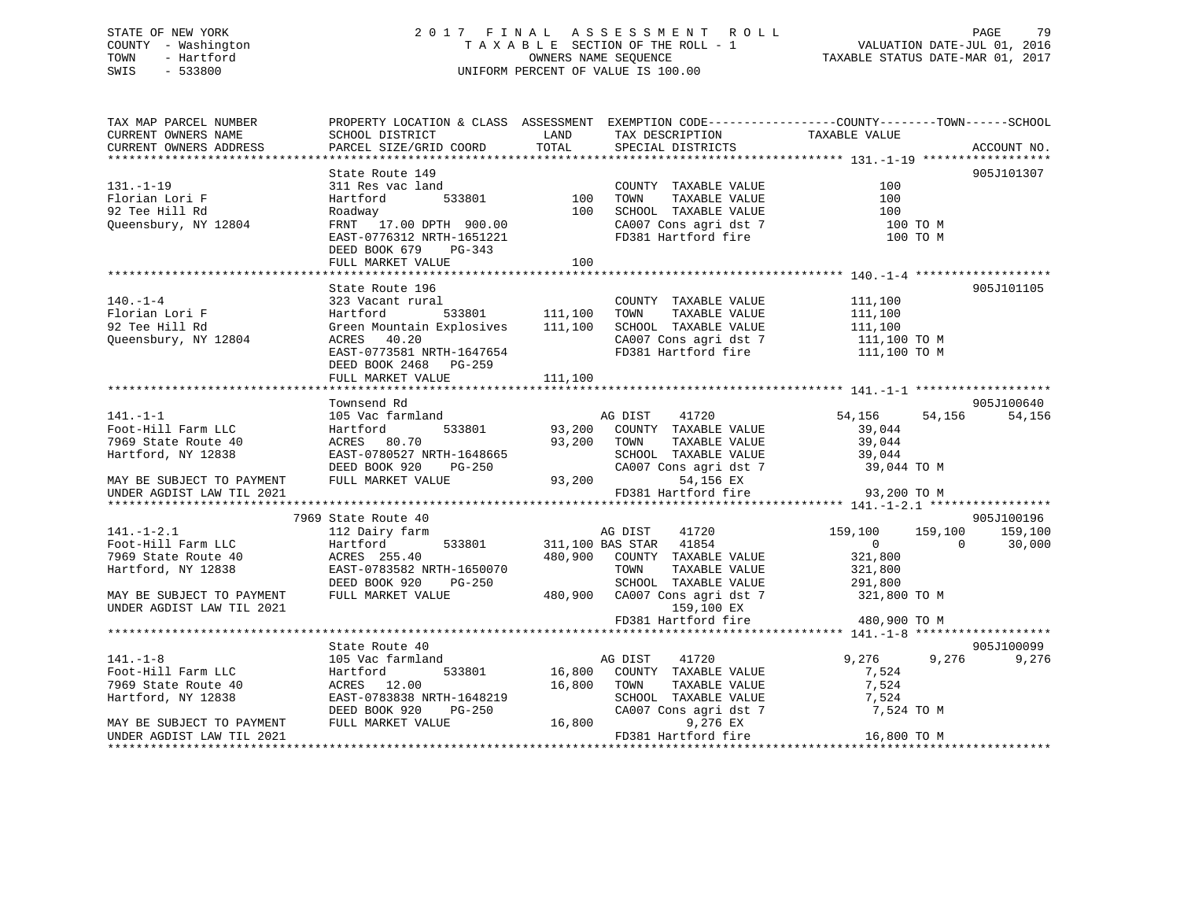STATE OF NEW YORK | COUNTY - Washington | TOWN - Hartford | SWIS - 533800

# 2017 FINAL ASSESSMENT ROLL

TAXABLE SECTION OF THE ROLL - 1
OWNERS NAME SEQUENCE
UNIFORM PERCENT OF VALUE IS 100.00

VALUATION DATE-JUL 01, 2016
TAXABLE STATUS DATE-MAR 01, 2017

| TAX MAP PARCEL NUMBER / CURRENT OWNERS NAME / CURRENT OWNERS ADDRESS | PROPERTY LOCATION & CLASS / SCHOOL DISTRICT / PARCEL SIZE/GRID COORD | ASSESSMENT LAND | TOTAL | EXEMPTION CODE / TAX DESCRIPTION / SPECIAL DISTRICTS | COUNTY | TOWN | SCHOOL / TAXABLE VALUE | ACCOUNT NO. |
|---|---|---|---|---|---|---|---|---|
| **131.-1-19** | State Route 149 | | | | | | | 905J101307 |
| | 311 Res vac land | | | COUNTY TAXABLE VALUE | 100 | | | |
| Florian Lori F | Hartford 533801 | 100 | | TOWN TAXABLE VALUE | 100 | | | |
| 92 Tee Hill Rd | Roadway | | 100 | SCHOOL TAXABLE VALUE | 100 | | | |
| Queensbury, NY 12804 | FRNT 17.00 DPTH 900.00 | | | CA007 Cons agri dst 7 | 100 TO M | | | |
| | EAST-0776312 NRTH-1651221 | | | FD381 Hartford fire | 100 TO M | | | |
| | DEED BOOK 679 PG-343 | | | | | | | |
| | FULL MARKET VALUE | | 100 | | | | | |
| **140.-1-4** | State Route 196 | | | | | | | 905J101105 |
| | 323 Vacant rural | | | COUNTY TAXABLE VALUE | 111,100 | | | |
| Florian Lori F | Hartford 533801 | 111,100 | | TOWN TAXABLE VALUE | 111,100 | | | |
| 92 Tee Hill Rd | Green Mountain Explosives | | 111,100 | SCHOOL TAXABLE VALUE | 111,100 | | | |
| Queensbury, NY 12804 | ACRES 40.20 | | | CA007 Cons agri dst 7 | 111,100 TO M | | | |
| | EAST-0773581 NRTH-1647654 | | | FD381 Hartford fire | 111,100 TO M | | | |
| | DEED BOOK 2468 PG-259 | | | | | | | |
| | FULL MARKET VALUE | | 111,100 | | | | | |
| **141.-1-1** | Townsend Rd | | | | | | | 905J100640 |
| | 105 Vac farmland | | | AG DIST 41720 | 54,156 | 54,156 | 54,156 | |
| Foot-Hill Farm LLC | Hartford 533801 | 93,200 | | COUNTY TAXABLE VALUE | 39,044 | | | |
| 7969 State Route 40 | ACRES 80.70 | | 93,200 | TOWN TAXABLE VALUE | 39,044 | | | |
| Hartford, NY 12838 | EAST-0780527 NRTH-1648665 | | | SCHOOL TAXABLE VALUE | 39,044 | | | |
| | DEED BOOK 920 PG-250 | | | CA007 Cons agri dst 7 | 39,044 TO M | | | |
| MAY BE SUBJECT TO PAYMENT | FULL MARKET VALUE | | 93,200 | 54,156 EX | | | | |
| UNDER AGDIST LAW TIL 2021 | | | | FD381 Hartford fire | 93,200 TO M | | | |
| **141.-1-2.1** | 7969 State Route 40 | | | | | | | 905J100196 |
| | 112 Dairy farm | | | AG DIST 41720 | 159,100 | 159,100 | 159,100 | |
| Foot-Hill Farm LLC | Hartford 533801 | 311,100 | | BAS STAR 41854 | 0 | 0 | 30,000 | |
| 7969 State Route 40 | ACRES 255.40 | | 480,900 | COUNTY TAXABLE VALUE | 321,800 | | | |
| Hartford, NY 12838 | EAST-0783582 NRTH-1650070 | | | TOWN TAXABLE VALUE | 321,800 | | | |
| | DEED BOOK 920 PG-250 | | | SCHOOL TAXABLE VALUE | 291,800 | | | |
| MAY BE SUBJECT TO PAYMENT | FULL MARKET VALUE | | 480,900 | CA007 Cons agri dst 7 | 321,800 TO M | | | |
| UNDER AGDIST LAW TIL 2021 | | | | 159,100 EX | | | | |
| | | | | FD381 Hartford fire | 480,900 TO M | | | |
| **141.-1-8** | State Route 40 | | | | | | | 905J100099 |
| | 105 Vac farmland | | | AG DIST 41720 | 9,276 | 9,276 | 9,276 | |
| Foot-Hill Farm LLC | Hartford 533801 | 16,800 | | COUNTY TAXABLE VALUE | 7,524 | | | |
| 7969 State Route 40 | ACRES 12.00 | | 16,800 | TOWN TAXABLE VALUE | 7,524 | | | |
| Hartford, NY 12838 | EAST-0783838 NRTH-1648219 | | | SCHOOL TAXABLE VALUE | 7,524 | | | |
| | DEED BOOK 920 PG-250 | | | CA007 Cons agri dst 7 | 7,524 TO M | | | |
| MAY BE SUBJECT TO PAYMENT | FULL MARKET VALUE | | 16,800 | 9,276 EX | | | | |
| UNDER AGDIST LAW TIL 2021 | | | | FD381 Hartford fire | 16,800 TO M | | | |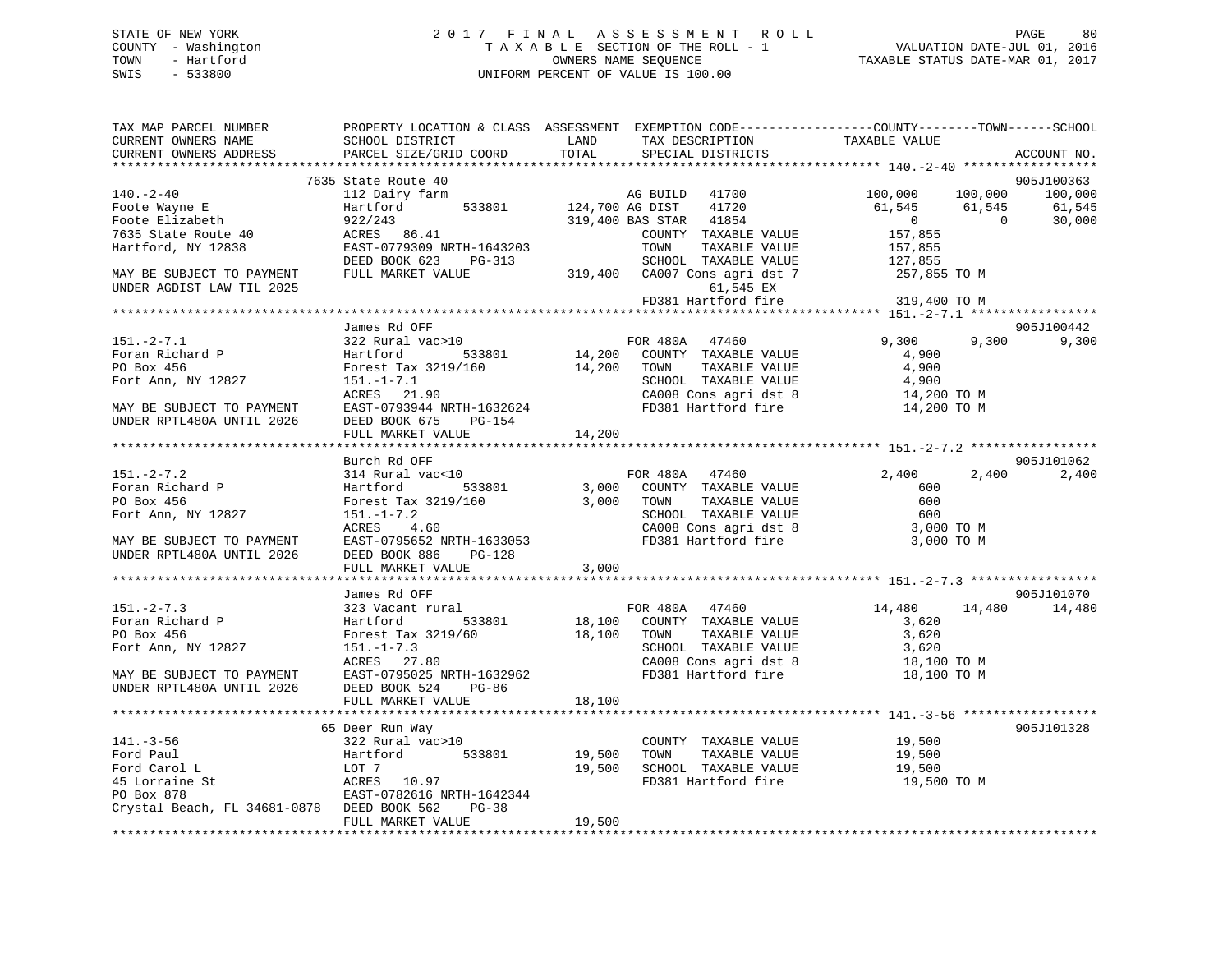STATE OF NEW YORK
COUNTY - Washington
TOWN - Hartford
SWIS - 533800

# 2017 FINAL ASSESSMENT ROLL

TAXABLE SECTION OF THE ROLL - 1
OWNERS NAME SEQUENCE
UNIFORM PERCENT OF VALUE IS 100.00

VALUATION DATE-JUL 01, 2016
TAXABLE STATUS DATE-MAR 01, 2017

```
TAX MAP PARCEL NUMBER          PROPERTY LOCATION & CLASS  ASSESSMENT  EXEMPTION CODE------------------COUNTY--------TOWN------SCHOOL
CURRENT OWNERS NAME            SCHOOL DISTRICT              LAND      TAX DESCRIPTION            TAXABLE VALUE
CURRENT OWNERS ADDRESS         PARCEL SIZE/GRID COORD      TOTAL      SPECIAL DISTRICTS                                     ACCOUNT NO.
*********************************************************************************************** 140.-2-40 ******************
                    7635 State Route 40                                                                                905J100363
140.-2-40                      112 Dairy farm                      AG BUILD  41700           100,000    100,000    100,000
Foote Wayne E                  Hartford        533801     124,700 AG DIST   41720            61,545     61,545     61,545
Foote Elizabeth                922/243                    319,400 BAS STAR  41854                 0          0     30,000
7635 State Route 40            ACRES  86.41                          COUNTY  TAXABLE VALUE      157,855
Hartford, NY 12838             EAST-0779309 NRTH-1643203              TOWN    TAXABLE VALUE      157,855
                               DEED BOOK 623    PG-313               SCHOOL  TAXABLE VALUE      127,855
MAY BE SUBJECT TO PAYMENT      FULL MARKET VALUE           319,400   CA007 Cons agri dst 7       257,855 TO M
UNDER AGDIST LAW TIL 2025                                                    61,545 EX
                                                                     FD381 Hartford fire         319,400 TO M
*********************************************************************************************** 151.-2-7.1 *****************
                    James Rd OFF                                                                                       905J100442
151.-2-7.1                     322 Rural vac>10                     FOR 480A  47460              9,300      9,300      9,300
Foran Richard P                Hartford        533801      14,200   COUNTY  TAXABLE VALUE        4,900
PO Box 456                     Forest Tax 3219/160         14,200   TOWN    TAXABLE VALUE        4,900
Fort Ann, NY 12827             151.-1-7.1                           SCHOOL  TAXABLE VALUE        4,900
                               ACRES  21.90                         CA008 Cons agri dst 8        14,200 TO M
MAY BE SUBJECT TO PAYMENT      EAST-0793944 NRTH-1632624            FD381 Hartford fire          14,200 TO M
UNDER RPTL480A UNTIL 2026      DEED BOOK 675    PG-154
                               FULL MARKET VALUE            14,200
*********************************************************************************************** 151.-2-7.2 *****************
                    Burch Rd OFF                                                                                       905J101062
151.-2-7.2                     314 Rural vac<10                     FOR 480A  47460              2,400      2,400      2,400
Foran Richard P                Hartford        533801       3,000   COUNTY  TAXABLE VALUE          600
PO Box 456                     Forest Tax 3219/160          3,000   TOWN    TAXABLE VALUE          600
Fort Ann, NY 12827             151.-1-7.2                           SCHOOL  TAXABLE VALUE          600
                               ACRES   4.60                         CA008 Cons agri dst 8         3,000 TO M
MAY BE SUBJECT TO PAYMENT      EAST-0795652 NRTH-1633053            FD381 Hartford fire           3,000 TO M
UNDER RPTL480A UNTIL 2026      DEED BOOK 886    PG-128
                               FULL MARKET VALUE             3,000
*********************************************************************************************** 151.-2-7.3 *****************
                    James Rd OFF                                                                                       905J101070
151.-2-7.3                     323 Vacant rural                     FOR 480A  47460             14,480     14,480     14,480
Foran Richard P                Hartford        533801      18,100   COUNTY  TAXABLE VALUE        3,620
PO Box 456                     Forest Tax 3219/60          18,100   TOWN    TAXABLE VALUE        3,620
Fort Ann, NY 12827             151.-1-7.3                           SCHOOL  TAXABLE VALUE        3,620
                               ACRES  27.80                         CA008 Cons agri dst 8        18,100 TO M
MAY BE SUBJECT TO PAYMENT      EAST-0795025 NRTH-1632962            FD381 Hartford fire          18,100 TO M
UNDER RPTL480A UNTIL 2026      DEED BOOK 524    PG-86
                               FULL MARKET VALUE            18,100
*********************************************************************************************** 141.-3-56 ******************
                    65 Deer Run Way                                                                                    905J101328
141.-3-56                      322 Rural vac>10                     COUNTY  TAXABLE VALUE       19,500
Ford Paul                      Hartford        533801      19,500   TOWN    TAXABLE VALUE       19,500
Ford Carol L                   LOT 7                       19,500   SCHOOL  TAXABLE VALUE       19,500
45 Lorraine St                 ACRES  10.97                         FD381 Hartford fire          19,500 TO M
PO Box 878                     EAST-0782616 NRTH-1642344
Crystal Beach, FL 34681-0878   DEED BOOK 562    PG-38
                               FULL MARKET VALUE            19,500
****************************************************************************************************************************
```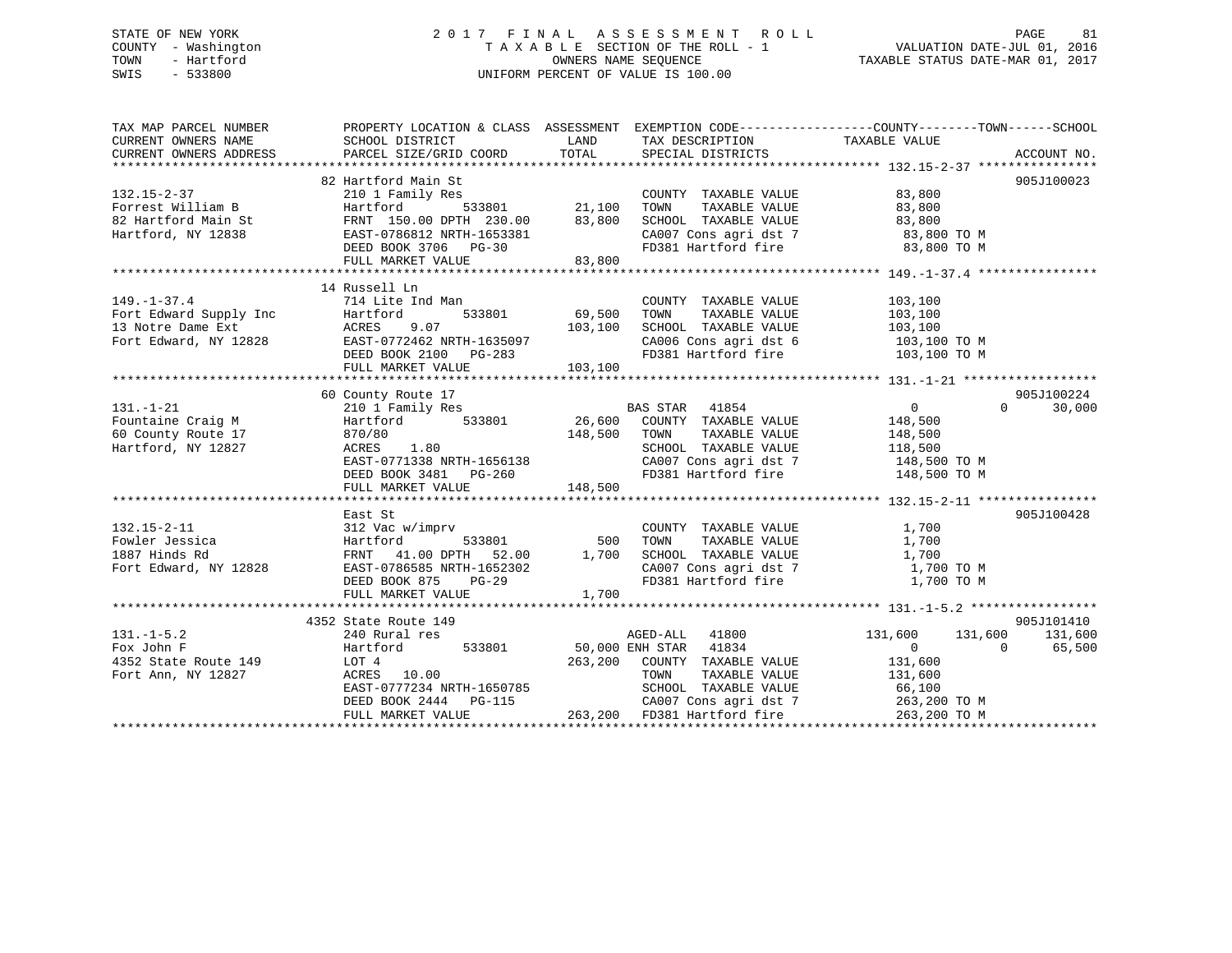STATE OF NEW YORK
COUNTY - Washington
TOWN - Hartford
SWIS - 533800

# 2017 FINAL ASSESSMENT ROLL

TAXABLE SECTION OF THE ROLL - 1
OWNERS NAME SEQUENCE
UNIFORM PERCENT OF VALUE IS 100.00

VALUATION DATE-JUL 01, 2016
TAXABLE STATUS DATE-MAR 01, 2017

| TAX MAP PARCEL NUMBER / CURRENT OWNERS NAME / CURRENT OWNERS ADDRESS | PROPERTY LOCATION & CLASS / SCHOOL DISTRICT / PARCEL SIZE/GRID COORD | ASSESSMENT LAND / TOTAL | EXEMPTION CODE / TAX DESCRIPTION / SPECIAL DISTRICTS | COUNTY TAXABLE VALUE | TOWN | SCHOOL | ACCOUNT NO. |
|---|---|---|---|---|---|---|---|
| **132.15-2-37** | 82 Hartford Main St | | | | | | 905J100023 |
| 132.15-2-37 | 210 1 Family Res | | COUNTY TAXABLE VALUE | 83,800 | | | |
| Forrest William B | Hartford 533801 | 21,100 | TOWN TAXABLE VALUE | 83,800 | | | |
| 82 Hartford Main St | FRNT 150.00 DPTH 230.00 | 83,800 | SCHOOL TAXABLE VALUE | 83,800 | | | |
| Hartford, NY 12838 | EAST-0786812 NRTH-1653381 | | CA007 Cons agri dst 7 | 83,800 TO M | | | |
| | DEED BOOK 3706 PG-30 | | FD381 Hartford fire | 83,800 TO M | | | |
| | FULL MARKET VALUE | 83,800 | | | | | |
| **149.-1-37.4** | 14 Russell Ln | | | | | | |
| 149.-1-37.4 | 714 Lite Ind Man | | COUNTY TAXABLE VALUE | 103,100 | | | |
| Fort Edward Supply Inc | Hartford 533801 | 69,500 | TOWN TAXABLE VALUE | 103,100 | | | |
| 13 Notre Dame Ext | ACRES 9.07 | 103,100 | SCHOOL TAXABLE VALUE | 103,100 | | | |
| Fort Edward, NY 12828 | EAST-0772462 NRTH-1635097 | | CA006 Cons agri dst 6 | 103,100 TO M | | | |
| | DEED BOOK 2100 PG-283 | | FD381 Hartford fire | 103,100 TO M | | | |
| | FULL MARKET VALUE | 103,100 | | | | | |
| **131.-1-21** | 60 County Route 17 | | | | | | 905J100224 |
| 131.-1-21 | 210 1 Family Res | | BAS STAR 41854 | 0 | 0 | 30,000 | |
| Fountaine Craig M | Hartford 533801 | 26,600 | COUNTY TAXABLE VALUE | 148,500 | | | |
| 60 County Route 17 | 870/80 | 148,500 | TOWN TAXABLE VALUE | 148,500 | | | |
| Hartford, NY 12827 | ACRES 1.80 | | SCHOOL TAXABLE VALUE | 118,500 | | | |
| | EAST-0771338 NRTH-1656138 | | CA007 Cons agri dst 7 | 148,500 TO M | | | |
| | DEED BOOK 3481 PG-260 | | FD381 Hartford fire | 148,500 TO M | | | |
| | FULL MARKET VALUE | 148,500 | | | | | |
| **132.15-2-11** | East St | | | | | | 905J100428 |
| 132.15-2-11 | 312 Vac w/imprv | | COUNTY TAXABLE VALUE | 1,700 | | | |
| Fowler Jessica | Hartford 533801 | 500 | TOWN TAXABLE VALUE | 1,700 | | | |
| 1887 Hinds Rd | FRNT 41.00 DPTH 52.00 | 1,700 | SCHOOL TAXABLE VALUE | 1,700 | | | |
| Fort Edward, NY 12828 | EAST-0786585 NRTH-1652302 | | CA007 Cons agri dst 7 | 1,700 TO M | | | |
| | DEED BOOK 875 PG-29 | | FD381 Hartford fire | 1,700 TO M | | | |
| | FULL MARKET VALUE | 1,700 | | | | | |
| **131.-1-5.2** | 4352 State Route 149 | | | | | | 905J101410 |
| 131.-1-5.2 | 240 Rural res | | AGED-ALL 41800 | 131,600 | 131,600 | 131,600 | |
| Fox John F | Hartford 533801 | 50,000 | ENH STAR 41834 | 0 | 0 | 65,500 | |
| 4352 State Route 149 | LOT 4 | 263,200 | COUNTY TAXABLE VALUE | 131,600 | | | |
| Fort Ann, NY 12827 | ACRES 10.00 | | TOWN TAXABLE VALUE | 131,600 | | | |
| | EAST-0777234 NRTH-1650785 | | SCHOOL TAXABLE VALUE | 66,100 | | | |
| | DEED BOOK 2444 PG-115 | | CA007 Cons agri dst 7 | 263,200 TO M | | | |
| | FULL MARKET VALUE | 263,200 | FD381 Hartford fire | 263,200 TO M | | | |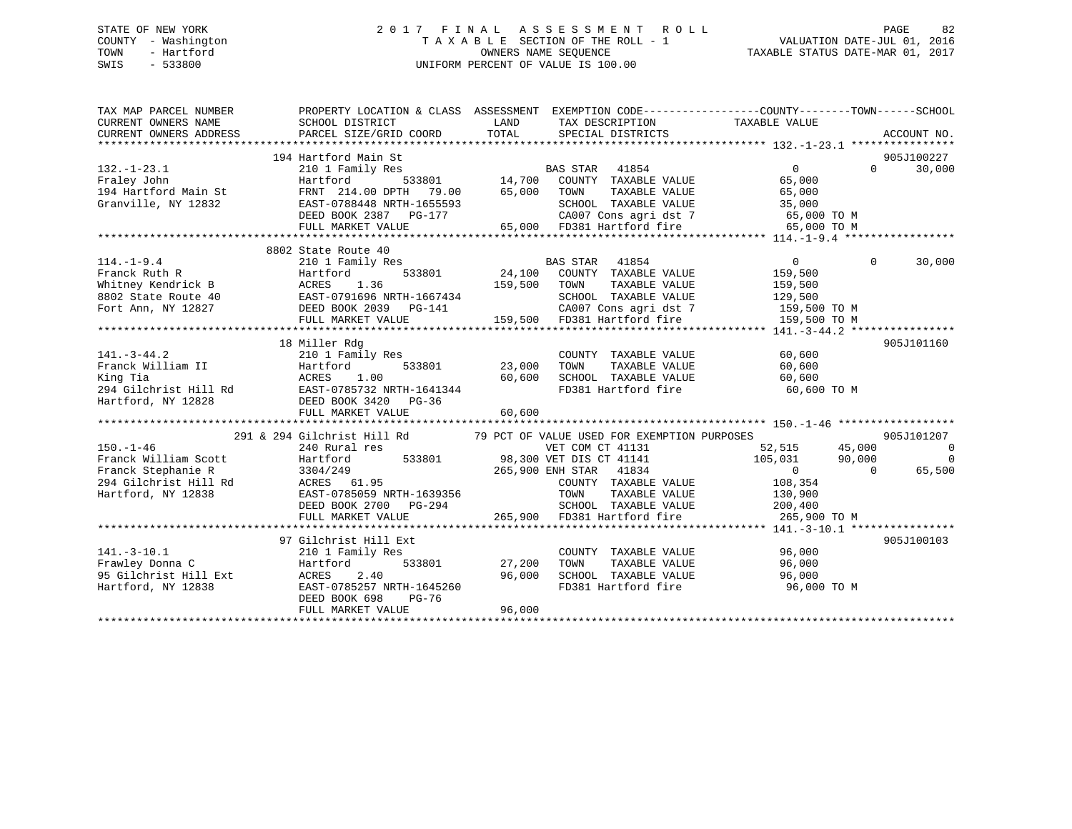STATE OF NEW YORK — 2017 FINAL ASSESSMENT ROLL
COUNTY - Washington — TAXABLE SECTION OF THE ROLL - 1 — VALUATION DATE-JUL 01, 2016
TOWN - Hartford — OWNERS NAME SEQUENCE — TAXABLE STATUS DATE-MAR 01, 2017
SWIS - 533800 — UNIFORM PERCENT OF VALUE IS 100.00

```
TAX MAP PARCEL NUMBER          PROPERTY LOCATION & CLASS  ASSESSMENT  EXEMPTION CODE------------------COUNTY--------TOWN------SCHOOL
CURRENT OWNERS NAME            SCHOOL DISTRICT            LAND        TAX DESCRIPTION              TAXABLE VALUE
CURRENT OWNERS ADDRESS         PARCEL SIZE/GRID COORD     TOTAL       SPECIAL DISTRICTS                                   ACCOUNT NO.
******************************************************************************************************* 132.-1-23.1 ****************
                             194 Hartford Main St                                                                           905J100227
132.-1-23.1                  210 1 Family Res                       BAS STAR  41854                0             0      30,000
Fraley John                  Hartford        533801       14,700    COUNTY  TAXABLE VALUE          65,000
194 Hartford Main St         FRNT 214.00 DPTH  79.00      65,000    TOWN    TAXABLE VALUE          65,000
Granville, NY 12832          EAST-0788448 NRTH-1655593              SCHOOL  TAXABLE VALUE          35,000
                             DEED BOOK 2387   PG-177                CA007 Cons agri dst 7          65,000 TO M
                             FULL MARKET VALUE            65,000    FD381 Hartford fire            65,000 TO M
******************************************************************************************************* 114.-1-9.4 *****************
                             8802 State Route 40
114.-1-9.4                   210 1 Family Res                       BAS STAR  41854                0             0      30,000
Franck Ruth R                Hartford        533801       24,100    COUNTY  TAXABLE VALUE          159,500
Whitney Kendrick B           ACRES    1.36               159,500    TOWN    TAXABLE VALUE          159,500
8802 State Route 40          EAST-0791696 NRTH-1667434              SCHOOL  TAXABLE VALUE          129,500
Fort Ann, NY 12827           DEED BOOK 2039   PG-141                CA007 Cons agri dst 7          159,500 TO M
                             FULL MARKET VALUE           159,500    FD381 Hartford fire            159,500 TO M
******************************************************************************************************* 141.-3-44.2 ****************
                             18 Miller Rdg                                                                                  905J101160
141.-3-44.2                  210 1 Family Res                       COUNTY  TAXABLE VALUE          60,600
Franck William II            Hartford        533801       23,000    TOWN    TAXABLE VALUE          60,600
King Tia                     ACRES    1.00                60,600    SCHOOL  TAXABLE VALUE          60,600
294 Gilchrist Hill Rd        EAST-0785732 NRTH-1641344              FD381 Hartford fire            60,600 TO M
Hartford, NY 12828           DEED BOOK 3420   PG-36
                             FULL MARKET VALUE            60,600
******************************************************************************************************* 150.-1-46 ******************
                    291 & 294 Gilchrist Hill Rd          79 PCT OF VALUE USED FOR EXEMPTION PURPOSES                        905J101207
150.-1-46                    240 Rural res                          VET COM CT 41131               52,515        45,000          0
Franck William Scott         Hartford        533801       98,300 VET DIS CT 41141              105,031        90,000          0
Franck Stephanie R           3304/249                    265,900 ENH STAR  41834                0             0      65,500
294 Gilchrist Hill Rd        ACRES   61.95                          COUNTY  TAXABLE VALUE          108,354
Hartford, NY 12838           EAST-0785059 NRTH-1639356              TOWN    TAXABLE VALUE          130,900
                             DEED BOOK 2700   PG-294                SCHOOL  TAXABLE VALUE          200,400
                             FULL MARKET VALUE           265,900    FD381 Hartford fire            265,900 TO M
******************************************************************************************************* 141.-3-10.1 ****************
                             97 Gilchrist Hill Ext                                                                          905J100103
141.-3-10.1                  210 1 Family Res                       COUNTY  TAXABLE VALUE          96,000
Frawley Donna C              Hartford        533801       27,200    TOWN    TAXABLE VALUE          96,000
95 Gilchrist Hill Ext        ACRES    2.40                96,000    SCHOOL  TAXABLE VALUE          96,000
Hartford, NY 12838           EAST-0785257 NRTH-1645260              FD381 Hartford fire            96,000 TO M
                             DEED BOOK 698    PG-76
                             FULL MARKET VALUE            96,000
************************************************************************************************************************************
```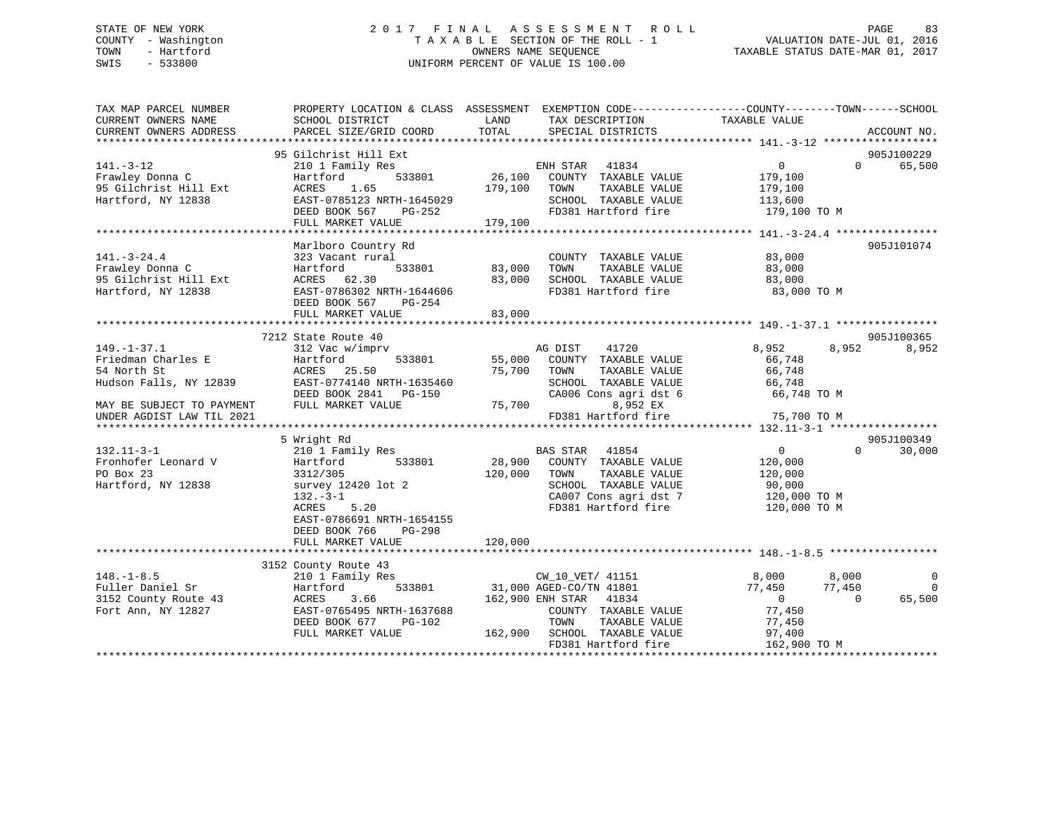STATE OF NEW YORK
COUNTY - Washington
TOWN - Hartford
SWIS - 533800

2017 FINAL ASSESSMENT ROLL
TAXABLE SECTION OF THE ROLL - 1
OWNERS NAME SEQUENCE
UNIFORM PERCENT OF VALUE IS 100.00

VALUATION DATE-JUL 01, 2016
TAXABLE STATUS DATE-MAR 01, 2017

| TAX MAP PARCEL NUMBER / CURRENT OWNERS NAME / CURRENT OWNERS ADDRESS | PROPERTY LOCATION & CLASS / SCHOOL DISTRICT / PARCEL SIZE/GRID COORD | LAND | ASSESSMENT TOTAL | EXEMPTION CODE / TAX DESCRIPTION / SPECIAL DISTRICTS | COUNTY TAXABLE VALUE | TOWN | SCHOOL | ACCOUNT NO. |
|---|---|---|---|---|---|---|---|---|
| 141.-3-12 | 95 Gilchrist Hill Ext | | | | | | | 905J100229 |
| Frawley Donna C | 210 1 Family Res | | | ENH STAR 41834 | 0 | 0 | 65,500 | |
| 95 Gilchrist Hill Ext | Hartford 533801 | 26,100 | | COUNTY TAXABLE VALUE | 179,100 | | | |
| Hartford, NY 12838 | ACRES 1.65 | | 179,100 | TOWN TAXABLE VALUE | 179,100 | | | |
| | EAST-0785123 NRTH-1645029 | | | SCHOOL TAXABLE VALUE | 113,600 | | | |
| | DEED BOOK 567 PG-252 | | | FD381 Hartford fire | 179,100 TO M | | | |
| | FULL MARKET VALUE | | 179,100 | | | | | |
| 141.-3-24.4 | Marlboro Country Rd | | | | | | | 905J101074 |
| Frawley Donna C | 323 Vacant rural | | | COUNTY TAXABLE VALUE | 83,000 | | | |
| 95 Gilchrist Hill Ext | Hartford 533801 | 83,000 | | TOWN TAXABLE VALUE | 83,000 | | | |
| Hartford, NY 12838 | ACRES 62.30 | | 83,000 | SCHOOL TAXABLE VALUE | 83,000 | | | |
| | EAST-0786302 NRTH-1644606 | | | FD381 Hartford fire | 83,000 TO M | | | |
| | DEED BOOK 567 PG-254 | | | | | | | |
| | FULL MARKET VALUE | | 83,000 | | | | | |
| 149.-1-37.1 | 7212 State Route 40 | | | | | | | 905J100365 |
| Friedman Charles E | 312 Vac w/imprv | | | AG DIST 41720 | 8,952 | 8,952 | 8,952 | |
| 54 North St | Hartford 533801 | 55,000 | | COUNTY TAXABLE VALUE | 66,748 | | | |
| Hudson Falls, NY 12839 | ACRES 25.50 | | 75,700 | TOWN TAXABLE VALUE | 66,748 | | | |
| | EAST-0774140 NRTH-1635460 | | | SCHOOL TAXABLE VALUE | 66,748 | | | |
| | DEED BOOK 2841 PG-150 | | | CA006 Cons agri dst 6 | 66,748 TO M | | | |
| MAY BE SUBJECT TO PAYMENT | FULL MARKET VALUE | | 75,700 | 8,952 EX | | | | |
| UNDER AGDIST LAW TIL 2021 | | | | FD381 Hartford fire | 75,700 TO M | | | |
| 132.11-3-1 | 5 Wright Rd | | | | | | | 905J100349 |
| Fronhofer Leonard V | 210 1 Family Res | | | BAS STAR 41854 | 0 | 0 | 30,000 | |
| PO Box 23 | Hartford 533801 | 28,900 | | COUNTY TAXABLE VALUE | 120,000 | | | |
| Hartford, NY 12838 | 3312/305 | | 120,000 | TOWN TAXABLE VALUE | 120,000 | | | |
| | survey 12420 lot 2 | | | SCHOOL TAXABLE VALUE | 90,000 | | | |
| | 132.-3-1 | | | CA007 Cons agri dst 7 | 120,000 TO M | | | |
| | ACRES 5.20 | | | FD381 Hartford fire | 120,000 TO M | | | |
| | EAST-0786691 NRTH-1654155 | | | | | | | |
| | DEED BOOK 766 PG-298 | | | | | | | |
| | FULL MARKET VALUE | | 120,000 | | | | | |
| 148.-1-8.5 | 3152 County Route 43 | | | | | | | |
| Fuller Daniel Sr | 210 1 Family Res | | | CW_10_VET/ 41151 | 8,000 | 8,000 | 0 | |
| 3152 County Route 43 | Hartford 533801 | 31,000 | | AGED-CO/TN 41801 | 77,450 | 77,450 | 0 | |
| Fort Ann, NY 12827 | ACRES 3.66 | | 162,900 | ENH STAR 41834 | 0 | 0 | 65,500 | |
| | EAST-0765495 NRTH-1637688 | | | COUNTY TAXABLE VALUE | 77,450 | | | |
| | DEED BOOK 677 PG-102 | | | TOWN TAXABLE VALUE | 77,450 | | | |
| | FULL MARKET VALUE | | 162,900 | SCHOOL TAXABLE VALUE | 97,400 | | | |
| | | | | FD381 Hartford fire | 162,900 TO M | | | |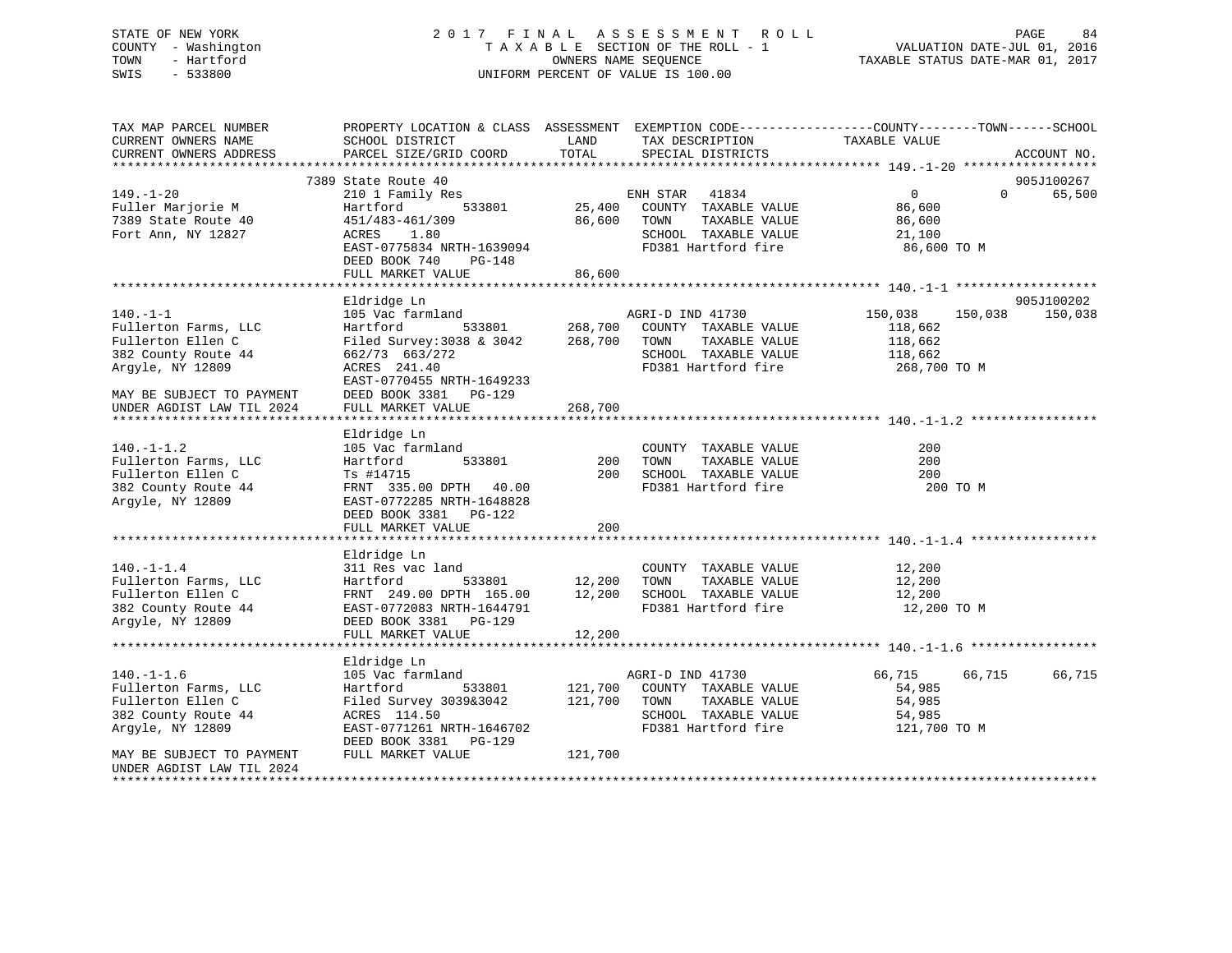STATE OF NEW YORK
COUNTY - Washington
TOWN - Hartford
SWIS - 533800

2 0 1 7 F I N A L A S S E S S M E N T R O L L
T A X A B L E SECTION OF THE ROLL - 1
OWNERS NAME SEQUENCE
UNIFORM PERCENT OF VALUE IS 100.00

VALUATION DATE-JUL 01, 2016
TAXABLE STATUS DATE-MAR 01, 2017

```
TAX MAP PARCEL NUMBER          PROPERTY LOCATION & CLASS  ASSESSMENT  EXEMPTION CODE------------------COUNTY--------TOWN------SCHOOL
CURRENT OWNERS NAME            SCHOOL DISTRICT               LAND      TAX DESCRIPTION            TAXABLE VALUE
CURRENT OWNERS ADDRESS         PARCEL SIZE/GRID COORD        TOTAL     SPECIAL DISTRICTS                                    ACCOUNT NO.
*********************************************************************************************** 149.-1-20 ******************
                               7389 State Route 40                                                                        905J100267
149.-1-20                      210 1 Family Res                        ENH STAR   41834                 0           0        65,500
Fuller Marjorie M              Hartford          533801       25,400   COUNTY  TAXABLE VALUE          86,600
7389 State Route 40            451/483-461/309                86,600   TOWN    TAXABLE VALUE          86,600
Fort Ann, NY 12827             ACRES    1.80                           SCHOOL  TAXABLE VALUE          21,100
                               EAST-0775834 NRTH-1639094               FD381 Hartford fire             86,600 TO M
                               DEED BOOK 740    PG-148
                               FULL MARKET VALUE              86,600
*********************************************************************************************** 140.-1-1 *******************
                               Eldridge Ln                                                                                905J100202
140.-1-1                       105 Vac farmland                        AGRI-D IND 41730           150,038     150,038       150,038
Fullerton Farms, LLC           Hartford          533801      268,700   COUNTY  TAXABLE VALUE         118,662
Fullerton Ellen C              Filed Survey:3038 & 3042      268,700   TOWN    TAXABLE VALUE         118,662
382 County Route 44            662/73 663/272                          SCHOOL  TAXABLE VALUE         118,662
Argyle, NY 12809               ACRES  241.40                           FD381 Hartford fire            268,700 TO M
                               EAST-0770455 NRTH-1649233
MAY BE SUBJECT TO PAYMENT      DEED BOOK 3381   PG-129
UNDER AGDIST LAW TIL 2024      FULL MARKET VALUE             268,700
*********************************************************************************************** 140.-1-1.2 *****************
                               Eldridge Ln
140.-1-1.2                     105 Vac farmland                        COUNTY  TAXABLE VALUE             200
Fullerton Farms, LLC           Hartford          533801          200   TOWN    TAXABLE VALUE             200
Fullerton Ellen C              Ts #14715                         200   SCHOOL  TAXABLE VALUE             200
382 County Route 44            FRNT 335.00 DPTH  40.00                 FD381 Hartford fire                200 TO M
Argyle, NY 12809               EAST-0772285 NRTH-1648828
                               DEED BOOK 3381   PG-122
                               FULL MARKET VALUE                 200
*********************************************************************************************** 140.-1-1.4 *****************
                               Eldridge Ln
140.-1-1.4                     311 Res vac land                        COUNTY  TAXABLE VALUE          12,200
Fullerton Farms, LLC           Hartford          533801       12,200   TOWN    TAXABLE VALUE          12,200
Fullerton Ellen C              FRNT 249.00 DPTH 165.00        12,200   SCHOOL  TAXABLE VALUE          12,200
382 County Route 44            EAST-0772083 NRTH-1644791               FD381 Hartford fire             12,200 TO M
Argyle, NY 12809               DEED BOOK 3381   PG-129
                               FULL MARKET VALUE              12,200
*********************************************************************************************** 140.-1-1.6 *****************
                               Eldridge Ln
140.-1-1.6                     105 Vac farmland                        AGRI-D IND 41730            66,715      66,715        66,715
Fullerton Farms, LLC           Hartford          533801      121,700   COUNTY  TAXABLE VALUE          54,985
Fullerton Ellen C              Filed Survey 3039&3042        121,700   TOWN    TAXABLE VALUE          54,985
382 County Route 44            ACRES  114.50                           SCHOOL  TAXABLE VALUE          54,985
Argyle, NY 12809               EAST-0771261 NRTH-1646702               FD381 Hartford fire            121,700 TO M
                               DEED BOOK 3381   PG-129
MAY BE SUBJECT TO PAYMENT      FULL MARKET VALUE             121,700
UNDER AGDIST LAW TIL 2024
******************************************************************************************************************************
```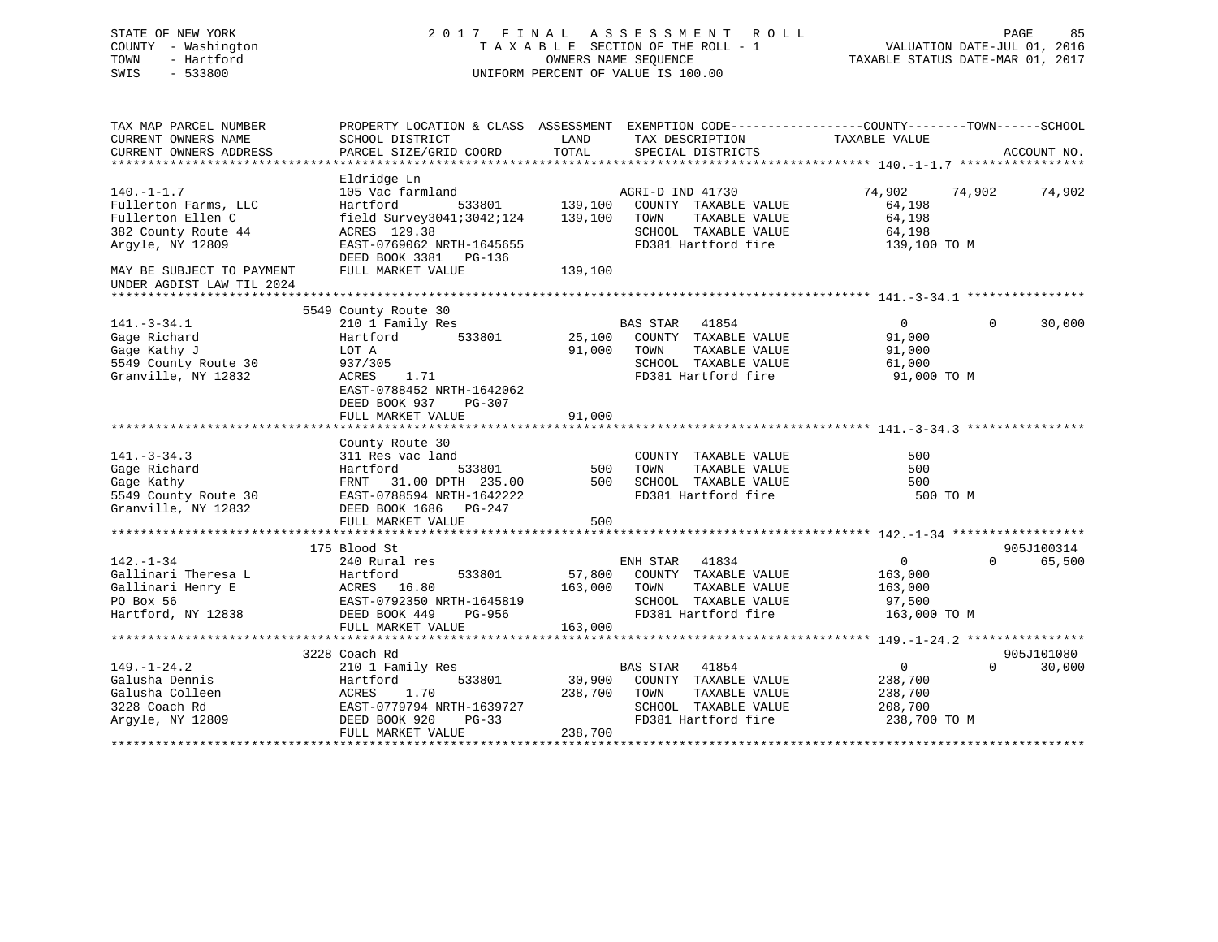STATE OF NEW YORK
COUNTY - Washington
TOWN - Hartford
SWIS - 533800

2 0 1 7 F I N A L A S S E S S M E N T R O L L
T A X A B L E SECTION OF THE ROLL - 1
OWNERS NAME SEQUENCE
UNIFORM PERCENT OF VALUE IS 100.00

VALUATION DATE-JUL 01, 2016
TAXABLE STATUS DATE-MAR 01, 2017

| TAX MAP PARCEL NUMBER / CURRENT OWNERS NAME / CURRENT OWNERS ADDRESS | PROPERTY LOCATION & CLASS / SCHOOL DISTRICT / PARCEL SIZE/GRID COORD | ASSESSMENT LAND / TOTAL | EXEMPTION CODE / TAX DESCRIPTION / SPECIAL DISTRICTS | COUNTY TAXABLE VALUE | TOWN | SCHOOL | ACCOUNT NO. |
|---|---|---|---|---|---|---|---|
| **140.-1-1.7** | Eldridge Ln | | | | | | |
| 140.-1-1.7 | 105 Vac farmland | | AGRI-D IND 41730 | 74,902 | 74,902 | 74,902 | |
| Fullerton Farms, LLC | Hartford 533801 | 139,100 | COUNTY TAXABLE VALUE | 64,198 | | | |
| Fullerton Ellen C | field Survey3041;3042;124 | 139,100 | TOWN TAXABLE VALUE | 64,198 | | | |
| 382 County Route 44 | ACRES 129.38 | | SCHOOL TAXABLE VALUE | 64,198 | | | |
| Argyle, NY 12809 | EAST-0769062 NRTH-1645655 | | FD381 Hartford fire | 139,100 TO M | | | |
| | DEED BOOK 3381 PG-136 | | | | | | |
| MAY BE SUBJECT TO PAYMENT | FULL MARKET VALUE | 139,100 | | | | | |
| UNDER AGDIST LAW TIL 2024 | | | | | | | |
| **141.-3-34.1** | 5549 County Route 30 | | | | | | |
| 141.-3-34.1 | 210 1 Family Res | | BAS STAR 41854 | 0 | 0 | 30,000 | |
| Gage Richard | Hartford 533801 | 25,100 | COUNTY TAXABLE VALUE | 91,000 | | | |
| Gage Kathy J | LOT A | 91,000 | TOWN TAXABLE VALUE | 91,000 | | | |
| 5549 County Route 30 | 937/305 | | SCHOOL TAXABLE VALUE | 61,000 | | | |
| Granville, NY 12832 | ACRES 1.71 | | FD381 Hartford fire | 91,000 TO M | | | |
| | EAST-0788452 NRTH-1642062 | | | | | | |
| | DEED BOOK 937 PG-307 | | | | | | |
| | FULL MARKET VALUE | 91,000 | | | | | |
| **141.-3-34.3** | County Route 30 | | | | | | |
| 141.-3-34.3 | 311 Res vac land | | COUNTY TAXABLE VALUE | 500 | | | |
| Gage Richard | Hartford 533801 | 500 | TOWN TAXABLE VALUE | 500 | | | |
| Gage Kathy | FRNT 31.00 DPTH 235.00 | 500 | SCHOOL TAXABLE VALUE | 500 | | | |
| 5549 County Route 30 | EAST-0788594 NRTH-1642222 | | FD381 Hartford fire | 500 TO M | | | |
| Granville, NY 12832 | DEED BOOK 1686 PG-247 | | | | | | |
| | FULL MARKET VALUE | 500 | | | | | |
| **142.-1-34** | 175 Blood St | | | | | | 905J100314 |
| 142.-1-34 | 240 Rural res | | ENH STAR 41834 | 0 | 0 | 65,500 | |
| Gallinari Theresa L | Hartford 533801 | 57,800 | COUNTY TAXABLE VALUE | 163,000 | | | |
| Gallinari Henry E | ACRES 16.80 | 163,000 | TOWN TAXABLE VALUE | 163,000 | | | |
| PO Box 56 | EAST-0792350 NRTH-1645819 | | SCHOOL TAXABLE VALUE | 97,500 | | | |
| Hartford, NY 12838 | DEED BOOK 449 PG-956 | | FD381 Hartford fire | 163,000 TO M | | | |
| | FULL MARKET VALUE | 163,000 | | | | | |
| **149.-1-24.2** | 3228 Coach Rd | | | | | | 905J101080 |
| 149.-1-24.2 | 210 1 Family Res | | BAS STAR 41854 | 0 | 0 | 30,000 | |
| Galusha Dennis | Hartford 533801 | 30,900 | COUNTY TAXABLE VALUE | 238,700 | | | |
| Galusha Colleen | ACRES 1.70 | 238,700 | TOWN TAXABLE VALUE | 238,700 | | | |
| 3228 Coach Rd | EAST-0779794 NRTH-1639727 | | SCHOOL TAXABLE VALUE | 208,700 | | | |
| Argyle, NY 12809 | DEED BOOK 920 PG-33 | | FD381 Hartford fire | 238,700 TO M | | | |
| | FULL MARKET VALUE | 238,700 | | | | | |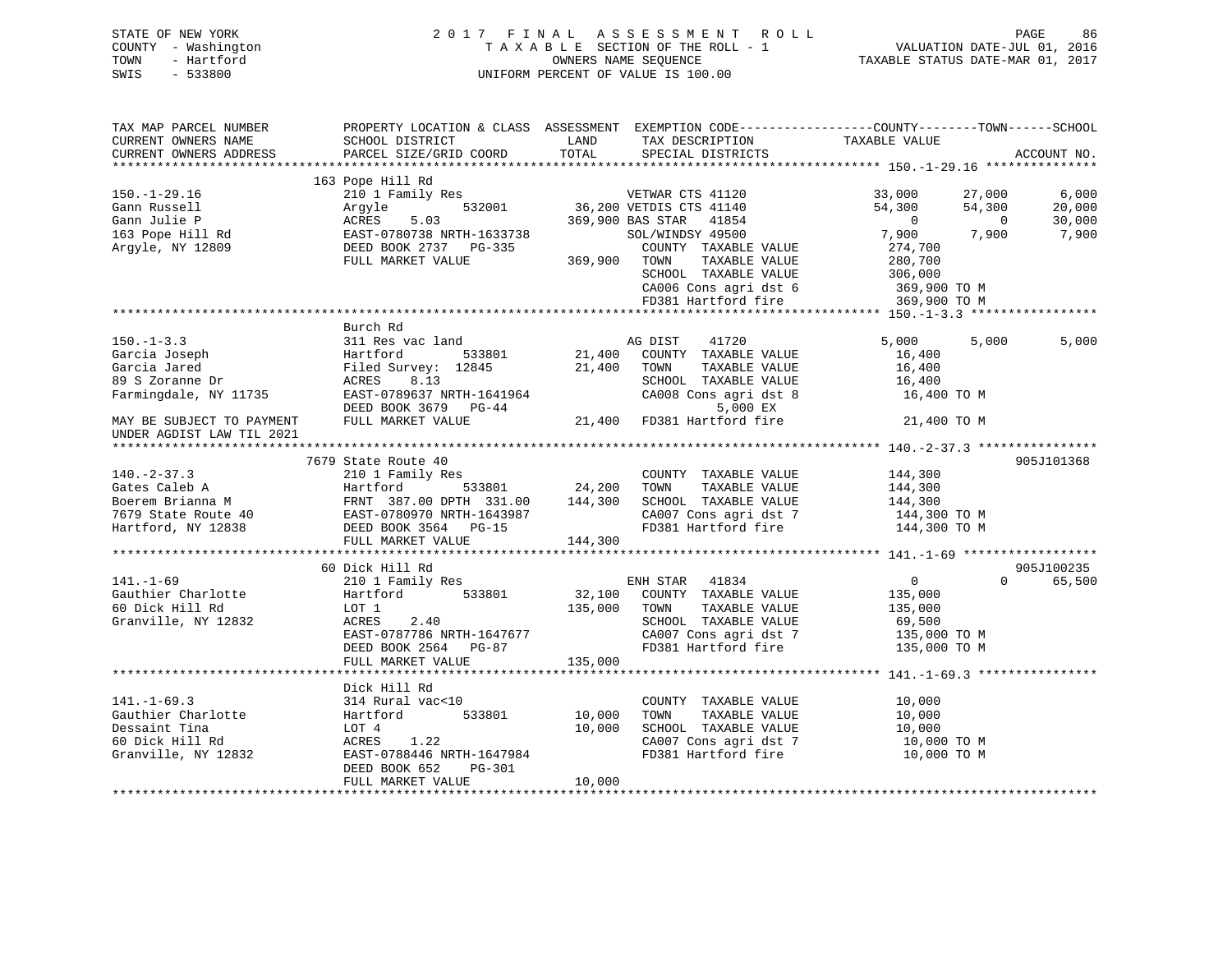STATE OF NEW YORK
COUNTY - Washington
TOWN - Hartford
SWIS - 533800

2017 FINAL ASSESSMENT ROLL
TAXABLE SECTION OF THE ROLL - 1
OWNERS NAME SEQUENCE
UNIFORM PERCENT OF VALUE IS 100.00

VALUATION DATE-JUL 01, 2016
TAXABLE STATUS DATE-MAR 01, 2017

```
TAX MAP PARCEL NUMBER      PROPERTY LOCATION & CLASS  ASSESSMENT  EXEMPTION CODE-----------------COUNTY--------TOWN------SCHOOL
CURRENT OWNERS NAME        SCHOOL DISTRICT               LAND      TAX DESCRIPTION            TAXABLE VALUE
CURRENT OWNERS ADDRESS     PARCEL SIZE/GRID COORD        TOTAL     SPECIAL DISTRICTS                                    ACCOUNT NO.
******************************************************************************************* 150.-1-29.16 ***************
                           163 Pope Hill Rd
150.-1-29.16               210 1 Family Res                  VETWAR CTS 41120              33,000     27,000      6,000
Gann Russell               Argyle         532001      36,200 VETDIS CTS 41140              54,300     54,300     20,000
Gann Julie P               ACRES    5.03             369,900 BAS STAR   41854                   0          0     30,000
163 Pope Hill Rd           EAST-0780738 NRTH-1633738          SOL/WINDSY 49500              7,900      7,900      7,900
Argyle, NY 12809           DEED BOOK 2737   PG-335              COUNTY  TAXABLE VALUE      274,700
                           FULL MARKET VALUE         369,900    TOWN    TAXABLE VALUE      280,700
                                                                SCHOOL  TAXABLE VALUE      306,000
                                                                CA006 Cons agri dst 6        369,900 TO M
                                                                FD381 Hartford fire          369,900 TO M
******************************************************************************************* 150.-1-3.3 *****************
                           Burch Rd
150.-1-3.3                 311 Res vac land                  AG DIST    41720               5,000      5,000      5,000
Garcia Joseph              Hartford       533801      21,400    COUNTY  TAXABLE VALUE       16,400
Garcia Jared               Filed Survey:  12845       21,400    TOWN    TAXABLE VALUE       16,400
89 S Zoranne Dr            ACRES    8.13                        SCHOOL  TAXABLE VALUE       16,400
Farmingdale, NY 11735      EAST-0789637 NRTH-1641964            CA008 Cons agri dst 8         16,400 TO M
                           DEED BOOK 3679   PG-44                     5,000 EX
MAY BE SUBJECT TO PAYMENT  FULL MARKET VALUE          21,400    FD381 Hartford fire           21,400 TO M
UNDER AGDIST LAW TIL 2021
******************************************************************************************* 140.-2-37.3 ****************
                           7679 State Route 40                                                                905J101368
140.-2-37.3                210 1 Family Res                     COUNTY  TAXABLE VALUE      144,300
Gates Caleb A              Hartford       533801      24,200    TOWN    TAXABLE VALUE      144,300
Boerem Brianna M           FRNT 387.00 DPTH 331.00   144,300    SCHOOL  TAXABLE VALUE      144,300
7679 State Route 40        EAST-0780970 NRTH-1643987            CA007 Cons agri dst 7        144,300 TO M
Hartford, NY 12838         DEED BOOK 3564   PG-15               FD381 Hartford fire          144,300 TO M
                           FULL MARKET VALUE         144,300
******************************************************************************************* 141.-1-69 ******************
                           60 Dick Hill Rd                                                                    905J100235
141.-1-69                  210 1 Family Res                  ENH STAR   41834                   0          0     65,500
Gauthier Charlotte         Hartford       533801      32,100    COUNTY  TAXABLE VALUE      135,000
60 Dick Hill Rd            LOT 1                     135,000    TOWN    TAXABLE VALUE      135,000
Granville, NY 12832        ACRES    2.40                        SCHOOL  TAXABLE VALUE       69,500
                           EAST-0787786 NRTH-1647677            CA007 Cons agri dst 7        135,000 TO M
                           DEED BOOK 2564   PG-87               FD381 Hartford fire          135,000 TO M
                           FULL MARKET VALUE         135,000
******************************************************************************************* 141.-1-69.3 ****************
                           Dick Hill Rd
141.-1-69.3                314 Rural vac<10                     COUNTY  TAXABLE VALUE       10,000
Gauthier Charlotte         Hartford       533801      10,000    TOWN    TAXABLE VALUE       10,000
Dessaint Tina              LOT 4                      10,000    SCHOOL  TAXABLE VALUE       10,000
60 Dick Hill Rd            ACRES    1.22                        CA007 Cons agri dst 7         10,000 TO M
Granville, NY 12832        EAST-0788446 NRTH-1647984            FD381 Hartford fire           10,000 TO M
                           DEED BOOK 652    PG-301
                           FULL MARKET VALUE          10,000
************************************************************************************************************************
```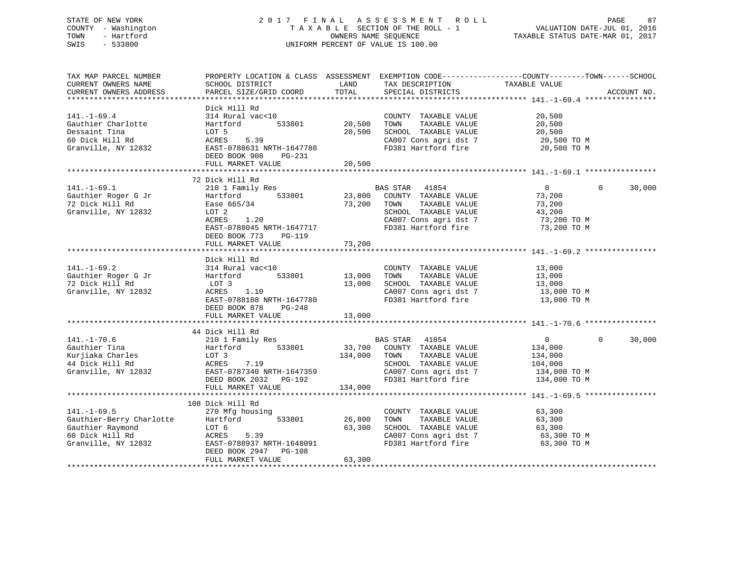STATE OF NEW YORK
COUNTY - Washington
TOWN - Hartford
SWIS - 533800

# 2017 FINAL ASSESSMENT ROLL

TAXABLE SECTION OF THE ROLL - 1
OWNERS NAME SEQUENCE
UNIFORM PERCENT OF VALUE IS 100.00

VALUATION DATE-JUL 01, 2016
TAXABLE STATUS DATE-MAR 01, 2017

| TAX MAP PARCEL NUMBER / CURRENT OWNERS NAME / CURRENT OWNERS ADDRESS | PROPERTY LOCATION & CLASS / SCHOOL DISTRICT / PARCEL SIZE/GRID COORD | ASSESSMENT LAND | TOTAL | EXEMPTION CODE / TAX DESCRIPTION / SPECIAL DISTRICTS | COUNTY TAXABLE VALUE | TOWN | SCHOOL |
|---|---|---|---|---|---|---|---|
| **141.-1-69.4** | Dick Hill Rd | | | | | | |
| 141.-1-69.4 | 314 Rural vac<10 | | | COUNTY TAXABLE VALUE | 20,500 | | |
| Gauthier Charlotte | Hartford 533801 | 20,500 | | TOWN TAXABLE VALUE | 20,500 | | |
| Dessaint Tina | LOT 5 | | 20,500 | SCHOOL TAXABLE VALUE | 20,500 | | |
| 60 Dick Hill Rd | ACRES 5.39 | | | CA007 Cons agri dst 7 | 20,500 TO M | | |
| Granville, NY 12832 | EAST-0788631 NRTH-1647788 | | | FD381 Hartford fire | 20,500 TO M | | |
| | DEED BOOK 908 PG-231 | | | | | | |
| | FULL MARKET VALUE | | 20,500 | | | | |
| **141.-1-69.1** | 72 Dick Hill Rd | | | | | | |
| 141.-1-69.1 | 210 1 Family Res | | | BAS STAR 41854 | 0 | 0 | 30,000 |
| Gauthier Roger G Jr | Hartford 533801 | 23,800 | | COUNTY TAXABLE VALUE | 73,200 | | |
| 72 Dick Hill Rd | Ease 665/34 | | 73,200 | TOWN TAXABLE VALUE | 73,200 | | |
| Granville, NY 12832 | LOT 2 | | | SCHOOL TAXABLE VALUE | 43,200 | | |
| | ACRES 1.20 | | | CA007 Cons agri dst 7 | 73,200 TO M | | |
| | EAST-0788045 NRTH-1647717 | | | FD381 Hartford fire | 73,200 TO M | | |
| | DEED BOOK 773 PG-119 | | | | | | |
| | FULL MARKET VALUE | | 73,200 | | | | |
| **141.-1-69.2** | Dick Hill Rd | | | | | | |
| 141.-1-69.2 | 314 Rural vac<10 | | | COUNTY TAXABLE VALUE | 13,000 | | |
| Gauthier Roger G Jr | Hartford 533801 | 13,000 | | TOWN TAXABLE VALUE | 13,000 | | |
| 72 Dick Hill Rd | LOT 3 | | 13,000 | SCHOOL TAXABLE VALUE | 13,000 | | |
| Granville, NY 12832 | ACRES 1.10 | | | CA007 Cons agri dst 7 | 13,000 TO M | | |
| | EAST-0788188 NRTH-1647780 | | | FD381 Hartford fire | 13,000 TO M | | |
| | DEED BOOK 878 PG-248 | | | | | | |
| | FULL MARKET VALUE | | 13,000 | | | | |
| **141.-1-70.6** | 44 Dick Hill Rd | | | | | | |
| 141.-1-70.6 | 210 1 Family Res | | | BAS STAR 41854 | 0 | 0 | 30,000 |
| Gauthier Tina | Hartford 533801 | 33,700 | | COUNTY TAXABLE VALUE | 134,000 | | |
| Kurjiaka Charles | LOT 3 | | 134,000 | TOWN TAXABLE VALUE | 134,000 | | |
| 44 Dick Hill Rd | ACRES 7.19 | | | SCHOOL TAXABLE VALUE | 104,000 | | |
| Granville, NY 12832 | EAST-0787340 NRTH-1647359 | | | CA007 Cons agri dst 7 | 134,000 TO M | | |
| | DEED BOOK 2032 PG-192 | | | FD381 Hartford fire | 134,000 TO M | | |
| | FULL MARKET VALUE | | 134,000 | | | | |
| **141.-1-69.5** | 108 Dick Hill Rd | | | | | | |
| 141.-1-69.5 | 270 Mfg housing | | | COUNTY TAXABLE VALUE | 63,300 | | |
| Gauthier-Berry Charlotte | Hartford 533801 | 26,800 | | TOWN TAXABLE VALUE | 63,300 | | |
| Gauthier Raymond | LOT 6 | | 63,300 | SCHOOL TAXABLE VALUE | 63,300 | | |
| 60 Dick Hill Rd | ACRES 5.39 | | | CA007 Cons agri dst 7 | 63,300 TO M | | |
| Granville, NY 12832 | EAST-0788937 NRTH-1648091 | | | FD381 Hartford fire | 63,300 TO M | | |
| | DEED BOOK 2947 PG-108 | | | | | | |
| | FULL MARKET VALUE | | 63,300 | | | | |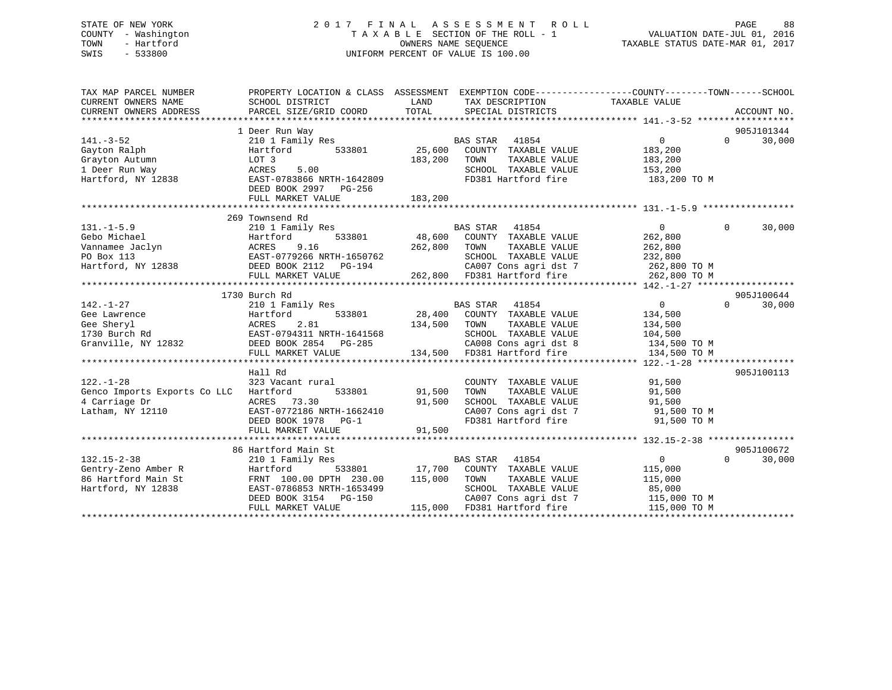STATE OF NEW YORK
COUNTY - Washington
TOWN - Hartford
SWIS - 533800

# 2017 FINAL ASSESSMENT ROLL

TAXABLE SECTION OF THE ROLL - 1
OWNERS NAME SEQUENCE
UNIFORM PERCENT OF VALUE IS 100.00

VALUATION DATE-JUL 01, 2016
TAXABLE STATUS DATE-MAR 01, 2017

```
TAX MAP PARCEL NUMBER          PROPERTY LOCATION & CLASS  ASSESSMENT  EXEMPTION CODE------------------COUNTY--------TOWN------SCHOOL
CURRENT OWNERS NAME            SCHOOL DISTRICT              LAND      TAX DESCRIPTION                 TAXABLE VALUE
CURRENT OWNERS ADDRESS         PARCEL SIZE/GRID COORD       TOTAL     SPECIAL DISTRICTS                                  ACCOUNT NO.
******************************************************************************************************* 141.-3-52 ******************
                               1 Deer Run Way                                                                        905J101344
141.-3-52                      210 1 Family Res                       BAS STAR   41854                  0          0      30,000
Gayton Ralph                   Hartford        533801       25,600    COUNTY  TAXABLE VALUE           183,200
Grayton Autumn                 LOT 3                       183,200    TOWN    TAXABLE VALUE           183,200
1 Deer Run Way                 ACRES    5.00                          SCHOOL  TAXABLE VALUE           153,200
Hartford, NY 12838             EAST-0783866 NRTH-1642809              FD381 Hartford fire             183,200 TO M
                               DEED BOOK 2997   PG-256
                               FULL MARKET VALUE           183,200
******************************************************************************************************* 131.-1-5.9 *****************
                               269 Townsend Rd
131.-1-5.9                     210 1 Family Res                       BAS STAR   41854                  0          0      30,000
Gebo Michael                   Hartford        533801       48,600    COUNTY  TAXABLE VALUE           262,800
Vannamee Jaclyn                ACRES    9.16               262,800    TOWN    TAXABLE VALUE           262,800
PO Box 113                     EAST-0779266 NRTH-1650762              SCHOOL  TAXABLE VALUE           232,800
Hartford, NY 12838             DEED BOOK 2112   PG-194                CA007 Cons agri dst 7           262,800 TO M
                               FULL MARKET VALUE           262,800    FD381 Hartford fire             262,800 TO M
******************************************************************************************************* 142.-1-27 ******************
                               1730 Burch Rd                                                                         905J100644
142.-1-27                      210 1 Family Res                       BAS STAR   41854                  0          0      30,000
Gee Lawrence                   Hartford        533801       28,400    COUNTY  TAXABLE VALUE           134,500
Gee Sheryl                     ACRES    2.81               134,500    TOWN    TAXABLE VALUE           134,500
1730 Burch Rd                  EAST-0794311 NRTH-1641568              SCHOOL  TAXABLE VALUE           104,500
Granville, NY 12832            DEED BOOK 2854   PG-285                CA008 Cons agri dst 8           134,500 TO M
                               FULL MARKET VALUE           134,500    FD381 Hartford fire             134,500 TO M
******************************************************************************************************* 122.-1-28 ******************
                               Hall Rd                                                                               905J100113
122.-1-28                      323 Vacant rural                       COUNTY  TAXABLE VALUE            91,500
Genco Imports Exports Co LLC   Hartford        533801       91,500    TOWN    TAXABLE VALUE            91,500
4 Carriage Dr                  ACRES   73.30                91,500    SCHOOL  TAXABLE VALUE            91,500
Latham, NY 12110               EAST-0772186 NRTH-1662410              CA007 Cons agri dst 7            91,500 TO M
                               DEED BOOK 1978   PG-1                  FD381 Hartford fire              91,500 TO M
                               FULL MARKET VALUE            91,500
******************************************************************************************************* 132.15-2-38 ****************
                               86 Hartford Main St                                                                   905J100672
132.15-2-38                    210 1 Family Res                       BAS STAR   41854                  0          0      30,000
Gentry-Zeno Amber R            Hartford        533801       17,700    COUNTY  TAXABLE VALUE           115,000
86 Hartford Main St            FRNT 100.00 DPTH 230.00     115,000    TOWN    TAXABLE VALUE           115,000
Hartford, NY 12838             EAST-0786853 NRTH-1653499              SCHOOL  TAXABLE VALUE            85,000
                               DEED BOOK 3154   PG-150                CA007 Cons agri dst 7           115,000 TO M
                               FULL MARKET VALUE           115,000    FD381 Hartford fire             115,000 TO M
************************************************************************************************************************************
```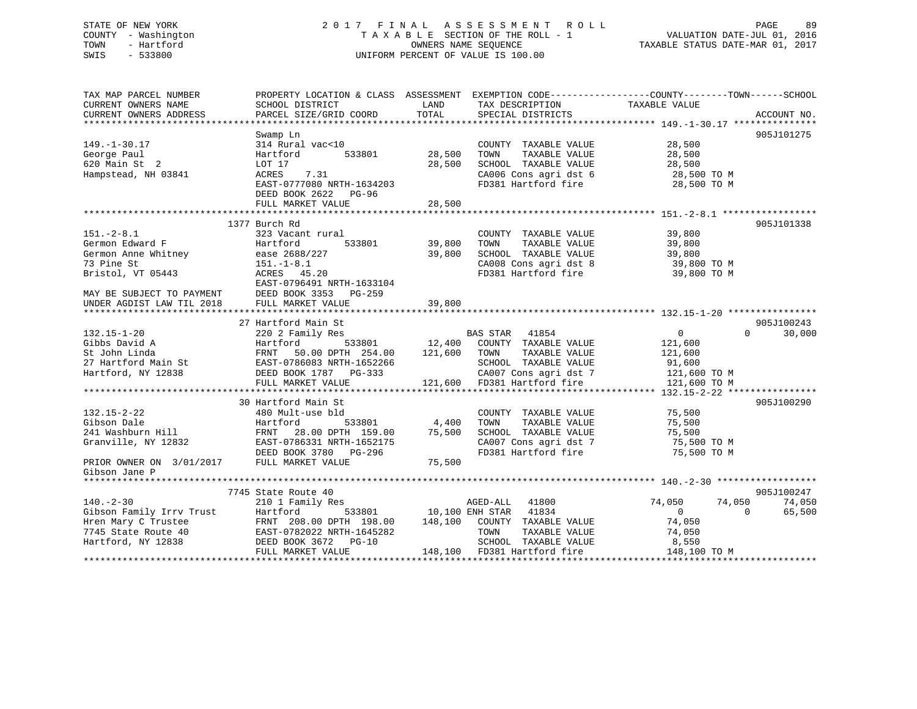STATE OF NEW YORK
COUNTY - Washington
TOWN - Hartford
SWIS - 533800

# 2017 FINAL ASSESSMENT ROLL
TAXABLE SECTION OF THE ROLL - 1
OWNERS NAME SEQUENCE
UNIFORM PERCENT OF VALUE IS 100.00

VALUATION DATE-JUL 01, 2016
TAXABLE STATUS DATE-MAR 01, 2017

| TAX MAP PARCEL NUMBER / CURRENT OWNERS NAME / CURRENT OWNERS ADDRESS | PROPERTY LOCATION & CLASS / SCHOOL DISTRICT / PARCEL SIZE/GRID COORD | ASSESSMENT LAND | TOTAL | EXEMPTION CODE / TAX DESCRIPTION / SPECIAL DISTRICTS | COUNTY TAXABLE VALUE | TOWN | SCHOOL | ACCOUNT NO. |
|---|---|---|---|---|---|---|---|---|
| 149.-1-30.17 | Swamp Ln | | | | | | | 905J101275 |
| 149.-1-30.17 | 314 Rural vac<10 | | | COUNTY TAXABLE VALUE | 28,500 | | | |
| George Paul | Hartford 533801 | 28,500 | | TOWN TAXABLE VALUE | 28,500 | | | |
| 620 Main St 2 | LOT 17 | | 28,500 | SCHOOL TAXABLE VALUE | 28,500 | | | |
| Hampstead, NH 03841 | ACRES 7.31 | | | CA006 Cons agri dst 6 | 28,500 TO M | | | |
| | EAST-0777080 NRTH-1634203 | | | FD381 Hartford fire | 28,500 TO M | | | |
| | DEED BOOK 2622 PG-96 | | | | | | | |
| | FULL MARKET VALUE | | 28,500 | | | | | |
| 151.-2-8.1 | 1377 Burch Rd | | | | | | | 905J101338 |
| 151.-2-8.1 | 323 Vacant rural | | | COUNTY TAXABLE VALUE | 39,800 | | | |
| Germon Edward F | Hartford 533801 | 39,800 | | TOWN TAXABLE VALUE | 39,800 | | | |
| Germon Anne Whitney | ease 2688/227 | | 39,800 | SCHOOL TAXABLE VALUE | 39,800 | | | |
| 73 Pine St | 151.-1-8.1 | | | CA008 Cons agri dst 8 | 39,800 TO M | | | |
| Bristol, VT 05443 | ACRES 45.20 | | | FD381 Hartford fire | 39,800 TO M | | | |
| | EAST-0796491 NRTH-1633104 | | | | | | | |
| MAY BE SUBJECT TO PAYMENT | DEED BOOK 3353 PG-259 | | | | | | | |
| UNDER AGDIST LAW TIL 2018 | FULL MARKET VALUE | | 39,800 | | | | | |
| 132.15-1-20 | 27 Hartford Main St | | | | | | | 905J100243 |
| 132.15-1-20 | 220 2 Family Res | | | BAS STAR 41854 | 0 | 0 | 30,000 | |
| Gibbs David A | Hartford 533801 | 12,400 | | COUNTY TAXABLE VALUE | 121,600 | | | |
| St John Linda | FRNT 50.00 DPTH 254.00 | | 121,600 | TOWN TAXABLE VALUE | 121,600 | | | |
| 27 Hartford Main St | EAST-0786083 NRTH-1652266 | | | SCHOOL TAXABLE VALUE | 91,600 | | | |
| Hartford, NY 12838 | DEED BOOK 1787 PG-333 | | | CA007 Cons agri dst 7 | 121,600 TO M | | | |
| | FULL MARKET VALUE | | 121,600 | FD381 Hartford fire | 121,600 TO M | | | |
| 132.15-2-22 | 30 Hartford Main St | | | | | | | 905J100290 |
| 132.15-2-22 | 480 Mult-use bld | | | COUNTY TAXABLE VALUE | 75,500 | | | |
| Gibson Dale | Hartford 533801 | 4,400 | | TOWN TAXABLE VALUE | 75,500 | | | |
| 241 Washburn Hill | FRNT 28.00 DPTH 159.00 | | 75,500 | SCHOOL TAXABLE VALUE | 75,500 | | | |
| Granville, NY 12832 | EAST-0786331 NRTH-1652175 | | | CA007 Cons agri dst 7 | 75,500 TO M | | | |
| | DEED BOOK 3780 PG-296 | | | FD381 Hartford fire | 75,500 TO M | | | |
| PRIOR OWNER ON 3/01/2017 | FULL MARKET VALUE | | 75,500 | | | | | |
| Gibson Jane P | | | | | | | | |
| 140.-2-30 | 7745 State Route 40 | | | | | | | 905J100247 |
| 140.-2-30 | 210 1 Family Res | | | AGED-ALL 41800 | 74,050 | 74,050 | 74,050 | |
| Gibson Family Irrv Trust | Hartford 533801 | 10,100 | | ENH STAR 41834 | 0 | 0 | 65,500 | |
| Hren Mary C Trustee | FRNT 208.00 DPTH 198.00 | | 148,100 | COUNTY TAXABLE VALUE | 74,050 | | | |
| 7745 State Route 40 | EAST-0782022 NRTH-1645282 | | | TOWN TAXABLE VALUE | 74,050 | | | |
| Hartford, NY 12838 | DEED BOOK 3672 PG-10 | | | SCHOOL TAXABLE VALUE | 8,550 | | | |
| | FULL MARKET VALUE | | 148,100 | FD381 Hartford fire | 148,100 TO M | | | |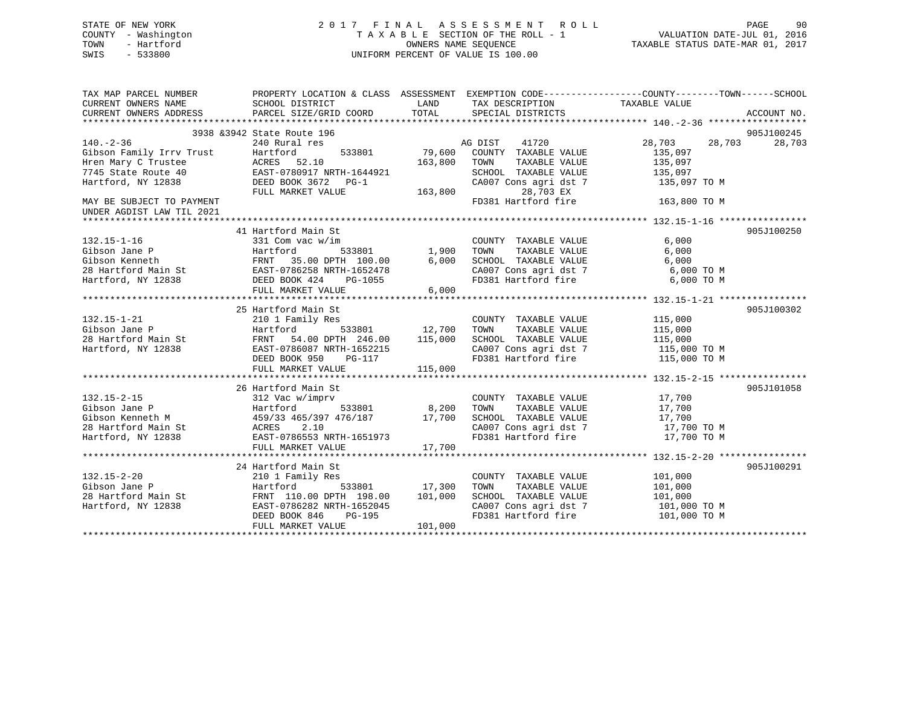STATE OF NEW YORK
COUNTY - Washington
TOWN - Hartford
SWIS - 533800

# 2017 FINAL ASSESSMENT ROLL

TAXABLE SECTION OF THE ROLL - 1
OWNERS NAME SEQUENCE
UNIFORM PERCENT OF VALUE IS 100.00

VALUATION DATE-JUL 01, 2016
TAXABLE STATUS DATE-MAR 01, 2017

| TAX MAP PARCEL NUMBER / CURRENT OWNERS NAME / CURRENT OWNERS ADDRESS | PROPERTY LOCATION & CLASS / SCHOOL DISTRICT / PARCEL SIZE/GRID COORD | ASSESSMENT LAND | TOTAL | EXEMPTION CODE / TAX DESCRIPTION / SPECIAL DISTRICTS | COUNTY TAXABLE VALUE | TOWN | SCHOOL | ACCOUNT NO. |
|---|---|---|---|---|---|---|---|---|
| | 3938 &3942 State Route 196 | | | | | | | 905J100245 |
| 140.-2-36 | 240 Rural res | | | AG DIST 41720 | 28,703 | 28,703 | 28,703 | |
| Gibson Family Irrv Trust | Hartford 533801 | 79,600 | | COUNTY TAXABLE VALUE | 135,097 | | | |
| Hren Mary C Trustee | ACRES 52.10 | | 163,800 | TOWN TAXABLE VALUE | 135,097 | | | |
| 7745 State Route 40 | EAST-0780917 NRTH-1644921 | | | SCHOOL TAXABLE VALUE | 135,097 | | | |
| Hartford, NY 12838 | DEED BOOK 3672 PG-1 | | | CA007 Cons agri dst 7 | 135,097 TO M | | | |
| | FULL MARKET VALUE | | 163,800 | 28,703 EX | | | | |
| MAY BE SUBJECT TO PAYMENT | | | | FD381 Hartford fire | 163,800 TO M | | | |
| UNDER AGDIST LAW TIL 2021 | | | | | | | | |
| | 41 Hartford Main St | | | | | | | 905J100250 |
| 132.15-1-16 | 331 Com vac w/im | | | COUNTY TAXABLE VALUE | 6,000 | | | |
| Gibson Jane P | Hartford 533801 | 1,900 | | TOWN TAXABLE VALUE | 6,000 | | | |
| Gibson Kenneth | FRNT 35.00 DPTH 100.00 | | 6,000 | SCHOOL TAXABLE VALUE | 6,000 | | | |
| 28 Hartford Main St | EAST-0786258 NRTH-1652478 | | | CA007 Cons agri dst 7 | 6,000 TO M | | | |
| Hartford, NY 12838 | DEED BOOK 424 PG-1055 | | | FD381 Hartford fire | 6,000 TO M | | | |
| | FULL MARKET VALUE | | 6,000 | | | | | |
| | 25 Hartford Main St | | | | | | | 905J100302 |
| 132.15-1-21 | 210 1 Family Res | | | COUNTY TAXABLE VALUE | 115,000 | | | |
| Gibson Jane P | Hartford 533801 | 12,700 | | TOWN TAXABLE VALUE | 115,000 | | | |
| 28 Hartford Main St | FRNT 54.00 DPTH 246.00 | | 115,000 | SCHOOL TAXABLE VALUE | 115,000 | | | |
| Hartford, NY 12838 | EAST-0786087 NRTH-1652215 | | | CA007 Cons agri dst 7 | 115,000 TO M | | | |
| | DEED BOOK 950 PG-117 | | | FD381 Hartford fire | 115,000 TO M | | | |
| | FULL MARKET VALUE | | 115,000 | | | | | |
| | 26 Hartford Main St | | | | | | | 905J101058 |
| 132.15-2-15 | 312 Vac w/imprv | | | COUNTY TAXABLE VALUE | 17,700 | | | |
| Gibson Jane P | Hartford 533801 | 8,200 | | TOWN TAXABLE VALUE | 17,700 | | | |
| Gibson Kenneth M | 459/33 465/397 476/187 | | 17,700 | SCHOOL TAXABLE VALUE | 17,700 | | | |
| 28 Hartford Main St | ACRES 2.10 | | | CA007 Cons agri dst 7 | 17,700 TO M | | | |
| Hartford, NY 12838 | EAST-0786553 NRTH-1651973 | | | FD381 Hartford fire | 17,700 TO M | | | |
| | FULL MARKET VALUE | | 17,700 | | | | | |
| | 24 Hartford Main St | | | | | | | 905J100291 |
| 132.15-2-20 | 210 1 Family Res | | | COUNTY TAXABLE VALUE | 101,000 | | | |
| Gibson Jane P | Hartford 533801 | 17,300 | | TOWN TAXABLE VALUE | 101,000 | | | |
| 28 Hartford Main St | FRNT 110.00 DPTH 198.00 | | 101,000 | SCHOOL TAXABLE VALUE | 101,000 | | | |
| Hartford, NY 12838 | EAST-0786282 NRTH-1652045 | | | CA007 Cons agri dst 7 | 101,000 TO M | | | |
| | DEED BOOK 846 PG-195 | | | FD381 Hartford fire | 101,000 TO M | | | |
| | FULL MARKET VALUE | | 101,000 | | | | | |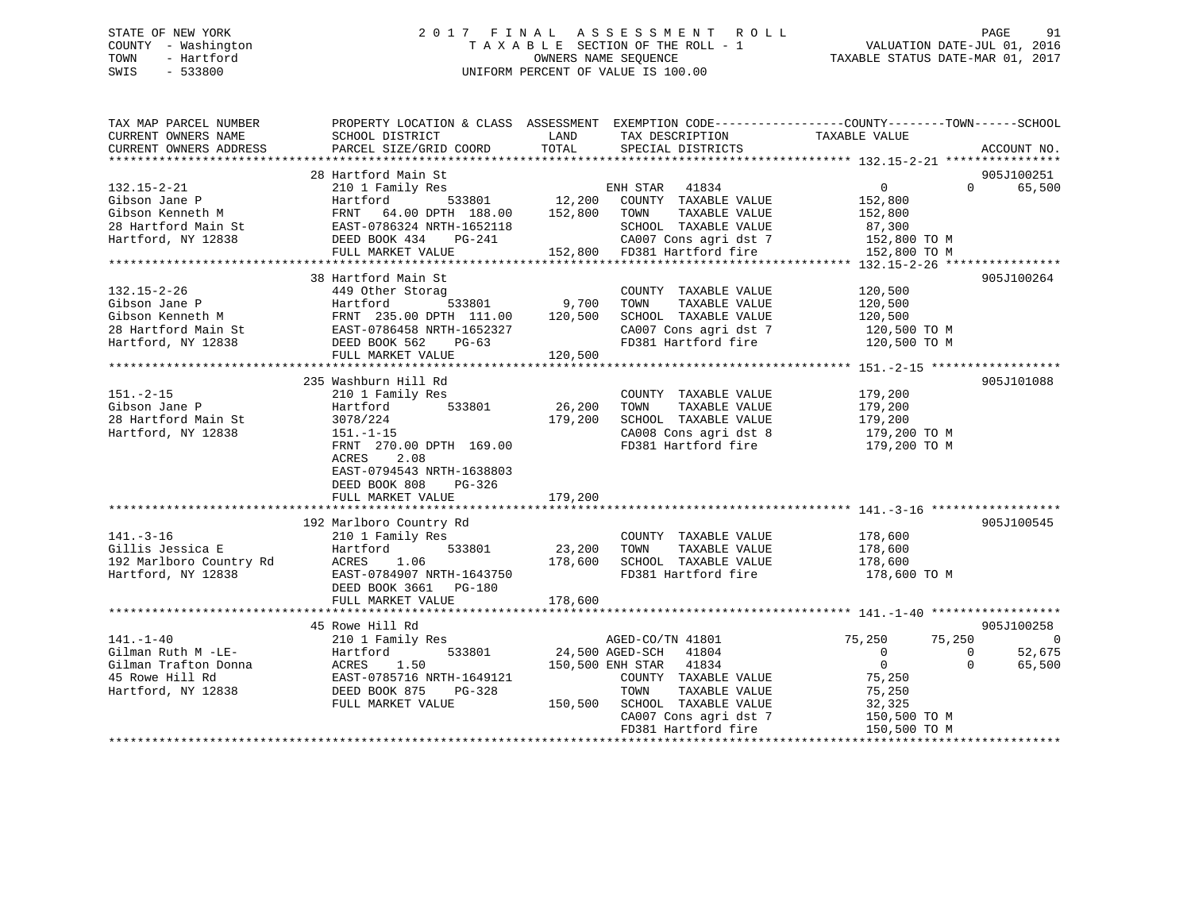STATE OF NEW YORK
COUNTY - Washington
TOWN - Hartford
SWIS - 533800

# 2017 FINAL ASSESSMENT ROLL

TAXABLE SECTION OF THE ROLL - 1
OWNERS NAME SEQUENCE
UNIFORM PERCENT OF VALUE IS 100.00

VALUATION DATE-JUL 01, 2016
TAXABLE STATUS DATE-MAR 01, 2017

| TAX MAP PARCEL NUMBER / CURRENT OWNERS NAME / CURRENT OWNERS ADDRESS | PROPERTY LOCATION & CLASS / SCHOOL DISTRICT / PARCEL SIZE/GRID COORD | ASSESSMENT LAND / TOTAL | EXEMPTION CODE / TAX DESCRIPTION / SPECIAL DISTRICTS | COUNTY TAXABLE VALUE | TOWN | SCHOOL | ACCOUNT NO. |
|---|---|---|---|---|---|---|---|
| 132.15-2-21 | 28 Hartford Main St | | | | | | 905J100251 |
| | 210 1 Family Res | | ENH STAR 41834 | 0 | 0 | 65,500 | |
| Gibson Jane P | Hartford 533801 | 12,200 | COUNTY TAXABLE VALUE | 152,800 | | | |
| Gibson Kenneth M | FRNT 64.00 DPTH 188.00 | 152,800 | TOWN TAXABLE VALUE | 152,800 | | | |
| 28 Hartford Main St | EAST-0786324 NRTH-1652118 | | SCHOOL TAXABLE VALUE | 87,300 | | | |
| Hartford, NY 12838 | DEED BOOK 434 PG-241 | | CA007 Cons agri dst 7 | 152,800 TO M | | | |
| | FULL MARKET VALUE | 152,800 | FD381 Hartford fire | 152,800 TO M | | | |
| 132.15-2-26 | 38 Hartford Main St | | | | | | 905J100264 |
| | 449 Other Storag | | COUNTY TAXABLE VALUE | 120,500 | | | |
| Gibson Jane P | Hartford 533801 | 9,700 | TOWN TAXABLE VALUE | 120,500 | | | |
| Gibson Kenneth M | FRNT 235.00 DPTH 111.00 | 120,500 | SCHOOL TAXABLE VALUE | 120,500 | | | |
| 28 Hartford Main St | EAST-0786458 NRTH-1652327 | | CA007 Cons agri dst 7 | 120,500 TO M | | | |
| Hartford, NY 12838 | DEED BOOK 562 PG-63 | | FD381 Hartford fire | 120,500 TO M | | | |
| | FULL MARKET VALUE | 120,500 | | | | | |
| 151.-2-15 | 235 Washburn Hill Rd | | | | | | 905J101088 |
| | 210 1 Family Res | | COUNTY TAXABLE VALUE | 179,200 | | | |
| Gibson Jane P | Hartford 533801 | 26,200 | TOWN TAXABLE VALUE | 179,200 | | | |
| 28 Hartford Main St | 3078/224 | 179,200 | SCHOOL TAXABLE VALUE | 179,200 | | | |
| Hartford, NY 12838 | 151.-1-15 | | CA008 Cons agri dst 8 | 179,200 TO M | | | |
| | FRNT 270.00 DPTH 169.00 | | FD381 Hartford fire | 179,200 TO M | | | |
| | ACRES 2.08 | | | | | | |
| | EAST-0794543 NRTH-1638803 | | | | | | |
| | DEED BOOK 808 PG-326 | | | | | | |
| | FULL MARKET VALUE | 179,200 | | | | | |
| 141.-3-16 | 192 Marlboro Country Rd | | | | | | 905J100545 |
| | 210 1 Family Res | | COUNTY TAXABLE VALUE | 178,600 | | | |
| Gillis Jessica E | Hartford 533801 | 23,200 | TOWN TAXABLE VALUE | 178,600 | | | |
| 192 Marlboro Country Rd | ACRES 1.06 | 178,600 | SCHOOL TAXABLE VALUE | 178,600 | | | |
| Hartford, NY 12838 | EAST-0784907 NRTH-1643750 | | FD381 Hartford fire | 178,600 TO M | | | |
| | DEED BOOK 3661 PG-180 | | | | | | |
| | FULL MARKET VALUE | 178,600 | | | | | |
| 141.-1-40 | 45 Rowe Hill Rd | | | | | | 905J100258 |
| | 210 1 Family Res | | AGED-CO/TN 41801 | 75,250 | 75,250 | 0 | |
| Gilman Ruth M -LE- | Hartford 533801 | 24,500 | AGED-SCH 41804 | 0 | 0 | 52,675 | |
| Gilman Trafton Donna | ACRES 1.50 | 150,500 | ENH STAR 41834 | 0 | 0 | 65,500 | |
| 45 Rowe Hill Rd | EAST-0785716 NRTH-1649121 | | COUNTY TAXABLE VALUE | 75,250 | | | |
| Hartford, NY 12838 | DEED BOOK 875 PG-328 | | TOWN TAXABLE VALUE | 75,250 | | | |
| | FULL MARKET VALUE | 150,500 | SCHOOL TAXABLE VALUE | 32,325 | | | |
| | | | CA007 Cons agri dst 7 | 150,500 TO M | | | |
| | | | FD381 Hartford fire | 150,500 TO M | | | |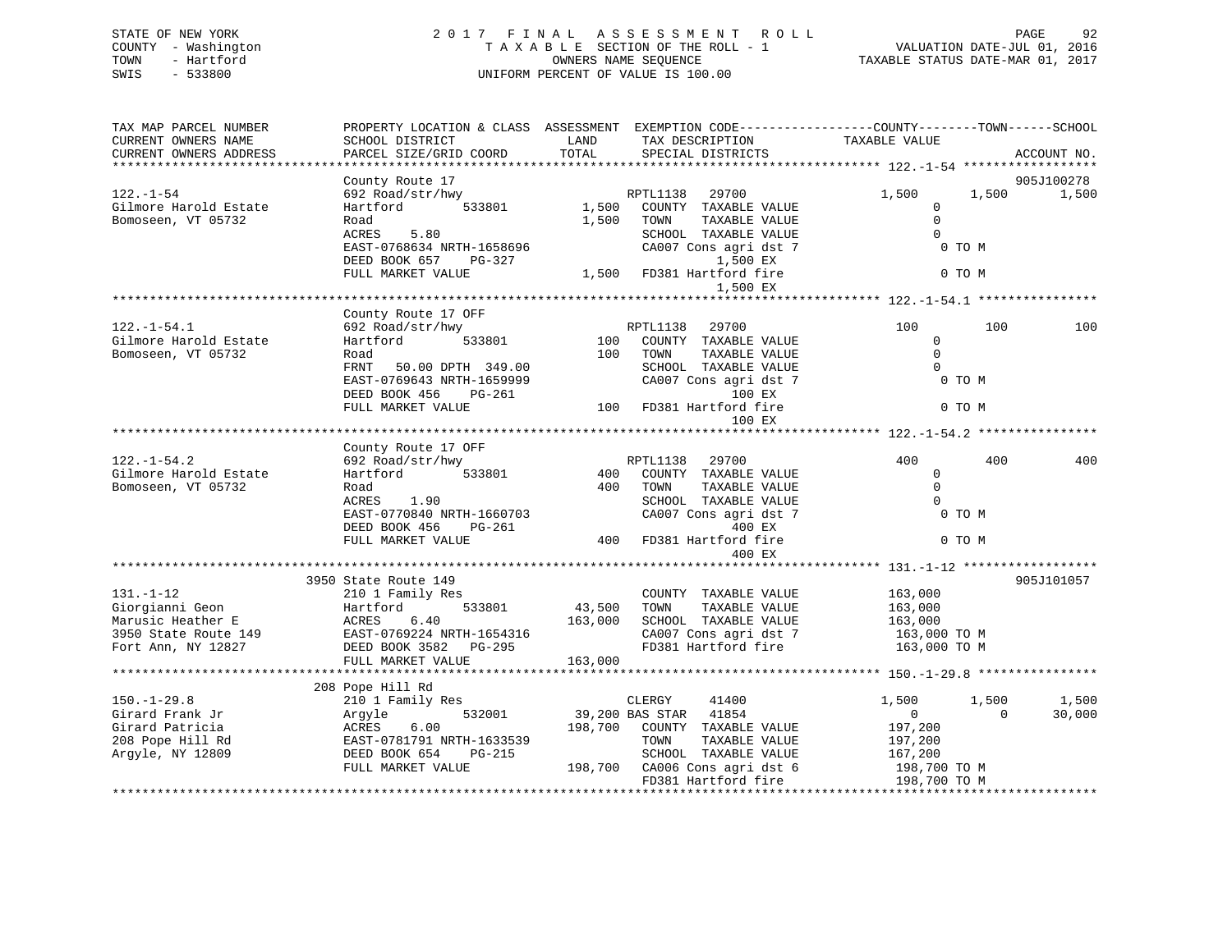STATE OF NEW YORK
COUNTY - Washington
TOWN - Hartford
SWIS - 533800

# 2017 FINAL ASSESSMENT ROLL

TAXABLE SECTION OF THE ROLL - 1
OWNERS NAME SEQUENCE
UNIFORM PERCENT OF VALUE IS 100.00

VALUATION DATE-JUL 01, 2016
TAXABLE STATUS DATE-MAR 01, 2017

| TAX MAP PARCEL NUMBER / CURRENT OWNERS NAME / CURRENT OWNERS ADDRESS | PROPERTY LOCATION & CLASS / SCHOOL DISTRICT / PARCEL SIZE/GRID COORD | ASSESSMENT LAND / TOTAL | EXEMPTION CODE / TAX DESCRIPTION / SPECIAL DISTRICTS | COUNTY TAXABLE VALUE | TOWN | SCHOOL | ACCOUNT NO. |
|---|---|---|---|---|---|---|---|
| **122.-1-54** | County Route 17 | | | | | | 905J100278 |
| 122.-1-54 | 692 Road/str/hwy | | RPTL1138 29700 | 1,500 | 1,500 | 1,500 | |
| Gilmore Harold Estate | Hartford 533801 | 1,500 | COUNTY TAXABLE VALUE | 0 | | | |
| Bomoseen, VT 05732 | Road | 1,500 | TOWN TAXABLE VALUE | 0 | | | |
| | ACRES 5.80 | | SCHOOL TAXABLE VALUE | 0 | | | |
| | EAST-0768634 NRTH-1658696 | | CA007 Cons agri dst 7 | 0 TO M | | | |
| | DEED BOOK 657 PG-327 | | 1,500 EX | | | | |
| | FULL MARKET VALUE | 1,500 | FD381 Hartford fire | 0 TO M | | | |
| | | | 1,500 EX | | | | |
| **122.-1-54.1** | County Route 17 OFF | | | | | | |
| 122.-1-54.1 | 692 Road/str/hwy | | RPTL1138 29700 | 100 | 100 | 100 | |
| Gilmore Harold Estate | Hartford 533801 | 100 | COUNTY TAXABLE VALUE | 0 | | | |
| Bomoseen, VT 05732 | Road | 100 | TOWN TAXABLE VALUE | 0 | | | |
| | FRNT 50.00 DPTH 349.00 | | SCHOOL TAXABLE VALUE | 0 | | | |
| | EAST-0769643 NRTH-1659999 | | CA007 Cons agri dst 7 | 0 TO M | | | |
| | DEED BOOK 456 PG-261 | | 100 EX | | | | |
| | FULL MARKET VALUE | 100 | FD381 Hartford fire | 0 TO M | | | |
| | | | 100 EX | | | | |
| **122.-1-54.2** | County Route 17 OFF | | | | | | |
| 122.-1-54.2 | 692 Road/str/hwy | | RPTL1138 29700 | 400 | 400 | 400 | |
| Gilmore Harold Estate | Hartford 533801 | 400 | COUNTY TAXABLE VALUE | 0 | | | |
| Bomoseen, VT 05732 | Road | 400 | TOWN TAXABLE VALUE | 0 | | | |
| | ACRES 1.90 | | SCHOOL TAXABLE VALUE | 0 | | | |
| | EAST-0770840 NRTH-1660703 | | CA007 Cons agri dst 7 | 0 TO M | | | |
| | DEED BOOK 456 PG-261 | | 400 EX | | | | |
| | FULL MARKET VALUE | 400 | FD381 Hartford fire | 0 TO M | | | |
| | | | 400 EX | | | | |
| **131.-1-12** | 3950 State Route 149 | | | | | | 905J101057 |
| 131.-1-12 | 210 1 Family Res | | COUNTY TAXABLE VALUE | 163,000 | | | |
| Giorgianni Geon | Hartford 533801 | 43,500 | TOWN TAXABLE VALUE | 163,000 | | | |
| Marusic Heather E | ACRES 6.40 | 163,000 | SCHOOL TAXABLE VALUE | 163,000 | | | |
| 3950 State Route 149 | EAST-0769224 NRTH-1654316 | | CA007 Cons agri dst 7 | 163,000 TO M | | | |
| Fort Ann, NY 12827 | DEED BOOK 3582 PG-295 | | FD381 Hartford fire | 163,000 TO M | | | |
| | FULL MARKET VALUE | 163,000 | | | | | |
| **150.-1-29.8** | 208 Pope Hill Rd | | | | | | |
| 150.-1-29.8 | 210 1 Family Res | | CLERGY 41400 | 1,500 | 1,500 | 1,500 | |
| Girard Frank Jr | Argyle 532001 | 39,200 | BAS STAR 41854 | 0 | 0 | 30,000 | |
| Girard Patricia | ACRES 6.00 | 198,700 | COUNTY TAXABLE VALUE | 197,200 | | | |
| 208 Pope Hill Rd | EAST-0781791 NRTH-1633539 | | TOWN TAXABLE VALUE | 197,200 | | | |
| Argyle, NY 12809 | DEED BOOK 654 PG-215 | | SCHOOL TAXABLE VALUE | 167,200 | | | |
| | FULL MARKET VALUE | 198,700 | CA006 Cons agri dst 6 | 198,700 TO M | | | |
| | | | FD381 Hartford fire | 198,700 TO M | | | |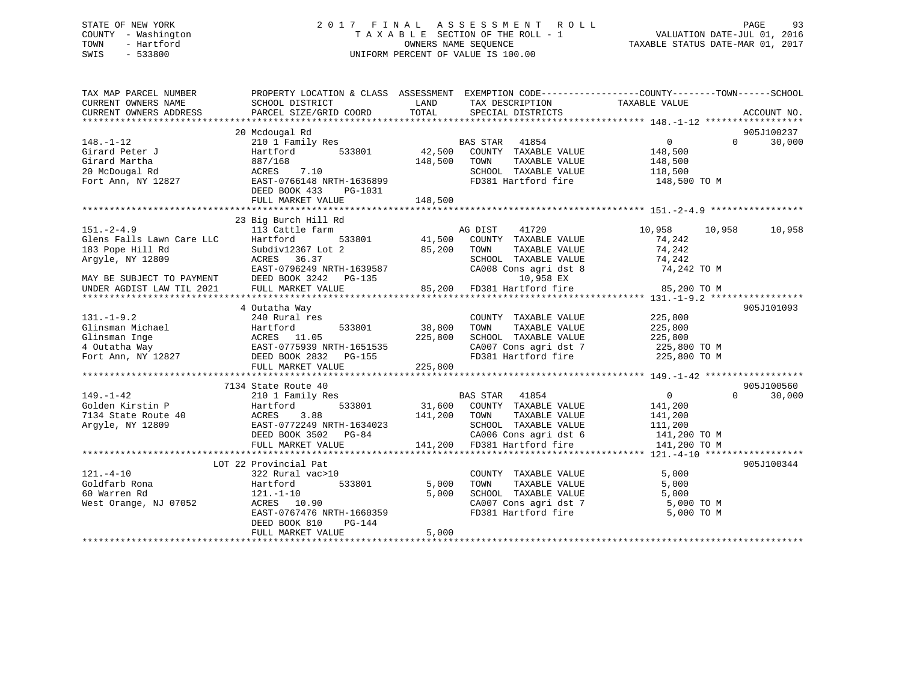STATE OF NEW YORK
COUNTY - Washington
TOWN - Hartford
SWIS - 533800

# 2017 FINAL ASSESSMENT ROLL

TAXABLE SECTION OF THE ROLL - 1
OWNERS NAME SEQUENCE
UNIFORM PERCENT OF VALUE IS 100.00

VALUATION DATE-JUL 01, 2016
TAXABLE STATUS DATE-MAR 01, 2017

```
TAX MAP PARCEL NUMBER          PROPERTY LOCATION & CLASS  ASSESSMENT  EXEMPTION CODE-----------------COUNTY--------TOWN------SCHOOL
CURRENT OWNERS NAME            SCHOOL DISTRICT               LAND      TAX DESCRIPTION            TAXABLE VALUE
CURRENT OWNERS ADDRESS         PARCEL SIZE/GRID COORD        TOTAL     SPECIAL DISTRICTS                                    ACCOUNT NO.
*********************************************************************************************************** 148.-1-12 ******************
                              20 Mcdougal Rd                                                                                905J100237
148.-1-12                     210 1 Family Res                      BAS STAR  41854                  0              0       30,000
Girard Peter J                Hartford        533801     42,500     COUNTY  TAXABLE VALUE          148,500
Girard Martha                 887/168                   148,500     TOWN    TAXABLE VALUE          148,500
20 McDougal Rd                ACRES    7.10                         SCHOOL  TAXABLE VALUE          118,500
Fort Ann, NY 12827            EAST-0766148 NRTH-1636899             FD381 Hartford fire            148,500 TO M
                              DEED BOOK 433    PG-1031
                              FULL MARKET VALUE         148,500
*********************************************************************************************************** 151.-2-4.9 *****************
                              23 Big Burch Hill Rd
151.-2-4.9                    113 Cattle farm                       AG DIST    41720              10,958        10,958       10,958
Glens Falls Lawn Care LLC     Hartford        533801     41,500     COUNTY  TAXABLE VALUE           74,242
183 Pope Hill Rd              Subdiv12367 Lot 2          85,200     TOWN    TAXABLE VALUE           74,242
Argyle, NY 12809              ACRES   36.37                         SCHOOL  TAXABLE VALUE           74,242
                              EAST-0796249 NRTH-1639587             CA008 Cons agri dst 8           74,242 TO M
MAY BE SUBJECT TO PAYMENT     DEED BOOK 3242   PG-135                      10,958 EX
UNDER AGDIST LAW TIL 2021     FULL MARKET VALUE          85,200     FD381 Hartford fire             85,200 TO M
*********************************************************************************************************** 131.-1-9.2 *****************
                              4 Outatha Way                                                                                 905J101093
131.-1-9.2                    240 Rural res                         COUNTY  TAXABLE VALUE          225,800
Glinsman Michael              Hartford        533801     38,800     TOWN    TAXABLE VALUE          225,800
Glinsman Inge                 ACRES   11.05             225,800     SCHOOL  TAXABLE VALUE          225,800
4 Outatha Way                 EAST-0775939 NRTH-1651535             CA007 Cons agri dst 7          225,800 TO M
Fort Ann, NY 12827            DEED BOOK 2832   PG-155               FD381 Hartford fire            225,800 TO M
                              FULL MARKET VALUE         225,800
*********************************************************************************************************** 149.-1-42 ******************
                              7134 State Route 40                                                                           905J100560
149.-1-42                     210 1 Family Res                      BAS STAR  41854                  0              0       30,000
Golden Kirstin P              Hartford        533801     31,600     COUNTY  TAXABLE VALUE          141,200
7134 State Route 40           ACRES    3.88             141,200     TOWN    TAXABLE VALUE          141,200
Argyle, NY 12809              EAST-0772249 NRTH-1634023             SCHOOL  TAXABLE VALUE          111,200
                              DEED BOOK 3502   PG-84                CA006 Cons agri dst 6          141,200 TO M
                              FULL MARKET VALUE         141,200     FD381 Hartford fire            141,200 TO M
*********************************************************************************************************** 121.-4-10 ******************
                              LOT 22 Provincial Pat                                                                         905J100344
121.-4-10                     322 Rural vac>10                      COUNTY  TAXABLE VALUE            5,000
Goldfarb Rona                 Hartford        533801      5,000     TOWN    TAXABLE VALUE            5,000
60 Warren Rd                  121.-1-10                   5,000     SCHOOL  TAXABLE VALUE            5,000
West Orange, NJ 07052         ACRES   10.90                         CA007 Cons agri dst 7            5,000 TO M
                              EAST-0767476 NRTH-1660359             FD381 Hartford fire              5,000 TO M
                              DEED BOOK 810    PG-144
                              FULL MARKET VALUE           5,000
********************************************************************************************************************************************
```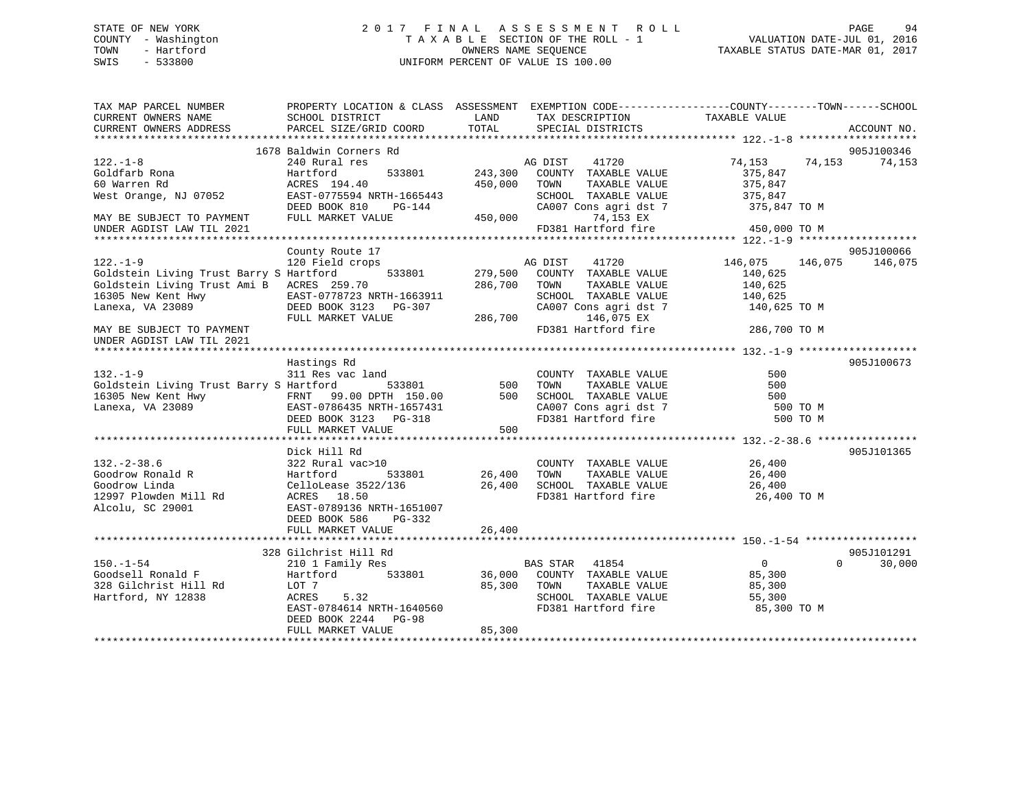STATE OF NEW YORK
COUNTY - Washington
TOWN - Hartford
SWIS - 533800

# 2017 FINAL ASSESSMENT ROLL

TAXABLE SECTION OF THE ROLL - 1
OWNERS NAME SEQUENCE
UNIFORM PERCENT OF VALUE IS 100.00

VALUATION DATE-JUL 01, 2016
TAXABLE STATUS DATE-MAR 01, 2017

```
TAX MAP PARCEL NUMBER          PROPERTY LOCATION & CLASS  ASSESSMENT  EXEMPTION CODE-----------------COUNTY--------TOWN------SCHOOL
CURRENT OWNERS NAME            SCHOOL DISTRICT               LAND      TAX DESCRIPTION            TAXABLE VALUE
CURRENT OWNERS ADDRESS         PARCEL SIZE/GRID COORD        TOTAL     SPECIAL DISTRICTS                                   ACCOUNT NO.
******************************************************************************************************* 122.-1-8 *******************
                       1678 Baldwin Corners Rd                                                                          905J100346
122.-1-8                       240 Rural res                            AG DIST    41720            74,153     74,153     74,153
Goldfarb Rona                  Hartford          533801      243,300    COUNTY  TAXABLE VALUE         375,847
60 Warren Rd                   ACRES 194.40                  450,000    TOWN    TAXABLE VALUE         375,847
West Orange, NJ 07052          EAST-0775594 NRTH-1665443               SCHOOL  TAXABLE VALUE         375,847
                               DEED BOOK 810    PG-144                 CA007 Cons agri dst 7          375,847 TO M
MAY BE SUBJECT TO PAYMENT      FULL MARKET VALUE             450,000           74,153 EX
UNDER AGDIST LAW TIL 2021                                               FD381 Hartford fire            450,000 TO M
******************************************************************************************************* 122.-1-9 *******************
                       County Route 17                                                                                  905J100066
122.-1-9                       120 Field crops                          AG DIST    41720           146,075    146,075    146,075
Goldstein Living Trust Barry S Hartford          533801      279,500    COUNTY  TAXABLE VALUE         140,625
Goldstein Living Trust Ami B   ACRES 259.70                  286,700    TOWN    TAXABLE VALUE         140,625
16305 New Kent Hwy             EAST-0778723 NRTH-1663911               SCHOOL  TAXABLE VALUE         140,625
Lanexa, VA 23089               DEED BOOK 3123   PG-307                 CA007 Cons agri dst 7          140,625 TO M
                               FULL MARKET VALUE             286,700          146,075 EX
MAY BE SUBJECT TO PAYMENT                                               FD381 Hartford fire            286,700 TO M
UNDER AGDIST LAW TIL 2021
******************************************************************************************************* 132.-1-9 *******************
                       Hastings Rd                                                                                      905J100673
132.-1-9                       311 Res vac land                         COUNTY  TAXABLE VALUE             500
Goldstein Living Trust Barry S Hartford          533801          500    TOWN    TAXABLE VALUE             500
16305 New Kent Hwy             FRNT   99.00 DPTH 150.00          500    SCHOOL  TAXABLE VALUE             500
Lanexa, VA 23089               EAST-0786435 NRTH-1657431               CA007 Cons agri dst 7              500 TO M
                               DEED BOOK 3123   PG-318                 FD381 Hartford fire                500 TO M
                               FULL MARKET VALUE                 500
******************************************************************************************************* 132.-2-38.6 ****************
                       Dick Hill Rd                                                                                     905J101365
132.-2-38.6                    322 Rural vac>10                         COUNTY  TAXABLE VALUE          26,400
Goodrow Ronald R               Hartford          533801       26,400    TOWN    TAXABLE VALUE          26,400
Goodrow Linda                  CelloLease 3522/136            26,400    SCHOOL  TAXABLE VALUE          26,400
12997 Plowden Mill Rd          ACRES  18.50                             FD381 Hartford fire             26,400 TO M
Alcolu, SC 29001               EAST-0789136 NRTH-1651007
                               DEED BOOK 586    PG-332
                               FULL MARKET VALUE              26,400
******************************************************************************************************* 150.-1-54 ******************
                       328 Gilchrist Hill Rd                                                                            905J101291
150.-1-54                      210 1 Family Res                         BAS STAR   41854                 0          0     30,000
Goodsell Ronald F              Hartford          533801       36,000    COUNTY  TAXABLE VALUE          85,300
328 Gilchrist Hill Rd          LOT 7                          85,300    TOWN    TAXABLE VALUE          85,300
Hartford, NY 12838             ACRES    5.32                            SCHOOL  TAXABLE VALUE          55,300
                               EAST-0784614 NRTH-1640560               FD381 Hartford fire             85,300 TO M
                               DEED BOOK 2244   PG-98
                               FULL MARKET VALUE              85,300
************************************************************************************************************************************
```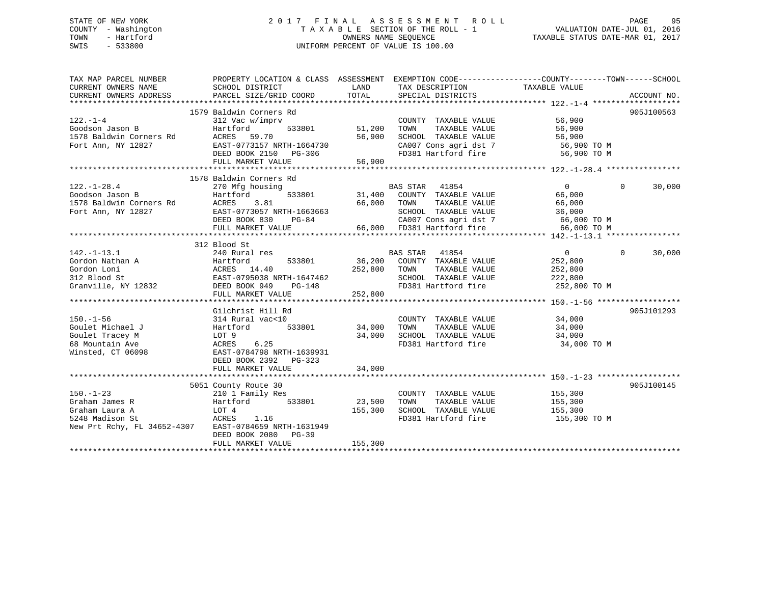STATE OF NEW YORK
COUNTY - Washington
TOWN - Hartford
SWIS - 533800

# 2017 FINAL ASSESSMENT ROLL

TAXABLE SECTION OF THE ROLL - 1
OWNERS NAME SEQUENCE
UNIFORM PERCENT OF VALUE IS 100.00

VALUATION DATE-JUL 01, 2016
TAXABLE STATUS DATE-MAR 01, 2017

| TAX MAP PARCEL NUMBER / CURRENT OWNERS NAME / CURRENT OWNERS ADDRESS | PROPERTY LOCATION & CLASS / SCHOOL DISTRICT / PARCEL SIZE/GRID COORD | ASSESSMENT LAND | TOTAL | EXEMPTION CODE / TAX DESCRIPTION / SPECIAL DISTRICTS | COUNTY TAXABLE VALUE | TOWN | SCHOOL | ACCOUNT NO. |
|---|---|---|---|---|---|---|---|---|
| **122.-1-4** | 1579 Baldwin Corners Rd | | | | | | | 905J100563 |
| Goodson Jason B | 312 Vac w/imprv | | | COUNTY TAXABLE VALUE | 56,900 | | | |
| 1578 Baldwin Corners Rd | Hartford 533801 | 51,200 | | TOWN TAXABLE VALUE | 56,900 | | | |
| Fort Ann, NY 12827 | ACRES 59.70 | | 56,900 | SCHOOL TAXABLE VALUE | 56,900 | | | |
| | EAST-0773157 NRTH-1664730 | | | CA007 Cons agri dst 7 | 56,900 TO M | | | |
| | DEED BOOK 2150 PG-306 | | | FD381 Hartford fire | 56,900 TO M | | | |
| | FULL MARKET VALUE | | 56,900 | | | | | |
| **122.-1-28.4** | 1578 Baldwin Corners Rd | | | | | | | |
| Goodson Jason B | 270 Mfg housing | | | BAS STAR 41854 | 0 | 0 | 30,000 | |
| 1578 Baldwin Corners Rd | Hartford 533801 | 31,400 | | COUNTY TAXABLE VALUE | 66,000 | | | |
| Fort Ann, NY 12827 | ACRES 3.81 | | 66,000 | TOWN TAXABLE VALUE | 66,000 | | | |
| | EAST-0773057 NRTH-1663663 | | | SCHOOL TAXABLE VALUE | 36,000 | | | |
| | DEED BOOK 830 PG-84 | | | CA007 Cons agri dst 7 | 66,000 TO M | | | |
| | FULL MARKET VALUE | | 66,000 | FD381 Hartford fire | 66,000 TO M | | | |
| **142.-1-13.1** | 312 Blood St | | | | | | | |
| Gordon Nathan A | 240 Rural res | | | BAS STAR 41854 | 0 | 0 | 30,000 | |
| Gordon Loni | Hartford 533801 | 36,200 | | COUNTY TAXABLE VALUE | 252,800 | | | |
| 312 Blood St | ACRES 14.40 | | 252,800 | TOWN TAXABLE VALUE | 252,800 | | | |
| Granville, NY 12832 | EAST-0795038 NRTH-1647462 | | | SCHOOL TAXABLE VALUE | 222,800 | | | |
| | DEED BOOK 949 PG-148 | | | FD381 Hartford fire | 252,800 TO M | | | |
| | FULL MARKET VALUE | | 252,800 | | | | | |
| **150.-1-56** | Gilchrist Hill Rd | | | | | | | 905J101293 |
| Goulet Michael J | 314 Rural vac<10 | | | COUNTY TAXABLE VALUE | 34,000 | | | |
| Goulet Tracey M | Hartford 533801 | 34,000 | | TOWN TAXABLE VALUE | 34,000 | | | |
| 68 Mountain Ave | LOT 9 | | 34,000 | SCHOOL TAXABLE VALUE | 34,000 | | | |
| Winsted, CT 06098 | ACRES 6.25 | | | FD381 Hartford fire | 34,000 TO M | | | |
| | EAST-0784798 NRTH-1639931 | | | | | | | |
| | DEED BOOK 2392 PG-323 | | | | | | | |
| | FULL MARKET VALUE | | 34,000 | | | | | |
| **150.-1-23** | 5051 County Route 30 | | | | | | | 905J100145 |
| Graham James R | 210 1 Family Res | | | COUNTY TAXABLE VALUE | 155,300 | | | |
| Graham Laura A | Hartford 533801 | 23,500 | | TOWN TAXABLE VALUE | 155,300 | | | |
| 5248 Madison St | LOT 4 | | 155,300 | SCHOOL TAXABLE VALUE | 155,300 | | | |
| New Prt Rchy, FL 34652-4307 | ACRES 1.16 | | | FD381 Hartford fire | 155,300 TO M | | | |
| | EAST-0784659 NRTH-1631949 | | | | | | | |
| | DEED BOOK 2080 PG-39 | | | | | | | |
| | FULL MARKET VALUE | | 155,300 | | | | | |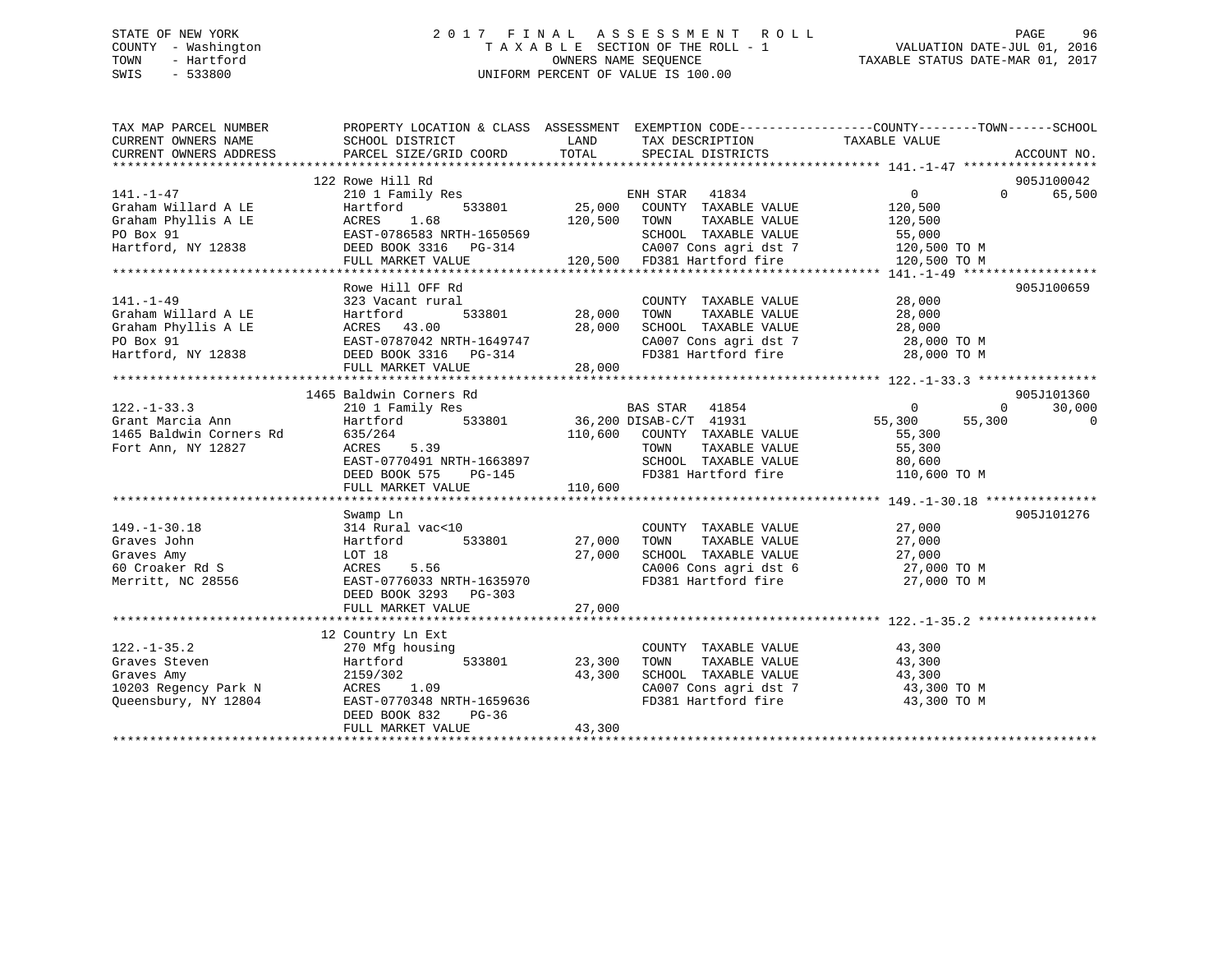STATE OF NEW YORK
COUNTY - Washington
TOWN - Hartford
SWIS - 533800

# 2017 FINAL ASSESSMENT ROLL
TAXABLE SECTION OF THE ROLL - 1
OWNERS NAME SEQUENCE
UNIFORM PERCENT OF VALUE IS 100.00

VALUATION DATE-JUL 01, 2016
TAXABLE STATUS DATE-MAR 01, 2017

| TAX MAP PARCEL NUMBER / CURRENT OWNERS NAME / CURRENT OWNERS ADDRESS | PROPERTY LOCATION & CLASS / SCHOOL DISTRICT / PARCEL SIZE/GRID COORD | ASSESSMENT LAND | TOTAL | EXEMPTION CODE / TAX DESCRIPTION / SPECIAL DISTRICTS | COUNTY TAXABLE VALUE | TOWN | SCHOOL | ACCOUNT NO. |
|---|---|---|---|---|---|---|---|---|
| | 122 Rowe Hill Rd | | | | | | | 905J100042 |
| 141.-1-47 | 210 1 Family Res | | | ENH STAR 41834 | 0 | 0 | 65,500 | |
| Graham Willard A LE | Hartford 533801 | 25,000 | | COUNTY TAXABLE VALUE | 120,500 | | | |
| Graham Phyllis A LE | ACRES 1.68 | | 120,500 | TOWN TAXABLE VALUE | 120,500 | | | |
| PO Box 91 | EAST-0786583 NRTH-1650569 | | | SCHOOL TAXABLE VALUE | 55,000 | | | |
| Hartford, NY 12838 | DEED BOOK 3316 PG-314 | | | CA007 Cons agri dst 7 | 120,500 TO M | | | |
| | FULL MARKET VALUE | | 120,500 | FD381 Hartford fire | 120,500 TO M | | | |
| | Rowe Hill OFF Rd | | | | | | | 905J100659 |
| 141.-1-49 | 323 Vacant rural | | | COUNTY TAXABLE VALUE | 28,000 | | | |
| Graham Willard A LE | Hartford 533801 | 28,000 | | TOWN TAXABLE VALUE | 28,000 | | | |
| Graham Phyllis A LE | ACRES 43.00 | | 28,000 | SCHOOL TAXABLE VALUE | 28,000 | | | |
| PO Box 91 | EAST-0787042 NRTH-1649747 | | | CA007 Cons agri dst 7 | 28,000 TO M | | | |
| Hartford, NY 12838 | DEED BOOK 3316 PG-314 | | | FD381 Hartford fire | 28,000 TO M | | | |
| | FULL MARKET VALUE | | 28,000 | | | | | |
| | 1465 Baldwin Corners Rd | | | | | | | 905J101360 |
| 122.-1-33.3 | 210 1 Family Res | | | BAS STAR 41854 | 0 | 0 | 30,000 | |
| Grant Marcia Ann | Hartford 533801 | 36,200 | | DISAB-C/T 41931 | 55,300 | 55,300 | 0 | |
| 1465 Baldwin Corners Rd | 635/264 | | 110,600 | COUNTY TAXABLE VALUE | 55,300 | | | |
| Fort Ann, NY 12827 | ACRES 5.39 | | | TOWN TAXABLE VALUE | 55,300 | | | |
| | EAST-0770491 NRTH-1663897 | | | SCHOOL TAXABLE VALUE | 80,600 | | | |
| | DEED BOOK 575 PG-145 | | | FD381 Hartford fire | 110,600 TO M | | | |
| | FULL MARKET VALUE | | 110,600 | | | | | |
| | Swamp Ln | | | | | | | 905J101276 |
| 149.-1-30.18 | 314 Rural vac<10 | | | COUNTY TAXABLE VALUE | 27,000 | | | |
| Graves John | Hartford 533801 | 27,000 | | TOWN TAXABLE VALUE | 27,000 | | | |
| Graves Amy | LOT 18 | | 27,000 | SCHOOL TAXABLE VALUE | 27,000 | | | |
| 60 Croaker Rd S | ACRES 5.56 | | | CA006 Cons agri dst 6 | 27,000 TO M | | | |
| Merritt, NC 28556 | EAST-0776033 NRTH-1635970 | | | FD381 Hartford fire | 27,000 TO M | | | |
| | DEED BOOK 3293 PG-303 | | | | | | | |
| | FULL MARKET VALUE | | 27,000 | | | | | |
| | 12 Country Ln Ext | | | | | | | |
| 122.-1-35.2 | 270 Mfg housing | | | COUNTY TAXABLE VALUE | 43,300 | | | |
| Graves Steven | Hartford 533801 | 23,300 | | TOWN TAXABLE VALUE | 43,300 | | | |
| Graves Amy | 2159/302 | | 43,300 | SCHOOL TAXABLE VALUE | 43,300 | | | |
| 10203 Regency Park N | ACRES 1.09 | | | CA007 Cons agri dst 7 | 43,300 TO M | | | |
| Queensbury, NY 12804 | EAST-0770348 NRTH-1659636 | | | FD381 Hartford fire | 43,300 TO M | | | |
| | DEED BOOK 832 PG-36 | | | | | | | |
| | FULL MARKET VALUE | | 43,300 | | | | | |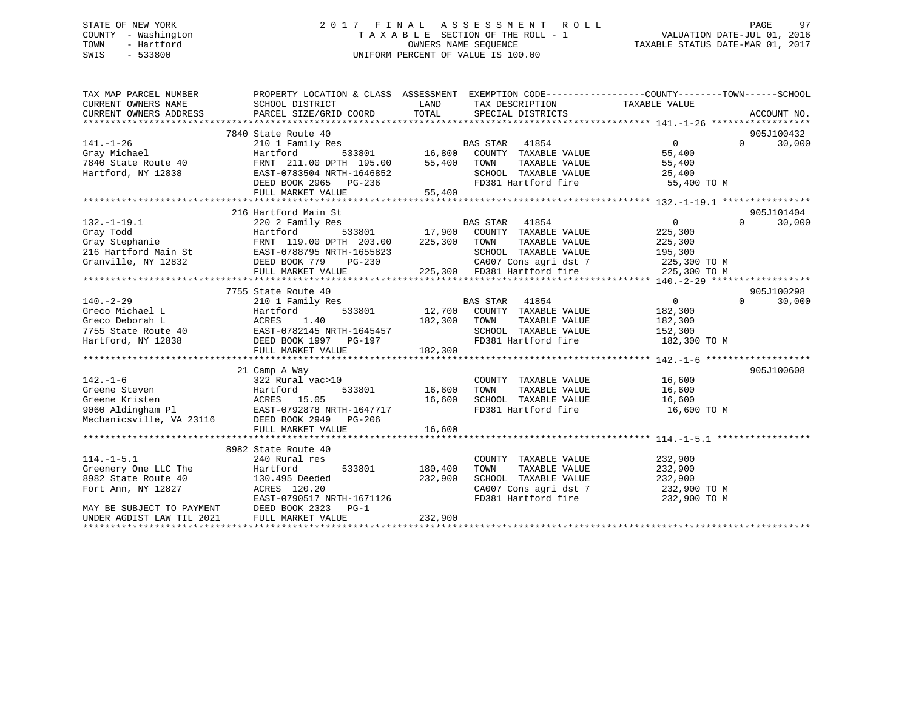STATE OF NEW YORK
COUNTY - Washington
TOWN - Hartford
SWIS - 533800

# 2017 FINAL ASSESSMENT ROLL

TAXABLE SECTION OF THE ROLL - 1
OWNERS NAME SEQUENCE
UNIFORM PERCENT OF VALUE IS 100.00

VALUATION DATE-JUL 01, 2016
TAXABLE STATUS DATE-MAR 01, 2017

| TAX MAP PARCEL NUMBER / CURRENT OWNERS NAME / CURRENT OWNERS ADDRESS | PROPERTY LOCATION & CLASS / SCHOOL DISTRICT / PARCEL SIZE/GRID COORD | ASSESSMENT LAND / TOTAL | EXEMPTION CODE / TAX DESCRIPTION / SPECIAL DISTRICTS | COUNTY / TAXABLE VALUE | TOWN | SCHOOL / ACCOUNT NO. |
|---|---|---|---|---|---|---|
| **141.-1-26** | 7840 State Route 40 | | | | | 905J100432 |
| | 210 1 Family Res | | BAS STAR 41854 | 0 | 0 | 30,000 |
| Gray Michael | Hartford 533801 | 16,800 | COUNTY TAXABLE VALUE | 55,400 | | |
| 7840 State Route 40 | FRNT 211.00 DPTH 195.00 | 55,400 | TOWN TAXABLE VALUE | 55,400 | | |
| Hartford, NY 12838 | EAST-0783504 NRTH-1646852 | | SCHOOL TAXABLE VALUE | 25,400 | | |
| | DEED BOOK 2965 PG-236 | | FD381 Hartford fire | 55,400 TO M | | |
| | FULL MARKET VALUE | 55,400 | | | | |
| **132.-1-19.1** | 216 Hartford Main St | | | | | 905J101404 |
| | 220 2 Family Res | | BAS STAR 41854 | 0 | 0 | 30,000 |
| Gray Todd | Hartford 533801 | 17,900 | COUNTY TAXABLE VALUE | 225,300 | | |
| Gray Stephanie | FRNT 119.00 DPTH 203.00 | 225,300 | TOWN TAXABLE VALUE | 225,300 | | |
| 216 Hartford Main St | EAST-0788795 NRTH-1655823 | | SCHOOL TAXABLE VALUE | 195,300 | | |
| Granville, NY 12832 | DEED BOOK 779 PG-230 | | CA007 Cons agri dst 7 | 225,300 TO M | | |
| | FULL MARKET VALUE | 225,300 | FD381 Hartford fire | 225,300 TO M | | |
| **140.-2-29** | 7755 State Route 40 | | | | | 905J100298 |
| | 210 1 Family Res | | BAS STAR 41854 | 0 | 0 | 30,000 |
| Greco Michael L | Hartford 533801 | 12,700 | COUNTY TAXABLE VALUE | 182,300 | | |
| Greco Deborah L | ACRES 1.40 | 182,300 | TOWN TAXABLE VALUE | 182,300 | | |
| 7755 State Route 40 | EAST-0782145 NRTH-1645457 | | SCHOOL TAXABLE VALUE | 152,300 | | |
| Hartford, NY 12838 | DEED BOOK 1997 PG-197 | | FD381 Hartford fire | 182,300 TO M | | |
| | FULL MARKET VALUE | 182,300 | | | | |
| **142.-1-6** | 21 Camp A Way | | | | | 905J100608 |
| | 322 Rural vac>10 | | COUNTY TAXABLE VALUE | 16,600 | | |
| Greene Steven | Hartford 533801 | 16,600 | TOWN TAXABLE VALUE | 16,600 | | |
| Greene Kristen | ACRES 15.05 | 16,600 | SCHOOL TAXABLE VALUE | 16,600 | | |
| 9060 Aldingham Pl | EAST-0792878 NRTH-1647717 | | FD381 Hartford fire | 16,600 TO M | | |
| Mechanicsville, VA 23116 | DEED BOOK 2949 PG-206 | | | | | |
| | FULL MARKET VALUE | 16,600 | | | | |
| **114.-1-5.1** | 8982 State Route 40 | | | | | |
| | 240 Rural res | | COUNTY TAXABLE VALUE | 232,900 | | |
| Greenery One LLC The | Hartford 533801 | 180,400 | TOWN TAXABLE VALUE | 232,900 | | |
| 8982 State Route 40 | 130.495 Deeded | 232,900 | SCHOOL TAXABLE VALUE | 232,900 | | |
| Fort Ann, NY 12827 | ACRES 120.20 | | CA007 Cons agri dst 7 | 232,900 TO M | | |
| | EAST-0790517 NRTH-1671126 | | FD381 Hartford fire | 232,900 TO M | | |
| MAY BE SUBJECT TO PAYMENT | DEED BOOK 2323 PG-1 | | | | | |
| UNDER AGDIST LAW TIL 2021 | FULL MARKET VALUE | 232,900 | | | | |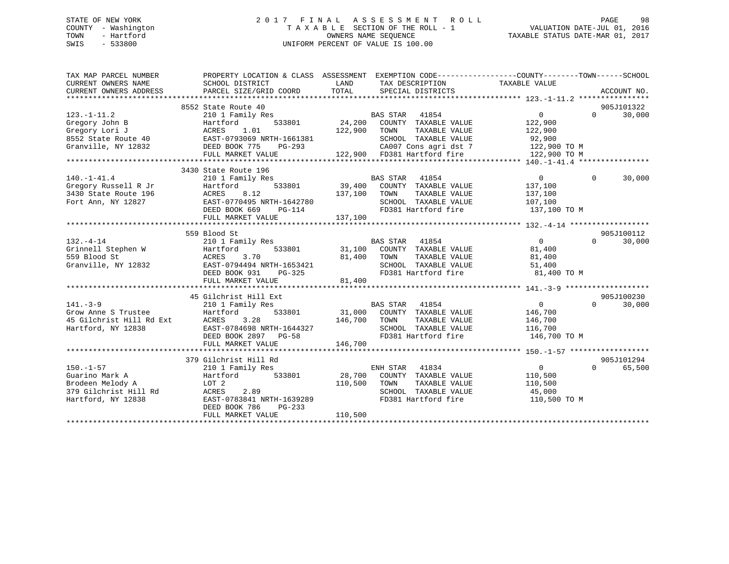STATE OF NEW YORK
COUNTY - Washington
TOWN - Hartford
SWIS - 533800

# 2017 FINAL ASSESSMENT ROLL
TAXABLE SECTION OF THE ROLL - 1
OWNERS NAME SEQUENCE
UNIFORM PERCENT OF VALUE IS 100.00

VALUATION DATE-JUL 01, 2016
TAXABLE STATUS DATE-MAR 01, 2017

| TAX MAP PARCEL NUMBER / CURRENT OWNERS NAME / CURRENT OWNERS ADDRESS | PROPERTY LOCATION & CLASS / SCHOOL DISTRICT / PARCEL SIZE/GRID COORD | ASSESSMENT LAND | TOTAL | EXEMPTION CODE / TAX DESCRIPTION / SPECIAL DISTRICTS | COUNTY TAXABLE VALUE | TOWN | SCHOOL | ACCOUNT NO. |
|---|---|---|---|---|---|---|---|---|
| | 8552 State Route 40 | | | | | | | 905J101322 |
| 123.-1-11.2 | 210 1 Family Res | | | BAS STAR 41854 | 0 | 0 | 30,000 | |
| Gregory John B | Hartford 533801 | 24,200 | | COUNTY TAXABLE VALUE | 122,900 | | | |
| Gregory Lori J | ACRES 1.01 | | 122,900 | TOWN TAXABLE VALUE | 122,900 | | | |
| 8552 State Route 40 | EAST-0793069 NRTH-1661381 | | | SCHOOL TAXABLE VALUE | 92,900 | | | |
| Granville, NY 12832 | DEED BOOK 775 PG-293 | | | CA007 Cons agri dst 7 | 122,900 TO M | | | |
| | FULL MARKET VALUE | | 122,900 | FD381 Hartford fire | 122,900 TO M | | | |
| | 3430 State Route 196 | | | | | | | |
| 140.-1-41.4 | 210 1 Family Res | | | BAS STAR 41854 | 0 | 0 | 30,000 | |
| Gregory Russell R Jr | Hartford 533801 | 39,400 | | COUNTY TAXABLE VALUE | 137,100 | | | |
| 3430 State Route 196 | ACRES 8.12 | | 137,100 | TOWN TAXABLE VALUE | 137,100 | | | |
| Fort Ann, NY 12827 | EAST-0770495 NRTH-1642780 | | | SCHOOL TAXABLE VALUE | 107,100 | | | |
| | DEED BOOK 669 PG-114 | | | FD381 Hartford fire | 137,100 TO M | | | |
| | FULL MARKET VALUE | | 137,100 | | | | | |
| | 559 Blood St | | | | | | | 905J100112 |
| 132.-4-14 | 210 1 Family Res | | | BAS STAR 41854 | 0 | 0 | 30,000 | |
| Grinnell Stephen W | Hartford 533801 | 31,100 | | COUNTY TAXABLE VALUE | 81,400 | | | |
| 559 Blood St | ACRES 3.70 | | 81,400 | TOWN TAXABLE VALUE | 81,400 | | | |
| Granville, NY 12832 | EAST-0794494 NRTH-1653421 | | | SCHOOL TAXABLE VALUE | 51,400 | | | |
| | DEED BOOK 931 PG-325 | | | FD381 Hartford fire | 81,400 TO M | | | |
| | FULL MARKET VALUE | | 81,400 | | | | | |
| | 45 Gilchrist Hill Ext | | | | | | | 905J100230 |
| 141.-3-9 | 210 1 Family Res | | | BAS STAR 41854 | 0 | 0 | 30,000 | |
| Grow Anne S Trustee | Hartford 533801 | 31,000 | | COUNTY TAXABLE VALUE | 146,700 | | | |
| 45 Gilchrist Hill Rd Ext | ACRES 3.28 | | 146,700 | TOWN TAXABLE VALUE | 146,700 | | | |
| Hartford, NY 12838 | EAST-0784698 NRTH-1644327 | | | SCHOOL TAXABLE VALUE | 116,700 | | | |
| | DEED BOOK 2897 PG-58 | | | FD381 Hartford fire | 146,700 TO M | | | |
| | FULL MARKET VALUE | | 146,700 | | | | | |
| | 379 Gilchrist Hill Rd | | | | | | | 905J101294 |
| 150.-1-57 | 210 1 Family Res | | | ENH STAR 41834 | 0 | 0 | 65,500 | |
| Guarino Mark A | Hartford 533801 | 28,700 | | COUNTY TAXABLE VALUE | 110,500 | | | |
| Brodeen Melody A | LOT 2 | | 110,500 | TOWN TAXABLE VALUE | 110,500 | | | |
| 379 Gilchrist Hill Rd | ACRES 2.89 | | | SCHOOL TAXABLE VALUE | 45,000 | | | |
| Hartford, NY 12838 | EAST-0783841 NRTH-1639289 | | | FD381 Hartford fire | 110,500 TO M | | | |
| | DEED BOOK 786 PG-233 | | | | | | | |
| | FULL MARKET VALUE | | 110,500 | | | | | |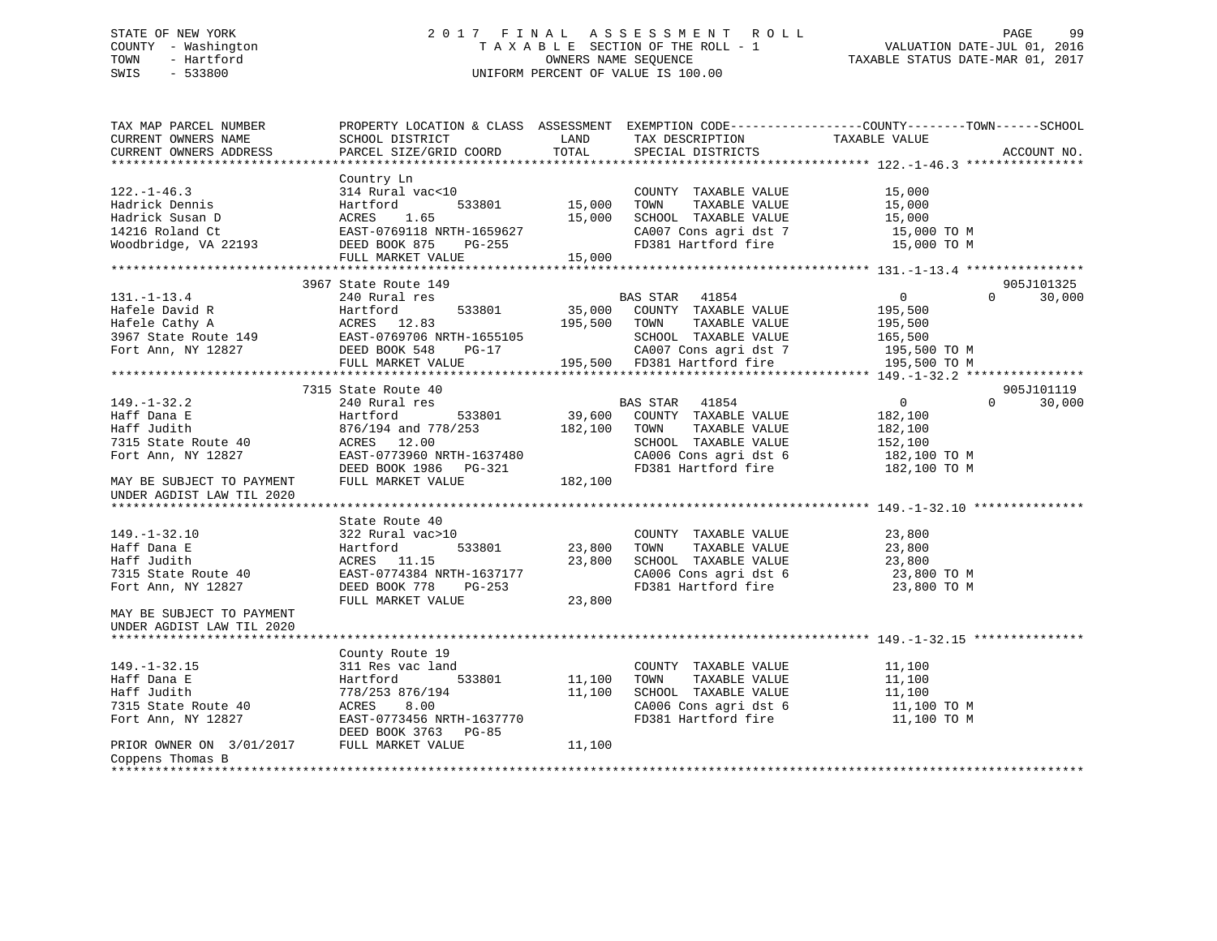STATE OF NEW YORK
COUNTY - Washington
TOWN - Hartford
SWIS - 533800

# 2017 FINAL ASSESSMENT ROLL

TAXABLE SECTION OF THE ROLL - 1
OWNERS NAME SEQUENCE
UNIFORM PERCENT OF VALUE IS 100.00

VALUATION DATE-JUL 01, 2016
TAXABLE STATUS DATE-MAR 01, 2017

| TAX MAP PARCEL NUMBER / CURRENT OWNERS NAME / CURRENT OWNERS ADDRESS | PROPERTY LOCATION & CLASS / SCHOOL DISTRICT / PARCEL SIZE/GRID COORD | ASSESSMENT LAND / TOTAL | EXEMPTION CODE / TAX DESCRIPTION / SPECIAL DISTRICTS | COUNTY / TOWN / SCHOOL TAXABLE VALUE | ACCOUNT NO. |
|---|---|---|---|---|---|
| **122.-1-46.3** | Country Ln | | | | |
| 122.-1-46.3 | 314 Rural vac<10 | | COUNTY TAXABLE VALUE | 15,000 | |
| Hadrick Dennis | Hartford 533801 | 15,000 | TOWN TAXABLE VALUE | 15,000 | |
| Hadrick Susan D | ACRES 1.65 | 15,000 | SCHOOL TAXABLE VALUE | 15,000 | |
| 14216 Roland Ct | EAST-0769118 NRTH-1659627 | | CA007 Cons agri dst 7 | 15,000 TO M | |
| Woodbridge, VA 22193 | DEED BOOK 875 PG-255 | | FD381 Hartford fire | 15,000 TO M | |
| | FULL MARKET VALUE | 15,000 | | | |
| **131.-1-13.4** | 3967 State Route 149 | | | | 905J101325 |
| 131.-1-13.4 | 240 Rural res | | BAS STAR 41854 | 0 0 30,000 | |
| Hafele David R | Hartford 533801 | 35,000 | COUNTY TAXABLE VALUE | 195,500 | |
| Hafele Cathy A | ACRES 12.83 | 195,500 | TOWN TAXABLE VALUE | 195,500 | |
| 3967 State Route 149 | EAST-0769706 NRTH-1655105 | | SCHOOL TAXABLE VALUE | 165,500 | |
| Fort Ann, NY 12827 | DEED BOOK 548 PG-17 | | CA007 Cons agri dst 7 | 195,500 TO M | |
| | FULL MARKET VALUE | 195,500 | FD381 Hartford fire | 195,500 TO M | |
| **149.-1-32.2** | 7315 State Route 40 | | | | 905J101119 |
| 149.-1-32.2 | 240 Rural res | | BAS STAR 41854 | 0 0 30,000 | |
| Haff Dana E | Hartford 533801 | 39,600 | COUNTY TAXABLE VALUE | 182,100 | |
| Haff Judith | 876/194 and 778/253 | 182,100 | TOWN TAXABLE VALUE | 182,100 | |
| 7315 State Route 40 | ACRES 12.00 | | SCHOOL TAXABLE VALUE | 152,100 | |
| Fort Ann, NY 12827 | EAST-0773960 NRTH-1637480 | | CA006 Cons agri dst 6 | 182,100 TO M | |
| | DEED BOOK 1986 PG-321 | | FD381 Hartford fire | 182,100 TO M | |
| MAY BE SUBJECT TO PAYMENT | FULL MARKET VALUE | 182,100 | | | |
| UNDER AGDIST LAW TIL 2020 | | | | | |
| **149.-1-32.10** | State Route 40 | | | | |
| 149.-1-32.10 | 322 Rural vac>10 | | COUNTY TAXABLE VALUE | 23,800 | |
| Haff Dana E | Hartford 533801 | 23,800 | TOWN TAXABLE VALUE | 23,800 | |
| Haff Judith | ACRES 11.15 | 23,800 | SCHOOL TAXABLE VALUE | 23,800 | |
| 7315 State Route 40 | EAST-0774384 NRTH-1637177 | | CA006 Cons agri dst 6 | 23,800 TO M | |
| Fort Ann, NY 12827 | DEED BOOK 778 PG-253 | | FD381 Hartford fire | 23,800 TO M | |
| | FULL MARKET VALUE | 23,800 | | | |
| MAY BE SUBJECT TO PAYMENT | | | | | |
| UNDER AGDIST LAW TIL 2020 | | | | | |
| **149.-1-32.15** | County Route 19 | | | | |
| 149.-1-32.15 | 311 Res vac land | | COUNTY TAXABLE VALUE | 11,100 | |
| Haff Dana E | Hartford 533801 | 11,100 | TOWN TAXABLE VALUE | 11,100 | |
| Haff Judith | 778/253 876/194 | 11,100 | SCHOOL TAXABLE VALUE | 11,100 | |
| 7315 State Route 40 | ACRES 8.00 | | CA006 Cons agri dst 6 | 11,100 TO M | |
| Fort Ann, NY 12827 | EAST-0773456 NRTH-1637770 | | FD381 Hartford fire | 11,100 TO M | |
| | DEED BOOK 3763 PG-85 | | | | |
| PRIOR OWNER ON 3/01/2017 | FULL MARKET VALUE | 11,100 | | | |
| Coppens Thomas B | | | | | |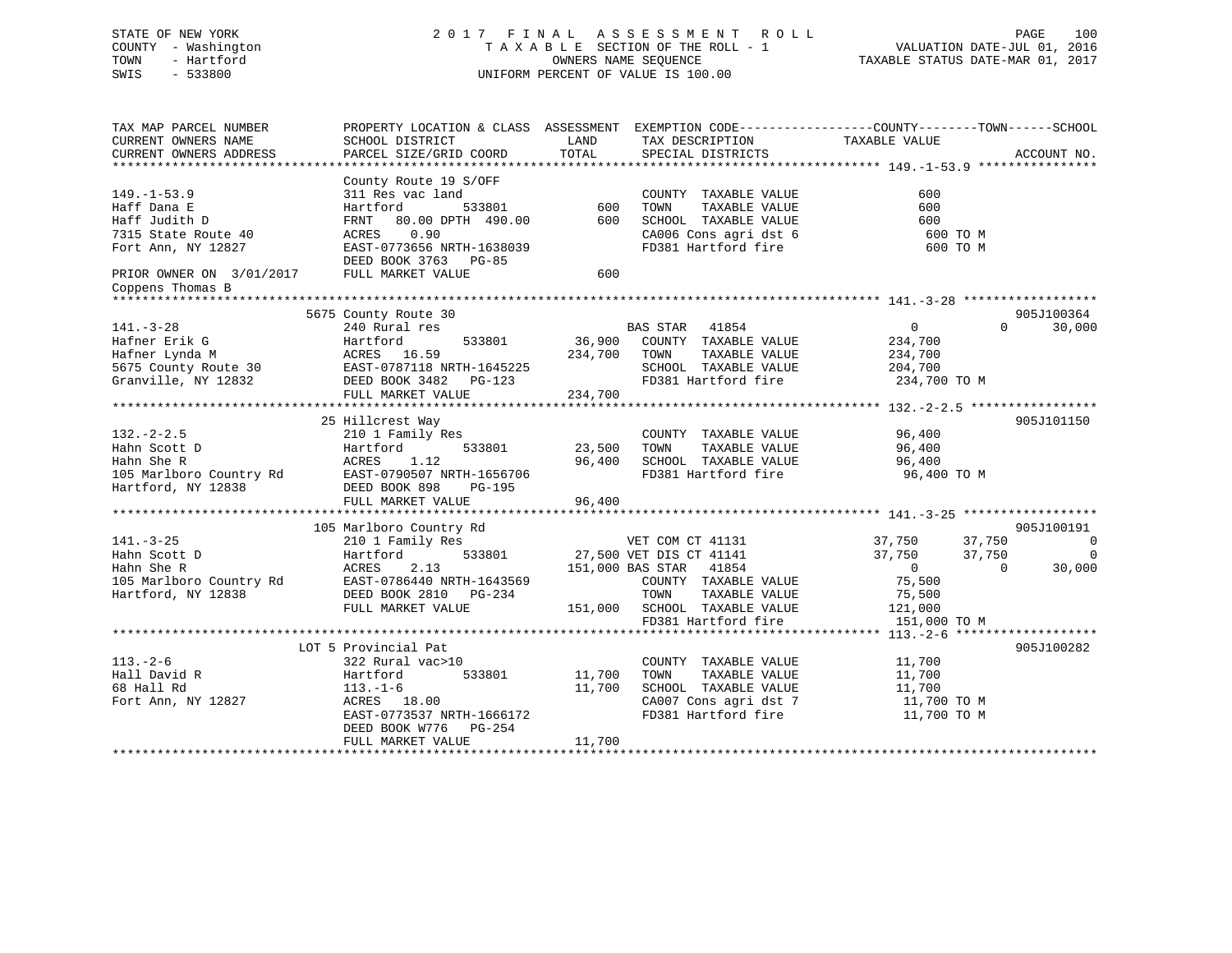STATE OF NEW YORK                    2017 FINAL ASSESSMENT ROLL
COUNTY - Washington                  TAXABLE SECTION OF THE ROLL - 1                VALUATION DATE-JUL 01, 2016
TOWN - Hartford                      OWNERS NAME SEQUENCE                    TAXABLE STATUS DATE-MAR 01, 2017
SWIS - 533800                        UNIFORM PERCENT OF VALUE IS 100.00

```
TAX MAP PARCEL NUMBER         PROPERTY LOCATION & CLASS  ASSESSMENT  EXEMPTION CODE------------------COUNTY--------TOWN------SCHOOL
CURRENT OWNERS NAME           SCHOOL DISTRICT              LAND      TAX DESCRIPTION             TAXABLE VALUE
CURRENT OWNERS ADDRESS        PARCEL SIZE/GRID COORD       TOTAL     SPECIAL DISTRICTS                                      ACCOUNT NO.
******************************************************************************************************* 149.-1-53.9 ****************
                              County Route 19 S/OFF
149.-1-53.9                   311 Res vac land                        COUNTY  TAXABLE VALUE              600
Haff Dana E                   Hartford          533801        600     TOWN    TAXABLE VALUE              600
Haff Judith D                 FRNT   80.00 DPTH  490.00       600     SCHOOL  TAXABLE VALUE              600
7315 State Route 40           ACRES    0.90                           CA006 Cons agri dst 6                600 TO M
Fort Ann, NY 12827            EAST-0773656 NRTH-1638039               FD381 Hartford fire                  600 TO M
                              DEED BOOK 3763   PG-85
PRIOR OWNER ON 3/01/2017      FULL MARKET VALUE               600
Coppens Thomas B
******************************************************************************************************* 141.-3-28 ******************
                              5675 County Route 30                                                                       905J100364
141.-3-28                     240 Rural res                           BAS STAR   41854                 0             0       30,000
Hafner Erik G                 Hartford          533801     36,900     COUNTY  TAXABLE VALUE          234,700
Hafner Lynda M                ACRES   16.59               234,700     TOWN    TAXABLE VALUE          234,700
5675 County Route 30          EAST-0787118 NRTH-1645225               SCHOOL  TAXABLE VALUE          204,700
Granville, NY 12832           DEED BOOK 3482   PG-123                 FD381 Hartford fire            234,700 TO M
                              FULL MARKET VALUE           234,700
******************************************************************************************************* 132.-2-2.5 *****************
                              25 Hillcrest Way                                                                           905J101150
132.-2-2.5                    210 1 Family Res                        COUNTY  TAXABLE VALUE           96,400
Hahn Scott D                  Hartford          533801     23,500     TOWN    TAXABLE VALUE           96,400
Hahn She R                    ACRES    1.12                96,400     SCHOOL  TAXABLE VALUE           96,400
105 Marlboro Country Rd       EAST-0790507 NRTH-1656706               FD381 Hartford fire             96,400 TO M
Hartford, NY 12838            DEED BOOK 898    PG-195
                              FULL MARKET VALUE            96,400
******************************************************************************************************* 141.-3-25 ******************
                              105 Marlboro Country Rd                                                                    905J100191
141.-3-25                     210 1 Family Res                        VET COM CT 41131            37,750        37,750            0
Hahn Scott D                  Hartford          533801     27,500 VET DIS CT 41141                37,750        37,750            0
Hahn She R                    ACRES    2.13               151,000 BAS STAR   41854                     0             0       30,000
105 Marlboro Country Rd       EAST-0786440 NRTH-1643569               COUNTY  TAXABLE VALUE           75,500
Hartford, NY 12838            DEED BOOK 2810   PG-234                 TOWN    TAXABLE VALUE           75,500
                              FULL MARKET VALUE           151,000     SCHOOL  TAXABLE VALUE          121,000
                                                                      FD381 Hartford fire            151,000 TO M
******************************************************************************************************* 113.-2-6 *******************
                              LOT 5 Provincial Pat                                                                       905J100282
113.-2-6                      322 Rural vac>10                        COUNTY  TAXABLE VALUE           11,700
Hall David R                  Hartford          533801     11,700     TOWN    TAXABLE VALUE           11,700
68 Hall Rd                    113.-1-6                     11,700     SCHOOL  TAXABLE VALUE           11,700
Fort Ann, NY 12827            ACRES   18.00                           CA007 Cons agri dst 7           11,700 TO M
                              EAST-0773537 NRTH-1666172               FD381 Hartford fire             11,700 TO M
                              DEED BOOK W776   PG-254
                              FULL MARKET VALUE            11,700
************************************************************************************************************************************
```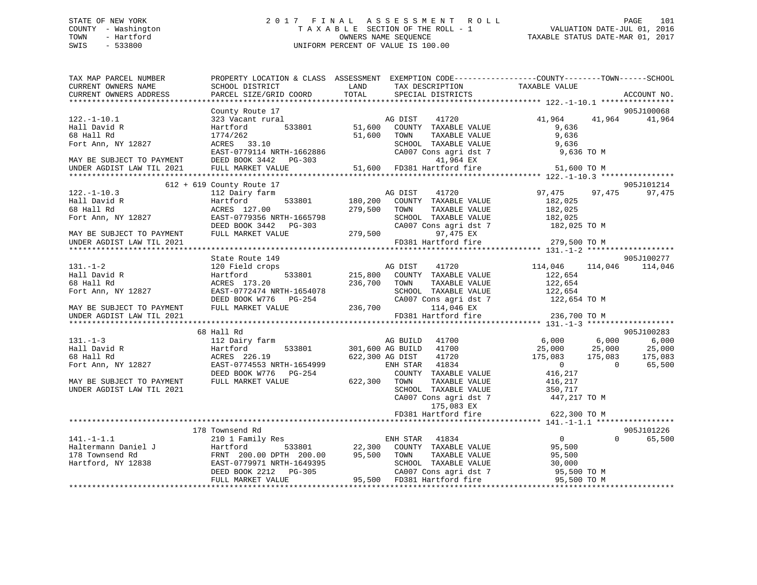STATE OF NEW YORK — COUNTY - Washington — TOWN - Hartford — SWIS - 533800

# 2017 FINAL ASSESSMENT ROLL

TAXABLE SECTION OF THE ROLL - 1
OWNERS NAME SEQUENCE
UNIFORM PERCENT OF VALUE IS 100.00

VALUATION DATE-JUL 01, 2016
TAXABLE STATUS DATE-MAR 01, 2017

| TAX MAP PARCEL NUMBER / CURRENT OWNERS NAME / CURRENT OWNERS ADDRESS | PROPERTY LOCATION & CLASS / SCHOOL DISTRICT / PARCEL SIZE/GRID COORD | LAND / ASSESSMENT TOTAL | EXEMPTION CODE / TAX DESCRIPTION / SPECIAL DISTRICTS | COUNTY TAXABLE VALUE | TOWN | SCHOOL | ACCOUNT NO. |
|---|---|---|---|---|---|---|---|
| **122.-1-10.1** | County Route 17 | | | | | | 905J100068 |
| 122.-1-10.1 | 323 Vacant rural | | AG DIST 41720 | 41,964 | 41,964 | 41,964 | |
| Hall David R | Hartford 533801 | 51,600 | COUNTY TAXABLE VALUE | 9,636 | | | |
| 68 Hall Rd | 1774/262 | 51,600 | TOWN TAXABLE VALUE | 9,636 | | | |
| Fort Ann, NY 12827 | ACRES 33.10 | | SCHOOL TAXABLE VALUE | 9,636 | | | |
| | EAST-0779114 NRTH-1662886 | | CA007 Cons agri dst 7 | 9,636 TO M | | | |
| MAY BE SUBJECT TO PAYMENT | DEED BOOK 3442 PG-303 | | 41,964 EX | | | | |
| UNDER AGDIST LAW TIL 2021 | FULL MARKET VALUE | 51,600 | FD381 Hartford fire | 51,600 TO M | | | |
| **122.-1-10.3** | 612 + 619 County Route 17 | | | | | | 905J101214 |
| 122.-1-10.3 | 112 Dairy farm | | AG DIST 41720 | 97,475 | 97,475 | 97,475 | |
| Hall David R | Hartford 533801 | 180,200 | COUNTY TAXABLE VALUE | 182,025 | | | |
| 68 Hall Rd | ACRES 127.00 | 279,500 | TOWN TAXABLE VALUE | 182,025 | | | |
| Fort Ann, NY 12827 | EAST-0779356 NRTH-1665798 | | SCHOOL TAXABLE VALUE | 182,025 | | | |
| | DEED BOOK 3442 PG-303 | | CA007 Cons agri dst 7 | 182,025 TO M | | | |
| MAY BE SUBJECT TO PAYMENT | FULL MARKET VALUE | 279,500 | 97,475 EX | | | | |
| UNDER AGDIST LAW TIL 2021 | | | FD381 Hartford fire | 279,500 TO M | | | |
| **131.-1-2** | State Route 149 | | | | | | 905J100277 |
| 131.-1-2 | 120 Field crops | | AG DIST 41720 | 114,046 | 114,046 | 114,046 | |
| Hall David R | Hartford 533801 | 215,800 | COUNTY TAXABLE VALUE | 122,654 | | | |
| 68 Hall Rd | ACRES 173.20 | 236,700 | TOWN TAXABLE VALUE | 122,654 | | | |
| Fort Ann, NY 12827 | EAST-0772474 NRTH-1654078 | | SCHOOL TAXABLE VALUE | 122,654 | | | |
| | DEED BOOK W776 PG-254 | | CA007 Cons agri dst 7 | 122,654 TO M | | | |
| MAY BE SUBJECT TO PAYMENT | FULL MARKET VALUE | 236,700 | 114,046 EX | | | | |
| UNDER AGDIST LAW TIL 2021 | | | FD381 Hartford fire | 236,700 TO M | | | |
| **131.-1-3** | 68 Hall Rd | | | | | | 905J100283 |
| 131.-1-3 | 112 Dairy farm | | AG BUILD 41700 | 6,000 | 6,000 | 6,000 | |
| Hall David R | Hartford 533801 | 301,600 | AG BUILD 41700 | 25,000 | 25,000 | 25,000 | |
| 68 Hall Rd | ACRES 226.19 | 622,300 | AG DIST 41720 | 175,083 | 175,083 | 175,083 | |
| Fort Ann, NY 12827 | EAST-0774553 NRTH-1654999 | | ENH STAR 41834 | 0 | 0 | 65,500 | |
| | DEED BOOK W776 PG-254 | | COUNTY TAXABLE VALUE | 416,217 | | | |
| MAY BE SUBJECT TO PAYMENT | FULL MARKET VALUE | 622,300 | TOWN TAXABLE VALUE | 416,217 | | | |
| UNDER AGDIST LAW TIL 2021 | | | SCHOOL TAXABLE VALUE | 350,717 | | | |
| | | | CA007 Cons agri dst 7 | 447,217 TO M | | | |
| | | | 175,083 EX | | | | |
| | | | FD381 Hartford fire | 622,300 TO M | | | |
| **141.-1-1.1** | 178 Townsend Rd | | | | | | 905J101226 |
| 141.-1-1.1 | 210 1 Family Res | | ENH STAR 41834 | 0 | 0 | 65,500 | |
| Haltermann Daniel J | Hartford 533801 | 22,300 | COUNTY TAXABLE VALUE | 95,500 | | | |
| 178 Townsend Rd | FRNT 200.00 DPTH 200.00 | 95,500 | TOWN TAXABLE VALUE | 95,500 | | | |
| Hartford, NY 12838 | EAST-0779971 NRTH-1649395 | | SCHOOL TAXABLE VALUE | 30,000 | | | |
| | DEED BOOK 2212 PG-305 | | CA007 Cons agri dst 7 | 95,500 TO M | | | |
| | FULL MARKET VALUE | 95,500 | FD381 Hartford fire | 95,500 TO M | | | |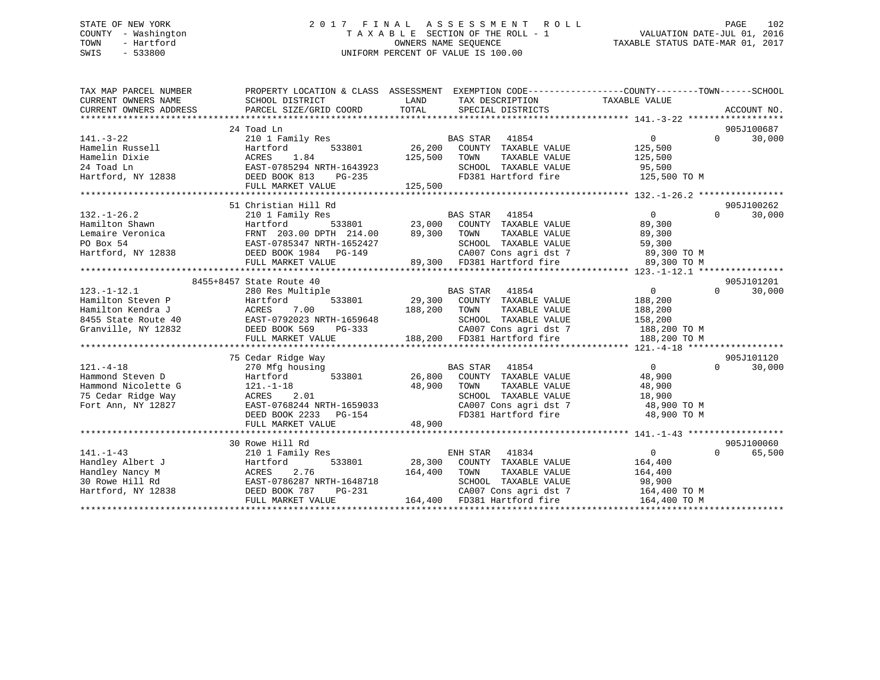STATE OF NEW YORK
COUNTY - Washington
TOWN - Hartford
SWIS - 533800

# 2017 FINAL ASSESSMENT ROLL
TAXABLE SECTION OF THE ROLL - 1
OWNERS NAME SEQUENCE
UNIFORM PERCENT OF VALUE IS 100.00

VALUATION DATE-JUL 01, 2016
TAXABLE STATUS DATE-MAR 01, 2017

| TAX MAP PARCEL NUMBER / CURRENT OWNERS NAME / CURRENT OWNERS ADDRESS | PROPERTY LOCATION & CLASS / SCHOOL DISTRICT / PARCEL SIZE/GRID COORD | ASSESSMENT LAND | TOTAL | EXEMPTION CODE / TAX DESCRIPTION / SPECIAL DISTRICTS | COUNTY / TOWN TAXABLE VALUE | SCHOOL | ACCOUNT NO. |
|---|---|---|---|---|---|---|---|
| **141.-3-22** | 24 Toad Ln | | | | | | 905J100687 |
| 141.-3-22 | 210 1 Family Res | | | BAS STAR 41854 | 0 | 0 | 30,000 |
| Hamelin Russell | Hartford 533801 | 26,200 | | COUNTY TAXABLE VALUE | 125,500 | | |
| Hamelin Dixie | ACRES 1.84 | | 125,500 | TOWN TAXABLE VALUE | 125,500 | | |
| 24 Toad Ln | EAST-0785294 NRTH-1643923 | | | SCHOOL TAXABLE VALUE | 95,500 | | |
| Hartford, NY 12838 | DEED BOOK 813 PG-235 | | | FD381 Hartford fire | 125,500 TO M | | |
| | FULL MARKET VALUE | | 125,500 | | | | |
| **132.-1-26.2** | 51 Christian Hill Rd | | | | | | 905J100262 |
| 132.-1-26.2 | 210 1 Family Res | | | BAS STAR 41854 | 0 | 0 | 30,000 |
| Hamilton Shawn | Hartford 533801 | 23,000 | | COUNTY TAXABLE VALUE | 89,300 | | |
| Lemaire Veronica | FRNT 203.00 DPTH 214.00 | | 89,300 | TOWN TAXABLE VALUE | 89,300 | | |
| PO Box 54 | EAST-0785347 NRTH-1652427 | | | SCHOOL TAXABLE VALUE | 59,300 | | |
| Hartford, NY 12838 | DEED BOOK 1984 PG-149 | | | CA007 Cons agri dst 7 | 89,300 TO M | | |
| | FULL MARKET VALUE | | 89,300 | FD381 Hartford fire | 89,300 TO M | | |
| **123.-1-12.1** | 8455+8457 State Route 40 | | | | | | 905J101201 |
| 123.-1-12.1 | 280 Res Multiple | | | BAS STAR 41854 | 0 | 0 | 30,000 |
| Hamilton Steven P | Hartford 533801 | 29,300 | | COUNTY TAXABLE VALUE | 188,200 | | |
| Hamilton Kendra J | ACRES 7.00 | | 188,200 | TOWN TAXABLE VALUE | 188,200 | | |
| 8455 State Route 40 | EAST-0792023 NRTH-1659648 | | | SCHOOL TAXABLE VALUE | 158,200 | | |
| Granville, NY 12832 | DEED BOOK 569 PG-333 | | | CA007 Cons agri dst 7 | 188,200 TO M | | |
| | FULL MARKET VALUE | | 188,200 | FD381 Hartford fire | 188,200 TO M | | |
| **121.-4-18** | 75 Cedar Ridge Way | | | | | | 905J101120 |
| 121.-4-18 | 270 Mfg housing | | | BAS STAR 41854 | 0 | 0 | 30,000 |
| Hammond Steven D | Hartford 533801 | 26,800 | | COUNTY TAXABLE VALUE | 48,900 | | |
| Hammond Nicolette G | 121.-1-18 | | 48,900 | TOWN TAXABLE VALUE | 48,900 | | |
| 75 Cedar Ridge Way | ACRES 2.01 | | | SCHOOL TAXABLE VALUE | 18,900 | | |
| Fort Ann, NY 12827 | EAST-0768244 NRTH-1659033 | | | CA007 Cons agri dst 7 | 48,900 TO M | | |
| | DEED BOOK 2233 PG-154 | | | FD381 Hartford fire | 48,900 TO M | | |
| | FULL MARKET VALUE | | 48,900 | | | | |
| **141.-1-43** | 30 Rowe Hill Rd | | | | | | 905J100060 |
| 141.-1-43 | 210 1 Family Res | | | ENH STAR 41834 | 0 | 0 | 65,500 |
| Handley Albert J | Hartford 533801 | 28,300 | | COUNTY TAXABLE VALUE | 164,400 | | |
| Handley Nancy M | ACRES 2.76 | | 164,400 | TOWN TAXABLE VALUE | 164,400 | | |
| 30 Rowe Hill Rd | EAST-0786287 NRTH-1648718 | | | SCHOOL TAXABLE VALUE | 98,900 | | |
| Hartford, NY 12838 | DEED BOOK 787 PG-231 | | | CA007 Cons agri dst 7 | 164,400 TO M | | |
| | FULL MARKET VALUE | | 164,400 | FD381 Hartford fire | 164,400 TO M | | |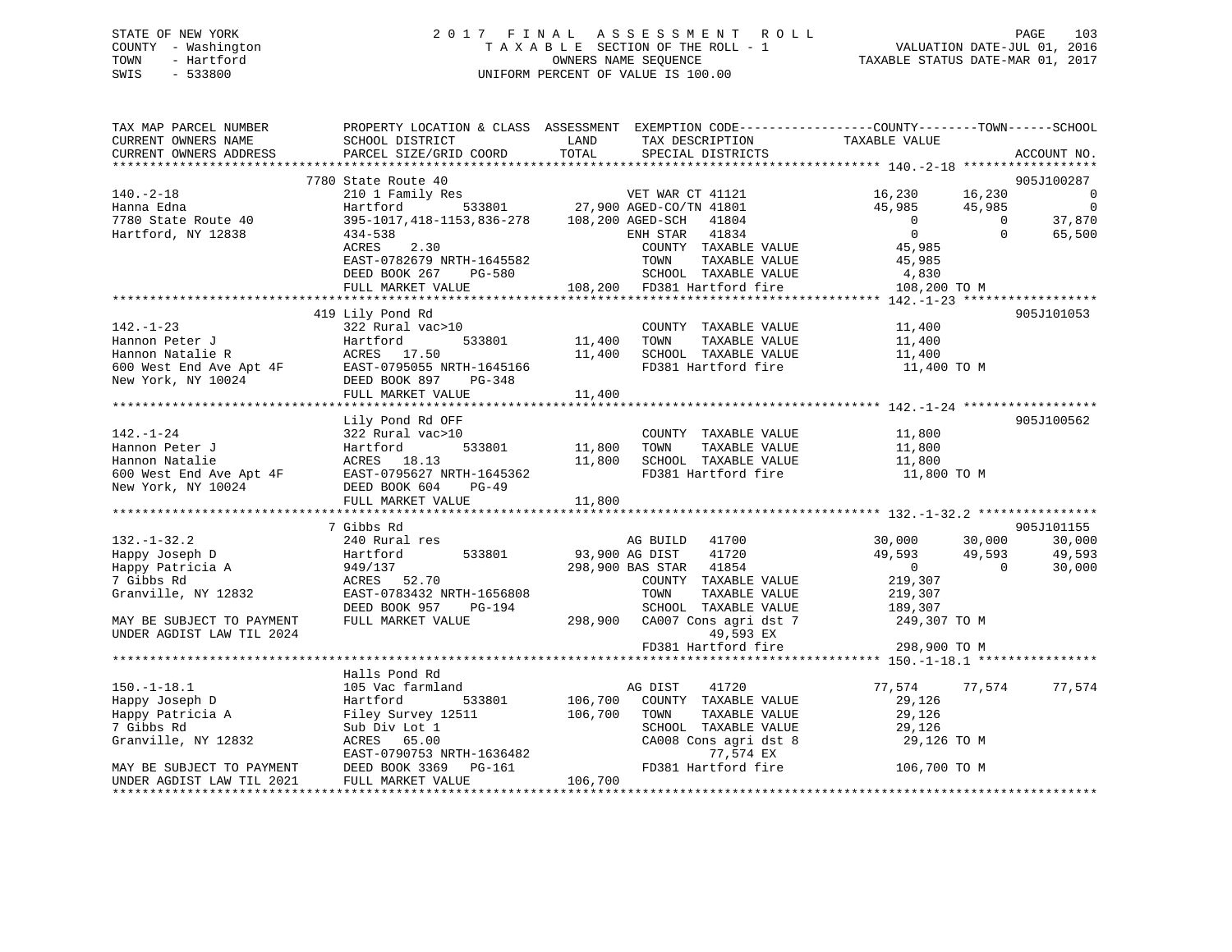STATE OF NEW YORK | 2017 FINAL ASSESSMENT ROLL | VALUATION DATE-JUL 01, 2016
COUNTY - Washington | TAXABLE SECTION OF THE ROLL - 1 | TAXABLE STATUS DATE-MAR 01, 2017
TOWN - Hartford | OWNERS NAME SEQUENCE
SWIS - 533800 | UNIFORM PERCENT OF VALUE IS 100.00

```
TAX MAP PARCEL NUMBER          PROPERTY LOCATION & CLASS  ASSESSMENT  EXEMPTION CODE-----------------COUNTY--------TOWN------SCHOOL
CURRENT OWNERS NAME            SCHOOL DISTRICT            LAND        TAX DESCRIPTION              TAXABLE VALUE
CURRENT OWNERS ADDRESS         PARCEL SIZE/GRID COORD     TOTAL       SPECIAL DISTRICTS                                   ACCOUNT NO.
******************************************************************************************************* 140.-2-18 ******************
                               7780 State Route 40                                                                        905J100287
140.-2-18                      210 1 Family Res                       VET WAR CT 41121            16,230      16,230           0
Hanna Edna                     Hartford         533801       27,900 AGED-CO/TN 41801              45,985      45,985           0
7780 State Route 40            395-1017,418-1153,836-278    108,200 AGED-SCH   41804                   0           0      37,870
Hartford, NY 12838             434-538                                ENH STAR   41834                   0           0      65,500
                               ACRES    2.30                          COUNTY  TAXABLE VALUE        45,985
                               EAST-0782679 NRTH-1645582              TOWN    TAXABLE VALUE        45,985
                               DEED BOOK 267    PG-580                SCHOOL  TAXABLE VALUE         4,830
                               FULL MARKET VALUE            108,200  FD381 Hartford fire          108,200 TO M
******************************************************************************************************* 142.-1-23 ******************
                               419 Lily Pond Rd                                                                           905J101053
142.-1-23                      322 Rural vac>10                       COUNTY  TAXABLE VALUE        11,400
Hannon Peter J                 Hartford         533801       11,400   TOWN    TAXABLE VALUE        11,400
Hannon Natalie R               ACRES   17.50                 11,400   SCHOOL  TAXABLE VALUE        11,400
600 West End Ave Apt 4F        EAST-0795055 NRTH-1645166              FD381 Hartford fire           11,400 TO M
New York, NY 10024             DEED BOOK 897    PG-348
                               FULL MARKET VALUE             11,400
******************************************************************************************************* 142.-1-24 ******************
                               Lily Pond Rd OFF                                                                           905J100562
142.-1-24                      322 Rural vac>10                       COUNTY  TAXABLE VALUE        11,800
Hannon Peter J                 Hartford         533801       11,800   TOWN    TAXABLE VALUE        11,800
Hannon Natalie                 ACRES   18.13                 11,800   SCHOOL  TAXABLE VALUE        11,800
600 West End Ave Apt 4F        EAST-0795627 NRTH-1645362              FD381 Hartford fire           11,800 TO M
New York, NY 10024             DEED BOOK 604    PG-49
                               FULL MARKET VALUE             11,800
******************************************************************************************************* 132.-1-32.2 ****************
                               7 Gibbs Rd                                                                                 905J101155
132.-1-32.2                    240 Rural res                          AG BUILD   41700            30,000      30,000      30,000
Happy Joseph D                 Hartford         533801       93,900 AG DIST    41720              49,593      49,593      49,593
Happy Patricia A               949/137                      298,900 BAS STAR   41854                   0           0      30,000
7 Gibbs Rd                     ACRES   52.70                          COUNTY  TAXABLE VALUE       219,307
Granville, NY 12832            EAST-0783432 NRTH-1656808              TOWN    TAXABLE VALUE       219,307
                               DEED BOOK 957    PG-194                SCHOOL  TAXABLE VALUE       189,307
MAY BE SUBJECT TO PAYMENT      FULL MARKET VALUE            298,900  CA007 Cons agri dst 7        249,307 TO M
UNDER AGDIST LAW TIL 2024                                                  49,593 EX
                                                                      FD381 Hartford fire          298,900 TO M
******************************************************************************************************* 150.-1-18.1 ****************
                               Halls Pond Rd
150.-1-18.1                    105 Vac farmland                       AG DIST    41720            77,574      77,574      77,574
Happy Joseph D                 Hartford         533801      106,700   COUNTY  TAXABLE VALUE        29,126
Happy Patricia A               Filey Survey 12511           106,700   TOWN    TAXABLE VALUE        29,126
7 Gibbs Rd                     Sub Div Lot 1                          SCHOOL  TAXABLE VALUE        29,126
Granville, NY 12832            ACRES   65.00                          CA008 Cons agri dst 8         29,126 TO M
                               EAST-0790753 NRTH-1636482                   77,574 EX
MAY BE SUBJECT TO PAYMENT      DEED BOOK 3369   PG-161                FD381 Hartford fire          106,700 TO M
UNDER AGDIST LAW TIL 2021      FULL MARKET VALUE            106,700
************************************************************************************************************************************
```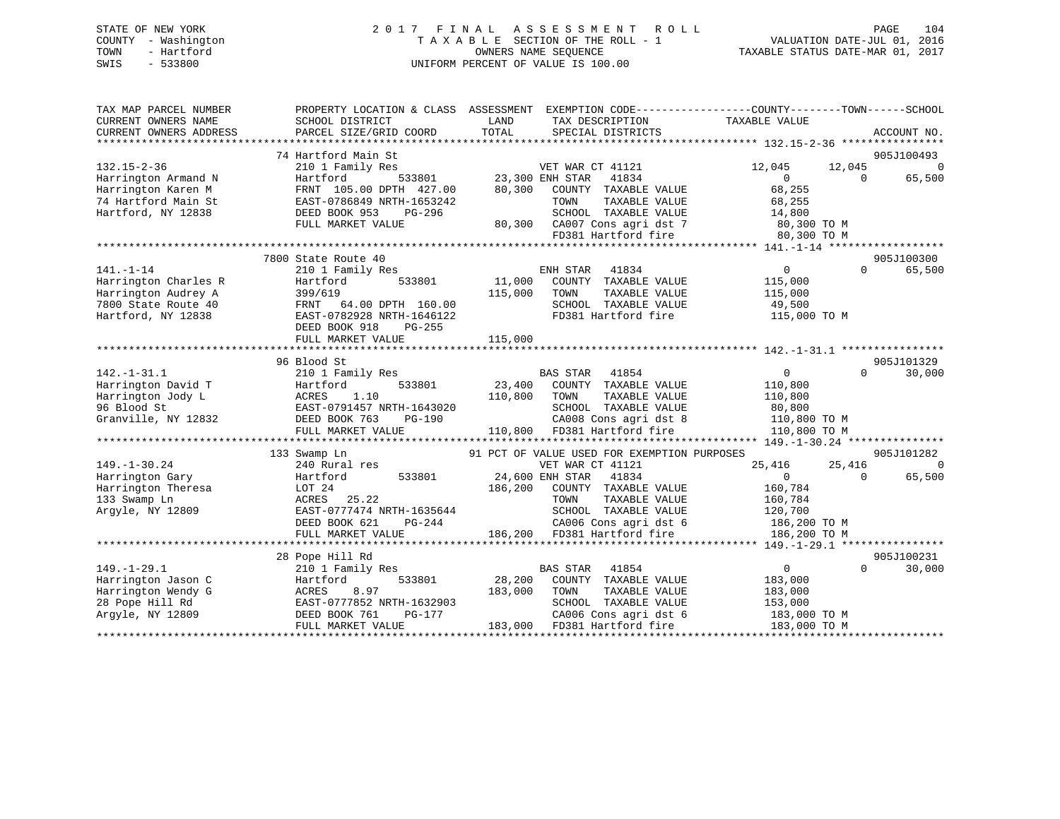STATE OF NEW YORK
COUNTY - Washington
TOWN - Hartford
SWIS - 533800

# 2017 FINAL ASSESSMENT ROLL
TAXABLE SECTION OF THE ROLL - 1
OWNERS NAME SEQUENCE
UNIFORM PERCENT OF VALUE IS 100.00

VALUATION DATE-JUL 01, 2016
TAXABLE STATUS DATE-MAR 01, 2017

```
TAX MAP PARCEL NUMBER      PROPERTY LOCATION & CLASS  ASSESSMENT  EXEMPTION CODE------------------COUNTY--------TOWN------SCHOOL
CURRENT OWNERS NAME        SCHOOL DISTRICT              LAND      TAX DESCRIPTION              TAXABLE VALUE
CURRENT OWNERS ADDRESS     PARCEL SIZE/GRID COORD       TOTAL     SPECIAL DISTRICTS                                        ACCOUNT NO.
******************************************************************************************************* 132.15-2-36 ****************
                           74 Hartford Main St                                                                              905J100493
132.15-2-36                210 1 Family Res                       VET WAR CT 41121              12,045      12,045              0
Harrington Armand N        Hartford         533801     23,300 ENH STAR   41834                     0           0         65,500
Harrington Karen M         FRNT 105.00 DPTH 427.00     80,300   COUNTY  TAXABLE VALUE            68,255
74 Hartford Main St        EAST-0786849 NRTH-1653242              TOWN    TAXABLE VALUE            68,255
Hartford, NY 12838         DEED BOOK 953    PG-296                SCHOOL  TAXABLE VALUE            14,800
                           FULL MARKET VALUE           80,300   CA007 Cons agri dst 7            80,300 TO M
                                                                FD381 Hartford fire              80,300 TO M
******************************************************************************************************* 141.-1-14 ******************
                           7800 State Route 40                                                                              905J100300
141.-1-14                  210 1 Family Res                       ENH STAR   41834                     0           0         65,500
Harrington Charles R       Hartford         533801     11,000   COUNTY  TAXABLE VALUE           115,000
Harrington Audrey A        399/619                    115,000   TOWN    TAXABLE VALUE           115,000
7800 State Route 40        FRNT  64.00 DPTH 160.00                SCHOOL  TAXABLE VALUE            49,500
Hartford, NY 12838         EAST-0782928 NRTH-1646122              FD381 Hartford fire             115,000 TO M
                           DEED BOOK 918    PG-255
                           FULL MARKET VALUE          115,000
******************************************************************************************************* 142.-1-31.1 ****************
                           96 Blood St                                                                                      905J101329
142.-1-31.1                210 1 Family Res                       BAS STAR   41854                     0           0         30,000
Harrington David T         Hartford         533801     23,400   COUNTY  TAXABLE VALUE           110,800
Harrington Jody L          ACRES    1.10              110,800   TOWN    TAXABLE VALUE           110,800
96 Blood St                EAST-0791457 NRTH-1643020              SCHOOL  TAXABLE VALUE            80,800
Granville, NY 12832        DEED BOOK 763    PG-190                CA008 Cons agri dst 8           110,800 TO M
                           FULL MARKET VALUE          110,800   FD381 Hartford fire             110,800 TO M
******************************************************************************************************* 149.-1-30.24 ***************
                           133 Swamp Ln                 91 PCT OF VALUE USED FOR EXEMPTION PURPOSES                         905J101282
149.-1-30.24               240 Rural res                          VET WAR CT 41121              25,416      25,416              0
Harrington Gary            Hartford         533801     24,600 ENH STAR   41834                     0           0         65,500
Harrington Theresa         LOT 24                     186,200   COUNTY  TAXABLE VALUE           160,784
133 Swamp Ln               ACRES   25.22                          TOWN    TAXABLE VALUE           160,784
Argyle, NY 12809           EAST-0777474 NRTH-1635644              SCHOOL  TAXABLE VALUE           120,700
                           DEED BOOK 621    PG-244                CA006 Cons agri dst 6           186,200 TO M
                           FULL MARKET VALUE          186,200   FD381 Hartford fire             186,200 TO M
******************************************************************************************************* 149.-1-29.1 ****************
                           28 Pope Hill Rd                                                                                  905J100231
149.-1-29.1                210 1 Family Res                       BAS STAR   41854                     0           0         30,000
Harrington Jason C         Hartford         533801     28,200   COUNTY  TAXABLE VALUE           183,000
Harrington Wendy G         ACRES    8.97              183,000   TOWN    TAXABLE VALUE           183,000
28 Pope Hill Rd            EAST-0777852 NRTH-1632903              SCHOOL  TAXABLE VALUE           153,000
Argyle, NY 12809           DEED BOOK 761    PG-177                CA006 Cons agri dst 6           183,000 TO M
                           FULL MARKET VALUE          183,000   FD381 Hartford fire             183,000 TO M
************************************************************************************************************************************
```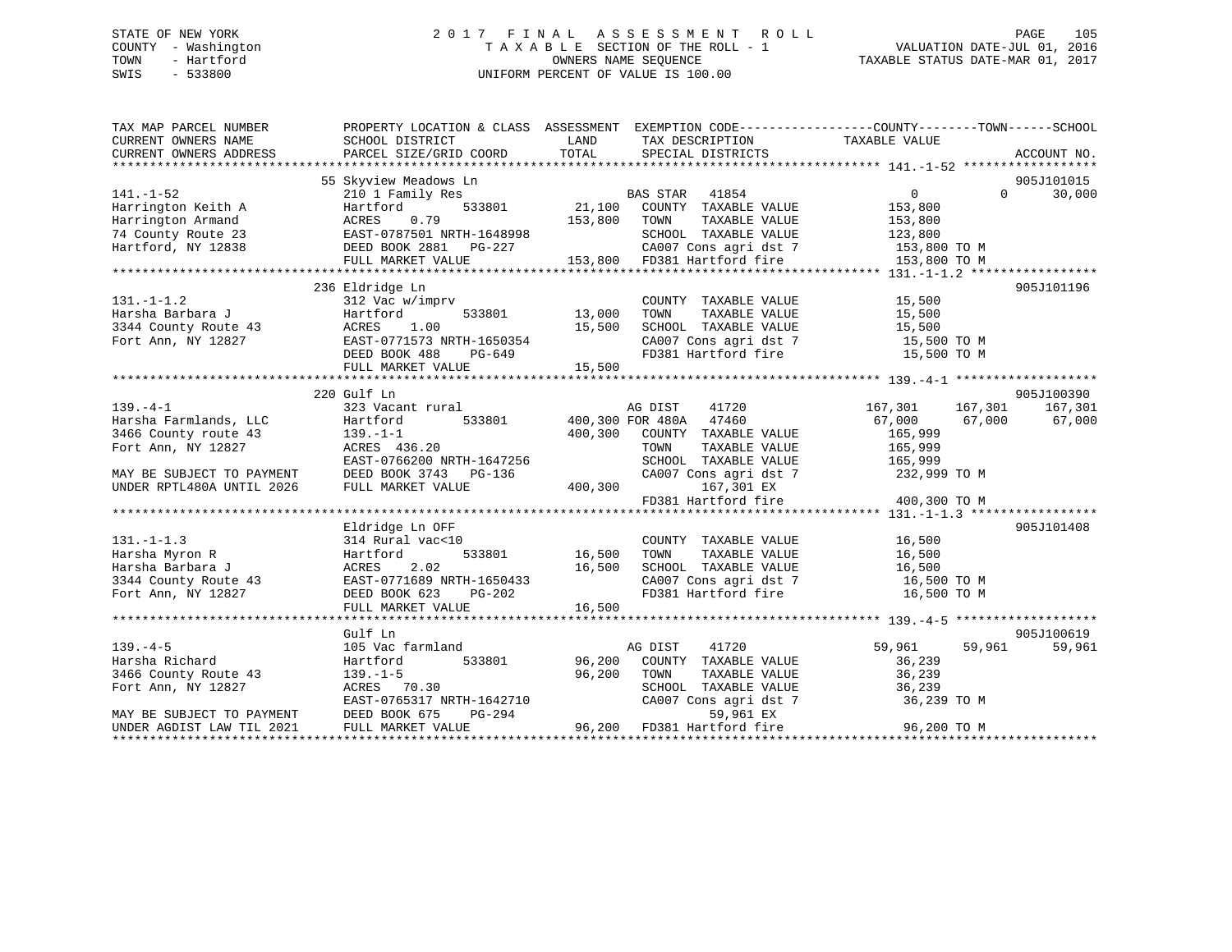STATE OF NEW YORK
COUNTY - Washington
TOWN - Hartford
SWIS - 533800

# 2017 FINAL ASSESSMENT ROLL

TAXABLE SECTION OF THE ROLL - 1
OWNERS NAME SEQUENCE
UNIFORM PERCENT OF VALUE IS 100.00

VALUATION DATE-JUL 01, 2016
TAXABLE STATUS DATE-MAR 01, 2017

```
TAX MAP PARCEL NUMBER          PROPERTY LOCATION & CLASS  ASSESSMENT  EXEMPTION CODE------------------COUNTY--------TOWN------SCHOOL
CURRENT OWNERS NAME            SCHOOL DISTRICT               LAND      TAX DESCRIPTION              TAXABLE VALUE
CURRENT OWNERS ADDRESS         PARCEL SIZE/GRID COORD        TOTAL     SPECIAL DISTRICTS                                      ACCOUNT NO.
*********************************************************************************************** 141.-1-52 ******************
                               55 Skyview Meadows Ln                                                                  905J101015
141.-1-52                      210 1 Family Res                      BAS STAR   41854              0            0      30,000
Harrington Keith A             Hartford        533801       21,100   COUNTY  TAXABLE VALUE          153,800
Harrington Armand              ACRES    0.79               153,800   TOWN    TAXABLE VALUE          153,800
74 County Route 23             EAST-0787501 NRTH-1648998             SCHOOL  TAXABLE VALUE          123,800
Hartford, NY 12838             DEED BOOK 2881   PG-227               CA007 Cons agri dst 7           153,800 TO M
                               FULL MARKET VALUE           153,800   FD381 Hartford fire             153,800 TO M
*********************************************************************************************** 131.-1-1.2 *****************
                               236 Eldridge Ln                                                                        905J101196
131.-1-1.2                     312 Vac w/imprv                       COUNTY  TAXABLE VALUE           15,500
Harsha Barbara J               Hartford        533801       13,000   TOWN    TAXABLE VALUE           15,500
3344 County Route 43           ACRES    1.00                15,500   SCHOOL  TAXABLE VALUE           15,500
Fort Ann, NY 12827             EAST-0771573 NRTH-1650354             CA007 Cons agri dst 7            15,500 TO M
                               DEED BOOK 488    PG-649               FD381 Hartford fire              15,500 TO M
                               FULL MARKET VALUE            15,500
*********************************************************************************************** 139.-4-1 *******************
                               220 Gulf Ln                                                                            905J100390
139.-4-1                       323 Vacant rural                      AG DIST    41720          167,301      167,301     167,301
Harsha Farmlands, LLC          Hartford        533801      400,300 FOR 480A   47460             67,000       67,000      67,000
3466 County route 43           139.-1-1                    400,300   COUNTY  TAXABLE VALUE          165,999
Fort Ann, NY 12827             ACRES  436.20                         TOWN    TAXABLE VALUE          165,999
                               EAST-0766200 NRTH-1647256             SCHOOL  TAXABLE VALUE          165,999
MAY BE SUBJECT TO PAYMENT      DEED BOOK 3743   PG-136               CA007 Cons agri dst 7           232,999 TO M
UNDER RPTL480A UNTIL 2026      FULL MARKET VALUE           400,300         167,301 EX
                                                                     FD381 Hartford fire             400,300 TO M
*********************************************************************************************** 131.-1-1.3 *****************
                               Eldridge Ln OFF                                                                        905J101408
131.-1-1.3                     314 Rural vac<10                      COUNTY  TAXABLE VALUE           16,500
Harsha Myron R                 Hartford        533801       16,500   TOWN    TAXABLE VALUE           16,500
Harsha Barbara J               ACRES    2.02                16,500   SCHOOL  TAXABLE VALUE           16,500
3344 County Route 43           EAST-0771689 NRTH-1650433             CA007 Cons agri dst 7            16,500 TO M
Fort Ann, NY 12827             DEED BOOK 623    PG-202               FD381 Hartford fire              16,500 TO M
                               FULL MARKET VALUE            16,500
*********************************************************************************************** 139.-4-5 *******************
                               Gulf Ln                                                                                905J100619
139.-4-5                       105 Vac farmland                      AG DIST    41720           59,961       59,961      59,961
Harsha Richard                 Hartford        533801       96,200   COUNTY  TAXABLE VALUE           36,239
3466 County Route 43           139.-1-5                     96,200   TOWN    TAXABLE VALUE           36,239
Fort Ann, NY 12827             ACRES   70.30                         SCHOOL  TAXABLE VALUE           36,239
                               EAST-0765317 NRTH-1642710             CA007 Cons agri dst 7            36,239 TO M
MAY BE SUBJECT TO PAYMENT      DEED BOOK 675    PG-294                      59,961 EX
UNDER AGDIST LAW TIL 2021      FULL MARKET VALUE            96,200   FD381 Hartford fire              96,200 TO M
****************************************************************************************************************************
```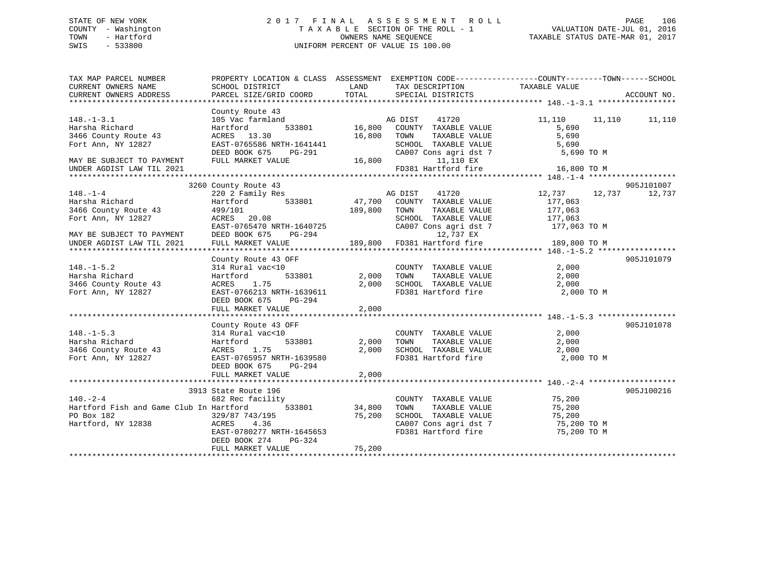STATE OF NEW YORK
COUNTY - Washington
TOWN - Hartford
SWIS - 533800

2 0 1 7 F I N A L A S S E S S M E N T R O L L
T A X A B L E SECTION OF THE ROLL - 1
OWNERS NAME SEQUENCE
UNIFORM PERCENT OF VALUE IS 100.00

VALUATION DATE-JUL 01, 2016
TAXABLE STATUS DATE-MAR 01, 2017

```
TAX MAP PARCEL NUMBER          PROPERTY LOCATION & CLASS  ASSESSMENT  EXEMPTION CODE------------------COUNTY--------TOWN------SCHOOL
CURRENT OWNERS NAME            SCHOOL DISTRICT            LAND        TAX DESCRIPTION             TAXABLE VALUE
CURRENT OWNERS ADDRESS         PARCEL SIZE/GRID COORD     TOTAL       SPECIAL DISTRICTS                                      ACCOUNT NO.
******************************************************************************************************* 148.-1-3.1 *****************
                               County Route 43
148.-1-3.1                     105 Vac farmland                  AG DIST     41720             11,110      11,110      11,110
Harsha Richard                 Hartford       533801   16,800   COUNTY  TAXABLE VALUE           5,690
3466 County Route 43           ACRES  13.30             16,800   TOWN    TAXABLE VALUE           5,690
Fort Ann, NY 12827             EAST-0765586 NRTH-1641441         SCHOOL  TAXABLE VALUE           5,690
                               DEED BOOK 675    PG-291           CA007 Cons agri dst 7            5,690 TO M
MAY BE SUBJECT TO PAYMENT      FULL MARKET VALUE        16,800        11,110 EX
UNDER AGDIST LAW TIL 2021                                        FD381 Hartford fire             16,800 TO M
******************************************************************************************************* 148.-1-4 *******************
                          3260 County Route 43                                                                      905J101007
148.-1-4                       220 2 Family Res                  AG DIST     41720             12,737      12,737      12,737
Harsha Richard                 Hartford       533801   47,700   COUNTY  TAXABLE VALUE         177,063
3466 County Route 43           499/101                 189,800   TOWN    TAXABLE VALUE         177,063
Fort Ann, NY 12827             ACRES  20.08                      SCHOOL  TAXABLE VALUE         177,063
                               EAST-0765470 NRTH-1640725         CA007 Cons agri dst 7          177,063 TO M
MAY BE SUBJECT TO PAYMENT      DEED BOOK 675    PG-294                12,737 EX
UNDER AGDIST LAW TIL 2021      FULL MARKET VALUE       189,800   FD381 Hartford fire            189,800 TO M
******************************************************************************************************* 148.-1-5.2 *****************
                               County Route 43 OFF                                                                  905J101079
148.-1-5.2                     314 Rural vac<10                  COUNTY  TAXABLE VALUE           2,000
Harsha Richard                 Hartford       533801    2,000   TOWN    TAXABLE VALUE           2,000
3466 County Route 43           ACRES   1.75              2,000   SCHOOL  TAXABLE VALUE           2,000
Fort Ann, NY 12827             EAST-0766213 NRTH-1639611         FD381 Hartford fire              2,000 TO M
                               DEED BOOK 675    PG-294
                               FULL MARKET VALUE         2,000
******************************************************************************************************* 148.-1-5.3 *****************
                               County Route 43 OFF                                                                  905J101078
148.-1-5.3                     314 Rural vac<10                  COUNTY  TAXABLE VALUE           2,000
Harsha Richard                 Hartford       533801    2,000   TOWN    TAXABLE VALUE           2,000
3466 County Route 43           ACRES   1.75              2,000   SCHOOL  TAXABLE VALUE           2,000
Fort Ann, NY 12827             EAST-0765957 NRTH-1639580         FD381 Hartford fire              2,000 TO M
                               DEED BOOK 675    PG-294
                               FULL MARKET VALUE         2,000
******************************************************************************************************* 140.-2-4 *******************
                          3913 State Route 196                                                                      905J100216
140.-2-4                       682 Rec facility                  COUNTY  TAXABLE VALUE          75,200
Hartford Fish and Game Club In Hartford       533801   34,800   TOWN    TAXABLE VALUE          75,200
PO Box 182                     329/87 743/195           75,200   SCHOOL  TAXABLE VALUE          75,200
Hartford, NY 12838             ACRES   4.36                      CA007 Cons agri dst 7           75,200 TO M
                               EAST-0780277 NRTH-1645653         FD381 Hartford fire             75,200 TO M
                               DEED BOOK 274    PG-324
                               FULL MARKET VALUE        75,200
************************************************************************************************************************************
```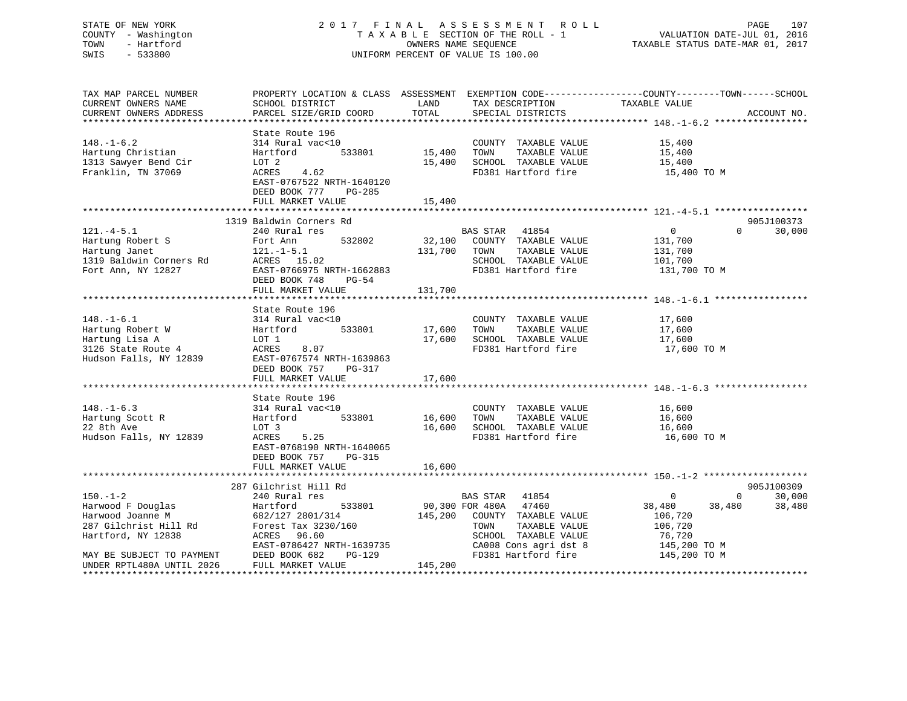STATE OF NEW YORK
COUNTY - Washington
TOWN - Hartford
SWIS - 533800

2017 FINAL ASSESSMENT ROLL
TAXABLE SECTION OF THE ROLL - 1
OWNERS NAME SEQUENCE
UNIFORM PERCENT OF VALUE IS 100.00

VALUATION DATE-JUL 01, 2016
TAXABLE STATUS DATE-MAR 01, 2017

```
TAX MAP PARCEL NUMBER          PROPERTY LOCATION & CLASS  ASSESSMENT  EXEMPTION CODE------------------COUNTY--------TOWN------SCHOOL
CURRENT OWNERS NAME            SCHOOL DISTRICT               LAND      TAX DESCRIPTION            TAXABLE VALUE
CURRENT OWNERS ADDRESS         PARCEL SIZE/GRID COORD        TOTAL     SPECIAL DISTRICTS                                    ACCOUNT NO.
******************************************************************************************************* 148.-1-6.2 *****************
                               State Route 196
148.-1-6.2                     314 Rural vac<10                        COUNTY  TAXABLE VALUE           15,400
Hartung Christian              Hartford        533801       15,400     TOWN    TAXABLE VALUE           15,400
1313 Sawyer Bend Cir           LOT 2                        15,400     SCHOOL  TAXABLE VALUE           15,400
Franklin, TN 37069             ACRES    4.62                           FD381 Hartford fire              15,400 TO M
                               EAST-0767522 NRTH-1640120
                               DEED BOOK 777    PG-285
                               FULL MARKET VALUE            15,400
******************************************************************************************************* 121.-4-5.1 *****************
                               1319 Baldwin Corners Rd                                                                  905J100373
121.-4-5.1                     240 Rural res                           BAS STAR   41854                 0             0      30,000
Hartung Robert S               Fort Ann        532802       32,100     COUNTY  TAXABLE VALUE          131,700
Hartung Janet                  121.-1-5.1                  131,700     TOWN    TAXABLE VALUE          131,700
1319 Baldwin Corners Rd        ACRES   15.02                           SCHOOL  TAXABLE VALUE          101,700
Fort Ann, NY 12827             EAST-0766975 NRTH-1662883               FD381 Hartford fire             131,700 TO M
                               DEED BOOK 748    PG-54
                               FULL MARKET VALUE           131,700
******************************************************************************************************* 148.-1-6.1 *****************
                               State Route 196
148.-1-6.1                     314 Rural vac<10                        COUNTY  TAXABLE VALUE           17,600
Hartung Robert W               Hartford        533801       17,600     TOWN    TAXABLE VALUE           17,600
Hartung Lisa A                 LOT 1                        17,600     SCHOOL  TAXABLE VALUE           17,600
3126 State Route 4             ACRES    8.07                           FD381 Hartford fire              17,600 TO M
Hudson Falls, NY 12839         EAST-0767574 NRTH-1639863
                               DEED BOOK 757    PG-317
                               FULL MARKET VALUE            17,600
******************************************************************************************************* 148.-1-6.3 *****************
                               State Route 196
148.-1-6.3                     314 Rural vac<10                        COUNTY  TAXABLE VALUE           16,600
Hartung Scott R                Hartford        533801       16,600     TOWN    TAXABLE VALUE           16,600
22 8th Ave                     LOT 3                        16,600     SCHOOL  TAXABLE VALUE           16,600
Hudson Falls, NY 12839         ACRES    5.25                           FD381 Hartford fire              16,600 TO M
                               EAST-0768190 NRTH-1640065
                               DEED BOOK 757    PG-315
                               FULL MARKET VALUE            16,600
******************************************************************************************************* 150.-1-2 *******************
                               287 Gilchrist Hill Rd                                                                    905J100309
150.-1-2                       240 Rural res                           BAS STAR   41854                 0             0      30,000
Harwood F Douglas              Hartford        533801       90,300 FOR 480A   47460            38,480        38,480      38,480
Harwood Joanne M               682/127 2801/314            145,200     COUNTY  TAXABLE VALUE          106,720
287 Gilchrist Hill Rd          Forest Tax 3230/160                     TOWN    TAXABLE VALUE          106,720
Hartford, NY 12838             ACRES   96.60                           SCHOOL  TAXABLE VALUE           76,720
                               EAST-0786427 NRTH-1639735               CA008 Cons agri dst 8           145,200 TO M
MAY BE SUBJECT TO PAYMENT      DEED BOOK 682    PG-129                 FD381 Hartford fire             145,200 TO M
UNDER RPTL480A UNTIL 2026      FULL MARKET VALUE           145,200
************************************************************************************************************************************
```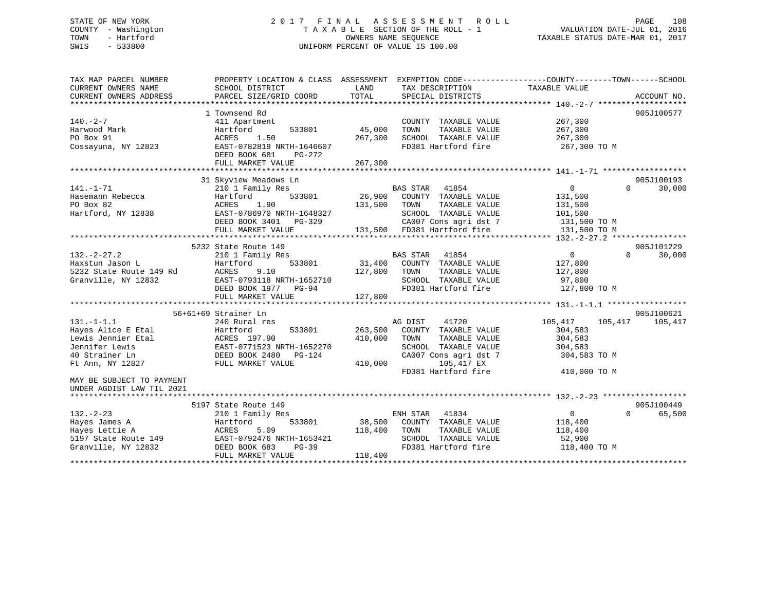STATE OF NEW YORK
COUNTY - Washington
TOWN - Hartford
SWIS - 533800

2 0 1 7 F I N A L A S S E S S M E N T R O L L
T A X A B L E SECTION OF THE ROLL - 1
OWNERS NAME SEQUENCE
UNIFORM PERCENT OF VALUE IS 100.00

VALUATION DATE-JUL 01, 2016
TAXABLE STATUS DATE-MAR 01, 2017

| TAX MAP PARCEL NUMBER / CURRENT OWNERS NAME / CURRENT OWNERS ADDRESS | PROPERTY LOCATION & CLASS / SCHOOL DISTRICT / PARCEL SIZE/GRID COORD | ASSESSMENT LAND / TOTAL | EXEMPTION CODE / TAX DESCRIPTION / SPECIAL DISTRICTS | COUNTY TAXABLE VALUE | TOWN | SCHOOL | ACCOUNT NO. |
|---|---|---|---|---|---|---|---|
| **140.-2-7** | 1 Townsend Rd | | | | | | 905J100577 |
| 140.-2-7 | 411 Apartment | | COUNTY TAXABLE VALUE | 267,300 | | | |
| Harwood Mark | Hartford 533801 | 45,000 | TOWN TAXABLE VALUE | 267,300 | | | |
| PO Box 91 | ACRES 1.50 | 267,300 | SCHOOL TAXABLE VALUE | 267,300 | | | |
| Cossayuna, NY 12823 | EAST-0782819 NRTH-1646607 | | FD381 Hartford fire | 267,300 TO M | | | |
| | DEED BOOK 681 PG-272 | | | | | | |
| | FULL MARKET VALUE | 267,300 | | | | | |
| **141.-1-71** | 31 Skyview Meadows Ln | | | | | | 905J100193 |
| 141.-1-71 | 210 1 Family Res | | BAS STAR 41854 | 0 | 0 | 30,000 | |
| Hasemann Rebecca | Hartford 533801 | 26,900 | COUNTY TAXABLE VALUE | 131,500 | | | |
| PO Box 82 | ACRES 1.90 | 131,500 | TOWN TAXABLE VALUE | 131,500 | | | |
| Hartford, NY 12838 | EAST-0786970 NRTH-1648327 | | SCHOOL TAXABLE VALUE | 101,500 | | | |
| | DEED BOOK 3401 PG-329 | | CA007 Cons agri dst 7 | 131,500 TO M | | | |
| | FULL MARKET VALUE | 131,500 | FD381 Hartford fire | 131,500 TO M | | | |
| **132.-2-27.2** | 5232 State Route 149 | | | | | | 905J101229 |
| 132.-2-27.2 | 210 1 Family Res | | BAS STAR 41854 | 0 | 0 | 30,000 | |
| Haxstun Jason L | Hartford 533801 | 31,400 | COUNTY TAXABLE VALUE | 127,800 | | | |
| 5232 State Route 149 Rd | ACRES 9.10 | 127,800 | TOWN TAXABLE VALUE | 127,800 | | | |
| Granville, NY 12832 | EAST-0793118 NRTH-1652710 | | SCHOOL TAXABLE VALUE | 97,800 | | | |
| | DEED BOOK 1977 PG-94 | | FD381 Hartford fire | 127,800 TO M | | | |
| | FULL MARKET VALUE | 127,800 | | | | | |
| **131.-1-1.1** | 56+61+69 Strainer Ln | | | | | | 905J100621 |
| 131.-1-1.1 | 240 Rural res | | AG DIST 41720 | 105,417 | 105,417 | 105,417 | |
| Hayes Alice E Etal | Hartford 533801 | 263,500 | COUNTY TAXABLE VALUE | 304,583 | | | |
| Lewis Jennier Etal | ACRES 197.90 | 410,000 | TOWN TAXABLE VALUE | 304,583 | | | |
| Jennifer Lewis | EAST-0771523 NRTH-1652270 | | SCHOOL TAXABLE VALUE | 304,583 | | | |
| 40 Strainer Ln | DEED BOOK 2480 PG-124 | | CA007 Cons agri dst 7 | 304,583 TO M | | | |
| Ft Ann, NY 12827 | FULL MARKET VALUE | 410,000 | 105,417 EX | | | | |
| | | | FD381 Hartford fire | 410,000 TO M | | | |
| MAY BE SUBJECT TO PAYMENT UNDER AGDIST LAW TIL 2021 | | | | | | | |
| **132.-2-23** | 5197 State Route 149 | | | | | | 905J100449 |
| 132.-2-23 | 210 1 Family Res | | ENH STAR 41834 | 0 | 0 | 65,500 | |
| Hayes James A | Hartford 533801 | 38,500 | COUNTY TAXABLE VALUE | 118,400 | | | |
| Hayes Lettie A | ACRES 5.09 | 118,400 | TOWN TAXABLE VALUE | 118,400 | | | |
| 5197 State Route 149 | EAST-0792476 NRTH-1653421 | | SCHOOL TAXABLE VALUE | 52,900 | | | |
| Granville, NY 12832 | DEED BOOK 683 PG-39 | | FD381 Hartford fire | 118,400 TO M | | | |
| | FULL MARKET VALUE | 118,400 | | | | | |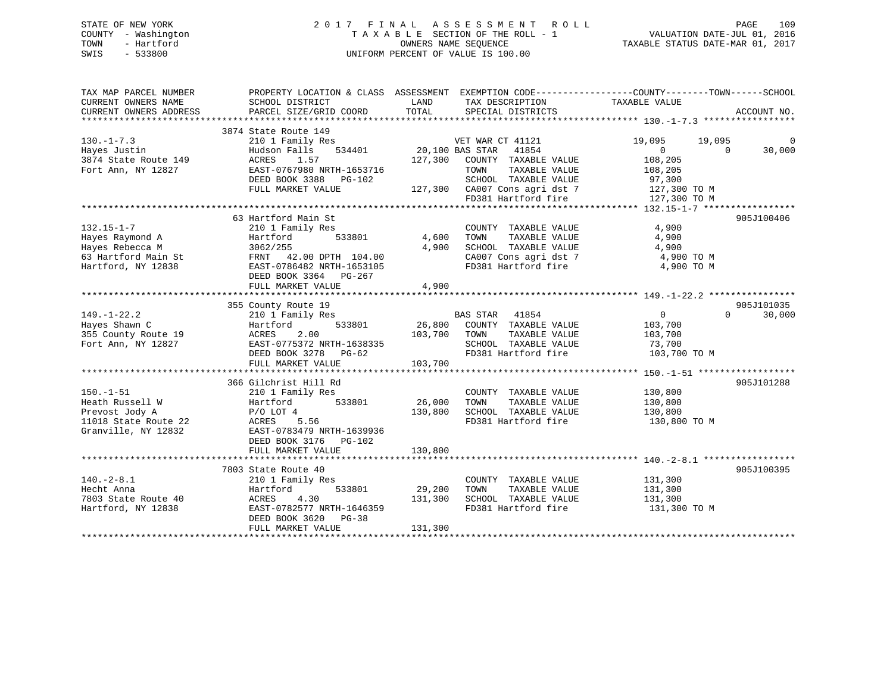STATE OF NEW YORK
COUNTY - Washington
TOWN - Hartford
SWIS - 533800

# 2017 FINAL ASSESSMENT ROLL

TAXABLE SECTION OF THE ROLL - 1
OWNERS NAME SEQUENCE
UNIFORM PERCENT OF VALUE IS 100.00

VALUATION DATE-JUL 01, 2016
TAXABLE STATUS DATE-MAR 01, 2017

| TAX MAP PARCEL NUMBER / CURRENT OWNERS NAME / CURRENT OWNERS ADDRESS | PROPERTY LOCATION & CLASS / SCHOOL DISTRICT / PARCEL SIZE/GRID COORD | ASSESSMENT LAND / TOTAL | EXEMPTION CODE / TAX DESCRIPTION / SPECIAL DISTRICTS | COUNTY TAXABLE VALUE | TOWN | SCHOOL | ACCOUNT NO. |
|---|---|---|---|---|---|---|---|
| **130.-1-7.3** | 3874 State Route 149 | | | | | | |
| 130.-1-7.3 | 210 1 Family Res | | VET WAR CT 41121 | 19,095 | 19,095 | 0 | |
| Hayes Justin | Hudson Falls 534401 | 20,100 | BAS STAR 41854 | 0 | 0 | 30,000 | |
| 3874 State Route 149 | ACRES 1.57 | 127,300 | COUNTY TAXABLE VALUE | 108,205 | | | |
| Fort Ann, NY 12827 | EAST-0767980 NRTH-1653716 | | TOWN TAXABLE VALUE | 108,205 | | | |
| | DEED BOOK 3388 PG-102 | | SCHOOL TAXABLE VALUE | 97,300 | | | |
| | FULL MARKET VALUE | 127,300 | CA007 Cons agri dst 7 | 127,300 TO M | | | |
| | | | FD381 Hartford fire | 127,300 TO M | | | |
| **132.15-1-7** | 63 Hartford Main St | | | | | | 905J100406 |
| 132.15-1-7 | 210 1 Family Res | | COUNTY TAXABLE VALUE | 4,900 | | | |
| Hayes Raymond A | Hartford 533801 | 4,600 | TOWN TAXABLE VALUE | 4,900 | | | |
| Hayes Rebecca M | 3062/255 | 4,900 | SCHOOL TAXABLE VALUE | 4,900 | | | |
| 63 Hartford Main St | FRNT 42.00 DPTH 104.00 | | CA007 Cons agri dst 7 | 4,900 TO M | | | |
| Hartford, NY 12838 | EAST-0786482 NRTH-1653105 | | FD381 Hartford fire | 4,900 TO M | | | |
| | DEED BOOK 3364 PG-267 | | | | | | |
| | FULL MARKET VALUE | 4,900 | | | | | |
| **149.-1-22.2** | 355 County Route 19 | | | | | | 905J101035 |
| 149.-1-22.2 | 210 1 Family Res | | BAS STAR 41854 | 0 | 0 | 30,000 | |
| Hayes Shawn C | Hartford 533801 | 26,800 | COUNTY TAXABLE VALUE | 103,700 | | | |
| 355 County Route 19 | ACRES 2.00 | 103,700 | TOWN TAXABLE VALUE | 103,700 | | | |
| Fort Ann, NY 12827 | EAST-0775372 NRTH-1638335 | | SCHOOL TAXABLE VALUE | 73,700 | | | |
| | DEED BOOK 3278 PG-62 | | FD381 Hartford fire | 103,700 TO M | | | |
| | FULL MARKET VALUE | 103,700 | | | | | |
| **150.-1-51** | 366 Gilchrist Hill Rd | | | | | | 905J101288 |
| 150.-1-51 | 210 1 Family Res | | COUNTY TAXABLE VALUE | 130,800 | | | |
| Heath Russell W | Hartford 533801 | 26,000 | TOWN TAXABLE VALUE | 130,800 | | | |
| Prevost Jody A | P/O LOT 4 | 130,800 | SCHOOL TAXABLE VALUE | 130,800 | | | |
| 11018 State Route 22 | ACRES 5.56 | | FD381 Hartford fire | 130,800 TO M | | | |
| Granville, NY 12832 | EAST-0783479 NRTH-1639936 | | | | | | |
| | DEED BOOK 3176 PG-102 | | | | | | |
| | FULL MARKET VALUE | 130,800 | | | | | |
| **140.-2-8.1** | 7803 State Route 40 | | | | | | 905J100395 |
| 140.-2-8.1 | 210 1 Family Res | | COUNTY TAXABLE VALUE | 131,300 | | | |
| Hecht Anna | Hartford 533801 | 29,200 | TOWN TAXABLE VALUE | 131,300 | | | |
| 7803 State Route 40 | ACRES 4.30 | 131,300 | SCHOOL TAXABLE VALUE | 131,300 | | | |
| Hartford, NY 12838 | EAST-0782577 NRTH-1646359 | | FD381 Hartford fire | 131,300 TO M | | | |
| | DEED BOOK 3620 PG-38 | | | | | | |
| | FULL MARKET VALUE | 131,300 | | | | | |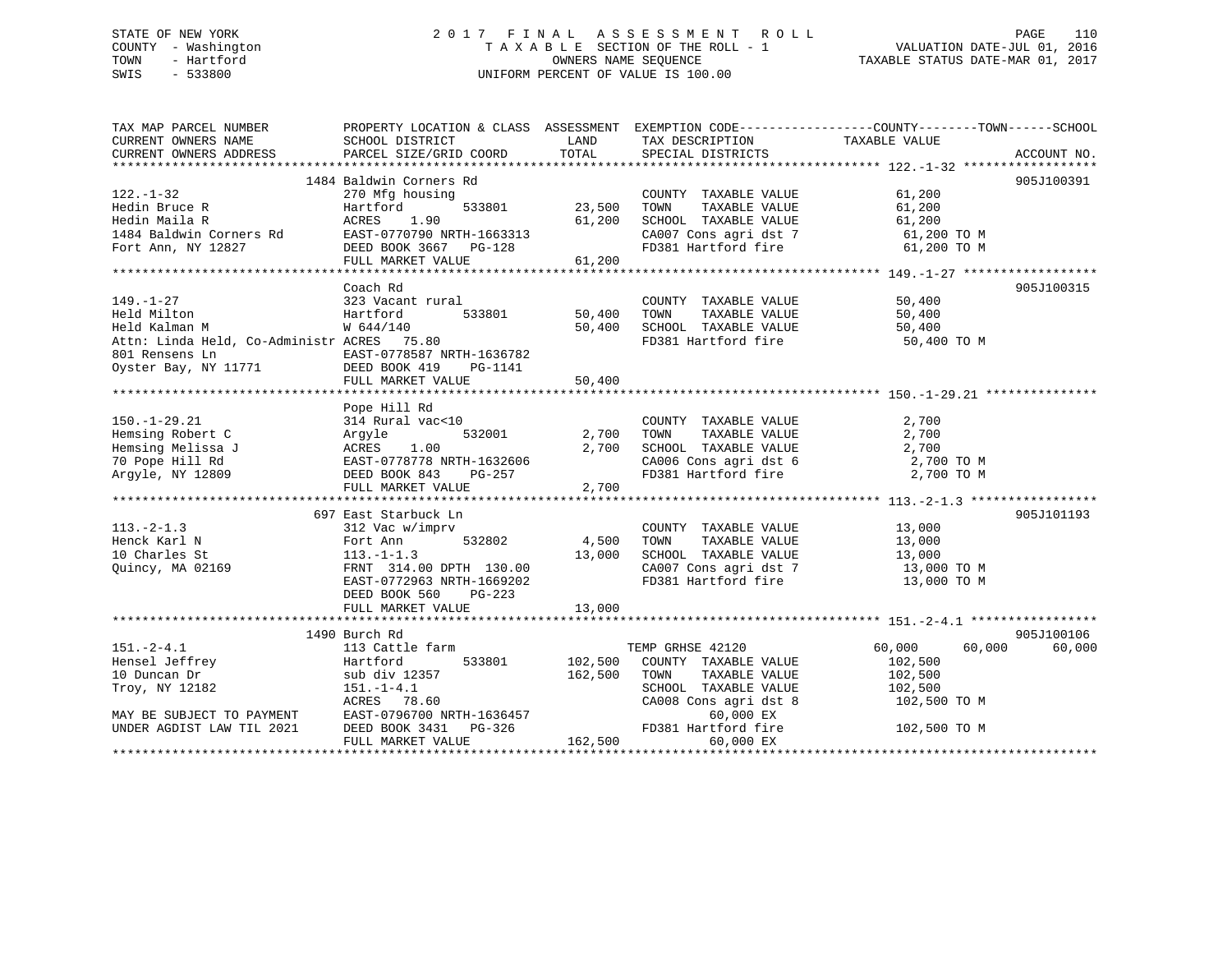STATE OF NEW YORK
COUNTY - Washington
TOWN - Hartford
SWIS - 533800

2 0 1 7 F I N A L A S S E S S M E N T R O L L
T A X A B L E SECTION OF THE ROLL - 1
OWNERS NAME SEQUENCE
UNIFORM PERCENT OF VALUE IS 100.00

VALUATION DATE-JUL 01, 2016
TAXABLE STATUS DATE-MAR 01, 2017

```
TAX MAP PARCEL NUMBER          PROPERTY LOCATION & CLASS  ASSESSMENT  EXEMPTION CODE-----------------COUNTY--------TOWN------SCHOOL
CURRENT OWNERS NAME            SCHOOL DISTRICT               LAND      TAX DESCRIPTION              TAXABLE VALUE
CURRENT OWNERS ADDRESS         PARCEL SIZE/GRID COORD        TOTAL     SPECIAL DISTRICTS                                     ACCOUNT NO.
******************************************************************************************************* 122.-1-32 ******************
                          1484 Baldwin Corners Rd                                                                         905J100391
122.-1-32                      270 Mfg housing                         COUNTY  TAXABLE VALUE             61,200
Hedin Bruce R                  Hartford        533801       23,500     TOWN    TAXABLE VALUE             61,200
Hedin Maila R                  ACRES    1.90                61,200     SCHOOL  TAXABLE VALUE             61,200
1484 Baldwin Corners Rd        EAST-0770790 NRTH-1663313               CA007 Cons agri dst 7              61,200 TO M
Fort Ann, NY 12827             DEED BOOK 3667   PG-128                 FD381 Hartford fire                61,200 TO M
                               FULL MARKET VALUE            61,200
******************************************************************************************************* 149.-1-27 ******************
                               Coach Rd                                                                                   905J100315
149.-1-27                      323 Vacant rural                        COUNTY  TAXABLE VALUE             50,400
Held Milton                    Hartford        533801       50,400     TOWN    TAXABLE VALUE             50,400
Held Kalman M                  W 644/140                    50,400     SCHOOL  TAXABLE VALUE             50,400
Attn: Linda Held, Co-Administr ACRES   75.80                           FD381 Hartford fire                50,400 TO M
801 Rensens Ln                 EAST-0778587 NRTH-1636782
Oyster Bay, NY 11771           DEED BOOK 419    PG-1141
                               FULL MARKET VALUE            50,400
******************************************************************************************************* 150.-1-29.21 ***************
                               Pope Hill Rd
150.-1-29.21                   314 Rural vac<10                        COUNTY  TAXABLE VALUE              2,700
Hemsing Robert C               Argyle          532001        2,700     TOWN    TAXABLE VALUE              2,700
Hemsing Melissa J              ACRES    1.00                 2,700     SCHOOL  TAXABLE VALUE              2,700
70 Pope Hill Rd                EAST-0778778 NRTH-1632606               CA006 Cons agri dst 6               2,700 TO M
Argyle, NY 12809               DEED BOOK 843    PG-257                 FD381 Hartford fire                 2,700 TO M
                               FULL MARKET VALUE             2,700
******************************************************************************************************* 113.-2-1.3 *****************
                           697 East Starbuck Ln                                                                           905J101193
113.-2-1.3                     312 Vac w/imprv                         COUNTY  TAXABLE VALUE             13,000
Henck Karl N                   Fort Ann        532802        4,500     TOWN    TAXABLE VALUE             13,000
10 Charles St                  113.-1-1.3                   13,000     SCHOOL  TAXABLE VALUE             13,000
Quincy, MA 02169               FRNT 314.00 DPTH 130.00                 CA007 Cons agri dst 7              13,000 TO M
                               EAST-0772963 NRTH-1669202               FD381 Hartford fire                13,000 TO M
                               DEED BOOK 560    PG-223
                               FULL MARKET VALUE            13,000
******************************************************************************************************* 151.-2-4.1 *****************
                          1490 Burch Rd                                                                                   905J100106
151.-2-4.1                     113 Cattle farm                         TEMP GRHSE 42120             60,000     60,000     60,000
Hensel Jeffrey                 Hartford        533801      102,500     COUNTY  TAXABLE VALUE            102,500
10 Duncan Dr                   sub div 12357               162,500     TOWN    TAXABLE VALUE            102,500
Troy, NY 12182                 151.-1-4.1                              SCHOOL  TAXABLE VALUE            102,500
                               ACRES   78.60                           CA008 Cons agri dst 8             102,500 TO M
MAY BE SUBJECT TO PAYMENT      EAST-0796700 NRTH-1636457                   60,000 EX
UNDER AGDIST LAW TIL 2021      DEED BOOK 3431   PG-326                 FD381 Hartford fire               102,500 TO M
                               FULL MARKET VALUE           162,500         60,000 EX
************************************************************************************************************************************
```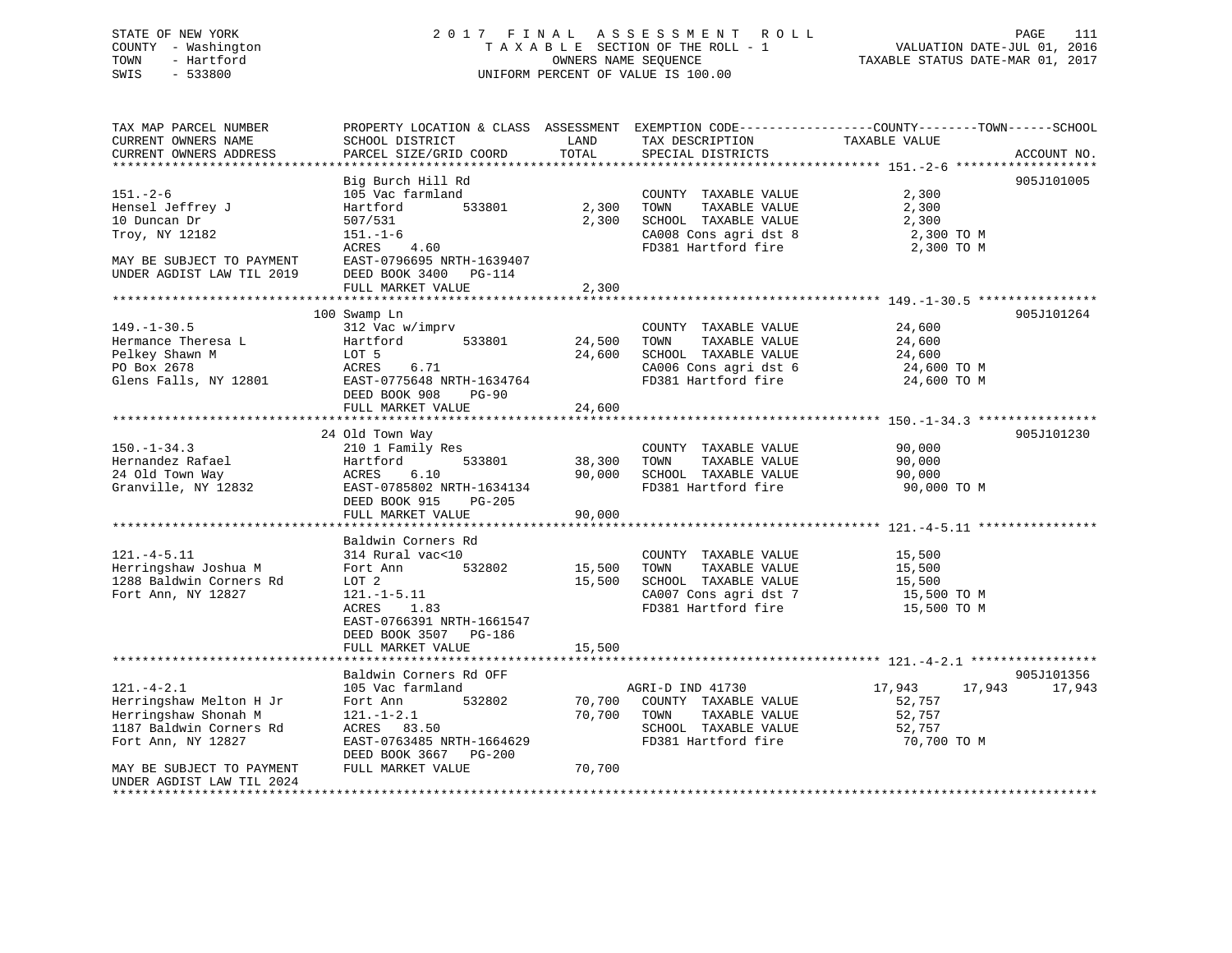STATE OF NEW YORK
COUNTY - Washington
TOWN - Hartford
SWIS - 533800

2017 FINAL ASSESSMENT ROLL
TAXABLE SECTION OF THE ROLL - 1
OWNERS NAME SEQUENCE
UNIFORM PERCENT OF VALUE IS 100.00

VALUATION DATE-JUL 01, 2016
TAXABLE STATUS DATE-MAR 01, 2017

| TAX MAP PARCEL NUMBER / CURRENT OWNERS NAME / CURRENT OWNERS ADDRESS | PROPERTY LOCATION & CLASS / SCHOOL DISTRICT / PARCEL SIZE/GRID COORD | ASSESSMENT LAND | TOTAL | EXEMPTION CODE / TAX DESCRIPTION / SPECIAL DISTRICTS | COUNTY / TAXABLE VALUE | TOWN | SCHOOL | ACCOUNT NO. |
|---|---|---|---|---|---|---|---|---|
| 151.-2-6 | Big Burch Hill Rd | | | | | | | 905J101005 |
| | 105 Vac farmland | | | COUNTY TAXABLE VALUE | 2,300 | | | |
| Hensel Jeffrey J | Hartford 533801 | 2,300 | | TOWN TAXABLE VALUE | 2,300 | | | |
| 10 Duncan Dr | 507/531 | | 2,300 | SCHOOL TAXABLE VALUE | 2,300 | | | |
| Troy, NY 12182 | 151.-1-6 | | | CA008 Cons agri dst 8 | 2,300 TO M | | | |
| | ACRES 4.60 | | | FD381 Hartford fire | 2,300 TO M | | | |
| MAY BE SUBJECT TO PAYMENT | EAST-0796695 NRTH-1639407 | | | | | | | |
| UNDER AGDIST LAW TIL 2019 | DEED BOOK 3400 PG-114 | | | | | | | |
| | FULL MARKET VALUE | | 2,300 | | | | | |
| 149.-1-30.5 | 100 Swamp Ln | | | | | | | 905J101264 |
| | 312 Vac w/imprv | | | COUNTY TAXABLE VALUE | 24,600 | | | |
| Hermance Theresa L | Hartford 533801 | 24,500 | | TOWN TAXABLE VALUE | 24,600 | | | |
| Pelkey Shawn M | LOT 5 | | 24,600 | SCHOOL TAXABLE VALUE | 24,600 | | | |
| PO Box 2678 | ACRES 6.71 | | | CA006 Cons agri dst 6 | 24,600 TO M | | | |
| Glens Falls, NY 12801 | EAST-0775648 NRTH-1634764 | | | FD381 Hartford fire | 24,600 TO M | | | |
| | DEED BOOK 908 PG-90 | | | | | | | |
| | FULL MARKET VALUE | | 24,600 | | | | | |
| 150.-1-34.3 | 24 Old Town Way | | | | | | | 905J101230 |
| | 210 1 Family Res | | | COUNTY TAXABLE VALUE | 90,000 | | | |
| Hernandez Rafael | Hartford 533801 | 38,300 | | TOWN TAXABLE VALUE | 90,000 | | | |
| 24 Old Town Way | ACRES 6.10 | | 90,000 | SCHOOL TAXABLE VALUE | 90,000 | | | |
| Granville, NY 12832 | EAST-0785802 NRTH-1634134 | | | FD381 Hartford fire | 90,000 TO M | | | |
| | DEED BOOK 915 PG-205 | | | | | | | |
| | FULL MARKET VALUE | | 90,000 | | | | | |
| 121.-4-5.11 | Baldwin Corners Rd | | | | | | | |
| | 314 Rural vac<10 | | | COUNTY TAXABLE VALUE | 15,500 | | | |
| Herringshaw Joshua M | Fort Ann 532802 | 15,500 | | TOWN TAXABLE VALUE | 15,500 | | | |
| 1288 Baldwin Corners Rd | LOT 2 | | 15,500 | SCHOOL TAXABLE VALUE | 15,500 | | | |
| Fort Ann, NY 12827 | 121.-1-5.11 | | | CA007 Cons agri dst 7 | 15,500 TO M | | | |
| | ACRES 1.83 | | | FD381 Hartford fire | 15,500 TO M | | | |
| | EAST-0766391 NRTH-1661547 | | | | | | | |
| | DEED BOOK 3507 PG-186 | | | | | | | |
| | FULL MARKET VALUE | | 15,500 | | | | | |
| 121.-4-2.1 | Baldwin Corners Rd OFF | | | | | | | 905J101356 |
| | 105 Vac farmland | | | AGRI-D IND 41730 | 17,943 | 17,943 | 17,943 | |
| Herringshaw Melton H Jr | Fort Ann 532802 | 70,700 | | COUNTY TAXABLE VALUE | 52,757 | | | |
| Herringshaw Shonah M | 121.-1-2.1 | | 70,700 | TOWN TAXABLE VALUE | 52,757 | | | |
| 1187 Baldwin Corners Rd | ACRES 83.50 | | | SCHOOL TAXABLE VALUE | 52,757 | | | |
| Fort Ann, NY 12827 | EAST-0763485 NRTH-1664629 | | | FD381 Hartford fire | 70,700 TO M | | | |
| | DEED BOOK 3667 PG-200 | | | | | | | |
| MAY BE SUBJECT TO PAYMENT | FULL MARKET VALUE | | 70,700 | | | | | |
| UNDER AGDIST LAW TIL 2024 | | | | | | | | |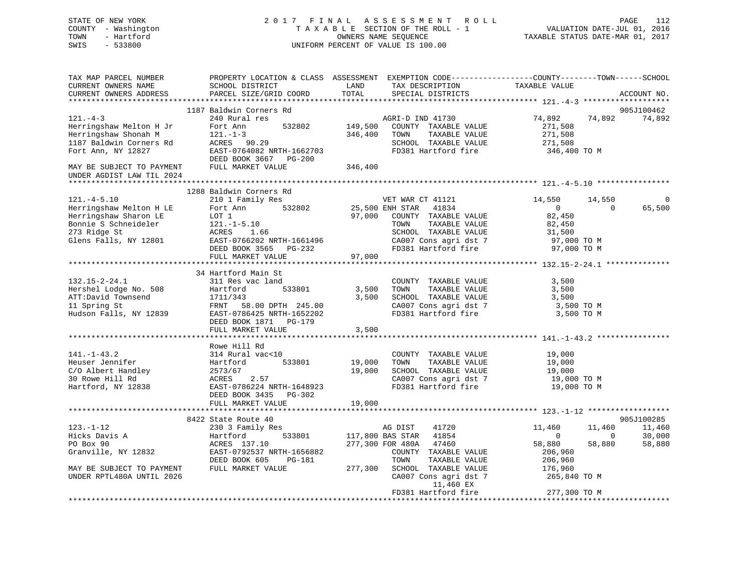STATE OF NEW YORK
COUNTY - Washington
TOWN - Hartford
SWIS - 533800

2017 FINAL ASSESSMENT ROLL
TAXABLE SECTION OF THE ROLL - 1
OWNERS NAME SEQUENCE
UNIFORM PERCENT OF VALUE IS 100.00

VALUATION DATE-JUL 01, 2016
TAXABLE STATUS DATE-MAR 01, 2017

| TAX MAP PARCEL NUMBER / CURRENT OWNERS NAME / CURRENT OWNERS ADDRESS | PROPERTY LOCATION & CLASS / SCHOOL DISTRICT / PARCEL SIZE/GRID COORD | ASSESSMENT LAND / TOTAL | EXEMPTION CODE / TAX DESCRIPTION / SPECIAL DISTRICTS | COUNTY TAXABLE VALUE | TOWN | SCHOOL | ACCOUNT NO. |
|---|---|---|---|---|---|---|---|
| 121.-4-3 | 1187 Baldwin Corners Rd | | | | | | 905J100462 |
| Herringshaw Melton H Jr | 240 Rural res | | AGRI-D IND 41730 | 74,892 | 74,892 | 74,892 | |
| Herringshaw Shonah M | Fort Ann 532802 | 149,500 | COUNTY TAXABLE VALUE | 271,508 | | | |
| 1187 Baldwin Corners Rd | 121.-1-3 | 346,400 | TOWN TAXABLE VALUE | 271,508 | | | |
| Fort Ann, NY 12827 | ACRES 90.29 | | SCHOOL TAXABLE VALUE | 271,508 | | | |
| | EAST-0764082 NRTH-1662703 | | FD381 Hartford fire | 346,400 TO M | | | |
| | DEED BOOK 3667 PG-200 | | | | | | |
| MAY BE SUBJECT TO PAYMENT UNDER AGDIST LAW TIL 2024 | FULL MARKET VALUE | 346,400 | | | | | |
| 121.-4-5.10 | 1288 Baldwin Corners Rd | | | | | | |
| Herringshaw Melton H LE | 210 1 Family Res | | VET WAR CT 41121 | 14,550 | 14,550 | 0 | |
| Herringshaw Sharon LE | Fort Ann 532802 | 25,500 | ENH STAR 41834 | 0 | 0 | 65,500 | |
| Bonnie S Schneideler | LOT 1 | 97,000 | COUNTY TAXABLE VALUE | 82,450 | | | |
| 273 Ridge St | 121.-1-5.10 | | TOWN TAXABLE VALUE | 82,450 | | | |
| Glens Falls, NY 12801 | ACRES 1.66 | | SCHOOL TAXABLE VALUE | 31,500 | | | |
| | EAST-0766202 NRTH-1661496 | | CA007 Cons agri dst 7 | 97,000 TO M | | | |
| | DEED BOOK 3565 PG-232 | | FD381 Hartford fire | 97,000 TO M | | | |
| | FULL MARKET VALUE | 97,000 | | | | | |
| 132.15-2-24.1 | 34 Hartford Main St | | | | | | |
| Hershel Lodge No. 508 | 311 Res vac land | | COUNTY TAXABLE VALUE | 3,500 | | | |
| ATT:David Townsend | Hartford 533801 | 3,500 | TOWN TAXABLE VALUE | 3,500 | | | |
| 11 Spring St | 1711/343 | 3,500 | SCHOOL TAXABLE VALUE | 3,500 | | | |
| Hudson Falls, NY 12839 | FRNT 58.00 DPTH 245.00 | | CA007 Cons agri dst 7 | 3,500 TO M | | | |
| | EAST-0786425 NRTH-1652202 | | FD381 Hartford fire | 3,500 TO M | | | |
| | DEED BOOK 1871 PG-179 | | | | | | |
| | FULL MARKET VALUE | 3,500 | | | | | |
| 141.-1-43.2 | Rowe Hill Rd | | | | | | |
| Heuser Jennifer | 314 Rural vac<10 | | COUNTY TAXABLE VALUE | 19,000 | | | |
| C/O Albert Handley | Hartford 533801 | 19,000 | TOWN TAXABLE VALUE | 19,000 | | | |
| 30 Rowe Hill Rd | 2573/67 | 19,000 | SCHOOL TAXABLE VALUE | 19,000 | | | |
| Hartford, NY 12838 | ACRES 2.57 | | CA007 Cons agri dst 7 | 19,000 TO M | | | |
| | EAST-0786224 NRTH-1648923 | | FD381 Hartford fire | 19,000 TO M | | | |
| | DEED BOOK 3435 PG-302 | | | | | | |
| | FULL MARKET VALUE | 19,000 | | | | | |
| 123.-1-12 | 8422 State Route 40 | | | | | | 905J100285 |
| Hicks Davis A | 230 3 Family Res | | AG DIST 41720 | 11,460 | 11,460 | 11,460 | |
| PO Box 90 | Hartford 533801 | 117,800 | BAS STAR 41854 | 0 | 0 | 30,000 | |
| Granville, NY 12832 | ACRES 137.10 | 277,300 | FOR 480A 47460 | 58,880 | 58,880 | 58,880 | |
| | EAST-0792537 NRTH-1656882 | | COUNTY TAXABLE VALUE | 206,960 | | | |
| | DEED BOOK 605 PG-181 | | TOWN TAXABLE VALUE | 206,960 | | | |
| MAY BE SUBJECT TO PAYMENT | FULL MARKET VALUE | 277,300 | SCHOOL TAXABLE VALUE | 176,960 | | | |
| UNDER RPTL480A UNTIL 2026 | | | CA007 Cons agri dst 7 | 265,840 TO M | | | |
| | | | 11,460 EX | | | | |
| | | | FD381 Hartford fire | 277,300 TO M | | | |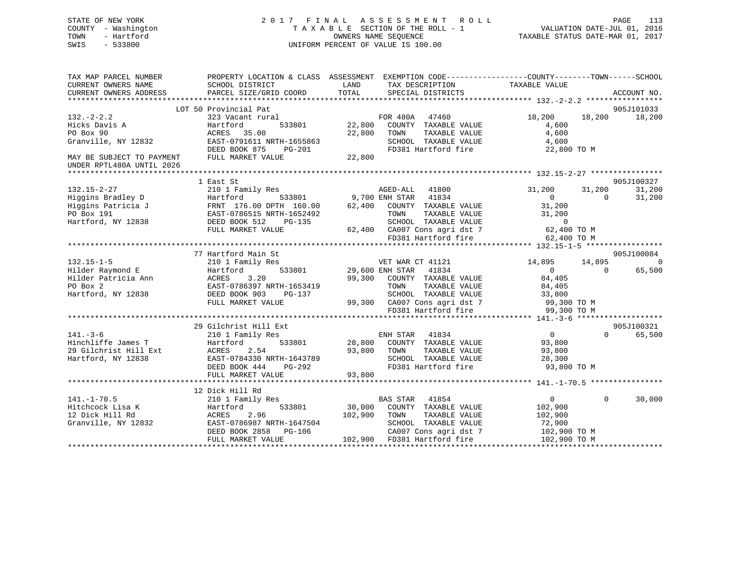STATE OF NEW YORK
COUNTY - Washington
TOWN - Hartford
SWIS - 533800

# 2017 FINAL ASSESSMENT ROLL

TAXABLE SECTION OF THE ROLL - 1
OWNERS NAME SEQUENCE
UNIFORM PERCENT OF VALUE IS 100.00

VALUATION DATE-JUL 01, 2016
TAXABLE STATUS DATE-MAR 01, 2017

| TAX MAP PARCEL NUMBER / CURRENT OWNERS NAME / CURRENT OWNERS ADDRESS | PROPERTY LOCATION & CLASS / SCHOOL DISTRICT / PARCEL SIZE/GRID COORD | ASSESSMENT LAND | TOTAL | EXEMPTION CODE / TAX DESCRIPTION / SPECIAL DISTRICTS | COUNTY TAXABLE VALUE | TOWN | SCHOOL | ACCOUNT NO. |
|---|---|---|---|---|---|---|---|---|
| | LOT 50 Provincial Pat | | | | | | | 905J101033 |
| 132.-2-2.2 | 323 Vacant rural | | | FOR 480A 47460 | 18,200 | 18,200 | 18,200 | |
| Hicks Davis A | Hartford 533801 | 22,800 | | COUNTY TAXABLE VALUE | 4,600 | | | |
| PO Box 90 | ACRES 35.00 | | 22,800 | TOWN TAXABLE VALUE | 4,600 | | | |
| Granville, NY 12832 | EAST-0791611 NRTH-1655863 | | | SCHOOL TAXABLE VALUE | 4,600 | | | |
| | DEED BOOK 875 PG-201 | | | FD381 Hartford fire | 22,800 TO M | | | |
| MAY BE SUBJECT TO PAYMENT UNDER RPTL480A UNTIL 2026 | FULL MARKET VALUE | | 22,800 | | | | | |
| | 1 East St | | | | | | | 905J100327 |
| 132.15-2-27 | 210 1 Family Res | | | AGED-ALL 41800 | 31,200 | 31,200 | 31,200 | |
| Higgins Bradley D | Hartford 533801 | 9,700 | | ENH STAR 41834 | 0 | 0 | 31,200 | |
| Higgins Patricia J | FRNT 176.00 DPTH 160.00 | | 62,400 | COUNTY TAXABLE VALUE | 31,200 | | | |
| PO Box 191 | EAST-0786515 NRTH-1652492 | | | TOWN TAXABLE VALUE | 31,200 | | | |
| Hartford, NY 12838 | DEED BOOK 512 PG-135 | | | SCHOOL TAXABLE VALUE | 0 | | | |
| | FULL MARKET VALUE | | 62,400 | CA007 Cons agri dst 7 | 62,400 TO M | | | |
| | | | | FD381 Hartford fire | 62,400 TO M | | | |
| | 77 Hartford Main St | | | | | | | 905J100084 |
| 132.15-1-5 | 210 1 Family Res | | | VET WAR CT 41121 | 14,895 | 14,895 | 0 | |
| Hilder Raymond E | Hartford 533801 | 29,600 | | ENH STAR 41834 | 0 | 0 | 65,500 | |
| Hilder Patricia Ann | ACRES 3.20 | | 99,300 | COUNTY TAXABLE VALUE | 84,405 | | | |
| PO Box 2 | EAST-0786397 NRTH-1653419 | | | TOWN TAXABLE VALUE | 84,405 | | | |
| Hartford, NY 12838 | DEED BOOK 903 PG-137 | | | SCHOOL TAXABLE VALUE | 33,800 | | | |
| | FULL MARKET VALUE | | 99,300 | CA007 Cons agri dst 7 | 99,300 TO M | | | |
| | | | | FD381 Hartford fire | 99,300 TO M | | | |
| | 29 Gilchrist Hill Ext | | | | | | | 905J100321 |
| 141.-3-6 | 210 1 Family Res | | | ENH STAR 41834 | 0 | 0 | 65,500 | |
| Hinchliffe James T | Hartford 533801 | 28,800 | | COUNTY TAXABLE VALUE | 93,800 | | | |
| 29 Gilchrist Hill Ext | ACRES 2.54 | | 93,800 | TOWN TAXABLE VALUE | 93,800 | | | |
| Hartford, NY 12838 | EAST-0784330 NRTH-1643789 | | | SCHOOL TAXABLE VALUE | 28,300 | | | |
| | DEED BOOK 444 PG-292 | | | FD381 Hartford fire | 93,800 TO M | | | |
| | FULL MARKET VALUE | | 93,800 | | | | | |
| | 12 Dick Hill Rd | | | | | | | |
| 141.-1-70.5 | 210 1 Family Res | | | BAS STAR 41854 | 0 | 0 | 30,000 | |
| Hitchcock Lisa K | Hartford 533801 | 30,000 | | COUNTY TAXABLE VALUE | 102,900 | | | |
| 12 Dick Hill Rd | ACRES 2.96 | | 102,900 | TOWN TAXABLE VALUE | 102,900 | | | |
| Granville, NY 12832 | EAST-0786987 NRTH-1647504 | | | SCHOOL TAXABLE VALUE | 72,900 | | | |
| | DEED BOOK 2858 PG-106 | | | CA007 Cons agri dst 7 | 102,900 TO M | | | |
| | FULL MARKET VALUE | | 102,900 | FD381 Hartford fire | 102,900 TO M | | | |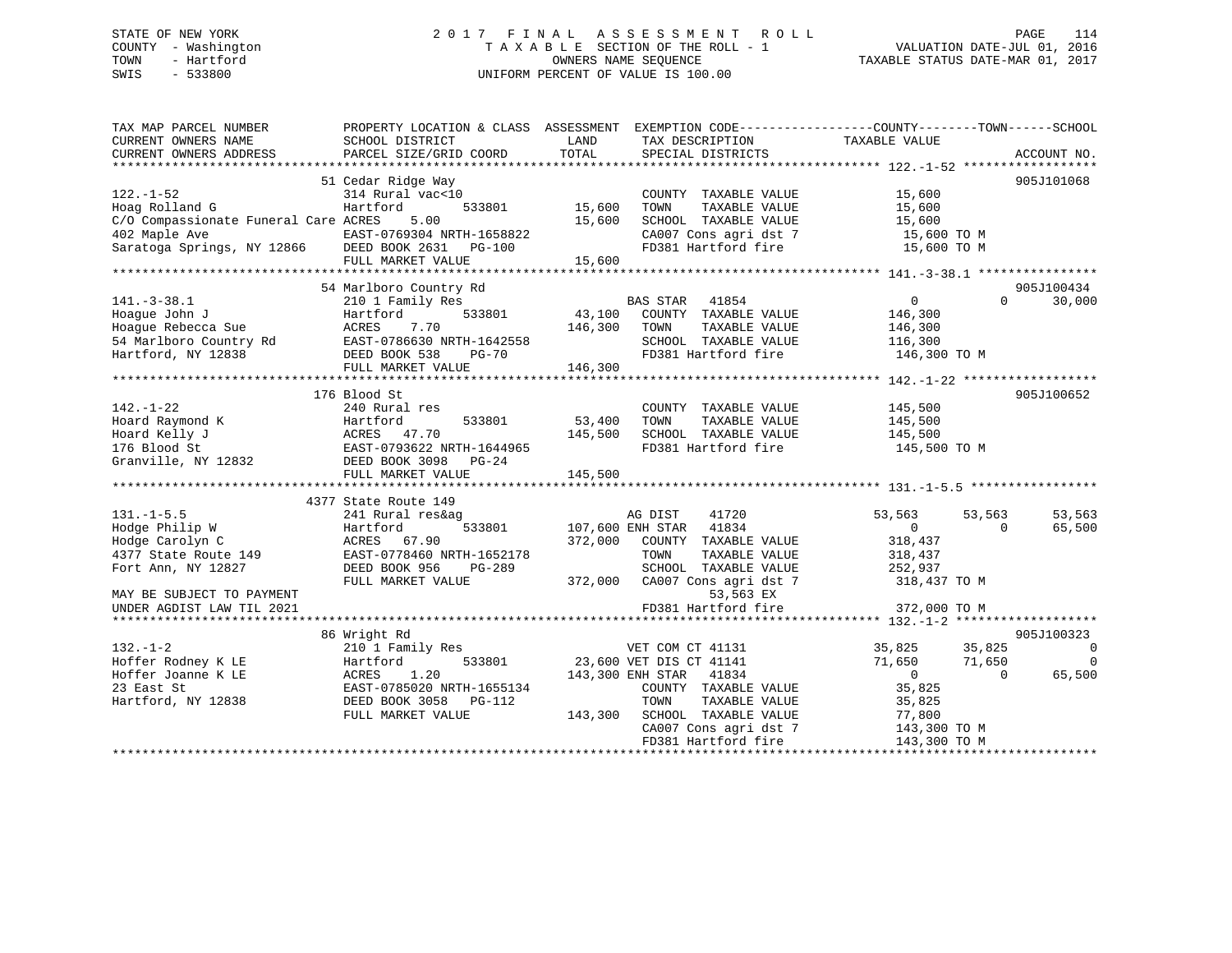STATE OF NEW YORK
COUNTY - Washington
TOWN - Hartford
SWIS - 533800

2 0 1 7 F I N A L A S S E S S M E N T R O L L
T A X A B L E SECTION OF THE ROLL - 1
OWNERS NAME SEQUENCE
UNIFORM PERCENT OF VALUE IS 100.00

VALUATION DATE-JUL 01, 2016
TAXABLE STATUS DATE-MAR 01, 2017

```
TAX MAP PARCEL NUMBER          PROPERTY LOCATION & CLASS  ASSESSMENT  EXEMPTION CODE------------------COUNTY--------TOWN------SCHOOL
CURRENT OWNERS NAME            SCHOOL DISTRICT               LAND      TAX DESCRIPTION              TAXABLE VALUE
CURRENT OWNERS ADDRESS         PARCEL SIZE/GRID COORD        TOTAL     SPECIAL DISTRICTS                                      ACCOUNT NO.
******************************************************************************************************* 122.-1-52 ******************
                               51 Cedar Ridge Way                                                                          905J101068
122.-1-52                      314 Rural vac<10                        COUNTY  TAXABLE VALUE           15,600
Hoag Rolland G                 Hartford          533801       15,600   TOWN    TAXABLE VALUE           15,600
C/O Compassionate Funeral Care ACRES    5.00                  15,600   SCHOOL  TAXABLE VALUE           15,600
402 Maple Ave                  EAST-0769304 NRTH-1658822               CA007 Cons agri dst 7            15,600 TO M
Saratoga Springs, NY 12866     DEED BOOK 2631   PG-100                 FD381 Hartford fire              15,600 TO M
                               FULL MARKET VALUE              15,600
******************************************************************************************************* 141.-3-38.1 ****************
                               54 Marlboro Country Rd                                                                      905J100434
141.-3-38.1                    210 1 Family Res                  BAS STAR   41854                0             0        30,000
Hoague John J                  Hartford          533801       43,100   COUNTY  TAXABLE VALUE          146,300
Hoague Rebecca Sue             ACRES    7.70                 146,300   TOWN    TAXABLE VALUE          146,300
54 Marlboro Country Rd         EAST-0786630 NRTH-1642558               SCHOOL  TAXABLE VALUE          116,300
Hartford, NY 12838             DEED BOOK 538    PG-70                  FD381 Hartford fire             146,300 TO M
                               FULL MARKET VALUE             146,300
******************************************************************************************************* 142.-1-22 ******************
                               176 Blood St                                                                                905J100652
142.-1-22                      240 Rural res                           COUNTY  TAXABLE VALUE          145,500
Hoard Raymond K                Hartford          533801       53,400   TOWN    TAXABLE VALUE          145,500
Hoard Kelly J                  ACRES   47.70                 145,500   SCHOOL  TAXABLE VALUE          145,500
176 Blood St                   EAST-0793622 NRTH-1644965               FD381 Hartford fire             145,500 TO M
Granville, NY 12832            DEED BOOK 3098   PG-24
                               FULL MARKET VALUE             145,500
******************************************************************************************************* 131.-1-5.5 *****************
                               4377 State Route 149
131.-1-5.5                     241 Rural res&ag                  AG DIST    41720           53,563        53,563        53,563
Hodge Philip W                 Hartford          533801      107,600 ENH STAR   41834                0             0        65,500
Hodge Carolyn C                ACRES   67.90                 372,000   COUNTY  TAXABLE VALUE          318,437
4377 State Route 149           EAST-0778460 NRTH-1652178               TOWN    TAXABLE VALUE          318,437
Fort Ann, NY 12827             DEED BOOK 956    PG-289                 SCHOOL  TAXABLE VALUE          252,937
                               FULL MARKET VALUE             372,000   CA007 Cons agri dst 7           318,437 TO M
MAY BE SUBJECT TO PAYMENT                                                   53,563 EX
UNDER AGDIST LAW TIL 2021                                              FD381 Hartford fire             372,000 TO M
******************************************************************************************************* 132.-1-2 *******************
                               86 Wright Rd                                                                                905J100323
132.-1-2                       210 1 Family Res                  VET COM CT 41131           35,825        35,825             0
Hoffer Rodney K LE             Hartford          533801       23,600 VET DIS CT 41141           71,650        71,650             0
Hoffer Joanne K LE             ACRES    1.20                 143,300 ENH STAR   41834                0             0        65,500
23 East St                     EAST-0785020 NRTH-1655134               COUNTY  TAXABLE VALUE           35,825
Hartford, NY 12838             DEED BOOK 3058   PG-112                 TOWN    TAXABLE VALUE           35,825
                               FULL MARKET VALUE             143,300   SCHOOL  TAXABLE VALUE           77,800
                                                                       CA007 Cons agri dst 7           143,300 TO M
                                                                       FD381 Hartford fire             143,300 TO M
************************************************************************************************************************************
```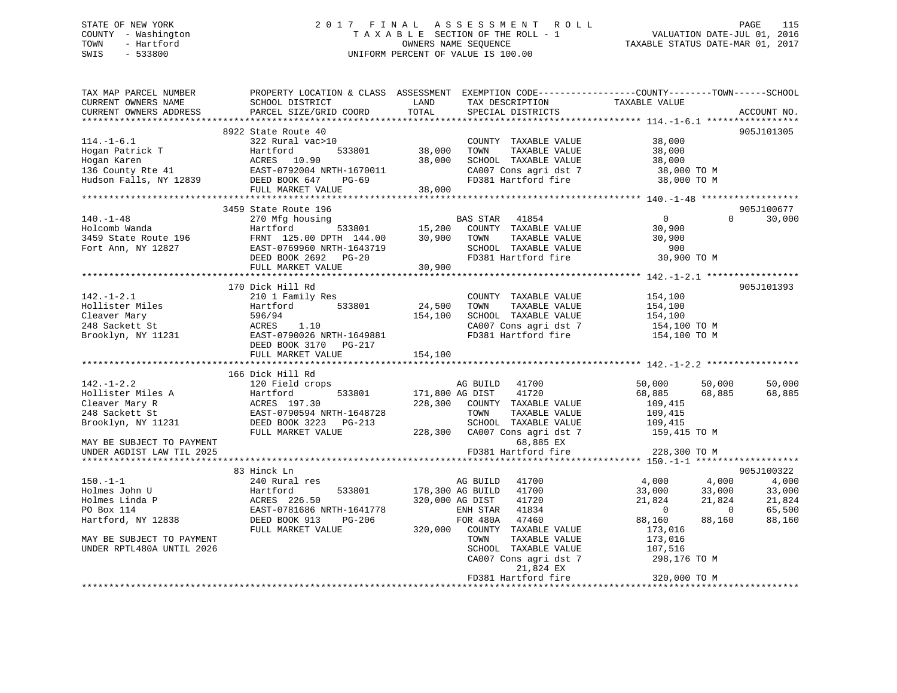STATE OF NEW YORK
COUNTY - Washington
TOWN - Hartford
SWIS - 533800

# 2017 FINAL ASSESSMENT ROLL

TAXABLE SECTION OF THE ROLL - 1
OWNERS NAME SEQUENCE
UNIFORM PERCENT OF VALUE IS 100.00

VALUATION DATE-JUL 01, 2016
TAXABLE STATUS DATE-MAR 01, 2017

```
TAX MAP PARCEL NUMBER       PROPERTY LOCATION & CLASS  ASSESSMENT  EXEMPTION CODE-----------------COUNTY--------TOWN------SCHOOL
CURRENT OWNERS NAME         SCHOOL DISTRICT               LAND      TAX DESCRIPTION             TAXABLE VALUE
CURRENT OWNERS ADDRESS      PARCEL SIZE/GRID COORD        TOTAL     SPECIAL DISTRICTS                                       ACCOUNT NO.
******************************************************************************************************* 114.-1-6.1 *****************
                           8922 State Route 40                                                                         905J101305
114.-1-6.1                 322 Rural vac>10                         COUNTY  TAXABLE VALUE            38,000
Hogan Patrick T            Hartford         533801      38,000      TOWN    TAXABLE VALUE            38,000
Hogan Karen                ACRES  10.90                 38,000      SCHOOL  TAXABLE VALUE            38,000
136 County Rte 41          EAST-0792004 NRTH-1670011                CA007 Cons agri dst 7             38,000 TO M
Hudson Falls, NY 12839     DEED BOOK 647    PG-69                   FD381 Hartford fire               38,000 TO M
                           FULL MARKET VALUE            38,000
******************************************************************************************************* 140.-1-48 ******************
                           3459 State Route 196                                                                        905J100677
140.-1-48                  270 Mfg housing                          BAS STAR   41854                  0          0      30,000
Holcomb Wanda              Hartford         533801      15,200      COUNTY  TAXABLE VALUE            30,900
3459 State Route 196       FRNT 125.00 DPTH 144.00      30,900      TOWN    TAXABLE VALUE            30,900
Fort Ann, NY 12827         EAST-0769960 NRTH-1643719                SCHOOL  TAXABLE VALUE               900
                           DEED BOOK 2692   PG-20                   FD381 Hartford fire               30,900 TO M
                           FULL MARKET VALUE            30,900
******************************************************************************************************* 142.-1-2.1 *****************
                           170 Dick Hill Rd                                                                            905J101393
142.-1-2.1                 210 1 Family Res                         COUNTY  TAXABLE VALUE           154,100
Hollister Miles            Hartford         533801      24,500      TOWN    TAXABLE VALUE           154,100
Cleaver Mary               596/94                      154,100      SCHOOL  TAXABLE VALUE           154,100
248 Sackett St             ACRES    1.10                            CA007 Cons agri dst 7            154,100 TO M
Brooklyn, NY 11231         EAST-0790026 NRTH-1649881                FD381 Hartford fire              154,100 TO M
                           DEED BOOK 3170   PG-217
                           FULL MARKET VALUE           154,100
******************************************************************************************************* 142.-1-2.2 *****************
                           166 Dick Hill Rd
142.-1-2.2                 120 Field crops                          AG BUILD   41700             50,000     50,000      50,000
Hollister Miles A          Hartford         533801     171,800 AG DIST    41720             68,885     68,885      68,885
Cleaver Mary R             ACRES 197.30                228,300      COUNTY  TAXABLE VALUE           109,415
248 Sackett St             EAST-0790594 NRTH-1648728                TOWN    TAXABLE VALUE           109,415
Brooklyn, NY 11231         DEED BOOK 3223   PG-213                  SCHOOL  TAXABLE VALUE           109,415
                           FULL MARKET VALUE           228,300      CA007 Cons agri dst 7            159,415 TO M
MAY BE SUBJECT TO PAYMENT                                                  68,885 EX
UNDER AGDIST LAW TIL 2025                                           FD381 Hartford fire              228,300 TO M
******************************************************************************************************* 150.-1-1 *******************
                           83 Hinck Ln                                                                                 905J100322
150.-1-1                   240 Rural res                            AG BUILD   41700              4,000      4,000       4,000
Holmes John U              Hartford         533801     178,300 AG BUILD   41700             33,000     33,000      33,000
Holmes Linda P             ACRES 226.50                320,000 AG DIST    41720             21,824     21,824      21,824
PO Box 114                 EAST-0781686 NRTH-1641778                ENH STAR   41834                  0          0      65,500
Hartford, NY 12838         DEED BOOK 913    PG-206                  FOR 480A   47460             88,160     88,160      88,160
                           FULL MARKET VALUE           320,000      COUNTY  TAXABLE VALUE           173,016
MAY BE SUBJECT TO PAYMENT                                           TOWN    TAXABLE VALUE           173,016
UNDER RPTL480A UNTIL 2026                                           SCHOOL  TAXABLE VALUE           107,516
                                                                    CA007 Cons agri dst 7            298,176 TO M
                                                                           21,824 EX
                                                                    FD381 Hartford fire              320,000 TO M
************************************************************************************************************************************
```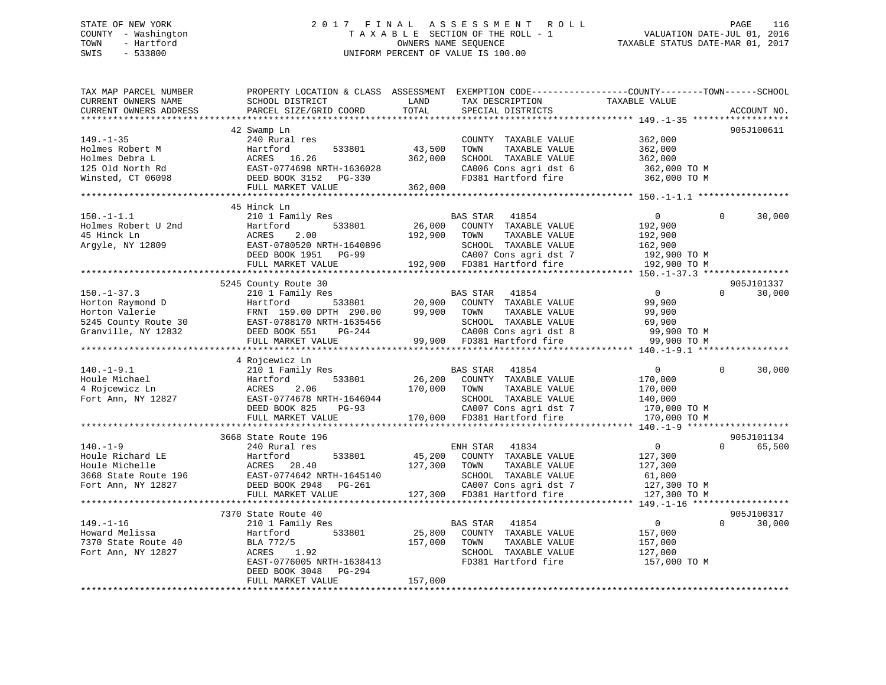STATE OF NEW YORK
COUNTY - Washington
TOWN - Hartford
SWIS - 533800

# 2017 FINAL ASSESSMENT ROLL

TAXABLE SECTION OF THE ROLL - 1
OWNERS NAME SEQUENCE
UNIFORM PERCENT OF VALUE IS 100.00

VALUATION DATE-JUL 01, 2016
TAXABLE STATUS DATE-MAR 01, 2017

| TAX MAP PARCEL NUMBER / CURRENT OWNERS NAME / CURRENT OWNERS ADDRESS | PROPERTY LOCATION & CLASS / SCHOOL DISTRICT / PARCEL SIZE/GRID COORD | ASSESSMENT LAND | TOTAL | EXEMPTION CODE / TAX DESCRIPTION / SPECIAL DISTRICTS | COUNTY TAXABLE VALUE | TOWN | SCHOOL | ACCOUNT NO. |
|---|---|---|---|---|---|---|---|---|
| 149.-1-35 | 42 Swamp Ln | | | | | | | 905J100611 |
| Holmes Robert M | 240 Rural res | | | COUNTY TAXABLE VALUE | 362,000 | | | |
| Holmes Debra L | Hartford 533801 | 43,500 | | TOWN TAXABLE VALUE | 362,000 | | | |
| 125 Old North Rd | ACRES 16.26 | | 362,000 | SCHOOL TAXABLE VALUE | 362,000 | | | |
| Winsted, CT 06098 | EAST-0774698 NRTH-1636028 | | | CA006 Cons agri dst 6 | 362,000 TO M | | | |
| | DEED BOOK 3152 PG-330 | | | FD381 Hartford fire | 362,000 TO M | | | |
| | FULL MARKET VALUE | | 362,000 | | | | | |
| 150.-1-1.1 | 45 Hinck Ln | | | | | | | |
| Holmes Robert U 2nd | 210 1 Family Res | | | BAS STAR 41854 | 0 | 0 | 30,000 | |
| 45 Hinck Ln | Hartford 533801 | 26,000 | | COUNTY TAXABLE VALUE | 192,900 | | | |
| Argyle, NY 12809 | ACRES 2.00 | | 192,900 | TOWN TAXABLE VALUE | 192,900 | | | |
| | EAST-0780520 NRTH-1640896 | | | SCHOOL TAXABLE VALUE | 162,900 | | | |
| | DEED BOOK 1951 PG-99 | | | CA007 Cons agri dst 7 | 192,900 TO M | | | |
| | FULL MARKET VALUE | | 192,900 | FD381 Hartford fire | 192,900 TO M | | | |
| 150.-1-37.3 | 5245 County Route 30 | | | | | | | 905J101337 |
| Horton Raymond D | 210 1 Family Res | | | BAS STAR 41854 | 0 | 0 | 30,000 | |
| Horton Valerie | Hartford 533801 | 20,900 | | COUNTY TAXABLE VALUE | 99,900 | | | |
| 5245 County Route 30 | FRNT 159.00 DPTH 290.00 | | 99,900 | TOWN TAXABLE VALUE | 99,900 | | | |
| Granville, NY 12832 | EAST-0788170 NRTH-1635456 | | | SCHOOL TAXABLE VALUE | 69,900 | | | |
| | DEED BOOK 551 PG-244 | | | CA008 Cons agri dst 8 | 99,900 TO M | | | |
| | FULL MARKET VALUE | | 99,900 | FD381 Hartford fire | 99,900 TO M | | | |
| 140.-1-9.1 | 4 Rojcewicz Ln | | | | | | | |
| Houle Michael | 210 1 Family Res | | | BAS STAR 41854 | 0 | 0 | 30,000 | |
| 4 Rojcewicz Ln | Hartford 533801 | 26,200 | | COUNTY TAXABLE VALUE | 170,000 | | | |
| Fort Ann, NY 12827 | ACRES 2.06 | | 170,000 | TOWN TAXABLE VALUE | 170,000 | | | |
| | EAST-0774678 NRTH-1646044 | | | SCHOOL TAXABLE VALUE | 140,000 | | | |
| | DEED BOOK 825 PG-93 | | | CA007 Cons agri dst 7 | 170,000 TO M | | | |
| | FULL MARKET VALUE | | 170,000 | FD381 Hartford fire | 170,000 TO M | | | |
| 140.-1-9 | 3668 State Route 196 | | | | | | | 905J101134 |
| Houle Richard LE | 240 Rural res | | | ENH STAR 41834 | 0 | 0 | 65,500 | |
| Houle Michelle | Hartford 533801 | 45,200 | | COUNTY TAXABLE VALUE | 127,300 | | | |
| 3668 State Route 196 | ACRES 28.40 | | 127,300 | TOWN TAXABLE VALUE | 127,300 | | | |
| Fort Ann, NY 12827 | EAST-0774642 NRTH-1645140 | | | SCHOOL TAXABLE VALUE | 61,800 | | | |
| | DEED BOOK 2948 PG-261 | | | CA007 Cons agri dst 7 | 127,300 TO M | | | |
| | FULL MARKET VALUE | | 127,300 | FD381 Hartford fire | 127,300 TO M | | | |
| 149.-1-16 | 7370 State Route 40 | | | | | | | 905J100317 |
| Howard Melissa | 210 1 Family Res | | | BAS STAR 41854 | 0 | 0 | 30,000 | |
| 7370 State Route 40 | Hartford 533801 | 25,800 | | COUNTY TAXABLE VALUE | 157,000 | | | |
| Fort Ann, NY 12827 | BLA 772/5 | | 157,000 | TOWN TAXABLE VALUE | 157,000 | | | |
| | ACRES 1.92 | | | SCHOOL TAXABLE VALUE | 127,000 | | | |
| | EAST-0776005 NRTH-1638413 | | | FD381 Hartford fire | 157,000 TO M | | | |
| | DEED BOOK 3048 PG-294 | | | | | | | |
| | FULL MARKET VALUE | | 157,000 | | | | | |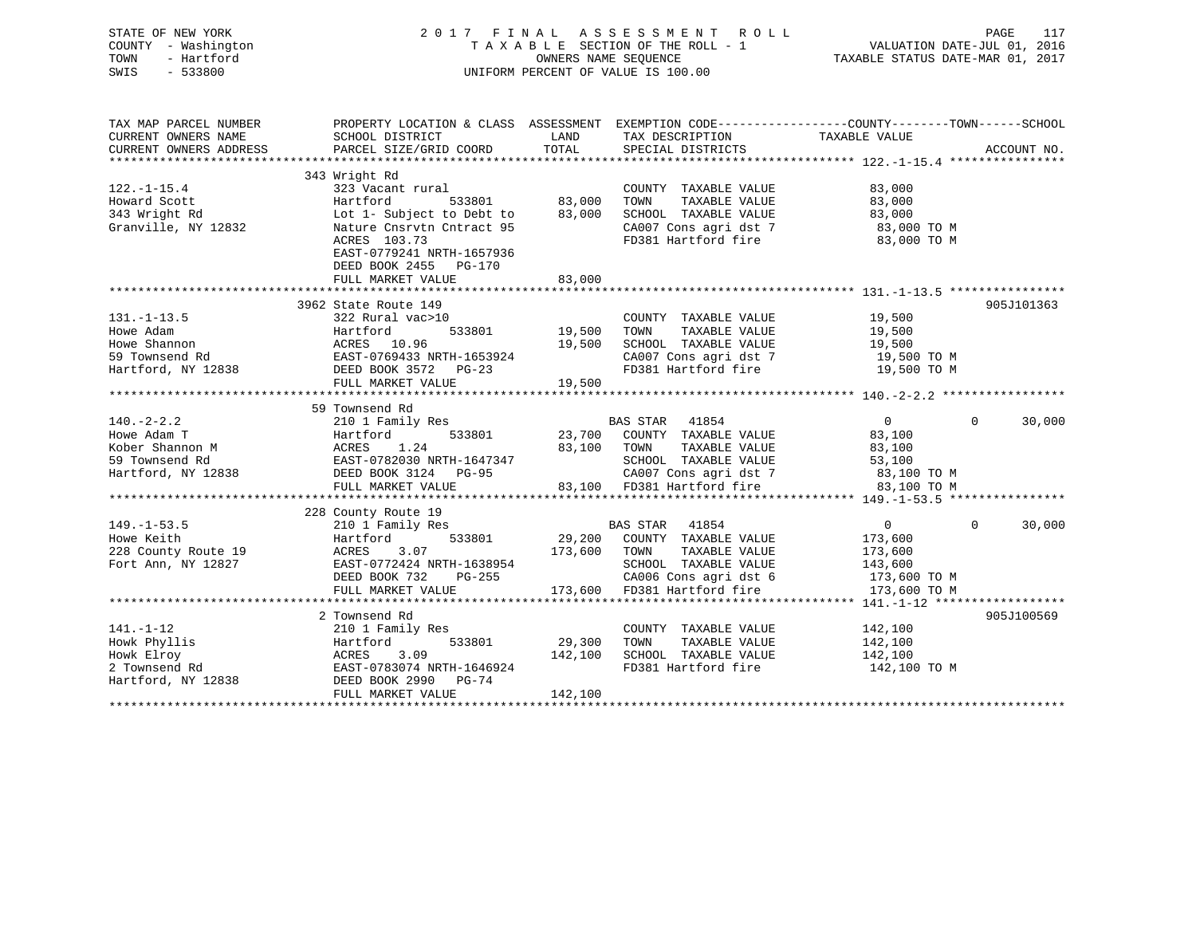STATE OF NEW YORK
COUNTY - Washington
TOWN - Hartford
SWIS - 533800

# 2017 FINAL ASSESSMENT ROLL

TAXABLE SECTION OF THE ROLL - 1
OWNERS NAME SEQUENCE
UNIFORM PERCENT OF VALUE IS 100.00

VALUATION DATE-JUL 01, 2016
TAXABLE STATUS DATE-MAR 01, 2017

| TAX MAP PARCEL NUMBER / CURRENT OWNERS NAME / CURRENT OWNERS ADDRESS | PROPERTY LOCATION & CLASS / SCHOOL DISTRICT / PARCEL SIZE/GRID COORD | ASSESSMENT LAND / TOTAL | EXEMPTION CODE / TAX DESCRIPTION / SPECIAL DISTRICTS | COUNTY TAXABLE VALUE | TOWN | SCHOOL | ACCOUNT NO. |
|---|---|---|---|---|---|---|---|
| **122.-1-15.4** | 343 Wright Rd | | | | | | |
| 122.-1-15.4 | 323 Vacant rural | | COUNTY TAXABLE VALUE | 83,000 | | | |
| Howard Scott | Hartford 533801 | 83,000 | TOWN TAXABLE VALUE | 83,000 | | | |
| 343 Wright Rd | Lot 1- Subject to Debt to | 83,000 | SCHOOL TAXABLE VALUE | 83,000 | | | |
| Granville, NY 12832 | Nature Cnsrvtn Cntract 95 | | CA007 Cons agri dst 7 | 83,000 TO M | | | |
| | ACRES 103.73 | | FD381 Hartford fire | 83,000 TO M | | | |
| | EAST-0779241 NRTH-1657936 | | | | | | |
| | DEED BOOK 2455 PG-170 | | | | | | |
| | FULL MARKET VALUE | 83,000 | | | | | |
| **131.-1-13.5** | 3962 State Route 149 | | | | | | 905J101363 |
| 131.-1-13.5 | 322 Rural vac>10 | | COUNTY TAXABLE VALUE | 19,500 | | | |
| Howe Adam | Hartford 533801 | 19,500 | TOWN TAXABLE VALUE | 19,500 | | | |
| Howe Shannon | ACRES 10.96 | 19,500 | SCHOOL TAXABLE VALUE | 19,500 | | | |
| 59 Townsend Rd | EAST-0769433 NRTH-1653924 | | CA007 Cons agri dst 7 | 19,500 TO M | | | |
| Hartford, NY 12838 | DEED BOOK 3572 PG-23 | | FD381 Hartford fire | 19,500 TO M | | | |
| | FULL MARKET VALUE | 19,500 | | | | | |
| **140.-2-2.2** | 59 Townsend Rd | | | | | | |
| 140.-2-2.2 | 210 1 Family Res | | BAS STAR 41854 | 0 | 0 | 30,000 | |
| Howe Adam T | Hartford 533801 | 23,700 | COUNTY TAXABLE VALUE | 83,100 | | | |
| Kober Shannon M | ACRES 1.24 | 83,100 | TOWN TAXABLE VALUE | 83,100 | | | |
| 59 Townsend Rd | EAST-0782030 NRTH-1647347 | | SCHOOL TAXABLE VALUE | 53,100 | | | |
| Hartford, NY 12838 | DEED BOOK 3124 PG-95 | | CA007 Cons agri dst 7 | 83,100 TO M | | | |
| | FULL MARKET VALUE | 83,100 | FD381 Hartford fire | 83,100 TO M | | | |
| **149.-1-53.5** | 228 County Route 19 | | | | | | |
| 149.-1-53.5 | 210 1 Family Res | | BAS STAR 41854 | 0 | 0 | 30,000 | |
| Howe Keith | Hartford 533801 | 29,200 | COUNTY TAXABLE VALUE | 173,600 | | | |
| 228 County Route 19 | ACRES 3.07 | 173,600 | TOWN TAXABLE VALUE | 173,600 | | | |
| Fort Ann, NY 12827 | EAST-0772424 NRTH-1638954 | | SCHOOL TAXABLE VALUE | 143,600 | | | |
| | DEED BOOK 732 PG-255 | | CA006 Cons agri dst 6 | 173,600 TO M | | | |
| | FULL MARKET VALUE | 173,600 | FD381 Hartford fire | 173,600 TO M | | | |
| **141.-1-12** | 2 Townsend Rd | | | | | | 905J100569 |
| 141.-1-12 | 210 1 Family Res | | COUNTY TAXABLE VALUE | 142,100 | | | |
| Howk Phyllis | Hartford 533801 | 29,300 | TOWN TAXABLE VALUE | 142,100 | | | |
| Howk Elroy | ACRES 3.09 | 142,100 | SCHOOL TAXABLE VALUE | 142,100 | | | |
| 2 Townsend Rd | EAST-0783074 NRTH-1646924 | | FD381 Hartford fire | 142,100 TO M | | | |
| Hartford, NY 12838 | DEED BOOK 2990 PG-74 | | | | | | |
| | FULL MARKET VALUE | 142,100 | | | | | |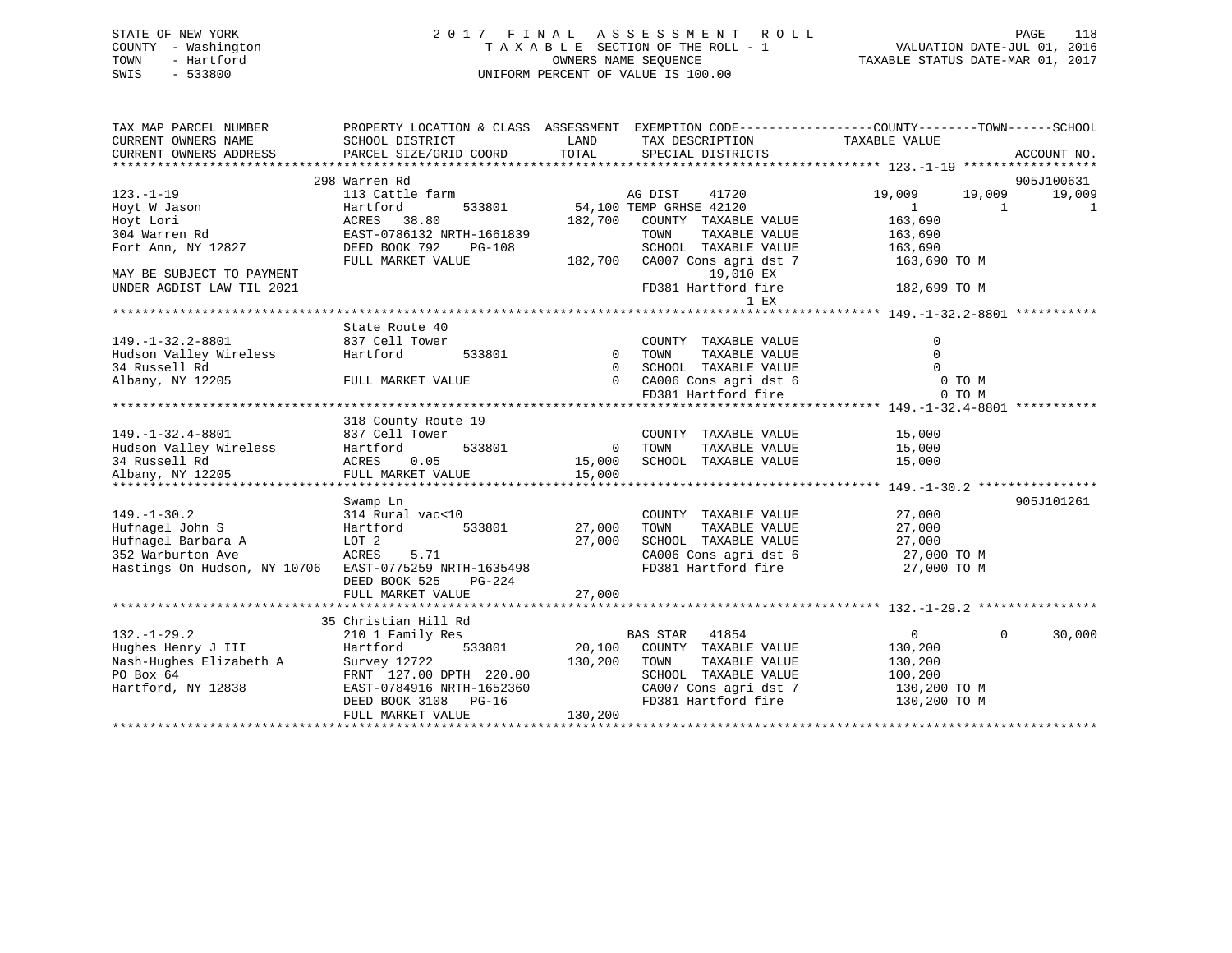STATE OF NEW YORK
COUNTY - Washington
TOWN - Hartford
SWIS - 533800

2 0 1 7 F I N A L A S S E S S M E N T R O L L
T A X A B L E SECTION OF THE ROLL - 1
OWNERS NAME SEQUENCE
UNIFORM PERCENT OF VALUE IS 100.00

VALUATION DATE-JUL 01, 2016
TAXABLE STATUS DATE-MAR 01, 2017

```
TAX MAP PARCEL NUMBER          PROPERTY LOCATION & CLASS  ASSESSMENT  EXEMPTION CODE------------------COUNTY--------TOWN------SCHOOL
CURRENT OWNERS NAME            SCHOOL DISTRICT              LAND      TAX DESCRIPTION            TAXABLE VALUE
CURRENT OWNERS ADDRESS         PARCEL SIZE/GRID COORD       TOTAL     SPECIAL DISTRICTS                                    ACCOUNT NO.
******************************************************************************************************* 123.-1-19 ******************
                               298 Warren Rd                                                                            905J100631
123.-1-19                      113 Cattle farm                        AG DIST    41720            19,009       19,009       19,009
Hoyt W Jason                   Hartford         533801      54,100 TEMP GRHSE 42120                    1            1            1
Hoyt Lori                      ACRES   38.80               182,700    COUNTY  TAXABLE VALUE          163,690
304 Warren Rd                  EAST-0786132 NRTH-1661839              TOWN    TAXABLE VALUE          163,690
Fort Ann, NY 12827             DEED BOOK 792    PG-108                SCHOOL  TAXABLE VALUE          163,690
                               FULL MARKET VALUE           182,700    CA007 Cons agri dst 7          163,690 TO M
MAY BE SUBJECT TO PAYMENT                                                  19,010 EX
UNDER AGDIST LAW TIL 2021                                             FD381 Hartford fire            182,699 TO M
                                                                               1 EX
******************************************************************************************************* 149.-1-32.2-8801 ***********
                               State Route 40
149.-1-32.2-8801               837 Cell Tower                         COUNTY  TAXABLE VALUE                0
Hudson Valley Wireless         Hartford         533801           0    TOWN    TAXABLE VALUE                0
34 Russell Rd                                                    0    SCHOOL  TAXABLE VALUE                0
Albany, NY 12205               FULL MARKET VALUE                 0    CA006 Cons agri dst 6                0 TO M
                                                                      FD381 Hartford fire                  0 TO M
******************************************************************************************************* 149.-1-32.4-8801 ***********
                               318 County Route 19
149.-1-32.4-8801               837 Cell Tower                         COUNTY  TAXABLE VALUE           15,000
Hudson Valley Wireless         Hartford         533801           0    TOWN    TAXABLE VALUE           15,000
34 Russell Rd                  ACRES    0.05                15,000    SCHOOL  TAXABLE VALUE           15,000
Albany, NY 12205               FULL MARKET VALUE            15,000
******************************************************************************************************* 149.-1-30.2 ****************
                               Swamp Ln                                                                                 905J101261
149.-1-30.2                    314 Rural vac<10                       COUNTY  TAXABLE VALUE           27,000
Hufnagel John S                Hartford         533801      27,000    TOWN    TAXABLE VALUE           27,000
Hufnagel Barbara A             LOT 2                        27,000    SCHOOL  TAXABLE VALUE           27,000
352 Warburton Ave              ACRES    5.71                          CA006 Cons agri dst 6           27,000 TO M
Hastings On Hudson, NY 10706   EAST-0775259 NRTH-1635498              FD381 Hartford fire             27,000 TO M
                               DEED BOOK 525    PG-224
                               FULL MARKET VALUE            27,000
******************************************************************************************************* 132.-1-29.2 ****************
                               35 Christian Hill Rd
132.-1-29.2                    210 1 Family Res                       BAS STAR   41854                 0            0       30,000
Hughes Henry J III             Hartford         533801      20,100    COUNTY  TAXABLE VALUE          130,200
Nash-Hughes Elizabeth A        Survey 12722                130,200    TOWN    TAXABLE VALUE          130,200
PO Box 64                      FRNT 127.00 DPTH 220.00                SCHOOL  TAXABLE VALUE          100,200
Hartford, NY 12838             EAST-0784916 NRTH-1652360              CA007 Cons agri dst 7          130,200 TO M
                               DEED BOOK 3108   PG-16                 FD381 Hartford fire            130,200 TO M
                               FULL MARKET VALUE           130,200
************************************************************************************************************************************
```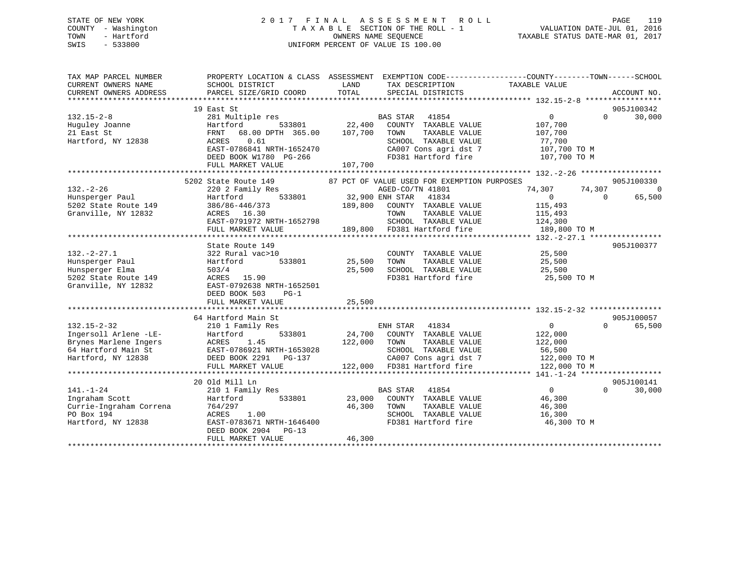STATE OF NEW YORK
COUNTY - Washington
TOWN - Hartford
SWIS - 533800

# 2017 FINAL ASSESSMENT ROLL

TAXABLE SECTION OF THE ROLL - 1
OWNERS NAME SEQUENCE
UNIFORM PERCENT OF VALUE IS 100.00

VALUATION DATE-JUL 01, 2016
TAXABLE STATUS DATE-MAR 01, 2017

```
TAX MAP PARCEL NUMBER          PROPERTY LOCATION & CLASS  ASSESSMENT  EXEMPTION CODE------------------COUNTY--------TOWN------SCHOOL
CURRENT OWNERS NAME            SCHOOL DISTRICT              LAND      TAX DESCRIPTION               TAXABLE VALUE
CURRENT OWNERS ADDRESS         PARCEL SIZE/GRID COORD       TOTAL     SPECIAL DISTRICTS                                        ACCOUNT NO.
******************************************************************************************************* 132.15-2-8 *****************
                               19 East St                                                                                  905J100342
132.15-2-8                     281 Multiple res                        BAS STAR   41854                    0            0      30,000
Huguley Joanne                 Hartford          533801     22,400    COUNTY  TAXABLE VALUE           107,700
21 East St                     FRNT   68.00 DPTH 365.00    107,700    TOWN    TAXABLE VALUE           107,700
Hartford, NY 12838             ACRES    0.61                           SCHOOL  TAXABLE VALUE            77,700
                               EAST-0786841 NRTH-1652470               CA007 Cons agri dst 7            107,700 TO M
                               DEED BOOK W1780  PG-266                 FD381 Hartford fire              107,700 TO M
                               FULL MARKET VALUE           107,700
******************************************************************************************************* 132.-2-26 ******************
                               5202 State Route 149          87 PCT OF VALUE USED FOR EXEMPTION PURPOSES                   905J100330
132.-2-26                      220 2 Family Res                        AGED-CO/TN 41801               74,307       74,307           0
Hunsperger Paul                Hartford          533801     32,900 ENH STAR   41834                    0            0      65,500
5202 State Route 149           386/86-446/373              189,800    COUNTY  TAXABLE VALUE           115,493
Granville, NY 12832            ACRES   16.30                           TOWN    TAXABLE VALUE           115,493
                               EAST-0791972 NRTH-1652798               SCHOOL  TAXABLE VALUE           124,300
                               FULL MARKET VALUE           189,800    FD381 Hartford fire              189,800 TO M
******************************************************************************************************* 132.-2-27.1 ****************
                               State Route 149                                                                             905J100377
132.-2-27.1                    322 Rural vac>10                        COUNTY  TAXABLE VALUE            25,500
Hunsperger Paul                Hartford          533801     25,500    TOWN    TAXABLE VALUE            25,500
Hunsperger Elma                503/4                        25,500    SCHOOL  TAXABLE VALUE            25,500
5202 State Route 149           ACRES   15.90                           FD381 Hartford fire               25,500 TO M
Granville, NY 12832            EAST-0792638 NRTH-1652501
                               DEED BOOK 503    PG-1
                               FULL MARKET VALUE            25,500
******************************************************************************************************* 132.15-2-32 ****************
                               64 Hartford Main St                                                                         905J100057
132.15-2-32                    210 1 Family Res                        ENH STAR   41834                    0            0      65,500
Ingersoll Arlene -LE-          Hartford          533801     24,700    COUNTY  TAXABLE VALUE           122,000
Brynes Marlene Ingers          ACRES    1.45               122,000    TOWN    TAXABLE VALUE           122,000
64 Hartford Main St            EAST-0786921 NRTH-1653028               SCHOOL  TAXABLE VALUE            56,500
Hartford, NY 12838             DEED BOOK 2291   PG-137                 CA007 Cons agri dst 7            122,000 TO M
                               FULL MARKET VALUE           122,000    FD381 Hartford fire              122,000 TO M
******************************************************************************************************* 141.-1-24 ******************
                               20 Old Mill Ln                                                                              905J100141
141.-1-24                      210 1 Family Res                        BAS STAR   41854                    0            0      30,000
Ingraham Scott                 Hartford          533801     23,000    COUNTY  TAXABLE VALUE            46,300
Currie-Ingraham Correna        764/297                      46,300    TOWN    TAXABLE VALUE            46,300
PO Box 194                     ACRES    1.00                           SCHOOL  TAXABLE VALUE            16,300
Hartford, NY 12838             EAST-0783671 NRTH-1646400               FD381 Hartford fire               46,300 TO M
                               DEED BOOK 2904   PG-13
                               FULL MARKET VALUE            46,300
************************************************************************************************************************************
```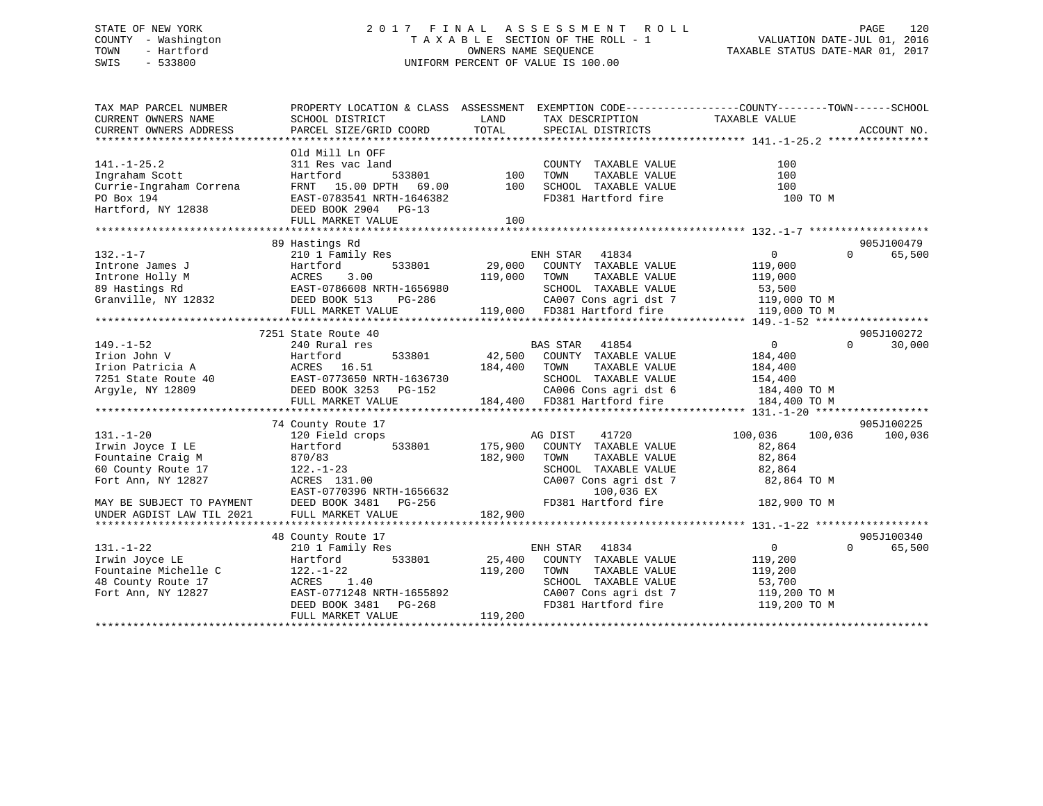STATE OF NEW YORK
COUNTY - Washington
TOWN - Hartford
SWIS - 533800

2017 FINAL ASSESSMENT ROLL
TAXABLE SECTION OF THE ROLL - 1
OWNERS NAME SEQUENCE
UNIFORM PERCENT OF VALUE IS 100.00

VALUATION DATE-JUL 01, 2016
TAXABLE STATUS DATE-MAR 01, 2017

```
TAX MAP PARCEL NUMBER          PROPERTY LOCATION & CLASS  ASSESSMENT  EXEMPTION CODE------------------COUNTY--------TOWN------SCHOOL
CURRENT OWNERS NAME            SCHOOL DISTRICT                LAND      TAX DESCRIPTION              TAXABLE VALUE
CURRENT OWNERS ADDRESS         PARCEL SIZE/GRID COORD         TOTAL     SPECIAL DISTRICTS                                    ACCOUNT NO.
******************************************************************************************************* 141.-1-25.2 ****************
                               Old Mill Ln OFF
141.-1-25.2                    311 Res vac land                         COUNTY  TAXABLE VALUE              100
Ingraham Scott                 Hartford          533801         100     TOWN    TAXABLE VALUE              100
Currie-Ingraham Correna        FRNT  15.00 DPTH  69.00          100     SCHOOL  TAXABLE VALUE              100
PO Box 194                     EAST-0783541 NRTH-1646382                FD381 Hartford fire                  100 TO M
Hartford, NY 12838             DEED BOOK 2904   PG-13
                               FULL MARKET VALUE                100
******************************************************************************************************* 132.-1-7 *******************
                               89 Hastings Rd                                                                          905J100479
132.-1-7                       210 1 Family Res                         ENH STAR  41834                   0            0     65,500
Introne James J                Hartford          533801      29,000     COUNTY  TAXABLE VALUE          119,000
Introne Holly M                ACRES    3.00                119,000     TOWN    TAXABLE VALUE          119,000
89 Hastings Rd                 EAST-0786608 NRTH-1656980                SCHOOL  TAXABLE VALUE           53,500
Granville, NY 12832            DEED BOOK 513    PG-286                  CA007 Cons agri dst 7          119,000 TO M
                               FULL MARKET VALUE            119,000     FD381 Hartford fire            119,000 TO M
******************************************************************************************************* 149.-1-52 ******************
                               7251 State Route 40                                                                     905J100272
149.-1-52                      240 Rural res                            BAS STAR  41854                   0            0     30,000
Irion John V                   Hartford          533801      42,500     COUNTY  TAXABLE VALUE          184,400
Irion Patricia A               ACRES   16.51                184,400     TOWN    TAXABLE VALUE          184,400
7251 State Route 40            EAST-0773650 NRTH-1636730                SCHOOL  TAXABLE VALUE          154,400
Argyle, NY 12809               DEED BOOK 3253   PG-152                  CA006 Cons agri dst 6          184,400 TO M
                               FULL MARKET VALUE            184,400     FD381 Hartford fire            184,400 TO M
******************************************************************************************************* 131.-1-20 ******************
                               74 County Route 17                                                                      905J100225
131.-1-20                      120 Field crops                          AG DIST   41720             100,036      100,036    100,036
Irwin Joyce I LE               Hartford          533801     175,900     COUNTY  TAXABLE VALUE           82,864
Fountaine Craig M              870/83                       182,900     TOWN    TAXABLE VALUE           82,864
60 County Route 17             122.-1-23                                SCHOOL  TAXABLE VALUE           82,864
Fort Ann, NY 12827             ACRES  131.00                            CA007 Cons agri dst 7           82,864 TO M
                               EAST-0770396 NRTH-1656632                      100,036 EX
MAY BE SUBJECT TO PAYMENT      DEED BOOK 3481   PG-256                  FD381 Hartford fire            182,900 TO M
UNDER AGDIST LAW TIL 2021      FULL MARKET VALUE            182,900
******************************************************************************************************* 131.-1-22 ******************
                               48 County Route 17                                                                      905J100340
131.-1-22                      210 1 Family Res                         ENH STAR  41834                   0            0     65,500
Irwin Joyce LE                 Hartford          533801      25,400     COUNTY  TAXABLE VALUE          119,200
Fountaine Michelle C           122.-1-22                    119,200     TOWN    TAXABLE VALUE          119,200
48 County Route 17             ACRES    1.40                            SCHOOL  TAXABLE VALUE           53,700
Fort Ann, NY 12827             EAST-0771248 NRTH-1655892                CA007 Cons agri dst 7          119,200 TO M
                               DEED BOOK 3481   PG-268                  FD381 Hartford fire            119,200 TO M
                               FULL MARKET VALUE            119,200
************************************************************************************************************************************
```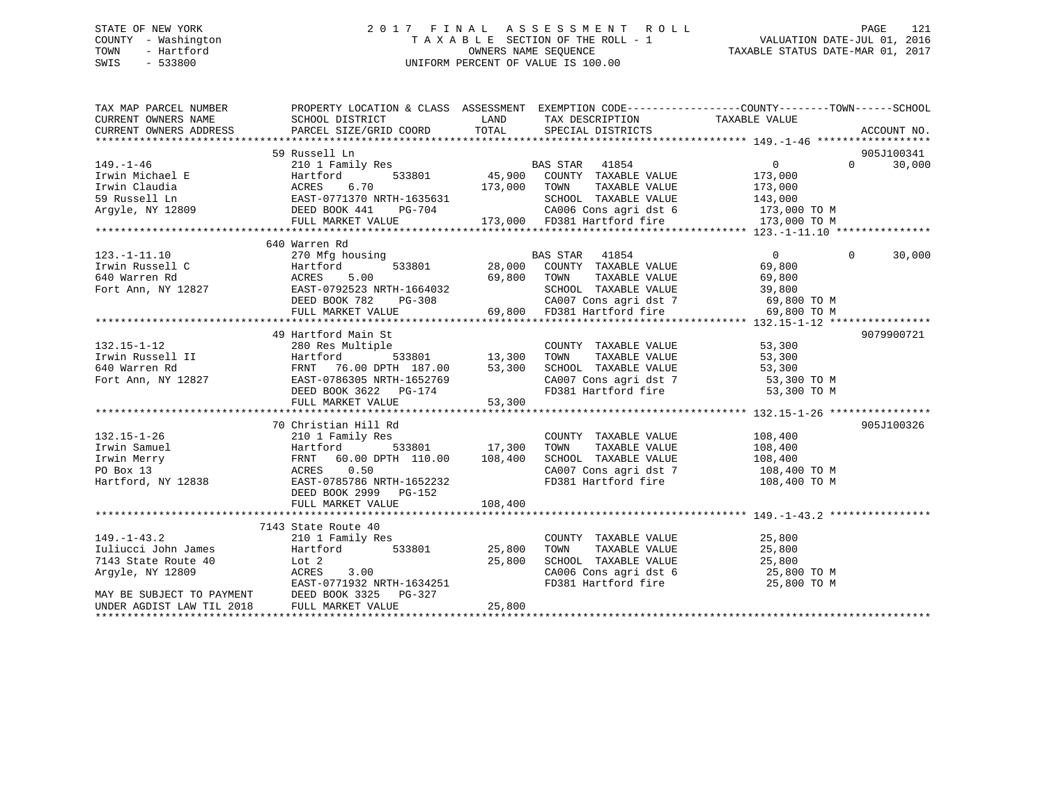STATE OF NEW YORK
COUNTY - Washington
TOWN - Hartford
SWIS - 533800

2 0 1 7 F I N A L A S S E S S M E N T R O L L
T A X A B L E SECTION OF THE ROLL - 1
OWNERS NAME SEQUENCE
UNIFORM PERCENT OF VALUE IS 100.00

VALUATION DATE-JUL 01, 2016
TAXABLE STATUS DATE-MAR 01, 2017

```
TAX MAP PARCEL NUMBER          PROPERTY LOCATION & CLASS  ASSESSMENT  EXEMPTION CODE------------------COUNTY--------TOWN------SCHOOL
CURRENT OWNERS NAME            SCHOOL DISTRICT               LAND      TAX DESCRIPTION              TAXABLE VALUE
CURRENT OWNERS ADDRESS         PARCEL SIZE/GRID COORD        TOTAL     SPECIAL DISTRICTS                                        ACCOUNT NO.
******************************************************************************************************* 149.-1-46 ******************
                               59 Russell Ln                                                                              905J100341
149.-1-46                      210 1 Family Res                       BAS STAR   41854                  0             0      30,000
Irwin Michael E                Hartford          533801        45,900   COUNTY  TAXABLE VALUE         173,000
Irwin Claudia                  ACRES    6.70                  173,000   TOWN    TAXABLE VALUE         173,000
59 Russell Ln                  EAST-0771370 NRTH-1635631                SCHOOL  TAXABLE VALUE         143,000
Argyle, NY 12809               DEED BOOK 441    PG-704                  CA006 Cons agri dst 6         173,000 TO M
                               FULL MARKET VALUE              173,000   FD381 Hartford fire           173,000 TO M
******************************************************************************************************* 123.-1-11.10 ***************
                               640 Warren Rd
123.-1-11.10                   270 Mfg housing                        BAS STAR   41854                  0             0      30,000
Irwin Russell C                Hartford          533801        28,000   COUNTY  TAXABLE VALUE          69,800
640 Warren Rd                  ACRES    5.00                   69,800   TOWN    TAXABLE VALUE          69,800
Fort Ann, NY 12827             EAST-0792523 NRTH-1664032                SCHOOL  TAXABLE VALUE          39,800
                               DEED BOOK 782    PG-308                  CA007 Cons agri dst 7          69,800 TO M
                               FULL MARKET VALUE               69,800   FD381 Hartford fire            69,800 TO M
******************************************************************************************************* 132.15-1-12 ****************
                               49 Hartford Main St                                                                        9079900721
132.15-1-12                    280 Res Multiple                         COUNTY  TAXABLE VALUE          53,300
Irwin Russell II               Hartford          533801        13,300   TOWN    TAXABLE VALUE          53,300
640 Warren Rd                  FRNT   76.00 DPTH 187.00        53,300   SCHOOL  TAXABLE VALUE          53,300
Fort Ann, NY 12827             EAST-0786305 NRTH-1652769                CA007 Cons agri dst 7          53,300 TO M
                               DEED BOOK 3622   PG-174                  FD381 Hartford fire            53,300 TO M
                               FULL MARKET VALUE               53,300
******************************************************************************************************* 132.15-1-26 ****************
                               70 Christian Hill Rd                                                                       905J100326
132.15-1-26                    210 1 Family Res                         COUNTY  TAXABLE VALUE         108,400
Irwin Samuel                   Hartford          533801        17,300   TOWN    TAXABLE VALUE         108,400
Irwin Merry                    FRNT   60.00 DPTH 110.00       108,400   SCHOOL  TAXABLE VALUE         108,400
PO Box 13                      ACRES    0.50                            CA007 Cons agri dst 7         108,400 TO M
Hartford, NY 12838             EAST-0785786 NRTH-1652232                FD381 Hartford fire           108,400 TO M
                               DEED BOOK 2999   PG-152
                               FULL MARKET VALUE              108,400
******************************************************************************************************* 149.-1-43.2 ****************
                               7143 State Route 40
149.-1-43.2                    210 1 Family Res                         COUNTY  TAXABLE VALUE          25,800
Iuliucci John James            Hartford          533801        25,800   TOWN    TAXABLE VALUE          25,800
7143 State Route 40            Lot 2                           25,800   SCHOOL  TAXABLE VALUE          25,800
Argyle, NY 12809               ACRES    3.00                            CA006 Cons agri dst 6          25,800 TO M
                               EAST-0771932 NRTH-1634251                FD381 Hartford fire            25,800 TO M
MAY BE SUBJECT TO PAYMENT      DEED BOOK 3325   PG-327
UNDER AGDIST LAW TIL 2018      FULL MARKET VALUE               25,800
************************************************************************************************************************************
```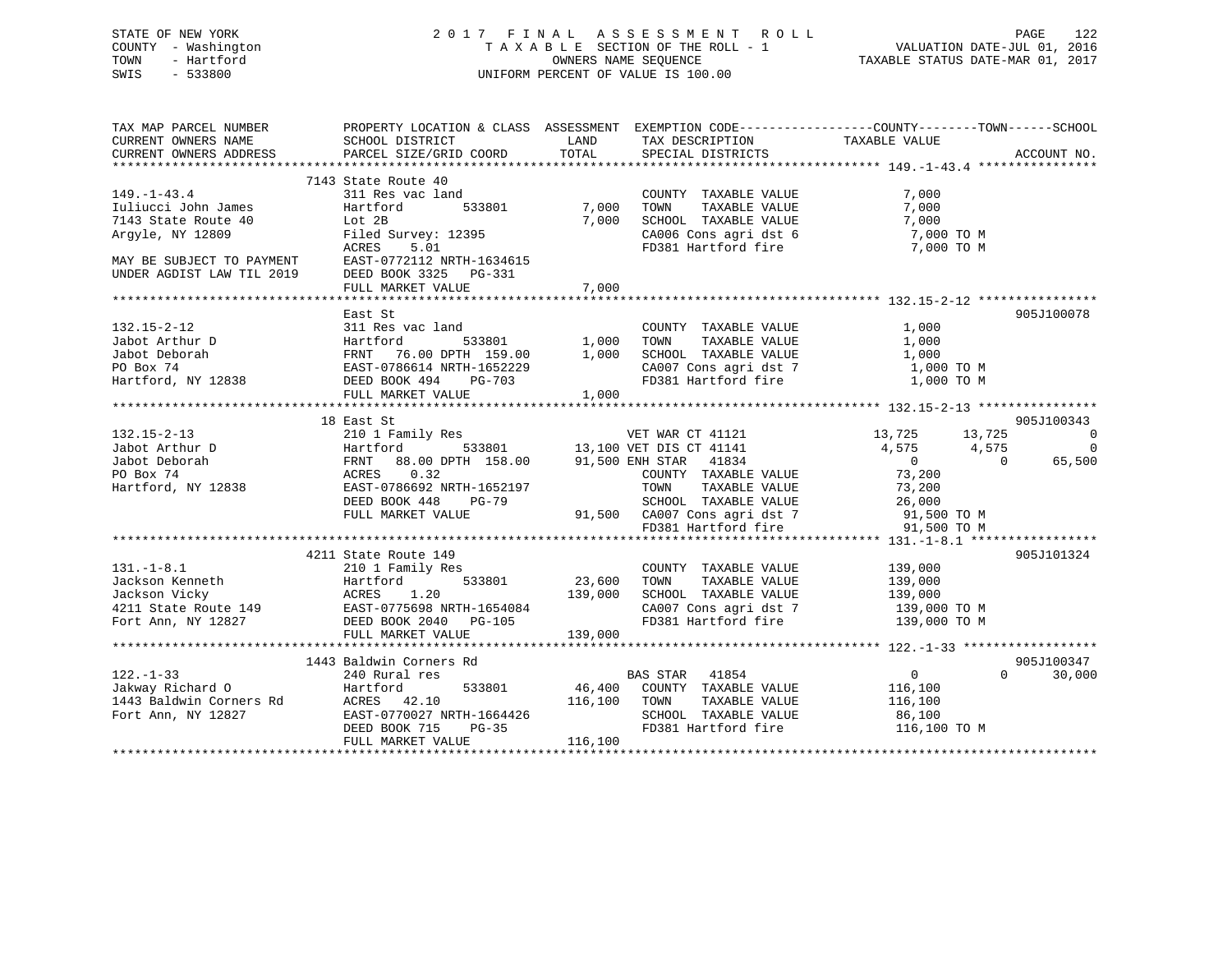STATE OF NEW YORK
COUNTY - Washington
TOWN - Hartford
SWIS - 533800

2 0 1 7 F I N A L A S S E S S M E N T R O L L
T A X A B L E SECTION OF THE ROLL - 1
OWNERS NAME SEQUENCE
UNIFORM PERCENT OF VALUE IS 100.00

VALUATION DATE-JUL 01, 2016
TAXABLE STATUS DATE-MAR 01, 2017

```
TAX MAP PARCEL NUMBER          PROPERTY LOCATION & CLASS  ASSESSMENT  EXEMPTION CODE------------------COUNTY--------TOWN------SCHOOL
CURRENT OWNERS NAME            SCHOOL DISTRICT             LAND       TAX DESCRIPTION              TAXABLE VALUE
CURRENT OWNERS ADDRESS         PARCEL SIZE/GRID COORD      TOTAL      SPECIAL DISTRICTS                                    ACCOUNT NO.
******************************************************************************************************* 149.-1-43.4 ****************
                               7143 State Route 40
149.-1-43.4                    311 Res vac land                        COUNTY  TAXABLE VALUE             7,000
Iuliucci John James            Hartford         533801       7,000    TOWN    TAXABLE VALUE             7,000
7143 State Route 40            Lot 2B                        7,000    SCHOOL  TAXABLE VALUE             7,000
Argyle, NY 12809               Filed Survey: 12395                    CA006 Cons agri dst 6              7,000 TO M
                               ACRES    5.01                          FD381 Hartford fire                7,000 TO M
MAY BE SUBJECT TO PAYMENT      EAST-0772112 NRTH-1634615
UNDER AGDIST LAW TIL 2019      DEED BOOK 3325   PG-331
                               FULL MARKET VALUE             7,000
******************************************************************************************************* 132.15-2-12 ****************
                               East St                                                                               905J100078
132.15-2-12                    311 Res vac land                        COUNTY  TAXABLE VALUE             1,000
Jabot Arthur D                 Hartford         533801       1,000    TOWN    TAXABLE VALUE             1,000
Jabot Deborah                  FRNT   76.00 DPTH 159.00      1,000    SCHOOL  TAXABLE VALUE             1,000
PO Box 74                      EAST-0786614 NRTH-1652229              CA007 Cons agri dst 7              1,000 TO M
Hartford, NY 12838             DEED BOOK 494    PG-703                FD381 Hartford fire                1,000 TO M
                               FULL MARKET VALUE             1,000
******************************************************************************************************* 132.15-2-13 ****************
                               18 East St                                                                            905J100343
132.15-2-13                    210 1 Family Res                   VET WAR CT 41121                 13,725      13,725             0
Jabot Arthur D                 Hartford         533801      13,100 VET DIS CT 41141                  4,575       4,575             0
Jabot Deborah                  FRNT   88.00 DPTH 158.00     91,500 ENH STAR   41834                      0           0        65,500
PO Box 74                      ACRES    0.32                          COUNTY  TAXABLE VALUE            73,200
Hartford, NY 12838             EAST-0786692 NRTH-1652197              TOWN    TAXABLE VALUE            73,200
                               DEED BOOK 448    PG-79                 SCHOOL  TAXABLE VALUE            26,000
                               FULL MARKET VALUE            91,500    CA007 Cons agri dst 7             91,500 TO M
                                                                      FD381 Hartford fire               91,500 TO M
******************************************************************************************************* 131.-1-8.1 *****************
                               4211 State Route 149                                                                  905J101324
131.-1-8.1                     210 1 Family Res                        COUNTY  TAXABLE VALUE           139,000
Jackson Kenneth                Hartford         533801      23,600    TOWN    TAXABLE VALUE           139,000
Jackson Vicky                  ACRES    1.20               139,000    SCHOOL  TAXABLE VALUE           139,000
4211 State Route 149           EAST-0775698 NRTH-1654084              CA007 Cons agri dst 7            139,000 TO M
Fort Ann, NY 12827             DEED BOOK 2040   PG-105                FD381 Hartford fire              139,000 TO M
                               FULL MARKET VALUE           139,000
******************************************************************************************************* 122.-1-33 ******************
                               1443 Baldwin Corners Rd                                                               905J100347
122.-1-33                      240 Rural res                      BAS STAR   41854                       0           0        30,000
Jakway Richard O               Hartford         533801      46,400    COUNTY  TAXABLE VALUE           116,100
1443 Baldwin Corners Rd        ACRES   42.10               116,100    TOWN    TAXABLE VALUE           116,100
Fort Ann, NY 12827             EAST-0770027 NRTH-1664426              SCHOOL  TAXABLE VALUE            86,100
                               DEED BOOK 715    PG-35                 FD381 Hartford fire              116,100 TO M
                               FULL MARKET VALUE           116,100
************************************************************************************************************************************
```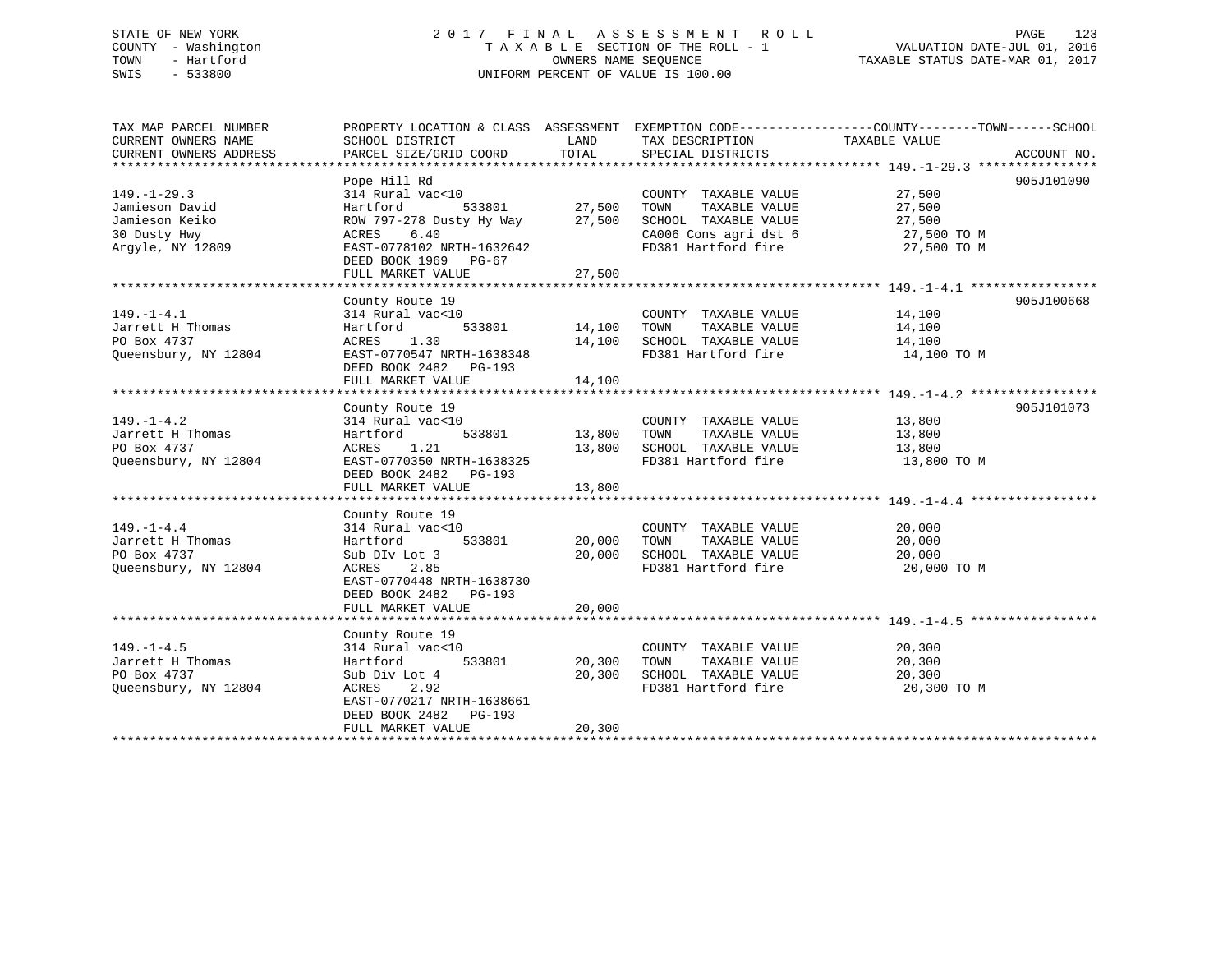STATE OF NEW YORK
COUNTY - Washington
TOWN - Hartford
SWIS - 533800

# 2017 FINAL ASSESSMENT ROLL

TAXABLE SECTION OF THE ROLL - 1
OWNERS NAME SEQUENCE
UNIFORM PERCENT OF VALUE IS 100.00

VALUATION DATE-JUL 01, 2016
TAXABLE STATUS DATE-MAR 01, 2017

| TAX MAP PARCEL NUMBER / CURRENT OWNERS NAME / CURRENT OWNERS ADDRESS | PROPERTY LOCATION & CLASS / SCHOOL DISTRICT / PARCEL SIZE/GRID COORD | ASSESSMENT LAND | TOTAL | EXEMPTION CODE / TAX DESCRIPTION / SPECIAL DISTRICTS | COUNTY--------TOWN------SCHOOL TAXABLE VALUE | ACCOUNT NO. |
|---|---|---|---|---|---|---|
| 149.-1-29.3 | Pope Hill Rd | | | | | 905J101090 |
| Jamieson David | 314 Rural vac<10 | | | COUNTY TAXABLE VALUE | 27,500 | |
| Jamieson Keiko | Hartford 533801 | 27,500 | | TOWN TAXABLE VALUE | 27,500 | |
| 30 Dusty Hwy | ROW 797-278 Dusty Hy Way | | 27,500 | SCHOOL TAXABLE VALUE | 27,500 | |
| Argyle, NY 12809 | ACRES 6.40 | | | CA006 Cons agri dst 6 | 27,500 TO M | |
| | EAST-0778102 NRTH-1632642 | | | FD381 Hartford fire | 27,500 TO M | |
| | DEED BOOK 1969 PG-67 | | | | | |
| | FULL MARKET VALUE | | 27,500 | | | |
| 149.-1-4.1 | County Route 19 | | | | | 905J100668 |
| Jarrett H Thomas | 314 Rural vac<10 | | | COUNTY TAXABLE VALUE | 14,100 | |
| PO Box 4737 | Hartford 533801 | 14,100 | | TOWN TAXABLE VALUE | 14,100 | |
| Queensbury, NY 12804 | ACRES 1.30 | | 14,100 | SCHOOL TAXABLE VALUE | 14,100 | |
| | EAST-0770547 NRTH-1638348 | | | FD381 Hartford fire | 14,100 TO M | |
| | DEED BOOK 2482 PG-193 | | | | | |
| | FULL MARKET VALUE | | 14,100 | | | |
| 149.-1-4.2 | County Route 19 | | | | | 905J101073 |
| Jarrett H Thomas | 314 Rural vac<10 | | | COUNTY TAXABLE VALUE | 13,800 | |
| PO Box 4737 | Hartford 533801 | 13,800 | | TOWN TAXABLE VALUE | 13,800 | |
| Queensbury, NY 12804 | ACRES 1.21 | | 13,800 | SCHOOL TAXABLE VALUE | 13,800 | |
| | EAST-0770350 NRTH-1638325 | | | FD381 Hartford fire | 13,800 TO M | |
| | DEED BOOK 2482 PG-193 | | | | | |
| | FULL MARKET VALUE | | 13,800 | | | |
| 149.-1-4.4 | County Route 19 | | | | | |
| Jarrett H Thomas | 314 Rural vac<10 | | | COUNTY TAXABLE VALUE | 20,000 | |
| PO Box 4737 | Hartford 533801 | 20,000 | | TOWN TAXABLE VALUE | 20,000 | |
| Queensbury, NY 12804 | Sub DIv Lot 3 | | 20,000 | SCHOOL TAXABLE VALUE | 20,000 | |
| | ACRES 2.85 | | | FD381 Hartford fire | 20,000 TO M | |
| | EAST-0770448 NRTH-1638730 | | | | | |
| | DEED BOOK 2482 PG-193 | | | | | |
| | FULL MARKET VALUE | | 20,000 | | | |
| 149.-1-4.5 | County Route 19 | | | | | |
| Jarrett H Thomas | 314 Rural vac<10 | | | COUNTY TAXABLE VALUE | 20,300 | |
| PO Box 4737 | Hartford 533801 | 20,300 | | TOWN TAXABLE VALUE | 20,300 | |
| Queensbury, NY 12804 | Sub Div Lot 4 | | 20,300 | SCHOOL TAXABLE VALUE | 20,300 | |
| | ACRES 2.92 | | | FD381 Hartford fire | 20,300 TO M | |
| | EAST-0770217 NRTH-1638661 | | | | | |
| | DEED BOOK 2482 PG-193 | | | | | |
| | FULL MARKET VALUE | | 20,300 | | | |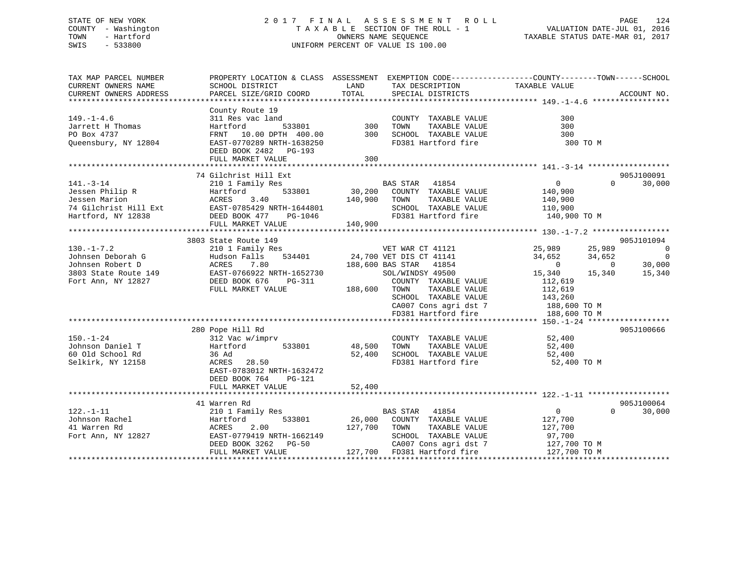STATE OF NEW YORK
COUNTY - Washington
TOWN - Hartford
SWIS - 533800

# 2017 FINAL ASSESSMENT ROLL

TAXABLE SECTION OF THE ROLL - 1
OWNERS NAME SEQUENCE
UNIFORM PERCENT OF VALUE IS 100.00

VALUATION DATE-JUL 01, 2016
TAXABLE STATUS DATE-MAR 01, 2017

| TAX MAP PARCEL NUMBER / CURRENT OWNERS NAME / CURRENT OWNERS ADDRESS | PROPERTY LOCATION & CLASS / SCHOOL DISTRICT / PARCEL SIZE/GRID COORD | ASSESSMENT LAND / TOTAL | EXEMPTION CODE / TAX DESCRIPTION / SPECIAL DISTRICTS | COUNTY TAXABLE VALUE | TOWN | SCHOOL | ACCOUNT NO. |
|---|---|---|---|---|---|---|---|
| **149.-1-4.6** | County Route 19 | | | | | | |
| 149.-1-4.6 | 311 Res vac land | | COUNTY TAXABLE VALUE | 300 | | | |
| Jarrett H Thomas | Hartford 533801 | 300 | TOWN TAXABLE VALUE | 300 | | | |
| PO Box 4737 | FRNT 10.00 DPTH 400.00 | 300 | SCHOOL TAXABLE VALUE | 300 | | | |
| Queensbury, NY 12804 | EAST-0770289 NRTH-1638250 | | FD381 Hartford fire | 300 TO M | | | |
| | DEED BOOK 2482 PG-193 | | | | | | |
| | FULL MARKET VALUE | 300 | | | | | |
| **141.-3-14** | 74 Gilchrist Hill Ext | | | | | | 905J100091 |
| 141.-3-14 | 210 1 Family Res | | BAS STAR 41854 | 0 | 0 | 30,000 | |
| Jessen Philip R | Hartford 533801 | 30,200 | COUNTY TAXABLE VALUE | 140,900 | | | |
| Jessen Marion | ACRES 3.40 | 140,900 | TOWN TAXABLE VALUE | 140,900 | | | |
| 74 Gilchrist Hill Ext | EAST-0785429 NRTH-1644801 | | SCHOOL TAXABLE VALUE | 110,900 | | | |
| Hartford, NY 12838 | DEED BOOK 477 PG-1046 | | FD381 Hartford fire | 140,900 TO M | | | |
| | FULL MARKET VALUE | 140,900 | | | | | |
| **130.-1-7.2** | 3803 State Route 149 | | | | | | 905J101094 |
| 130.-1-7.2 | 210 1 Family Res | | VET WAR CT 41121 | 25,989 | 25,989 | 0 | |
| Johnsen Deborah G | Hudson Falls 534401 | 24,700 | VET DIS CT 41141 | 34,652 | 34,652 | 0 | |
| Johnsen Robert D | ACRES 7.80 | 188,600 | BAS STAR 41854 | 0 | 0 | 30,000 | |
| 3803 State Route 149 | EAST-0766922 NRTH-1652730 | | SOL/WINDSY 49500 | 15,340 | 15,340 | 15,340 | |
| Fort Ann, NY 12827 | DEED BOOK 676 PG-311 | | COUNTY TAXABLE VALUE | 112,619 | | | |
| | FULL MARKET VALUE | 188,600 | TOWN TAXABLE VALUE | 112,619 | | | |
| | | | SCHOOL TAXABLE VALUE | 143,260 | | | |
| | | | CA007 Cons agri dst 7 | 188,600 TO M | | | |
| | | | FD381 Hartford fire | 188,600 TO M | | | |
| **150.-1-24** | 280 Pope Hill Rd | | | | | | 905J100666 |
| 150.-1-24 | 312 Vac w/imprv | | COUNTY TAXABLE VALUE | 52,400 | | | |
| Johnson Daniel T | Hartford 533801 | 48,500 | TOWN TAXABLE VALUE | 52,400 | | | |
| 60 Old School Rd | 36 Ad | 52,400 | SCHOOL TAXABLE VALUE | 52,400 | | | |
| Selkirk, NY 12158 | ACRES 28.50 | | FD381 Hartford fire | 52,400 TO M | | | |
| | EAST-0783012 NRTH-1632472 | | | | | | |
| | DEED BOOK 764 PG-121 | | | | | | |
| | FULL MARKET VALUE | 52,400 | | | | | |
| **122.-1-11** | 41 Warren Rd | | | | | | 905J100064 |
| 122.-1-11 | 210 1 Family Res | | BAS STAR 41854 | 0 | 0 | 30,000 | |
| Johnson Rachel | Hartford 533801 | 26,000 | COUNTY TAXABLE VALUE | 127,700 | | | |
| 41 Warren Rd | ACRES 2.00 | 127,700 | TOWN TAXABLE VALUE | 127,700 | | | |
| Fort Ann, NY 12827 | EAST-0779419 NRTH-1662149 | | SCHOOL TAXABLE VALUE | 97,700 | | | |
| | DEED BOOK 3262 PG-50 | | CA007 Cons agri dst 7 | 127,700 TO M | | | |
| | FULL MARKET VALUE | 127,700 | FD381 Hartford fire | 127,700 TO M | | | |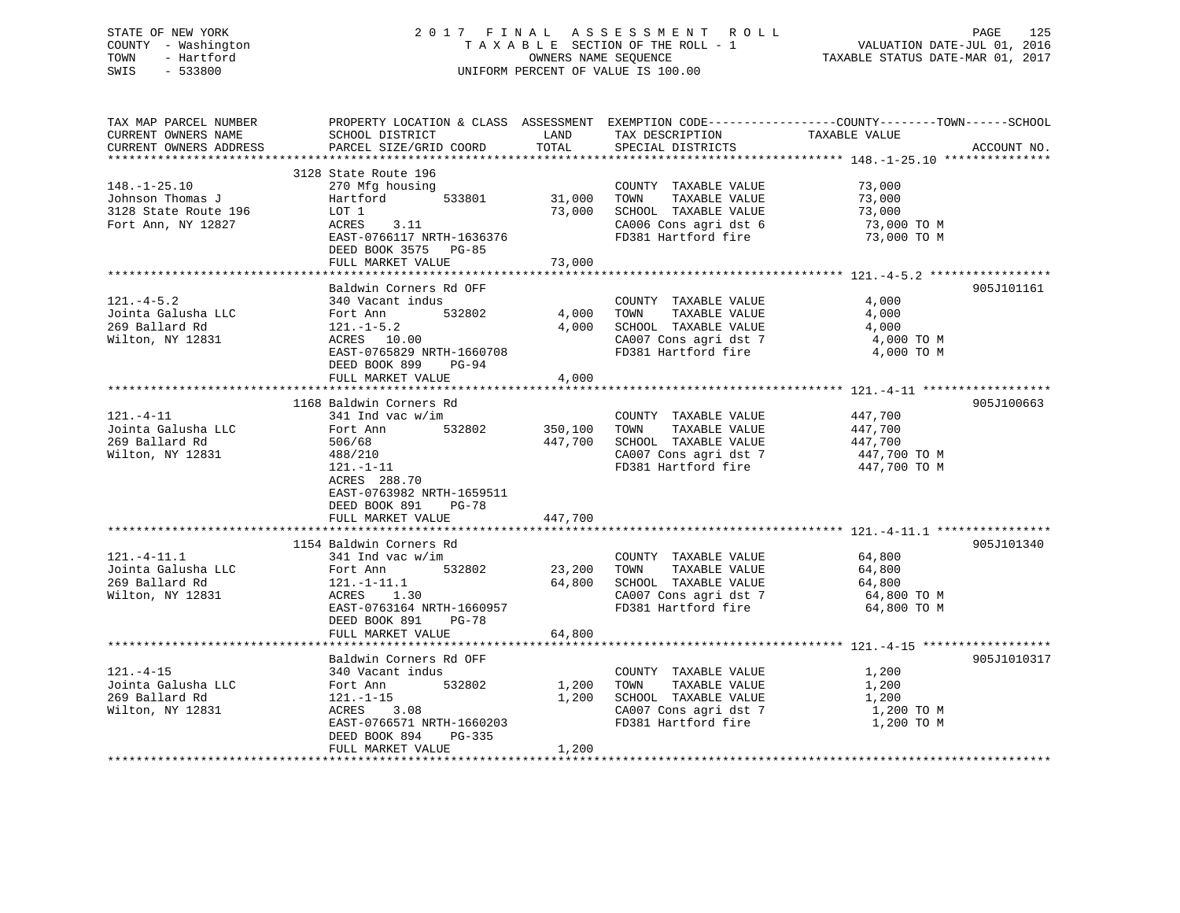STATE OF NEW YORK
COUNTY - Washington
TOWN - Hartford
SWIS - 533800

2017 FINAL ASSESSMENT ROLL
TAXABLE SECTION OF THE ROLL - 1
OWNERS NAME SEQUENCE
UNIFORM PERCENT OF VALUE IS 100.00

VALUATION DATE-JUL 01, 2016
TAXABLE STATUS DATE-MAR 01, 2017

| TAX MAP PARCEL NUMBER / CURRENT OWNERS NAME / CURRENT OWNERS ADDRESS | PROPERTY LOCATION & CLASS / SCHOOL DISTRICT / PARCEL SIZE/GRID COORD | ASSESSMENT LAND | TOTAL | EXEMPTION CODE / TAX DESCRIPTION / SPECIAL DISTRICTS | COUNTY--------TOWN------SCHOOL TAXABLE VALUE | ACCOUNT NO. |
|---|---|---|---|---|---|---|
| 148.-1-25.10 | 3128 State Route 196 | | | | | |
| 148.-1-25.10 | 270 Mfg housing | | | COUNTY TAXABLE VALUE | 73,000 | |
| Johnson Thomas J | Hartford 533801 | 31,000 | | TOWN TAXABLE VALUE | 73,000 | |
| 3128 State Route 196 | LOT 1 | | 73,000 | SCHOOL TAXABLE VALUE | 73,000 | |
| Fort Ann, NY 12827 | ACRES 3.11 | | | CA006 Cons agri dst 6 | 73,000 TO M | |
| | EAST-0766117 NRTH-1636376 | | | FD381 Hartford fire | 73,000 TO M | |
| | DEED BOOK 3575 PG-85 | | | | | |
| | FULL MARKET VALUE | | 73,000 | | | |
| 121.-4-5.2 | Baldwin Corners Rd OFF | | | | | 905J101161 |
| 121.-4-5.2 | 340 Vacant indus | | | COUNTY TAXABLE VALUE | 4,000 | |
| Jointa Galusha LLC | Fort Ann 532802 | 4,000 | | TOWN TAXABLE VALUE | 4,000 | |
| 269 Ballard Rd | 121.-1-5.2 | | 4,000 | SCHOOL TAXABLE VALUE | 4,000 | |
| Wilton, NY 12831 | ACRES 10.00 | | | CA007 Cons agri dst 7 | 4,000 TO M | |
| | EAST-0765829 NRTH-1660708 | | | FD381 Hartford fire | 4,000 TO M | |
| | DEED BOOK 899 PG-94 | | | | | |
| | FULL MARKET VALUE | | 4,000 | | | |
| 121.-4-11 | 1168 Baldwin Corners Rd | | | | | 905J100663 |
| 121.-4-11 | 341 Ind vac w/im | | | COUNTY TAXABLE VALUE | 447,700 | |
| Jointa Galusha LLC | Fort Ann 532802 | 350,100 | | TOWN TAXABLE VALUE | 447,700 | |
| 269 Ballard Rd | 506/68 | | 447,700 | SCHOOL TAXABLE VALUE | 447,700 | |
| Wilton, NY 12831 | 488/210 | | | CA007 Cons agri dst 7 | 447,700 TO M | |
| | 121.-1-11 | | | FD381 Hartford fire | 447,700 TO M | |
| | ACRES 288.70 | | | | | |
| | EAST-0763982 NRTH-1659511 | | | | | |
| | DEED BOOK 891 PG-78 | | | | | |
| | FULL MARKET VALUE | | 447,700 | | | |
| 121.-4-11.1 | 1154 Baldwin Corners Rd | | | | | 905J101340 |
| 121.-4-11.1 | 341 Ind vac w/im | | | COUNTY TAXABLE VALUE | 64,800 | |
| Jointa Galusha LLC | Fort Ann 532802 | 23,200 | | TOWN TAXABLE VALUE | 64,800 | |
| 269 Ballard Rd | 121.-1-11.1 | | 64,800 | SCHOOL TAXABLE VALUE | 64,800 | |
| Wilton, NY 12831 | ACRES 1.30 | | | CA007 Cons agri dst 7 | 64,800 TO M | |
| | EAST-0763164 NRTH-1660957 | | | FD381 Hartford fire | 64,800 TO M | |
| | DEED BOOK 891 PG-78 | | | | | |
| | FULL MARKET VALUE | | 64,800 | | | |
| 121.-4-15 | Baldwin Corners Rd OFF | | | | | 905J1010317 |
| 121.-4-15 | 340 Vacant indus | | | COUNTY TAXABLE VALUE | 1,200 | |
| Jointa Galusha LLC | Fort Ann 532802 | 1,200 | | TOWN TAXABLE VALUE | 1,200 | |
| 269 Ballard Rd | 121.-1-15 | | 1,200 | SCHOOL TAXABLE VALUE | 1,200 | |
| Wilton, NY 12831 | ACRES 3.08 | | | CA007 Cons agri dst 7 | 1,200 TO M | |
| | EAST-0766571 NRTH-1660203 | | | FD381 Hartford fire | 1,200 TO M | |
| | DEED BOOK 894 PG-335 | | | | | |
| | FULL MARKET VALUE | | 1,200 | | | |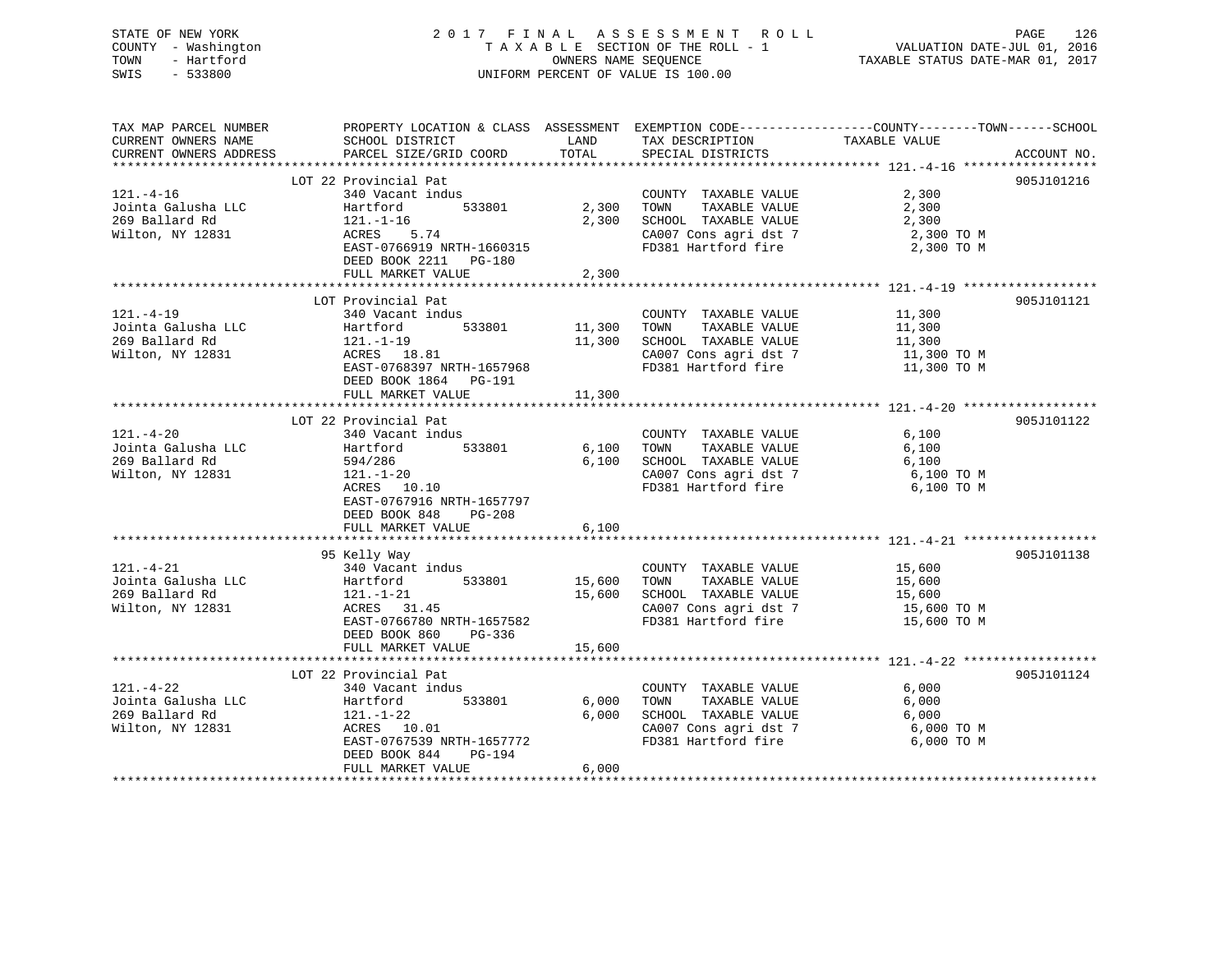STATE OF NEW YORK
COUNTY - Washington
TOWN - Hartford
SWIS - 533800

2 0 1 7 F I N A L A S S E S S M E N T R O L L
T A X A B L E SECTION OF THE ROLL - 1
OWNERS NAME SEQUENCE
UNIFORM PERCENT OF VALUE IS 100.00

VALUATION DATE-JUL 01, 2016
TAXABLE STATUS DATE-MAR 01, 2017

| TAX MAP PARCEL NUMBER / CURRENT OWNERS NAME / CURRENT OWNERS ADDRESS | PROPERTY LOCATION & CLASS / SCHOOL DISTRICT / PARCEL SIZE/GRID COORD | ASSESSMENT LAND | TOTAL | EXEMPTION CODE / TAX DESCRIPTION / SPECIAL DISTRICTS | COUNTY--------TOWN------SCHOOL TAXABLE VALUE | ACCOUNT NO. |
|---|---|---|---|---|---|---|
| **121.-4-16** | LOT 22 Provincial Pat | | | | | 905J101216 |
| 121.-4-16 | 340 Vacant indus | | | COUNTY TAXABLE VALUE | 2,300 | |
| Jointa Galusha LLC | Hartford 533801 | 2,300 | | TOWN TAXABLE VALUE | 2,300 | |
| 269 Ballard Rd | 121.-1-16 | | 2,300 | SCHOOL TAXABLE VALUE | 2,300 | |
| Wilton, NY 12831 | ACRES 5.74 | | | CA007 Cons agri dst 7 | 2,300 TO M | |
| | EAST-0766919 NRTH-1660315 | | | FD381 Hartford fire | 2,300 TO M | |
| | DEED BOOK 2211 PG-180 | | | | | |
| | FULL MARKET VALUE | | 2,300 | | | |
| **121.-4-19** | LOT Provincial Pat | | | | | 905J101121 |
| 121.-4-19 | 340 Vacant indus | | | COUNTY TAXABLE VALUE | 11,300 | |
| Jointa Galusha LLC | Hartford 533801 | 11,300 | | TOWN TAXABLE VALUE | 11,300 | |
| 269 Ballard Rd | 121.-1-19 | | 11,300 | SCHOOL TAXABLE VALUE | 11,300 | |
| Wilton, NY 12831 | ACRES 18.81 | | | CA007 Cons agri dst 7 | 11,300 TO M | |
| | EAST-0768397 NRTH-1657968 | | | FD381 Hartford fire | 11,300 TO M | |
| | DEED BOOK 1864 PG-191 | | | | | |
| | FULL MARKET VALUE | | 11,300 | | | |
| **121.-4-20** | LOT 22 Provincial Pat | | | | | 905J101122 |
| 121.-4-20 | 340 Vacant indus | | | COUNTY TAXABLE VALUE | 6,100 | |
| Jointa Galusha LLC | Hartford 533801 | 6,100 | | TOWN TAXABLE VALUE | 6,100 | |
| 269 Ballard Rd | 594/286 | | 6,100 | SCHOOL TAXABLE VALUE | 6,100 | |
| Wilton, NY 12831 | 121.-1-20 | | | CA007 Cons agri dst 7 | 6,100 TO M | |
| | ACRES 10.10 | | | FD381 Hartford fire | 6,100 TO M | |
| | EAST-0767916 NRTH-1657797 | | | | | |
| | DEED BOOK 848 PG-208 | | | | | |
| | FULL MARKET VALUE | | 6,100 | | | |
| **121.-4-21** | 95 Kelly Way | | | | | 905J101138 |
| 121.-4-21 | 340 Vacant indus | | | COUNTY TAXABLE VALUE | 15,600 | |
| Jointa Galusha LLC | Hartford 533801 | 15,600 | | TOWN TAXABLE VALUE | 15,600 | |
| 269 Ballard Rd | 121.-1-21 | | 15,600 | SCHOOL TAXABLE VALUE | 15,600 | |
| Wilton, NY 12831 | ACRES 31.45 | | | CA007 Cons agri dst 7 | 15,600 TO M | |
| | EAST-0766780 NRTH-1657582 | | | FD381 Hartford fire | 15,600 TO M | |
| | DEED BOOK 860 PG-336 | | | | | |
| | FULL MARKET VALUE | | 15,600 | | | |
| **121.-4-22** | LOT 22 Provincial Pat | | | | | 905J101124 |
| 121.-4-22 | 340 Vacant indus | | | COUNTY TAXABLE VALUE | 6,000 | |
| Jointa Galusha LLC | Hartford 533801 | 6,000 | | TOWN TAXABLE VALUE | 6,000 | |
| 269 Ballard Rd | 121.-1-22 | | 6,000 | SCHOOL TAXABLE VALUE | 6,000 | |
| Wilton, NY 12831 | ACRES 10.01 | | | CA007 Cons agri dst 7 | 6,000 TO M | |
| | EAST-0767539 NRTH-1657772 | | | FD381 Hartford fire | 6,000 TO M | |
| | DEED BOOK 844 PG-194 | | | | | |
| | FULL MARKET VALUE | | 6,000 | | | |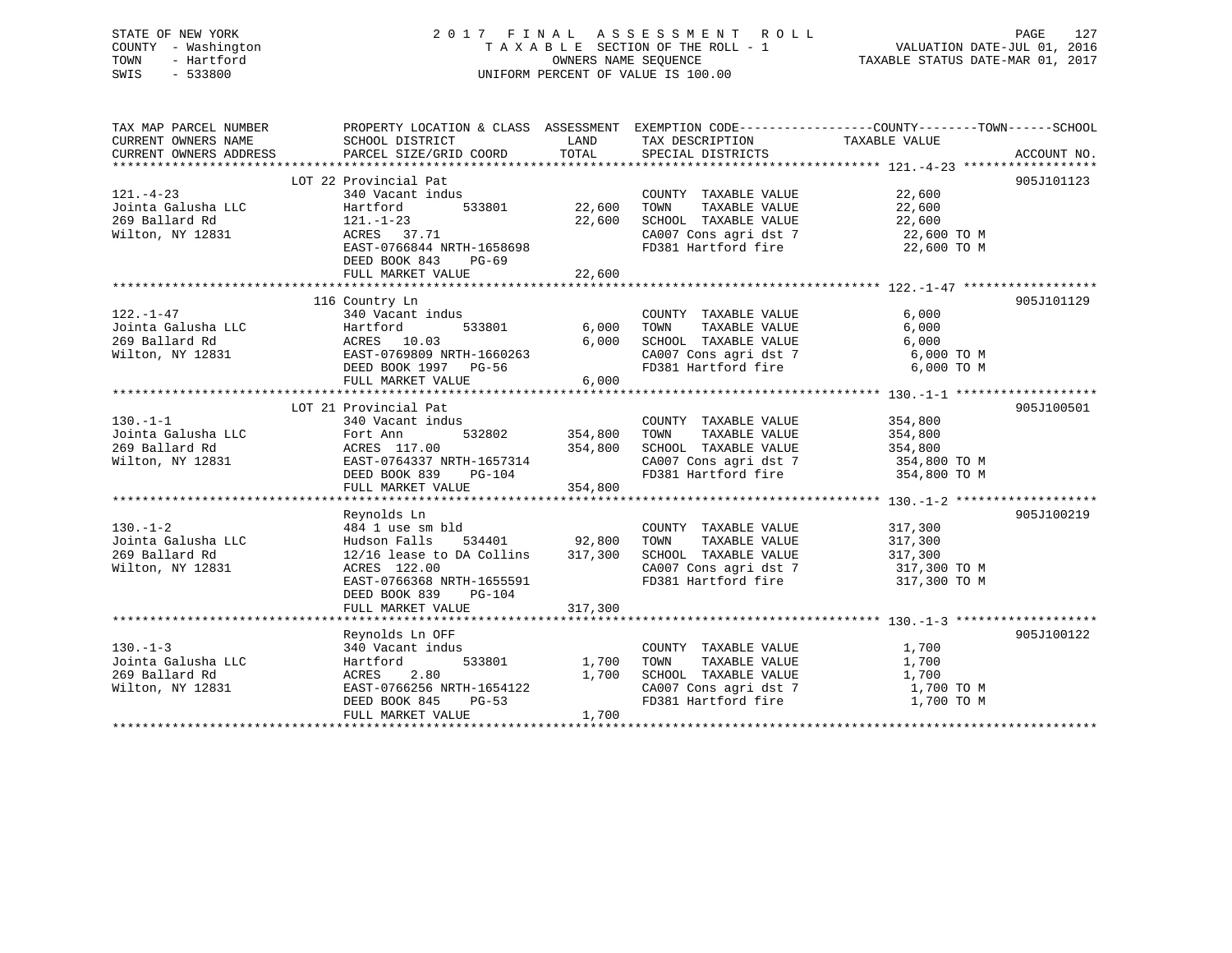STATE OF NEW YORK
COUNTY - Washington
TOWN - Hartford
SWIS - 533800

# 2017 FINAL ASSESSMENT ROLL

TAXABLE SECTION OF THE ROLL - 1
OWNERS NAME SEQUENCE
UNIFORM PERCENT OF VALUE IS 100.00

VALUATION DATE-JUL 01, 2016
TAXABLE STATUS DATE-MAR 01, 2017

| TAX MAP PARCEL NUMBER / CURRENT OWNERS NAME / CURRENT OWNERS ADDRESS | PROPERTY LOCATION & CLASS / SCHOOL DISTRICT / PARCEL SIZE/GRID COORD | ASSESSMENT LAND | TOTAL | EXEMPTION CODE / TAX DESCRIPTION / SPECIAL DISTRICTS | COUNTY--------TOWN------SCHOOL TAXABLE VALUE | ACCOUNT NO. |
|---|---|---|---|---|---|---|
| | LOT 22 Provincial Pat | | | | | 905J101123 |
| 121.-4-23 | 340 Vacant indus | | | COUNTY TAXABLE VALUE | 22,600 | |
| Jointa Galusha LLC | Hartford 533801 | 22,600 | | TOWN TAXABLE VALUE | 22,600 | |
| 269 Ballard Rd | 121.-1-23 | | 22,600 | SCHOOL TAXABLE VALUE | 22,600 | |
| Wilton, NY 12831 | ACRES 37.71 | | | CA007 Cons agri dst 7 | 22,600 TO M | |
| | EAST-0766844 NRTH-1658698 | | | FD381 Hartford fire | 22,600 TO M | |
| | DEED BOOK 843 PG-69 | | | | | |
| | FULL MARKET VALUE | | 22,600 | | | |
| | 116 Country Ln | | | | | 905J101129 |
| 122.-1-47 | 340 Vacant indus | | | COUNTY TAXABLE VALUE | 6,000 | |
| Jointa Galusha LLC | Hartford 533801 | 6,000 | | TOWN TAXABLE VALUE | 6,000 | |
| 269 Ballard Rd | ACRES 10.03 | | 6,000 | SCHOOL TAXABLE VALUE | 6,000 | |
| Wilton, NY 12831 | EAST-0769809 NRTH-1660263 | | | CA007 Cons agri dst 7 | 6,000 TO M | |
| | DEED BOOK 1997 PG-56 | | | FD381 Hartford fire | 6,000 TO M | |
| | FULL MARKET VALUE | | 6,000 | | | |
| | LOT 21 Provincial Pat | | | | | 905J100501 |
| 130.-1-1 | 340 Vacant indus | | | COUNTY TAXABLE VALUE | 354,800 | |
| Jointa Galusha LLC | Fort Ann 532802 | 354,800 | | TOWN TAXABLE VALUE | 354,800 | |
| 269 Ballard Rd | ACRES 117.00 | | 354,800 | SCHOOL TAXABLE VALUE | 354,800 | |
| Wilton, NY 12831 | EAST-0764337 NRTH-1657314 | | | CA007 Cons agri dst 7 | 354,800 TO M | |
| | DEED BOOK 839 PG-104 | | | FD381 Hartford fire | 354,800 TO M | |
| | FULL MARKET VALUE | | 354,800 | | | |
| | Reynolds Ln | | | | | 905J100219 |
| 130.-1-2 | 484 1 use sm bld | | | COUNTY TAXABLE VALUE | 317,300 | |
| Jointa Galusha LLC | Hudson Falls 534401 | 92,800 | | TOWN TAXABLE VALUE | 317,300 | |
| 269 Ballard Rd | 12/16 lease to DA Collins | | 317,300 | SCHOOL TAXABLE VALUE | 317,300 | |
| Wilton, NY 12831 | ACRES 122.00 | | | CA007 Cons agri dst 7 | 317,300 TO M | |
| | EAST-0766368 NRTH-1655591 | | | FD381 Hartford fire | 317,300 TO M | |
| | DEED BOOK 839 PG-104 | | | | | |
| | FULL MARKET VALUE | | 317,300 | | | |
| | Reynolds Ln OFF | | | | | 905J100122 |
| 130.-1-3 | 340 Vacant indus | | | COUNTY TAXABLE VALUE | 1,700 | |
| Jointa Galusha LLC | Hartford 533801 | 1,700 | | TOWN TAXABLE VALUE | 1,700 | |
| 269 Ballard Rd | ACRES 2.80 | | 1,700 | SCHOOL TAXABLE VALUE | 1,700 | |
| Wilton, NY 12831 | EAST-0766256 NRTH-1654122 | | | CA007 Cons agri dst 7 | 1,700 TO M | |
| | DEED BOOK 845 PG-53 | | | FD381 Hartford fire | 1,700 TO M | |
| | FULL MARKET VALUE | | 1,700 | | | |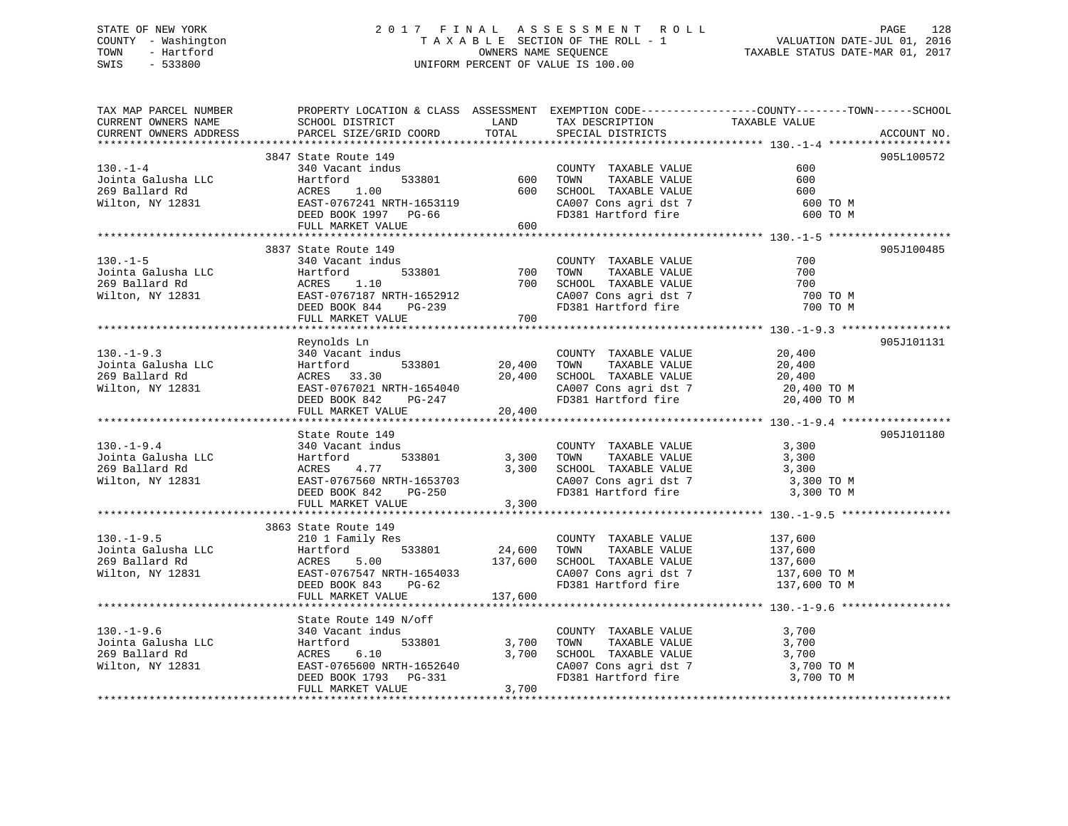STATE OF NEW YORK
COUNTY - Washington
TOWN - Hartford
SWIS - 533800

# 2017 FINAL ASSESSMENT ROLL

TAXABLE SECTION OF THE ROLL - 1
OWNERS NAME SEQUENCE
UNIFORM PERCENT OF VALUE IS 100.00

VALUATION DATE-JUL 01, 2016
TAXABLE STATUS DATE-MAR 01, 2017

| TAX MAP PARCEL NUMBER / CURRENT OWNERS NAME / CURRENT OWNERS ADDRESS | PROPERTY LOCATION & CLASS / SCHOOL DISTRICT / PARCEL SIZE/GRID COORD | ASSESSMENT LAND | TOTAL | EXEMPTION CODE / TAX DESCRIPTION / SPECIAL DISTRICTS | TAXABLE VALUE (COUNTY / TOWN / SCHOOL) | ACCOUNT NO. |
|---|---|---|---|---|---|---|
| 130.-1-4 | 3847 State Route 149 | | | | | 905L100572 |
| | 340 Vacant indus | | | COUNTY TAXABLE VALUE | 600 | |
| Jointa Galusha LLC | Hartford 533801 | 600 | | TOWN TAXABLE VALUE | 600 | |
| 269 Ballard Rd | ACRES 1.00 | | 600 | SCHOOL TAXABLE VALUE | 600 | |
| Wilton, NY 12831 | EAST-0767241 NRTH-1653119 | | | CA007 Cons agri dst 7 | 600 TO M | |
| | DEED BOOK 1997 PG-66 | | | FD381 Hartford fire | 600 TO M | |
| | FULL MARKET VALUE | | 600 | | | |
| 130.-1-5 | 3837 State Route 149 | | | | | 905J100485 |
| | 340 Vacant indus | | | COUNTY TAXABLE VALUE | 700 | |
| Jointa Galusha LLC | Hartford 533801 | 700 | | TOWN TAXABLE VALUE | 700 | |
| 269 Ballard Rd | ACRES 1.10 | | 700 | SCHOOL TAXABLE VALUE | 700 | |
| Wilton, NY 12831 | EAST-0767187 NRTH-1652912 | | | CA007 Cons agri dst 7 | 700 TO M | |
| | DEED BOOK 844 PG-239 | | | FD381 Hartford fire | 700 TO M | |
| | FULL MARKET VALUE | | 700 | | | |
| 130.-1-9.3 | Reynolds Ln | | | | | 905J101131 |
| | 340 Vacant indus | | | COUNTY TAXABLE VALUE | 20,400 | |
| Jointa Galusha LLC | Hartford 533801 | 20,400 | | TOWN TAXABLE VALUE | 20,400 | |
| 269 Ballard Rd | ACRES 33.30 | | 20,400 | SCHOOL TAXABLE VALUE | 20,400 | |
| Wilton, NY 12831 | EAST-0767021 NRTH-1654040 | | | CA007 Cons agri dst 7 | 20,400 TO M | |
| | DEED BOOK 842 PG-247 | | | FD381 Hartford fire | 20,400 TO M | |
| | FULL MARKET VALUE | | 20,400 | | | |
| 130.-1-9.4 | State Route 149 | | | | | 905J101180 |
| | 340 Vacant indus | | | COUNTY TAXABLE VALUE | 3,300 | |
| Jointa Galusha LLC | Hartford 533801 | 3,300 | | TOWN TAXABLE VALUE | 3,300 | |
| 269 Ballard Rd | ACRES 4.77 | | 3,300 | SCHOOL TAXABLE VALUE | 3,300 | |
| Wilton, NY 12831 | EAST-0767560 NRTH-1653703 | | | CA007 Cons agri dst 7 | 3,300 TO M | |
| | DEED BOOK 842 PG-250 | | | FD381 Hartford fire | 3,300 TO M | |
| | FULL MARKET VALUE | | 3,300 | | | |
| 130.-1-9.5 | 3863 State Route 149 | | | | | |
| | 210 1 Family Res | | | COUNTY TAXABLE VALUE | 137,600 | |
| Jointa Galusha LLC | Hartford 533801 | 24,600 | | TOWN TAXABLE VALUE | 137,600 | |
| 269 Ballard Rd | ACRES 5.00 | | 137,600 | SCHOOL TAXABLE VALUE | 137,600 | |
| Wilton, NY 12831 | EAST-0767547 NRTH-1654033 | | | CA007 Cons agri dst 7 | 137,600 TO M | |
| | DEED BOOK 843 PG-62 | | | FD381 Hartford fire | 137,600 TO M | |
| | FULL MARKET VALUE | | 137,600 | | | |
| 130.-1-9.6 | State Route 149 N/off | | | | | |
| | 340 Vacant indus | | | COUNTY TAXABLE VALUE | 3,700 | |
| Jointa Galusha LLC | Hartford 533801 | 3,700 | | TOWN TAXABLE VALUE | 3,700 | |
| 269 Ballard Rd | ACRES 6.10 | | 3,700 | SCHOOL TAXABLE VALUE | 3,700 | |
| Wilton, NY 12831 | EAST-0765600 NRTH-1652640 | | | CA007 Cons agri dst 7 | 3,700 TO M | |
| | DEED BOOK 1793 PG-331 | | | FD381 Hartford fire | 3,700 TO M | |
| | FULL MARKET VALUE | | 3,700 | | | |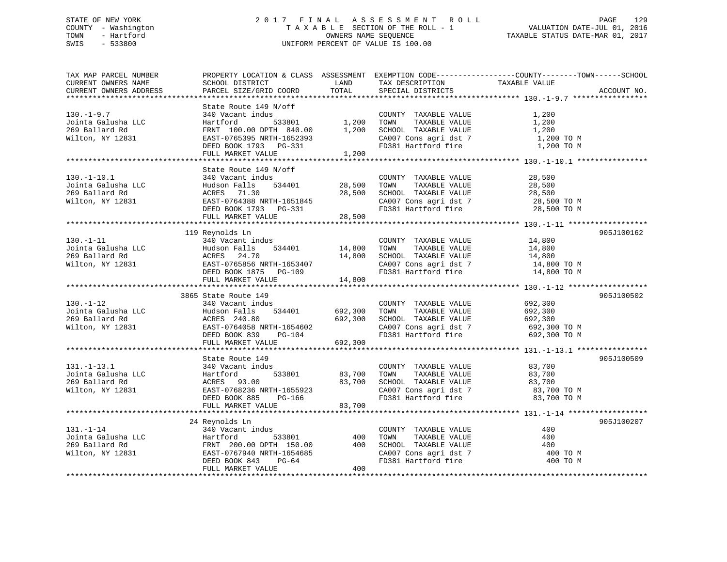STATE OF NEW YORK
COUNTY - Washington
TOWN - Hartford
SWIS - 533800

# 2017 FINAL ASSESSMENT ROLL
TAXABLE SECTION OF THE ROLL - 1
OWNERS NAME SEQUENCE
UNIFORM PERCENT OF VALUE IS 100.00

VALUATION DATE-JUL 01, 2016
TAXABLE STATUS DATE-MAR 01, 2017

| TAX MAP PARCEL NUMBER / CURRENT OWNERS NAME / CURRENT OWNERS ADDRESS | PROPERTY LOCATION & CLASS / SCHOOL DISTRICT / PARCEL SIZE/GRID COORD | ASSESSMENT LAND | TOTAL | EXEMPTION CODE / TAX DESCRIPTION / SPECIAL DISTRICTS | TAXABLE VALUE (COUNTY--TOWN--SCHOOL) | ACCOUNT NO. |
|---|---|---|---|---|---|---|
| 130.-1-9.7 | State Route 149 N/off | | | | | |
| | 340 Vacant indus | | | COUNTY TAXABLE VALUE | 1,200 | |
| Jointa Galusha LLC | Hartford 533801 | 1,200 | | TOWN TAXABLE VALUE | 1,200 | |
| 269 Ballard Rd | FRNT 100.00 DPTH 840.00 | | 1,200 | SCHOOL TAXABLE VALUE | 1,200 | |
| Wilton, NY 12831 | EAST-0765395 NRTH-1652393 | | | CA007 Cons agri dst 7 | 1,200 TO M | |
| | DEED BOOK 1793 PG-331 | | | FD381 Hartford fire | 1,200 TO M | |
| | FULL MARKET VALUE | | 1,200 | | | |
| 130.-1-10.1 | State Route 149 N/off | | | | | |
| | 340 Vacant indus | | | COUNTY TAXABLE VALUE | 28,500 | |
| Jointa Galusha LLC | Hudson Falls 534401 | 28,500 | | TOWN TAXABLE VALUE | 28,500 | |
| 269 Ballard Rd | ACRES 71.30 | | 28,500 | SCHOOL TAXABLE VALUE | 28,500 | |
| Wilton, NY 12831 | EAST-0764388 NRTH-1651845 | | | CA007 Cons agri dst 7 | 28,500 TO M | |
| | DEED BOOK 1793 PG-331 | | | FD381 Hartford fire | 28,500 TO M | |
| | FULL MARKET VALUE | | 28,500 | | | |
| 130.-1-11 | 119 Reynolds Ln | | | | | 905J100162 |
| | 340 Vacant indus | | | COUNTY TAXABLE VALUE | 14,800 | |
| Jointa Galusha LLC | Hudson Falls 534401 | 14,800 | | TOWN TAXABLE VALUE | 14,800 | |
| 269 Ballard Rd | ACRES 24.70 | | 14,800 | SCHOOL TAXABLE VALUE | 14,800 | |
| Wilton, NY 12831 | EAST-0765856 NRTH-1653407 | | | CA007 Cons agri dst 7 | 14,800 TO M | |
| | DEED BOOK 1875 PG-109 | | | FD381 Hartford fire | 14,800 TO M | |
| | FULL MARKET VALUE | | 14,800 | | | |
| 130.-1-12 | 3865 State Route 149 | | | | | 905J100502 |
| | 340 Vacant indus | | | COUNTY TAXABLE VALUE | 692,300 | |
| Jointa Galusha LLC | Hudson Falls 534401 | 692,300 | | TOWN TAXABLE VALUE | 692,300 | |
| 269 Ballard Rd | ACRES 240.80 | | 692,300 | SCHOOL TAXABLE VALUE | 692,300 | |
| Wilton, NY 12831 | EAST-0764058 NRTH-1654602 | | | CA007 Cons agri dst 7 | 692,300 TO M | |
| | DEED BOOK 839 PG-104 | | | FD381 Hartford fire | 692,300 TO M | |
| | FULL MARKET VALUE | | 692,300 | | | |
| 131.-1-13.1 | State Route 149 | | | | | 905J100509 |
| | 340 Vacant indus | | | COUNTY TAXABLE VALUE | 83,700 | |
| Jointa Galusha LLC | Hartford 533801 | 83,700 | | TOWN TAXABLE VALUE | 83,700 | |
| 269 Ballard Rd | ACRES 93.00 | | 83,700 | SCHOOL TAXABLE VALUE | 83,700 | |
| Wilton, NY 12831 | EAST-0768236 NRTH-1655923 | | | CA007 Cons agri dst 7 | 83,700 TO M | |
| | DEED BOOK 885 PG-166 | | | FD381 Hartford fire | 83,700 TO M | |
| | FULL MARKET VALUE | | 83,700 | | | |
| 131.-1-14 | 24 Reynolds Ln | | | | | 905J100207 |
| | 340 Vacant indus | | | COUNTY TAXABLE VALUE | 400 | |
| Jointa Galusha LLC | Hartford 533801 | 400 | | TOWN TAXABLE VALUE | 400 | |
| 269 Ballard Rd | FRNT 200.00 DPTH 150.00 | | 400 | SCHOOL TAXABLE VALUE | 400 | |
| Wilton, NY 12831 | EAST-0767940 NRTH-1654685 | | | CA007 Cons agri dst 7 | 400 TO M | |
| | DEED BOOK 843 PG-64 | | | FD381 Hartford fire | 400 TO M | |
| | FULL MARKET VALUE | | 400 | | | |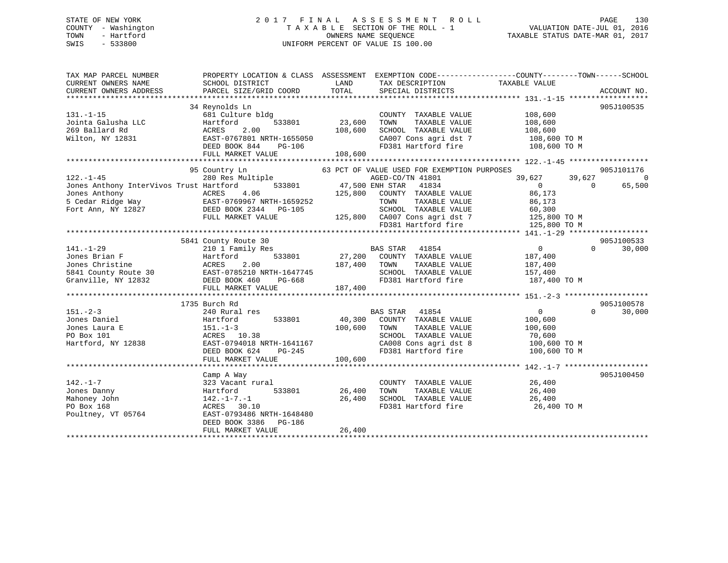STATE OF NEW YORK
COUNTY - Washington
TOWN - Hartford
SWIS - 533800

# 2017 FINAL ASSESSMENT ROLL

TAXABLE SECTION OF THE ROLL - 1
OWNERS NAME SEQUENCE
UNIFORM PERCENT OF VALUE IS 100.00

VALUATION DATE-JUL 01, 2016
TAXABLE STATUS DATE-MAR 01, 2017

```
TAX MAP PARCEL NUMBER          PROPERTY LOCATION & CLASS  ASSESSMENT  EXEMPTION CODE------------------COUNTY--------TOWN------SCHOOL
CURRENT OWNERS NAME            SCHOOL DISTRICT               LAND      TAX DESCRIPTION            TAXABLE VALUE
CURRENT OWNERS ADDRESS         PARCEL SIZE/GRID COORD        TOTAL     SPECIAL DISTRICTS                                    ACCOUNT NO.
*********************************************************************************************** 131.-1-15 ******************
                               34 Reynolds Ln                                                                            905J100535
131.-1-15                      681 Culture bldg                          COUNTY  TAXABLE VALUE          108,600
Jointa Galusha LLC             Hartford          533801        23,600    TOWN    TAXABLE VALUE          108,600
269 Ballard Rd                 ACRES    2.00                  108,600    SCHOOL  TAXABLE VALUE          108,600
Wilton, NY 12831               EAST-0767801 NRTH-1655050                 CA007 Cons agri dst 7           108,600 TO M
                               DEED BOOK 844    PG-106                   FD381 Hartford fire             108,600 TO M
                               FULL MARKET VALUE              108,600
*********************************************************************************************** 122.-1-45 ******************
                               95 Country Ln                  63 PCT OF VALUE USED FOR EXEMPTION PURPOSES               905J101176
122.-1-45                      280 Res Multiple                          AGED-CO/TN 41801               39,627      39,627          0
Jones Anthony InterVivos Trust Hartford          533801        47,500 ENH STAR   41834                       0           0     65,500
Jones Anthony                  ACRES    4.06                  125,800    COUNTY  TAXABLE VALUE           86,173
5 Cedar Ridge Way              EAST-0769967 NRTH-1659252                 TOWN    TAXABLE VALUE           86,173
Fort Ann, NY 12827             DEED BOOK 2344   PG-105                   SCHOOL  TAXABLE VALUE           60,300
                               FULL MARKET VALUE              125,800    CA007 Cons agri dst 7           125,800 TO M
                                                                         FD381 Hartford fire             125,800 TO M
*********************************************************************************************** 141.-1-29 ******************
                               5841 County Route 30                                                                      905J100533
141.-1-29                      210 1 Family Res                          BAS STAR   41854                    0           0     30,000
Jones Brian F                  Hartford          533801        27,200    COUNTY  TAXABLE VALUE          187,400
Jones Christine                ACRES    2.00                  187,400    TOWN    TAXABLE VALUE          187,400
5841 County Route 30           EAST-0785210 NRTH-1647745                 SCHOOL  TAXABLE VALUE          157,400
Granville, NY 12832            DEED BOOK 460    PG-668                   FD381 Hartford fire             187,400 TO M
                               FULL MARKET VALUE              187,400
*********************************************************************************************** 151.-2-3 *******************
                               1735 Burch Rd                                                                             905J100578
151.-2-3                       240 Rural res                             BAS STAR   41854                    0           0     30,000
Jones Daniel                   Hartford          533801        40,300    COUNTY  TAXABLE VALUE          100,600
Jones Laura E                  151.-1-3                       100,600    TOWN    TAXABLE VALUE          100,600
PO Box 101                     ACRES   10.38                             SCHOOL  TAXABLE VALUE           70,600
Hartford, NY 12838             EAST-0794018 NRTH-1641167                 CA008 Cons agri dst 8           100,600 TO M
                               DEED BOOK 624    PG-245                   FD381 Hartford fire             100,600 TO M
                               FULL MARKET VALUE              100,600
*********************************************************************************************** 142.-1-7 *******************
                               Camp A Way                                                                                905J100450
142.-1-7                       323 Vacant rural                          COUNTY  TAXABLE VALUE           26,400
Jones Danny                    Hartford          533801        26,400    TOWN    TAXABLE VALUE           26,400
Mahoney John                   142.-1-7.-1                     26,400    SCHOOL  TAXABLE VALUE           26,400
PO Box 168                     ACRES   30.10                             FD381 Hartford fire              26,400 TO M
Poultney, VT 05764             EAST-0793486 NRTH-1648480
                               DEED BOOK 3386   PG-186
                               FULL MARKET VALUE               26,400
********************************************************************************************************************************
```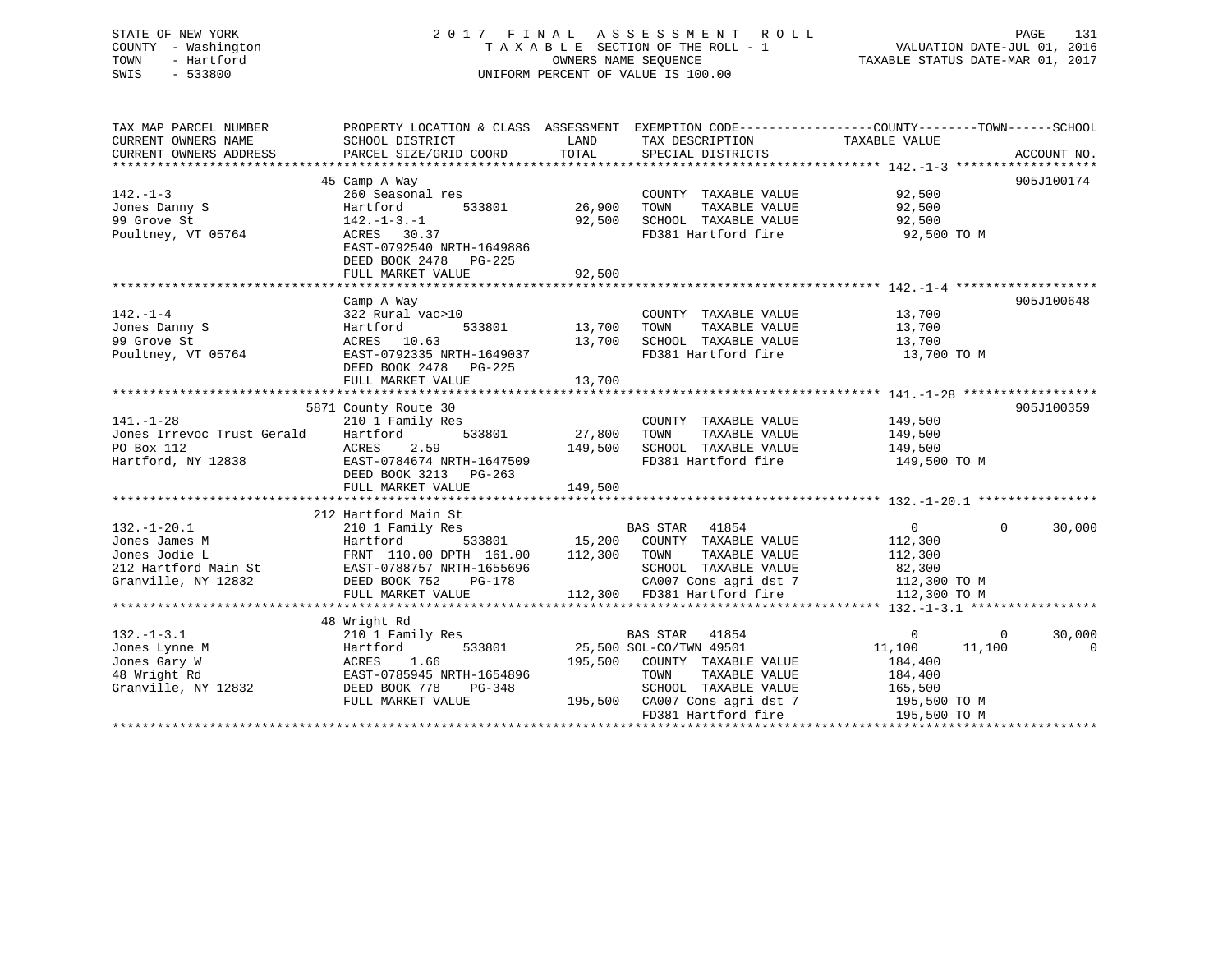STATE OF NEW YORK
COUNTY - Washington
TOWN - Hartford
SWIS - 533800

2017 FINAL ASSESSMENT ROLL
TAXABLE SECTION OF THE ROLL - 1
OWNERS NAME SEQUENCE
UNIFORM PERCENT OF VALUE IS 100.00

VALUATION DATE-JUL 01, 2016
TAXABLE STATUS DATE-MAR 01, 2017

```
TAX MAP PARCEL NUMBER          PROPERTY LOCATION & CLASS  ASSESSMENT  EXEMPTION CODE------------------COUNTY--------TOWN------SCHOOL
CURRENT OWNERS NAME            SCHOOL DISTRICT               LAND      TAX DESCRIPTION              TAXABLE VALUE
CURRENT OWNERS ADDRESS         PARCEL SIZE/GRID COORD       TOTAL      SPECIAL DISTRICTS                                        ACCOUNT NO.
******************************************************************************************************* 142.-1-3 *******************
                               45 Camp A Way                                                                             905J100174
142.-1-3                       260 Seasonal res                        COUNTY  TAXABLE VALUE             92,500
Jones Danny S                  Hartford        533801       26,900     TOWN    TAXABLE VALUE             92,500
99 Grove St                    142.-1-3.-1                  92,500     SCHOOL  TAXABLE VALUE             92,500
Poultney, VT 05764             ACRES  30.37                            FD381 Hartford fire                92,500 TO M
                               EAST-0792540 NRTH-1649886
                               DEED BOOK 2478   PG-225
                               FULL MARKET VALUE            92,500
******************************************************************************************************* 142.-1-4 *******************
                               Camp A Way                                                                                905J100648
142.-1-4                       322 Rural vac>10                        COUNTY  TAXABLE VALUE             13,700
Jones Danny S                  Hartford        533801       13,700     TOWN    TAXABLE VALUE             13,700
99 Grove St                    ACRES  10.63                 13,700     SCHOOL  TAXABLE VALUE             13,700
Poultney, VT 05764             EAST-0792335 NRTH-1649037               FD381 Hartford fire                13,700 TO M
                               DEED BOOK 2478   PG-225
                               FULL MARKET VALUE            13,700
******************************************************************************************************* 141.-1-28 ******************
                               5871 County Route 30                                                                      905J100359
141.-1-28                      210 1 Family Res                        COUNTY  TAXABLE VALUE            149,500
Jones Irrevoc Trust Gerald     Hartford        533801       27,800     TOWN    TAXABLE VALUE            149,500
PO Box 112                     ACRES   2.59                149,500     SCHOOL  TAXABLE VALUE            149,500
Hartford, NY 12838             EAST-0784674 NRTH-1647509               FD381 Hartford fire               149,500 TO M
                               DEED BOOK 3213   PG-263
                               FULL MARKET VALUE           149,500
******************************************************************************************************* 132.-1-20.1 ****************
                               212 Hartford Main St
132.-1-20.1                    210 1 Family Res                        BAS STAR  41854                        0          0     30,000
Jones James M                  Hartford        533801       15,200     COUNTY  TAXABLE VALUE            112,300
Jones Jodie L                  FRNT 110.00 DPTH 161.00     112,300     TOWN    TAXABLE VALUE            112,300
212 Hartford Main St           EAST-0788757 NRTH-1655696               SCHOOL  TAXABLE VALUE             82,300
Granville, NY 12832            DEED BOOK 752    PG-178                 CA007 Cons agri dst 7             112,300 TO M
                               FULL MARKET VALUE           112,300     FD381 Hartford fire               112,300 TO M
******************************************************************************************************* 132.-1-3.1 *****************
                               48 Wright Rd
132.-1-3.1                     210 1 Family Res                        BAS STAR  41854                        0          0     30,000
Jones Lynne M                  Hartford        533801       25,500 SOL-CO/TWN 49501                      11,100     11,100          0
Jones Gary W                   ACRES   1.66                195,500     COUNTY  TAXABLE VALUE            184,400
48 Wright Rd                   EAST-0785945 NRTH-1654896               TOWN    TAXABLE VALUE            184,400
Granville, NY 12832            DEED BOOK 778    PG-348                 SCHOOL  TAXABLE VALUE            165,500
                               FULL MARKET VALUE           195,500     CA007 Cons agri dst 7             195,500 TO M
                                                                       FD381 Hartford fire               195,500 TO M
************************************************************************************************************************************
```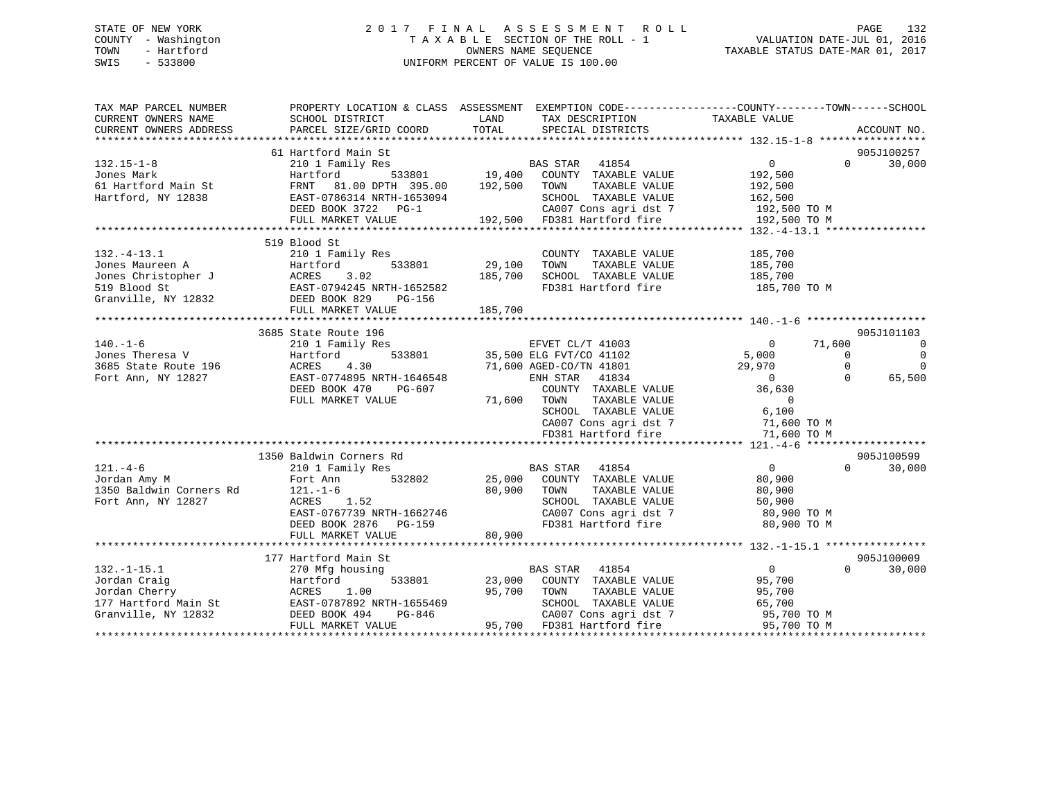STATE OF NEW YORK
COUNTY - Washington
TOWN - Hartford
SWIS - 533800

# 2017 FINAL ASSESSMENT ROLL

TAXABLE SECTION OF THE ROLL - 1
OWNERS NAME SEQUENCE
UNIFORM PERCENT OF VALUE IS 100.00

VALUATION DATE-JUL 01, 2016
TAXABLE STATUS DATE-MAR 01, 2017

```
TAX MAP PARCEL NUMBER          PROPERTY LOCATION & CLASS  ASSESSMENT  EXEMPTION CODE------------------COUNTY--------TOWN------SCHOOL
CURRENT OWNERS NAME            SCHOOL DISTRICT             LAND       TAX DESCRIPTION              TAXABLE VALUE
CURRENT OWNERS ADDRESS         PARCEL SIZE/GRID COORD      TOTAL      SPECIAL DISTRICTS                                        ACCOUNT NO.
******************************************************************************************************* 132.15-1-8 *****************
                               61 Hartford Main St                                                                          905J100257
132.15-1-8                     210 1 Family Res                       BAS STAR   41854                  0             0        30,000
Jones Mark                     Hartford        533801       19,400    COUNTY  TAXABLE VALUE        192,500
61 Hartford Main St            FRNT  81.00 DPTH 395.00     192,500    TOWN    TAXABLE VALUE        192,500
Hartford, NY 12838             EAST-0786314 NRTH-1653094              SCHOOL  TAXABLE VALUE        162,500
                               DEED BOOK 3722   PG-1                  CA007 Cons agri dst 7        192,500 TO M
                               FULL MARKET VALUE           192,500    FD381 Hartford fire          192,500 TO M
******************************************************************************************************* 132.-4-13.1 ****************
                               519 Blood St
132.-4-13.1                    210 1 Family Res                       COUNTY  TAXABLE VALUE        185,700
Jones Maureen A                Hartford        533801       29,100    TOWN    TAXABLE VALUE        185,700
Jones Christopher J            ACRES    3.02               185,700    SCHOOL  TAXABLE VALUE        185,700
519 Blood St                   EAST-0794245 NRTH-1652582              FD381 Hartford fire          185,700 TO M
Granville, NY 12832            DEED BOOK 829    PG-156
                               FULL MARKET VALUE           185,700
******************************************************************************************************* 140.-1-6 *******************
                               3685 State Route 196                                                                         905J101103
140.-1-6                       210 1 Family Res                       EFVET CL/T 41003                  0        71,600             0
Jones Theresa V                Hartford        533801       35,500 ELG FVT/CO 41102                 5,000             0             0
3685 State Route 196           ACRES    4.30                71,600 AGED-CO/TN 41801                29,970             0             0
Fort Ann, NY 12827             EAST-0774895 NRTH-1646548              ENH STAR   41834                  0             0        65,500
                               DEED BOOK 470    PG-607                COUNTY  TAXABLE VALUE         36,630
                               FULL MARKET VALUE            71,600    TOWN    TAXABLE VALUE              0
                                                                      SCHOOL  TAXABLE VALUE          6,100
                                                                      CA007 Cons agri dst 7         71,600 TO M
                                                                      FD381 Hartford fire           71,600 TO M
******************************************************************************************************* 121.-4-6 *******************
                               1350 Baldwin Corners Rd                                                                      905J100599
121.-4-6                       210 1 Family Res                       BAS STAR   41854                  0             0        30,000
Jordan Amy M                   Fort Ann        532802       25,000    COUNTY  TAXABLE VALUE         80,900
1350 Baldwin Corners Rd        121.-1-6                     80,900    TOWN    TAXABLE VALUE         80,900
Fort Ann, NY 12827             ACRES    1.52                          SCHOOL  TAXABLE VALUE         50,900
                               EAST-0767739 NRTH-1662746              CA007 Cons agri dst 7         80,900 TO M
                               DEED BOOK 2876   PG-159                FD381 Hartford fire           80,900 TO M
                               FULL MARKET VALUE            80,900
******************************************************************************************************* 132.-1-15.1 ****************
                               177 Hartford Main St                                                                         905J100009
132.-1-15.1                    270 Mfg housing                        BAS STAR   41854                  0             0        30,000
Jordan Craig                   Hartford        533801       23,000    COUNTY  TAXABLE VALUE         95,700
Jordan Cherry                  ACRES    1.00                95,700    TOWN    TAXABLE VALUE         95,700
177 Hartford Main St           EAST-0787892 NRTH-1655469              SCHOOL  TAXABLE VALUE         65,700
Granville, NY 12832            DEED BOOK 494    PG-846                CA007 Cons agri dst 7         95,700 TO M
                               FULL MARKET VALUE            95,700    FD381 Hartford fire           95,700 TO M
************************************************************************************************************************************
```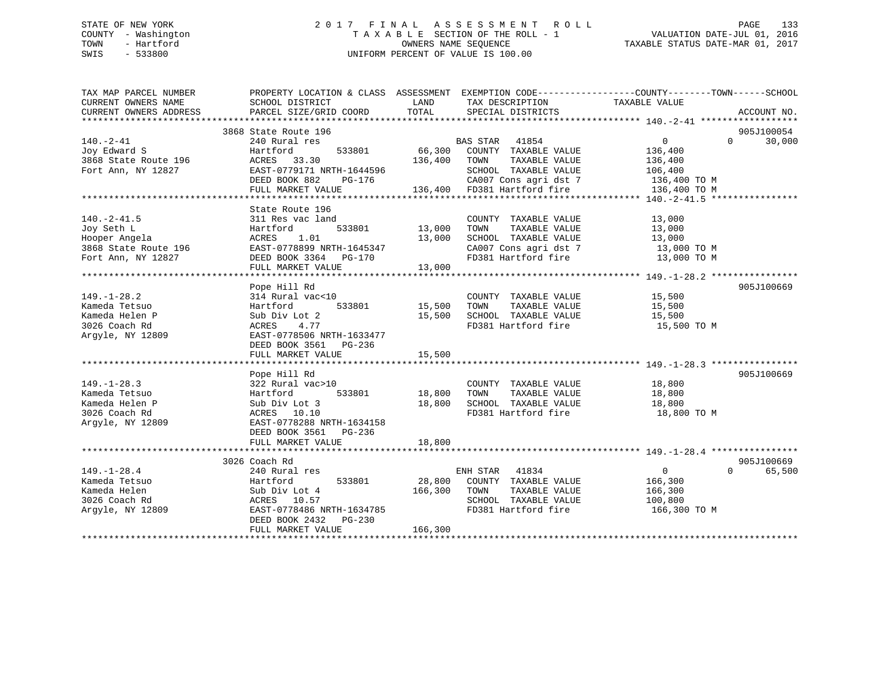STATE OF NEW YORK
COUNTY - Washington
TOWN - Hartford
SWIS - 533800

# 2017 FINAL ASSESSMENT ROLL
TAXABLE SECTION OF THE ROLL - 1
OWNERS NAME SEQUENCE
UNIFORM PERCENT OF VALUE IS 100.00

VALUATION DATE-JUL 01, 2016
TAXABLE STATUS DATE-MAR 01, 2017

| TAX MAP PARCEL NUMBER / CURRENT OWNERS NAME / CURRENT OWNERS ADDRESS | PROPERTY LOCATION & CLASS / SCHOOL DISTRICT / PARCEL SIZE/GRID COORD | ASSESSMENT LAND | TOTAL | EXEMPTION CODE / TAX DESCRIPTION / SPECIAL DISTRICTS | COUNTY TAXABLE VALUE | TOWN | SCHOOL | ACCOUNT NO. |
|---|---|---|---|---|---|---|---|---|
| 140.-2-41 | 3868 State Route 196 | | | | | | | 905J100054 |
| | 240 Rural res | | | BAS STAR 41854 | 0 | 0 | 30,000 | |
| Joy Edward S | Hartford 533801 | 66,300 | | COUNTY TAXABLE VALUE | 136,400 | | | |
| 3868 State Route 196 | ACRES 33.30 | | 136,400 | TOWN TAXABLE VALUE | 136,400 | | | |
| Fort Ann, NY 12827 | EAST-0779171 NRTH-1644596 | | | SCHOOL TAXABLE VALUE | 106,400 | | | |
| | DEED BOOK 882 PG-176 | | | CA007 Cons agri dst 7 | 136,400 TO M | | | |
| | FULL MARKET VALUE | | 136,400 | FD381 Hartford fire | 136,400 TO M | | | |
| 140.-2-41.5 | State Route 196 | | | | | | | |
| | 311 Res vac land | | | COUNTY TAXABLE VALUE | 13,000 | | | |
| Joy Seth L | Hartford 533801 | 13,000 | | TOWN TAXABLE VALUE | 13,000 | | | |
| Hooper Angela | ACRES 1.01 | | 13,000 | SCHOOL TAXABLE VALUE | 13,000 | | | |
| 3868 State Route 196 | EAST-0778899 NRTH-1645347 | | | CA007 Cons agri dst 7 | 13,000 TO M | | | |
| Fort Ann, NY 12827 | DEED BOOK 3364 PG-170 | | | FD381 Hartford fire | 13,000 TO M | | | |
| | FULL MARKET VALUE | | 13,000 | | | | | |
| 149.-1-28.2 | Pope Hill Rd | | | | | | | 905J100669 |
| | 314 Rural vac<10 | | | COUNTY TAXABLE VALUE | 15,500 | | | |
| Kameda Tetsuo | Hartford 533801 | 15,500 | | TOWN TAXABLE VALUE | 15,500 | | | |
| Kameda Helen P | Sub Div Lot 2 | | 15,500 | SCHOOL TAXABLE VALUE | 15,500 | | | |
| 3026 Coach Rd | ACRES 4.77 | | | FD381 Hartford fire | 15,500 TO M | | | |
| Argyle, NY 12809 | EAST-0778506 NRTH-1633477 | | | | | | | |
| | DEED BOOK 3561 PG-236 | | | | | | | |
| | FULL MARKET VALUE | | 15,500 | | | | | |
| 149.-1-28.3 | Pope Hill Rd | | | | | | | 905J100669 |
| | 322 Rural vac>10 | | | COUNTY TAXABLE VALUE | 18,800 | | | |
| Kameda Tetsuo | Hartford 533801 | 18,800 | | TOWN TAXABLE VALUE | 18,800 | | | |
| Kameda Helen P | Sub Div Lot 3 | | 18,800 | SCHOOL TAXABLE VALUE | 18,800 | | | |
| 3026 Coach Rd | ACRES 10.10 | | | FD381 Hartford fire | 18,800 TO M | | | |
| Argyle, NY 12809 | EAST-0778288 NRTH-1634158 | | | | | | | |
| | DEED BOOK 3561 PG-236 | | | | | | | |
| | FULL MARKET VALUE | | 18,800 | | | | | |
| 149.-1-28.4 | 3026 Coach Rd | | | | | | | 905J100669 |
| | 240 Rural res | | | ENH STAR 41834 | 0 | 0 | 65,500 | |
| Kameda Tetsuo | Hartford 533801 | 28,800 | | COUNTY TAXABLE VALUE | 166,300 | | | |
| Kameda Helen | Sub Div Lot 4 | | 166,300 | TOWN TAXABLE VALUE | 166,300 | | | |
| 3026 Coach Rd | ACRES 10.57 | | | SCHOOL TAXABLE VALUE | 100,800 | | | |
| Argyle, NY 12809 | EAST-0778486 NRTH-1634785 | | | FD381 Hartford fire | 166,300 TO M | | | |
| | DEED BOOK 2432 PG-230 | | | | | | | |
| | FULL MARKET VALUE | | 166,300 | | | | | |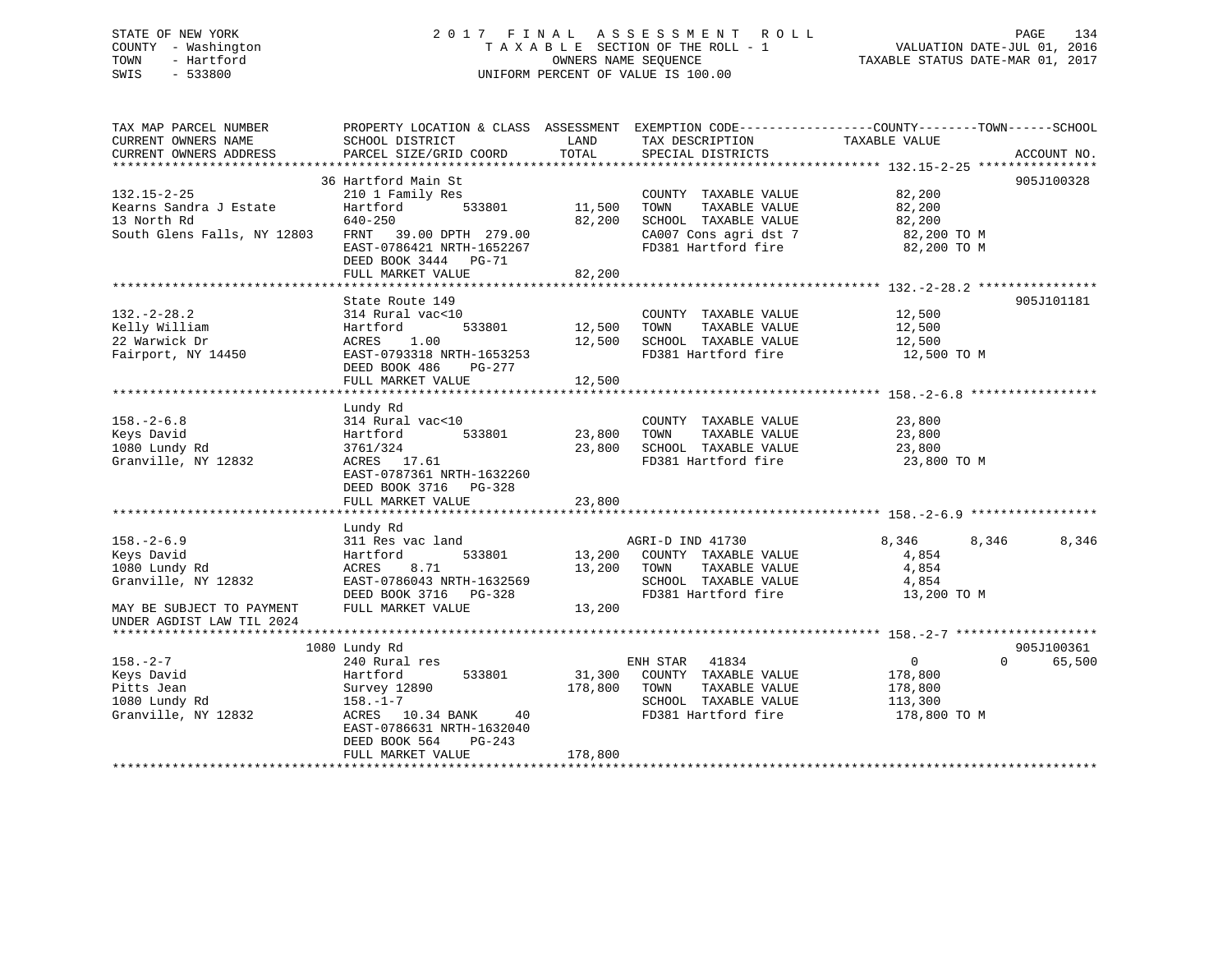STATE OF NEW YORK
COUNTY - Washington
TOWN - Hartford
SWIS - 533800

# 2017 FINAL ASSESSMENT ROLL

TAXABLE SECTION OF THE ROLL - 1
OWNERS NAME SEQUENCE
UNIFORM PERCENT OF VALUE IS 100.00

VALUATION DATE-JUL 01, 2016
TAXABLE STATUS DATE-MAR 01, 2017

| TAX MAP PARCEL NUMBER / CURRENT OWNERS NAME / CURRENT OWNERS ADDRESS | PROPERTY LOCATION & CLASS / SCHOOL DISTRICT / PARCEL SIZE/GRID COORD | ASSESSMENT LAND | TOTAL | EXEMPTION CODE / TAX DESCRIPTION / SPECIAL DISTRICTS | COUNTY TAXABLE VALUE | TOWN | SCHOOL | ACCOUNT NO. |
|---|---|---|---|---|---|---|---|---|
| **132.15-2-25** | 36 Hartford Main St | | | | | | | 905J100328 |
| | 210 1 Family Res | | | COUNTY TAXABLE VALUE | 82,200 | | | |
| Kearns Sandra J Estate | Hartford 533801 | 11,500 | | TOWN TAXABLE VALUE | 82,200 | | | |
| 13 North Rd | 640-250 | | 82,200 | SCHOOL TAXABLE VALUE | 82,200 | | | |
| South Glens Falls, NY 12803 | FRNT 39.00 DPTH 279.00 | | | CA007 Cons agri dst 7 | 82,200 TO M | | | |
| | EAST-0786421 NRTH-1652267 | | | FD381 Hartford fire | 82,200 TO M | | | |
| | DEED BOOK 3444 PG-71 | | | | | | | |
| | FULL MARKET VALUE | | 82,200 | | | | | |
| **132.-2-28.2** | State Route 149 | | | | | | | 905J101181 |
| | 314 Rural vac<10 | | | COUNTY TAXABLE VALUE | 12,500 | | | |
| Kelly William | Hartford 533801 | 12,500 | | TOWN TAXABLE VALUE | 12,500 | | | |
| 22 Warwick Dr | ACRES 1.00 | | 12,500 | SCHOOL TAXABLE VALUE | 12,500 | | | |
| Fairport, NY 14450 | EAST-0793318 NRTH-1653253 | | | FD381 Hartford fire | 12,500 TO M | | | |
| | DEED BOOK 486 PG-277 | | | | | | | |
| | FULL MARKET VALUE | | 12,500 | | | | | |
| **158.-2-6.8** | Lundy Rd | | | | | | | |
| | 314 Rural vac<10 | | | COUNTY TAXABLE VALUE | 23,800 | | | |
| Keys David | Hartford 533801 | 23,800 | | TOWN TAXABLE VALUE | 23,800 | | | |
| 1080 Lundy Rd | 3761/324 | | 23,800 | SCHOOL TAXABLE VALUE | 23,800 | | | |
| Granville, NY 12832 | ACRES 17.61 | | | FD381 Hartford fire | 23,800 TO M | | | |
| | EAST-0787361 NRTH-1632260 | | | | | | | |
| | DEED BOOK 3716 PG-328 | | | | | | | |
| | FULL MARKET VALUE | | 23,800 | | | | | |
| **158.-2-6.9** | Lundy Rd | | | | | | | |
| | 311 Res vac land | | | AGRI-D IND 41730 | 8,346 | 8,346 | 8,346 | |
| Keys David | Hartford 533801 | 13,200 | | COUNTY TAXABLE VALUE | 4,854 | | | |
| 1080 Lundy Rd | ACRES 8.71 | | 13,200 | TOWN TAXABLE VALUE | 4,854 | | | |
| Granville, NY 12832 | EAST-0786043 NRTH-1632569 | | | SCHOOL TAXABLE VALUE | 4,854 | | | |
| | DEED BOOK 3716 PG-328 | | | FD381 Hartford fire | 13,200 TO M | | | |
| MAY BE SUBJECT TO PAYMENT UNDER AGDIST LAW TIL 2024 | FULL MARKET VALUE | | 13,200 | | | | | |
| **158.-2-7** | 1080 Lundy Rd | | | | | | | 905J100361 |
| | 240 Rural res | | | ENH STAR 41834 | 0 | 0 | 65,500 | |
| Keys David | Hartford 533801 | 31,300 | | COUNTY TAXABLE VALUE | 178,800 | | | |
| Pitts Jean | Survey 12890 | | 178,800 | TOWN TAXABLE VALUE | 178,800 | | | |
| 1080 Lundy Rd | 158.-1-7 | | | SCHOOL TAXABLE VALUE | 113,300 | | | |
| Granville, NY 12832 | ACRES 10.34 BANK 40 | | | FD381 Hartford fire | 178,800 TO M | | | |
| | EAST-0786631 NRTH-1632040 | | | | | | | |
| | DEED BOOK 564 PG-243 | | | | | | | |
| | FULL MARKET VALUE | | 178,800 | | | | | |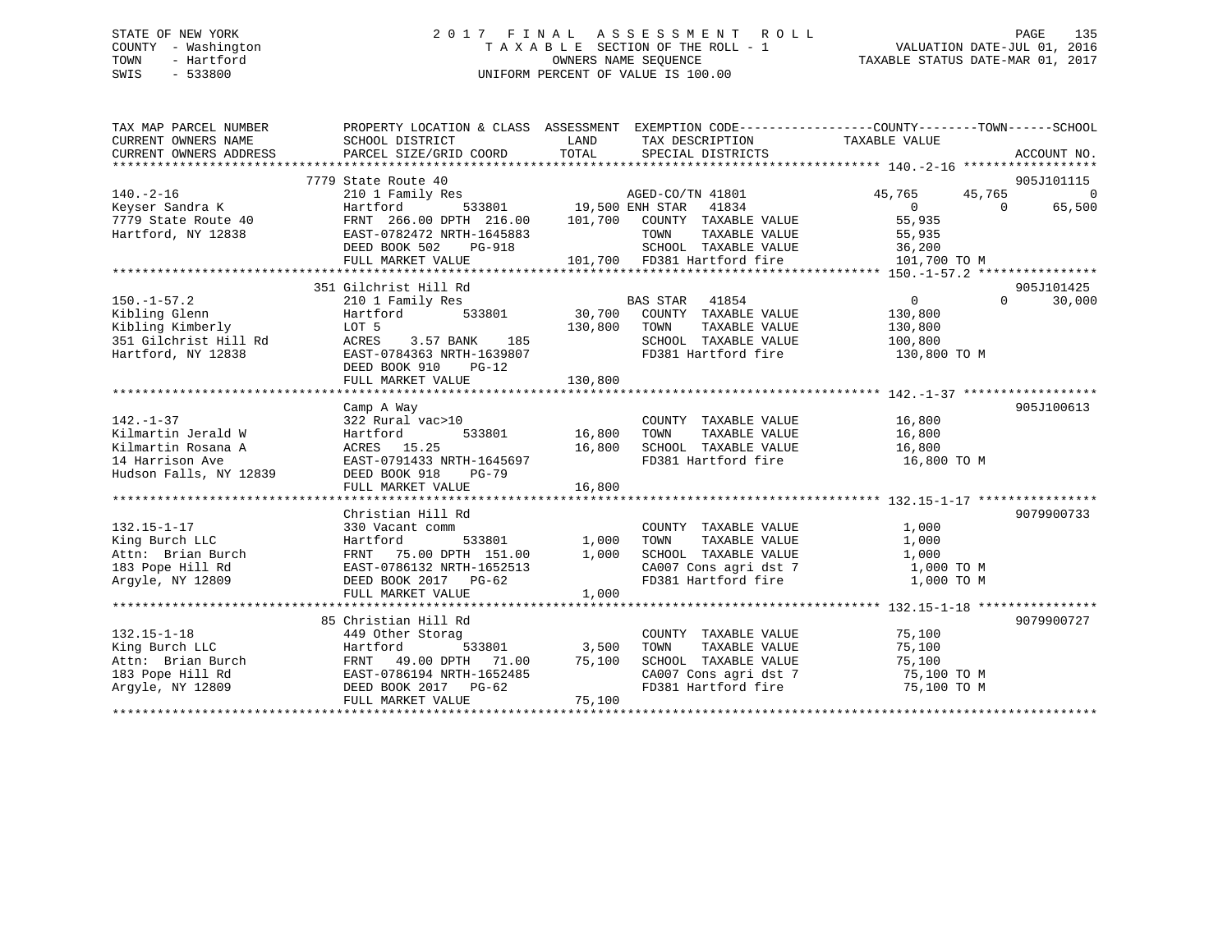STATE OF NEW YORK
COUNTY - Washington
TOWN - Hartford
SWIS - 533800

2017 FINAL ASSESSMENT ROLL
TAXABLE SECTION OF THE ROLL - 1
OWNERS NAME SEQUENCE
UNIFORM PERCENT OF VALUE IS 100.00

VALUATION DATE-JUL 01, 2016
TAXABLE STATUS DATE-MAR 01, 2017

```
TAX MAP PARCEL NUMBER      PROPERTY LOCATION & CLASS  ASSESSMENT  EXEMPTION CODE-----------------COUNTY--------TOWN------SCHOOL
CURRENT OWNERS NAME        SCHOOL DISTRICT              LAND      TAX DESCRIPTION             TAXABLE VALUE
CURRENT OWNERS ADDRESS     PARCEL SIZE/GRID COORD       TOTAL     SPECIAL DISTRICTS                                    ACCOUNT NO.
******************************************************************************************* 140.-2-16 ******************
                           7779 State Route 40                                                                         905J101115
140.-2-16                  210 1 Family Res                      AGED-CO/TN 41801            45,765      45,765            0
Keyser Sandra K            Hartford       533801        19,500 ENH STAR   41834                  0           0        65,500
7779 State Route 40        FRNT 266.00 DPTH 216.00     101,700    COUNTY  TAXABLE VALUE         55,935
Hartford, NY 12838         EAST-0782472 NRTH-1645883               TOWN    TAXABLE VALUE         55,935
                           DEED BOOK 502    PG-918                 SCHOOL  TAXABLE VALUE         36,200
                           FULL MARKET VALUE           101,700    FD381 Hartford fire          101,700 TO M
******************************************************************************************* 150.-1-57.2 ****************
                           351 Gilchrist Hill Rd                                                                       905J101425
150.-1-57.2                210 1 Family Res                      BAS STAR   41854                  0           0        30,000
Kibling Glenn              Hartford       533801        30,700    COUNTY  TAXABLE VALUE        130,800
Kibling Kimberly           LOT 5                       130,800    TOWN    TAXABLE VALUE        130,800
351 Gilchrist Hill Rd      ACRES    3.57 BANK    185               SCHOOL  TAXABLE VALUE        100,800
Hartford, NY 12838         EAST-0784363 NRTH-1639807               FD381 Hartford fire          130,800 TO M
                           DEED BOOK 910    PG-12
                           FULL MARKET VALUE           130,800
******************************************************************************************* 142.-1-37 ******************
                           Camp A Way                                                                                  905J100613
142.-1-37                  322 Rural vac>10                       COUNTY  TAXABLE VALUE         16,800
Kilmartin Jerald W         Hartford       533801        16,800    TOWN    TAXABLE VALUE         16,800
Kilmartin Rosana A         ACRES   15.25                16,800    SCHOOL  TAXABLE VALUE         16,800
14 Harrison Ave            EAST-0791433 NRTH-1645697               FD381 Hartford fire           16,800 TO M
Hudson Falls, NY 12839     DEED BOOK 918    PG-79
                           FULL MARKET VALUE            16,800
******************************************************************************************* 132.15-1-17 ****************
                           Christian Hill Rd                                                                           9079900733
132.15-1-17                330 Vacant comm                        COUNTY  TAXABLE VALUE          1,000
King Burch LLC             Hartford       533801         1,000    TOWN    TAXABLE VALUE          1,000
Attn: Brian Burch          FRNT  75.00 DPTH 151.00       1,000    SCHOOL  TAXABLE VALUE          1,000
183 Pope Hill Rd           EAST-0786132 NRTH-1652513               CA007 Cons agri dst 7          1,000 TO M
Argyle, NY 12809           DEED BOOK 2017   PG-62                  FD381 Hartford fire            1,000 TO M
                           FULL MARKET VALUE             1,000
******************************************************************************************* 132.15-1-18 ****************
                           85 Christian Hill Rd                                                                        9079900727
132.15-1-18                449 Other Storag                       COUNTY  TAXABLE VALUE         75,100
King Burch LLC             Hartford       533801         3,500    TOWN    TAXABLE VALUE         75,100
Attn: Brian Burch          FRNT  49.00 DPTH  71.00      75,100    SCHOOL  TAXABLE VALUE         75,100
183 Pope Hill Rd           EAST-0786194 NRTH-1652485               CA007 Cons agri dst 7         75,100 TO M
Argyle, NY 12809           DEED BOOK 2017   PG-62                  FD381 Hartford fire           75,100 TO M
                           FULL MARKET VALUE            75,100
************************************************************************************************************************
```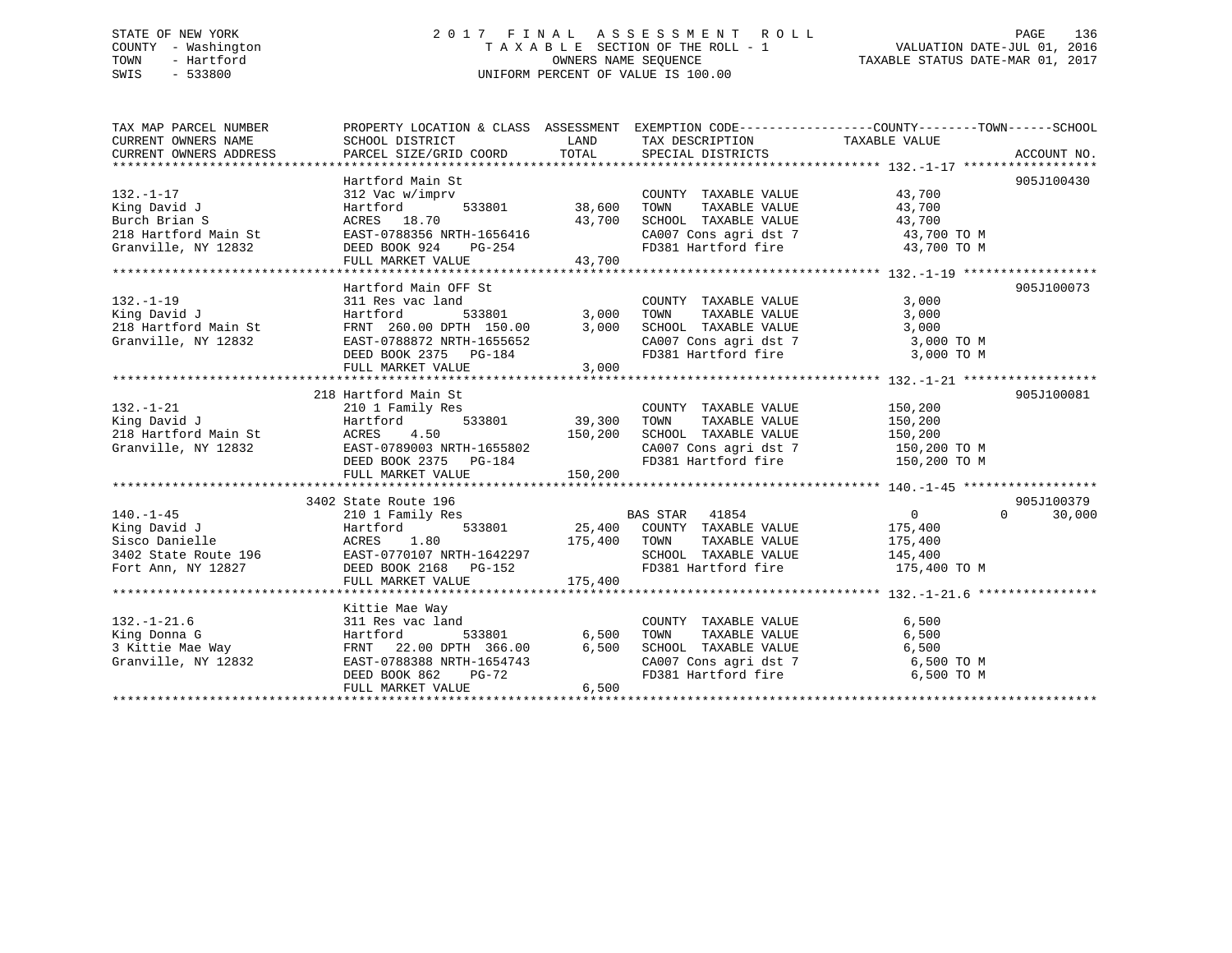STATE OF NEW YORK
COUNTY - Washington
TOWN - Hartford
SWIS - 533800

2017 FINAL ASSESSMENT ROLL
TAXABLE SECTION OF THE ROLL - 1
OWNERS NAME SEQUENCE
UNIFORM PERCENT OF VALUE IS 100.00

VALUATION DATE-JUL 01, 2016
TAXABLE STATUS DATE-MAR 01, 2017

| TAX MAP PARCEL NUMBER / CURRENT OWNERS NAME / CURRENT OWNERS ADDRESS | PROPERTY LOCATION & CLASS / SCHOOL DISTRICT / PARCEL SIZE/GRID COORD | ASSESSMENT LAND | TOTAL | EXEMPTION CODE / TAX DESCRIPTION / SPECIAL DISTRICTS | COUNTY / TOWN / SCHOOL TAXABLE VALUE | ACCOUNT NO. |
|---|---|---|---|---|---|---|
| 132.-1-17 | Hartford Main St | | | | | 905J100430 |
| King David J | 312 Vac w/imprv | | | COUNTY TAXABLE VALUE | 43,700 | |
| Burch Brian S | Hartford 533801 | 38,600 | | TOWN TAXABLE VALUE | 43,700 | |
| 218 Hartford Main St | ACRES 18.70 | | 43,700 | SCHOOL TAXABLE VALUE | 43,700 | |
| Granville, NY 12832 | EAST-0788356 NRTH-1656416 | | | CA007 Cons agri dst 7 | 43,700 TO M | |
| | DEED BOOK 924 PG-254 | | | FD381 Hartford fire | 43,700 TO M | |
| | FULL MARKET VALUE | | 43,700 | | | |
| 132.-1-19 | Hartford Main OFF St | | | | | 905J100073 |
| King David J | 311 Res vac land | | | COUNTY TAXABLE VALUE | 3,000 | |
| 218 Hartford Main St | Hartford 533801 | 3,000 | | TOWN TAXABLE VALUE | 3,000 | |
| Granville, NY 12832 | FRNT 260.00 DPTH 150.00 | | 3,000 | SCHOOL TAXABLE VALUE | 3,000 | |
| | EAST-0788872 NRTH-1655652 | | | CA007 Cons agri dst 7 | 3,000 TO M | |
| | DEED BOOK 2375 PG-184 | | | FD381 Hartford fire | 3,000 TO M | |
| | FULL MARKET VALUE | | 3,000 | | | |
| 132.-1-21 | 218 Hartford Main St | | | | | 905J100081 |
| King David J | 210 1 Family Res | | | COUNTY TAXABLE VALUE | 150,200 | |
| 218 Hartford Main St | Hartford 533801 | 39,300 | | TOWN TAXABLE VALUE | 150,200 | |
| Granville, NY 12832 | ACRES 4.50 | | 150,200 | SCHOOL TAXABLE VALUE | 150,200 | |
| | EAST-0789003 NRTH-1655802 | | | CA007 Cons agri dst 7 | 150,200 TO M | |
| | DEED BOOK 2375 PG-184 | | | FD381 Hartford fire | 150,200 TO M | |
| | FULL MARKET VALUE | | 150,200 | | | |
| 140.-1-45 | 3402 State Route 196 | | | | | 905J100379 |
| King David J | 210 1 Family Res | | | BAS STAR 41854 | 0 0 | 30,000 |
| Sisco Danielle | Hartford 533801 | 25,400 | | COUNTY TAXABLE VALUE | 175,400 | |
| 3402 State Route 196 | ACRES 1.80 | | 175,400 | TOWN TAXABLE VALUE | 175,400 | |
| Fort Ann, NY 12827 | EAST-0770107 NRTH-1642297 | | | SCHOOL TAXABLE VALUE | 145,400 | |
| | DEED BOOK 2168 PG-152 | | | FD381 Hartford fire | 175,400 TO M | |
| | FULL MARKET VALUE | | 175,400 | | | |
| 132.-1-21.6 | Kittie Mae Way | | | | | |
| King Donna G | 311 Res vac land | | | COUNTY TAXABLE VALUE | 6,500 | |
| 3 Kittie Mae Way | Hartford 533801 | 6,500 | | TOWN TAXABLE VALUE | 6,500 | |
| Granville, NY 12832 | FRNT 22.00 DPTH 366.00 | | 6,500 | SCHOOL TAXABLE VALUE | 6,500 | |
| | EAST-0788388 NRTH-1654743 | | | CA007 Cons agri dst 7 | 6,500 TO M | |
| | DEED BOOK 862 PG-72 | | | FD381 Hartford fire | 6,500 TO M | |
| | FULL MARKET VALUE | | 6,500 | | | |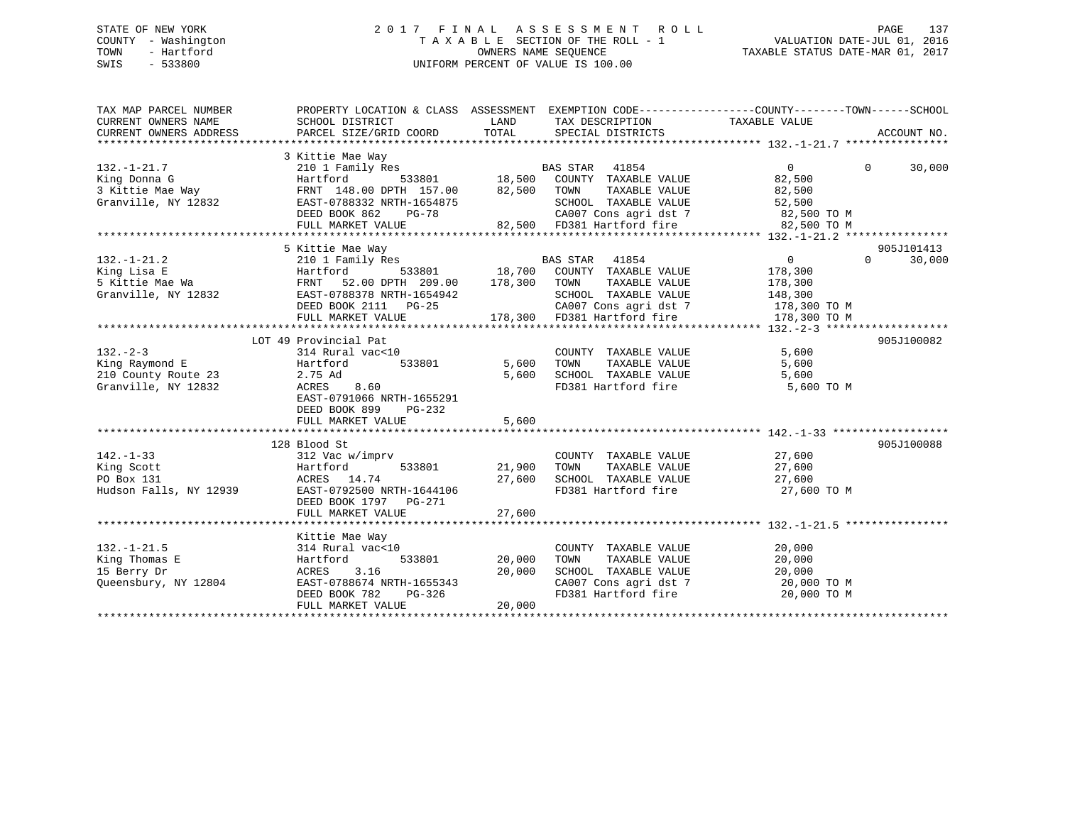STATE OF NEW YORK
COUNTY - Washington
TOWN - Hartford
SWIS - 533800

2017 FINAL ASSESSMENT ROLL
TAXABLE SECTION OF THE ROLL - 1
OWNERS NAME SEQUENCE
UNIFORM PERCENT OF VALUE IS 100.00

VALUATION DATE-JUL 01, 2016
TAXABLE STATUS DATE-MAR 01, 2017

| TAX MAP PARCEL NUMBER / CURRENT OWNERS NAME / CURRENT OWNERS ADDRESS | PROPERTY LOCATION & CLASS / SCHOOL DISTRICT / PARCEL SIZE/GRID COORD | ASSESSMENT LAND / TOTAL | EXEMPTION CODE / TAX DESCRIPTION / SPECIAL DISTRICTS | COUNTY | TOWN | SCHOOL | TAXABLE VALUE | ACCOUNT NO. |
|---|---|---|---|---|---|---|---|---|
| **132.-1-21.7** | 3 Kittie Mae Way | | | | | | | |
| 132.-1-21.7 | 210 1 Family Res | | BAS STAR 41854 | 0 | 0 | 30,000 | | |
| King Donna G | Hartford 533801 | 18,500 | COUNTY TAXABLE VALUE | | | | 82,500 | |
| 3 Kittie Mae Way | FRNT 148.00 DPTH 157.00 | 82,500 | TOWN TAXABLE VALUE | | | | 82,500 | |
| Granville, NY 12832 | EAST-0788332 NRTH-1654875 | | SCHOOL TAXABLE VALUE | | | | 52,500 | |
| | DEED BOOK 862 PG-78 | | CA007 Cons agri dst 7 | | | | 82,500 TO M | |
| | FULL MARKET VALUE | 82,500 | FD381 Hartford fire | | | | 82,500 TO M | |
| **132.-1-21.2** | 5 Kittie Mae Way | | | | | | | 905J101413 |
| 132.-1-21.2 | 210 1 Family Res | | BAS STAR 41854 | 0 | 0 | 30,000 | | |
| King Lisa E | Hartford 533801 | 18,700 | COUNTY TAXABLE VALUE | | | | 178,300 | |
| 5 Kittie Mae Wa | FRNT 52.00 DPTH 209.00 | 178,300 | TOWN TAXABLE VALUE | | | | 178,300 | |
| Granville, NY 12832 | EAST-0788378 NRTH-1654942 | | SCHOOL TAXABLE VALUE | | | | 148,300 | |
| | DEED BOOK 2111 PG-25 | | CA007 Cons agri dst 7 | | | | 178,300 TO M | |
| | FULL MARKET VALUE | 178,300 | FD381 Hartford fire | | | | 178,300 TO M | |
| **132.-2-3** | LOT 49 Provincial Pat | | | | | | | 905J100082 |
| 132.-2-3 | 314 Rural vac<10 | | COUNTY TAXABLE VALUE | | | | 5,600 | |
| King Raymond E | Hartford 533801 | 5,600 | TOWN TAXABLE VALUE | | | | 5,600 | |
| 210 County Route 23 | 2.75 Ad | 5,600 | SCHOOL TAXABLE VALUE | | | | 5,600 | |
| Granville, NY 12832 | ACRES 8.60 | | FD381 Hartford fire | | | | 5,600 TO M | |
| | EAST-0791066 NRTH-1655291 | | | | | | | |
| | DEED BOOK 899 PG-232 | | | | | | | |
| | FULL MARKET VALUE | 5,600 | | | | | | |
| **142.-1-33** | 128 Blood St | | | | | | | 905J100088 |
| 142.-1-33 | 312 Vac w/imprv | | COUNTY TAXABLE VALUE | | | | 27,600 | |
| King Scott | Hartford 533801 | 21,900 | TOWN TAXABLE VALUE | | | | 27,600 | |
| PO Box 131 | ACRES 14.74 | 27,600 | SCHOOL TAXABLE VALUE | | | | 27,600 | |
| Hudson Falls, NY 12939 | EAST-0792500 NRTH-1644106 | | FD381 Hartford fire | | | | 27,600 TO M | |
| | DEED BOOK 1797 PG-271 | | | | | | | |
| | FULL MARKET VALUE | 27,600 | | | | | | |
| **132.-1-21.5** | Kittie Mae Way | | | | | | | |
| 132.-1-21.5 | 314 Rural vac<10 | | COUNTY TAXABLE VALUE | | | | 20,000 | |
| King Thomas E | Hartford 533801 | 20,000 | TOWN TAXABLE VALUE | | | | 20,000 | |
| 15 Berry Dr | ACRES 3.16 | 20,000 | SCHOOL TAXABLE VALUE | | | | 20,000 | |
| Queensbury, NY 12804 | EAST-0788674 NRTH-1655343 | | CA007 Cons agri dst 7 | | | | 20,000 TO M | |
| | DEED BOOK 782 PG-326 | | FD381 Hartford fire | | | | 20,000 TO M | |
| | FULL MARKET VALUE | 20,000 | | | | | | |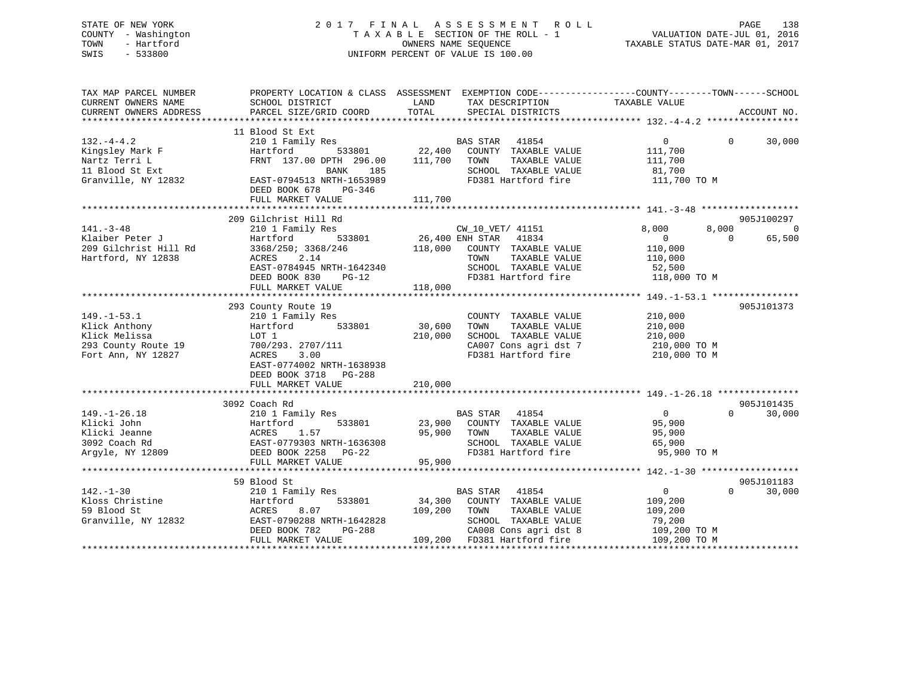STATE OF NEW YORK
COUNTY - Washington
TOWN - Hartford
SWIS - 533800

# 2017 FINAL ASSESSMENT ROLL

TAXABLE SECTION OF THE ROLL - 1
OWNERS NAME SEQUENCE
UNIFORM PERCENT OF VALUE IS 100.00

VALUATION DATE-JUL 01, 2016
TAXABLE STATUS DATE-MAR 01, 2017

| TAX MAP PARCEL NUMBER / CURRENT OWNERS NAME / CURRENT OWNERS ADDRESS | PROPERTY LOCATION & CLASS / SCHOOL DISTRICT / PARCEL SIZE/GRID COORD | ASSESSMENT LAND | TOTAL | EXEMPTION CODE / TAX DESCRIPTION / SPECIAL DISTRICTS | COUNTY TAXABLE VALUE | TOWN | SCHOOL | ACCOUNT NO. |
|---|---|---|---|---|---|---|---|---|
| 132.-4-4.2 | 11 Blood St Ext | | | | | | | |
| Kingsley Mark F | 210 1 Family Res | | | BAS STAR 41854 | 0 | 0 | 30,000 | |
| Nartz Terri L | Hartford 533801 | 22,400 | | COUNTY TAXABLE VALUE | 111,700 | | | |
| 11 Blood St Ext | FRNT 137.00 DPTH 296.00 | | 111,700 | TOWN TAXABLE VALUE | 111,700 | | | |
| Granville, NY 12832 | BANK 185 | | | SCHOOL TAXABLE VALUE | 81,700 | | | |
| | EAST-0794513 NRTH-1653989 | | | FD381 Hartford fire | 111,700 TO M | | | |
| | DEED BOOK 678 PG-346 | | | | | | | |
| | FULL MARKET VALUE | | 111,700 | | | | | |
| 141.-3-48 | 209 Gilchrist Hill Rd | | | | | | | 905J100297 |
| Klaiber Peter J | 210 1 Family Res | | | CW_10_VET/ 41151 | 8,000 | 8,000 | 0 | |
| 209 Gilchrist Hill Rd | Hartford 533801 | 26,400 | | ENH STAR 41834 | 0 | 0 | 65,500 | |
| Hartford, NY 12838 | 3368/250; 3368/246 | | 118,000 | COUNTY TAXABLE VALUE | 110,000 | | | |
| | ACRES 2.14 | | | TOWN TAXABLE VALUE | 110,000 | | | |
| | EAST-0784945 NRTH-1642340 | | | SCHOOL TAXABLE VALUE | 52,500 | | | |
| | DEED BOOK 830 PG-12 | | | FD381 Hartford fire | 118,000 TO M | | | |
| | FULL MARKET VALUE | | 118,000 | | | | | |
| 149.-1-53.1 | 293 County Route 19 | | | | | | | 905J101373 |
| Klick Anthony | 210 1 Family Res | | | COUNTY TAXABLE VALUE | 210,000 | | | |
| Klick Melissa | Hartford 533801 | 30,600 | | TOWN TAXABLE VALUE | 210,000 | | | |
| 293 County Route 19 | LOT 1 | | 210,000 | SCHOOL TAXABLE VALUE | 210,000 | | | |
| Fort Ann, NY 12827 | 700/293. 2707/111 | | | CA007 Cons agri dst 7 | 210,000 TO M | | | |
| | ACRES 3.00 | | | FD381 Hartford fire | 210,000 TO M | | | |
| | EAST-0774002 NRTH-1638938 | | | | | | | |
| | DEED BOOK 3718 PG-288 | | | | | | | |
| | FULL MARKET VALUE | | 210,000 | | | | | |
| 149.-1-26.18 | 3092 Coach Rd | | | | | | | 905J101435 |
| Klicki John | 210 1 Family Res | | | BAS STAR 41854 | 0 | 0 | 30,000 | |
| Klicki Jeanne | Hartford 533801 | 23,900 | | COUNTY TAXABLE VALUE | 95,900 | | | |
| 3092 Coach Rd | ACRES 1.57 | | 95,900 | TOWN TAXABLE VALUE | 95,900 | | | |
| Argyle, NY 12809 | EAST-0779303 NRTH-1636308 | | | SCHOOL TAXABLE VALUE | 65,900 | | | |
| | DEED BOOK 2258 PG-22 | | | FD381 Hartford fire | 95,900 TO M | | | |
| | FULL MARKET VALUE | | 95,900 | | | | | |
| 142.-1-30 | 59 Blood St | | | | | | | 905J101183 |
| Kloss Christine | 210 1 Family Res | | | BAS STAR 41854 | 0 | 0 | 30,000 | |
| 59 Blood St | Hartford 533801 | 34,300 | | COUNTY TAXABLE VALUE | 109,200 | | | |
| Granville, NY 12832 | ACRES 8.07 | | 109,200 | TOWN TAXABLE VALUE | 109,200 | | | |
| | EAST-0790288 NRTH-1642828 | | | SCHOOL TAXABLE VALUE | 79,200 | | | |
| | DEED BOOK 782 PG-288 | | | CA008 Cons agri dst 8 | 109,200 TO M | | | |
| | FULL MARKET VALUE | | 109,200 | FD381 Hartford fire | 109,200 TO M | | | |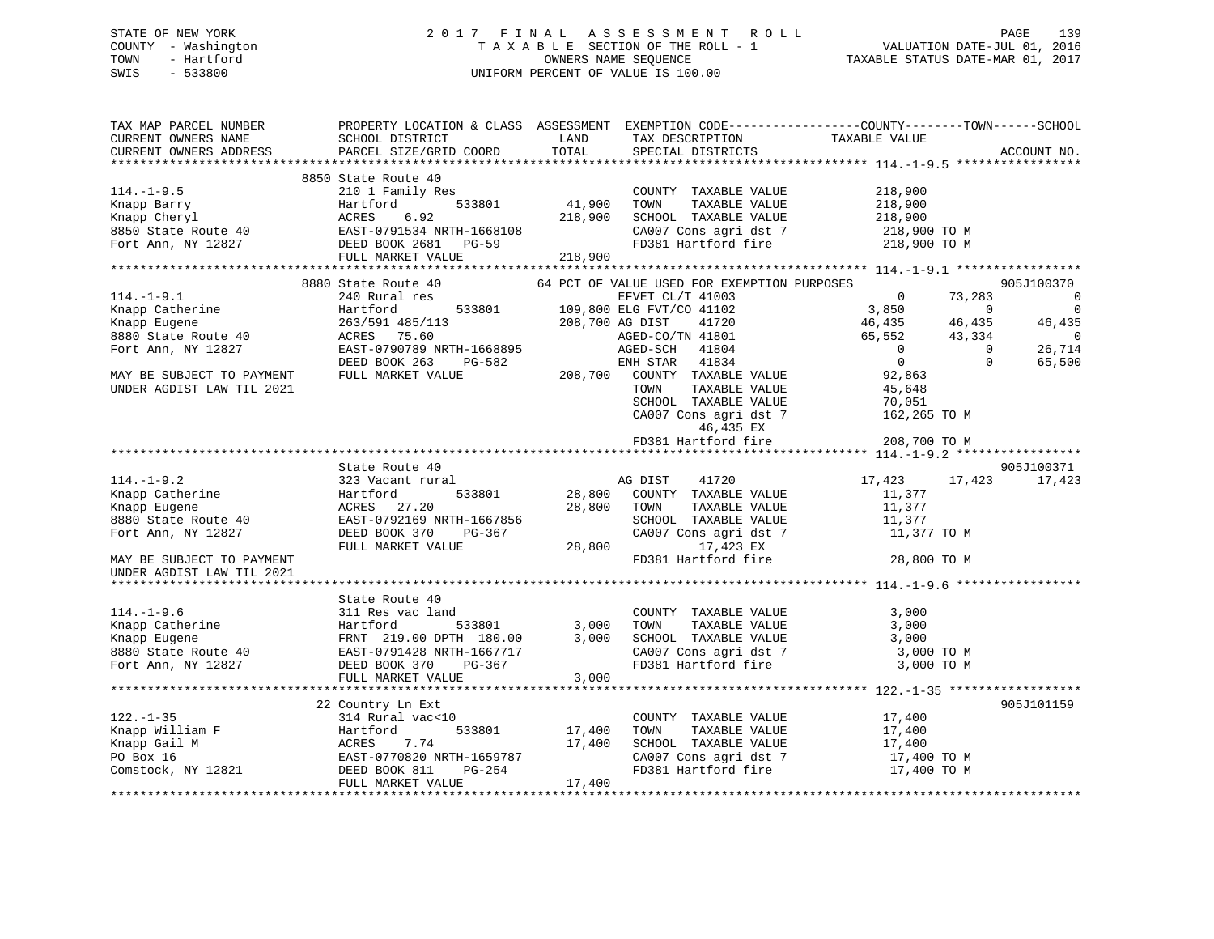STATE OF NEW YORK
COUNTY - Washington
TOWN - Hartford
SWIS - 533800

# 2017 FINAL ASSESSMENT ROLL

TAXABLE SECTION OF THE ROLL - 1
OWNERS NAME SEQUENCE
UNIFORM PERCENT OF VALUE IS 100.00

VALUATION DATE-JUL 01, 2016
TAXABLE STATUS DATE-MAR 01, 2017

| TAX MAP PARCEL NUMBER / CURRENT OWNERS NAME / CURRENT OWNERS ADDRESS | PROPERTY LOCATION & CLASS / SCHOOL DISTRICT / PARCEL SIZE/GRID COORD | ASSESSMENT LAND / TOTAL | EXEMPTION CODE / TAX DESCRIPTION / SPECIAL DISTRICTS | COUNTY TAXABLE VALUE | TOWN | SCHOOL | ACCOUNT NO. |
|---|---|---|---|---|---|---|---|
| **114.-1-9.5** | 8850 State Route 40 | | | | | | |
| | 210 1 Family Res | | COUNTY TAXABLE VALUE | 218,900 | | | |
| Knapp Barry | Hartford 533801 | 41,900 | TOWN TAXABLE VALUE | 218,900 | | | |
| Knapp Cheryl | ACRES 6.92 | 218,900 | SCHOOL TAXABLE VALUE | 218,900 | | | |
| 8850 State Route 40 | EAST-0791534 NRTH-1668108 | | CA007 Cons agri dst 7 | 218,900 TO M | | | |
| Fort Ann, NY 12827 | DEED BOOK 2681 PG-59 | | FD381 Hartford fire | 218,900 TO M | | | |
| | FULL MARKET VALUE | 218,900 | | | | | |
| **114.-1-9.1** | 8880 State Route 40 | | 64 PCT OF VALUE USED FOR EXEMPTION PURPOSES | | | | 905J100370 |
| | 240 Rural res | | EFVET CL/T 41003 | 0 | 73,283 | 0 | |
| Knapp Catherine | Hartford 533801 | 109,800 | ELG FVT/CO 41102 | 3,850 | 0 | 0 | |
| Knapp Eugene | 263/591 485/113 | 208,700 | AG DIST 41720 | 46,435 | 46,435 | 46,435 | |
| 8880 State Route 40 | ACRES 75.60 | | AGED-CO/TN 41801 | 65,552 | 43,334 | 0 | |
| Fort Ann, NY 12827 | EAST-0790789 NRTH-1668895 | | AGED-SCH 41804 | 0 | 0 | 26,714 | |
| | DEED BOOK 263 PG-582 | | ENH STAR 41834 | 0 | 0 | 65,500 | |
| MAY BE SUBJECT TO PAYMENT | FULL MARKET VALUE | 208,700 | COUNTY TAXABLE VALUE | 92,863 | | | |
| UNDER AGDIST LAW TIL 2021 | | | TOWN TAXABLE VALUE | 45,648 | | | |
| | | | SCHOOL TAXABLE VALUE | 70,051 | | | |
| | | | CA007 Cons agri dst 7 | 162,265 TO M | | | |
| | | | 46,435 EX | | | | |
| | | | FD381 Hartford fire | 208,700 TO M | | | |
| **114.-1-9.2** | State Route 40 | | | | | | 905J100371 |
| | 323 Vacant rural | | AG DIST 41720 | 17,423 | 17,423 | 17,423 | |
| Knapp Catherine | Hartford 533801 | 28,800 | COUNTY TAXABLE VALUE | 11,377 | | | |
| Knapp Eugene | ACRES 27.20 | 28,800 | TOWN TAXABLE VALUE | 11,377 | | | |
| 8880 State Route 40 | EAST-0792169 NRTH-1667856 | | SCHOOL TAXABLE VALUE | 11,377 | | | |
| Fort Ann, NY 12827 | DEED BOOK 370 PG-367 | | CA007 Cons agri dst 7 | 11,377 TO M | | | |
| | FULL MARKET VALUE | 28,800 | 17,423 EX | | | | |
| MAY BE SUBJECT TO PAYMENT | | | FD381 Hartford fire | 28,800 TO M | | | |
| UNDER AGDIST LAW TIL 2021 | | | | | | | |
| **114.-1-9.6** | State Route 40 | | | | | | |
| | 311 Res vac land | | COUNTY TAXABLE VALUE | 3,000 | | | |
| Knapp Catherine | Hartford 533801 | 3,000 | TOWN TAXABLE VALUE | 3,000 | | | |
| Knapp Eugene | FRNT 219.00 DPTH 180.00 | 3,000 | SCHOOL TAXABLE VALUE | 3,000 | | | |
| 8880 State Route 40 | EAST-0791428 NRTH-1667717 | | CA007 Cons agri dst 7 | 3,000 TO M | | | |
| Fort Ann, NY 12827 | DEED BOOK 370 PG-367 | | FD381 Hartford fire | 3,000 TO M | | | |
| | FULL MARKET VALUE | 3,000 | | | | | |
| **122.-1-35** | 22 Country Ln Ext | | | | | | 905J101159 |
| | 314 Rural vac<10 | | COUNTY TAXABLE VALUE | 17,400 | | | |
| Knapp William F | Hartford 533801 | 17,400 | TOWN TAXABLE VALUE | 17,400 | | | |
| Knapp Gail M | ACRES 7.74 | 17,400 | SCHOOL TAXABLE VALUE | 17,400 | | | |
| PO Box 16 | EAST-0770820 NRTH-1659787 | | CA007 Cons agri dst 7 | 17,400 TO M | | | |
| Comstock, NY 12821 | DEED BOOK 811 PG-254 | | FD381 Hartford fire | 17,400 TO M | | | |
| | FULL MARKET VALUE | 17,400 | | | | | |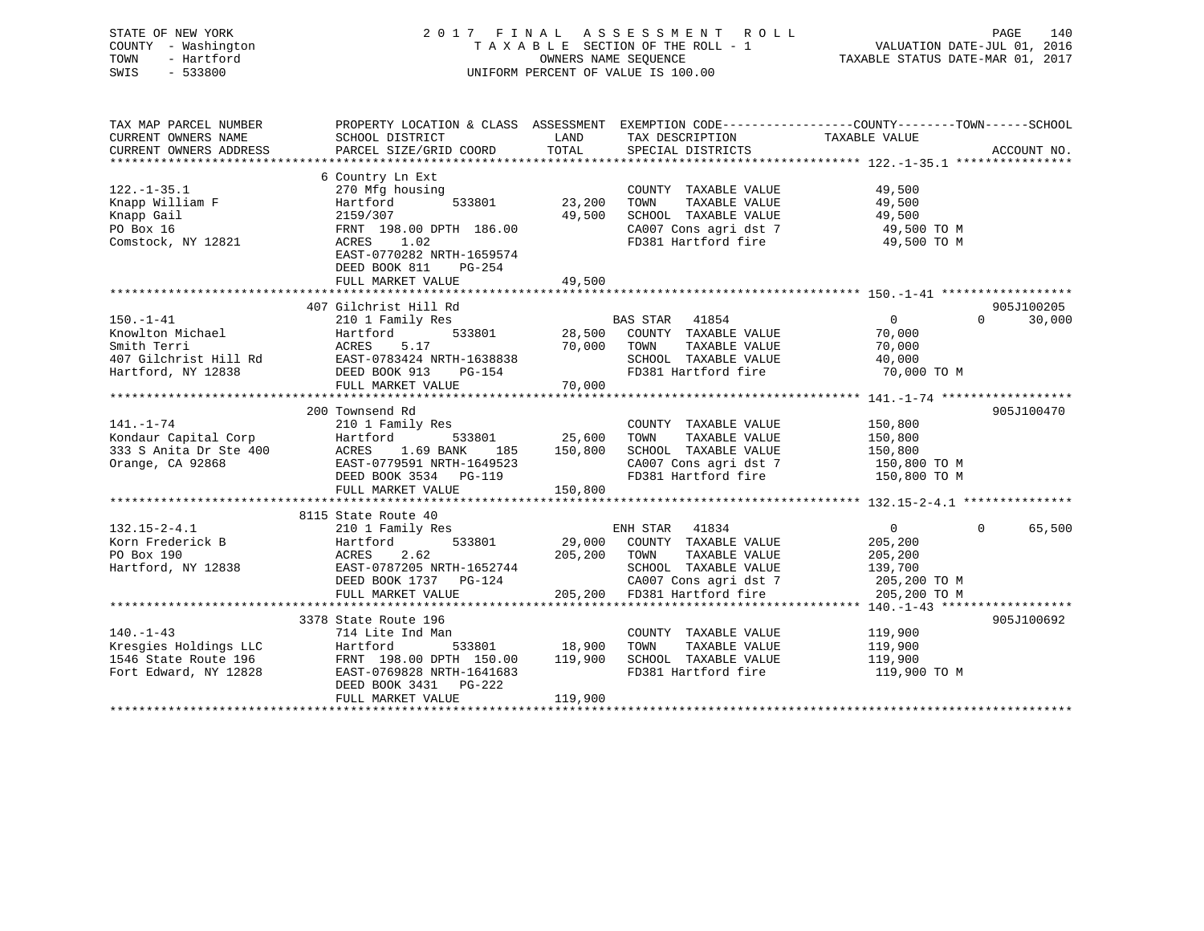STATE OF NEW YORK
COUNTY - Washington
TOWN - Hartford
SWIS - 533800

# 2017 FINAL ASSESSMENT ROLL
TAXABLE SECTION OF THE ROLL - 1
OWNERS NAME SEQUENCE
UNIFORM PERCENT OF VALUE IS 100.00

VALUATION DATE-JUL 01, 2016
TAXABLE STATUS DATE-MAR 01, 2017

| TAX MAP PARCEL NUMBER / CURRENT OWNERS NAME / CURRENT OWNERS ADDRESS | PROPERTY LOCATION & CLASS / SCHOOL DISTRICT / PARCEL SIZE/GRID COORD | ASSESSMENT LAND | TOTAL | EXEMPTION CODE / TAX DESCRIPTION / SPECIAL DISTRICTS | COUNTY / TOWN TAXABLE VALUE | SCHOOL | ACCOUNT NO. |
|---|---|---|---|---|---|---|---|
| | 6 Country Ln Ext | | | | | | |
| 122.-1-35.1 | 270 Mfg housing | | | COUNTY TAXABLE VALUE | 49,500 | | |
| Knapp William F | Hartford 533801 | 23,200 | | TOWN TAXABLE VALUE | 49,500 | | |
| Knapp Gail | 2159/307 | | 49,500 | SCHOOL TAXABLE VALUE | 49,500 | | |
| PO Box 16 | FRNT 198.00 DPTH 186.00 | | | CA007 Cons agri dst 7 | 49,500 TO M | | |
| Comstock, NY 12821 | ACRES 1.02 | | | FD381 Hartford fire | 49,500 TO M | | |
| | EAST-0770282 NRTH-1659574 | | | | | | |
| | DEED BOOK 811 PG-254 | | | | | | |
| | FULL MARKET VALUE | | 49,500 | | | | |
| | 407 Gilchrist Hill Rd | | | | | | 905J100205 |
| 150.-1-41 | 210 1 Family Res | | | BAS STAR 41854 | 0 | 0 30,000 | |
| Knowlton Michael | Hartford 533801 | 28,500 | | COUNTY TAXABLE VALUE | 70,000 | | |
| Smith Terri | ACRES 5.17 | | 70,000 | TOWN TAXABLE VALUE | 70,000 | | |
| 407 Gilchrist Hill Rd | EAST-0783424 NRTH-1638838 | | | SCHOOL TAXABLE VALUE | 40,000 | | |
| Hartford, NY 12838 | DEED BOOK 913 PG-154 | | | FD381 Hartford fire | 70,000 TO M | | |
| | FULL MARKET VALUE | | 70,000 | | | | |
| | 200 Townsend Rd | | | | | | 905J100470 |
| 141.-1-74 | 210 1 Family Res | | | COUNTY TAXABLE VALUE | 150,800 | | |
| Kondaur Capital Corp | Hartford 533801 | 25,600 | | TOWN TAXABLE VALUE | 150,800 | | |
| 333 S Anita Dr Ste 400 | ACRES 1.69 BANK 185 | | 150,800 | SCHOOL TAXABLE VALUE | 150,800 | | |
| Orange, CA 92868 | EAST-0779591 NRTH-1649523 | | | CA007 Cons agri dst 7 | 150,800 TO M | | |
| | DEED BOOK 3534 PG-119 | | | FD381 Hartford fire | 150,800 TO M | | |
| | FULL MARKET VALUE | | 150,800 | | | | |
| | 8115 State Route 40 | | | | | | |
| 132.15-2-4.1 | 210 1 Family Res | | | ENH STAR 41834 | 0 | 0 65,500 | |
| Korn Frederick B | Hartford 533801 | 29,000 | | COUNTY TAXABLE VALUE | 205,200 | | |
| PO Box 190 | ACRES 2.62 | | 205,200 | TOWN TAXABLE VALUE | 205,200 | | |
| Hartford, NY 12838 | EAST-0787205 NRTH-1652744 | | | SCHOOL TAXABLE VALUE | 139,700 | | |
| | DEED BOOK 1737 PG-124 | | | CA007 Cons agri dst 7 | 205,200 TO M | | |
| | FULL MARKET VALUE | | 205,200 | FD381 Hartford fire | 205,200 TO M | | |
| | 3378 State Route 196 | | | | | | 905J100692 |
| 140.-1-43 | 714 Lite Ind Man | | | COUNTY TAXABLE VALUE | 119,900 | | |
| Kresgies Holdings LLC | Hartford 533801 | 18,900 | | TOWN TAXABLE VALUE | 119,900 | | |
| 1546 State Route 196 | FRNT 198.00 DPTH 150.00 | | 119,900 | SCHOOL TAXABLE VALUE | 119,900 | | |
| Fort Edward, NY 12828 | EAST-0769828 NRTH-1641683 | | | FD381 Hartford fire | 119,900 TO M | | |
| | DEED BOOK 3431 PG-222 | | | | | | |
| | FULL MARKET VALUE | | 119,900 | | | | |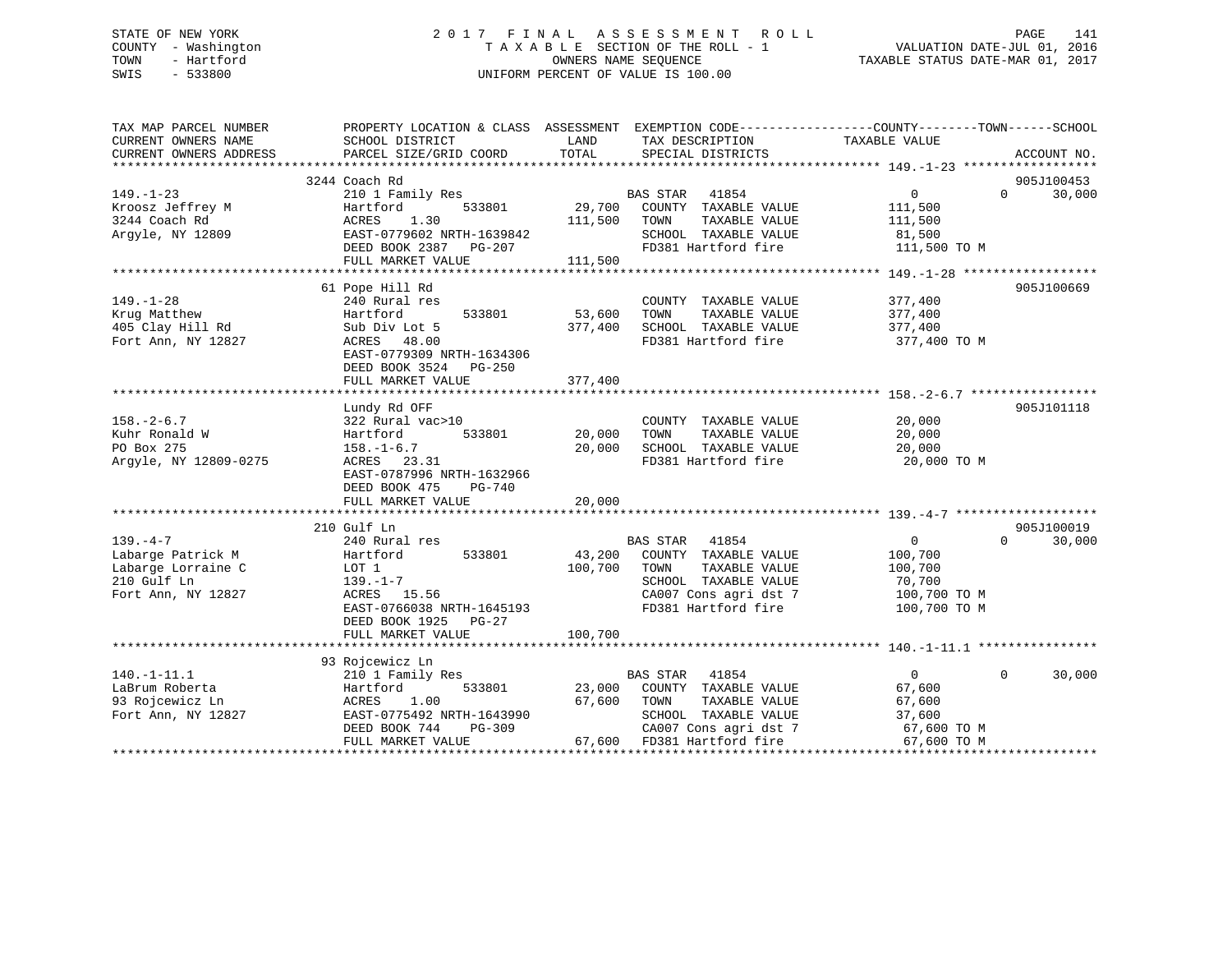STATE OF NEW YORK
COUNTY - Washington
TOWN - Hartford
SWIS - 533800

2 0 1 7 F I N A L A S S E S S M E N T R O L L
T A X A B L E SECTION OF THE ROLL - 1
OWNERS NAME SEQUENCE
UNIFORM PERCENT OF VALUE IS 100.00

VALUATION DATE-JUL 01, 2016
TAXABLE STATUS DATE-MAR 01, 2017

```
TAX MAP PARCEL NUMBER          PROPERTY LOCATION & CLASS  ASSESSMENT  EXEMPTION CODE------------------COUNTY--------TOWN------SCHOOL
CURRENT OWNERS NAME            SCHOOL DISTRICT               LAND      TAX DESCRIPTION              TAXABLE VALUE
CURRENT OWNERS ADDRESS         PARCEL SIZE/GRID COORD        TOTAL     SPECIAL DISTRICTS                                    ACCOUNT NO.
******************************************************************************************************* 149.-1-23 ******************
                               3244 Coach Rd                                                                                905J100453
149.-1-23                      210 1 Family Res                        BAS STAR   41854                 0             0      30,000
Kroosz Jeffrey M               Hartford          533801      29,700    COUNTY  TAXABLE VALUE          111,500
3244 Coach Rd                  ACRES     1.30               111,500    TOWN    TAXABLE VALUE          111,500
Argyle, NY 12809               EAST-0779602 NRTH-1639842               SCHOOL  TAXABLE VALUE           81,500
                               DEED BOOK 2387    PG-207                FD381 Hartford fire            111,500 TO M
                               FULL MARKET VALUE            111,500
******************************************************************************************************* 149.-1-28 ******************
                               61 Pope Hill Rd                                                                              905J100669
149.-1-28                      240 Rural res                           COUNTY  TAXABLE VALUE          377,400
Krug Matthew                   Hartford          533801      53,600    TOWN    TAXABLE VALUE          377,400
405 Clay Hill Rd               Sub Div Lot 5                377,400    SCHOOL  TAXABLE VALUE          377,400
Fort Ann, NY 12827             ACRES    48.00                          FD381 Hartford fire            377,400 TO M
                               EAST-0779309 NRTH-1634306
                               DEED BOOK 3524    PG-250
                               FULL MARKET VALUE            377,400
******************************************************************************************************* 158.-2-6.7 *****************
                               Lundy Rd OFF                                                                                 905J101118
158.-2-6.7                     322 Rural vac>10                        COUNTY  TAXABLE VALUE           20,000
Kuhr Ronald W                  Hartford          533801      20,000    TOWN    TAXABLE VALUE           20,000
PO Box 275                     158.-1-6.7                    20,000    SCHOOL  TAXABLE VALUE           20,000
Argyle, NY 12809-0275          ACRES    23.31                          FD381 Hartford fire             20,000 TO M
                               EAST-0787996 NRTH-1632966
                               DEED BOOK 475     PG-740
                               FULL MARKET VALUE             20,000
******************************************************************************************************* 139.-4-7 *******************
                               210 Gulf Ln                                                                                  905J100019
139.-4-7                       240 Rural res                           BAS STAR   41854                 0             0      30,000
Labarge Patrick M              Hartford          533801      43,200    COUNTY  TAXABLE VALUE          100,700
Labarge Lorraine C             LOT 1                        100,700    TOWN    TAXABLE VALUE          100,700
210 Gulf Ln                    139.-1-7                                SCHOOL  TAXABLE VALUE           70,700
Fort Ann, NY 12827             ACRES    15.56                          CA007 Cons agri dst 7          100,700 TO M
                               EAST-0766038 NRTH-1645193               FD381 Hartford fire            100,700 TO M
                               DEED BOOK 1925    PG-27
                               FULL MARKET VALUE            100,700
******************************************************************************************************* 140.-1-11.1 ****************
                               93 Rojcewicz Ln
140.-1-11.1                    210 1 Family Res                        BAS STAR   41854                 0             0      30,000
LaBrum Roberta                 Hartford          533801      23,000    COUNTY  TAXABLE VALUE           67,600
93 Rojcewicz Ln                ACRES     1.00                67,600    TOWN    TAXABLE VALUE           67,600
Fort Ann, NY 12827             EAST-0775492 NRTH-1643990               SCHOOL  TAXABLE VALUE           37,600
                               DEED BOOK 744     PG-309                CA007 Cons agri dst 7           67,600 TO M
                               FULL MARKET VALUE             67,600    FD381 Hartford fire             67,600 TO M
************************************************************************************************************************************
```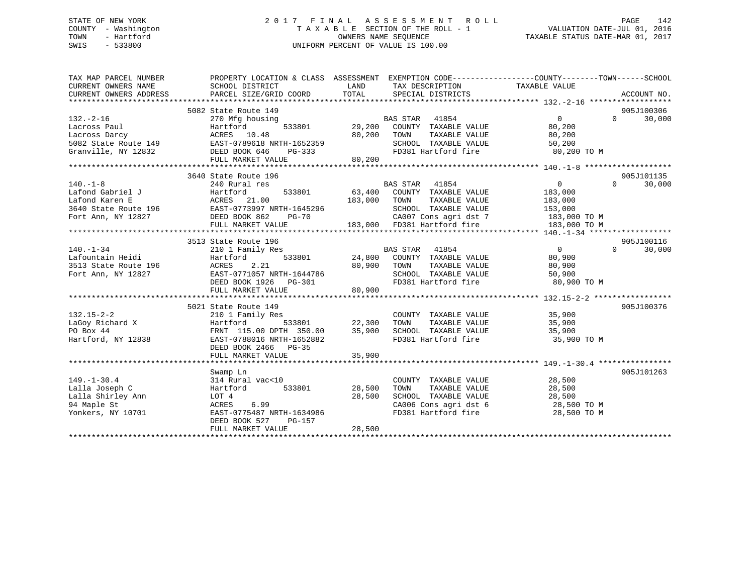STATE OF NEW YORK
COUNTY - Washington
TOWN - Hartford
SWIS - 533800

# 2017 FINAL ASSESSMENT ROLL

TAXABLE SECTION OF THE ROLL - 1
OWNERS NAME SEQUENCE
UNIFORM PERCENT OF VALUE IS 100.00

VALUATION DATE-JUL 01, 2016
TAXABLE STATUS DATE-MAR 01, 2017

| TAX MAP PARCEL NUMBER / CURRENT OWNERS NAME / CURRENT OWNERS ADDRESS | PROPERTY LOCATION & CLASS / SCHOOL DISTRICT / PARCEL SIZE/GRID COORD | ASSESSMENT LAND / TOTAL | EXEMPTION CODE / TAX DESCRIPTION / SPECIAL DISTRICTS | COUNTY / TOWN TAXABLE VALUE | SCHOOL | ACCOUNT NO. |
|---|---|---|---|---|---|---|
| 132.-2-16 | 5082 State Route 149 | | | | | 905J100306 |
| 132.-2-16 | 270 Mfg housing | | BAS STAR 41854 | 0 | 0 | 30,000 |
| Lacross Paul | Hartford 533801 | 29,200 | COUNTY TAXABLE VALUE | 80,200 | | |
| Lacross Darcy | ACRES 10.48 | 80,200 | TOWN TAXABLE VALUE | 80,200 | | |
| 5082 State Route 149 | EAST-0789618 NRTH-1652359 | | SCHOOL TAXABLE VALUE | 50,200 | | |
| Granville, NY 12832 | DEED BOOK 646 PG-333 | | FD381 Hartford fire | 80,200 TO M | | |
| | FULL MARKET VALUE | 80,200 | | | | |
| 140.-1-8 | 3640 State Route 196 | | | | | 905J101135 |
| 140.-1-8 | 240 Rural res | | BAS STAR 41854 | 0 | 0 | 30,000 |
| Lafond Gabriel J | Hartford 533801 | 63,400 | COUNTY TAXABLE VALUE | 183,000 | | |
| Lafond Karen E | ACRES 21.00 | 183,000 | TOWN TAXABLE VALUE | 183,000 | | |
| 3640 State Route 196 | EAST-0773997 NRTH-1645296 | | SCHOOL TAXABLE VALUE | 153,000 | | |
| Fort Ann, NY 12827 | DEED BOOK 862 PG-70 | | CA007 Cons agri dst 7 | 183,000 TO M | | |
| | FULL MARKET VALUE | 183,000 | FD381 Hartford fire | 183,000 TO M | | |
| 140.-1-34 | 3513 State Route 196 | | | | | 905J100116 |
| 140.-1-34 | 210 1 Family Res | | BAS STAR 41854 | 0 | 0 | 30,000 |
| Lafountain Heidi | Hartford 533801 | 24,800 | COUNTY TAXABLE VALUE | 80,900 | | |
| 3513 State Route 196 | ACRES 2.21 | 80,900 | TOWN TAXABLE VALUE | 80,900 | | |
| Fort Ann, NY 12827 | EAST-0771057 NRTH-1644786 | | SCHOOL TAXABLE VALUE | 50,900 | | |
| | DEED BOOK 1926 PG-301 | | FD381 Hartford fire | 80,900 TO M | | |
| | FULL MARKET VALUE | 80,900 | | | | |
| 132.15-2-2 | 5021 State Route 149 | | | | | 905J100376 |
| 132.15-2-2 | 210 1 Family Res | | COUNTY TAXABLE VALUE | 35,900 | | |
| LaGoy Richard X | Hartford 533801 | 22,300 | TOWN TAXABLE VALUE | 35,900 | | |
| PO Box 44 | FRNT 115.00 DPTH 350.00 | 35,900 | SCHOOL TAXABLE VALUE | 35,900 | | |
| Hartford, NY 12838 | EAST-0788016 NRTH-1652882 | | FD381 Hartford fire | 35,900 TO M | | |
| | DEED BOOK 2466 PG-35 | | | | | |
| | FULL MARKET VALUE | 35,900 | | | | |
| 149.-1-30.4 | Swamp Ln | | | | | 905J101263 |
| 149.-1-30.4 | 314 Rural vac<10 | | COUNTY TAXABLE VALUE | 28,500 | | |
| Lalla Joseph C | Hartford 533801 | 28,500 | TOWN TAXABLE VALUE | 28,500 | | |
| Lalla Shirley Ann | LOT 4 | 28,500 | SCHOOL TAXABLE VALUE | 28,500 | | |
| 94 Maple St | ACRES 6.99 | | CA006 Cons agri dst 6 | 28,500 TO M | | |
| Yonkers, NY 10701 | EAST-0775487 NRTH-1634986 | | FD381 Hartford fire | 28,500 TO M | | |
| | DEED BOOK 527 PG-157 | | | | | |
| | FULL MARKET VALUE | 28,500 | | | | |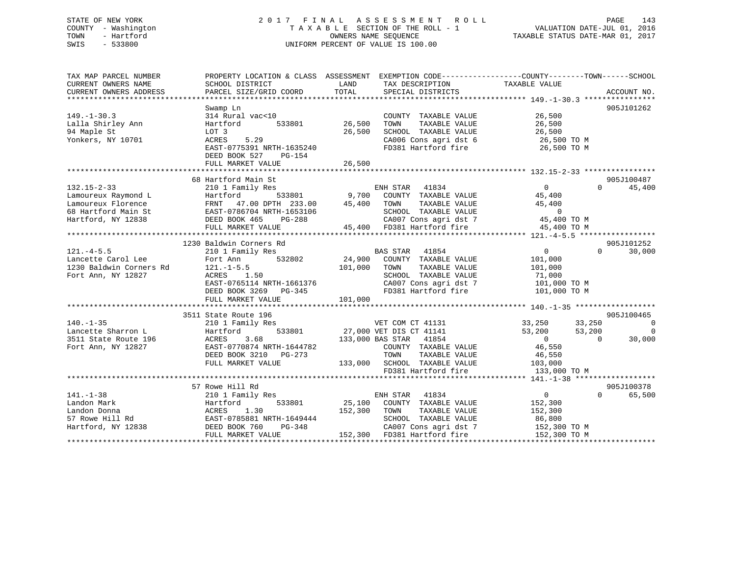STATE OF NEW YORK
COUNTY - Washington
TOWN - Hartford
SWIS - 533800

# 2017 FINAL ASSESSMENT ROLL

TAXABLE SECTION OF THE ROLL - 1
OWNERS NAME SEQUENCE
UNIFORM PERCENT OF VALUE IS 100.00

VALUATION DATE-JUL 01, 2016
TAXABLE STATUS DATE-MAR 01, 2017

| TAX MAP PARCEL NUMBER / CURRENT OWNERS NAME / CURRENT OWNERS ADDRESS | PROPERTY LOCATION & CLASS / SCHOOL DISTRICT / PARCEL SIZE/GRID COORD | ASSESSMENT LAND | TOTAL | EXEMPTION CODE / TAX DESCRIPTION / SPECIAL DISTRICTS | COUNTY TAXABLE VALUE | TOWN | SCHOOL | ACCOUNT NO. |
|---|---|---|---|---|---|---|---|---|
| **149.-1-30.3** | Swamp Ln | | | | | | | 905J101262 |
| 149.-1-30.3 | 314 Rural vac<10 | | | COUNTY TAXABLE VALUE | 26,500 | | | |
| Lalla Shirley Ann | Hartford 533801 | 26,500 | | TOWN TAXABLE VALUE | 26,500 | | | |
| 94 Maple St | LOT 3 | | 26,500 | SCHOOL TAXABLE VALUE | 26,500 | | | |
| Yonkers, NY 10701 | ACRES 5.29 | | | CA006 Cons agri dst 6 | 26,500 TO M | | | |
| | EAST-0775391 NRTH-1635240 | | | FD381 Hartford fire | 26,500 TO M | | | |
| | DEED BOOK 527 PG-154 | | | | | | | |
| | FULL MARKET VALUE | | 26,500 | | | | | |
| **132.15-2-33** | 68 Hartford Main St | | | | | | | 905J100487 |
| 132.15-2-33 | 210 1 Family Res | | | ENH STAR 41834 | 0 | 0 | 45,400 | |
| Lamoureux Raymond L | Hartford 533801 | 9,700 | | COUNTY TAXABLE VALUE | 45,400 | | | |
| Lamoureux Florence | FRNT 47.00 DPTH 233.00 | | 45,400 | TOWN TAXABLE VALUE | 45,400 | | | |
| 68 Hartford Main St | EAST-0786704 NRTH-1653106 | | | SCHOOL TAXABLE VALUE | 0 | | | |
| Hartford, NY 12838 | DEED BOOK 465 PG-288 | | | CA007 Cons agri dst 7 | 45,400 TO M | | | |
| | FULL MARKET VALUE | | 45,400 | FD381 Hartford fire | 45,400 TO M | | | |
| **121.-4-5.5** | 1230 Baldwin Corners Rd | | | | | | | 905J101252 |
| 121.-4-5.5 | 210 1 Family Res | | | BAS STAR 41854 | 0 | 0 | 30,000 | |
| Lancette Carol Lee | Fort Ann 532802 | 24,900 | | COUNTY TAXABLE VALUE | 101,000 | | | |
| 1230 Baldwin Corners Rd | 121.-1-5.5 | | 101,000 | TOWN TAXABLE VALUE | 101,000 | | | |
| Fort Ann, NY 12827 | ACRES 1.50 | | | SCHOOL TAXABLE VALUE | 71,000 | | | |
| | EAST-0765114 NRTH-1661376 | | | CA007 Cons agri dst 7 | 101,000 TO M | | | |
| | DEED BOOK 3269 PG-345 | | | FD381 Hartford fire | 101,000 TO M | | | |
| | FULL MARKET VALUE | | 101,000 | | | | | |
| **140.-1-35** | 3511 State Route 196 | | | | | | | 905J100465 |
| 140.-1-35 | 210 1 Family Res | | | VET COM CT 41131 | 33,250 | 33,250 | 0 | |
| Lancette Sharron L | Hartford 533801 | 27,000 | | VET DIS CT 41141 | 53,200 | 53,200 | 0 | |
| 3511 State Route 196 | ACRES 3.68 | | 133,000 | BAS STAR 41854 | 0 | 0 | 30,000 | |
| Fort Ann, NY 12827 | EAST-0770874 NRTH-1644782 | | | COUNTY TAXABLE VALUE | 46,550 | | | |
| | DEED BOOK 3210 PG-273 | | | TOWN TAXABLE VALUE | 46,550 | | | |
| | FULL MARKET VALUE | | 133,000 | SCHOOL TAXABLE VALUE | 103,000 | | | |
| | | | | FD381 Hartford fire | 133,000 TO M | | | |
| **141.-1-38** | 57 Rowe Hill Rd | | | | | | | 905J100378 |
| 141.-1-38 | 210 1 Family Res | | | ENH STAR 41834 | 0 | 0 | 65,500 | |
| Landon Mark | Hartford 533801 | 25,100 | | COUNTY TAXABLE VALUE | 152,300 | | | |
| Landon Donna | ACRES 1.30 | | 152,300 | TOWN TAXABLE VALUE | 152,300 | | | |
| 57 Rowe Hill Rd | EAST-0785881 NRTH-1649444 | | | SCHOOL TAXABLE VALUE | 86,800 | | | |
| Hartford, NY 12838 | DEED BOOK 760 PG-348 | | | CA007 Cons agri dst 7 | 152,300 TO M | | | |
| | FULL MARKET VALUE | | 152,300 | FD381 Hartford fire | 152,300 TO M | | | |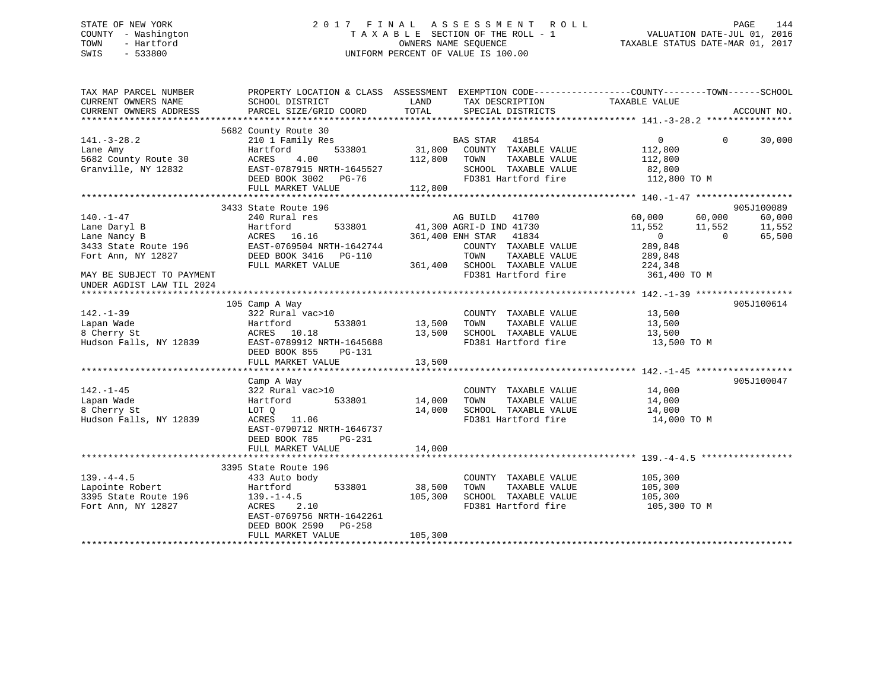STATE OF NEW YORK
COUNTY - Washington
TOWN - Hartford
SWIS - 533800

# 2017 FINAL ASSESSMENT ROLL

TAXABLE SECTION OF THE ROLL - 1
OWNERS NAME SEQUENCE
UNIFORM PERCENT OF VALUE IS 100.00

VALUATION DATE-JUL 01, 2016
TAXABLE STATUS DATE-MAR 01, 2017

```
TAX MAP PARCEL NUMBER          PROPERTY LOCATION & CLASS  ASSESSMENT  EXEMPTION CODE------------------COUNTY--------TOWN------SCHOOL
CURRENT OWNERS NAME            SCHOOL DISTRICT              LAND      TAX DESCRIPTION              TAXABLE VALUE
CURRENT OWNERS ADDRESS         PARCEL SIZE/GRID COORD       TOTAL     SPECIAL DISTRICTS                                      ACCOUNT NO.
****************************************************************************************************** 141.-3-28.2 ****************
                               5682 County Route 30
141.-3-28.2                    210 1 Family Res                       BAS STAR   41854                  0            0      30,000
Lane Amy                       Hartford          533801      31,800   COUNTY  TAXABLE VALUE        112,800
5682 County Route 30           ACRES    4.00                112,800   TOWN    TAXABLE VALUE        112,800
Granville, NY 12832            EAST-0787915 NRTH-1645527              SCHOOL  TAXABLE VALUE         82,800
                               DEED BOOK 3002   PG-76                 FD381 Hartford fire          112,800 TO M
                               FULL MARKET VALUE            112,800
****************************************************************************************************** 140.-1-47 ******************
                               3433 State Route 196                                                              905J100089
140.-1-47                      240 Rural res                          AG BUILD   41700             60,000       60,000      60,000
Lane Daryl B                   Hartford          533801      41,300 AGRI-D IND 41730               11,552       11,552      11,552
Lane Nancy B                   ACRES   16.16                361,400 ENH STAR   41834                    0            0      65,500
3433 State Route 196           EAST-0769504 NRTH-1642744              COUNTY  TAXABLE VALUE        289,848
Fort Ann, NY 12827             DEED BOOK 3416   PG-110                TOWN    TAXABLE VALUE        289,848
                               FULL MARKET VALUE            361,400   SCHOOL  TAXABLE VALUE        224,348
MAY BE SUBJECT TO PAYMENT                                             FD381 Hartford fire          361,400 TO M
UNDER AGDIST LAW TIL 2024
****************************************************************************************************** 142.-1-39 ******************
                               105 Camp A Way                                                                    905J100614
142.-1-39                      322 Rural vac>10                       COUNTY  TAXABLE VALUE         13,500
Lapan Wade                     Hartford          533801      13,500   TOWN    TAXABLE VALUE         13,500
8 Cherry St                    ACRES   10.18                 13,500   SCHOOL  TAXABLE VALUE         13,500
Hudson Falls, NY 12839         EAST-0789912 NRTH-1645688              FD381 Hartford fire           13,500 TO M
                               DEED BOOK 855    PG-131
                               FULL MARKET VALUE             13,500
****************************************************************************************************** 142.-1-45 ******************
                               Camp A Way                                                                        905J100047
142.-1-45                      322 Rural vac>10                       COUNTY  TAXABLE VALUE         14,000
Lapan Wade                     Hartford          533801      14,000   TOWN    TAXABLE VALUE         14,000
8 Cherry St                    LOT Q                         14,000   SCHOOL  TAXABLE VALUE         14,000
Hudson Falls, NY 12839         ACRES   11.06                          FD381 Hartford fire           14,000 TO M
                               EAST-0790712 NRTH-1646737
                               DEED BOOK 785    PG-231
                               FULL MARKET VALUE             14,000
****************************************************************************************************** 139.-4-4.5 *****************
                               3395 State Route 196
139.-4-4.5                     433 Auto body                          COUNTY  TAXABLE VALUE        105,300
Lapointe Robert                Hartford          533801      38,500   TOWN    TAXABLE VALUE        105,300
3395 State Route 196           139.-1-4.5                   105,300   SCHOOL  TAXABLE VALUE        105,300
Fort Ann, NY 12827             ACRES    2.10                          FD381 Hartford fire          105,300 TO M
                               EAST-0769756 NRTH-1642261
                               DEED BOOK 2590   PG-258
                               FULL MARKET VALUE            105,300
************************************************************************************************************************************
```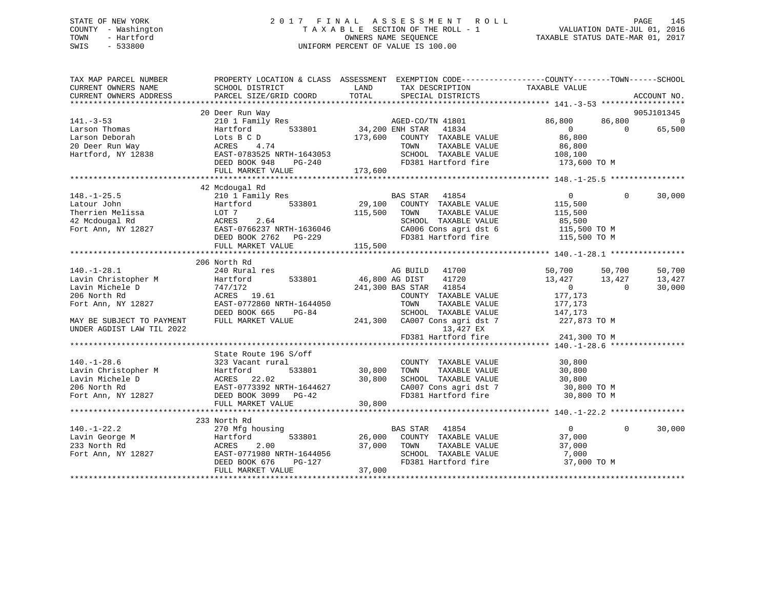STATE OF NEW YORK
COUNTY - Washington
TOWN - Hartford
SWIS - 533800

# 2017 FINAL ASSESSMENT ROLL

TAXABLE SECTION OF THE ROLL - 1
OWNERS NAME SEQUENCE
UNIFORM PERCENT OF VALUE IS 100.00

VALUATION DATE-JUL 01, 2016
TAXABLE STATUS DATE-MAR 01, 2017

```
TAX MAP PARCEL NUMBER          PROPERTY LOCATION & CLASS  ASSESSMENT  EXEMPTION CODE------------------COUNTY--------TOWN------SCHOOL
CURRENT OWNERS NAME            SCHOOL DISTRICT             LAND       TAX DESCRIPTION             TAXABLE VALUE
CURRENT OWNERS ADDRESS         PARCEL SIZE/GRID COORD      TOTAL      SPECIAL DISTRICTS                                      ACCOUNT NO.
****************************************************************************************************** 141.-3-53 ******************
                               20 Deer Run Way                                                                               905J101345
141.-3-53                      210 1 Family Res                       AGED-CO/TN 41801              86,800      86,800            0
Larson Thomas                  Hartford         533801     34,200 ENH STAR   41834                      0           0       65,500
Larson Deborah                 Lots B C D                 173,600     COUNTY  TAXABLE VALUE         86,800
20 Deer Run Way                ACRES     4.74                         TOWN    TAXABLE VALUE         86,800
Hartford, NY 12838             EAST-0783525 NRTH-1643053              SCHOOL  TAXABLE VALUE        108,100
                               DEED BOOK 948    PG-240                FD381 Hartford fire             173,600 TO M
                               FULL MARKET VALUE          173,600
****************************************************************************************************** 148.-1-25.5 ****************
                               42 Mcdougal Rd
148.-1-25.5                    210 1 Family Res                       BAS STAR   41854                      0           0       30,000
Latour John                    Hartford         533801     29,100     COUNTY  TAXABLE VALUE        115,500
Therrien Melissa               LOT 7                      115,500     TOWN    TAXABLE VALUE        115,500
42 Mcdougal Rd                 ACRES     2.64                         SCHOOL  TAXABLE VALUE         85,500
Fort Ann, NY 12827             EAST-0766237 NRTH-1636046              CA006 Cons agri dst 6           115,500 TO M
                               DEED BOOK 2762   PG-229                FD381 Hartford fire             115,500 TO M
                               FULL MARKET VALUE          115,500
****************************************************************************************************** 140.-1-28.1 ****************
                               206 North Rd
140.-1-28.1                    240 Rural res                          AG BUILD   41700              50,700      50,700       50,700
Lavin Christopher M            Hartford         533801     46,800 AG DIST    41720              13,427      13,427       13,427
Lavin Michele D                747/172                    241,300 BAS STAR   41854                      0           0       30,000
206 North Rd                   ACRES    19.61                         COUNTY  TAXABLE VALUE        177,173
Fort Ann, NY 12827             EAST-0772860 NRTH-1644050              TOWN    TAXABLE VALUE        177,173
                               DEED BOOK 665    PG-84                 SCHOOL  TAXABLE VALUE        147,173
MAY BE SUBJECT TO PAYMENT      FULL MARKET VALUE          241,300     CA007 Cons agri dst 7           227,873 TO M
UNDER AGDIST LAW TIL 2022                                                   13,427 EX
                                                                      FD381 Hartford fire             241,300 TO M
****************************************************************************************************** 140.-1-28.6 ****************
                               State Route 196 S/off
140.-1-28.6                    323 Vacant rural                       COUNTY  TAXABLE VALUE         30,800
Lavin Christopher M            Hartford         533801     30,800     TOWN    TAXABLE VALUE         30,800
Lavin Michele D                ACRES    22.02              30,800     SCHOOL  TAXABLE VALUE         30,800
206 North Rd                   EAST-0773392 NRTH-1644627              CA007 Cons agri dst 7            30,800 TO M
Fort Ann, NY 12827             DEED BOOK 3099   PG-42                 FD381 Hartford fire              30,800 TO M
                               FULL MARKET VALUE           30,800
****************************************************************************************************** 140.-1-22.2 ****************
                               233 North Rd
140.-1-22.2                    270 Mfg housing                        BAS STAR   41854                      0           0       30,000
Lavin George M                 Hartford         533801     26,000     COUNTY  TAXABLE VALUE         37,000
233 North Rd                   ACRES     2.00              37,000     TOWN    TAXABLE VALUE         37,000
Fort Ann, NY 12827             EAST-0771980 NRTH-1644056              SCHOOL  TAXABLE VALUE          7,000
                               DEED BOOK 676    PG-127                FD381 Hartford fire              37,000 TO M
                               FULL MARKET VALUE           37,000
************************************************************************************************************************************
```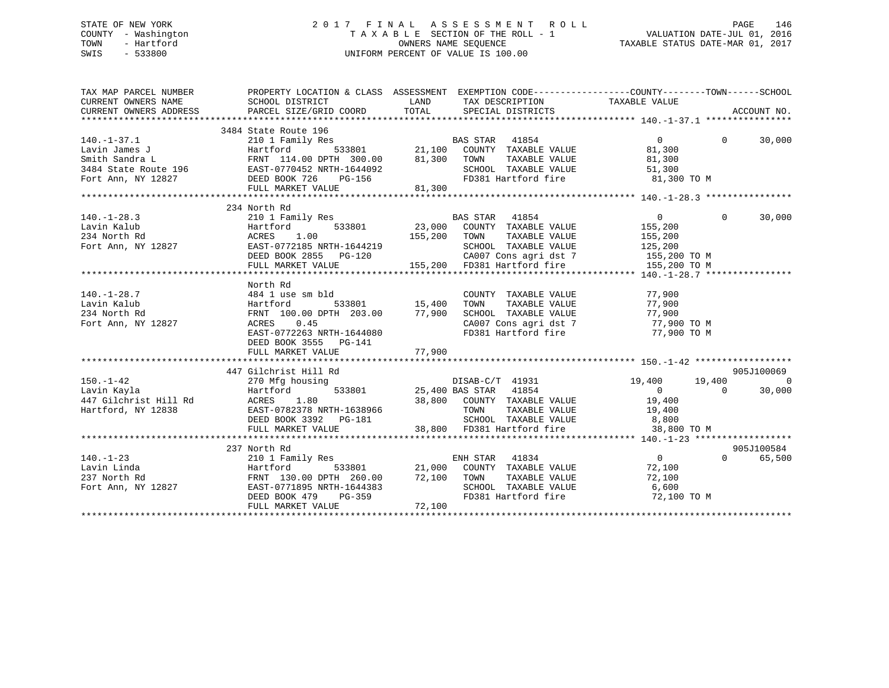STATE OF NEW YORK
COUNTY - Washington
TOWN - Hartford
SWIS - 533800

# 2017 FINAL ASSESSMENT ROLL

TAXABLE SECTION OF THE ROLL - 1
OWNERS NAME SEQUENCE
UNIFORM PERCENT OF VALUE IS 100.00

VALUATION DATE-JUL 01, 2016
TAXABLE STATUS DATE-MAR 01, 2017

| TAX MAP PARCEL NUMBER / CURRENT OWNERS NAME / CURRENT OWNERS ADDRESS | PROPERTY LOCATION & CLASS / SCHOOL DISTRICT / PARCEL SIZE/GRID COORD | ASSESSMENT LAND | TOTAL | EXEMPTION CODE / TAX DESCRIPTION / SPECIAL DISTRICTS | COUNTY TAXABLE VALUE | TOWN | SCHOOL | ACCOUNT NO. |
|---|---|---|---|---|---|---|---|---|
| **140.-1-37.1** | 3484 State Route 196 | | | | | | | |
| 140.-1-37.1 | 210 1 Family Res | | | BAS STAR 41854 | 0 | 0 | 30,000 | |
| Lavin James J | Hartford 533801 | 21,100 | | COUNTY TAXABLE VALUE | 81,300 | | | |
| Smith Sandra L | FRNT 114.00 DPTH 300.00 | | 81,300 | TOWN TAXABLE VALUE | 81,300 | | | |
| 3484 State Route 196 | EAST-0770452 NRTH-1644092 | | | SCHOOL TAXABLE VALUE | 51,300 | | | |
| Fort Ann, NY 12827 | DEED BOOK 726 PG-156 | | | FD381 Hartford fire | 81,300 TO M | | | |
| | FULL MARKET VALUE | | 81,300 | | | | | |
| **140.-1-28.3** | 234 North Rd | | | | | | | |
| 140.-1-28.3 | 210 1 Family Res | | | BAS STAR 41854 | 0 | 0 | 30,000 | |
| Lavin Kalub | Hartford 533801 | 23,000 | | COUNTY TAXABLE VALUE | 155,200 | | | |
| 234 North Rd | ACRES 1.00 | | 155,200 | TOWN TAXABLE VALUE | 155,200 | | | |
| Fort Ann, NY 12827 | EAST-0772185 NRTH-1644219 | | | SCHOOL TAXABLE VALUE | 125,200 | | | |
| | DEED BOOK 2855 PG-120 | | | CA007 Cons agri dst 7 | 155,200 TO M | | | |
| | FULL MARKET VALUE | | 155,200 | FD381 Hartford fire | 155,200 TO M | | | |
| **140.-1-28.7** | North Rd | | | | | | | |
| 140.-1-28.7 | 484 1 use sm bld | | | COUNTY TAXABLE VALUE | 77,900 | | | |
| Lavin Kalub | Hartford 533801 | 15,400 | | TOWN TAXABLE VALUE | 77,900 | | | |
| 234 North Rd | FRNT 100.00 DPTH 203.00 | | 77,900 | SCHOOL TAXABLE VALUE | 77,900 | | | |
| Fort Ann, NY 12827 | ACRES 0.45 | | | CA007 Cons agri dst 7 | 77,900 TO M | | | |
| | EAST-0772263 NRTH-1644080 | | | FD381 Hartford fire | 77,900 TO M | | | |
| | DEED BOOK 3555 PG-141 | | | | | | | |
| | FULL MARKET VALUE | | 77,900 | | | | | |
| **150.-1-42** | 447 Gilchrist Hill Rd | | | | | | | 905J100069 |
| 150.-1-42 | 270 Mfg housing | | | DISAB-C/T 41931 | 19,400 | 19,400 | 0 | |
| Lavin Kayla | Hartford 533801 | 25,400 | | BAS STAR 41854 | 0 | 0 | 30,000 | |
| 447 Gilchrist Hill Rd | ACRES 1.80 | | 38,800 | COUNTY TAXABLE VALUE | 19,400 | | | |
| Hartford, NY 12838 | EAST-0782378 NRTH-1638966 | | | TOWN TAXABLE VALUE | 19,400 | | | |
| | DEED BOOK 3392 PG-181 | | | SCHOOL TAXABLE VALUE | 8,800 | | | |
| | FULL MARKET VALUE | | 38,800 | FD381 Hartford fire | 38,800 TO M | | | |
| **140.-1-23** | 237 North Rd | | | | | | | 905J100584 |
| 140.-1-23 | 210 1 Family Res | | | ENH STAR 41834 | 0 | 0 | 65,500 | |
| Lavin Linda | Hartford 533801 | 21,000 | | COUNTY TAXABLE VALUE | 72,100 | | | |
| 237 North Rd | FRNT 130.00 DPTH 260.00 | | 72,100 | TOWN TAXABLE VALUE | 72,100 | | | |
| Fort Ann, NY 12827 | EAST-0771895 NRTH-1644383 | | | SCHOOL TAXABLE VALUE | 6,600 | | | |
| | DEED BOOK 479 PG-359 | | | FD381 Hartford fire | 72,100 TO M | | | |
| | FULL MARKET VALUE | | 72,100 | | | | | |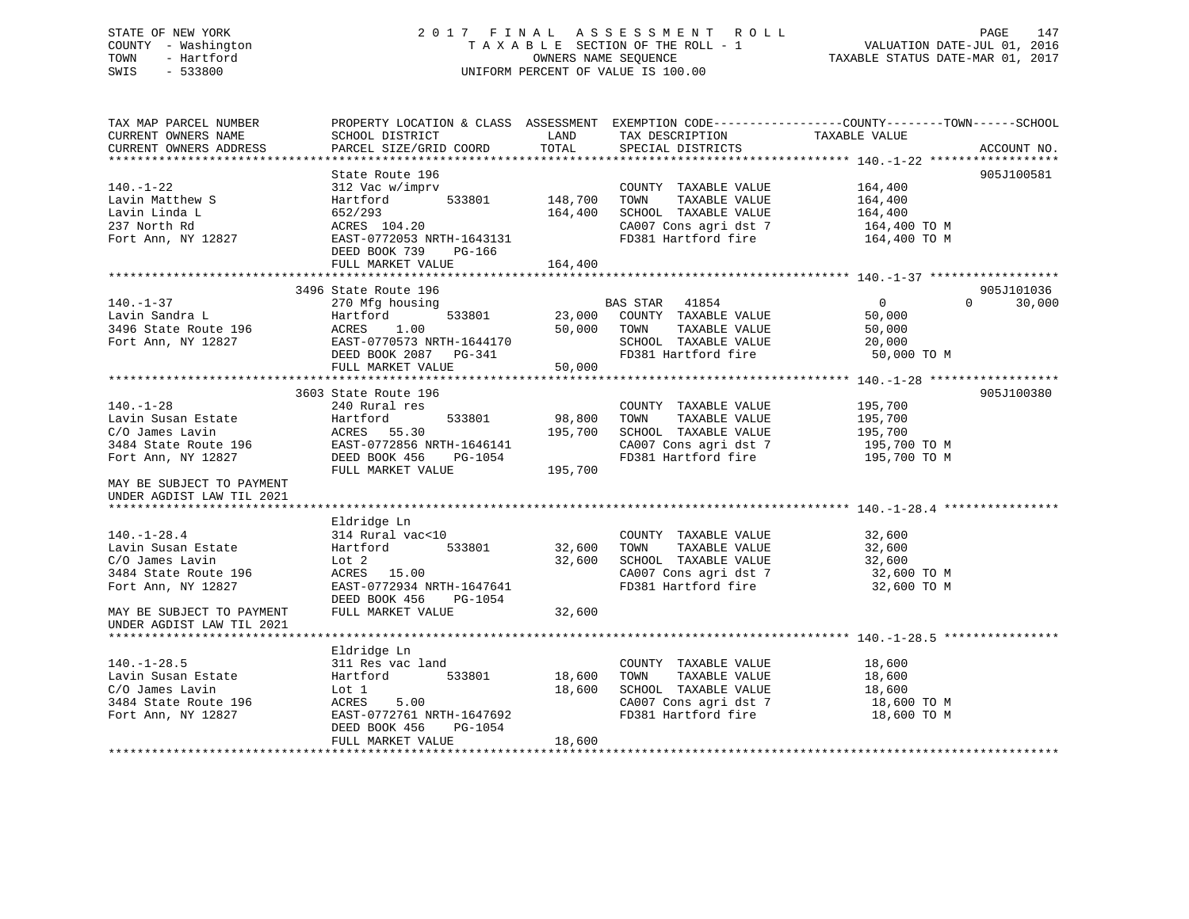STATE OF NEW YORK
COUNTY - Washington
TOWN - Hartford
SWIS - 533800

2 0 1 7 F I N A L A S S E S S M E N T R O L L
T A X A B L E SECTION OF THE ROLL - 1
OWNERS NAME SEQUENCE
UNIFORM PERCENT OF VALUE IS 100.00

VALUATION DATE-JUL 01, 2016
TAXABLE STATUS DATE-MAR 01, 2017

```
TAX MAP PARCEL NUMBER          PROPERTY LOCATION & CLASS  ASSESSMENT  EXEMPTION CODE-----------------COUNTY--------TOWN------SCHOOL
CURRENT OWNERS NAME            SCHOOL DISTRICT               LAND      TAX DESCRIPTION            TAXABLE VALUE
CURRENT OWNERS ADDRESS         PARCEL SIZE/GRID COORD        TOTAL     SPECIAL DISTRICTS                                 ACCOUNT NO.
******************************************************************************************************* 140.-1-22 ******************
                               State Route 196                                                                          905J100581
140.-1-22                      312 Vac w/imprv                         COUNTY  TAXABLE VALUE          164,400
Lavin Matthew S                Hartford         533801     148,700     TOWN    TAXABLE VALUE          164,400
Lavin Linda L                  652/293                     164,400     SCHOOL  TAXABLE VALUE          164,400
237 North Rd                   ACRES  104.20                           CA007 Cons agri dst 7           164,400 TO M
Fort Ann, NY 12827             EAST-0772053 NRTH-1643131               FD381 Hartford fire             164,400 TO M
                               DEED BOOK 739    PG-166
                               FULL MARKET VALUE           164,400
******************************************************************************************************* 140.-1-37 ******************
                               3496 State Route 196                                                                     905J101036
140.-1-37                      270 Mfg housing                         BAS STAR   41854                 0             0     30,000
Lavin Sandra L                 Hartford         533801      23,000     COUNTY  TAXABLE VALUE           50,000
3496 State Route 196           ACRES    1.00                50,000     TOWN    TAXABLE VALUE           50,000
Fort Ann, NY 12827             EAST-0770573 NRTH-1644170               SCHOOL  TAXABLE VALUE           20,000
                               DEED BOOK 2087   PG-341                 FD381 Hartford fire              50,000 TO M
                               FULL MARKET VALUE            50,000
******************************************************************************************************* 140.-1-28 ******************
                               3603 State Route 196                                                                     905J100380
140.-1-28                      240 Rural res                           COUNTY  TAXABLE VALUE          195,700
Lavin Susan Estate             Hartford         533801      98,800     TOWN    TAXABLE VALUE          195,700
C/O James Lavin                ACRES   55.30               195,700     SCHOOL  TAXABLE VALUE          195,700
3484 State Route 196           EAST-0772856 NRTH-1646141               CA007 Cons agri dst 7           195,700 TO M
Fort Ann, NY 12827             DEED BOOK 456    PG-1054                FD381 Hartford fire             195,700 TO M
                               FULL MARKET VALUE           195,700
MAY BE SUBJECT TO PAYMENT
UNDER AGDIST LAW TIL 2021
******************************************************************************************************* 140.-1-28.4 ****************
                               Eldridge Ln
140.-1-28.4                    314 Rural vac<10                        COUNTY  TAXABLE VALUE           32,600
Lavin Susan Estate             Hartford         533801      32,600     TOWN    TAXABLE VALUE           32,600
C/O James Lavin                Lot 2                        32,600     SCHOOL  TAXABLE VALUE           32,600
3484 State Route 196           ACRES   15.00                           CA007 Cons agri dst 7            32,600 TO M
Fort Ann, NY 12827             EAST-0772934 NRTH-1647641               FD381 Hartford fire              32,600 TO M
                               DEED BOOK 456    PG-1054
MAY BE SUBJECT TO PAYMENT      FULL MARKET VALUE            32,600
UNDER AGDIST LAW TIL 2021
******************************************************************************************************* 140.-1-28.5 ****************
                               Eldridge Ln
140.-1-28.5                    311 Res vac land                        COUNTY  TAXABLE VALUE           18,600
Lavin Susan Estate             Hartford         533801      18,600     TOWN    TAXABLE VALUE           18,600
C/O James Lavin                Lot 1                        18,600     SCHOOL  TAXABLE VALUE           18,600
3484 State Route 196           ACRES    5.00                           CA007 Cons agri dst 7            18,600 TO M
Fort Ann, NY 12827             EAST-0772761 NRTH-1647692               FD381 Hartford fire              18,600 TO M
                               DEED BOOK 456    PG-1054
                               FULL MARKET VALUE            18,600
************************************************************************************************************************************
```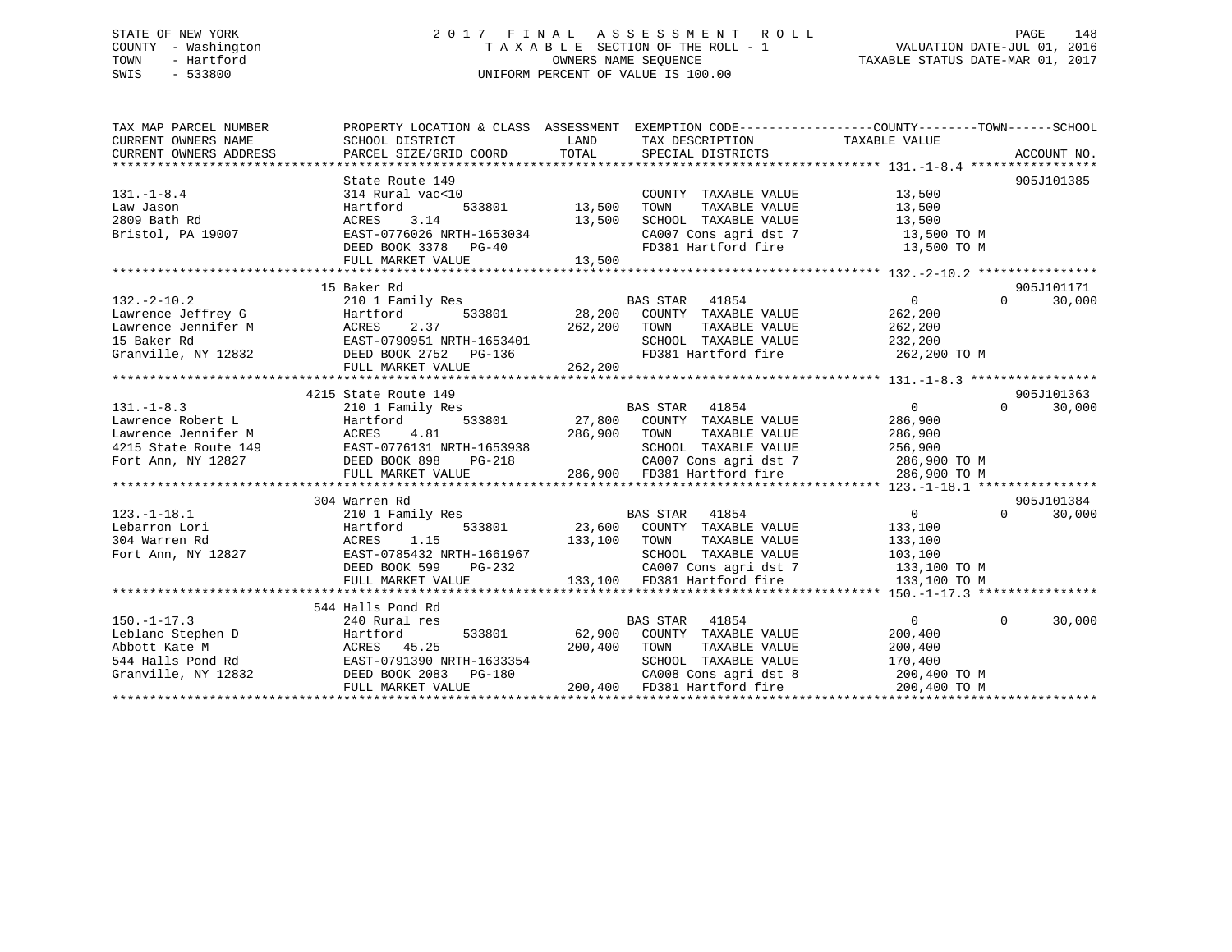STATE OF NEW YORK
COUNTY - Washington
TOWN - Hartford
SWIS - 533800

2 0 1 7 F I N A L A S S E S S M E N T R O L L
T A X A B L E SECTION OF THE ROLL - 1
OWNERS NAME SEQUENCE
UNIFORM PERCENT OF VALUE IS 100.00

VALUATION DATE-JUL 01, 2016
TAXABLE STATUS DATE-MAR 01, 2017

| TAX MAP PARCEL NUMBER / CURRENT OWNERS NAME / CURRENT OWNERS ADDRESS | PROPERTY LOCATION & CLASS / SCHOOL DISTRICT / PARCEL SIZE/GRID COORD | ASSESSMENT LAND | TOTAL | EXEMPTION CODE / TAX DESCRIPTION / SPECIAL DISTRICTS | COUNTY TAXABLE VALUE | TOWN | SCHOOL | ACCOUNT NO. |
|---|---|---|---|---|---|---|---|---|
| **131.-1-8.4** | State Route 149 | | | | | | | 905J101385 |
| 131.-1-8.4 | 314 Rural vac<10 | | | COUNTY TAXABLE VALUE | 13,500 | | | |
| Law Jason | Hartford 533801 | 13,500 | | TOWN TAXABLE VALUE | 13,500 | | | |
| 2809 Bath Rd | ACRES 3.14 | | 13,500 | SCHOOL TAXABLE VALUE | 13,500 | | | |
| Bristol, PA 19007 | EAST-0776026 NRTH-1653034 | | | CA007 Cons agri dst 7 | 13,500 TO M | | | |
| | DEED BOOK 3378 PG-40 | | | FD381 Hartford fire | 13,500 TO M | | | |
| | FULL MARKET VALUE | | 13,500 | | | | | |
| **132.-2-10.2** | 15 Baker Rd | | | | | | | 905J101171 |
| 132.-2-10.2 | 210 1 Family Res | | | BAS STAR 41854 | 0 | 0 | 30,000 | |
| Lawrence Jeffrey G | Hartford 533801 | 28,200 | | COUNTY TAXABLE VALUE | 262,200 | | | |
| Lawrence Jennifer M | ACRES 2.37 | | 262,200 | TOWN TAXABLE VALUE | 262,200 | | | |
| 15 Baker Rd | EAST-0790951 NRTH-1653401 | | | SCHOOL TAXABLE VALUE | 232,200 | | | |
| Granville, NY 12832 | DEED BOOK 2752 PG-136 | | | FD381 Hartford fire | 262,200 TO M | | | |
| | FULL MARKET VALUE | | 262,200 | | | | | |
| **131.-1-8.3** | 4215 State Route 149 | | | | | | | 905J101363 |
| 131.-1-8.3 | 210 1 Family Res | | | BAS STAR 41854 | 0 | 0 | 30,000 | |
| Lawrence Robert L | Hartford 533801 | 27,800 | | COUNTY TAXABLE VALUE | 286,900 | | | |
| Lawrence Jennifer M | ACRES 4.81 | | 286,900 | TOWN TAXABLE VALUE | 286,900 | | | |
| 4215 State Route 149 | EAST-0776131 NRTH-1653938 | | | SCHOOL TAXABLE VALUE | 256,900 | | | |
| Fort Ann, NY 12827 | DEED BOOK 898 PG-218 | | | CA007 Cons agri dst 7 | 286,900 TO M | | | |
| | FULL MARKET VALUE | | 286,900 | FD381 Hartford fire | 286,900 TO M | | | |
| **123.-1-18.1** | 304 Warren Rd | | | | | | | 905J101384 |
| 123.-1-18.1 | 210 1 Family Res | | | BAS STAR 41854 | 0 | 0 | 30,000 | |
| Lebarron Lori | Hartford 533801 | 23,600 | | COUNTY TAXABLE VALUE | 133,100 | | | |
| 304 Warren Rd | ACRES 1.15 | | 133,100 | TOWN TAXABLE VALUE | 133,100 | | | |
| Fort Ann, NY 12827 | EAST-0785432 NRTH-1661967 | | | SCHOOL TAXABLE VALUE | 103,100 | | | |
| | DEED BOOK 599 PG-232 | | | CA007 Cons agri dst 7 | 133,100 TO M | | | |
| | FULL MARKET VALUE | | 133,100 | FD381 Hartford fire | 133,100 TO M | | | |
| **150.-1-17.3** | 544 Halls Pond Rd | | | | | | | |
| 150.-1-17.3 | 240 Rural res | | | BAS STAR 41854 | 0 | 0 | 30,000 | |
| Leblanc Stephen D | Hartford 533801 | 62,900 | | COUNTY TAXABLE VALUE | 200,400 | | | |
| Abbott Kate M | ACRES 45.25 | | 200,400 | TOWN TAXABLE VALUE | 200,400 | | | |
| 544 Halls Pond Rd | EAST-0791390 NRTH-1633354 | | | SCHOOL TAXABLE VALUE | 170,400 | | | |
| Granville, NY 12832 | DEED BOOK 2083 PG-180 | | | CA008 Cons agri dst 8 | 200,400 TO M | | | |
| | FULL MARKET VALUE | | 200,400 | FD381 Hartford fire | 200,400 TO M | | | |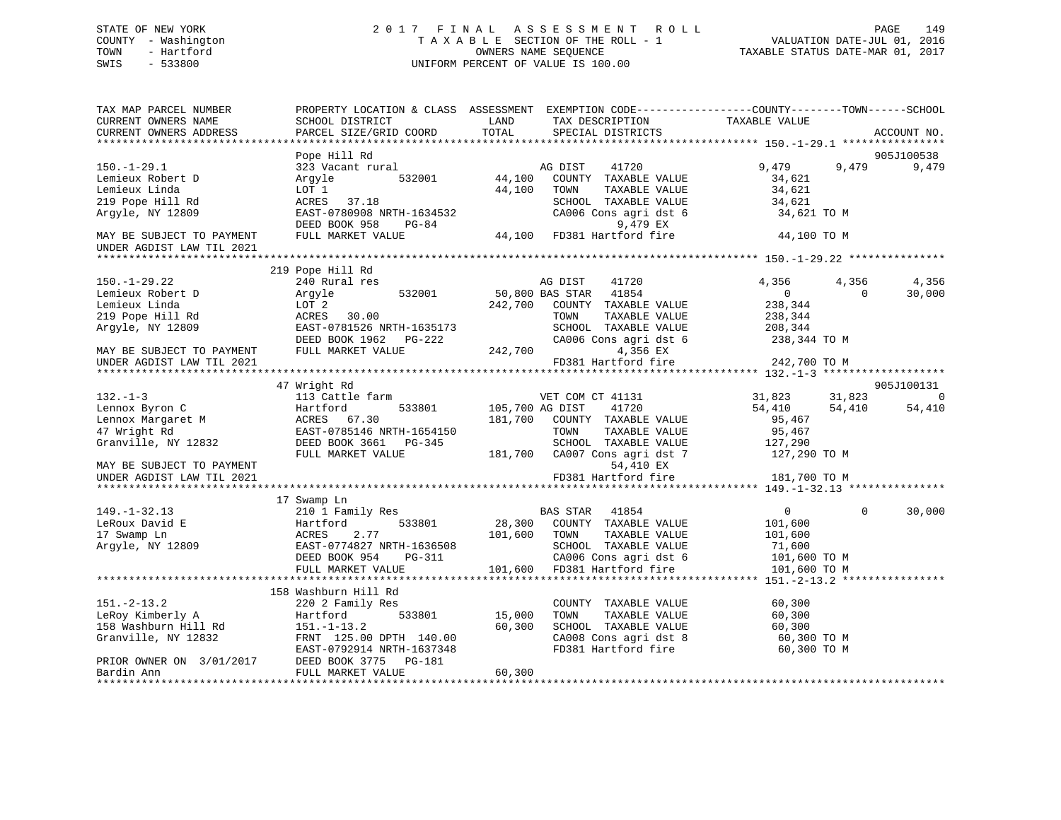STATE OF NEW YORK
COUNTY - Washington
TOWN - Hartford
SWIS - 533800

2 0 1 7 F I N A L A S S E S S M E N T R O L L
T A X A B L E SECTION OF THE ROLL - 1
OWNERS NAME SEQUENCE
UNIFORM PERCENT OF VALUE IS 100.00

VALUATION DATE-JUL 01, 2016
TAXABLE STATUS DATE-MAR 01, 2017

```
TAX MAP PARCEL NUMBER          PROPERTY LOCATION & CLASS  ASSESSMENT  EXEMPTION CODE------------------COUNTY--------TOWN------SCHOOL
CURRENT OWNERS NAME            SCHOOL DISTRICT               LAND      TAX DESCRIPTION            TAXABLE VALUE
CURRENT OWNERS ADDRESS         PARCEL SIZE/GRID COORD        TOTAL     SPECIAL DISTRICTS                                   ACCOUNT NO.
******************************************************************************************************* 150.-1-29.1 ****************
                               Pope Hill Rd                                                                                905J100538
150.-1-29.1                    323 Vacant rural                    AG DIST    41720              9,479      9,479      9,479
Lemieux Robert D               Argyle          532001       44,100    COUNTY  TAXABLE VALUE          34,621
Lemieux Linda                  LOT 1                        44,100    TOWN    TAXABLE VALUE          34,621
219 Pope Hill Rd               ACRES   37.18                          SCHOOL  TAXABLE VALUE          34,621
Argyle, NY 12809               EAST-0780908 NRTH-1634532              CA006 Cons agri dst 6           34,621 TO M
                               DEED BOOK 958    PG-84                        9,479 EX
MAY BE SUBJECT TO PAYMENT      FULL MARKET VALUE            44,100    FD381 Hartford fire             44,100 TO M
UNDER AGDIST LAW TIL 2021
******************************************************************************************************* 150.-1-29.22 ***************
                               219 Pope Hill Rd
150.-1-29.22                   240 Rural res                       AG DIST    41720              4,356      4,356      4,356
Lemieux Robert D               Argyle          532001       50,800 BAS STAR   41854                  0          0     30,000
Lemieux Linda                  LOT 2                       242,700    COUNTY  TAXABLE VALUE         238,344
219 Pope Hill Rd               ACRES   30.00                          TOWN    TAXABLE VALUE         238,344
Argyle, NY 12809               EAST-0781526 NRTH-1635173              SCHOOL  TAXABLE VALUE         208,344
                               DEED BOOK 1962   PG-222                CA006 Cons agri dst 6          238,344 TO M
MAY BE SUBJECT TO PAYMENT      FULL MARKET VALUE           242,700           4,356 EX
UNDER AGDIST LAW TIL 2021                                             FD381 Hartford fire            242,700 TO M
******************************************************************************************************* 132.-1-3 *******************
                               47 Wright Rd                                                                                905J100131
132.-1-3                       113 Cattle farm                     VET COM CT 41131             31,823     31,823          0
Lennox Byron C                 Hartford        533801      105,700 AG DIST    41720             54,410     54,410     54,410
Lennox Margaret M              ACRES   67.30               181,700    COUNTY  TAXABLE VALUE          95,467
47 Wright Rd                   EAST-0785146 NRTH-1654150              TOWN    TAXABLE VALUE          95,467
Granville, NY 12832            DEED BOOK 3661   PG-345                SCHOOL  TAXABLE VALUE         127,290
                               FULL MARKET VALUE           181,700    CA007 Cons agri dst 7          127,290 TO M
MAY BE SUBJECT TO PAYMENT                                                   54,410 EX
UNDER AGDIST LAW TIL 2021                                             FD381 Hartford fire            181,700 TO M
******************************************************************************************************* 149.-1-32.13 ***************
                               17 Swamp Ln
149.-1-32.13                   210 1 Family Res                    BAS STAR   41854                  0          0     30,000
LeRoux David E                 Hartford        533801       28,300    COUNTY  TAXABLE VALUE         101,600
17 Swamp Ln                    ACRES    2.77               101,600    TOWN    TAXABLE VALUE         101,600
Argyle, NY 12809               EAST-0774827 NRTH-1636508              SCHOOL  TAXABLE VALUE          71,600
                               DEED BOOK 954    PG-311                CA006 Cons agri dst 6          101,600 TO M
                               FULL MARKET VALUE           101,600    FD381 Hartford fire            101,600 TO M
******************************************************************************************************* 151.-2-13.2 ****************
                               158 Washburn Hill Rd
151.-2-13.2                    220 2 Family Res                       COUNTY  TAXABLE VALUE          60,300
LeRoy Kimberly A               Hartford        533801       15,000    TOWN    TAXABLE VALUE          60,300
158 Washburn Hill Rd           151.-1-13.2                  60,300    SCHOOL  TAXABLE VALUE          60,300
Granville, NY 12832            FRNT 125.00 DPTH 140.00                CA008 Cons agri dst 8           60,300 TO M
                               EAST-0792914 NRTH-1637348              FD381 Hartford fire             60,300 TO M
PRIOR OWNER ON 3/01/2017       DEED BOOK 3775   PG-181
Bardin Ann                     FULL MARKET VALUE            60,300
************************************************************************************************************************************
```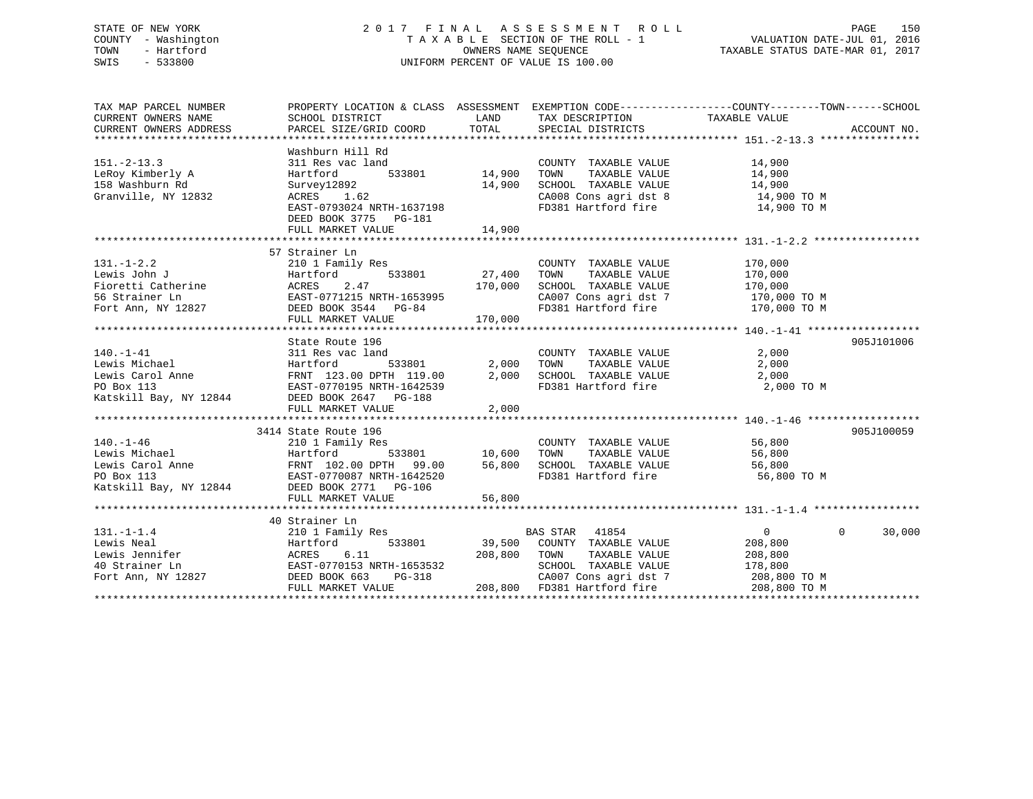STATE OF NEW YORK — 2017 FINAL ASSESSMENT ROLL — PAGE 150
COUNTY - Washington — TAXABLE SECTION OF THE ROLL - 1 — VALUATION DATE-JUL 01, 2016
TOWN - Hartford — OWNERS NAME SEQUENCE — TAXABLE STATUS DATE-MAR 01, 2017
SWIS - 533800 — UNIFORM PERCENT OF VALUE IS 100.00

```
TAX MAP PARCEL NUMBER          PROPERTY LOCATION & CLASS  ASSESSMENT  EXEMPTION CODE------------------COUNTY--------TOWN------SCHOOL
CURRENT OWNERS NAME            SCHOOL DISTRICT               LAND      TAX DESCRIPTION            TAXABLE VALUE
CURRENT OWNERS ADDRESS         PARCEL SIZE/GRID COORD        TOTAL     SPECIAL DISTRICTS                                    ACCOUNT NO.
******************************************************************************************************* 151.-2-13.3 ****************
                               Washburn Hill Rd
151.-2-13.3                    311 Res vac land                        COUNTY  TAXABLE VALUE            14,900
LeRoy Kimberly A               Hartford        533801       14,900     TOWN    TAXABLE VALUE            14,900
158 Washburn Rd                Survey12892                  14,900     SCHOOL  TAXABLE VALUE            14,900
Granville, NY 12832            ACRES    1.62                           CA008 Cons agri dst 8             14,900 TO M
                               EAST-0793024 NRTH-1637198               FD381 Hartford fire               14,900 TO M
                               DEED BOOK 3775   PG-181
                               FULL MARKET VALUE            14,900
******************************************************************************************************* 131.-1-2.2 *****************
                               57 Strainer Ln
131.-1-2.2                     210 1 Family Res                        COUNTY  TAXABLE VALUE           170,000
Lewis John J                   Hartford        533801       27,400     TOWN    TAXABLE VALUE           170,000
Fioretti Catherine             ACRES    2.47               170,000     SCHOOL  TAXABLE VALUE           170,000
56 Strainer Ln                 EAST-0771215 NRTH-1653995               CA007 Cons agri dst 7            170,000 TO M
Fort Ann, NY 12827             DEED BOOK 3544   PG-84                  FD381 Hartford fire              170,000 TO M
                               FULL MARKET VALUE           170,000
******************************************************************************************************* 140.-1-41 ******************
                               State Route 196                                                                      905J101006
140.-1-41                      311 Res vac land                        COUNTY  TAXABLE VALUE             2,000
Lewis Michael                  Hartford        533801        2,000     TOWN    TAXABLE VALUE             2,000
Lewis Carol Anne               FRNT 123.00 DPTH 119.00       2,000     SCHOOL  TAXABLE VALUE             2,000
PO Box 113                     EAST-0770195 NRTH-1642539               FD381 Hartford fire                2,000 TO M
Katskill Bay, NY 12844         DEED BOOK 2647   PG-188
                               FULL MARKET VALUE             2,000
******************************************************************************************************* 140.-1-46 ******************
                               3414 State Route 196                                                                 905J100059
140.-1-46                      210 1 Family Res                        COUNTY  TAXABLE VALUE            56,800
Lewis Michael                  Hartford        533801       10,600     TOWN    TAXABLE VALUE            56,800
Lewis Carol Anne               FRNT 102.00 DPTH  99.00      56,800     SCHOOL  TAXABLE VALUE            56,800
PO Box 113                     EAST-0770087 NRTH-1642520               FD381 Hartford fire               56,800 TO M
Katskill Bay, NY 12844         DEED BOOK 2771   PG-106
                               FULL MARKET VALUE            56,800
******************************************************************************************************* 131.-1-1.4 *****************
                               40 Strainer Ln
131.-1-1.4                     210 1 Family Res                        BAS STAR   41854                      0            0      30,000
Lewis Neal                     Hartford        533801       39,500     COUNTY  TAXABLE VALUE           208,800
Lewis Jennifer                 ACRES    6.11               208,800     TOWN    TAXABLE VALUE           208,800
40 Strainer Ln                 EAST-0770153 NRTH-1653532               SCHOOL  TAXABLE VALUE           178,800
Fort Ann, NY 12827             DEED BOOK 663    PG-318                 CA007 Cons agri dst 7            208,800 TO M
                               FULL MARKET VALUE           208,800     FD381 Hartford fire              208,800 TO M
************************************************************************************************************************************
```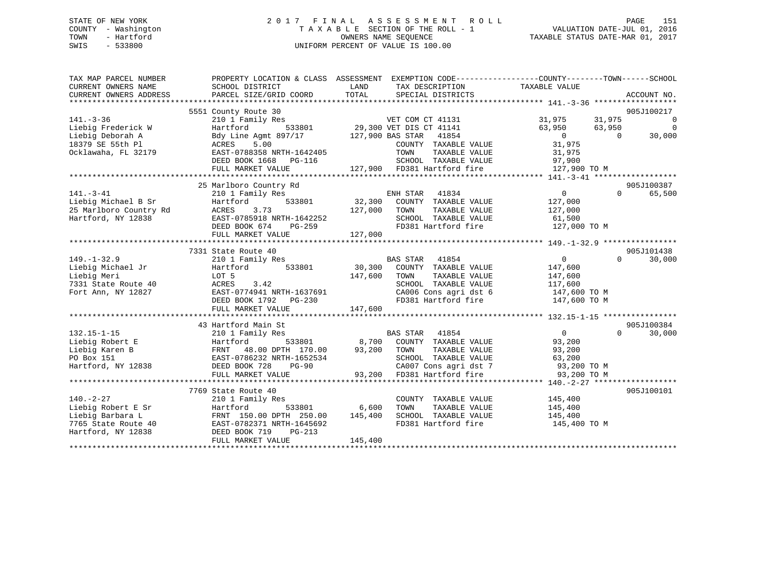STATE OF NEW YORK
COUNTY - Washington
TOWN - Hartford
SWIS - 533800

# 2017 FINAL ASSESSMENT ROLL
TAXABLE SECTION OF THE ROLL - 1
OWNERS NAME SEQUENCE
UNIFORM PERCENT OF VALUE IS 100.00

VALUATION DATE-JUL 01, 2016
TAXABLE STATUS DATE-MAR 01, 2017

| TAX MAP PARCEL NUMBER / CURRENT OWNERS NAME / CURRENT OWNERS ADDRESS | PROPERTY LOCATION & CLASS / SCHOOL DISTRICT / PARCEL SIZE/GRID COORD | ASSESSMENT LAND / TOTAL | EXEMPTION CODE / TAX DESCRIPTION / SPECIAL DISTRICTS | COUNTY TAXABLE VALUE | TOWN | SCHOOL | ACCOUNT NO. |
|---|---|---|---|---|---|---|---|
| **141.-3-36** | 5551 County Route 30 | | | | | | 905J100217 |
| | 210 1 Family Res | | VET COM CT 41131 | 31,975 | 31,975 | 0 | |
| Liebig Frederick W | Hartford 533801 | 29,300 | VET DIS CT 41141 | 63,950 | 63,950 | 0 | |
| Liebig Deborah A | Bdy Line Agmt 897/17 | 127,900 | BAS STAR 41854 | 0 | 0 | 30,000 | |
| 18379 SE 55th Pl | ACRES 5.00 | | COUNTY TAXABLE VALUE | 31,975 | | | |
| Ocklawaha, FL 32179 | EAST-0788358 NRTH-1642405 | | TOWN TAXABLE VALUE | 31,975 | | | |
| | DEED BOOK 1668 PG-116 | | SCHOOL TAXABLE VALUE | 97,900 | | | |
| | FULL MARKET VALUE | 127,900 | FD381 Hartford fire | 127,900 TO M | | | |
| **141.-3-41** | 25 Marlboro Country Rd | | | | | | 905J100387 |
| | 210 1 Family Res | | ENH STAR 41834 | 0 | 0 | 65,500 | |
| Liebig Michael B Sr | Hartford 533801 | 32,300 | COUNTY TAXABLE VALUE | 127,000 | | | |
| 25 Marlboro Country Rd | ACRES 3.73 | 127,000 | TOWN TAXABLE VALUE | 127,000 | | | |
| Hartford, NY 12838 | EAST-0785918 NRTH-1642252 | | SCHOOL TAXABLE VALUE | 61,500 | | | |
| | DEED BOOK 674 PG-259 | | FD381 Hartford fire | 127,000 TO M | | | |
| | FULL MARKET VALUE | 127,000 | | | | | |
| **149.-1-32.9** | 7331 State Route 40 | | | | | | 905J101438 |
| | 210 1 Family Res | | BAS STAR 41854 | 0 | 0 | 30,000 | |
| Liebig Michael Jr | Hartford 533801 | 30,300 | COUNTY TAXABLE VALUE | 147,600 | | | |
| Liebig Meri | LOT 5 | 147,600 | TOWN TAXABLE VALUE | 147,600 | | | |
| 7331 State Route 40 | ACRES 3.42 | | SCHOOL TAXABLE VALUE | 117,600 | | | |
| Fort Ann, NY 12827 | EAST-0774941 NRTH-1637691 | | CA006 Cons agri dst 6 | 147,600 TO M | | | |
| | DEED BOOK 1792 PG-230 | | FD381 Hartford fire | 147,600 TO M | | | |
| | FULL MARKET VALUE | 147,600 | | | | | |
| **132.15-1-15** | 43 Hartford Main St | | | | | | 905J100384 |
| | 210 1 Family Res | | BAS STAR 41854 | 0 | 0 | 30,000 | |
| Liebig Robert E | Hartford 533801 | 8,700 | COUNTY TAXABLE VALUE | 93,200 | | | |
| Liebig Karen B | FRNT 48.00 DPTH 170.00 | 93,200 | TOWN TAXABLE VALUE | 93,200 | | | |
| PO Box 151 | EAST-0786232 NRTH-1652534 | | SCHOOL TAXABLE VALUE | 63,200 | | | |
| Hartford, NY 12838 | DEED BOOK 728 PG-90 | | CA007 Cons agri dst 7 | 93,200 TO M | | | |
| | FULL MARKET VALUE | 93,200 | FD381 Hartford fire | 93,200 TO M | | | |
| **140.-2-27** | 7769 State Route 40 | | | | | | 905J100101 |
| | 210 1 Family Res | | COUNTY TAXABLE VALUE | 145,400 | | | |
| Liebig Robert E Sr | Hartford 533801 | 6,600 | TOWN TAXABLE VALUE | 145,400 | | | |
| Liebig Barbara L | FRNT 150.00 DPTH 250.00 | 145,400 | SCHOOL TAXABLE VALUE | 145,400 | | | |
| 7765 State Route 40 | EAST-0782371 NRTH-1645692 | | FD381 Hartford fire | 145,400 TO M | | | |
| Hartford, NY 12838 | DEED BOOK 719 PG-213 | | | | | | |
| | FULL MARKET VALUE | 145,400 | | | | | |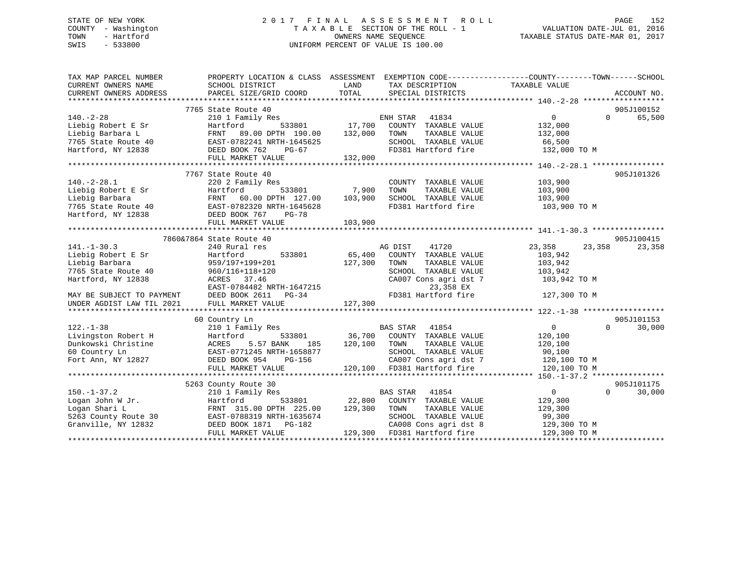STATE OF NEW YORK
COUNTY - Washington
TOWN - Hartford
SWIS - 533800

2017 FINAL ASSESSMENT ROLL
TAXABLE SECTION OF THE ROLL - 1
OWNERS NAME SEQUENCE
UNIFORM PERCENT OF VALUE IS 100.00

VALUATION DATE-JUL 01, 2016
TAXABLE STATUS DATE-MAR 01, 2017

| TAX MAP PARCEL NUMBER / CURRENT OWNERS NAME / CURRENT OWNERS ADDRESS | PROPERTY LOCATION & CLASS / SCHOOL DISTRICT / PARCEL SIZE/GRID COORD | ASSESSMENT LAND | TOTAL | EXEMPTION CODE / TAX DESCRIPTION / SPECIAL DISTRICTS | COUNTY TAXABLE VALUE | TOWN | SCHOOL | ACCOUNT NO. |
|---|---|---|---|---|---|---|---|---|
| **140.-2-28** | 7765 State Route 40 | | | | | | | 905J100152 |
| 140.-2-28 | 210 1 Family Res | | | ENH STAR 41834 | 0 | 0 | 65,500 | |
| Liebig Robert E Sr | Hartford 533801 | 17,700 | | COUNTY TAXABLE VALUE | 132,000 | | | |
| Liebig Barbara L | FRNT 89.00 DPTH 190.00 | | 132,000 | TOWN TAXABLE VALUE | 132,000 | | | |
| 7765 State Route 40 | EAST-0782241 NRTH-1645625 | | | SCHOOL TAXABLE VALUE | 66,500 | | | |
| Hartford, NY 12838 | DEED BOOK 762 PG-67 | | | FD381 Hartford fire | 132,000 TO M | | | |
| | FULL MARKET VALUE | | 132,000 | | | | | |
| **140.-2-28.1** | 7767 State Route 40 | | | | | | | 905J101326 |
| 140.-2-28.1 | 220 2 Family Res | | | COUNTY TAXABLE VALUE | 103,900 | | | |
| Liebig Robert E Sr | Hartford 533801 | 7,900 | | TOWN TAXABLE VALUE | 103,900 | | | |
| Liebig Barbara | FRNT 60.00 DPTH 127.00 | | 103,900 | SCHOOL TAXABLE VALUE | 103,900 | | | |
| 7765 State Route 40 | EAST-0782320 NRTH-1645628 | | | FD381 Hartford fire | 103,900 TO M | | | |
| Hartford, NY 12838 | DEED BOOK 767 PG-78 | | | | | | | |
| | FULL MARKET VALUE | | 103,900 | | | | | |
| **141.-1-30.3** | 7860&7864 State Route 40 | | | | | | | 905J100415 |
| 141.-1-30.3 | 240 Rural res | | | AG DIST 41720 | 23,358 | 23,358 | 23,358 | |
| Liebig Robert E Sr | Hartford 533801 | 65,400 | | COUNTY TAXABLE VALUE | 103,942 | | | |
| Liebig Barbara | 959/197+199+201 | | 127,300 | TOWN TAXABLE VALUE | 103,942 | | | |
| 7765 State Route 40 | 960/116+118+120 | | | SCHOOL TAXABLE VALUE | 103,942 | | | |
| Hartford, NY 12838 | ACRES 37.46 | | | CA007 Cons agri dst 7 | 103,942 TO M | | | |
| | EAST-0784482 NRTH-1647215 | | | 23,358 EX | | | | |
| MAY BE SUBJECT TO PAYMENT | DEED BOOK 2611 PG-34 | | | FD381 Hartford fire | 127,300 TO M | | | |
| UNDER AGDIST LAW TIL 2021 | FULL MARKET VALUE | | 127,300 | | | | | |
| **122.-1-38** | 60 Country Ln | | | | | | | 905J101153 |
| 122.-1-38 | 210 1 Family Res | | | BAS STAR 41854 | 0 | 0 | 30,000 | |
| Livingston Robert H | Hartford 533801 | 36,700 | | COUNTY TAXABLE VALUE | 120,100 | | | |
| Dunkowski Christine | ACRES 5.57 BANK 185 | | 120,100 | TOWN TAXABLE VALUE | 120,100 | | | |
| 60 Country Ln | EAST-0771245 NRTH-1658877 | | | SCHOOL TAXABLE VALUE | 90,100 | | | |
| Fort Ann, NY 12827 | DEED BOOK 954 PG-156 | | | CA007 Cons agri dst 7 | 120,100 TO M | | | |
| | FULL MARKET VALUE | | 120,100 | FD381 Hartford fire | 120,100 TO M | | | |
| **150.-1-37.2** | 5263 County Route 30 | | | | | | | 905J101175 |
| 150.-1-37.2 | 210 1 Family Res | | | BAS STAR 41854 | 0 | 0 | 30,000 | |
| Logan John W Jr. | Hartford 533801 | 22,800 | | COUNTY TAXABLE VALUE | 129,300 | | | |
| Logan Shari L | FRNT 315.00 DPTH 225.00 | | 129,300 | TOWN TAXABLE VALUE | 129,300 | | | |
| 5263 County Route 30 | EAST-0788319 NRTH-1635674 | | | SCHOOL TAXABLE VALUE | 99,300 | | | |
| Granville, NY 12832 | DEED BOOK 1871 PG-182 | | | CA008 Cons agri dst 8 | 129,300 TO M | | | |
| | FULL MARKET VALUE | | 129,300 | FD381 Hartford fire | 129,300 TO M | | | |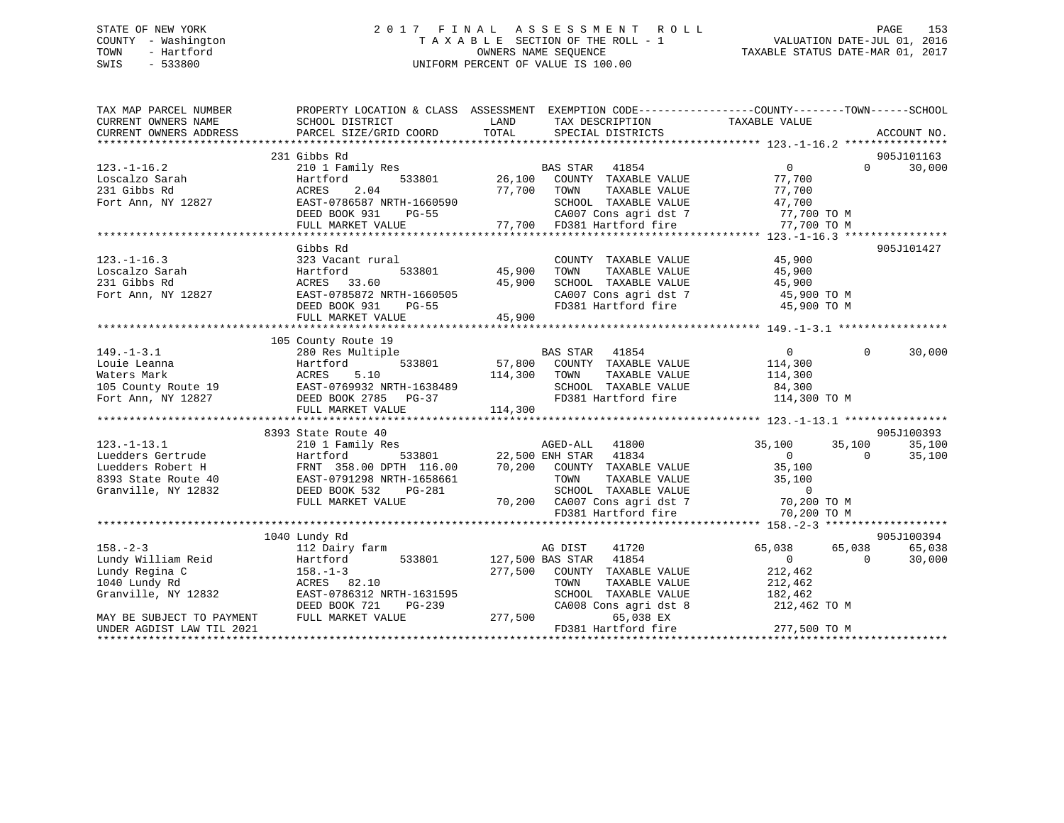STATE OF NEW YORK
COUNTY - Washington
TOWN - Hartford
SWIS - 533800

# 2017 FINAL ASSESSMENT ROLL

TAXABLE SECTION OF THE ROLL - 1
OWNERS NAME SEQUENCE
UNIFORM PERCENT OF VALUE IS 100.00

VALUATION DATE-JUL 01, 2016
TAXABLE STATUS DATE-MAR 01, 2017

```
TAX MAP PARCEL NUMBER          PROPERTY LOCATION & CLASS  ASSESSMENT  EXEMPTION CODE------------------COUNTY--------TOWN------SCHOOL
CURRENT OWNERS NAME            SCHOOL DISTRICT             LAND        TAX DESCRIPTION            TAXABLE VALUE
CURRENT OWNERS ADDRESS         PARCEL SIZE/GRID COORD      TOTAL       SPECIAL DISTRICTS                                       ACCOUNT NO.
****************************************************************************************************** 123.-1-16.2 ****************
                         231 Gibbs Rd                                                                                      905J101163
123.-1-16.2              210 1 Family Res                  BAS STAR   41854                 0             0        30,000
Loscalzo Sarah           Hartford        533801      26,100   COUNTY  TAXABLE VALUE          77,700
231 Gibbs Rd             ACRES    2.04               77,700   TOWN    TAXABLE VALUE          77,700
Fort Ann, NY 12827       EAST-0786587 NRTH-1660590            SCHOOL  TAXABLE VALUE          47,700
                         DEED BOOK 931    PG-55               CA007 Cons agri dst 7          77,700 TO M
                         FULL MARKET VALUE           77,700   FD381 Hartford fire            77,700 TO M
****************************************************************************************************** 123.-1-16.3 ****************
                         Gibbs Rd                                                                                          905J101427
123.-1-16.3              323 Vacant rural                     COUNTY  TAXABLE VALUE          45,900
Loscalzo Sarah           Hartford        533801      45,900   TOWN    TAXABLE VALUE          45,900
231 Gibbs Rd             ACRES   33.60               45,900   SCHOOL  TAXABLE VALUE          45,900
Fort Ann, NY 12827       EAST-0785872 NRTH-1660505            CA007 Cons agri dst 7          45,900 TO M
                         DEED BOOK 931    PG-55               FD381 Hartford fire            45,900 TO M
                         FULL MARKET VALUE           45,900
****************************************************************************************************** 149.-1-3.1 *****************
                         105 County Route 19
149.-1-3.1               280 Res Multiple                  BAS STAR   41854                 0             0        30,000
Louie Leanna             Hartford        533801      57,800   COUNTY  TAXABLE VALUE         114,300
Waters Mark              ACRES    5.10              114,300   TOWN    TAXABLE VALUE         114,300
105 County Route 19      EAST-0769932 NRTH-1638489            SCHOOL  TAXABLE VALUE          84,300
Fort Ann, NY 12827       DEED BOOK 2785   PG-37               FD381 Hartford fire           114,300 TO M
                         FULL MARKET VALUE          114,300
****************************************************************************************************** 123.-1-13.1 ****************
                         8393 State Route 40                                                                               905J100393
123.-1-13.1              210 1 Family Res                  AGED-ALL   41800            35,100        35,100        35,100
Luedders Gertrude        Hartford        533801      22,500 ENH STAR  41834                 0             0        35,100
Luedders Robert H        FRNT 358.00 DPTH 116.00     70,200   COUNTY  TAXABLE VALUE          35,100
8393 State Route 40      EAST-0791298 NRTH-1658661            TOWN    TAXABLE VALUE          35,100
Granville, NY 12832      DEED BOOK 532    PG-281              SCHOOL  TAXABLE VALUE               0
                         FULL MARKET VALUE           70,200   CA007 Cons agri dst 7          70,200 TO M
                                                              FD381 Hartford fire            70,200 TO M
****************************************************************************************************** 158.-2-3 *******************
                         1040 Lundy Rd                                                                                     905J100394
158.-2-3                 112 Dairy farm                    AG DIST    41720            65,038        65,038        65,038
Lundy William Reid       Hartford        533801     127,500 BAS STAR  41854                 0             0        30,000
Lundy Regina C           158.-1-3                   277,500   COUNTY  TAXABLE VALUE         212,462
1040 Lundy Rd            ACRES   82.10                        TOWN    TAXABLE VALUE         212,462
Granville, NY 12832      EAST-0786312 NRTH-1631595            SCHOOL  TAXABLE VALUE         182,462
                         DEED BOOK 721    PG-239              CA008 Cons agri dst 8         212,462 TO M
MAY BE SUBJECT TO PAYMENT FULL MARKET VALUE         277,500          65,038 EX
UNDER AGDIST LAW TIL 2021                                     FD381 Hartford fire           277,500 TO M
************************************************************************************************************************************
```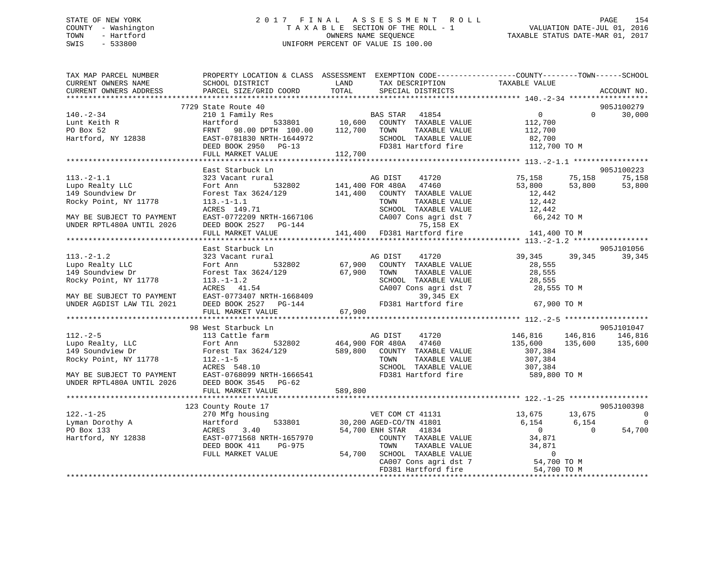STATE OF NEW YORK
COUNTY - Washington
TOWN - Hartford
SWIS - 533800

2017 FINAL ASSESSMENT ROLL
TAXABLE SECTION OF THE ROLL - 1
OWNERS NAME SEQUENCE
UNIFORM PERCENT OF VALUE IS 100.00

VALUATION DATE-JUL 01, 2016
TAXABLE STATUS DATE-MAR 01, 2017

```
TAX MAP PARCEL NUMBER          PROPERTY LOCATION & CLASS  ASSESSMENT  EXEMPTION CODE------------------COUNTY--------TOWN------SCHOOL
CURRENT OWNERS NAME            SCHOOL DISTRICT              LAND      TAX DESCRIPTION             TAXABLE VALUE
CURRENT OWNERS ADDRESS         PARCEL SIZE/GRID COORD       TOTAL     SPECIAL DISTRICTS                                      ACCOUNT NO.
******************************************************************************************************* 140.-2-34 ******************
                          7729 State Route 40                                                                            905J100279
140.-2-34                      210 1 Family Res                     BAS STAR   41854                0            0       30,000
Lunt Keith R                   Hartford        533801      10,600    COUNTY  TAXABLE VALUE         112,700
PO Box 52                      FRNT   98.00 DPTH 100.00    112,700    TOWN    TAXABLE VALUE         112,700
Hartford, NY 12838             EAST-0781830 NRTH-1644972              SCHOOL  TAXABLE VALUE          82,700
                               DEED BOOK 2950   PG-13                 FD381 Hartford fire            112,700 TO M
                               FULL MARKET VALUE           112,700
******************************************************************************************************* 113.-2-1.1 *****************
                               East Starbuck Ln                                                                          905J100223
113.-2-1.1                     323 Vacant rural                     AG DIST     41720             75,158      75,158       75,158
Lupo Realty LLC                Fort Ann        532802     141,400 FOR 480A    47460             53,800      53,800       53,800
149 Soundview Dr               Forest Tax 3624/129         141,400    COUNTY  TAXABLE VALUE          12,442
Rocky Point, NY 11778          113.-1-1.1                            TOWN    TAXABLE VALUE          12,442
                               ACRES 149.71                          SCHOOL  TAXABLE VALUE          12,442
MAY BE SUBJECT TO PAYMENT      EAST-0772209 NRTH-1667106              CA007 Cons agri dst 7           66,242 TO M
UNDER RPTL480A UNTIL 2026      DEED BOOK 2527   PG-144                      75,158 EX
                               FULL MARKET VALUE           141,400    FD381 Hartford fire            141,400 TO M
******************************************************************************************************* 113.-2-1.2 *****************
                               East Starbuck Ln                                                                          905J101056
113.-2-1.2                     323 Vacant rural                     AG DIST     41720             39,345      39,345       39,345
Lupo Realty LLC                Fort Ann        532802      67,900    COUNTY  TAXABLE VALUE          28,555
149 Soundview Dr               Forest Tax 3624/129          67,900    TOWN    TAXABLE VALUE          28,555
Rocky Point, NY 11778          113.-1-1.2                            SCHOOL  TAXABLE VALUE          28,555
                               ACRES  41.54                          CA007 Cons agri dst 7           28,555 TO M
MAY BE SUBJECT TO PAYMENT      EAST-0773407 NRTH-1668409                    39,345 EX
UNDER AGDIST LAW TIL 2021      DEED BOOK 2527   PG-144                FD381 Hartford fire             67,900 TO M
                               FULL MARKET VALUE            67,900
******************************************************************************************************* 112.-2-5 *******************
                          98 West Starbuck Ln                                                                            905J101047
112.-2-5                       113 Cattle farm                      AG DIST     41720            146,816     146,816      146,816
Lupo Realty, LLC               Fort Ann        532802     464,900 FOR 480A    47460            135,600     135,600      135,600
149 Soundview Dr               Forest Tax 3624/129         589,800    COUNTY  TAXABLE VALUE         307,384
Rocky Point, NY 11778          112.-1-5                              TOWN    TAXABLE VALUE         307,384
                               ACRES 548.10                          SCHOOL  TAXABLE VALUE         307,384
MAY BE SUBJECT TO PAYMENT      EAST-0768099 NRTH-1666541              FD381 Hartford fire            589,800 TO M
UNDER RPTL480A UNTIL 2026      DEED BOOK 3545   PG-62
                               FULL MARKET VALUE           589,800
******************************************************************************************************* 122.-1-25 ******************
                          123 County Route 17                                                                            905J100398
122.-1-25                      270 Mfg housing                      VET COM CT 41131                13,675      13,675            0
Lyman Dorothy A                Hartford        533801      30,200 AGED-CO/TN 41801                 6,154       6,154            0
PO Box 133                     ACRES    3.40                54,700 ENH STAR   41834                     0           0       54,700
Hartford, NY 12838             EAST-0771568 NRTH-1657970              COUNTY  TAXABLE VALUE          34,871
                               DEED BOOK 411    PG-975                TOWN    TAXABLE VALUE          34,871
                               FULL MARKET VALUE            54,700    SCHOOL  TAXABLE VALUE               0
                                                                      CA007 Cons agri dst 7           54,700 TO M
                                                                      FD381 Hartford fire             54,700 TO M
************************************************************************************************************************************
```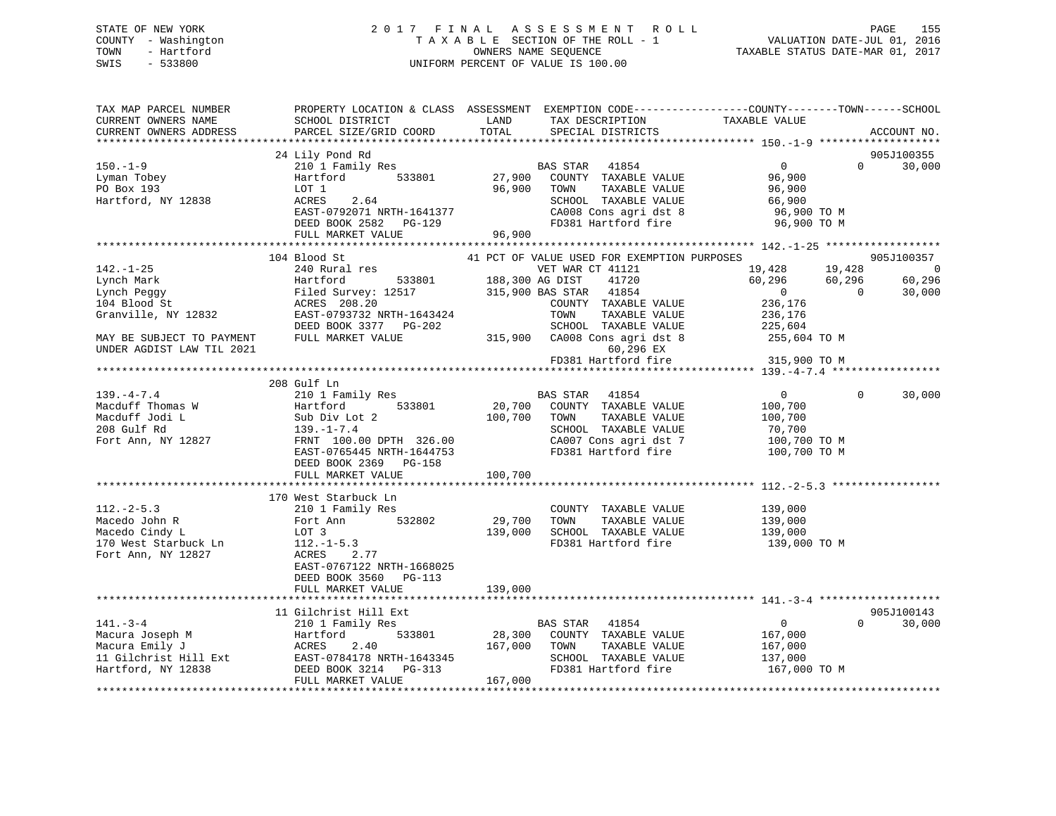STATE OF NEW YORK  
COUNTY - Washington  
TOWN - Hartford  
SWIS - 533800

2017 FINAL ASSESSMENT ROLL  
TAXABLE SECTION OF THE ROLL - 1  
OWNERS NAME SEQUENCE  
UNIFORM PERCENT OF VALUE IS 100.00

VALUATION DATE-JUL 01, 2016  
TAXABLE STATUS DATE-MAR 01, 2017

```
TAX MAP PARCEL NUMBER          PROPERTY LOCATION & CLASS  ASSESSMENT  EXEMPTION CODE-----------------COUNTY--------TOWN------SCHOOL
CURRENT OWNERS NAME            SCHOOL DISTRICT               LAND      TAX DESCRIPTION              TAXABLE VALUE
CURRENT OWNERS ADDRESS         PARCEL SIZE/GRID COORD        TOTAL     SPECIAL DISTRICTS                                    ACCOUNT NO.
******************************************************************************************************* 150.-1-9 *******************
                               24 Lily Pond Rd                                                                            905J100355
150.-1-9                       210 1 Family Res                        BAS STAR   41854                 0             0     30,000
Lyman Tobey                    Hartford       533801         27,900    COUNTY  TAXABLE VALUE           96,900
PO Box 193                     LOT 1                         96,900    TOWN    TAXABLE VALUE           96,900
Hartford, NY 12838             ACRES     2.64                          SCHOOL  TAXABLE VALUE           66,900
                               EAST-0792071 NRTH-1641377               CA008 Cons agri dst 8            96,900 TO M
                               DEED BOOK 2582   PG-129                 FD381 Hartford fire              96,900 TO M
                               FULL MARKET VALUE             96,900
******************************************************************************************************* 142.-1-25 ******************
                               104 Blood St                   41 PCT OF VALUE USED FOR EXEMPTION PURPOSES                 905J100357
142.-1-25                      240 Rural res                            VET WAR CT 41121            19,428        19,428            0
Lynch Mark                     Hartford       533801        188,300 AG DIST     41720               60,296        60,296       60,296
Lynch Peggy                    Filed Survey: 12517          315,900 BAS STAR   41854                    0             0       30,000
104 Blood St                   ACRES   208.20                          COUNTY  TAXABLE VALUE          236,176
Granville, NY 12832            EAST-0793732 NRTH-1643424               TOWN    TAXABLE VALUE          236,176
                               DEED BOOK 3377   PG-202                 SCHOOL  TAXABLE VALUE          225,604
MAY BE SUBJECT TO PAYMENT      FULL MARKET VALUE            315,900    CA008 Cons agri dst 8           255,604 TO M
UNDER AGDIST LAW TIL 2021                                                    60,296 EX
                                                                       FD381 Hartford fire             315,900 TO M
******************************************************************************************************* 139.-4-7.4 *****************
                               208 Gulf Ln
139.-4-7.4                     210 1 Family Res                        BAS STAR   41854                 0             0     30,000
Macduff Thomas W               Hartford       533801         20,700    COUNTY  TAXABLE VALUE          100,700
Macduff Jodi L                 Sub Div Lot 2                100,700    TOWN    TAXABLE VALUE          100,700
208 Gulf Rd                    139.-1-7.4                              SCHOOL  TAXABLE VALUE           70,700
Fort Ann, NY 12827             FRNT 100.00 DPTH 326.00                 CA007 Cons agri dst 7           100,700 TO M
                               EAST-0765445 NRTH-1644753               FD381 Hartford fire             100,700 TO M
                               DEED BOOK 2369   PG-158
                               FULL MARKET VALUE            100,700
******************************************************************************************************* 112.-2-5.3 *****************
                               170 West Starbuck Ln
112.-2-5.3                     210 1 Family Res                        COUNTY  TAXABLE VALUE          139,000
Macedo John R                  Fort Ann       532802         29,700    TOWN    TAXABLE VALUE          139,000
Macedo Cindy L                 LOT 3                        139,000    SCHOOL  TAXABLE VALUE          139,000
170 West Starbuck Ln           112.-1-5.3                              FD381 Hartford fire             139,000 TO M
Fort Ann, NY 12827             ACRES     2.77
                               EAST-0767122 NRTH-1668025
                               DEED BOOK 3560   PG-113
                               FULL MARKET VALUE            139,000
******************************************************************************************************* 141.-3-4 *******************
                               11 Gilchrist Hill Ext                                                                      905J100143
141.-3-4                       210 1 Family Res                        BAS STAR   41854                 0             0     30,000
Macura Joseph M                Hartford       533801         28,300    COUNTY  TAXABLE VALUE          167,000
Macura Emily J                 ACRES     2.40               167,000    TOWN    TAXABLE VALUE          167,000
11 Gilchrist Hill Ext          EAST-0784178 NRTH-1643345               SCHOOL  TAXABLE VALUE          137,000
Hartford, NY 12838             DEED BOOK 3214   PG-313                 FD381 Hartford fire             167,000 TO M
                               FULL MARKET VALUE            167,000
************************************************************************************************************************************
```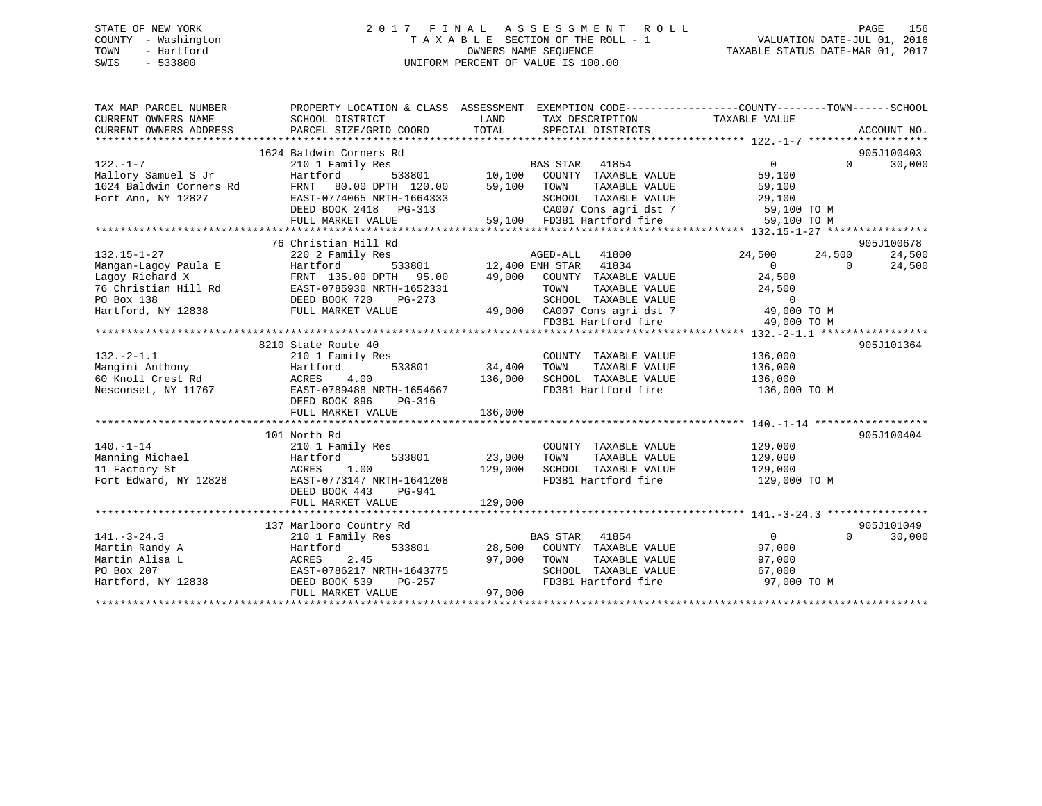STATE OF NEW YORK
COUNTY - Washington
TOWN - Hartford
SWIS - 533800

# 2017 FINAL ASSESSMENT ROLL

TAXABLE SECTION OF THE ROLL - 1
OWNERS NAME SEQUENCE
UNIFORM PERCENT OF VALUE IS 100.00

VALUATION DATE-JUL 01, 2016
TAXABLE STATUS DATE-MAR 01, 2017

| TAX MAP PARCEL NUMBER / CURRENT OWNERS NAME / CURRENT OWNERS ADDRESS | PROPERTY LOCATION & CLASS / SCHOOL DISTRICT / PARCEL SIZE/GRID COORD | ASSESSMENT LAND | TOTAL | EXEMPTION CODE / TAX DESCRIPTION / SPECIAL DISTRICTS | COUNTY | TOWN | SCHOOL | ACCOUNT NO. |
|---|---|---|---|---|---|---|---|---|
| **122.-1-7** | 1624 Baldwin Corners Rd | | | | | | | 905J100403 |
| Mallory Samuel S Jr | 210 1 Family Res | | | BAS STAR 41854 | 0 | 0 | 30,000 | |
| 1624 Baldwin Corners Rd | Hartford 533801 | 10,100 | | COUNTY TAXABLE VALUE | 59,100 | | | |
| Fort Ann, NY 12827 | FRNT 80.00 DPTH 120.00 | | 59,100 | TOWN TAXABLE VALUE | | 59,100 | | |
| | EAST-0774065 NRTH-1664333 | | | SCHOOL TAXABLE VALUE | | | 29,100 | |
| | DEED BOOK 2418 PG-313 | | | CA007 Cons agri dst 7 | 59,100 TO M | | | |
| | FULL MARKET VALUE | | 59,100 | FD381 Hartford fire | 59,100 TO M | | | |
| **132.15-1-27** | 76 Christian Hill Rd | | | | | | | 905J100678 |
| Mangan-Lagoy Paula E | 220 2 Family Res | | | AGED-ALL 41800 | 24,500 | 24,500 | 24,500 | |
| Lagoy Richard X | Hartford 533801 | 12,400 | | ENH STAR 41834 | 0 | 0 | 24,500 | |
| 76 Christian Hill Rd | FRNT 135.00 DPTH 95.00 | | 49,000 | COUNTY TAXABLE VALUE | 24,500 | | | |
| PO Box 138 | EAST-0785930 NRTH-1652331 | | | TOWN TAXABLE VALUE | | 24,500 | | |
| Hartford, NY 12838 | DEED BOOK 720 PG-273 | | | SCHOOL TAXABLE VALUE | | | 0 | |
| | FULL MARKET VALUE | | 49,000 | CA007 Cons agri dst 7 | 49,000 TO M | | | |
| | | | | FD381 Hartford fire | 49,000 TO M | | | |
| **132.-2-1.1** | 8210 State Route 40 | | | | | | | 905J101364 |
| Mangini Anthony | 210 1 Family Res | | | COUNTY TAXABLE VALUE | 136,000 | | | |
| 60 Knoll Crest Rd | Hartford 533801 | 34,400 | | TOWN TAXABLE VALUE | | 136,000 | | |
| Nesconset, NY 11767 | ACRES 4.00 | | 136,000 | SCHOOL TAXABLE VALUE | | | 136,000 | |
| | EAST-0789488 NRTH-1654667 | | | FD381 Hartford fire | 136,000 TO M | | | |
| | DEED BOOK 896 PG-316 | | | | | | | |
| | FULL MARKET VALUE | | 136,000 | | | | | |
| **140.-1-14** | 101 North Rd | | | | | | | 905J100404 |
| Manning Michael | 210 1 Family Res | | | COUNTY TAXABLE VALUE | 129,000 | | | |
| 11 Factory St | Hartford 533801 | 23,000 | | TOWN TAXABLE VALUE | | 129,000 | | |
| Fort Edward, NY 12828 | ACRES 1.00 | | 129,000 | SCHOOL TAXABLE VALUE | | | 129,000 | |
| | EAST-0773147 NRTH-1641208 | | | FD381 Hartford fire | 129,000 TO M | | | |
| | DEED BOOK 443 PG-941 | | | | | | | |
| | FULL MARKET VALUE | | 129,000 | | | | | |
| **141.-3-24.3** | 137 Marlboro Country Rd | | | | | | | 905J101049 |
| Martin Randy A | 210 1 Family Res | | | BAS STAR 41854 | 0 | 0 | 30,000 | |
| Martin Alisa L | Hartford 533801 | 28,500 | | COUNTY TAXABLE VALUE | 97,000 | | | |
| PO Box 207 | ACRES 2.45 | | 97,000 | TOWN TAXABLE VALUE | | 97,000 | | |
| Hartford, NY 12838 | EAST-0786217 NRTH-1643775 | | | SCHOOL TAXABLE VALUE | | | 67,000 | |
| | DEED BOOK 539 PG-257 | | | FD381 Hartford fire | 97,000 TO M | | | |
| | FULL MARKET VALUE | | 97,000 | | | | | |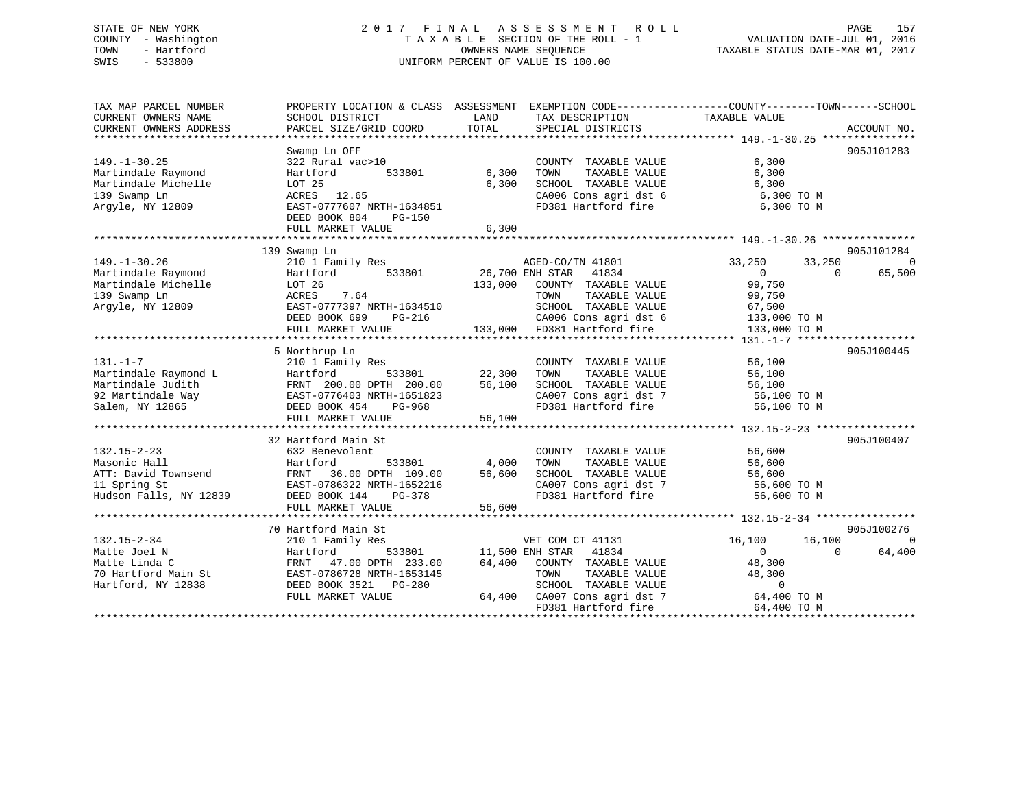STATE OF NEW YORK
COUNTY - Washington
TOWN - Hartford
SWIS - 533800

# 2017 FINAL ASSESSMENT ROLL

TAXABLE SECTION OF THE ROLL - 1
OWNERS NAME SEQUENCE
UNIFORM PERCENT OF VALUE IS 100.00

VALUATION DATE-JUL 01, 2016
TAXABLE STATUS DATE-MAR 01, 2017

```
TAX MAP PARCEL NUMBER      PROPERTY LOCATION & CLASS  ASSESSMENT  EXEMPTION CODE------------------COUNTY--------TOWN------SCHOOL
CURRENT OWNERS NAME        SCHOOL DISTRICT               LAND      TAX DESCRIPTION            TAXABLE VALUE
CURRENT OWNERS ADDRESS     PARCEL SIZE/GRID COORD       TOTAL      SPECIAL DISTRICTS                                      ACCOUNT NO.
******************************************************************************************** 149.-1-30.25 ***************
                           Swamp Ln OFF                                                                                  905J101283
149.-1-30.25               322 Rural vac>10                        COUNTY  TAXABLE VALUE            6,300
Martindale Raymond         Hartford        533801        6,300     TOWN    TAXABLE VALUE            6,300
Martindale Michelle        LOT 25                        6,300     SCHOOL  TAXABLE VALUE            6,300
139 Swamp Ln               ACRES   12.65                           CA006 Cons agri dst 6            6,300 TO M
Argyle, NY 12809           EAST-0777607 NRTH-1634851               FD381 Hartford fire              6,300 TO M
                           DEED BOOK 804    PG-150
                           FULL MARKET VALUE             6,300
******************************************************************************************** 149.-1-30.26 ***************
                       139 Swamp Ln                                                                                      905J101284
149.-1-30.26               210 1 Family Res                        AGED-CO/TN 41801          33,250      33,250          0
Martindale Raymond         Hartford        533801       26,700 ENH STAR   41834                   0           0     65,500
Martindale Michelle        LOT 26                      133,000     COUNTY  TAXABLE VALUE           99,750
139 Swamp Ln               ACRES    7.64                           TOWN    TAXABLE VALUE           99,750
Argyle, NY 12809           EAST-0777397 NRTH-1634510               SCHOOL  TAXABLE VALUE           67,500
                           DEED BOOK 699    PG-216                 CA006 Cons agri dst 6          133,000 TO M
                           FULL MARKET VALUE           133,000     FD381 Hartford fire            133,000 TO M
******************************************************************************************** 131.-1-7 *******************
                         5 Northrup Ln                                                                                   905J100445
131.-1-7                   210 1 Family Res                        COUNTY  TAXABLE VALUE           56,100
Martindale Raymond L       Hartford        533801       22,300     TOWN    TAXABLE VALUE           56,100
Martindale Judith          FRNT 200.00 DPTH 200.00      56,100     SCHOOL  TAXABLE VALUE           56,100
92 Martindale Way          EAST-0776403 NRTH-1651823               CA007 Cons agri dst 7           56,100 TO M
Salem, NY 12865            DEED BOOK 454    PG-968                 FD381 Hartford fire             56,100 TO M
                           FULL MARKET VALUE            56,100
******************************************************************************************** 132.15-2-23 ****************
                        32 Hartford Main St                                                                              905J100407
132.15-2-23                632 Benevolent                          COUNTY  TAXABLE VALUE           56,600
Masonic Hall               Hartford        533801        4,000     TOWN    TAXABLE VALUE           56,600
ATT: David Townsend        FRNT  36.00 DPTH 109.00      56,600     SCHOOL  TAXABLE VALUE           56,600
11 Spring St               EAST-0786322 NRTH-1652216               CA007 Cons agri dst 7           56,600 TO M
Hudson Falls, NY 12839     DEED BOOK 144    PG-378                 FD381 Hartford fire             56,600 TO M
                           FULL MARKET VALUE            56,600
******************************************************************************************** 132.15-2-34 ****************
                        70 Hartford Main St                                                                              905J100276
132.15-2-34                210 1 Family Res                        VET COM CT 41131          16,100      16,100          0
Matte Joel N               Hartford        533801       11,500 ENH STAR   41834                   0           0     64,400
Matte Linda C              FRNT  47.00 DPTH 233.00      64,400     COUNTY  TAXABLE VALUE           48,300
70 Hartford Main St        EAST-0786728 NRTH-1653145               TOWN    TAXABLE VALUE           48,300
Hartford, NY 12838         DEED BOOK 3521   PG-280                 SCHOOL  TAXABLE VALUE                0
                           FULL MARKET VALUE            64,400     CA007 Cons agri dst 7           64,400 TO M
                                                                   FD381 Hartford fire             64,400 TO M
****************************************************************************************************************************
```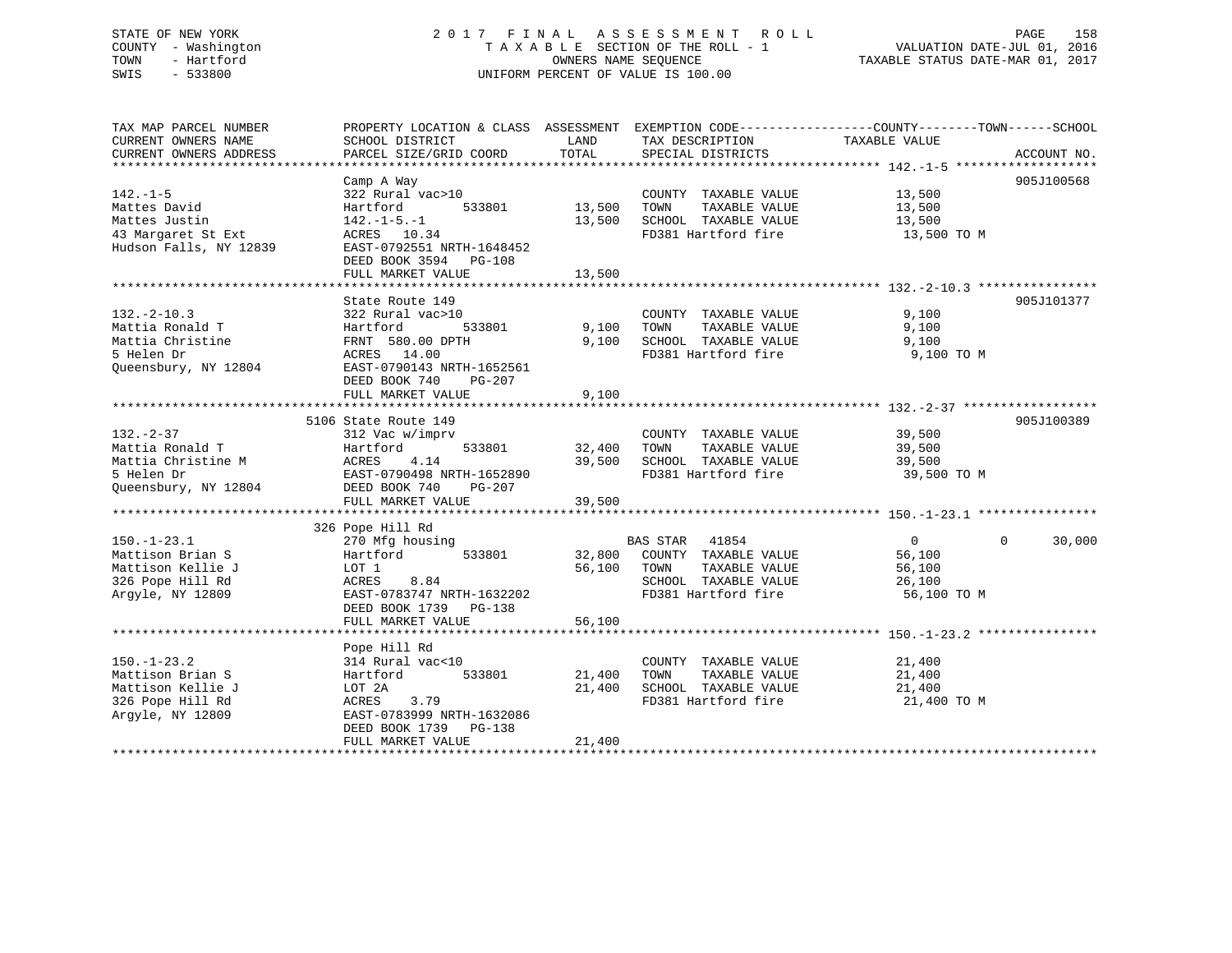STATE OF NEW YORK
COUNTY - Washington
TOWN - Hartford
SWIS - 533800

# 2017 FINAL ASSESSMENT ROLL

TAXABLE SECTION OF THE ROLL - 1
OWNERS NAME SEQUENCE
UNIFORM PERCENT OF VALUE IS 100.00

VALUATION DATE-JUL 01, 2016
TAXABLE STATUS DATE-MAR 01, 2017

| TAX MAP PARCEL NUMBER / CURRENT OWNERS NAME / CURRENT OWNERS ADDRESS | PROPERTY LOCATION & CLASS / SCHOOL DISTRICT / PARCEL SIZE/GRID COORD | ASSESSMENT LAND | TOTAL | EXEMPTION CODE / TAX DESCRIPTION / SPECIAL DISTRICTS | COUNTY TAXABLE VALUE | TOWN | SCHOOL | ACCOUNT NO. |
|---|---|---|---|---|---|---|---|---|
| **142.-1-5** | Camp A Way | | | | | | | 905J100568 |
| 142.-1-5 | 322 Rural vac>10 | | | COUNTY TAXABLE VALUE | 13,500 | | | |
| Mattes David | Hartford 533801 | 13,500 | | TOWN TAXABLE VALUE | 13,500 | | | |
| Mattes Justin | 142.-1-5.-1 | | 13,500 | SCHOOL TAXABLE VALUE | 13,500 | | | |
| 43 Margaret St Ext | ACRES 10.34 | | | FD381 Hartford fire | 13,500 TO M | | | |
| Hudson Falls, NY 12839 | EAST-0792551 NRTH-1648452 | | | | | | | |
| | DEED BOOK 3594 PG-108 | | | | | | | |
| | FULL MARKET VALUE | | 13,500 | | | | | |
| **132.-2-10.3** | State Route 149 | | | | | | | 905J101377 |
| 132.-2-10.3 | 322 Rural vac>10 | | | COUNTY TAXABLE VALUE | 9,100 | | | |
| Mattia Ronald T | Hartford 533801 | 9,100 | | TOWN TAXABLE VALUE | 9,100 | | | |
| Mattia Christine | FRNT 580.00 DPTH | | 9,100 | SCHOOL TAXABLE VALUE | 9,100 | | | |
| 5 Helen Dr | ACRES 14.00 | | | FD381 Hartford fire | 9,100 TO M | | | |
| Queensbury, NY 12804 | EAST-0790143 NRTH-1652561 | | | | | | | |
| | DEED BOOK 740 PG-207 | | | | | | | |
| | FULL MARKET VALUE | | 9,100 | | | | | |
| **132.-2-37** | 5106 State Route 149 | | | | | | | 905J100389 |
| 132.-2-37 | 312 Vac w/imprv | | | COUNTY TAXABLE VALUE | 39,500 | | | |
| Mattia Ronald T | Hartford 533801 | 32,400 | | TOWN TAXABLE VALUE | 39,500 | | | |
| Mattia Christine M | ACRES 4.14 | | 39,500 | SCHOOL TAXABLE VALUE | 39,500 | | | |
| 5 Helen Dr | EAST-0790498 NRTH-1652890 | | | FD381 Hartford fire | 39,500 TO M | | | |
| Queensbury, NY 12804 | DEED BOOK 740 PG-207 | | | | | | | |
| | FULL MARKET VALUE | | 39,500 | | | | | |
| **150.-1-23.1** | 326 Pope Hill Rd | | | | | | | |
| 150.-1-23.1 | 270 Mfg housing | | | BAS STAR 41854 | 0 | 0 | 30,000 | |
| Mattison Brian S | Hartford 533801 | 32,800 | | COUNTY TAXABLE VALUE | 56,100 | | | |
| Mattison Kellie J | LOT 1 | | 56,100 | TOWN TAXABLE VALUE | 56,100 | | | |
| 326 Pope Hill Rd | ACRES 8.84 | | | SCHOOL TAXABLE VALUE | 26,100 | | | |
| Argyle, NY 12809 | EAST-0783747 NRTH-1632202 | | | FD381 Hartford fire | 56,100 TO M | | | |
| | DEED BOOK 1739 PG-138 | | | | | | | |
| | FULL MARKET VALUE | | 56,100 | | | | | |
| **150.-1-23.2** | Pope Hill Rd | | | | | | | |
| 150.-1-23.2 | 314 Rural vac<10 | | | COUNTY TAXABLE VALUE | 21,400 | | | |
| Mattison Brian S | Hartford 533801 | 21,400 | | TOWN TAXABLE VALUE | 21,400 | | | |
| Mattison Kellie J | LOT 2A | | 21,400 | SCHOOL TAXABLE VALUE | 21,400 | | | |
| 326 Pope Hill Rd | ACRES 3.79 | | | FD381 Hartford fire | 21,400 TO M | | | |
| Argyle, NY 12809 | EAST-0783999 NRTH-1632086 | | | | | | | |
| | DEED BOOK 1739 PG-138 | | | | | | | |
| | FULL MARKET VALUE | | 21,400 | | | | | |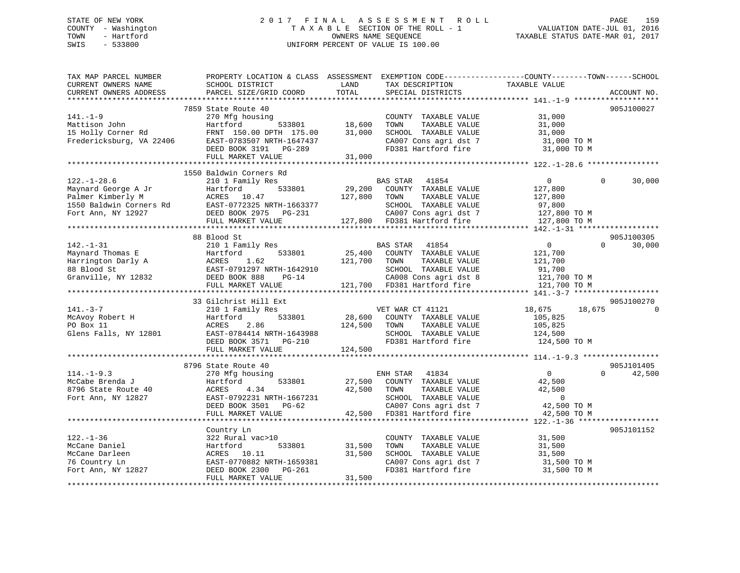STATE OF NEW YORK
COUNTY - Washington
TOWN - Hartford
SWIS - 533800

# 2017 FINAL ASSESSMENT ROLL

TAXABLE SECTION OF THE ROLL - 1
OWNERS NAME SEQUENCE
UNIFORM PERCENT OF VALUE IS 100.00

VALUATION DATE-JUL 01, 2016
TAXABLE STATUS DATE-MAR 01, 2017

| TAX MAP PARCEL NUMBER / CURRENT OWNERS NAME / CURRENT OWNERS ADDRESS | PROPERTY LOCATION & CLASS / SCHOOL DISTRICT / PARCEL SIZE/GRID COORD | ASSESSMENT LAND | TOTAL | EXEMPTION CODE / TAX DESCRIPTION / SPECIAL DISTRICTS | COUNTY TAXABLE VALUE | TOWN | SCHOOL | ACCOUNT NO. |
|---|---|---|---|---|---|---|---|---|
| 141.-1-9 | 7859 State Route 40 | | | | | | | 905J100027 |
| Mattison John | 270 Mfg housing | | | COUNTY TAXABLE VALUE | 31,000 | | | |
| 15 Holly Corner Rd | Hartford 533801 | 18,600 | | TOWN TAXABLE VALUE | 31,000 | | | |
| Fredericksburg, VA 22406 | FRNT 150.00 DPTH 175.00 | | 31,000 | SCHOOL TAXABLE VALUE | 31,000 | | | |
| | EAST-0783507 NRTH-1647437 | | | CA007 Cons agri dst 7 | 31,000 TO M | | | |
| | DEED BOOK 3191 PG-289 | | | FD381 Hartford fire | 31,000 TO M | | | |
| | FULL MARKET VALUE | | 31,000 | | | | | |
| 122.-1-28.6 | 1550 Baldwin Corners Rd | | | | | | | |
| Maynard George A Jr | 210 1 Family Res | | | BAS STAR 41854 | 0 | 0 | 30,000 | |
| Palmer Kimberly M | Hartford 533801 | 29,200 | | COUNTY TAXABLE VALUE | 127,800 | | | |
| 1550 Baldwin Corners Rd | ACRES 10.47 | | 127,800 | TOWN TAXABLE VALUE | 127,800 | | | |
| Fort Ann, NY 12927 | EAST-0772325 NRTH-1663377 | | | SCHOOL TAXABLE VALUE | 97,800 | | | |
| | DEED BOOK 2975 PG-231 | | | CA007 Cons agri dst 7 | 127,800 TO M | | | |
| | FULL MARKET VALUE | | 127,800 | FD381 Hartford fire | 127,800 TO M | | | |
| 142.-1-31 | 88 Blood St | | | | | | | 905J100305 |
| Maynard Thomas E | 210 1 Family Res | | | BAS STAR 41854 | 0 | 0 | 30,000 | |
| Harrington Darly A | Hartford 533801 | 25,400 | | COUNTY TAXABLE VALUE | 121,700 | | | |
| 88 Blood St | ACRES 1.62 | | 121,700 | TOWN TAXABLE VALUE | 121,700 | | | |
| Granville, NY 12832 | EAST-0791297 NRTH-1642910 | | | SCHOOL TAXABLE VALUE | 91,700 | | | |
| | DEED BOOK 888 PG-14 | | | CA008 Cons agri dst 8 | 121,700 TO M | | | |
| | FULL MARKET VALUE | | 121,700 | FD381 Hartford fire | 121,700 TO M | | | |
| 141.-3-7 | 33 Gilchrist Hill Ext | | | | | | | 905J100270 |
| McAvoy Robert H | 210 1 Family Res | | | VET WAR CT 41121 | 18,675 | 18,675 | 0 | |
| PO Box 11 | Hartford 533801 | 28,600 | | COUNTY TAXABLE VALUE | 105,825 | | | |
| Glens Falls, NY 12801 | ACRES 2.86 | | 124,500 | TOWN TAXABLE VALUE | 105,825 | | | |
| | EAST-0784414 NRTH-1643988 | | | SCHOOL TAXABLE VALUE | 124,500 | | | |
| | DEED BOOK 3571 PG-210 | | | FD381 Hartford fire | 124,500 TO M | | | |
| | FULL MARKET VALUE | | 124,500 | | | | | |
| 114.-1-9.3 | 8796 State Route 40 | | | | | | | 905J101405 |
| McCabe Brenda J | 270 Mfg housing | | | ENH STAR 41834 | 0 | 0 | 42,500 | |
| 8796 State Route 40 | Hartford 533801 | 27,500 | | COUNTY TAXABLE VALUE | 42,500 | | | |
| Fort Ann, NY 12827 | ACRES 4.34 | | 42,500 | TOWN TAXABLE VALUE | 42,500 | | | |
| | EAST-0792231 NRTH-1667231 | | | SCHOOL TAXABLE VALUE | 0 | | | |
| | DEED BOOK 3501 PG-62 | | | CA007 Cons agri dst 7 | 42,500 TO M | | | |
| | FULL MARKET VALUE | | 42,500 | FD381 Hartford fire | 42,500 TO M | | | |
| 122.-1-36 | Country Ln | | | | | | | 905J101152 |
| McCane Daniel | 322 Rural vac>10 | | | COUNTY TAXABLE VALUE | 31,500 | | | |
| McCane Darleen | Hartford 533801 | 31,500 | | TOWN TAXABLE VALUE | 31,500 | | | |
| 76 Country Ln | ACRES 10.11 | | 31,500 | SCHOOL TAXABLE VALUE | 31,500 | | | |
| Fort Ann, NY 12827 | EAST-0770882 NRTH-1659381 | | | CA007 Cons agri dst 7 | 31,500 TO M | | | |
| | DEED BOOK 2300 PG-261 | | | FD381 Hartford fire | 31,500 TO M | | | |
| | FULL MARKET VALUE | | 31,500 | | | | | |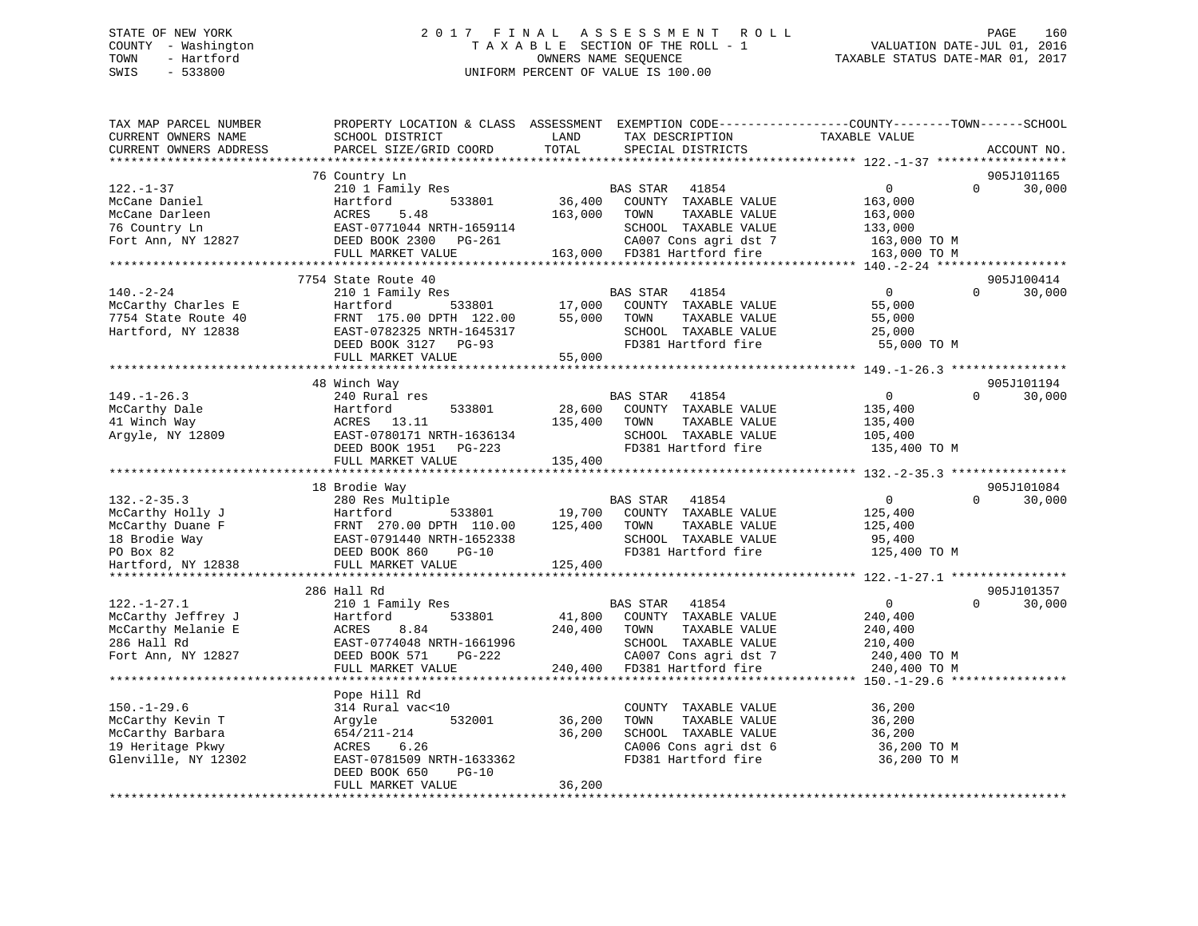STATE OF NEW YORK
COUNTY - Washington
TOWN - Hartford
SWIS - 533800

2017 FINAL ASSESSMENT ROLL
TAXABLE SECTION OF THE ROLL - 1
OWNERS NAME SEQUENCE
UNIFORM PERCENT OF VALUE IS 100.00

VALUATION DATE-JUL 01, 2016
TAXABLE STATUS DATE-MAR 01, 2017

```
TAX MAP PARCEL NUMBER     PROPERTY LOCATION & CLASS  ASSESSMENT  EXEMPTION CODE------------------COUNTY--------TOWN------SCHOOL
CURRENT OWNERS NAME       SCHOOL DISTRICT              LAND      TAX DESCRIPTION              TAXABLE VALUE
CURRENT OWNERS ADDRESS    PARCEL SIZE/GRID COORD       TOTAL     SPECIAL DISTRICTS                                    ACCOUNT NO.
******************************************************************************************************* 122.-1-37 ******************
                          76 Country Ln                                                                            905J101165
122.-1-37                 210 1 Family Res                       BAS STAR   41854                  0           0      30,000
McCane Daniel             Hartford         533801      36,400   COUNTY  TAXABLE VALUE          163,000
McCane Darleen            ACRES    5.48                163,000   TOWN    TAXABLE VALUE          163,000
76 Country Ln             EAST-0771044 NRTH-1659114             SCHOOL  TAXABLE VALUE          133,000
Fort Ann, NY 12827        DEED BOOK 2300   PG-261               CA007 Cons agri dst 7          163,000 TO M
                          FULL MARKET VALUE            163,000   FD381 Hartford fire            163,000 TO M
******************************************************************************************************* 140.-2-24 ******************
                          7754 State Route 40                                                                      905J100414
140.-2-24                 210 1 Family Res                       BAS STAR   41854                  0           0      30,000
McCarthy Charles E        Hartford         533801      17,000   COUNTY  TAXABLE VALUE           55,000
7754 State Route 40       FRNT 175.00 DPTH 122.00      55,000   TOWN    TAXABLE VALUE           55,000
Hartford, NY 12838        EAST-0782325 NRTH-1645317             SCHOOL  TAXABLE VALUE           25,000
                          DEED BOOK 3127   PG-93                FD381 Hartford fire             55,000 TO M
                          FULL MARKET VALUE             55,000
******************************************************************************************************* 149.-1-26.3 ****************
                          48 Winch Way                                                                             905J101194
149.-1-26.3               240 Rural res                          BAS STAR   41854                  0           0      30,000
McCarthy Dale             Hartford         533801      28,600   COUNTY  TAXABLE VALUE          135,400
41 Winch Way              ACRES   13.11                135,400   TOWN    TAXABLE VALUE          135,400
Argyle, NY 12809          EAST-0780171 NRTH-1636134             SCHOOL  TAXABLE VALUE          105,400
                          DEED BOOK 1951   PG-223               FD381 Hartford fire            135,400 TO M
                          FULL MARKET VALUE            135,400
******************************************************************************************************* 132.-2-35.3 ****************
                          18 Brodie Way                                                                            905J101084
132.-2-35.3               280 Res Multiple                       BAS STAR   41854                  0           0      30,000
McCarthy Holly J          Hartford         533801      19,700   COUNTY  TAXABLE VALUE          125,400
McCarthy Duane F          FRNT 270.00 DPTH 110.00      125,400   TOWN    TAXABLE VALUE          125,400
18 Brodie Way             EAST-0791440 NRTH-1652338             SCHOOL  TAXABLE VALUE           95,400
PO Box 82                 DEED BOOK 860    PG-10                FD381 Hartford fire            125,400 TO M
Hartford, NY 12838        FULL MARKET VALUE            125,400
******************************************************************************************************* 122.-1-27.1 ****************
                          286 Hall Rd                                                                              905J101357
122.-1-27.1               210 1 Family Res                       BAS STAR   41854                  0           0      30,000
McCarthy Jeffrey J        Hartford         533801      41,800   COUNTY  TAXABLE VALUE          240,400
McCarthy Melanie E        ACRES    8.84                240,400   TOWN    TAXABLE VALUE          240,400
286 Hall Rd               EAST-0774048 NRTH-1661996             SCHOOL  TAXABLE VALUE          210,400
Fort Ann, NY 12827        DEED BOOK 571    PG-222               CA007 Cons agri dst 7          240,400 TO M
                          FULL MARKET VALUE            240,400   FD381 Hartford fire            240,400 TO M
******************************************************************************************************* 150.-1-29.6 ****************
                          Pope Hill Rd
150.-1-29.6               314 Rural vac<10                       COUNTY  TAXABLE VALUE           36,200
McCarthy Kevin T          Argyle           532001      36,200   TOWN    TAXABLE VALUE           36,200
McCarthy Barbara          654/211-214                   36,200   SCHOOL  TAXABLE VALUE           36,200
19 Heritage Pkwy          ACRES    6.26                          CA006 Cons agri dst 6           36,200 TO M
Glenville, NY 12302       EAST-0781509 NRTH-1633362             FD381 Hartford fire             36,200 TO M
                          DEED BOOK 650    PG-10
                          FULL MARKET VALUE             36,200
************************************************************************************************************************************
```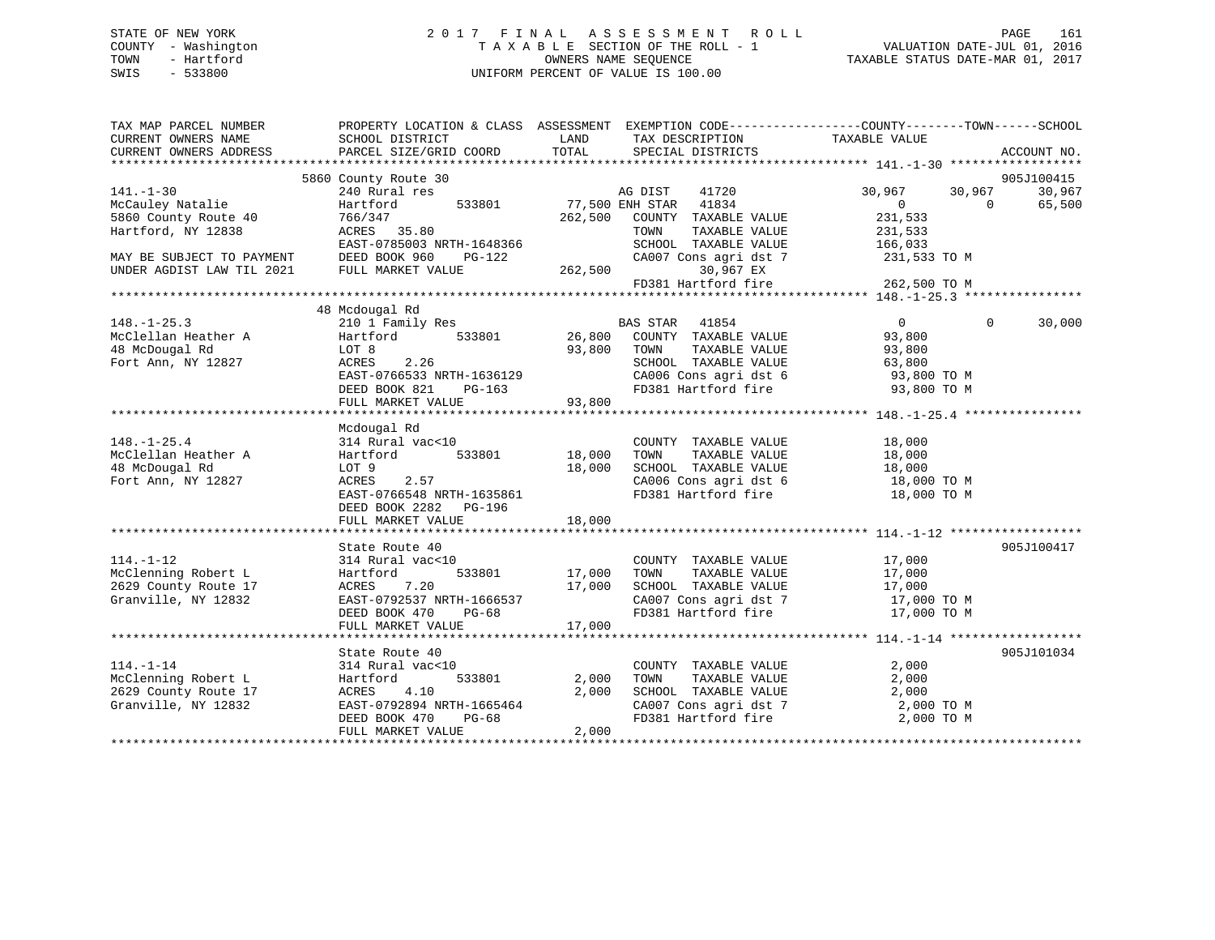STATE OF NEW YORK
COUNTY - Washington
TOWN - Hartford
SWIS - 533800

# 2017 FINAL ASSESSMENT ROLL
TAXABLE SECTION OF THE ROLL - 1
OWNERS NAME SEQUENCE
UNIFORM PERCENT OF VALUE IS 100.00

VALUATION DATE-JUL 01, 2016
TAXABLE STATUS DATE-MAR 01, 2017

```
TAX MAP PARCEL NUMBER          PROPERTY LOCATION & CLASS  ASSESSMENT  EXEMPTION CODE------------------COUNTY--------TOWN------SCHOOL
CURRENT OWNERS NAME            SCHOOL DISTRICT               LAND      TAX DESCRIPTION            TAXABLE VALUE
CURRENT OWNERS ADDRESS         PARCEL SIZE/GRID COORD        TOTAL     SPECIAL DISTRICTS                                      ACCOUNT NO.
******************************************************************************************************* 141.-1-30 ******************
                            5860 County Route 30                                                                         905J100415
141.-1-30                      240 Rural res                      AG DIST    41720          30,967      30,967       30,967
McCauley Natalie               Hartford       533801       77,500 ENH STAR   41834               0           0       65,500
5860 County Route 40           766/347                    262,500   COUNTY  TAXABLE VALUE          231,533
Hartford, NY 12838             ACRES  35.80                         TOWN    TAXABLE VALUE          231,533
                               EAST-0785003 NRTH-1648366            SCHOOL  TAXABLE VALUE          166,033
MAY BE SUBJECT TO PAYMENT      DEED BOOK 960    PG-122              CA007 Cons agri dst 7          231,533 TO M
UNDER AGDIST LAW TIL 2021      FULL MARKET VALUE          262,500        30,967 EX
                                                                    FD381 Hartford fire            262,500 TO M
******************************************************************************************************* 148.-1-25.3 ****************
                            48 Mcdougal Rd
148.-1-25.3                    210 1 Family Res                    BAS STAR  41854               0           0       30,000
McClellan Heather A            Hartford       533801       26,800   COUNTY  TAXABLE VALUE           93,800
48 McDougal Rd                 LOT 8                       93,800   TOWN    TAXABLE VALUE           93,800
Fort Ann, NY 12827             ACRES   2.26                         SCHOOL  TAXABLE VALUE           63,800
                               EAST-0766533 NRTH-1636129            CA006 Cons agri dst 6           93,800 TO M
                               DEED BOOK 821    PG-163              FD381 Hartford fire             93,800 TO M
                               FULL MARKET VALUE           93,800
******************************************************************************************************* 148.-1-25.4 ****************
                               Mcdougal Rd
148.-1-25.4                    314 Rural vac<10                     COUNTY  TAXABLE VALUE           18,000
McClellan Heather A            Hartford       533801       18,000   TOWN    TAXABLE VALUE           18,000
48 McDougal Rd                 LOT 9                       18,000   SCHOOL  TAXABLE VALUE           18,000
Fort Ann, NY 12827             ACRES   2.57                         CA006 Cons agri dst 6           18,000 TO M
                               EAST-0766548 NRTH-1635861            FD381 Hartford fire             18,000 TO M
                               DEED BOOK 2282   PG-196
                               FULL MARKET VALUE           18,000
******************************************************************************************************* 114.-1-12 ******************
                               State Route 40                                                                            905J100417
114.-1-12                      314 Rural vac<10                     COUNTY  TAXABLE VALUE           17,000
McClenning Robert L            Hartford       533801       17,000   TOWN    TAXABLE VALUE           17,000
2629 County Route 17           ACRES   7.20                17,000   SCHOOL  TAXABLE VALUE           17,000
Granville, NY 12832            EAST-0792537 NRTH-1666537            CA007 Cons agri dst 7           17,000 TO M
                               DEED BOOK 470    PG-68               FD381 Hartford fire             17,000 TO M
                               FULL MARKET VALUE           17,000
******************************************************************************************************* 114.-1-14 ******************
                               State Route 40                                                                            905J101034
114.-1-14                      314 Rural vac<10                     COUNTY  TAXABLE VALUE            2,000
McClenning Robert L            Hartford       533801        2,000   TOWN    TAXABLE VALUE            2,000
2629 County Route 17           ACRES   4.10                 2,000   SCHOOL  TAXABLE VALUE            2,000
Granville, NY 12832            EAST-0792894 NRTH-1665464            CA007 Cons agri dst 7            2,000 TO M
                               DEED BOOK 470    PG-68               FD381 Hartford fire              2,000 TO M
                               FULL MARKET VALUE            2,000
************************************************************************************************************************************
```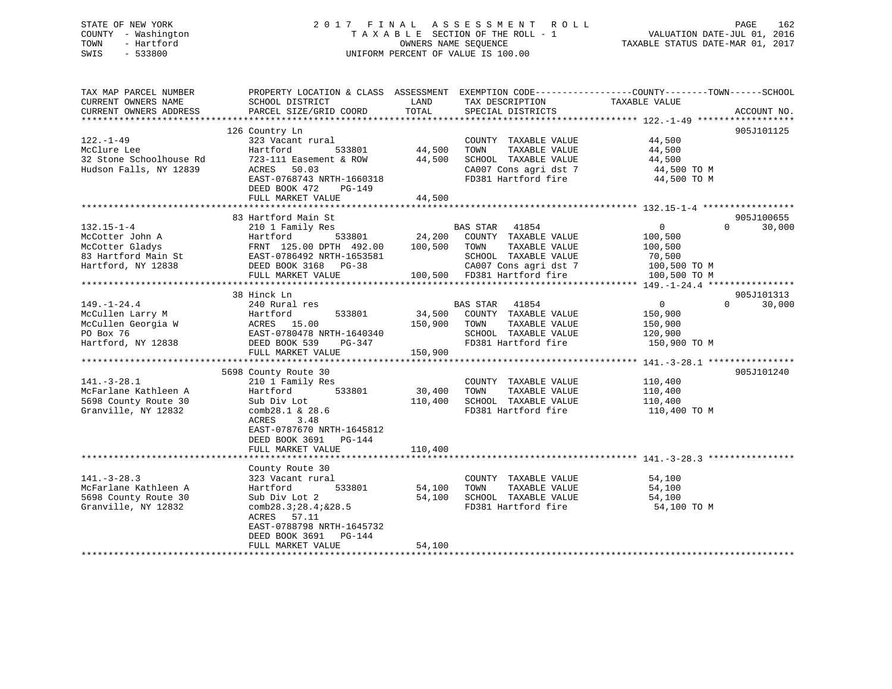STATE OF NEW YORK
COUNTY - Washington
TOWN - Hartford
SWIS - 533800

# 2017 FINAL ASSESSMENT ROLL

TAXABLE SECTION OF THE ROLL - 1
OWNERS NAME SEQUENCE
UNIFORM PERCENT OF VALUE IS 100.00

VALUATION DATE-JUL 01, 2016
TAXABLE STATUS DATE-MAR 01, 2017

| TAX MAP PARCEL NUMBER / CURRENT OWNERS NAME / CURRENT OWNERS ADDRESS | PROPERTY LOCATION & CLASS / SCHOOL DISTRICT / PARCEL SIZE/GRID COORD | ASSESSMENT LAND | TOTAL | EXEMPTION CODE / TAX DESCRIPTION / SPECIAL DISTRICTS | COUNTY / TAXABLE VALUE | TOWN | SCHOOL | ACCOUNT NO. |
|---|---|---|---|---|---|---|---|---|
| 122.-1-49 | 126 Country Ln | | | | | | | 905J101125 |
| McClure Lee | 323 Vacant rural | | | COUNTY TAXABLE VALUE | 44,500 | | | |
| 32 Stone Schoolhouse Rd | Hartford 533801 | 44,500 | | TOWN TAXABLE VALUE | 44,500 | | | |
| Hudson Falls, NY 12839 | 723-111 Easement & ROW | | 44,500 | SCHOOL TAXABLE VALUE | 44,500 | | | |
| | ACRES 50.03 | | | CA007 Cons agri dst 7 | 44,500 TO M | | | |
| | EAST-0768743 NRTH-1660318 | | | FD381 Hartford fire | 44,500 TO M | | | |
| | DEED BOOK 472 PG-149 | | | | | | | |
| | FULL MARKET VALUE | | 44,500 | | | | | |
| 132.15-1-4 | 83 Hartford Main St | | | | | | | 905J100655 |
| McCotter John A | 210 1 Family Res | | | BAS STAR 41854 | 0 | 0 | 30,000 | |
| McCotter Gladys | Hartford 533801 | 24,200 | | COUNTY TAXABLE VALUE | 100,500 | | | |
| 83 Hartford Main St | FRNT 125.00 DPTH 492.00 | | 100,500 | TOWN TAXABLE VALUE | 100,500 | | | |
| Hartford, NY 12838 | EAST-0786492 NRTH-1653581 | | | SCHOOL TAXABLE VALUE | 70,500 | | | |
| | DEED BOOK 3168 PG-38 | | | CA007 Cons agri dst 7 | 100,500 TO M | | | |
| | FULL MARKET VALUE | | 100,500 | FD381 Hartford fire | 100,500 TO M | | | |
| 149.-1-24.4 | 38 Hinck Ln | | | | | | | 905J101313 |
| McCullen Larry M | 240 Rural res | | | BAS STAR 41854 | 0 | 0 | 30,000 | |
| McCullen Georgia W | Hartford 533801 | 34,500 | | COUNTY TAXABLE VALUE | 150,900 | | | |
| PO Box 76 | ACRES 15.00 | | 150,900 | TOWN TAXABLE VALUE | 150,900 | | | |
| Hartford, NY 12838 | EAST-0780478 NRTH-1640340 | | | SCHOOL TAXABLE VALUE | 120,900 | | | |
| | DEED BOOK 539 PG-347 | | | FD381 Hartford fire | 150,900 TO M | | | |
| | FULL MARKET VALUE | | 150,900 | | | | | |
| 141.-3-28.1 | 5698 County Route 30 | | | | | | | 905J101240 |
| McFarlane Kathleen A | 210 1 Family Res | | | COUNTY TAXABLE VALUE | 110,400 | | | |
| 5698 County Route 30 | Hartford 533801 | 30,400 | | TOWN TAXABLE VALUE | 110,400 | | | |
| Granville, NY 12832 | Sub Div Lot | | 110,400 | SCHOOL TAXABLE VALUE | 110,400 | | | |
| | comb28.1 & 28.6 | | | FD381 Hartford fire | 110,400 TO M | | | |
| | ACRES 3.48 | | | | | | | |
| | EAST-0787670 NRTH-1645812 | | | | | | | |
| | DEED BOOK 3691 PG-144 | | | | | | | |
| | FULL MARKET VALUE | | 110,400 | | | | | |
| 141.-3-28.3 | County Route 30 | | | | | | | |
| McFarlane Kathleen A | 323 Vacant rural | | | COUNTY TAXABLE VALUE | 54,100 | | | |
| 5698 County Route 30 | Hartford 533801 | 54,100 | | TOWN TAXABLE VALUE | 54,100 | | | |
| Granville, NY 12832 | Sub Div Lot 2 | | 54,100 | SCHOOL TAXABLE VALUE | 54,100 | | | |
| | comb28.3;28.4;&28.5 | | | FD381 Hartford fire | 54,100 TO M | | | |
| | ACRES 57.11 | | | | | | | |
| | EAST-0788798 NRTH-1645732 | | | | | | | |
| | DEED BOOK 3691 PG-144 | | | | | | | |
| | FULL MARKET VALUE | | 54,100 | | | | | |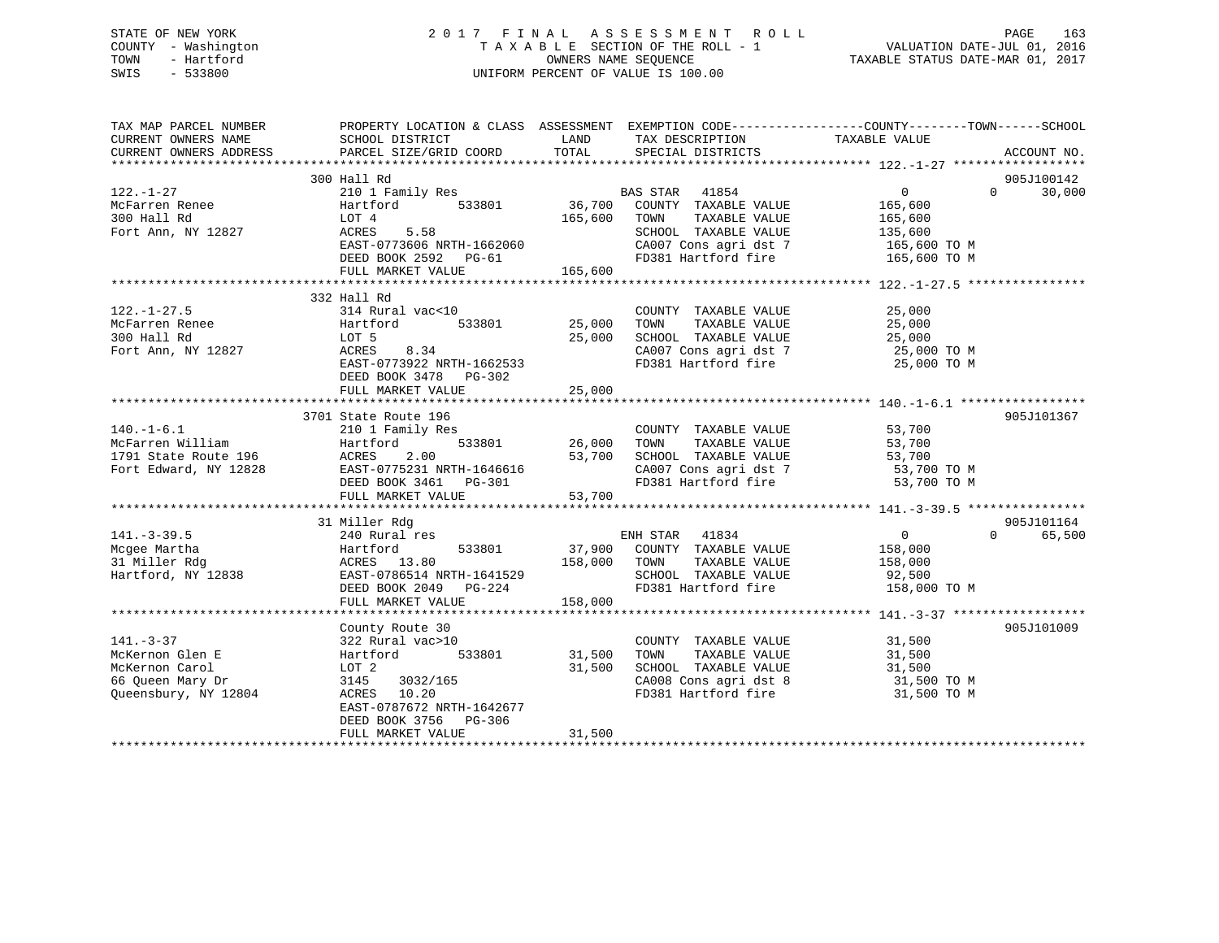STATE OF NEW YORK
COUNTY - Washington
TOWN - Hartford
SWIS - 533800

# 2017 FINAL ASSESSMENT ROLL
TAXABLE SECTION OF THE ROLL - 1
OWNERS NAME SEQUENCE
UNIFORM PERCENT OF VALUE IS 100.00

VALUATION DATE-JUL 01, 2016
TAXABLE STATUS DATE-MAR 01, 2017

| TAX MAP PARCEL NUMBER / CURRENT OWNERS NAME / CURRENT OWNERS ADDRESS | PROPERTY LOCATION & CLASS / SCHOOL DISTRICT / PARCEL SIZE/GRID COORD | ASSESSMENT LAND | TOTAL | EXEMPTION CODE / TAX DESCRIPTION / SPECIAL DISTRICTS | COUNTY / TOWN TAXABLE VALUE | SCHOOL | ACCOUNT NO. |
|---|---|---|---|---|---|---|---|
| 122.-1-27 | 300 Hall Rd | | | | | | 905J100142 |
| McFarren Renee | 210 1 Family Res | | | BAS STAR 41854 | 0 | 0 30,000 | |
| 300 Hall Rd | Hartford 533801 | 36,700 | | COUNTY TAXABLE VALUE | 165,600 | | |
| Fort Ann, NY 12827 | LOT 4 | | 165,600 | TOWN TAXABLE VALUE | 165,600 | | |
| | ACRES 5.58 | | | SCHOOL TAXABLE VALUE | 135,600 | | |
| | EAST-0773606 NRTH-1662060 | | | CA007 Cons agri dst 7 | 165,600 TO M | | |
| | DEED BOOK 2592 PG-61 | | | FD381 Hartford fire | 165,600 TO M | | |
| | FULL MARKET VALUE | | 165,600 | | | | |
| 122.-1-27.5 | 332 Hall Rd | | | | | | |
| McFarren Renee | 314 Rural vac<10 | | | COUNTY TAXABLE VALUE | 25,000 | | |
| 300 Hall Rd | Hartford 533801 | 25,000 | | TOWN TAXABLE VALUE | 25,000 | | |
| Fort Ann, NY 12827 | LOT 5 | | 25,000 | SCHOOL TAXABLE VALUE | 25,000 | | |
| | ACRES 8.34 | | | CA007 Cons agri dst 7 | 25,000 TO M | | |
| | EAST-0773922 NRTH-1662533 | | | FD381 Hartford fire | 25,000 TO M | | |
| | DEED BOOK 3478 PG-302 | | | | | | |
| | FULL MARKET VALUE | | 25,000 | | | | |
| 140.-1-6.1 | 3701 State Route 196 | | | | | | 905J101367 |
| McFarren William | 210 1 Family Res | | | COUNTY TAXABLE VALUE | 53,700 | | |
| 1791 State Route 196 | Hartford 533801 | 26,000 | | TOWN TAXABLE VALUE | 53,700 | | |
| Fort Edward, NY 12828 | ACRES 2.00 | | 53,700 | SCHOOL TAXABLE VALUE | 53,700 | | |
| | EAST-0775231 NRTH-1646616 | | | CA007 Cons agri dst 7 | 53,700 TO M | | |
| | DEED BOOK 3461 PG-301 | | | FD381 Hartford fire | 53,700 TO M | | |
| | FULL MARKET VALUE | | 53,700 | | | | |
| 141.-3-39.5 | 31 Miller Rdg | | | | | | 905J101164 |
| Mcgee Martha | 240 Rural res | | | ENH STAR 41834 | 0 | 0 65,500 | |
| 31 Miller Rdg | Hartford 533801 | 37,900 | | COUNTY TAXABLE VALUE | 158,000 | | |
| Hartford, NY 12838 | ACRES 13.80 | | 158,000 | TOWN TAXABLE VALUE | 158,000 | | |
| | EAST-0786514 NRTH-1641529 | | | SCHOOL TAXABLE VALUE | 92,500 | | |
| | DEED BOOK 2049 PG-224 | | | FD381 Hartford fire | 158,000 TO M | | |
| | FULL MARKET VALUE | | 158,000 | | | | |
| 141.-3-37 | County Route 30 | | | | | | 905J101009 |
| McKernon Glen E | 322 Rural vac>10 | | | COUNTY TAXABLE VALUE | 31,500 | | |
| McKernon Carol | Hartford 533801 | 31,500 | | TOWN TAXABLE VALUE | 31,500 | | |
| 66 Queen Mary Dr | LOT 2 | | 31,500 | SCHOOL TAXABLE VALUE | 31,500 | | |
| Queensbury, NY 12804 | 3145 3032/165 | | | CA008 Cons agri dst 8 | 31,500 TO M | | |
| | ACRES 10.20 | | | FD381 Hartford fire | 31,500 TO M | | |
| | EAST-0787672 NRTH-1642677 | | | | | | |
| | DEED BOOK 3756 PG-306 | | | | | | |
| | FULL MARKET VALUE | | 31,500 | | | | |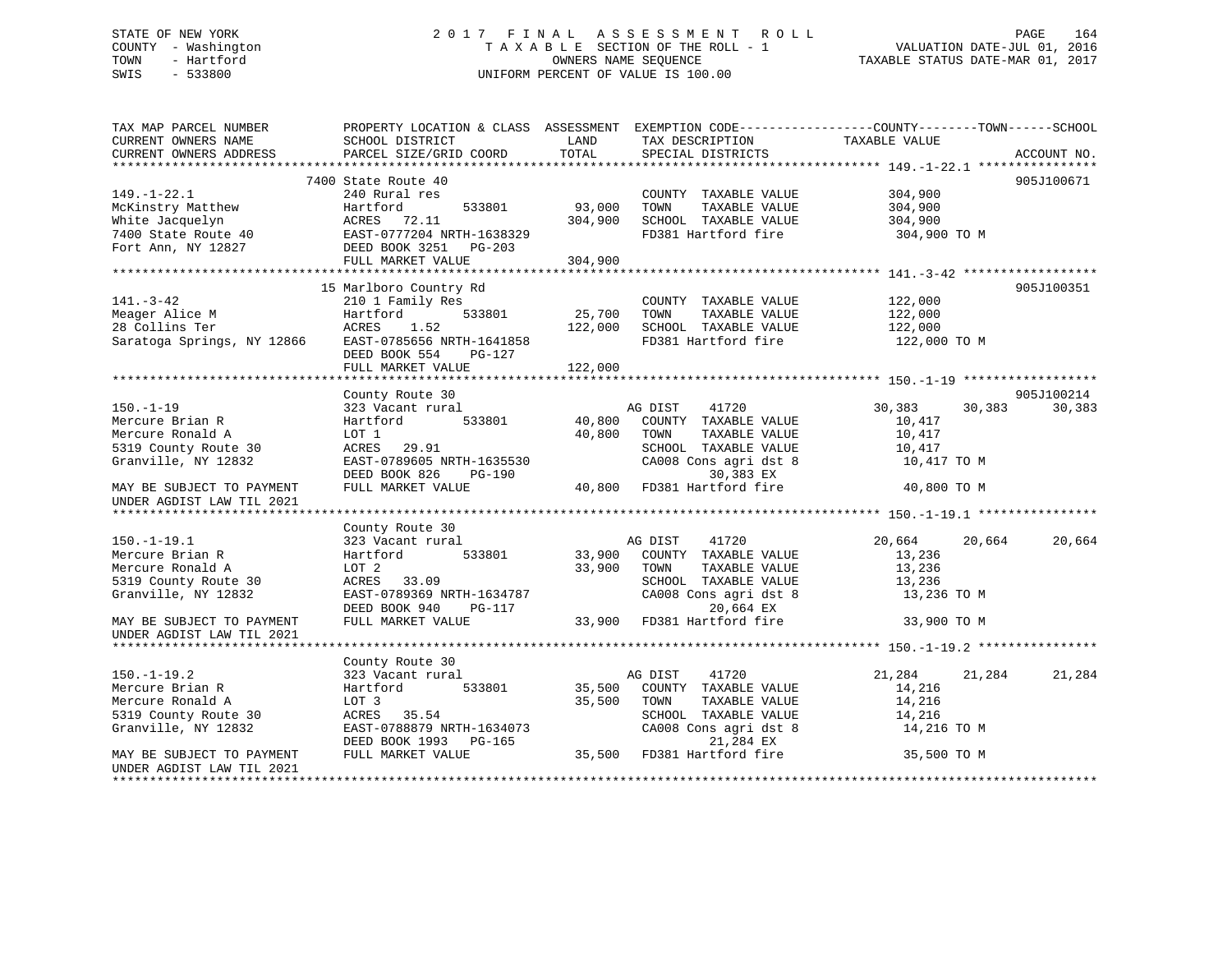STATE OF NEW YORK
COUNTY - Washington
TOWN - Hartford
SWIS - 533800

# 2017 FINAL ASSESSMENT ROLL

TAXABLE SECTION OF THE ROLL - 1
OWNERS NAME SEQUENCE
UNIFORM PERCENT OF VALUE IS 100.00

VALUATION DATE-JUL 01, 2016
TAXABLE STATUS DATE-MAR 01, 2017

```
TAX MAP PARCEL NUMBER          PROPERTY LOCATION & CLASS  ASSESSMENT  EXEMPTION CODE------------------COUNTY--------TOWN------SCHOOL
CURRENT OWNERS NAME            SCHOOL DISTRICT             LAND       TAX DESCRIPTION              TAXABLE VALUE
CURRENT OWNERS ADDRESS         PARCEL SIZE/GRID COORD      TOTAL      SPECIAL DISTRICTS                                        ACCOUNT NO.
************************************************************************************************ 149.-1-22.1 ****************
                               7400 State Route 40                                                                            905J100671
149.-1-22.1                    240 Rural res                          COUNTY  TAXABLE VALUE          304,900
McKinstry Matthew              Hartford        533801      93,000     TOWN    TAXABLE VALUE          304,900
White Jacquelyn                ACRES  72.11               304,900     SCHOOL  TAXABLE VALUE          304,900
7400 State Route 40            EAST-0777204 NRTH-1638329              FD381 Hartford fire             304,900 TO M
Fort Ann, NY 12827             DEED BOOK 3251   PG-203
                               FULL MARKET VALUE          304,900
************************************************************************************************ 141.-3-42 ******************
                               15 Marlboro Country Rd                                                                         905J100351
141.-3-42                      210 1 Family Res                       COUNTY  TAXABLE VALUE          122,000
Meager Alice M                 Hartford        533801      25,700     TOWN    TAXABLE VALUE          122,000
28 Collins Ter                 ACRES   1.52               122,000     SCHOOL  TAXABLE VALUE          122,000
Saratoga Springs, NY 12866     EAST-0785656 NRTH-1641858              FD381 Hartford fire             122,000 TO M
                               DEED BOOK 554    PG-127
                               FULL MARKET VALUE          122,000
************************************************************************************************ 150.-1-19 ******************
                               County Route 30                                                                                905J100214
150.-1-19                      323 Vacant rural                       AG DIST     41720              30,383      30,383      30,383
Mercure Brian R                Hartford        533801      40,800     COUNTY  TAXABLE VALUE           10,417
Mercure Ronald A               LOT 1                       40,800     TOWN    TAXABLE VALUE           10,417
5319 County Route 30           ACRES  29.91                           SCHOOL  TAXABLE VALUE           10,417
Granville, NY 12832            EAST-0789605 NRTH-1635530              CA008 Cons agri dst 8           10,417 TO M
                               DEED BOOK 826    PG-190                      30,383 EX
MAY BE SUBJECT TO PAYMENT      FULL MARKET VALUE           40,800     FD381 Hartford fire              40,800 TO M
UNDER AGDIST LAW TIL 2021
************************************************************************************************ 150.-1-19.1 ****************
                               County Route 30
150.-1-19.1                    323 Vacant rural                       AG DIST     41720              20,664      20,664      20,664
Mercure Brian R                Hartford        533801      33,900     COUNTY  TAXABLE VALUE           13,236
Mercure Ronald A               LOT 2                       33,900     TOWN    TAXABLE VALUE           13,236
5319 County Route 30           ACRES  33.09                           SCHOOL  TAXABLE VALUE           13,236
Granville, NY 12832            EAST-0789369 NRTH-1634787              CA008 Cons agri dst 8           13,236 TO M
                               DEED BOOK 940    PG-117                      20,664 EX
MAY BE SUBJECT TO PAYMENT      FULL MARKET VALUE           33,900     FD381 Hartford fire              33,900 TO M
UNDER AGDIST LAW TIL 2021
************************************************************************************************ 150.-1-19.2 ****************
                               County Route 30
150.-1-19.2                    323 Vacant rural                       AG DIST     41720              21,284      21,284      21,284
Mercure Brian R                Hartford        533801      35,500     COUNTY  TAXABLE VALUE           14,216
Mercure Ronald A               LOT 3                       35,500     TOWN    TAXABLE VALUE           14,216
5319 County Route 30           ACRES  35.54                           SCHOOL  TAXABLE VALUE           14,216
Granville, NY 12832            EAST-0788879 NRTH-1634073              CA008 Cons agri dst 8           14,216 TO M
                               DEED BOOK 1993   PG-165                      21,284 EX
MAY BE SUBJECT TO PAYMENT      FULL MARKET VALUE           35,500     FD381 Hartford fire              35,500 TO M
UNDER AGDIST LAW TIL 2021
******************************************************************************************************************************
```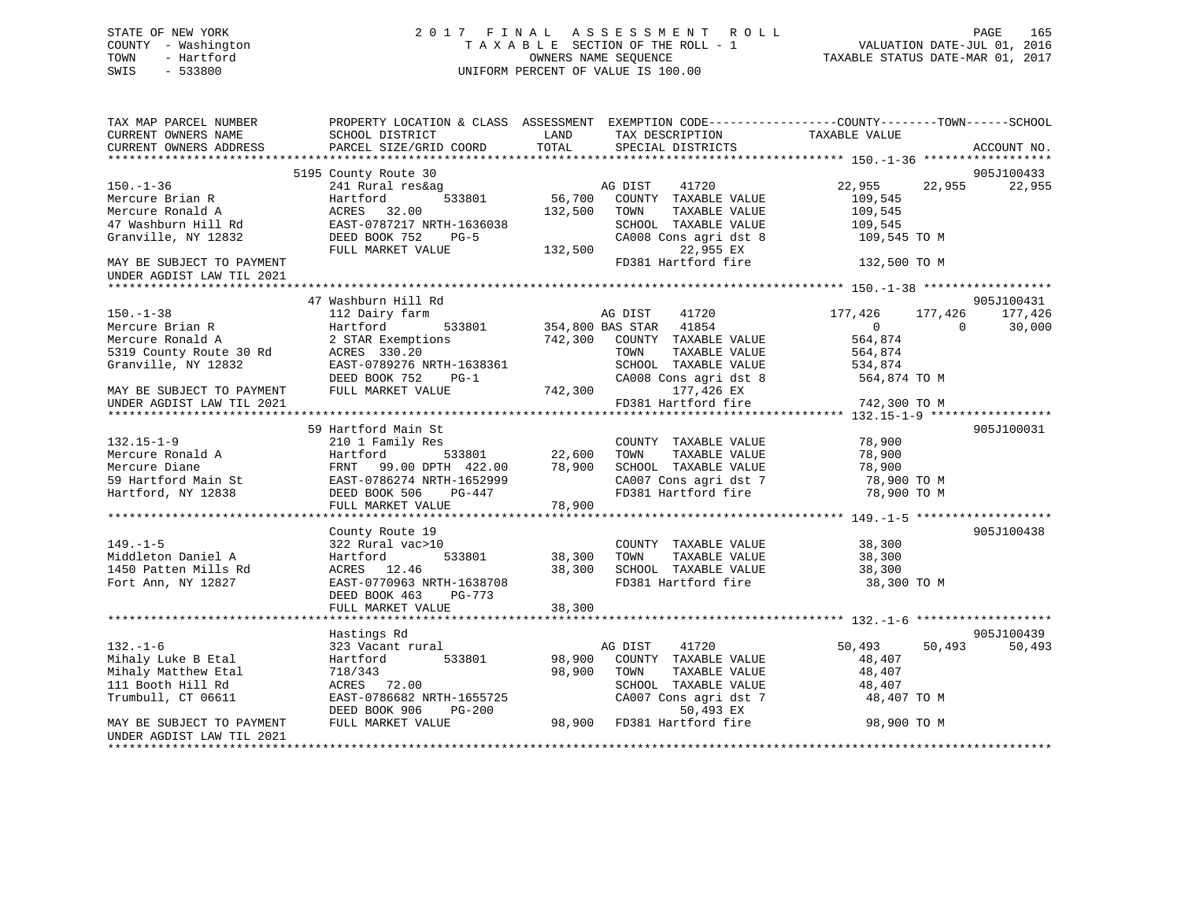STATE OF NEW YORK
COUNTY - Washington
TOWN - Hartford
SWIS - 533800

# 2017 FINAL ASSESSMENT ROLL

TAXABLE SECTION OF THE ROLL - 1
OWNERS NAME SEQUENCE
UNIFORM PERCENT OF VALUE IS 100.00

VALUATION DATE-JUL 01, 2016
TAXABLE STATUS DATE-MAR 01, 2017

| TAX MAP PARCEL NUMBER / CURRENT OWNERS NAME / CURRENT OWNERS ADDRESS | PROPERTY LOCATION & CLASS / SCHOOL DISTRICT / PARCEL SIZE/GRID COORD | ASSESSMENT LAND / TOTAL | EXEMPTION CODE / TAX DESCRIPTION / SPECIAL DISTRICTS | COUNTY | TOWN | SCHOOL / TAXABLE VALUE | ACCOUNT NO. |
|---|---|---|---|---|---|---|---|
| 150.-1-36 | 5195 County Route 30 | | | | | | 905J100433 |
| | 241 Rural res&ag | | AG DIST 41720 | 22,955 | 22,955 | 22,955 | |
| Mercure Brian R | Hartford 533801 | 56,700 | COUNTY TAXABLE VALUE | 109,545 | | | |
| Mercure Ronald A | ACRES 32.00 | 132,500 | TOWN TAXABLE VALUE | 109,545 | | | |
| 47 Washburn Hill Rd | EAST-0787217 NRTH-1636038 | | SCHOOL TAXABLE VALUE | 109,545 | | | |
| Granville, NY 12832 | DEED BOOK 752 PG-5 | | CA008 Cons agri dst 8 | 109,545 TO M | | | |
| | FULL MARKET VALUE | 132,500 | 22,955 EX | | | | |
| MAY BE SUBJECT TO PAYMENT UNDER AGDIST LAW TIL 2021 | | | FD381 Hartford fire | 132,500 TO M | | | |
| 150.-1-38 | 47 Washburn Hill Rd | | | | | | 905J100431 |
| | 112 Dairy farm | | AG DIST 41720 | 177,426 | 177,426 | 177,426 | |
| Mercure Brian R | Hartford 533801 | 354,800 | BAS STAR 41854 | 0 | 0 | 30,000 | |
| Mercure Ronald A | 2 STAR Exemptions | 742,300 | COUNTY TAXABLE VALUE | 564,874 | | | |
| 5319 County Route 30 Rd | ACRES 330.20 | | TOWN TAXABLE VALUE | 564,874 | | | |
| Granville, NY 12832 | EAST-0789276 NRTH-1638361 | | SCHOOL TAXABLE VALUE | 534,874 | | | |
| | DEED BOOK 752 PG-1 | | CA008 Cons agri dst 8 | 564,874 TO M | | | |
| MAY BE SUBJECT TO PAYMENT | FULL MARKET VALUE | 742,300 | 177,426 EX | | | | |
| UNDER AGDIST LAW TIL 2021 | | | FD381 Hartford fire | 742,300 TO M | | | |
| 132.15-1-9 | 59 Hartford Main St | | | | | | 905J100031 |
| | 210 1 Family Res | | COUNTY TAXABLE VALUE | 78,900 | | | |
| Mercure Ronald A | Hartford 533801 | 22,600 | TOWN TAXABLE VALUE | 78,900 | | | |
| Mercure Diane | FRNT 99.00 DPTH 422.00 | 78,900 | SCHOOL TAXABLE VALUE | 78,900 | | | |
| 59 Hartford Main St | EAST-0786274 NRTH-1652999 | | CA007 Cons agri dst 7 | 78,900 TO M | | | |
| Hartford, NY 12838 | DEED BOOK 506 PG-447 | | FD381 Hartford fire | 78,900 TO M | | | |
| | FULL MARKET VALUE | 78,900 | | | | | |
| 149.-1-5 | County Route 19 | | | | | | 905J100438 |
| | 322 Rural vac>10 | | COUNTY TAXABLE VALUE | 38,300 | | | |
| Middleton Daniel A | Hartford 533801 | 38,300 | TOWN TAXABLE VALUE | 38,300 | | | |
| 1450 Patten Mills Rd | ACRES 12.46 | 38,300 | SCHOOL TAXABLE VALUE | 38,300 | | | |
| Fort Ann, NY 12827 | EAST-0770963 NRTH-1638708 | | FD381 Hartford fire | 38,300 TO M | | | |
| | DEED BOOK 463 PG-773 | | | | | | |
| | FULL MARKET VALUE | 38,300 | | | | | |
| 132.-1-6 | Hastings Rd | | | | | | 905J100439 |
| | 323 Vacant rural | | AG DIST 41720 | 50,493 | 50,493 | 50,493 | |
| Mihaly Luke B Etal | Hartford 533801 | 98,900 | COUNTY TAXABLE VALUE | 48,407 | | | |
| Mihaly Matthew Etal | 718/343 | 98,900 | TOWN TAXABLE VALUE | 48,407 | | | |
| 111 Booth Hill Rd | ACRES 72.00 | | SCHOOL TAXABLE VALUE | 48,407 | | | |
| Trumbull, CT 06611 | EAST-0786682 NRTH-1655725 | | CA007 Cons agri dst 7 | 48,407 TO M | | | |
| | DEED BOOK 906 PG-200 | | 50,493 EX | | | | |
| MAY BE SUBJECT TO PAYMENT | FULL MARKET VALUE | 98,900 | FD381 Hartford fire | 98,900 TO M | | | |
| UNDER AGDIST LAW TIL 2021 | | | | | | | |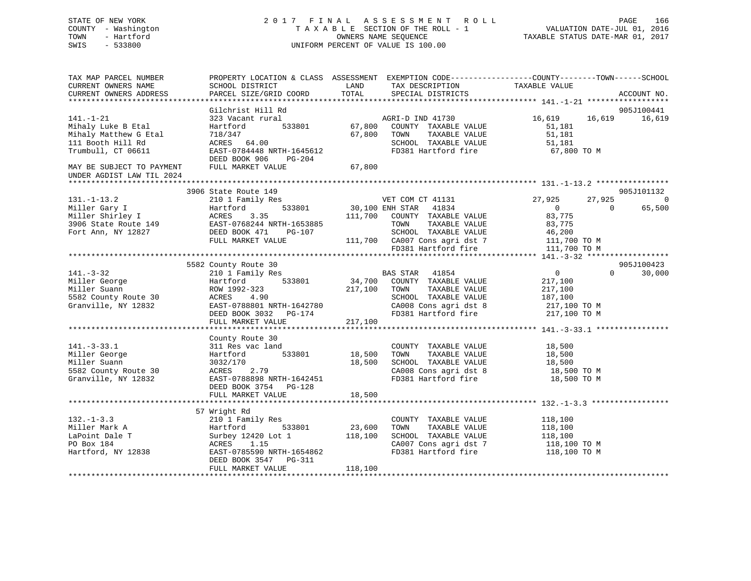STATE OF NEW YORK
COUNTY - Washington
TOWN - Hartford
SWIS - 533800

2017 FINAL ASSESSMENT ROLL
TAXABLE SECTION OF THE ROLL - 1
OWNERS NAME SEQUENCE
UNIFORM PERCENT OF VALUE IS 100.00

VALUATION DATE-JUL 01, 2016
TAXABLE STATUS DATE-MAR 01, 2017

| TAX MAP PARCEL NUMBER / CURRENT OWNERS NAME / CURRENT OWNERS ADDRESS | PROPERTY LOCATION & CLASS / SCHOOL DISTRICT / PARCEL SIZE/GRID COORD | ASSESSMENT LAND | TOTAL | EXEMPTION CODE / TAX DESCRIPTION / SPECIAL DISTRICTS | COUNTY TAXABLE VALUE | TOWN | SCHOOL | ACCOUNT NO. |
|---|---|---|---|---|---|---|---|---|
| **141.-1-21** | Gilchrist Hill Rd | | | | | | | 905J100441 |
| 141.-1-21 | 323 Vacant rural | | | AGRI-D IND 41730 | 16,619 | 16,619 | 16,619 | |
| Mihaly Luke B Etal | Hartford 533801 | 67,800 | | COUNTY TAXABLE VALUE | 51,181 | | | |
| Mihaly Matthew G Etal | 718/347 | | 67,800 | TOWN TAXABLE VALUE | 51,181 | | | |
| 111 Booth Hill Rd | ACRES 64.00 | | | SCHOOL TAXABLE VALUE | 51,181 | | | |
| Trumbull, CT 06611 | EAST-0784448 NRTH-1645612 | | | FD381 Hartford fire | 67,800 TO M | | | |
| | DEED BOOK 906 PG-204 | | | | | | | |
| MAY BE SUBJECT TO PAYMENT UNDER AGDIST LAW TIL 2024 | FULL MARKET VALUE | | 67,800 | | | | | |
| **131.-1-13.2** | 3906 State Route 149 | | | | | | | 905J101132 |
| 131.-1-13.2 | 210 1 Family Res | | | VET COM CT 41131 | 27,925 | 27,925 | 0 | |
| Miller Gary I | Hartford 533801 | 30,100 | | ENH STAR 41834 | 0 | 0 | 65,500 | |
| Miller Shirley I | ACRES 3.35 | | 111,700 | COUNTY TAXABLE VALUE | 83,775 | | | |
| 3906 State Route 149 | EAST-0768244 NRTH-1653885 | | | TOWN TAXABLE VALUE | 83,775 | | | |
| Fort Ann, NY 12827 | DEED BOOK 471 PG-107 | | | SCHOOL TAXABLE VALUE | 46,200 | | | |
| | FULL MARKET VALUE | | 111,700 | CA007 Cons agri dst 7 | 111,700 TO M | | | |
| | | | | FD381 Hartford fire | 111,700 TO M | | | |
| **141.-3-32** | 5582 County Route 30 | | | | | | | 905J100423 |
| 141.-3-32 | 210 1 Family Res | | | BAS STAR 41854 | 0 | 0 | 30,000 | |
| Miller George | Hartford 533801 | 34,700 | | COUNTY TAXABLE VALUE | 217,100 | | | |
| Miller Suann | ROW 1992-323 | | 217,100 | TOWN TAXABLE VALUE | 217,100 | | | |
| 5582 County Route 30 | ACRES 4.90 | | | SCHOOL TAXABLE VALUE | 187,100 | | | |
| Granville, NY 12832 | EAST-0788801 NRTH-1642780 | | | CA008 Cons agri dst 8 | 217,100 TO M | | | |
| | DEED BOOK 3032 PG-174 | | | FD381 Hartford fire | 217,100 TO M | | | |
| | FULL MARKET VALUE | | 217,100 | | | | | |
| **141.-3-33.1** | County Route 30 | | | | | | | |
| 141.-3-33.1 | 311 Res vac land | | | COUNTY TAXABLE VALUE | 18,500 | | | |
| Miller George | Hartford 533801 | 18,500 | | TOWN TAXABLE VALUE | 18,500 | | | |
| Miller Suann | 3032/170 | | 18,500 | SCHOOL TAXABLE VALUE | 18,500 | | | |
| 5582 County Route 30 | ACRES 2.79 | | | CA008 Cons agri dst 8 | 18,500 TO M | | | |
| Granville, NY 12832 | EAST-0788898 NRTH-1642451 | | | FD381 Hartford fire | 18,500 TO M | | | |
| | DEED BOOK 3754 PG-128 | | | | | | | |
| | FULL MARKET VALUE | | 18,500 | | | | | |
| **132.-1-3.3** | 57 Wright Rd | | | | | | | |
| 132.-1-3.3 | 210 1 Family Res | | | COUNTY TAXABLE VALUE | 118,100 | | | |
| Miller Mark A | Hartford 533801 | 23,600 | | TOWN TAXABLE VALUE | 118,100 | | | |
| LaPoint Dale T | Surbey 12420 Lot 1 | | 118,100 | SCHOOL TAXABLE VALUE | 118,100 | | | |
| PO Box 184 | ACRES 1.15 | | | CA007 Cons agri dst 7 | 118,100 TO M | | | |
| Hartford, NY 12838 | EAST-0785590 NRTH-1654862 | | | FD381 Hartford fire | 118,100 TO M | | | |
| | DEED BOOK 3547 PG-311 | | | | | | | |
| | FULL MARKET VALUE | | 118,100 | | | | | |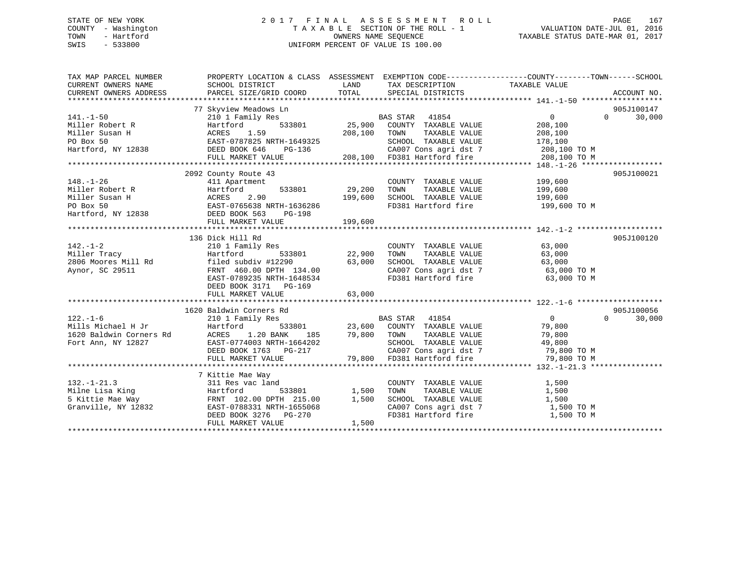STATE OF NEW YORK
COUNTY - Washington
TOWN - Hartford
SWIS - 533800

# 2017 FINAL ASSESSMENT ROLL
TAXABLE SECTION OF THE ROLL - 1
OWNERS NAME SEQUENCE
UNIFORM PERCENT OF VALUE IS 100.00

VALUATION DATE-JUL 01, 2016
TAXABLE STATUS DATE-MAR 01, 2017

| TAX MAP PARCEL NUMBER / CURRENT OWNERS NAME / CURRENT OWNERS ADDRESS | PROPERTY LOCATION & CLASS / SCHOOL DISTRICT / PARCEL SIZE/GRID COORD | ASSESSMENT LAND | TOTAL | EXEMPTION CODE / TAX DESCRIPTION / SPECIAL DISTRICTS | COUNTY TAXABLE VALUE | TOWN | SCHOOL | ACCOUNT NO. |
|---|---|---|---|---|---|---|---|---|
| **141.-1-50** | 77 Skyview Meadows Ln | | | | | | | 905J100147 |
| Miller Robert R | 210 1 Family Res | | | BAS STAR 41854 | 0 | 0 | 30,000 | |
| Miller Susan H | Hartford 533801 | 25,900 | | COUNTY TAXABLE VALUE | 208,100 | | | |
| PO Box 50 | ACRES 1.59 | | 208,100 | TOWN TAXABLE VALUE | 208,100 | | | |
| Hartford, NY 12838 | EAST-0787825 NRTH-1649325 | | | SCHOOL TAXABLE VALUE | 178,100 | | | |
| | DEED BOOK 646 PG-136 | | | CA007 Cons agri dst 7 | 208,100 TO M | | | |
| | FULL MARKET VALUE | | 208,100 | FD381 Hartford fire | 208,100 TO M | | | |
| **148.-1-26** | 2092 County Route 43 | | | | | | | 905J100021 |
| Miller Robert R | 411 Apartment | | | COUNTY TAXABLE VALUE | 199,600 | | | |
| Miller Susan H | Hartford 533801 | 29,200 | | TOWN TAXABLE VALUE | 199,600 | | | |
| PO Box 50 | ACRES 2.90 | | 199,600 | SCHOOL TAXABLE VALUE | 199,600 | | | |
| Hartford, NY 12838 | EAST-0765638 NRTH-1636286 | | | FD381 Hartford fire | 199,600 TO M | | | |
| | DEED BOOK 563 PG-198 | | | | | | | |
| | FULL MARKET VALUE | | 199,600 | | | | | |
| **142.-1-2** | 136 Dick Hill Rd | | | | | | | 905J100120 |
| Miller Tracy | 210 1 Family Res | | | COUNTY TAXABLE VALUE | 63,000 | | | |
| 2806 Moores Mill Rd | Hartford 533801 | 22,900 | | TOWN TAXABLE VALUE | 63,000 | | | |
| Aynor, SC 29511 | filed subdiv #12290 | | 63,000 | SCHOOL TAXABLE VALUE | 63,000 | | | |
| | FRNT 460.00 DPTH 134.00 | | | CA007 Cons agri dst 7 | 63,000 TO M | | | |
| | EAST-0789235 NRTH-1648534 | | | FD381 Hartford fire | 63,000 TO M | | | |
| | DEED BOOK 3171 PG-169 | | | | | | | |
| | FULL MARKET VALUE | | 63,000 | | | | | |
| **122.-1-6** | 1620 Baldwin Corners Rd | | | | | | | 905J100056 |
| Mills Michael H Jr | 210 1 Family Res | | | BAS STAR 41854 | 0 | 0 | 30,000 | |
| 1620 Baldwin Corners Rd | Hartford 533801 | 23,600 | | COUNTY TAXABLE VALUE | 79,800 | | | |
| Fort Ann, NY 12827 | ACRES 1.20 BANK 185 | | 79,800 | TOWN TAXABLE VALUE | 79,800 | | | |
| | EAST-0774003 NRTH-1664202 | | | SCHOOL TAXABLE VALUE | 49,800 | | | |
| | DEED BOOK 1763 PG-217 | | | CA007 Cons agri dst 7 | 79,800 TO M | | | |
| | FULL MARKET VALUE | | 79,800 | FD381 Hartford fire | 79,800 TO M | | | |
| **132.-1-21.3** | 7 Kittie Mae Way | | | | | | | |
| Milne Lisa King | 311 Res vac land | | | COUNTY TAXABLE VALUE | 1,500 | | | |
| 5 Kittie Mae Way | Hartford 533801 | 1,500 | | TOWN TAXABLE VALUE | 1,500 | | | |
| Granville, NY 12832 | FRNT 102.00 DPTH 215.00 | | 1,500 | SCHOOL TAXABLE VALUE | 1,500 | | | |
| | EAST-0788331 NRTH-1655068 | | | CA007 Cons agri dst 7 | 1,500 TO M | | | |
| | DEED BOOK 3276 PG-270 | | | FD381 Hartford fire | 1,500 TO M | | | |
| | FULL MARKET VALUE | | 1,500 | | | | | |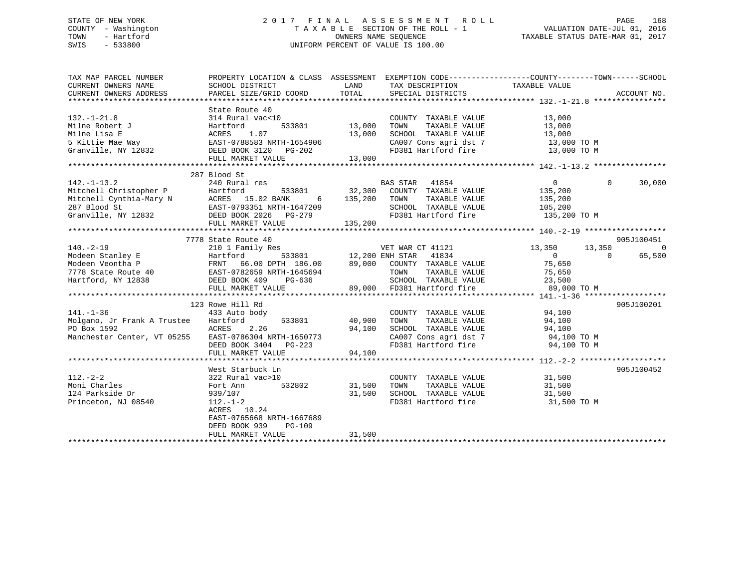STATE OF NEW YORK
COUNTY - Washington
TOWN - Hartford
SWIS - 533800

2 0 1 7 F I N A L A S S E S S M E N T R O L L
T A X A B L E SECTION OF THE ROLL - 1
OWNERS NAME SEQUENCE
UNIFORM PERCENT OF VALUE IS 100.00

VALUATION DATE-JUL 01, 2016
TAXABLE STATUS DATE-MAR 01, 2017

| TAX MAP PARCEL NUMBER<br>CURRENT OWNERS NAME<br>CURRENT OWNERS ADDRESS | PROPERTY LOCATION & CLASS<br>SCHOOL DISTRICT<br>PARCEL SIZE/GRID COORD | ASSESSMENT<br>LAND<br>TOTAL | EXEMPTION CODE<br>TAX DESCRIPTION<br>SPECIAL DISTRICTS | COUNTY<br>TAXABLE VALUE | TOWN | SCHOOL<br>ACCOUNT NO. |
|---|---|---|---|---|---|---|
| **132.-1-21.8** | State Route 40 | | | | | |
| 132.-1-21.8 | 314 Rural vac<10 | | COUNTY TAXABLE VALUE | 13,000 | | |
| Milne Robert J | Hartford 533801 | 13,000 | TOWN TAXABLE VALUE | 13,000 | | |
| Milne Lisa E | ACRES 1.07 | 13,000 | SCHOOL TAXABLE VALUE | 13,000 | | |
| 5 Kittie Mae Way | EAST-0788583 NRTH-1654906 | | CA007 Cons agri dst 7 | 13,000 TO M | | |
| Granville, NY 12832 | DEED BOOK 3120 PG-202 | | FD381 Hartford fire | 13,000 TO M | | |
| | FULL MARKET VALUE | 13,000 | | | | |
| **142.-1-13.2** | 287 Blood St | | | | | |
| 142.-1-13.2 | 240 Rural res | | BAS STAR 41854 | 0 | 0 | 30,000 |
| Mitchell Christopher P | Hartford 533801 | 32,300 | COUNTY TAXABLE VALUE | 135,200 | | |
| Mitchell Cynthia-Mary N | ACRES 15.02 BANK 6 | 135,200 | TOWN TAXABLE VALUE | 135,200 | | |
| 287 Blood St | EAST-0793351 NRTH-1647209 | | SCHOOL TAXABLE VALUE | 105,200 | | |
| Granville, NY 12832 | DEED BOOK 2026 PG-279 | | FD381 Hartford fire | 135,200 TO M | | |
| | FULL MARKET VALUE | 135,200 | | | | |
| **140.-2-19** | 7778 State Route 40 | | | | | 905J100451 |
| 140.-2-19 | 210 1 Family Res | | VET WAR CT 41121 | 13,350 | 13,350 | 0 |
| Modeen Stanley E | Hartford 533801 | 12,200 | ENH STAR 41834 | 0 | 0 | 65,500 |
| Modeen Veontha P | FRNT 66.00 DPTH 186.00 | 89,000 | COUNTY TAXABLE VALUE | 75,650 | | |
| 7778 State Route 40 | EAST-0782659 NRTH-1645694 | | TOWN TAXABLE VALUE | 75,650 | | |
| Hartford, NY 12838 | DEED BOOK 409 PG-636 | | SCHOOL TAXABLE VALUE | 23,500 | | |
| | FULL MARKET VALUE | 89,000 | FD381 Hartford fire | 89,000 TO M | | |
| **141.-1-36** | 123 Rowe Hill Rd | | | | | 905J100201 |
| 141.-1-36 | 433 Auto body | | COUNTY TAXABLE VALUE | 94,100 | | |
| Molgano, Jr Frank A Trustee | Hartford 533801 | 40,900 | TOWN TAXABLE VALUE | 94,100 | | |
| PO Box 1592 | ACRES 2.26 | 94,100 | SCHOOL TAXABLE VALUE | 94,100 | | |
| Manchester Center, VT 05255 | EAST-0786304 NRTH-1650773 | | CA007 Cons agri dst 7 | 94,100 TO M | | |
| | DEED BOOK 3404 PG-223 | | FD381 Hartford fire | 94,100 TO M | | |
| | FULL MARKET VALUE | 94,100 | | | | |
| **112.-2-2** | West Starbuck Ln | | | | | 905J100452 |
| 112.-2-2 | 322 Rural vac>10 | | COUNTY TAXABLE VALUE | 31,500 | | |
| Moni Charles | Fort Ann 532802 | 31,500 | TOWN TAXABLE VALUE | 31,500 | | |
| 124 Parkside Dr | 939/107 | 31,500 | SCHOOL TAXABLE VALUE | 31,500 | | |
| Princeton, NJ 08540 | 112.-1-2 | | FD381 Hartford fire | 31,500 TO M | | |
| | ACRES 10.24 | | | | | |
| | EAST-0765668 NRTH-1667689 | | | | | |
| | DEED BOOK 939 PG-109 | | | | | |
| | FULL MARKET VALUE | 31,500 | | | | |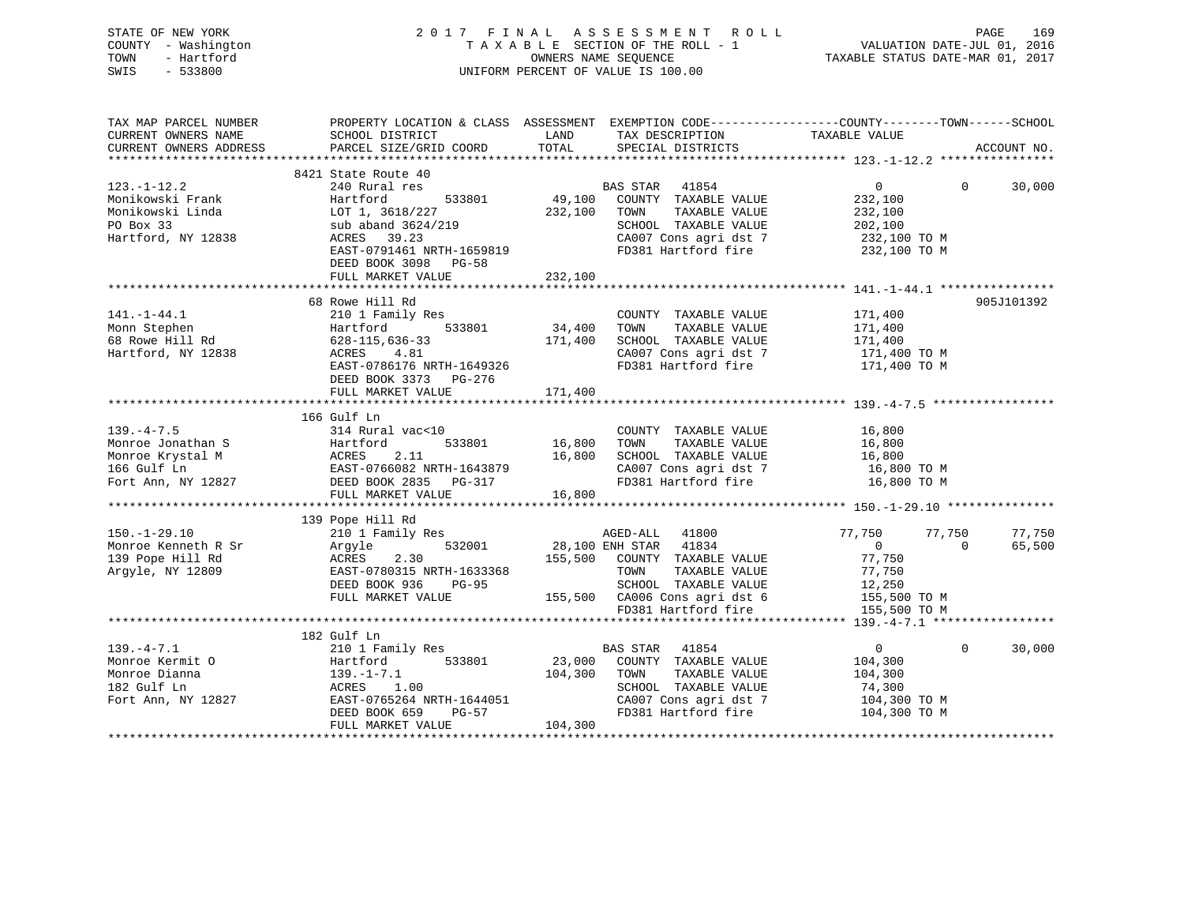STATE OF NEW YORK — COUNTY - Washington — TOWN - Hartford — SWIS - 533800

# 2017 FINAL ASSESSMENT ROLL

TAXABLE SECTION OF THE ROLL - 1
OWNERS NAME SEQUENCE
UNIFORM PERCENT OF VALUE IS 100.00

VALUATION DATE-JUL 01, 2016
TAXABLE STATUS DATE-MAR 01, 2017

```
TAX MAP PARCEL NUMBER     PROPERTY LOCATION & CLASS  ASSESSMENT  EXEMPTION CODE------------------COUNTY--------TOWN------SCHOOL
CURRENT OWNERS NAME       SCHOOL DISTRICT              LAND      TAX DESCRIPTION              TAXABLE VALUE
CURRENT OWNERS ADDRESS    PARCEL SIZE/GRID COORD       TOTAL     SPECIAL DISTRICTS                                          ACCOUNT NO.
******************************************************************************************************* 123.-1-12.2 ****************
                          8421 State Route 40
123.-1-12.2               240 Rural res                          BAS STAR   41854                   0            0       30,000
Monikowski Frank          Hartford          533801      49,100   COUNTY  TAXABLE VALUE          232,100
Monikowski Linda          LOT 1, 3618/227              232,100   TOWN    TAXABLE VALUE          232,100
PO Box 33                 sub aband 3624/219                     SCHOOL  TAXABLE VALUE          202,100
Hartford, NY 12838        ACRES   39.23                          CA007 Cons agri dst 7          232,100 TO M
                          EAST-0791461 NRTH-1659819              FD381 Hartford fire            232,100 TO M
                          DEED BOOK 3098   PG-58
                          FULL MARKET VALUE            232,100
******************************************************************************************************* 141.-1-44.1 ****************
                          68 Rowe Hill Rd                                                                               905J101392
141.-1-44.1               210 1 Family Res                       COUNTY  TAXABLE VALUE          171,400
Monn Stephen              Hartford          533801      34,400   TOWN    TAXABLE VALUE          171,400
68 Rowe Hill Rd           628-115,636-33               171,400   SCHOOL  TAXABLE VALUE          171,400
Hartford, NY 12838        ACRES    4.81                          CA007 Cons agri dst 7          171,400 TO M
                          EAST-0786176 NRTH-1649326              FD381 Hartford fire            171,400 TO M
                          DEED BOOK 3373   PG-276
                          FULL MARKET VALUE            171,400
******************************************************************************************************* 139.-4-7.5 *****************
                          166 Gulf Ln
139.-4-7.5                314 Rural vac<10                       COUNTY  TAXABLE VALUE           16,800
Monroe Jonathan S         Hartford          533801      16,800   TOWN    TAXABLE VALUE           16,800
Monroe Krystal M          ACRES    2.11                 16,800   SCHOOL  TAXABLE VALUE           16,800
166 Gulf Ln               EAST-0766082 NRTH-1643879              CA007 Cons agri dst 7           16,800 TO M
Fort Ann, NY 12827        DEED BOOK 2835   PG-317                FD381 Hartford fire             16,800 TO M
                          FULL MARKET VALUE             16,800
******************************************************************************************************* 150.-1-29.10 ***************
                          139 Pope Hill Rd
150.-1-29.10              210 1 Family Res                       AGED-ALL   41800              77,750       77,750       77,750
Monroe Kenneth R Sr       Argyle            532001      28,100   ENH STAR   41834                   0            0       65,500
139 Pope Hill Rd          ACRES    2.30                155,500   COUNTY  TAXABLE VALUE           77,750
Argyle, NY 12809          EAST-0780315 NRTH-1633368              TOWN    TAXABLE VALUE           77,750
                          DEED BOOK 936    PG-95                 SCHOOL  TAXABLE VALUE           12,250
                          FULL MARKET VALUE            155,500   CA006 Cons agri dst 6          155,500 TO M
                                                                 FD381 Hartford fire            155,500 TO M
******************************************************************************************************* 139.-4-7.1 *****************
                          182 Gulf Ln
139.-4-7.1                210 1 Family Res                       BAS STAR   41854                   0            0       30,000
Monroe Kermit O           Hartford          533801      23,000   COUNTY  TAXABLE VALUE          104,300
Monroe Dianna             139.-1-7.1                   104,300   TOWN    TAXABLE VALUE          104,300
182 Gulf Ln               ACRES    1.00                          SCHOOL  TAXABLE VALUE           74,300
Fort Ann, NY 12827        EAST-0765264 NRTH-1644051              CA007 Cons agri dst 7          104,300 TO M
                          DEED BOOK 659    PG-57                 FD381 Hartford fire            104,300 TO M
                          FULL MARKET VALUE            104,300
************************************************************************************************************************************
```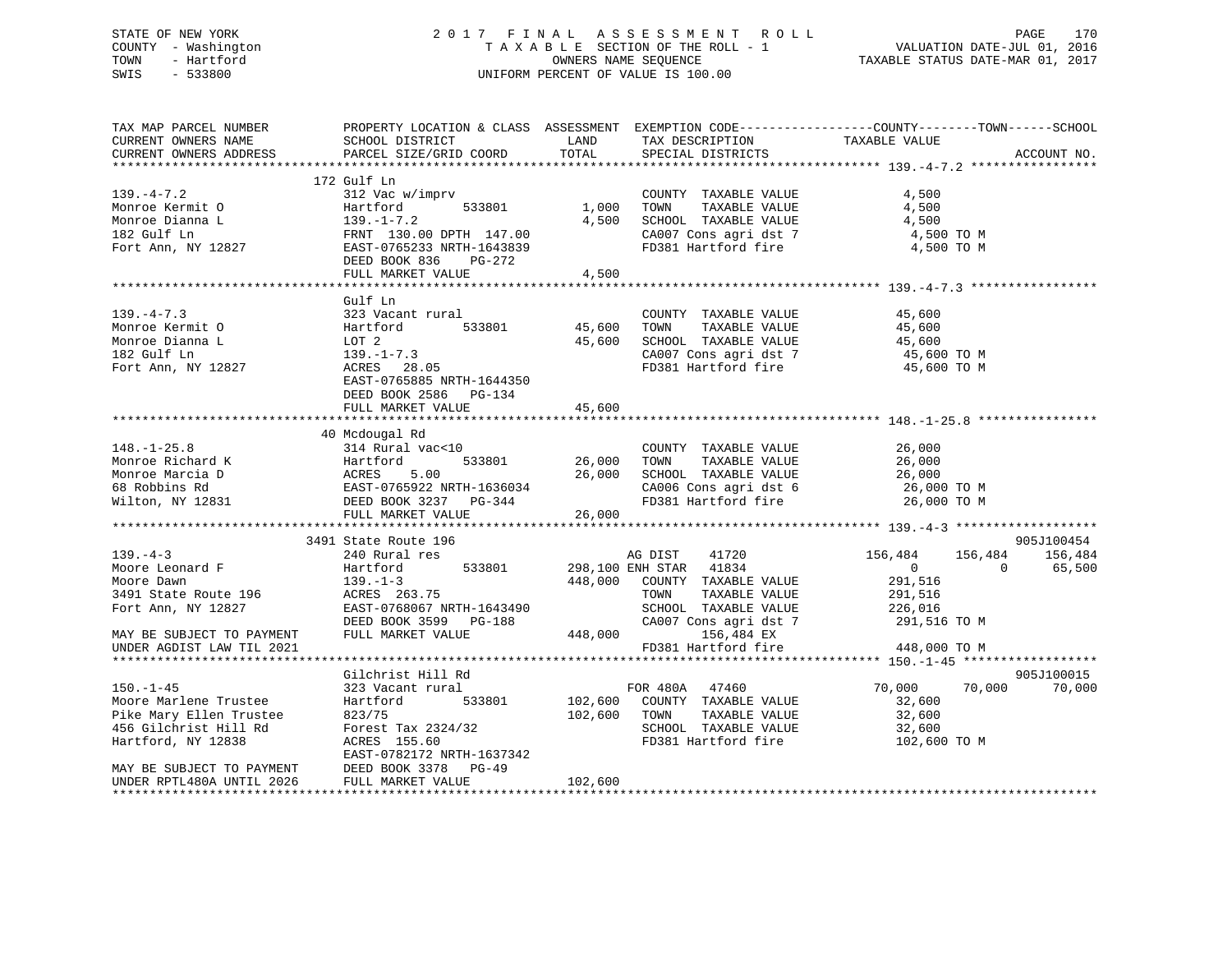STATE OF NEW YORK
COUNTY - Washington
TOWN - Hartford
SWIS - 533800

2 0 1 7 F I N A L A S S E S S M E N T R O L L
T A X A B L E SECTION OF THE ROLL - 1
OWNERS NAME SEQUENCE
UNIFORM PERCENT OF VALUE IS 100.00

VALUATION DATE-JUL 01, 2016
TAXABLE STATUS DATE-MAR 01, 2017

```
TAX MAP PARCEL NUMBER          PROPERTY LOCATION & CLASS  ASSESSMENT  EXEMPTION CODE------------------COUNTY--------TOWN------SCHOOL
CURRENT OWNERS NAME            SCHOOL DISTRICT               LAND      TAX DESCRIPTION              TAXABLE VALUE
CURRENT OWNERS ADDRESS         PARCEL SIZE/GRID COORD        TOTAL     SPECIAL DISTRICTS                                      ACCOUNT NO.
******************************************************************************************************* 139.-4-7.2 *****************
                               172 Gulf Ln
139.-4-7.2                     312 Vac w/imprv                         COUNTY  TAXABLE VALUE             4,500
Monroe Kermit O                Hartford          533801       1,000    TOWN    TAXABLE VALUE             4,500
Monroe Dianna L                139.-1-7.2                     4,500    SCHOOL  TAXABLE VALUE             4,500
182 Gulf Ln                    FRNT 130.00 DPTH 147.00                 CA007 Cons agri dst 7              4,500 TO M
Fort Ann, NY 12827             EAST-0765233 NRTH-1643839               FD381 Hartford fire                4,500 TO M
                               DEED BOOK 836    PG-272
                               FULL MARKET VALUE              4,500
******************************************************************************************************* 139.-4-7.3 *****************
                               Gulf Ln
139.-4-7.3                     323 Vacant rural                        COUNTY  TAXABLE VALUE            45,600
Monroe Kermit O                Hartford          533801      45,600    TOWN    TAXABLE VALUE            45,600
Monroe Dianna L                LOT 2                         45,600    SCHOOL  TAXABLE VALUE            45,600
182 Gulf Ln                    139.-1-7.3                              CA007 Cons agri dst 7             45,600 TO M
Fort Ann, NY 12827             ACRES  28.05                            FD381 Hartford fire               45,600 TO M
                               EAST-0765885 NRTH-1644350
                               DEED BOOK 2586   PG-134
                               FULL MARKET VALUE             45,600
******************************************************************************************************* 148.-1-25.8 ****************
                               40 Mcdougal Rd
148.-1-25.8                    314 Rural vac<10                        COUNTY  TAXABLE VALUE            26,000
Monroe Richard K               Hartford          533801      26,000    TOWN    TAXABLE VALUE            26,000
Monroe Marcia D                ACRES   5.00                  26,000    SCHOOL  TAXABLE VALUE            26,000
68 Robbins Rd                  EAST-0765922 NRTH-1636034               CA006 Cons agri dst 6             26,000 TO M
Wilton, NY 12831               DEED BOOK 3237   PG-344                 FD381 Hartford fire               26,000 TO M
                               FULL MARKET VALUE             26,000
******************************************************************************************************* 139.-4-3 *******************
                               3491 State Route 196                                                                      905J100454
139.-4-3                       240 Rural res                           AG DIST     41720           156,484     156,484     156,484
Moore Leonard F                Hartford          533801     298,100 ENH STAR   41834                 0           0      65,500
Moore Dawn                     139.-1-3                     448,000    COUNTY  TAXABLE VALUE           291,516
3491 State Route 196           ACRES 263.75                            TOWN    TAXABLE VALUE           291,516
Fort Ann, NY 12827             EAST-0768067 NRTH-1643490               SCHOOL  TAXABLE VALUE           226,016
                               DEED BOOK 3599   PG-188                 CA007 Cons agri dst 7            291,516 TO M
MAY BE SUBJECT TO PAYMENT      FULL MARKET VALUE            448,000         156,484 EX
UNDER AGDIST LAW TIL 2021                                              FD381 Hartford fire              448,000 TO M
******************************************************************************************************* 150.-1-45 ******************
                               Gilchrist Hill Rd                                                                         905J100015
150.-1-45                      323 Vacant rural                        FOR 480A    47460            70,000      70,000      70,000
Moore Marlene Trustee          Hartford          533801     102,600    COUNTY  TAXABLE VALUE            32,600
Pike Mary Ellen Trustee        823/75                       102,600    TOWN    TAXABLE VALUE            32,600
456 Gilchrist Hill Rd          Forest Tax 2324/32                      SCHOOL  TAXABLE VALUE            32,600
Hartford, NY 12838             ACRES 155.60                            FD381 Hartford fire              102,600 TO M
                               EAST-0782172 NRTH-1637342
MAY BE SUBJECT TO PAYMENT      DEED BOOK 3378   PG-49
UNDER RPTL480A UNTIL 2026      FULL MARKET VALUE            102,600
************************************************************************************************************************************
```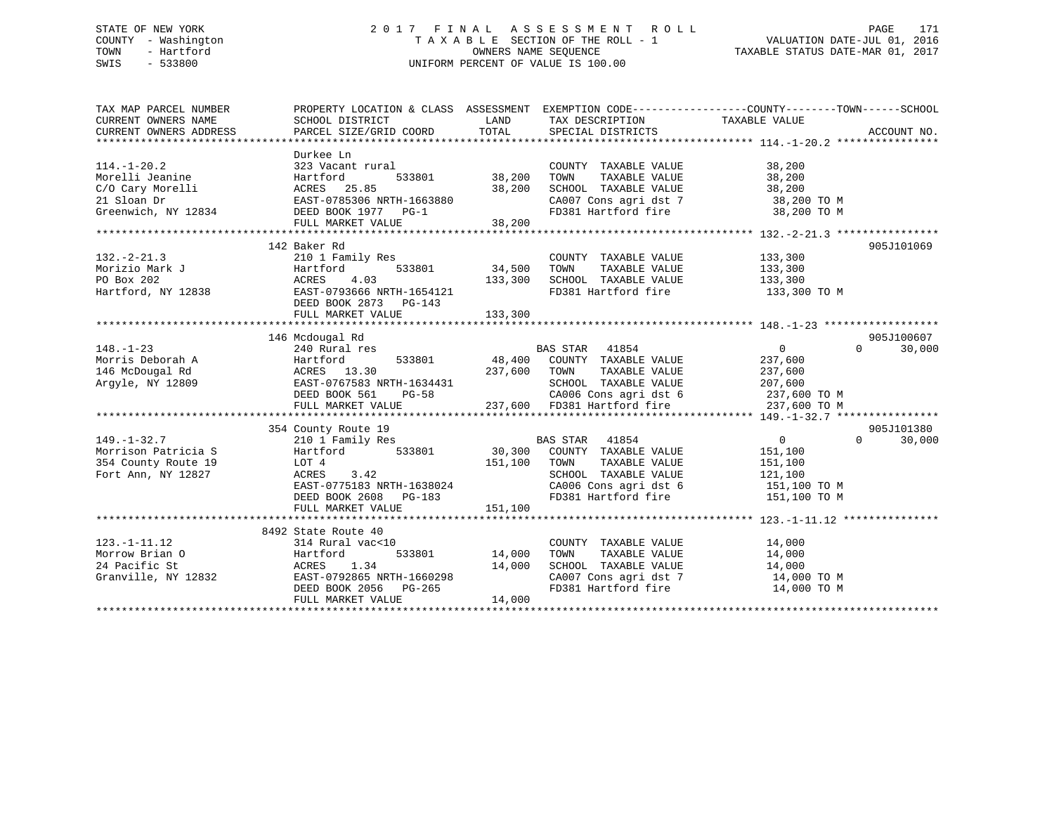STATE OF NEW YORK
COUNTY - Washington
TOWN - Hartford
SWIS - 533800

2 0 1 7 F I N A L A S S E S S M E N T R O L L
T A X A B L E SECTION OF THE ROLL - 1
OWNERS NAME SEQUENCE
UNIFORM PERCENT OF VALUE IS 100.00

VALUATION DATE-JUL 01, 2016
TAXABLE STATUS DATE-MAR 01, 2017

| TAX MAP PARCEL NUMBER / CURRENT OWNERS NAME / CURRENT OWNERS ADDRESS | PROPERTY LOCATION & CLASS / SCHOOL DISTRICT / PARCEL SIZE/GRID COORD | ASSESSMENT LAND | TOTAL | EXEMPTION CODE / TAX DESCRIPTION / SPECIAL DISTRICTS | COUNTY / TOWN TAXABLE VALUE | SCHOOL | ACCOUNT NO. |
|---|---|---|---|---|---|---|---|
| **114.-1-20.2** | Durkee Ln | | | | | | |
| 114.-1-20.2 | 323 Vacant rural | | | COUNTY TAXABLE VALUE | 38,200 | | |
| Morelli Jeanine | Hartford 533801 | 38,200 | | TOWN TAXABLE VALUE | 38,200 | | |
| C/O Cary Morelli | ACRES 25.85 | | 38,200 | SCHOOL TAXABLE VALUE | 38,200 | | |
| 21 Sloan Dr | EAST-0785306 NRTH-1663880 | | | CA007 Cons agri dst 7 | 38,200 TO M | | |
| Greenwich, NY 12834 | DEED BOOK 1977 PG-1 | | | FD381 Hartford fire | 38,200 TO M | | |
| | FULL MARKET VALUE | | 38,200 | | | | |
| **132.-2-21.3** | 142 Baker Rd | | | | | | 905J101069 |
| 132.-2-21.3 | 210 1 Family Res | | | COUNTY TAXABLE VALUE | 133,300 | | |
| Morizio Mark J | Hartford 533801 | 34,500 | | TOWN TAXABLE VALUE | 133,300 | | |
| PO Box 202 | ACRES 4.03 | | 133,300 | SCHOOL TAXABLE VALUE | 133,300 | | |
| Hartford, NY 12838 | EAST-0793666 NRTH-1654121 | | | FD381 Hartford fire | 133,300 TO M | | |
| | DEED BOOK 2873 PG-143 | | | | | | |
| | FULL MARKET VALUE | | 133,300 | | | | |
| **148.-1-23** | 146 Mcdougal Rd | | | | | | 905J100607 |
| 148.-1-23 | 240 Rural res | | | BAS STAR 41854 | 0 / 0 | 30,000 | |
| Morris Deborah A | Hartford 533801 | 48,400 | | COUNTY TAXABLE VALUE | 237,600 | | |
| 146 McDougal Rd | ACRES 13.30 | | 237,600 | TOWN TAXABLE VALUE | 237,600 | | |
| Argyle, NY 12809 | EAST-0767583 NRTH-1634431 | | | SCHOOL TAXABLE VALUE | 207,600 | | |
| | DEED BOOK 561 PG-58 | | | CA006 Cons agri dst 6 | 237,600 TO M | | |
| | FULL MARKET VALUE | | 237,600 | FD381 Hartford fire | 237,600 TO M | | |
| **149.-1-32.7** | 354 County Route 19 | | | | | | 905J101380 |
| 149.-1-32.7 | 210 1 Family Res | | | BAS STAR 41854 | 0 / 0 | 30,000 | |
| Morrison Patricia S | Hartford 533801 | 30,300 | | COUNTY TAXABLE VALUE | 151,100 | | |
| 354 County Route 19 | LOT 4 | | 151,100 | TOWN TAXABLE VALUE | 151,100 | | |
| Fort Ann, NY 12827 | ACRES 3.42 | | | SCHOOL TAXABLE VALUE | 121,100 | | |
| | EAST-0775183 NRTH-1638024 | | | CA006 Cons agri dst 6 | 151,100 TO M | | |
| | DEED BOOK 2608 PG-183 | | | FD381 Hartford fire | 151,100 TO M | | |
| | FULL MARKET VALUE | | 151,100 | | | | |
| **123.-1-11.12** | 8492 State Route 40 | | | | | | |
| 123.-1-11.12 | 314 Rural vac<10 | | | COUNTY TAXABLE VALUE | 14,000 | | |
| Morrow Brian O | Hartford 533801 | 14,000 | | TOWN TAXABLE VALUE | 14,000 | | |
| 24 Pacific St | ACRES 1.34 | | 14,000 | SCHOOL TAXABLE VALUE | 14,000 | | |
| Granville, NY 12832 | EAST-0792865 NRTH-1660298 | | | CA007 Cons agri dst 7 | 14,000 TO M | | |
| | DEED BOOK 2056 PG-265 | | | FD381 Hartford fire | 14,000 TO M | | |
| | FULL MARKET VALUE | | 14,000 | | | | |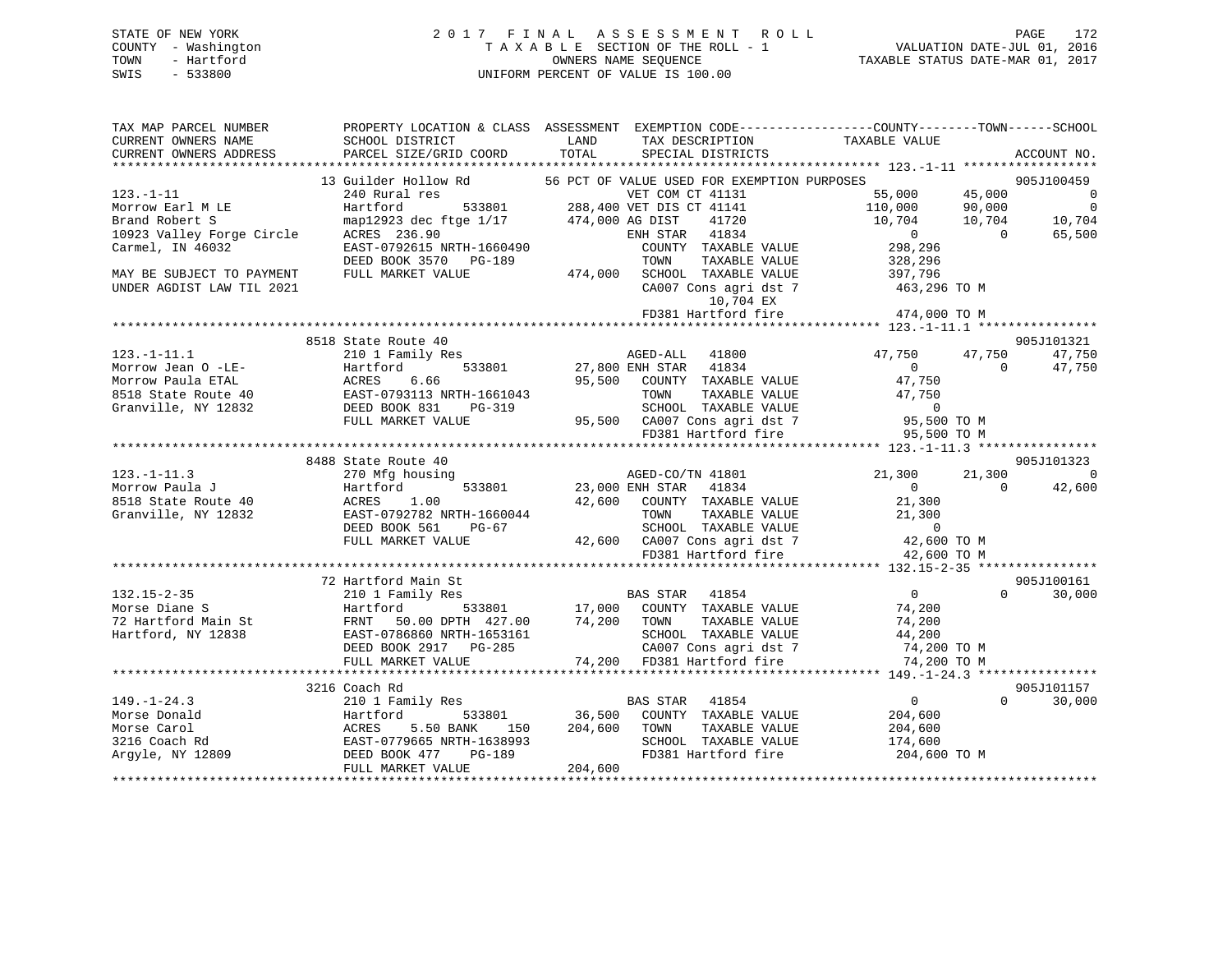STATE OF NEW YORK
COUNTY - Washington
TOWN - Hartford
SWIS - 533800

# 2017 FINAL ASSESSMENT ROLL
TAXABLE SECTION OF THE ROLL - 1
OWNERS NAME SEQUENCE
UNIFORM PERCENT OF VALUE IS 100.00

VALUATION DATE-JUL 01, 2016
TAXABLE STATUS DATE-MAR 01, 2017

```
TAX MAP PARCEL NUMBER          PROPERTY LOCATION & CLASS  ASSESSMENT  EXEMPTION CODE------------------COUNTY--------TOWN------SCHOOL
CURRENT OWNERS NAME            SCHOOL DISTRICT              LAND      TAX DESCRIPTION            TAXABLE VALUE
CURRENT OWNERS ADDRESS         PARCEL SIZE/GRID COORD      TOTAL      SPECIAL DISTRICTS                                      ACCOUNT NO.
******************************************************************************************************* 123.-1-11 ******************
                               13 Guilder Hollow Rd        56 PCT OF VALUE USED FOR EXEMPTION PURPOSES                       905J100459
123.-1-11                      240 Rural res                   VET COM CT 41131            55,000      45,000          0
Morrow Earl M LE               Hartford       533801    288,400 VET DIS CT 41141          110,000      90,000          0
Brand Robert S                 map12923 dec ftge 1/17   474,000 AG DIST    41720           10,704      10,704     10,704
10923 Valley Forge Circle      ACRES  236.90                    ENH STAR   41834                0           0     65,500
Carmel, IN 46032               EAST-0792615 NRTH-1660490         COUNTY  TAXABLE VALUE        298,296
                               DEED BOOK 3570   PG-189           TOWN    TAXABLE VALUE        328,296
MAY BE SUBJECT TO PAYMENT      FULL MARKET VALUE         474,000 SCHOOL  TAXABLE VALUE        397,796
UNDER AGDIST LAW TIL 2021                                        CA007 Cons agri dst 7          463,296 TO M
                                                                  10,704 EX
                                                                 FD381 Hartford fire            474,000 TO M
******************************************************************************************************* 123.-1-11.1 ****************
                               8518 State Route 40                                                                  905J101321
123.-1-11.1                    210 1 Family Res                 AGED-ALL   41800           47,750      47,750     47,750
Morrow Jean O -LE-             Hartford       533801     27,800 ENH STAR   41834                0           0     47,750
Morrow Paula ETAL              ACRES    6.66              95,500  COUNTY  TAXABLE VALUE         47,750
8518 State Route 40            EAST-0793113 NRTH-1661043          TOWN    TAXABLE VALUE         47,750
Granville, NY 12832            DEED BOOK 831    PG-319            SCHOOL  TAXABLE VALUE              0
                               FULL MARKET VALUE          95,500  CA007 Cons agri dst 7          95,500 TO M
                                                                  FD381 Hartford fire            95,500 TO M
******************************************************************************************************* 123.-1-11.3 ****************
                               8488 State Route 40                                                                  905J101323
123.-1-11.3                    270 Mfg housing                  AGED-CO/TN 41801           21,300      21,300          0
Morrow Paula J                 Hartford       533801     23,000 ENH STAR   41834                0           0     42,600
8518 State Route 40            ACRES    1.00              42,600  COUNTY  TAXABLE VALUE         21,300
Granville, NY 12832            EAST-0792782 NRTH-1660044          TOWN    TAXABLE VALUE         21,300
                               DEED BOOK 561    PG-67             SCHOOL  TAXABLE VALUE              0
                               FULL MARKET VALUE          42,600  CA007 Cons agri dst 7          42,600 TO M
                                                                  FD381 Hartford fire            42,600 TO M
******************************************************************************************************* 132.15-2-35 ****************
                               72 Hartford Main St                                                                  905J100161
132.15-2-35                    210 1 Family Res                 BAS STAR   41854                0           0     30,000
Morse Diane S                  Hartford       533801     17,000  COUNTY  TAXABLE VALUE         74,200
72 Hartford Main St            FRNT   50.00 DPTH 427.00   74,200  TOWN    TAXABLE VALUE         74,200
Hartford, NY 12838             EAST-0786860 NRTH-1653161          SCHOOL  TAXABLE VALUE         44,200
                               DEED BOOK 2917   PG-285            CA007 Cons agri dst 7          74,200 TO M
                               FULL MARKET VALUE          74,200  FD381 Hartford fire            74,200 TO M
******************************************************************************************************* 149.-1-24.3 ****************
                               3216 Coach Rd                                                                        905J101157
149.-1-24.3                    210 1 Family Res                 BAS STAR   41854                0           0     30,000
Morse Donald                   Hartford       533801     36,500  COUNTY  TAXABLE VALUE        204,600
Morse Carol                    ACRES    5.50 BANK    150 204,600 TOWN    TAXABLE VALUE        204,600
3216 Coach Rd                  EAST-0779665 NRTH-1638993          SCHOOL  TAXABLE VALUE        174,600
Argyle, NY 12809               DEED BOOK 477    PG-189            FD381 Hartford fire           204,600 TO M
                               FULL MARKET VALUE         204,600
************************************************************************************************************************************
```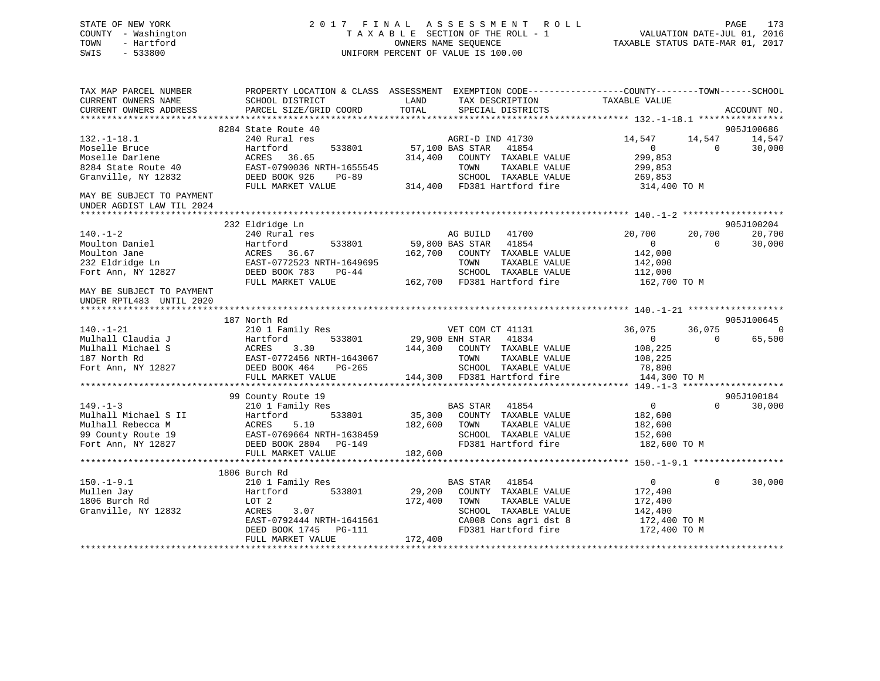STATE OF NEW YORK
COUNTY - Washington
TOWN - Hartford
SWIS - 533800

2 0 1 7 F I N A L A S S E S S M E N T R O L L
T A X A B L E SECTION OF THE ROLL - 1
OWNERS NAME SEQUENCE
UNIFORM PERCENT OF VALUE IS 100.00

VALUATION DATE-JUL 01, 2016
TAXABLE STATUS DATE-MAR 01, 2017

| TAX MAP PARCEL NUMBER / CURRENT OWNERS NAME / CURRENT OWNERS ADDRESS | PROPERTY LOCATION & CLASS / SCHOOL DISTRICT / PARCEL SIZE/GRID COORD | ASSESSMENT LAND / TOTAL | EXEMPTION CODE / TAX DESCRIPTION / SPECIAL DISTRICTS | COUNTY TAXABLE VALUE | TOWN | SCHOOL | ACCOUNT NO. |
|---|---|---|---|---|---|---|---|
| | 8284 State Route 40 | | | | | | 905J100686 |
| 132.-1-18.1 | 240 Rural res | | AGRI-D IND 41730 | 14,547 | 14,547 | 14,547 | |
| Moselle Bruce | Hartford 533801 | 57,100 | BAS STAR 41854 | 0 | 0 | 30,000 | |
| Moselle Darlene | ACRES 36.65 | 314,400 | COUNTY TAXABLE VALUE | 299,853 | | | |
| 8284 State Route 40 | EAST-0790036 NRTH-1655545 | | TOWN TAXABLE VALUE | 299,853 | | | |
| Granville, NY 12832 | DEED BOOK 926 PG-89 | | SCHOOL TAXABLE VALUE | 269,853 | | | |
| | FULL MARKET VALUE | 314,400 | FD381 Hartford fire | 314,400 TO M | | | |
| MAY BE SUBJECT TO PAYMENT UNDER AGDIST LAW TIL 2024 | | | | | | | |
| | 232 Eldridge Ln | | | | | | 905J100204 |
| 140.-1-2 | 240 Rural res | | AG BUILD 41700 | 20,700 | 20,700 | 20,700 | |
| Moulton Daniel | Hartford 533801 | 59,800 | BAS STAR 41854 | 0 | 0 | 30,000 | |
| Moulton Jane | ACRES 36.67 | 162,700 | COUNTY TAXABLE VALUE | 142,000 | | | |
| 232 Eldridge Ln | EAST-0772523 NRTH-1649695 | | TOWN TAXABLE VALUE | 142,000 | | | |
| Fort Ann, NY 12827 | DEED BOOK 783 PG-44 | | SCHOOL TAXABLE VALUE | 112,000 | | | |
| | FULL MARKET VALUE | 162,700 | FD381 Hartford fire | 162,700 TO M | | | |
| MAY BE SUBJECT TO PAYMENT UNDER RPTL483 UNTIL 2020 | | | | | | | |
| | 187 North Rd | | | | | | 905J100645 |
| 140.-1-21 | 210 1 Family Res | | VET COM CT 41131 | 36,075 | 36,075 | 0 | |
| Mulhall Claudia J | Hartford 533801 | 29,900 | ENH STAR 41834 | 0 | 0 | 65,500 | |
| Mulhall Michael S | ACRES 3.30 | 144,300 | COUNTY TAXABLE VALUE | 108,225 | | | |
| 187 North Rd | EAST-0772456 NRTH-1643067 | | TOWN TAXABLE VALUE | 108,225 | | | |
| Fort Ann, NY 12827 | DEED BOOK 464 PG-265 | | SCHOOL TAXABLE VALUE | 78,800 | | | |
| | FULL MARKET VALUE | 144,300 | FD381 Hartford fire | 144,300 TO M | | | |
| | 99 County Route 19 | | | | | | 905J100184 |
| 149.-1-3 | 210 1 Family Res | | BAS STAR 41854 | 0 | 0 | 30,000 | |
| Mulhall Michael S II | Hartford 533801 | 35,300 | COUNTY TAXABLE VALUE | 182,600 | | | |
| Mulhall Rebecca M | ACRES 5.10 | 182,600 | TOWN TAXABLE VALUE | 182,600 | | | |
| 99 County Route 19 | EAST-0769664 NRTH-1638459 | | SCHOOL TAXABLE VALUE | 152,600 | | | |
| Fort Ann, NY 12827 | DEED BOOK 2804 PG-149 | | FD381 Hartford fire | 182,600 TO M | | | |
| | FULL MARKET VALUE | 182,600 | | | | | |
| | 1806 Burch Rd | | | | | | |
| 150.-1-9.1 | 210 1 Family Res | | BAS STAR 41854 | 0 | 0 | 30,000 | |
| Mullen Jay | Hartford 533801 | 29,200 | COUNTY TAXABLE VALUE | 172,400 | | | |
| 1806 Burch Rd | LOT 2 | 172,400 | TOWN TAXABLE VALUE | 172,400 | | | |
| Granville, NY 12832 | ACRES 3.07 | | SCHOOL TAXABLE VALUE | 142,400 | | | |
| | EAST-0792444 NRTH-1641561 | | CA008 Cons agri dst 8 | 172,400 TO M | | | |
| | DEED BOOK 1745 PG-111 | | FD381 Hartford fire | 172,400 TO M | | | |
| | FULL MARKET VALUE | 172,400 | | | | | |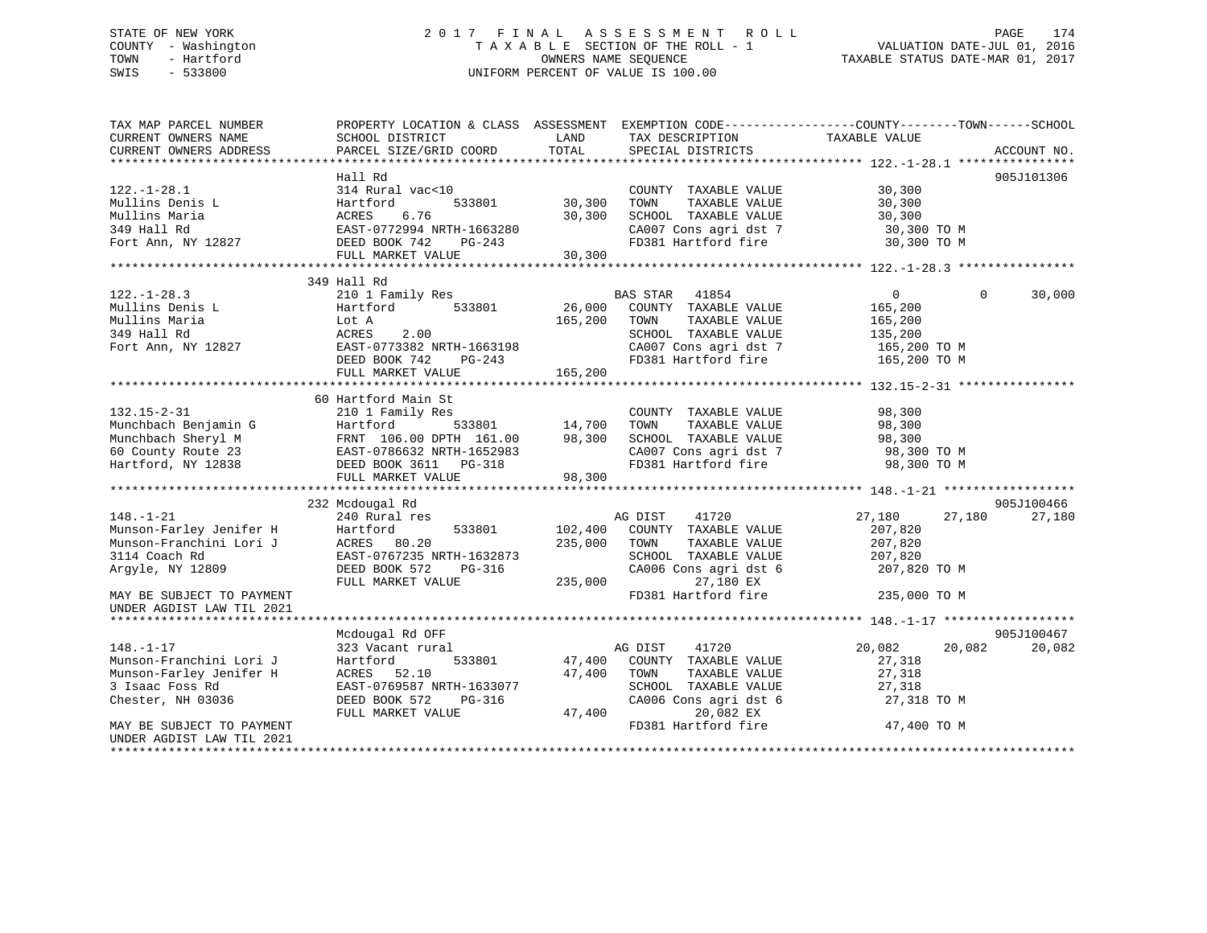STATE OF NEW YORK
COUNTY - Washington
TOWN - Hartford
SWIS - 533800

# 2017 FINAL ASSESSMENT ROLL

TAXABLE SECTION OF THE ROLL - 1
OWNERS NAME SEQUENCE
UNIFORM PERCENT OF VALUE IS 100.00

VALUATION DATE-JUL 01, 2016
TAXABLE STATUS DATE-MAR 01, 2017

```
TAX MAP PARCEL NUMBER          PROPERTY LOCATION & CLASS  ASSESSMENT  EXEMPTION CODE-----------------COUNTY--------TOWN------SCHOOL
CURRENT OWNERS NAME            SCHOOL DISTRICT            LAND        TAX DESCRIPTION              TAXABLE VALUE
CURRENT OWNERS ADDRESS         PARCEL SIZE/GRID COORD     TOTAL       SPECIAL DISTRICTS                                    ACCOUNT NO.
******************************************************************************************************* 122.-1-28.1 ****************
                               Hall Rd                                                                                      905J101306
122.-1-28.1                    314 Rural vac<10                       COUNTY  TAXABLE VALUE          30,300
Mullins Denis L                Hartford        533801       30,300    TOWN    TAXABLE VALUE          30,300
Mullins Maria                  ACRES    6.76                30,300    SCHOOL  TAXABLE VALUE          30,300
349 Hall Rd                    EAST-0772994 NRTH-1663280              CA007 Cons agri dst 7           30,300 TO M
Fort Ann, NY 12827             DEED BOOK 742    PG-243                FD381 Hartford fire             30,300 TO M
                               FULL MARKET VALUE            30,300
******************************************************************************************************* 122.-1-28.3 ****************
                               349 Hall Rd
122.-1-28.3                    210 1 Family Res                       BAS STAR   41854                     0            0      30,000
Mullins Denis L                Hartford        533801       26,000    COUNTY  TAXABLE VALUE         165,200
Mullins Maria                  Lot A                       165,200    TOWN    TAXABLE VALUE         165,200
349 Hall Rd                    ACRES    2.00                          SCHOOL  TAXABLE VALUE         135,200
Fort Ann, NY 12827             EAST-0773382 NRTH-1663198              CA007 Cons agri dst 7          165,200 TO M
                               DEED BOOK 742    PG-243                FD381 Hartford fire            165,200 TO M
                               FULL MARKET VALUE           165,200
******************************************************************************************************* 132.15-2-31 ****************
                               60 Hartford Main St
132.15-2-31                    210 1 Family Res                       COUNTY  TAXABLE VALUE          98,300
Munchbach Benjamin G           Hartford        533801       14,700    TOWN    TAXABLE VALUE          98,300
Munchbach Sheryl M             FRNT 106.00 DPTH 161.00      98,300    SCHOOL  TAXABLE VALUE          98,300
60 County Route 23             EAST-0786632 NRTH-1652983              CA007 Cons agri dst 7           98,300 TO M
Hartford, NY 12838             DEED BOOK 3611   PG-318                FD381 Hartford fire             98,300 TO M
                               FULL MARKET VALUE            98,300
******************************************************************************************************* 148.-1-21 ******************
                               232 Mcdougal Rd                                                                              905J100466
148.-1-21                      240 Rural res                          AG DIST    41720                27,180       27,180      27,180
Munson-Farley Jenifer H        Hartford        533801      102,400    COUNTY  TAXABLE VALUE         207,820
Munson-Franchini Lori J        ACRES   80.20               235,000    TOWN    TAXABLE VALUE         207,820
3114 Coach Rd                  EAST-0767235 NRTH-1632873              SCHOOL  TAXABLE VALUE         207,820
Argyle, NY 12809               DEED BOOK 572    PG-316                CA006 Cons agri dst 6          207,820 TO M
                               FULL MARKET VALUE           235,000              27,180 EX
MAY BE SUBJECT TO PAYMENT                                             FD381 Hartford fire            235,000 TO M
UNDER AGDIST LAW TIL 2021
******************************************************************************************************* 148.-1-17 ******************
                               Mcdougal Rd OFF                                                                              905J100467
148.-1-17                      323 Vacant rural                       AG DIST    41720                20,082       20,082      20,082
Munson-Franchini Lori J        Hartford        533801       47,400    COUNTY  TAXABLE VALUE          27,318
Munson-Farley Jenifer H        ACRES   52.10                47,400    TOWN    TAXABLE VALUE          27,318
3 Isaac Foss Rd                EAST-0769587 NRTH-1633077              SCHOOL  TAXABLE VALUE          27,318
Chester, NH 03036              DEED BOOK 572    PG-316                CA006 Cons agri dst 6           27,318 TO M
                               FULL MARKET VALUE            47,400              20,082 EX
MAY BE SUBJECT TO PAYMENT                                             FD381 Hartford fire             47,400 TO M
UNDER AGDIST LAW TIL 2021
************************************************************************************************************************************
```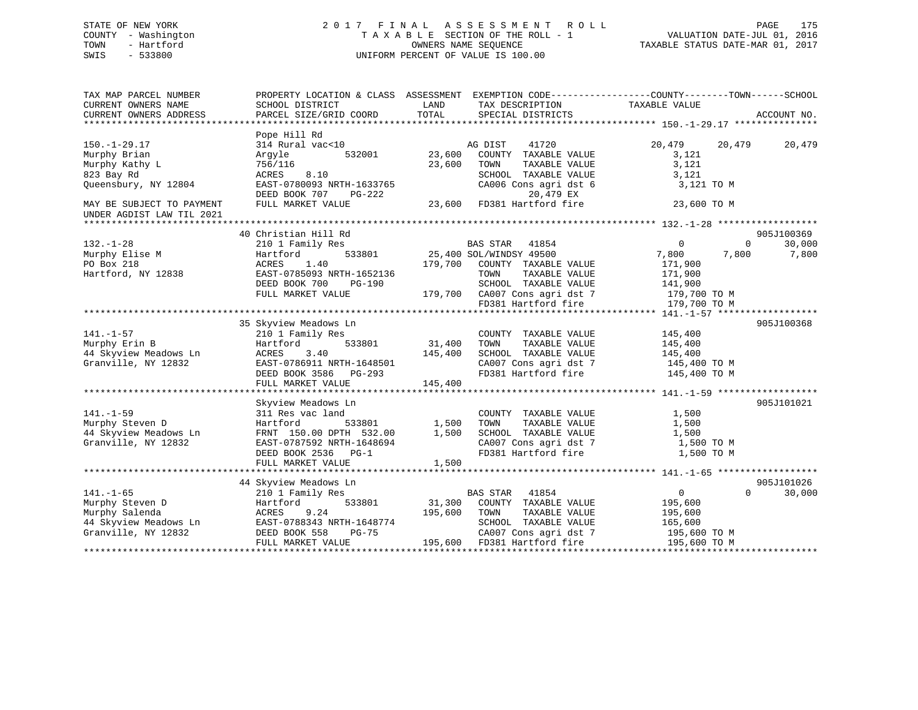STATE OF NEW YORK
COUNTY - Washington
TOWN - Hartford
SWIS - 533800

# 2017 FINAL ASSESSMENT ROLL

TAXABLE SECTION OF THE ROLL - 1
OWNERS NAME SEQUENCE
UNIFORM PERCENT OF VALUE IS 100.00

VALUATION DATE-JUL 01, 2016
TAXABLE STATUS DATE-MAR 01, 2017

```
TAX MAP PARCEL NUMBER          PROPERTY LOCATION & CLASS  ASSESSMENT  EXEMPTION CODE-----------------COUNTY--------TOWN------SCHOOL
CURRENT OWNERS NAME            SCHOOL DISTRICT             LAND       TAX DESCRIPTION             TAXABLE VALUE
CURRENT OWNERS ADDRESS         PARCEL SIZE/GRID COORD      TOTAL      SPECIAL DISTRICTS                                        ACCOUNT NO.
******************************************************************************************************* 150.-1-29.17 ***************
                               Pope Hill Rd
150.-1-29.17                   314 Rural vac<10                       AG DIST     41720           20,479      20,479      20,479
Murphy Brian                   Argyle         532001       23,600     COUNTY  TAXABLE VALUE          3,121
Murphy Kathy L                 756/116                     23,600     TOWN    TAXABLE VALUE          3,121
823 Bay Rd                     ACRES    8.10                          SCHOOL  TAXABLE VALUE          3,121
Queensbury, NY 12804           EAST-0780093 NRTH-1633765              CA006 Cons agri dst 6           3,121 TO M
                               DEED BOOK 707    PG-222                      20,479 EX
MAY BE SUBJECT TO PAYMENT      FULL MARKET VALUE           23,600     FD381 Hartford fire             23,600 TO M
UNDER AGDIST LAW TIL 2021
******************************************************************************************************* 132.-1-28 ******************
                               40 Christian Hill Rd                                                                    905J100369
132.-1-28                      210 1 Family Res                       BAS STAR    41854                0           0      30,000
Murphy Elise M                 Hartford       533801       25,400 SOL/WINDSY 49500                7,800       7,800       7,800
PO Box 218                     ACRES    1.40              179,700     COUNTY  TAXABLE VALUE        171,900
Hartford, NY 12838             EAST-0785093 NRTH-1652136              TOWN    TAXABLE VALUE        171,900
                               DEED BOOK 700    PG-190                SCHOOL  TAXABLE VALUE        141,900
                               FULL MARKET VALUE          179,700     CA007 Cons agri dst 7         179,700 TO M
                                                                      FD381 Hartford fire           179,700 TO M
******************************************************************************************************* 141.-1-57 ******************
                               35 Skyview Meadows Ln                                                                   905J100368
141.-1-57                      210 1 Family Res                       COUNTY  TAXABLE VALUE        145,400
Murphy Erin B                  Hartford       533801       31,400     TOWN    TAXABLE VALUE        145,400
44 Skyview Meadows Ln          ACRES    3.40              145,400     SCHOOL  TAXABLE VALUE        145,400
Granville, NY 12832            EAST-0786911 NRTH-1648501              CA007 Cons agri dst 7         145,400 TO M
                               DEED BOOK 3586   PG-293                FD381 Hartford fire           145,400 TO M
                               FULL MARKET VALUE          145,400
******************************************************************************************************* 141.-1-59 ******************
                               Skyview Meadows Ln                                                                      905J101021
141.-1-59                      311 Res vac land                       COUNTY  TAXABLE VALUE          1,500
Murphy Steven D                Hartford       533801        1,500     TOWN    TAXABLE VALUE          1,500
44 Skyview Meadows Ln          FRNT 150.00 DPTH 532.00      1,500     SCHOOL  TAXABLE VALUE          1,500
Granville, NY 12832            EAST-0787592 NRTH-1648694              CA007 Cons agri dst 7           1,500 TO M
                               DEED BOOK 2536   PG-1                  FD381 Hartford fire             1,500 TO M
                               FULL MARKET VALUE            1,500
******************************************************************************************************* 141.-1-65 ******************
                               44 Skyview Meadows Ln                                                                   905J101026
141.-1-65                      210 1 Family Res                       BAS STAR    41854                0           0      30,000
Murphy Steven D                Hartford       533801       31,300     COUNTY  TAXABLE VALUE        195,600
Murphy Salenda                 ACRES    9.24              195,600     TOWN    TAXABLE VALUE        195,600
44 Skyview Meadows Ln          EAST-0788343 NRTH-1648774              SCHOOL  TAXABLE VALUE        165,600
Granville, NY 12832            DEED BOOK 558    PG-75                 CA007 Cons agri dst 7         195,600 TO M
                               FULL MARKET VALUE          195,600     FD381 Hartford fire           195,600 TO M
************************************************************************************************************************************
```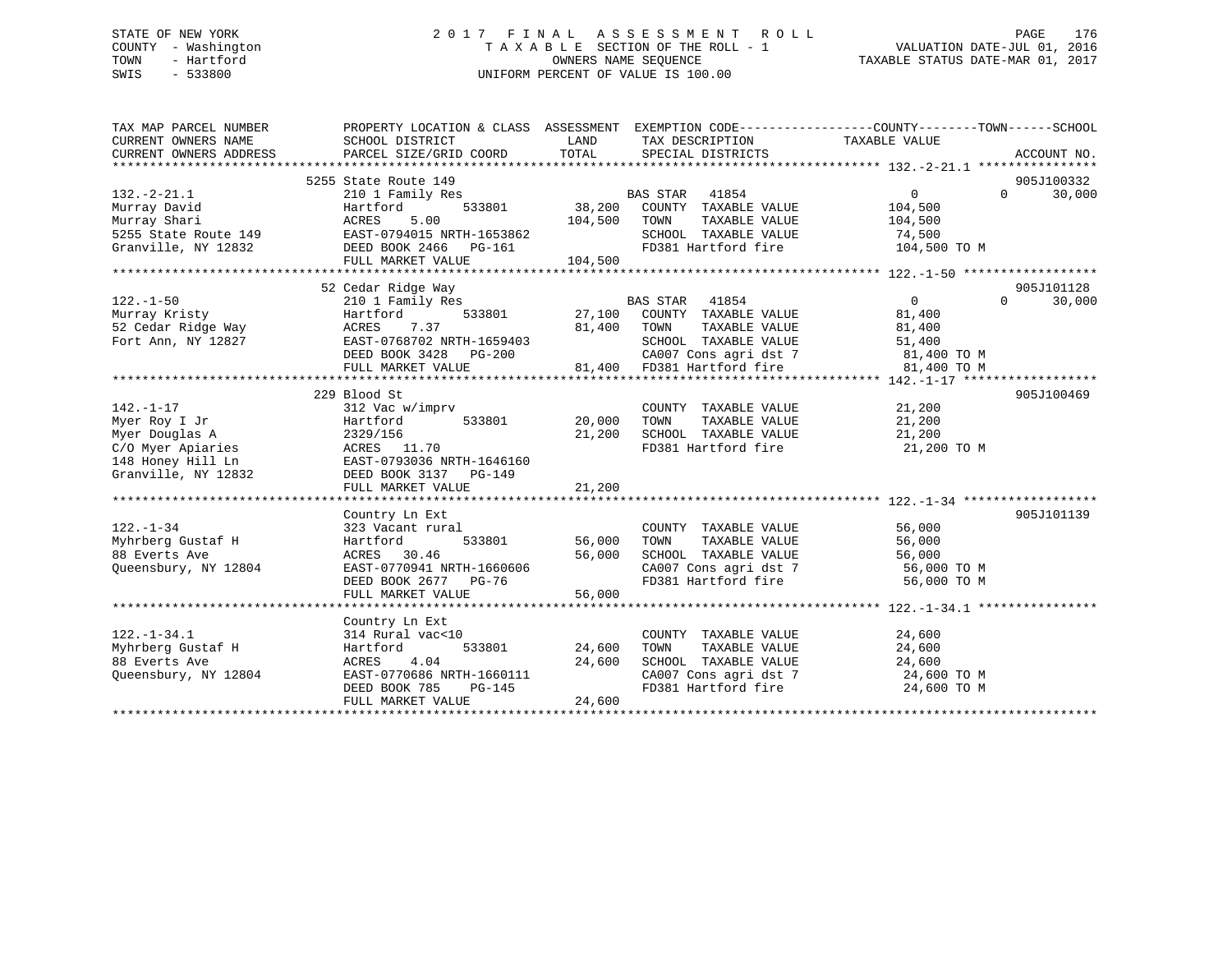STATE OF NEW YORK
COUNTY - Washington
TOWN - Hartford
SWIS - 533800

# 2017 FINAL ASSESSMENT ROLL
TAXABLE SECTION OF THE ROLL - 1
OWNERS NAME SEQUENCE
UNIFORM PERCENT OF VALUE IS 100.00

VALUATION DATE-JUL 01, 2016
TAXABLE STATUS DATE-MAR 01, 2017

```
TAX MAP PARCEL NUMBER          PROPERTY LOCATION & CLASS  ASSESSMENT  EXEMPTION CODE------------------COUNTY--------TOWN------SCHOOL
CURRENT OWNERS NAME            SCHOOL DISTRICT               LAND      TAX DESCRIPTION              TAXABLE VALUE
CURRENT OWNERS ADDRESS         PARCEL SIZE/GRID COORD        TOTAL     SPECIAL DISTRICTS                                    ACCOUNT NO.
******************************************************************************************************* 132.-2-21.1 ****************
                               5255 State Route 149                                                                     905J100332
132.-2-21.1                    210 1 Family Res                        BAS STAR   41854                 0            0       30,000
Murray David                   Hartford          533801        38,200  COUNTY  TAXABLE VALUE          104,500
Murray Shari                   ACRES    5.00                  104,500  TOWN    TAXABLE VALUE          104,500
5255 State Route 149           EAST-0794015 NRTH-1653862               SCHOOL  TAXABLE VALUE           74,500
Granville, NY 12832            DEED BOOK 2466   PG-161                 FD381 Hartford fire             104,500 TO M
                               FULL MARKET VALUE             104,500
******************************************************************************************************* 122.-1-50 ******************
                               52 Cedar Ridge Way                                                                       905J101128
122.-1-50                      210 1 Family Res                        BAS STAR   41854                 0            0       30,000
Murray Kristy                  Hartford          533801        27,100  COUNTY  TAXABLE VALUE           81,400
52 Cedar Ridge Way             ACRES    7.37                   81,400  TOWN    TAXABLE VALUE           81,400
Fort Ann, NY 12827             EAST-0768702 NRTH-1659403               SCHOOL  TAXABLE VALUE           51,400
                               DEED BOOK 3428   PG-200                 CA007 Cons agri dst 7            81,400 TO M
                               FULL MARKET VALUE              81,400   FD381 Hartford fire              81,400 TO M
******************************************************************************************************* 142.-1-17 ******************
                               229 Blood St                                                                             905J100469
142.-1-17                      312 Vac w/imprv                         COUNTY  TAXABLE VALUE           21,200
Myer Roy I Jr                  Hartford          533801        20,000  TOWN    TAXABLE VALUE           21,200
Myer Douglas A                 2329/156                        21,200  SCHOOL  TAXABLE VALUE           21,200
C/O Myer Apiaries              ACRES   11.70                           FD381 Hartford fire              21,200 TO M
148 Honey Hill Ln              EAST-0793036 NRTH-1646160
Granville, NY 12832            DEED BOOK 3137   PG-149
                               FULL MARKET VALUE              21,200
******************************************************************************************************* 122.-1-34 ******************
                               Country Ln Ext                                                                           905J101139
122.-1-34                      323 Vacant rural                        COUNTY  TAXABLE VALUE           56,000
Myhrberg Gustaf H              Hartford          533801        56,000  TOWN    TAXABLE VALUE           56,000
88 Everts Ave                  ACRES   30.46                   56,000  SCHOOL  TAXABLE VALUE           56,000
Queensbury, NY 12804           EAST-0770941 NRTH-1660606               CA007 Cons agri dst 7            56,000 TO M
                               DEED BOOK 2677   PG-76                  FD381 Hartford fire              56,000 TO M
                               FULL MARKET VALUE              56,000
******************************************************************************************************* 122.-1-34.1 ****************
                               Country Ln Ext
122.-1-34.1                    314 Rural vac<10                        COUNTY  TAXABLE VALUE           24,600
Myhrberg Gustaf H              Hartford          533801        24,600  TOWN    TAXABLE VALUE           24,600
88 Everts Ave                  ACRES    4.04                   24,600  SCHOOL  TAXABLE VALUE           24,600
Queensbury, NY 12804           EAST-0770686 NRTH-1660111               CA007 Cons agri dst 7            24,600 TO M
                               DEED BOOK 785    PG-145                 FD381 Hartford fire              24,600 TO M
                               FULL MARKET VALUE              24,600
************************************************************************************************************************************
```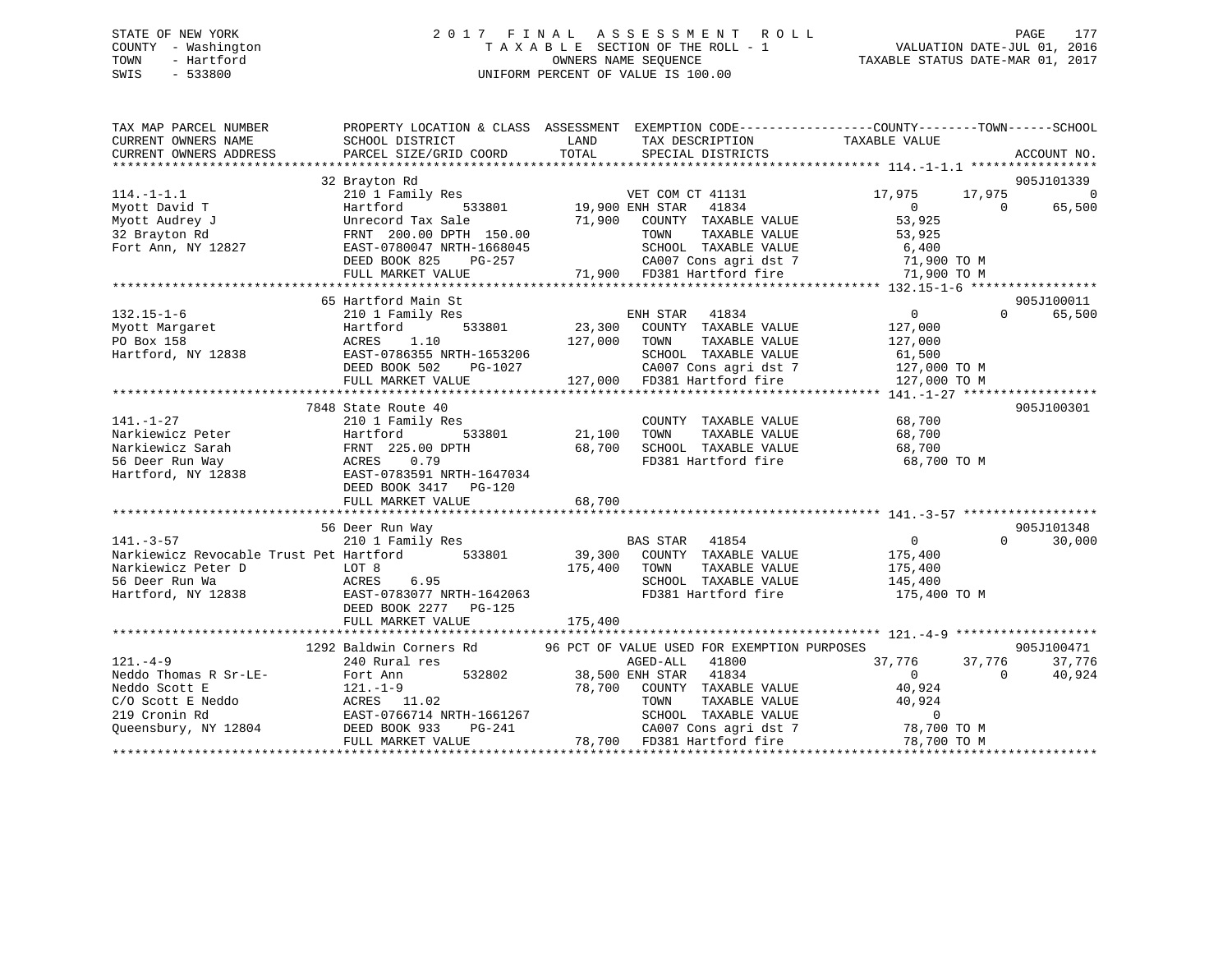STATE OF NEW YORK
COUNTY - Washington
TOWN - Hartford
SWIS - 533800

# 2017 FINAL ASSESSMENT ROLL
TAXABLE SECTION OF THE ROLL - 1
OWNERS NAME SEQUENCE
UNIFORM PERCENT OF VALUE IS 100.00

VALUATION DATE-JUL 01, 2016
TAXABLE STATUS DATE-MAR 01, 2017

```
TAX MAP PARCEL NUMBER          PROPERTY LOCATION & CLASS  ASSESSMENT  EXEMPTION CODE-----------------COUNTY--------TOWN------SCHOOL
CURRENT OWNERS NAME            SCHOOL DISTRICT              LAND      TAX DESCRIPTION              TAXABLE VALUE
CURRENT OWNERS ADDRESS         PARCEL SIZE/GRID COORD       TOTAL     SPECIAL DISTRICTS                                         ACCOUNT NO.
******************************************************************************************************* 114.-1-1.1 *****************
                               32 Brayton Rd                                                                                905J101339
114.-1-1.1                     210 1 Family Res                  VET COM CT 41131                17,975       17,975              0
Myott David T                  Hartford        533801       19,900 ENH STAR   41834                  0            0          65,500
Myott Audrey J                 Unrecord Tax Sale            71,900   COUNTY  TAXABLE VALUE         53,925
32 Brayton Rd                  FRNT 200.00 DPTH 150.00               TOWN    TAXABLE VALUE         53,925
Fort Ann, NY 12827             EAST-0780047 NRTH-1668045             SCHOOL  TAXABLE VALUE          6,400
                               DEED BOOK 825     PG-257              CA007 Cons agri dst 7          71,900 TO M
                               FULL MARKET VALUE            71,900   FD381 Hartford fire            71,900 TO M
******************************************************************************************************* 132.15-1-6 *****************
                               65 Hartford Main St                                                                          905J100011
132.15-1-6                     210 1 Family Res                  ENH STAR   41834                    0            0          65,500
Myott Margaret                 Hartford        533801       23,300   COUNTY  TAXABLE VALUE        127,000
PO Box 158                     ACRES    1.10               127,000   TOWN    TAXABLE VALUE        127,000
Hartford, NY 12838             EAST-0786355 NRTH-1653206             SCHOOL  TAXABLE VALUE         61,500
                               DEED BOOK 502     PG-1027             CA007 Cons agri dst 7         127,000 TO M
                               FULL MARKET VALUE           127,000   FD381 Hartford fire           127,000 TO M
******************************************************************************************************* 141.-1-27 ******************
                               7848 State Route 40                                                                          905J100301
141.-1-27                      210 1 Family Res                      COUNTY  TAXABLE VALUE         68,700
Narkiewicz Peter               Hartford        533801       21,100   TOWN    TAXABLE VALUE         68,700
Narkiewicz Sarah               FRNT 225.00 DPTH             68,700   SCHOOL  TAXABLE VALUE         68,700
56 Deer Run Way                ACRES    0.79                         FD381 Hartford fire            68,700 TO M
Hartford, NY 12838             EAST-0783591 NRTH-1647034
                               DEED BOOK 3417    PG-120
                               FULL MARKET VALUE            68,700
******************************************************************************************************* 141.-3-57 ******************
                               56 Deer Run Way                                                                              905J101348
141.-3-57                      210 1 Family Res                  BAS STAR   41854                    0            0          30,000
Narkiewicz Revocable Trust Pet Hartford        533801       39,300   COUNTY  TAXABLE VALUE        175,400
Narkiewicz Peter D             LOT 8                       175,400   TOWN    TAXABLE VALUE        175,400
56 Deer Run Wa                 ACRES    6.95                         SCHOOL  TAXABLE VALUE        145,400
Hartford, NY 12838             EAST-0783077 NRTH-1642063             FD381 Hartford fire           175,400 TO M
                               DEED BOOK 2277    PG-125
                               FULL MARKET VALUE           175,400
******************************************************************************************************* 121.-4-9 *******************
                               1292 Baldwin Corners Rd       96 PCT OF VALUE USED FOR EXEMPTION PURPOSES                    905J100471
121.-4-9                       240 Rural res                     AGED-ALL   41800                37,776       37,776         37,776
Neddo Thomas R Sr-LE-          Fort Ann        532802       38,500 ENH STAR   41834                  0            0          40,924
Neddo Scott E                  121.-1-9                     78,700   COUNTY  TAXABLE VALUE         40,924
C/O Scott E Neddo              ACRES   11.02                         TOWN    TAXABLE VALUE         40,924
219 Cronin Rd                  EAST-0766714 NRTH-1661267             SCHOOL  TAXABLE VALUE              0
Queensbury, NY 12804           DEED BOOK 933     PG-241              CA007 Cons agri dst 7          78,700 TO M
                               FULL MARKET VALUE            78,700   FD381 Hartford fire            78,700 TO M
************************************************************************************************************************************
```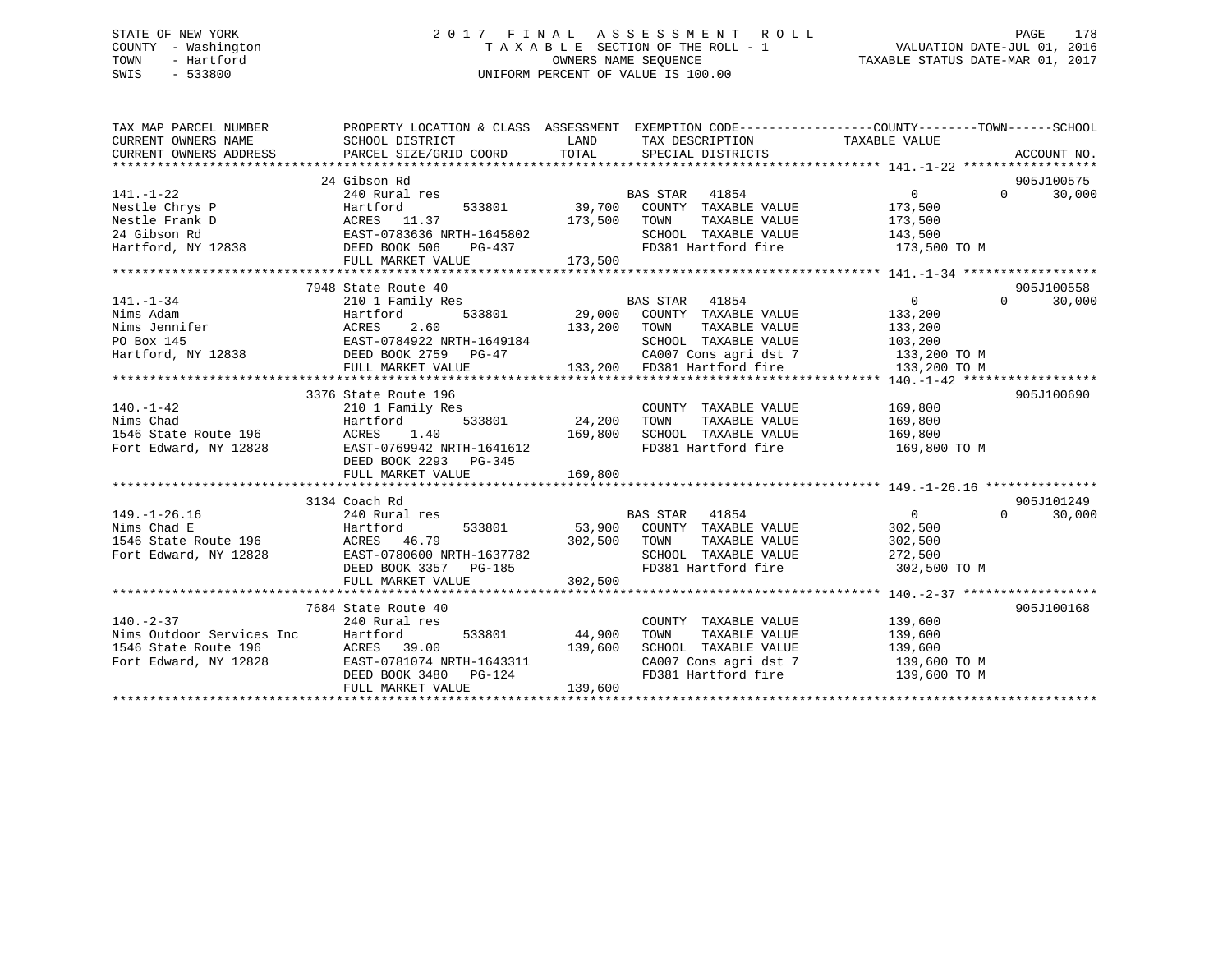STATE OF NEW YORK
COUNTY - Washington
TOWN - Hartford
SWIS - 533800

# 2017 FINAL ASSESSMENT ROLL

TAXABLE SECTION OF THE ROLL - 1
OWNERS NAME SEQUENCE
UNIFORM PERCENT OF VALUE IS 100.00

VALUATION DATE-JUL 01, 2016
TAXABLE STATUS DATE-MAR 01, 2017

| TAX MAP PARCEL NUMBER / CURRENT OWNERS NAME / CURRENT OWNERS ADDRESS | PROPERTY LOCATION & CLASS / SCHOOL DISTRICT / PARCEL SIZE/GRID COORD | ASSESSMENT LAND / TOTAL | EXEMPTION CODE / TAX DESCRIPTION / SPECIAL DISTRICTS | COUNTY TOWN SCHOOL TAXABLE VALUE | ACCOUNT NO. |
|---|---|---|---|---|---|
| 141.-1-22 | 24 Gibson Rd | | | | 905J100575 |
| | 240 Rural res | | BAS STAR 41854 | 0 0 30,000 | |
| Nestle Chrys P | Hartford 533801 | 39,700 | COUNTY TAXABLE VALUE | 173,500 | |
| Nestle Frank D | ACRES 11.37 | 173,500 | TOWN TAXABLE VALUE | 173,500 | |
| 24 Gibson Rd | EAST-0783636 NRTH-1645802 | | SCHOOL TAXABLE VALUE | 143,500 | |
| Hartford, NY 12838 | DEED BOOK 506 PG-437 | | FD381 Hartford fire | 173,500 TO M | |
| | FULL MARKET VALUE | 173,500 | | | |
| 141.-1-34 | 7948 State Route 40 | | | | 905J100558 |
| | 210 1 Family Res | | BAS STAR 41854 | 0 0 30,000 | |
| Nims Adam | Hartford 533801 | 29,000 | COUNTY TAXABLE VALUE | 133,200 | |
| Nims Jennifer | ACRES 2.60 | 133,200 | TOWN TAXABLE VALUE | 133,200 | |
| PO Box 145 | EAST-0784922 NRTH-1649184 | | SCHOOL TAXABLE VALUE | 103,200 | |
| Hartford, NY 12838 | DEED BOOK 2759 PG-47 | | CA007 Cons agri dst 7 | 133,200 TO M | |
| | FULL MARKET VALUE | 133,200 | FD381 Hartford fire | 133,200 TO M | |
| 140.-1-42 | 3376 State Route 196 | | | | 905J100690 |
| | 210 1 Family Res | | COUNTY TAXABLE VALUE | 169,800 | |
| Nims Chad | Hartford 533801 | 24,200 | TOWN TAXABLE VALUE | 169,800 | |
| 1546 State Route 196 | ACRES 1.40 | 169,800 | SCHOOL TAXABLE VALUE | 169,800 | |
| Fort Edward, NY 12828 | EAST-0769942 NRTH-1641612 | | FD381 Hartford fire | 169,800 TO M | |
| | DEED BOOK 2293 PG-345 | | | | |
| | FULL MARKET VALUE | 169,800 | | | |
| 149.-1-26.16 | 3134 Coach Rd | | | | 905J101249 |
| | 240 Rural res | | BAS STAR 41854 | 0 0 30,000 | |
| Nims Chad E | Hartford 533801 | 53,900 | COUNTY TAXABLE VALUE | 302,500 | |
| 1546 State Route 196 | ACRES 46.79 | 302,500 | TOWN TAXABLE VALUE | 302,500 | |
| Fort Edward, NY 12828 | EAST-0780600 NRTH-1637782 | | SCHOOL TAXABLE VALUE | 272,500 | |
| | DEED BOOK 3357 PG-185 | | FD381 Hartford fire | 302,500 TO M | |
| | FULL MARKET VALUE | 302,500 | | | |
| 140.-2-37 | 7684 State Route 40 | | | | 905J100168 |
| | 240 Rural res | | COUNTY TAXABLE VALUE | 139,600 | |
| Nims Outdoor Services Inc | Hartford 533801 | 44,900 | TOWN TAXABLE VALUE | 139,600 | |
| 1546 State Route 196 | ACRES 39.00 | 139,600 | SCHOOL TAXABLE VALUE | 139,600 | |
| Fort Edward, NY 12828 | EAST-0781074 NRTH-1643311 | | CA007 Cons agri dst 7 | 139,600 TO M | |
| | DEED BOOK 3480 PG-124 | | FD381 Hartford fire | 139,600 TO M | |
| | FULL MARKET VALUE | 139,600 | | | |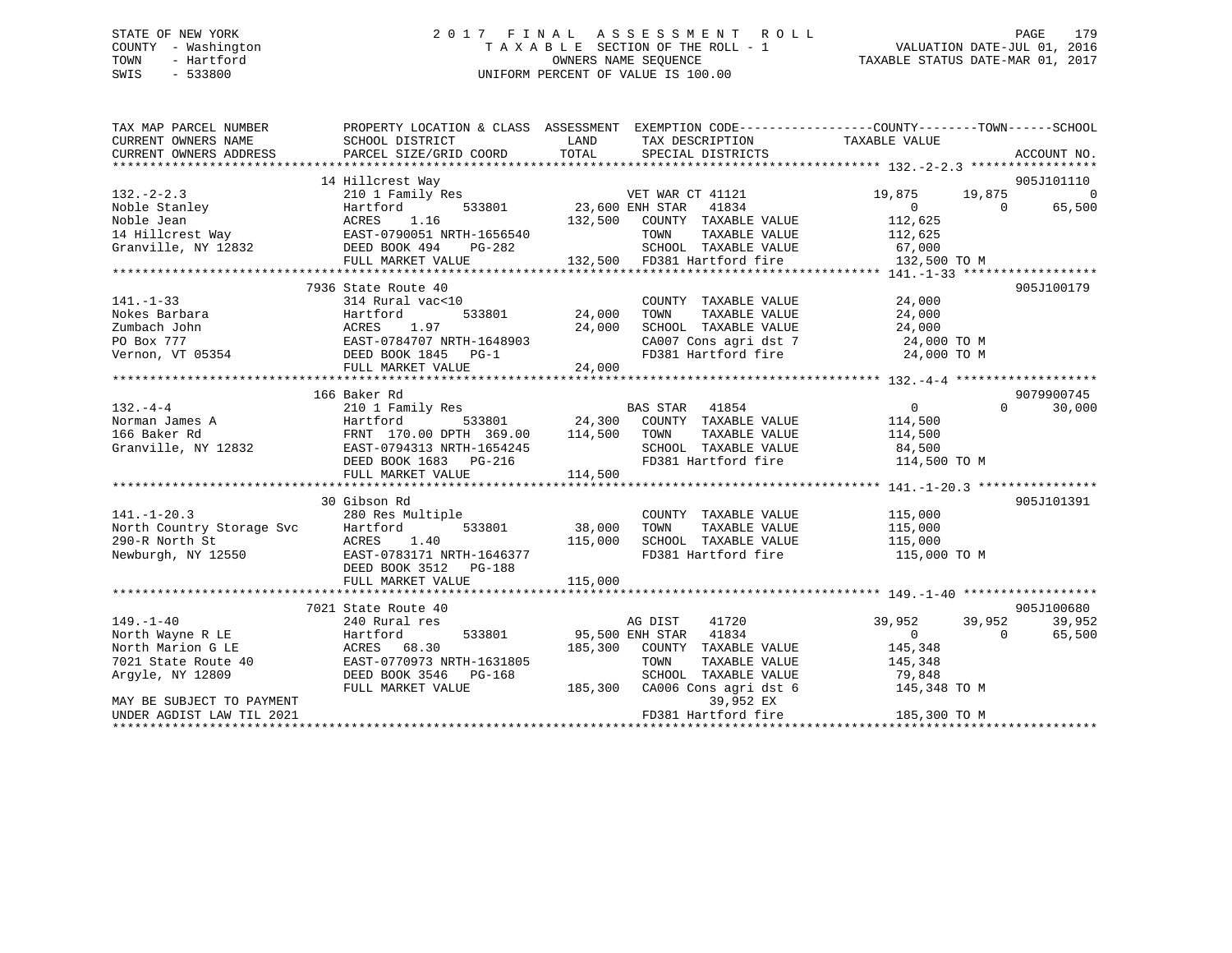STATE OF NEW YORK
COUNTY - Washington
TOWN - Hartford
SWIS - 533800

# 2017 FINAL ASSESSMENT ROLL
TAXABLE SECTION OF THE ROLL - 1
OWNERS NAME SEQUENCE
UNIFORM PERCENT OF VALUE IS 100.00

VALUATION DATE-JUL 01, 2016
TAXABLE STATUS DATE-MAR 01, 2017

```
TAX MAP PARCEL NUMBER          PROPERTY LOCATION & CLASS  ASSESSMENT  EXEMPTION CODE------------------COUNTY--------TOWN------SCHOOL
CURRENT OWNERS NAME            SCHOOL DISTRICT              LAND      TAX DESCRIPTION              TAXABLE VALUE
CURRENT OWNERS ADDRESS         PARCEL SIZE/GRID COORD       TOTAL     SPECIAL DISTRICTS                                    ACCOUNT NO.
******************************************************************************************************* 132.-2-2.3 *****************
                               14 Hillcrest Way                                                                            905J101110
132.-2-2.3                     210 1 Family Res                       VET WAR CT 41121             19,875      19,875            0
Noble Stanley                  Hartford        533801       23,600 ENH STAR   41834                     0           0       65,500
Noble Jean                     ACRES    1.16               132,500    COUNTY  TAXABLE VALUE         112,625
14 Hillcrest Way               EAST-0790051 NRTH-1656540              TOWN    TAXABLE VALUE         112,625
Granville, NY 12832            DEED BOOK 494    PG-282                SCHOOL  TAXABLE VALUE          67,000
                               FULL MARKET VALUE           132,500    FD381 Hartford fire           132,500 TO M
******************************************************************************************************* 141.-1-33 ******************
                               7936 State Route 40                                                                         905J100179
141.-1-33                      314 Rural vac<10                       COUNTY  TAXABLE VALUE          24,000
Nokes Barbara                  Hartford        533801       24,000    TOWN    TAXABLE VALUE          24,000
Zumbach John                   ACRES    1.97                24,000    SCHOOL  TAXABLE VALUE          24,000
PO Box 777                     EAST-0784707 NRTH-1648903              CA007 Cons agri dst 7          24,000 TO M
Vernon, VT 05354               DEED BOOK 1845   PG-1                  FD381 Hartford fire            24,000 TO M
                               FULL MARKET VALUE            24,000
******************************************************************************************************* 132.-4-4 *******************
                               166 Baker Rd                                                                                9079900745
132.-4-4                       210 1 Family Res                       BAS STAR   41854                  0           0       30,000
Norman James A                 Hartford        533801       24,300    COUNTY  TAXABLE VALUE         114,500
166 Baker Rd                   FRNT 170.00 DPTH 369.00     114,500    TOWN    TAXABLE VALUE         114,500
Granville, NY 12832            EAST-0794313 NRTH-1654245              SCHOOL  TAXABLE VALUE          84,500
                               DEED BOOK 1683   PG-216                FD381 Hartford fire           114,500 TO M
                               FULL MARKET VALUE           114,500
******************************************************************************************************* 141.-1-20.3 ****************
                               30 Gibson Rd                                                                                905J101391
141.-1-20.3                    280 Res Multiple                       COUNTY  TAXABLE VALUE         115,000
North Country Storage Svc      Hartford        533801       38,000    TOWN    TAXABLE VALUE         115,000
290-R North St                 ACRES    1.40               115,000    SCHOOL  TAXABLE VALUE         115,000
Newburgh, NY 12550             EAST-0783171 NRTH-1646377              FD381 Hartford fire           115,000 TO M
                               DEED BOOK 3512   PG-188
                               FULL MARKET VALUE           115,000
******************************************************************************************************* 149.-1-40 ******************
                               7021 State Route 40                                                                         905J100680
149.-1-40                      240 Rural res                          AG DIST    41720             39,952      39,952       39,952
North Wayne R LE               Hartford        533801       95,500 ENH STAR   41834                     0           0       65,500
North Marion G LE              ACRES   68.30               185,300    COUNTY  TAXABLE VALUE         145,348
7021 State Route 40            EAST-0770973 NRTH-1631805              TOWN    TAXABLE VALUE         145,348
Argyle, NY 12809               DEED BOOK 3546   PG-168                SCHOOL  TAXABLE VALUE          79,848
                               FULL MARKET VALUE           185,300    CA006 Cons agri dst 6         145,348 TO M
MAY BE SUBJECT TO PAYMENT                                                  39,952 EX
UNDER AGDIST LAW TIL 2021                                             FD381 Hartford fire           185,300 TO M
************************************************************************************************************************************
```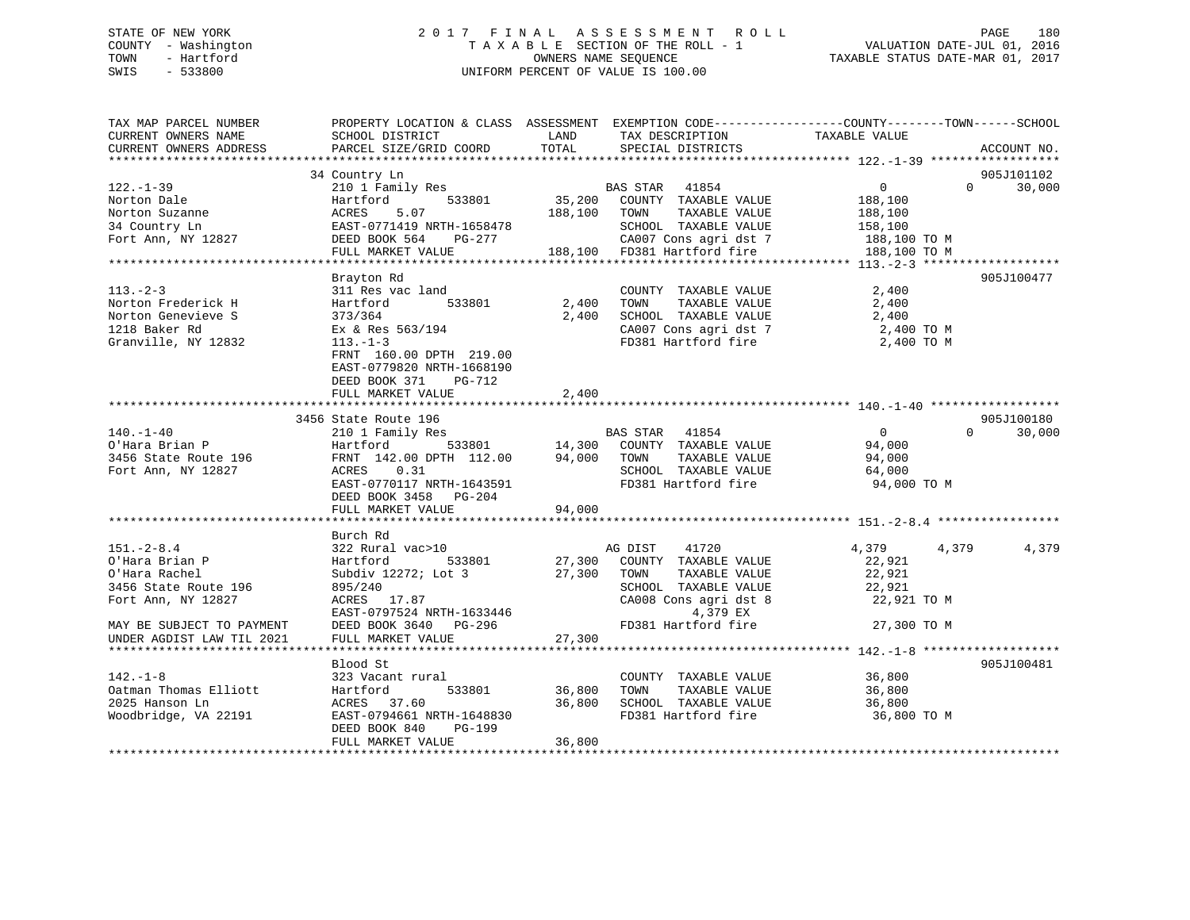STATE OF NEW YORK
COUNTY - Washington
TOWN - Hartford
SWIS - 533800

2017 FINAL ASSESSMENT ROLL
TAXABLE SECTION OF THE ROLL - 1
OWNERS NAME SEQUENCE
UNIFORM PERCENT OF VALUE IS 100.00

VALUATION DATE-JUL 01, 2016
TAXABLE STATUS DATE-MAR 01, 2017

```
TAX MAP PARCEL NUMBER          PROPERTY LOCATION & CLASS  ASSESSMENT  EXEMPTION CODE-----------------COUNTY--------TOWN------SCHOOL
CURRENT OWNERS NAME            SCHOOL DISTRICT               LAND      TAX DESCRIPTION            TAXABLE VALUE
CURRENT OWNERS ADDRESS         PARCEL SIZE/GRID COORD        TOTAL     SPECIAL DISTRICTS                                  ACCOUNT NO.
******************************************************************************************************* 122.-1-39 ******************
                               34 Country Ln                                                                              905J101102
122.-1-39                      210 1 Family Res                        BAS STAR   41854            0            0      30,000
Norton Dale                    Hartford          533801     35,200     COUNTY  TAXABLE VALUE       188,100
Norton Suzanne                 ACRES     5.07              188,100     TOWN    TAXABLE VALUE       188,100
34 Country Ln                  EAST-0771419 NRTH-1658478               SCHOOL  TAXABLE VALUE       158,100
Fort Ann, NY 12827             DEED BOOK 564     PG-277                CA007 Cons agri dst 7        188,100 TO M
                               FULL MARKET VALUE           188,100     FD381 Hartford fire          188,100 TO M
******************************************************************************************************* 113.-2-3 *******************
                               Brayton Rd                                                                                 905J100477
113.-2-3                       311 Res vac land                        COUNTY  TAXABLE VALUE         2,400
Norton Frederick H             Hartford          533801      2,400     TOWN    TAXABLE VALUE         2,400
Norton Genevieve S             373/364                       2,400     SCHOOL  TAXABLE VALUE         2,400
1218 Baker Rd                  Ex & Res 563/194                        CA007 Cons agri dst 7          2,400 TO M
Granville, NY 12832            113.-1-3                                FD381 Hartford fire            2,400 TO M
                               FRNT  160.00 DPTH  219.00
                               EAST-0779820 NRTH-1668190
                               DEED BOOK 371     PG-712
                               FULL MARKET VALUE             2,400
******************************************************************************************************* 140.-1-40 ******************
                               3456 State Route 196                                                                       905J100180
140.-1-40                      210 1 Family Res                        BAS STAR   41854            0            0      30,000
O'Hara Brian P                 Hartford          533801     14,300     COUNTY  TAXABLE VALUE        94,000
3456 State Route 196           FRNT  142.00 DPTH  112.00    94,000     TOWN    TAXABLE VALUE        94,000
Fort Ann, NY 12827             ACRES     0.31                          SCHOOL  TAXABLE VALUE        64,000
                               EAST-0770117 NRTH-1643591               FD381 Hartford fire           94,000 TO M
                               DEED BOOK 3458    PG-204
                               FULL MARKET VALUE            94,000
******************************************************************************************************* 151.-2-8.4 *****************
                               Burch Rd
151.-2-8.4                     322 Rural vac>10                        AG DIST    41720        4,379        4,379       4,379
O'Hara Brian P                 Hartford          533801     27,300     COUNTY  TAXABLE VALUE        22,921
O'Hara Rachel                  Subdiv 12272; Lot 3          27,300     TOWN    TAXABLE VALUE        22,921
3456 State Route 196           895/240                                 SCHOOL  TAXABLE VALUE        22,921
Fort Ann, NY 12827             ACRES    17.87                          CA008 Cons agri dst 8         22,921 TO M
                               EAST-0797524 NRTH-1633446                    4,379 EX
MAY BE SUBJECT TO PAYMENT      DEED BOOK 3640    PG-296                FD381 Hartford fire           27,300 TO M
UNDER AGDIST LAW TIL 2021      FULL MARKET VALUE            27,300
******************************************************************************************************* 142.-1-8 *******************
                               Blood St                                                                                   905J100481
142.-1-8                       323 Vacant rural                        COUNTY  TAXABLE VALUE        36,800
Oatman Thomas Elliott          Hartford          533801     36,800     TOWN    TAXABLE VALUE        36,800
2025 Hanson Ln                 ACRES    37.60               36,800     SCHOOL  TAXABLE VALUE        36,800
Woodbridge, VA 22191           EAST-0794661 NRTH-1648830               FD381 Hartford fire           36,800 TO M
                               DEED BOOK 840     PG-199
                               FULL MARKET VALUE            36,800
************************************************************************************************************************************
```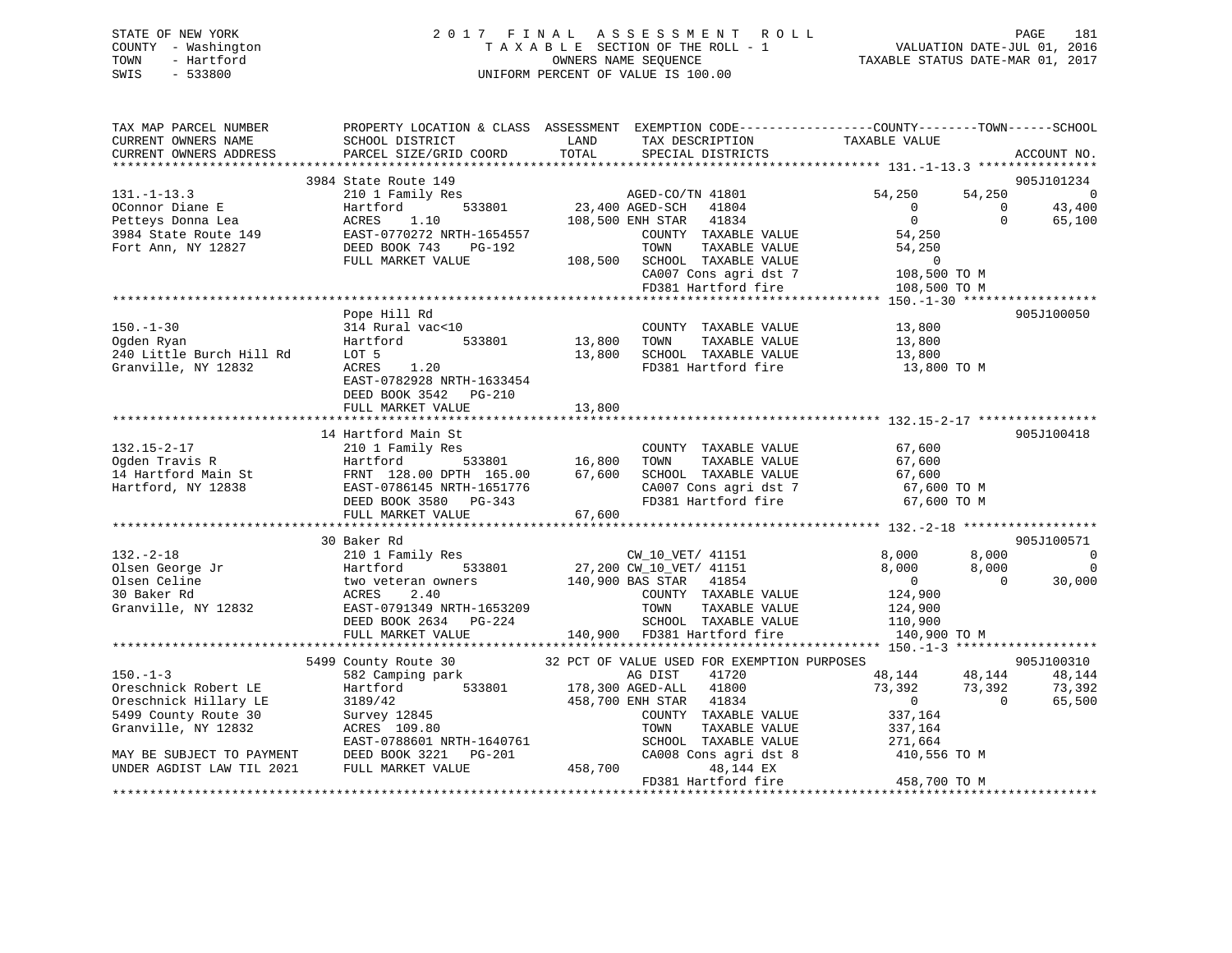STATE OF NEW YORK
COUNTY - Washington
TOWN - Hartford
SWIS - 533800

# 2017 FINAL ASSESSMENT ROLL

TAXABLE SECTION OF THE ROLL - 1
OWNERS NAME SEQUENCE
UNIFORM PERCENT OF VALUE IS 100.00

VALUATION DATE-JUL 01, 2016
TAXABLE STATUS DATE-MAR 01, 2017

```
TAX MAP PARCEL NUMBER      PROPERTY LOCATION & CLASS  ASSESSMENT  EXEMPTION CODE------------------COUNTY--------TOWN------SCHOOL
CURRENT OWNERS NAME        SCHOOL DISTRICT               LAND      TAX DESCRIPTION              TAXABLE VALUE
CURRENT OWNERS ADDRESS     PARCEL SIZE/GRID COORD        TOTAL     SPECIAL DISTRICTS                                        ACCOUNT NO.
******************************************************************************************************* 131.-1-13.3 ****************
                           3984 State Route 149                                                                          905J101234
131.-1-13.3                210 1 Family Res                       AGED-CO/TN 41801               54,250      54,250            0
OConnor Diane E            Hartford          533801       23,400 AGED-SCH   41804                    0           0       43,400
Petteys Donna Lea          ACRES     1.10                108,500 ENH STAR   41834                    0           0       65,100
3984 State Route 149       EAST-0770272 NRTH-1654557             COUNTY  TAXABLE VALUE            54,250
Fort Ann, NY 12827         DEED BOOK 743     PG-192              TOWN    TAXABLE VALUE            54,250
                           FULL MARKET VALUE           108,500   SCHOOL  TAXABLE VALUE                 0
                                                                 CA007 Cons agri dst 7           108,500 TO M
                                                                 FD381 Hartford fire             108,500 TO M
******************************************************************************************************* 150.-1-30 ******************
                           Pope Hill Rd                                                                                  905J100050
150.-1-30                  314 Rural vac<10                      COUNTY  TAXABLE VALUE            13,800
Ogden Ryan                 Hartford          533801       13,800 TOWN    TAXABLE VALUE            13,800
240 Little Burch Hill Rd   LOT 5                          13,800 SCHOOL  TAXABLE VALUE            13,800
Granville, NY 12832        ACRES     1.20                        FD381 Hartford fire              13,800 TO M
                           EAST-0782928 NRTH-1633454
                           DEED BOOK 3542    PG-210
                           FULL MARKET VALUE            13,800
******************************************************************************************************* 132.15-2-17 ****************
                           14 Hartford Main St                                                                           905J100418
132.15-2-17                210 1 Family Res                      COUNTY  TAXABLE VALUE            67,600
Ogden Travis R             Hartford          533801       16,800 TOWN    TAXABLE VALUE            67,600
14 Hartford Main St        FRNT 128.00 DPTH 165.00        67,600 SCHOOL  TAXABLE VALUE            67,600
Hartford, NY 12838         EAST-0786145 NRTH-1651776             CA007 Cons agri dst 7            67,600 TO M
                           DEED BOOK 3580    PG-343              FD381 Hartford fire              67,600 TO M
                           FULL MARKET VALUE            67,600
******************************************************************************************************* 132.-2-18 ******************
                           30 Baker Rd                                                                                   905J100571
132.-2-18                  210 1 Family Res                      CW_10_VET/ 41151                  8,000       8,000            0
Olsen George Jr            Hartford          533801       27,200 CW_10_VET/ 41151                  8,000       8,000            0
Olsen Celine               two veteran owners            140,900 BAS STAR   41854                      0           0       30,000
30 Baker Rd                ACRES     2.40                        COUNTY  TAXABLE VALUE           124,900
Granville, NY 12832        EAST-0791349 NRTH-1653209             TOWN    TAXABLE VALUE           124,900
                           DEED BOOK 2634    PG-224              SCHOOL  TAXABLE VALUE           110,900
                           FULL MARKET VALUE           140,900   FD381 Hartford fire             140,900 TO M
******************************************************************************************************* 150.-1-3 *******************
                           5499 County Route 30       32 PCT OF VALUE USED FOR EXEMPTION PURPOSES                        905J100310
150.-1-3                   582 Camping park                      AG DIST    41720                 48,144      48,144       48,144
Oreschnick Robert LE       Hartford          533801      178,300 AGED-ALL   41800                 73,392      73,392       73,392
Oreschnick Hillary LE      3189/42                       458,700 ENH STAR   41834                      0           0       65,500
5499 County Route 30       Survey 12845                          COUNTY  TAXABLE VALUE           337,164
Granville, NY 12832        ACRES   109.80                        TOWN    TAXABLE VALUE           337,164
                           EAST-0788601 NRTH-1640761             SCHOOL  TAXABLE VALUE           271,664
MAY BE SUBJECT TO PAYMENT  DEED BOOK 3221    PG-201              CA008 Cons agri dst 8           410,556 TO M
UNDER AGDIST LAW TIL 2021  FULL MARKET VALUE           458,700         48,144 EX
                                                                 FD381 Hartford fire             458,700 TO M
************************************************************************************************************************************
```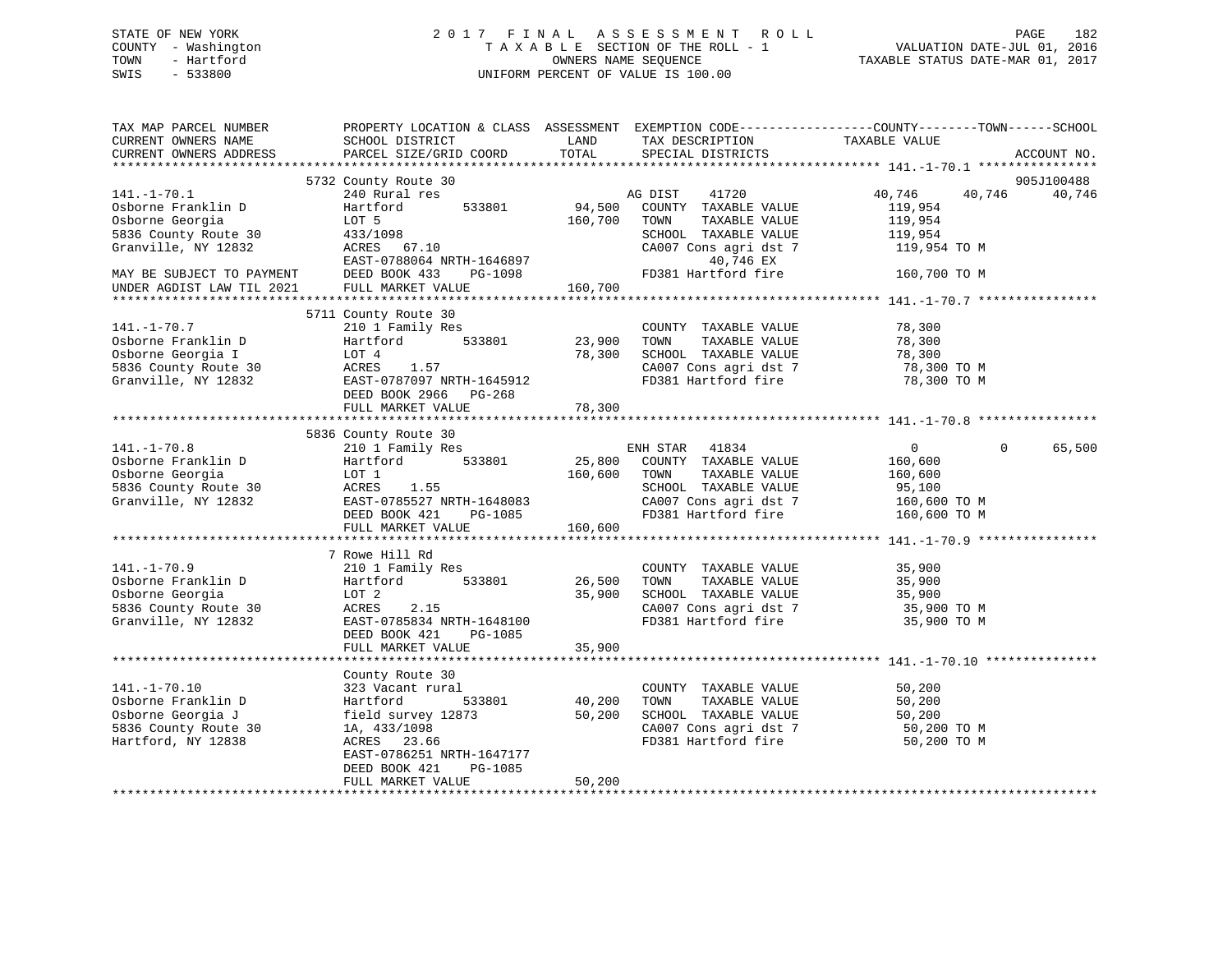STATE OF NEW YORK
COUNTY - Washington
TOWN - Hartford
SWIS - 533800

# 2017 FINAL ASSESSMENT ROLL
TAXABLE SECTION OF THE ROLL - 1
OWNERS NAME SEQUENCE
UNIFORM PERCENT OF VALUE IS 100.00

VALUATION DATE-JUL 01, 2016
TAXABLE STATUS DATE-MAR 01, 2017

| TAX MAP PARCEL NUMBER / CURRENT OWNERS NAME / CURRENT OWNERS ADDRESS | PROPERTY LOCATION & CLASS / SCHOOL DISTRICT / PARCEL SIZE/GRID COORD | ASSESSMENT LAND | TOTAL | EXEMPTION CODE / TAX DESCRIPTION / SPECIAL DISTRICTS | COUNTY TAXABLE VALUE | TOWN | SCHOOL | ACCOUNT NO. |
|---|---|---|---|---|---|---|---|---|
| **141.-1-70.1** | 5732 County Route 30 | | | | | | | 905J100488 |
| 141.-1-70.1 | 240 Rural res | | | AG DIST 41720 | 40,746 | 40,746 | 40,746 | |
| Osborne Franklin D | Hartford 533801 | 94,500 | | COUNTY TAXABLE VALUE | 119,954 | | | |
| Osborne Georgia | LOT 5 | | 160,700 | TOWN TAXABLE VALUE | 119,954 | | | |
| 5836 County Route 30 | 433/1098 | | | SCHOOL TAXABLE VALUE | 119,954 | | | |
| Granville, NY 12832 | ACRES 67.10 | | | CA007 Cons agri dst 7 | 119,954 TO M | | | |
| | EAST-0788064 NRTH-1646897 | | | 40,746 EX | | | | |
| MAY BE SUBJECT TO PAYMENT | DEED BOOK 433 PG-1098 | | | FD381 Hartford fire | 160,700 TO M | | | |
| UNDER AGDIST LAW TIL 2021 | FULL MARKET VALUE | | 160,700 | | | | | |
| **141.-1-70.7** | 5711 County Route 30 | | | | | | | |
| 141.-1-70.7 | 210 1 Family Res | | | COUNTY TAXABLE VALUE | 78,300 | | | |
| Osborne Franklin D | Hartford 533801 | 23,900 | | TOWN TAXABLE VALUE | 78,300 | | | |
| Osborne Georgia I | LOT 4 | | 78,300 | SCHOOL TAXABLE VALUE | 78,300 | | | |
| 5836 County Route 30 | ACRES 1.57 | | | CA007 Cons agri dst 7 | 78,300 TO M | | | |
| Granville, NY 12832 | EAST-0787097 NRTH-1645912 | | | FD381 Hartford fire | 78,300 TO M | | | |
| | DEED BOOK 2966 PG-268 | | | | | | | |
| | FULL MARKET VALUE | | 78,300 | | | | | |
| **141.-1-70.8** | 5836 County Route 30 | | | | | | | |
| 141.-1-70.8 | 210 1 Family Res | | | ENH STAR 41834 | 0 | 0 | 65,500 | |
| Osborne Franklin D | Hartford 533801 | 25,800 | | COUNTY TAXABLE VALUE | 160,600 | | | |
| Osborne Georgia | LOT 1 | | 160,600 | TOWN TAXABLE VALUE | 160,600 | | | |
| 5836 County Route 30 | ACRES 1.55 | | | SCHOOL TAXABLE VALUE | 95,100 | | | |
| Granville, NY 12832 | EAST-0785527 NRTH-1648083 | | | CA007 Cons agri dst 7 | 160,600 TO M | | | |
| | DEED BOOK 421 PG-1085 | | | FD381 Hartford fire | 160,600 TO M | | | |
| | FULL MARKET VALUE | | 160,600 | | | | | |
| **141.-1-70.9** | 7 Rowe Hill Rd | | | | | | | |
| 141.-1-70.9 | 210 1 Family Res | | | COUNTY TAXABLE VALUE | 35,900 | | | |
| Osborne Franklin D | Hartford 533801 | 26,500 | | TOWN TAXABLE VALUE | 35,900 | | | |
| Osborne Georgia | LOT 2 | | 35,900 | SCHOOL TAXABLE VALUE | 35,900 | | | |
| 5836 County Route 30 | ACRES 2.15 | | | CA007 Cons agri dst 7 | 35,900 TO M | | | |
| Granville, NY 12832 | EAST-0785834 NRTH-1648100 | | | FD381 Hartford fire | 35,900 TO M | | | |
| | DEED BOOK 421 PG-1085 | | | | | | | |
| | FULL MARKET VALUE | | 35,900 | | | | | |
| **141.-1-70.10** | County Route 30 | | | | | | | |
| 141.-1-70.10 | 323 Vacant rural | | | COUNTY TAXABLE VALUE | 50,200 | | | |
| Osborne Franklin D | Hartford 533801 | 40,200 | | TOWN TAXABLE VALUE | 50,200 | | | |
| Osborne Georgia J | field survey 12873 | | 50,200 | SCHOOL TAXABLE VALUE | 50,200 | | | |
| 5836 County Route 30 | 1A, 433/1098 | | | CA007 Cons agri dst 7 | 50,200 TO M | | | |
| Hartford, NY 12838 | ACRES 23.66 | | | FD381 Hartford fire | 50,200 TO M | | | |
| | EAST-0786251 NRTH-1647177 | | | | | | | |
| | DEED BOOK 421 PG-1085 | | | | | | | |
| | FULL MARKET VALUE | | 50,200 | | | | | |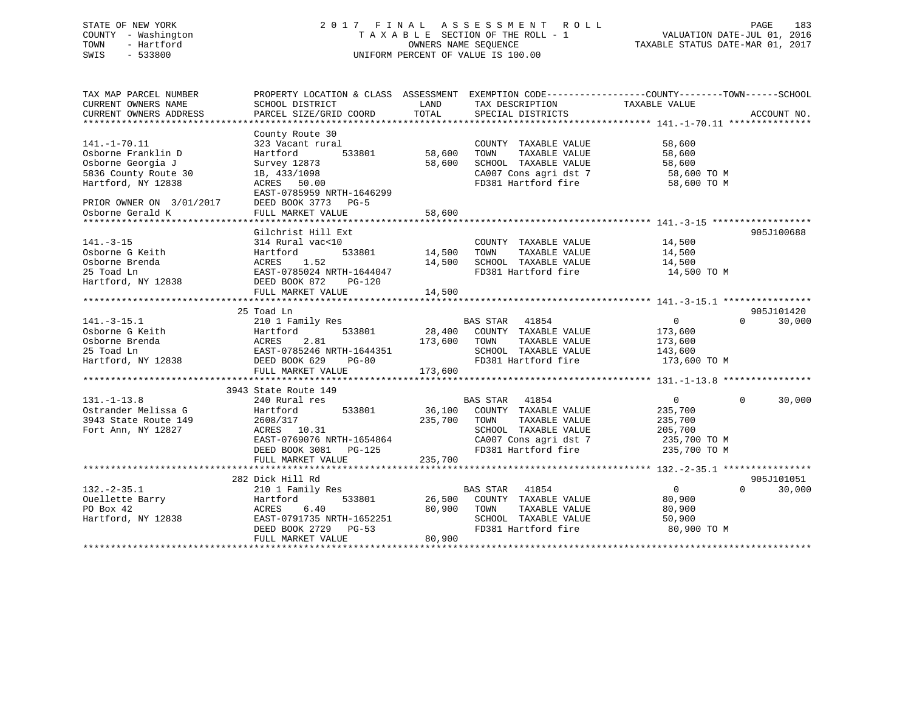STATE OF NEW YORK
COUNTY - Washington
TOWN - Hartford
SWIS - 533800

2017 FINAL ASSESSMENT ROLL
TAXABLE SECTION OF THE ROLL - 1
OWNERS NAME SEQUENCE
UNIFORM PERCENT OF VALUE IS 100.00

VALUATION DATE-JUL 01, 2016
TAXABLE STATUS DATE-MAR 01, 2017

| TAX MAP PARCEL NUMBER / CURRENT OWNERS NAME / CURRENT OWNERS ADDRESS | PROPERTY LOCATION & CLASS / SCHOOL DISTRICT / PARCEL SIZE/GRID COORD | ASSESSMENT LAND | TOTAL | EXEMPTION CODE / TAX DESCRIPTION / SPECIAL DISTRICTS | COUNTY--------TOWN------SCHOOL TAXABLE VALUE | ACCOUNT NO. |
|---|---|---|---|---|---|---|
| **141.-1-70.11** | County Route 30 | | | | | |
| 141.-1-70.11 | 323 Vacant rural | | | COUNTY TAXABLE VALUE | 58,600 | |
| Osborne Franklin D | Hartford 533801 | 58,600 | | TOWN TAXABLE VALUE | 58,600 | |
| Osborne Georgia J | Survey 12873 | | 58,600 | SCHOOL TAXABLE VALUE | 58,600 | |
| 5836 County Route 30 | 1B, 433/1098 | | | CA007 Cons agri dst 7 | 58,600 TO M | |
| Hartford, NY 12838 | ACRES 50.00 | | | FD381 Hartford fire | 58,600 TO M | |
| | EAST-0785959 NRTH-1646299 | | | | | |
| PRIOR OWNER ON 3/01/2017 | DEED BOOK 3773 PG-5 | | | | | |
| Osborne Gerald K | FULL MARKET VALUE | | 58,600 | | | |
| **141.-3-15** | Gilchrist Hill Ext | | | | | 905J100688 |
| 141.-3-15 | 314 Rural vac<10 | | | COUNTY TAXABLE VALUE | 14,500 | |
| Osborne G Keith | Hartford 533801 | 14,500 | | TOWN TAXABLE VALUE | 14,500 | |
| Osborne Brenda | ACRES 1.52 | | 14,500 | SCHOOL TAXABLE VALUE | 14,500 | |
| 25 Toad Ln | EAST-0785024 NRTH-1644047 | | | FD381 Hartford fire | 14,500 TO M | |
| Hartford, NY 12838 | DEED BOOK 872 PG-120 | | | | | |
| | FULL MARKET VALUE | | 14,500 | | | |
| **141.-3-15.1** | 25 Toad Ln | | | | | 905J101420 |
| 141.-3-15.1 | 210 1 Family Res | | | BAS STAR 41854 | 0 0 30,000 | |
| Osborne G Keith | Hartford 533801 | 28,400 | | COUNTY TAXABLE VALUE | 173,600 | |
| Osborne Brenda | ACRES 2.81 | | 173,600 | TOWN TAXABLE VALUE | 173,600 | |
| 25 Toad Ln | EAST-0785246 NRTH-1644351 | | | SCHOOL TAXABLE VALUE | 143,600 | |
| Hartford, NY 12838 | DEED BOOK 629 PG-80 | | | FD381 Hartford fire | 173,600 TO M | |
| | FULL MARKET VALUE | | 173,600 | | | |
| **131.-1-13.8** | 3943 State Route 149 | | | | | |
| 131.-1-13.8 | 240 Rural res | | | BAS STAR 41854 | 0 0 30,000 | |
| Ostrander Melissa G | Hartford 533801 | 36,100 | | COUNTY TAXABLE VALUE | 235,700 | |
| 3943 State Route 149 | 2608/317 | | 235,700 | TOWN TAXABLE VALUE | 235,700 | |
| Fort Ann, NY 12827 | ACRES 10.31 | | | SCHOOL TAXABLE VALUE | 205,700 | |
| | EAST-0769076 NRTH-1654864 | | | CA007 Cons agri dst 7 | 235,700 TO M | |
| | DEED BOOK 3081 PG-125 | | | FD381 Hartford fire | 235,700 TO M | |
| | FULL MARKET VALUE | | 235,700 | | | |
| **132.-2-35.1** | 282 Dick Hill Rd | | | | | 905J101051 |
| 132.-2-35.1 | 210 1 Family Res | | | BAS STAR 41854 | 0 0 30,000 | |
| Ouellette Barry | Hartford 533801 | 26,500 | | COUNTY TAXABLE VALUE | 80,900 | |
| PO Box 42 | ACRES 6.40 | | 80,900 | TOWN TAXABLE VALUE | 80,900 | |
| Hartford, NY 12838 | EAST-0791735 NRTH-1652251 | | | SCHOOL TAXABLE VALUE | 50,900 | |
| | DEED BOOK 2729 PG-53 | | | FD381 Hartford fire | 80,900 TO M | |
| | FULL MARKET VALUE | | 80,900 | | | |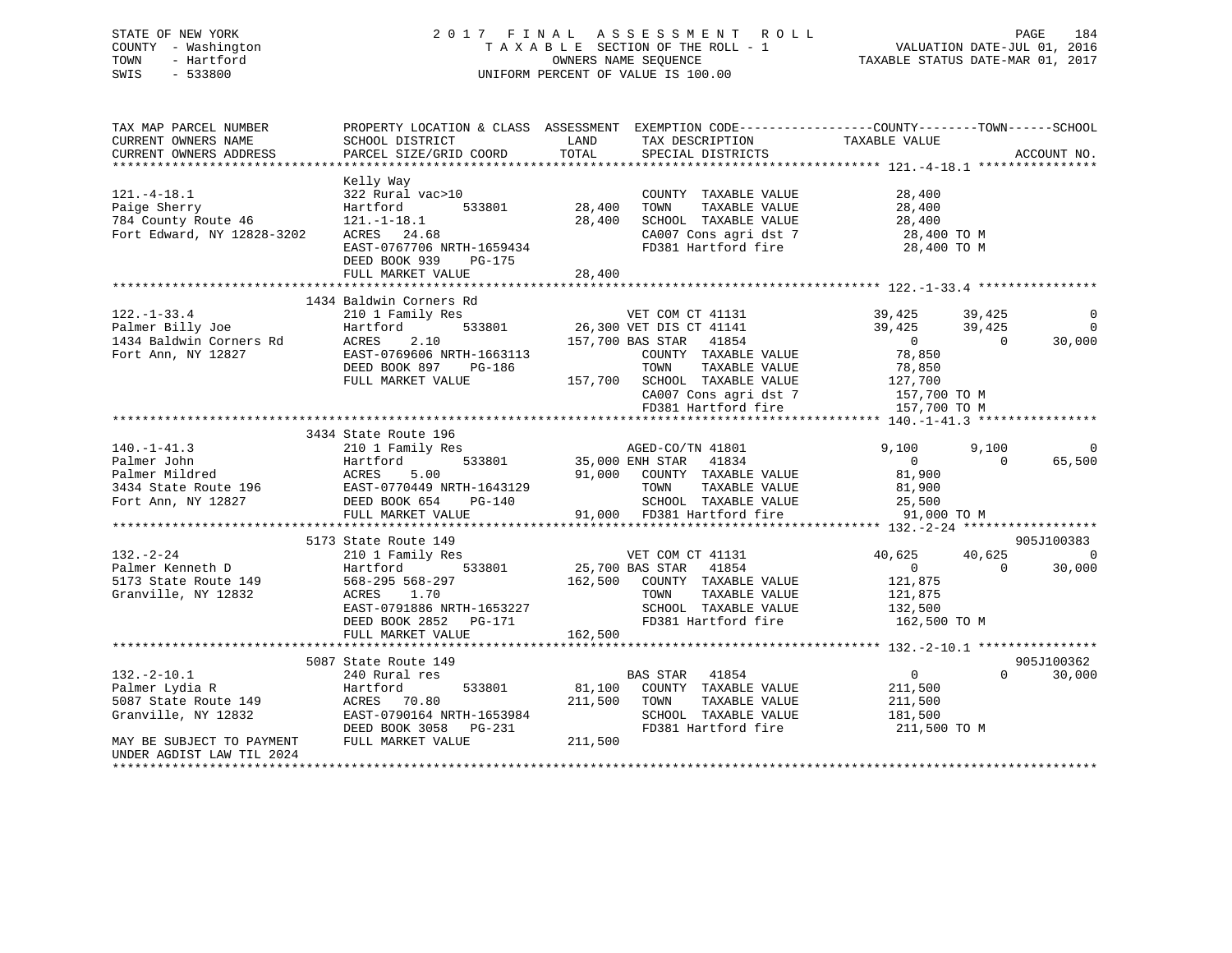STATE OF NEW YORK — 2017 FINAL ASSESSMENT ROLL — PAGE 184
COUNTY - Washington — TAXABLE SECTION OF THE ROLL - 1 — VALUATION DATE-JUL 01, 2016
TOWN - Hartford — OWNERS NAME SEQUENCE — TAXABLE STATUS DATE-MAR 01, 2017
SWIS - 533800 — UNIFORM PERCENT OF VALUE IS 100.00

```
TAX MAP PARCEL NUMBER          PROPERTY LOCATION & CLASS  ASSESSMENT  EXEMPTION CODE-----------------COUNTY--------TOWN------SCHOOL
CURRENT OWNERS NAME            SCHOOL DISTRICT               LAND      TAX DESCRIPTION            TAXABLE VALUE
CURRENT OWNERS ADDRESS         PARCEL SIZE/GRID COORD        TOTAL     SPECIAL DISTRICTS                                  ACCOUNT NO.
******************************************************************************************************* 121.-4-18.1 ****************
                               Kelly Way
121.-4-18.1                    322 Rural vac>10                        COUNTY  TAXABLE VALUE            28,400
Paige Sherry                   Hartford       533801       28,400      TOWN    TAXABLE VALUE            28,400
784 County Route 46            121.-1-18.1                 28,400      SCHOOL  TAXABLE VALUE            28,400
Fort Edward, NY 12828-3202     ACRES  24.68                            CA007 Cons agri dst 7             28,400 TO M
                               EAST-0767706 NRTH-1659434               FD381 Hartford fire               28,400 TO M
                               DEED BOOK 939    PG-175
                               FULL MARKET VALUE           28,400
******************************************************************************************************* 122.-1-33.4 ****************
                               1434 Baldwin Corners Rd
122.-1-33.4                    210 1 Family Res                        VET COM CT 41131              39,425      39,425           0
Palmer Billy Joe               Hartford       533801       26,300 VET DIS CT 41141                   39,425      39,425           0
1434 Baldwin Corners Rd        ACRES   2.10               157,700 BAS STAR   41854                        0           0      30,000
Fort Ann, NY 12827             EAST-0769606 NRTH-1663113               COUNTY  TAXABLE VALUE            78,850
                               DEED BOOK 897    PG-186                 TOWN    TAXABLE VALUE            78,850
                               FULL MARKET VALUE          157,700      SCHOOL  TAXABLE VALUE           127,700
                                                                       CA007 Cons agri dst 7            157,700 TO M
                                                                       FD381 Hartford fire              157,700 TO M
******************************************************************************************************* 140.-1-41.3 ****************
                               3434 State Route 196
140.-1-41.3                    210 1 Family Res                        AGED-CO/TN 41801               9,100       9,100           0
Palmer John                    Hartford       533801       35,000 ENH STAR   41834                        0           0      65,500
Palmer Mildred                 ACRES   5.00                91,000      COUNTY  TAXABLE VALUE            81,900
3434 State Route 196           EAST-0770449 NRTH-1643129               TOWN    TAXABLE VALUE            81,900
Fort Ann, NY 12827             DEED BOOK 654    PG-140                 SCHOOL  TAXABLE VALUE            25,500
                               FULL MARKET VALUE           91,000      FD381 Hartford fire               91,000 TO M
******************************************************************************************************* 132.-2-24 ******************
                               5173 State Route 149                                                                    905J100383
132.-2-24                      210 1 Family Res                        VET COM CT 41131              40,625      40,625           0
Palmer Kenneth D               Hartford       533801       25,700 BAS STAR   41854                        0           0      30,000
5173 State Route 149           568-295 568-297            162,500      COUNTY  TAXABLE VALUE           121,875
Granville, NY 12832            ACRES   1.70                            TOWN    TAXABLE VALUE           121,875
                               EAST-0791886 NRTH-1653227               SCHOOL  TAXABLE VALUE           132,500
                               DEED BOOK 2852   PG-171                 FD381 Hartford fire              162,500 TO M
                               FULL MARKET VALUE          162,500
******************************************************************************************************* 132.-2-10.1 ****************
                               5087 State Route 149                                                                    905J100362
132.-2-10.1                    240 Rural res                           BAS STAR   41854                       0           0      30,000
Palmer Lydia R                 Hartford       533801       81,100      COUNTY  TAXABLE VALUE           211,500
5087 State Route 149           ACRES  70.80               211,500      TOWN    TAXABLE VALUE           211,500
Granville, NY 12832            EAST-0790164 NRTH-1653984               SCHOOL  TAXABLE VALUE           181,500
                               DEED BOOK 3058   PG-231                 FD381 Hartford fire              211,500 TO M
MAY BE SUBJECT TO PAYMENT      FULL MARKET VALUE          211,500
UNDER AGDIST LAW TIL 2024
************************************************************************************************************************************
```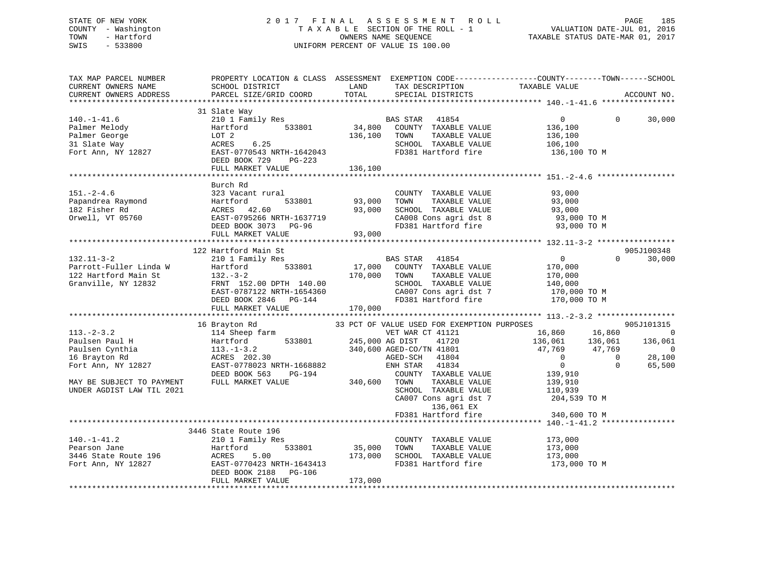STATE OF NEW YORK
COUNTY - Washington
TOWN - Hartford
SWIS - 533800

2 0 1 7 F I N A L A S S E S S M E N T R O L L
T A X A B L E SECTION OF THE ROLL - 1
OWNERS NAME SEQUENCE
UNIFORM PERCENT OF VALUE IS 100.00

VALUATION DATE-JUL 01, 2016
TAXABLE STATUS DATE-MAR 01, 2017

```
TAX MAP PARCEL NUMBER          PROPERTY LOCATION & CLASS  ASSESSMENT  EXEMPTION CODE-----------------COUNTY--------TOWN------SCHOOL
CURRENT OWNERS NAME            SCHOOL DISTRICT               LAND      TAX DESCRIPTION             TAXABLE VALUE
CURRENT OWNERS ADDRESS         PARCEL SIZE/GRID COORD        TOTAL     SPECIAL DISTRICTS                                    ACCOUNT NO.
******************************************************************************************************* 140.-1-41.6 ****************
                               31 Slate Way
140.-1-41.6                    210 1 Family Res                        BAS STAR   41854                  0             0       30,000
Palmer Melody                  Hartford          533801       34,800   COUNTY  TAXABLE VALUE         136,100
Palmer George                  LOT 2                         136,100   TOWN    TAXABLE VALUE         136,100
31 Slate Way                   ACRES    6.25                           SCHOOL  TAXABLE VALUE         106,100
Fort Ann, NY 12827             EAST-0770543 NRTH-1642043               FD381 Hartford fire            136,100 TO M
                               DEED BOOK 729    PG-223
                               FULL MARKET VALUE             136,100
******************************************************************************************************* 151.-2-4.6 *****************
                               Burch Rd
151.-2-4.6                     323 Vacant rural                        COUNTY  TAXABLE VALUE          93,000
Papandrea Raymond              Hartford          533801       93,000   TOWN    TAXABLE VALUE          93,000
182 Fisher Rd                  ACRES   42.60                  93,000   SCHOOL  TAXABLE VALUE          93,000
Orwell, VT 05760               EAST-0795266 NRTH-1637719               CA008 Cons agri dst 8           93,000 TO M
                               DEED BOOK 3073   PG-96                  FD381 Hartford fire             93,000 TO M
                               FULL MARKET VALUE              93,000
******************************************************************************************************* 132.11-3-2 *****************
                               122 Hartford Main St                                                                   905J100348
132.11-3-2                     210 1 Family Res                        BAS STAR   41854                  0             0       30,000
Parrott-Fuller Linda W         Hartford          533801       17,000   COUNTY  TAXABLE VALUE         170,000
122 Hartford Main St           132.-3-2                      170,000   TOWN    TAXABLE VALUE         170,000
Granville, NY 12832            FRNT 152.00 DPTH 140.00                 SCHOOL  TAXABLE VALUE         140,000
                               EAST-0787122 NRTH-1654360               CA007 Cons agri dst 7          170,000 TO M
                               DEED BOOK 2846   PG-144                 FD381 Hartford fire            170,000 TO M
                               FULL MARKET VALUE             170,000
******************************************************************************************************* 113.-2-3.2 *****************
                               16 Brayton Rd                   33 PCT OF VALUE USED FOR EXEMPTION PURPOSES            905J101315
113.-2-3.2                     114 Sheep farm                          VET WAR CT 41121             16,860        16,860            0
Paulsen Paul H                 Hartford          533801      245,000 AG DIST     41720             136,061       136,061      136,061
Paulsen Cynthia                113.-1-3.2                    340,600 AGED-CO/TN 41801               47,769        47,769            0
16 Brayton Rd                  ACRES  202.30                           AGED-SCH   41804                  0             0       28,100
Fort Ann, NY 12827             EAST-0778023 NRTH-1668882               ENH STAR   41834                  0             0       65,500
                               DEED BOOK 563    PG-194                 COUNTY  TAXABLE VALUE         139,910
MAY BE SUBJECT TO PAYMENT      FULL MARKET VALUE             340,600   TOWN    TAXABLE VALUE         139,910
UNDER AGDIST LAW TIL 2021                                              SCHOOL  TAXABLE VALUE         110,939
                                                                       CA007 Cons agri dst 7          204,539 TO M
                                                                           136,061 EX
                                                                       FD381 Hartford fire            340,600 TO M
******************************************************************************************************* 140.-1-41.2 ****************
                               3446 State Route 196
140.-1-41.2                    210 1 Family Res                        COUNTY  TAXABLE VALUE         173,000
Pearson Jane                   Hartford          533801       35,000   TOWN    TAXABLE VALUE         173,000
3446 State Route 196           ACRES    5.00                 173,000   SCHOOL  TAXABLE VALUE         173,000
Fort Ann, NY 12827             EAST-0770423 NRTH-1643413               FD381 Hartford fire            173,000 TO M
                               DEED BOOK 2188   PG-106
                               FULL MARKET VALUE             173,000
************************************************************************************************************************************
```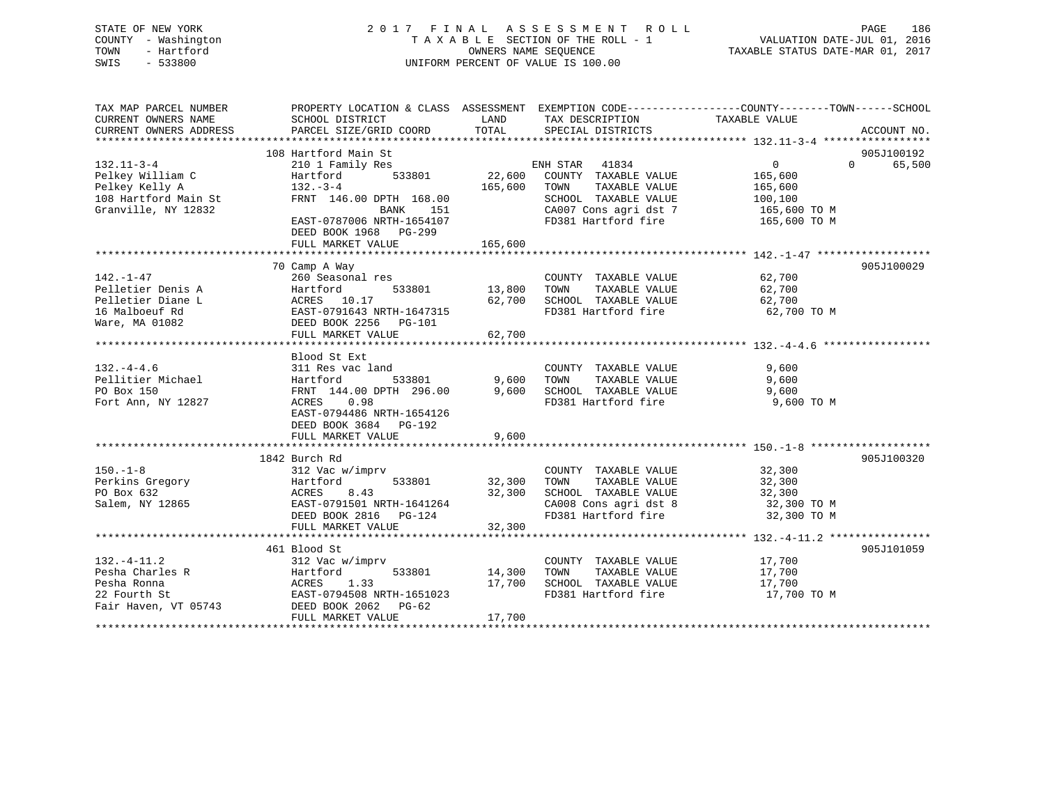STATE OF NEW YORK
COUNTY - Washington
TOWN - Hartford
SWIS - 533800

2017 FINAL ASSESSMENT ROLL
TAXABLE SECTION OF THE ROLL - 1
OWNERS NAME SEQUENCE
UNIFORM PERCENT OF VALUE IS 100.00

VALUATION DATE-JUL 01, 2016
TAXABLE STATUS DATE-MAR 01, 2017

| TAX MAP PARCEL NUMBER / CURRENT OWNERS NAME / CURRENT OWNERS ADDRESS | PROPERTY LOCATION & CLASS / SCHOOL DISTRICT / PARCEL SIZE/GRID COORD | ASSESSMENT LAND / TOTAL | EXEMPTION CODE / TAX DESCRIPTION / SPECIAL DISTRICTS | COUNTY / TOWN / SCHOOL TAXABLE VALUE | ACCOUNT NO. |
|---|---|---|---|---|---|
| **132.11-3-4** | 108 Hartford Main St | | | | 905J100192 |
| | 210 1 Family Res | | ENH STAR 41834 | 0 / 0 / 65,500 | |
| Pelkey William C | Hartford 533801 | 22,600 | COUNTY TAXABLE VALUE | 165,600 | |
| Pelkey Kelly A | 132.-3-4 | 165,600 | TOWN TAXABLE VALUE | 165,600 | |
| 108 Hartford Main St | FRNT 146.00 DPTH 168.00 | | SCHOOL TAXABLE VALUE | 100,100 | |
| Granville, NY 12832 | BANK 151 | | CA007 Cons agri dst 7 | 165,600 TO M | |
| | EAST-0787006 NRTH-1654107 | | FD381 Hartford fire | 165,600 TO M | |
| | DEED BOOK 1968 PG-299 | | | | |
| | FULL MARKET VALUE | 165,600 | | | |
| **142.-1-47** | 70 Camp A Way | | | | 905J100029 |
| | 260 Seasonal res | | COUNTY TAXABLE VALUE | 62,700 | |
| Pelletier Denis A | Hartford 533801 | 13,800 | TOWN TAXABLE VALUE | 62,700 | |
| Pelletier Diane L | ACRES 10.17 | 62,700 | SCHOOL TAXABLE VALUE | 62,700 | |
| 16 Malboeuf Rd | EAST-0791643 NRTH-1647315 | | FD381 Hartford fire | 62,700 TO M | |
| Ware, MA 01082 | DEED BOOK 2256 PG-101 | | | | |
| | FULL MARKET VALUE | 62,700 | | | |
| **132.-4-4.6** | Blood St Ext | | | | |
| | 311 Res vac land | | COUNTY TAXABLE VALUE | 9,600 | |
| Pellitier Michael | Hartford 533801 | 9,600 | TOWN TAXABLE VALUE | 9,600 | |
| PO Box 150 | FRNT 144.00 DPTH 296.00 | 9,600 | SCHOOL TAXABLE VALUE | 9,600 | |
| Fort Ann, NY 12827 | ACRES 0.98 | | FD381 Hartford fire | 9,600 TO M | |
| | EAST-0794486 NRTH-1654126 | | | | |
| | DEED BOOK 3684 PG-192 | | | | |
| | FULL MARKET VALUE | 9,600 | | | |
| **150.-1-8** | 1842 Burch Rd | | | | 905J100320 |
| | 312 Vac w/imprv | | COUNTY TAXABLE VALUE | 32,300 | |
| Perkins Gregory | Hartford 533801 | 32,300 | TOWN TAXABLE VALUE | 32,300 | |
| PO Box 632 | ACRES 8.43 | 32,300 | SCHOOL TAXABLE VALUE | 32,300 | |
| Salem, NY 12865 | EAST-0791501 NRTH-1641264 | | CA008 Cons agri dst 8 | 32,300 TO M | |
| | DEED BOOK 2816 PG-124 | | FD381 Hartford fire | 32,300 TO M | |
| | FULL MARKET VALUE | 32,300 | | | |
| **132.-4-11.2** | 461 Blood St | | | | 905J101059 |
| | 312 Vac w/imprv | | COUNTY TAXABLE VALUE | 17,700 | |
| Pesha Charles R | Hartford 533801 | 14,300 | TOWN TAXABLE VALUE | 17,700 | |
| Pesha Ronna | ACRES 1.33 | 17,700 | SCHOOL TAXABLE VALUE | 17,700 | |
| 22 Fourth St | EAST-0794508 NRTH-1651023 | | FD381 Hartford fire | 17,700 TO M | |
| Fair Haven, VT 05743 | DEED BOOK 2062 PG-62 | | | | |
| | FULL MARKET VALUE | 17,700 | | | |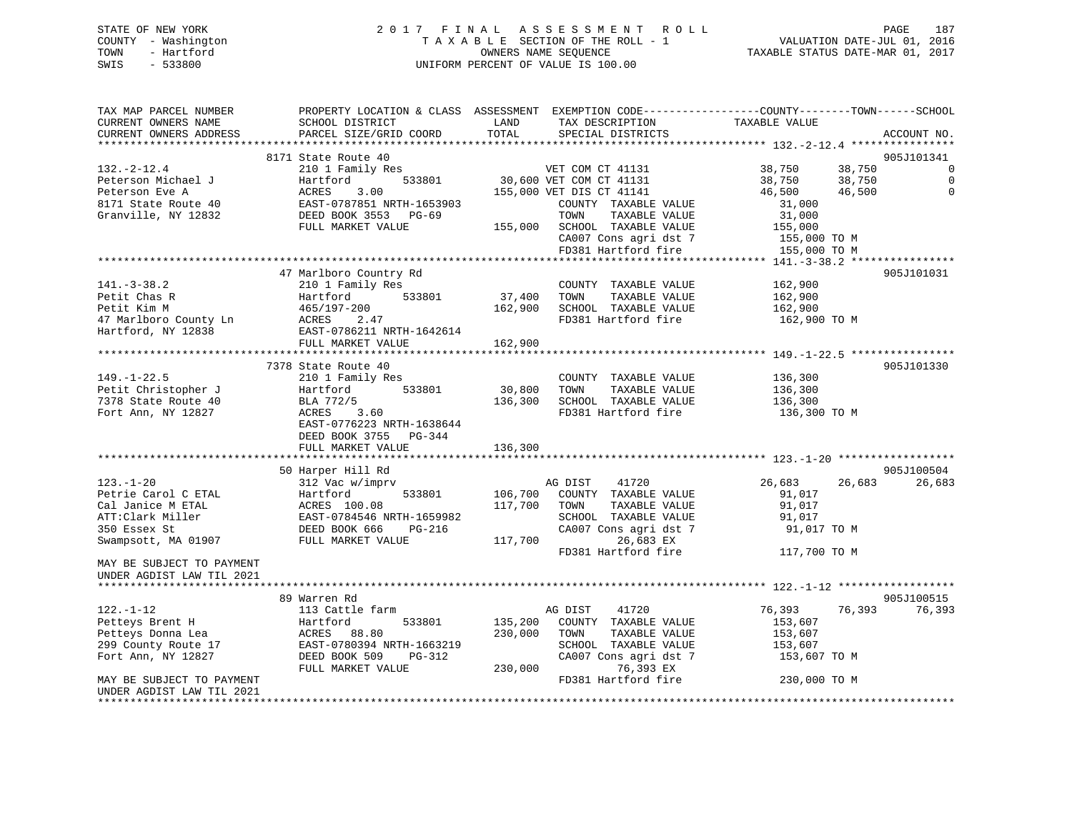STATE OF NEW YORK
COUNTY - Washington
TOWN - Hartford
SWIS - 533800

# 2017 FINAL ASSESSMENT ROLL

TAXABLE SECTION OF THE ROLL - 1
OWNERS NAME SEQUENCE
UNIFORM PERCENT OF VALUE IS 100.00

VALUATION DATE-JUL 01, 2016
TAXABLE STATUS DATE-MAR 01, 2017

| TAX MAP PARCEL NUMBER / CURRENT OWNERS NAME / CURRENT OWNERS ADDRESS | PROPERTY LOCATION & CLASS / SCHOOL DISTRICT / PARCEL SIZE/GRID COORD | ASSESSMENT LAND / TOTAL | EXEMPTION CODE / TAX DESCRIPTION / SPECIAL DISTRICTS | COUNTY TAXABLE VALUE | TOWN | SCHOOL | ACCOUNT NO. |
|---|---|---|---|---|---|---|---|
| | 8171 State Route 40 | | | | | | 905J101341 |
| 132.-2-12.4 | 210 1 Family Res | | VET COM CT 41131 | 38,750 | 38,750 | 0 | |
| Peterson Michael J | Hartford 533801 | 30,600 | VET COM CT 41131 | 38,750 | 38,750 | 0 | |
| Peterson Eve A | ACRES 3.00 | 155,000 | VET DIS CT 41141 | 46,500 | 46,500 | 0 | |
| 8171 State Route 40 | EAST-0787851 NRTH-1653903 | | COUNTY TAXABLE VALUE | 31,000 | | | |
| Granville, NY 12832 | DEED BOOK 3553 PG-69 | | TOWN TAXABLE VALUE | 31,000 | | | |
| | FULL MARKET VALUE | 155,000 | SCHOOL TAXABLE VALUE | 155,000 | | | |
| | | | CA007 Cons agri dst 7 | 155,000 TO M | | | |
| | | | FD381 Hartford fire | 155,000 TO M | | | |
| | 47 Marlboro Country Rd | | | | | | 905J101031 |
| 141.-3-38.2 | 210 1 Family Res | | COUNTY TAXABLE VALUE | 162,900 | | | |
| Petit Chas R | Hartford 533801 | 37,400 | TOWN TAXABLE VALUE | 162,900 | | | |
| Petit Kim M | 465/197-200 | 162,900 | SCHOOL TAXABLE VALUE | 162,900 | | | |
| 47 Marlboro County Ln | ACRES 2.47 | | FD381 Hartford fire | 162,900 TO M | | | |
| Hartford, NY 12838 | EAST-0786211 NRTH-1642614 | | | | | | |
| | FULL MARKET VALUE | 162,900 | | | | | |
| | 7378 State Route 40 | | | | | | 905J101330 |
| 149.-1-22.5 | 210 1 Family Res | | COUNTY TAXABLE VALUE | 136,300 | | | |
| Petit Christopher J | Hartford 533801 | 30,800 | TOWN TAXABLE VALUE | 136,300 | | | |
| 7378 State Route 40 | BLA 772/5 | 136,300 | SCHOOL TAXABLE VALUE | 136,300 | | | |
| Fort Ann, NY 12827 | ACRES 3.60 | | FD381 Hartford fire | 136,300 TO M | | | |
| | EAST-0776223 NRTH-1638644 | | | | | | |
| | DEED BOOK 3755 PG-344 | | | | | | |
| | FULL MARKET VALUE | 136,300 | | | | | |
| | 50 Harper Hill Rd | | | | | | 905J100504 |
| 123.-1-20 | 312 Vac w/imprv | | AG DIST 41720 | 26,683 | 26,683 | 26,683 | |
| Petrie Carol C ETAL | Hartford 533801 | 106,700 | COUNTY TAXABLE VALUE | 91,017 | | | |
| Cal Janice M ETAL | ACRES 100.08 | 117,700 | TOWN TAXABLE VALUE | 91,017 | | | |
| ATT:Clark Miller | EAST-0784546 NRTH-1659982 | | SCHOOL TAXABLE VALUE | 91,017 | | | |
| 350 Essex St | DEED BOOK 666 PG-216 | | CA007 Cons agri dst 7 | 91,017 TO M | | | |
| Swampsott, MA 01907 | FULL MARKET VALUE | 117,700 | 26,683 EX | | | | |
| MAY BE SUBJECT TO PAYMENT | | | FD381 Hartford fire | 117,700 TO M | | | |
| UNDER AGDIST LAW TIL 2021 | | | | | | | |
| | 89 Warren Rd | | | | | | 905J100515 |
| 122.-1-12 | 113 Cattle farm | | AG DIST 41720 | 76,393 | 76,393 | 76,393 | |
| Petteys Brent H | Hartford 533801 | 135,200 | COUNTY TAXABLE VALUE | 153,607 | | | |
| Petteys Donna Lea | ACRES 88.80 | 230,000 | TOWN TAXABLE VALUE | 153,607 | | | |
| 299 County Route 17 | EAST-0780394 NRTH-1663219 | | SCHOOL TAXABLE VALUE | 153,607 | | | |
| Fort Ann, NY 12827 | DEED BOOK 509 PG-312 | | CA007 Cons agri dst 7 | 153,607 TO M | | | |
| | FULL MARKET VALUE | 230,000 | 76,393 EX | | | | |
| MAY BE SUBJECT TO PAYMENT | | | FD381 Hartford fire | 230,000 TO M | | | |
| UNDER AGDIST LAW TIL 2021 | | | | | | | |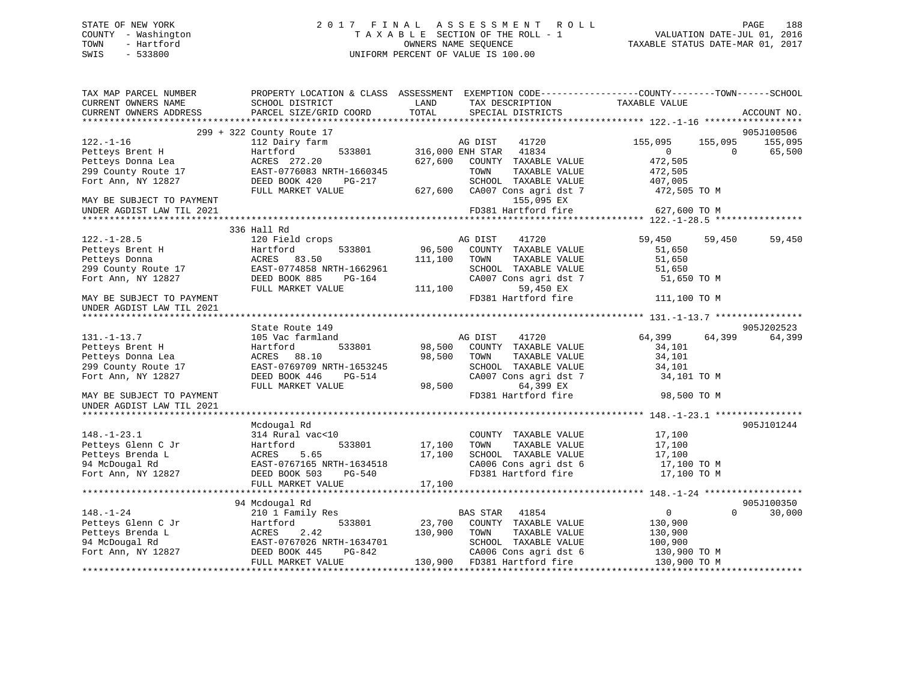STATE OF NEW YORK
COUNTY - Washington
TOWN - Hartford
SWIS - 533800

# 2017 FINAL ASSESSMENT ROLL
TAXABLE SECTION OF THE ROLL - 1
OWNERS NAME SEQUENCE
UNIFORM PERCENT OF VALUE IS 100.00

VALUATION DATE-JUL 01, 2016
TAXABLE STATUS DATE-MAR 01, 2017

| TAX MAP PARCEL NUMBER / CURRENT OWNERS NAME / CURRENT OWNERS ADDRESS | PROPERTY LOCATION & CLASS / SCHOOL DISTRICT / PARCEL SIZE/GRID COORD | ASSESSMENT LAND | TOTAL | EXEMPTION CODE / TAX DESCRIPTION / SPECIAL DISTRICTS | COUNTY TAXABLE VALUE | TOWN | SCHOOL | ACCOUNT NO. |
|---|---|---|---|---|---|---|---|---|
| **122.-1-16** | 299 + 322 County Route 17 | | | | | | | 905J100506 |
| Petteys Brent H | 112 Dairy farm | | | AG DIST 41720 | 155,095 | 155,095 | 155,095 | |
| Petteys Donna Lea | Hartford 533801 | 316,000 | | ENH STAR 41834 | 0 | 0 | 65,500 | |
| 299 County Route 17 | ACRES 272.20 | | 627,600 | COUNTY TAXABLE VALUE | 472,505 | | | |
| Fort Ann, NY 12827 | EAST-0776083 NRTH-1660345 | | | TOWN TAXABLE VALUE | 472,505 | | | |
| | DEED BOOK 420 PG-217 | | | SCHOOL TAXABLE VALUE | 407,005 | | | |
| | FULL MARKET VALUE | | 627,600 | CA007 Cons agri dst 7 155,095 EX | 472,505 TO M | | | |
| MAY BE SUBJECT TO PAYMENT UNDER AGDIST LAW TIL 2021 | | | | FD381 Hartford fire | 627,600 TO M | | | |
| **122.-1-28.5** | 336 Hall Rd | | | | | | | |
| Petteys Brent H | 120 Field crops | | | AG DIST 41720 | 59,450 | 59,450 | 59,450 | |
| Petteys Donna | Hartford 533801 | 96,500 | | COUNTY TAXABLE VALUE | 51,650 | | | |
| 299 County Route 17 | ACRES 83.50 | | 111,100 | TOWN TAXABLE VALUE | 51,650 | | | |
| Fort Ann, NY 12827 | EAST-0774858 NRTH-1662961 | | | SCHOOL TAXABLE VALUE | 51,650 | | | |
| | DEED BOOK 885 PG-164 | | | CA007 Cons agri dst 7 59,450 EX | 51,650 TO M | | | |
| | FULL MARKET VALUE | | 111,100 | | | | | |
| MAY BE SUBJECT TO PAYMENT UNDER AGDIST LAW TIL 2021 | | | | FD381 Hartford fire | 111,100 TO M | | | |
| **131.-1-13.7** | State Route 149 | | | | | | | 905J202523 |
| Petteys Brent H | 105 Vac farmland | | | AG DIST 41720 | 64,399 | 64,399 | 64,399 | |
| Petteys Donna Lea | Hartford 533801 | 98,500 | | COUNTY TAXABLE VALUE | 34,101 | | | |
| 299 County Route 17 | ACRES 88.10 | | 98,500 | TOWN TAXABLE VALUE | 34,101 | | | |
| Fort Ann, NY 12827 | EAST-0769709 NRTH-1653245 | | | SCHOOL TAXABLE VALUE | 34,101 | | | |
| | DEED BOOK 446 PG-514 | | | CA007 Cons agri dst 7 64,399 EX | 34,101 TO M | | | |
| | FULL MARKET VALUE | | 98,500 | | | | | |
| MAY BE SUBJECT TO PAYMENT UNDER AGDIST LAW TIL 2021 | | | | FD381 Hartford fire | 98,500 TO M | | | |
| **148.-1-23.1** | Mcdougal Rd | | | | | | | 905J101244 |
| Petteys Glenn C Jr | 314 Rural vac<10 | | | COUNTY TAXABLE VALUE | 17,100 | | | |
| Petteys Brenda L | Hartford 533801 | 17,100 | | TOWN TAXABLE VALUE | 17,100 | | | |
| 94 McDougal Rd | ACRES 5.65 | | 17,100 | SCHOOL TAXABLE VALUE | 17,100 | | | |
| Fort Ann, NY 12827 | EAST-0767165 NRTH-1634518 | | | CA006 Cons agri dst 6 | 17,100 TO M | | | |
| | DEED BOOK 503 PG-540 | | | FD381 Hartford fire | 17,100 TO M | | | |
| | FULL MARKET VALUE | | 17,100 | | | | | |
| **148.-1-24** | 94 Mcdougal Rd | | | | | | | 905J100350 |
| Petteys Glenn C Jr | 210 1 Family Res | | | BAS STAR 41854 | 0 | 0 | 30,000 | |
| Petteys Brenda L | Hartford 533801 | 23,700 | | COUNTY TAXABLE VALUE | 130,900 | | | |
| 94 McDougal Rd | ACRES 2.42 | | 130,900 | TOWN TAXABLE VALUE | 130,900 | | | |
| Fort Ann, NY 12827 | EAST-0767026 NRTH-1634701 | | | SCHOOL TAXABLE VALUE | 100,900 | | | |
| | DEED BOOK 445 PG-842 | | | CA006 Cons agri dst 6 | 130,900 TO M | | | |
| | FULL MARKET VALUE | | 130,900 | FD381 Hartford fire | 130,900 TO M | | | |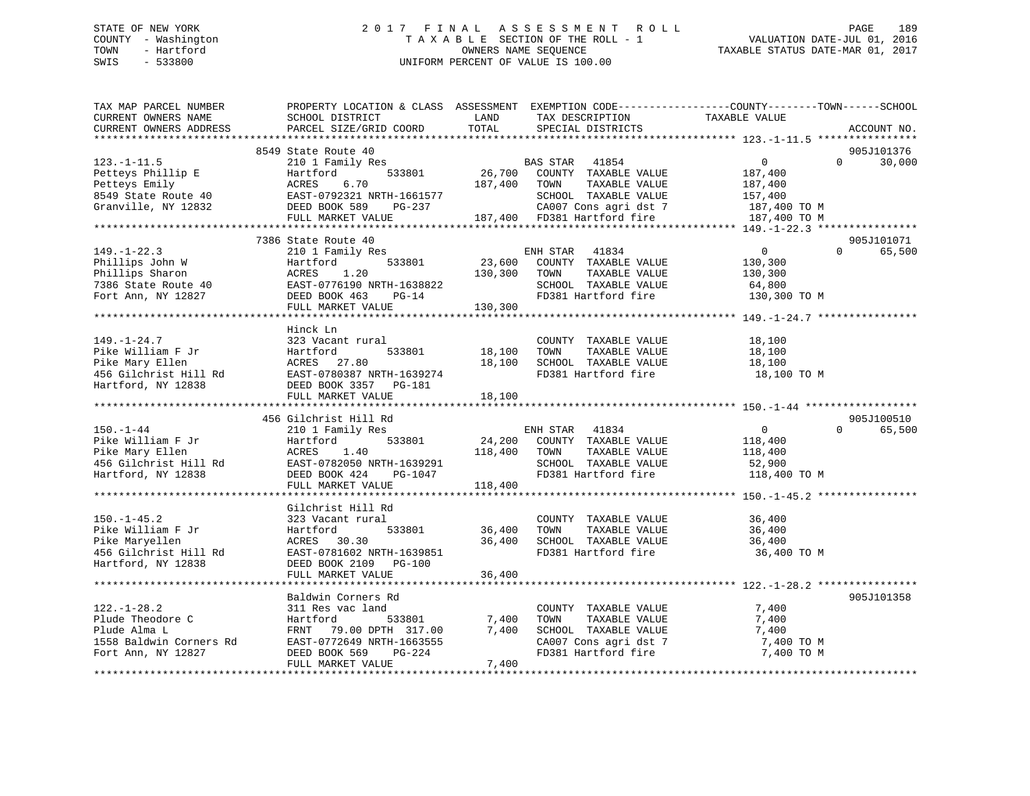STATE OF NEW YORK
COUNTY - Washington
TOWN - Hartford
SWIS - 533800

2 0 1 7 F I N A L A S S E S S M E N T R O L L
T A X A B L E SECTION OF THE ROLL - 1
OWNERS NAME SEQUENCE
UNIFORM PERCENT OF VALUE IS 100.00

VALUATION DATE-JUL 01, 2016
TAXABLE STATUS DATE-MAR 01, 2017

| TAX MAP PARCEL NUMBER / CURRENT OWNERS NAME / CURRENT OWNERS ADDRESS | PROPERTY LOCATION & CLASS / SCHOOL DISTRICT / PARCEL SIZE/GRID COORD | ASSESSMENT LAND | TOTAL | EXEMPTION CODE / TAX DESCRIPTION / SPECIAL DISTRICTS | COUNTY / TOWN / SCHOOL TAXABLE VALUE | ACCOUNT NO. |
|---|---|---|---|---|---|---|
| | 8549 State Route 40 | | | | | 905J101376 |
| 123.-1-11.5 | 210 1 Family Res | | | BAS STAR 41854 | 0 0 30,000 | |
| Petteys Phillip E | Hartford 533801 | 26,700 | | COUNTY TAXABLE VALUE | 187,400 | |
| Petteys Emily | ACRES 6.70 | | 187,400 | TOWN TAXABLE VALUE | 187,400 | |
| 8549 State Route 40 | EAST-0792321 NRTH-1661577 | | | SCHOOL TAXABLE VALUE | 157,400 | |
| Granville, NY 12832 | DEED BOOK 589 PG-237 | | | CA007 Cons agri dst 7 | 187,400 TO M | |
| | FULL MARKET VALUE | | 187,400 | FD381 Hartford fire | 187,400 TO M | |
| | 7386 State Route 40 | | | | | 905J101071 |
| 149.-1-22.3 | 210 1 Family Res | | | ENH STAR 41834 | 0 0 65,500 | |
| Phillips John W | Hartford 533801 | 23,600 | | COUNTY TAXABLE VALUE | 130,300 | |
| Phillips Sharon | ACRES 1.20 | | 130,300 | TOWN TAXABLE VALUE | 130,300 | |
| 7386 State Route 40 | EAST-0776190 NRTH-1638822 | | | SCHOOL TAXABLE VALUE | 64,800 | |
| Fort Ann, NY 12827 | DEED BOOK 463 PG-14 | | | FD381 Hartford fire | 130,300 TO M | |
| | FULL MARKET VALUE | | 130,300 | | | |
| | Hinck Ln | | | | | |
| 149.-1-24.7 | 323 Vacant rural | | | COUNTY TAXABLE VALUE | 18,100 | |
| Pike William F Jr | Hartford 533801 | 18,100 | | TOWN TAXABLE VALUE | 18,100 | |
| Pike Mary Ellen | ACRES 27.80 | | 18,100 | SCHOOL TAXABLE VALUE | 18,100 | |
| 456 Gilchrist Hill Rd | EAST-0780387 NRTH-1639274 | | | FD381 Hartford fire | 18,100 TO M | |
| Hartford, NY 12838 | DEED BOOK 3357 PG-181 | | | | | |
| | FULL MARKET VALUE | | 18,100 | | | |
| | 456 Gilchrist Hill Rd | | | | | 905J100510 |
| 150.-1-44 | 210 1 Family Res | | | ENH STAR 41834 | 0 0 65,500 | |
| Pike William F Jr | Hartford 533801 | 24,200 | | COUNTY TAXABLE VALUE | 118,400 | |
| Pike Mary Ellen | ACRES 1.40 | | 118,400 | TOWN TAXABLE VALUE | 118,400 | |
| 456 Gilchrist Hill Rd | EAST-0782050 NRTH-1639291 | | | SCHOOL TAXABLE VALUE | 52,900 | |
| Hartford, NY 12838 | DEED BOOK 424 PG-1047 | | | FD381 Hartford fire | 118,400 TO M | |
| | FULL MARKET VALUE | | 118,400 | | | |
| | Gilchrist Hill Rd | | | | | |
| 150.-1-45.2 | 323 Vacant rural | | | COUNTY TAXABLE VALUE | 36,400 | |
| Pike William F Jr | Hartford 533801 | 36,400 | | TOWN TAXABLE VALUE | 36,400 | |
| Pike Maryellen | ACRES 30.30 | | 36,400 | SCHOOL TAXABLE VALUE | 36,400 | |
| 456 Gilchrist Hill Rd | EAST-0781602 NRTH-1639851 | | | FD381 Hartford fire | 36,400 TO M | |
| Hartford, NY 12838 | DEED BOOK 2109 PG-100 | | | | | |
| | FULL MARKET VALUE | | 36,400 | | | |
| | Baldwin Corners Rd | | | | | 905J101358 |
| 122.-1-28.2 | 311 Res vac land | | | COUNTY TAXABLE VALUE | 7,400 | |
| Plude Theodore C | Hartford 533801 | 7,400 | | TOWN TAXABLE VALUE | 7,400 | |
| Plude Alma L | FRNT 79.00 DPTH 317.00 | | 7,400 | SCHOOL TAXABLE VALUE | 7,400 | |
| 1558 Baldwin Corners Rd | EAST-0772649 NRTH-1663555 | | | CA007 Cons agri dst 7 | 7,400 TO M | |
| Fort Ann, NY 12827 | DEED BOOK 569 PG-224 | | | FD381 Hartford fire | 7,400 TO M | |
| | FULL MARKET VALUE | | 7,400 | | | |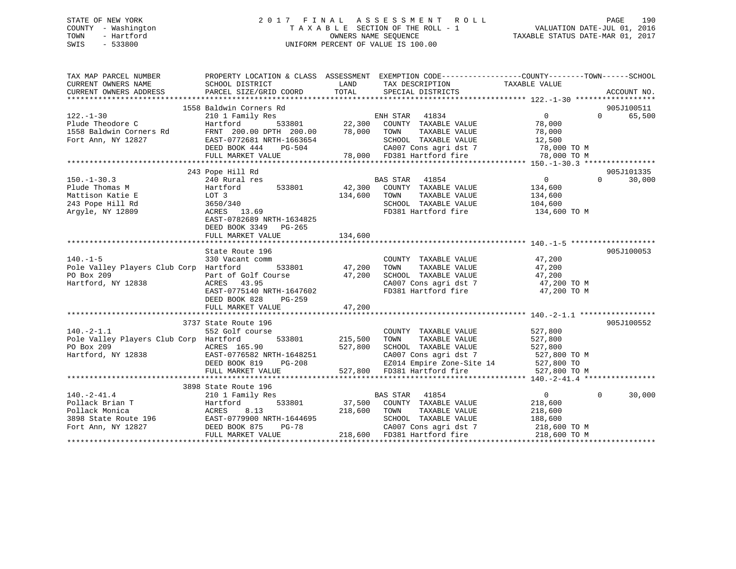STATE OF NEW YORK
COUNTY - Washington
TOWN - Hartford
SWIS - 533800

# 2017 FINAL ASSESSMENT ROLL

TAXABLE SECTION OF THE ROLL - 1
OWNERS NAME SEQUENCE
UNIFORM PERCENT OF VALUE IS 100.00

VALUATION DATE-JUL 01, 2016
TAXABLE STATUS DATE-MAR 01, 2017

| TAX MAP PARCEL NUMBER / CURRENT OWNERS NAME / CURRENT OWNERS ADDRESS | PROPERTY LOCATION & CLASS / SCHOOL DISTRICT / PARCEL SIZE/GRID COORD | ASSESSMENT LAND | TOTAL | EXEMPTION CODE / TAX DESCRIPTION / SPECIAL DISTRICTS | COUNTY TAXABLE VALUE | TOWN | SCHOOL | ACCOUNT NO. |
|---|---|---|---|---|---|---|---|---|
| | 1558 Baldwin Corners Rd | | | | | | | 905J100511 |
| 122.-1-30 | 210 1 Family Res | | | ENH STAR 41834 | 0 | 0 | 65,500 | |
| Plude Theodore C | Hartford 533801 | 22,300 | | COUNTY TAXABLE VALUE | 78,000 | | | |
| 1558 Baldwin Corners Rd | FRNT 200.00 DPTH 200.00 | | 78,000 | TOWN TAXABLE VALUE | 78,000 | | | |
| Fort Ann, NY 12827 | EAST-0772681 NRTH-1663654 | | | SCHOOL TAXABLE VALUE | 12,500 | | | |
| | DEED BOOK 444 PG-504 | | | CA007 Cons agri dst 7 | 78,000 TO M | | | |
| | FULL MARKET VALUE | | 78,000 | FD381 Hartford fire | 78,000 TO M | | | |
| | 243 Pope Hill Rd | | | | | | | 905J101335 |
| 150.-1-30.3 | 240 Rural res | | | BAS STAR 41854 | 0 | 0 | 30,000 | |
| Plude Thomas M | Hartford 533801 | 42,300 | | COUNTY TAXABLE VALUE | 134,600 | | | |
| Mattison Katie E | LOT 3 | | 134,600 | TOWN TAXABLE VALUE | 134,600 | | | |
| 243 Pope Hill Rd | 3650/340 | | | SCHOOL TAXABLE VALUE | 104,600 | | | |
| Argyle, NY 12809 | ACRES 13.69 | | | FD381 Hartford fire | 134,600 TO M | | | |
| | EAST-0782689 NRTH-1634825 | | | | | | | |
| | DEED BOOK 3349 PG-265 | | | | | | | |
| | FULL MARKET VALUE | | 134,600 | | | | | |
| | State Route 196 | | | | | | | 905J100053 |
| 140.-1-5 | 330 Vacant comm | | | COUNTY TAXABLE VALUE | 47,200 | | | |
| Pole Valley Players Club Corp | Hartford 533801 | 47,200 | | TOWN TAXABLE VALUE | 47,200 | | | |
| PO Box 209 | Part of Golf Course | | 47,200 | SCHOOL TAXABLE VALUE | 47,200 | | | |
| Hartford, NY 12838 | ACRES 43.95 | | | CA007 Cons agri dst 7 | 47,200 TO M | | | |
| | EAST-0775140 NRTH-1647602 | | | FD381 Hartford fire | 47,200 TO M | | | |
| | DEED BOOK 828 PG-259 | | | | | | | |
| | FULL MARKET VALUE | | 47,200 | | | | | |
| | 3737 State Route 196 | | | | | | | 905J100552 |
| 140.-2-1.1 | 552 Golf course | | | COUNTY TAXABLE VALUE | 527,800 | | | |
| Pole Valley Players Club Corp | Hartford 533801 | 215,500 | | TOWN TAXABLE VALUE | 527,800 | | | |
| PO Box 209 | ACRES 165.90 | | 527,800 | SCHOOL TAXABLE VALUE | 527,800 | | | |
| Hartford, NY 12838 | EAST-0776582 NRTH-1648251 | | | CA007 Cons agri dst 7 | 527,800 TO M | | | |
| | DEED BOOK 819 PG-208 | | | EZ014 Empire Zone-Site 14 | 527,800 TO | | | |
| | FULL MARKET VALUE | | 527,800 | FD381 Hartford fire | 527,800 TO M | | | |
| | 3898 State Route 196 | | | | | | | |
| 140.-2-41.4 | 210 1 Family Res | | | BAS STAR 41854 | 0 | 0 | 30,000 | |
| Pollack Brian T | Hartford 533801 | 37,500 | | COUNTY TAXABLE VALUE | 218,600 | | | |
| Pollack Monica | ACRES 8.13 | | 218,600 | TOWN TAXABLE VALUE | 218,600 | | | |
| 3898 State Route 196 | EAST-0779900 NRTH-1644695 | | | SCHOOL TAXABLE VALUE | 188,600 | | | |
| Fort Ann, NY 12827 | DEED BOOK 875 PG-78 | | | CA007 Cons agri dst 7 | 218,600 TO M | | | |
| | FULL MARKET VALUE | | 218,600 | FD381 Hartford fire | 218,600 TO M | | | |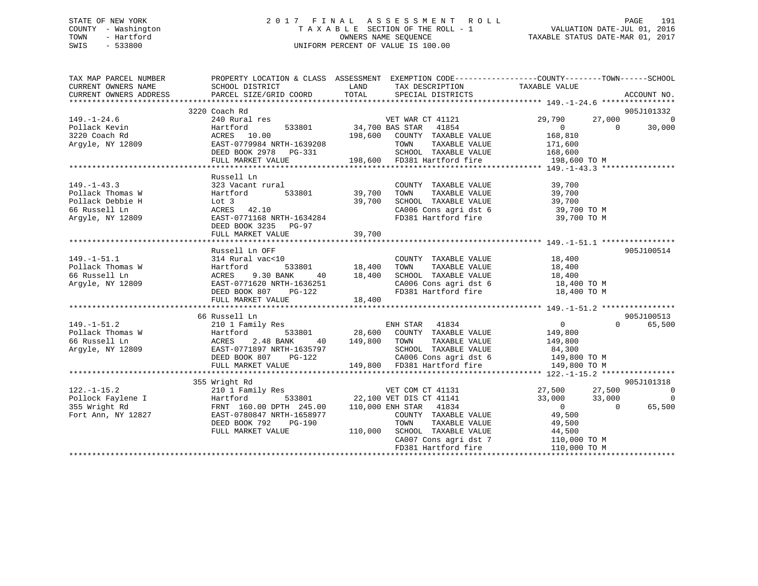STATE OF NEW YORK | 2017 FINAL ASSESSMENT ROLL | VALUATION DATE-JUL 01, 2016
COUNTY - Washington | TAXABLE SECTION OF THE ROLL - 1 | TAXABLE STATUS DATE-MAR 01, 2017
TOWN - Hartford | OWNERS NAME SEQUENCE
SWIS - 533800 | UNIFORM PERCENT OF VALUE IS 100.00

```
TAX MAP PARCEL NUMBER          PROPERTY LOCATION & CLASS  ASSESSMENT  EXEMPTION CODE------------------COUNTY--------TOWN------SCHOOL
CURRENT OWNERS NAME            SCHOOL DISTRICT              LAND      TAX DESCRIPTION             TAXABLE VALUE
CURRENT OWNERS ADDRESS         PARCEL SIZE/GRID COORD       TOTAL     SPECIAL DISTRICTS                                        ACCOUNT NO.
******************************************************************************************************* 149.-1-24.6 ****************
                              3220 Coach Rd                                                                                905J101332
149.-1-24.6                    240 Rural res                          VET WAR CT 41121             29,790      27,000              0
Pollack Kevin                  Hartford          533801      34,700 BAS STAR   41854                  0           0         30,000
3220 Coach Rd                  ACRES  10.00                 198,600   COUNTY  TAXABLE VALUE          168,810
Argyle, NY 12809               EAST-0779984 NRTH-1639208              TOWN    TAXABLE VALUE          171,600
                               DEED BOOK 2978   PG-331                SCHOOL  TAXABLE VALUE          168,600
                               FULL MARKET VALUE            198,600   FD381 Hartford fire            198,600 TO M
******************************************************************************************************* 149.-1-43.3 ****************
                              Russell Ln
149.-1-43.3                    323 Vacant rural                       COUNTY  TAXABLE VALUE           39,700
Pollack Thomas W               Hartford          533801      39,700   TOWN    TAXABLE VALUE           39,700
Pollack Debbie H               Lot 3                         39,700   SCHOOL  TAXABLE VALUE           39,700
66 Russell Ln                  ACRES  42.10                           CA006 Cons agri dst 6           39,700 TO M
Argyle, NY 12809               EAST-0771168 NRTH-1634284              FD381 Hartford fire             39,700 TO M
                               DEED BOOK 3235   PG-97
                               FULL MARKET VALUE             39,700
******************************************************************************************************* 149.-1-51.1 ****************
                              Russell Ln OFF                                                                               905J100514
149.-1-51.1                    314 Rural vac<10                       COUNTY  TAXABLE VALUE           18,400
Pollack Thomas W               Hartford          533801      18,400   TOWN    TAXABLE VALUE           18,400
66 Russell Ln                  ACRES   9.30 BANK     40      18,400   SCHOOL  TAXABLE VALUE           18,400
Argyle, NY 12809               EAST-0771620 NRTH-1636251              CA006 Cons agri dst 6           18,400 TO M
                               DEED BOOK 807    PG-122                FD381 Hartford fire             18,400 TO M
                               FULL MARKET VALUE             18,400
******************************************************************************************************* 149.-1-51.2 ****************
                              66 Russell Ln                                                                                905J100513
149.-1-51.2                    210 1 Family Res                       ENH STAR   41834                    0           0         65,500
Pollack Thomas W               Hartford          533801      28,600   COUNTY  TAXABLE VALUE          149,800
66 Russell Ln                  ACRES   2.48 BANK     40     149,800   TOWN    TAXABLE VALUE          149,800
Argyle, NY 12809               EAST-0771897 NRTH-1635797              SCHOOL  TAXABLE VALUE           84,300
                               DEED BOOK 807    PG-122                CA006 Cons agri dst 6          149,800 TO M
                               FULL MARKET VALUE            149,800   FD381 Hartford fire            149,800 TO M
******************************************************************************************************* 122.-1-15.2 ****************
                              355 Wright Rd                                                                                905J101318
122.-1-15.2                    210 1 Family Res                       VET COM CT 41131             27,500      27,500              0
Pollock Faylene I              Hartford          533801      22,100 VET DIS CT 41141               33,000      33,000              0
355 Wright Rd                  FRNT 160.00 DPTH 245.00      110,000 ENH STAR   41834                    0           0         65,500
Fort Ann, NY 12827             EAST-0780847 NRTH-1658977              COUNTY  TAXABLE VALUE           49,500
                               DEED BOOK 792    PG-190                TOWN    TAXABLE VALUE           49,500
                               FULL MARKET VALUE            110,000   SCHOOL  TAXABLE VALUE           44,500
                                                                      CA007 Cons agri dst 7          110,000 TO M
                                                                      FD381 Hartford fire            110,000 TO M
************************************************************************************************************************************
```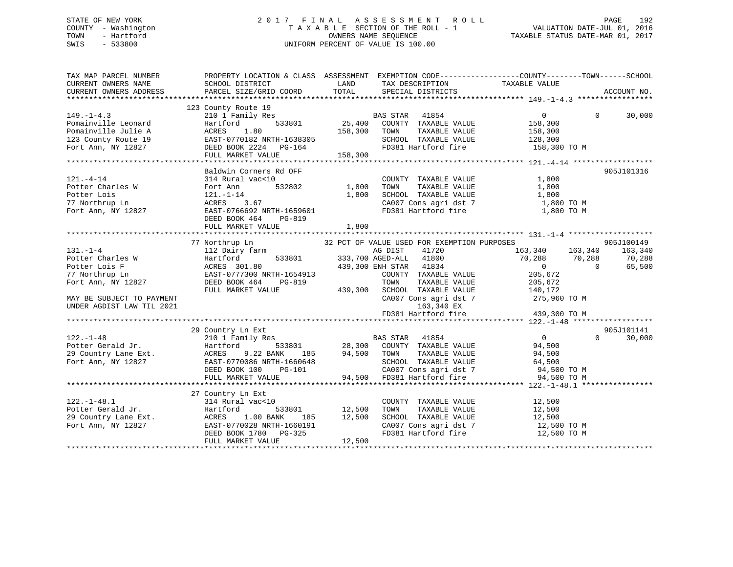STATE OF NEW YORK
COUNTY - Washington
TOWN - Hartford
SWIS - 533800

# 2017 FINAL ASSESSMENT ROLL
TAXABLE SECTION OF THE ROLL - 1
OWNERS NAME SEQUENCE
UNIFORM PERCENT OF VALUE IS 100.00

VALUATION DATE-JUL 01, 2016
TAXABLE STATUS DATE-MAR 01, 2017

```
TAX MAP PARCEL NUMBER      PROPERTY LOCATION & CLASS  ASSESSMENT  EXEMPTION CODE------------------COUNTY--------TOWN------SCHOOL
CURRENT OWNERS NAME        SCHOOL DISTRICT              LAND      TAX DESCRIPTION              TAXABLE VALUE
CURRENT OWNERS ADDRESS     PARCEL SIZE/GRID COORD       TOTAL     SPECIAL DISTRICTS                                       ACCOUNT NO.
******************************************************************************************************* 149.-1-4.3 *****************
                           123 County Route 19
149.-1-4.3                 210 1 Family Res                       BAS STAR   41854                   0          0      30,000
Pomainville Leonard        Hartford         533801       25,400   COUNTY  TAXABLE VALUE          158,300
Pomainville Julie A        ACRES    1.80                158,300   TOWN    TAXABLE VALUE          158,300
123 County Route 19        EAST-0770182 NRTH-1638305              SCHOOL  TAXABLE VALUE          128,300
Fort Ann, NY 12827         DEED BOOK 2224   PG-164                FD381 Hartford fire            158,300 TO M
                           FULL MARKET VALUE            158,300
******************************************************************************************************* 121.-4-14 ******************
                           Baldwin Corners Rd OFF                                                                 905J101316
121.-4-14                  314 Rural vac<10                       COUNTY  TAXABLE VALUE            1,800
Potter Charles W           Fort Ann         532802        1,800   TOWN    TAXABLE VALUE            1,800
Potter Lois                121.-1-14                      1,800   SCHOOL  TAXABLE VALUE            1,800
77 Northrup Ln             ACRES    3.67                          CA007 Cons agri dst 7              1,800 TO M
Fort Ann, NY 12827         EAST-0766692 NRTH-1659601              FD381 Hartford fire                1,800 TO M
                           DEED BOOK 464    PG-819
                           FULL MARKET VALUE              1,800
******************************************************************************************************* 131.-1-4 *******************
                           77 Northrup Ln                32 PCT OF VALUE USED FOR EXEMPTION PURPOSES                  905J100149
131.-1-4                   112 Dairy farm                         AG DIST    41720             163,340    163,340     163,340
Potter Charles W           Hartford         533801      333,700 AGED-ALL   41800              70,288     70,288      70,288
Potter Lois F              ACRES  301.80                439,300 ENH STAR   41834                   0          0      65,500
77 Northrup Ln             EAST-0777300 NRTH-1654913              COUNTY  TAXABLE VALUE          205,672
Fort Ann, NY 12827         DEED BOOK 464    PG-819                TOWN    TAXABLE VALUE          205,672
                           FULL MARKET VALUE            439,300   SCHOOL  TAXABLE VALUE          140,172
MAY BE SUBJECT TO PAYMENT                                         CA007 Cons agri dst 7          275,960 TO M
UNDER AGDIST LAW TIL 2021                                               163,340 EX
                                                                  FD381 Hartford fire            439,300 TO M
******************************************************************************************************* 122.-1-48 ******************
                           29 Country Ln Ext                                                                      905J101141
122.-1-48                  210 1 Family Res                       BAS STAR   41854                   0          0      30,000
Potter Gerald Jr.          Hartford         533801       28,300   COUNTY  TAXABLE VALUE           94,500
29 Country Lane Ext.       ACRES    9.22 BANK     185    94,500   TOWN    TAXABLE VALUE           94,500
Fort Ann, NY 12827         EAST-0770086 NRTH-1660648              SCHOOL  TAXABLE VALUE           64,500
                           DEED BOOK 100    PG-101                CA007 Cons agri dst 7           94,500 TO M
                           FULL MARKET VALUE             94,500   FD381 Hartford fire             94,500 TO M
******************************************************************************************************* 122.-1-48.1 ****************
                           27 Country Ln Ext
122.-1-48.1                314 Rural vac<10                       COUNTY  TAXABLE VALUE           12,500
Potter Gerald Jr.          Hartford         533801       12,500   TOWN    TAXABLE VALUE           12,500
29 Country Lane Ext.       ACRES    1.00 BANK     185    12,500   SCHOOL  TAXABLE VALUE           12,500
Fort Ann, NY 12827         EAST-0770028 NRTH-1660191              CA007 Cons agri dst 7           12,500 TO M
                           DEED BOOK 1780   PG-325                FD381 Hartford fire             12,500 TO M
                           FULL MARKET VALUE             12,500
************************************************************************************************************************************
```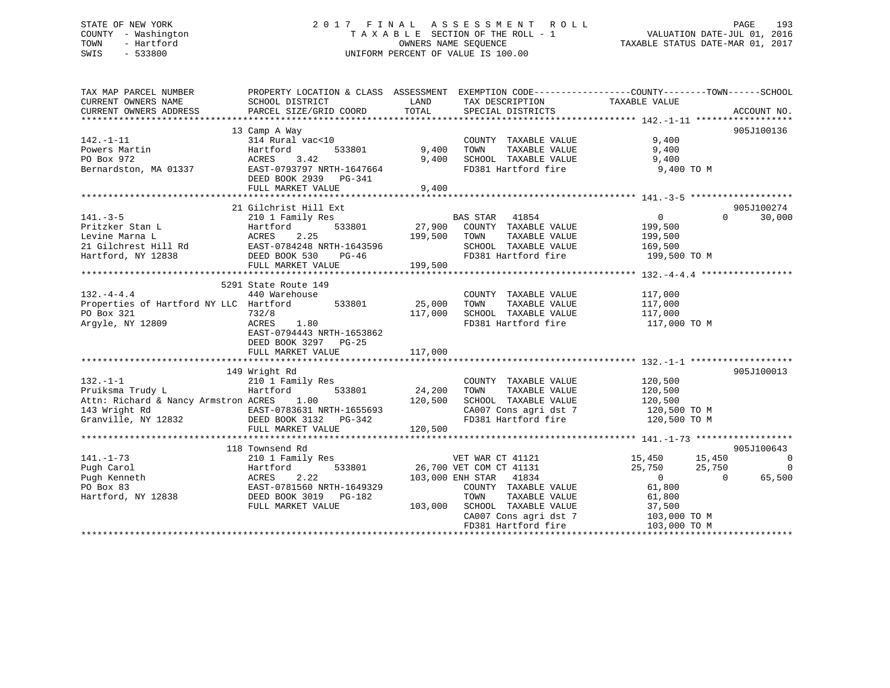STATE OF NEW YORK
COUNTY - Washington
TOWN - Hartford
SWIS - 533800

2017 FINAL ASSESSMENT ROLL
TAXABLE SECTION OF THE ROLL - 1
OWNERS NAME SEQUENCE
UNIFORM PERCENT OF VALUE IS 100.00

VALUATION DATE-JUL 01, 2016
TAXABLE STATUS DATE-MAR 01, 2017

```
TAX MAP PARCEL NUMBER          PROPERTY LOCATION & CLASS  ASSESSMENT  EXEMPTION CODE------------------COUNTY--------TOWN------SCHOOL
CURRENT OWNERS NAME            SCHOOL DISTRICT             LAND       TAX DESCRIPTION             TAXABLE VALUE
CURRENT OWNERS ADDRESS         PARCEL SIZE/GRID COORD      TOTAL      SPECIAL DISTRICTS                                       ACCOUNT NO.
******************************************************************************************************* 142.-1-11 ******************
                            13 Camp A Way                                                                                  905J100136
142.-1-11                      314 Rural vac<10                       COUNTY  TAXABLE VALUE            9,400
Powers Martin                  Hartford        533801       9,400     TOWN    TAXABLE VALUE            9,400
PO Box 972                     ACRES    3.42                9,400     SCHOOL  TAXABLE VALUE            9,400
Bernardston, MA 01337          EAST-0793797 NRTH-1647664              FD381 Hartford fire              9,400 TO M
                               DEED BOOK 2939   PG-341
                               FULL MARKET VALUE            9,400
******************************************************************************************************* 141.-3-5 *******************
                            21 Gilchrist Hill Ext                                                                          905J100274
141.-3-5                       210 1 Family Res                       BAS STAR   41854                 0             0      30,000
Pritzker Stan L                Hartford        533801      27,900     COUNTY  TAXABLE VALUE          199,500
Levine Marna L                 ACRES    2.25              199,500     TOWN    TAXABLE VALUE          199,500
21 Gilchrest Hill Rd           EAST-0784248 NRTH-1643596              SCHOOL  TAXABLE VALUE          169,500
Hartford, NY 12838             DEED BOOK 530    PG-46                 FD381 Hartford fire            199,500 TO M
                               FULL MARKET VALUE          199,500
******************************************************************************************************* 132.-4-4.4 *****************
                          5291 State Route 149
132.-4-4.4                     440 Warehouse                          COUNTY  TAXABLE VALUE          117,000
Properties of Hartford NY LLC  Hartford        533801      25,000     TOWN    TAXABLE VALUE          117,000
PO Box 321                     732/8                      117,000     SCHOOL  TAXABLE VALUE          117,000
Argyle, NY 12809               ACRES    1.80                          FD381 Hartford fire            117,000 TO M
                               EAST-0794443 NRTH-1653862
                               DEED BOOK 3297   PG-25
                               FULL MARKET VALUE          117,000
******************************************************************************************************* 132.-1-1 *******************
                           149 Wright Rd                                                                                   905J100013
132.-1-1                       210 1 Family Res                       COUNTY  TAXABLE VALUE          120,500
Pruiksma Trudy L               Hartford        533801      24,200     TOWN    TAXABLE VALUE          120,500
Attn: Richard & Nancy Armstron ACRES    1.00              120,500     SCHOOL  TAXABLE VALUE          120,500
143 Wright Rd                  EAST-0783631 NRTH-1655693              CA007 Cons agri dst 7          120,500 TO M
Granville, NY 12832            DEED BOOK 3132   PG-342                FD381 Hartford fire            120,500 TO M
                               FULL MARKET VALUE          120,500
******************************************************************************************************* 141.-1-73 ******************
                           118 Townsend Rd                                                                                 905J100643
141.-1-73                      210 1 Family Res                       VET WAR CT 41121             15,450        15,450            0
Pugh Carol                     Hartford        533801      26,700 VET COM CT 41131                 25,750        25,750            0
Pugh Kenneth                   ACRES    2.22              103,000 ENH STAR   41834                      0             0       65,500
PO Box 83                      EAST-0781560 NRTH-1649329              COUNTY  TAXABLE VALUE           61,800
Hartford, NY 12838             DEED BOOK 3019   PG-182                TOWN    TAXABLE VALUE           61,800
                               FULL MARKET VALUE          103,000     SCHOOL  TAXABLE VALUE           37,500
                                                                      CA007 Cons agri dst 7          103,000 TO M
                                                                      FD381 Hartford fire            103,000 TO M
************************************************************************************************************************************
```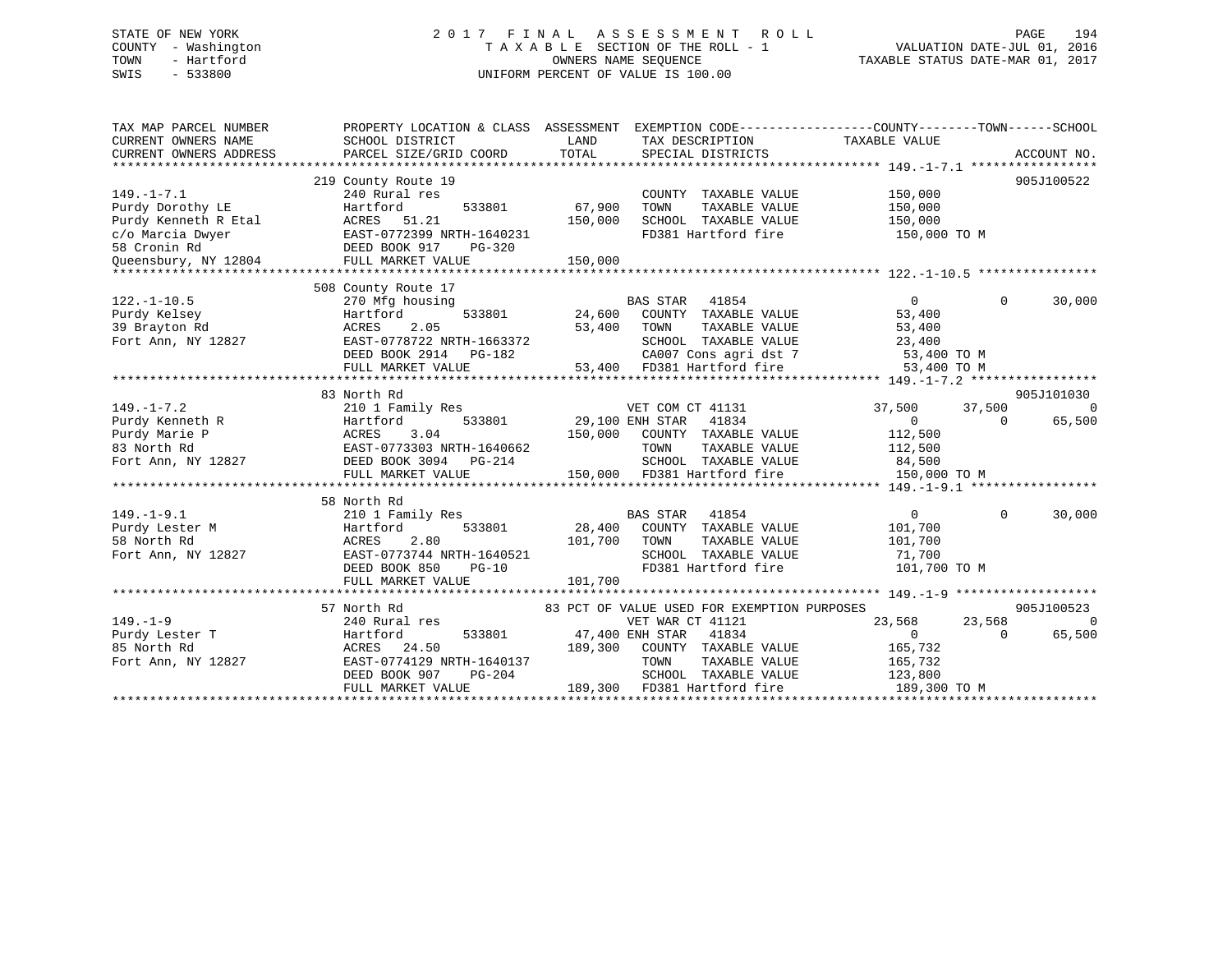STATE OF NEW YORK
COUNTY - Washington
TOWN - Hartford
SWIS - 533800

# 2017 FINAL ASSESSMENT ROLL

TAXABLE SECTION OF THE ROLL - 1
OWNERS NAME SEQUENCE
UNIFORM PERCENT OF VALUE IS 100.00

VALUATION DATE-JUL 01, 2016
TAXABLE STATUS DATE-MAR 01, 2017

| TAX MAP PARCEL NUMBER / CURRENT OWNERS NAME / CURRENT OWNERS ADDRESS | PROPERTY LOCATION & CLASS / SCHOOL DISTRICT / PARCEL SIZE/GRID COORD | ASSESSMENT LAND | TOTAL | EXEMPTION CODE / TAX DESCRIPTION / SPECIAL DISTRICTS | COUNTY TAXABLE VALUE | TOWN | SCHOOL | ACCOUNT NO. |
|---|---|---|---|---|---|---|---|---|
| 149.-1-7.1 | 219 County Route 19 | | | | | | | 905J100522 |
| Purdy Dorothy LE | 240 Rural res | | | COUNTY TAXABLE VALUE | 150,000 | | | |
| Purdy Kenneth R Etal | Hartford 533801 | 67,900 | | TOWN TAXABLE VALUE | 150,000 | | | |
| c/o Marcia Dwyer | ACRES 51.21 | | 150,000 | SCHOOL TAXABLE VALUE | 150,000 | | | |
| 58 Cronin Rd | EAST-0772399 NRTH-1640231 | | | FD381 Hartford fire | 150,000 TO M | | | |
| Queensbury, NY 12804 | DEED BOOK 917 PG-320 | | | | | | | |
| | FULL MARKET VALUE | | 150,000 | | | | | |
| 122.-1-10.5 | 508 County Route 17 | | | | | | | |
| Purdy Kelsey | 270 Mfg housing | | | BAS STAR 41854 | 0 | 0 | 30,000 | |
| 39 Brayton Rd | Hartford 533801 | 24,600 | | COUNTY TAXABLE VALUE | 53,400 | | | |
| Fort Ann, NY 12827 | ACRES 2.05 | | 53,400 | TOWN TAXABLE VALUE | 53,400 | | | |
| | EAST-0778722 NRTH-1663372 | | | SCHOOL TAXABLE VALUE | 23,400 | | | |
| | DEED BOOK 2914 PG-182 | | | CA007 Cons agri dst 7 | 53,400 TO M | | | |
| | FULL MARKET VALUE | | 53,400 | FD381 Hartford fire | 53,400 TO M | | | |
| 149.-1-7.2 | 83 North Rd | | | | | | | 905J101030 |
| Purdy Kenneth R | 210 1 Family Res | | | VET COM CT 41131 | 37,500 | 37,500 | 0 | |
| Purdy Marie P | Hartford 533801 | 29,100 | | ENH STAR 41834 | 0 | 0 | 65,500 | |
| 83 North Rd | ACRES 3.04 | | 150,000 | COUNTY TAXABLE VALUE | 112,500 | | | |
| Fort Ann, NY 12827 | EAST-0773303 NRTH-1640662 | | | TOWN TAXABLE VALUE | 112,500 | | | |
| | DEED BOOK 3094 PG-214 | | | SCHOOL TAXABLE VALUE | 84,500 | | | |
| | FULL MARKET VALUE | | 150,000 | FD381 Hartford fire | 150,000 TO M | | | |
| 149.-1-9.1 | 58 North Rd | | | | | | | |
| Purdy Lester M | 210 1 Family Res | | | BAS STAR 41854 | 0 | 0 | 30,000 | |
| 58 North Rd | Hartford 533801 | 28,400 | | COUNTY TAXABLE VALUE | 101,700 | | | |
| Fort Ann, NY 12827 | ACRES 2.80 | | 101,700 | TOWN TAXABLE VALUE | 101,700 | | | |
| | EAST-0773744 NRTH-1640521 | | | SCHOOL TAXABLE VALUE | 71,700 | | | |
| | DEED BOOK 850 PG-10 | | | FD381 Hartford fire | 101,700 TO M | | | |
| | FULL MARKET VALUE | | 101,700 | | | | | |
| 149.-1-9 | 57 North Rd | | | 83 PCT OF VALUE USED FOR EXEMPTION PURPOSES | | | | 905J100523 |
| Purdy Lester T | 240 Rural res | | | VET WAR CT 41121 | 23,568 | 23,568 | 0 | |
| 85 North Rd | Hartford 533801 | 47,400 | | ENH STAR 41834 | 0 | 0 | 65,500 | |
| Fort Ann, NY 12827 | ACRES 24.50 | | 189,300 | COUNTY TAXABLE VALUE | 165,732 | | | |
| | EAST-0774129 NRTH-1640137 | | | TOWN TAXABLE VALUE | 165,732 | | | |
| | DEED BOOK 907 PG-204 | | | SCHOOL TAXABLE VALUE | 123,800 | | | |
| | FULL MARKET VALUE | | 189,300 | FD381 Hartford fire | 189,300 TO M | | | |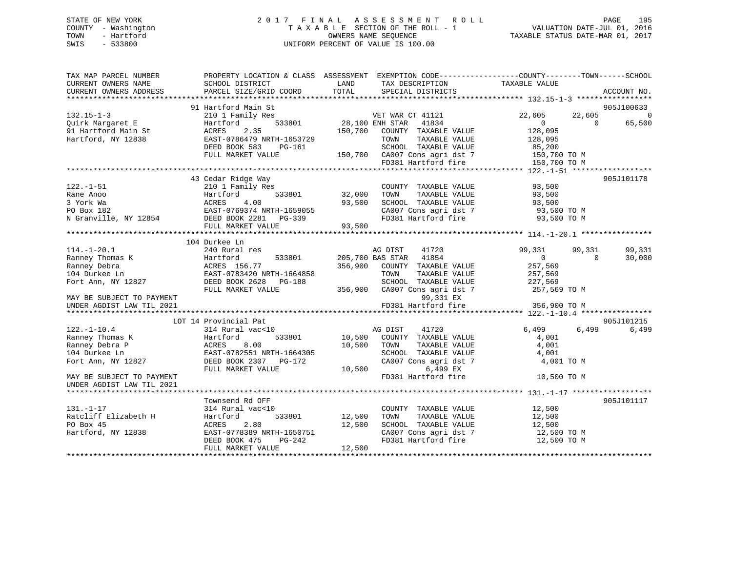STATE OF NEW YORK
COUNTY - Washington
TOWN - Hartford
SWIS - 533800

2017 FINAL ASSESSMENT ROLL
TAXABLE SECTION OF THE ROLL - 1
OWNERS NAME SEQUENCE
UNIFORM PERCENT OF VALUE IS 100.00

VALUATION DATE-JUL 01, 2016
TAXABLE STATUS DATE-MAR 01, 2017

```
TAX MAP PARCEL NUMBER          PROPERTY LOCATION & CLASS  ASSESSMENT  EXEMPTION CODE------------------COUNTY--------TOWN------SCHOOL
CURRENT OWNERS NAME            SCHOOL DISTRICT              LAND      TAX DESCRIPTION              TAXABLE VALUE
CURRENT OWNERS ADDRESS         PARCEL SIZE/GRID COORD       TOTAL     SPECIAL DISTRICTS                                     ACCOUNT NO.
******************************************************************************************************* 132.15-1-3 *****************
                               91 Hartford Main St                                                                            905J100633
132.15-1-3                     210 1 Family Res                       VET WAR CT 41121             22,605      22,605            0
Quirk Margaret E               Hartford       533801       28,100 ENH STAR  41834                       0           0       65,500
91 Hartford Main St            ACRES    2.35              150,700    COUNTY  TAXABLE VALUE           128,095
Hartford, NY 12838             EAST-0786479 NRTH-1653729              TOWN    TAXABLE VALUE           128,095
                               DEED BOOK 583    PG-161                SCHOOL  TAXABLE VALUE            85,200
                               FULL MARKET VALUE           150,700    CA007 Cons agri dst 7          150,700 TO M
                                                                      FD381 Hartford fire            150,700 TO M
******************************************************************************************************* 122.-1-51 ******************
                               43 Cedar Ridge Way                                                                             905J101178
122.-1-51                      210 1 Family Res                       COUNTY  TAXABLE VALUE            93,500
Rane Anoo                      Hartford       533801       32,000    TOWN    TAXABLE VALUE            93,500
3 York Wa                      ACRES    4.00               93,500    SCHOOL  TAXABLE VALUE            93,500
PO Box 182                     EAST-0769374 NRTH-1659055              CA007 Cons agri dst 7           93,500 TO M
N Granville, NY 12854          DEED BOOK 2281   PG-339                FD381 Hartford fire             93,500 TO M
                               FULL MARKET VALUE            93,500
******************************************************************************************************* 114.-1-20.1 ****************
                               104 Durkee Ln
114.-1-20.1                    240 Rural res                          AG DIST    41720             99,331      99,331       99,331
Ranney Thomas K                Hartford       533801      205,700 BAS STAR  41854                       0           0       30,000
Ranney Debra                   ACRES  156.77              356,900    COUNTY  TAXABLE VALUE           257,569
104 Durkee Ln                  EAST-0783420 NRTH-1664858              TOWN    TAXABLE VALUE           257,569
Fort Ann, NY 12827             DEED BOOK 2628   PG-188                SCHOOL  TAXABLE VALUE           227,569
                               FULL MARKET VALUE           356,900    CA007 Cons agri dst 7          257,569 TO M
MAY BE SUBJECT TO PAYMENT                                                  99,331 EX
UNDER AGDIST LAW TIL 2021                                             FD381 Hartford fire            356,900 TO M
******************************************************************************************************* 122.-1-10.4 ****************
                               LOT 14 Provincial Pat                                                                          905J101215
122.-1-10.4                    314 Rural vac<10                       AG DIST    41720              6,499       6,499        6,499
Ranney Thomas K                Hartford       533801       10,500    COUNTY  TAXABLE VALUE             4,001
Ranney Debra P                 ACRES    8.00               10,500    TOWN    TAXABLE VALUE             4,001
104 Durkee Ln                  EAST-0782551 NRTH-1664305              SCHOOL  TAXABLE VALUE             4,001
Fort Ann, NY 12827             DEED BOOK 2307   PG-172                CA007 Cons agri dst 7            4,001 TO M
                               FULL MARKET VALUE            10,500         6,499 EX
MAY BE SUBJECT TO PAYMENT                                             FD381 Hartford fire             10,500 TO M
UNDER AGDIST LAW TIL 2021
******************************************************************************************************* 131.-1-17 ******************
                               Townsend Rd OFF                                                                                905J101117
131.-1-17                      314 Rural vac<10                       COUNTY  TAXABLE VALUE            12,500
Ratcliff Elizabeth H           Hartford       533801       12,500    TOWN    TAXABLE VALUE            12,500
PO Box 45                      ACRES    2.80               12,500    SCHOOL  TAXABLE VALUE            12,500
Hartford, NY 12838             EAST-0778389 NRTH-1650751              CA007 Cons agri dst 7           12,500 TO M
                               DEED BOOK 475    PG-242                FD381 Hartford fire             12,500 TO M
                               FULL MARKET VALUE            12,500
************************************************************************************************************************************
```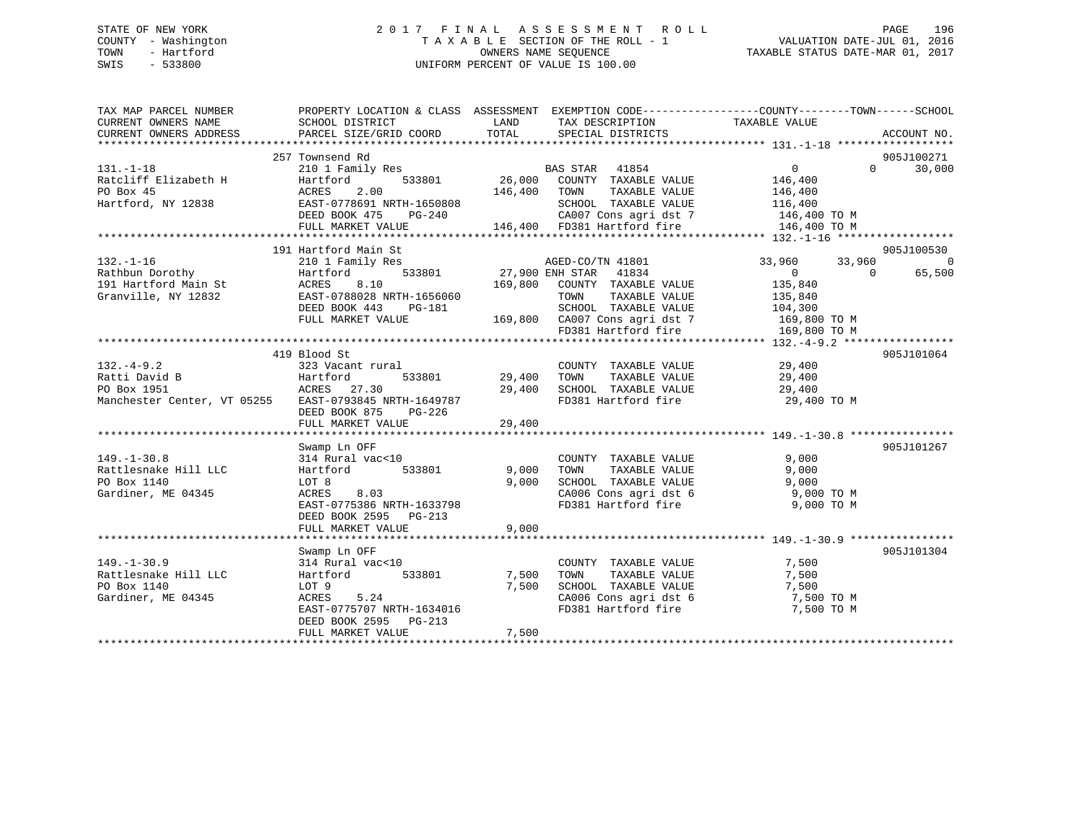STATE OF NEW YORK
COUNTY - Washington
TOWN - Hartford
SWIS - 533800

# 2017 FINAL ASSESSMENT ROLL

TAXABLE SECTION OF THE ROLL - 1
OWNERS NAME SEQUENCE
UNIFORM PERCENT OF VALUE IS 100.00

VALUATION DATE-JUL 01, 2016
TAXABLE STATUS DATE-MAR 01, 2017

| TAX MAP PARCEL NUMBER / CURRENT OWNERS NAME / CURRENT OWNERS ADDRESS | PROPERTY LOCATION & CLASS / SCHOOL DISTRICT / PARCEL SIZE/GRID COORD | ASSESSMENT LAND | TOTAL | EXEMPTION CODE / TAX DESCRIPTION / SPECIAL DISTRICTS | COUNTY TAXABLE VALUE | TOWN | SCHOOL | ACCOUNT NO. |
|---|---|---|---|---|---|---|---|---|
| **131.-1-18** | 257 Townsend Rd | | | | | | | 905J100271 |
| 131.-1-18 | 210 1 Family Res | | | BAS STAR 41854 | 0 | 0 | 30,000 | |
| Ratcliff Elizabeth H | Hartford 533801 | 26,000 | | COUNTY TAXABLE VALUE | 146,400 | | | |
| PO Box 45 | ACRES 2.00 | | 146,400 | TOWN TAXABLE VALUE | 146,400 | | | |
| Hartford, NY 12838 | EAST-0778691 NRTH-1650808 | | | SCHOOL TAXABLE VALUE | 116,400 | | | |
| | DEED BOOK 475 PG-240 | | | CA007 Cons agri dst 7 | 146,400 TO M | | | |
| | FULL MARKET VALUE | | 146,400 | FD381 Hartford fire | 146,400 TO M | | | |
| **132.-1-16** | 191 Hartford Main St | | | | | | | 905J100530 |
| 132.-1-16 | 210 1 Family Res | | | AGED-CO/TN 41801 | 33,960 | 33,960 | 0 | |
| Rathbun Dorothy | Hartford 533801 | 27,900 | | ENH STAR 41834 | 0 | 0 | 65,500 | |
| 191 Hartford Main St | ACRES 8.10 | | 169,800 | COUNTY TAXABLE VALUE | 135,840 | | | |
| Granville, NY 12832 | EAST-0788028 NRTH-1656060 | | | TOWN TAXABLE VALUE | 135,840 | | | |
| | DEED BOOK 443 PG-181 | | | SCHOOL TAXABLE VALUE | 104,300 | | | |
| | FULL MARKET VALUE | | 169,800 | CA007 Cons agri dst 7 | 169,800 TO M | | | |
| | | | | FD381 Hartford fire | 169,800 TO M | | | |
| **132.-4-9.2** | 419 Blood St | | | | | | | 905J101064 |
| 132.-4-9.2 | 323 Vacant rural | | | COUNTY TAXABLE VALUE | 29,400 | | | |
| Ratti David B | Hartford 533801 | 29,400 | | TOWN TAXABLE VALUE | 29,400 | | | |
| PO Box 1951 | ACRES 27.30 | | 29,400 | SCHOOL TAXABLE VALUE | 29,400 | | | |
| Manchester Center, VT 05255 | EAST-0793845 NRTH-1649787 | | | FD381 Hartford fire | 29,400 TO M | | | |
| | DEED BOOK 875 PG-226 | | | | | | | |
| | FULL MARKET VALUE | | 29,400 | | | | | |
| **149.-1-30.8** | Swamp Ln OFF | | | | | | | 905J101267 |
| 149.-1-30.8 | 314 Rural vac<10 | | | COUNTY TAXABLE VALUE | 9,000 | | | |
| Rattlesnake Hill LLC | Hartford 533801 | 9,000 | | TOWN TAXABLE VALUE | 9,000 | | | |
| PO Box 1140 | LOT 8 | | 9,000 | SCHOOL TAXABLE VALUE | 9,000 | | | |
| Gardiner, ME 04345 | ACRES 8.03 | | | CA006 Cons agri dst 6 | 9,000 TO M | | | |
| | EAST-0775386 NRTH-1633798 | | | FD381 Hartford fire | 9,000 TO M | | | |
| | DEED BOOK 2595 PG-213 | | | | | | | |
| | FULL MARKET VALUE | | 9,000 | | | | | |
| **149.-1-30.9** | Swamp Ln OFF | | | | | | | 905J101304 |
| 149.-1-30.9 | 314 Rural vac<10 | | | COUNTY TAXABLE VALUE | 7,500 | | | |
| Rattlesnake Hill LLC | Hartford 533801 | 7,500 | | TOWN TAXABLE VALUE | 7,500 | | | |
| PO Box 1140 | LOT 9 | | 7,500 | SCHOOL TAXABLE VALUE | 7,500 | | | |
| Gardiner, ME 04345 | ACRES 5.24 | | | CA006 Cons agri dst 6 | 7,500 TO M | | | |
| | EAST-0775707 NRTH-1634016 | | | FD381 Hartford fire | 7,500 TO M | | | |
| | DEED BOOK 2595 PG-213 | | | | | | | |
| | FULL MARKET VALUE | | 7,500 | | | | | |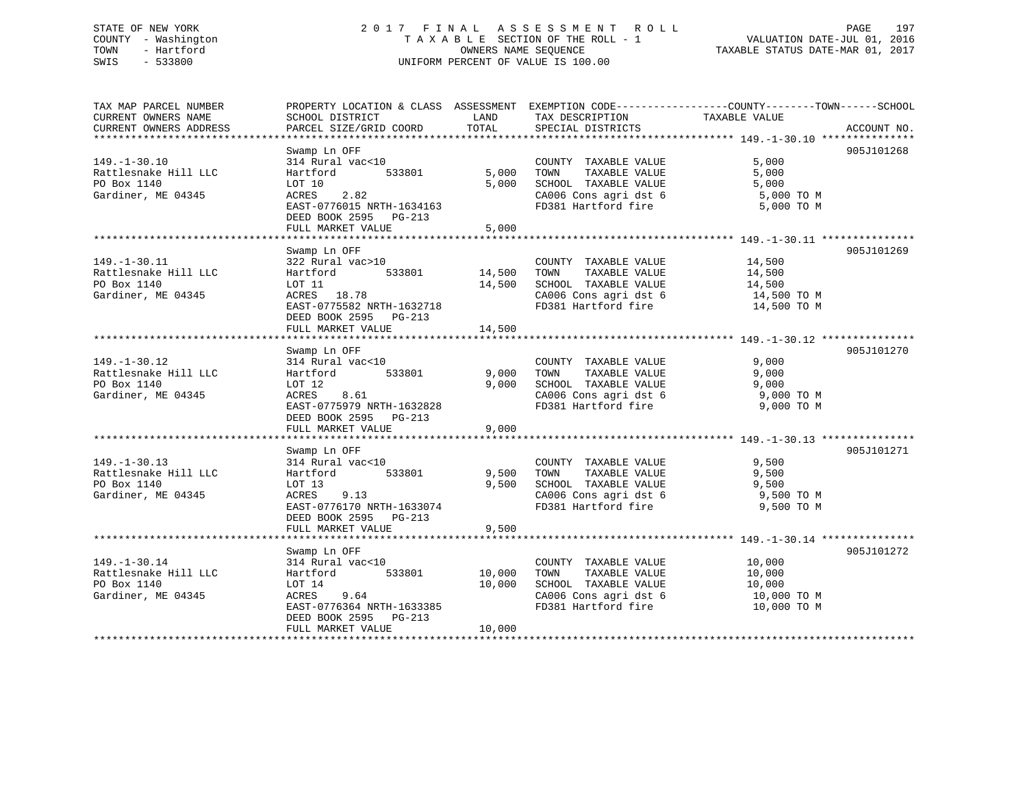STATE OF NEW YORK
COUNTY - Washington
TOWN - Hartford
SWIS - 533800

# 2017 FINAL ASSESSMENT ROLL

TAXABLE SECTION OF THE ROLL - 1
OWNERS NAME SEQUENCE
UNIFORM PERCENT OF VALUE IS 100.00

VALUATION DATE-JUL 01, 2016
TAXABLE STATUS DATE-MAR 01, 2017

| TAX MAP PARCEL NUMBER / CURRENT OWNERS NAME / CURRENT OWNERS ADDRESS | PROPERTY LOCATION & CLASS / SCHOOL DISTRICT / PARCEL SIZE/GRID COORD | ASSESSMENT LAND | TOTAL | EXEMPTION CODE / TAX DESCRIPTION / SPECIAL DISTRICTS | TAXABLE VALUE (COUNTY--TOWN--SCHOOL) | ACCOUNT NO. |
|---|---|---|---|---|---|---|
| 149.-1-30.10 | Swamp Ln OFF | | | | | 905J101268 |
| | 314 Rural vac<10 | | | COUNTY TAXABLE VALUE | 5,000 | |
| Rattlesnake Hill LLC | Hartford 533801 | 5,000 | | TOWN TAXABLE VALUE | 5,000 | |
| PO Box 1140 | LOT 10 | | 5,000 | SCHOOL TAXABLE VALUE | 5,000 | |
| Gardiner, ME 04345 | ACRES 2.82 | | | CA006 Cons agri dst 6 | 5,000 TO M | |
| | EAST-0776015 NRTH-1634163 | | | FD381 Hartford fire | 5,000 TO M | |
| | DEED BOOK 2595 PG-213 | | | | | |
| | FULL MARKET VALUE | | 5,000 | | | |
| 149.-1-30.11 | Swamp Ln OFF | | | | | 905J101269 |
| | 322 Rural vac>10 | | | COUNTY TAXABLE VALUE | 14,500 | |
| Rattlesnake Hill LLC | Hartford 533801 | 14,500 | | TOWN TAXABLE VALUE | 14,500 | |
| PO Box 1140 | LOT 11 | | 14,500 | SCHOOL TAXABLE VALUE | 14,500 | |
| Gardiner, ME 04345 | ACRES 18.78 | | | CA006 Cons agri dst 6 | 14,500 TO M | |
| | EAST-0775582 NRTH-1632718 | | | FD381 Hartford fire | 14,500 TO M | |
| | DEED BOOK 2595 PG-213 | | | | | |
| | FULL MARKET VALUE | | 14,500 | | | |
| 149.-1-30.12 | Swamp Ln OFF | | | | | 905J101270 |
| | 314 Rural vac<10 | | | COUNTY TAXABLE VALUE | 9,000 | |
| Rattlesnake Hill LLC | Hartford 533801 | 9,000 | | TOWN TAXABLE VALUE | 9,000 | |
| PO Box 1140 | LOT 12 | | 9,000 | SCHOOL TAXABLE VALUE | 9,000 | |
| Gardiner, ME 04345 | ACRES 8.61 | | | CA006 Cons agri dst 6 | 9,000 TO M | |
| | EAST-0775979 NRTH-1632828 | | | FD381 Hartford fire | 9,000 TO M | |
| | DEED BOOK 2595 PG-213 | | | | | |
| | FULL MARKET VALUE | | 9,000 | | | |
| 149.-1-30.13 | Swamp Ln OFF | | | | | 905J101271 |
| | 314 Rural vac<10 | | | COUNTY TAXABLE VALUE | 9,500 | |
| Rattlesnake Hill LLC | Hartford 533801 | 9,500 | | TOWN TAXABLE VALUE | 9,500 | |
| PO Box 1140 | LOT 13 | | 9,500 | SCHOOL TAXABLE VALUE | 9,500 | |
| Gardiner, ME 04345 | ACRES 9.13 | | | CA006 Cons agri dst 6 | 9,500 TO M | |
| | EAST-0776170 NRTH-1633074 | | | FD381 Hartford fire | 9,500 TO M | |
| | DEED BOOK 2595 PG-213 | | | | | |
| | FULL MARKET VALUE | | 9,500 | | | |
| 149.-1-30.14 | Swamp Ln OFF | | | | | 905J101272 |
| | 314 Rural vac<10 | | | COUNTY TAXABLE VALUE | 10,000 | |
| Rattlesnake Hill LLC | Hartford 533801 | 10,000 | | TOWN TAXABLE VALUE | 10,000 | |
| PO Box 1140 | LOT 14 | | 10,000 | SCHOOL TAXABLE VALUE | 10,000 | |
| Gardiner, ME 04345 | ACRES 9.64 | | | CA006 Cons agri dst 6 | 10,000 TO M | |
| | EAST-0776364 NRTH-1633385 | | | FD381 Hartford fire | 10,000 TO M | |
| | DEED BOOK 2595 PG-213 | | | | | |
| | FULL MARKET VALUE | | 10,000 | | | |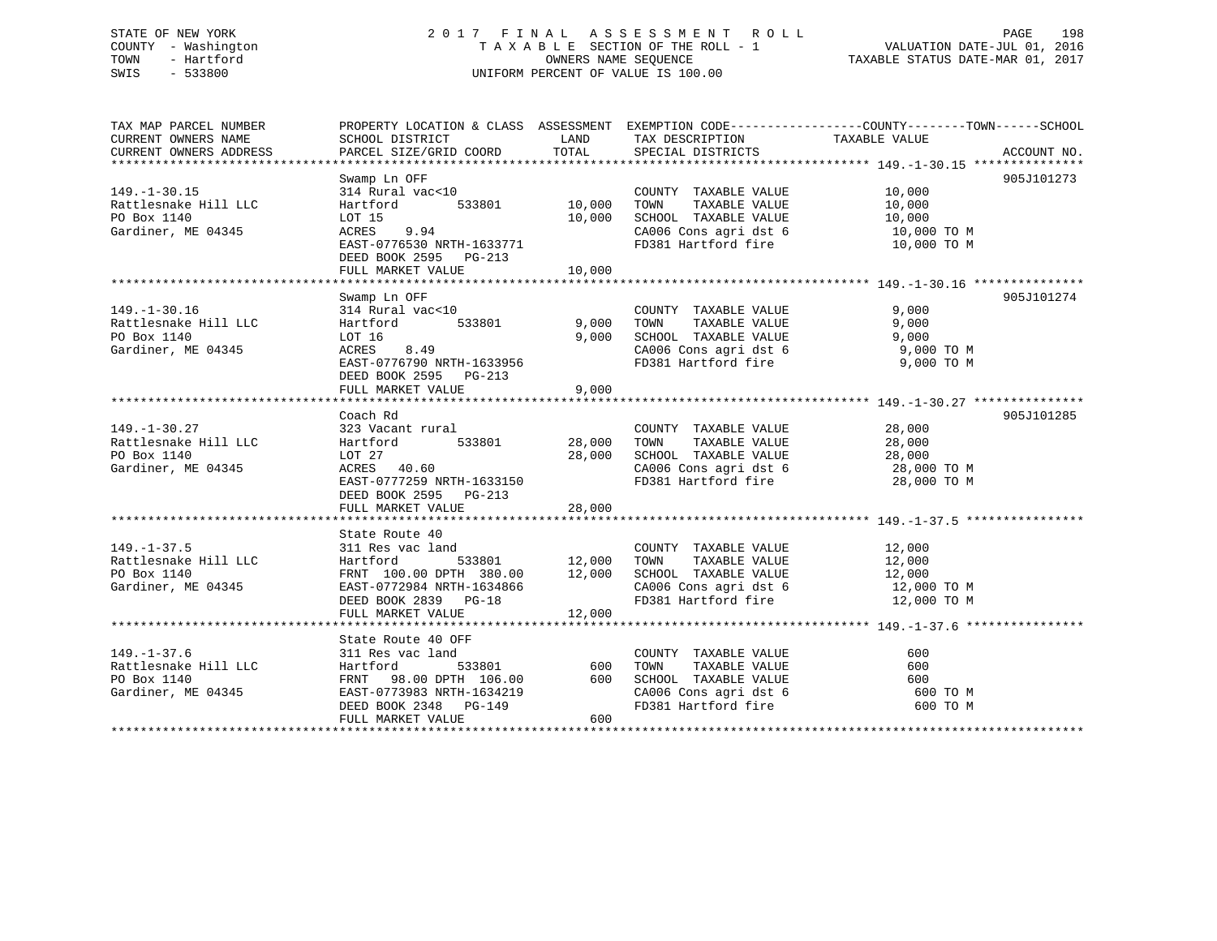STATE OF NEW YORK
COUNTY - Washington
TOWN - Hartford
SWIS - 533800

# 2017 FINAL ASSESSMENT ROLL

TAXABLE SECTION OF THE ROLL - 1
OWNERS NAME SEQUENCE
UNIFORM PERCENT OF VALUE IS 100.00

VALUATION DATE-JUL 01, 2016
TAXABLE STATUS DATE-MAR 01, 2017

| TAX MAP PARCEL NUMBER / CURRENT OWNERS NAME / CURRENT OWNERS ADDRESS | PROPERTY LOCATION & CLASS / SCHOOL DISTRICT / PARCEL SIZE/GRID COORD | ASSESSMENT LAND | ASSESSMENT TOTAL | EXEMPTION CODE / TAX DESCRIPTION / SPECIAL DISTRICTS | COUNTY--------TOWN------SCHOOL TAXABLE VALUE | ACCOUNT NO. |
|---|---|---|---|---|---|---|
| **149.-1-30.15** | Swamp Ln OFF | | | | | 905J101273 |
| 149.-1-30.15 | 314 Rural vac<10 | | | COUNTY TAXABLE VALUE | 10,000 | |
| Rattlesnake Hill LLC | Hartford 533801 | 10,000 | | TOWN TAXABLE VALUE | 10,000 | |
| PO Box 1140 | LOT 15 | | 10,000 | SCHOOL TAXABLE VALUE | 10,000 | |
| Gardiner, ME 04345 | ACRES 9.94 | | | CA006 Cons agri dst 6 | 10,000 TO M | |
| | EAST-0776530 NRTH-1633771 | | | FD381 Hartford fire | 10,000 TO M | |
| | DEED BOOK 2595 PG-213 | | | | | |
| | FULL MARKET VALUE | | 10,000 | | | |
| **149.-1-30.16** | Swamp Ln OFF | | | | | 905J101274 |
| 149.-1-30.16 | 314 Rural vac<10 | | | COUNTY TAXABLE VALUE | 9,000 | |
| Rattlesnake Hill LLC | Hartford 533801 | 9,000 | | TOWN TAXABLE VALUE | 9,000 | |
| PO Box 1140 | LOT 16 | | 9,000 | SCHOOL TAXABLE VALUE | 9,000 | |
| Gardiner, ME 04345 | ACRES 8.49 | | | CA006 Cons agri dst 6 | 9,000 TO M | |
| | EAST-0776790 NRTH-1633956 | | | FD381 Hartford fire | 9,000 TO M | |
| | DEED BOOK 2595 PG-213 | | | | | |
| | FULL MARKET VALUE | | 9,000 | | | |
| **149.-1-30.27** | Coach Rd | | | | | 905J101285 |
| 149.-1-30.27 | 323 Vacant rural | | | COUNTY TAXABLE VALUE | 28,000 | |
| Rattlesnake Hill LLC | Hartford 533801 | 28,000 | | TOWN TAXABLE VALUE | 28,000 | |
| PO Box 1140 | LOT 27 | | 28,000 | SCHOOL TAXABLE VALUE | 28,000 | |
| Gardiner, ME 04345 | ACRES 40.60 | | | CA006 Cons agri dst 6 | 28,000 TO M | |
| | EAST-0777259 NRTH-1633150 | | | FD381 Hartford fire | 28,000 TO M | |
| | DEED BOOK 2595 PG-213 | | | | | |
| | FULL MARKET VALUE | | 28,000 | | | |
| **149.-1-37.5** | State Route 40 | | | | | |
| 149.-1-37.5 | 311 Res vac land | | | COUNTY TAXABLE VALUE | 12,000 | |
| Rattlesnake Hill LLC | Hartford 533801 | 12,000 | | TOWN TAXABLE VALUE | 12,000 | |
| PO Box 1140 | FRNT 100.00 DPTH 380.00 | | 12,000 | SCHOOL TAXABLE VALUE | 12,000 | |
| Gardiner, ME 04345 | EAST-0772984 NRTH-1634866 | | | CA006 Cons agri dst 6 | 12,000 TO M | |
| | DEED BOOK 2839 PG-18 | | | FD381 Hartford fire | 12,000 TO M | |
| | FULL MARKET VALUE | | 12,000 | | | |
| **149.-1-37.6** | State Route 40 OFF | | | | | |
| 149.-1-37.6 | 311 Res vac land | | | COUNTY TAXABLE VALUE | 600 | |
| Rattlesnake Hill LLC | Hartford 533801 | 600 | | TOWN TAXABLE VALUE | 600 | |
| PO Box 1140 | FRNT 98.00 DPTH 106.00 | | 600 | SCHOOL TAXABLE VALUE | 600 | |
| Gardiner, ME 04345 | EAST-0773983 NRTH-1634219 | | | CA006 Cons agri dst 6 | 600 TO M | |
| | DEED BOOK 2348 PG-149 | | | FD381 Hartford fire | 600 TO M | |
| | FULL MARKET VALUE | | 600 | | | |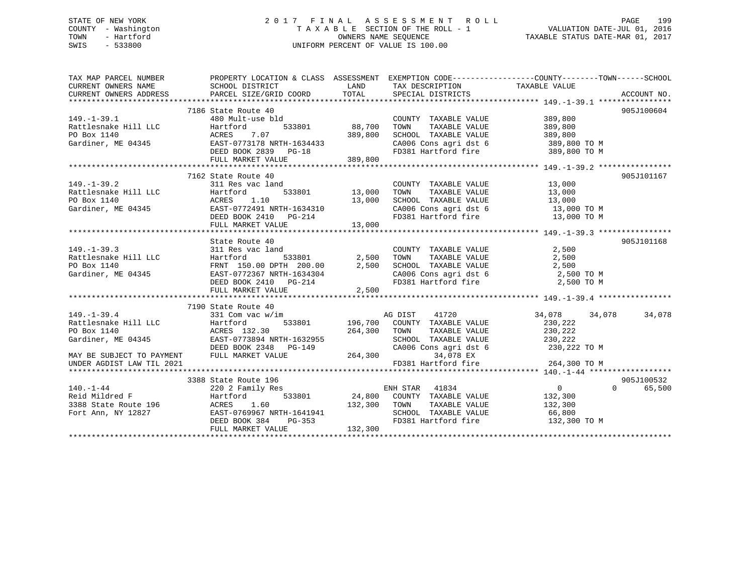STATE OF NEW YORK
COUNTY - Washington
TOWN - Hartford
SWIS - 533800

# 2017 FINAL ASSESSMENT ROLL

TAXABLE SECTION OF THE ROLL - 1
OWNERS NAME SEQUENCE
UNIFORM PERCENT OF VALUE IS 100.00

VALUATION DATE-JUL 01, 2016
TAXABLE STATUS DATE-MAR 01, 2017

```
TAX MAP PARCEL NUMBER          PROPERTY LOCATION & CLASS  ASSESSMENT  EXEMPTION CODE------------------COUNTY--------TOWN------SCHOOL
CURRENT OWNERS NAME            SCHOOL DISTRICT              LAND      TAX DESCRIPTION              TAXABLE VALUE
CURRENT OWNERS ADDRESS         PARCEL SIZE/GRID COORD       TOTAL     SPECIAL DISTRICTS                                       ACCOUNT NO.
*********************************************************************************************** 149.-1-39.1 ****************
                               7186 State Route 40                                                                         905J100604
149.-1-39.1                    480 Mult-use bld                        COUNTY  TAXABLE VALUE          389,800
Rattlesnake Hill LLC           Hartford         533801      88,700     TOWN    TAXABLE VALUE          389,800
PO Box 1140                    ACRES    7.07               389,800     SCHOOL  TAXABLE VALUE          389,800
Gardiner, ME 04345             EAST-0773178 NRTH-1634433               CA006 Cons agri dst 6            389,800 TO M
                               DEED BOOK 2839   PG-18                  FD381 Hartford fire              389,800 TO M
                               FULL MARKET VALUE           389,800
*********************************************************************************************** 149.-1-39.2 ****************
                               7162 State Route 40                                                                         905J101167
149.-1-39.2                    311 Res vac land                        COUNTY  TAXABLE VALUE           13,000
Rattlesnake Hill LLC           Hartford         533801      13,000     TOWN    TAXABLE VALUE           13,000
PO Box 1140                    ACRES    1.10                13,000     SCHOOL  TAXABLE VALUE           13,000
Gardiner, ME 04345             EAST-0772491 NRTH-1634310               CA006 Cons agri dst 6             13,000 TO M
                               DEED BOOK 2410   PG-214                 FD381 Hartford fire               13,000 TO M
                               FULL MARKET VALUE            13,000
*********************************************************************************************** 149.-1-39.3 ****************
                               State Route 40                                                                              905J101168
149.-1-39.3                    311 Res vac land                        COUNTY  TAXABLE VALUE            2,500
Rattlesnake Hill LLC           Hartford         533801       2,500     TOWN    TAXABLE VALUE            2,500
PO Box 1140                    FRNT 150.00 DPTH 200.00       2,500     SCHOOL  TAXABLE VALUE            2,500
Gardiner, ME 04345             EAST-0772367 NRTH-1634304               CA006 Cons agri dst 6              2,500 TO M
                               DEED BOOK 2410   PG-214                 FD381 Hartford fire                2,500 TO M
                               FULL MARKET VALUE             2,500
*********************************************************************************************** 149.-1-39.4 ****************
                               7190 State Route 40
149.-1-39.4                    331 Com vac w/im                        AG DIST    41720              34,078      34,078      34,078
Rattlesnake Hill LLC           Hartford         533801     196,700     COUNTY  TAXABLE VALUE          230,222
PO Box 1140                    ACRES  132.30               264,300     TOWN    TAXABLE VALUE          230,222
Gardiner, ME 04345             EAST-0773894 NRTH-1632955               SCHOOL  TAXABLE VALUE          230,222
                               DEED BOOK 2348   PG-149                 CA006 Cons agri dst 6            230,222 TO M
MAY BE SUBJECT TO PAYMENT      FULL MARKET VALUE           264,300          34,078 EX
UNDER AGDIST LAW TIL 2021                                              FD381 Hartford fire              264,300 TO M
*********************************************************************************************** 140.-1-44 ******************
                               3388 State Route 196                                                                        905J100532
140.-1-44                      220 2 Family Res                        ENH STAR   41834                   0           0      65,500
Reid Mildred F                 Hartford         533801      24,800     COUNTY  TAXABLE VALUE          132,300
3388 State Route 196           ACRES    1.60               132,300     TOWN    TAXABLE VALUE          132,300
Fort Ann, NY 12827             EAST-0769967 NRTH-1641941               SCHOOL  TAXABLE VALUE           66,800
                               DEED BOOK 384    PG-353                 FD381 Hartford fire              132,300 TO M
                               FULL MARKET VALUE           132,300
****************************************************************************************************************************
```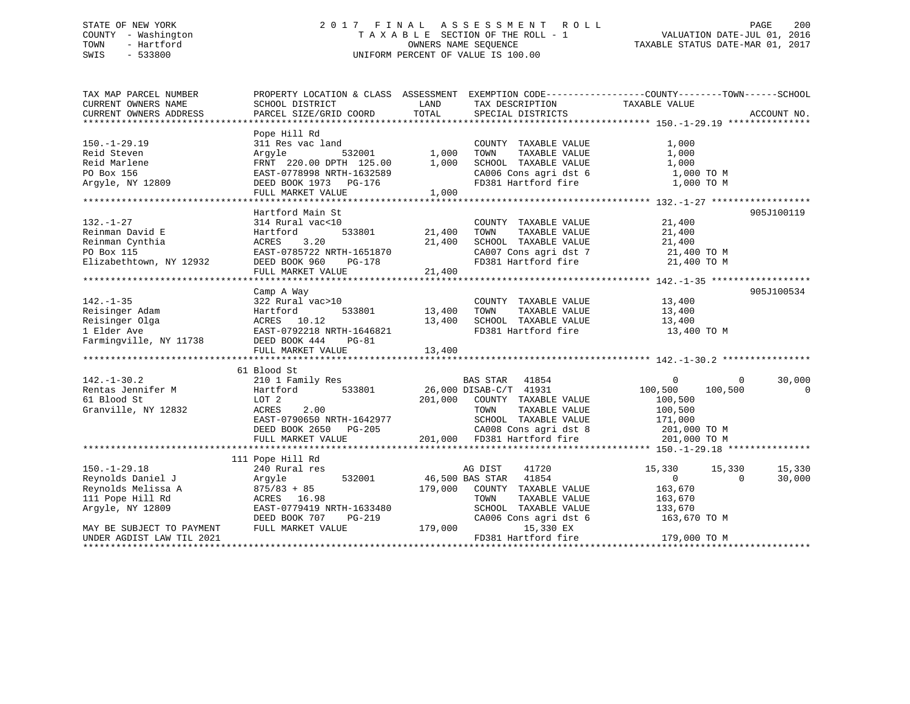STATE OF NEW YORK
COUNTY - Washington
TOWN - Hartford
SWIS - 533800

2017 FINAL ASSESSMENT ROLL
TAXABLE SECTION OF THE ROLL - 1
OWNERS NAME SEQUENCE
UNIFORM PERCENT OF VALUE IS 100.00

VALUATION DATE-JUL 01, 2016
TAXABLE STATUS DATE-MAR 01, 2017

| TAX MAP PARCEL NUMBER / CURRENT OWNERS NAME / CURRENT OWNERS ADDRESS | PROPERTY LOCATION & CLASS / SCHOOL DISTRICT / PARCEL SIZE/GRID COORD | ASSESSMENT LAND | TOTAL | EXEMPTION CODE / TAX DESCRIPTION / SPECIAL DISTRICTS | COUNTY TAXABLE VALUE | TOWN | SCHOOL | ACCOUNT NO. |
|---|---|---|---|---|---|---|---|---|
| **150.-1-29.19** | Pope Hill Rd | | | | | | | |
| 150.-1-29.19 | 311 Res vac land | | | COUNTY TAXABLE VALUE | 1,000 | | | |
| Reid Steven | Argyle 532001 | 1,000 | | TOWN TAXABLE VALUE | 1,000 | | | |
| Reid Marlene | FRNT 220.00 DPTH 125.00 | | 1,000 | SCHOOL TAXABLE VALUE | 1,000 | | | |
| PO Box 156 | EAST-0778998 NRTH-1632589 | | | CA006 Cons agri dst 6 | 1,000 TO M | | | |
| Argyle, NY 12809 | DEED BOOK 1973 PG-176 | | | FD381 Hartford fire | 1,000 TO M | | | |
| | FULL MARKET VALUE | | 1,000 | | | | | |
| **132.-1-27** | Hartford Main St | | | | | | | 905J100119 |
| 132.-1-27 | 314 Rural vac<10 | | | COUNTY TAXABLE VALUE | 21,400 | | | |
| Reinman David E | Hartford 533801 | 21,400 | | TOWN TAXABLE VALUE | 21,400 | | | |
| Reinman Cynthia | ACRES 3.20 | | 21,400 | SCHOOL TAXABLE VALUE | 21,400 | | | |
| PO Box 115 | EAST-0785722 NRTH-1651870 | | | CA007 Cons agri dst 7 | 21,400 TO M | | | |
| Elizabethtown, NY 12932 | DEED BOOK 960 PG-178 | | | FD381 Hartford fire | 21,400 TO M | | | |
| | FULL MARKET VALUE | | 21,400 | | | | | |
| **142.-1-35** | Camp A Way | | | | | | | 905J100534 |
| 142.-1-35 | 322 Rural vac>10 | | | COUNTY TAXABLE VALUE | 13,400 | | | |
| Reisinger Adam | Hartford 533801 | 13,400 | | TOWN TAXABLE VALUE | 13,400 | | | |
| Reisinger Olga | ACRES 10.12 | | 13,400 | SCHOOL TAXABLE VALUE | 13,400 | | | |
| 1 Elder Ave | EAST-0792218 NRTH-1646821 | | | FD381 Hartford fire | 13,400 TO M | | | |
| Farmingville, NY 11738 | DEED BOOK 444 PG-81 | | | | | | | |
| | FULL MARKET VALUE | | 13,400 | | | | | |
| **142.-1-30.2** | 61 Blood St | | | | | | | |
| 142.-1-30.2 | 210 1 Family Res | | | BAS STAR 41854 | 0 | 0 | 30,000 | |
| Rentas Jennifer M | Hartford 533801 | 26,000 | | DISAB-C/T 41931 | 100,500 | 100,500 | 0 | |
| 61 Blood St | LOT 2 | | 201,000 | COUNTY TAXABLE VALUE | 100,500 | | | |
| Granville, NY 12832 | ACRES 2.00 | | | TOWN TAXABLE VALUE | 100,500 | | | |
| | EAST-0790650 NRTH-1642977 | | | SCHOOL TAXABLE VALUE | 171,000 | | | |
| | DEED BOOK 2650 PG-205 | | | CA008 Cons agri dst 8 | 201,000 TO M | | | |
| | FULL MARKET VALUE | | 201,000 | FD381 Hartford fire | 201,000 TO M | | | |
| **150.-1-29.18** | 111 Pope Hill Rd | | | | | | | |
| 150.-1-29.18 | 240 Rural res | | | AG DIST 41720 | 15,330 | 15,330 | 15,330 | |
| Reynolds Daniel J | Argyle 532001 | 46,500 | | BAS STAR 41854 | 0 | 0 | 30,000 | |
| Reynolds Melissa A | 875/83 + 85 | | 179,000 | COUNTY TAXABLE VALUE | 163,670 | | | |
| 111 Pope Hill Rd | ACRES 16.98 | | | TOWN TAXABLE VALUE | 163,670 | | | |
| Argyle, NY 12809 | EAST-0779419 NRTH-1633480 | | | SCHOOL TAXABLE VALUE | 133,670 | | | |
| | DEED BOOK 707 PG-219 | | | CA006 Cons agri dst 6 | 163,670 TO M | | | |
| MAY BE SUBJECT TO PAYMENT | FULL MARKET VALUE | | 179,000 | 15,330 EX | | | | |
| UNDER AGDIST LAW TIL 2021 | | | | FD381 Hartford fire | 179,000 TO M | | | |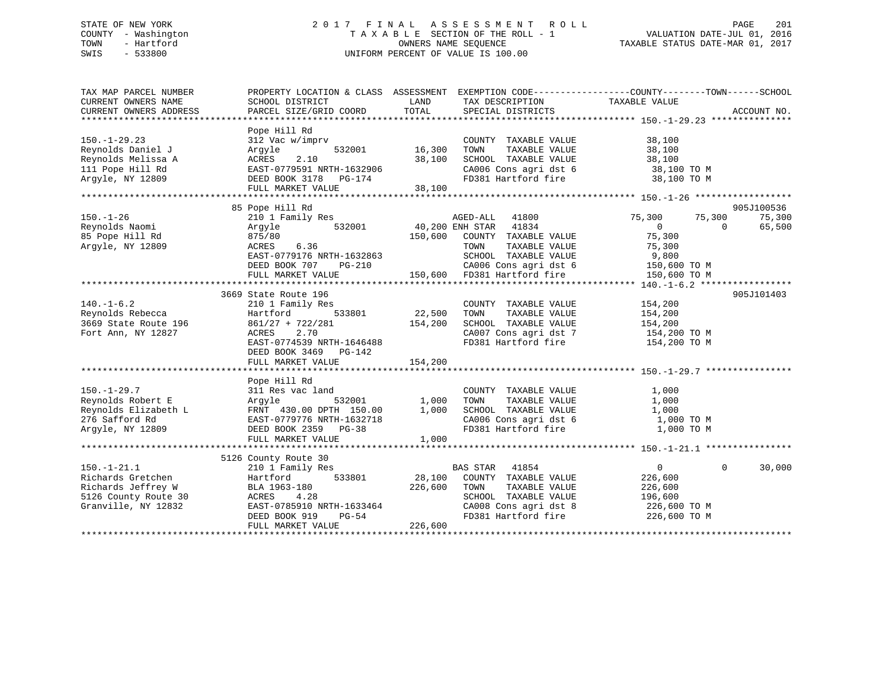STATE OF NEW YORK
COUNTY - Washington
TOWN - Hartford
SWIS - 533800

2 0 1 7 F I N A L A S S E S S M E N T R O L L
T A X A B L E SECTION OF THE ROLL - 1
OWNERS NAME SEQUENCE
UNIFORM PERCENT OF VALUE IS 100.00

VALUATION DATE-JUL 01, 2016
TAXABLE STATUS DATE-MAR 01, 2017

```
TAX MAP PARCEL NUMBER          PROPERTY LOCATION & CLASS  ASSESSMENT  EXEMPTION CODE------------------COUNTY--------TOWN------SCHOOL
CURRENT OWNERS NAME            SCHOOL DISTRICT             LAND        TAX DESCRIPTION            TAXABLE VALUE
CURRENT OWNERS ADDRESS         PARCEL SIZE/GRID COORD      TOTAL       SPECIAL DISTRICTS                                        ACCOUNT NO.
******************************************************************************************************* 150.-1-29.23 ***************
                               Pope Hill Rd
150.-1-29.23                   312 Vac w/imprv                         COUNTY  TAXABLE VALUE            38,100
Reynolds Daniel J              Argyle         532001       16,300      TOWN    TAXABLE VALUE            38,100
Reynolds Melissa A             ACRES    2.10               38,100      SCHOOL  TAXABLE VALUE            38,100
111 Pope Hill Rd               EAST-0779591 NRTH-1632906               CA006 Cons agri dst 6             38,100 TO M
Argyle, NY 12809               DEED BOOK 3178   PG-174                 FD381 Hartford fire               38,100 TO M
                               FULL MARKET VALUE           38,100
******************************************************************************************************* 150.-1-26 ******************
                               85 Pope Hill Rd                                                                          905J100536
150.-1-26                      210 1 Family Res                        AGED-ALL   41800            75,300      75,300      75,300
Reynolds Naomi                 Argyle         532001       40,200 ENH STAR   41834                 0           0      65,500
85 Pope Hill Rd                875/80                     150,600      COUNTY  TAXABLE VALUE            75,300
Argyle, NY 12809               ACRES    6.36                           TOWN    TAXABLE VALUE            75,300
                               EAST-0779176 NRTH-1632863               SCHOOL  TAXABLE VALUE             9,800
                               DEED BOOK 707    PG-210                 CA006 Cons agri dst 6            150,600 TO M
                               FULL MARKET VALUE          150,600      FD381 Hartford fire              150,600 TO M
******************************************************************************************************* 140.-1-6.2 *****************
                               3669 State Route 196                                                                     905J101403
140.-1-6.2                     210 1 Family Res                        COUNTY  TAXABLE VALUE           154,200
Reynolds Rebecca               Hartford       533801       22,500      TOWN    TAXABLE VALUE           154,200
3669 State Route 196           861/27 + 722/281           154,200      SCHOOL  TAXABLE VALUE           154,200
Fort Ann, NY 12827             ACRES    2.70                           CA007 Cons agri dst 7            154,200 TO M
                               EAST-0774539 NRTH-1646488               FD381 Hartford fire              154,200 TO M
                               DEED BOOK 3469   PG-142
                               FULL MARKET VALUE          154,200
******************************************************************************************************* 150.-1-29.7 ****************
                               Pope Hill Rd
150.-1-29.7                    311 Res vac land                        COUNTY  TAXABLE VALUE             1,000
Reynolds Robert E              Argyle         532001        1,000      TOWN    TAXABLE VALUE             1,000
Reynolds Elizabeth L           FRNT 430.00 DPTH 150.00      1,000      SCHOOL  TAXABLE VALUE             1,000
276 Safford Rd                 EAST-0779776 NRTH-1632718               CA006 Cons agri dst 6              1,000 TO M
Argyle, NY 12809               DEED BOOK 2359   PG-38                  FD381 Hartford fire                1,000 TO M
                               FULL MARKET VALUE            1,000
******************************************************************************************************* 150.-1-21.1 ****************
                               5126 County Route 30
150.-1-21.1                    210 1 Family Res                        BAS STAR   41854                    0           0      30,000
Richards Gretchen              Hartford       533801       28,100      COUNTY  TAXABLE VALUE           226,600
Richards Jeffrey W             BLA 1963-180               226,600      TOWN    TAXABLE VALUE           226,600
5126 County Route 30           ACRES    4.28                           SCHOOL  TAXABLE VALUE           196,600
Granville, NY 12832            EAST-0785910 NRTH-1633464               CA008 Cons agri dst 8            226,600 TO M
                               DEED BOOK 919    PG-54                  FD381 Hartford fire              226,600 TO M
                               FULL MARKET VALUE          226,600
************************************************************************************************************************************
```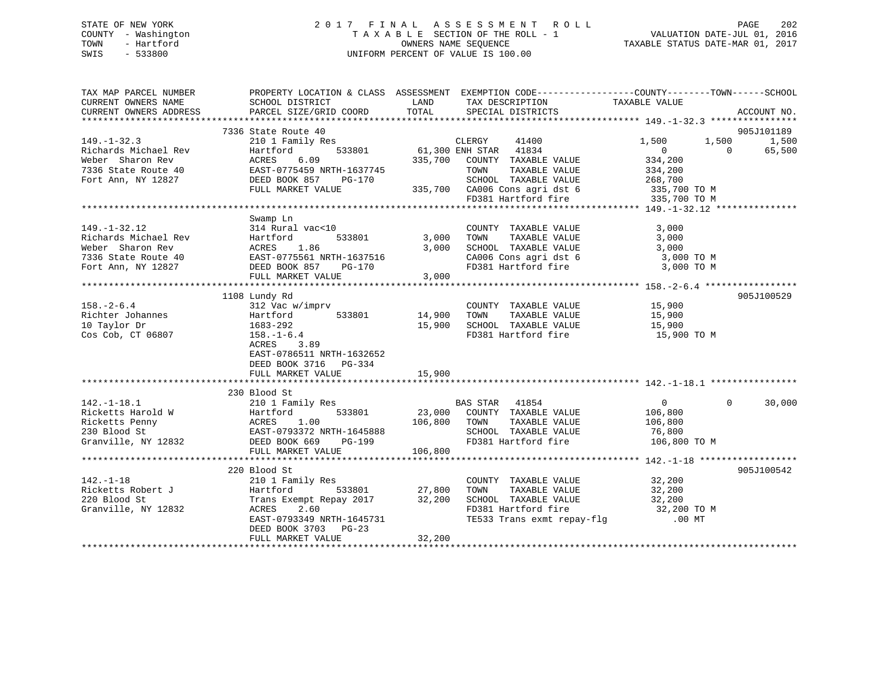STATE OF NEW YORK
COUNTY - Washington
TOWN - Hartford
SWIS - 533800

2 0 1 7 F I N A L A S S E S S M E N T R O L L
T A X A B L E SECTION OF THE ROLL - 1
OWNERS NAME SEQUENCE
UNIFORM PERCENT OF VALUE IS 100.00

VALUATION DATE-JUL 01, 2016
TAXABLE STATUS DATE-MAR 01, 2017

```
TAX MAP PARCEL NUMBER          PROPERTY LOCATION & CLASS  ASSESSMENT  EXEMPTION CODE-----------------COUNTY--------TOWN------SCHOOL
CURRENT OWNERS NAME            SCHOOL DISTRICT               LAND      TAX DESCRIPTION              TAXABLE VALUE
CURRENT OWNERS ADDRESS         PARCEL SIZE/GRID COORD        TOTAL     SPECIAL DISTRICTS                                        ACCOUNT NO.
******************************************************************************************************* 149.-1-32.3 ****************
                              7336 State Route 40                                                                               905J101189
149.-1-32.3                    210 1 Family Res                    CLERGY      41400              1,500        1,500          1,500
Richards Michael Rev           Hartford          533801       61,300 ENH STAR   41834                  0            0         65,500
Weber  Sharon Rev              ACRES    6.09                 335,700   COUNTY  TAXABLE VALUE        334,200
7336 State Route 40            EAST-0775459 NRTH-1637745               TOWN    TAXABLE VALUE        334,200
Fort Ann, NY 12827             DEED BOOK 857    PG-170                 SCHOOL  TAXABLE VALUE        268,700
                               FULL MARKET VALUE             335,700   CA006 Cons agri dst 6         335,700 TO M
                                                                       FD381 Hartford fire           335,700 TO M
******************************************************************************************************* 149.-1-32.12 ***************
                               Swamp Ln
149.-1-32.12                   314 Rural vac<10                        COUNTY  TAXABLE VALUE          3,000
Richards Michael Rev           Hartford          533801        3,000   TOWN    TAXABLE VALUE          3,000
Weber  Sharon Rev              ACRES    1.86                   3,000   SCHOOL  TAXABLE VALUE          3,000
7336 State Route 40            EAST-0775561 NRTH-1637516               CA006 Cons agri dst 6           3,000 TO M
Fort Ann, NY 12827             DEED BOOK 857    PG-170                 FD381 Hartford fire             3,000 TO M
                               FULL MARKET VALUE               3,000
******************************************************************************************************* 158.-2-6.4 *****************
                              1108 Lundy Rd                                                                                     905J100529
158.-2-6.4                     312 Vac w/imprv                         COUNTY  TAXABLE VALUE         15,900
Richter Johannes               Hartford          533801       14,900   TOWN    TAXABLE VALUE         15,900
10 Taylor Dr                   1683-292                       15,900   SCHOOL  TAXABLE VALUE         15,900
Cos Cob, CT 06807              158.-1-6.4                              FD381 Hartford fire            15,900 TO M
                               ACRES    3.89
                               EAST-0786511 NRTH-1632652
                               DEED BOOK 3716   PG-334
                               FULL MARKET VALUE              15,900
******************************************************************************************************* 142.-1-18.1 ****************
                               230 Blood St
142.-1-18.1                    210 1 Family Res                    BAS STAR   41854                  0            0         30,000
Ricketts Harold W              Hartford          533801       23,000   COUNTY  TAXABLE VALUE        106,800
Ricketts Penny                 ACRES    1.00                 106,800   TOWN    TAXABLE VALUE        106,800
230 Blood St                   EAST-0793372 NRTH-1645888               SCHOOL  TAXABLE VALUE         76,800
Granville, NY 12832            DEED BOOK 669    PG-199                 FD381 Hartford fire           106,800 TO M
                               FULL MARKET VALUE             106,800
******************************************************************************************************* 142.-1-18 ******************
                               220 Blood St                                                                                     905J100542
142.-1-18                      210 1 Family Res                        COUNTY  TAXABLE VALUE         32,200
Ricketts Robert J              Hartford          533801       27,800   TOWN    TAXABLE VALUE         32,200
220 Blood St                   Trans Exempt Repay 2017        32,200   SCHOOL  TAXABLE VALUE         32,200
Granville, NY 12832            ACRES    2.60                           FD381 Hartford fire            32,200 TO M
                               EAST-0793349 NRTH-1645731               TE533 Trans exmt repay-flg         .00 MT
                               DEED BOOK 3703   PG-23
                               FULL MARKET VALUE              32,200
************************************************************************************************************************************
```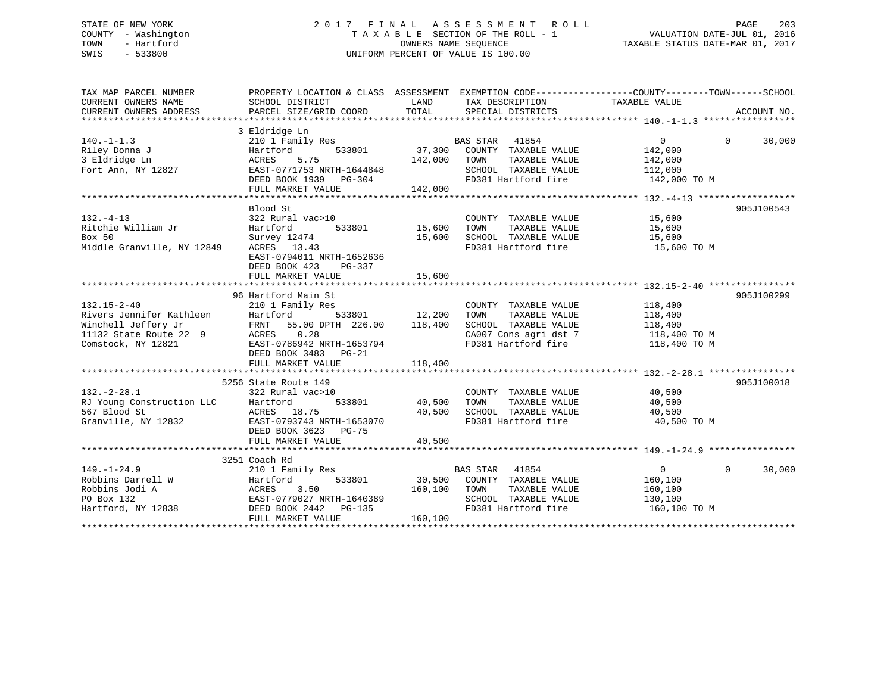STATE OF NEW YORK
COUNTY - Washington
TOWN - Hartford
SWIS - 533800

# 2017 FINAL ASSESSMENT ROLL

TAXABLE SECTION OF THE ROLL - 1
OWNERS NAME SEQUENCE
UNIFORM PERCENT OF VALUE IS 100.00

VALUATION DATE-JUL 01, 2016
TAXABLE STATUS DATE-MAR 01, 2017

| TAX MAP PARCEL NUMBER / CURRENT OWNERS NAME / CURRENT OWNERS ADDRESS | PROPERTY LOCATION & CLASS / SCHOOL DISTRICT / PARCEL SIZE/GRID COORD | ASSESSMENT LAND | TOTAL | EXEMPTION CODE / TAX DESCRIPTION / SPECIAL DISTRICTS | COUNTY TAXABLE VALUE | TOWN | SCHOOL | ACCOUNT NO. |
|---|---|---|---|---|---|---|---|---|
| 140.-1-1.3 | 3 Eldridge Ln | | | | | | | |
| Riley Donna J | 210 1 Family Res | | | BAS STAR 41854 | 0 | 0 | 30,000 | |
| 3 Eldridge Ln | Hartford 533801 | 37,300 | | COUNTY TAXABLE VALUE | 142,000 | | | |
| Fort Ann, NY 12827 | ACRES 5.75 | | 142,000 | TOWN TAXABLE VALUE | 142,000 | | | |
| | EAST-0771753 NRTH-1644848 | | | SCHOOL TAXABLE VALUE | 112,000 | | | |
| | DEED BOOK 1939 PG-304 | | | FD381 Hartford fire | 142,000 TO M | | | |
| | FULL MARKET VALUE | | 142,000 | | | | | |
| 132.-4-13 | Blood St | | | | | | | 905J100543 |
| Ritchie William Jr | 322 Rural vac>10 | | | COUNTY TAXABLE VALUE | 15,600 | | | |
| Box 50 | Hartford 533801 | 15,600 | | TOWN TAXABLE VALUE | 15,600 | | | |
| Middle Granville, NY 12849 | Survey 12474 | | 15,600 | SCHOOL TAXABLE VALUE | 15,600 | | | |
| | ACRES 13.43 | | | FD381 Hartford fire | 15,600 TO M | | | |
| | EAST-0794011 NRTH-1652636 | | | | | | | |
| | DEED BOOK 423 PG-337 | | | | | | | |
| | FULL MARKET VALUE | | 15,600 | | | | | |
| 132.15-2-40 | 96 Hartford Main St | | | | | | | 905J100299 |
| Rivers Jennifer Kathleen | 210 1 Family Res | | | COUNTY TAXABLE VALUE | 118,400 | | | |
| Winchell Jeffery Jr | Hartford 533801 | 12,200 | | TOWN TAXABLE VALUE | 118,400 | | | |
| 11132 State Route 22 9 | FRNT 55.00 DPTH 226.00 | | 118,400 | SCHOOL TAXABLE VALUE | 118,400 | | | |
| Comstock, NY 12821 | ACRES 0.28 | | | CA007 Cons agri dst 7 | 118,400 TO M | | | |
| | EAST-0786942 NRTH-1653794 | | | FD381 Hartford fire | 118,400 TO M | | | |
| | DEED BOOK 3483 PG-21 | | | | | | | |
| | FULL MARKET VALUE | | 118,400 | | | | | |
| 132.-2-28.1 | 5256 State Route 149 | | | | | | | 905J100018 |
| RJ Young Construction LLC | 322 Rural vac>10 | | | COUNTY TAXABLE VALUE | 40,500 | | | |
| 567 Blood St | Hartford 533801 | 40,500 | | TOWN TAXABLE VALUE | 40,500 | | | |
| Granville, NY 12832 | ACRES 18.75 | | 40,500 | SCHOOL TAXABLE VALUE | 40,500 | | | |
| | EAST-0793743 NRTH-1653070 | | | FD381 Hartford fire | 40,500 TO M | | | |
| | DEED BOOK 3623 PG-75 | | | | | | | |
| | FULL MARKET VALUE | | 40,500 | | | | | |
| 149.-1-24.9 | 3251 Coach Rd | | | | | | | |
| Robbins Darrell W | 210 1 Family Res | | | BAS STAR 41854 | 0 | 0 | 30,000 | |
| Robbins Jodi A | Hartford 533801 | 30,500 | | COUNTY TAXABLE VALUE | 160,100 | | | |
| PO Box 132 | ACRES 3.50 | | 160,100 | TOWN TAXABLE VALUE | 160,100 | | | |
| Hartford, NY 12838 | EAST-0779027 NRTH-1640389 | | | SCHOOL TAXABLE VALUE | 130,100 | | | |
| | DEED BOOK 2442 PG-135 | | | FD381 Hartford fire | 160,100 TO M | | | |
| | FULL MARKET VALUE | | 160,100 | | | | | |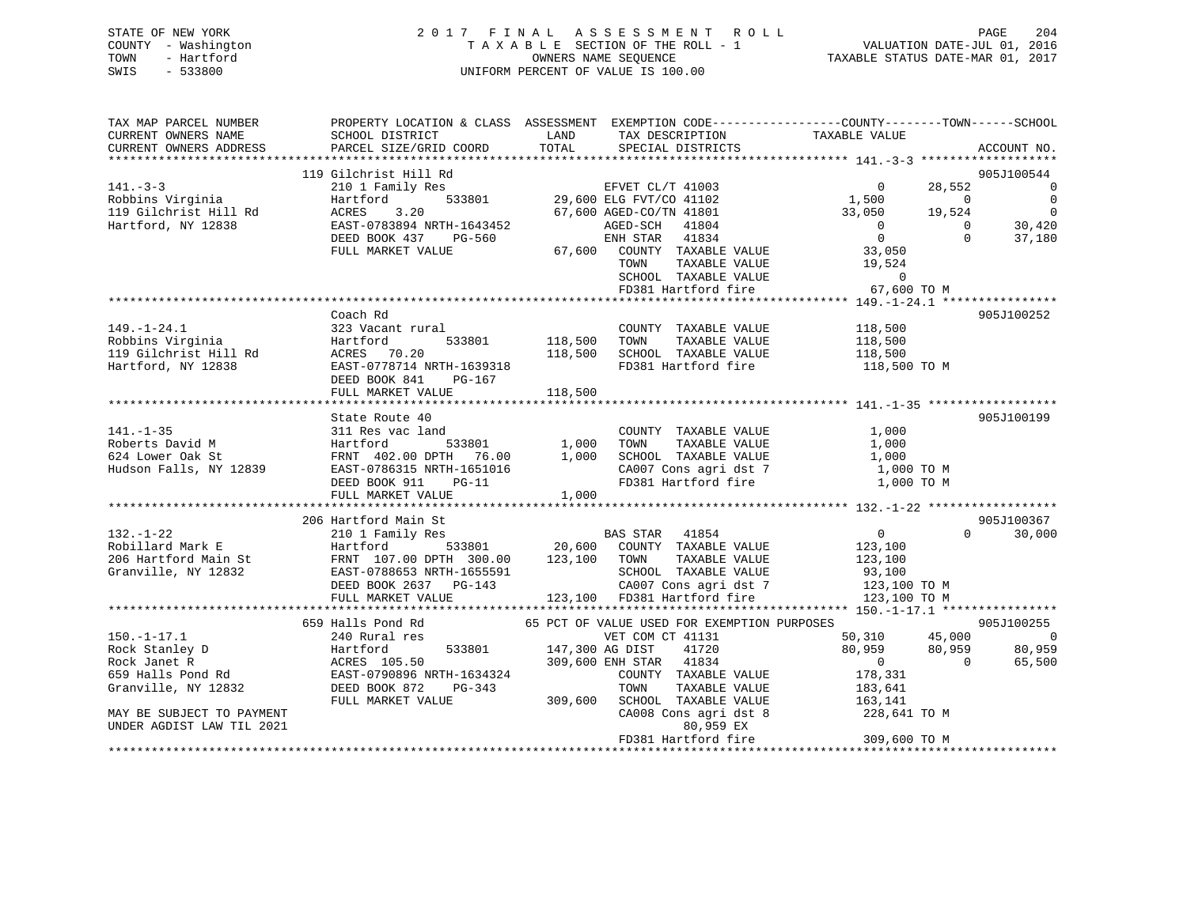STATE OF NEW YORK
COUNTY - Washington
TOWN - Hartford
SWIS - 533800

2017 FINAL ASSESSMENT ROLL
TAXABLE SECTION OF THE ROLL - 1
OWNERS NAME SEQUENCE
UNIFORM PERCENT OF VALUE IS 100.00

VALUATION DATE-JUL 01, 2016
TAXABLE STATUS DATE-MAR 01, 2017

```
TAX MAP PARCEL NUMBER        PROPERTY LOCATION & CLASS  ASSESSMENT  EXEMPTION CODE-----------------COUNTY--------TOWN------SCHOOL
CURRENT OWNERS NAME          SCHOOL DISTRICT              LAND       TAX DESCRIPTION              TAXABLE VALUE
CURRENT OWNERS ADDRESS       PARCEL SIZE/GRID COORD       TOTAL      SPECIAL DISTRICTS                                      ACCOUNT NO.
******************************************************************************************************* 141.-3-3 *******************
                             119 Gilchrist Hill Rd                                                                           905J100544
141.-3-3                     210 1 Family Res                        EFVET CL/T 41003                  0      28,552              0
Robbins Virginia             Hartford        533801      29,600 ELG FVT/CO 41102               1,500           0              0
119 Gilchrist Hill Rd        ACRES    3.20               67,600 AGED-CO/TN 41801              33,050      19,524              0
Hartford, NY 12838           EAST-0783894 NRTH-1643452          AGED-SCH   41804                   0           0         30,420
                             DEED BOOK 437    PG-560            ENH STAR   41834                   0           0         37,180
                             FULL MARKET VALUE           67,600   COUNTY  TAXABLE VALUE           33,050
                                                                  TOWN    TAXABLE VALUE           19,524
                                                                  SCHOOL  TAXABLE VALUE                0
                                                                  FD381 Hartford fire             67,600 TO M
******************************************************************************************************* 149.-1-24.1 ****************
                             Coach Rd                                                                                        905J100252
149.-1-24.1                  323 Vacant rural                          COUNTY  TAXABLE VALUE          118,500
Robbins Virginia             Hartford        533801     118,500      TOWN    TAXABLE VALUE          118,500
119 Gilchrist Hill Rd        ACRES   70.20              118,500      SCHOOL  TAXABLE VALUE          118,500
Hartford, NY 12838           EAST-0778714 NRTH-1639318               FD381 Hartford fire            118,500 TO M
                             DEED BOOK 841    PG-167
                             FULL MARKET VALUE          118,500
******************************************************************************************************* 141.-1-35 ******************
                             State Route 40                                                                                  905J100199
141.-1-35                    311 Res vac land                          COUNTY  TAXABLE VALUE            1,000
Roberts David M              Hartford        533801       1,000      TOWN    TAXABLE VALUE            1,000
624 Lower Oak St             FRNT 402.00 DPTH  76.00      1,000      SCHOOL  TAXABLE VALUE            1,000
Hudson Falls, NY 12839       EAST-0786315 NRTH-1651016               CA007 Cons agri dst 7            1,000 TO M
                             DEED BOOK 911    PG-11                  FD381 Hartford fire              1,000 TO M
                             FULL MARKET VALUE            1,000
******************************************************************************************************* 132.-1-22 ******************
                             206 Hartford Main St                                                                            905J100367
132.-1-22                    210 1 Family Res                        BAS STAR   41854                   0           0         30,000
Robillard Mark E             Hartford        533801      20,600   COUNTY  TAXABLE VALUE          123,100
206 Hartford Main St         FRNT 107.00 DPTH 300.00    123,100   TOWN    TAXABLE VALUE          123,100
Granville, NY 12832          EAST-0788653 NRTH-1655591            SCHOOL  TAXABLE VALUE           93,100
                             DEED BOOK 2637   PG-143              CA007 Cons agri dst 7          123,100 TO M
                             FULL MARKET VALUE          123,100   FD381 Hartford fire            123,100 TO M
******************************************************************************************************* 150.-1-17.1 ****************
                             659 Halls Pond Rd               65 PCT OF VALUE USED FOR EXEMPTION PURPOSES                     905J100255
150.-1-17.1                  240 Rural res                           VET COM CT 41131               50,310      45,000              0
Rock Stanley D               Hartford        533801     147,300 AG DIST    41720               80,959      80,959         80,959
Rock Janet R                 ACRES  105.50              309,600 ENH STAR   41834                    0           0         65,500
659 Halls Pond Rd            EAST-0790896 NRTH-1634324            COUNTY  TAXABLE VALUE          178,331
Granville, NY 12832          DEED BOOK 872    PG-343              TOWN    TAXABLE VALUE          183,641
                             FULL MARKET VALUE          309,600   SCHOOL  TAXABLE VALUE          163,141
MAY BE SUBJECT TO PAYMENT                                         CA008 Cons agri dst 8          228,641 TO M
UNDER AGDIST LAW TIL 2021                                              80,959 EX
                                                                  FD381 Hartford fire            309,600 TO M
************************************************************************************************************************************
```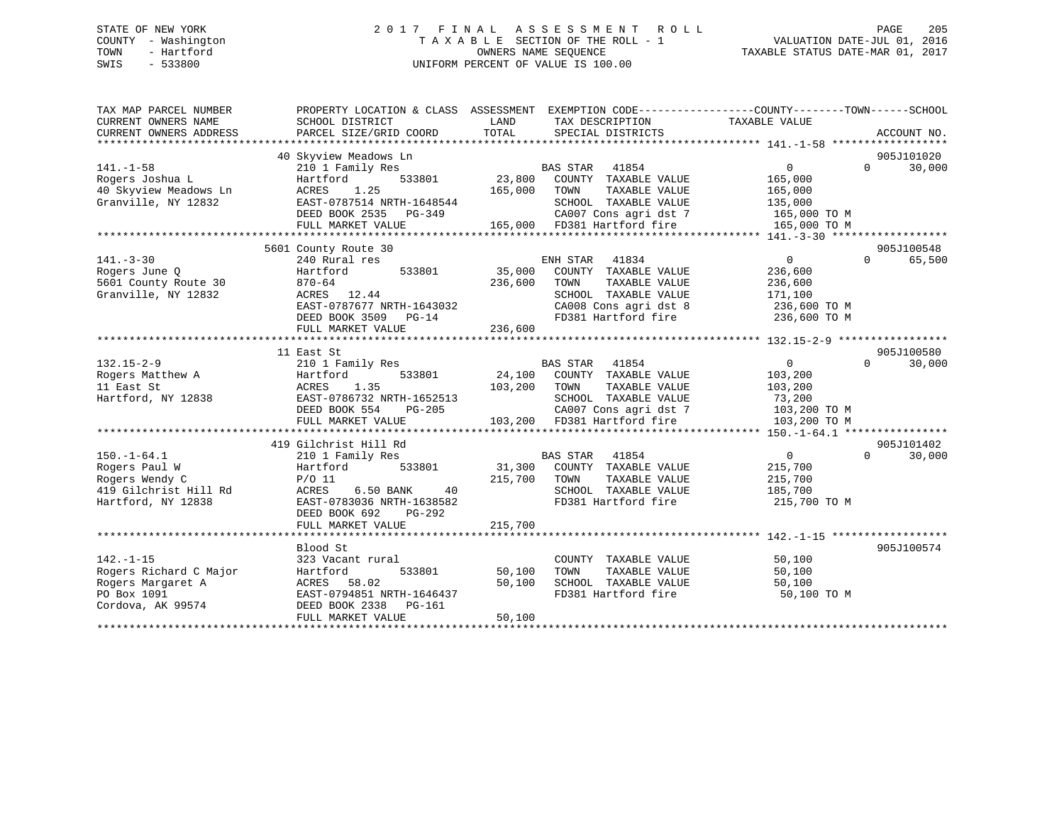STATE OF NEW YORK
COUNTY - Washington
TOWN - Hartford
SWIS - 533800

2017 FINAL ASSESSMENT ROLL
TAXABLE SECTION OF THE ROLL - 1
OWNERS NAME SEQUENCE
UNIFORM PERCENT OF VALUE IS 100.00

VALUATION DATE-JUL 01, 2016
TAXABLE STATUS DATE-MAR 01, 2017

| TAX MAP PARCEL NUMBER / CURRENT OWNERS NAME / CURRENT OWNERS ADDRESS | PROPERTY LOCATION & CLASS / SCHOOL DISTRICT / PARCEL SIZE/GRID COORD | ASSESSMENT LAND | TOTAL | EXEMPTION CODE / TAX DESCRIPTION / SPECIAL DISTRICTS | COUNTY TAXABLE VALUE | TOWN | SCHOOL | ACCOUNT NO. |
|---|---|---|---|---|---|---|---|---|
| **141.-1-58** | 40 Skyview Meadows Ln | | | | | | | 905J101020 |
| Rogers Joshua L | 210 1 Family Res | | | BAS STAR 41854 | 0 | 0 | 30,000 | |
| 40 Skyview Meadows Ln | Hartford 533801 | 23,800 | | COUNTY TAXABLE VALUE | 165,000 | | | |
| Granville, NY 12832 | ACRES 1.25 | | 165,000 | TOWN TAXABLE VALUE | 165,000 | | | |
| | EAST-0787514 NRTH-1648544 | | | SCHOOL TAXABLE VALUE | 135,000 | | | |
| | DEED BOOK 2535 PG-349 | | | CA007 Cons agri dst 7 | 165,000 TO M | | | |
| | FULL MARKET VALUE | | 165,000 | FD381 Hartford fire | 165,000 TO M | | | |
| **141.-3-30** | 5601 County Route 30 | | | | | | | 905J100548 |
| Rogers June Q | 240 Rural res | | | ENH STAR 41834 | 0 | 0 | 65,500 | |
| 5601 County Route 30 | Hartford 533801 | 35,000 | | COUNTY TAXABLE VALUE | 236,600 | | | |
| Granville, NY 12832 | 870-64 | | 236,600 | TOWN TAXABLE VALUE | 236,600 | | | |
| | ACRES 12.44 | | | SCHOOL TAXABLE VALUE | 171,100 | | | |
| | EAST-0787677 NRTH-1643032 | | | CA008 Cons agri dst 8 | 236,600 TO M | | | |
| | DEED BOOK 3509 PG-14 | | | FD381 Hartford fire | 236,600 TO M | | | |
| | FULL MARKET VALUE | | 236,600 | | | | | |
| **132.15-2-9** | 11 East St | | | | | | | 905J100580 |
| Rogers Matthew A | 210 1 Family Res | | | BAS STAR 41854 | 0 | 0 | 30,000 | |
| 11 East St | Hartford 533801 | 24,100 | | COUNTY TAXABLE VALUE | 103,200 | | | |
| Hartford, NY 12838 | ACRES 1.35 | | 103,200 | TOWN TAXABLE VALUE | 103,200 | | | |
| | EAST-0786732 NRTH-1652513 | | | SCHOOL TAXABLE VALUE | 73,200 | | | |
| | DEED BOOK 554 PG-205 | | | CA007 Cons agri dst 7 | 103,200 TO M | | | |
| | FULL MARKET VALUE | | 103,200 | FD381 Hartford fire | 103,200 TO M | | | |
| **150.-1-64.1** | 419 Gilchrist Hill Rd | | | | | | | 905J101402 |
| Rogers Paul W | 210 1 Family Res | | | BAS STAR 41854 | 0 | 0 | 30,000 | |
| Rogers Wendy C | Hartford 533801 | 31,300 | | COUNTY TAXABLE VALUE | 215,700 | | | |
| 419 Gilchrist Hill Rd | P/O 11 | | 215,700 | TOWN TAXABLE VALUE | 215,700 | | | |
| Hartford, NY 12838 | ACRES 6.50 BANK 40 | | | SCHOOL TAXABLE VALUE | 185,700 | | | |
| | EAST-0783036 NRTH-1638582 | | | FD381 Hartford fire | 215,700 TO M | | | |
| | DEED BOOK 692 PG-292 | | | | | | | |
| | FULL MARKET VALUE | | 215,700 | | | | | |
| **142.-1-15** | Blood St | | | | | | | 905J100574 |
| Rogers Richard C Major | 323 Vacant rural | | | COUNTY TAXABLE VALUE | 50,100 | | | |
| Rogers Margaret A | Hartford 533801 | 50,100 | | TOWN TAXABLE VALUE | 50,100 | | | |
| PO Box 1091 | ACRES 58.02 | | 50,100 | SCHOOL TAXABLE VALUE | 50,100 | | | |
| Cordova, AK 99574 | EAST-0794851 NRTH-1646437 | | | FD381 Hartford fire | 50,100 TO M | | | |
| | DEED BOOK 2338 PG-161 | | | | | | | |
| | FULL MARKET VALUE | | 50,100 | | | | | |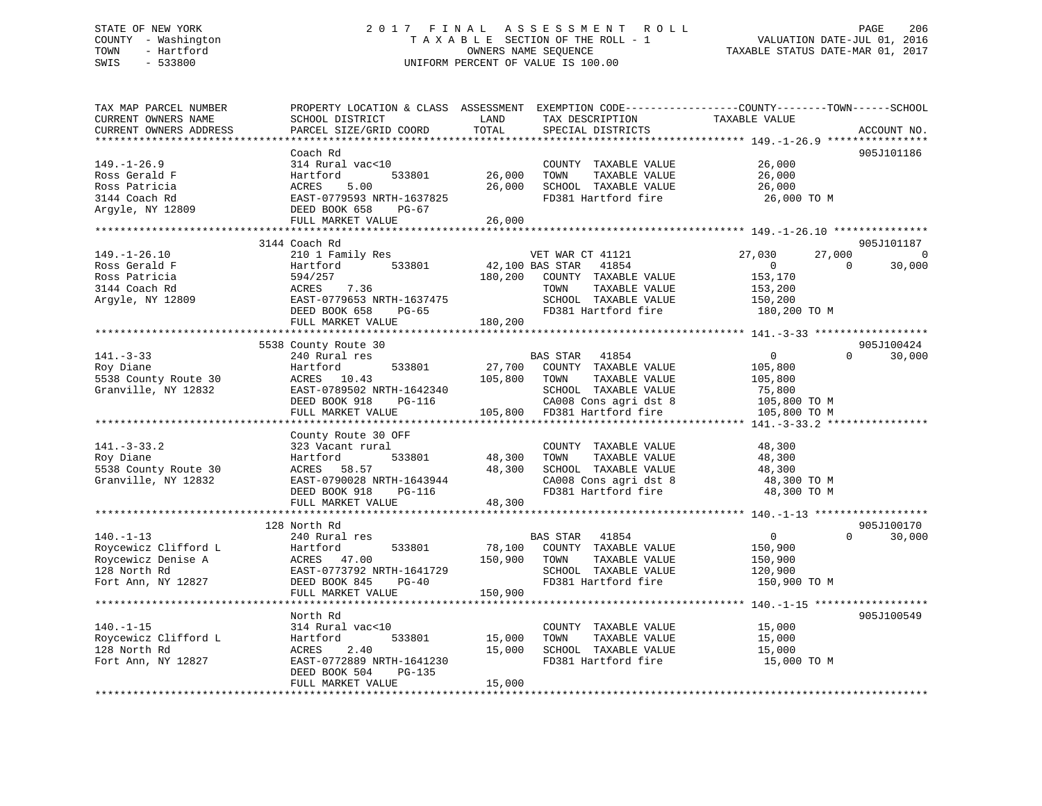STATE OF NEW YORK
COUNTY - Washington
TOWN - Hartford
SWIS - 533800

2 0 1 7 F I N A L A S S E S S M E N T R O L L
T A X A B L E SECTION OF THE ROLL - 1
OWNERS NAME SEQUENCE
UNIFORM PERCENT OF VALUE IS 100.00

VALUATION DATE-JUL 01, 2016
TAXABLE STATUS DATE-MAR 01, 2017

| TAX MAP PARCEL NUMBER / CURRENT OWNERS NAME / CURRENT OWNERS ADDRESS | PROPERTY LOCATION & CLASS / SCHOOL DISTRICT / PARCEL SIZE/GRID COORD | ASSESSMENT LAND | TOTAL | EXEMPTION CODE / TAX DESCRIPTION / SPECIAL DISTRICTS | COUNTY TAXABLE VALUE | TOWN | SCHOOL | ACCOUNT NO. |
|---|---|---|---|---|---|---|---|---|
| **149.-1-26.9** | Coach Rd | | | | | | | 905J101186 |
| 149.-1-26.9 | 314 Rural vac<10 | | | COUNTY TAXABLE VALUE | 26,000 | | | |
| Ross Gerald F | Hartford 533801 | 26,000 | | TOWN TAXABLE VALUE | 26,000 | | | |
| Ross Patricia | ACRES 5.00 | | 26,000 | SCHOOL TAXABLE VALUE | 26,000 | | | |
| 3144 Coach Rd | EAST-0779593 NRTH-1637825 | | | FD381 Hartford fire | 26,000 TO M | | | |
| Argyle, NY 12809 | DEED BOOK 658 PG-67 | | | | | | | |
| | FULL MARKET VALUE | | 26,000 | | | | | |
| **149.-1-26.10** | 3144 Coach Rd | | | | | | | 905J101187 |
| 149.-1-26.10 | 210 1 Family Res | | | VET WAR CT 41121 | 27,030 | 27,000 | 0 | |
| Ross Gerald F | Hartford 533801 | 42,100 | | BAS STAR 41854 | 0 | 0 | 30,000 | |
| Ross Patricia | 594/257 | | 180,200 | COUNTY TAXABLE VALUE | 153,170 | | | |
| 3144 Coach Rd | ACRES 7.36 | | | TOWN TAXABLE VALUE | 153,200 | | | |
| Argyle, NY 12809 | EAST-0779653 NRTH-1637475 | | | SCHOOL TAXABLE VALUE | 150,200 | | | |
| | DEED BOOK 658 PG-65 | | | FD381 Hartford fire | 180,200 TO M | | | |
| | FULL MARKET VALUE | | 180,200 | | | | | |
| **141.-3-33** | 5538 County Route 30 | | | | | | | 905J100424 |
| 141.-3-33 | 240 Rural res | | | BAS STAR 41854 | 0 | 0 | 30,000 | |
| Roy Diane | Hartford 533801 | 27,700 | | COUNTY TAXABLE VALUE | 105,800 | | | |
| 5538 County Route 30 | ACRES 10.43 | | 105,800 | TOWN TAXABLE VALUE | 105,800 | | | |
| Granville, NY 12832 | EAST-0789502 NRTH-1642340 | | | SCHOOL TAXABLE VALUE | 75,800 | | | |
| | DEED BOOK 918 PG-116 | | | CA008 Cons agri dst 8 | 105,800 TO M | | | |
| | FULL MARKET VALUE | | 105,800 | FD381 Hartford fire | 105,800 TO M | | | |
| **141.-3-33.2** | County Route 30 OFF | | | | | | | |
| 141.-3-33.2 | 323 Vacant rural | | | COUNTY TAXABLE VALUE | 48,300 | | | |
| Roy Diane | Hartford 533801 | 48,300 | | TOWN TAXABLE VALUE | 48,300 | | | |
| 5538 County Route 30 | ACRES 58.57 | | 48,300 | SCHOOL TAXABLE VALUE | 48,300 | | | |
| Granville, NY 12832 | EAST-0790028 NRTH-1643944 | | | CA008 Cons agri dst 8 | 48,300 TO M | | | |
| | DEED BOOK 918 PG-116 | | | FD381 Hartford fire | 48,300 TO M | | | |
| | FULL MARKET VALUE | | 48,300 | | | | | |
| **140.-1-13** | 128 North Rd | | | | | | | 905J100170 |
| 140.-1-13 | 240 Rural res | | | BAS STAR 41854 | 0 | 0 | 30,000 | |
| Roycewicz Clifford L | Hartford 533801 | 78,100 | | COUNTY TAXABLE VALUE | 150,900 | | | |
| Roycewicz Denise A | ACRES 47.00 | | 150,900 | TOWN TAXABLE VALUE | 150,900 | | | |
| 128 North Rd | EAST-0773792 NRTH-1641729 | | | SCHOOL TAXABLE VALUE | 120,900 | | | |
| Fort Ann, NY 12827 | DEED BOOK 845 PG-40 | | | FD381 Hartford fire | 150,900 TO M | | | |
| | FULL MARKET VALUE | | 150,900 | | | | | |
| **140.-1-15** | North Rd | | | | | | | 905J100549 |
| 140.-1-15 | 314 Rural vac<10 | | | COUNTY TAXABLE VALUE | 15,000 | | | |
| Roycewicz Clifford L | Hartford 533801 | 15,000 | | TOWN TAXABLE VALUE | 15,000 | | | |
| 128 North Rd | ACRES 2.40 | | 15,000 | SCHOOL TAXABLE VALUE | 15,000 | | | |
| Fort Ann, NY 12827 | EAST-0772889 NRTH-1641230 | | | FD381 Hartford fire | 15,000 TO M | | | |
| | DEED BOOK 504 PG-135 | | | | | | | |
| | FULL MARKET VALUE | | 15,000 | | | | | |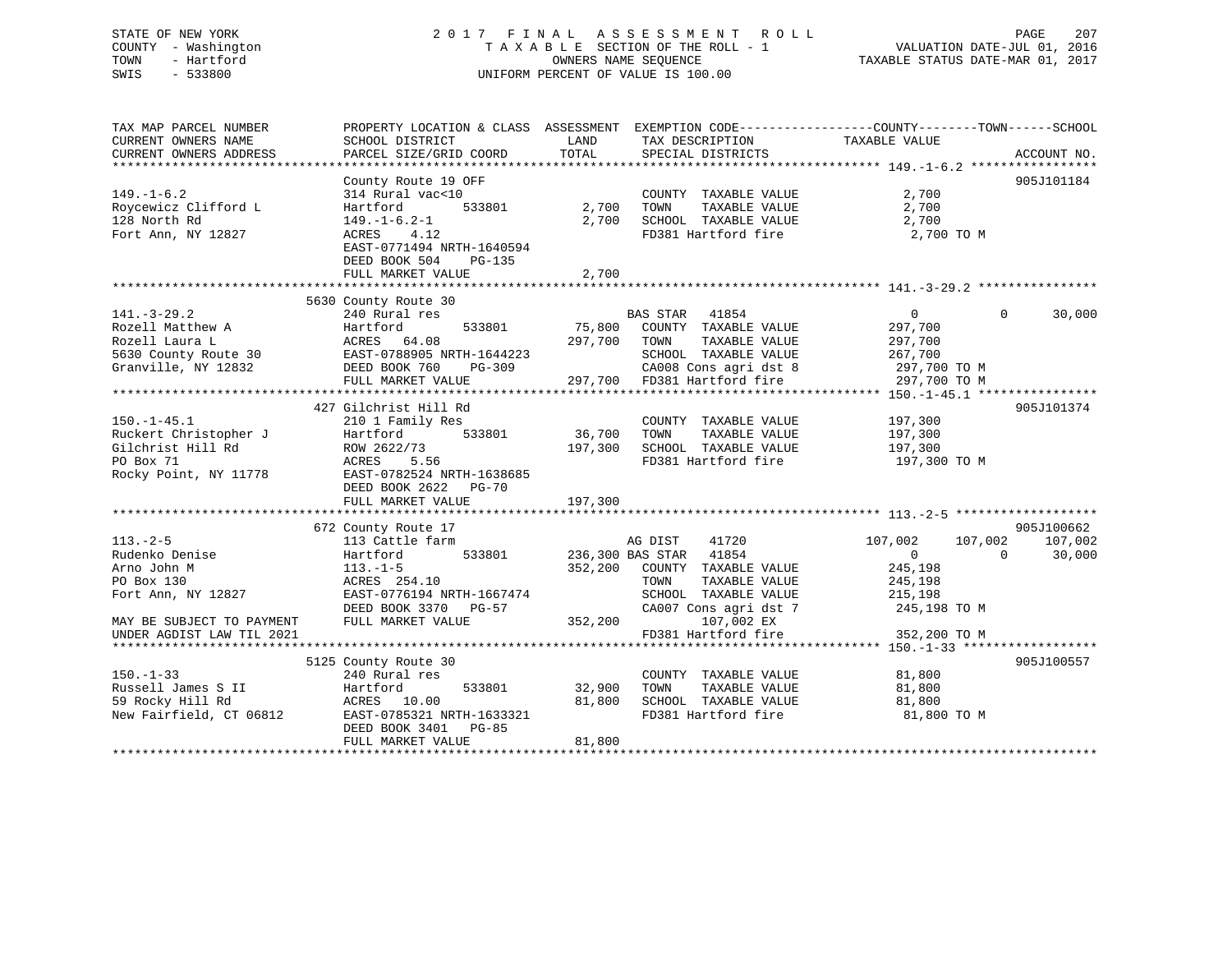STATE OF NEW YORK
COUNTY - Washington
TOWN - Hartford
SWIS - 533800

2017 FINAL ASSESSMENT ROLL
TAXABLE SECTION OF THE ROLL - 1
OWNERS NAME SEQUENCE
UNIFORM PERCENT OF VALUE IS 100.00

VALUATION DATE-JUL 01, 2016
TAXABLE STATUS DATE-MAR 01, 2017

```
TAX MAP PARCEL NUMBER          PROPERTY LOCATION & CLASS  ASSESSMENT  EXEMPTION CODE------------------COUNTY--------TOWN------SCHOOL
CURRENT OWNERS NAME            SCHOOL DISTRICT               LAND      TAX DESCRIPTION              TAXABLE VALUE
CURRENT OWNERS ADDRESS         PARCEL SIZE/GRID COORD        TOTAL     SPECIAL DISTRICTS                                      ACCOUNT NO.
******************************************************************************************************* 149.-1-6.2 *****************
                               County Route 19 OFF                                                                             905J101184
149.-1-6.2                     314 Rural vac<10                        COUNTY  TAXABLE VALUE             2,700
Roycewicz Clifford L           Hartford        533801        2,700     TOWN    TAXABLE VALUE             2,700
128 North Rd                   149.-1-6.2-1                  2,700     SCHOOL  TAXABLE VALUE             2,700
Fort Ann, NY 12827             ACRES    4.12                           FD381 Hartford fire                2,700 TO M
                               EAST-0771494 NRTH-1640594
                               DEED BOOK 504     PG-135
                               FULL MARKET VALUE             2,700
******************************************************************************************************* 141.-3-29.2 ****************
                               5630 County Route 30
141.-3-29.2                    240 Rural res                           BAS STAR   41854                    0             0      30,000
Rozell Matthew A               Hartford        533801       75,800     COUNTY  TAXABLE VALUE           297,700
Rozell Laura L                 ACRES  64.08                297,700     TOWN    TAXABLE VALUE           297,700
5630 County Route 30           EAST-0788905 NRTH-1644223               SCHOOL  TAXABLE VALUE           267,700
Granville, NY 12832            DEED BOOK 760     PG-309                CA008 Cons agri dst 8             297,700 TO M
                               FULL MARKET VALUE           297,700     FD381 Hartford fire               297,700 TO M
******************************************************************************************************* 150.-1-45.1 ****************
                               427 Gilchrist Hill Rd                                                                           905J101374
150.-1-45.1                    210 1 Family Res                        COUNTY  TAXABLE VALUE           197,300
Ruckert Christopher J          Hartford        533801       36,700     TOWN    TAXABLE VALUE           197,300
Gilchrist Hill Rd              ROW 2622/73                 197,300     SCHOOL  TAXABLE VALUE           197,300
PO Box 71                      ACRES    5.56                           FD381 Hartford fire               197,300 TO M
Rocky Point, NY 11778          EAST-0782524 NRTH-1638685
                               DEED BOOK 2622    PG-70
                               FULL MARKET VALUE           197,300
******************************************************************************************************* 113.-2-5 *******************
                               672 County Route 17                                                                             905J100662
113.-2-5                       113 Cattle farm                         AG DIST    41720               107,002       107,002     107,002
Rudenko Denise                 Hartford        533801      236,300 BAS STAR   41854                    0             0      30,000
Arno John M                    113.-1-5                    352,200     COUNTY  TAXABLE VALUE           245,198
PO Box 130                     ACRES 254.10                            TOWN    TAXABLE VALUE           245,198
Fort Ann, NY 12827             EAST-0776194 NRTH-1667474               SCHOOL  TAXABLE VALUE           215,198
                               DEED BOOK 3370    PG-57                 CA007 Cons agri dst 7             245,198 TO M
MAY BE SUBJECT TO PAYMENT      FULL MARKET VALUE           352,200          107,002 EX
UNDER AGDIST LAW TIL 2021                                              FD381 Hartford fire               352,200 TO M
******************************************************************************************************* 150.-1-33 ******************
                               5125 County Route 30                                                                            905J100557
150.-1-33                      240 Rural res                           COUNTY  TAXABLE VALUE            81,800
Russell James S II             Hartford        533801       32,900     TOWN    TAXABLE VALUE            81,800
59 Rocky Hill Rd               ACRES  10.00                 81,800     SCHOOL  TAXABLE VALUE            81,800
New Fairfield, CT 06812        EAST-0785321 NRTH-1633321               FD381 Hartford fire                81,800 TO M
                               DEED BOOK 3401    PG-85
                               FULL MARKET VALUE            81,800
************************************************************************************************************************************
```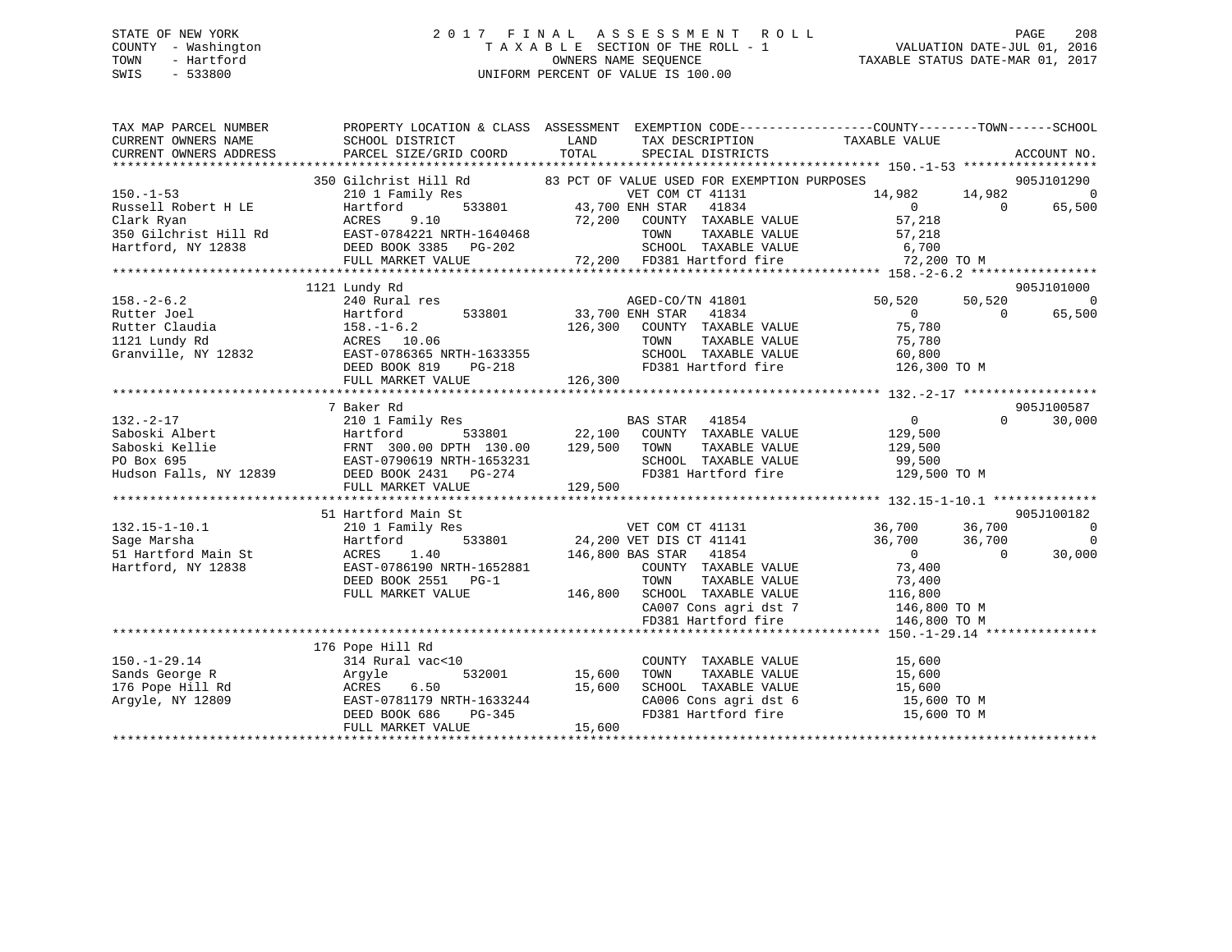STATE OF NEW YORK
COUNTY - Washington
TOWN - Hartford
SWIS - 533800

# 2017 FINAL ASSESSMENT ROLL
TAXABLE SECTION OF THE ROLL - 1
OWNERS NAME SEQUENCE
UNIFORM PERCENT OF VALUE IS 100.00

VALUATION DATE-JUL 01, 2016
TAXABLE STATUS DATE-MAR 01, 2017

```
TAX MAP PARCEL NUMBER      PROPERTY LOCATION & CLASS  ASSESSMENT  EXEMPTION CODE------------------COUNTY--------TOWN------SCHOOL
CURRENT OWNERS NAME        SCHOOL DISTRICT             LAND       TAX DESCRIPTION              TAXABLE VALUE
CURRENT OWNERS ADDRESS     PARCEL SIZE/GRID COORD      TOTAL      SPECIAL DISTRICTS                                         ACCOUNT NO.
********************************************************************************************* 150.-1-53 ******************
                           350 Gilchrist Hill Rd         83 PCT OF VALUE USED FOR EXEMPTION PURPOSES                       905J101290
150.-1-53                  210 1 Family Res                 VET COM CT 41131               14,982     14,982          0
Russell Robert H LE        Hartford       533801     43,700 ENH STAR  41834                     0          0     65,500
Clark Ryan                 ACRES    9.10             72,200   COUNTY  TAXABLE VALUE          57,218
350 Gilchrist Hill Rd      EAST-0784221 NRTH-1640468          TOWN    TAXABLE VALUE          57,218
Hartford, NY 12838         DEED BOOK 3385   PG-202            SCHOOL  TAXABLE VALUE           6,700
                           FULL MARKET VALUE         72,200   FD381 Hartford fire           72,200 TO M
********************************************************************************************* 158.-2-6.2 *****************
                           1121 Lundy Rd                                                                            905J101000
158.-2-6.2                 240 Rural res                    AGED-CO/TN 41801               50,520     50,520          0
Rutter Joel                Hartford       533801     33,700 ENH STAR  41834                     0          0     65,500
Rutter Claudia             158.-1-6.2               126,300   COUNTY  TAXABLE VALUE          75,780
1121 Lundy Rd              ACRES   10.06                      TOWN    TAXABLE VALUE          75,780
Granville, NY 12832        EAST-0786365 NRTH-1633355          SCHOOL  TAXABLE VALUE          60,800
                           DEED BOOK 819    PG-218            FD381 Hartford fire          126,300 TO M
                           FULL MARKET VALUE        126,300
********************************************************************************************* 132.-2-17 ******************
                           7 Baker Rd                                                                               905J100587
132.-2-17                  210 1 Family Res                 BAS STAR  41854                     0          0     30,000
Saboski Albert             Hartford       533801     22,100   COUNTY  TAXABLE VALUE         129,500
Saboski Kellie             FRNT 300.00 DPTH 130.00  129,500   TOWN    TAXABLE VALUE         129,500
PO Box 695                 EAST-0790619 NRTH-1653231          SCHOOL  TAXABLE VALUE          99,500
Hudson Falls, NY 12839     DEED BOOK 2431   PG-274            FD381 Hartford fire          129,500 TO M
                           FULL MARKET VALUE        129,500
********************************************************************************************* 132.15-1-10.1 **************
                           51 Hartford Main St                                                                      905J100182
132.15-1-10.1              210 1 Family Res                 VET COM CT 41131               36,700     36,700          0
Sage Marsha                Hartford       533801     24,200 VET DIS CT 41141               36,700     36,700          0
51 Hartford Main St        ACRES    1.40            146,800 BAS STAR  41854                     0          0     30,000
Hartford, NY 12838         EAST-0786190 NRTH-1652881          COUNTY  TAXABLE VALUE          73,400
                           DEED BOOK 2551   PG-1              TOWN    TAXABLE VALUE          73,400
                           FULL MARKET VALUE        146,800   SCHOOL  TAXABLE VALUE         116,800
                                                              CA007 Cons agri dst 7        146,800 TO M
                                                              FD381 Hartford fire          146,800 TO M
********************************************************************************************* 150.-1-29.14 ***************
                           176 Pope Hill Rd
150.-1-29.14               314 Rural vac<10                   COUNTY  TAXABLE VALUE          15,600
Sands George R             Argyle         532001     15,600   TOWN    TAXABLE VALUE          15,600
176 Pope Hill Rd           ACRES    6.50             15,600   SCHOOL  TAXABLE VALUE          15,600
Argyle, NY 12809           EAST-0781179 NRTH-1633244          CA006 Cons agri dst 6         15,600 TO M
                           DEED BOOK 686    PG-345            FD381 Hartford fire           15,600 TO M
                           FULL MARKET VALUE         15,600
****************************************************************************************************************************
```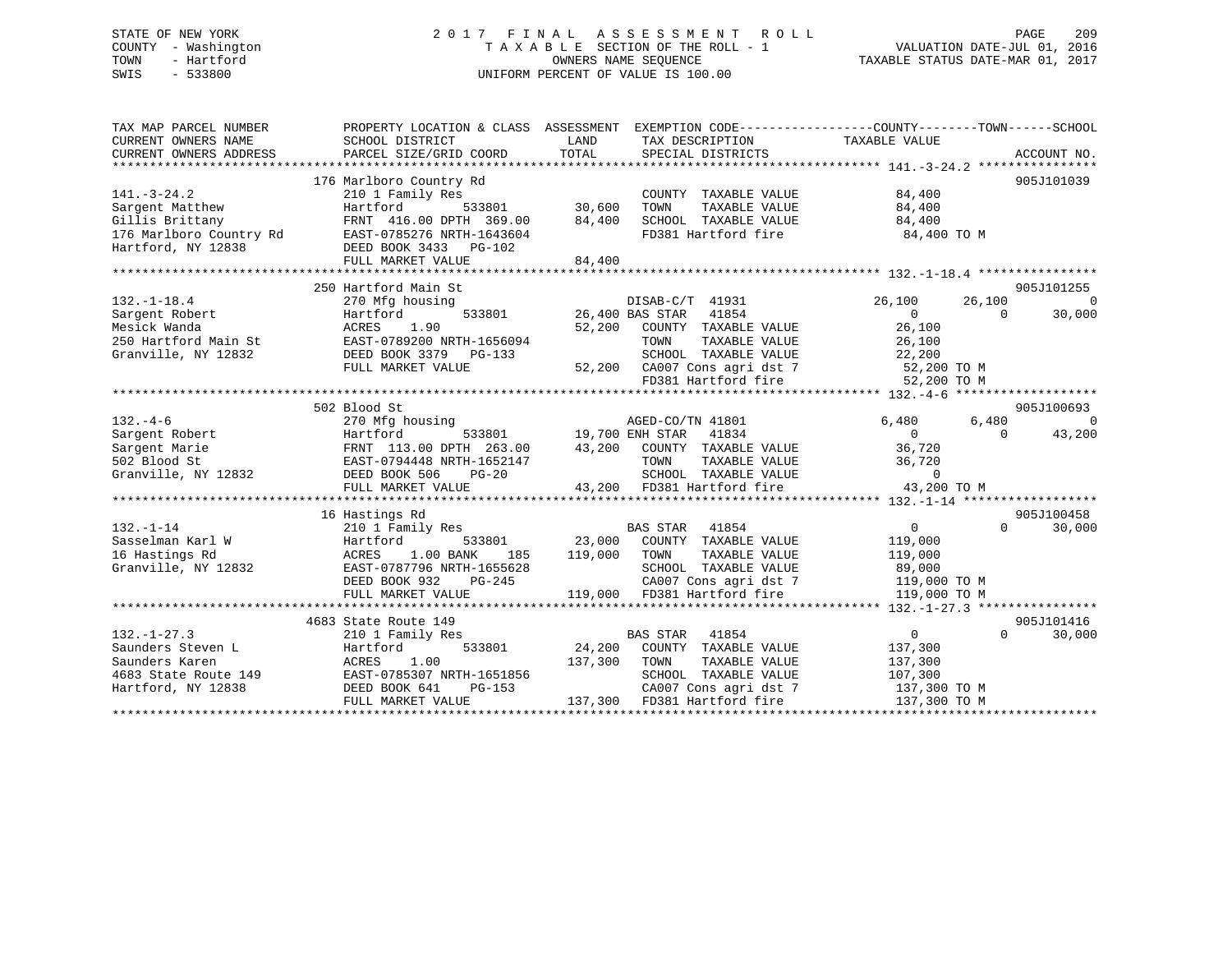STATE OF NEW YORK
COUNTY - Washington
TOWN - Hartford
SWIS - 533800

# 2017 FINAL ASSESSMENT ROLL

TAXABLE SECTION OF THE ROLL - 1
OWNERS NAME SEQUENCE
UNIFORM PERCENT OF VALUE IS 100.00

VALUATION DATE-JUL 01, 2016
TAXABLE STATUS DATE-MAR 01, 2017

| TAX MAP PARCEL NUMBER / CURRENT OWNERS NAME / CURRENT OWNERS ADDRESS | PROPERTY LOCATION & CLASS / SCHOOL DISTRICT / PARCEL SIZE/GRID COORD | ASSESSMENT LAND | TOTAL | EXEMPTION CODE / TAX DESCRIPTION / SPECIAL DISTRICTS | COUNTY TAXABLE VALUE | TOWN | SCHOOL | ACCOUNT NO. |
|---|---|---|---|---|---|---|---|---|
| | 176 Marlboro Country Rd | | | | | | | 905J101039 |
| 141.-3-24.2 | 210 1 Family Res | | | COUNTY TAXABLE VALUE | 84,400 | | | |
| Sargent Matthew | Hartford 533801 | 30,600 | | TOWN TAXABLE VALUE | 84,400 | | | |
| Gillis Brittany | FRNT 416.00 DPTH 369.00 | | 84,400 | SCHOOL TAXABLE VALUE | 84,400 | | | |
| 176 Marlboro Country Rd | EAST-0785276 NRTH-1643604 | | | FD381 Hartford fire | 84,400 TO M | | | |
| Hartford, NY 12838 | DEED BOOK 3433 PG-102 | | | | | | | |
| | FULL MARKET VALUE | | 84,400 | | | | | |
| | 250 Hartford Main St | | | | | | | 905J101255 |
| 132.-1-18.4 | 270 Mfg housing | | | DISAB-C/T 41931 | 26,100 | 26,100 | 0 | |
| Sargent Robert | Hartford 533801 | 26,400 | | BAS STAR 41854 | 0 | 0 | 30,000 | |
| Mesick Wanda | ACRES 1.90 | | 52,200 | COUNTY TAXABLE VALUE | 26,100 | | | |
| 250 Hartford Main St | EAST-0789200 NRTH-1656094 | | | TOWN TAXABLE VALUE | 26,100 | | | |
| Granville, NY 12832 | DEED BOOK 3379 PG-133 | | | SCHOOL TAXABLE VALUE | 22,200 | | | |
| | FULL MARKET VALUE | | 52,200 | CA007 Cons agri dst 7 | 52,200 TO M | | | |
| | | | | FD381 Hartford fire | 52,200 TO M | | | |
| | 502 Blood St | | | | | | | 905J100693 |
| 132.-4-6 | 270 Mfg housing | | | AGED-CO/TN 41801 | 6,480 | 6,480 | 0 | |
| Sargent Robert | Hartford 533801 | 19,700 | | ENH STAR 41834 | 0 | 0 | 43,200 | |
| Sargent Marie | FRNT 113.00 DPTH 263.00 | | 43,200 | COUNTY TAXABLE VALUE | 36,720 | | | |
| 502 Blood St | EAST-0794448 NRTH-1652147 | | | TOWN TAXABLE VALUE | 36,720 | | | |
| Granville, NY 12832 | DEED BOOK 506 PG-20 | | | SCHOOL TAXABLE VALUE | 0 | | | |
| | FULL MARKET VALUE | | 43,200 | FD381 Hartford fire | 43,200 TO M | | | |
| | 16 Hastings Rd | | | | | | | 905J100458 |
| 132.-1-14 | 210 1 Family Res | | | BAS STAR 41854 | 0 | 0 | 30,000 | |
| Sasselman Karl W | Hartford 533801 | 23,000 | | COUNTY TAXABLE VALUE | 119,000 | | | |
| 16 Hastings Rd | ACRES 1.00 BANK 185 | | 119,000 | TOWN TAXABLE VALUE | 119,000 | | | |
| Granville, NY 12832 | EAST-0787796 NRTH-1655628 | | | SCHOOL TAXABLE VALUE | 89,000 | | | |
| | DEED BOOK 932 PG-245 | | | CA007 Cons agri dst 7 | 119,000 TO M | | | |
| | FULL MARKET VALUE | | 119,000 | FD381 Hartford fire | 119,000 TO M | | | |
| | 4683 State Route 149 | | | | | | | 905J101416 |
| 132.-1-27.3 | 210 1 Family Res | | | BAS STAR 41854 | 0 | 0 | 30,000 | |
| Saunders Steven L | Hartford 533801 | 24,200 | | COUNTY TAXABLE VALUE | 137,300 | | | |
| Saunders Karen | ACRES 1.00 | | 137,300 | TOWN TAXABLE VALUE | 137,300 | | | |
| 4683 State Route 149 | EAST-0785307 NRTH-1651856 | | | SCHOOL TAXABLE VALUE | 107,300 | | | |
| Hartford, NY 12838 | DEED BOOK 641 PG-153 | | | CA007 Cons agri dst 7 | 137,300 TO M | | | |
| | FULL MARKET VALUE | | 137,300 | FD381 Hartford fire | 137,300 TO M | | | |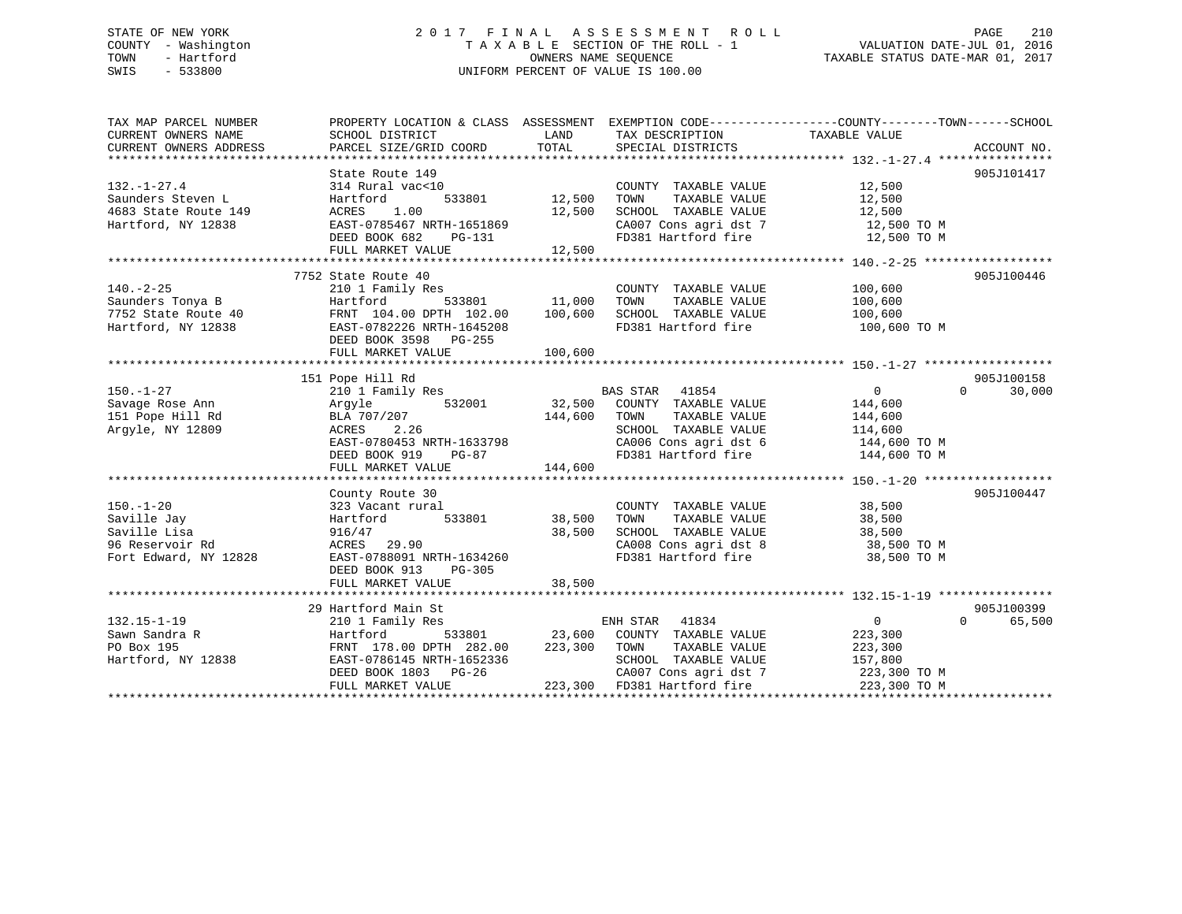STATE OF NEW YORK
COUNTY - Washington
TOWN - Hartford
SWIS - 533800

2017 FINAL ASSESSMENT ROLL
TAXABLE SECTION OF THE ROLL - 1
OWNERS NAME SEQUENCE
UNIFORM PERCENT OF VALUE IS 100.00

VALUATION DATE-JUL 01, 2016
TAXABLE STATUS DATE-MAR 01, 2017

| TAX MAP PARCEL NUMBER / CURRENT OWNERS NAME / CURRENT OWNERS ADDRESS | PROPERTY LOCATION & CLASS / SCHOOL DISTRICT / PARCEL SIZE/GRID COORD | ASSESSMENT LAND | ASSESSMENT TOTAL | EXEMPTION CODE / TAX DESCRIPTION / SPECIAL DISTRICTS | COUNTY TAXABLE VALUE | TOWN | SCHOOL | ACCOUNT NO. |
|---|---|---|---|---|---|---|---|---|
| **132.-1-27.4** | State Route 149 | | | | | | | 905J101417 |
| 132.-1-27.4 | 314 Rural vac<10 | | | COUNTY TAXABLE VALUE | 12,500 | | | |
| Saunders Steven L | Hartford 533801 | 12,500 | | TOWN TAXABLE VALUE | 12,500 | | | |
| 4683 State Route 149 | ACRES 1.00 | | 12,500 | SCHOOL TAXABLE VALUE | 12,500 | | | |
| Hartford, NY 12838 | EAST-0785467 NRTH-1651869 | | | CA007 Cons agri dst 7 | 12,500 TO M | | | |
| | DEED BOOK 682 PG-131 | | | FD381 Hartford fire | 12,500 TO M | | | |
| | FULL MARKET VALUE | | 12,500 | | | | | |
| **140.-2-25** | 7752 State Route 40 | | | | | | | 905J100446 |
| 140.-2-25 | 210 1 Family Res | | | COUNTY TAXABLE VALUE | 100,600 | | | |
| Saunders Tonya B | Hartford 533801 | 11,000 | | TOWN TAXABLE VALUE | 100,600 | | | |
| 7752 State Route 40 | FRNT 104.00 DPTH 102.00 | | 100,600 | SCHOOL TAXABLE VALUE | 100,600 | | | |
| Hartford, NY 12838 | EAST-0782226 NRTH-1645208 | | | FD381 Hartford fire | 100,600 TO M | | | |
| | DEED BOOK 3598 PG-255 | | | | | | | |
| | FULL MARKET VALUE | | 100,600 | | | | | |
| **150.-1-27** | 151 Pope Hill Rd | | | | | | | 905J100158 |
| 150.-1-27 | 210 1 Family Res | | | BAS STAR 41854 | 0 | | 0 | 30,000 |
| Savage Rose Ann | Argyle 532001 | 32,500 | | COUNTY TAXABLE VALUE | 144,600 | | | |
| 151 Pope Hill Rd | BLA 707/207 | | 144,600 | TOWN TAXABLE VALUE | 144,600 | | | |
| Argyle, NY 12809 | ACRES 2.26 | | | SCHOOL TAXABLE VALUE | 114,600 | | | |
| | EAST-0780453 NRTH-1633798 | | | CA006 Cons agri dst 6 | 144,600 TO M | | | |
| | DEED BOOK 919 PG-87 | | | FD381 Hartford fire | 144,600 TO M | | | |
| | FULL MARKET VALUE | | 144,600 | | | | | |
| **150.-1-20** | County Route 30 | | | | | | | 905J100447 |
| 150.-1-20 | 323 Vacant rural | | | COUNTY TAXABLE VALUE | 38,500 | | | |
| Saville Jay | Hartford 533801 | 38,500 | | TOWN TAXABLE VALUE | 38,500 | | | |
| Saville Lisa | 916/47 | | 38,500 | SCHOOL TAXABLE VALUE | 38,500 | | | |
| 96 Reservoir Rd | ACRES 29.90 | | | CA008 Cons agri dst 8 | 38,500 TO M | | | |
| Fort Edward, NY 12828 | EAST-0788091 NRTH-1634260 | | | FD381 Hartford fire | 38,500 TO M | | | |
| | DEED BOOK 913 PG-305 | | | | | | | |
| | FULL MARKET VALUE | | 38,500 | | | | | |
| **132.15-1-19** | 29 Hartford Main St | | | | | | | 905J100399 |
| 132.15-1-19 | 210 1 Family Res | | | ENH STAR 41834 | 0 | | 0 | 65,500 |
| Sawn Sandra R | Hartford 533801 | 23,600 | | COUNTY TAXABLE VALUE | 223,300 | | | |
| PO Box 195 | FRNT 178.00 DPTH 282.00 | | 223,300 | TOWN TAXABLE VALUE | 223,300 | | | |
| Hartford, NY 12838 | EAST-0786145 NRTH-1652336 | | | SCHOOL TAXABLE VALUE | 157,800 | | | |
| | DEED BOOK 1803 PG-26 | | | CA007 Cons agri dst 7 | 223,300 TO M | | | |
| | FULL MARKET VALUE | | 223,300 | FD381 Hartford fire | 223,300 TO M | | | |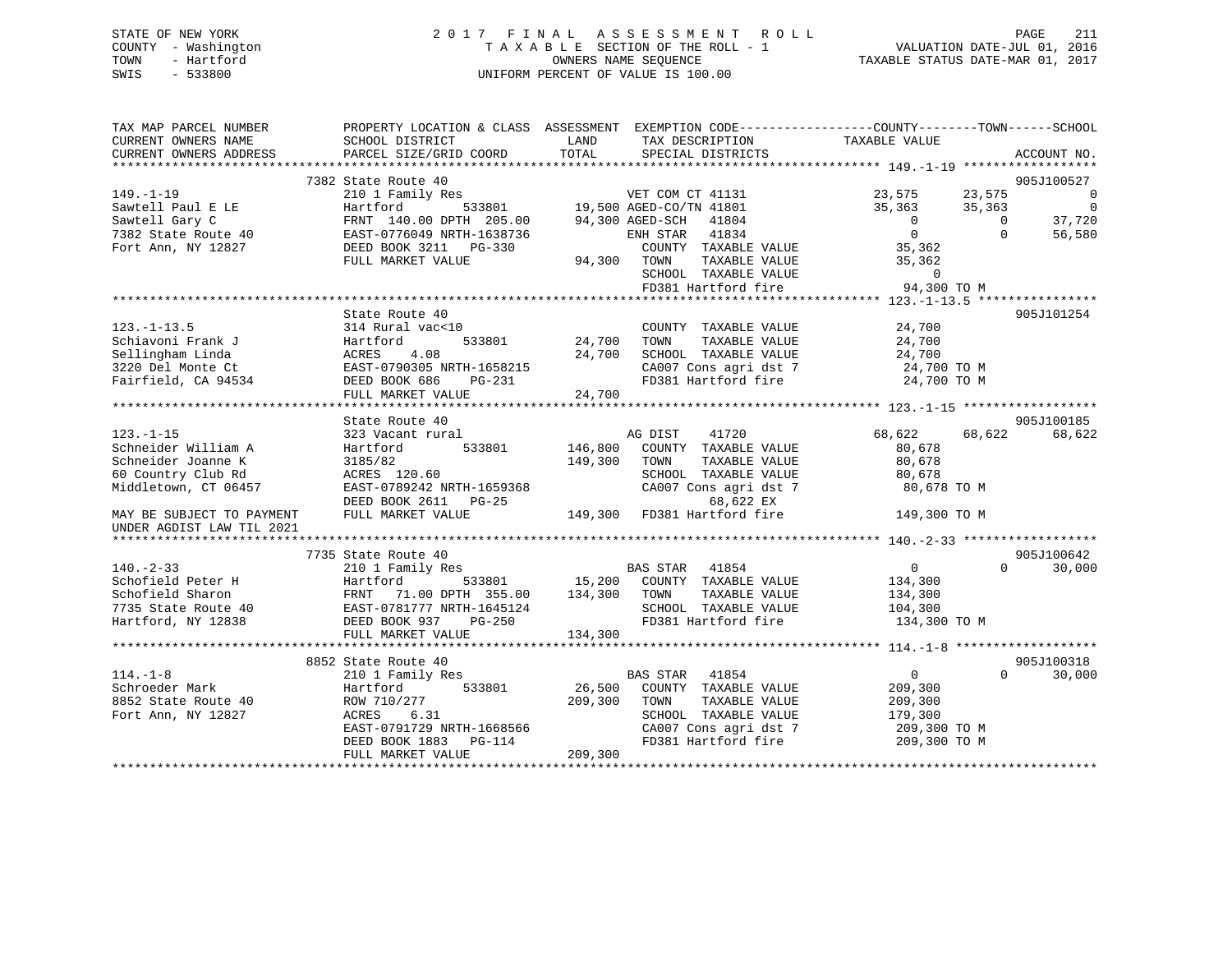STATE OF NEW YORK — 2017 FINAL ASSESSMENT ROLL
COUNTY - Washington — TAXABLE SECTION OF THE ROLL - 1 — VALUATION DATE-JUL 01, 2016
TOWN - Hartford — OWNERS NAME SEQUENCE — TAXABLE STATUS DATE-MAR 01, 2017
SWIS - 533800 — UNIFORM PERCENT OF VALUE IS 100.00

```
TAX MAP PARCEL NUMBER          PROPERTY LOCATION & CLASS  ASSESSMENT  EXEMPTION CODE-----------------COUNTY--------TOWN------SCHOOL
CURRENT OWNERS NAME            SCHOOL DISTRICT               LAND      TAX DESCRIPTION             TAXABLE VALUE
CURRENT OWNERS ADDRESS         PARCEL SIZE/GRID COORD        TOTAL     SPECIAL DISTRICTS                                    ACCOUNT NO.
******************************************************************************************************* 149.-1-19 ******************
                               7382 State Route 40                                                                          905J100527
149.-1-19                      210 1 Family Res                        VET COM CT 41131             23,575      23,575           0
Sawtell Paul E LE              Hartford        533801      19,500 AGED-CO/TN 41801             35,363      35,363           0
Sawtell Gary C                 FRNT 140.00 DPTH 205.00     94,300 AGED-SCH   41804                  0           0      37,720
7382 State Route 40            EAST-0776049 NRTH-1638736           ENH STAR   41834                  0           0      56,580
Fort Ann, NY 12827             DEED BOOK 3211   PG-330               COUNTY  TAXABLE VALUE         35,362
                               FULL MARKET VALUE              94,300  TOWN    TAXABLE VALUE         35,362
                                                                     SCHOOL  TAXABLE VALUE              0
                                                                     FD381 Hartford fire            94,300 TO M
******************************************************************************************************* 123.-1-13.5 ****************
                               State Route 40                                                                               905J101254
123.-1-13.5                    314 Rural vac<10                        COUNTY  TAXABLE VALUE         24,700
Schiavoni Frank J              Hartford        533801      24,700  TOWN    TAXABLE VALUE         24,700
Sellingham Linda               ACRES    4.08               24,700  SCHOOL  TAXABLE VALUE         24,700
3220 Del Monte Ct              EAST-0790305 NRTH-1658215              CA007 Cons agri dst 7          24,700 TO M
Fairfield, CA 94534            DEED BOOK 686    PG-231                FD381 Hartford fire            24,700 TO M
                               FULL MARKET VALUE              24,700
******************************************************************************************************* 123.-1-15 ******************
                               State Route 40                                                                               905J100185
123.-1-15                      323 Vacant rural                        AG DIST    41720             68,622      68,622      68,622
Schneider William A            Hartford        533801     146,800  COUNTY  TAXABLE VALUE         80,678
Schneider Joanne K             3185/82                    149,300  TOWN    TAXABLE VALUE         80,678
60 Country Club Rd             ACRES  120.60                           SCHOOL  TAXABLE VALUE         80,678
Middletown, CT 06457           EAST-0789242 NRTH-1659368              CA007 Cons agri dst 7          80,678 TO M
                               DEED BOOK 2611   PG-25                            68,622 EX
MAY BE SUBJECT TO PAYMENT      FULL MARKET VALUE             149,300  FD381 Hartford fire           149,300 TO M
UNDER AGDIST LAW TIL 2021
******************************************************************************************************* 140.-2-33 ******************
                               7735 State Route 40                                                                          905J100642
140.-2-33                      210 1 Family Res                        BAS STAR   41854                  0           0      30,000
Schofield Peter H              Hartford        533801      15,200  COUNTY  TAXABLE VALUE        134,300
Schofield Sharon               FRNT  71.00 DPTH 355.00    134,300  TOWN    TAXABLE VALUE        134,300
7735 State Route 40            EAST-0781777 NRTH-1645124              SCHOOL  TAXABLE VALUE        104,300
Hartford, NY 12838             DEED BOOK 937    PG-250                FD381 Hartford fire           134,300 TO M
                               FULL MARKET VALUE             134,300
******************************************************************************************************* 114.-1-8 *******************
                               8852 State Route 40                                                                          905J100318
114.-1-8                       210 1 Family Res                        BAS STAR   41854                  0           0      30,000
Schroeder Mark                 Hartford        533801      26,500  COUNTY  TAXABLE VALUE        209,300
8852 State Route 40            ROW 710/277                209,300  TOWN    TAXABLE VALUE        209,300
Fort Ann, NY 12827             ACRES    6.31                          SCHOOL  TAXABLE VALUE        179,300
                               EAST-0791729 NRTH-1668566              CA007 Cons agri dst 7         209,300 TO M
                               DEED BOOK 1883   PG-114                FD381 Hartford fire           209,300 TO M
                               FULL MARKET VALUE             209,300
************************************************************************************************************************************
```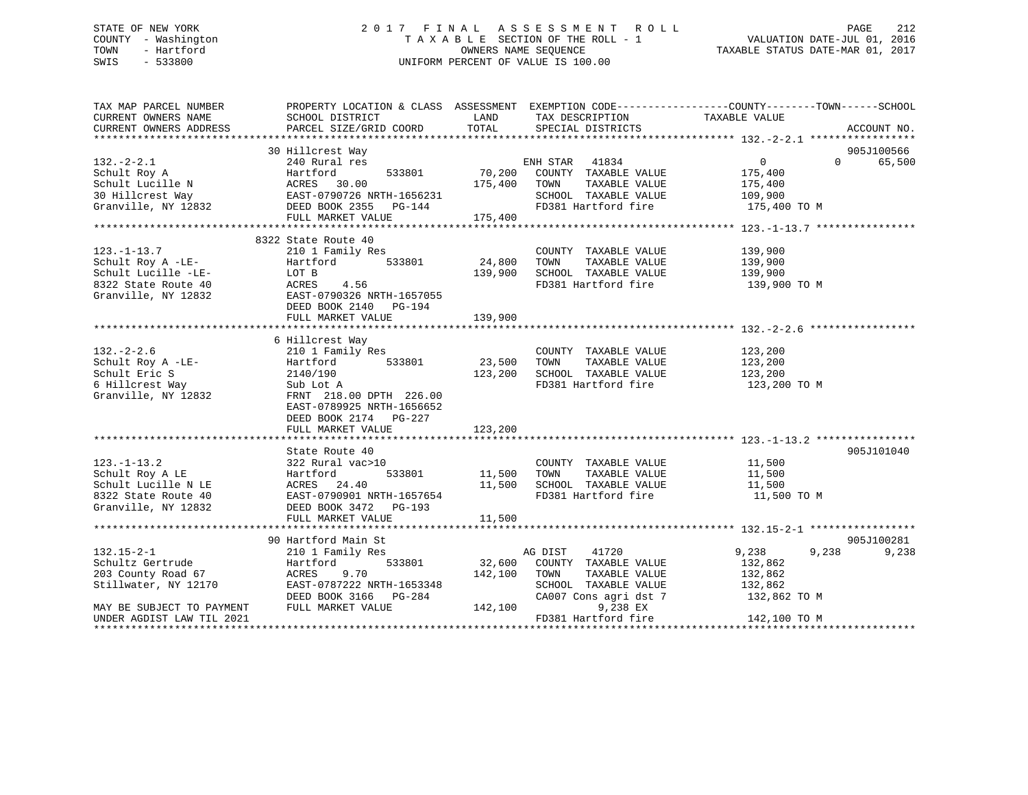STATE OF NEW YORK
COUNTY - Washington
TOWN - Hartford
SWIS - 533800

# 2017 FINAL ASSESSMENT ROLL

TAXABLE SECTION OF THE ROLL - 1
OWNERS NAME SEQUENCE
UNIFORM PERCENT OF VALUE IS 100.00

VALUATION DATE-JUL 01, 2016
TAXABLE STATUS DATE-MAR 01, 2017

| TAX MAP PARCEL NUMBER / CURRENT OWNERS NAME / CURRENT OWNERS ADDRESS | PROPERTY LOCATION & CLASS / SCHOOL DISTRICT / PARCEL SIZE/GRID COORD | ASSESSMENT LAND | TOTAL | EXEMPTION CODE / TAX DESCRIPTION / SPECIAL DISTRICTS | COUNTY TAXABLE VALUE | TOWN | SCHOOL | ACCOUNT NO. |
|---|---|---|---|---|---|---|---|---|
| **132.-2-2.1** | 30 Hillcrest Way | | | | | | | 905J100566 |
| Schult Roy A | 240 Rural res | | | ENH STAR 41834 | 0 | 0 | 65,500 | |
| Schult Lucille N | Hartford 533801 | 70,200 | | COUNTY TAXABLE VALUE | 175,400 | | | |
| 30 Hillcrest Way | ACRES 30.00 | | 175,400 | TOWN TAXABLE VALUE | 175,400 | | | |
| Granville, NY 12832 | EAST-0790726 NRTH-1656231 | | | SCHOOL TAXABLE VALUE | 109,900 | | | |
| | DEED BOOK 2355 PG-144 | | | FD381 Hartford fire | 175,400 TO M | | | |
| | FULL MARKET VALUE | | 175,400 | | | | | |
| **123.-1-13.7** | 8322 State Route 40 | | | | | | | |
| Schult Roy A -LE- | 210 1 Family Res | | | COUNTY TAXABLE VALUE | 139,900 | | | |
| Schult Lucille -LE- | Hartford 533801 | 24,800 | | TOWN TAXABLE VALUE | 139,900 | | | |
| 8322 State Route 40 | LOT B | | 139,900 | SCHOOL TAXABLE VALUE | 139,900 | | | |
| Granville, NY 12832 | ACRES 4.56 | | | FD381 Hartford fire | 139,900 TO M | | | |
| | EAST-0790326 NRTH-1657055 | | | | | | | |
| | DEED BOOK 2140 PG-194 | | | | | | | |
| | FULL MARKET VALUE | | 139,900 | | | | | |
| **132.-2-2.6** | 6 Hillcrest Way | | | | | | | |
| Schult Roy A -LE- | 210 1 Family Res | | | COUNTY TAXABLE VALUE | 123,200 | | | |
| Schult Eric S | Hartford 533801 | 23,500 | | TOWN TAXABLE VALUE | 123,200 | | | |
| 6 Hillcrest Way | 2140/190 | | 123,200 | SCHOOL TAXABLE VALUE | 123,200 | | | |
| Granville, NY 12832 | Sub Lot A | | | FD381 Hartford fire | 123,200 TO M | | | |
| | FRNT 218.00 DPTH 226.00 | | | | | | | |
| | EAST-0789925 NRTH-1656652 | | | | | | | |
| | DEED BOOK 2174 PG-227 | | | | | | | |
| | FULL MARKET VALUE | | 123,200 | | | | | |
| **123.-1-13.2** | State Route 40 | | | | | | | 905J101040 |
| Schult Roy A LE | 322 Rural vac>10 | | | COUNTY TAXABLE VALUE | 11,500 | | | |
| Schult Lucille N LE | Hartford 533801 | 11,500 | | TOWN TAXABLE VALUE | 11,500 | | | |
| 8322 State Route 40 | ACRES 24.40 | | 11,500 | SCHOOL TAXABLE VALUE | 11,500 | | | |
| Granville, NY 12832 | EAST-0790901 NRTH-1657654 | | | FD381 Hartford fire | 11,500 TO M | | | |
| | DEED BOOK 3472 PG-193 | | | | | | | |
| | FULL MARKET VALUE | | 11,500 | | | | | |
| **132.15-2-1** | 90 Hartford Main St | | | | | | | 905J100281 |
| Schultz Gertrude | 210 1 Family Res | | | AG DIST 41720 | 9,238 | 9,238 | 9,238 | |
| 203 County Road 67 | Hartford 533801 | 32,600 | | COUNTY TAXABLE VALUE | 132,862 | | | |
| Stillwater, NY 12170 | ACRES 9.70 | | 142,100 | TOWN TAXABLE VALUE | 132,862 | | | |
| | EAST-0787222 NRTH-1653348 | | | SCHOOL TAXABLE VALUE | 132,862 | | | |
| | DEED BOOK 3166 PG-284 | | | CA007 Cons agri dst 7 | 132,862 TO M | | | |
| MAY BE SUBJECT TO PAYMENT | FULL MARKET VALUE | | 142,100 | 9,238 EX | | | | |
| UNDER AGDIST LAW TIL 2021 | | | | FD381 Hartford fire | 142,100 TO M | | | |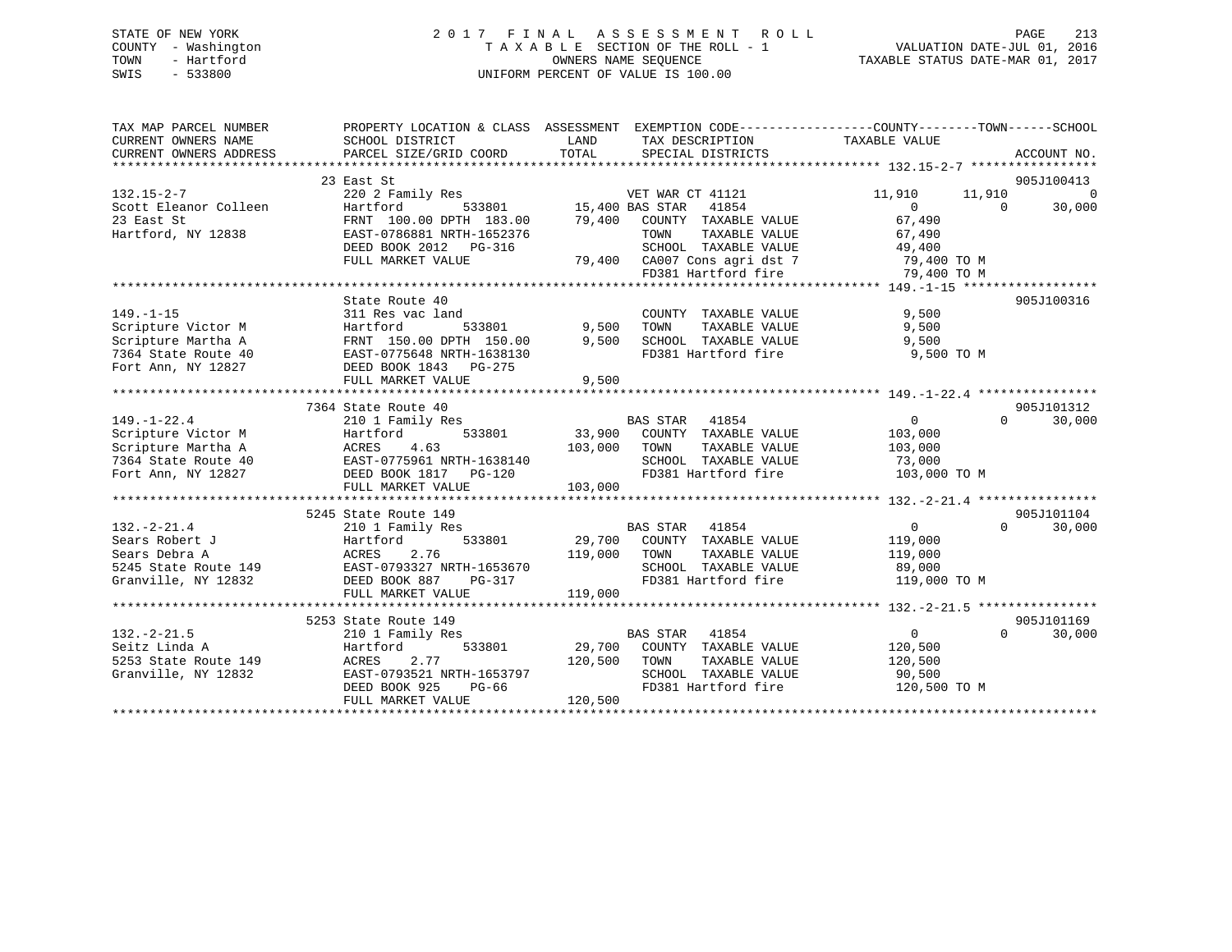STATE OF NEW YORK
COUNTY - Washington
TOWN - Hartford
SWIS - 533800

# 2017 FINAL ASSESSMENT ROLL

TAXABLE SECTION OF THE ROLL - 1
OWNERS NAME SEQUENCE
UNIFORM PERCENT OF VALUE IS 100.00

VALUATION DATE-JUL 01, 2016
TAXABLE STATUS DATE-MAR 01, 2017

| TAX MAP PARCEL NUMBER / CURRENT OWNERS NAME / CURRENT OWNERS ADDRESS | PROPERTY LOCATION & CLASS / SCHOOL DISTRICT / PARCEL SIZE/GRID COORD | ASSESSMENT LAND / TOTAL | EXEMPTION CODE / TAX DESCRIPTION / SPECIAL DISTRICTS | COUNTY TAXABLE VALUE | TOWN | SCHOOL | ACCOUNT NO. |
|---|---|---|---|---|---|---|---|
| 132.15-2-7 | 23 East St | | | | | | 905J100413 |
| | 220 2 Family Res | | VET WAR CT 41121 | 11,910 | 11,910 | 0 | |
| Scott Eleanor Colleen | Hartford 533801 | 15,400 | BAS STAR 41854 | 0 | 0 | 30,000 | |
| 23 East St | FRNT 100.00 DPTH 183.00 | 79,400 | COUNTY TAXABLE VALUE | 67,490 | | | |
| Hartford, NY 12838 | EAST-0786881 NRTH-1652376 | | TOWN TAXABLE VALUE | 67,490 | | | |
| | DEED BOOK 2012 PG-316 | | SCHOOL TAXABLE VALUE | 49,400 | | | |
| | FULL MARKET VALUE | 79,400 | CA007 Cons agri dst 7 | 79,400 TO M | | | |
| | | | FD381 Hartford fire | 79,400 TO M | | | |
| 149.-1-15 | State Route 40 | | | | | | 905J100316 |
| | 311 Res vac land | | COUNTY TAXABLE VALUE | 9,500 | | | |
| Scripture Victor M | Hartford 533801 | 9,500 | TOWN TAXABLE VALUE | 9,500 | | | |
| Scripture Martha A | FRNT 150.00 DPTH 150.00 | 9,500 | SCHOOL TAXABLE VALUE | 9,500 | | | |
| 7364 State Route 40 | EAST-0775648 NRTH-1638130 | | FD381 Hartford fire | 9,500 TO M | | | |
| Fort Ann, NY 12827 | DEED BOOK 1843 PG-275 | | | | | | |
| | FULL MARKET VALUE | 9,500 | | | | | |
| 149.-1-22.4 | 7364 State Route 40 | | | | | | 905J101312 |
| | 210 1 Family Res | | BAS STAR 41854 | 0 | 0 | 30,000 | |
| Scripture Victor M | Hartford 533801 | 33,900 | COUNTY TAXABLE VALUE | 103,000 | | | |
| Scripture Martha A | ACRES 4.63 | 103,000 | TOWN TAXABLE VALUE | 103,000 | | | |
| 7364 State Route 40 | EAST-0775961 NRTH-1638140 | | SCHOOL TAXABLE VALUE | 73,000 | | | |
| Fort Ann, NY 12827 | DEED BOOK 1817 PG-120 | | FD381 Hartford fire | 103,000 TO M | | | |
| | FULL MARKET VALUE | 103,000 | | | | | |
| 132.-2-21.4 | 5245 State Route 149 | | | | | | 905J101104 |
| | 210 1 Family Res | | BAS STAR 41854 | 0 | 0 | 30,000 | |
| Sears Robert J | Hartford 533801 | 29,700 | COUNTY TAXABLE VALUE | 119,000 | | | |
| Sears Debra A | ACRES 2.76 | 119,000 | TOWN TAXABLE VALUE | 119,000 | | | |
| 5245 State Route 149 | EAST-0793327 NRTH-1653670 | | SCHOOL TAXABLE VALUE | 89,000 | | | |
| Granville, NY 12832 | DEED BOOK 887 PG-317 | | FD381 Hartford fire | 119,000 TO M | | | |
| | FULL MARKET VALUE | 119,000 | | | | | |
| 132.-2-21.5 | 5253 State Route 149 | | | | | | 905J101169 |
| | 210 1 Family Res | | BAS STAR 41854 | 0 | 0 | 30,000 | |
| Seitz Linda A | Hartford 533801 | 29,700 | COUNTY TAXABLE VALUE | 120,500 | | | |
| 5253 State Route 149 | ACRES 2.77 | 120,500 | TOWN TAXABLE VALUE | 120,500 | | | |
| Granville, NY 12832 | EAST-0793521 NRTH-1653797 | | SCHOOL TAXABLE VALUE | 90,500 | | | |
| | DEED BOOK 925 PG-66 | | FD381 Hartford fire | 120,500 TO M | | | |
| | FULL MARKET VALUE | 120,500 | | | | | |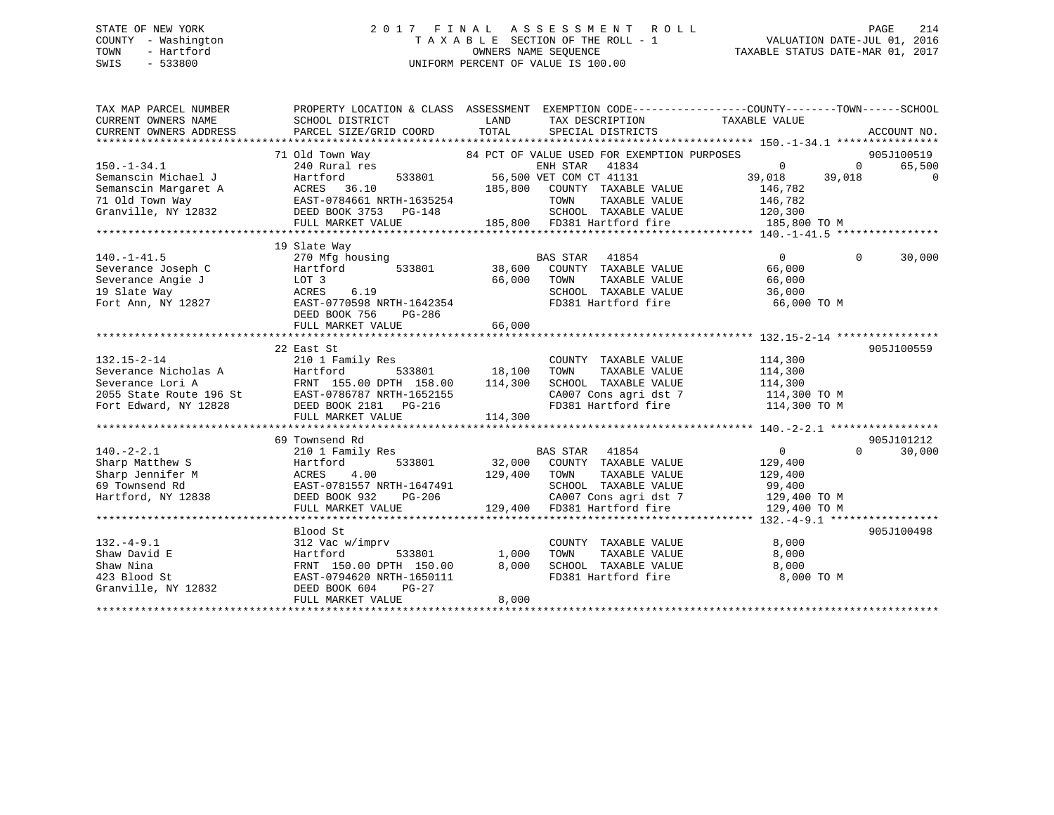STATE OF NEW YORK
COUNTY - Washington
TOWN - Hartford
SWIS - 533800

# 2017 FINAL ASSESSMENT ROLL
TAXABLE SECTION OF THE ROLL - 1
OWNERS NAME SEQUENCE
UNIFORM PERCENT OF VALUE IS 100.00

VALUATION DATE-JUL 01, 2016
TAXABLE STATUS DATE-MAR 01, 2017

```
TAX MAP PARCEL NUMBER       PROPERTY LOCATION & CLASS  ASSESSMENT  EXEMPTION CODE------------------COUNTY--------TOWN------SCHOOL
CURRENT OWNERS NAME         SCHOOL DISTRICT               LAND      TAX DESCRIPTION              TAXABLE VALUE
CURRENT OWNERS ADDRESS      PARCEL SIZE/GRID COORD        TOTAL     SPECIAL DISTRICTS                                        ACCOUNT NO.
******************************************************************************************************* 150.-1-34.1 ****************
                            71 Old Town Way              84 PCT OF VALUE USED FOR EXEMPTION PURPOSES                          905J100519
150.-1-34.1                 240 Rural res                           ENH STAR  41834                   0             0       65,500
Semanscin Michael J         Hartford        533801        56,500 VET COM CT 41131                39,018        39,018            0
Semanscin Margaret A        ACRES   36.10                185,800    COUNTY  TAXABLE VALUE           146,782
71 Old Town Way             EAST-0784661 NRTH-1635254               TOWN    TAXABLE VALUE           146,782
Granville, NY 12832         DEED BOOK 3753   PG-148                 SCHOOL  TAXABLE VALUE           120,300
                            FULL MARKET VALUE            185,800    FD381 Hartford fire             185,800 TO M
******************************************************************************************************* 140.-1-41.5 ****************
                            19 Slate Way
140.-1-41.5                 270 Mfg housing                         BAS STAR  41854                   0             0       30,000
Severance Joseph C          Hartford        533801        38,600    COUNTY  TAXABLE VALUE            66,000
Severance Angie J           LOT 3                         66,000    TOWN    TAXABLE VALUE            66,000
19 Slate Way                ACRES    6.19                           SCHOOL  TAXABLE VALUE            36,000
Fort Ann, NY 12827          EAST-0770598 NRTH-1642354               FD381 Hartford fire              66,000 TO M
                            DEED BOOK 756    PG-286
                            FULL MARKET VALUE             66,000
******************************************************************************************************* 132.15-2-14 ****************
                            22 East St                                                                                 905J100559
132.15-2-14                 210 1 Family Res                        COUNTY  TAXABLE VALUE           114,300
Severance Nicholas A        Hartford        533801        18,100    TOWN    TAXABLE VALUE           114,300
Severance Lori A            FRNT 155.00 DPTH 158.00      114,300    SCHOOL  TAXABLE VALUE           114,300
2055 State Route 196 St     EAST-0786787 NRTH-1652155               CA007 Cons agri dst 7           114,300 TO M
Fort Edward, NY 12828       DEED BOOK 2181   PG-216                 FD381 Hartford fire             114,300 TO M
                            FULL MARKET VALUE            114,300
******************************************************************************************************* 140.-2-2.1 *****************
                            69 Townsend Rd                                                                             905J101212
140.-2-2.1                  210 1 Family Res                        BAS STAR  41854                   0             0       30,000
Sharp Matthew S             Hartford        533801        32,000    COUNTY  TAXABLE VALUE           129,400
Sharp Jennifer M            ACRES    4.00                129,400    TOWN    TAXABLE VALUE           129,400
69 Townsend Rd              EAST-0781557 NRTH-1647491               SCHOOL  TAXABLE VALUE            99,400
Hartford, NY 12838          DEED BOOK 932    PG-206                 CA007 Cons agri dst 7           129,400 TO M
                            FULL MARKET VALUE            129,400    FD381 Hartford fire             129,400 TO M
******************************************************************************************************* 132.-4-9.1 *****************
                            Blood St                                                                                   905J100498
132.-4-9.1                  312 Vac w/imprv                         COUNTY  TAXABLE VALUE             8,000
Shaw David E                Hartford        533801         1,000    TOWN    TAXABLE VALUE             8,000
Shaw Nina                   FRNT 150.00 DPTH 150.00        8,000    SCHOOL  TAXABLE VALUE             8,000
423 Blood St                EAST-0794620 NRTH-1650111               FD381 Hartford fire               8,000 TO M
Granville, NY 12832         DEED BOOK 604    PG-27
                            FULL MARKET VALUE              8,000
************************************************************************************************************************************
```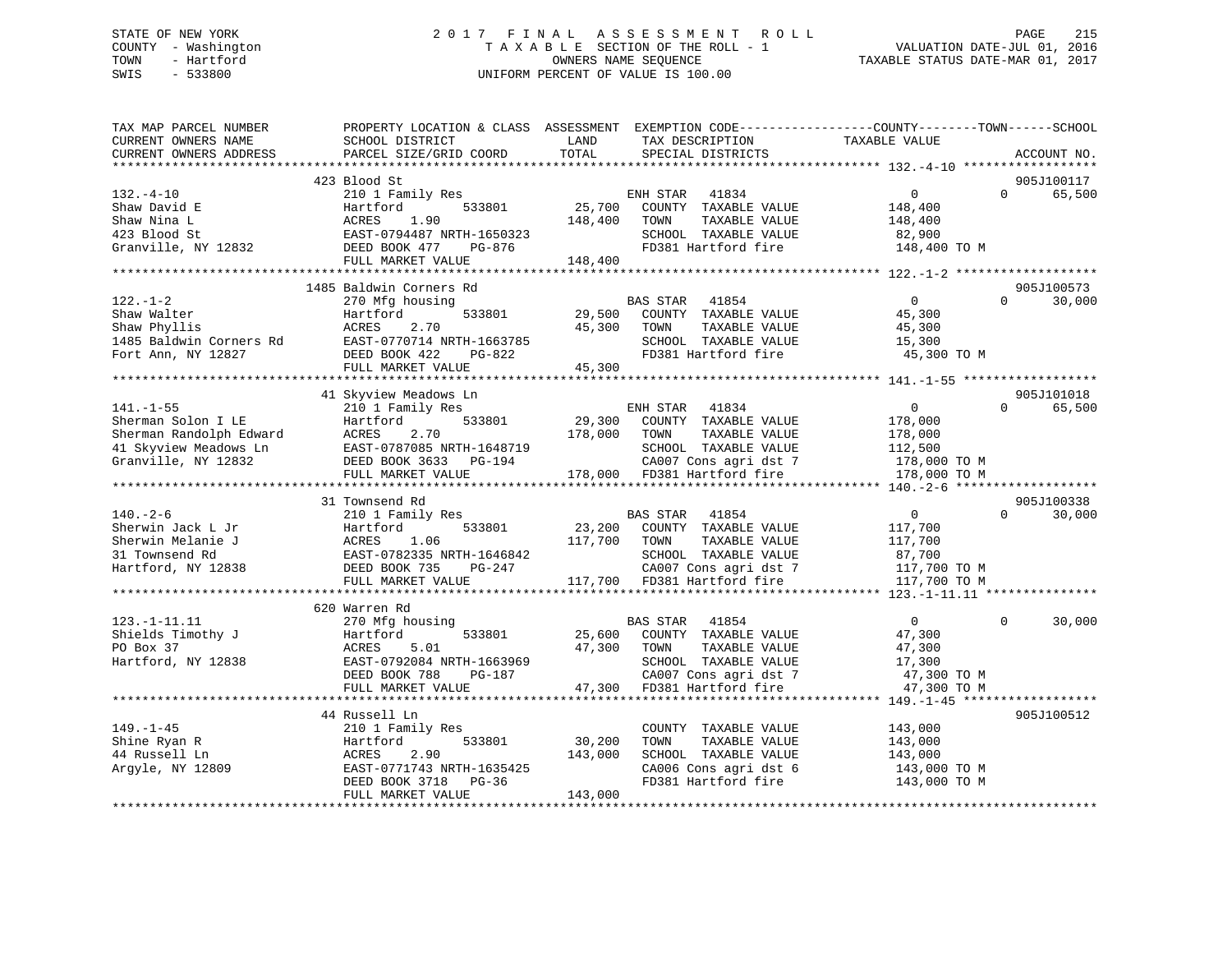STATE OF NEW YORK
COUNTY - Washington
TOWN - Hartford
SWIS - 533800

# 2017 FINAL ASSESSMENT ROLL

TAXABLE SECTION OF THE ROLL - 1
OWNERS NAME SEQUENCE
UNIFORM PERCENT OF VALUE IS 100.00

VALUATION DATE-JUL 01, 2016
TAXABLE STATUS DATE-MAR 01, 2017

| TAX MAP PARCEL NUMBER / CURRENT OWNERS NAME / CURRENT OWNERS ADDRESS | PROPERTY LOCATION & CLASS / SCHOOL DISTRICT / PARCEL SIZE/GRID COORD | ASSESSMENT LAND | ASSESSMENT TOTAL | EXEMPTION CODE / TAX DESCRIPTION / SPECIAL DISTRICTS | COUNTY TAXABLE VALUE | TOWN | SCHOOL | ACCOUNT NO. |
|---|---|---|---|---|---|---|---|---|
| 132.-4-10 | 423 Blood St | | | | | | | 905J100117 |
| | 210 1 Family Res | | | ENH STAR 41834 | 0 | 0 | 65,500 | |
| Shaw David E | Hartford 533801 | 25,700 | | COUNTY TAXABLE VALUE | 148,400 | | | |
| Shaw Nina L | ACRES 1.90 | | 148,400 | TOWN TAXABLE VALUE | 148,400 | | | |
| 423 Blood St | EAST-0794487 NRTH-1650323 | | | SCHOOL TAXABLE VALUE | 82,900 | | | |
| Granville, NY 12832 | DEED BOOK 477 PG-876 | | | FD381 Hartford fire | 148,400 TO M | | | |
| | FULL MARKET VALUE | | 148,400 | | | | | |
| 122.-1-2 | 1485 Baldwin Corners Rd | | | | | | | 905J100573 |
| | 270 Mfg housing | | | BAS STAR 41854 | 0 | 0 | 30,000 | |
| Shaw Walter | Hartford 533801 | 29,500 | | COUNTY TAXABLE VALUE | 45,300 | | | |
| Shaw Phyllis | ACRES 2.70 | | 45,300 | TOWN TAXABLE VALUE | 45,300 | | | |
| 1485 Baldwin Corners Rd | EAST-0770714 NRTH-1663785 | | | SCHOOL TAXABLE VALUE | 15,300 | | | |
| Fort Ann, NY 12827 | DEED BOOK 422 PG-822 | | | FD381 Hartford fire | 45,300 TO M | | | |
| | FULL MARKET VALUE | | 45,300 | | | | | |
| 141.-1-55 | 41 Skyview Meadows Ln | | | | | | | 905J101018 |
| | 210 1 Family Res | | | ENH STAR 41834 | 0 | 0 | 65,500 | |
| Sherman Solon I LE | Hartford 533801 | 29,300 | | COUNTY TAXABLE VALUE | 178,000 | | | |
| Sherman Randolph Edward | ACRES 2.70 | | 178,000 | TOWN TAXABLE VALUE | 178,000 | | | |
| 41 Skyview Meadows Ln | EAST-0787085 NRTH-1648719 | | | SCHOOL TAXABLE VALUE | 112,500 | | | |
| Granville, NY 12832 | DEED BOOK 3633 PG-194 | | | CA007 Cons agri dst 7 | 178,000 TO M | | | |
| | FULL MARKET VALUE | | 178,000 | FD381 Hartford fire | 178,000 TO M | | | |
| 140.-2-6 | 31 Townsend Rd | | | | | | | 905J100338 |
| | 210 1 Family Res | | | BAS STAR 41854 | 0 | 0 | 30,000 | |
| Sherwin Jack L Jr | Hartford 533801 | 23,200 | | COUNTY TAXABLE VALUE | 117,700 | | | |
| Sherwin Melanie J | ACRES 1.06 | | 117,700 | TOWN TAXABLE VALUE | 117,700 | | | |
| 31 Townsend Rd | EAST-0782335 NRTH-1646842 | | | SCHOOL TAXABLE VALUE | 87,700 | | | |
| Hartford, NY 12838 | DEED BOOK 735 PG-247 | | | CA007 Cons agri dst 7 | 117,700 TO M | | | |
| | FULL MARKET VALUE | | 117,700 | FD381 Hartford fire | 117,700 TO M | | | |
| 123.-1-11.11 | 620 Warren Rd | | | | | | | |
| | 270 Mfg housing | | | BAS STAR 41854 | 0 | 0 | 30,000 | |
| Shields Timothy J | Hartford 533801 | 25,600 | | COUNTY TAXABLE VALUE | 47,300 | | | |
| PO Box 37 | ACRES 5.01 | | 47,300 | TOWN TAXABLE VALUE | 47,300 | | | |
| Hartford, NY 12838 | EAST-0792084 NRTH-1663969 | | | SCHOOL TAXABLE VALUE | 17,300 | | | |
| | DEED BOOK 788 PG-187 | | | CA007 Cons agri dst 7 | 47,300 TO M | | | |
| | FULL MARKET VALUE | | 47,300 | FD381 Hartford fire | 47,300 TO M | | | |
| 149.-1-45 | 44 Russell Ln | | | | | | | 905J100512 |
| | 210 1 Family Res | | | COUNTY TAXABLE VALUE | 143,000 | | | |
| Shine Ryan R | Hartford 533801 | 30,200 | | TOWN TAXABLE VALUE | 143,000 | | | |
| 44 Russell Ln | ACRES 2.90 | | 143,000 | SCHOOL TAXABLE VALUE | 143,000 | | | |
| Argyle, NY 12809 | EAST-0771743 NRTH-1635425 | | | CA006 Cons agri dst 6 | 143,000 TO M | | | |
| | DEED BOOK 3718 PG-36 | | | FD381 Hartford fire | 143,000 TO M | | | |
| | FULL MARKET VALUE | | 143,000 | | | | | |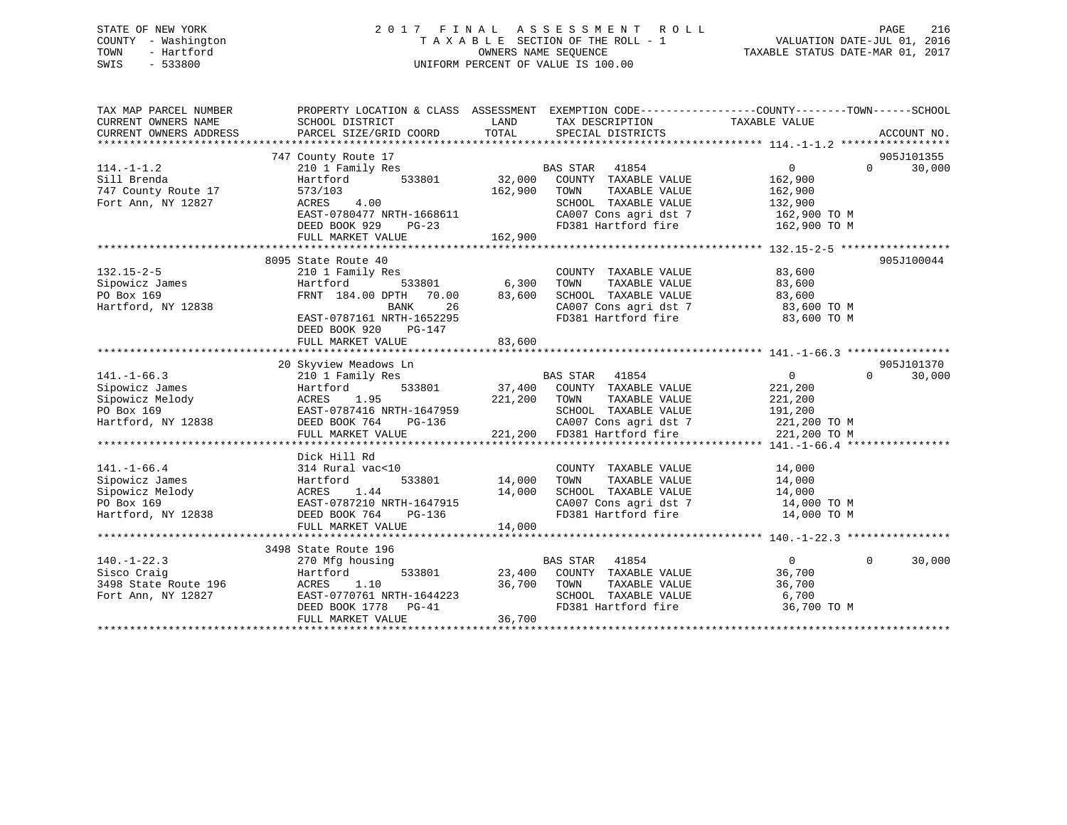STATE OF NEW YORK
COUNTY - Washington
TOWN - Hartford
SWIS - 533800

# 2017 FINAL ASSESSMENT ROLL

TAXABLE SECTION OF THE ROLL - 1
OWNERS NAME SEQUENCE
UNIFORM PERCENT OF VALUE IS 100.00

VALUATION DATE-JUL 01, 2016
TAXABLE STATUS DATE-MAR 01, 2017

| TAX MAP PARCEL NUMBER / CURRENT OWNERS NAME / CURRENT OWNERS ADDRESS | PROPERTY LOCATION & CLASS / SCHOOL DISTRICT / PARCEL SIZE/GRID COORD | ASSESSMENT LAND / TOTAL | EXEMPTION CODE / TAX DESCRIPTION / SPECIAL DISTRICTS | COUNTY / TOWN TAXABLE VALUE | SCHOOL | ACCOUNT NO. |
|---|---|---|---|---|---|---|
| 114.-1-1.2 | 747 County Route 17 | | | | | 905J101355 |
| Sill Brenda | 210 1 Family Res | | BAS STAR 41854 | 0 | 0 30,000 | |
| 747 County Route 17 | Hartford 533801 | 32,000 | COUNTY TAXABLE VALUE | 162,900 | | |
| Fort Ann, NY 12827 | 573/103 | 162,900 | TOWN TAXABLE VALUE | 162,900 | | |
| | ACRES 4.00 | | SCHOOL TAXABLE VALUE | 132,900 | | |
| | EAST-0780477 NRTH-1668611 | | CA007 Cons agri dst 7 | 162,900 TO M | | |
| | DEED BOOK 929 PG-23 | | FD381 Hartford fire | 162,900 TO M | | |
| | FULL MARKET VALUE | 162,900 | | | | |
| 132.15-2-5 | 8095 State Route 40 | | | | | 905J100044 |
| Sipowicz James | 210 1 Family Res | | COUNTY TAXABLE VALUE | 83,600 | | |
| PO Box 169 | Hartford 533801 | 6,300 | TOWN TAXABLE VALUE | 83,600 | | |
| Hartford, NY 12838 | FRNT 184.00 DPTH 70.00 | 83,600 | SCHOOL TAXABLE VALUE | 83,600 | | |
| | BANK 26 | | CA007 Cons agri dst 7 | 83,600 TO M | | |
| | EAST-0787161 NRTH-1652295 | | FD381 Hartford fire | 83,600 TO M | | |
| | DEED BOOK 920 PG-147 | | | | | |
| | FULL MARKET VALUE | 83,600 | | | | |
| 141.-1-66.3 | 20 Skyview Meadows Ln | | | | | 905J101370 |
| Sipowicz James | 210 1 Family Res | | BAS STAR 41854 | 0 | 0 30,000 | |
| Sipowicz Melody | Hartford 533801 | 37,400 | COUNTY TAXABLE VALUE | 221,200 | | |
| PO Box 169 | ACRES 1.95 | 221,200 | TOWN TAXABLE VALUE | 221,200 | | |
| Hartford, NY 12838 | EAST-0787416 NRTH-1647959 | | SCHOOL TAXABLE VALUE | 191,200 | | |
| | DEED BOOK 764 PG-136 | | CA007 Cons agri dst 7 | 221,200 TO M | | |
| | FULL MARKET VALUE | 221,200 | FD381 Hartford fire | 221,200 TO M | | |
| 141.-1-66.4 | Dick Hill Rd | | | | | |
| Sipowicz James | 314 Rural vac<10 | | COUNTY TAXABLE VALUE | 14,000 | | |
| Sipowicz Melody | Hartford 533801 | 14,000 | TOWN TAXABLE VALUE | 14,000 | | |
| PO Box 169 | ACRES 1.44 | 14,000 | SCHOOL TAXABLE VALUE | 14,000 | | |
| Hartford, NY 12838 | EAST-0787210 NRTH-1647915 | | CA007 Cons agri dst 7 | 14,000 TO M | | |
| | DEED BOOK 764 PG-136 | | FD381 Hartford fire | 14,000 TO M | | |
| | FULL MARKET VALUE | 14,000 | | | | |
| 140.-1-22.3 | 3498 State Route 196 | | | | | |
| Sisco Craig | 270 Mfg housing | | BAS STAR 41854 | 0 | 0 30,000 | |
| 3498 State Route 196 | Hartford 533801 | 23,400 | COUNTY TAXABLE VALUE | 36,700 | | |
| Fort Ann, NY 12827 | ACRES 1.10 | 36,700 | TOWN TAXABLE VALUE | 36,700 | | |
| | EAST-0770761 NRTH-1644223 | | SCHOOL TAXABLE VALUE | 6,700 | | |
| | DEED BOOK 1778 PG-41 | | FD381 Hartford fire | 36,700 TO M | | |
| | FULL MARKET VALUE | 36,700 | | | | |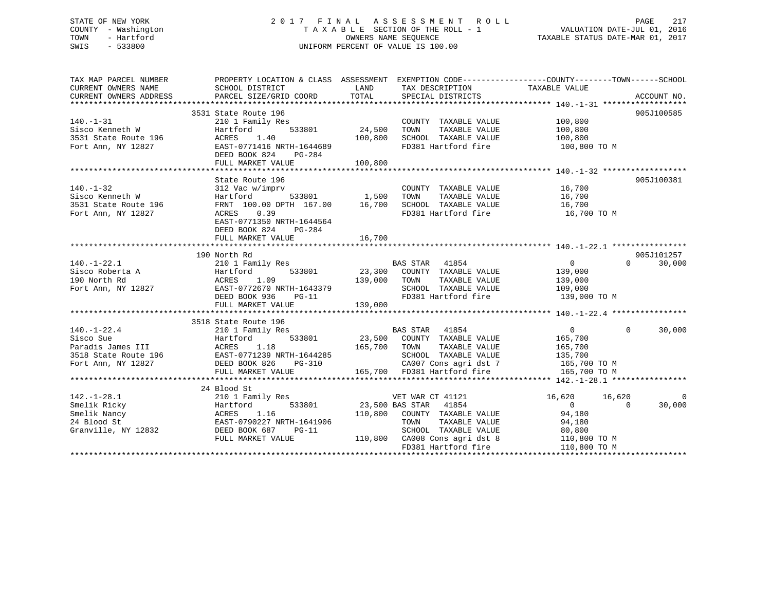STATE OF NEW YORK
COUNTY - Washington
TOWN - Hartford
SWIS - 533800

2017 FINAL ASSESSMENT ROLL
TAXABLE SECTION OF THE ROLL - 1
OWNERS NAME SEQUENCE
UNIFORM PERCENT OF VALUE IS 100.00

VALUATION DATE-JUL 01, 2016
TAXABLE STATUS DATE-MAR 01, 2017

```
TAX MAP PARCEL NUMBER      PROPERTY LOCATION & CLASS  ASSESSMENT  EXEMPTION CODE-----------------COUNTY--------TOWN------SCHOOL
CURRENT OWNERS NAME        SCHOOL DISTRICT              LAND      TAX DESCRIPTION              TAXABLE VALUE
CURRENT OWNERS ADDRESS     PARCEL SIZE/GRID COORD       TOTAL     SPECIAL DISTRICTS                                      ACCOUNT NO.
****************************************************************************************************** 140.-1-31 ******************
                           3531 State Route 196                                                                        905J100585
140.-1-31                  210 1 Family Res                         COUNTY  TAXABLE VALUE           100,800
Sisco Kenneth W            Hartford          533801      24,500     TOWN    TAXABLE VALUE           100,800
3531 State Route 196       ACRES    1.40                100,800     SCHOOL  TAXABLE VALUE           100,800
Fort Ann, NY 12827         EAST-0771416 NRTH-1644689                FD381 Hartford fire              100,800 TO M
                           DEED BOOK 824    PG-284
                           FULL MARKET VALUE            100,800
****************************************************************************************************** 140.-1-32 ******************
                           State Route 196                                                                             905J100381
140.-1-32                  312 Vac w/imprv                          COUNTY  TAXABLE VALUE            16,700
Sisco Kenneth W            Hartford          533801       1,500     TOWN    TAXABLE VALUE            16,700
3531 State Route 196       FRNT 100.00 DPTH 167.00       16,700     SCHOOL  TAXABLE VALUE            16,700
Fort Ann, NY 12827         ACRES    0.39                            FD381 Hartford fire               16,700 TO M
                           EAST-0771350 NRTH-1644564
                           DEED BOOK 824    PG-284
                           FULL MARKET VALUE             16,700
****************************************************************************************************** 140.-1-22.1 ****************
                           190 North Rd                                                                                905J101257
140.-1-22.1                210 1 Family Res                         BAS STAR  41854                      0          0     30,000
Sisco Roberta A            Hartford          533801      23,300     COUNTY  TAXABLE VALUE           139,000
190 North Rd               ACRES    1.09                139,000     TOWN    TAXABLE VALUE           139,000
Fort Ann, NY 12827         EAST-0772670 NRTH-1643379                SCHOOL  TAXABLE VALUE           109,000
                           DEED BOOK 936    PG-11                   FD381 Hartford fire              139,000 TO M
                           FULL MARKET VALUE            139,000
****************************************************************************************************** 140.-1-22.4 ****************
                           3518 State Route 196
140.-1-22.4                210 1 Family Res                         BAS STAR  41854                      0          0     30,000
Sisco Sue                  Hartford          533801      23,500     COUNTY  TAXABLE VALUE           165,700
Paradis James III          ACRES    1.18                165,700     TOWN    TAXABLE VALUE           165,700
3518 State Route 196       EAST-0771239 NRTH-1644285                SCHOOL  TAXABLE VALUE           135,700
Fort Ann, NY 12827         DEED BOOK 826    PG-310                  CA007 Cons agri dst 7            165,700 TO M
                           FULL MARKET VALUE            165,700     FD381 Hartford fire              165,700 TO M
****************************************************************************************************** 142.-1-28.1 ****************
                           24 Blood St
142.-1-28.1                210 1 Family Res                         VET WAR CT 41121                16,620     16,620          0
Smelik Ricky               Hartford          533801      23,500 BAS STAR  41854                      0          0     30,000
Smelik Nancy               ACRES    1.16                110,800     COUNTY  TAXABLE VALUE            94,180
24 Blood St                EAST-0790227 NRTH-1641906                TOWN    TAXABLE VALUE            94,180
Granville, NY 12832        DEED BOOK 687    PG-11                   SCHOOL  TAXABLE VALUE            80,800
                           FULL MARKET VALUE            110,800     CA008 Cons agri dst 8            110,800 TO M
                                                                    FD381 Hartford fire              110,800 TO M
************************************************************************************************************************************
```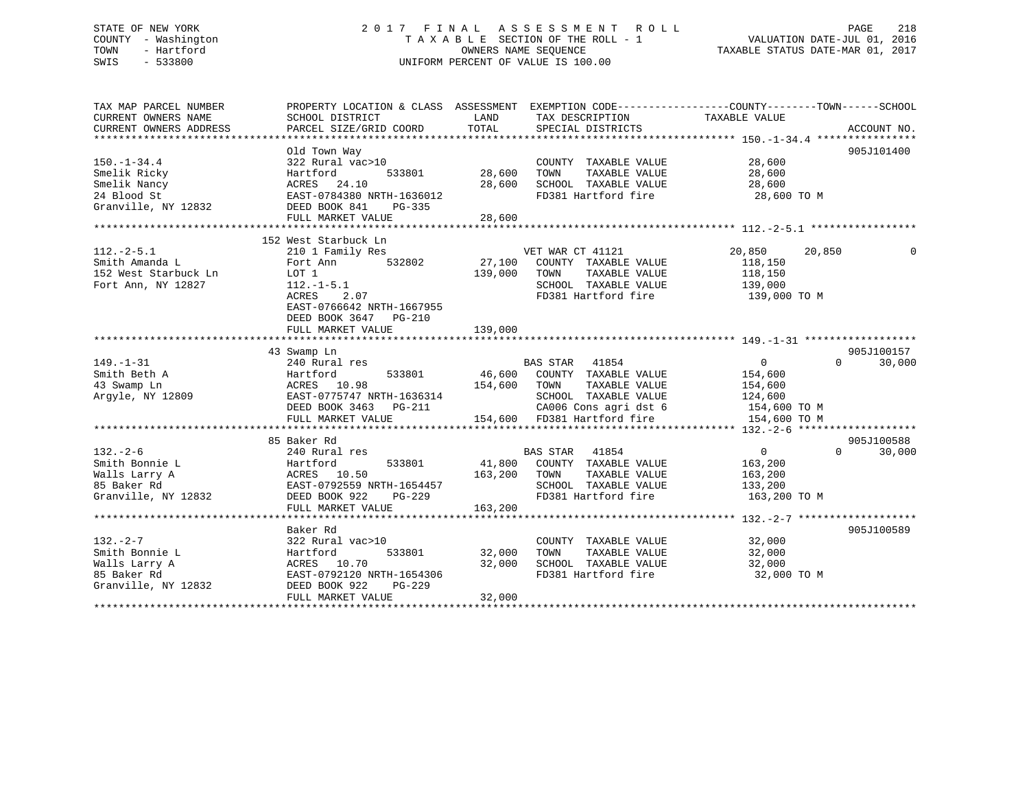STATE OF NEW YORK
COUNTY - Washington
TOWN - Hartford
SWIS - 533800

# 2017 FINAL ASSESSMENT ROLL

TAXABLE SECTION OF THE ROLL - 1
OWNERS NAME SEQUENCE
UNIFORM PERCENT OF VALUE IS 100.00

VALUATION DATE-JUL 01, 2016
TAXABLE STATUS DATE-MAR 01, 2017

| TAX MAP PARCEL NUMBER / CURRENT OWNERS NAME / CURRENT OWNERS ADDRESS | PROPERTY LOCATION & CLASS / SCHOOL DISTRICT / PARCEL SIZE/GRID COORD | ASSESSMENT LAND | TOTAL | EXEMPTION CODE / TAX DESCRIPTION / SPECIAL DISTRICTS | COUNTY TAXABLE VALUE | TOWN | SCHOOL | ACCOUNT NO. |
|---|---|---|---|---|---|---|---|---|
| **150.-1-34.4** | Old Town Way | | | | | | | 905J101400 |
| 150.-1-34.4 | 322 Rural vac>10 | | | COUNTY TAXABLE VALUE | 28,600 | | | |
| Smelik Ricky | Hartford 533801 | 28,600 | | TOWN TAXABLE VALUE | 28,600 | | | |
| Smelik Nancy | ACRES 24.10 | | 28,600 | SCHOOL TAXABLE VALUE | 28,600 | | | |
| 24 Blood St | EAST-0784380 NRTH-1636012 | | | FD381 Hartford fire | 28,600 TO M | | | |
| Granville, NY 12832 | DEED BOOK 841 PG-335 | | | | | | | |
| | FULL MARKET VALUE | | 28,600 | | | | | |
| **112.-2-5.1** | 152 West Starbuck Ln | | | | | | | |
| 112.-2-5.1 | 210 1 Family Res | | | VET WAR CT 41121 | 20,850 | 20,850 | 0 | |
| Smith Amanda L | Fort Ann 532802 | 27,100 | | COUNTY TAXABLE VALUE | 118,150 | | | |
| 152 West Starbuck Ln | LOT 1 | | 139,000 | TOWN TAXABLE VALUE | 118,150 | | | |
| Fort Ann, NY 12827 | 112.-1-5.1 | | | SCHOOL TAXABLE VALUE | 139,000 | | | |
| | ACRES 2.07 | | | FD381 Hartford fire | 139,000 TO M | | | |
| | EAST-0766642 NRTH-1667955 | | | | | | | |
| | DEED BOOK 3647 PG-210 | | | | | | | |
| | FULL MARKET VALUE | | 139,000 | | | | | |
| **149.-1-31** | 43 Swamp Ln | | | | | | | 905J100157 |
| 149.-1-31 | 240 Rural res | | | BAS STAR 41854 | 0 | 0 | 30,000 | |
| Smith Beth A | Hartford 533801 | 46,600 | | COUNTY TAXABLE VALUE | 154,600 | | | |
| 43 Swamp Ln | ACRES 10.98 | | 154,600 | TOWN TAXABLE VALUE | 154,600 | | | |
| Argyle, NY 12809 | EAST-0775747 NRTH-1636314 | | | SCHOOL TAXABLE VALUE | 124,600 | | | |
| | DEED BOOK 3463 PG-211 | | | CA006 Cons agri dst 6 | 154,600 TO M | | | |
| | FULL MARKET VALUE | | 154,600 | FD381 Hartford fire | 154,600 TO M | | | |
| **132.-2-6** | 85 Baker Rd | | | | | | | 905J100588 |
| 132.-2-6 | 240 Rural res | | | BAS STAR 41854 | 0 | 0 | 30,000 | |
| Smith Bonnie L | Hartford 533801 | 41,800 | | COUNTY TAXABLE VALUE | 163,200 | | | |
| Walls Larry A | ACRES 10.50 | | 163,200 | TOWN TAXABLE VALUE | 163,200 | | | |
| 85 Baker Rd | EAST-0792559 NRTH-1654457 | | | SCHOOL TAXABLE VALUE | 133,200 | | | |
| Granville, NY 12832 | DEED BOOK 922 PG-229 | | | FD381 Hartford fire | 163,200 TO M | | | |
| | FULL MARKET VALUE | | 163,200 | | | | | |
| **132.-2-7** | Baker Rd | | | | | | | 905J100589 |
| 132.-2-7 | 322 Rural vac>10 | | | COUNTY TAXABLE VALUE | 32,000 | | | |
| Smith Bonnie L | Hartford 533801 | 32,000 | | TOWN TAXABLE VALUE | 32,000 | | | |
| Walls Larry A | ACRES 10.70 | | 32,000 | SCHOOL TAXABLE VALUE | 32,000 | | | |
| 85 Baker Rd | EAST-0792120 NRTH-1654306 | | | FD381 Hartford fire | 32,000 TO M | | | |
| Granville, NY 12832 | DEED BOOK 922 PG-229 | | | | | | | |
| | FULL MARKET VALUE | | 32,000 | | | | | |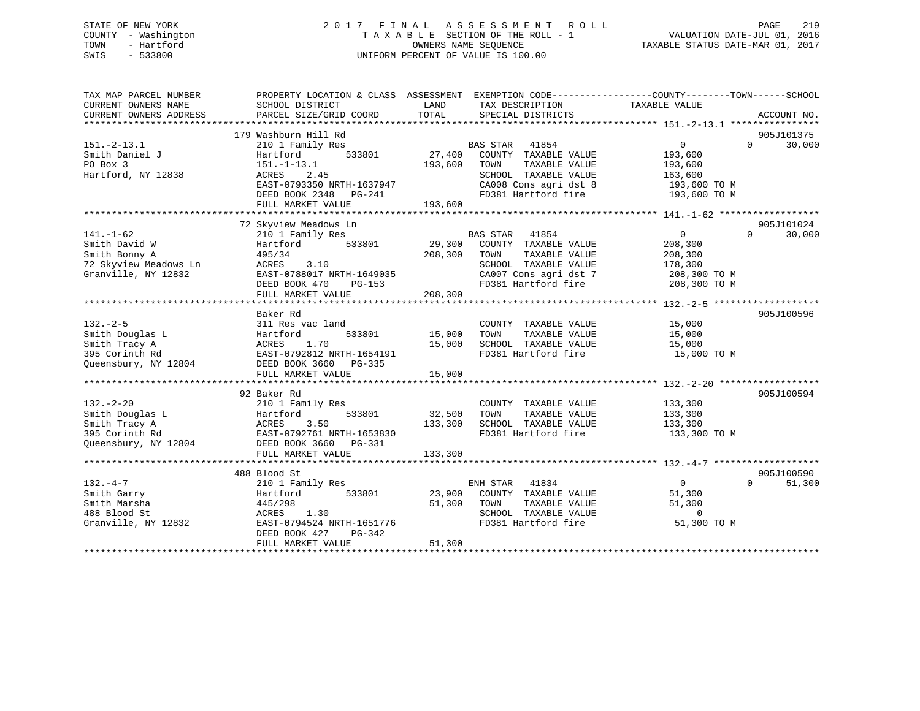STATE OF NEW YORK
COUNTY - Washington
TOWN - Hartford
SWIS - 533800

# 2017 FINAL ASSESSMENT ROLL
TAXABLE SECTION OF THE ROLL - 1
OWNERS NAME SEQUENCE
UNIFORM PERCENT OF VALUE IS 100.00

VALUATION DATE-JUL 01, 2016
TAXABLE STATUS DATE-MAR 01, 2017

```
TAX MAP PARCEL NUMBER          PROPERTY LOCATION & CLASS  ASSESSMENT  EXEMPTION CODE------------------COUNTY--------TOWN------SCHOOL
CURRENT OWNERS NAME            SCHOOL DISTRICT              LAND      TAX DESCRIPTION            TAXABLE VALUE
CURRENT OWNERS ADDRESS         PARCEL SIZE/GRID COORD       TOTAL     SPECIAL DISTRICTS                                  ACCOUNT NO.
******************************************************************************************************* 151.-2-13.1 ****************
                               179 Washburn Hill Rd                                                                      905J101375
151.-2-13.1                    210 1 Family Res                       BAS STAR   41854                0            0       30,000
Smith Daniel J                 Hartford       533801        27,400    COUNTY  TAXABLE VALUE          193,600
PO Box 3                       151.-1-13.1                 193,600    TOWN    TAXABLE VALUE          193,600
Hartford, NY 12838             ACRES    2.45                          SCHOOL  TAXABLE VALUE          163,600
                               EAST-0793350 NRTH-1637947              CA008 Cons agri dst 8           193,600 TO M
                               DEED BOOK 2348   PG-241                FD381 Hartford fire             193,600 TO M
                               FULL MARKET VALUE           193,600
******************************************************************************************************* 141.-1-62 ******************
                               72 Skyview Meadows Ln                                                                     905J101024
141.-1-62                      210 1 Family Res                       BAS STAR   41854                0            0       30,000
Smith David W                  Hartford       533801        29,300    COUNTY  TAXABLE VALUE          208,300
Smith Bonny A                  495/34                      208,300    TOWN    TAXABLE VALUE          208,300
72 Skyview Meadows Ln          ACRES    3.10                          SCHOOL  TAXABLE VALUE          178,300
Granville, NY 12832            EAST-0788017 NRTH-1649035              CA007 Cons agri dst 7           208,300 TO M
                               DEED BOOK 470    PG-153                FD381 Hartford fire             208,300 TO M
                               FULL MARKET VALUE           208,300
******************************************************************************************************* 132.-2-5 *******************
                               Baker Rd                                                                                  905J100596
132.-2-5                       311 Res vac land                       COUNTY  TAXABLE VALUE           15,000
Smith Douglas L                Hartford       533801        15,000    TOWN    TAXABLE VALUE           15,000
Smith Tracy A                  ACRES    1.70                15,000    SCHOOL  TAXABLE VALUE           15,000
395 Corinth Rd                 EAST-0792812 NRTH-1654191              FD381 Hartford fire              15,000 TO M
Queensbury, NY 12804           DEED BOOK 3660   PG-335
                               FULL MARKET VALUE            15,000
******************************************************************************************************* 132.-2-20 ******************
                               92 Baker Rd                                                                               905J100594
132.-2-20                      210 1 Family Res                       COUNTY  TAXABLE VALUE          133,300
Smith Douglas L                Hartford       533801        32,500    TOWN    TAXABLE VALUE          133,300
Smith Tracy A                  ACRES    3.50               133,300    SCHOOL  TAXABLE VALUE          133,300
395 Corinth Rd                 EAST-0792761 NRTH-1653830              FD381 Hartford fire             133,300 TO M
Queensbury, NY 12804           DEED BOOK 3660   PG-331
                               FULL MARKET VALUE           133,300
******************************************************************************************************* 132.-4-7 *******************
                               488 Blood St                                                                              905J100590
132.-4-7                       210 1 Family Res                       ENH STAR   41834                0            0       51,300
Smith Garry                    Hartford       533801        23,900    COUNTY  TAXABLE VALUE           51,300
Smith Marsha                   445/298                      51,300    TOWN    TAXABLE VALUE           51,300
488 Blood St                   ACRES    1.30                          SCHOOL  TAXABLE VALUE                0
Granville, NY 12832            EAST-0794524 NRTH-1651776              FD381 Hartford fire              51,300 TO M
                               DEED BOOK 427    PG-342
                               FULL MARKET VALUE            51,300
************************************************************************************************************************************
```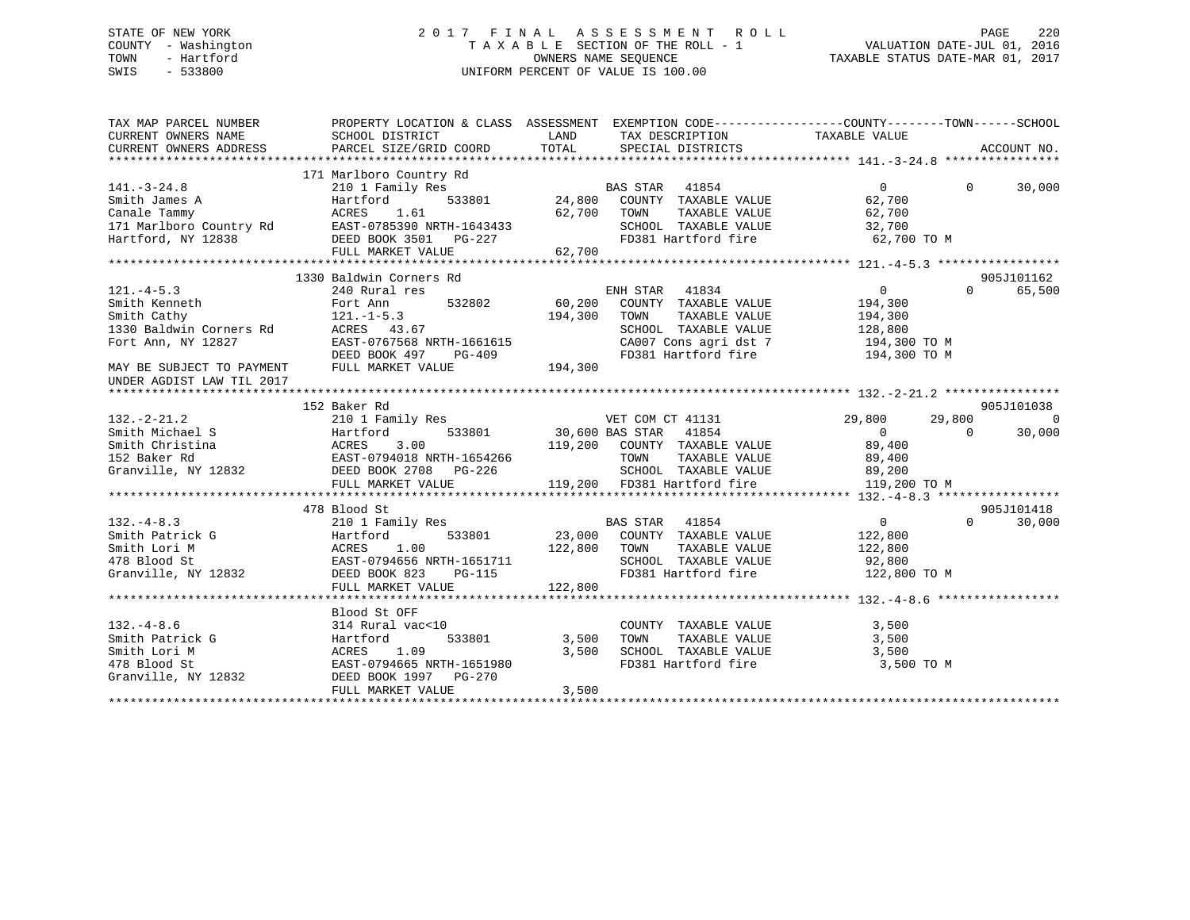STATE OF NEW YORK
COUNTY - Washington
TOWN - Hartford
SWIS - 533800

# 2017 FINAL ASSESSMENT ROLL

TAXABLE SECTION OF THE ROLL - 1
OWNERS NAME SEQUENCE
UNIFORM PERCENT OF VALUE IS 100.00

VALUATION DATE-JUL 01, 2016
TAXABLE STATUS DATE-MAR 01, 2017

| TAX MAP PARCEL NUMBER / CURRENT OWNERS NAME / CURRENT OWNERS ADDRESS | PROPERTY LOCATION & CLASS / SCHOOL DISTRICT / PARCEL SIZE/GRID COORD | ASSESSMENT LAND | TOTAL | EXEMPTION CODE / TAX DESCRIPTION / SPECIAL DISTRICTS | COUNTY TAXABLE VALUE | TOWN | SCHOOL | ACCOUNT NO. |
|---|---|---|---|---|---|---|---|---|
| **141.-3-24.8** | 171 Marlboro Country Rd | | | | | | | |
| 141.-3-24.8 | 210 1 Family Res | | | BAS STAR 41854 | 0 | 0 | 30,000 | |
| Smith James A | Hartford 533801 | 24,800 | | COUNTY TAXABLE VALUE | 62,700 | | | |
| Canale Tammy | ACRES 1.61 | | 62,700 | TOWN TAXABLE VALUE | 62,700 | | | |
| 171 Marlboro Country Rd | EAST-0785390 NRTH-1643433 | | | SCHOOL TAXABLE VALUE | 32,700 | | | |
| Hartford, NY 12838 | DEED BOOK 3501 PG-227 | | | FD381 Hartford fire | 62,700 TO M | | | |
| | FULL MARKET VALUE | | 62,700 | | | | | |
| **121.-4-5.3** | 1330 Baldwin Corners Rd | | | | | | | 905J101162 |
| 121.-4-5.3 | 240 Rural res | | | ENH STAR 41834 | 0 | 0 | 65,500 | |
| Smith Kenneth | Fort Ann 532802 | 60,200 | | COUNTY TAXABLE VALUE | 194,300 | | | |
| Smith Cathy | 121.-1-5.3 | | 194,300 | TOWN TAXABLE VALUE | 194,300 | | | |
| 1330 Baldwin Corners Rd | ACRES 43.67 | | | SCHOOL TAXABLE VALUE | 128,800 | | | |
| Fort Ann, NY 12827 | EAST-0767568 NRTH-1661615 | | | CA007 Cons agri dst 7 | 194,300 TO M | | | |
| | DEED BOOK 497 PG-409 | | | FD381 Hartford fire | 194,300 TO M | | | |
| MAY BE SUBJECT TO PAYMENT UNDER AGDIST LAW TIL 2017 | FULL MARKET VALUE | | 194,300 | | | | | |
| **132.-2-21.2** | 152 Baker Rd | | | | | | | 905J101038 |
| 132.-2-21.2 | 210 1 Family Res | | | VET COM CT 41131 | 29,800 | 29,800 | 0 | |
| Smith Michael S | Hartford 533801 | 30,600 | | BAS STAR 41854 | 0 | 0 | 30,000 | |
| Smith Christina | ACRES 3.00 | | 119,200 | COUNTY TAXABLE VALUE | 89,400 | | | |
| 152 Baker Rd | EAST-0794018 NRTH-1654266 | | | TOWN TAXABLE VALUE | 89,400 | | | |
| Granville, NY 12832 | DEED BOOK 2708 PG-226 | | | SCHOOL TAXABLE VALUE | 89,200 | | | |
| | FULL MARKET VALUE | | 119,200 | FD381 Hartford fire | 119,200 TO M | | | |
| **132.-4-8.3** | 478 Blood St | | | | | | | 905J101418 |
| 132.-4-8.3 | 210 1 Family Res | | | BAS STAR 41854 | 0 | 0 | 30,000 | |
| Smith Patrick G | Hartford 533801 | 23,000 | | COUNTY TAXABLE VALUE | 122,800 | | | |
| Smith Lori M | ACRES 1.00 | | 122,800 | TOWN TAXABLE VALUE | 122,800 | | | |
| 478 Blood St | EAST-0794656 NRTH-1651711 | | | SCHOOL TAXABLE VALUE | 92,800 | | | |
| Granville, NY 12832 | DEED BOOK 823 PG-115 | | | FD381 Hartford fire | 122,800 TO M | | | |
| | FULL MARKET VALUE | | 122,800 | | | | | |
| **132.-4-8.6** | Blood St OFF | | | | | | | |
| 132.-4-8.6 | 314 Rural vac<10 | | | COUNTY TAXABLE VALUE | 3,500 | | | |
| Smith Patrick G | Hartford 533801 | 3,500 | | TOWN TAXABLE VALUE | 3,500 | | | |
| Smith Lori M | ACRES 1.09 | | 3,500 | SCHOOL TAXABLE VALUE | 3,500 | | | |
| 478 Blood St | EAST-0794665 NRTH-1651980 | | | FD381 Hartford fire | 3,500 TO M | | | |
| Granville, NY 12832 | DEED BOOK 1997 PG-270 | | | | | | | |
| | FULL MARKET VALUE | | 3,500 | | | | | |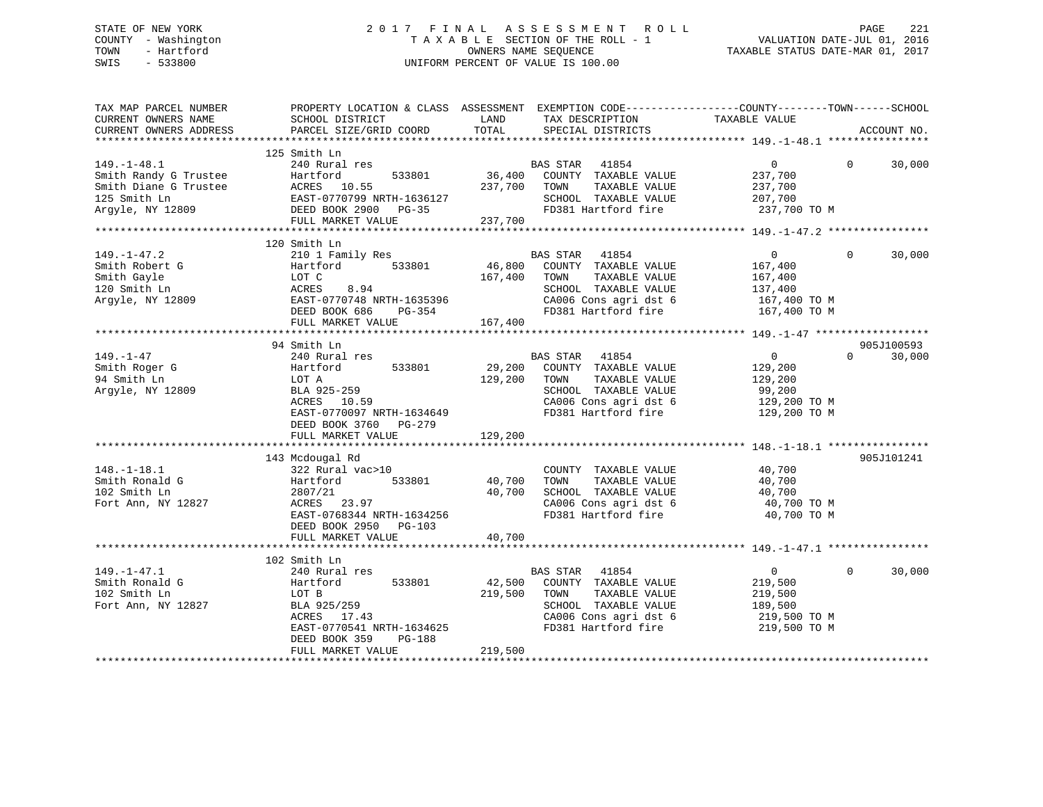STATE OF NEW YORK
COUNTY - Washington
TOWN - Hartford
SWIS - 533800

# 2017 FINAL ASSESSMENT ROLL
TAXABLE SECTION OF THE ROLL - 1
OWNERS NAME SEQUENCE
UNIFORM PERCENT OF VALUE IS 100.00

VALUATION DATE-JUL 01, 2016
TAXABLE STATUS DATE-MAR 01, 2017

| TAX MAP PARCEL NUMBER / CURRENT OWNERS NAME / CURRENT OWNERS ADDRESS | PROPERTY LOCATION & CLASS / SCHOOL DISTRICT / PARCEL SIZE/GRID COORD | ASSESSMENT LAND | TOTAL | EXEMPTION CODE / TAX DESCRIPTION / SPECIAL DISTRICTS | COUNTY TAXABLE VALUE | TOWN | SCHOOL | ACCOUNT NO. |
|---|---|---|---|---|---|---|---|---|
| **149.-1-48.1** | 125 Smith Ln | | | | | | | |
| 149.-1-48.1 | 240 Rural res | | | BAS STAR 41854 | 0 | 0 | 30,000 | |
| Smith Randy G Trustee | Hartford 533801 | 36,400 | | COUNTY TAXABLE VALUE | 237,700 | | | |
| Smith Diane G Trustee | ACRES 10.55 | | 237,700 | TOWN TAXABLE VALUE | 237,700 | | | |
| 125 Smith Ln | EAST-0770799 NRTH-1636127 | | | SCHOOL TAXABLE VALUE | 207,700 | | | |
| Argyle, NY 12809 | DEED BOOK 2900 PG-35 | | | FD381 Hartford fire | 237,700 TO M | | | |
| | FULL MARKET VALUE | | 237,700 | | | | | |
| **149.-1-47.2** | 120 Smith Ln | | | | | | | |
| 149.-1-47.2 | 210 1 Family Res | | | BAS STAR 41854 | 0 | 0 | 30,000 | |
| Smith Robert G | Hartford 533801 | 46,800 | | COUNTY TAXABLE VALUE | 167,400 | | | |
| Smith Gayle | LOT C | | 167,400 | TOWN TAXABLE VALUE | 167,400 | | | |
| 120 Smith Ln | ACRES 8.94 | | | SCHOOL TAXABLE VALUE | 137,400 | | | |
| Argyle, NY 12809 | EAST-0770748 NRTH-1635396 | | | CA006 Cons agri dst 6 | 167,400 TO M | | | |
| | DEED BOOK 686 PG-354 | | | FD381 Hartford fire | 167,400 TO M | | | |
| | FULL MARKET VALUE | | 167,400 | | | | | |
| **149.-1-47** | 94 Smith Ln | | | | | | | 905J100593 |
| 149.-1-47 | 240 Rural res | | | BAS STAR 41854 | 0 | 0 | 30,000 | |
| Smith Roger G | Hartford 533801 | 29,200 | | COUNTY TAXABLE VALUE | 129,200 | | | |
| 94 Smith Ln | LOT A | | 129,200 | TOWN TAXABLE VALUE | 129,200 | | | |
| Argyle, NY 12809 | BLA 925-259 | | | SCHOOL TAXABLE VALUE | 99,200 | | | |
| | ACRES 10.59 | | | CA006 Cons agri dst 6 | 129,200 TO M | | | |
| | EAST-0770097 NRTH-1634649 | | | FD381 Hartford fire | 129,200 TO M | | | |
| | DEED BOOK 3760 PG-279 | | | | | | | |
| | FULL MARKET VALUE | | 129,200 | | | | | |
| **148.-1-18.1** | 143 Mcdougal Rd | | | | | | | 905J101241 |
| 148.-1-18.1 | 322 Rural vac>10 | | | COUNTY TAXABLE VALUE | 40,700 | | | |
| Smith Ronald G | Hartford 533801 | 40,700 | | TOWN TAXABLE VALUE | 40,700 | | | |
| 102 Smith Ln | 2807/21 | | 40,700 | SCHOOL TAXABLE VALUE | 40,700 | | | |
| Fort Ann, NY 12827 | ACRES 23.97 | | | CA006 Cons agri dst 6 | 40,700 TO M | | | |
| | EAST-0768344 NRTH-1634256 | | | FD381 Hartford fire | 40,700 TO M | | | |
| | DEED BOOK 2950 PG-103 | | | | | | | |
| | FULL MARKET VALUE | | 40,700 | | | | | |
| **149.-1-47.1** | 102 Smith Ln | | | | | | | |
| 149.-1-47.1 | 240 Rural res | | | BAS STAR 41854 | 0 | 0 | 30,000 | |
| Smith Ronald G | Hartford 533801 | 42,500 | | COUNTY TAXABLE VALUE | 219,500 | | | |
| 102 Smith Ln | LOT B | | 219,500 | TOWN TAXABLE VALUE | 219,500 | | | |
| Fort Ann, NY 12827 | BLA 925/259 | | | SCHOOL TAXABLE VALUE | 189,500 | | | |
| | ACRES 17.43 | | | CA006 Cons agri dst 6 | 219,500 TO M | | | |
| | EAST-0770541 NRTH-1634625 | | | FD381 Hartford fire | 219,500 TO M | | | |
| | DEED BOOK 359 PG-188 | | | | | | | |
| | FULL MARKET VALUE | | 219,500 | | | | | |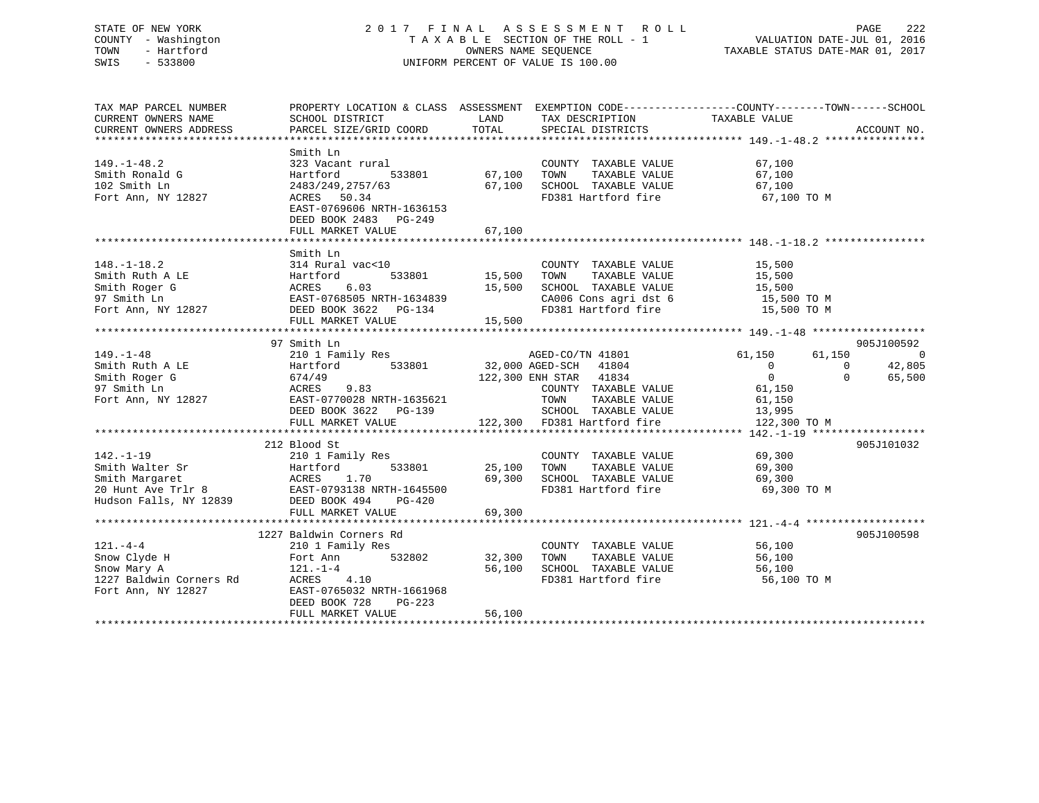STATE OF NEW YORK
COUNTY - Washington
TOWN - Hartford
SWIS - 533800

# 2017 FINAL ASSESSMENT ROLL

TAXABLE SECTION OF THE ROLL - 1
OWNERS NAME SEQUENCE
UNIFORM PERCENT OF VALUE IS 100.00

VALUATION DATE-JUL 01, 2016
TAXABLE STATUS DATE-MAR 01, 2017

| TAX MAP PARCEL NUMBER / CURRENT OWNERS NAME / CURRENT OWNERS ADDRESS | PROPERTY LOCATION & CLASS / SCHOOL DISTRICT / PARCEL SIZE/GRID COORD | ASSESSMENT LAND | TOTAL | EXEMPTION CODE / TAX DESCRIPTION / SPECIAL DISTRICTS | COUNTY TAXABLE VALUE | TOWN | SCHOOL | ACCOUNT NO. |
|---|---|---|---|---|---|---|---|---|
| **149.-1-48.2** | Smith Ln | | | | | | | |
| 149.-1-48.2 | 323 Vacant rural | | | COUNTY TAXABLE VALUE | 67,100 | | | |
| Smith Ronald G | Hartford 533801 | 67,100 | | TOWN TAXABLE VALUE | 67,100 | | | |
| 102 Smith Ln | 2483/249,2757/63 | | 67,100 | SCHOOL TAXABLE VALUE | 67,100 | | | |
| Fort Ann, NY 12827 | ACRES 50.34 | | | FD381 Hartford fire | 67,100 TO M | | | |
| | EAST-0769606 NRTH-1636153 | | | | | | | |
| | DEED BOOK 2483 PG-249 | | | | | | | |
| | FULL MARKET VALUE | | 67,100 | | | | | |
| **148.-1-18.2** | Smith Ln | | | | | | | |
| 148.-1-18.2 | 314 Rural vac<10 | | | COUNTY TAXABLE VALUE | 15,500 | | | |
| Smith Ruth A LE | Hartford 533801 | 15,500 | | TOWN TAXABLE VALUE | 15,500 | | | |
| Smith Roger G | ACRES 6.03 | | 15,500 | SCHOOL TAXABLE VALUE | 15,500 | | | |
| 97 Smith Ln | EAST-0768505 NRTH-1634839 | | | CA006 Cons agri dst 6 | 15,500 TO M | | | |
| Fort Ann, NY 12827 | DEED BOOK 3622 PG-134 | | | FD381 Hartford fire | 15,500 TO M | | | |
| | FULL MARKET VALUE | | 15,500 | | | | | |
| **149.-1-48** | 97 Smith Ln | | | | | | | 905J100592 |
| 149.-1-48 | 210 1 Family Res | | | AGED-CO/TN 41801 | 61,150 | 61,150 | 0 | |
| Smith Ruth A LE | Hartford 533801 | 32,000 | | AGED-SCH 41804 | 0 | 0 | 42,805 | |
| Smith Roger G | 674/49 | | 122,300 | ENH STAR 41834 | 0 | 0 | 65,500 | |
| 97 Smith Ln | ACRES 9.83 | | | COUNTY TAXABLE VALUE | 61,150 | | | |
| Fort Ann, NY 12827 | EAST-0770028 NRTH-1635621 | | | TOWN TAXABLE VALUE | 61,150 | | | |
| | DEED BOOK 3622 PG-139 | | | SCHOOL TAXABLE VALUE | 13,995 | | | |
| | FULL MARKET VALUE | | 122,300 | FD381 Hartford fire | 122,300 TO M | | | |
| **142.-1-19** | 212 Blood St | | | | | | | 905J101032 |
| 142.-1-19 | 210 1 Family Res | | | COUNTY TAXABLE VALUE | 69,300 | | | |
| Smith Walter Sr | Hartford 533801 | 25,100 | | TOWN TAXABLE VALUE | 69,300 | | | |
| Smith Margaret | ACRES 1.70 | | 69,300 | SCHOOL TAXABLE VALUE | 69,300 | | | |
| 20 Hunt Ave Trlr 8 | EAST-0793138 NRTH-1645500 | | | FD381 Hartford fire | 69,300 TO M | | | |
| Hudson Falls, NY 12839 | DEED BOOK 494 PG-420 | | | | | | | |
| | FULL MARKET VALUE | | 69,300 | | | | | |
| **121.-4-4** | 1227 Baldwin Corners Rd | | | | | | | 905J100598 |
| 121.-4-4 | 210 1 Family Res | | | COUNTY TAXABLE VALUE | 56,100 | | | |
| Snow Clyde H | Fort Ann 532802 | 32,300 | | TOWN TAXABLE VALUE | 56,100 | | | |
| Snow Mary A | 121.-1-4 | | 56,100 | SCHOOL TAXABLE VALUE | 56,100 | | | |
| 1227 Baldwin Corners Rd | ACRES 4.10 | | | FD381 Hartford fire | 56,100 TO M | | | |
| Fort Ann, NY 12827 | EAST-0765032 NRTH-1661968 | | | | | | | |
| | DEED BOOK 728 PG-223 | | | | | | | |
| | FULL MARKET VALUE | | 56,100 | | | | | |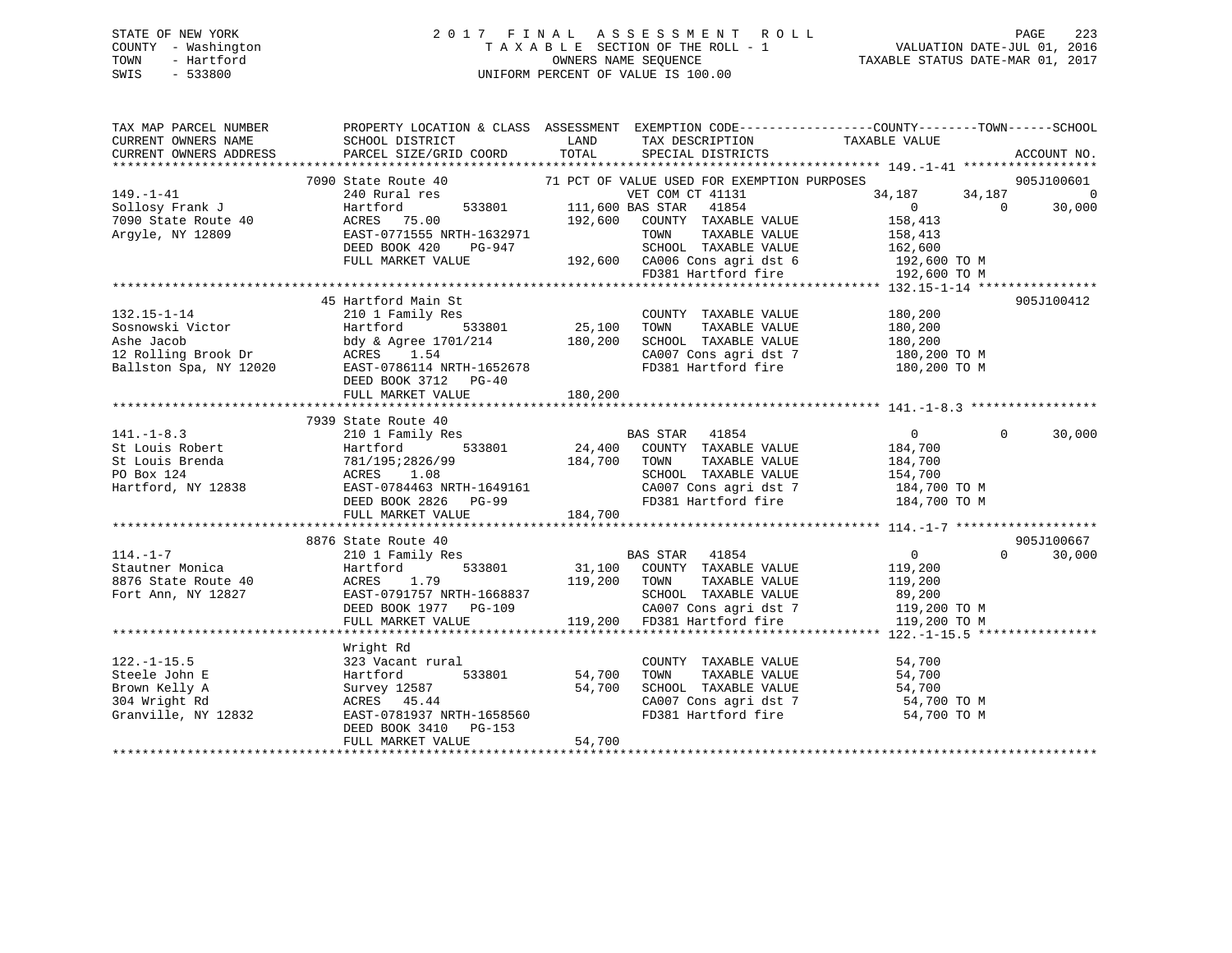STATE OF NEW YORK
COUNTY - Washington
TOWN - Hartford
SWIS - 533800

# 2017 FINAL ASSESSMENT ROLL

TAXABLE SECTION OF THE ROLL - 1
OWNERS NAME SEQUENCE
UNIFORM PERCENT OF VALUE IS 100.00

VALUATION DATE-JUL 01, 2016
TAXABLE STATUS DATE-MAR 01, 2017

```
TAX MAP PARCEL NUMBER      PROPERTY LOCATION & CLASS  ASSESSMENT  EXEMPTION CODE------------------COUNTY--------TOWN------SCHOOL
CURRENT OWNERS NAME        SCHOOL DISTRICT               LAND      TAX DESCRIPTION             TAXABLE VALUE
CURRENT OWNERS ADDRESS     PARCEL SIZE/GRID COORD        TOTAL     SPECIAL DISTRICTS                                        ACCOUNT NO.
******************************************************************************************************* 149.-1-41 ******************
                           7090 State Route 40             71 PCT OF VALUE USED FOR EXEMPTION PURPOSES                     905J100601
149.-1-41                  240 Rural res                        VET COM CT 41131              34,187      34,187          0
Sollosy Frank J            Hartford        533801     111,600 BAS STAR  41854                      0           0     30,000
7090 State Route 40        ACRES  75.00               192,600   COUNTY  TAXABLE VALUE         158,413
Argyle, NY 12809           EAST-0771555 NRTH-1632971            TOWN    TAXABLE VALUE         158,413
                           DEED BOOK 420    PG-947              SCHOOL  TAXABLE VALUE         162,600
                           FULL MARKET VALUE          192,600   CA006 Cons agri dst 6          192,600 TO M
                                                                FD381 Hartford fire            192,600 TO M
******************************************************************************************************* 132.15-1-14 ****************
                           45 Hartford Main St                                                                     905J100412
132.15-1-14                210 1 Family Res                     COUNTY  TAXABLE VALUE         180,200
Sosnowski Victor           Hartford        533801      25,100   TOWN    TAXABLE VALUE         180,200
Ashe Jacob                 bdy & Agree 1701/214       180,200   SCHOOL  TAXABLE VALUE         180,200
12 Rolling Brook Dr        ACRES   1.54                         CA007 Cons agri dst 7          180,200 TO M
Ballston Spa, NY 12020     EAST-0786114 NRTH-1652678            FD381 Hartford fire            180,200 TO M
                           DEED BOOK 3712   PG-40
                           FULL MARKET VALUE          180,200
******************************************************************************************************* 141.-1-8.3 *****************
                           7939 State Route 40
141.-1-8.3                 210 1 Family Res                     BAS STAR  41854                    0           0     30,000
St Louis Robert            Hartford        533801      24,400   COUNTY  TAXABLE VALUE         184,700
St Louis Brenda            781/195;2826/99            184,700   TOWN    TAXABLE VALUE         184,700
PO Box 124                 ACRES   1.08                         SCHOOL  TAXABLE VALUE         154,700
Hartford, NY 12838         EAST-0784463 NRTH-1649161            CA007 Cons agri dst 7          184,700 TO M
                           DEED BOOK 2826   PG-99               FD381 Hartford fire            184,700 TO M
                           FULL MARKET VALUE          184,700
******************************************************************************************************* 114.-1-7 *******************
                           8876 State Route 40                                                                     905J100667
114.-1-7                   210 1 Family Res                     BAS STAR  41854                    0           0     30,000
Stautner Monica            Hartford        533801      31,100   COUNTY  TAXABLE VALUE         119,200
8876 State Route 40        ACRES   1.79               119,200   TOWN    TAXABLE VALUE         119,200
Fort Ann, NY 12827         EAST-0791757 NRTH-1668837            SCHOOL  TAXABLE VALUE          89,200
                           DEED BOOK 1977   PG-109              CA007 Cons agri dst 7          119,200 TO M
                           FULL MARKET VALUE          119,200   FD381 Hartford fire            119,200 TO M
******************************************************************************************************* 122.-1-15.5 ****************
                           Wright Rd
122.-1-15.5                323 Vacant rural                     COUNTY  TAXABLE VALUE          54,700
Steele John E              Hartford        533801      54,700   TOWN    TAXABLE VALUE          54,700
Brown Kelly A              Survey 12587                54,700   SCHOOL  TAXABLE VALUE          54,700
304 Wright Rd              ACRES  45.44                         CA007 Cons agri dst 7           54,700 TO M
Granville, NY 12832        EAST-0781937 NRTH-1658560            FD381 Hartford fire             54,700 TO M
                           DEED BOOK 3410   PG-153
                           FULL MARKET VALUE           54,700
************************************************************************************************************************************
```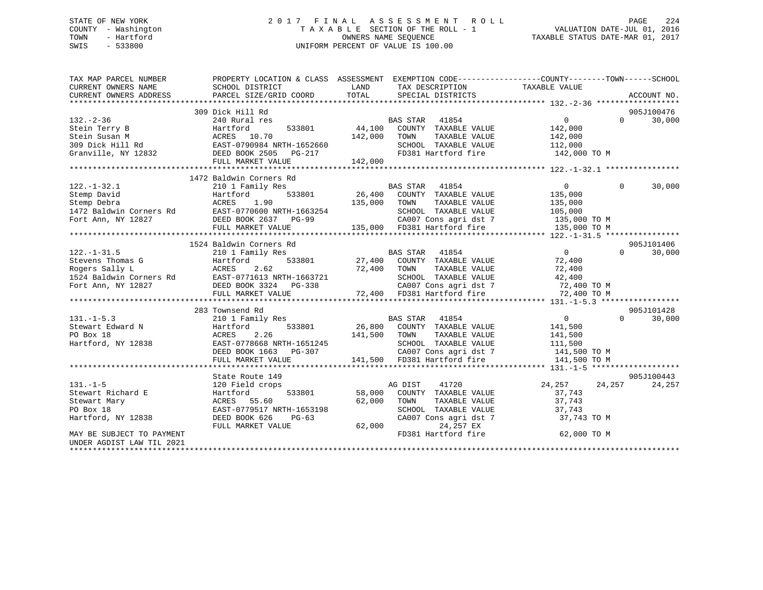STATE OF NEW YORK
COUNTY - Washington
TOWN - Hartford
SWIS - 533800

2017 FINAL ASSESSMENT ROLL
TAXABLE SECTION OF THE ROLL - 1
OWNERS NAME SEQUENCE
UNIFORM PERCENT OF VALUE IS 100.00

VALUATION DATE-JUL 01, 2016
TAXABLE STATUS DATE-MAR 01, 2017

```
TAX MAP PARCEL NUMBER          PROPERTY LOCATION & CLASS  ASSESSMENT  EXEMPTION CODE------------------COUNTY--------TOWN------SCHOOL
CURRENT OWNERS NAME            SCHOOL DISTRICT              LAND      TAX DESCRIPTION              TAXABLE VALUE
CURRENT OWNERS ADDRESS         PARCEL SIZE/GRID COORD       TOTAL     SPECIAL DISTRICTS                                  ACCOUNT NO.
******************************************************************************************************* 132.-2-36 ******************
                               309 Dick Hill Rd                                                                          905J100476
132.-2-36                      240 Rural res                          BAS STAR   41854                 0            0        30,000
Stein Terry B                  Hartford          533801     44,100    COUNTY  TAXABLE VALUE            142,000
Stein Susan M                  ACRES   10.70               142,000    TOWN    TAXABLE VALUE            142,000
309 Dick Hill Rd               EAST-0790984 NRTH-1652660              SCHOOL  TAXABLE VALUE            112,000
Granville, NY 12832            DEED BOOK 2505   PG-217                FD381 Hartford fire              142,000 TO M
                               FULL MARKET VALUE           142,000
******************************************************************************************************* 122.-1-32.1 ****************
                               1472 Baldwin Corners Rd
122.-1-32.1                    210 1 Family Res                       BAS STAR   41854                 0            0        30,000
Stemp David                    Hartford          533801     26,400    COUNTY  TAXABLE VALUE            135,000
Stemp Debra                    ACRES    1.90               135,000    TOWN    TAXABLE VALUE            135,000
1472 Baldwin Corners Rd        EAST-0770600 NRTH-1663254              SCHOOL  TAXABLE VALUE            105,000
Fort Ann, NY 12827             DEED BOOK 2637   PG-99                 CA007 Cons agri dst 7            135,000 TO M
                               FULL MARKET VALUE           135,000    FD381 Hartford fire              135,000 TO M
******************************************************************************************************* 122.-1-31.5 ****************
                               1524 Baldwin Corners Rd                                                                   905J101406
122.-1-31.5                    210 1 Family Res                       BAS STAR   41854                 0            0        30,000
Stevens Thomas G               Hartford          533801     27,400    COUNTY  TAXABLE VALUE             72,400
Rogers Sally L                 ACRES    2.62                72,400    TOWN    TAXABLE VALUE             72,400
1524 Baldwin Corners Rd        EAST-0771613 NRTH-1663721              SCHOOL  TAXABLE VALUE             42,400
Fort Ann, NY 12827             DEED BOOK 3324   PG-338                CA007 Cons agri dst 7             72,400 TO M
                               FULL MARKET VALUE            72,400    FD381 Hartford fire               72,400 TO M
******************************************************************************************************* 131.-1-5.3 *****************
                               283 Townsend Rd                                                                           905J101428
131.-1-5.3                     210 1 Family Res                       BAS STAR   41854                 0            0        30,000
Stewart Edward N               Hartford          533801     26,800    COUNTY  TAXABLE VALUE            141,500
PO Box 18                      ACRES    2.26               141,500    TOWN    TAXABLE VALUE            141,500
Hartford, NY 12838             EAST-0778668 NRTH-1651245              SCHOOL  TAXABLE VALUE            111,500
                               DEED BOOK 1663   PG-307                CA007 Cons agri dst 7            141,500 TO M
                               FULL MARKET VALUE           141,500    FD381 Hartford fire              141,500 TO M
******************************************************************************************************* 131.-1-5 *******************
                               State Route 149                                                                           905J100443
131.-1-5                       120 Field crops                        AG DIST    41720            24,257       24,257       24,257
Stewart Richard E              Hartford          533801     58,000    COUNTY  TAXABLE VALUE             37,743
Stewart Mary                   ACRES   55.60                62,000    TOWN    TAXABLE VALUE             37,743
PO Box 18                      EAST-0779517 NRTH-1653198              SCHOOL  TAXABLE VALUE             37,743
Hartford, NY 12838             DEED BOOK 626    PG-63                 CA007 Cons agri dst 7             37,743 TO M
                               FULL MARKET VALUE            62,000           24,257 EX
MAY BE SUBJECT TO PAYMENT                                             FD381 Hartford fire               62,000 TO M
UNDER AGDIST LAW TIL 2021
************************************************************************************************************************************
```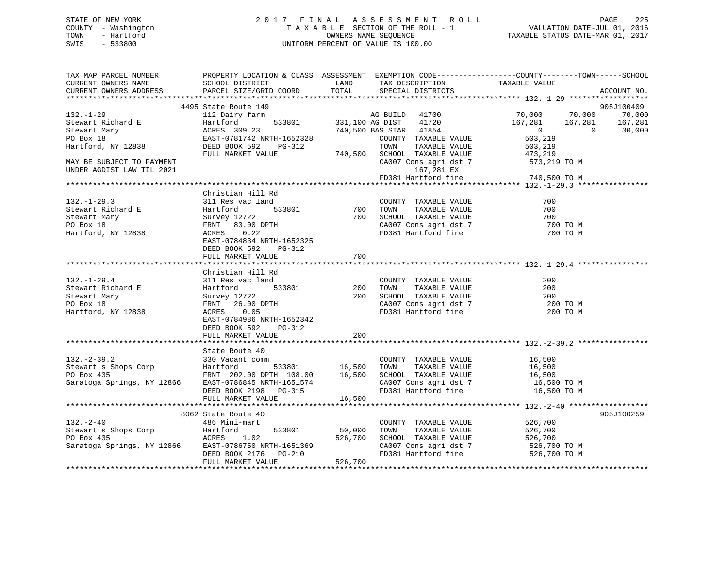STATE OF NEW YORK
COUNTY - Washington
TOWN - Hartford
SWIS - 533800

2017 FINAL ASSESSMENT ROLL
TAXABLE SECTION OF THE ROLL - 1
OWNERS NAME SEQUENCE
UNIFORM PERCENT OF VALUE IS 100.00

VALUATION DATE-JUL 01, 2016
TAXABLE STATUS DATE-MAR 01, 2017

```
TAX MAP PARCEL NUMBER          PROPERTY LOCATION & CLASS  ASSESSMENT  EXEMPTION CODE-----------------COUNTY--------TOWN------SCHOOL
CURRENT OWNERS NAME            SCHOOL DISTRICT             LAND       TAX DESCRIPTION              TAXABLE VALUE
CURRENT OWNERS ADDRESS         PARCEL SIZE/GRID COORD      TOTAL      SPECIAL DISTRICTS                                      ACCOUNT NO.
******************************************************************************************************* 132.-1-29 ******************
                               4495 State Route 149                                                                          905J100409
132.-1-29                      112 Dairy farm                          AG BUILD   41700           70,000        70,000        70,000
Stewart Richard E              Hartford          533801     331,100 AG DIST    41720          167,281       167,281       167,281
Stewart Mary                   ACRES  309.23               740,500 BAS STAR   41854                0             0         30,000
PO Box 18                      EAST-0781742 NRTH-1652328              COUNTY  TAXABLE VALUE          503,219
Hartford, NY 12838             DEED BOOK 592    PG-312                TOWN    TAXABLE VALUE          503,219
                               FULL MARKET VALUE           740,500   SCHOOL  TAXABLE VALUE          473,219
MAY BE SUBJECT TO PAYMENT                                             CA007 Cons agri dst 7          573,219 TO M
UNDER AGDIST LAW TIL 2021                                                 167,281 EX
                                                                      FD381 Hartford fire            740,500 TO M
******************************************************************************************************* 132.-1-29.3 ****************
                               Christian Hill Rd
132.-1-29.3                    311 Res vac land                       COUNTY  TAXABLE VALUE              700
Stewart Richard E              Hartford          533801         700   TOWN    TAXABLE VALUE              700
Stewart Mary                   Survey 12722                     700   SCHOOL  TAXABLE VALUE              700
PO Box 18                      FRNT   83.00 DPTH                      CA007 Cons agri dst 7              700 TO M
Hartford, NY 12838             ACRES    0.22                          FD381 Hartford fire                700 TO M
                               EAST-0784834 NRTH-1652325
                               DEED BOOK 592    PG-312
                               FULL MARKET VALUE                700
******************************************************************************************************* 132.-1-29.4 ****************
                               Christian Hill Rd
132.-1-29.4                    311 Res vac land                       COUNTY  TAXABLE VALUE              200
Stewart Richard E              Hartford          533801         200   TOWN    TAXABLE VALUE              200
Stewart Mary                   Survey 12722                     200   SCHOOL  TAXABLE VALUE              200
PO Box 18                      FRNT   26.00 DPTH                      CA007 Cons agri dst 7              200 TO M
Hartford, NY 12838             ACRES    0.05                          FD381 Hartford fire                200 TO M
                               EAST-0784986 NRTH-1652342
                               DEED BOOK 592    PG-312
                               FULL MARKET VALUE                200
******************************************************************************************************* 132.-2-39.2 ****************
                               State Route 40
132.-2-39.2                    330 Vacant comm                        COUNTY  TAXABLE VALUE           16,500
Stewart's Shops Corp           Hartford          533801      16,500   TOWN    TAXABLE VALUE           16,500
PO Box 435                     FRNT  202.00 DPTH 108.00      16,500   SCHOOL  TAXABLE VALUE           16,500
Saratoga Springs, NY 12866     EAST-0786845 NRTH-1651574              CA007 Cons agri dst 7           16,500 TO M
                               DEED BOOK 2198   PG-315                FD381 Hartford fire             16,500 TO M
                               FULL MARKET VALUE             16,500
******************************************************************************************************* 132.-2-40 ******************
                               8062 State Route 40                                                                           905J100259
132.-2-40                      486 Mini-mart                          COUNTY  TAXABLE VALUE          526,700
Stewart's Shops Corp           Hartford          533801      50,000   TOWN    TAXABLE VALUE          526,700
PO Box 435                     ACRES    1.02                526,700   SCHOOL  TAXABLE VALUE          526,700
Saratoga Springs, NY 12866     EAST-0786750 NRTH-1651369              CA007 Cons agri dst 7          526,700 TO M
                               DEED BOOK 2176   PG-210                FD381 Hartford fire            526,700 TO M
                               FULL MARKET VALUE            526,700
************************************************************************************************************************************
```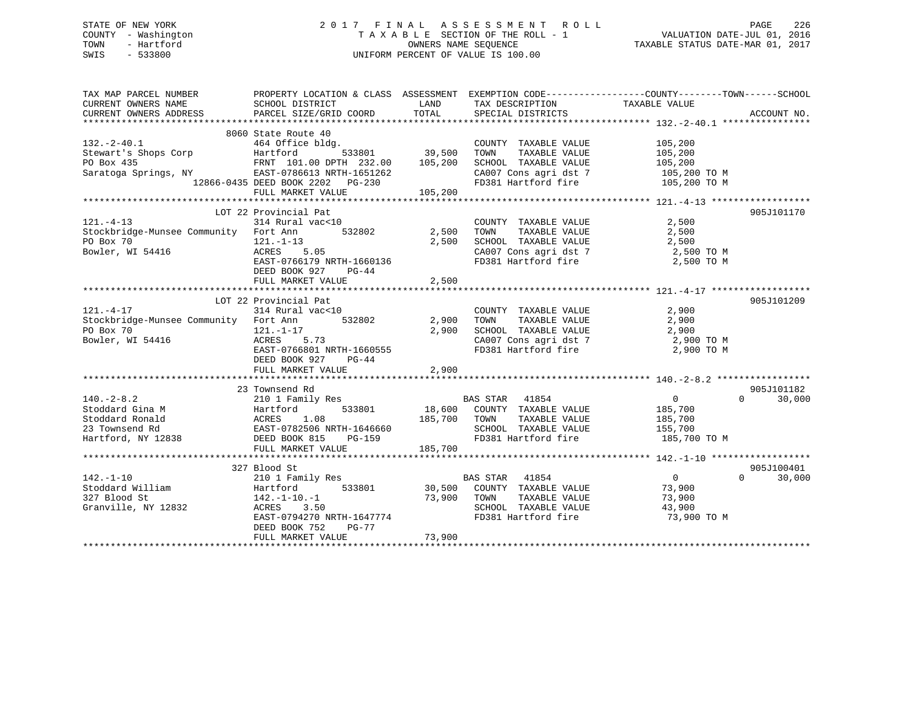STATE OF NEW YORK
COUNTY - Washington
TOWN - Hartford
SWIS - 533800

2017 FINAL ASSESSMENT ROLL
TAXABLE SECTION OF THE ROLL - 1
OWNERS NAME SEQUENCE
UNIFORM PERCENT OF VALUE IS 100.00

VALUATION DATE-JUL 01, 2016
TAXABLE STATUS DATE-MAR 01, 2017

| TAX MAP PARCEL NUMBER / CURRENT OWNERS NAME / CURRENT OWNERS ADDRESS | PROPERTY LOCATION & CLASS / SCHOOL DISTRICT / PARCEL SIZE/GRID COORD | ASSESSMENT LAND / TOTAL | EXEMPTION CODE / TAX DESCRIPTION / SPECIAL DISTRICTS | COUNTY TAXABLE VALUE | TOWN | SCHOOL | ACCOUNT NO. |
|---|---|---|---|---|---|---|---|
| 132.-2-40.1 | 8060 State Route 40 | | | | | | |
| | 464 Office bldg. | | COUNTY TAXABLE VALUE | 105,200 | | | |
| Stewart's Shops Corp | Hartford 533801 | 39,500 | TOWN TAXABLE VALUE | 105,200 | | | |
| PO Box 435 | FRNT 101.00 DPTH 232.00 | 105,200 | SCHOOL TAXABLE VALUE | 105,200 | | | |
| Saratoga Springs, NY | EAST-0786613 NRTH-1651262 | | CA007 Cons agri dst 7 | 105,200 TO M | | | |
| 12866-0435 | DEED BOOK 2202 PG-230 | | FD381 Hartford fire | 105,200 TO M | | | |
| | FULL MARKET VALUE | 105,200 | | | | | |
| 121.-4-13 | LOT 22 Provincial Pat | | | | | | 905J101170 |
| | 314 Rural vac<10 | | COUNTY TAXABLE VALUE | 2,500 | | | |
| Stockbridge-Munsee Community | Fort Ann 532802 | 2,500 | TOWN TAXABLE VALUE | 2,500 | | | |
| PO Box 70 | 121.-1-13 | 2,500 | SCHOOL TAXABLE VALUE | 2,500 | | | |
| Bowler, WI 54416 | ACRES 5.05 | | CA007 Cons agri dst 7 | 2,500 TO M | | | |
| | EAST-0766179 NRTH-1660136 | | FD381 Hartford fire | 2,500 TO M | | | |
| | DEED BOOK 927 PG-44 | | | | | | |
| | FULL MARKET VALUE | 2,500 | | | | | |
| 121.-4-17 | LOT 22 Provincial Pat | | | | | | 905J101209 |
| | 314 Rural vac<10 | | COUNTY TAXABLE VALUE | 2,900 | | | |
| Stockbridge-Munsee Community | Fort Ann 532802 | 2,900 | TOWN TAXABLE VALUE | 2,900 | | | |
| PO Box 70 | 121.-1-17 | 2,900 | SCHOOL TAXABLE VALUE | 2,900 | | | |
| Bowler, WI 54416 | ACRES 5.73 | | CA007 Cons agri dst 7 | 2,900 TO M | | | |
| | EAST-0766801 NRTH-1660555 | | FD381 Hartford fire | 2,900 TO M | | | |
| | DEED BOOK 927 PG-44 | | | | | | |
| | FULL MARKET VALUE | 2,900 | | | | | |
| 140.-2-8.2 | 23 Townsend Rd | | | | | | 905J101182 |
| | 210 1 Family Res | | BAS STAR 41854 | 0 | 0 | 30,000 | |
| Stoddard Gina M | Hartford 533801 | 18,600 | COUNTY TAXABLE VALUE | 185,700 | | | |
| Stoddard Ronald | ACRES 1.08 | 185,700 | TOWN TAXABLE VALUE | 185,700 | | | |
| 23 Townsend Rd | EAST-0782506 NRTH-1646660 | | SCHOOL TAXABLE VALUE | 155,700 | | | |
| Hartford, NY 12838 | DEED BOOK 815 PG-159 | | FD381 Hartford fire | 185,700 TO M | | | |
| | FULL MARKET VALUE | 185,700 | | | | | |
| 142.-1-10 | 327 Blood St | | | | | | 905J100401 |
| | 210 1 Family Res | | BAS STAR 41854 | 0 | 0 | 30,000 | |
| Stoddard William | Hartford 533801 | 30,500 | COUNTY TAXABLE VALUE | 73,900 | | | |
| 327 Blood St | 142.-1-10.-1 | 73,900 | TOWN TAXABLE VALUE | 73,900 | | | |
| Granville, NY 12832 | ACRES 3.50 | | SCHOOL TAXABLE VALUE | 43,900 | | | |
| | EAST-0794270 NRTH-1647774 | | FD381 Hartford fire | 73,900 TO M | | | |
| | DEED BOOK 752 PG-77 | | | | | | |
| | FULL MARKET VALUE | 73,900 | | | | | |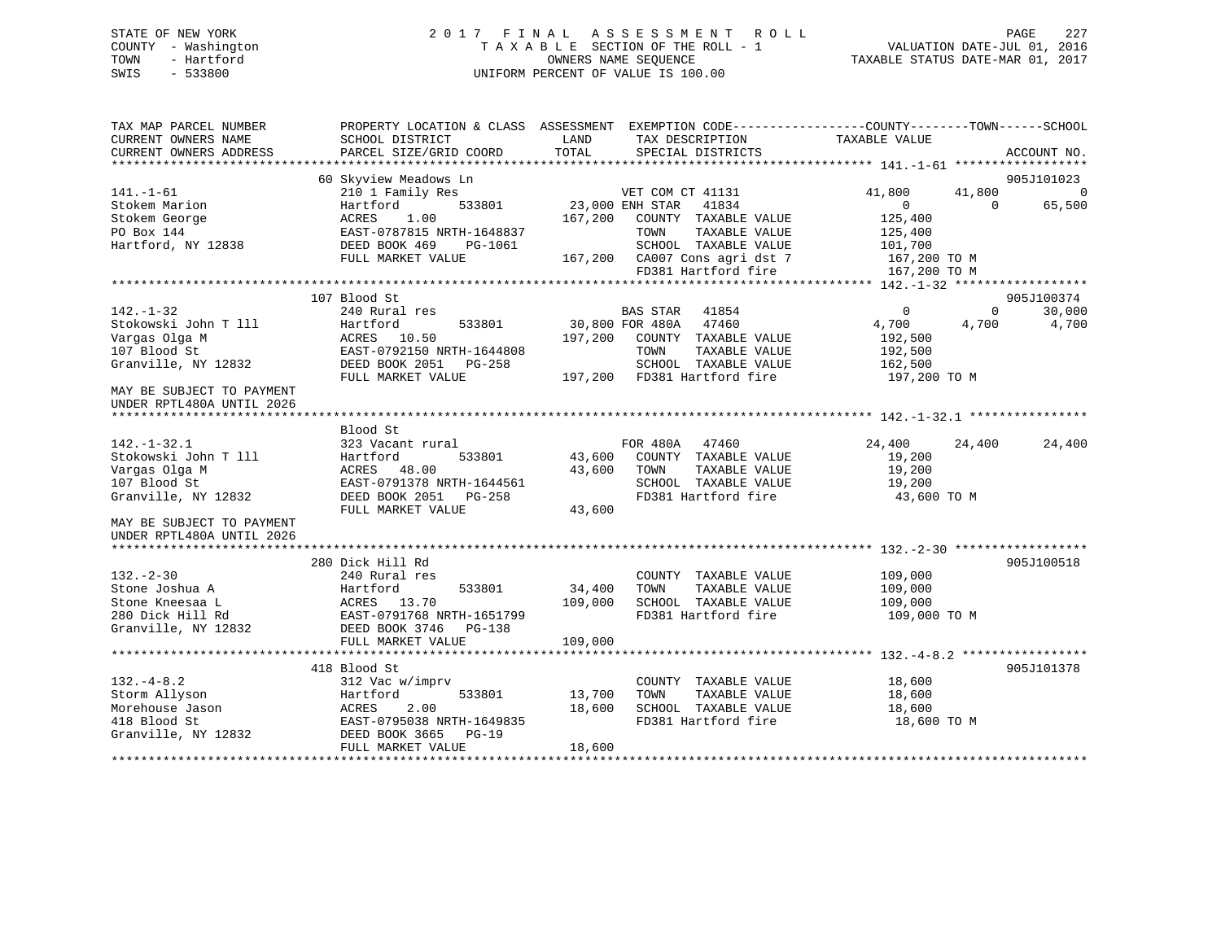STATE OF NEW YORK
COUNTY - Washington
TOWN - Hartford
SWIS - 533800

# 2017 FINAL ASSESSMENT ROLL

TAXABLE SECTION OF THE ROLL - 1
OWNERS NAME SEQUENCE
UNIFORM PERCENT OF VALUE IS 100.00

VALUATION DATE-JUL 01, 2016
TAXABLE STATUS DATE-MAR 01, 2017

```
TAX MAP PARCEL NUMBER          PROPERTY LOCATION & CLASS  ASSESSMENT  EXEMPTION CODE-----------------COUNTY--------TOWN------SCHOOL
CURRENT OWNERS NAME            SCHOOL DISTRICT              LAND       TAX DESCRIPTION            TAXABLE VALUE
CURRENT OWNERS ADDRESS         PARCEL SIZE/GRID COORD       TOTAL      SPECIAL DISTRICTS                                     ACCOUNT NO.
******************************************************************************************************* 141.-1-61 ******************
                               60 Skyview Meadows Ln                                                                          905J101023
141.-1-61                      210 1 Family Res                  VET COM CT 41131             41,800      41,800           0
Stokem Marion                  Hartford          533801     23,000 ENH STAR  41834                 0           0      65,500
Stokem George                  ACRES    1.00               167,200   COUNTY  TAXABLE VALUE       125,400
PO Box 144                     EAST-0787815 NRTH-1648837             TOWN    TAXABLE VALUE       125,400
Hartford, NY 12838             DEED BOOK 469    PG-1061              SCHOOL  TAXABLE VALUE       101,700
                               FULL MARKET VALUE           167,200   CA007 Cons agri dst 7        167,200 TO M
                                                                     FD381 Hartford fire          167,200 TO M
******************************************************************************************************* 142.-1-32 ******************
                               107 Blood St                                                                                   905J100374
142.-1-32                      240 Rural res                     BAS STAR   41854                  0           0      30,000
Stokowski John T lll           Hartford          533801     30,800 FOR 480A  47460              4,700       4,700       4,700
Vargas Olga M                  ACRES   10.50               197,200   COUNTY  TAXABLE VALUE       192,500
107 Blood St                   EAST-0792150 NRTH-1644808             TOWN    TAXABLE VALUE       192,500
Granville, NY 12832            DEED BOOK 2051   PG-258               SCHOOL  TAXABLE VALUE       162,500
                               FULL MARKET VALUE           197,200   FD381 Hartford fire          197,200 TO M
MAY BE SUBJECT TO PAYMENT
UNDER RPTL480A UNTIL 2026
******************************************************************************************************* 142.-1-32.1 ****************
                               Blood St
142.-1-32.1                    323 Vacant rural                  FOR 480A   47460             24,400      24,400      24,400
Stokowski John T lll           Hartford          533801     43,600   COUNTY  TAXABLE VALUE        19,200
Vargas Olga M                  ACRES   48.00                43,600   TOWN    TAXABLE VALUE        19,200
107 Blood St                   EAST-0791378 NRTH-1644561             SCHOOL  TAXABLE VALUE        19,200
Granville, NY 12832            DEED BOOK 2051   PG-258               FD381 Hartford fire           43,600 TO M
                               FULL MARKET VALUE            43,600
MAY BE SUBJECT TO PAYMENT
UNDER RPTL480A UNTIL 2026
******************************************************************************************************* 132.-2-30 ******************
                               280 Dick Hill Rd                                                                               905J100518
132.-2-30                      240 Rural res                         COUNTY  TAXABLE VALUE       109,000
Stone Joshua A                 Hartford          533801     34,400   TOWN    TAXABLE VALUE       109,000
Stone Kneesaa L                ACRES   13.70               109,000   SCHOOL  TAXABLE VALUE       109,000
280 Dick Hill Rd               EAST-0791768 NRTH-1651799             FD381 Hartford fire          109,000 TO M
Granville, NY 12832            DEED BOOK 3746   PG-138
                               FULL MARKET VALUE           109,000
******************************************************************************************************* 132.-4-8.2 *****************
                               418 Blood St                                                                                   905J101378
132.-4-8.2                     312 Vac w/imprv                       COUNTY  TAXABLE VALUE        18,600
Storm Allyson                  Hartford          533801     13,700   TOWN    TAXABLE VALUE        18,600
Morehouse Jason                ACRES    2.00                18,600   SCHOOL  TAXABLE VALUE        18,600
418 Blood St                   EAST-0795038 NRTH-1649835             FD381 Hartford fire           18,600 TO M
Granville, NY 12832            DEED BOOK 3665   PG-19
                               FULL MARKET VALUE            18,600
************************************************************************************************************************************
```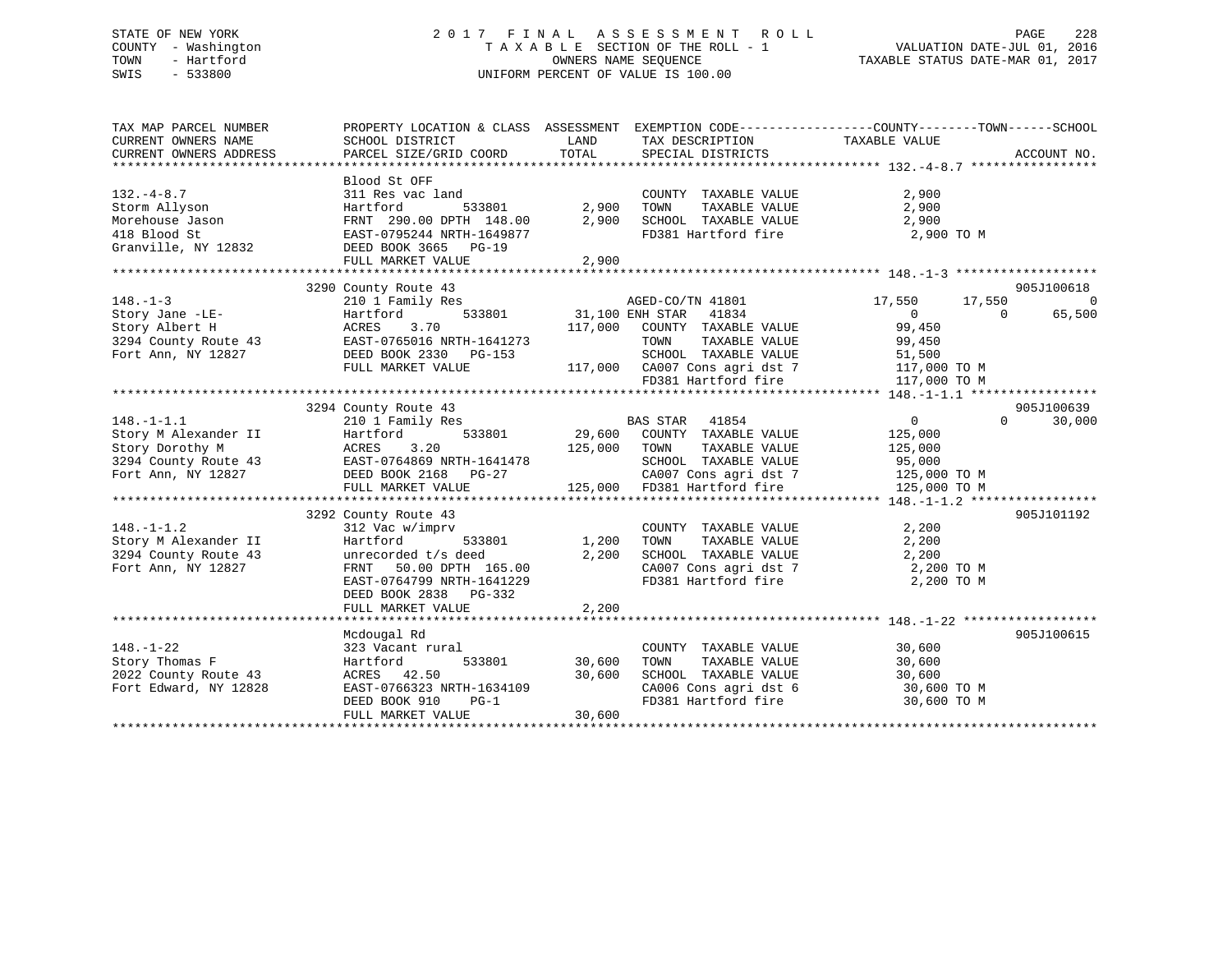STATE OF NEW YORK
COUNTY - Washington
TOWN - Hartford
SWIS - 533800

# 2017 FINAL ASSESSMENT ROLL

TAXABLE SECTION OF THE ROLL - 1
OWNERS NAME SEQUENCE
UNIFORM PERCENT OF VALUE IS 100.00

VALUATION DATE-JUL 01, 2016
TAXABLE STATUS DATE-MAR 01, 2017

```
TAX MAP PARCEL NUMBER          PROPERTY LOCATION & CLASS  ASSESSMENT  EXEMPTION CODE------------------COUNTY--------TOWN------SCHOOL
CURRENT OWNERS NAME            SCHOOL DISTRICT              LAND      TAX DESCRIPTION              TAXABLE VALUE
CURRENT OWNERS ADDRESS         PARCEL SIZE/GRID COORD       TOTAL     SPECIAL DISTRICTS                                     ACCOUNT NO.
******************************************************************************************************* 132.-4-8.7 *****************
                               Blood St OFF
132.-4-8.7                     311 Res vac land                       COUNTY  TAXABLE VALUE             2,900
Storm Allyson                  Hartford          533801      2,900    TOWN    TAXABLE VALUE             2,900
Morehouse Jason                FRNT 290.00 DPTH 148.00       2,900    SCHOOL  TAXABLE VALUE             2,900
418 Blood St                   EAST-0795244 NRTH-1649877              FD381 Hartford fire                2,900 TO M
Granville, NY 12832            DEED BOOK 3665   PG-19
                               FULL MARKET VALUE             2,900
******************************************************************************************************* 148.-1-3 *******************
                               3290 County Route 43                                                                  905J100618
148.-1-3                       210 1 Family Res                       AGED-CO/TN 41801              17,550      17,550          0
Story Jane -LE-                Hartford          533801     31,100 ENH STAR   41834                     0           0     65,500
Story Albert H                 ACRES    3.70               117,000    COUNTY  TAXABLE VALUE            99,450
3294 County Route 43           EAST-0765016 NRTH-1641273              TOWN    TAXABLE VALUE            99,450
Fort Ann, NY 12827             DEED BOOK 2330   PG-153                SCHOOL  TAXABLE VALUE            51,500
                               FULL MARKET VALUE           117,000    CA007 Cons agri dst 7            117,000 TO M
                                                                      FD381 Hartford fire              117,000 TO M
******************************************************************************************************* 148.-1-1.1 *****************
                               3294 County Route 43                                                                  905J100639
148.-1-1.1                     210 1 Family Res                       BAS STAR   41854                     0           0     30,000
Story M Alexander II           Hartford          533801     29,600    COUNTY  TAXABLE VALUE           125,000
Story Dorothy M                ACRES    3.20               125,000    TOWN    TAXABLE VALUE           125,000
3294 County Route 43           EAST-0764869 NRTH-1641478              SCHOOL  TAXABLE VALUE            95,000
Fort Ann, NY 12827             DEED BOOK 2168   PG-27                 CA007 Cons agri dst 7            125,000 TO M
                               FULL MARKET VALUE           125,000    FD381 Hartford fire              125,000 TO M
******************************************************************************************************* 148.-1-1.2 *****************
                               3292 County Route 43                                                                  905J101192
148.-1-1.2                     312 Vac w/imprv                        COUNTY  TAXABLE VALUE             2,200
Story M Alexander II           Hartford          533801      1,200    TOWN    TAXABLE VALUE             2,200
3294 County Route 43           unrecorded t/s deed           2,200    SCHOOL  TAXABLE VALUE             2,200
Fort Ann, NY 12827             FRNT  50.00 DPTH 165.00                CA007 Cons agri dst 7              2,200 TO M
                               EAST-0764799 NRTH-1641229              FD381 Hartford fire                2,200 TO M
                               DEED BOOK 2838   PG-332
                               FULL MARKET VALUE             2,200
******************************************************************************************************* 148.-1-22 ******************
                               Mcdougal Rd                                                                           905J100615
148.-1-22                      323 Vacant rural                       COUNTY  TAXABLE VALUE            30,600
Story Thomas F                 Hartford          533801     30,600    TOWN    TAXABLE VALUE            30,600
2022 County Route 43           ACRES   42.50                30,600    SCHOOL  TAXABLE VALUE            30,600
Fort Edward, NY 12828          EAST-0766323 NRTH-1634109              CA006 Cons agri dst 6             30,600 TO M
                               DEED BOOK 910    PG-1                  FD381 Hartford fire               30,600 TO M
                               FULL MARKET VALUE            30,600
************************************************************************************************************************************
```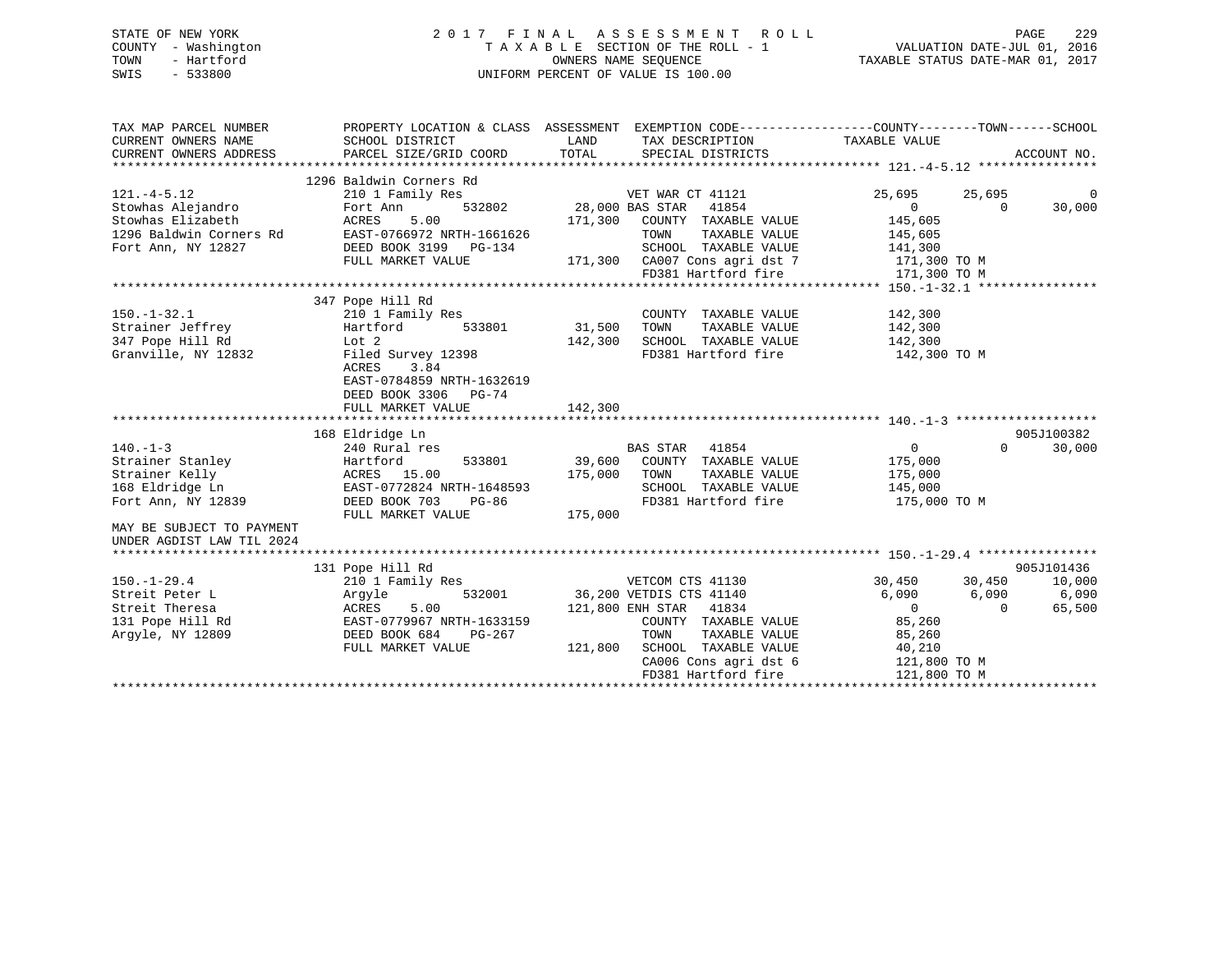STATE OF NEW YORK
COUNTY - Washington
TOWN - Hartford
SWIS - 533800

# 2017 FINAL ASSESSMENT ROLL
TAXABLE SECTION OF THE ROLL - 1
OWNERS NAME SEQUENCE
UNIFORM PERCENT OF VALUE IS 100.00

VALUATION DATE-JUL 01, 2016
TAXABLE STATUS DATE-MAR 01, 2017

```
TAX MAP PARCEL NUMBER          PROPERTY LOCATION & CLASS  ASSESSMENT  EXEMPTION CODE------------------COUNTY--------TOWN------SCHOOL
CURRENT OWNERS NAME            SCHOOL DISTRICT              LAND      TAX DESCRIPTION            TAXABLE VALUE
CURRENT OWNERS ADDRESS         PARCEL SIZE/GRID COORD       TOTAL     SPECIAL DISTRICTS                                      ACCOUNT NO.
******************************************************************************************************* 121.-4-5.12 ****************
                               1296 Baldwin Corners Rd
121.-4-5.12                    210 1 Family Res                    VET WAR CT 41121           25,695      25,695           0
Stowhas Alejandro              Fort Ann        532802      28,000 BAS STAR   41854                0           0       30,000
Stowhas Elizabeth              ACRES     5.00             171,300   COUNTY  TAXABLE VALUE       145,605
1296 Baldwin Corners Rd        EAST-0766972 NRTH-1661626            TOWN    TAXABLE VALUE       145,605
Fort Ann, NY 12827             DEED BOOK 3199   PG-134              SCHOOL  TAXABLE VALUE       141,300
                               FULL MARKET VALUE          171,300   CA007 Cons agri dst 7        171,300 TO M
                                                                    FD381 Hartford fire          171,300 TO M
******************************************************************************************************* 150.-1-32.1 ****************
                               347 Pope Hill Rd
150.-1-32.1                    210 1 Family Res                     COUNTY  TAXABLE VALUE       142,300
Strainer Jeffrey               Hartford        533801      31,500   TOWN    TAXABLE VALUE       142,300
347 Pope Hill Rd               Lot 2                      142,300   SCHOOL  TAXABLE VALUE       142,300
Granville, NY 12832            Filed Survey 12398                   FD381 Hartford fire          142,300 TO M
                               ACRES     3.84
                               EAST-0784859 NRTH-1632619
                               DEED BOOK 3306   PG-74
                               FULL MARKET VALUE          142,300
******************************************************************************************************* 140.-1-3 *******************
                               168 Eldridge Ln                                                                         905J100382
140.-1-3                       240 Rural res                       BAS STAR   41854                0           0       30,000
Strainer Stanley               Hartford        533801      39,600   COUNTY  TAXABLE VALUE       175,000
Strainer Kelly                 ACRES    15.00             175,000   TOWN    TAXABLE VALUE       175,000
168 Eldridge Ln                EAST-0772824 NRTH-1648593            SCHOOL  TAXABLE VALUE       145,000
Fort Ann, NY 12839             DEED BOOK 703    PG-86               FD381 Hartford fire          175,000 TO M
                               FULL MARKET VALUE          175,000
MAY BE SUBJECT TO PAYMENT
UNDER AGDIST LAW TIL 2024
******************************************************************************************************* 150.-1-29.4 ****************
                               131 Pope Hill Rd                                                                        905J101436
150.-1-29.4                    210 1 Family Res                    VETCOM CTS 41130           30,450      30,450      10,000
Streit Peter L                 Argyle          532001      36,200 VETDIS CTS 41140             6,090       6,090       6,090
Streit Theresa                 ACRES     5.00             121,800 ENH STAR   41834                0           0       65,500
131 Pope Hill Rd               EAST-0779967 NRTH-1633159            COUNTY  TAXABLE VALUE        85,260
Argyle, NY 12809               DEED BOOK 684    PG-267              TOWN    TAXABLE VALUE        85,260
                               FULL MARKET VALUE          121,800   SCHOOL  TAXABLE VALUE        40,210
                                                                    CA006 Cons agri dst 6        121,800 TO M
                                                                    FD381 Hartford fire          121,800 TO M
************************************************************************************************************************************
```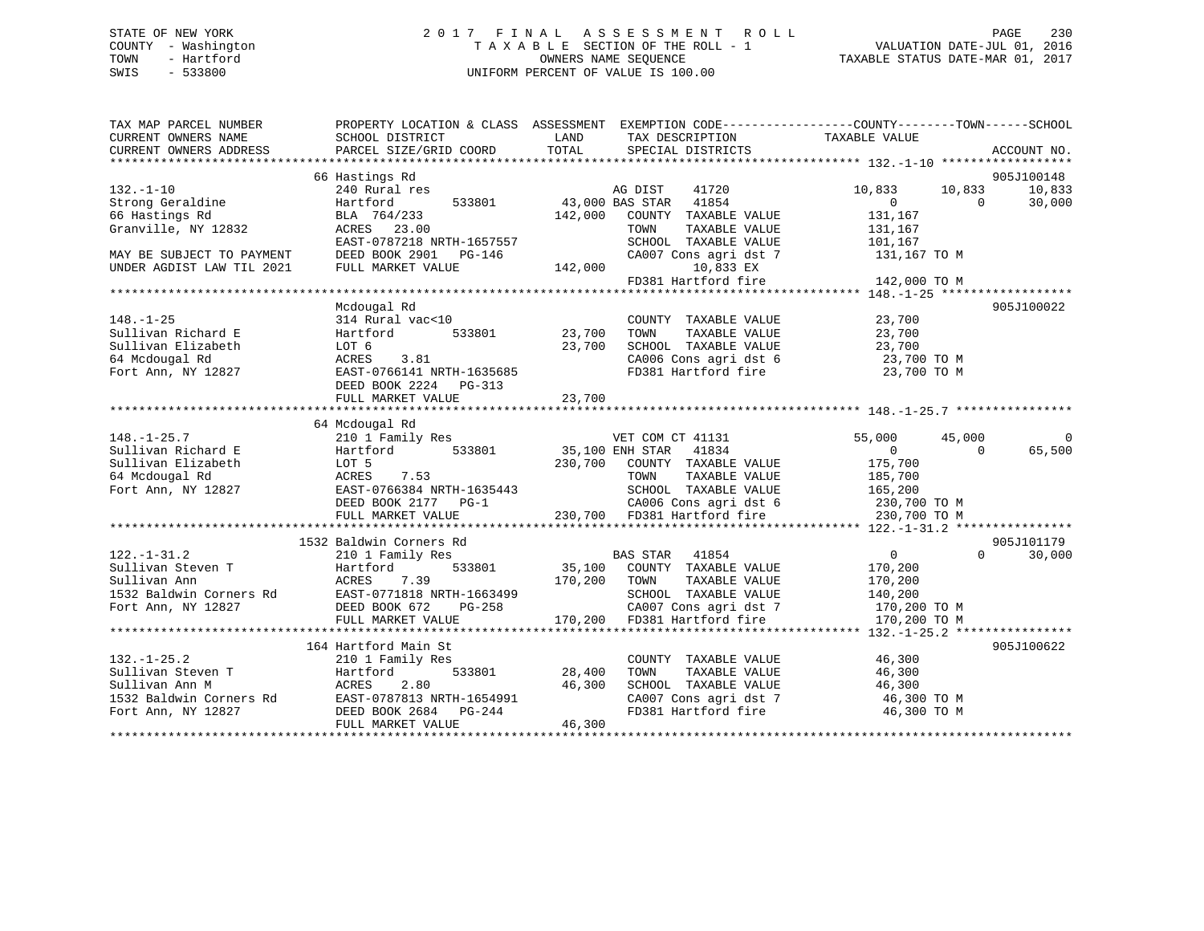STATE OF NEW YORK
COUNTY - Washington
TOWN - Hartford
SWIS - 533800

# 2017 FINAL ASSESSMENT ROLL
TAXABLE SECTION OF THE ROLL - 1
OWNERS NAME SEQUENCE
UNIFORM PERCENT OF VALUE IS 100.00

VALUATION DATE-JUL 01, 2016
TAXABLE STATUS DATE-MAR 01, 2017

```
TAX MAP PARCEL NUMBER          PROPERTY LOCATION & CLASS  ASSESSMENT  EXEMPTION CODE------------------COUNTY--------TOWN------SCHOOL
CURRENT OWNERS NAME            SCHOOL DISTRICT               LAND      TAX DESCRIPTION              TAXABLE VALUE
CURRENT OWNERS ADDRESS         PARCEL SIZE/GRID COORD       TOTAL      SPECIAL DISTRICTS                                    ACCOUNT NO.
******************************************************************************************************* 132.-1-10 ******************
                               66 Hastings Rd                                                                                905J100148
132.-1-10                      240 Rural res                        AG DIST    41720            10,833       10,833        10,833
Strong Geraldine               Hartford          533801      43,000 BAS STAR   41854                 0            0        30,000
66 Hastings Rd                 BLA  764/233                 142,000    COUNTY  TAXABLE VALUE        131,167
Granville, NY 12832            ACRES   23.00                           TOWN    TAXABLE VALUE        131,167
                               EAST-0787218 NRTH-1657557               SCHOOL  TAXABLE VALUE        101,167
MAY BE SUBJECT TO PAYMENT      DEED BOOK 2901   PG-146                 CA007 Cons agri dst 7         131,167 TO M
UNDER AGDIST LAW TIL 2021      FULL MARKET VALUE            142,000         10,833 EX
                                                                       FD381 Hartford fire           142,000 TO M
******************************************************************************************************* 148.-1-25 ******************
                               Mcdougal Rd                                                                                   905J100022
148.-1-25                      314 Rural vac<10                        COUNTY  TAXABLE VALUE         23,700
Sullivan Richard E             Hartford          533801      23,700    TOWN    TAXABLE VALUE         23,700
Sullivan Elizabeth             LOT 6                          23,700    SCHOOL  TAXABLE VALUE         23,700
64 Mcdougal Rd                 ACRES    3.81                           CA006 Cons agri dst 6          23,700 TO M
Fort Ann, NY 12827             EAST-0766141 NRTH-1635685               FD381 Hartford fire            23,700 TO M
                               DEED BOOK 2224   PG-313
                               FULL MARKET VALUE             23,700
******************************************************************************************************* 148.-1-25.7 ****************
                               64 Mcdougal Rd
148.-1-25.7                    210 1 Family Res                     VET COM CT 41131               55,000       45,000             0
Sullivan Richard E             Hartford          533801      35,100 ENH STAR   41834                 0            0        65,500
Sullivan Elizabeth             LOT 5                         230,700    COUNTY  TAXABLE VALUE        175,700
64 Mcdougal Rd                 ACRES    7.53                           TOWN    TAXABLE VALUE        185,700
Fort Ann, NY 12827             EAST-0766384 NRTH-1635443               SCHOOL  TAXABLE VALUE        165,200
                               DEED BOOK 2177   PG-1                   CA006 Cons agri dst 6         230,700 TO M
                               FULL MARKET VALUE            230,700    FD381 Hartford fire           230,700 TO M
******************************************************************************************************* 122.-1-31.2 ****************
                               1532 Baldwin Corners Rd                                                                       905J101179
122.-1-31.2                    210 1 Family Res                     BAS STAR   41854                 0            0        30,000
Sullivan Steven T              Hartford          533801      35,100    COUNTY  TAXABLE VALUE        170,200
Sullivan Ann                   ACRES    7.39                 170,200    TOWN    TAXABLE VALUE        170,200
1532 Baldwin Corners Rd        EAST-0771818 NRTH-1663499               SCHOOL  TAXABLE VALUE        140,200
Fort Ann, NY 12827             DEED BOOK 672    PG-258                 CA007 Cons agri dst 7         170,200 TO M
                               FULL MARKET VALUE            170,200    FD381 Hartford fire           170,200 TO M
******************************************************************************************************* 132.-1-25.2 ****************
                               164 Hartford Main St                                                                          905J100622
132.-1-25.2                    210 1 Family Res                        COUNTY  TAXABLE VALUE         46,300
Sullivan Steven T              Hartford          533801      28,400    TOWN    TAXABLE VALUE         46,300
Sullivan Ann M                 ACRES    2.80                  46,300    SCHOOL  TAXABLE VALUE         46,300
1532 Baldwin Corners Rd        EAST-0787813 NRTH-1654991               CA007 Cons agri dst 7          46,300 TO M
Fort Ann, NY 12827             DEED BOOK 2684   PG-244                 FD381 Hartford fire            46,300 TO M
                               FULL MARKET VALUE             46,300
************************************************************************************************************************************
```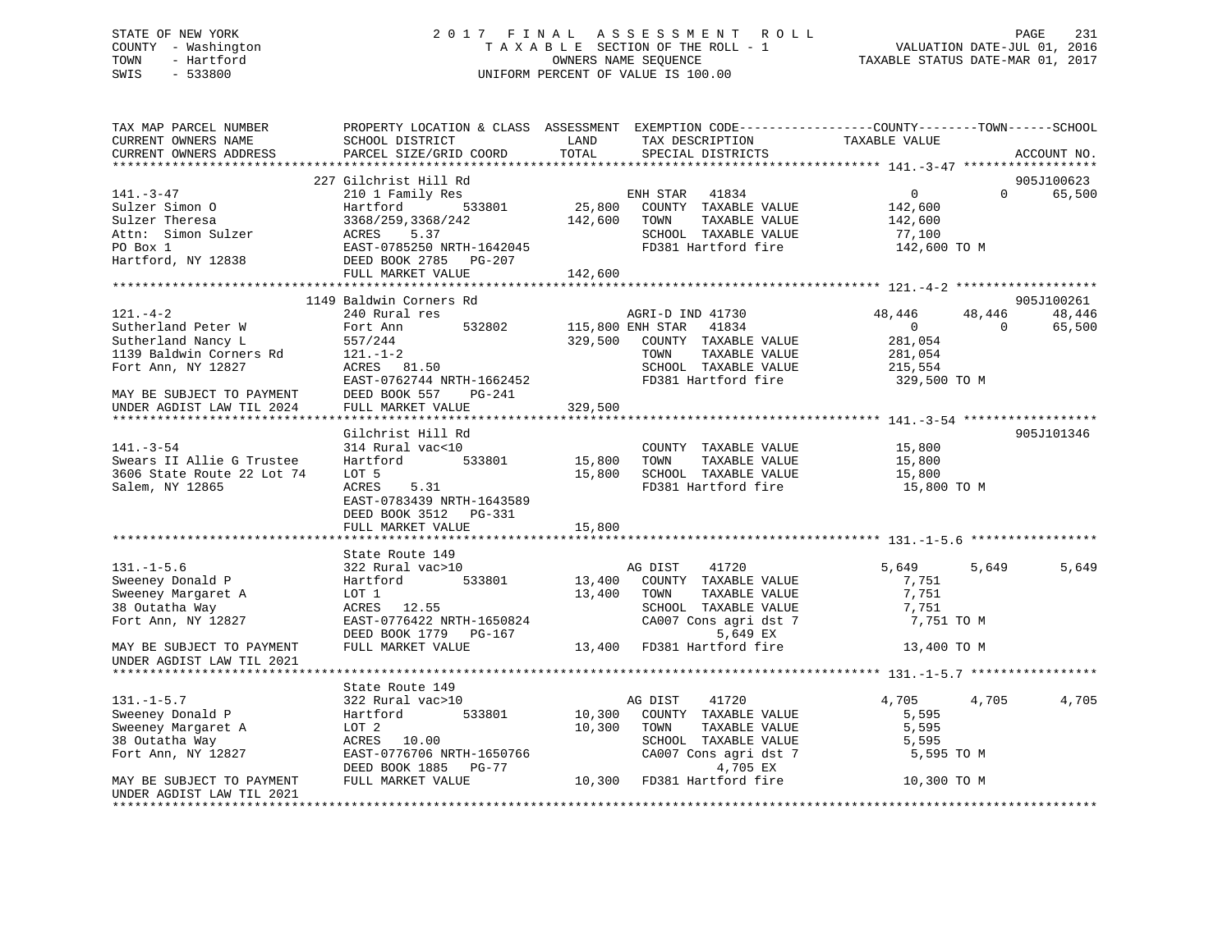STATE OF NEW YORK
COUNTY - Washington
TOWN - Hartford
SWIS - 533800

2 0 1 7 F I N A L A S S E S S M E N T R O L L
T A X A B L E SECTION OF THE ROLL - 1
OWNERS NAME SEQUENCE
UNIFORM PERCENT OF VALUE IS 100.00

VALUATION DATE-JUL 01, 2016
TAXABLE STATUS DATE-MAR 01, 2017

```
TAX MAP PARCEL NUMBER          PROPERTY LOCATION & CLASS  ASSESSMENT  EXEMPTION CODE------------------COUNTY--------TOWN------SCHOOL
CURRENT OWNERS NAME            SCHOOL DISTRICT               LAND      TAX DESCRIPTION             TAXABLE VALUE
CURRENT OWNERS ADDRESS         PARCEL SIZE/GRID COORD        TOTAL     SPECIAL DISTRICTS                                        ACCOUNT NO.
******************************************************************************************************* 141.-3-47 ******************
                             227 Gilchrist Hill Rd                                                                          905J100623
141.-3-47                    210 1 Family Res                         ENH STAR   41834                  0            0      65,500
Sulzer Simon O               Hartford          533801       25,800    COUNTY  TAXABLE VALUE         142,600
Sulzer Theresa               3368/259,3368/242             142,600    TOWN    TAXABLE VALUE         142,600
Attn: Simon Sulzer           ACRES    5.37                            SCHOOL  TAXABLE VALUE          77,100
PO Box 1                     EAST-0785250 NRTH-1642045                FD381 Hartford fire           142,600 TO M
Hartford, NY 12838           DEED BOOK 2785   PG-207
                             FULL MARKET VALUE             142,600
******************************************************************************************************* 121.-4-2 *******************
                             1149 Baldwin Corners Rd                                                                        905J100261
121.-4-2                     240 Rural res                            AGRI-D IND 41730             48,446       48,446      48,446
Sutherland Peter W           Fort Ann          532802      115,800 ENH STAR   41834                  0            0      65,500
Sutherland Nancy L           557/244                       329,500    COUNTY  TAXABLE VALUE         281,054
1139 Baldwin Corners Rd      121.-1-2                                 TOWN    TAXABLE VALUE         281,054
Fort Ann, NY 12827           ACRES   81.50                            SCHOOL  TAXABLE VALUE         215,554
                             EAST-0762744 NRTH-1662452                FD381 Hartford fire           329,500 TO M
MAY BE SUBJECT TO PAYMENT    DEED BOOK 557    PG-241
UNDER AGDIST LAW TIL 2024    FULL MARKET VALUE             329,500
******************************************************************************************************* 141.-3-54 ******************
                             Gilchrist Hill Rd                                                                              905J101346
141.-3-54                    314 Rural vac<10                         COUNTY  TAXABLE VALUE          15,800
Swears II Allie G Trustee    Hartford          533801       15,800    TOWN    TAXABLE VALUE          15,800
3606 State Route 22 Lot 74   LOT 5                          15,800    SCHOOL  TAXABLE VALUE          15,800
Salem, NY 12865              ACRES    5.31                            FD381 Hartford fire            15,800 TO M
                             EAST-0783439 NRTH-1643589
                             DEED BOOK 3512   PG-331
                             FULL MARKET VALUE              15,800
******************************************************************************************************* 131.-1-5.6 *****************
                             State Route 149
131.-1-5.6                   322 Rural vac>10                         AG DIST    41720                5,649        5,649       5,649
Sweeney Donald P             Hartford          533801       13,400    COUNTY  TAXABLE VALUE           7,751
Sweeney Margaret A           LOT 1                          13,400    TOWN    TAXABLE VALUE           7,751
38 Outatha Way               ACRES   12.55                            SCHOOL  TAXABLE VALUE           7,751
Fort Ann, NY 12827           EAST-0776422 NRTH-1650824                CA007 Cons agri dst 7           7,751 TO M
                             DEED BOOK 1779   PG-167                          5,649 EX
MAY BE SUBJECT TO PAYMENT    FULL MARKET VALUE              13,400    FD381 Hartford fire            13,400 TO M
UNDER AGDIST LAW TIL 2021
******************************************************************************************************* 131.-1-5.7 *****************
                             State Route 149
131.-1-5.7                   322 Rural vac>10                         AG DIST    41720                4,705        4,705       4,705
Sweeney Donald P             Hartford          533801       10,300    COUNTY  TAXABLE VALUE           5,595
Sweeney Margaret A           LOT 2                          10,300    TOWN    TAXABLE VALUE           5,595
38 Outatha Way               ACRES   10.00                            SCHOOL  TAXABLE VALUE           5,595
Fort Ann, NY 12827           EAST-0776706 NRTH-1650766                CA007 Cons agri dst 7           5,595 TO M
                             DEED BOOK 1885   PG-77                           4,705 EX
MAY BE SUBJECT TO PAYMENT    FULL MARKET VALUE              10,300    FD381 Hartford fire            10,300 TO M
UNDER AGDIST LAW TIL 2021
************************************************************************************************************************************
```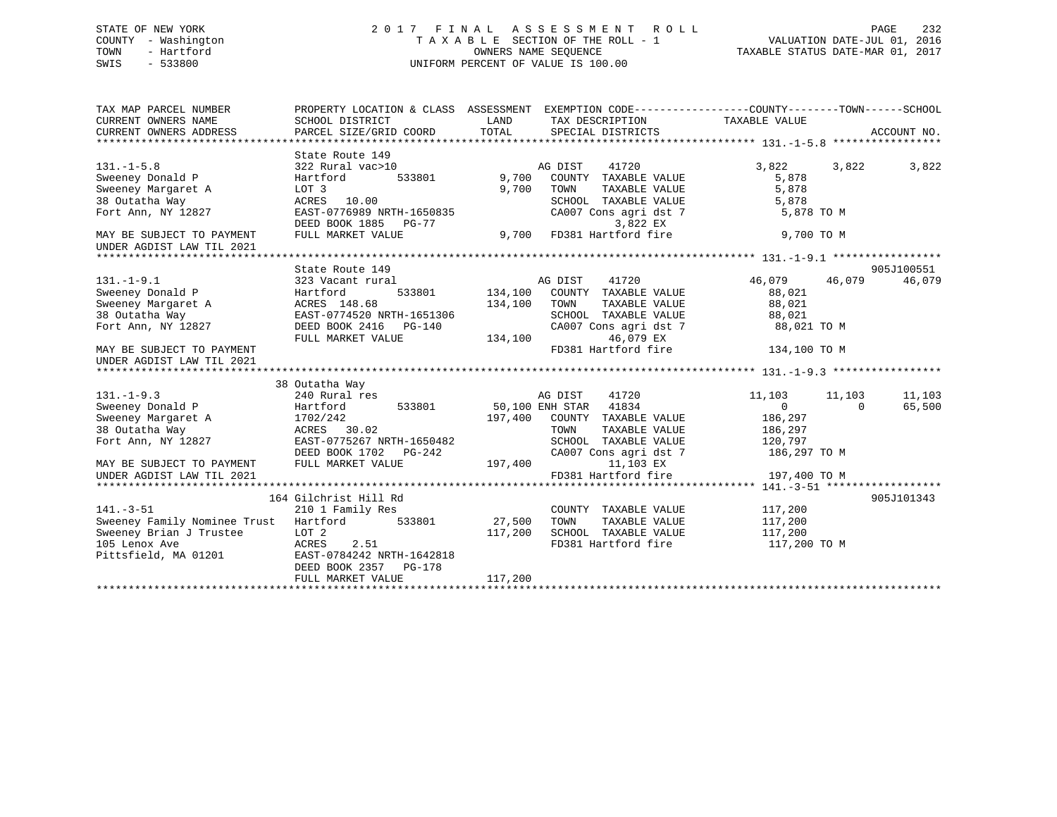STATE OF NEW YORK
COUNTY - Washington
TOWN - Hartford
SWIS - 533800

2017 FINAL ASSESSMENT ROLL
TAXABLE SECTION OF THE ROLL - 1
OWNERS NAME SEQUENCE
UNIFORM PERCENT OF VALUE IS 100.00

VALUATION DATE-JUL 01, 2016
TAXABLE STATUS DATE-MAR 01, 2017

```
TAX MAP PARCEL NUMBER          PROPERTY LOCATION & CLASS  ASSESSMENT  EXEMPTION CODE------------------COUNTY--------TOWN------SCHOOL
CURRENT OWNERS NAME            SCHOOL DISTRICT              LAND       TAX DESCRIPTION              TAXABLE VALUE
CURRENT OWNERS ADDRESS         PARCEL SIZE/GRID COORD       TOTAL      SPECIAL DISTRICTS                                      ACCOUNT NO.
****************************************************************************************************** 131.-1-5.8 *****************
                               State Route 149
131.-1-5.8                     322 Rural vac>10                         AG DIST    41720               3,822       3,822       3,822
Sweeney Donald P               Hartford          533801      9,700    COUNTY  TAXABLE VALUE             5,878
Sweeney Margaret A             LOT 3                         9,700    TOWN    TAXABLE VALUE             5,878
38 Outatha Way                 ACRES   10.00                          SCHOOL  TAXABLE VALUE             5,878
Fort Ann, NY 12827             EAST-0776989 NRTH-1650835              CA007 Cons agri dst 7              5,878 TO M
                               DEED BOOK 1885   PG-77                          3,822 EX
MAY BE SUBJECT TO PAYMENT      FULL MARKET VALUE             9,700    FD381 Hartford fire                9,700 TO M
UNDER AGDIST LAW TIL 2021
****************************************************************************************************** 131.-1-9.1 *****************
                               State Route 149                                                                         905J100551
131.-1-9.1                     323 Vacant rural                         AG DIST    41720              46,079      46,079      46,079
Sweeney Donald P               Hartford          533801    134,100    COUNTY  TAXABLE VALUE            88,021
Sweeney Margaret A             ACRES  148.68               134,100    TOWN    TAXABLE VALUE            88,021
38 Outatha Way                 EAST-0774520 NRTH-1651306              SCHOOL  TAXABLE VALUE            88,021
Fort Ann, NY 12827             DEED BOOK 2416   PG-140                CA007 Cons agri dst 7             88,021 TO M
                               FULL MARKET VALUE           134,100             46,079 EX
MAY BE SUBJECT TO PAYMENT                                             FD381 Hartford fire              134,100 TO M
UNDER AGDIST LAW TIL 2021
****************************************************************************************************** 131.-1-9.3 *****************
                               38 Outatha Way
131.-1-9.3                     240 Rural res                            AG DIST    41720              11,103      11,103      11,103
Sweeney Donald P               Hartford          533801     50,100 ENH STAR   41834                    0           0      65,500
Sweeney Margaret A             1702/242                    197,400    COUNTY  TAXABLE VALUE           186,297
38 Outatha Way                 ACRES   30.02                          TOWN    TAXABLE VALUE           186,297
Fort Ann, NY 12827             EAST-0775267 NRTH-1650482              SCHOOL  TAXABLE VALUE           120,797
                               DEED BOOK 1702   PG-242                CA007 Cons agri dst 7            186,297 TO M
MAY BE SUBJECT TO PAYMENT      FULL MARKET VALUE           197,400             11,103 EX
UNDER AGDIST LAW TIL 2021                                             FD381 Hartford fire              197,400 TO M
****************************************************************************************************** 141.-3-51 ******************
                               164 Gilchrist Hill Rd                                                                   905J101343
141.-3-51                      210 1 Family Res                         COUNTY  TAXABLE VALUE           117,200
Sweeney Family Nominee Trust   Hartford          533801     27,500    TOWN    TAXABLE VALUE           117,200
Sweeney Brian J Trustee        LOT 2                       117,200    SCHOOL  TAXABLE VALUE           117,200
105 Lenox Ave                  ACRES    2.51                          FD381 Hartford fire              117,200 TO M
Pittsfield, MA 01201           EAST-0784242 NRTH-1642818
                               DEED BOOK 2357   PG-178
                               FULL MARKET VALUE           117,200
************************************************************************************************************************************
```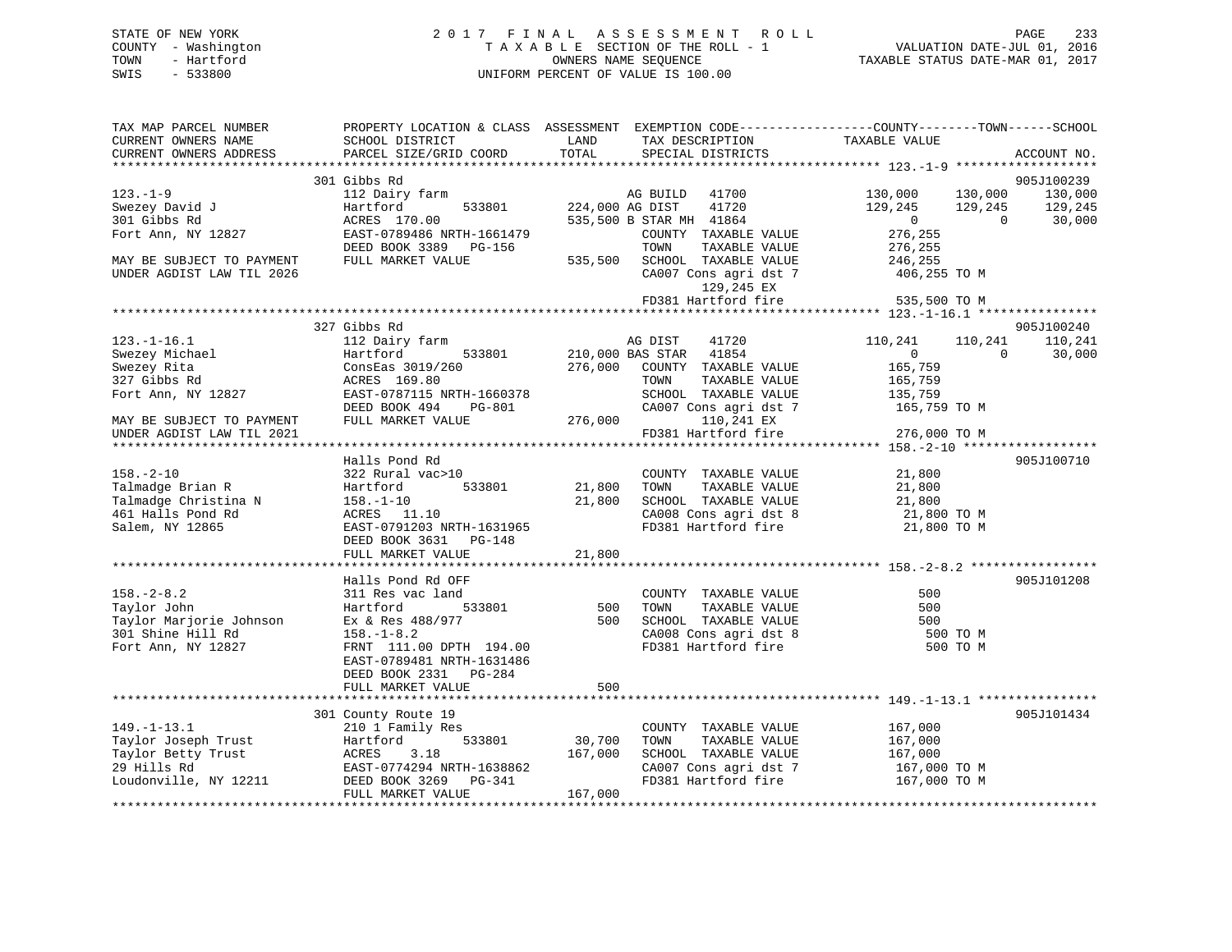STATE OF NEW YORK
COUNTY - Washington
TOWN - Hartford
SWIS - 533800

2017 FINAL ASSESSMENT ROLL
TAXABLE SECTION OF THE ROLL - 1
OWNERS NAME SEQUENCE
UNIFORM PERCENT OF VALUE IS 100.00

VALUATION DATE-JUL 01, 2016
TAXABLE STATUS DATE-MAR 01, 2017

| TAX MAP PARCEL NUMBER / CURRENT OWNERS NAME / CURRENT OWNERS ADDRESS | PROPERTY LOCATION & CLASS / SCHOOL DISTRICT / PARCEL SIZE/GRID COORD | ASSESSMENT LAND | TOTAL | EXEMPTION CODE / TAX DESCRIPTION / SPECIAL DISTRICTS | COUNTY TAXABLE VALUE | TOWN | SCHOOL | ACCOUNT NO. |
|---|---|---|---|---|---|---|---|---|
| | 301 Gibbs Rd | | | | | | | 905J100239 |
| 123.-1-9 | 112 Dairy farm | | | AG BUILD 41700 | 130,000 | 130,000 | 130,000 | |
| Swezey David J | Hartford 533801 | 224,000 | | AG DIST 41720 | 129,245 | 129,245 | 129,245 | |
| 301 Gibbs Rd | ACRES 170.00 | | 535,500 | B STAR MH 41864 | 0 | 0 | 30,000 | |
| Fort Ann, NY 12827 | EAST-0789486 NRTH-1661479 | | | COUNTY TAXABLE VALUE | 276,255 | | | |
| | DEED BOOK 3389 PG-156 | | | TOWN TAXABLE VALUE | 276,255 | | | |
| MAY BE SUBJECT TO PAYMENT | FULL MARKET VALUE | | 535,500 | SCHOOL TAXABLE VALUE | 246,255 | | | |
| UNDER AGDIST LAW TIL 2026 | | | | CA007 Cons agri dst 7 | 406,255 TO M | | | |
| | | | | 129,245 EX | | | | |
| | | | | FD381 Hartford fire | 535,500 TO M | | | |
| | 327 Gibbs Rd | | | | | | | 905J100240 |
| 123.-1-16.1 | 112 Dairy farm | | | AG DIST 41720 | 110,241 | 110,241 | 110,241 | |
| Swezey Michael | Hartford 533801 | 210,000 | | BAS STAR 41854 | 0 | 0 | 30,000 | |
| Swezey Rita | ConsEas 3019/260 | | 276,000 | COUNTY TAXABLE VALUE | 165,759 | | | |
| 327 Gibbs Rd | ACRES 169.80 | | | TOWN TAXABLE VALUE | 165,759 | | | |
| Fort Ann, NY 12827 | EAST-0787115 NRTH-1660378 | | | SCHOOL TAXABLE VALUE | 135,759 | | | |
| | DEED BOOK 494 PG-801 | | | CA007 Cons agri dst 7 | 165,759 TO M | | | |
| MAY BE SUBJECT TO PAYMENT | FULL MARKET VALUE | | 276,000 | 110,241 EX | | | | |
| UNDER AGDIST LAW TIL 2021 | | | | FD381 Hartford fire | 276,000 TO M | | | |
| | Halls Pond Rd | | | | | | | 905J100710 |
| 158.-2-10 | 322 Rural vac>10 | | | COUNTY TAXABLE VALUE | 21,800 | | | |
| Talmadge Brian R | Hartford 533801 | 21,800 | | TOWN TAXABLE VALUE | 21,800 | | | |
| Talmadge Christina N | 158.-1-10 | | 21,800 | SCHOOL TAXABLE VALUE | 21,800 | | | |
| 461 Halls Pond Rd | ACRES 11.10 | | | CA008 Cons agri dst 8 | 21,800 TO M | | | |
| Salem, NY 12865 | EAST-0791203 NRTH-1631965 | | | FD381 Hartford fire | 21,800 TO M | | | |
| | DEED BOOK 3631 PG-148 | | | | | | | |
| | FULL MARKET VALUE | | 21,800 | | | | | |
| | Halls Pond Rd OFF | | | | | | | 905J101208 |
| 158.-2-8.2 | 311 Res vac land | | | COUNTY TAXABLE VALUE | 500 | | | |
| Taylor John | Hartford 533801 | 500 | | TOWN TAXABLE VALUE | 500 | | | |
| Taylor Marjorie Johnson | Ex & Res 488/977 | | 500 | SCHOOL TAXABLE VALUE | 500 | | | |
| 301 Shine Hill Rd | 158.-1-8.2 | | | CA008 Cons agri dst 8 | 500 TO M | | | |
| Fort Ann, NY 12827 | FRNT 111.00 DPTH 194.00 | | | FD381 Hartford fire | 500 TO M | | | |
| | EAST-0789481 NRTH-1631486 | | | | | | | |
| | DEED BOOK 2331 PG-284 | | | | | | | |
| | FULL MARKET VALUE | | 500 | | | | | |
| | 301 County Route 19 | | | | | | | 905J101434 |
| 149.-1-13.1 | 210 1 Family Res | | | COUNTY TAXABLE VALUE | 167,000 | | | |
| Taylor Joseph Trust | Hartford 533801 | 30,700 | | TOWN TAXABLE VALUE | 167,000 | | | |
| Taylor Betty Trust | ACRES 3.18 | | 167,000 | SCHOOL TAXABLE VALUE | 167,000 | | | |
| 29 Hills Rd | EAST-0774294 NRTH-1638862 | | | CA007 Cons agri dst 7 | 167,000 TO M | | | |
| Loudonville, NY 12211 | DEED BOOK 3269 PG-341 | | | FD381 Hartford fire | 167,000 TO M | | | |
| | FULL MARKET VALUE | | 167,000 | | | | | |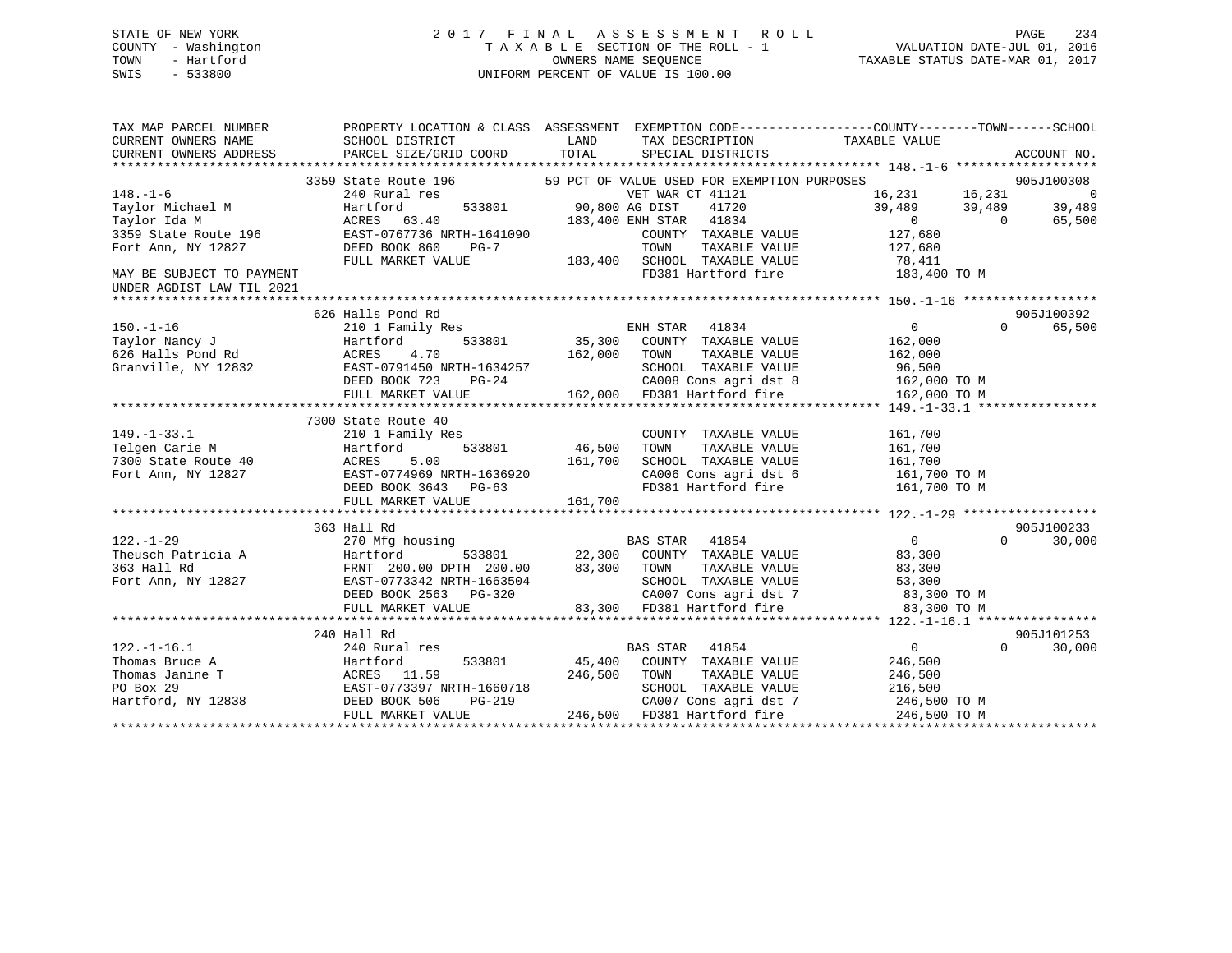STATE OF NEW YORK
COUNTY - Washington
TOWN - Hartford
SWIS - 533800

# 2017 FINAL ASSESSMENT ROLL

TAXABLE SECTION OF THE ROLL - 1
OWNERS NAME SEQUENCE
UNIFORM PERCENT OF VALUE IS 100.00

VALUATION DATE-JUL 01, 2016
TAXABLE STATUS DATE-MAR 01, 2017

| TAX MAP PARCEL NUMBER / CURRENT OWNERS NAME / CURRENT OWNERS ADDRESS | PROPERTY LOCATION & CLASS / SCHOOL DISTRICT / PARCEL SIZE/GRID COORD | ASSESSMENT LAND / TOTAL | EXEMPTION CODE / TAX DESCRIPTION / SPECIAL DISTRICTS | COUNTY TAXABLE VALUE | TOWN | SCHOOL | ACCOUNT NO. |
|---|---|---|---|---|---|---|---|
| **148.-1-6** | 3359 State Route 196 | | 59 PCT OF VALUE USED FOR EXEMPTION PURPOSES | | | | 905J100308 |
| 148.-1-6 | 240 Rural res | | VET WAR CT 41121 | 16,231 | 16,231 | 0 | |
| Taylor Michael M | Hartford 533801 | 90,800 | AG DIST 41720 | 39,489 | 39,489 | 39,489 | |
| Taylor Ida M | ACRES 63.40 | 183,400 | ENH STAR 41834 | 0 | 0 | 65,500 | |
| 3359 State Route 196 | EAST-0767736 NRTH-1641090 | | COUNTY TAXABLE VALUE | 127,680 | | | |
| Fort Ann, NY 12827 | DEED BOOK 860 PG-7 | | TOWN TAXABLE VALUE | 127,680 | | | |
| | FULL MARKET VALUE | 183,400 | SCHOOL TAXABLE VALUE | 78,411 | | | |
| MAY BE SUBJECT TO PAYMENT | | | FD381 Hartford fire | 183,400 TO M | | | |
| UNDER AGDIST LAW TIL 2021 | | | | | | | |
| **150.-1-16** | 626 Halls Pond Rd | | | | | | 905J100392 |
| 150.-1-16 | 210 1 Family Res | | ENH STAR 41834 | 0 | 0 | 65,500 | |
| Taylor Nancy J | Hartford 533801 | 35,300 | COUNTY TAXABLE VALUE | 162,000 | | | |
| 626 Halls Pond Rd | ACRES 4.70 | 162,000 | TOWN TAXABLE VALUE | 162,000 | | | |
| Granville, NY 12832 | EAST-0791450 NRTH-1634257 | | SCHOOL TAXABLE VALUE | 96,500 | | | |
| | DEED BOOK 723 PG-24 | | CA008 Cons agri dst 8 | 162,000 TO M | | | |
| | FULL MARKET VALUE | 162,000 | FD381 Hartford fire | 162,000 TO M | | | |
| **149.-1-33.1** | 7300 State Route 40 | | | | | | |
| 149.-1-33.1 | 210 1 Family Res | | COUNTY TAXABLE VALUE | 161,700 | | | |
| Telgen Carie M | Hartford 533801 | 46,500 | TOWN TAXABLE VALUE | 161,700 | | | |
| 7300 State Route 40 | ACRES 5.00 | 161,700 | SCHOOL TAXABLE VALUE | 161,700 | | | |
| Fort Ann, NY 12827 | EAST-0774969 NRTH-1636920 | | CA006 Cons agri dst 6 | 161,700 TO M | | | |
| | DEED BOOK 3643 PG-63 | | FD381 Hartford fire | 161,700 TO M | | | |
| | FULL MARKET VALUE | 161,700 | | | | | |
| **122.-1-29** | 363 Hall Rd | | | | | | 905J100233 |
| 122.-1-29 | 270 Mfg housing | | BAS STAR 41854 | 0 | 0 | 30,000 | |
| Theusch Patricia A | Hartford 533801 | 22,300 | COUNTY TAXABLE VALUE | 83,300 | | | |
| 363 Hall Rd | FRNT 200.00 DPTH 200.00 | 83,300 | TOWN TAXABLE VALUE | 83,300 | | | |
| Fort Ann, NY 12827 | EAST-0773342 NRTH-1663504 | | SCHOOL TAXABLE VALUE | 53,300 | | | |
| | DEED BOOK 2563 PG-320 | | CA007 Cons agri dst 7 | 83,300 TO M | | | |
| | FULL MARKET VALUE | 83,300 | FD381 Hartford fire | 83,300 TO M | | | |
| **122.-1-16.1** | 240 Hall Rd | | | | | | 905J101253 |
| 122.-1-16.1 | 240 Rural res | | BAS STAR 41854 | 0 | 0 | 30,000 | |
| Thomas Bruce A | Hartford 533801 | 45,400 | COUNTY TAXABLE VALUE | 246,500 | | | |
| Thomas Janine T | ACRES 11.59 | 246,500 | TOWN TAXABLE VALUE | 246,500 | | | |
| PO Box 29 | EAST-0773397 NRTH-1660718 | | SCHOOL TAXABLE VALUE | 216,500 | | | |
| Hartford, NY 12838 | DEED BOOK 506 PG-219 | | CA007 Cons agri dst 7 | 246,500 TO M | | | |
| | FULL MARKET VALUE | 246,500 | FD381 Hartford fire | 246,500 TO M | | | |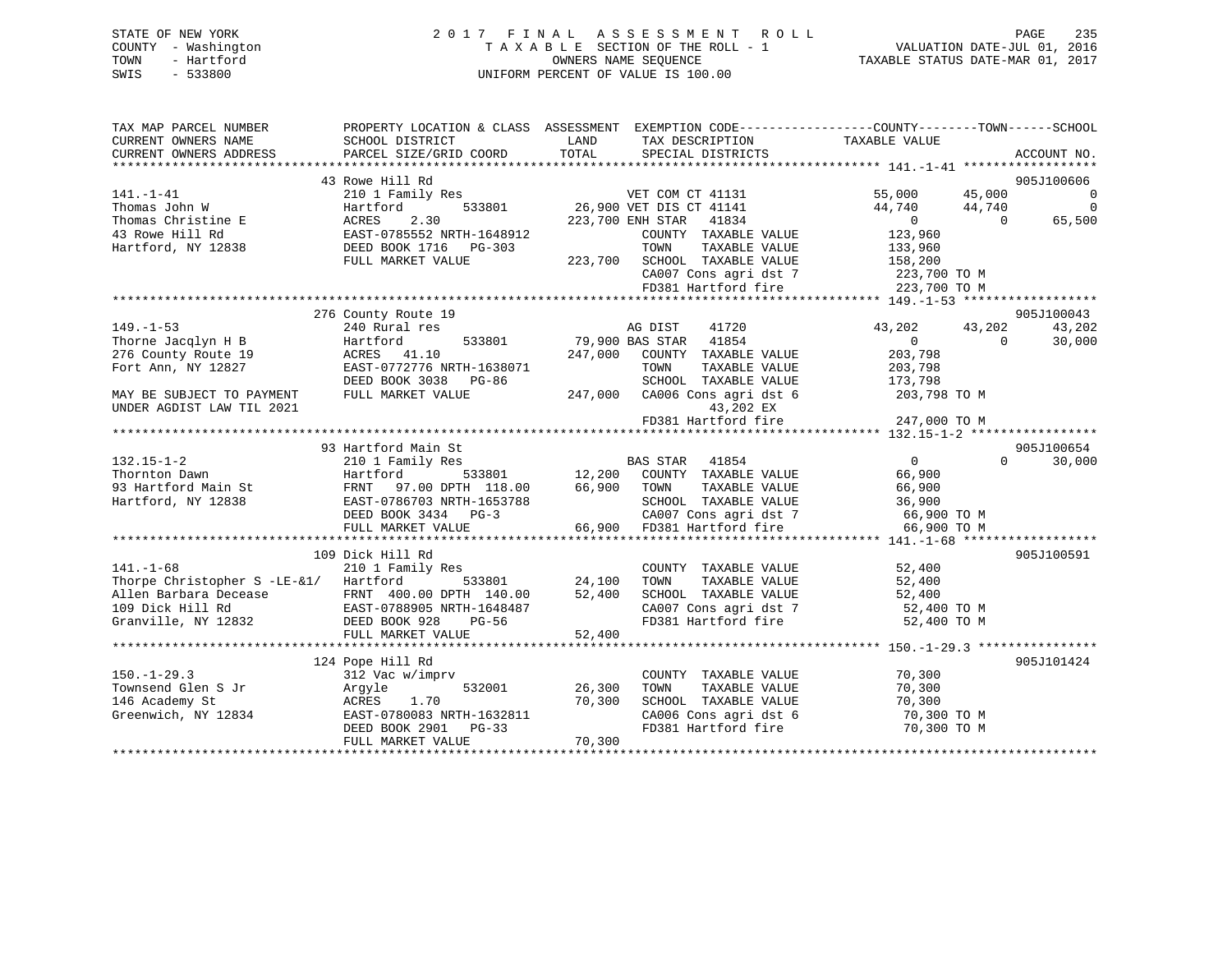STATE OF NEW YORK
COUNTY - Washington
TOWN - Hartford
SWIS - 533800

# 2017 FINAL ASSESSMENT ROLL

TAXABLE SECTION OF THE ROLL - 1
OWNERS NAME SEQUENCE
UNIFORM PERCENT OF VALUE IS 100.00

VALUATION DATE-JUL 01, 2016
TAXABLE STATUS DATE-MAR 01, 2017

| TAX MAP PARCEL NUMBER / CURRENT OWNERS NAME / CURRENT OWNERS ADDRESS | PROPERTY LOCATION & CLASS / SCHOOL DISTRICT / PARCEL SIZE/GRID COORD | ASSESSMENT LAND / TOTAL | EXEMPTION CODE / TAX DESCRIPTION / SPECIAL DISTRICTS | COUNTY TAXABLE VALUE | TOWN | SCHOOL | ACCOUNT NO. |
|---|---|---|---|---|---|---|---|
| 141.-1-41 | 43 Rowe Hill Rd | | | | | | 905J100606 |
| | 210 1 Family Res | | VET COM CT 41131 | 55,000 | 45,000 | 0 | |
| Thomas John W | Hartford 533801 | 26,900 | VET DIS CT 41141 | 44,740 | 44,740 | 0 | |
| Thomas Christine E | ACRES 2.30 | 223,700 | ENH STAR 41834 | 0 | 0 | 65,500 | |
| 43 Rowe Hill Rd | EAST-0785552 NRTH-1648912 | | COUNTY TAXABLE VALUE | 123,960 | | | |
| Hartford, NY 12838 | DEED BOOK 1716 PG-303 | | TOWN TAXABLE VALUE | 133,960 | | | |
| | FULL MARKET VALUE | 223,700 | SCHOOL TAXABLE VALUE | 158,200 | | | |
| | | | CA007 Cons agri dst 7 | 223,700 TO M | | | |
| | | | FD381 Hartford fire | 223,700 TO M | | | |
| 149.-1-53 | 276 County Route 19 | | | | | | 905J100043 |
| | 240 Rural res | | AG DIST 41720 | 43,202 | 43,202 | 43,202 | |
| Thorne Jacqlyn H B | Hartford 533801 | 79,900 | BAS STAR 41854 | 0 | 0 | 30,000 | |
| 276 County Route 19 | ACRES 41.10 | 247,000 | COUNTY TAXABLE VALUE | 203,798 | | | |
| Fort Ann, NY 12827 | EAST-0772776 NRTH-1638071 | | TOWN TAXABLE VALUE | 203,798 | | | |
| | DEED BOOK 3038 PG-86 | | SCHOOL TAXABLE VALUE | 173,798 | | | |
| MAY BE SUBJECT TO PAYMENT | FULL MARKET VALUE | 247,000 | CA006 Cons agri dst 6 | 203,798 TO M | | | |
| UNDER AGDIST LAW TIL 2021 | | | 43,202 EX | | | | |
| | | | FD381 Hartford fire | 247,000 TO M | | | |
| 132.15-1-2 | 93 Hartford Main St | | | | | | 905J100654 |
| | 210 1 Family Res | | BAS STAR 41854 | 0 | 0 | 30,000 | |
| Thornton Dawn | Hartford 533801 | 12,200 | COUNTY TAXABLE VALUE | 66,900 | | | |
| 93 Hartford Main St | FRNT 97.00 DPTH 118.00 | 66,900 | TOWN TAXABLE VALUE | 66,900 | | | |
| Hartford, NY 12838 | EAST-0786703 NRTH-1653788 | | SCHOOL TAXABLE VALUE | 36,900 | | | |
| | DEED BOOK 3434 PG-3 | | CA007 Cons agri dst 7 | 66,900 TO M | | | |
| | FULL MARKET VALUE | 66,900 | FD381 Hartford fire | 66,900 TO M | | | |
| 141.-1-68 | 109 Dick Hill Rd | | | | | | 905J100591 |
| | 210 1 Family Res | | COUNTY TAXABLE VALUE | 52,400 | | | |
| Thorpe Christopher S -LE-&1/ | Hartford 533801 | 24,100 | TOWN TAXABLE VALUE | 52,400 | | | |
| Allen Barbara Decease | FRNT 400.00 DPTH 140.00 | 52,400 | SCHOOL TAXABLE VALUE | 52,400 | | | |
| 109 Dick Hill Rd | EAST-0788905 NRTH-1648487 | | CA007 Cons agri dst 7 | 52,400 TO M | | | |
| Granville, NY 12832 | DEED BOOK 928 PG-56 | | FD381 Hartford fire | 52,400 TO M | | | |
| | FULL MARKET VALUE | 52,400 | | | | | |
| 150.-1-29.3 | 124 Pope Hill Rd | | | | | | 905J101424 |
| | 312 Vac w/imprv | | COUNTY TAXABLE VALUE | 70,300 | | | |
| Townsend Glen S Jr | Argyle 532001 | 26,300 | TOWN TAXABLE VALUE | 70,300 | | | |
| 146 Academy St | ACRES 1.70 | 70,300 | SCHOOL TAXABLE VALUE | 70,300 | | | |
| Greenwich, NY 12834 | EAST-0780083 NRTH-1632811 | | CA006 Cons agri dst 6 | 70,300 TO M | | | |
| | DEED BOOK 2901 PG-33 | | FD381 Hartford fire | 70,300 TO M | | | |
| | FULL MARKET VALUE | 70,300 | | | | | |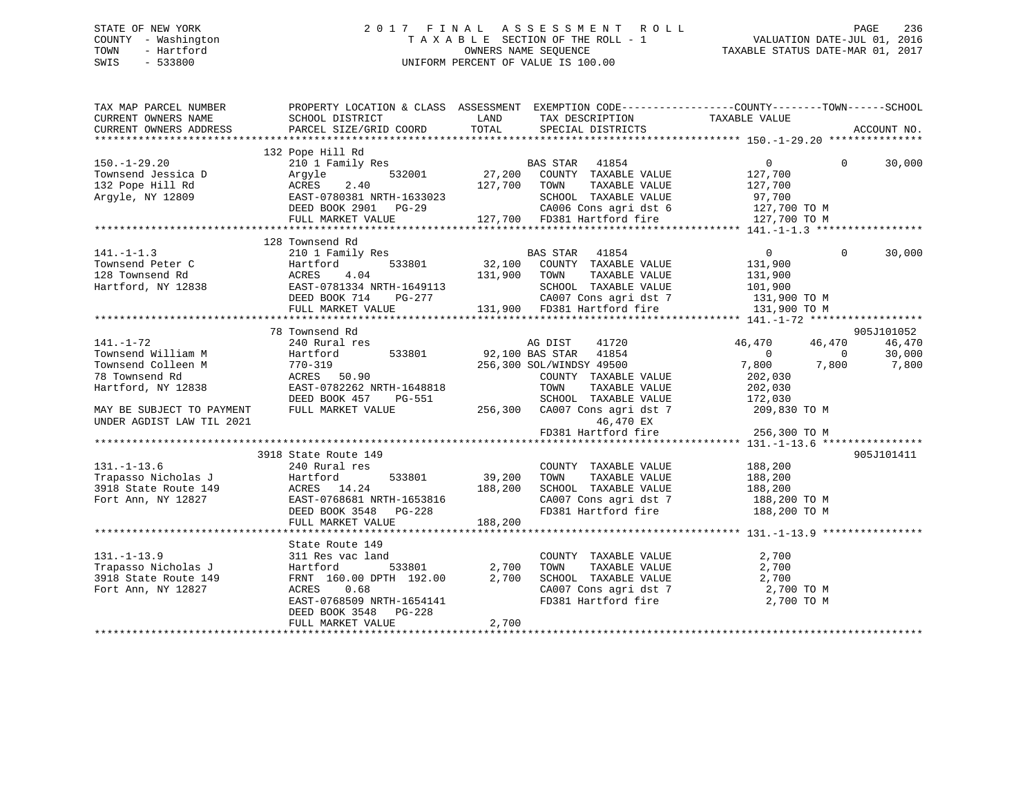STATE OF NEW YORK
COUNTY - Washington
TOWN - Hartford
SWIS - 533800

# 2017 FINAL ASSESSMENT ROLL
TAXABLE SECTION OF THE ROLL - 1
OWNERS NAME SEQUENCE
UNIFORM PERCENT OF VALUE IS 100.00

VALUATION DATE-JUL 01, 2016
TAXABLE STATUS DATE-MAR 01, 2017

| TAX MAP PARCEL NUMBER / CURRENT OWNERS NAME / CURRENT OWNERS ADDRESS | PROPERTY LOCATION & CLASS / SCHOOL DISTRICT / PARCEL SIZE/GRID COORD | ASSESSMENT LAND / TOTAL | EXEMPTION CODE / TAX DESCRIPTION / SPECIAL DISTRICTS | COUNTY TAXABLE VALUE | TOWN | SCHOOL | ACCOUNT NO. |
|---|---|---|---|---|---|---|---|
| | 132 Pope Hill Rd | | | | | | |
| 150.-1-29.20 | 210 1 Family Res | | BAS STAR 41854 | 0 | 0 | 30,000 | |
| Townsend Jessica D | Argyle 532001 | 27,200 | COUNTY TAXABLE VALUE | 127,700 | | | |
| 132 Pope Hill Rd | ACRES 2.40 | 127,700 | TOWN TAXABLE VALUE | 127,700 | | | |
| Argyle, NY 12809 | EAST-0780381 NRTH-1633023 | | SCHOOL TAXABLE VALUE | 97,700 | | | |
| | DEED BOOK 2901 PG-29 | | CA006 Cons agri dst 6 | 127,700 TO M | | | |
| | FULL MARKET VALUE | 127,700 | FD381 Hartford fire | 127,700 TO M | | | |
| | 128 Townsend Rd | | | | | | |
| 141.-1-1.3 | 210 1 Family Res | | BAS STAR 41854 | 0 | 0 | 30,000 | |
| Townsend Peter C | Hartford 533801 | 32,100 | COUNTY TAXABLE VALUE | 131,900 | | | |
| 128 Townsend Rd | ACRES 4.04 | 131,900 | TOWN TAXABLE VALUE | 131,900 | | | |
| Hartford, NY 12838 | EAST-0781334 NRTH-1649113 | | SCHOOL TAXABLE VALUE | 101,900 | | | |
| | DEED BOOK 714 PG-277 | | CA007 Cons agri dst 7 | 131,900 TO M | | | |
| | FULL MARKET VALUE | 131,900 | FD381 Hartford fire | 131,900 TO M | | | |
| | 78 Townsend Rd | | | | | | 905J101052 |
| 141.-1-72 | 240 Rural res | | AG DIST 41720 | 46,470 | 46,470 | 46,470 | |
| Townsend William M | Hartford 533801 | 92,100 | BAS STAR 41854 | 0 | 0 | 30,000 | |
| Townsend Colleen M | 770-319 | 256,300 | SOL/WINDSY 49500 | 7,800 | 7,800 | 7,800 | |
| 78 Townsend Rd | ACRES 50.90 | | COUNTY TAXABLE VALUE | 202,030 | | | |
| Hartford, NY 12838 | EAST-0782262 NRTH-1648818 | | TOWN TAXABLE VALUE | 202,030 | | | |
| | DEED BOOK 457 PG-551 | | SCHOOL TAXABLE VALUE | 172,030 | | | |
| MAY BE SUBJECT TO PAYMENT | FULL MARKET VALUE | 256,300 | CA007 Cons agri dst 7 | 209,830 TO M | | | |
| UNDER AGDIST LAW TIL 2021 | | | 46,470 EX | | | | |
| | | | FD381 Hartford fire | 256,300 TO M | | | |
| | 3918 State Route 149 | | | | | | 905J101411 |
| 131.-1-13.6 | 240 Rural res | | COUNTY TAXABLE VALUE | 188,200 | | | |
| Trapasso Nicholas J | Hartford 533801 | 39,200 | TOWN TAXABLE VALUE | 188,200 | | | |
| 3918 State Route 149 | ACRES 14.24 | 188,200 | SCHOOL TAXABLE VALUE | 188,200 | | | |
| Fort Ann, NY 12827 | EAST-0768681 NRTH-1653816 | | CA007 Cons agri dst 7 | 188,200 TO M | | | |
| | DEED BOOK 3548 PG-228 | | FD381 Hartford fire | 188,200 TO M | | | |
| | FULL MARKET VALUE | 188,200 | | | | | |
| | State Route 149 | | | | | | |
| 131.-1-13.9 | 311 Res vac land | | COUNTY TAXABLE VALUE | 2,700 | | | |
| Trapasso Nicholas J | Hartford 533801 | 2,700 | TOWN TAXABLE VALUE | 2,700 | | | |
| 3918 State Route 149 | FRNT 160.00 DPTH 192.00 | 2,700 | SCHOOL TAXABLE VALUE | 2,700 | | | |
| Fort Ann, NY 12827 | ACRES 0.68 | | CA007 Cons agri dst 7 | 2,700 TO M | | | |
| | EAST-0768509 NRTH-1654141 | | FD381 Hartford fire | 2,700 TO M | | | |
| | DEED BOOK 3548 PG-228 | | | | | | |
| | FULL MARKET VALUE | 2,700 | | | | | |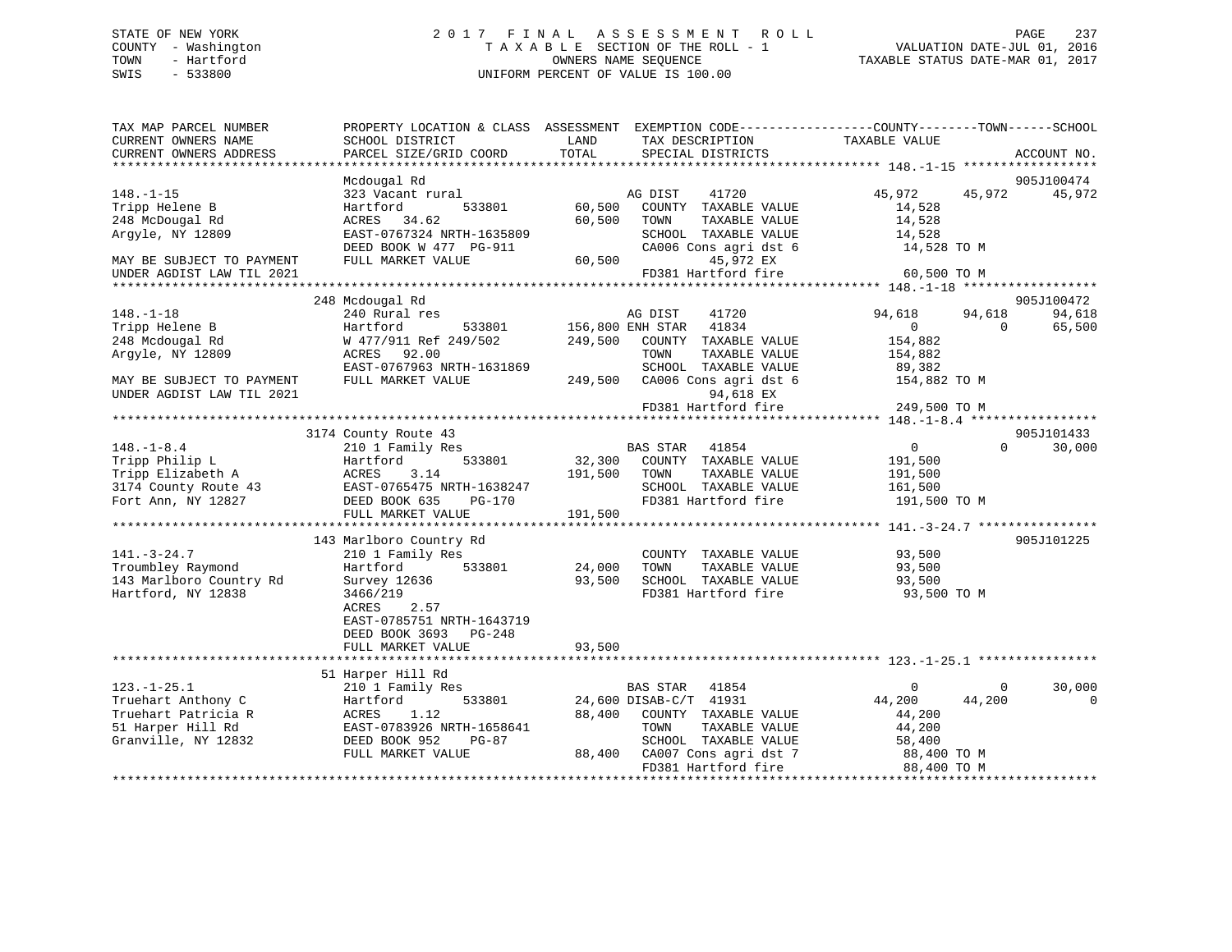STATE OF NEW YORK
COUNTY - Washington
TOWN - Hartford
SWIS - 533800

# 2017 FINAL ASSESSMENT ROLL
TAXABLE SECTION OF THE ROLL - 1
OWNERS NAME SEQUENCE
UNIFORM PERCENT OF VALUE IS 100.00

VALUATION DATE-JUL 01, 2016
TAXABLE STATUS DATE-MAR 01, 2017

```
TAX MAP PARCEL NUMBER          PROPERTY LOCATION & CLASS  ASSESSMENT  EXEMPTION CODE------------------COUNTY--------TOWN------SCHOOL
CURRENT OWNERS NAME            SCHOOL DISTRICT              LAND      TAX DESCRIPTION             TAXABLE VALUE
CURRENT OWNERS ADDRESS         PARCEL SIZE/GRID COORD       TOTAL     SPECIAL DISTRICTS                                         ACCOUNT NO.
******************************************************************************************************* 148.-1-15 ******************
                               Mcdougal Rd                                                                                  905J100474
148.-1-15                      323 Vacant rural                       AG DIST    41720            45,972      45,972      45,972
Tripp Helene B                 Hartford         533801     60,500    COUNTY  TAXABLE VALUE         14,528
248 McDougal Rd                ACRES   34.62               60,500    TOWN    TAXABLE VALUE         14,528
Argyle, NY 12809               EAST-0767324 NRTH-1635809             SCHOOL  TAXABLE VALUE         14,528
                               DEED BOOK W 477  PG-911               CA006 Cons agri dst 6          14,528 TO M
MAY BE SUBJECT TO PAYMENT      FULL MARKET VALUE           60,500           45,972 EX
UNDER AGDIST LAW TIL 2021                                            FD381 Hartford fire             60,500 TO M
******************************************************************************************************* 148.-1-18 ******************
                               248 Mcdougal Rd                                                                              905J100472
148.-1-18                      240 Rural res                          AG DIST    41720            94,618      94,618      94,618
Tripp Helene B                 Hartford         533801    156,800 ENH STAR   41834                 0           0      65,500
248 Mcdougal Rd                W 477/911 Ref 249/502      249,500    COUNTY  TAXABLE VALUE        154,882
Argyle, NY 12809               ACRES   92.00                         TOWN    TAXABLE VALUE        154,882
                               EAST-0767963 NRTH-1631869             SCHOOL  TAXABLE VALUE         89,382
MAY BE SUBJECT TO PAYMENT      FULL MARKET VALUE          249,500    CA006 Cons agri dst 6         154,882 TO M
UNDER AGDIST LAW TIL 2021                                                   94,618 EX
                                                                     FD381 Hartford fire            249,500 TO M
******************************************************************************************************* 148.-1-8.4 *****************
                               3174 County Route 43                                                                         905J101433
148.-1-8.4                     210 1 Family Res                       BAS STAR   41854                 0           0      30,000
Tripp Philip L                 Hartford         533801     32,300    COUNTY  TAXABLE VALUE        191,500
Tripp Elizabeth A              ACRES    3.14              191,500    TOWN    TAXABLE VALUE        191,500
3174 County Route 43           EAST-0765475 NRTH-1638247             SCHOOL  TAXABLE VALUE        161,500
Fort Ann, NY 12827             DEED BOOK 635    PG-170               FD381 Hartford fire            191,500 TO M
                               FULL MARKET VALUE          191,500
******************************************************************************************************* 141.-3-24.7 ****************
                               143 Marlboro Country Rd                                                                      905J101225
141.-3-24.7                    210 1 Family Res                       COUNTY  TAXABLE VALUE         93,500
Troumbley Raymond              Hartford         533801     24,000    TOWN    TAXABLE VALUE          93,500
143 Marlboro Country Rd        Survey 12636                93,500    SCHOOL  TAXABLE VALUE          93,500
Hartford, NY 12838             3466/219                              FD381 Hartford fire             93,500 TO M
                               ACRES    2.57
                               EAST-0785751 NRTH-1643719
                               DEED BOOK 3693   PG-248
                               FULL MARKET VALUE           93,500
******************************************************************************************************* 123.-1-25.1 ****************
                               51 Harper Hill Rd
123.-1-25.1                    210 1 Family Res                       BAS STAR   41854                 0           0      30,000
Truehart Anthony C             Hartford         533801     24,600 DISAB-C/T  41931            44,200      44,200           0
Truehart Patricia R            ACRES    1.12               88,400    COUNTY  TAXABLE VALUE         44,200
51 Harper Hill Rd              EAST-0783926 NRTH-1658641             TOWN    TAXABLE VALUE          44,200
Granville, NY 12832            DEED BOOK 952    PG-87                SCHOOL  TAXABLE VALUE          58,400
                               FULL MARKET VALUE           88,400    CA007 Cons agri dst 7          88,400 TO M
                                                                     FD381 Hartford fire             88,400 TO M
************************************************************************************************************************************
```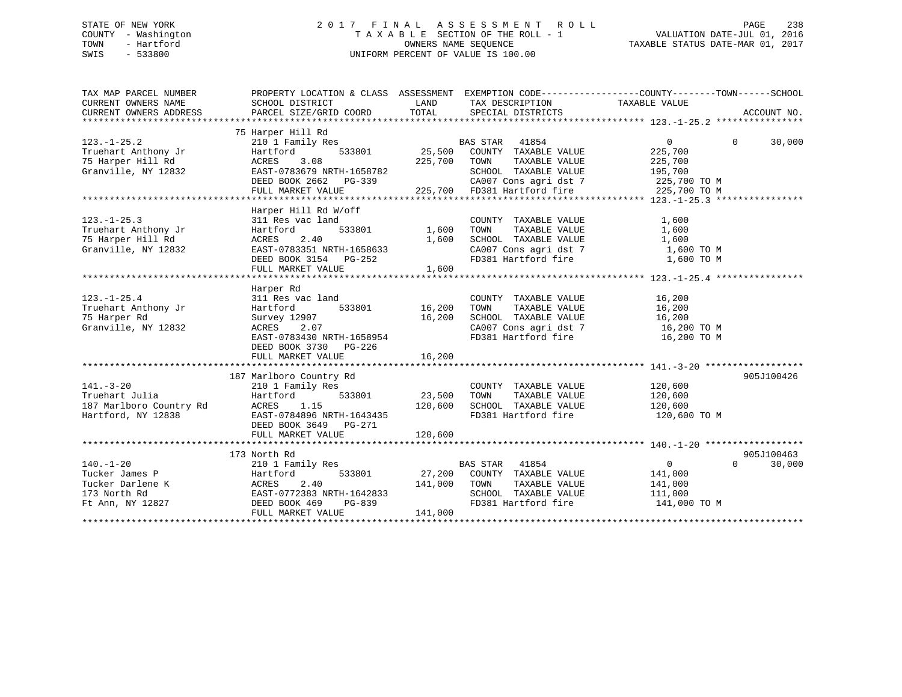STATE OF NEW YORK
COUNTY - Washington
TOWN - Hartford
SWIS - 533800

# 2017 FINAL ASSESSMENT ROLL

TAXABLE SECTION OF THE ROLL - 1
OWNERS NAME SEQUENCE
UNIFORM PERCENT OF VALUE IS 100.00

VALUATION DATE-JUL 01, 2016
TAXABLE STATUS DATE-MAR 01, 2017

```
TAX MAP PARCEL NUMBER      PROPERTY LOCATION & CLASS  ASSESSMENT  EXEMPTION CODE------------------COUNTY--------TOWN------SCHOOL
CURRENT OWNERS NAME        SCHOOL DISTRICT              LAND      TAX DESCRIPTION            TAXABLE VALUE
CURRENT OWNERS ADDRESS     PARCEL SIZE/GRID COORD       TOTAL     SPECIAL DISTRICTS                                      ACCOUNT NO.
******************************************************************************************************* 123.-1-25.2 ****************
                           75 Harper Hill Rd
123.-1-25.2                210 1 Family Res                        BAS STAR   41854                0           0       30,000
Truehart Anthony Jr        Hartford         533801       25,500   COUNTY  TAXABLE VALUE          225,700
75 Harper Hill Rd          ACRES     3.08               225,700   TOWN    TAXABLE VALUE          225,700
Granville, NY 12832        EAST-0783679 NRTH-1658782              SCHOOL  TAXABLE VALUE          195,700
                           DEED BOOK 2662   PG-339                CA007 Cons agri dst 7           225,700 TO M
                           FULL MARKET VALUE            225,700   FD381 Hartford fire             225,700 TO M
******************************************************************************************************* 123.-1-25.3 ****************
                           Harper Hill Rd W/off
123.-1-25.3                311 Res vac land                        COUNTY  TAXABLE VALUE            1,600
Truehart Anthony Jr        Hartford         533801        1,600   TOWN    TAXABLE VALUE            1,600
75 Harper Hill Rd          ACRES     2.40                 1,600   SCHOOL  TAXABLE VALUE            1,600
Granville, NY 12832        EAST-0783351 NRTH-1658633              CA007 Cons agri dst 7             1,600 TO M
                           DEED BOOK 3154   PG-252                FD381 Hartford fire               1,600 TO M
                           FULL MARKET VALUE              1,600
******************************************************************************************************* 123.-1-25.4 ****************
                           Harper Rd
123.-1-25.4                311 Res vac land                        COUNTY  TAXABLE VALUE           16,200
Truehart Anthony Jr        Hartford         533801       16,200   TOWN    TAXABLE VALUE           16,200
75 Harper Rd               Survey 12907                  16,200   SCHOOL  TAXABLE VALUE           16,200
Granville, NY 12832        ACRES     2.07                         CA007 Cons agri dst 7            16,200 TO M
                           EAST-0783430 NRTH-1658954              FD381 Hartford fire              16,200 TO M
                           DEED BOOK 3730   PG-226
                           FULL MARKET VALUE             16,200
******************************************************************************************************* 141.-3-20 ******************
                           187 Marlboro Country Rd                                                                905J100426
141.-3-20                  210 1 Family Res                        COUNTY  TAXABLE VALUE          120,600
Truehart Julia             Hartford         533801       23,500   TOWN    TAXABLE VALUE          120,600
187 Marlboro Country Rd    ACRES     1.15               120,600   SCHOOL  TAXABLE VALUE          120,600
Hartford, NY 12838         EAST-0784896 NRTH-1643435              FD381 Hartford fire             120,600 TO M
                           DEED BOOK 3649   PG-271
                           FULL MARKET VALUE            120,600
******************************************************************************************************* 140.-1-20 ******************
                           173 North Rd                                                                           905J100463
140.-1-20                  210 1 Family Res                        BAS STAR   41854                0           0       30,000
Tucker James P             Hartford         533801       27,200   COUNTY  TAXABLE VALUE          141,000
Tucker Darlene K           ACRES     2.40               141,000   TOWN    TAXABLE VALUE          141,000
173 North Rd               EAST-0772383 NRTH-1642833              SCHOOL  TAXABLE VALUE          111,000
Ft Ann, NY 12827           DEED BOOK 469    PG-839                FD381 Hartford fire             141,000 TO M
                           FULL MARKET VALUE            141,000
************************************************************************************************************************************
```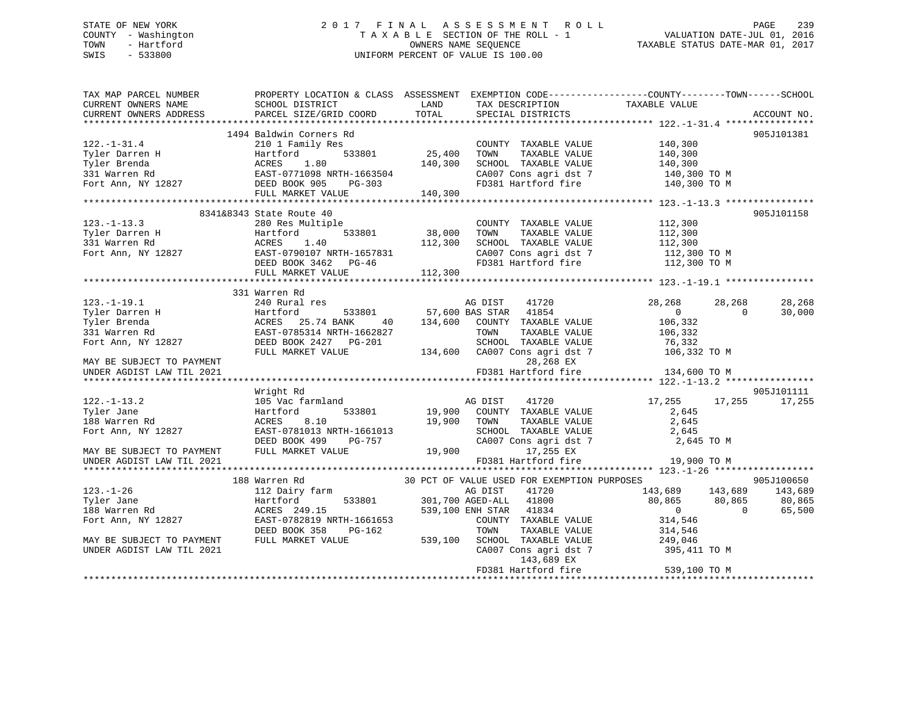STATE OF NEW YORK
COUNTY - Washington
TOWN - Hartford
SWIS - 533800

# 2017 FINAL ASSESSMENT ROLL
TAXABLE SECTION OF THE ROLL - 1
OWNERS NAME SEQUENCE
UNIFORM PERCENT OF VALUE IS 100.00

VALUATION DATE-JUL 01, 2016
TAXABLE STATUS DATE-MAR 01, 2017

```
TAX MAP PARCEL NUMBER          PROPERTY LOCATION & CLASS  ASSESSMENT  EXEMPTION CODE------------------COUNTY--------TOWN------SCHOOL
CURRENT OWNERS NAME            SCHOOL DISTRICT             LAND       TAX DESCRIPTION              TAXABLE VALUE
CURRENT OWNERS ADDRESS         PARCEL SIZE/GRID COORD      TOTAL      SPECIAL DISTRICTS                                        ACCOUNT NO.
******************************************************************************************************* 122.-1-31.4 ****************
                  1494 Baldwin Corners Rd                                                                                   905J101381
122.-1-31.4                    210 1 Family Res                         COUNTY  TAXABLE VALUE          140,300
Tyler Darren H                 Hartford         533801     25,400       TOWN    TAXABLE VALUE          140,300
Tyler Brenda                   ACRES    1.80               140,300      SCHOOL  TAXABLE VALUE          140,300
331 Warren Rd                  EAST-0771098 NRTH-1663504                CA007 Cons agri dst 7           140,300 TO M
Fort Ann, NY 12827             DEED BOOK 905    PG-303                  FD381 Hartford fire             140,300 TO M
                               FULL MARKET VALUE           140,300
******************************************************************************************************* 123.-1-13.3 ****************
                  8341&8343 State Route 40                                                                                  905J101158
123.-1-13.3                    280 Res Multiple                         COUNTY  TAXABLE VALUE          112,300
Tyler Darren H                 Hartford         533801     38,000       TOWN    TAXABLE VALUE          112,300
331 Warren Rd                  ACRES    1.40               112,300      SCHOOL  TAXABLE VALUE          112,300
Fort Ann, NY 12827             EAST-0790107 NRTH-1657831                CA007 Cons agri dst 7           112,300 TO M
                               DEED BOOK 3462   PG-46                   FD381 Hartford fire             112,300 TO M
                               FULL MARKET VALUE           112,300
******************************************************************************************************* 123.-1-19.1 ****************
                  331 Warren Rd
123.-1-19.1                    240 Rural res                            AG DIST    41720               28,268       28,268       28,268
Tyler Darren H                 Hartford         533801     57,600 BAS STAR   41854                          0            0       30,000
Tyler Brenda                   ACRES   25.74 BANK     40   134,600      COUNTY  TAXABLE VALUE          106,332
331 Warren Rd                  EAST-0785314 NRTH-1662827                TOWN    TAXABLE VALUE          106,332
Fort Ann, NY 12827             DEED BOOK 2427   PG-201                  SCHOOL  TAXABLE VALUE           76,332
                               FULL MARKET VALUE           134,600      CA007 Cons agri dst 7           106,332 TO M
MAY BE SUBJECT TO PAYMENT                                                   28,268 EX
UNDER AGDIST LAW TIL 2021                                               FD381 Hartford fire             134,600 TO M
******************************************************************************************************* 122.-1-13.2 ****************
                  Wright Rd                                                                                                 905J101111
122.-1-13.2                    105 Vac farmland                         AG DIST    41720               17,255       17,255       17,255
Tyler Jane                     Hartford         533801     19,900       COUNTY  TAXABLE VALUE            2,645
188 Warren Rd                  ACRES    8.10                19,900      TOWN    TAXABLE VALUE            2,645
Fort Ann, NY 12827             EAST-0781013 NRTH-1661013                SCHOOL  TAXABLE VALUE            2,645
                               DEED BOOK 499    PG-757                  CA007 Cons agri dst 7             2,645 TO M
MAY BE SUBJECT TO PAYMENT      FULL MARKET VALUE            19,900          17,255 EX
UNDER AGDIST LAW TIL 2021                                               FD381 Hartford fire              19,900 TO M
******************************************************************************************************* 123.-1-26 ******************
                  188 Warren Rd                    30 PCT OF VALUE USED FOR EXEMPTION PURPOSES                              905J100650
123.-1-26                      112 Dairy farm                           AG DIST    41720              143,689      143,689      143,689
Tyler Jane                     Hartford         533801    301,700 AGED-ALL   41800                 80,865       80,865       80,865
188 Warren Rd                  ACRES  249.15              539,100 ENH STAR   41834                      0            0       65,500
Fort Ann, NY 12827             EAST-0782819 NRTH-1661653                COUNTY  TAXABLE VALUE          314,546
                               DEED BOOK 358    PG-162                  TOWN    TAXABLE VALUE          314,546
MAY BE SUBJECT TO PAYMENT      FULL MARKET VALUE           539,100      SCHOOL  TAXABLE VALUE          249,046
UNDER AGDIST LAW TIL 2021                                               CA007 Cons agri dst 7           395,411 TO M
                                                                           143,689 EX
                                                                        FD381 Hartford fire             539,100 TO M
************************************************************************************************************************************
```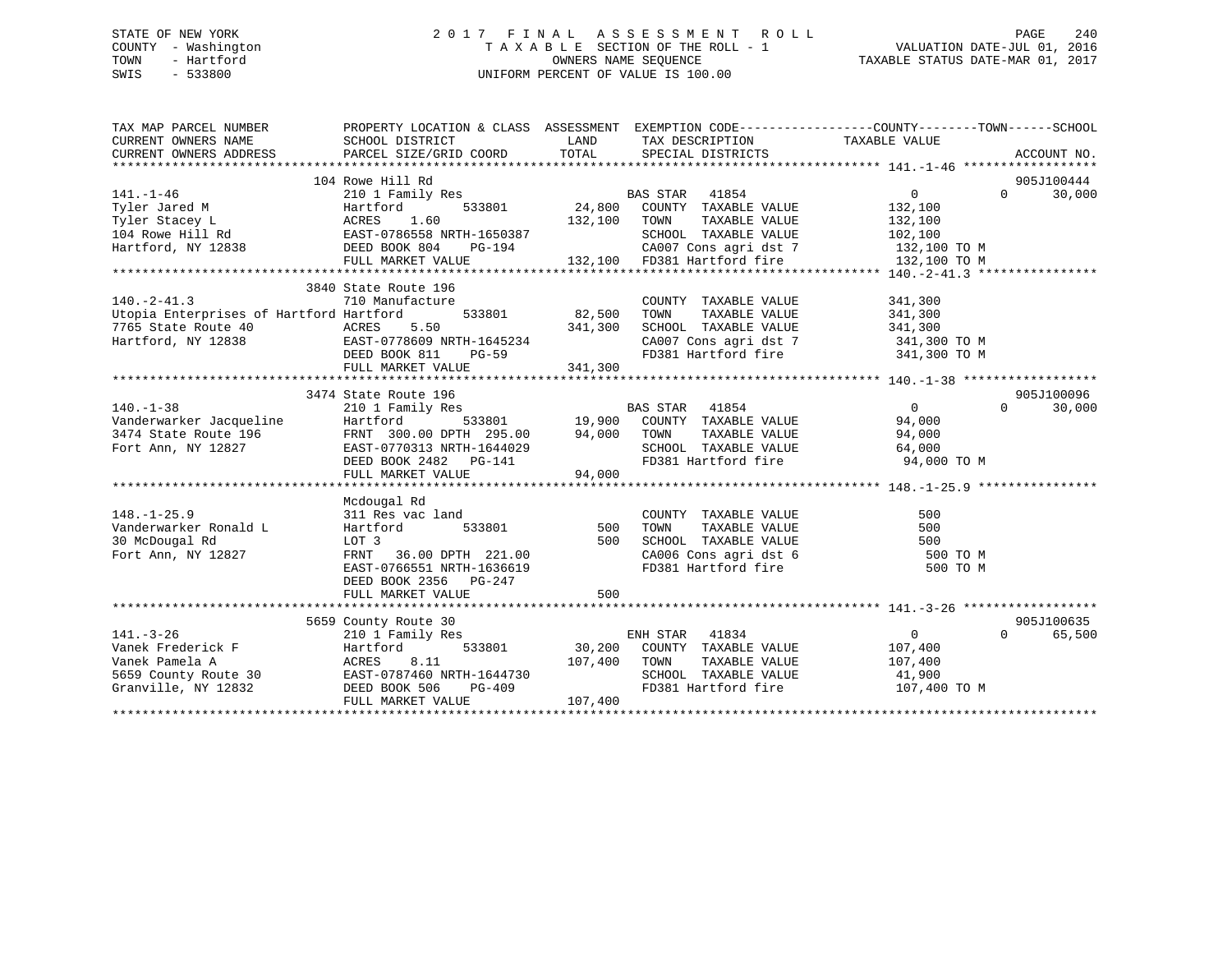STATE OF NEW YORK
COUNTY - Washington
TOWN - Hartford
SWIS - 533800

2017 FINAL ASSESSMENT ROLL
TAXABLE SECTION OF THE ROLL - 1
OWNERS NAME SEQUENCE
UNIFORM PERCENT OF VALUE IS 100.00

VALUATION DATE-JUL 01, 2016
TAXABLE STATUS DATE-MAR 01, 2017

```
TAX MAP PARCEL NUMBER          PROPERTY LOCATION & CLASS  ASSESSMENT  EXEMPTION CODE------------------COUNTY--------TOWN------SCHOOL
CURRENT OWNERS NAME            SCHOOL DISTRICT              LAND      TAX DESCRIPTION              TAXABLE VALUE
CURRENT OWNERS ADDRESS         PARCEL SIZE/GRID COORD       TOTAL     SPECIAL DISTRICTS                                      ACCOUNT NO.
******************************************************************************************************* 141.-1-46 ******************
                               104 Rowe Hill Rd                                                                          905J100444
141.-1-46                      210 1 Family Res                       BAS STAR   41854                0          0      30,000
Tyler Jared M                  Hartford          533801       24,800  COUNTY  TAXABLE VALUE         132,100
Tyler Stacey L                 ACRES     1.60               132,100   TOWN    TAXABLE VALUE         132,100
104 Rowe Hill Rd               EAST-0786558 NRTH-1650387              SCHOOL  TAXABLE VALUE         102,100
Hartford, NY 12838             DEED BOOK 804     PG-194               CA007 Cons agri dst 7          132,100 TO M
                               FULL MARKET VALUE            132,100   FD381 Hartford fire            132,100 TO M
******************************************************************************************************* 140.-2-41.3 ****************
                               3840 State Route 196
140.-2-41.3                    710 Manufacture                        COUNTY  TAXABLE VALUE         341,300
Utopia Enterprises of Hartford Hartford          533801       82,500  TOWN    TAXABLE VALUE         341,300
7765 State Route 40            ACRES     5.50               341,300   SCHOOL  TAXABLE VALUE         341,300
Hartford, NY 12838             EAST-0778609 NRTH-1645234              CA007 Cons agri dst 7          341,300 TO M
                               DEED BOOK 811     PG-59                FD381 Hartford fire            341,300 TO M
                               FULL MARKET VALUE            341,300
******************************************************************************************************* 140.-1-38 ******************
                               3474 State Route 196                                                                      905J100096
140.-1-38                      210 1 Family Res                       BAS STAR   41854                0          0      30,000
Vanderwarker Jacqueline        Hartford          533801       19,900  COUNTY  TAXABLE VALUE          94,000
3474 State Route 196           FRNT 300.00 DPTH 295.00       94,000   TOWN    TAXABLE VALUE          94,000
Fort Ann, NY 12827             EAST-0770313 NRTH-1644029              SCHOOL  TAXABLE VALUE          64,000
                               DEED BOOK 2482    PG-141               FD381 Hartford fire             94,000 TO M
                               FULL MARKET VALUE             94,000
******************************************************************************************************* 148.-1-25.9 ****************
                               Mcdougal Rd
148.-1-25.9                    311 Res vac land                       COUNTY  TAXABLE VALUE             500
Vanderwarker Ronald L          Hartford          533801          500  TOWN    TAXABLE VALUE             500
30 McDougal Rd                 LOT 3                             500  SCHOOL  TAXABLE VALUE             500
Fort Ann, NY 12827             FRNT  36.00 DPTH 221.00                CA006 Cons agri dst 6              500 TO M
                               EAST-0766551 NRTH-1636619              FD381 Hartford fire                500 TO M
                               DEED BOOK 2356    PG-247
                               FULL MARKET VALUE                 500
******************************************************************************************************* 141.-3-26 ******************
                               5659 County Route 30                                                                      905J100635
141.-3-26                      210 1 Family Res                       ENH STAR   41834                0          0      65,500
Vanek Frederick F              Hartford          533801       30,200  COUNTY  TAXABLE VALUE         107,400
Vanek Pamela A                 ACRES     8.11               107,400   TOWN    TAXABLE VALUE         107,400
5659 County Route 30           EAST-0787460 NRTH-1644730              SCHOOL  TAXABLE VALUE          41,900
Granville, NY 12832            DEED BOOK 506     PG-409               FD381 Hartford fire            107,400 TO M
                               FULL MARKET VALUE            107,400
************************************************************************************************************************************
```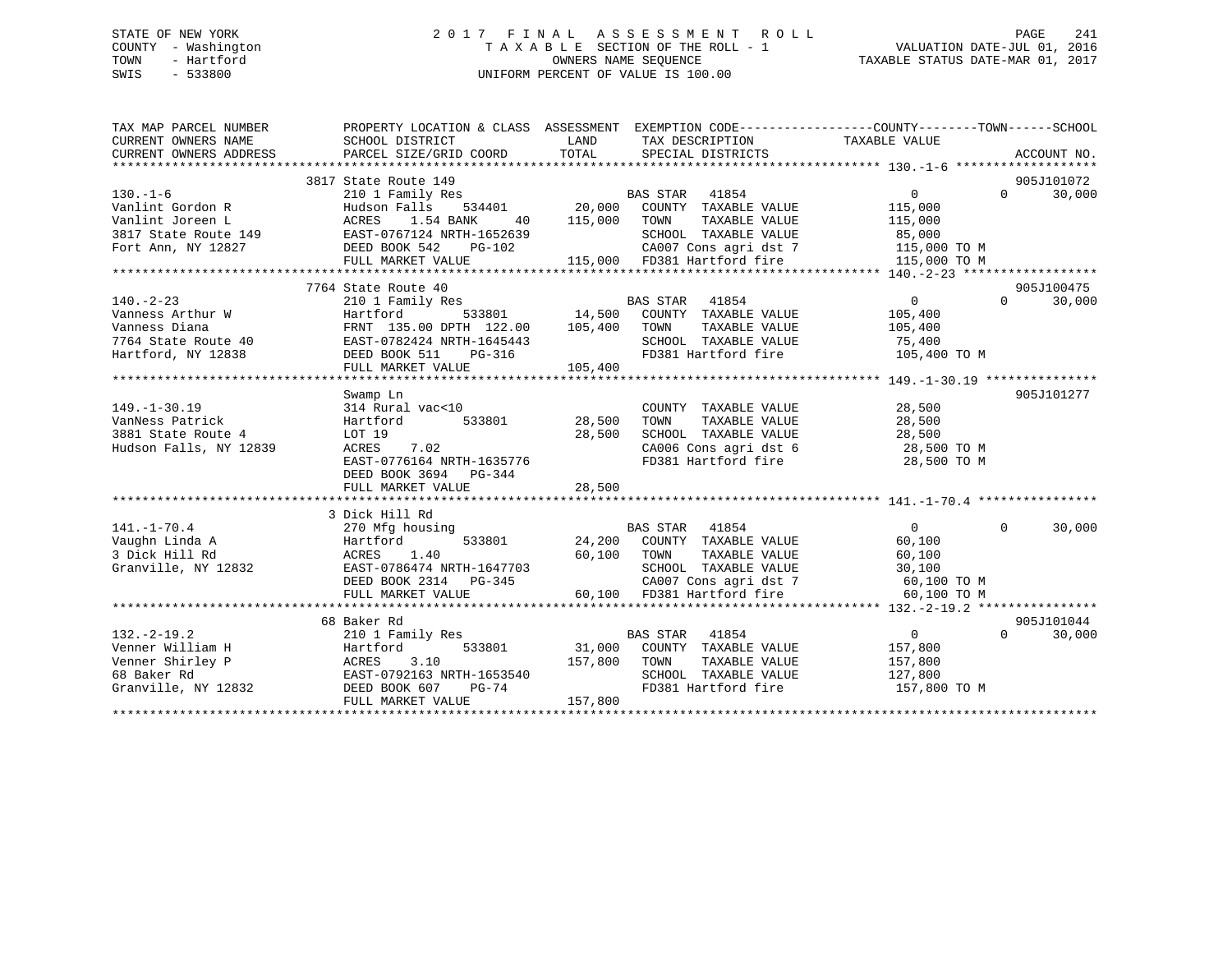STATE OF NEW YORK
COUNTY - Washington
TOWN - Hartford
SWIS - 533800

# 2017 FINAL ASSESSMENT ROLL

TAXABLE SECTION OF THE ROLL - 1
OWNERS NAME SEQUENCE
UNIFORM PERCENT OF VALUE IS 100.00

VALUATION DATE-JUL 01, 2016
TAXABLE STATUS DATE-MAR 01, 2017

```
TAX MAP PARCEL NUMBER      PROPERTY LOCATION & CLASS  ASSESSMENT  EXEMPTION CODE-----------------COUNTY--------TOWN------SCHOOL
CURRENT OWNERS NAME        SCHOOL DISTRICT            LAND        TAX DESCRIPTION             TAXABLE VALUE
CURRENT OWNERS ADDRESS     PARCEL SIZE/GRID COORD     TOTAL       SPECIAL DISTRICTS                                  ACCOUNT NO.
******************************************************************************************************* 130.-1-6 *******************
                           3817 State Route 149                                                                      905J101072
130.-1-6                   210 1 Family Res                       BAS STAR   41854                0            0      30,000
Vanlint Gordon R           Hudson Falls     534401      20,000    COUNTY  TAXABLE VALUE         115,000
Vanlint Joreen L           ACRES    1.54 BANK     40   115,000    TOWN    TAXABLE VALUE         115,000
3817 State Route 149       EAST-0767124 NRTH-1652639              SCHOOL  TAXABLE VALUE          85,000
Fort Ann, NY 12827         DEED BOOK 542    PG-102                CA007 Cons agri dst 7         115,000 TO M
                           FULL MARKET VALUE           115,000    FD381 Hartford fire           115,000 TO M
******************************************************************************************************* 140.-2-23 ******************
                           7764 State Route 40                                                                       905J100475
140.-2-23                  210 1 Family Res                       BAS STAR   41854                0            0      30,000
Vanness Arthur W           Hartford         533801      14,500    COUNTY  TAXABLE VALUE         105,400
Vanness Diana              FRNT 135.00 DPTH 122.00     105,400    TOWN    TAXABLE VALUE         105,400
7764 State Route 40        EAST-0782424 NRTH-1645443              SCHOOL  TAXABLE VALUE          75,400
Hartford, NY 12838         DEED BOOK 511    PG-316                FD381 Hartford fire           105,400 TO M
                           FULL MARKET VALUE           105,400
******************************************************************************************************* 149.-1-30.19 ***************
                           Swamp Ln                                                                                  905J101277
149.-1-30.19               314 Rural vac<10                       COUNTY  TAXABLE VALUE          28,500
VanNess Patrick            Hartford         533801      28,500    TOWN    TAXABLE VALUE          28,500
3881 State Route 4         LOT 19                       28,500    SCHOOL  TAXABLE VALUE          28,500
Hudson Falls, NY 12839     ACRES    7.02                          CA006 Cons agri dst 6          28,500 TO M
                           EAST-0776164 NRTH-1635776              FD381 Hartford fire            28,500 TO M
                           DEED BOOK 3694   PG-344
                           FULL MARKET VALUE            28,500
******************************************************************************************************* 141.-1-70.4 ****************
                           3 Dick Hill Rd
141.-1-70.4                270 Mfg housing                        BAS STAR   41854                0            0      30,000
Vaughn Linda A             Hartford         533801      24,200    COUNTY  TAXABLE VALUE          60,100
3 Dick Hill Rd             ACRES    1.40                60,100    TOWN    TAXABLE VALUE          60,100
Granville, NY 12832        EAST-0786474 NRTH-1647703              SCHOOL  TAXABLE VALUE          30,100
                           DEED BOOK 2314   PG-345                CA007 Cons agri dst 7          60,100 TO M
                           FULL MARKET VALUE            60,100    FD381 Hartford fire            60,100 TO M
******************************************************************************************************* 132.-2-19.2 ****************
                           68 Baker Rd                                                                               905J101044
132.-2-19.2                210 1 Family Res                       BAS STAR   41854                0            0      30,000
Venner William H           Hartford         533801      31,000    COUNTY  TAXABLE VALUE         157,800
Venner Shirley P           ACRES    3.10               157,800    TOWN    TAXABLE VALUE         157,800
68 Baker Rd                EAST-0792163 NRTH-1653540              SCHOOL  TAXABLE VALUE         127,800
Granville, NY 12832        DEED BOOK 607    PG-74                 FD381 Hartford fire           157,800 TO M
                           FULL MARKET VALUE           157,800
************************************************************************************************************************************
```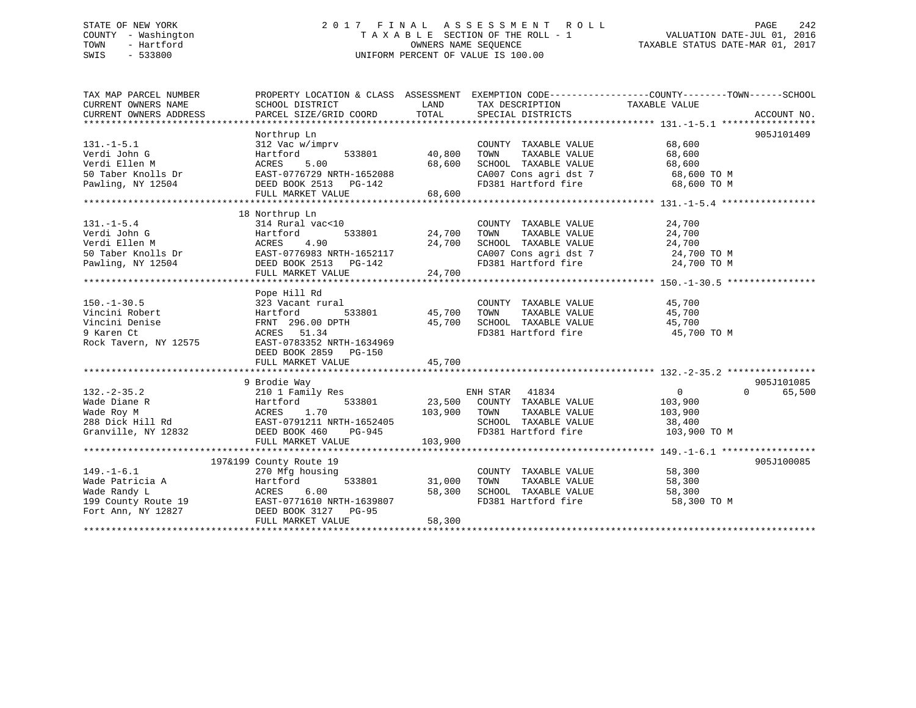STATE OF NEW YORK
COUNTY - Washington
TOWN - Hartford
SWIS - 533800

# 2017 FINAL ASSESSMENT ROLL

TAXABLE SECTION OF THE ROLL - 1
OWNERS NAME SEQUENCE
UNIFORM PERCENT OF VALUE IS 100.00

VALUATION DATE-JUL 01, 2016
TAXABLE STATUS DATE-MAR 01, 2017

| TAX MAP PARCEL NUMBER / CURRENT OWNERS NAME / CURRENT OWNERS ADDRESS | PROPERTY LOCATION & CLASS / SCHOOL DISTRICT / PARCEL SIZE/GRID COORD | ASSESSMENT LAND | TOTAL | EXEMPTION CODE / TAX DESCRIPTION / SPECIAL DISTRICTS | COUNTY / TOWN TAXABLE VALUE | SCHOOL | ACCOUNT NO. |
|---|---|---|---|---|---|---|---|
| **131.-1-5.1** | Northrup Ln | | | | | | 905J101409 |
| 131.-1-5.1 | 312 Vac w/imprv | | | COUNTY TAXABLE VALUE | 68,600 | | |
| Verdi John G | Hartford 533801 | 40,800 | | TOWN TAXABLE VALUE | 68,600 | | |
| Verdi Ellen M | ACRES 5.00 | | 68,600 | SCHOOL TAXABLE VALUE | 68,600 | | |
| 50 Taber Knolls Dr | EAST-0776729 NRTH-1652088 | | | CA007 Cons agri dst 7 | 68,600 TO M | | |
| Pawling, NY 12504 | DEED BOOK 2513 PG-142 | | | FD381 Hartford fire | 68,600 TO M | | |
| | FULL MARKET VALUE | | 68,600 | | | | |
| **131.-1-5.4** | 18 Northrup Ln | | | | | | |
| 131.-1-5.4 | 314 Rural vac<10 | | | COUNTY TAXABLE VALUE | 24,700 | | |
| Verdi John G | Hartford 533801 | 24,700 | | TOWN TAXABLE VALUE | 24,700 | | |
| Verdi Ellen M | ACRES 4.90 | | 24,700 | SCHOOL TAXABLE VALUE | 24,700 | | |
| 50 Taber Knolls Dr | EAST-0776983 NRTH-1652117 | | | CA007 Cons agri dst 7 | 24,700 TO M | | |
| Pawling, NY 12504 | DEED BOOK 2513 PG-142 | | | FD381 Hartford fire | 24,700 TO M | | |
| | FULL MARKET VALUE | | 24,700 | | | | |
| **150.-1-30.5** | Pope Hill Rd | | | | | | |
| 150.-1-30.5 | 323 Vacant rural | | | COUNTY TAXABLE VALUE | 45,700 | | |
| Vincini Robert | Hartford 533801 | 45,700 | | TOWN TAXABLE VALUE | 45,700 | | |
| Vincini Denise | FRNT 296.00 DPTH | | 45,700 | SCHOOL TAXABLE VALUE | 45,700 | | |
| 9 Karen Ct | ACRES 51.34 | | | FD381 Hartford fire | 45,700 TO M | | |
| Rock Tavern, NY 12575 | EAST-0783352 NRTH-1634969 | | | | | | |
| | DEED BOOK 2859 PG-150 | | | | | | |
| | FULL MARKET VALUE | | 45,700 | | | | |
| **132.-2-35.2** | 9 Brodie Way | | | | | | 905J101085 |
| 132.-2-35.2 | 210 1 Family Res | | | ENH STAR 41834 | 0 | 0 65,500 | |
| Wade Diane R | Hartford 533801 | 23,500 | | COUNTY TAXABLE VALUE | 103,900 | | |
| Wade Roy M | ACRES 1.70 | | 103,900 | TOWN TAXABLE VALUE | 103,900 | | |
| 288 Dick Hill Rd | EAST-0791211 NRTH-1652405 | | | SCHOOL TAXABLE VALUE | 38,400 | | |
| Granville, NY 12832 | DEED BOOK 460 PG-945 | | | FD381 Hartford fire | 103,900 TO M | | |
| | FULL MARKET VALUE | | 103,900 | | | | |
| **149.-1-6.1** | 197&199 County Route 19 | | | | | | 905J100085 |
| 149.-1-6.1 | 270 Mfg housing | | | COUNTY TAXABLE VALUE | 58,300 | | |
| Wade Patricia A | Hartford 533801 | 31,000 | | TOWN TAXABLE VALUE | 58,300 | | |
| Wade Randy L | ACRES 6.00 | | 58,300 | SCHOOL TAXABLE VALUE | 58,300 | | |
| 199 County Route 19 | EAST-0771610 NRTH-1639807 | | | FD381 Hartford fire | 58,300 TO M | | |
| Fort Ann, NY 12827 | DEED BOOK 3127 PG-95 | | | | | | |
| | FULL MARKET VALUE | | 58,300 | | | | |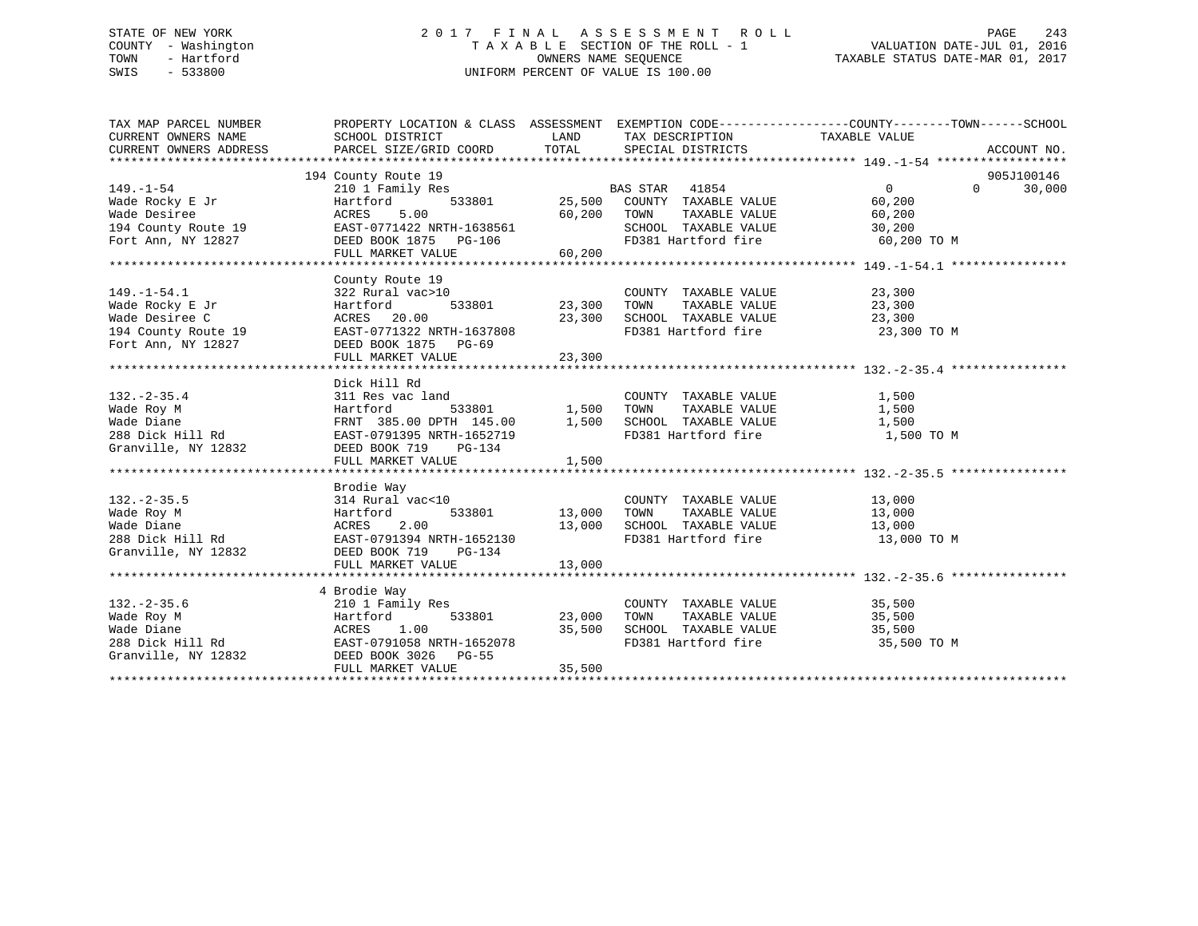STATE OF NEW YORK
COUNTY - Washington
TOWN - Hartford
SWIS - 533800

2 0 1 7 F I N A L A S S E S S M E N T R O L L
T A X A B L E SECTION OF THE ROLL - 1
OWNERS NAME SEQUENCE
UNIFORM PERCENT OF VALUE IS 100.00

VALUATION DATE-JUL 01, 2016
TAXABLE STATUS DATE-MAR 01, 2017

| TAX MAP PARCEL NUMBER / CURRENT OWNERS NAME / CURRENT OWNERS ADDRESS | PROPERTY LOCATION & CLASS / SCHOOL DISTRICT / PARCEL SIZE/GRID COORD | ASSESSMENT LAND | TOTAL | EXEMPTION CODE / TAX DESCRIPTION / SPECIAL DISTRICTS | COUNTY TAXABLE VALUE | TOWN | SCHOOL | ACCOUNT NO. |
|---|---|---|---|---|---|---|---|---|
| **149.-1-54** | 194 County Route 19 | | | | | | | 905J100146 |
| 149.-1-54 | 210 1 Family Res | | | BAS STAR 41854 | 0 | 0 | 30,000 | |
| Wade Rocky E Jr | Hartford 533801 | 25,500 | | COUNTY TAXABLE VALUE | 60,200 | | | |
| Wade Desiree | ACRES 5.00 | | 60,200 | TOWN TAXABLE VALUE | 60,200 | | | |
| 194 County Route 19 | EAST-0771422 NRTH-1638561 | | | SCHOOL TAXABLE VALUE | 30,200 | | | |
| Fort Ann, NY 12827 | DEED BOOK 1875 PG-106 | | | FD381 Hartford fire | 60,200 TO M | | | |
| | FULL MARKET VALUE | | 60,200 | | | | | |
| **149.-1-54.1** | County Route 19 | | | | | | | |
| 149.-1-54.1 | 322 Rural vac>10 | | | COUNTY TAXABLE VALUE | 23,300 | | | |
| Wade Rocky E Jr | Hartford 533801 | 23,300 | | TOWN TAXABLE VALUE | 23,300 | | | |
| Wade Desiree C | ACRES 20.00 | | 23,300 | SCHOOL TAXABLE VALUE | 23,300 | | | |
| 194 County Route 19 | EAST-0771322 NRTH-1637808 | | | FD381 Hartford fire | 23,300 TO M | | | |
| Fort Ann, NY 12827 | DEED BOOK 1875 PG-69 | | | | | | | |
| | FULL MARKET VALUE | | 23,300 | | | | | |
| **132.-2-35.4** | Dick Hill Rd | | | | | | | |
| 132.-2-35.4 | 311 Res vac land | | | COUNTY TAXABLE VALUE | 1,500 | | | |
| Wade Roy M | Hartford 533801 | 1,500 | | TOWN TAXABLE VALUE | 1,500 | | | |
| Wade Diane | FRNT 385.00 DPTH 145.00 | | 1,500 | SCHOOL TAXABLE VALUE | 1,500 | | | |
| 288 Dick Hill Rd | EAST-0791395 NRTH-1652719 | | | FD381 Hartford fire | 1,500 TO M | | | |
| Granville, NY 12832 | DEED BOOK 719 PG-134 | | | | | | | |
| | FULL MARKET VALUE | | 1,500 | | | | | |
| **132.-2-35.5** | Brodie Way | | | | | | | |
| 132.-2-35.5 | 314 Rural vac<10 | | | COUNTY TAXABLE VALUE | 13,000 | | | |
| Wade Roy M | Hartford 533801 | 13,000 | | TOWN TAXABLE VALUE | 13,000 | | | |
| Wade Diane | ACRES 2.00 | | 13,000 | SCHOOL TAXABLE VALUE | 13,000 | | | |
| 288 Dick Hill Rd | EAST-0791394 NRTH-1652130 | | | FD381 Hartford fire | 13,000 TO M | | | |
| Granville, NY 12832 | DEED BOOK 719 PG-134 | | | | | | | |
| | FULL MARKET VALUE | | 13,000 | | | | | |
| **132.-2-35.6** | 4 Brodie Way | | | | | | | |
| 132.-2-35.6 | 210 1 Family Res | | | COUNTY TAXABLE VALUE | 35,500 | | | |
| Wade Roy M | Hartford 533801 | 23,000 | | TOWN TAXABLE VALUE | 35,500 | | | |
| Wade Diane | ACRES 1.00 | | 35,500 | SCHOOL TAXABLE VALUE | 35,500 | | | |
| 288 Dick Hill Rd | EAST-0791058 NRTH-1652078 | | | FD381 Hartford fire | 35,500 TO M | | | |
| Granville, NY 12832 | DEED BOOK 3026 PG-55 | | | | | | | |
| | FULL MARKET VALUE | | 35,500 | | | | | |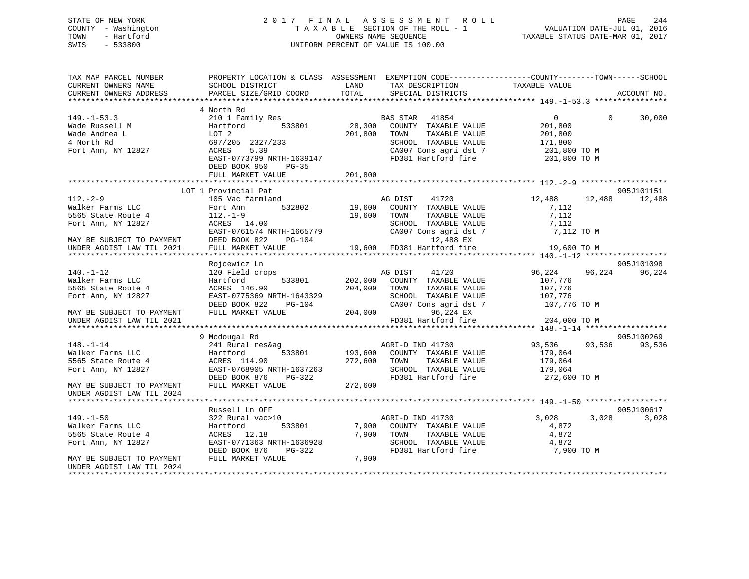STATE OF NEW YORK
COUNTY - Washington
TOWN - Hartford
SWIS - 533800

2017 FINAL ASSESSMENT ROLL
TAXABLE SECTION OF THE ROLL - 1
OWNERS NAME SEQUENCE
UNIFORM PERCENT OF VALUE IS 100.00

VALUATION DATE-JUL 01, 2016
TAXABLE STATUS DATE-MAR 01, 2017

| TAX MAP PARCEL NUMBER / CURRENT OWNERS NAME / CURRENT OWNERS ADDRESS | PROPERTY LOCATION & CLASS / SCHOOL DISTRICT / PARCEL SIZE/GRID COORD | ASSESSMENT LAND | ASSESSMENT TOTAL | EXEMPTION CODE / TAX DESCRIPTION / SPECIAL DISTRICTS | COUNTY TAXABLE VALUE | TOWN | SCHOOL | ACCOUNT NO. |
|---|---|---|---|---|---|---|---|---|
| **149.-1-53.3** | 4 North Rd | | | | | | | |
| 149.-1-53.3 | 210 1 Family Res | | | BAS STAR 41854 | 0 | 0 | 30,000 | |
| Wade Russell M | Hartford 533801 | 28,300 | | COUNTY TAXABLE VALUE | 201,800 | | | |
| Wade Andrea L | LOT 2 | | 201,800 | TOWN TAXABLE VALUE | 201,800 | | | |
| 4 North Rd | 697/205 2327/233 | | | SCHOOL TAXABLE VALUE | 171,800 | | | |
| Fort Ann, NY 12827 | ACRES 5.39 | | | CA007 Cons agri dst 7 | 201,800 TO M | | | |
| | EAST-0773799 NRTH-1639147 | | | FD381 Hartford fire | 201,800 TO M | | | |
| | DEED BOOK 950 PG-35 | | | | | | | |
| | FULL MARKET VALUE | | 201,800 | | | | | |
| **112.-2-9** | LOT 1 Provincial Pat | | | | | | | 905J101151 |
| 112.-2-9 | 105 Vac farmland | | | AG DIST 41720 | 12,488 | 12,488 | 12,488 | |
| Walker Farms LLC | Fort Ann 532802 | 19,600 | | COUNTY TAXABLE VALUE | 7,112 | | | |
| 5565 State Route 4 | 112.-1-9 | | 19,600 | TOWN TAXABLE VALUE | 7,112 | | | |
| Fort Ann, NY 12827 | ACRES 14.00 | | | SCHOOL TAXABLE VALUE | 7,112 | | | |
| | EAST-0761574 NRTH-1665779 | | | CA007 Cons agri dst 7 | 7,112 TO M | | | |
| MAY BE SUBJECT TO PAYMENT | DEED BOOK 822 PG-104 | | | 12,488 EX | | | | |
| UNDER AGDIST LAW TIL 2021 | FULL MARKET VALUE | | 19,600 | FD381 Hartford fire | 19,600 TO M | | | |
| **140.-1-12** | Rojcewicz Ln | | | | | | | 905J101098 |
| 140.-1-12 | 120 Field crops | | | AG DIST 41720 | 96,224 | 96,224 | 96,224 | |
| Walker Farms LLC | Hartford 533801 | 202,000 | | COUNTY TAXABLE VALUE | 107,776 | | | |
| 5565 State Route 4 | ACRES 146.90 | | 204,000 | TOWN TAXABLE VALUE | 107,776 | | | |
| Fort Ann, NY 12827 | EAST-0775369 NRTH-1643329 | | | SCHOOL TAXABLE VALUE | 107,776 | | | |
| | DEED BOOK 822 PG-104 | | | CA007 Cons agri dst 7 | 107,776 TO M | | | |
| MAY BE SUBJECT TO PAYMENT | FULL MARKET VALUE | | 204,000 | 96,224 EX | | | | |
| UNDER AGDIST LAW TIL 2021 | | | | FD381 Hartford fire | 204,000 TO M | | | |
| **148.-1-14** | 9 Mcdougal Rd | | | | | | | 905J100269 |
| 148.-1-14 | 241 Rural res&ag | | | AGRI-D IND 41730 | 93,536 | 93,536 | 93,536 | |
| Walker Farms LLC | Hartford 533801 | 193,600 | | COUNTY TAXABLE VALUE | 179,064 | | | |
| 5565 State Route 4 | ACRES 114.90 | | 272,600 | TOWN TAXABLE VALUE | 179,064 | | | |
| Fort Ann, NY 12827 | EAST-0768905 NRTH-1637263 | | | SCHOOL TAXABLE VALUE | 179,064 | | | |
| | DEED BOOK 876 PG-322 | | | FD381 Hartford fire | 272,600 TO M | | | |
| MAY BE SUBJECT TO PAYMENT | FULL MARKET VALUE | | 272,600 | | | | | |
| UNDER AGDIST LAW TIL 2024 | | | | | | | | |
| **149.-1-50** | Russell Ln OFF | | | | | | | 905J100617 |
| 149.-1-50 | 322 Rural vac>10 | | | AGRI-D IND 41730 | 3,028 | 3,028 | 3,028 | |
| Walker Farms LLC | Hartford 533801 | 7,900 | | COUNTY TAXABLE VALUE | 4,872 | | | |
| 5565 State Route 4 | ACRES 12.18 | | 7,900 | TOWN TAXABLE VALUE | 4,872 | | | |
| Fort Ann, NY 12827 | EAST-0771363 NRTH-1636928 | | | SCHOOL TAXABLE VALUE | 4,872 | | | |
| | DEED BOOK 876 PG-322 | | | FD381 Hartford fire | 7,900 TO M | | | |
| MAY BE SUBJECT TO PAYMENT | FULL MARKET VALUE | | 7,900 | | | | | |
| UNDER AGDIST LAW TIL 2024 | | | | | | | | |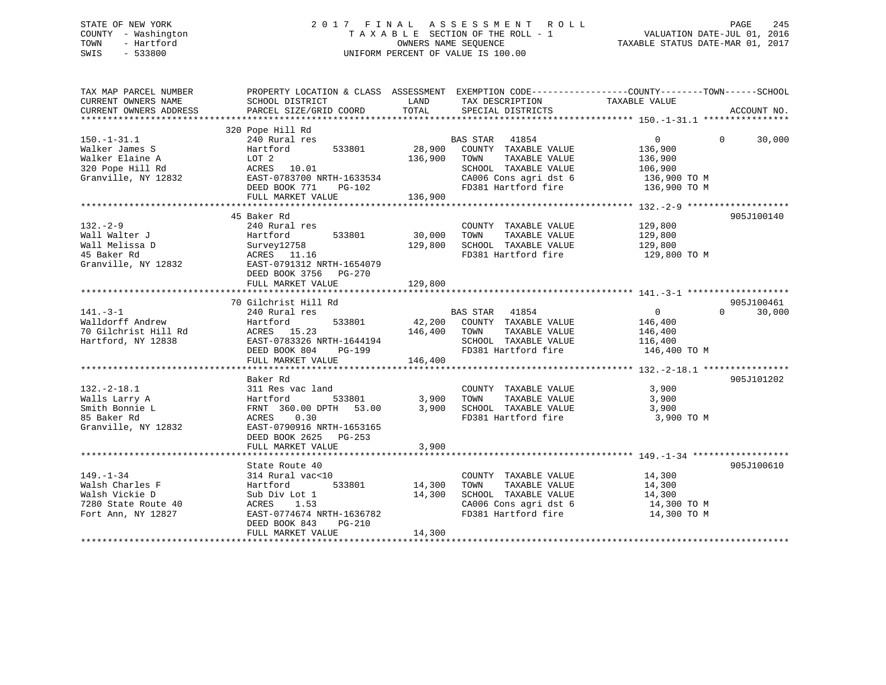STATE OF NEW YORK
COUNTY - Washington
TOWN - Hartford
SWIS - 533800

# 2017 FINAL ASSESSMENT ROLL
TAXABLE SECTION OF THE ROLL - 1
OWNERS NAME SEQUENCE
UNIFORM PERCENT OF VALUE IS 100.00

VALUATION DATE-JUL 01, 2016
TAXABLE STATUS DATE-MAR 01, 2017

| TAX MAP PARCEL NUMBER / CURRENT OWNERS NAME / CURRENT OWNERS ADDRESS | PROPERTY LOCATION & CLASS / SCHOOL DISTRICT / PARCEL SIZE/GRID COORD | ASSESSMENT LAND / TOTAL | EXEMPTION CODE / TAX DESCRIPTION / SPECIAL DISTRICTS | COUNTY TAXABLE VALUE | TOWN | SCHOOL | ACCOUNT NO. |
|---|---|---|---|---|---|---|---|
| 150.-1-31.1 | 320 Pope Hill Rd | | | | | | |
| | 240 Rural res | | BAS STAR 41854 | 0 | 0 | 30,000 | |
| Walker James S | Hartford 533801 | 28,900 | COUNTY TAXABLE VALUE | 136,900 | | | |
| Walker Elaine A | LOT 2 | 136,900 | TOWN TAXABLE VALUE | 136,900 | | | |
| 320 Pope Hill Rd | ACRES 10.01 | | SCHOOL TAXABLE VALUE | 106,900 | | | |
| Granville, NY 12832 | EAST-0783700 NRTH-1633534 | | CA006 Cons agri dst 6 | 136,900 TO M | | | |
| | DEED BOOK 771 PG-102 | | FD381 Hartford fire | 136,900 TO M | | | |
| | FULL MARKET VALUE | 136,900 | | | | | |
| 132.-2-9 | 45 Baker Rd | | | | | | 905J100140 |
| | 240 Rural res | | COUNTY TAXABLE VALUE | 129,800 | | | |
| Wall Walter J | Hartford 533801 | 30,000 | TOWN TAXABLE VALUE | 129,800 | | | |
| Wall Melissa D | Survey12758 | 129,800 | SCHOOL TAXABLE VALUE | 129,800 | | | |
| 45 Baker Rd | ACRES 11.16 | | FD381 Hartford fire | 129,800 TO M | | | |
| Granville, NY 12832 | EAST-0791312 NRTH-1654079 | | | | | | |
| | DEED BOOK 3756 PG-270 | | | | | | |
| | FULL MARKET VALUE | 129,800 | | | | | |
| 141.-3-1 | 70 Gilchrist Hill Rd | | | | | | 905J100461 |
| | 240 Rural res | | BAS STAR 41854 | 0 | 0 | 30,000 | |
| Walldorff Andrew | Hartford 533801 | 42,200 | COUNTY TAXABLE VALUE | 146,400 | | | |
| 70 Gilchrist Hill Rd | ACRES 15.23 | 146,400 | TOWN TAXABLE VALUE | 146,400 | | | |
| Hartford, NY 12838 | EAST-0783326 NRTH-1644194 | | SCHOOL TAXABLE VALUE | 116,400 | | | |
| | DEED BOOK 804 PG-199 | | FD381 Hartford fire | 146,400 TO M | | | |
| | FULL MARKET VALUE | 146,400 | | | | | |
| 132.-2-18.1 | Baker Rd | | | | | | 905J101202 |
| | 311 Res vac land | | COUNTY TAXABLE VALUE | 3,900 | | | |
| Walls Larry A | Hartford 533801 | 3,900 | TOWN TAXABLE VALUE | 3,900 | | | |
| Smith Bonnie L | FRNT 360.00 DPTH 53.00 | 3,900 | SCHOOL TAXABLE VALUE | 3,900 | | | |
| 85 Baker Rd | ACRES 0.30 | | FD381 Hartford fire | 3,900 TO M | | | |
| Granville, NY 12832 | EAST-0790916 NRTH-1653165 | | | | | | |
| | DEED BOOK 2625 PG-253 | | | | | | |
| | FULL MARKET VALUE | 3,900 | | | | | |
| 149.-1-34 | State Route 40 | | | | | | 905J100610 |
| | 314 Rural vac<10 | | COUNTY TAXABLE VALUE | 14,300 | | | |
| Walsh Charles F | Hartford 533801 | 14,300 | TOWN TAXABLE VALUE | 14,300 | | | |
| Walsh Vickie D | Sub Div Lot 1 | 14,300 | SCHOOL TAXABLE VALUE | 14,300 | | | |
| 7280 State Route 40 | ACRES 1.53 | | CA006 Cons agri dst 6 | 14,300 TO M | | | |
| Fort Ann, NY 12827 | EAST-0774674 NRTH-1636782 | | FD381 Hartford fire | 14,300 TO M | | | |
| | DEED BOOK 843 PG-210 | | | | | | |
| | FULL MARKET VALUE | 14,300 | | | | | |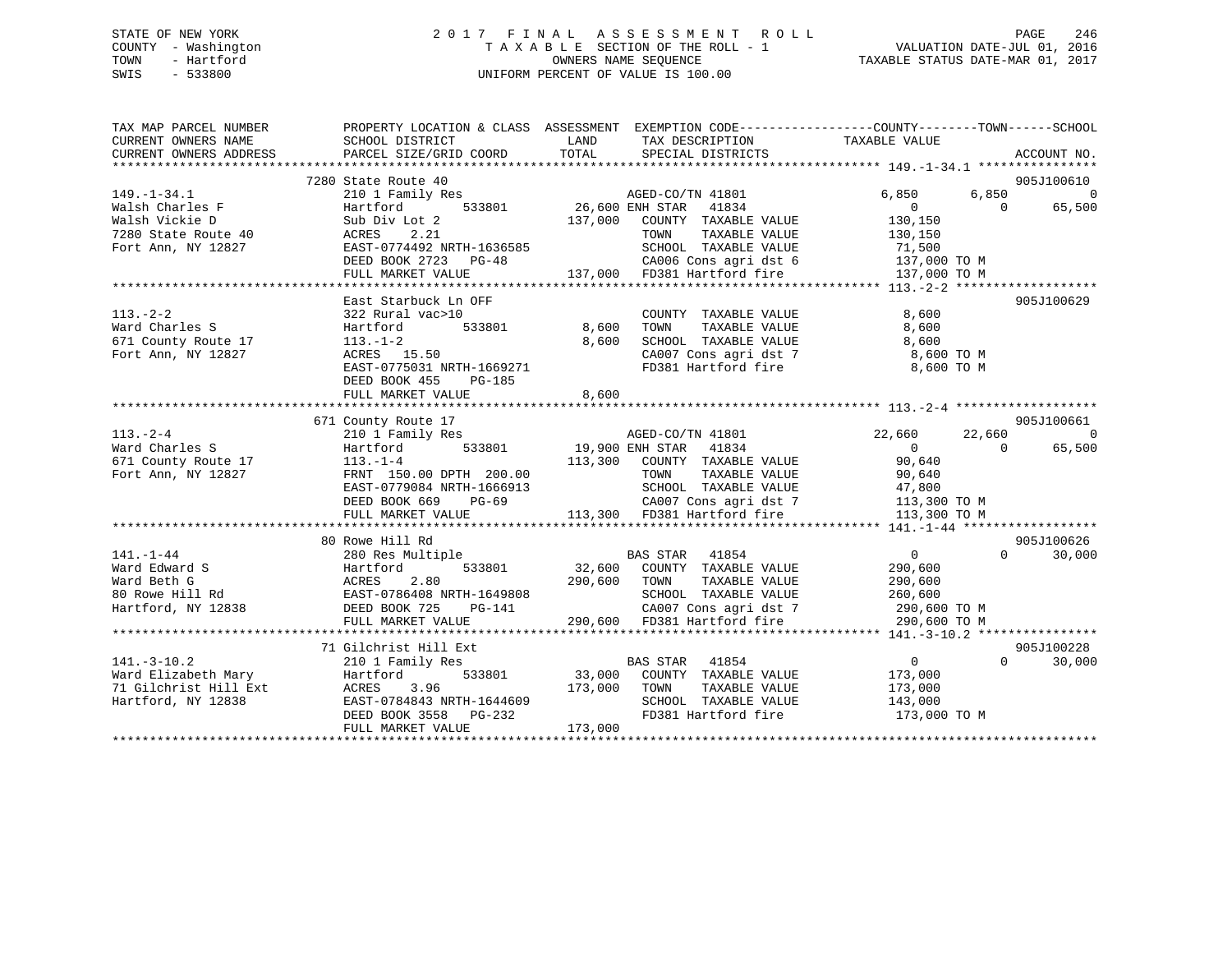STATE OF NEW YORK
COUNTY - Washington
TOWN - Hartford
SWIS - 533800

2017 FINAL ASSESSMENT ROLL
TAXABLE SECTION OF THE ROLL - 1
OWNERS NAME SEQUENCE
UNIFORM PERCENT OF VALUE IS 100.00

VALUATION DATE-JUL 01, 2016
TAXABLE STATUS DATE-MAR 01, 2017

```
TAX MAP PARCEL NUMBER     PROPERTY LOCATION & CLASS  ASSESSMENT  EXEMPTION CODE-----------------COUNTY--------TOWN------SCHOOL
CURRENT OWNERS NAME       SCHOOL DISTRICT               LAND      TAX DESCRIPTION            TAXABLE VALUE
CURRENT OWNERS ADDRESS    PARCEL SIZE/GRID COORD        TOTAL     SPECIAL DISTRICTS                                    ACCOUNT NO.
******************************************************************************************* 149.-1-34.1 ****************
                          7280 State Route 40                                                                    905J100610
149.-1-34.1               210 1 Family Res                    AGED-CO/TN 41801          6,850      6,850            0
Walsh Charles F           Hartford       533801      26,600 ENH STAR   41834                0          0       65,500
Walsh Vickie D            Sub Div Lot 2              137,000   COUNTY  TAXABLE VALUE      130,150
7280 State Route 40       ACRES    2.21                        TOWN    TAXABLE VALUE      130,150
Fort Ann, NY 12827        EAST-0774492 NRTH-1636585            SCHOOL  TAXABLE VALUE       71,500
                          DEED BOOK 2723   PG-48               CA006 Cons agri dst 6      137,000 TO M
                          FULL MARKET VALUE          137,000   FD381 Hartford fire        137,000 TO M
******************************************************************************************* 113.-2-2 *******************
                          East Starbuck Ln OFF                                                                   905J100629
113.-2-2                  322 Rural vac>10                     COUNTY  TAXABLE VALUE        8,600
Ward Charles S            Hartford       533801       8,600    TOWN    TAXABLE VALUE        8,600
671 County Route 17       113.-1-2                    8,600    SCHOOL  TAXABLE VALUE        8,600
Fort Ann, NY 12827        ACRES   15.50                        CA007 Cons agri dst 7        8,600 TO M
                          EAST-0775031 NRTH-1669271            FD381 Hartford fire          8,600 TO M
                          DEED BOOK 455    PG-185
                          FULL MARKET VALUE           8,600
******************************************************************************************* 113.-2-4 *******************
                          671 County Route 17                                                                    905J100661
113.-2-4                  210 1 Family Res                    AGED-CO/TN 41801         22,660     22,660            0
Ward Charles S            Hartford       533801      19,900 ENH STAR   41834                0          0       65,500
671 County Route 17       113.-1-4                   113,300   COUNTY  TAXABLE VALUE       90,640
Fort Ann, NY 12827        FRNT 150.00 DPTH 200.00              TOWN    TAXABLE VALUE       90,640
                          EAST-0779084 NRTH-1666913            SCHOOL  TAXABLE VALUE       47,800
                          DEED BOOK 669    PG-69               CA007 Cons agri dst 7      113,300 TO M
                          FULL MARKET VALUE          113,300   FD381 Hartford fire        113,300 TO M
******************************************************************************************* 141.-1-44 ******************
                          80 Rowe Hill Rd                                                                        905J100626
141.-1-44                 280 Res Multiple                    BAS STAR   41854                0          0       30,000
Ward Edward S             Hartford       533801      32,600    COUNTY  TAXABLE VALUE      290,600
Ward Beth G               ACRES    2.80              290,600   TOWN    TAXABLE VALUE      290,600
80 Rowe Hill Rd           EAST-0786408 NRTH-1649808            SCHOOL  TAXABLE VALUE      260,600
Hartford, NY 12838        DEED BOOK 725    PG-141              CA007 Cons agri dst 7      290,600 TO M
                          FULL MARKET VALUE          290,600   FD381 Hartford fire        290,600 TO M
******************************************************************************************* 141.-3-10.2 ****************
                          71 Gilchrist Hill Ext                                                                  905J100228
141.-3-10.2               210 1 Family Res                    BAS STAR   41854                0          0       30,000
Ward Elizabeth Mary       Hartford       533801      33,000    COUNTY  TAXABLE VALUE      173,000
71 Gilchrist Hill Ext     ACRES    3.96              173,000   TOWN    TAXABLE VALUE      173,000
Hartford, NY 12838        EAST-0784843 NRTH-1644609            SCHOOL  TAXABLE VALUE      143,000
                          DEED BOOK 3558   PG-232              FD381 Hartford fire        173,000 TO M
                          FULL MARKET VALUE          173,000
*************************************************************************************************************************
```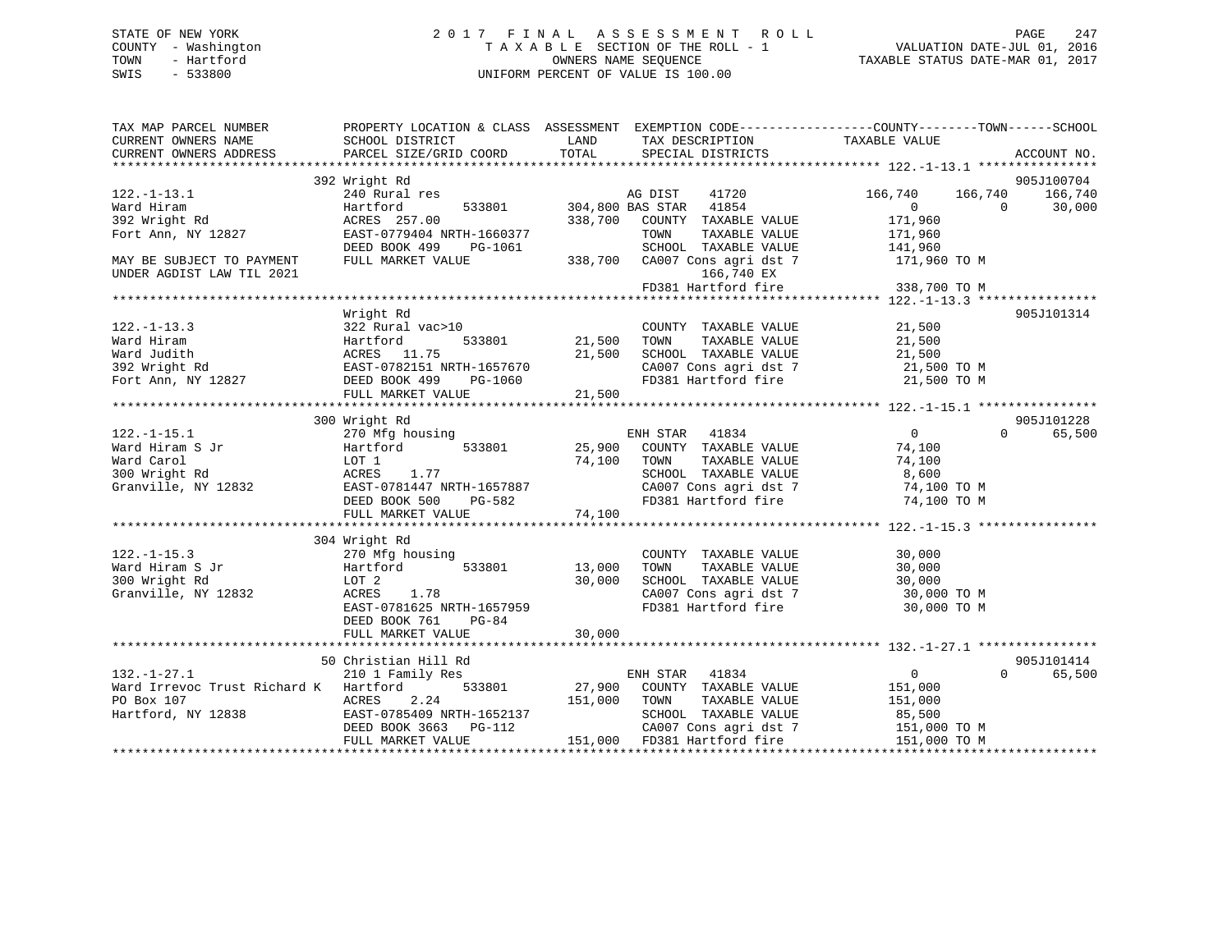STATE OF NEW YORK
COUNTY - Washington
TOWN - Hartford
SWIS - 533800

2017 FINAL ASSESSMENT ROLL
TAXABLE SECTION OF THE ROLL - 1
OWNERS NAME SEQUENCE
UNIFORM PERCENT OF VALUE IS 100.00

VALUATION DATE-JUL 01, 2016
TAXABLE STATUS DATE-MAR 01, 2017

```
TAX MAP PARCEL NUMBER          PROPERTY LOCATION & CLASS  ASSESSMENT  EXEMPTION CODE------------------COUNTY--------TOWN------SCHOOL
CURRENT OWNERS NAME            SCHOOL DISTRICT            LAND        TAX DESCRIPTION              TAXABLE VALUE
CURRENT OWNERS ADDRESS         PARCEL SIZE/GRID COORD     TOTAL       SPECIAL DISTRICTS                                    ACCOUNT NO.
******************************************************************************************************* 122.-1-13.1 ****************
                               392 Wright Rd                                                                                905J100704
122.-1-13.1                    240 Rural res                        AG DIST    41720          166,740    166,740    166,740
Ward Hiram                     Hartford        533801      304,800 BAS STAR   41854                0          0     30,000
392 Wright Rd                  ACRES 257.00               338,700   COUNTY  TAXABLE VALUE          171,960
Fort Ann, NY 12827             EAST-0779404 NRTH-1660377            TOWN    TAXABLE VALUE          171,960
                               DEED BOOK 499    PG-1061             SCHOOL  TAXABLE VALUE          141,960
MAY BE SUBJECT TO PAYMENT      FULL MARKET VALUE          338,700   CA007 Cons agri dst 7           171,960 TO M
UNDER AGDIST LAW TIL 2021                                                166,740 EX
                                                                    FD381 Hartford fire             338,700 TO M
******************************************************************************************************* 122.-1-13.3 ****************
                               Wright Rd                                                                                    905J101314
122.-1-13.3                    322 Rural vac>10                     COUNTY  TAXABLE VALUE           21,500
Ward Hiram                     Hartford        533801       21,500  TOWN    TAXABLE VALUE           21,500
Ward Judith                    ACRES  11.75                 21,500  SCHOOL  TAXABLE VALUE           21,500
392 Wright Rd                  EAST-0782151 NRTH-1657670            CA007 Cons agri dst 7            21,500 TO M
Fort Ann, NY 12827             DEED BOOK 499    PG-1060             FD381 Hartford fire              21,500 TO M
                               FULL MARKET VALUE            21,500
******************************************************************************************************* 122.-1-15.1 ****************
                               300 Wright Rd                                                                                905J101228
122.-1-15.1                    270 Mfg housing                      ENH STAR   41834                0          0     65,500
Ward Hiram S Jr                Hartford        533801       25,900  COUNTY  TAXABLE VALUE           74,100
Ward Carol                     LOT 1                        74,100  TOWN    TAXABLE VALUE           74,100
300 Wright Rd                  ACRES   1.77                         SCHOOL  TAXABLE VALUE            8,600
Granville, NY 12832            EAST-0781447 NRTH-1657887            CA007 Cons agri dst 7            74,100 TO M
                               DEED BOOK 500    PG-582              FD381 Hartford fire              74,100 TO M
                               FULL MARKET VALUE            74,100
******************************************************************************************************* 122.-1-15.3 ****************
                               304 Wright Rd
122.-1-15.3                    270 Mfg housing                      COUNTY  TAXABLE VALUE           30,000
Ward Hiram S Jr                Hartford        533801       13,000  TOWN    TAXABLE VALUE           30,000
300 Wright Rd                  LOT 2                        30,000  SCHOOL  TAXABLE VALUE           30,000
Granville, NY 12832            ACRES   1.78                         CA007 Cons agri dst 7            30,000 TO M
                               EAST-0781625 NRTH-1657959            FD381 Hartford fire              30,000 TO M
                               DEED BOOK 761    PG-84
                               FULL MARKET VALUE            30,000
******************************************************************************************************* 132.-1-27.1 ****************
                               50 Christian Hill Rd                                                                         905J101414
132.-1-27.1                    210 1 Family Res                     ENH STAR   41834                0          0     65,500
Ward Irrevoc Trust Richard K   Hartford        533801       27,900  COUNTY  TAXABLE VALUE          151,000
PO Box 107                     ACRES   2.24                151,000  TOWN    TAXABLE VALUE          151,000
Hartford, NY 12838             EAST-0785409 NRTH-1652137            SCHOOL  TAXABLE VALUE           85,500
                               DEED BOOK 3663   PG-112              CA007 Cons agri dst 7           151,000 TO M
                               FULL MARKET VALUE           151,000  FD381 Hartford fire             151,000 TO M
************************************************************************************************************************************
```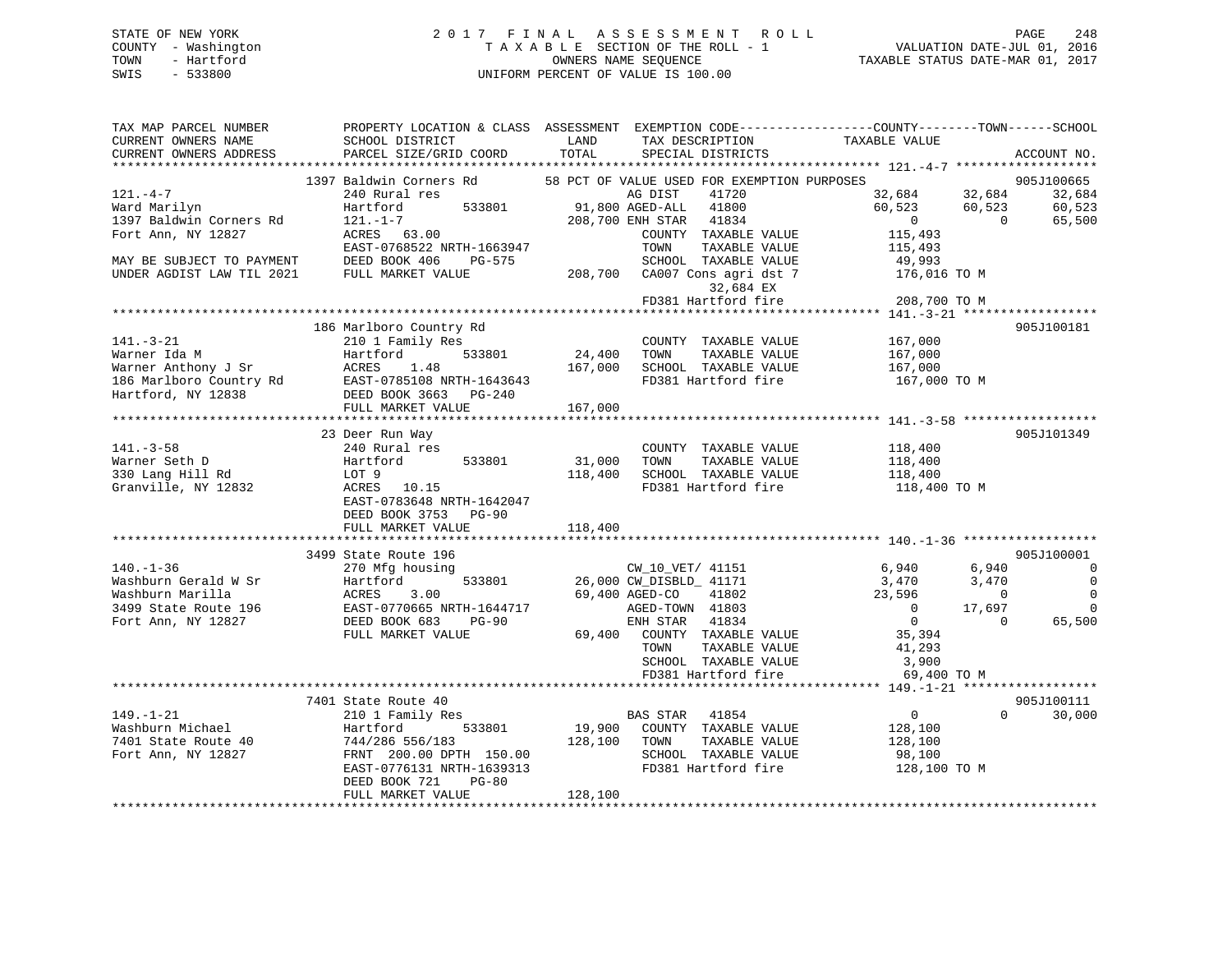STATE OF NEW YORK
COUNTY - Washington
TOWN - Hartford
SWIS - 533800

# 2017 FINAL ASSESSMENT ROLL

TAXABLE SECTION OF THE ROLL - 1
OWNERS NAME SEQUENCE
UNIFORM PERCENT OF VALUE IS 100.00

VALUATION DATE-JUL 01, 2016
TAXABLE STATUS DATE-MAR 01, 2017

```
TAX MAP PARCEL NUMBER          PROPERTY LOCATION & CLASS  ASSESSMENT  EXEMPTION CODE------------------COUNTY--------TOWN------SCHOOL
CURRENT OWNERS NAME            SCHOOL DISTRICT             LAND       TAX DESCRIPTION              TAXABLE VALUE
CURRENT OWNERS ADDRESS         PARCEL SIZE/GRID COORD      TOTAL      SPECIAL DISTRICTS                                        ACCOUNT NO.
******************************************************************************************************* 121.-4-7 ******************
                    1397 Baldwin Corners Rd        58 PCT OF VALUE USED FOR EXEMPTION PURPOSES                         905J100665
121.-4-7                       240 Rural res                       AG DIST      41720              32,684      32,684      32,684
Ward Marilyn                   Hartford        533801       91,800 AGED-ALL     41800              60,523      60,523      60,523
1397 Baldwin Corners Rd        121.-1-7                    208,700 ENH STAR     41834                   0           0      65,500
Fort Ann, NY 12827             ACRES    63.00                      COUNTY  TAXABLE VALUE          115,493
                               EAST-0768522 NRTH-1663947           TOWN    TAXABLE VALUE          115,493
MAY BE SUBJECT TO PAYMENT      DEED BOOK 406     PG-575            SCHOOL  TAXABLE VALUE           49,993
UNDER AGDIST LAW TIL 2021      FULL MARKET VALUE           208,700 CA007 Cons agri dst 7          176,016 TO M
                                                                        32,684 EX
                                                                   FD381 Hartford fire            208,700 TO M
******************************************************************************************************* 141.-3-21 *****************
                    186 Marlboro Country Rd                                                                    905J100181
141.-3-21                      210 1 Family Res                    COUNTY  TAXABLE VALUE          167,000
Warner Ida M                   Hartford        533801       24,400 TOWN    TAXABLE VALUE          167,000
Warner Anthony J Sr            ACRES     1.48              167,000 SCHOOL  TAXABLE VALUE          167,000
186 Marlboro Country Rd        EAST-0785108 NRTH-1643643           FD381 Hartford fire            167,000 TO M
Hartford, NY 12838             DEED BOOK 3663    PG-240
                               FULL MARKET VALUE           167,000
******************************************************************************************************* 141.-3-58 *****************
                    23 Deer Run Way                                                                            905J101349
141.-3-58                      240 Rural res                       COUNTY  TAXABLE VALUE          118,400
Warner Seth D                  Hartford        533801       31,000 TOWN    TAXABLE VALUE          118,400
330 Lang Hill Rd               LOT 9                       118,400 SCHOOL  TAXABLE VALUE          118,400
Granville, NY 12832            ACRES    10.15                      FD381 Hartford fire            118,400 TO M
                               EAST-0783648 NRTH-1642047
                               DEED BOOK 3753    PG-90
                               FULL MARKET VALUE           118,400
******************************************************************************************************* 140.-1-36 *****************
                    3499 State Route 196                                                                       905J100001
140.-1-36                      270 Mfg housing                     CW_10_VET/ 41151                 6,940       6,940           0
Washburn Gerald W Sr           Hartford        533801       26,000 CW_DISBLD_ 41171                 3,470       3,470           0
Washburn Marilla               ACRES     3.00               69,400 AGED-CO      41802              23,596           0           0
3499 State Route 196           EAST-0770665 NRTH-1644717           AGED-TOWN  41803                     0      17,697           0
Fort Ann, NY 12827             DEED BOOK 683     PG-90             ENH STAR     41834                   0           0      65,500
                               FULL MARKET VALUE            69,400 COUNTY  TAXABLE VALUE           35,394
                                                                   TOWN    TAXABLE VALUE           41,293
                                                                   SCHOOL  TAXABLE VALUE            3,900
                                                                   FD381 Hartford fire             69,400 TO M
******************************************************************************************************* 149.-1-21 *****************
                    7401 State Route 40                                                                        905J100111
149.-1-21                      210 1 Family Res                    BAS STAR     41854                   0           0      30,000
Washburn Michael               Hartford        533801       19,900 COUNTY  TAXABLE VALUE          128,100
7401 State Route 40            744/286 556/183             128,100 TOWN    TAXABLE VALUE          128,100
Fort Ann, NY 12827             FRNT 200.00 DPTH 150.00             SCHOOL  TAXABLE VALUE           98,100
                               EAST-0776131 NRTH-1639313           FD381 Hartford fire            128,100 TO M
                               DEED BOOK 721     PG-80
                               FULL MARKET VALUE           128,100
************************************************************************************************************************************
```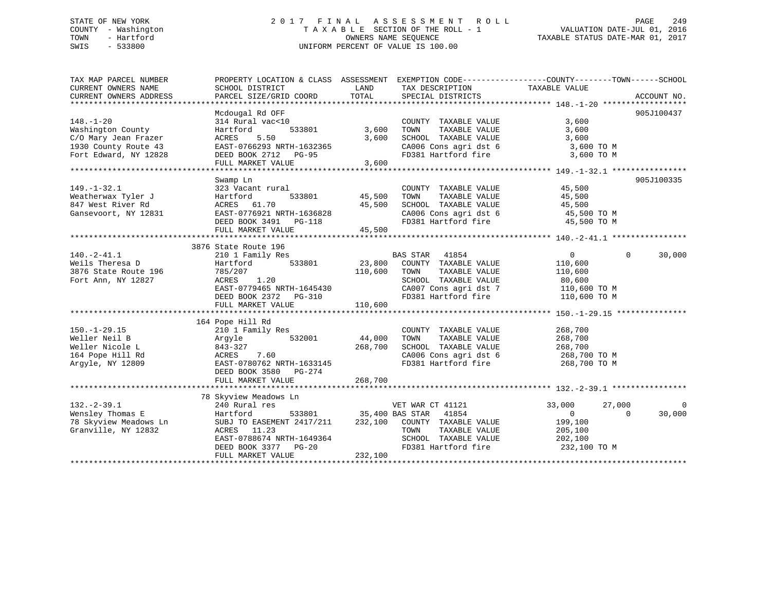STATE OF NEW YORK
COUNTY - Washington
TOWN - Hartford
SWIS - 533800

2 0 1 7 F I N A L A S S E S S M E N T R O L L
T A X A B L E SECTION OF THE ROLL - 1
OWNERS NAME SEQUENCE
UNIFORM PERCENT OF VALUE IS 100.00

VALUATION DATE-JUL 01, 2016
TAXABLE STATUS DATE-MAR 01, 2017

```
TAX MAP PARCEL NUMBER          PROPERTY LOCATION & CLASS  ASSESSMENT  EXEMPTION CODE------------------COUNTY--------TOWN------SCHOOL
CURRENT OWNERS NAME            SCHOOL DISTRICT               LAND      TAX DESCRIPTION              TAXABLE VALUE
CURRENT OWNERS ADDRESS         PARCEL SIZE/GRID COORD        TOTAL     SPECIAL DISTRICTS                                       ACCOUNT NO.
******************************************************************************************************* 148.-1-20 ******************
                               Mcdougal Rd OFF                                                                              905J100437
148.-1-20                      314 Rural vac<10                        COUNTY  TAXABLE VALUE              3,600
Washington County              Hartford       533801         3,600     TOWN    TAXABLE VALUE              3,600
C/O Mary Jean Frazer           ACRES    5.50                 3,600     SCHOOL  TAXABLE VALUE              3,600
1930 County Route 43           EAST-0766293 NRTH-1632365               CA006 Cons agri dst 6              3,600 TO M
Fort Edward, NY 12828          DEED BOOK 2712   PG-95                  FD381 Hartford fire                3,600 TO M
                               FULL MARKET VALUE             3,600
******************************************************************************************************* 149.-1-32.1 ****************
                               Swamp Ln                                                                                     905J100335
149.-1-32.1                    323 Vacant rural                        COUNTY  TAXABLE VALUE             45,500
Weatherwax Tyler J             Hartford       533801        45,500     TOWN    TAXABLE VALUE             45,500
847 West River Rd              ACRES   61.70                45,500     SCHOOL  TAXABLE VALUE             45,500
Gansevoort, NY 12831           EAST-0776921 NRTH-1636828               CA006 Cons agri dst 6             45,500 TO M
                               DEED BOOK 3491   PG-118                 FD381 Hartford fire               45,500 TO M
                               FULL MARKET VALUE            45,500
******************************************************************************************************* 140.-2-41.1 ****************
                          3876 State Route 196
140.-2-41.1                    210 1 Family Res                        BAS STAR   41854                       0            0     30,000
Weils Theresa D                Hartford       533801        23,800     COUNTY  TAXABLE VALUE            110,600
3876 State Route 196           785/207                     110,600     TOWN    TAXABLE VALUE            110,600
Fort Ann, NY 12827             ACRES    1.20                           SCHOOL  TAXABLE VALUE             80,600
                               EAST-0779465 NRTH-1645430               CA007 Cons agri dst 7            110,600 TO M
                               DEED BOOK 2372   PG-310                 FD381 Hartford fire              110,600 TO M
                               FULL MARKET VALUE           110,600
******************************************************************************************************* 150.-1-29.15 ***************
                           164 Pope Hill Rd
150.-1-29.15                   210 1 Family Res                        COUNTY  TAXABLE VALUE            268,700
Weller Neil B                  Argyle         532001        44,000     TOWN    TAXABLE VALUE            268,700
Weller Nicole L                843-327                     268,700     SCHOOL  TAXABLE VALUE            268,700
164 Pope Hill Rd               ACRES    7.60                           CA006 Cons agri dst 6            268,700 TO M
Argyle, NY 12809               EAST-0780762 NRTH-1633145               FD381 Hartford fire              268,700 TO M
                               DEED BOOK 3580   PG-274
                               FULL MARKET VALUE           268,700
******************************************************************************************************* 132.-2-39.1 ****************
                            78 Skyview Meadows Ln
132.-2-39.1                    240 Rural res                           VET WAR CT 41121                  33,000       27,000          0
Wensley Thomas E               Hartford       533801        35,400 BAS STAR   41854                       0            0     30,000
78 Skyview Meadows Ln          SUBJ TO EASEMENT 2417/211   232,100     COUNTY  TAXABLE VALUE            199,100
Granville, NY 12832            ACRES   11.23                           TOWN    TAXABLE VALUE            205,100
                               EAST-0788674 NRTH-1649364               SCHOOL  TAXABLE VALUE            202,100
                               DEED BOOK 3377   PG-20                  FD381 Hartford fire              232,100 TO M
                               FULL MARKET VALUE           232,100
************************************************************************************************************************************
```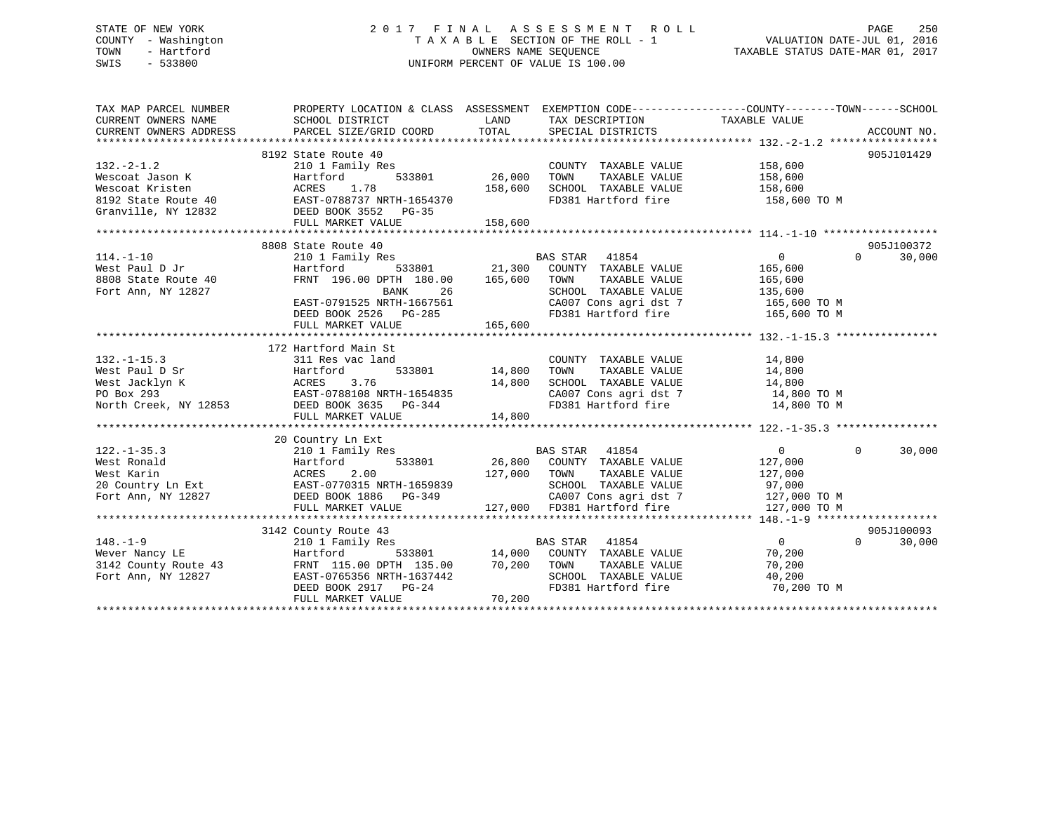STATE OF NEW YORK
COUNTY - Washington
TOWN - Hartford
SWIS - 533800

2017 FINAL ASSESSMENT ROLL
TAXABLE SECTION OF THE ROLL - 1
OWNERS NAME SEQUENCE
UNIFORM PERCENT OF VALUE IS 100.00

VALUATION DATE-JUL 01, 2016
TAXABLE STATUS DATE-MAR 01, 2017

| TAX MAP PARCEL NUMBER / CURRENT OWNERS NAME / CURRENT OWNERS ADDRESS | PROPERTY LOCATION & CLASS / SCHOOL DISTRICT / PARCEL SIZE/GRID COORD | ASSESSMENT LAND | TOTAL | EXEMPTION CODE / TAX DESCRIPTION / SPECIAL DISTRICTS | COUNTY TAXABLE VALUE | TOWN | SCHOOL | ACCOUNT NO. |
|---|---|---|---|---|---|---|---|---|
| 132.-2-1.2 | 8192 State Route 40 | | | | | | | 905J101429 |
| Wescoat Jason K | 210 1 Family Res | | | COUNTY TAXABLE VALUE | 158,600 | | | |
| Wescoat Kristen | Hartford 533801 | 26,000 | | TOWN TAXABLE VALUE | 158,600 | | | |
| 8192 State Route 40 | ACRES 1.78 | | 158,600 | SCHOOL TAXABLE VALUE | 158,600 | | | |
| Granville, NY 12832 | EAST-0788737 NRTH-1654370 | | | FD381 Hartford fire | 158,600 TO M | | | |
| | DEED BOOK 3552 PG-35 | | | | | | | |
| | FULL MARKET VALUE | | 158,600 | | | | | |
| 114.-1-10 | 8808 State Route 40 | | | | | | | 905J100372 |
| West Paul D Jr | 210 1 Family Res | | | BAS STAR 41854 | 0 | 0 | 30,000 | |
| 8808 State Route 40 | Hartford 533801 | 21,300 | | COUNTY TAXABLE VALUE | 165,600 | | | |
| Fort Ann, NY 12827 | FRNT 196.00 DPTH 180.00 | | 165,600 | TOWN TAXABLE VALUE | 165,600 | | | |
| | BANK 26 | | | SCHOOL TAXABLE VALUE | 135,600 | | | |
| | EAST-0791525 NRTH-1667561 | | | CA007 Cons agri dst 7 | 165,600 TO M | | | |
| | DEED BOOK 2526 PG-285 | | | FD381 Hartford fire | 165,600 TO M | | | |
| | FULL MARKET VALUE | | 165,600 | | | | | |
| 132.-1-15.3 | 172 Hartford Main St | | | | | | | |
| West Paul D Sr | 311 Res vac land | | | COUNTY TAXABLE VALUE | 14,800 | | | |
| West Jacklyn K | Hartford 533801 | 14,800 | | TOWN TAXABLE VALUE | 14,800 | | | |
| PO Box 293 | ACRES 3.76 | | 14,800 | SCHOOL TAXABLE VALUE | 14,800 | | | |
| North Creek, NY 12853 | EAST-0788108 NRTH-1654835 | | | CA007 Cons agri dst 7 | 14,800 TO M | | | |
| | DEED BOOK 3635 PG-344 | | | FD381 Hartford fire | 14,800 TO M | | | |
| | FULL MARKET VALUE | | 14,800 | | | | | |
| 122.-1-35.3 | 20 Country Ln Ext | | | | | | | |
| West Ronald | 210 1 Family Res | | | BAS STAR 41854 | 0 | 0 | 30,000 | |
| West Karin | Hartford 533801 | 26,800 | | COUNTY TAXABLE VALUE | 127,000 | | | |
| 20 Country Ln Ext | ACRES 2.00 | | 127,000 | TOWN TAXABLE VALUE | 127,000 | | | |
| Fort Ann, NY 12827 | EAST-0770315 NRTH-1659839 | | | SCHOOL TAXABLE VALUE | 97,000 | | | |
| | DEED BOOK 1886 PG-349 | | | CA007 Cons agri dst 7 | 127,000 TO M | | | |
| | FULL MARKET VALUE | | 127,000 | FD381 Hartford fire | 127,000 TO M | | | |
| 148.-1-9 | 3142 County Route 43 | | | | | | | 905J100093 |
| Wever Nancy LE | 210 1 Family Res | | | BAS STAR 41854 | 0 | 0 | 30,000 | |
| 3142 County Route 43 | Hartford 533801 | 14,000 | | COUNTY TAXABLE VALUE | 70,200 | | | |
| Fort Ann, NY 12827 | FRNT 115.00 DPTH 135.00 | | 70,200 | TOWN TAXABLE VALUE | 70,200 | | | |
| | EAST-0765356 NRTH-1637442 | | | SCHOOL TAXABLE VALUE | 40,200 | | | |
| | DEED BOOK 2917 PG-24 | | | FD381 Hartford fire | 70,200 TO M | | | |
| | FULL MARKET VALUE | | 70,200 | | | | | |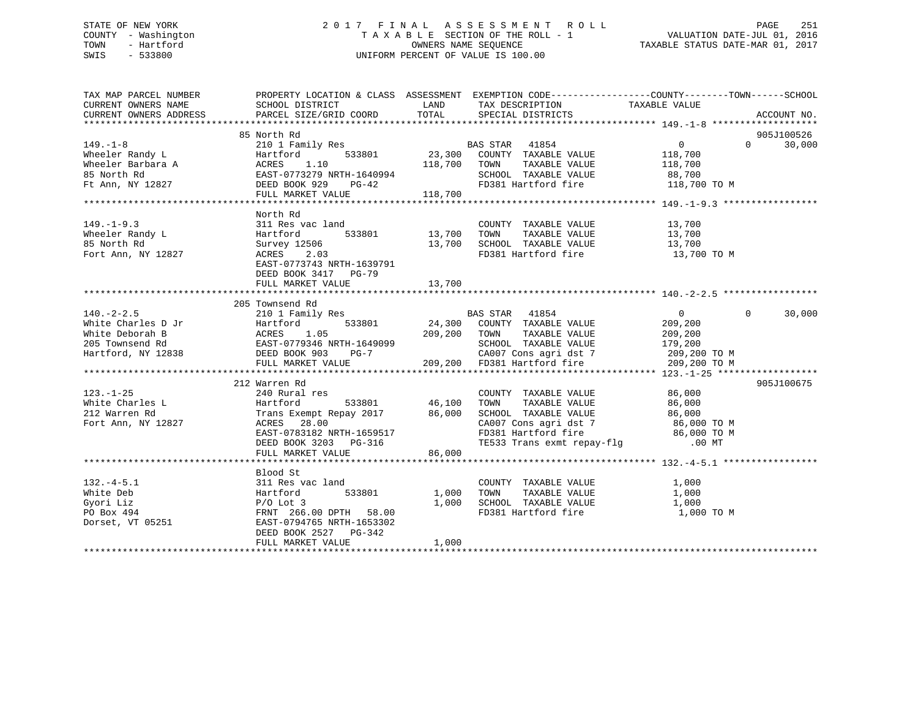STATE OF NEW YORK
COUNTY - Washington
TOWN - Hartford
SWIS - 533800

2 0 1 7 F I N A L A S S E S S M E N T R O L L
T A X A B L E SECTION OF THE ROLL - 1
OWNERS NAME SEQUENCE
UNIFORM PERCENT OF VALUE IS 100.00

VALUATION DATE-JUL 01, 2016
TAXABLE STATUS DATE-MAR 01, 2017

```
TAX MAP PARCEL NUMBER          PROPERTY LOCATION & CLASS  ASSESSMENT  EXEMPTION CODE------------------COUNTY--------TOWN------SCHOOL
CURRENT OWNERS NAME            SCHOOL DISTRICT               LAND      TAX DESCRIPTION             TAXABLE VALUE
CURRENT OWNERS ADDRESS         PARCEL SIZE/GRID COORD        TOTAL     SPECIAL DISTRICTS                                       ACCOUNT NO.
*********************************************************************************************** 149.-1-8 *******************
                               85 North Rd                                                                                  905J100526
149.-1-8                       210 1 Family Res                        BAS STAR   41854              0            0      30,000
Wheeler Randy L                Hartford        533801       23,300     COUNTY  TAXABLE VALUE       118,700
Wheeler Barbara A              ACRES    1.10               118,700     TOWN    TAXABLE VALUE       118,700
85 North Rd                    EAST-0773279 NRTH-1640994               SCHOOL  TAXABLE VALUE        88,700
Ft Ann, NY 12827               DEED BOOK 929    PG-42                  FD381 Hartford fire         118,700 TO M
                               FULL MARKET VALUE           118,700
*********************************************************************************************** 149.-1-9.3 *****************
                               North Rd
149.-1-9.3                     311 Res vac land                        COUNTY  TAXABLE VALUE        13,700
Wheeler Randy L                Hartford        533801       13,700     TOWN    TAXABLE VALUE        13,700
85 North Rd                    Survey 12506                 13,700     SCHOOL  TAXABLE VALUE        13,700
Fort Ann, NY 12827             ACRES    2.03                           FD381 Hartford fire          13,700 TO M
                               EAST-0773743 NRTH-1639791
                               DEED BOOK 3417   PG-79
                               FULL MARKET VALUE            13,700
*********************************************************************************************** 140.-2-2.5 *****************
                               205 Townsend Rd
140.-2-2.5                     210 1 Family Res                        BAS STAR   41854              0            0      30,000
White Charles D Jr             Hartford        533801       24,300     COUNTY  TAXABLE VALUE       209,200
White Deborah B                ACRES    1.05               209,200     TOWN    TAXABLE VALUE       209,200
205 Townsend Rd                EAST-0779346 NRTH-1649099               SCHOOL  TAXABLE VALUE       179,200
Hartford, NY 12838             DEED BOOK 903    PG-7                   CA007 Cons agri dst 7       209,200 TO M
                               FULL MARKET VALUE           209,200     FD381 Hartford fire         209,200 TO M
*********************************************************************************************** 123.-1-25 ******************
                               212 Warren Rd                                                                                905J100675
123.-1-25                      240 Rural res                           COUNTY  TAXABLE VALUE        86,000
White Charles L                Hartford        533801       46,100     TOWN    TAXABLE VALUE        86,000
212 Warren Rd                  Trans Exempt Repay 2017      86,000     SCHOOL  TAXABLE VALUE        86,000
Fort Ann, NY 12827             ACRES   28.00                           CA007 Cons agri dst 7        86,000 TO M
                               EAST-0783182 NRTH-1659517               FD381 Hartford fire          86,000 TO M
                               DEED BOOK 3203   PG-316                 TE533 Trans exmt repay-flg         .00 MT
                               FULL MARKET VALUE            86,000
*********************************************************************************************** 132.-4-5.1 *****************
                               Blood St
132.-4-5.1                     311 Res vac land                        COUNTY  TAXABLE VALUE         1,000
White Deb                      Hartford        533801        1,000     TOWN    TAXABLE VALUE         1,000
Gyori Liz                      P/O Lot 3                     1,000     SCHOOL  TAXABLE VALUE         1,000
PO Box 494                     FRNT 266.00 DPTH  58.00                 FD381 Hartford fire           1,000 TO M
Dorset, VT 05251               EAST-0794765 NRTH-1653302
                               DEED BOOK 2527   PG-342
                               FULL MARKET VALUE             1,000
******************************************************************************************************************************
```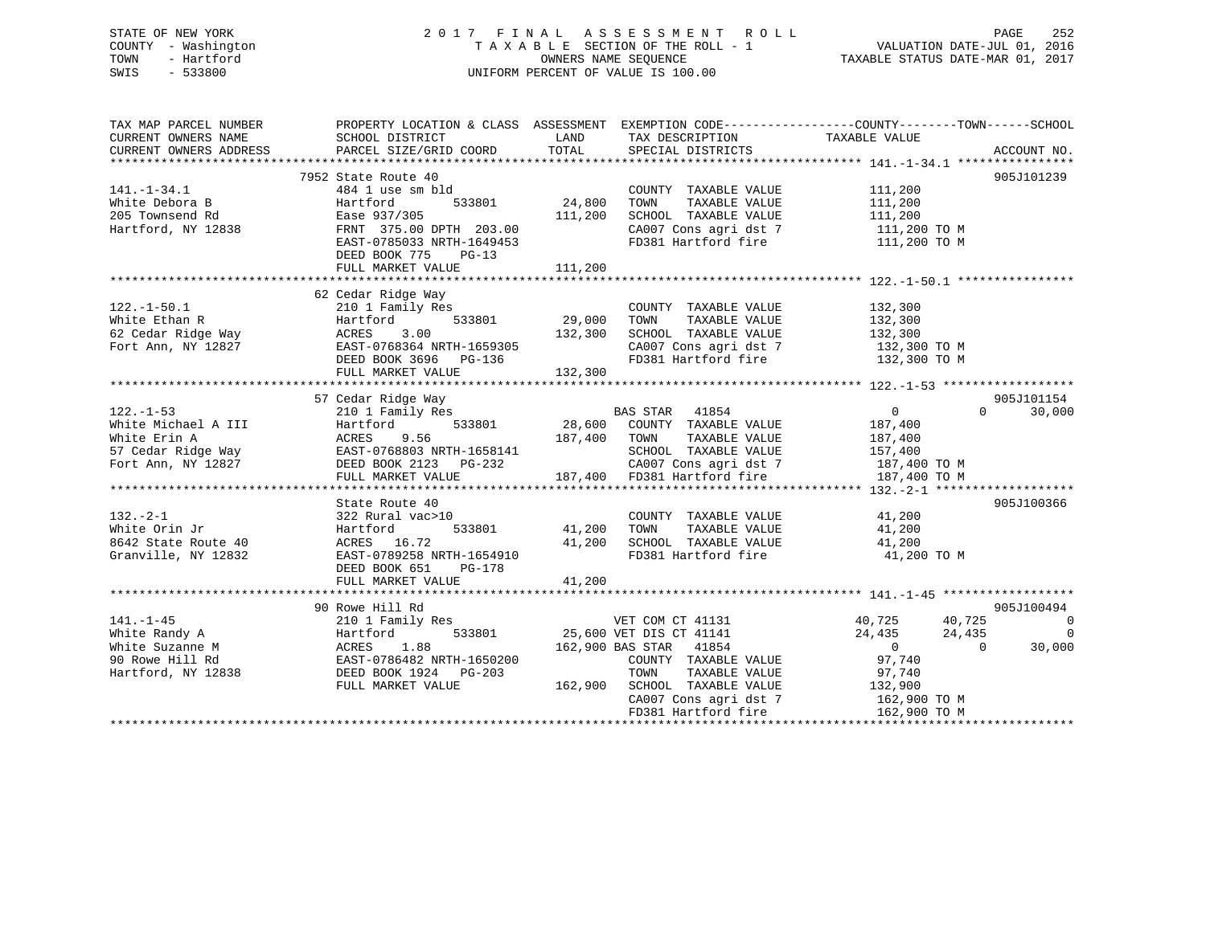STATE OF NEW YORK
COUNTY - Washington
TOWN - Hartford
SWIS - 533800

2017 FINAL ASSESSMENT ROLL
TAXABLE SECTION OF THE ROLL - 1
OWNERS NAME SEQUENCE
UNIFORM PERCENT OF VALUE IS 100.00

VALUATION DATE-JUL 01, 2016
TAXABLE STATUS DATE-MAR 01, 2017

```
TAX MAP PARCEL NUMBER          PROPERTY LOCATION & CLASS  ASSESSMENT  EXEMPTION CODE------------------COUNTY--------TOWN------SCHOOL
CURRENT OWNERS NAME            SCHOOL DISTRICT              LAND       TAX DESCRIPTION            TAXABLE VALUE
CURRENT OWNERS ADDRESS         PARCEL SIZE/GRID COORD       TOTAL      SPECIAL DISTRICTS                                        ACCOUNT NO.
****************************************************************************************************** 141.-1-34.1 ****************
                               7952 State Route 40                                                                          905J101239
141.-1-34.1                    484 1 use sm bld                        COUNTY  TAXABLE VALUE        111,200
White Debora B                 Hartford        533801       24,800     TOWN    TAXABLE VALUE        111,200
205 Townsend Rd                Ease 937/305                111,200     SCHOOL  TAXABLE VALUE        111,200
Hartford, NY 12838             FRNT 375.00 DPTH 203.00                 CA007 Cons agri dst 7         111,200 TO M
                               EAST-0785033 NRTH-1649453               FD381 Hartford fire           111,200 TO M
                               DEED BOOK 775    PG-13
                               FULL MARKET VALUE           111,200
****************************************************************************************************** 122.-1-50.1 ****************
                               62 Cedar Ridge Way
122.-1-50.1                    210 1 Family Res                        COUNTY  TAXABLE VALUE        132,300
White Ethan R                  Hartford        533801       29,000     TOWN    TAXABLE VALUE        132,300
62 Cedar Ridge Way             ACRES    3.00               132,300     SCHOOL  TAXABLE VALUE        132,300
Fort Ann, NY 12827             EAST-0768364 NRTH-1659305               CA007 Cons agri dst 7         132,300 TO M
                               DEED BOOK 3696   PG-136                 FD381 Hartford fire           132,300 TO M
                               FULL MARKET VALUE           132,300
****************************************************************************************************** 122.-1-53 ******************
                               57 Cedar Ridge Way                                                                           905J101154
122.-1-53                      210 1 Family Res                        BAS STAR   41854                  0            0       30,000
White Michael A III            Hartford        533801       28,600     COUNTY  TAXABLE VALUE        187,400
White Erin A                   ACRES    9.56               187,400     TOWN    TAXABLE VALUE        187,400
57 Cedar Ridge Way             EAST-0768803 NRTH-1658141               SCHOOL  TAXABLE VALUE        157,400
Fort Ann, NY 12827             DEED BOOK 2123   PG-232                 CA007 Cons agri dst 7         187,400 TO M
                               FULL MARKET VALUE           187,400     FD381 Hartford fire           187,400 TO M
****************************************************************************************************** 132.-2-1 *******************
                               State Route 40                                                                               905J100366
132.-2-1                       322 Rural vac>10                        COUNTY  TAXABLE VALUE         41,200
White Orin Jr                  Hartford        533801       41,200     TOWN    TAXABLE VALUE         41,200
8642 State Route 40            ACRES   16.72                41,200     SCHOOL  TAXABLE VALUE         41,200
Granville, NY 12832            EAST-0789258 NRTH-1654910               FD381 Hartford fire            41,200 TO M
                               DEED BOOK 651    PG-178
                               FULL MARKET VALUE            41,200
****************************************************************************************************** 141.-1-45 ******************
                               90 Rowe Hill Rd                                                                              905J100494
141.-1-45                      210 1 Family Res                        VET COM CT 41131              40,725       40,725            0
White Randy A                  Hartford        533801       25,600 VET DIS CT 41141              24,435       24,435            0
White Suzanne M                ACRES    1.88               162,900 BAS STAR   41854                  0            0       30,000
90 Rowe Hill Rd                EAST-0786482 NRTH-1650200               COUNTY  TAXABLE VALUE         97,740
Hartford, NY 12838             DEED BOOK 1924   PG-203                 TOWN    TAXABLE VALUE         97,740
                               FULL MARKET VALUE           162,900     SCHOOL  TAXABLE VALUE        132,900
                                                                       CA007 Cons agri dst 7         162,900 TO M
                                                                       FD381 Hartford fire           162,900 TO M
************************************************************************************************************************************
```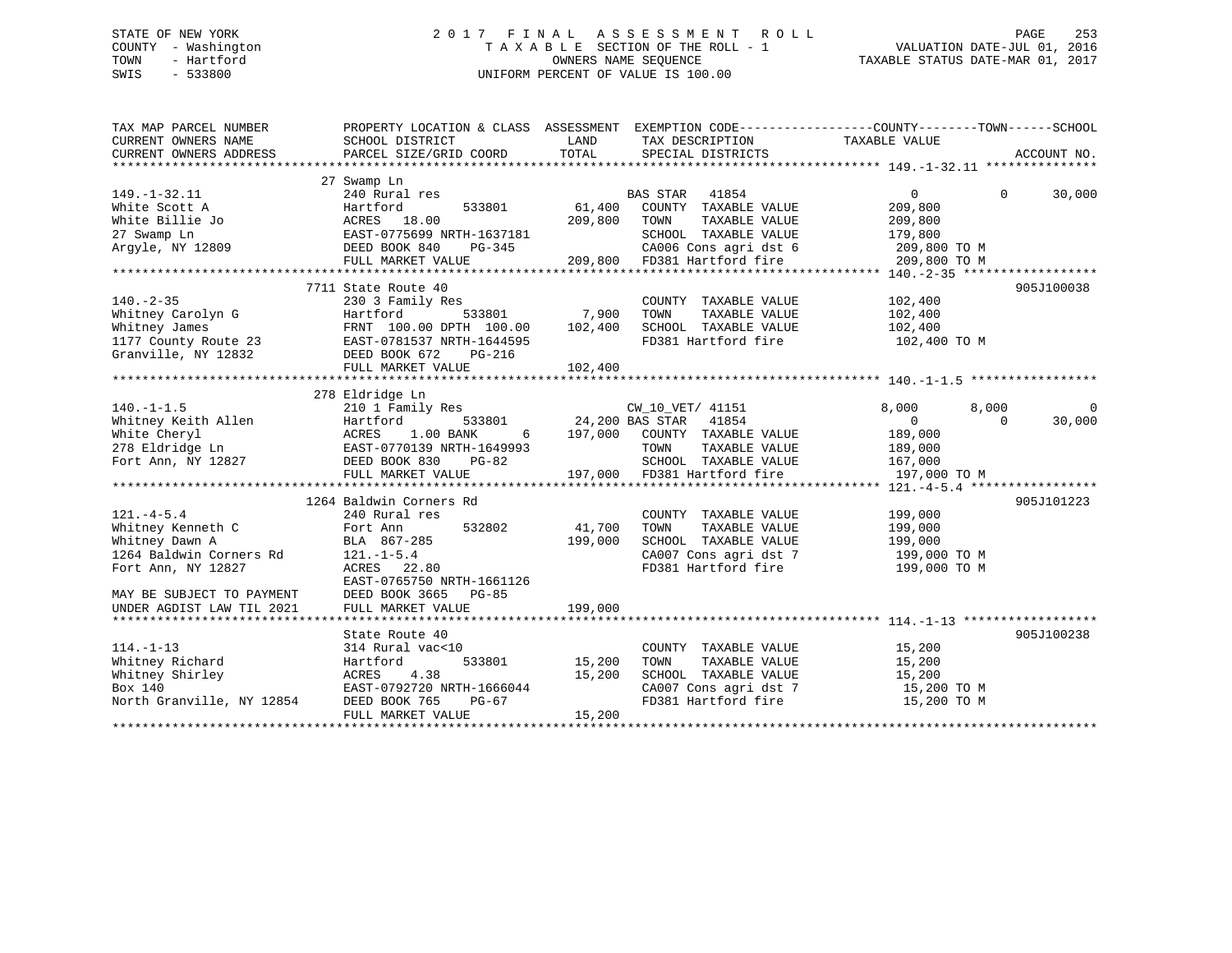STATE OF NEW YORK
COUNTY - Washington
TOWN - Hartford
SWIS - 533800

2017 FINAL ASSESSMENT ROLL
TAXABLE SECTION OF THE ROLL - 1
OWNERS NAME SEQUENCE
UNIFORM PERCENT OF VALUE IS 100.00

VALUATION DATE-JUL 01, 2016
TAXABLE STATUS DATE-MAR 01, 2017

```
TAX MAP PARCEL NUMBER          PROPERTY LOCATION & CLASS  ASSESSMENT  EXEMPTION CODE------------------COUNTY--------TOWN------SCHOOL
CURRENT OWNERS NAME            SCHOOL DISTRICT               LAND      TAX DESCRIPTION              TAXABLE VALUE
CURRENT OWNERS ADDRESS         PARCEL SIZE/GRID COORD        TOTAL     SPECIAL DISTRICTS                                        ACCOUNT NO.
******************************************************************************************************* 149.-1-32.11 ***************
                               27 Swamp Ln
149.-1-32.11                   240 Rural res                           BAS STAR   41854                   0            0      30,000
White Scott A                  Hartford        533801       61,400     COUNTY  TAXABLE VALUE          209,800
White Billie Jo                ACRES   18.00               209,800     TOWN    TAXABLE VALUE          209,800
27 Swamp Ln                    EAST-0775699 NRTH-1637181               SCHOOL  TAXABLE VALUE          179,800
Argyle, NY 12809               DEED BOOK 840    PG-345                 CA006 Cons agri dst 6           209,800 TO M
                               FULL MARKET VALUE           209,800     FD381 Hartford fire             209,800 TO M
******************************************************************************************************* 140.-2-35 ******************
                               7711 State Route 40                                                                     905J100038
140.-2-35                      230 3 Family Res                        COUNTY  TAXABLE VALUE          102,400
Whitney Carolyn G              Hartford        533801        7,900     TOWN    TAXABLE VALUE          102,400
Whitney James                  FRNT 100.00 DPTH 100.00     102,400     SCHOOL  TAXABLE VALUE          102,400
1177 County Route 23           EAST-0781537 NRTH-1644595               FD381 Hartford fire             102,400 TO M
Granville, NY 12832            DEED BOOK 672    PG-216
                               FULL MARKET VALUE           102,400
******************************************************************************************************* 140.-1-1.5 *****************
                               278 Eldridge Ln
140.-1-1.5                     210 1 Family Res                        CW_10_VET/ 41151              8,000        8,000           0
Whitney Keith Allen            Hartford        533801       24,200 BAS STAR   41854                   0            0      30,000
White Cheryl                   ACRES    1.00 BANK     6    197,000     COUNTY  TAXABLE VALUE          189,000
278 Eldridge Ln                EAST-0770139 NRTH-1649993               TOWN    TAXABLE VALUE          189,000
Fort Ann, NY 12827             DEED BOOK 830    PG-82                  SCHOOL  TAXABLE VALUE          167,000
                               FULL MARKET VALUE           197,000     FD381 Hartford fire             197,000 TO M
******************************************************************************************************* 121.-4-5.4 *****************
                               1264 Baldwin Corners Rd                                                                 905J101223
121.-4-5.4                     240 Rural res                           COUNTY  TAXABLE VALUE          199,000
Whitney Kenneth C              Fort Ann        532802       41,700     TOWN    TAXABLE VALUE          199,000
Whitney Dawn A                 BLA 867-285                 199,000     SCHOOL  TAXABLE VALUE          199,000
1264 Baldwin Corners Rd        121.-1-5.4                              CA007 Cons agri dst 7           199,000 TO M
Fort Ann, NY 12827             ACRES   22.80                           FD381 Hartford fire             199,000 TO M
                               EAST-0765750 NRTH-1661126
MAY BE SUBJECT TO PAYMENT      DEED BOOK 3665   PG-85
UNDER AGDIST LAW TIL 2021      FULL MARKET VALUE           199,000
******************************************************************************************************* 114.-1-13 ******************
                               State Route 40                                                                          905J100238
114.-1-13                      314 Rural vac<10                        COUNTY  TAXABLE VALUE           15,200
Whitney Richard                Hartford        533801       15,200     TOWN    TAXABLE VALUE           15,200
Whitney Shirley                ACRES    4.38                15,200     SCHOOL  TAXABLE VALUE           15,200
Box 140                        EAST-0792720 NRTH-1666044               CA007 Cons agri dst 7            15,200 TO M
North Granville, NY 12854      DEED BOOK 765    PG-67                  FD381 Hartford fire              15,200 TO M
                               FULL MARKET VALUE            15,200
************************************************************************************************************************************
```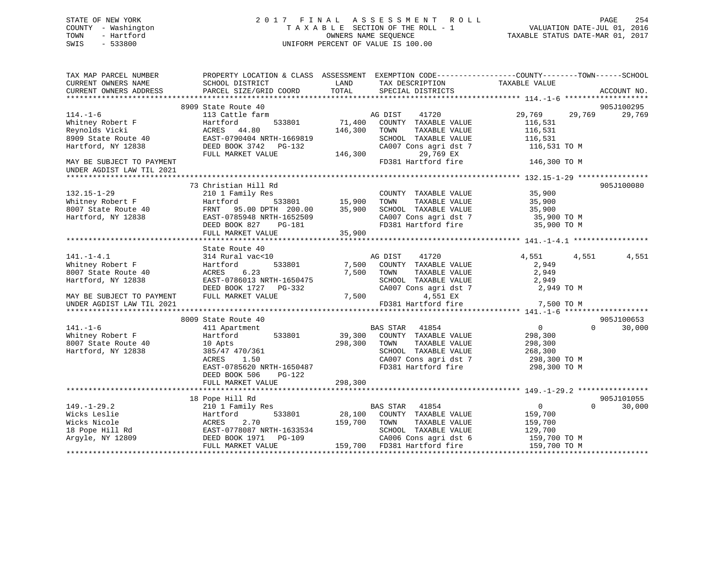STATE OF NEW YORK
COUNTY - Washington
TOWN - Hartford
SWIS - 533800

2017 FINAL ASSESSMENT ROLL
TAXABLE SECTION OF THE ROLL - 1
OWNERS NAME SEQUENCE
UNIFORM PERCENT OF VALUE IS 100.00

VALUATION DATE-JUL 01, 2016
TAXABLE STATUS DATE-MAR 01, 2017

```
TAX MAP PARCEL NUMBER          PROPERTY LOCATION & CLASS  ASSESSMENT  EXEMPTION CODE------------------COUNTY--------TOWN------SCHOOL
CURRENT OWNERS NAME            SCHOOL DISTRICT              LAND       TAX DESCRIPTION              TAXABLE VALUE
CURRENT OWNERS ADDRESS         PARCEL SIZE/GRID COORD       TOTAL      SPECIAL DISTRICTS                                    ACCOUNT NO.
******************************************************************************************************* 114.-1-6 *******************
                               8909 State Route 40                                                                         905J100295
114.-1-6                       113 Cattle farm                          AG DIST     41720           29,769       29,769      29,769
Whitney Robert F               Hartford         533801       71,400     COUNTY  TAXABLE VALUE          116,531
Reynolds Vicki                 ACRES   44.80                146,300     TOWN    TAXABLE VALUE          116,531
8909 State Route 40            EAST-0790404 NRTH-1669819                SCHOOL  TAXABLE VALUE          116,531
Hartford, NY 12838             DEED BOOK 3742   PG-132                  CA007 Cons agri dst 7          116,531 TO M
                               FULL MARKET VALUE            146,300          29,769 EX
MAY BE SUBJECT TO PAYMENT                                               FD381 Hartford fire            146,300 TO M
UNDER AGDIST LAW TIL 2021
******************************************************************************************************* 132.15-1-29 ****************
                               73 Christian Hill Rd                                                                        905J100080
132.15-1-29                    210 1 Family Res                         COUNTY  TAXABLE VALUE           35,900
Whitney Robert F               Hartford         533801       15,900     TOWN    TAXABLE VALUE           35,900
8007 State Route 40            FRNT   95.00 DPTH  200.00     35,900     SCHOOL  TAXABLE VALUE           35,900
Hartford, NY 12838             EAST-0785948 NRTH-1652509                CA007 Cons agri dst 7           35,900 TO M
                               DEED BOOK 827    PG-181                  FD381 Hartford fire             35,900 TO M
                               FULL MARKET VALUE             35,900
******************************************************************************************************* 141.-1-4.1 *****************
                               State Route 40
141.-1-4.1                     314 Rural vac<10                         AG DIST     41720            4,551        4,551       4,551
Whitney Robert F               Hartford         533801        7,500     COUNTY  TAXABLE VALUE            2,949
8007 State Route 40            ACRES    6.23                  7,500     TOWN    TAXABLE VALUE            2,949
Hartford, NY 12838             EAST-0786013 NRTH-1650475                SCHOOL  TAXABLE VALUE            2,949
                               DEED BOOK 1727   PG-332                  CA007 Cons agri dst 7            2,949 TO M
MAY BE SUBJECT TO PAYMENT      FULL MARKET VALUE              7,500           4,551 EX
UNDER AGDIST LAW TIL 2021                                               FD381 Hartford fire              7,500 TO M
******************************************************************************************************* 141.-1-6 *******************
                               8009 State Route 40                                                                         905J100653
141.-1-6                       411 Apartment                            BAS STAR    41854                0            0      30,000
Whitney Robert F               Hartford         533801       39,300     COUNTY  TAXABLE VALUE          298,300
8007 State Route 40            10 Apts                      298,300     TOWN    TAXABLE VALUE          298,300
Hartford, NY 12838             385/47 470/361                           SCHOOL  TAXABLE VALUE          268,300
                               ACRES    1.50                            CA007 Cons agri dst 7          298,300 TO M
                               EAST-0785620 NRTH-1650487                FD381 Hartford fire            298,300 TO M
                               DEED BOOK 506    PG-122
                               FULL MARKET VALUE            298,300
******************************************************************************************************* 149.-1-29.2 ****************
                               18 Pope Hill Rd                                                                             905J101055
149.-1-29.2                    210 1 Family Res                         BAS STAR    41854                0            0      30,000
Wicks Leslie                   Hartford         533801       28,100     COUNTY  TAXABLE VALUE          159,700
Wicks Nicole                   ACRES    2.70                159,700     TOWN    TAXABLE VALUE          159,700
18 Pope Hill Rd                EAST-0778087 NRTH-1633534                SCHOOL  TAXABLE VALUE          129,700
Argyle, NY 12809               DEED BOOK 1971   PG-109                  CA006 Cons agri dst 6          159,700 TO M
                               FULL MARKET VALUE            159,700     FD381 Hartford fire            159,700 TO M
*************************************************************************************************************************************
```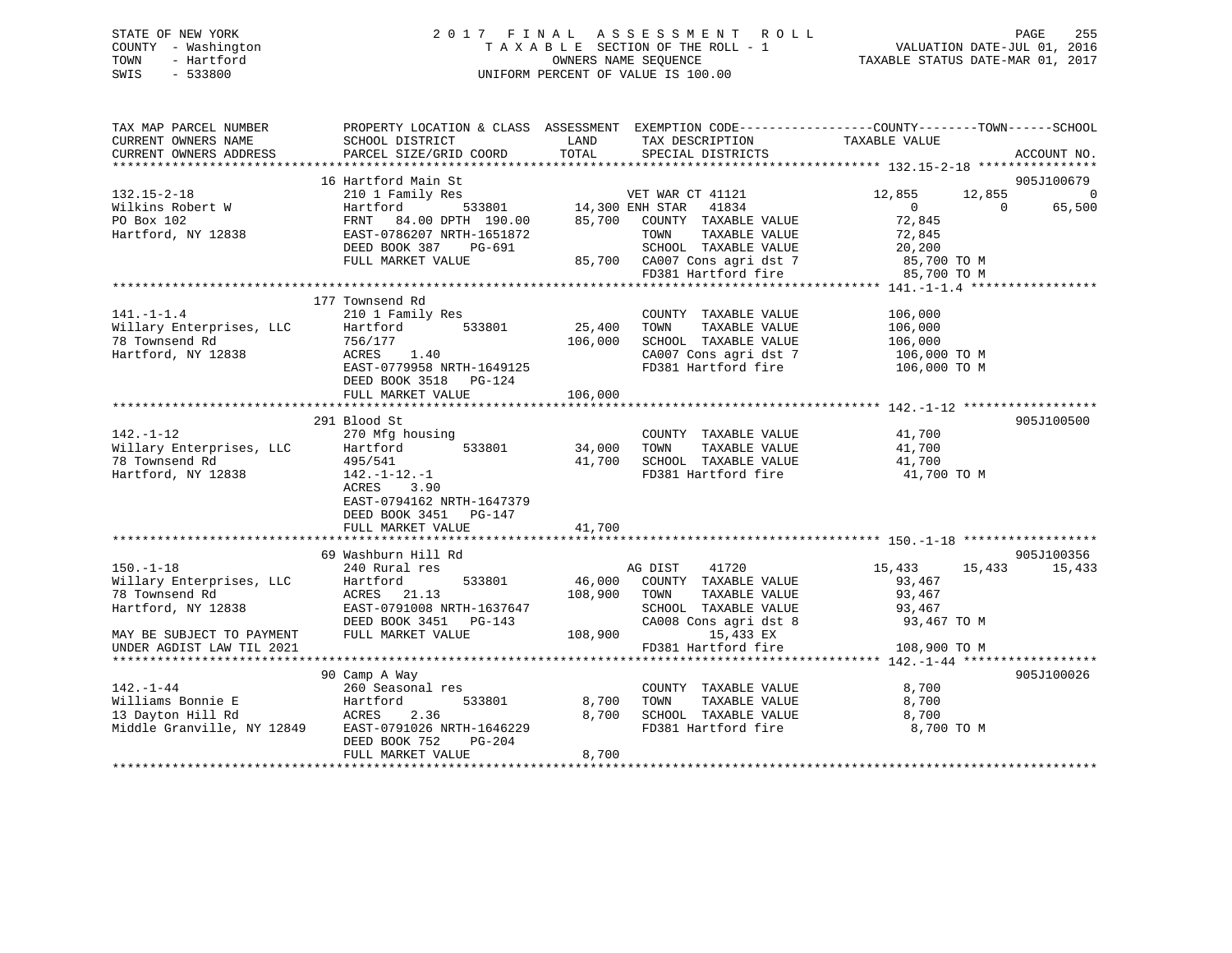STATE OF NEW YORK
COUNTY - Washington
TOWN - Hartford
SWIS - 533800

2017 FINAL ASSESSMENT ROLL
TAXABLE SECTION OF THE ROLL - 1
OWNERS NAME SEQUENCE
UNIFORM PERCENT OF VALUE IS 100.00

VALUATION DATE-JUL 01, 2016
TAXABLE STATUS DATE-MAR 01, 2017

| TAX MAP PARCEL NUMBER / CURRENT OWNERS NAME / CURRENT OWNERS ADDRESS | PROPERTY LOCATION & CLASS / SCHOOL DISTRICT / PARCEL SIZE/GRID COORD | ASSESSMENT LAND / TOTAL | EXEMPTION CODE / TAX DESCRIPTION / SPECIAL DISTRICTS | COUNTY | TOWN | SCHOOL | ACCOUNT NO. |
|---|---|---|---|---|---|---|---|
| 132.15-2-18 | 16 Hartford Main St | | | | | | 905J100679 |
| Wilkins Robert W | 210 1 Family Res | | VET WAR CT 41121 | 12,855 | 12,855 | 0 | |
| PO Box 102 | Hartford 533801 | 14,300 | ENH STAR 41834 | 0 | 0 | 65,500 | |
| Hartford, NY 12838 | FRNT 84.00 DPTH 190.00 | 85,700 | COUNTY TAXABLE VALUE | 72,845 | | | |
| | EAST-0786207 NRTH-1651872 | | TOWN TAXABLE VALUE | | 72,845 | | |
| | DEED BOOK 387 PG-691 | | SCHOOL TAXABLE VALUE | | | 20,200 | |
| | FULL MARKET VALUE | 85,700 | CA007 Cons agri dst 7 | 85,700 TO M | | | |
| | | | FD381 Hartford fire | 85,700 TO M | | | |
| 141.-1-1.4 | 177 Townsend Rd | | | | | | |
| Willary Enterprises, LLC | 210 1 Family Res | | COUNTY TAXABLE VALUE | 106,000 | | | |
| 78 Townsend Rd | Hartford 533801 | 25,400 | TOWN TAXABLE VALUE | | 106,000 | | |
| Hartford, NY 12838 | 756/177 | 106,000 | SCHOOL TAXABLE VALUE | | | 106,000 | |
| | ACRES 1.40 | | CA007 Cons agri dst 7 | 106,000 TO M | | | |
| | EAST-0779958 NRTH-1649125 | | FD381 Hartford fire | 106,000 TO M | | | |
| | DEED BOOK 3518 PG-124 | | | | | | |
| | FULL MARKET VALUE | 106,000 | | | | | |
| 142.-1-12 | 291 Blood St | | | | | | 905J100500 |
| Willary Enterprises, LLC | 270 Mfg housing | | COUNTY TAXABLE VALUE | 41,700 | | | |
| 78 Townsend Rd | Hartford 533801 | 34,000 | TOWN TAXABLE VALUE | | 41,700 | | |
| Hartford, NY 12838 | 495/541 | 41,700 | SCHOOL TAXABLE VALUE | | | 41,700 | |
| | 142.-1-12.-1 | | FD381 Hartford fire | 41,700 TO M | | | |
| | ACRES 3.90 | | | | | | |
| | EAST-0794162 NRTH-1647379 | | | | | | |
| | DEED BOOK 3451 PG-147 | | | | | | |
| | FULL MARKET VALUE | 41,700 | | | | | |
| 150.-1-18 | 69 Washburn Hill Rd | | | | | | 905J100356 |
| Willary Enterprises, LLC | 240 Rural res | | AG DIST 41720 | 15,433 | 15,433 | 15,433 | |
| 78 Townsend Rd | Hartford 533801 | 46,000 | COUNTY TAXABLE VALUE | 93,467 | | | |
| Hartford, NY 12838 | ACRES 21.13 | 108,900 | TOWN TAXABLE VALUE | | 93,467 | | |
| | EAST-0791008 NRTH-1637647 | | SCHOOL TAXABLE VALUE | | | 93,467 | |
| | DEED BOOK 3451 PG-143 | | CA008 Cons agri dst 8 | 93,467 TO M | | | |
| MAY BE SUBJECT TO PAYMENT | FULL MARKET VALUE | 108,900 | 15,433 EX | | | | |
| UNDER AGDIST LAW TIL 2021 | | | FD381 Hartford fire | 108,900 TO M | | | |
| 142.-1-44 | 90 Camp A Way | | | | | | 905J100026 |
| Williams Bonnie E | 260 Seasonal res | | COUNTY TAXABLE VALUE | 8,700 | | | |
| 13 Dayton Hill Rd | Hartford 533801 | 8,700 | TOWN TAXABLE VALUE | | 8,700 | | |
| Middle Granville, NY 12849 | ACRES 2.36 | 8,700 | SCHOOL TAXABLE VALUE | | | 8,700 | |
| | EAST-0791026 NRTH-1646229 | | FD381 Hartford fire | 8,700 TO M | | | |
| | DEED BOOK 752 PG-204 | | | | | | |
| | FULL MARKET VALUE | 8,700 | | | | | |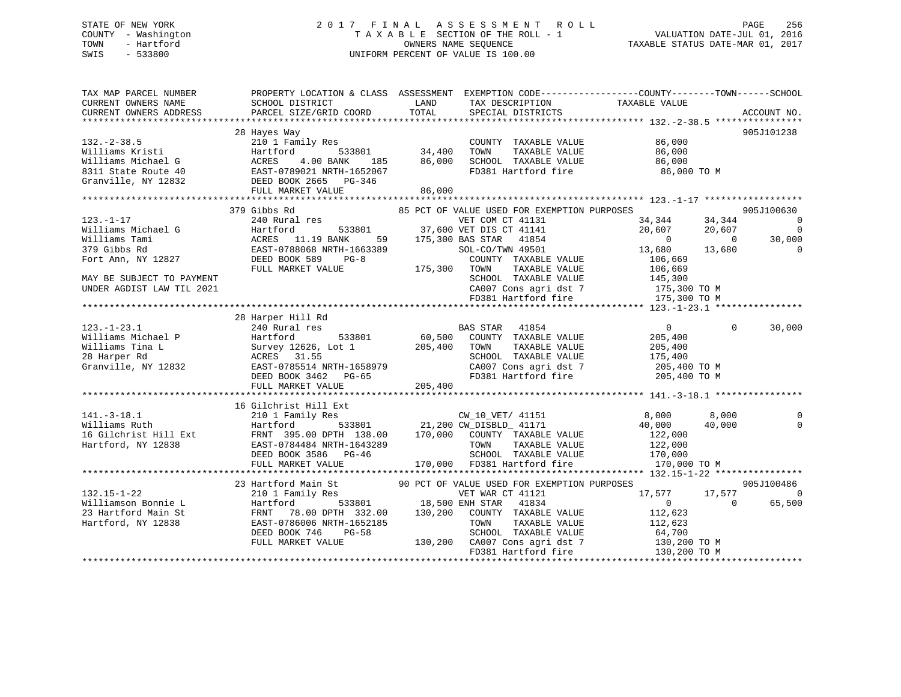STATE OF NEW YORK  
COUNTY - Washington  
TOWN - Hartford  
SWIS - 533800

2 0 1 7 F I N A L A S S E S S M E N T R O L L  
T A X A B L E SECTION OF THE ROLL - 1  
OWNERS NAME SEQUENCE  
UNIFORM PERCENT OF VALUE IS 100.00

VALUATION DATE-JUL 01, 2016  
TAXABLE STATUS DATE-MAR 01, 2017

```
TAX MAP PARCEL NUMBER          PROPERTY LOCATION & CLASS  ASSESSMENT  EXEMPTION CODE------------------COUNTY--------TOWN------SCHOOL
CURRENT OWNERS NAME            SCHOOL DISTRICT               LAND      TAX DESCRIPTION             TAXABLE VALUE
CURRENT OWNERS ADDRESS         PARCEL SIZE/GRID COORD        TOTAL     SPECIAL DISTRICTS                                     ACCOUNT NO.
******************************************************************************************************* 132.-2-38.5 ****************
                               28 Hayes Way                                                                                905J101238
132.-2-38.5                    210 1 Family Res                         COUNTY  TAXABLE VALUE             86,000
Williams Kristi                Hartford          533801       34,400    TOWN    TAXABLE VALUE             86,000
Williams Michael G             ACRES    4.00 BANK     185     86,000    SCHOOL  TAXABLE VALUE             86,000
8311 State Route 40            EAST-0789021 NRTH-1652067                FD381 Hartford fire               86,000 TO M
Granville, NY 12832            DEED BOOK 2665   PG-346
                               FULL MARKET VALUE              86,000
******************************************************************************************************* 123.-1-17 ******************
                               379 Gibbs Rd                  85 PCT OF VALUE USED FOR EXEMPTION PURPOSES                   905J100630
123.-1-17                      240 Rural res                            VET COM CT 41131                  34,344      34,344           0
Williams Michael G             Hartford          533801       37,600 VET DIS CT 41141                     20,607      20,607           0
Williams Tami                  ACRES   11.19 BANK      59    175,300 BAS STAR   41854                          0           0      30,000
379 Gibbs Rd                   EAST-0788068 NRTH-1663389                SOL-CO/TWN 49501                  13,680      13,680           0
Fort Ann, NY 12827             DEED BOOK 589    PG-8                    COUNTY  TAXABLE VALUE            106,669
                               FULL MARKET VALUE             175,300    TOWN    TAXABLE VALUE            106,669
MAY BE SUBJECT TO PAYMENT                                               SCHOOL  TAXABLE VALUE            145,300
UNDER AGDIST LAW TIL 2021                                               CA007 Cons agri dst 7            175,300 TO M
                                                                        FD381 Hartford fire              175,300 TO M
******************************************************************************************************* 123.-1-23.1 ****************
                               28 Harper Hill Rd
123.-1-23.1                    240 Rural res                            BAS STAR   41854                       0           0      30,000
Williams Michael P             Hartford          533801       60,500    COUNTY  TAXABLE VALUE            205,400
Williams Tina L                Survey 12626, Lot 1           205,400    TOWN    TAXABLE VALUE            205,400
28 Harper Rd                   ACRES   31.55                            SCHOOL  TAXABLE VALUE            175,400
Granville, NY 12832            EAST-0785514 NRTH-1658979                CA007 Cons agri dst 7            205,400 TO M
                               DEED BOOK 3462   PG-65                   FD381 Hartford fire              205,400 TO M
                               FULL MARKET VALUE             205,400
******************************************************************************************************* 141.-3-18.1 ****************
                               16 Gilchrist Hill Ext
141.-3-18.1                    210 1 Family Res                         CW_10_VET/ 41151                   8,000       8,000           0
Williams Ruth                  Hartford          533801       21,200 CW_DISBLD_ 41171                     40,000      40,000           0
16 Gilchrist Hill Ext          FRNT  395.00 DPTH 138.00      170,000    COUNTY  TAXABLE VALUE            122,000
Hartford, NY 12838             EAST-0784484 NRTH-1643289                TOWN    TAXABLE VALUE            122,000
                               DEED BOOK 3586   PG-46                   SCHOOL  TAXABLE VALUE            170,000
                               FULL MARKET VALUE             170,000    FD381 Hartford fire              170,000 TO M
******************************************************************************************************* 132.15-1-22 ****************
                               23 Hartford Main St           90 PCT OF VALUE USED FOR EXEMPTION PURPOSES                   905J100486
132.15-1-22                    210 1 Family Res                         VET WAR CT 41121                  17,577      17,577           0
Williamson Bonnie L            Hartford          533801       18,500 ENH STAR   41834                          0           0      65,500
23 Hartford Main St            FRNT   78.00 DPTH 332.00      130,200    COUNTY  TAXABLE VALUE            112,623
Hartford, NY 12838             EAST-0786006 NRTH-1652185                TOWN    TAXABLE VALUE            112,623
                               DEED BOOK 746    PG-58                   SCHOOL  TAXABLE VALUE             64,700
                               FULL MARKET VALUE             130,200    CA007 Cons agri dst 7            130,200 TO M
                                                                        FD381 Hartford fire              130,200 TO M
************************************************************************************************************************************
```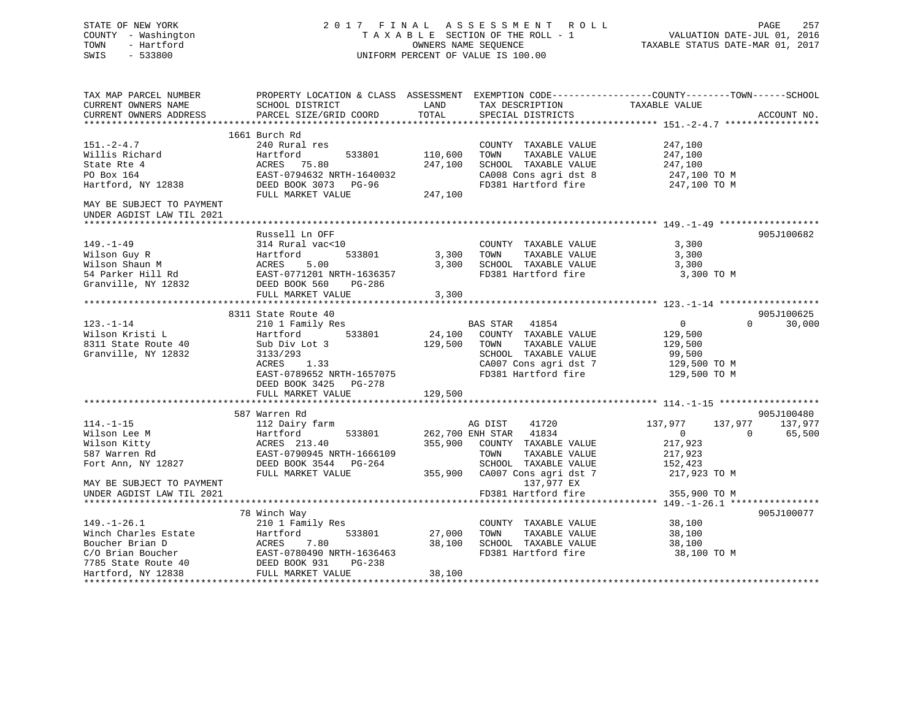STATE OF NEW YORK
COUNTY - Washington
TOWN - Hartford
SWIS - 533800

2 0 1 7 F I N A L A S S E S S M E N T R O L L
T A X A B L E SECTION OF THE ROLL - 1
OWNERS NAME SEQUENCE
UNIFORM PERCENT OF VALUE IS 100.00

VALUATION DATE-JUL 01, 2016
TAXABLE STATUS DATE-MAR 01, 2017

```
TAX MAP PARCEL NUMBER          PROPERTY LOCATION & CLASS  ASSESSMENT  EXEMPTION CODE------------------COUNTY--------TOWN------SCHOOL
CURRENT OWNERS NAME            SCHOOL DISTRICT              LAND      TAX DESCRIPTION             TAXABLE VALUE
CURRENT OWNERS ADDRESS         PARCEL SIZE/GRID COORD       TOTAL     SPECIAL DISTRICTS                                        ACCOUNT NO.
******************************************************************************************************* 151.-2-4.7 *****************
                               1661 Burch Rd
151.-2-4.7                     240 Rural res                           COUNTY  TAXABLE VALUE            247,100
Willis Richard                 Hartford         533801      110,600    TOWN    TAXABLE VALUE            247,100
State Rte 4                    ACRES  75.80                 247,100    SCHOOL  TAXABLE VALUE            247,100
PO Box 164                     EAST-0794632 NRTH-1640032               CA008 Cons agri dst 8            247,100 TO M
Hartford, NY 12838             DEED BOOK 3073   PG-96                  FD381 Hartford fire              247,100 TO M
                               FULL MARKET VALUE            247,100
MAY BE SUBJECT TO PAYMENT
UNDER AGDIST LAW TIL 2021
******************************************************************************************************* 149.-1-49 ******************
                               Russell Ln OFF                                                                          905J100682
149.-1-49                      314 Rural vac<10                        COUNTY  TAXABLE VALUE              3,300
Wilson Guy R                   Hartford         533801        3,300    TOWN    TAXABLE VALUE              3,300
Wilson Shaun M                 ACRES   5.00                   3,300    SCHOOL  TAXABLE VALUE              3,300
54 Parker Hill Rd              EAST-0771201 NRTH-1636357               FD381 Hartford fire                3,300 TO M
Granville, NY 12832            DEED BOOK 560    PG-286
                               FULL MARKET VALUE              3,300
******************************************************************************************************* 123.-1-14 ******************
                               8311 State Route 40                                                                     905J100625
123.-1-14                      210 1 Family Res                        BAS STAR   41854                      0            0      30,000
Wilson Kristi L                Hartford         533801       24,100    COUNTY  TAXABLE VALUE            129,500
8311 State Route 40            Sub Div Lot 3                129,500    TOWN    TAXABLE VALUE            129,500
Granville, NY 12832            3133/293                                SCHOOL  TAXABLE VALUE             99,500
                               ACRES   1.33                            CA007 Cons agri dst 7            129,500 TO M
                               EAST-0789652 NRTH-1657075               FD381 Hartford fire              129,500 TO M
                               DEED BOOK 3425   PG-278
                               FULL MARKET VALUE            129,500
******************************************************************************************************* 114.-1-15 ******************
                               587 Warren Rd                                                                           905J100480
114.-1-15                      112 Dairy farm                          AG DIST    41720                137,977      137,977     137,977
Wilson Lee M                   Hartford         533801      262,700 ENH STAR  41834                      0            0      65,500
Wilson Kitty                   ACRES 213.40                 355,900    COUNTY  TAXABLE VALUE            217,923
587 Warren Rd                  EAST-0790945 NRTH-1666109               TOWN    TAXABLE VALUE            217,923
Fort Ann, NY 12827             DEED BOOK 3544   PG-264                 SCHOOL  TAXABLE VALUE            152,423
                               FULL MARKET VALUE            355,900    CA007 Cons agri dst 7            217,923 TO M
MAY BE SUBJECT TO PAYMENT                                                   137,977 EX
UNDER AGDIST LAW TIL 2021                                              FD381 Hartford fire              355,900 TO M
******************************************************************************************************* 149.-1-26.1 ****************
                               78 Winch Way                                                                            905J100077
149.-1-26.1                    210 1 Family Res                        COUNTY  TAXABLE VALUE             38,100
Winch Charles Estate           Hartford         533801       27,000    TOWN    TAXABLE VALUE             38,100
Boucher Brian D                ACRES   7.80                  38,100    SCHOOL  TAXABLE VALUE             38,100
C/O Brian Boucher              EAST-0780490 NRTH-1636463               FD381 Hartford fire               38,100 TO M
7785 State Route 40            DEED BOOK 931    PG-238
Hartford, NY 12838             FULL MARKET VALUE             38,100
************************************************************************************************************************************
```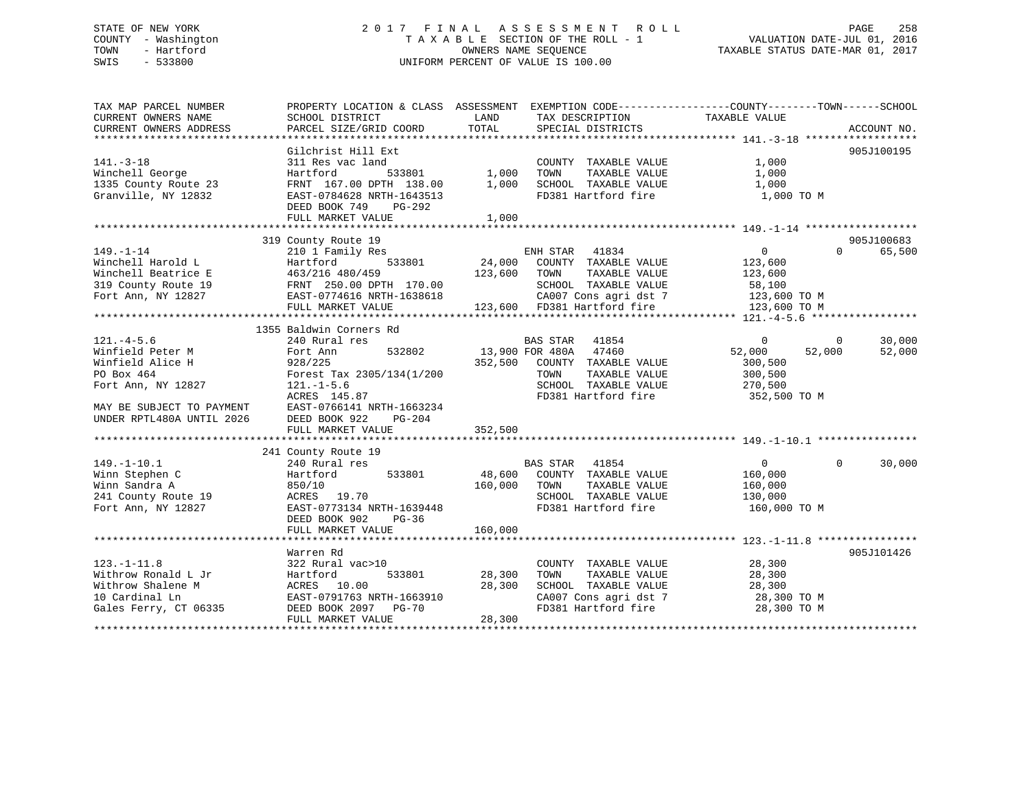STATE OF NEW YORK
COUNTY - Washington
TOWN - Hartford
SWIS - 533800

2 0 1 7 F I N A L A S S E S S M E N T R O L L
T A X A B L E SECTION OF THE ROLL - 1
OWNERS NAME SEQUENCE
UNIFORM PERCENT OF VALUE IS 100.00

VALUATION DATE-JUL 01, 2016
TAXABLE STATUS DATE-MAR 01, 2017

```
TAX MAP PARCEL NUMBER          PROPERTY LOCATION & CLASS  ASSESSMENT  EXEMPTION CODE------------------COUNTY--------TOWN------SCHOOL
CURRENT OWNERS NAME            SCHOOL DISTRICT               LAND      TAX DESCRIPTION            TAXABLE VALUE
CURRENT OWNERS ADDRESS         PARCEL SIZE/GRID COORD        TOTAL     SPECIAL DISTRICTS                                    ACCOUNT NO.
******************************************************************************************************* 141.-3-18 ******************
                               Gilchrist Hill Ext                                                                        905J100195
141.-3-18                      311 Res vac land                        COUNTY  TAXABLE VALUE              1,000
Winchell George                Hartford         533801        1,000    TOWN    TAXABLE VALUE              1,000
1335 County Route 23           FRNT 167.00 DPTH 138.00        1,000    SCHOOL  TAXABLE VALUE              1,000
Granville, NY 12832            EAST-0784628 NRTH-1643513               FD381 Hartford fire                 1,000 TO M
                               DEED BOOK 749    PG-292
                               FULL MARKET VALUE              1,000
******************************************************************************************************* 149.-1-14 ******************
                               319 County Route 19                                                                       905J100683
149.-1-14                      210 1 Family Res                        ENH STAR  41834                        0           0     65,500
Winchell Harold L              Hartford         533801       24,000    COUNTY  TAXABLE VALUE            123,600
Winchell Beatrice E            463/216 480/459              123,600    TOWN    TAXABLE VALUE            123,600
319 County Route 19            FRNT 250.00 DPTH 170.00                 SCHOOL  TAXABLE VALUE             58,100
Fort Ann, NY 12827             EAST-0774616 NRTH-1638618               CA007 Cons agri dst 7             123,600 TO M
                               FULL MARKET VALUE            123,600    FD381 Hartford fire               123,600 TO M
******************************************************************************************************* 121.-4-5.6 *****************
                               1355 Baldwin Corners Rd
121.-4-5.6                     240 Rural res                           BAS STAR  41854                        0           0     30,000
Winfield Peter M               Fort Ann         532802       13,900 FOR 480A   47460                   52,000      52,000     52,000
Winfield Alice H               928/225                      352,500    COUNTY  TAXABLE VALUE            300,500
PO Box 464                     Forest Tax 2305/134(1/200               TOWN    TAXABLE VALUE            300,500
Fort Ann, NY 12827             121.-1-5.6                              SCHOOL  TAXABLE VALUE            270,500
                               ACRES 145.87                            FD381 Hartford fire               352,500 TO M
MAY BE SUBJECT TO PAYMENT      EAST-0766141 NRTH-1663234
UNDER RPTL480A UNTIL 2026      DEED BOOK 922    PG-204
                               FULL MARKET VALUE            352,500
******************************************************************************************************* 149.-1-10.1 ****************
                               241 County Route 19
149.-1-10.1                    240 Rural res                           BAS STAR  41854                        0           0     30,000
Winn Stephen C                 Hartford         533801       48,600    COUNTY  TAXABLE VALUE            160,000
Winn Sandra A                  850/10                       160,000    TOWN    TAXABLE VALUE            160,000
241 County Route 19            ACRES  19.70                            SCHOOL  TAXABLE VALUE            130,000
Fort Ann, NY 12827             EAST-0773134 NRTH-1639448               FD381 Hartford fire               160,000 TO M
                               DEED BOOK 902    PG-36
                               FULL MARKET VALUE            160,000
******************************************************************************************************* 123.-1-11.8 ****************
                               Warren Rd                                                                                 905J101426
123.-1-11.8                    322 Rural vac>10                        COUNTY  TAXABLE VALUE             28,300
Withrow Ronald L Jr            Hartford         533801       28,300    TOWN    TAXABLE VALUE             28,300
Withrow Shalene M              ACRES  10.00                  28,300    SCHOOL  TAXABLE VALUE             28,300
10 Cardinal Ln                 EAST-0791763 NRTH-1663910               CA007 Cons agri dst 7              28,300 TO M
Gales Ferry, CT 06335          DEED BOOK 2097   PG-70                  FD381 Hartford fire                28,300 TO M
                               FULL MARKET VALUE             28,300
************************************************************************************************************************************
```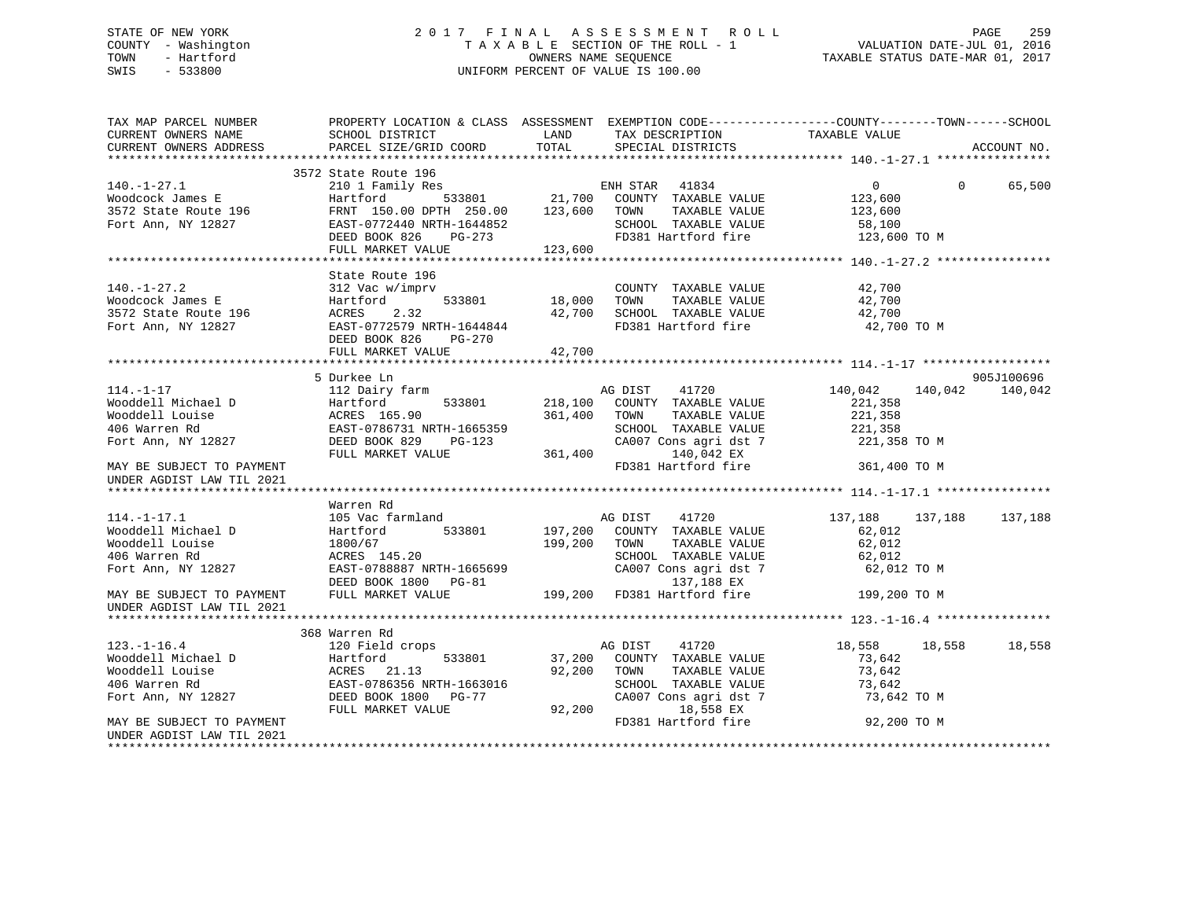STATE OF NEW YORK
COUNTY - Washington
TOWN - Hartford
SWIS - 533800

2017 FINAL ASSESSMENT ROLL
TAXABLE SECTION OF THE ROLL - 1
OWNERS NAME SEQUENCE
UNIFORM PERCENT OF VALUE IS 100.00

VALUATION DATE-JUL 01, 2016
TAXABLE STATUS DATE-MAR 01, 2017

```
TAX MAP PARCEL NUMBER          PROPERTY LOCATION & CLASS  ASSESSMENT  EXEMPTION CODE------------------COUNTY--------TOWN------SCHOOL
CURRENT OWNERS NAME            SCHOOL DISTRICT               LAND      TAX DESCRIPTION               TAXABLE VALUE
CURRENT OWNERS ADDRESS         PARCEL SIZE/GRID COORD        TOTAL     SPECIAL DISTRICTS                                      ACCOUNT NO.
******************************************************************************************************* 140.-1-27.1 ****************
                               3572 State Route 196
140.-1-27.1                    210 1 Family Res                        ENH STAR   41834                 0             0      65,500
Woodcock James E               Hartford         533801      21,700     COUNTY  TAXABLE VALUE         123,600
3572 State Route 196           FRNT 150.00 DPTH 250.00     123,600     TOWN    TAXABLE VALUE         123,600
Fort Ann, NY 12827             EAST-0772440 NRTH-1644852               SCHOOL  TAXABLE VALUE          58,100
                               DEED BOOK 826    PG-273                 FD381 Hartford fire           123,600 TO M
                               FULL MARKET VALUE           123,600
******************************************************************************************************* 140.-1-27.2 ****************
                               State Route 196
140.-1-27.2                    312 Vac w/imprv                         COUNTY  TAXABLE VALUE          42,700
Woodcock James E               Hartford         533801      18,000     TOWN    TAXABLE VALUE          42,700
3572 State Route 196           ACRES    2.32                42,700     SCHOOL  TAXABLE VALUE          42,700
Fort Ann, NY 12827             EAST-0772579 NRTH-1644844               FD381 Hartford fire            42,700 TO M
                               DEED BOOK 826    PG-270
                               FULL MARKET VALUE            42,700
******************************************************************************************************* 114.-1-17 ******************
                               5 Durkee Ln                                                                            905J100696
114.-1-17                      112 Dairy farm                          AG DIST    41720            140,042       140,042     140,042
Wooddell Michael D             Hartford         533801     218,100     COUNTY  TAXABLE VALUE         221,358
Wooddell Louise                ACRES  165.90               361,400     TOWN    TAXABLE VALUE         221,358
406 Warren Rd                  EAST-0786731 NRTH-1665359               SCHOOL  TAXABLE VALUE         221,358
Fort Ann, NY 12827             DEED BOOK 829    PG-123                 CA007 Cons agri dst 7         221,358 TO M
                               FULL MARKET VALUE           361,400          140,042 EX
MAY BE SUBJECT TO PAYMENT                                              FD381 Hartford fire           361,400 TO M
UNDER AGDIST LAW TIL 2021
******************************************************************************************************* 114.-1-17.1 ****************
                               Warren Rd
114.-1-17.1                    105 Vac farmland                        AG DIST    41720            137,188       137,188     137,188
Wooddell Michael D             Hartford         533801     197,200     COUNTY  TAXABLE VALUE          62,012
Wooddell Louise                1800/67                     199,200     TOWN    TAXABLE VALUE          62,012
406 Warren Rd                  ACRES  145.20                           SCHOOL  TAXABLE VALUE          62,012
Fort Ann, NY 12827             EAST-0788887 NRTH-1665699               CA007 Cons agri dst 7          62,012 TO M
                               DEED BOOK 1800   PG-81                       137,188 EX
MAY BE SUBJECT TO PAYMENT      FULL MARKET VALUE           199,200     FD381 Hartford fire           199,200 TO M
UNDER AGDIST LAW TIL 2021
******************************************************************************************************* 123.-1-16.4 ****************
                               368 Warren Rd
123.-1-16.4                    120 Field crops                         AG DIST    41720             18,558        18,558      18,558
Wooddell Michael D             Hartford         533801      37,200     COUNTY  TAXABLE VALUE          73,642
Wooddell Louise                ACRES   21.13                92,200     TOWN    TAXABLE VALUE          73,642
406 Warren Rd                  EAST-0786356 NRTH-1663016               SCHOOL  TAXABLE VALUE          73,642
Fort Ann, NY 12827             DEED BOOK 1800   PG-77                  CA007 Cons agri dst 7          73,642 TO M
                               FULL MARKET VALUE            92,200           18,558 EX
MAY BE SUBJECT TO PAYMENT                                              FD381 Hartford fire            92,200 TO M
UNDER AGDIST LAW TIL 2021
************************************************************************************************************************************
```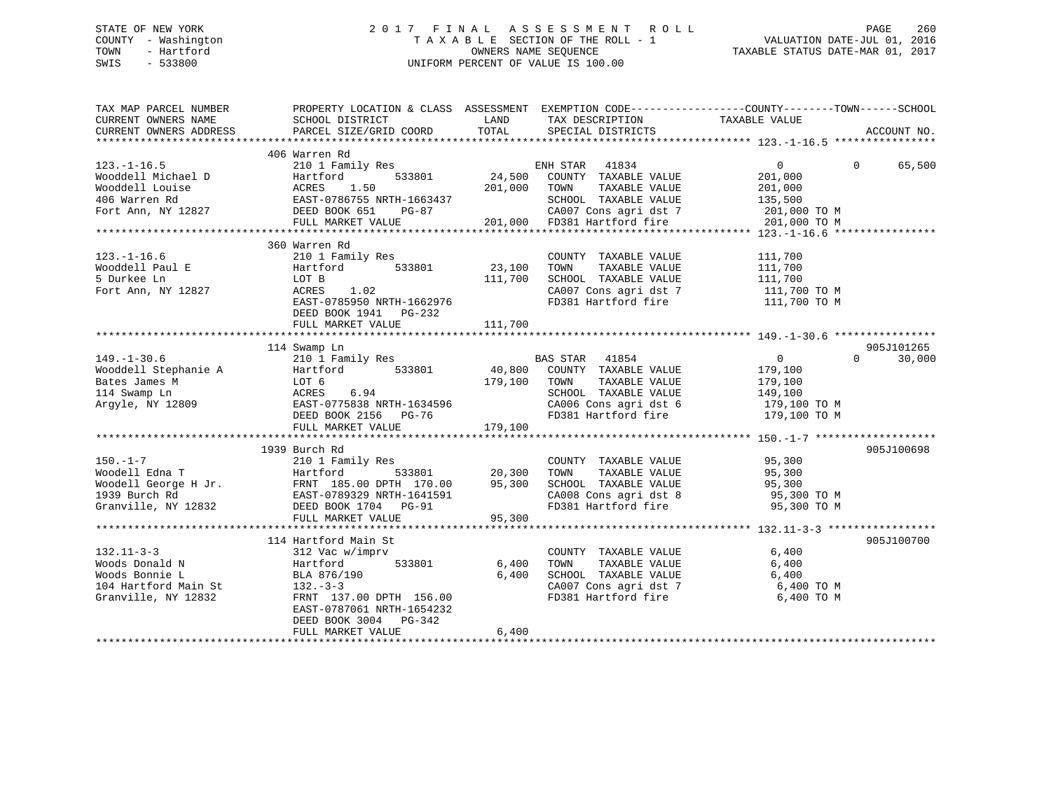STATE OF NEW YORK
COUNTY - Washington
TOWN - Hartford
SWIS - 533800

2 0 1 7 F I N A L A S S E S S M E N T R O L L
T A X A B L E SECTION OF THE ROLL - 1
OWNERS NAME SEQUENCE
UNIFORM PERCENT OF VALUE IS 100.00

VALUATION DATE-JUL 01, 2016
TAXABLE STATUS DATE-MAR 01, 2017

| TAX MAP PARCEL NUMBER / CURRENT OWNERS NAME / CURRENT OWNERS ADDRESS | PROPERTY LOCATION & CLASS / SCHOOL DISTRICT / PARCEL SIZE/GRID COORD | ASSESSMENT LAND | ASSESSMENT TOTAL | EXEMPTION CODE / TAX DESCRIPTION / SPECIAL DISTRICTS | COUNTY / TAXABLE VALUE | TOWN | SCHOOL | ACCOUNT NO. |
|---|---|---|---|---|---|---|---|---|
| 123.-1-16.5 | 406 Warren Rd | | | | | | | |
| | 210 1 Family Res | | | ENH STAR 41834 | 0 | 0 | 65,500 | |
| Wooddell Michael D | Hartford 533801 | 24,500 | | COUNTY TAXABLE VALUE | 201,000 | | | |
| Wooddell Louise | ACRES 1.50 | | 201,000 | TOWN TAXABLE VALUE | 201,000 | | | |
| 406 Warren Rd | EAST-0786755 NRTH-1663437 | | | SCHOOL TAXABLE VALUE | 135,500 | | | |
| Fort Ann, NY 12827 | DEED BOOK 651 PG-87 | | | CA007 Cons agri dst 7 | 201,000 TO M | | | |
| | FULL MARKET VALUE | | 201,000 | FD381 Hartford fire | 201,000 TO M | | | |
| 123.-1-16.6 | 360 Warren Rd | | | | | | | |
| | 210 1 Family Res | | | COUNTY TAXABLE VALUE | 111,700 | | | |
| Wooddell Paul E | Hartford 533801 | 23,100 | | TOWN TAXABLE VALUE | 111,700 | | | |
| 5 Durkee Ln | LOT B | | 111,700 | SCHOOL TAXABLE VALUE | 111,700 | | | |
| Fort Ann, NY 12827 | ACRES 1.02 | | | CA007 Cons agri dst 7 | 111,700 TO M | | | |
| | EAST-0785950 NRTH-1662976 | | | FD381 Hartford fire | 111,700 TO M | | | |
| | DEED BOOK 1941 PG-232 | | | | | | | |
| | FULL MARKET VALUE | | 111,700 | | | | | |
| 149.-1-30.6 | 114 Swamp Ln | | | | | | | 905J101265 |
| | 210 1 Family Res | | | BAS STAR 41854 | 0 | 0 | 30,000 | |
| Wooddell Stephanie A | Hartford 533801 | 40,800 | | COUNTY TAXABLE VALUE | 179,100 | | | |
| Bates James M | LOT 6 | | 179,100 | TOWN TAXABLE VALUE | 179,100 | | | |
| 114 Swamp Ln | ACRES 6.94 | | | SCHOOL TAXABLE VALUE | 149,100 | | | |
| Argyle, NY 12809 | EAST-0775838 NRTH-1634596 | | | CA006 Cons agri dst 6 | 179,100 TO M | | | |
| | DEED BOOK 2156 PG-76 | | | FD381 Hartford fire | 179,100 TO M | | | |
| | FULL MARKET VALUE | | 179,100 | | | | | |
| 150.-1-7 | 1939 Burch Rd | | | | | | | 905J100698 |
| | 210 1 Family Res | | | COUNTY TAXABLE VALUE | 95,300 | | | |
| Woodell Edna T | Hartford 533801 | 20,300 | | TOWN TAXABLE VALUE | 95,300 | | | |
| Woodell George H Jr. | FRNT 185.00 DPTH 170.00 | | 95,300 | SCHOOL TAXABLE VALUE | 95,300 | | | |
| 1939 Burch Rd | EAST-0789329 NRTH-1641591 | | | CA008 Cons agri dst 8 | 95,300 TO M | | | |
| Granville, NY 12832 | DEED BOOK 1704 PG-91 | | | FD381 Hartford fire | 95,300 TO M | | | |
| | FULL MARKET VALUE | | 95,300 | | | | | |
| 132.11-3-3 | 114 Hartford Main St | | | | | | | 905J100700 |
| | 312 Vac w/imprv | | | COUNTY TAXABLE VALUE | 6,400 | | | |
| Woods Donald N | Hartford 533801 | 6,400 | | TOWN TAXABLE VALUE | 6,400 | | | |
| Woods Bonnie L | BLA 876/190 | | 6,400 | SCHOOL TAXABLE VALUE | 6,400 | | | |
| 104 Hartford Main St | 132.-3-3 | | | CA007 Cons agri dst 7 | 6,400 TO M | | | |
| Granville, NY 12832 | FRNT 137.00 DPTH 156.00 | | | FD381 Hartford fire | 6,400 TO M | | | |
| | EAST-0787061 NRTH-1654232 | | | | | | | |
| | DEED BOOK 3004 PG-342 | | | | | | | |
| | FULL MARKET VALUE | | 6,400 | | | | | |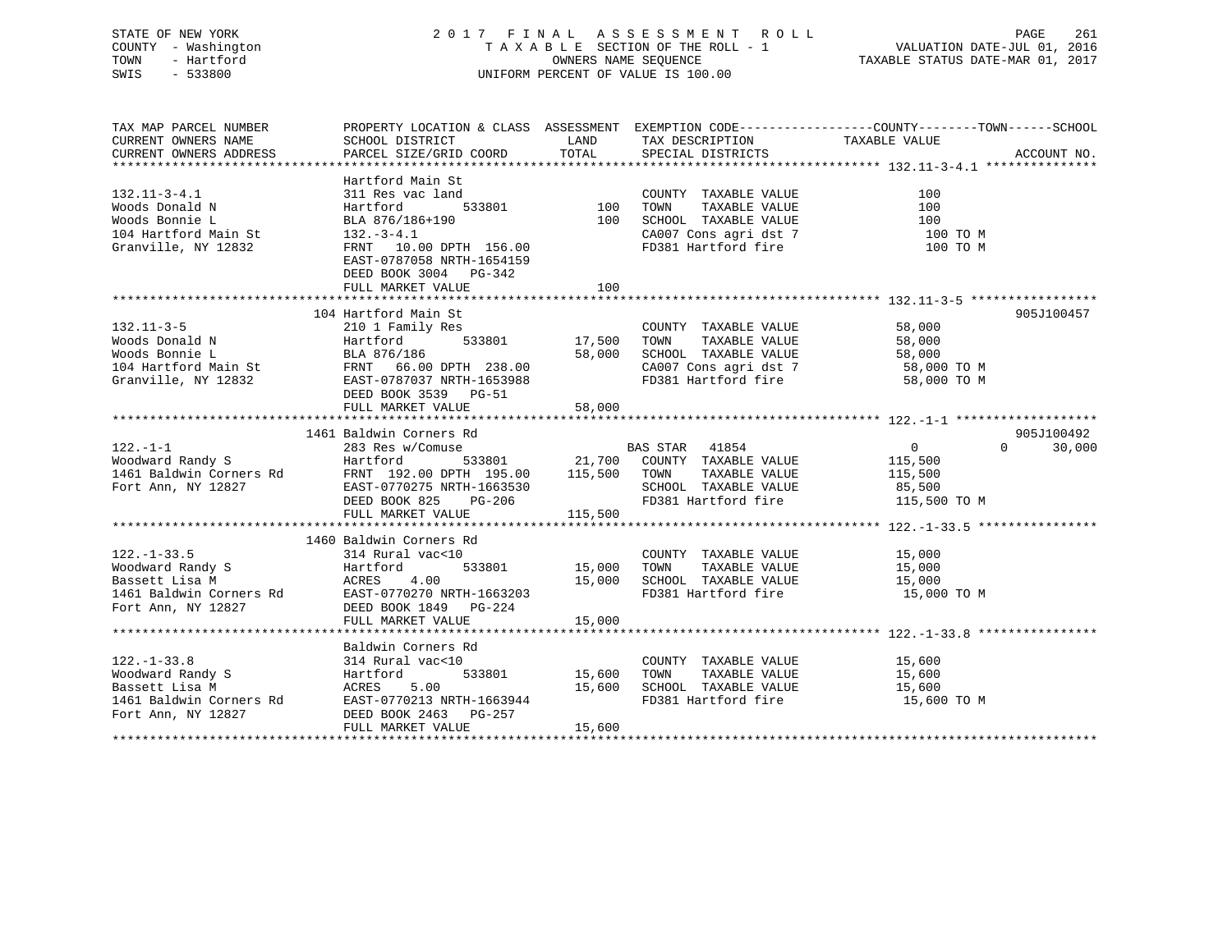STATE OF NEW YORK  
COUNTY - Washington  
TOWN - Hartford  
SWIS - 533800

# 2017 FINAL ASSESSMENT ROLL

TAXABLE SECTION OF THE ROLL - 1  
OWNERS NAME SEQUENCE  
UNIFORM PERCENT OF VALUE IS 100.00

VALUATION DATE-JUL 01, 2016  
TAXABLE STATUS DATE-MAR 01, 2017

| TAX MAP PARCEL NUMBER / CURRENT OWNERS NAME / CURRENT OWNERS ADDRESS | PROPERTY LOCATION & CLASS / SCHOOL DISTRICT / PARCEL SIZE/GRID COORD | ASSESSMENT LAND | TOTAL | EXEMPTION CODE / TAX DESCRIPTION / SPECIAL DISTRICTS | COUNTY / TOWN TAXABLE VALUE | SCHOOL | ACCOUNT NO. |
|---|---|---|---|---|---|---|---|
| **132.11-3-4.1** | Hartford Main St | | | | | | |
| 132.11-3-4.1 | 311 Res vac land | | | COUNTY TAXABLE VALUE | 100 | | |
| Woods Donald N | Hartford 533801 | 100 | | TOWN TAXABLE VALUE | 100 | | |
| Woods Bonnie L | BLA 876/186+190 | | 100 | SCHOOL TAXABLE VALUE | 100 | | |
| 104 Hartford Main St | 132.-3-4.1 | | | CA007 Cons agri dst 7 | 100 TO M | | |
| Granville, NY 12832 | FRNT 10.00 DPTH 156.00 | | | FD381 Hartford fire | 100 TO M | | |
| | EAST-0787058 NRTH-1654159 | | | | | | |
| | DEED BOOK 3004 PG-342 | | | | | | |
| | FULL MARKET VALUE | | 100 | | | | |
| **132.11-3-5** | 104 Hartford Main St | | | | | | 905J100457 |
| 132.11-3-5 | 210 1 Family Res | | | COUNTY TAXABLE VALUE | 58,000 | | |
| Woods Donald N | Hartford 533801 | 17,500 | | TOWN TAXABLE VALUE | 58,000 | | |
| Woods Bonnie L | BLA 876/186 | | 58,000 | SCHOOL TAXABLE VALUE | 58,000 | | |
| 104 Hartford Main St | FRNT 66.00 DPTH 238.00 | | | CA007 Cons agri dst 7 | 58,000 TO M | | |
| Granville, NY 12832 | EAST-0787037 NRTH-1653988 | | | FD381 Hartford fire | 58,000 TO M | | |
| | DEED BOOK 3539 PG-51 | | | | | | |
| | FULL MARKET VALUE | | 58,000 | | | | |
| **122.-1-1** | 1461 Baldwin Corners Rd | | | | | | 905J100492 |
| 122.-1-1 | 283 Res w/Comuse | | | BAS STAR 41854 | 0 | 0 30,000 | |
| Woodward Randy S | Hartford 533801 | 21,700 | | COUNTY TAXABLE VALUE | 115,500 | | |
| 1461 Baldwin Corners Rd | FRNT 192.00 DPTH 195.00 | | 115,500 | TOWN TAXABLE VALUE | 115,500 | | |
| Fort Ann, NY 12827 | EAST-0770275 NRTH-1663530 | | | SCHOOL TAXABLE VALUE | 85,500 | | |
| | DEED BOOK 825 PG-206 | | | FD381 Hartford fire | 115,500 TO M | | |
| | FULL MARKET VALUE | | 115,500 | | | | |
| **122.-1-33.5** | 1460 Baldwin Corners Rd | | | | | | |
| 122.-1-33.5 | 314 Rural vac<10 | | | COUNTY TAXABLE VALUE | 15,000 | | |
| Woodward Randy S | Hartford 533801 | 15,000 | | TOWN TAXABLE VALUE | 15,000 | | |
| Bassett Lisa M | ACRES 4.00 | | 15,000 | SCHOOL TAXABLE VALUE | 15,000 | | |
| 1461 Baldwin Corners Rd | EAST-0770270 NRTH-1663203 | | | FD381 Hartford fire | 15,000 TO M | | |
| Fort Ann, NY 12827 | DEED BOOK 1849 PG-224 | | | | | | |
| | FULL MARKET VALUE | | 15,000 | | | | |
| **122.-1-33.8** | Baldwin Corners Rd | | | | | | |
| 122.-1-33.8 | 314 Rural vac<10 | | | COUNTY TAXABLE VALUE | 15,600 | | |
| Woodward Randy S | Hartford 533801 | 15,600 | | TOWN TAXABLE VALUE | 15,600 | | |
| Bassett Lisa M | ACRES 5.00 | | 15,600 | SCHOOL TAXABLE VALUE | 15,600 | | |
| 1461 Baldwin Corners Rd | EAST-0770213 NRTH-1663944 | | | FD381 Hartford fire | 15,600 TO M | | |
| Fort Ann, NY 12827 | DEED BOOK 2463 PG-257 | | | | | | |
| | FULL MARKET VALUE | | 15,600 | | | | |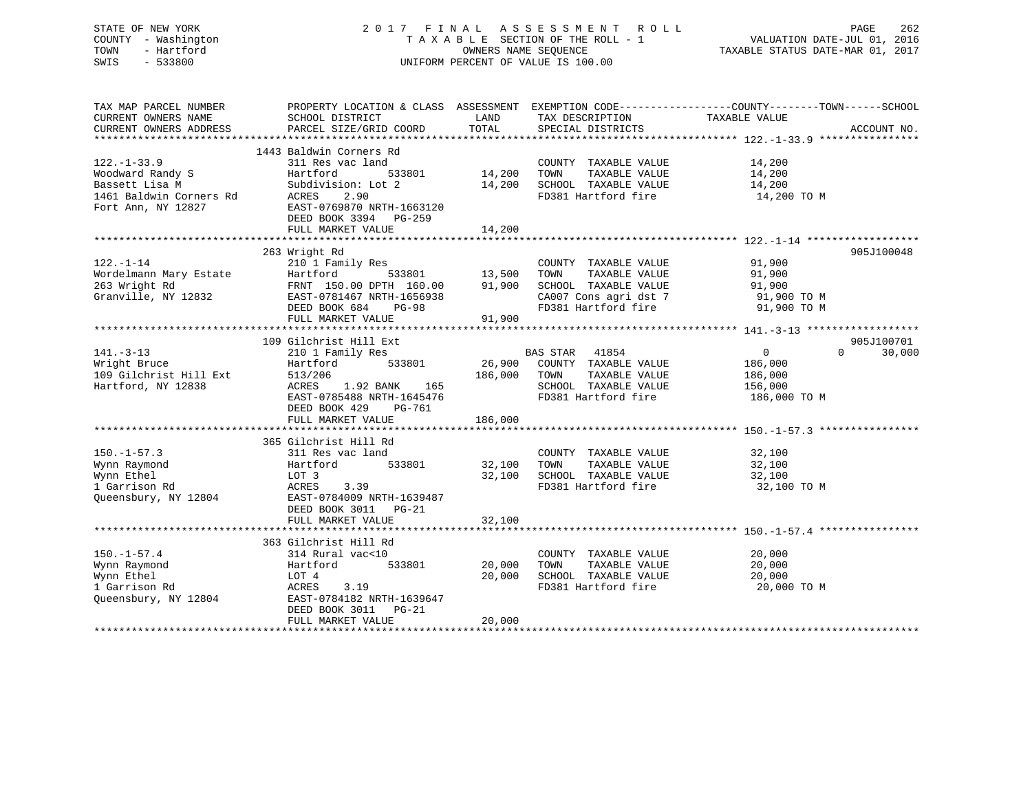STATE OF NEW YORK
COUNTY - Washington
TOWN - Hartford
SWIS - 533800

# 2017 FINAL ASSESSMENT ROLL

TAXABLE SECTION OF THE ROLL - 1
OWNERS NAME SEQUENCE
UNIFORM PERCENT OF VALUE IS 100.00

VALUATION DATE-JUL 01, 2016
TAXABLE STATUS DATE-MAR 01, 2017

| TAX MAP PARCEL NUMBER / CURRENT OWNERS NAME / CURRENT OWNERS ADDRESS | PROPERTY LOCATION & CLASS / SCHOOL DISTRICT / PARCEL SIZE/GRID COORD | ASSESSMENT LAND | TOTAL | EXEMPTION CODE / TAX DESCRIPTION / SPECIAL DISTRICTS | COUNTY / TOWN TAXABLE VALUE | SCHOOL | ACCOUNT NO. |
|---|---|---|---|---|---|---|---|
| 122.-1-33.9 | 1443 Baldwin Corners Rd | | | | | | |
| | 311 Res vac land | | | COUNTY TAXABLE VALUE | 14,200 | | |
| Woodward Randy S | Hartford 533801 | 14,200 | | TOWN TAXABLE VALUE | 14,200 | | |
| Bassett Lisa M | Subdivision: Lot 2 | | 14,200 | SCHOOL TAXABLE VALUE | 14,200 | | |
| 1461 Baldwin Corners Rd | ACRES 2.90 | | | FD381 Hartford fire | 14,200 TO M | | |
| Fort Ann, NY 12827 | EAST-0769870 NRTH-1663120 | | | | | | |
| | DEED BOOK 3394 PG-259 | | | | | | |
| | FULL MARKET VALUE | | 14,200 | | | | |
| 122.-1-14 | 263 Wright Rd | | | | | | 905J100048 |
| | 210 1 Family Res | | | COUNTY TAXABLE VALUE | 91,900 | | |
| Wordelmann Mary Estate | Hartford 533801 | 13,500 | | TOWN TAXABLE VALUE | 91,900 | | |
| 263 Wright Rd | FRNT 150.00 DPTH 160.00 | | 91,900 | SCHOOL TAXABLE VALUE | 91,900 | | |
| Granville, NY 12832 | EAST-0781467 NRTH-1656938 | | | CA007 Cons agri dst 7 | 91,900 TO M | | |
| | DEED BOOK 684 PG-98 | | | FD381 Hartford fire | 91,900 TO M | | |
| | FULL MARKET VALUE | | 91,900 | | | | |
| 141.-3-13 | 109 Gilchrist Hill Ext | | | | | | 905J100701 |
| | 210 1 Family Res | | | BAS STAR 41854 | 0 | 0 | 30,000 |
| Wright Bruce | Hartford 533801 | 26,900 | | COUNTY TAXABLE VALUE | 186,000 | | |
| 109 Gilchrist Hill Ext | 513/206 | | 186,000 | TOWN TAXABLE VALUE | 186,000 | | |
| Hartford, NY 12838 | ACRES 1.92 BANK 165 | | | SCHOOL TAXABLE VALUE | 156,000 | | |
| | EAST-0785488 NRTH-1645476 | | | FD381 Hartford fire | 186,000 TO M | | |
| | DEED BOOK 429 PG-761 | | | | | | |
| | FULL MARKET VALUE | | 186,000 | | | | |
| 150.-1-57.3 | 365 Gilchrist Hill Rd | | | | | | |
| | 311 Res vac land | | | COUNTY TAXABLE VALUE | 32,100 | | |
| Wynn Raymond | Hartford 533801 | 32,100 | | TOWN TAXABLE VALUE | 32,100 | | |
| Wynn Ethel | LOT 3 | | 32,100 | SCHOOL TAXABLE VALUE | 32,100 | | |
| 1 Garrison Rd | ACRES 3.39 | | | FD381 Hartford fire | 32,100 TO M | | |
| Queensbury, NY 12804 | EAST-0784009 NRTH-1639487 | | | | | | |
| | DEED BOOK 3011 PG-21 | | | | | | |
| | FULL MARKET VALUE | | 32,100 | | | | |
| 150.-1-57.4 | 363 Gilchrist Hill Rd | | | | | | |
| | 314 Rural vac<10 | | | COUNTY TAXABLE VALUE | 20,000 | | |
| Wynn Raymond | Hartford 533801 | 20,000 | | TOWN TAXABLE VALUE | 20,000 | | |
| Wynn Ethel | LOT 4 | | 20,000 | SCHOOL TAXABLE VALUE | 20,000 | | |
| 1 Garrison Rd | ACRES 3.19 | | | FD381 Hartford fire | 20,000 TO M | | |
| Queensbury, NY 12804 | EAST-0784182 NRTH-1639647 | | | | | | |
| | DEED BOOK 3011 PG-21 | | | | | | |
| | FULL MARKET VALUE | | 20,000 | | | | |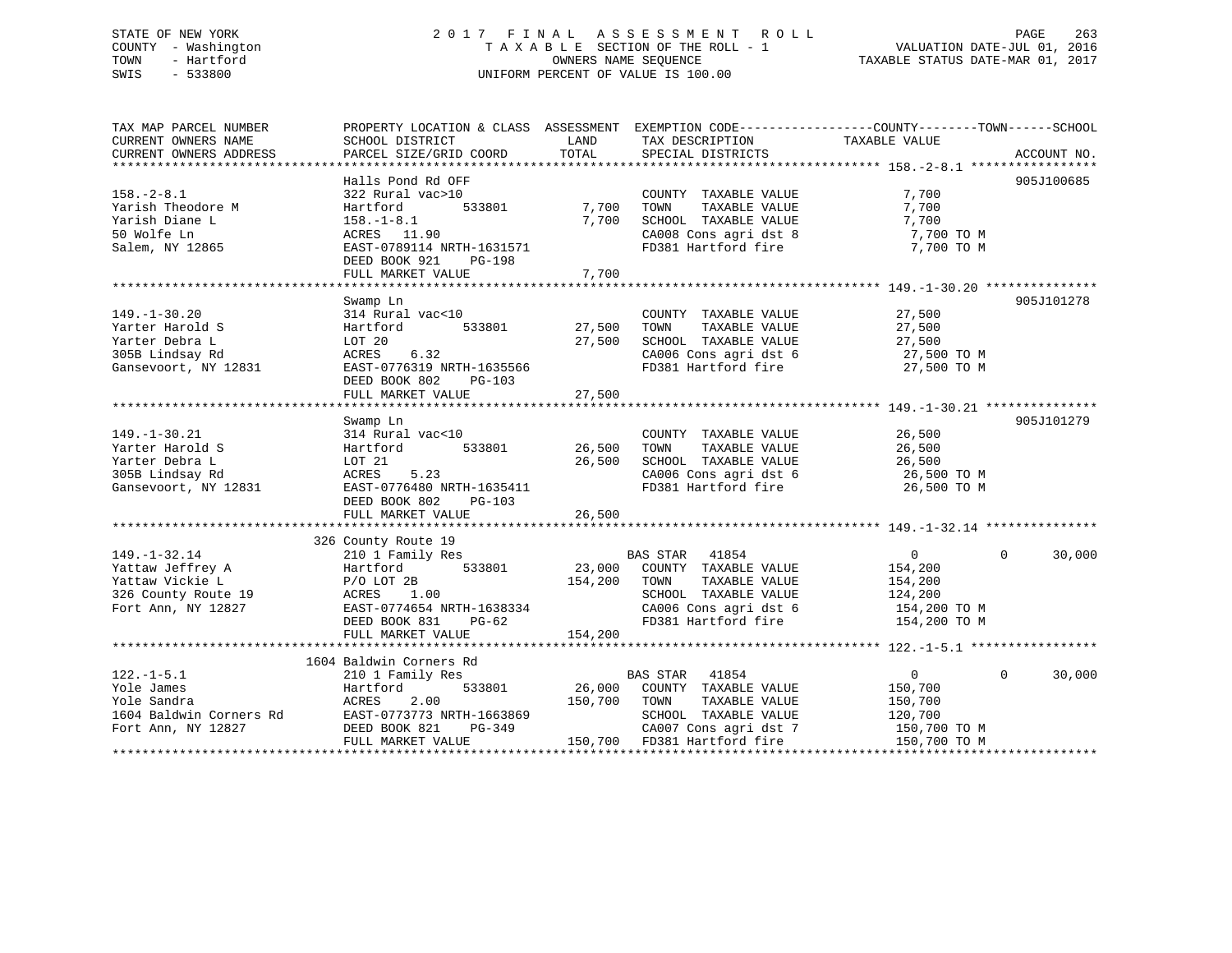STATE OF NEW YORK
COUNTY - Washington
TOWN - Hartford
SWIS - 533800

2 0 1 7 F I N A L A S S E S S M E N T R O L L
T A X A B L E SECTION OF THE ROLL - 1
OWNERS NAME SEQUENCE
UNIFORM PERCENT OF VALUE IS 100.00

VALUATION DATE-JUL 01, 2016
TAXABLE STATUS DATE-MAR 01, 2017

| TAX MAP PARCEL NUMBER<br>CURRENT OWNERS NAME<br>CURRENT OWNERS ADDRESS | PROPERTY LOCATION & CLASS<br>SCHOOL DISTRICT<br>PARCEL SIZE/GRID COORD | ASSESSMENT<br>LAND<br>TOTAL | EXEMPTION CODE<br>TAX DESCRIPTION<br>SPECIAL DISTRICTS | COUNTY / TOWN / SCHOOL<br>TAXABLE VALUE | ACCOUNT NO. |
|---|---|---|---|---|---|
| **158.-2-8.1** | Halls Pond Rd OFF | | | | 905J100685 |
| 158.-2-8.1 | 322 Rural vac>10 | | COUNTY TAXABLE VALUE | 7,700 | |
| Yarish Theodore M | Hartford 533801 | 7,700 | TOWN TAXABLE VALUE | 7,700 | |
| Yarish Diane L | 158.-1-8.1 | 7,700 | SCHOOL TAXABLE VALUE | 7,700 | |
| 50 Wolfe Ln | ACRES 11.90 | | CA008 Cons agri dst 8 | 7,700 TO M | |
| Salem, NY 12865 | EAST-0789114 NRTH-1631571 | | FD381 Hartford fire | 7,700 TO M | |
| | DEED BOOK 921 PG-198 | | | | |
| | FULL MARKET VALUE | 7,700 | | | |
| **149.-1-30.20** | Swamp Ln | | | | 905J101278 |
| 149.-1-30.20 | 314 Rural vac<10 | | COUNTY TAXABLE VALUE | 27,500 | |
| Yarter Harold S | Hartford 533801 | 27,500 | TOWN TAXABLE VALUE | 27,500 | |
| Yarter Debra L | LOT 20 | 27,500 | SCHOOL TAXABLE VALUE | 27,500 | |
| 305B Lindsay Rd | ACRES 6.32 | | CA006 Cons agri dst 6 | 27,500 TO M | |
| Gansevoort, NY 12831 | EAST-0776319 NRTH-1635566 | | FD381 Hartford fire | 27,500 TO M | |
| | DEED BOOK 802 PG-103 | | | | |
| | FULL MARKET VALUE | 27,500 | | | |
| **149.-1-30.21** | Swamp Ln | | | | 905J101279 |
| 149.-1-30.21 | 314 Rural vac<10 | | COUNTY TAXABLE VALUE | 26,500 | |
| Yarter Harold S | Hartford 533801 | 26,500 | TOWN TAXABLE VALUE | 26,500 | |
| Yarter Debra L | LOT 21 | 26,500 | SCHOOL TAXABLE VALUE | 26,500 | |
| 305B Lindsay Rd | ACRES 5.23 | | CA006 Cons agri dst 6 | 26,500 TO M | |
| Gansevoort, NY 12831 | EAST-0776480 NRTH-1635411 | | FD381 Hartford fire | 26,500 TO M | |
| | DEED BOOK 802 PG-103 | | | | |
| | FULL MARKET VALUE | 26,500 | | | |
| **149.-1-32.14** | 326 County Route 19 | | | | |
| 149.-1-32.14 | 210 1 Family Res | | BAS STAR 41854 | 0 / 0 / 30,000 | |
| Yattaw Jeffrey A | Hartford 533801 | 23,000 | COUNTY TAXABLE VALUE | 154,200 | |
| Yattaw Vickie L | P/O LOT 2B | 154,200 | TOWN TAXABLE VALUE | 154,200 | |
| 326 County Route 19 | ACRES 1.00 | | SCHOOL TAXABLE VALUE | 124,200 | |
| Fort Ann, NY 12827 | EAST-0774654 NRTH-1638334 | | CA006 Cons agri dst 6 | 154,200 TO M | |
| | DEED BOOK 831 PG-62 | | FD381 Hartford fire | 154,200 TO M | |
| | FULL MARKET VALUE | 154,200 | | | |
| **122.-1-5.1** | 1604 Baldwin Corners Rd | | | | |
| 122.-1-5.1 | 210 1 Family Res | | BAS STAR 41854 | 0 / 0 / 30,000 | |
| Yole James | Hartford 533801 | 26,000 | COUNTY TAXABLE VALUE | 150,700 | |
| Yole Sandra | ACRES 2.00 | 150,700 | TOWN TAXABLE VALUE | 150,700 | |
| 1604 Baldwin Corners Rd | EAST-0773773 NRTH-1663869 | | SCHOOL TAXABLE VALUE | 120,700 | |
| Fort Ann, NY 12827 | DEED BOOK 821 PG-349 | | CA007 Cons agri dst 7 | 150,700 TO M | |
| | FULL MARKET VALUE | 150,700 | FD381 Hartford fire | 150,700 TO M | |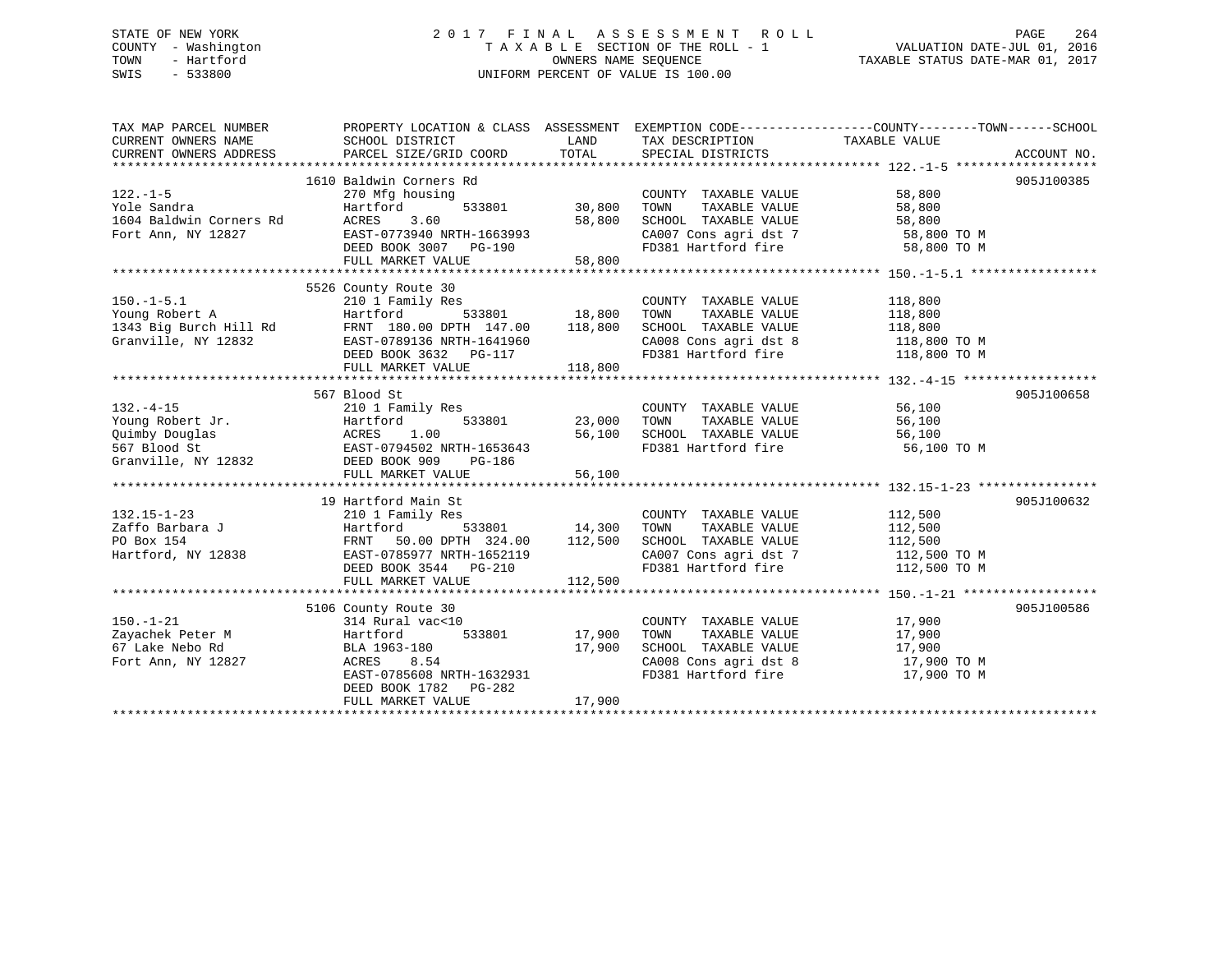STATE OF NEW YORK
COUNTY - Washington
TOWN - Hartford
SWIS - 533800

# 2017 FINAL ASSESSMENT ROLL

TAXABLE SECTION OF THE ROLL - 1
OWNERS NAME SEQUENCE
UNIFORM PERCENT OF VALUE IS 100.00

VALUATION DATE-JUL 01, 2016
TAXABLE STATUS DATE-MAR 01, 2017

| TAX MAP PARCEL NUMBER / CURRENT OWNERS NAME / CURRENT OWNERS ADDRESS | PROPERTY LOCATION & CLASS / SCHOOL DISTRICT / PARCEL SIZE/GRID COORD | ASSESSMENT LAND | TOTAL | EXEMPTION CODE / TAX DESCRIPTION / SPECIAL DISTRICTS | TAXABLE VALUE (COUNTY--TOWN--SCHOOL) | ACCOUNT NO. |
|---|---|---|---|---|---|---|
| **122.-1-5** | 1610 Baldwin Corners Rd | | | | | 905J100385 |
| 122.-1-5 | 270 Mfg housing | | | COUNTY TAXABLE VALUE | 58,800 | |
| Yole Sandra | Hartford 533801 | 30,800 | | TOWN TAXABLE VALUE | 58,800 | |
| 1604 Baldwin Corners Rd | ACRES 3.60 | | 58,800 | SCHOOL TAXABLE VALUE | 58,800 | |
| Fort Ann, NY 12827 | EAST-0773940 NRTH-1663993 | | | CA007 Cons agri dst 7 | 58,800 TO M | |
| | DEED BOOK 3007 PG-190 | | | FD381 Hartford fire | 58,800 TO M | |
| | FULL MARKET VALUE | | 58,800 | | | |
| **150.-1-5.1** | 5526 County Route 30 | | | | | |
| 150.-1-5.1 | 210 1 Family Res | | | COUNTY TAXABLE VALUE | 118,800 | |
| Young Robert A | Hartford 533801 | 18,800 | | TOWN TAXABLE VALUE | 118,800 | |
| 1343 Big Burch Hill Rd | FRNT 180.00 DPTH 147.00 | | 118,800 | SCHOOL TAXABLE VALUE | 118,800 | |
| Granville, NY 12832 | EAST-0789136 NRTH-1641960 | | | CA008 Cons agri dst 8 | 118,800 TO M | |
| | DEED BOOK 3632 PG-117 | | | FD381 Hartford fire | 118,800 TO M | |
| | FULL MARKET VALUE | | 118,800 | | | |
| **132.-4-15** | 567 Blood St | | | | | 905J100658 |
| 132.-4-15 | 210 1 Family Res | | | COUNTY TAXABLE VALUE | 56,100 | |
| Young Robert Jr. | Hartford 533801 | 23,000 | | TOWN TAXABLE VALUE | 56,100 | |
| Quimby Douglas | ACRES 1.00 | | 56,100 | SCHOOL TAXABLE VALUE | 56,100 | |
| 567 Blood St | EAST-0794502 NRTH-1653643 | | | FD381 Hartford fire | 56,100 TO M | |
| Granville, NY 12832 | DEED BOOK 909 PG-186 | | | | | |
| | FULL MARKET VALUE | | 56,100 | | | |
| **132.15-1-23** | 19 Hartford Main St | | | | | 905J100632 |
| 132.15-1-23 | 210 1 Family Res | | | COUNTY TAXABLE VALUE | 112,500 | |
| Zaffo Barbara J | Hartford 533801 | 14,300 | | TOWN TAXABLE VALUE | 112,500 | |
| PO Box 154 | FRNT 50.00 DPTH 324.00 | | 112,500 | SCHOOL TAXABLE VALUE | 112,500 | |
| Hartford, NY 12838 | EAST-0785977 NRTH-1652119 | | | CA007 Cons agri dst 7 | 112,500 TO M | |
| | DEED BOOK 3544 PG-210 | | | FD381 Hartford fire | 112,500 TO M | |
| | FULL MARKET VALUE | | 112,500 | | | |
| **150.-1-21** | 5106 County Route 30 | | | | | 905J100586 |
| 150.-1-21 | 314 Rural vac<10 | | | COUNTY TAXABLE VALUE | 17,900 | |
| Zayachek Peter M | Hartford 533801 | 17,900 | | TOWN TAXABLE VALUE | 17,900 | |
| 67 Lake Nebo Rd | BLA 1963-180 | | 17,900 | SCHOOL TAXABLE VALUE | 17,900 | |
| Fort Ann, NY 12827 | ACRES 8.54 | | | CA008 Cons agri dst 8 | 17,900 TO M | |
| | EAST-0785608 NRTH-1632931 | | | FD381 Hartford fire | 17,900 TO M | |
| | DEED BOOK 1782 PG-282 | | | | | |
| | FULL MARKET VALUE | | 17,900 | | | |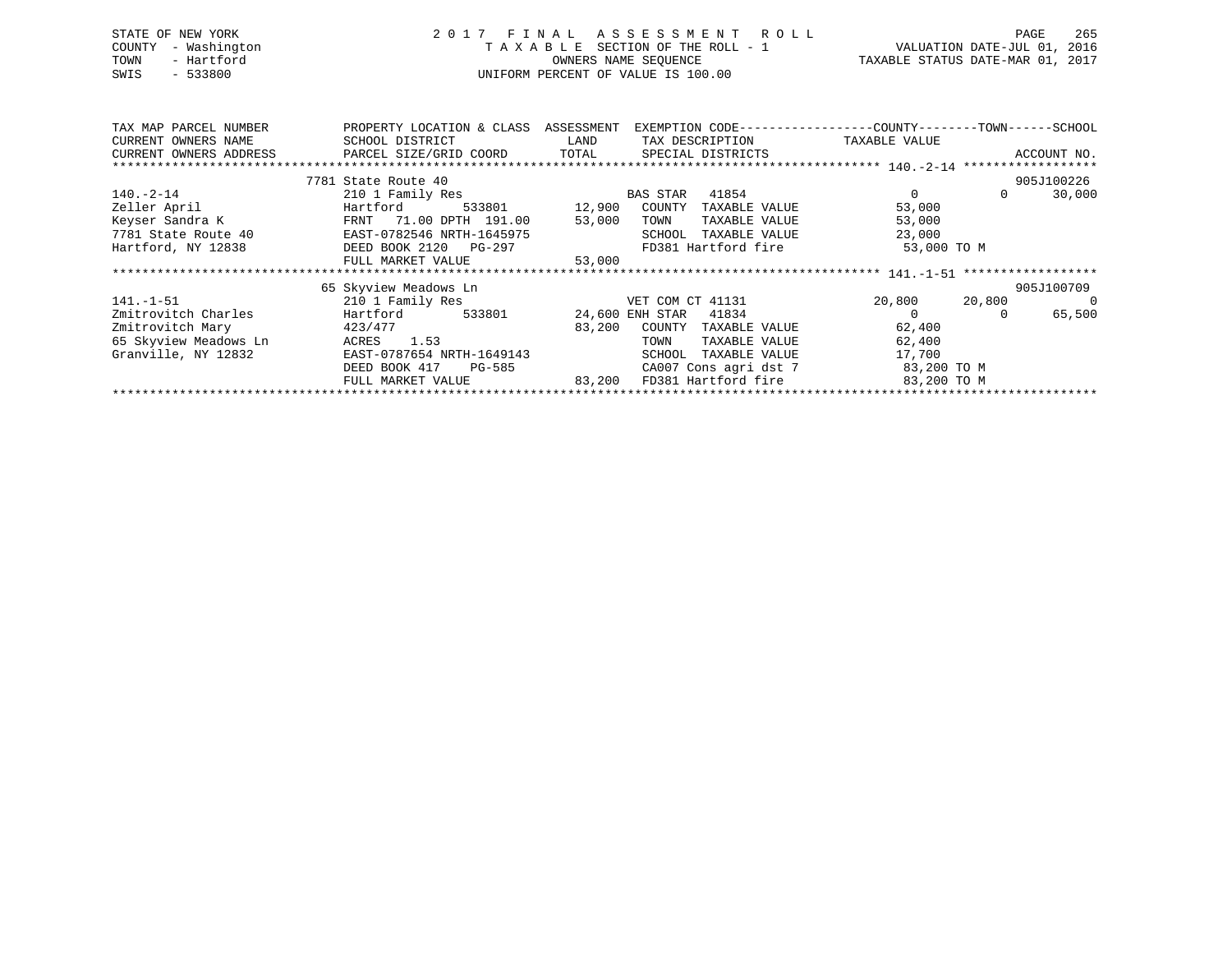STATE OF NEW YORK
COUNTY - Washington
TOWN - Hartford
SWIS - 533800

# 2017 FINAL ASSESSMENT ROLL
TAXABLE SECTION OF THE ROLL - 1
OWNERS NAME SEQUENCE
UNIFORM PERCENT OF VALUE IS 100.00

VALUATION DATE-JUL 01, 2016
TAXABLE STATUS DATE-MAR 01, 2017

| TAX MAP PARCEL NUMBER / CURRENT OWNERS NAME / CURRENT OWNERS ADDRESS | PROPERTY LOCATION & CLASS / SCHOOL DISTRICT / PARCEL SIZE/GRID COORD | ASSESSMENT LAND | TOTAL | EXEMPTION CODE / TAX DESCRIPTION / SPECIAL DISTRICTS | COUNTY TAXABLE VALUE | TOWN | SCHOOL | ACCOUNT NO. |
|---|---|---|---|---|---|---|---|---|
| 140.-2-14 | 7781 State Route 40 | | | | | | | 905J100226 |
| | 210 1 Family Res | | | BAS STAR 41854 | 0 | 0 | 30,000 | |
| Zeller April | Hartford 533801 | 12,900 | | COUNTY TAXABLE VALUE | 53,000 | | | |
| Keyser Sandra K | FRNT 71.00 DPTH 191.00 | | 53,000 | TOWN TAXABLE VALUE | 53,000 | | | |
| 7781 State Route 40 | EAST-0782546 NRTH-1645975 | | | SCHOOL TAXABLE VALUE | 23,000 | | | |
| Hartford, NY 12838 | DEED BOOK 2120 PG-297 | | | FD381 Hartford fire | 53,000 TO M | | | |
| | FULL MARKET VALUE | | 53,000 | | | | | |
| 141.-1-51 | 65 Skyview Meadows Ln | | | | | | | 905J100709 |
| | 210 1 Family Res | | | VET COM CT 41131 | 20,800 | 20,800 | 0 | |
| Zmitrovitch Charles | Hartford 533801 | 24,600 | | ENH STAR 41834 | 0 | 0 | 65,500 | |
| Zmitrovitch Mary | 423/477 | | 83,200 | COUNTY TAXABLE VALUE | 62,400 | | | |
| 65 Skyview Meadows Ln | ACRES 1.53 | | | TOWN TAXABLE VALUE | 62,400 | | | |
| Granville, NY 12832 | EAST-0787654 NRTH-1649143 | | | SCHOOL TAXABLE VALUE | 17,700 | | | |
| | DEED BOOK 417 PG-585 | | | CA007 Cons agri dst 7 | 83,200 TO M | | | |
| | FULL MARKET VALUE | | 83,200 | FD381 Hartford fire | 83,200 TO M | | | |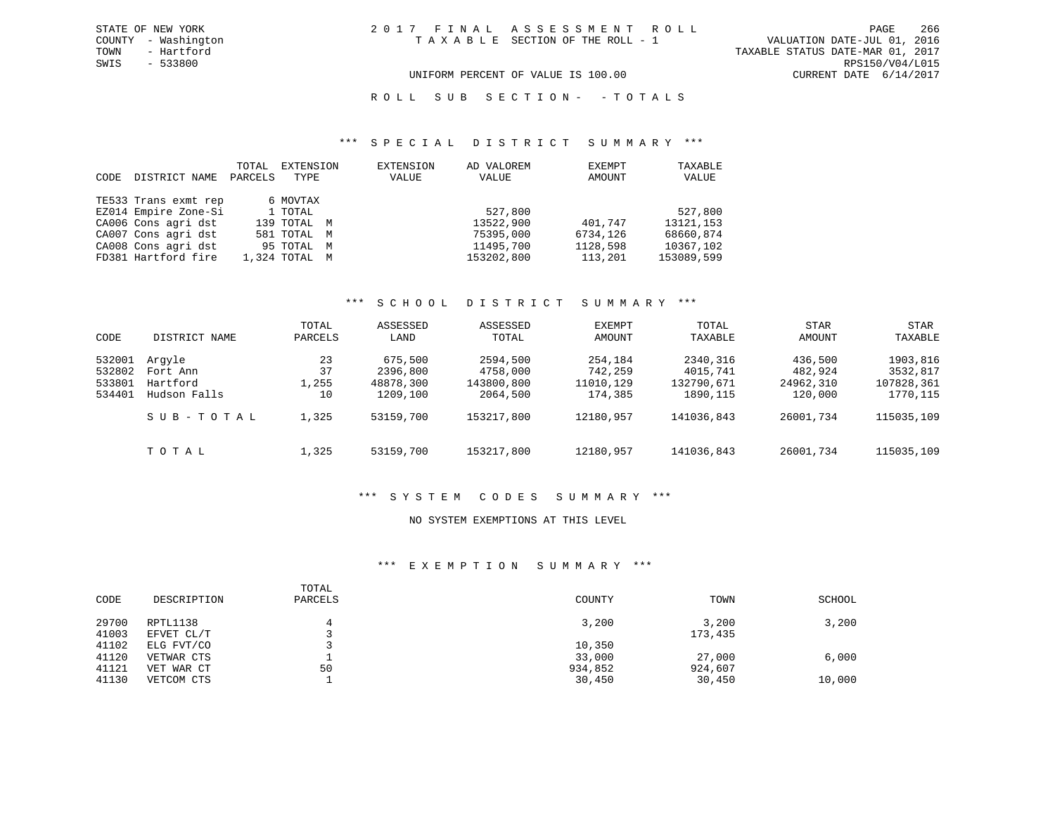STATE OF NEW YORK
COUNTY - Washington
TOWN - Hartford
SWIS - 533800

2017 FINAL ASSESSMENT ROLL
TAXABLE SECTION OF THE ROLL - 1

VALUATION DATE-JUL 01, 2016
TAXABLE STATUS DATE-MAR 01, 2017
RPS150/V04/L015
CURRENT DATE 6/14/2017

UNIFORM PERCENT OF VALUE IS 100.00

ROLL SUB SECTION- - TOTALS

### *** SPECIAL DISTRICT SUMMARY ***

| CODE | DISTRICT NAME | TOTAL PARCELS | EXTENSION TYPE | EXTENSION VALUE | AD VALOREM VALUE | EXEMPT AMOUNT | TAXABLE VALUE |
|---|---|---|---|---|---|---|---|
| TE533 | Trans exmt rep | 6 | MOVTAX | | | | |
| EZ014 | Empire Zone-Si | 1 | TOTAL | | 527,800 | | 527,800 |
| CA006 | Cons agri dst | 139 | TOTAL M | | 13522,900 | 401,747 | 13121,153 |
| CA007 | Cons agri dst | 581 | TOTAL M | | 75395,000 | 6734,126 | 68660,874 |
| CA008 | Cons agri dst | 95 | TOTAL M | | 11495,700 | 1128,598 | 10367,102 |
| FD381 | Hartford fire | 1,324 | TOTAL M | | 153202,800 | 113,201 | 153089,599 |

### *** SCHOOL DISTRICT SUMMARY ***

| CODE | DISTRICT NAME | TOTAL PARCELS | ASSESSED LAND | ASSESSED TOTAL | EXEMPT AMOUNT | TOTAL TAXABLE | STAR AMOUNT | STAR TAXABLE |
|---|---|---|---|---|---|---|---|---|
| 532001 | Argyle | 23 | 675,500 | 2594,500 | 254,184 | 2340,316 | 436,500 | 1903,816 |
| 532802 | Fort Ann | 37 | 2396,800 | 4758,000 | 742,259 | 4015,741 | 482,924 | 3532,817 |
| 533801 | Hartford | 1,255 | 48878,300 | 143800,800 | 11010,129 | 132790,671 | 24962,310 | 107828,361 |
| 534401 | Hudson Falls | 10 | 1209,100 | 2064,500 | 174,385 | 1890,115 | 120,000 | 1770,115 |
| | SUB-TOTAL | 1,325 | 53159,700 | 153217,800 | 12180,957 | 141036,843 | 26001,734 | 115035,109 |
| | TOTAL | 1,325 | 53159,700 | 153217,800 | 12180,957 | 141036,843 | 26001,734 | 115035,109 |

### *** SYSTEM CODES SUMMARY ***

NO SYSTEM EXEMPTIONS AT THIS LEVEL

### *** EXEMPTION SUMMARY ***

| CODE | DESCRIPTION | TOTAL PARCELS | COUNTY | TOWN | SCHOOL |
|---|---|---|---|---|---|
| 29700 | RPTL1138 | 4 | 3,200 | 3,200 | 3,200 |
| 41003 | EFVET CL/T | 3 | | 173,435 | |
| 41102 | ELG FVT/CO | 3 | 10,350 | | |
| 41120 | VETWAR CTS | 1 | 33,000 | 27,000 | 6,000 |
| 41121 | VET WAR CT | 50 | 934,852 | 924,607 | |
| 41130 | VETCOM CTS | 1 | 30,450 | 30,450 | 10,000 |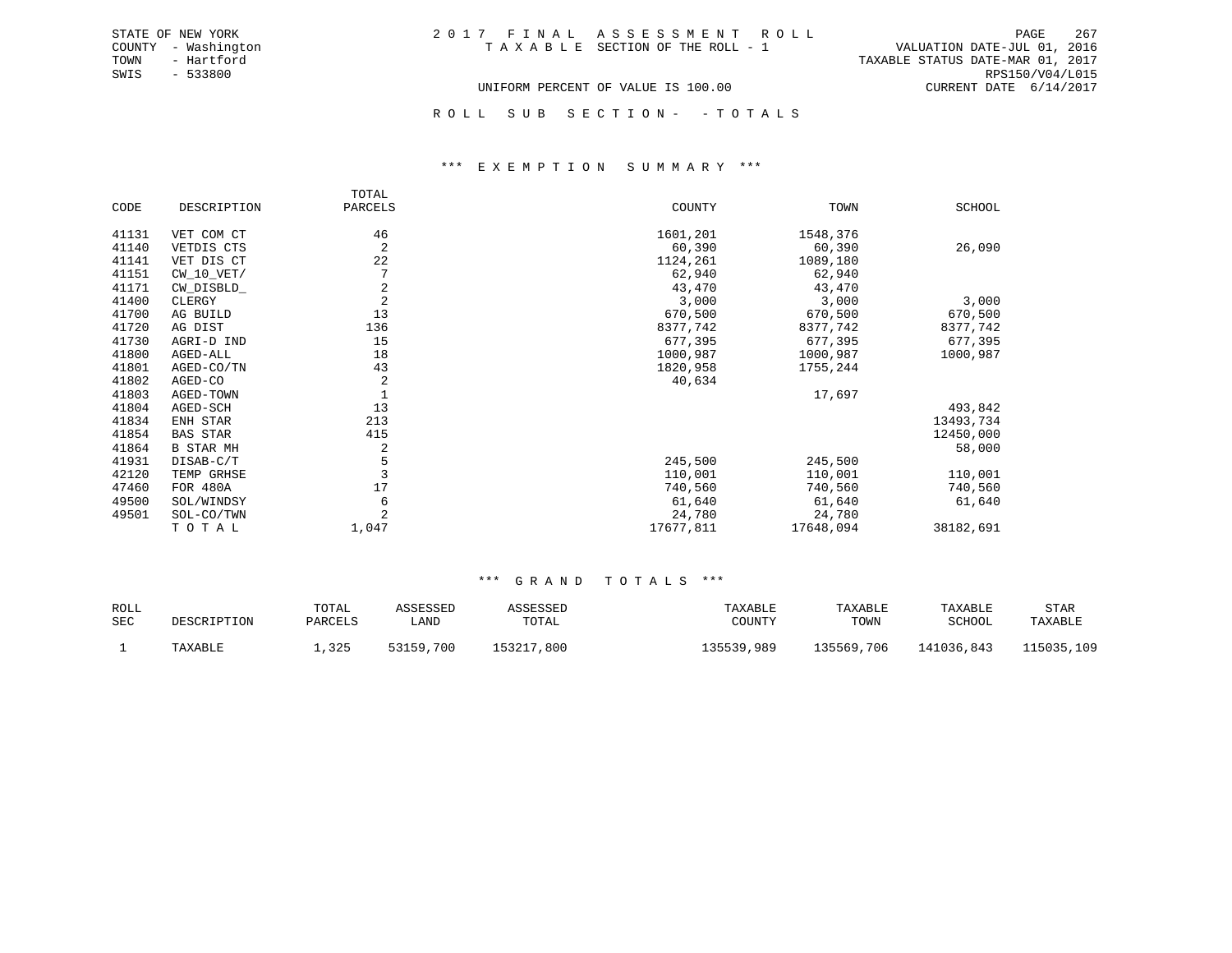STATE OF NEW YORK
COUNTY - Washington
TOWN - Hartford
SWIS - 533800

2017 FINAL ASSESSMENT ROLL
TAXABLE SECTION OF THE ROLL - 1

VALUATION DATE-JUL 01, 2016
TAXABLE STATUS DATE-MAR 01, 2017
RPS150/V04/L015
CURRENT DATE 6/14/2017

UNIFORM PERCENT OF VALUE IS 100.00

ROLL SUB SECTION- - TOTALS

### *** EXEMPTION SUMMARY ***

| CODE | DESCRIPTION | TOTAL PARCELS | COUNTY | TOWN | SCHOOL |
|---|---|---|---|---|---|
| 41131 | VET COM CT | 46 | 1601,201 | 1548,376 | |
| 41140 | VETDIS CTS | 2 | 60,390 | 60,390 | 26,090 |
| 41141 | VET DIS CT | 22 | 1124,261 | 1089,180 | |
| 41151 | CW_10_VET/ | 7 | 62,940 | 62,940 | |
| 41171 | CW_DISBLD_ | 2 | 43,470 | 43,470 | |
| 41400 | CLERGY | 2 | 3,000 | 3,000 | 3,000 |
| 41700 | AG BUILD | 13 | 670,500 | 670,500 | 670,500 |
| 41720 | AG DIST | 136 | 8377,742 | 8377,742 | 8377,742 |
| 41730 | AGRI-D IND | 15 | 677,395 | 677,395 | 677,395 |
| 41800 | AGED-ALL | 18 | 1000,987 | 1000,987 | 1000,987 |
| 41801 | AGED-CO/TN | 43 | 1820,958 | 1755,244 | |
| 41802 | AGED-CO | 2 | 40,634 | | |
| 41803 | AGED-TOWN | 1 | | 17,697 | |
| 41804 | AGED-SCH | 13 | | | 493,842 |
| 41834 | ENH STAR | 213 | | | 13493,734 |
| 41854 | BAS STAR | 415 | | | 12450,000 |
| 41864 | B STAR MH | 2 | | | 58,000 |
| 41931 | DISAB-C/T | 5 | 245,500 | 245,500 | |
| 42120 | TEMP GRHSE | 3 | 110,001 | 110,001 | 110,001 |
| 47460 | FOR 480A | 17 | 740,560 | 740,560 | 740,560 |
| 49500 | SOL/WINDSY | 6 | 61,640 | 61,640 | 61,640 |
| 49501 | SOL-CO/TWN | 2 | 24,780 | 24,780 | |
| | TOTAL | 1,047 | 17677,811 | 17648,094 | 38182,691 |

### *** GRAND TOTALS ***

| ROLL SEC | DESCRIPTION | TOTAL PARCELS | ASSESSED LAND | ASSESSED TOTAL | TAXABLE COUNTY | TAXABLE TOWN | TAXABLE SCHOOL | STAR TAXABLE |
|---|---|---|---|---|---|---|---|---|
| 1 | TAXABLE | 1,325 | 53159,700 | 153217,800 | 135539,989 | 135569,706 | 141036,843 | 115035,109 |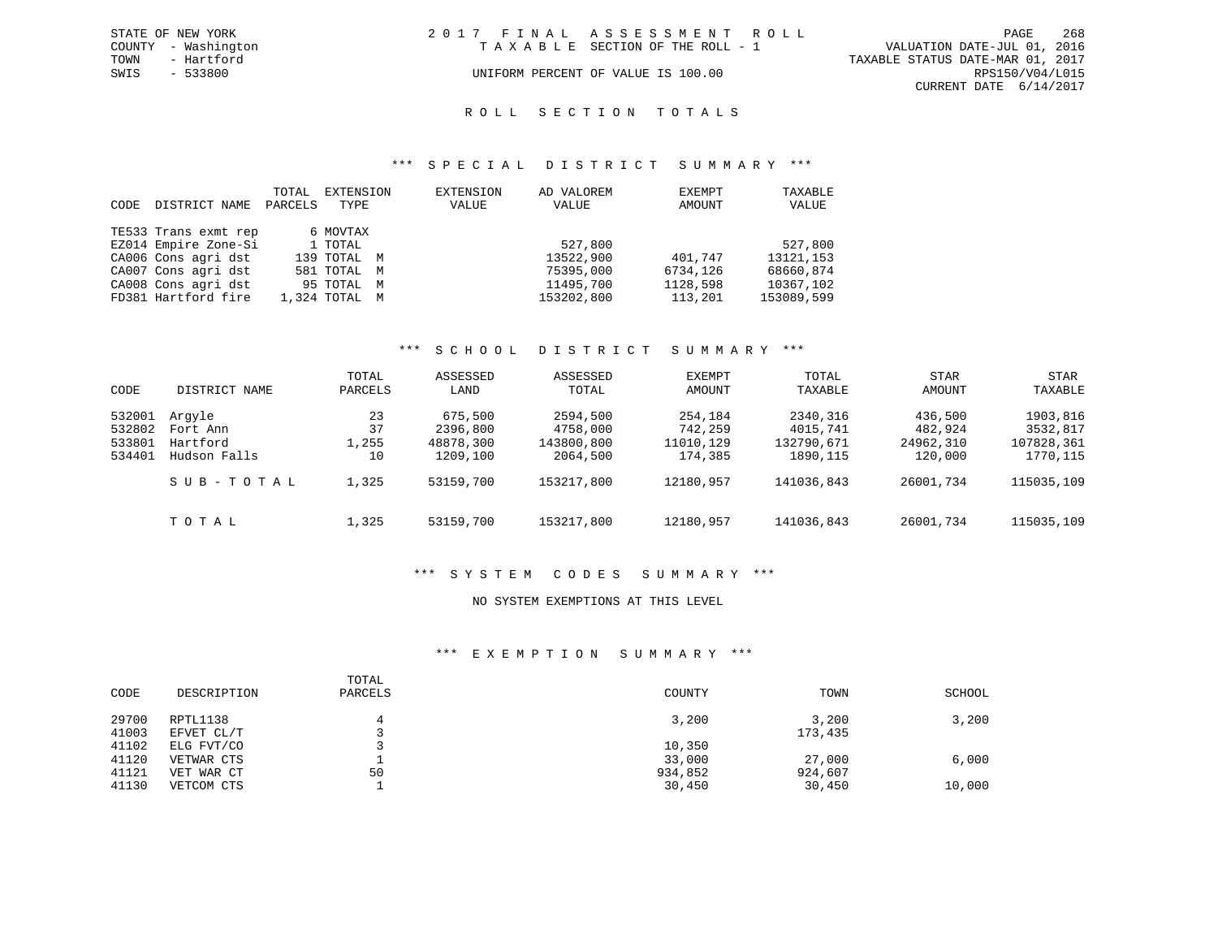STATE OF NEW YORK
COUNTY - Washington
TOWN - Hartford
SWIS - 533800

2017 FINAL ASSESSMENT ROLL
TAXABLE SECTION OF THE ROLL - 1
UNIFORM PERCENT OF VALUE IS 100.00

VALUATION DATE-JUL 01, 2016
TAXABLE STATUS DATE-MAR 01, 2017
RPS150/V04/L015
CURRENT DATE 6/14/2017

## ROLL SECTION TOTALS

### *** SPECIAL DISTRICT SUMMARY ***

| CODE | DISTRICT NAME | TOTAL PARCELS | EXTENSION TYPE | EXTENSION VALUE | AD VALOREM VALUE | EXEMPT AMOUNT | TAXABLE VALUE |
|---|---|---|---|---|---|---|---|
| TE533 | Trans exmt rep | 6 | MOVTAX | | | | |
| EZ014 | Empire Zone-Si | 1 | TOTAL | | 527,800 | | 527,800 |
| CA006 | Cons agri dst | 139 | TOTAL M | | 13522,900 | 401,747 | 13121,153 |
| CA007 | Cons agri dst | 581 | TOTAL M | | 75395,000 | 6734,126 | 68660,874 |
| CA008 | Cons agri dst | 95 | TOTAL M | | 11495,700 | 1128,598 | 10367,102 |
| FD381 | Hartford fire | 1,324 | TOTAL M | | 153202,800 | 113,201 | 153089,599 |

### *** SCHOOL DISTRICT SUMMARY ***

| CODE | DISTRICT NAME | TOTAL PARCELS | ASSESSED LAND | ASSESSED TOTAL | EXEMPT AMOUNT | TOTAL TAXABLE | STAR AMOUNT | STAR TAXABLE |
|---|---|---|---|---|---|---|---|---|
| 532001 | Argyle | 23 | 675,500 | 2594,500 | 254,184 | 2340,316 | 436,500 | 1903,816 |
| 532802 | Fort Ann | 37 | 2396,800 | 4758,000 | 742,259 | 4015,741 | 482,924 | 3532,817 |
| 533801 | Hartford | 1,255 | 48878,300 | 143800,800 | 11010,129 | 132790,671 | 24962,310 | 107828,361 |
| 534401 | Hudson Falls | 10 | 1209,100 | 2064,500 | 174,385 | 1890,115 | 120,000 | 1770,115 |
| | SUB-TOTAL | 1,325 | 53159,700 | 153217,800 | 12180,957 | 141036,843 | 26001,734 | 115035,109 |
| | TOTAL | 1,325 | 53159,700 | 153217,800 | 12180,957 | 141036,843 | 26001,734 | 115035,109 |

### *** SYSTEM CODES SUMMARY ***

NO SYSTEM EXEMPTIONS AT THIS LEVEL

### *** EXEMPTION SUMMARY ***

| CODE | DESCRIPTION | TOTAL PARCELS | COUNTY | TOWN | SCHOOL |
|---|---|---|---|---|---|
| 29700 | RPTL1138 | 4 | 3,200 | 3,200 | 3,200 |
| 41003 | EFVET CL/T | 3 | | 173,435 | |
| 41102 | ELG FVT/CO | 3 | 10,350 | | |
| 41120 | VETWAR CTS | 1 | 33,000 | 27,000 | 6,000 |
| 41121 | VET WAR CT | 50 | 934,852 | 924,607 | |
| 41130 | VETCOM CTS | 1 | 30,450 | 30,450 | 10,000 |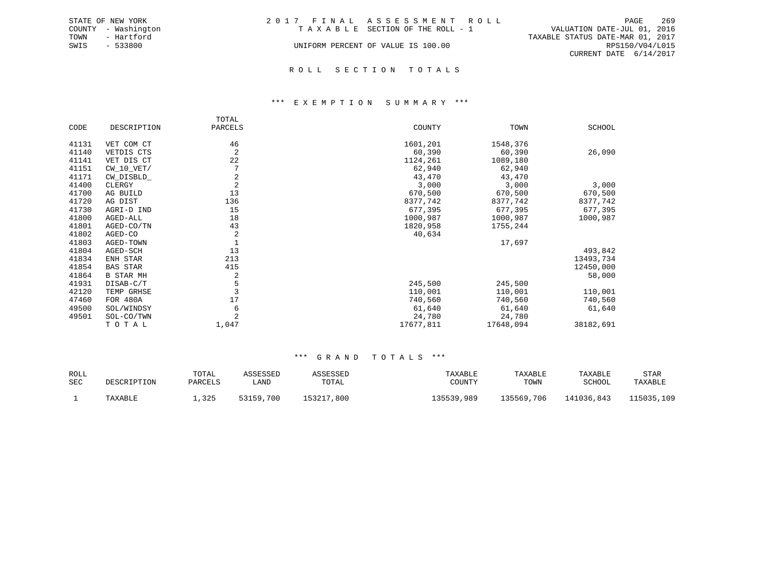STATE OF NEW YORK
COUNTY - Washington
TOWN - Hartford
SWIS - 533800

2 0 1 7 F I N A L A S S E S S M E N T R O L L
T A X A B L E SECTION OF THE ROLL - 1
UNIFORM PERCENT OF VALUE IS 100.00

VALUATION DATE-JUL 01, 2016
TAXABLE STATUS DATE-MAR 01, 2017
RPS150/V04/L015
CURRENT DATE 6/14/2017

## R O L L S E C T I O N T O T A L S

### *** E X E M P T I O N S U M M A R Y ***

| CODE | DESCRIPTION | TOTAL PARCELS | COUNTY | TOWN | SCHOOL |
|---|---|---|---|---|---|
| 41131 | VET COM CT | 46 | 1601,201 | 1548,376 | |
| 41140 | VETDIS CTS | 2 | 60,390 | 60,390 | 26,090 |
| 41141 | VET DIS CT | 22 | 1124,261 | 1089,180 | |
| 41151 | CW_10_VET/ | 7 | 62,940 | 62,940 | |
| 41171 | CW_DISBLD_ | 2 | 43,470 | 43,470 | |
| 41400 | CLERGY | 2 | 3,000 | 3,000 | 3,000 |
| 41700 | AG BUILD | 13 | 670,500 | 670,500 | 670,500 |
| 41720 | AG DIST | 136 | 8377,742 | 8377,742 | 8377,742 |
| 41730 | AGRI-D IND | 15 | 677,395 | 677,395 | 677,395 |
| 41800 | AGED-ALL | 18 | 1000,987 | 1000,987 | 1000,987 |
| 41801 | AGED-CO/TN | 43 | 1820,958 | 1755,244 | |
| 41802 | AGED-CO | 2 | 40,634 | | |
| 41803 | AGED-TOWN | 1 | | 17,697 | |
| 41804 | AGED-SCH | 13 | | | 493,842 |
| 41834 | ENH STAR | 213 | | | 13493,734 |
| 41854 | BAS STAR | 415 | | | 12450,000 |
| 41864 | B STAR MH | 2 | | | 58,000 |
| 41931 | DISAB-C/T | 5 | 245,500 | 245,500 | |
| 42120 | TEMP GRHSE | 3 | 110,001 | 110,001 | 110,001 |
| 47460 | FOR 480A | 17 | 740,560 | 740,560 | 740,560 |
| 49500 | SOL/WINDSY | 6 | 61,640 | 61,640 | 61,640 |
| 49501 | SOL-CO/TWN | 2 | 24,780 | 24,780 | |
| | T O T A L | 1,047 | 17677,811 | 17648,094 | 38182,691 |

### *** G R A N D T O T A L S ***

| ROLL SEC | DESCRIPTION | TOTAL PARCELS | ASSESSED LAND | ASSESSED TOTAL | TAXABLE COUNTY | TAXABLE TOWN | TAXABLE SCHOOL | STAR TAXABLE |
|---|---|---|---|---|---|---|---|---|
| 1 | TAXABLE | 1,325 | 53159,700 | 153217,800 | 135539,989 | 135569,706 | 141036,843 | 115035,109 |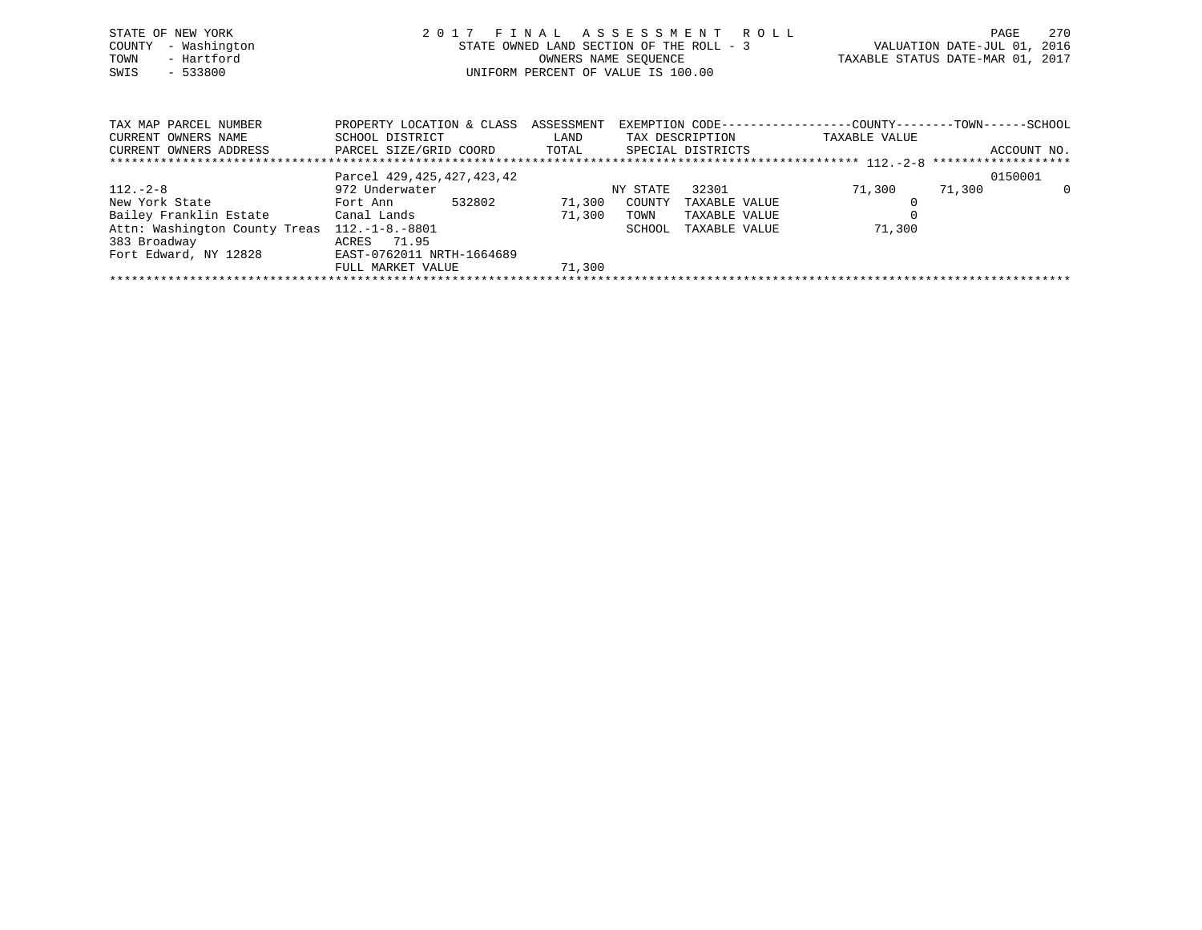STATE OF NEW YORK
COUNTY - Washington
TOWN - Hartford
SWIS - 533800

2 0 1 7 F I N A L A S S E S S M E N T R O L L
STATE OWNED LAND SECTION OF THE ROLL - 3
OWNERS NAME SEQUENCE
UNIFORM PERCENT OF VALUE IS 100.00

VALUATION DATE-JUL 01, 2016
TAXABLE STATUS DATE-MAR 01, 2017

| TAX MAP PARCEL NUMBER<br>CURRENT OWNERS NAME<br>CURRENT OWNERS ADDRESS | PROPERTY LOCATION & CLASS<br>SCHOOL DISTRICT<br>PARCEL SIZE/GRID COORD | ASSESSMENT<br>LAND<br>TOTAL | EXEMPTION CODE<br>TAX DESCRIPTION<br>SPECIAL DISTRICTS | COUNTY<br>TAXABLE VALUE | TOWN | SCHOOL<br>ACCOUNT NO. |
|---|---|---|---|---|---|---|
| 112.-2-8 | | | | | | |
| | Parcel 429,425,427,423,42 | | | | | 0150001 |
| 112.-2-8 | 972 Underwater | | NY STATE 32301 | 71,300 | 71,300 | 0 |
| New York State | Fort Ann 532802 | 71,300 | COUNTY TAXABLE VALUE | 0 | | |
| Bailey Franklin Estate | Canal Lands | 71,300 | TOWN TAXABLE VALUE | 0 | | |
| Attn: Washington County Treas | 112.-1-8.-8801 | | SCHOOL TAXABLE VALUE | 71,300 | | |
| 383 Broadway | ACRES 71.95 | | | | | |
| Fort Edward, NY 12828 | EAST-0762011 NRTH-1664689 | | | | | |
| | FULL MARKET VALUE | 71,300 | | | | |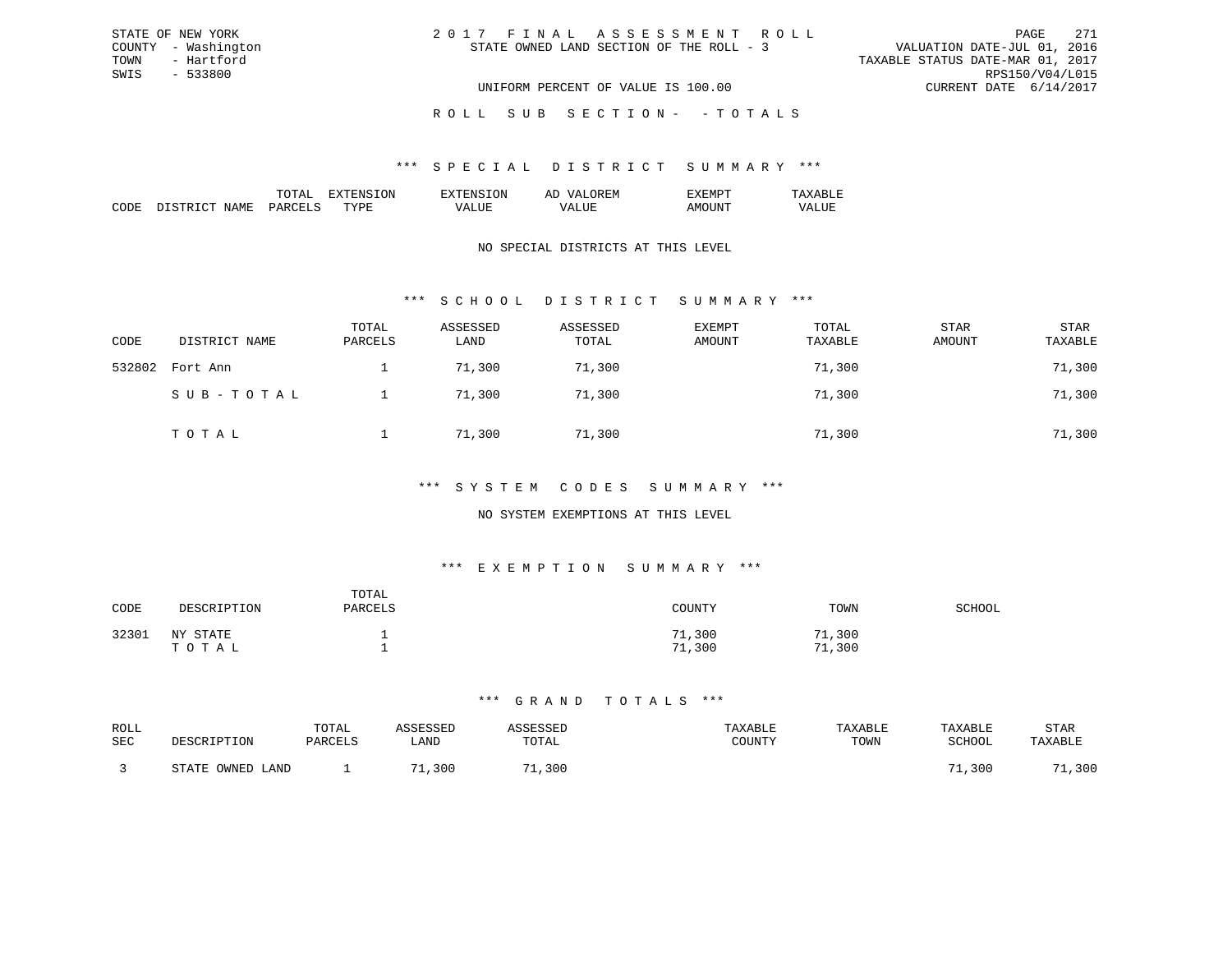STATE OF NEW YORK
COUNTY - Washington
TOWN - Hartford
SWIS - 533800

2017 FINAL ASSESSMENT ROLL
STATE OWNED LAND SECTION OF THE ROLL - 3

VALUATION DATE-JUL 01, 2016
TAXABLE STATUS DATE-MAR 01, 2017
RPS150/V04/L015
CURRENT DATE 6/14/2017

UNIFORM PERCENT OF VALUE IS 100.00

ROLL SUB SECTION- - TOTALS

### *** SPECIAL DISTRICT SUMMARY ***

| CODE | DISTRICT NAME | TOTAL PARCELS | EXTENSION TYPE | EXTENSION VALUE | AD VALOREM VALUE | EXEMPT AMOUNT | TAXABLE VALUE |
|---|---|---|---|---|---|---|---|

NO SPECIAL DISTRICTS AT THIS LEVEL

### *** SCHOOL DISTRICT SUMMARY ***

| CODE | DISTRICT NAME | TOTAL PARCELS | ASSESSED LAND | ASSESSED TOTAL | EXEMPT AMOUNT | TOTAL TAXABLE | STAR AMOUNT | STAR TAXABLE |
|---|---|---|---|---|---|---|---|---|
| 532802 | Fort Ann | 1 | 71,300 | 71,300 | | 71,300 | | 71,300 |
| | SUB-TOTAL | 1 | 71,300 | 71,300 | | 71,300 | | 71,300 |
| | TOTAL | 1 | 71,300 | 71,300 | | 71,300 | | 71,300 |

### *** SYSTEM CODES SUMMARY ***

NO SYSTEM EXEMPTIONS AT THIS LEVEL

### *** EXEMPTION SUMMARY ***

| CODE | DESCRIPTION | TOTAL PARCELS | COUNTY | TOWN | SCHOOL |
|---|---|---|---|---|---|
| 32301 | NY STATE | 1 | 71,300 | 71,300 | |
| | TOTAL | 1 | 71,300 | 71,300 | |

### *** GRAND TOTALS ***

| ROLL SEC | DESCRIPTION | TOTAL PARCELS | ASSESSED LAND | ASSESSED TOTAL | TAXABLE COUNTY | TAXABLE TOWN | TAXABLE SCHOOL | STAR TAXABLE |
|---|---|---|---|---|---|---|---|---|
| 3 | STATE OWNED LAND | 1 | 71,300 | 71,300 | | | 71,300 | 71,300 |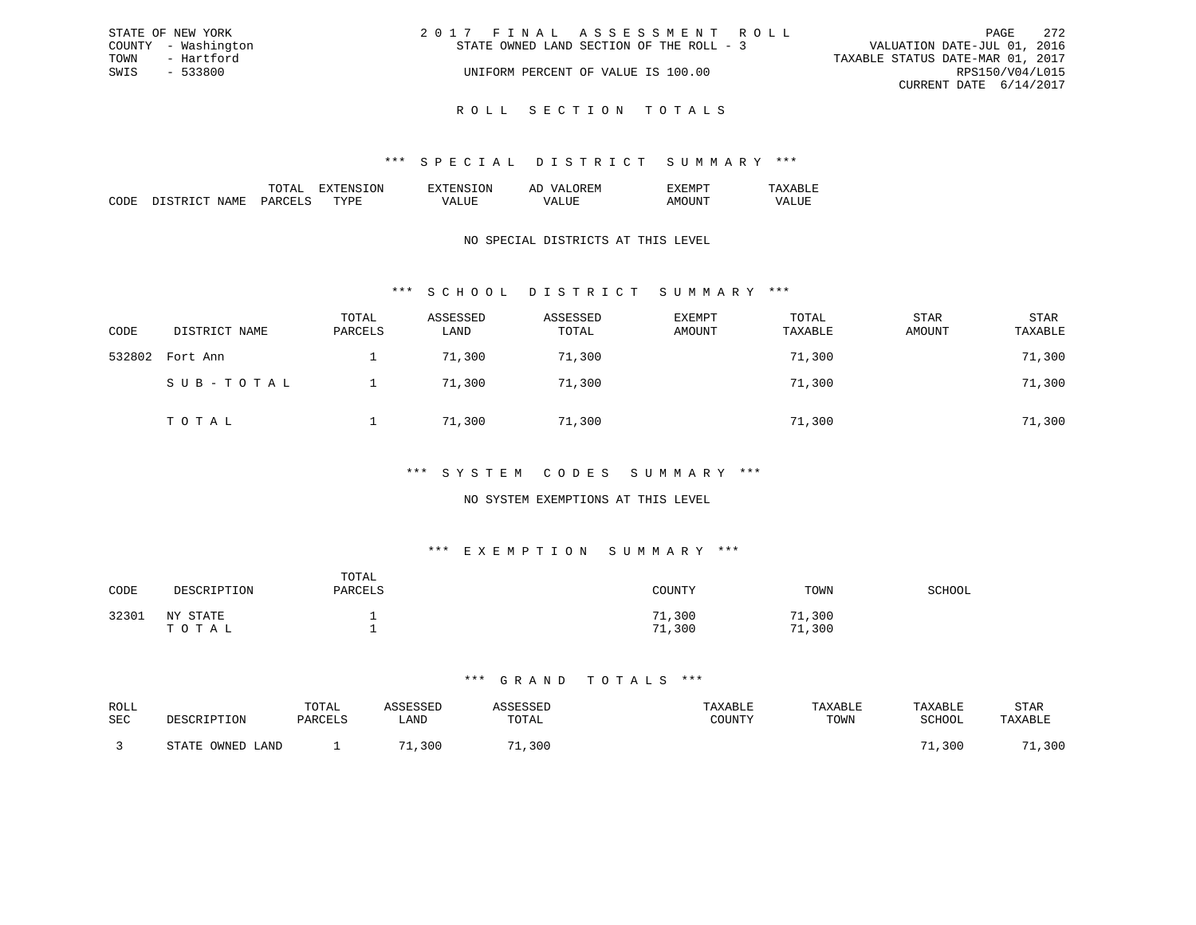STATE OF NEW YORK
COUNTY - Washington
TOWN - Hartford
SWIS - 533800

2 0 1 7 F I N A L A S S E S S M E N T R O L L
STATE OWNED LAND SECTION OF THE ROLL - 3
UNIFORM PERCENT OF VALUE IS 100.00

VALUATION DATE-JUL 01, 2016
TAXABLE STATUS DATE-MAR 01, 2017
RPS150/V04/L015
CURRENT DATE 6/14/2017

## R O L L S E C T I O N T O T A L S

### \*\*\* S P E C I A L D I S T R I C T S U M M A R Y \*\*\*

| CODE | DISTRICT NAME | TOTAL PARCELS | EXTENSION TYPE | EXTENSION VALUE | AD VALOREM VALUE | EXEMPT AMOUNT | TAXABLE VALUE |
|---|---|---|---|---|---|---|---|

NO SPECIAL DISTRICTS AT THIS LEVEL

### \*\*\* S C H O O L D I S T R I C T S U M M A R Y \*\*\*

| CODE | DISTRICT NAME | TOTAL PARCELS | ASSESSED LAND | ASSESSED TOTAL | EXEMPT AMOUNT | TOTAL TAXABLE | STAR AMOUNT | STAR TAXABLE |
|---|---|---|---|---|---|---|---|---|
| 532802 | Fort Ann | 1 | 71,300 | 71,300 | | 71,300 | | 71,300 |
| | S U B - T O T A L | 1 | 71,300 | 71,300 | | 71,300 | | 71,300 |
| | T O T A L | 1 | 71,300 | 71,300 | | 71,300 | | 71,300 |

### \*\*\* S Y S T E M C O D E S S U M M A R Y \*\*\*

NO SYSTEM EXEMPTIONS AT THIS LEVEL

### \*\*\* E X E M P T I O N S U M M A R Y \*\*\*

| CODE | DESCRIPTION | TOTAL PARCELS | COUNTY | TOWN | SCHOOL |
|---|---|---|---|---|---|
| 32301 | NY STATE | 1 | 71,300 | 71,300 | |
| | T O T A L | 1 | 71,300 | 71,300 | |

### \*\*\* G R A N D T O T A L S \*\*\*

| ROLL SEC | DESCRIPTION | TOTAL PARCELS | ASSESSED LAND | ASSESSED TOTAL | TAXABLE COUNTY | TAXABLE TOWN | TAXABLE SCHOOL | STAR TAXABLE |
|---|---|---|---|---|---|---|---|---|
| 3 | STATE OWNED LAND | 1 | 71,300 | 71,300 | | | 71,300 | 71,300 |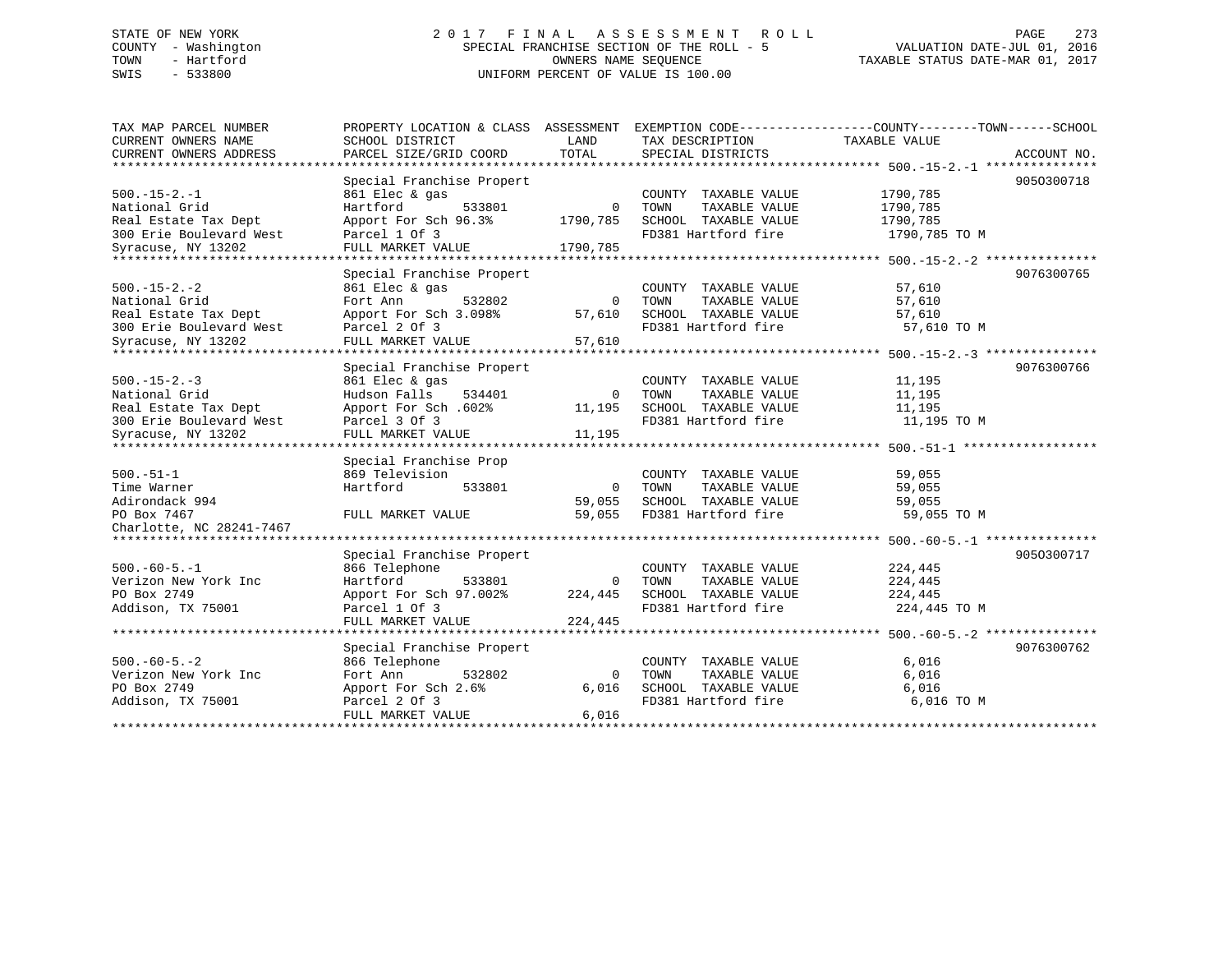STATE OF NEW YORK
COUNTY - Washington
TOWN - Hartford
SWIS - 533800

2017 FINAL ASSESSMENT ROLL
SPECIAL FRANCHISE SECTION OF THE ROLL - 5
OWNERS NAME SEQUENCE
UNIFORM PERCENT OF VALUE IS 100.00

VALUATION DATE-JUL 01, 2016
TAXABLE STATUS DATE-MAR 01, 2017

| TAX MAP PARCEL NUMBER / CURRENT OWNERS NAME / CURRENT OWNERS ADDRESS | PROPERTY LOCATION & CLASS / SCHOOL DISTRICT / PARCEL SIZE/GRID COORD | ASSESSMENT LAND / TOTAL | EXEMPTION CODE / TAX DESCRIPTION / SPECIAL DISTRICTS | TAXABLE VALUE (COUNTY--TOWN--SCHOOL) | ACCOUNT NO. |
|---|---|---|---|---|---|
| **500.-15-2.-1** | Special Franchise Propert | | | | 905O300718 |
| 500.-15-2.-1 | 861 Elec & gas | | COUNTY TAXABLE VALUE | 1790,785 | |
| National Grid | Hartford 533801 | 0 | TOWN TAXABLE VALUE | 1790,785 | |
| Real Estate Tax Dept | Apport For Sch 96.3% | 1790,785 | SCHOOL TAXABLE VALUE | 1790,785 | |
| 300 Erie Boulevard West | Parcel 1 Of 3 | | FD381 Hartford fire | 1790,785 TO M | |
| Syracuse, NY 13202 | FULL MARKET VALUE | 1790,785 | | | |
| **500.-15-2.-2** | Special Franchise Propert | | | | 9076300765 |
| 500.-15-2.-2 | 861 Elec & gas | | COUNTY TAXABLE VALUE | 57,610 | |
| National Grid | Fort Ann 532802 | 0 | TOWN TAXABLE VALUE | 57,610 | |
| Real Estate Tax Dept | Apport For Sch 3.098% | 57,610 | SCHOOL TAXABLE VALUE | 57,610 | |
| 300 Erie Boulevard West | Parcel 2 Of 3 | | FD381 Hartford fire | 57,610 TO M | |
| Syracuse, NY 13202 | FULL MARKET VALUE | 57,610 | | | |
| **500.-15-2.-3** | Special Franchise Propert | | | | 9076300766 |
| 500.-15-2.-3 | 861 Elec & gas | | COUNTY TAXABLE VALUE | 11,195 | |
| National Grid | Hudson Falls 534401 | 0 | TOWN TAXABLE VALUE | 11,195 | |
| Real Estate Tax Dept | Apport For Sch .602% | 11,195 | SCHOOL TAXABLE VALUE | 11,195 | |
| 300 Erie Boulevard West | Parcel 3 Of 3 | | FD381 Hartford fire | 11,195 TO M | |
| Syracuse, NY 13202 | FULL MARKET VALUE | 11,195 | | | |
| **500.-51-1** | Special Franchise Prop | | | | |
| 500.-51-1 | 869 Television | | COUNTY TAXABLE VALUE | 59,055 | |
| Time Warner | Hartford 533801 | 0 | TOWN TAXABLE VALUE | 59,055 | |
| Adirondack 994 | | 59,055 | SCHOOL TAXABLE VALUE | 59,055 | |
| PO Box 7467 | FULL MARKET VALUE | 59,055 | FD381 Hartford fire | 59,055 TO M | |
| Charlotte, NC 28241-7467 | | | | | |
| **500.-60-5.-1** | Special Franchise Propert | | | | 905O300717 |
| 500.-60-5.-1 | 866 Telephone | | COUNTY TAXABLE VALUE | 224,445 | |
| Verizon New York Inc | Hartford 533801 | 0 | TOWN TAXABLE VALUE | 224,445 | |
| PO Box 2749 | Apport For Sch 97.002% | 224,445 | SCHOOL TAXABLE VALUE | 224,445 | |
| Addison, TX 75001 | Parcel 1 Of 3 | | FD381 Hartford fire | 224,445 TO M | |
| | FULL MARKET VALUE | 224,445 | | | |
| **500.-60-5.-2** | Special Franchise Propert | | | | 9076300762 |
| 500.-60-5.-2 | 866 Telephone | | COUNTY TAXABLE VALUE | 6,016 | |
| Verizon New York Inc | Fort Ann 532802 | 0 | TOWN TAXABLE VALUE | 6,016 | |
| PO Box 2749 | Apport For Sch 2.6% | 6,016 | SCHOOL TAXABLE VALUE | 6,016 | |
| Addison, TX 75001 | Parcel 2 Of 3 | | FD381 Hartford fire | 6,016 TO M | |
| | FULL MARKET VALUE | 6,016 | | | |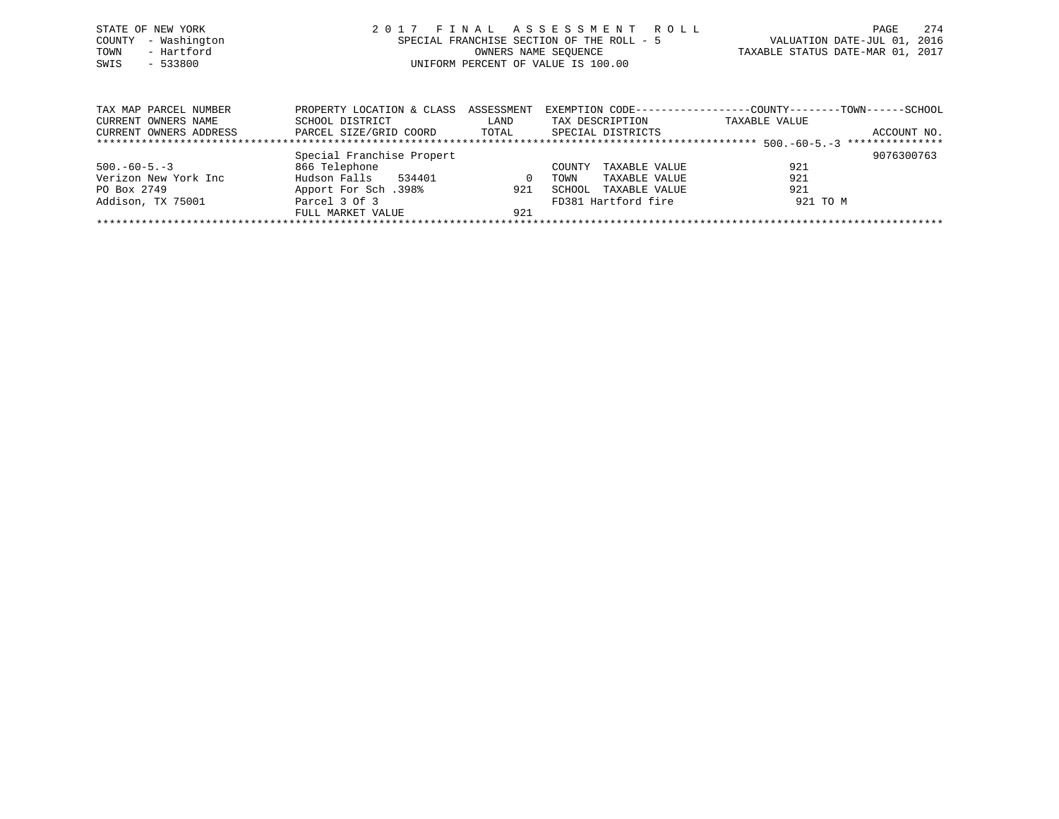STATE OF NEW YORK
COUNTY - Washington
TOWN - Hartford
SWIS - 533800

2 0 1 7 F I N A L A S S E S S M E N T R O L L
SPECIAL FRANCHISE SECTION OF THE ROLL - 5
OWNERS NAME SEQUENCE
UNIFORM PERCENT OF VALUE IS 100.00

VALUATION DATE-JUL 01, 2016
TAXABLE STATUS DATE-MAR 01, 2017

| TAX MAP PARCEL NUMBER<br>CURRENT OWNERS NAME<br>CURRENT OWNERS ADDRESS | PROPERTY LOCATION & CLASS<br>SCHOOL DISTRICT<br>PARCEL SIZE/GRID COORD | ASSESSMENT<br>LAND<br>TOTAL | EXEMPTION CODE<br>TAX DESCRIPTION<br>SPECIAL DISTRICTS | COUNTY--------TOWN------SCHOOL<br>TAXABLE VALUE | ACCOUNT NO. |
|---|---|---|---|---|---|
| 500.-60-5.-3 | | | | | |
| | Special Franchise Propert | | | | 9076300763 |
| 500.-60-5.-3 | 866 Telephone | | COUNTY TAXABLE VALUE | 921 | |
| Verizon New York Inc | Hudson Falls 534401 | 0 | TOWN TAXABLE VALUE | 921 | |
| PO Box 2749 | Apport For Sch .398% | 921 | SCHOOL TAXABLE VALUE | 921 | |
| Addison, TX 75001 | Parcel 3 Of 3 | | FD381 Hartford fire | 921 TO M | |
| | FULL MARKET VALUE | 921 | | | |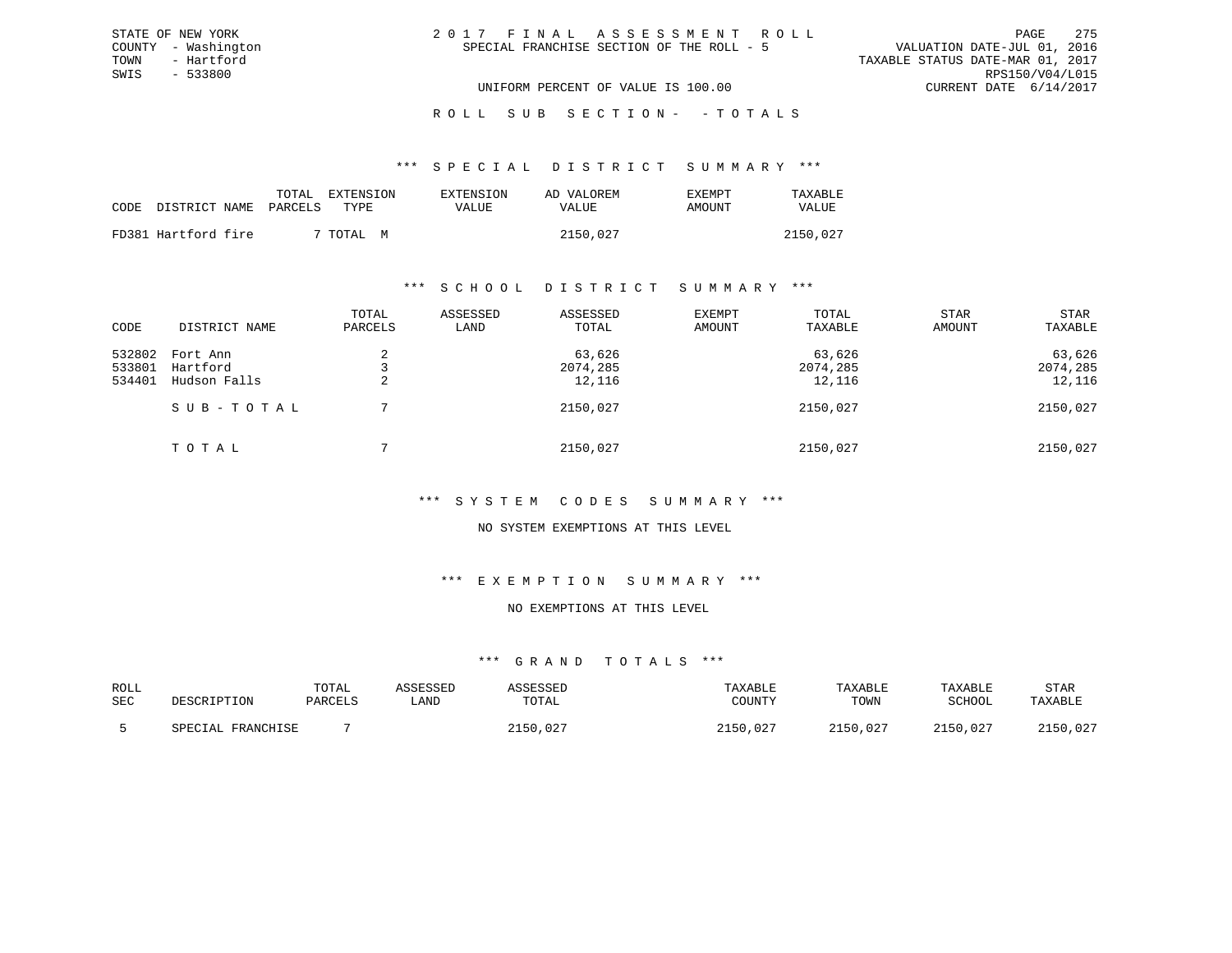STATE OF NEW YORK
COUNTY - Washington
TOWN - Hartford
SWIS - 533800

2 0 1 7 F I N A L A S S E S S M E N T R O L L
SPECIAL FRANCHISE SECTION OF THE ROLL - 5

VALUATION DATE-JUL 01, 2016
TAXABLE STATUS DATE-MAR 01, 2017
RPS150/V04/L015
CURRENT DATE 6/14/2017

UNIFORM PERCENT OF VALUE IS 100.00

R O L L S U B S E C T I O N - - T O T A L S

### *** S P E C I A L D I S T R I C T S U M M A R Y ***

| CODE | DISTRICT NAME | TOTAL PARCELS | EXTENSION TYPE | EXTENSION VALUE | AD VALOREM VALUE | EXEMPT AMOUNT | TAXABLE VALUE |
|---|---|---|---|---|---|---|---|
| FD381 | Hartford fire | 7 | TOTAL M | | 2150,027 | | 2150,027 |

### *** S C H O O L D I S T R I C T S U M M A R Y ***

| CODE | DISTRICT NAME | TOTAL PARCELS | ASSESSED LAND | ASSESSED TOTAL | EXEMPT AMOUNT | TOTAL TAXABLE | STAR AMOUNT | STAR TAXABLE |
|---|---|---|---|---|---|---|---|---|
| 532802 | Fort Ann | 2 | | 63,626 | | 63,626 | | 63,626 |
| 533801 | Hartford | 3 | | 2074,285 | | 2074,285 | | 2074,285 |
| 534401 | Hudson Falls | 2 | | 12,116 | | 12,116 | | 12,116 |
| | S U B - T O T A L | 7 | | 2150,027 | | 2150,027 | | 2150,027 |
| | T O T A L | 7 | | 2150,027 | | 2150,027 | | 2150,027 |

### *** S Y S T E M C O D E S S U M M A R Y ***

NO SYSTEM EXEMPTIONS AT THIS LEVEL

### *** E X E M P T I O N S U M M A R Y ***

NO EXEMPTIONS AT THIS LEVEL

### *** G R A N D T O T A L S ***

| ROLL SEC | DESCRIPTION | TOTAL PARCELS | ASSESSED LAND | ASSESSED TOTAL | TAXABLE COUNTY | TAXABLE TOWN | TAXABLE SCHOOL | STAR TAXABLE |
|---|---|---|---|---|---|---|---|---|
| 5 | SPECIAL FRANCHISE | 7 | | 2150,027 | 2150,027 | 2150,027 | 2150,027 | 2150,027 |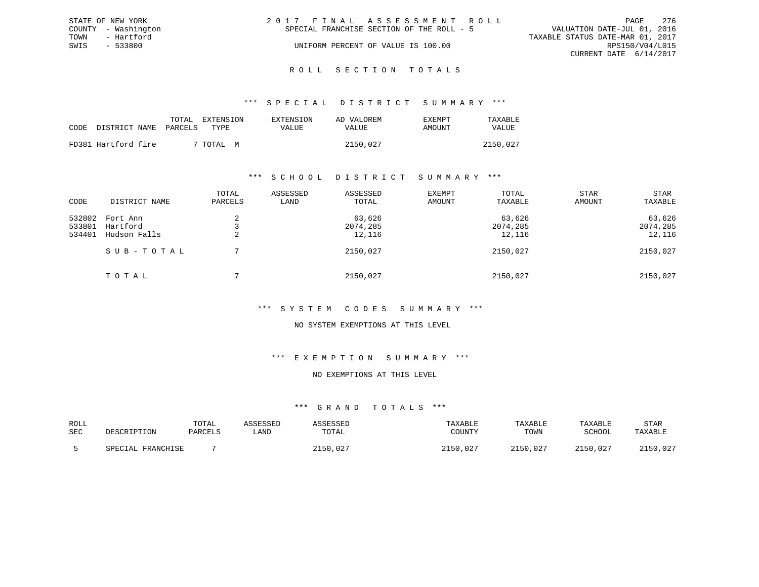STATE OF NEW YORK
COUNTY - Washington
TOWN - Hartford
SWIS - 533800

2 0 1 7 F I N A L A S S E S S M E N T R O L L
SPECIAL FRANCHISE SECTION OF THE ROLL - 5
UNIFORM PERCENT OF VALUE IS 100.00

VALUATION DATE-JUL 01, 2016
TAXABLE STATUS DATE-MAR 01, 2017
RPS150/V04/L015
CURRENT DATE 6/14/2017

R O L L S E C T I O N T O T A L S

*** S P E C I A L D I S T R I C T S U M M A R Y ***

| CODE | DISTRICT NAME | TOTAL PARCELS | EXTENSION TYPE | EXTENSION VALUE | AD VALOREM VALUE | EXEMPT AMOUNT | TAXABLE VALUE |
|---|---|---|---|---|---|---|---|
| FD381 | Hartford fire | 7 | TOTAL M | | 2150,027 | | 2150,027 |

*** S C H O O L D I S T R I C T S U M M A R Y ***

| CODE | DISTRICT NAME | TOTAL PARCELS | ASSESSED LAND | ASSESSED TOTAL | EXEMPT AMOUNT | TOTAL TAXABLE | STAR AMOUNT | STAR TAXABLE |
|---|---|---|---|---|---|---|---|---|
| 532802 | Fort Ann | 2 | | 63,626 | | 63,626 | | 63,626 |
| 533801 | Hartford | 3 | | 2074,285 | | 2074,285 | | 2074,285 |
| 534401 | Hudson Falls | 2 | | 12,116 | | 12,116 | | 12,116 |
| | S U B - T O T A L | 7 | | 2150,027 | | 2150,027 | | 2150,027 |
| | T O T A L | 7 | | 2150,027 | | 2150,027 | | 2150,027 |

*** S Y S T E M C O D E S S U M M A R Y ***

NO SYSTEM EXEMPTIONS AT THIS LEVEL

*** E X E M P T I O N S U M M A R Y ***

NO EXEMPTIONS AT THIS LEVEL

*** G R A N D T O T A L S ***

| ROLL SEC | DESCRIPTION | TOTAL PARCELS | ASSESSED LAND | ASSESSED TOTAL | TAXABLE COUNTY | TAXABLE TOWN | TAXABLE SCHOOL | STAR TAXABLE |
|---|---|---|---|---|---|---|---|---|
| 5 | SPECIAL FRANCHISE | 7 | | 2150,027 | 2150,027 | 2150,027 | 2150,027 | 2150,027 |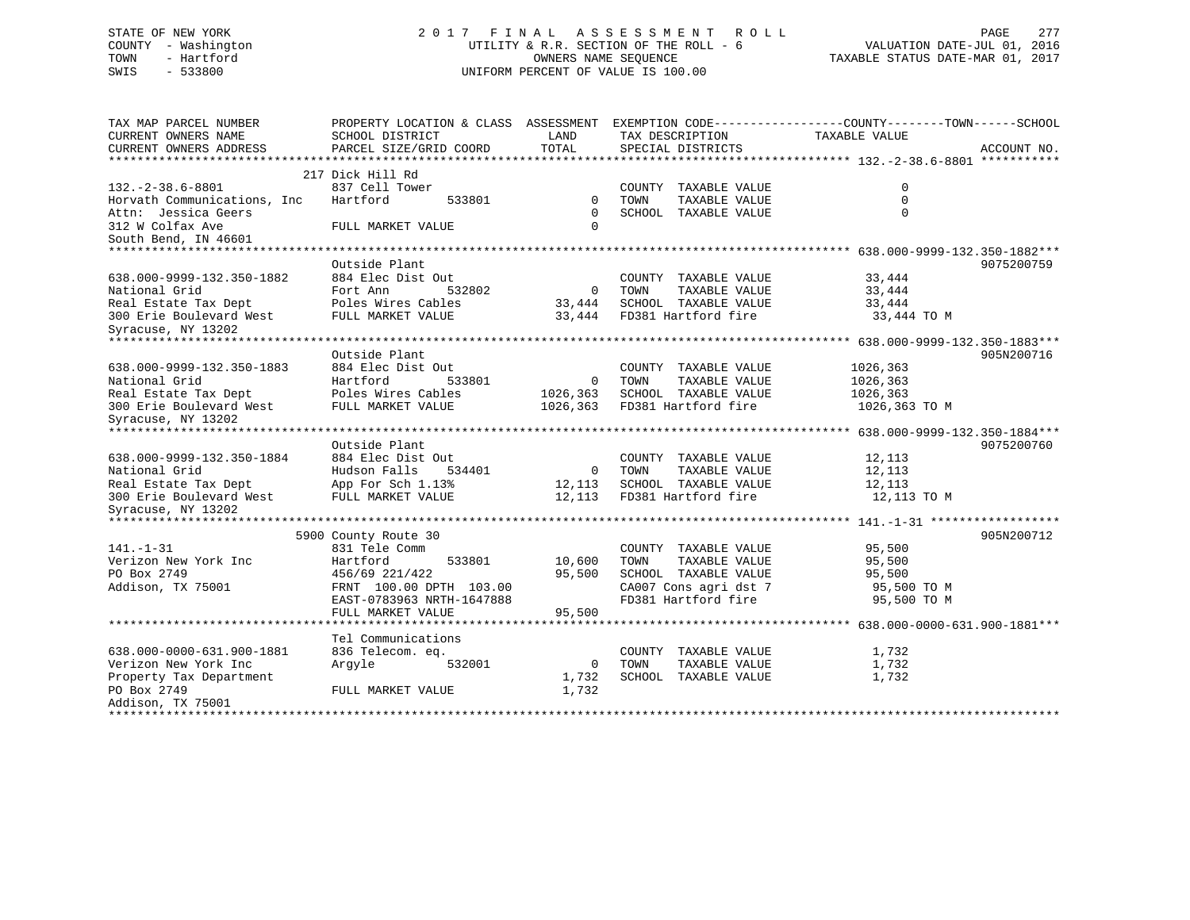STATE OF NEW YORK
COUNTY - Washington
TOWN - Hartford
SWIS - 533800

# 2017 FINAL ASSESSMENT ROLL

UTILITY & R.R. SECTION OF THE ROLL - 6
OWNERS NAME SEQUENCE
UNIFORM PERCENT OF VALUE IS 100.00

VALUATION DATE-JUL 01, 2016
TAXABLE STATUS DATE-MAR 01, 2017

| TAX MAP PARCEL NUMBER / CURRENT OWNERS NAME / CURRENT OWNERS ADDRESS | PROPERTY LOCATION & CLASS / SCHOOL DISTRICT / PARCEL SIZE/GRID COORD | ASSESSMENT LAND | TOTAL | EXEMPTION CODE / TAX DESCRIPTION / SPECIAL DISTRICTS | TAXABLE VALUE (COUNTY / TOWN / SCHOOL) | ACCOUNT NO. |
|---|---|---|---|---|---|---|
| **132.-2-38.6-8801** | 217 Dick Hill Rd | | | | | |
| 132.-2-38.6-8801 | 837 Cell Tower | | | COUNTY TAXABLE VALUE | 0 | |
| Horvath Communications, Inc | Hartford 533801 | 0 | | TOWN TAXABLE VALUE | 0 | |
| Attn: Jessica Geers | | | 0 | SCHOOL TAXABLE VALUE | 0 | |
| 312 W Colfax Ave | FULL MARKET VALUE | | 0 | | | |
| South Bend, IN 46601 | | | | | | |
| **638.000-9999-132.350-1882** | Outside Plant | | | | | 9075200759 |
| 638.000-9999-132.350-1882 | 884 Elec Dist Out | | | COUNTY TAXABLE VALUE | 33,444 | |
| National Grid | Fort Ann 532802 | 0 | | TOWN TAXABLE VALUE | 33,444 | |
| Real Estate Tax Dept | Poles Wires Cables | | 33,444 | SCHOOL TAXABLE VALUE | 33,444 | |
| 300 Erie Boulevard West | FULL MARKET VALUE | | 33,444 | FD381 Hartford fire | 33,444 TO M | |
| Syracuse, NY 13202 | | | | | | |
| **638.000-9999-132.350-1883** | Outside Plant | | | | | 905N200716 |
| 638.000-9999-132.350-1883 | 884 Elec Dist Out | | | COUNTY TAXABLE VALUE | 1026,363 | |
| National Grid | Hartford 533801 | 0 | | TOWN TAXABLE VALUE | 1026,363 | |
| Real Estate Tax Dept | Poles Wires Cables | | 1026,363 | SCHOOL TAXABLE VALUE | 1026,363 | |
| 300 Erie Boulevard West | FULL MARKET VALUE | | 1026,363 | FD381 Hartford fire | 1026,363 TO M | |
| Syracuse, NY 13202 | | | | | | |
| **638.000-9999-132.350-1884** | Outside Plant | | | | | 9075200760 |
| 638.000-9999-132.350-1884 | 884 Elec Dist Out | | | COUNTY TAXABLE VALUE | 12,113 | |
| National Grid | Hudson Falls 534401 | 0 | | TOWN TAXABLE VALUE | 12,113 | |
| Real Estate Tax Dept | App For Sch 1.13% | | 12,113 | SCHOOL TAXABLE VALUE | 12,113 | |
| 300 Erie Boulevard West | FULL MARKET VALUE | | 12,113 | FD381 Hartford fire | 12,113 TO M | |
| Syracuse, NY 13202 | | | | | | |
| **141.-1-31** | 5900 County Route 30 | | | | | 905N200712 |
| 141.-1-31 | 831 Tele Comm | | | COUNTY TAXABLE VALUE | 95,500 | |
| Verizon New York Inc | Hartford 533801 | 10,600 | | TOWN TAXABLE VALUE | 95,500 | |
| PO Box 2749 | 456/69 221/422 | | 95,500 | SCHOOL TAXABLE VALUE | 95,500 | |
| Addison, TX 75001 | FRNT 100.00 DPTH 103.00 | | | CA007 Cons agri dst 7 | 95,500 TO M | |
| | EAST-0783963 NRTH-1647888 | | | FD381 Hartford fire | 95,500 TO M | |
| | FULL MARKET VALUE | | 95,500 | | | |
| **638.000-0000-631.900-1881** | Tel Communications | | | | | |
| 638.000-0000-631.900-1881 | 836 Telecom. eq. | | | COUNTY TAXABLE VALUE | 1,732 | |
| Verizon New York Inc | Argyle 532001 | 0 | | TOWN TAXABLE VALUE | 1,732 | |
| Property Tax Department | | | 1,732 | SCHOOL TAXABLE VALUE | 1,732 | |
| PO Box 2749 | FULL MARKET VALUE | | 1,732 | | | |
| Addison, TX 75001 | | | | | | |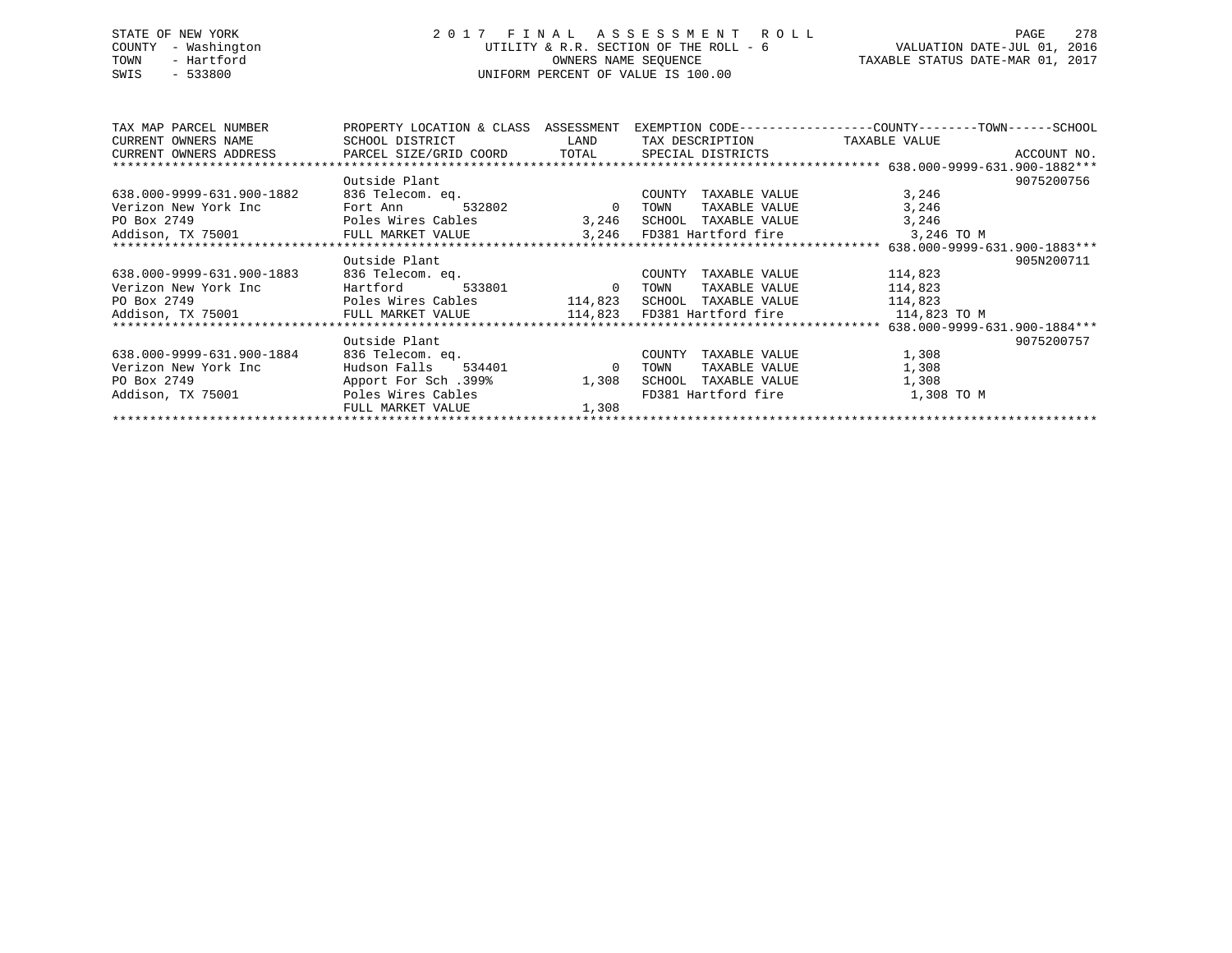STATE OF NEW YORK
COUNTY - Washington
TOWN - Hartford
SWIS - 533800

# 2017 FINAL ASSESSMENT ROLL

UTILITY & R.R. SECTION OF THE ROLL - 6
OWNERS NAME SEQUENCE
UNIFORM PERCENT OF VALUE IS 100.00

VALUATION DATE-JUL 01, 2016
TAXABLE STATUS DATE-MAR 01, 2017

| TAX MAP PARCEL NUMBER / CURRENT OWNERS NAME / CURRENT OWNERS ADDRESS | PROPERTY LOCATION & CLASS / SCHOOL DISTRICT / PARCEL SIZE/GRID COORD | ASSESSMENT LAND / TOTAL | EXEMPTION CODE / TAX DESCRIPTION / SPECIAL DISTRICTS | COUNTY--------TOWN------SCHOOL TAXABLE VALUE | ACCOUNT NO. |
|---|---|---|---|---|---|
| ******************************* 638.000-9999-631.900-1882*** | | | | | |
| | Outside Plant | | | | 9075200756 |
| 638.000-9999-631.900-1882 | 836 Telecom. eq. | | COUNTY TAXABLE VALUE | 3,246 | |
| Verizon New York Inc | Fort Ann 532802 | 0 | TOWN TAXABLE VALUE | 3,246 | |
| PO Box 2749 | Poles Wires Cables | 3,246 | SCHOOL TAXABLE VALUE | 3,246 | |
| Addison, TX 75001 | FULL MARKET VALUE | 3,246 | FD381 Hartford fire | 3,246 TO M | |
| ******************************* 638.000-9999-631.900-1883*** | | | | | |
| | Outside Plant | | | | 905N200711 |
| 638.000-9999-631.900-1883 | 836 Telecom. eq. | | COUNTY TAXABLE VALUE | 114,823 | |
| Verizon New York Inc | Hartford 533801 | 0 | TOWN TAXABLE VALUE | 114,823 | |
| PO Box 2749 | Poles Wires Cables | 114,823 | SCHOOL TAXABLE VALUE | 114,823 | |
| Addison, TX 75001 | FULL MARKET VALUE | 114,823 | FD381 Hartford fire | 114,823 TO M | |
| ******************************* 638.000-9999-631.900-1884*** | | | | | |
| | Outside Plant | | | | 9075200757 |
| 638.000-9999-631.900-1884 | 836 Telecom. eq. | | COUNTY TAXABLE VALUE | 1,308 | |
| Verizon New York Inc | Hudson Falls 534401 | 0 | TOWN TAXABLE VALUE | 1,308 | |
| PO Box 2749 | Apport For Sch .399% | 1,308 | SCHOOL TAXABLE VALUE | 1,308 | |
| Addison, TX 75001 | Poles Wires Cables | | FD381 Hartford fire | 1,308 TO M | |
| | FULL MARKET VALUE | 1,308 | | | |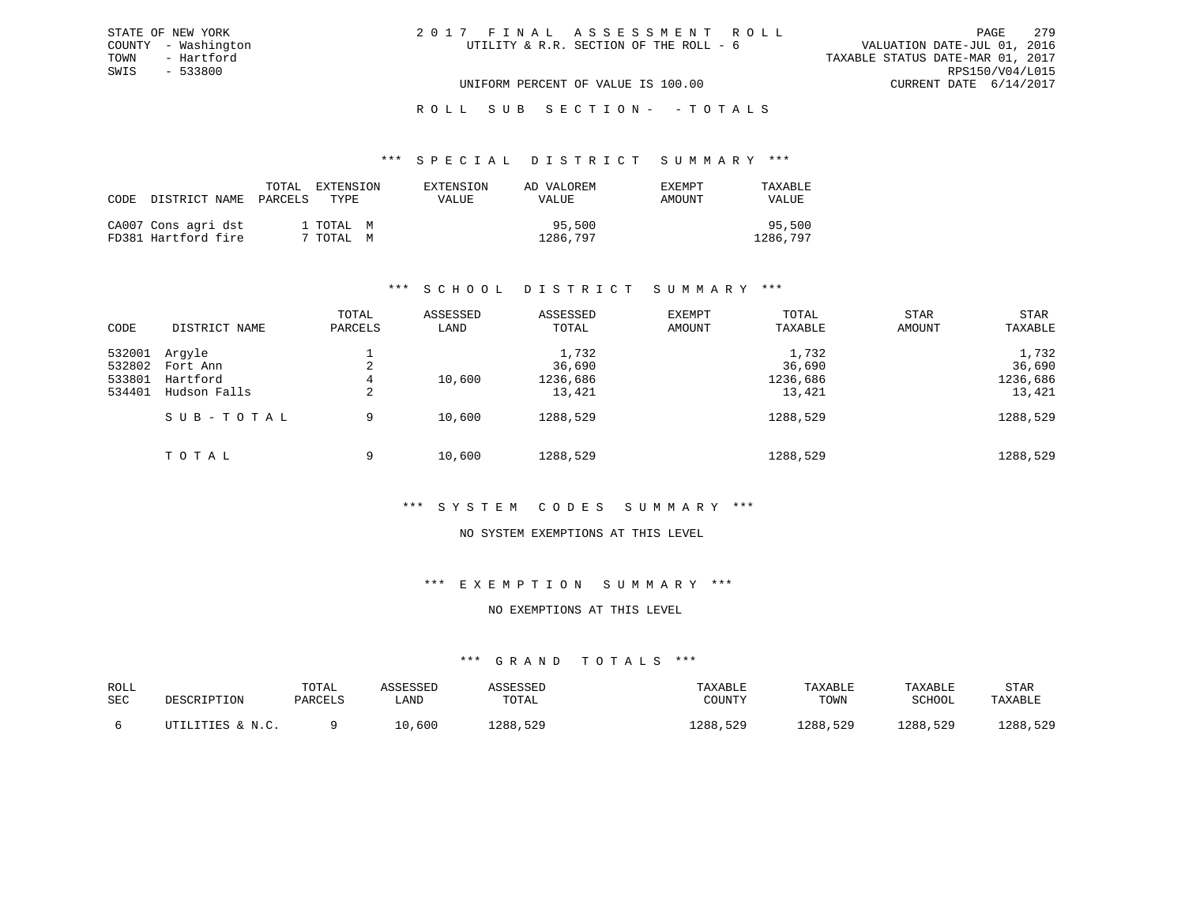STATE OF NEW YORK
COUNTY - Washington
TOWN - Hartford
SWIS - 533800

2 0 1 7 F I N A L A S S E S S M E N T R O L L
UTILITY & R.R. SECTION OF THE ROLL - 6

VALUATION DATE-JUL 01, 2016
TAXABLE STATUS DATE-MAR 01, 2017
RPS150/V04/L015
CURRENT DATE 6/14/2017

UNIFORM PERCENT OF VALUE IS 100.00

R O L L S U B S E C T I O N - - T O T A L S

*** S P E C I A L D I S T R I C T S U M M A R Y ***

| CODE | DISTRICT NAME | TOTAL PARCELS | EXTENSION TYPE | EXTENSION VALUE | AD VALOREM VALUE | EXEMPT AMOUNT | TAXABLE VALUE |
|---|---|---|---|---|---|---|---|
| CA007 | Cons agri dst | 1 | TOTAL M | | 95,500 | | 95,500 |
| FD381 | Hartford fire | 7 | TOTAL M | | 1286,797 | | 1286,797 |

*** S C H O O L D I S T R I C T S U M M A R Y ***

| CODE | DISTRICT NAME | TOTAL PARCELS | ASSESSED LAND | ASSESSED TOTAL | EXEMPT AMOUNT | TOTAL TAXABLE | STAR AMOUNT | STAR TAXABLE |
|---|---|---|---|---|---|---|---|---|
| 532001 | Argyle | 1 | | 1,732 | | 1,732 | | 1,732 |
| 532802 | Fort Ann | 2 | | 36,690 | | 36,690 | | 36,690 |
| 533801 | Hartford | 4 | 10,600 | 1236,686 | | 1236,686 | | 1236,686 |
| 534401 | Hudson Falls | 2 | | 13,421 | | 13,421 | | 13,421 |
| | S U B - T O T A L | 9 | 10,600 | 1288,529 | | 1288,529 | | 1288,529 |
| | T O T A L | 9 | 10,600 | 1288,529 | | 1288,529 | | 1288,529 |

*** S Y S T E M C O D E S S U M M A R Y ***

NO SYSTEM EXEMPTIONS AT THIS LEVEL

*** E X E M P T I O N S U M M A R Y ***

NO EXEMPTIONS AT THIS LEVEL

*** G R A N D T O T A L S ***

| ROLL SEC | DESCRIPTION | TOTAL PARCELS | ASSESSED LAND | ASSESSED TOTAL | TAXABLE COUNTY | TAXABLE TOWN | TAXABLE SCHOOL | STAR TAXABLE |
|---|---|---|---|---|---|---|---|---|
| 6 | UTILITIES & N.C. | 9 | 10,600 | 1288,529 | 1288,529 | 1288,529 | 1288,529 | 1288,529 |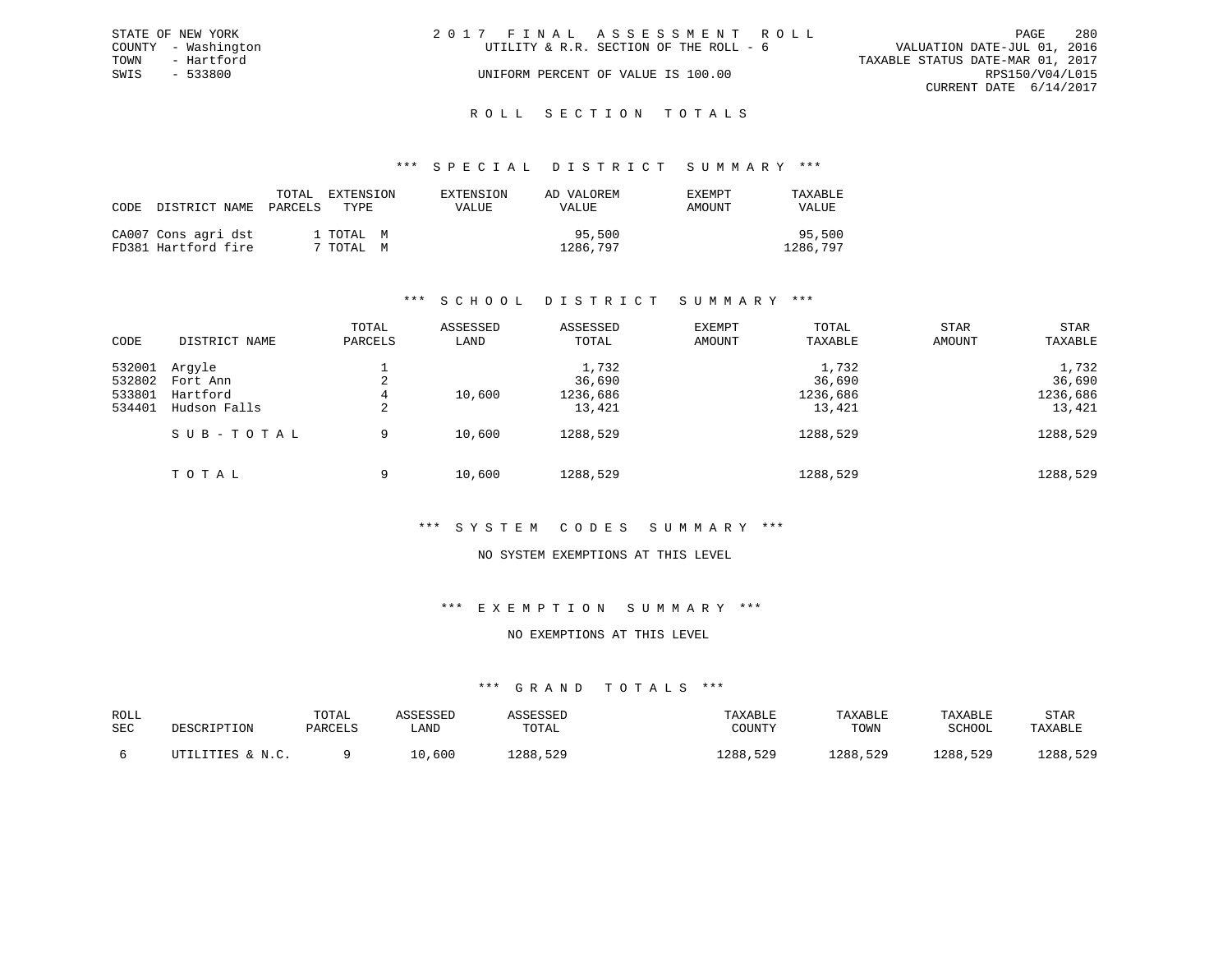STATE OF NEW YORK
COUNTY - Washington
TOWN - Hartford
SWIS - 533800

2017 FINAL ASSESSMENT ROLL
UTILITY & R.R. SECTION OF THE ROLL - 6
UNIFORM PERCENT OF VALUE IS 100.00

VALUATION DATE-JUL 01, 2016
TAXABLE STATUS DATE-MAR 01, 2017
RPS150/V04/L015
CURRENT DATE 6/14/2017

## ROLL SECTION TOTALS

### *** SPECIAL DISTRICT SUMMARY ***

| CODE | DISTRICT NAME | TOTAL PARCELS | EXTENSION TYPE | EXTENSION VALUE | AD VALOREM VALUE | EXEMPT AMOUNT | TAXABLE VALUE |
|---|---|---|---|---|---|---|---|
| CA007 | Cons agri dst | 1 | TOTAL M | | 95,500 | | 95,500 |
| FD381 | Hartford fire | 7 | TOTAL M | | 1286,797 | | 1286,797 |

### *** SCHOOL DISTRICT SUMMARY ***

| CODE | DISTRICT NAME | TOTAL PARCELS | ASSESSED LAND | ASSESSED TOTAL | EXEMPT AMOUNT | TOTAL TAXABLE | STAR AMOUNT | STAR TAXABLE |
|---|---|---|---|---|---|---|---|---|
| 532001 | Argyle | 1 | | 1,732 | | 1,732 | | 1,732 |
| 532802 | Fort Ann | 2 | | 36,690 | | 36,690 | | 36,690 |
| 533801 | Hartford | 4 | 10,600 | 1236,686 | | 1236,686 | | 1236,686 |
| 534401 | Hudson Falls | 2 | | 13,421 | | 13,421 | | 13,421 |
| | SUB-TOTAL | 9 | 10,600 | 1288,529 | | 1288,529 | | 1288,529 |
| | TOTAL | 9 | 10,600 | 1288,529 | | 1288,529 | | 1288,529 |

### *** SYSTEM CODES SUMMARY ***

NO SYSTEM EXEMPTIONS AT THIS LEVEL

### *** EXEMPTION SUMMARY ***

NO EXEMPTIONS AT THIS LEVEL

### *** GRAND TOTALS ***

| ROLL SEC | DESCRIPTION | TOTAL PARCELS | ASSESSED LAND | ASSESSED TOTAL | TAXABLE COUNTY | TAXABLE TOWN | TAXABLE SCHOOL | STAR TAXABLE |
|---|---|---|---|---|---|---|---|---|
| 6 | UTILITIES & N.C. | 9 | 10,600 | 1288,529 | 1288,529 | 1288,529 | 1288,529 | 1288,529 |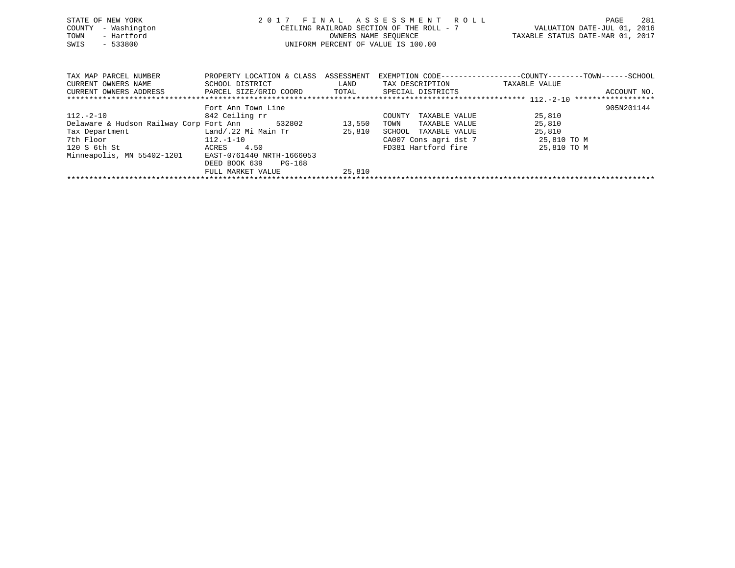STATE OF NEW YORK
COUNTY - Washington
TOWN - Hartford
SWIS - 533800

2 0 1 7 F I N A L A S S E S S M E N T R O L L
CEILING RAILROAD SECTION OF THE ROLL - 7
OWNERS NAME SEQUENCE
UNIFORM PERCENT OF VALUE IS 100.00

VALUATION DATE-JUL 01, 2016
TAXABLE STATUS DATE-MAR 01, 2017

| TAX MAP PARCEL NUMBER / CURRENT OWNERS NAME / CURRENT OWNERS ADDRESS | PROPERTY LOCATION & CLASS / SCHOOL DISTRICT / PARCEL SIZE/GRID COORD | ASSESSMENT LAND / TOTAL | EXEMPTION CODE / TAX DESCRIPTION / SPECIAL DISTRICTS | COUNTY / TOWN / SCHOOL TAXABLE VALUE | ACCOUNT NO. |
|---|---|---|---|---|---|
| 112.-2-10 | Fort Ann Town Line | | | | 905N201144 |
| 112.-2-10 | 842 Ceiling rr | | COUNTY TAXABLE VALUE | 25,810 | |
| Delaware & Hudson Railway Corp | Fort Ann 532802 | 13,550 | TOWN TAXABLE VALUE | 25,810 | |
| Tax Department | Land/.22 Mi Main Tr | 25,810 | SCHOOL TAXABLE VALUE | 25,810 | |
| 7th Floor | 112.-1-10 | | CA007 Cons agri dst 7 | 25,810 TO M | |
| 120 S 6th St | ACRES 4.50 | | FD381 Hartford fire | 25,810 TO M | |
| Minneapolis, MN 55402-1201 | EAST-0761440 NRTH-1666053 | | | | |
| | DEED BOOK 639 PG-168 | | | | |
| | FULL MARKET VALUE | 25,810 | | | |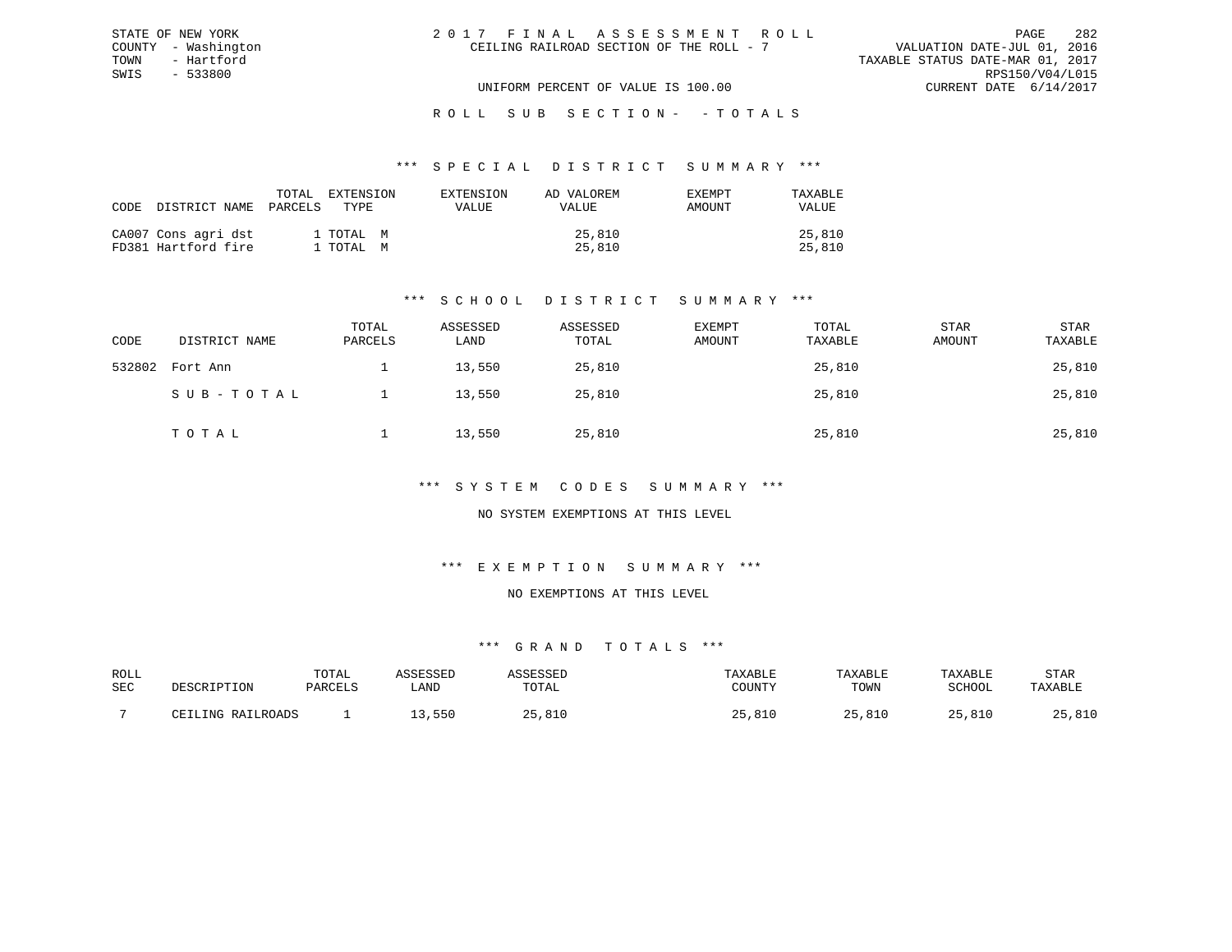STATE OF NEW YORK
COUNTY - Washington
TOWN - Hartford
SWIS - 533800

# 2017 FINAL ASSESSMENT ROLL

CEILING RAILROAD SECTION OF THE ROLL - 7

VALUATION DATE-JUL 01, 2016
TAXABLE STATUS DATE-MAR 01, 2017
RPS150/V04/L015
CURRENT DATE 6/14/2017

UNIFORM PERCENT OF VALUE IS 100.00

## ROLL SUB SECTION- - TOTALS

### *** SPECIAL DISTRICT SUMMARY ***

| CODE | DISTRICT NAME | TOTAL PARCELS | EXTENSION TYPE | EXTENSION VALUE | AD VALOREM VALUE | EXEMPT AMOUNT | TAXABLE VALUE |
|---|---|---|---|---|---|---|---|
| CA007 | Cons agri dst | 1 | TOTAL M | | 25,810 | | 25,810 |
| FD381 | Hartford fire | 1 | TOTAL M | | 25,810 | | 25,810 |

### *** SCHOOL DISTRICT SUMMARY ***

| CODE | DISTRICT NAME | TOTAL PARCELS | ASSESSED LAND | ASSESSED TOTAL | EXEMPT AMOUNT | TOTAL TAXABLE | STAR AMOUNT | STAR TAXABLE |
|---|---|---|---|---|---|---|---|---|
| 532802 | Fort Ann | 1 | 13,550 | 25,810 | | 25,810 | | 25,810 |
| | SUB-TOTAL | 1 | 13,550 | 25,810 | | 25,810 | | 25,810 |
| | TOTAL | 1 | 13,550 | 25,810 | | 25,810 | | 25,810 |

### *** SYSTEM CODES SUMMARY ***

NO SYSTEM EXEMPTIONS AT THIS LEVEL

### *** EXEMPTION SUMMARY ***

NO EXEMPTIONS AT THIS LEVEL

### *** GRAND TOTALS ***

| ROLL SEC | DESCRIPTION | TOTAL PARCELS | ASSESSED LAND | ASSESSED TOTAL | TAXABLE COUNTY | TAXABLE TOWN | TAXABLE SCHOOL | STAR TAXABLE |
|---|---|---|---|---|---|---|---|---|
| 7 | CEILING RAILROADS | 1 | 13,550 | 25,810 | 25,810 | 25,810 | 25,810 | 25,810 |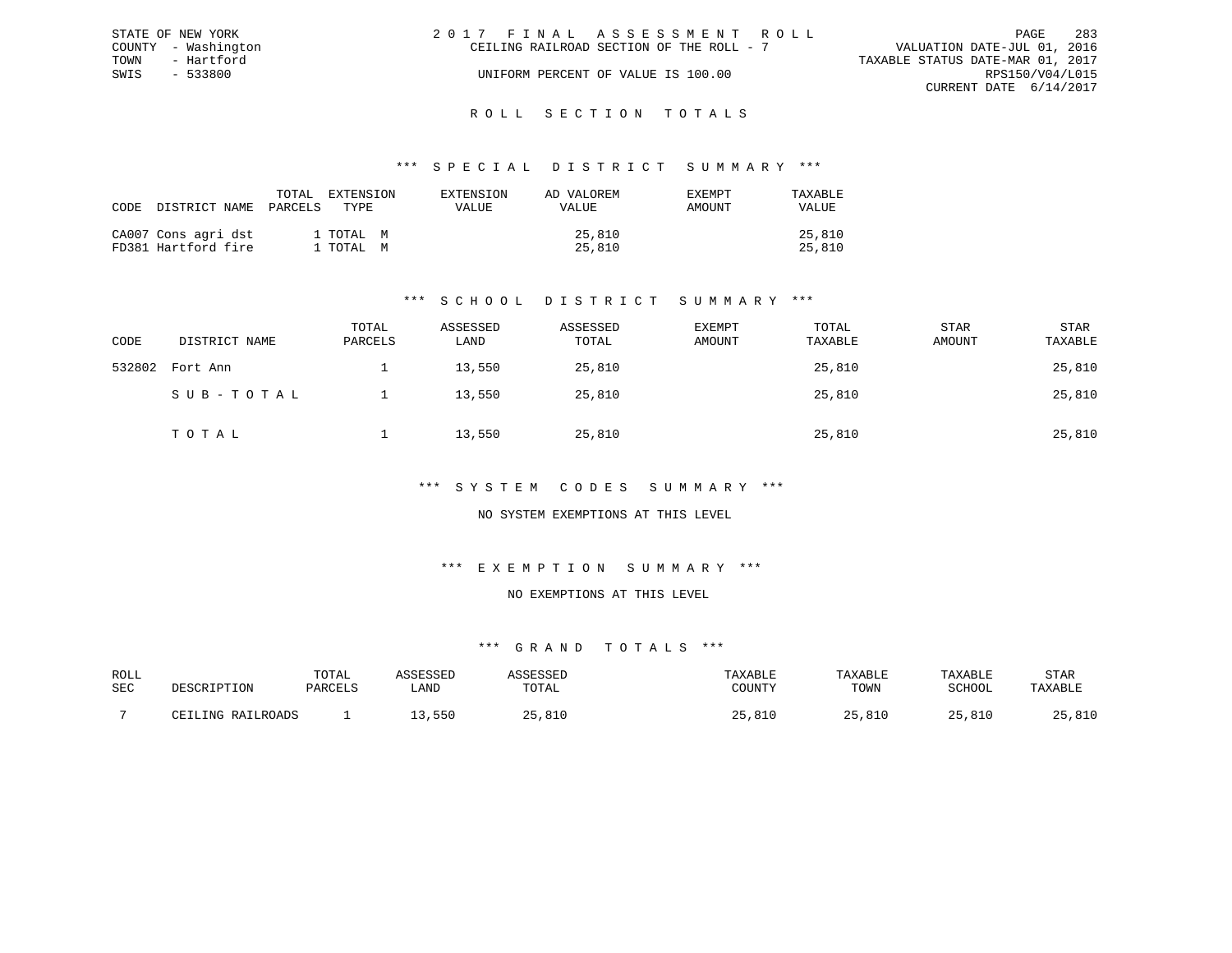STATE OF NEW YORK
COUNTY - Washington
TOWN - Hartford
SWIS - 533800

2 0 1 7 F I N A L A S S E S S M E N T R O L L
CEILING RAILROAD SECTION OF THE ROLL - 7
UNIFORM PERCENT OF VALUE IS 100.00

VALUATION DATE-JUL 01, 2016
TAXABLE STATUS DATE-MAR 01, 2017
RPS150/V04/L015
CURRENT DATE 6/14/2017

## R O L L S E C T I O N T O T A L S

### *** S P E C I A L D I S T R I C T S U M M A R Y ***

| CODE | DISTRICT NAME | TOTAL PARCELS | EXTENSION TYPE | EXTENSION VALUE | AD VALOREM VALUE | EXEMPT AMOUNT | TAXABLE VALUE |
|---|---|---|---|---|---|---|---|
| CA007 | Cons agri dst | 1 | TOTAL M | | 25,810 | | 25,810 |
| FD381 | Hartford fire | 1 | TOTAL M | | 25,810 | | 25,810 |

### *** S C H O O L D I S T R I C T S U M M A R Y ***

| CODE | DISTRICT NAME | TOTAL PARCELS | ASSESSED LAND | ASSESSED TOTAL | EXEMPT AMOUNT | TOTAL TAXABLE | STAR AMOUNT | STAR TAXABLE |
|---|---|---|---|---|---|---|---|---|
| 532802 | Fort Ann | 1 | 13,550 | 25,810 | | 25,810 | | 25,810 |
| | S U B - T O T A L | 1 | 13,550 | 25,810 | | 25,810 | | 25,810 |
| | T O T A L | 1 | 13,550 | 25,810 | | 25,810 | | 25,810 |

### *** S Y S T E M C O D E S S U M M A R Y ***

NO SYSTEM EXEMPTIONS AT THIS LEVEL

### *** E X E M P T I O N S U M M A R Y ***

NO EXEMPTIONS AT THIS LEVEL

### *** G R A N D T O T A L S ***

| ROLL SEC | DESCRIPTION | TOTAL PARCELS | ASSESSED LAND | ASSESSED TOTAL | TAXABLE COUNTY | TAXABLE TOWN | TAXABLE SCHOOL | STAR TAXABLE |
|---|---|---|---|---|---|---|---|---|
| 7 | CEILING RAILROADS | 1 | 13,550 | 25,810 | 25,810 | 25,810 | 25,810 | 25,810 |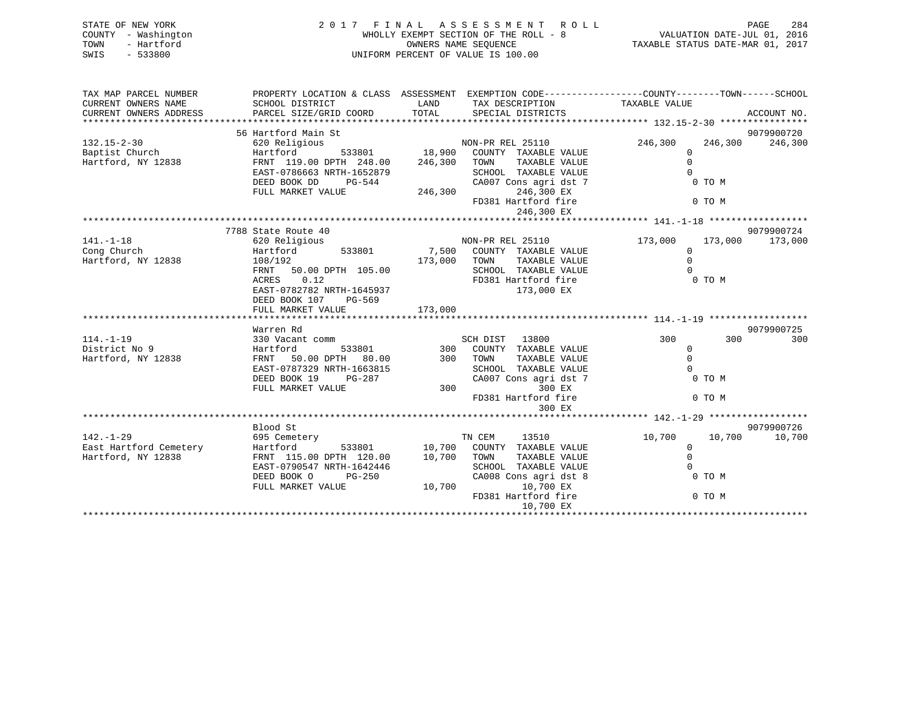STATE OF NEW YORK 2 0 1 7 F I N A L A S S E S S M E N T R O L L
COUNTY - Washington WHOLLY EXEMPT SECTION OF THE ROLL - 8 VALUATION DATE-JUL 01, 2016
TOWN - Hartford OWNERS NAME SEQUENCE TAXABLE STATUS DATE-MAR 01, 2017
SWIS - 533800 UNIFORM PERCENT OF VALUE IS 100.00

```
TAX MAP PARCEL NUMBER          PROPERTY LOCATION & CLASS  ASSESSMENT  EXEMPTION CODE-----------------COUNTY--------TOWN------SCHOOL
CURRENT OWNERS NAME            SCHOOL DISTRICT              LAND      TAX DESCRIPTION              TAXABLE VALUE
CURRENT OWNERS ADDRESS         PARCEL SIZE/GRID COORD      TOTAL      SPECIAL DISTRICTS                                    ACCOUNT NO.
******************************************************************************************************* 132.15-2-30 ****************
                               56 Hartford Main St                                                                          9079900720
132.15-2-30                    620 Religious                          NON-PR REL 25110             246,300     246,300     246,300
Baptist Church                 Hartford        533801       18,900    COUNTY  TAXABLE VALUE              0
Hartford, NY 12838             FRNT 119.00 DPTH 248.00     246,300    TOWN    TAXABLE VALUE              0
                               EAST-0786663 NRTH-1652879              SCHOOL  TAXABLE VALUE              0
                               DEED BOOK DD     PG-544                CA007 Cons agri dst 7              0 TO M
                               FULL MARKET VALUE           246,300          246,300 EX
                                                                      FD381 Hartford fire                 0 TO M
                                                                            246,300 EX
******************************************************************************************************* 141.-1-18 ******************
                               7788 State Route 40                                                                          9079900724
141.-1-18                      620 Religious                          NON-PR REL 25110             173,000     173,000     173,000
Cong Church                    Hartford        533801        7,500    COUNTY  TAXABLE VALUE              0
Hartford, NY 12838             108/192                     173,000    TOWN    TAXABLE VALUE              0
                               FRNT  50.00 DPTH 105.00                SCHOOL  TAXABLE VALUE              0
                               ACRES   0.12                           FD381 Hartford fire                 0 TO M
                               EAST-0782782 NRTH-1645937                    173,000 EX
                               DEED BOOK 107    PG-569
                               FULL MARKET VALUE           173,000
******************************************************************************************************* 114.-1-19 ******************
                               Warren Rd                                                                                    9079900725
114.-1-19                      330 Vacant comm                        SCH DIST   13800                 300         300         300
District No 9                  Hartford        533801          300    COUNTY  TAXABLE VALUE              0
Hartford, NY 12838             FRNT  50.00 DPTH  80.00         300    TOWN    TAXABLE VALUE              0
                               EAST-0787329 NRTH-1663815              SCHOOL  TAXABLE VALUE              0
                               DEED BOOK 19     PG-287                CA007 Cons agri dst 7              0 TO M
                               FULL MARKET VALUE               300              300 EX
                                                                      FD381 Hartford fire                 0 TO M
                                                                                300 EX
******************************************************************************************************* 142.-1-29 ******************
                               Blood St                                                                                     9079900726
142.-1-29                      695 Cemetery                           TN CEM     13510              10,700      10,700      10,700
East Hartford Cemetery         Hartford        533801       10,700    COUNTY  TAXABLE VALUE              0
Hartford, NY 12838             FRNT 115.00 DPTH 120.00      10,700    TOWN    TAXABLE VALUE              0
                               EAST-0790547 NRTH-1642446              SCHOOL  TAXABLE VALUE              0
                               DEED BOOK O      PG-250                CA008 Cons agri dst 8              0 TO M
                               FULL MARKET VALUE            10,700           10,700 EX
                                                                      FD381 Hartford fire                 0 TO M
                                                                             10,700 EX
************************************************************************************************************************************
```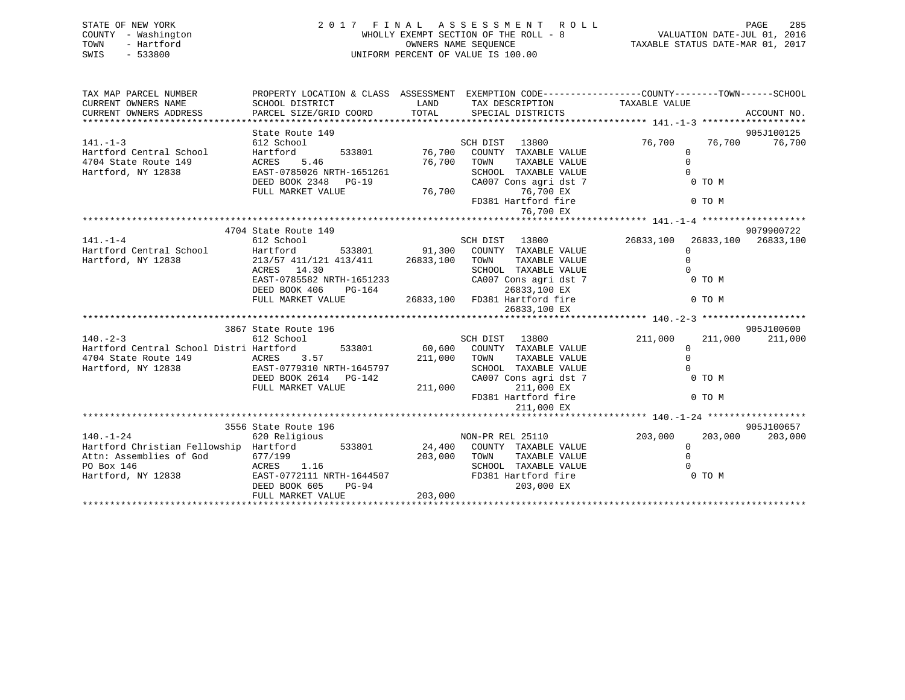STATE OF NEW YORK
COUNTY - Washington
TOWN - Hartford
SWIS - 533800

2 0 1 7 F I N A L A S S E S S M E N T R O L L
WHOLLY EXEMPT SECTION OF THE ROLL - 8
OWNERS NAME SEQUENCE
UNIFORM PERCENT OF VALUE IS 100.00

VALUATION DATE-JUL 01, 2016
TAXABLE STATUS DATE-MAR 01, 2017

```
TAX MAP PARCEL NUMBER          PROPERTY LOCATION & CLASS  ASSESSMENT  EXEMPTION CODE-----------------COUNTY--------TOWN------SCHOOL
CURRENT OWNERS NAME            SCHOOL DISTRICT             LAND       TAX DESCRIPTION              TAXABLE VALUE
CURRENT OWNERS ADDRESS         PARCEL SIZE/GRID COORD      TOTAL      SPECIAL DISTRICTS                                    ACCOUNT NO.
*********************************************************************************************** 141.-1-3 *******************
                               State Route 149                                                                          905J100125
141.-1-3                       612 School                             SCH DIST   13800                76,700     76,700     76,700
Hartford Central School        Hartford       533801       76,700     COUNTY  TAXABLE VALUE                0
4704 State Route 149           ACRES    5.46               76,700     TOWN    TAXABLE VALUE                0
Hartford, NY 12838             EAST-0785026 NRTH-1651261              SCHOOL  TAXABLE VALUE                0
                               DEED BOOK 2348   PG-19                 CA007 Cons agri dst 7                 0 TO M
                               FULL MARKET VALUE           76,700            76,700 EX
                                                                      FD381 Hartford fire                   0 TO M
                                                                             76,700 EX
*********************************************************************************************** 141.-1-4 *******************
                       4704 State Route 149                                                                             9079900722
141.-1-4                       612 School                             SCH DIST   13800             26833,100  26833,100  26833,100
Hartford Central School        Hartford       533801       91,300     COUNTY  TAXABLE VALUE                0
Hartford, NY 12838             213/57 411/121 413/411   26833,100     TOWN    TAXABLE VALUE                0
                               ACRES   14.30                          SCHOOL  TAXABLE VALUE                0
                               EAST-0785582 NRTH-1651233              CA007 Cons agri dst 7                 0 TO M
                               DEED BOOK 406    PG-164                       26833,100 EX
                               FULL MARKET VALUE        26833,100     FD381 Hartford fire                   0 TO M
                                                                             26833,100 EX
*********************************************************************************************** 140.-2-3 *******************
                       3867 State Route 196                                                                             905J100600
140.-2-3                       612 School                             SCH DIST   13800               211,000    211,000    211,000
Hartford Central School Distri Hartford       533801       60,600     COUNTY  TAXABLE VALUE                0
4704 State Route 149           ACRES    3.57              211,000     TOWN    TAXABLE VALUE                0
Hartford, NY 12838             EAST-0779310 NRTH-1645797              SCHOOL  TAXABLE VALUE                0
                               DEED BOOK 2614   PG-142                CA007 Cons agri dst 7                 0 TO M
                               FULL MARKET VALUE          211,000            211,000 EX
                                                                      FD381 Hartford fire                   0 TO M
                                                                             211,000 EX
*********************************************************************************************** 140.-1-24 ******************
                       3556 State Route 196                                                                             905J100657
140.-1-24                      620 Religious                          NON-PR REL 25110                   203,000    203,000    203,000
Hartford Christian Fellowship  Hartford       533801       24,400     COUNTY  TAXABLE VALUE                0
Attn: Assemblies of God        677/199                    203,000     TOWN    TAXABLE VALUE                0
PO Box 146                     ACRES    1.16                          SCHOOL  TAXABLE VALUE                0
Hartford, NY 12838             EAST-0772111 NRTH-1644507              FD381 Hartford fire                   0 TO M
                               DEED BOOK 605    PG-94                        203,000 EX
                               FULL MARKET VALUE          203,000
****************************************************************************************************************************
```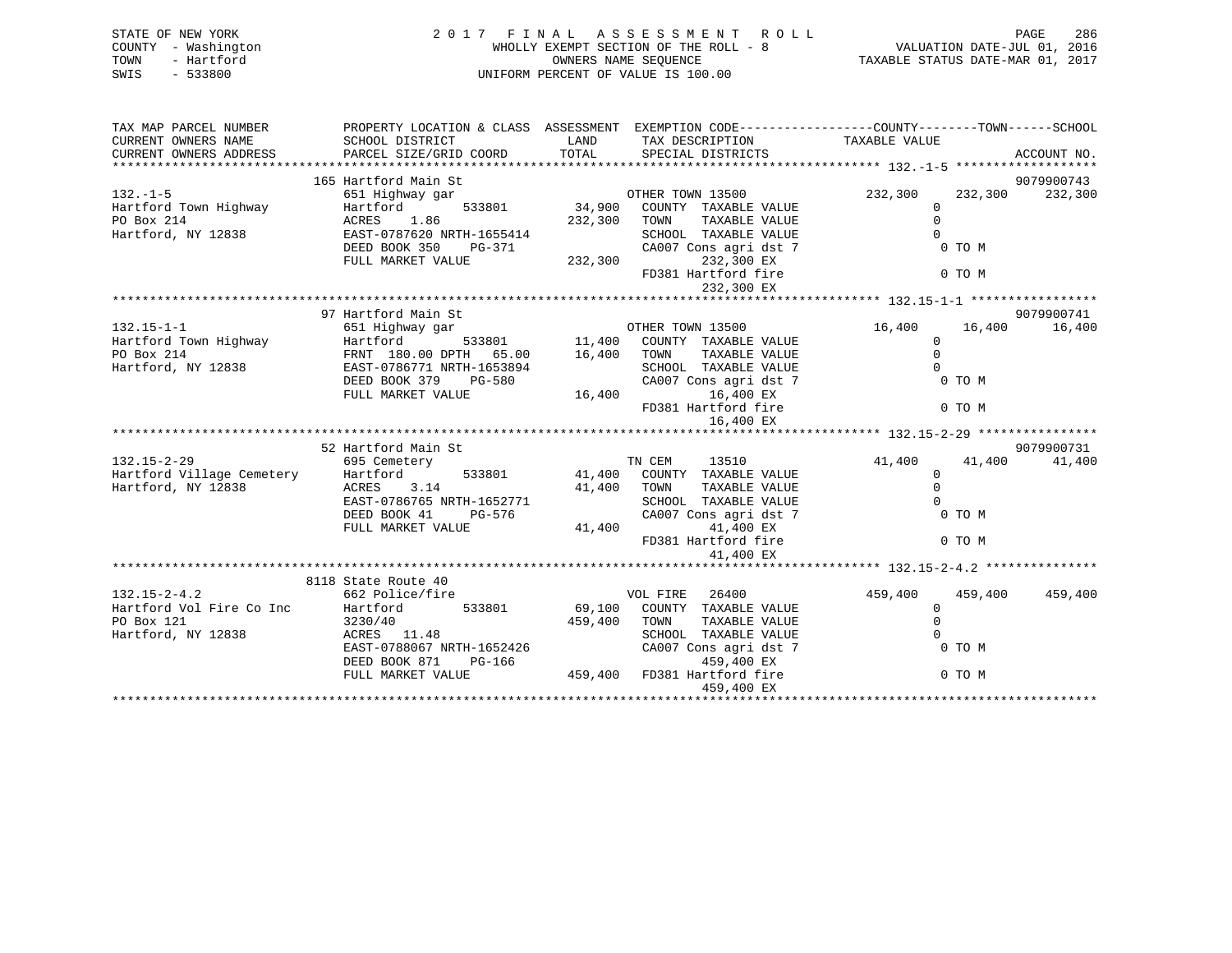STATE OF NEW YORK
COUNTY - Washington
TOWN - Hartford
SWIS - 533800

2017 FINAL ASSESSMENT ROLL
WHOLLY EXEMPT SECTION OF THE ROLL - 8
OWNERS NAME SEQUENCE
UNIFORM PERCENT OF VALUE IS 100.00

VALUATION DATE-JUL 01, 2016
TAXABLE STATUS DATE-MAR 01, 2017

```
TAX MAP PARCEL NUMBER          PROPERTY LOCATION & CLASS  ASSESSMENT  EXEMPTION CODE------------------COUNTY--------TOWN------SCHOOL
CURRENT OWNERS NAME            SCHOOL DISTRICT               LAND      TAX DESCRIPTION              TAXABLE VALUE
CURRENT OWNERS ADDRESS         PARCEL SIZE/GRID COORD        TOTAL     SPECIAL DISTRICTS                                      ACCOUNT NO.
******************************************************************************************************* 132.-1-5 ********************
                               165 Hartford Main St                                                                         9079900743
132.-1-5                       651 Highway gar                         OTHER TOWN 13500             232,300     232,300     232,300
Hartford Town Highway          Hartford         533801       34,900    COUNTY  TAXABLE VALUE              0
PO Box 214                     ACRES    1.86                232,300    TOWN    TAXABLE VALUE              0
Hartford, NY 12838             EAST-0787620 NRTH-1655414               SCHOOL  TAXABLE VALUE              0
                               DEED BOOK 350    PG-371                 CA007 Cons agri dst 7                0 TO M
                               FULL MARKET VALUE            232,300          232,300 EX
                                                                       FD381 Hartford fire                  0 TO M
                                                                             232,300 EX
******************************************************************************************************* 132.15-1-1 *****************
                               97 Hartford Main St                                                                          9079900741
132.15-1-1                     651 Highway gar                         OTHER TOWN 13500              16,400      16,400      16,400
Hartford Town Highway          Hartford         533801       11,400    COUNTY  TAXABLE VALUE              0
PO Box 214                     FRNT 180.00 DPTH  65.00       16,400    TOWN    TAXABLE VALUE              0
Hartford, NY 12838             EAST-0786771 NRTH-1653894               SCHOOL  TAXABLE VALUE              0
                               DEED BOOK 379    PG-580                 CA007 Cons agri dst 7                0 TO M
                               FULL MARKET VALUE             16,400           16,400 EX
                                                                       FD381 Hartford fire                  0 TO M
                                                                              16,400 EX
******************************************************************************************************* 132.15-2-29 ****************
                               52 Hartford Main St                                                                          9079900731
132.15-2-29                    695 Cemetery                            TN CEM     13510              41,400      41,400      41,400
Hartford Village Cemetery      Hartford         533801       41,400    COUNTY  TAXABLE VALUE              0
Hartford, NY 12838             ACRES    3.14                 41,400    TOWN    TAXABLE VALUE              0
                               EAST-0786765 NRTH-1652771               SCHOOL  TAXABLE VALUE              0
                               DEED BOOK 41     PG-576                 CA007 Cons agri dst 7                0 TO M
                               FULL MARKET VALUE             41,400           41,400 EX
                                                                       FD381 Hartford fire                  0 TO M
                                                                              41,400 EX
******************************************************************************************************* 132.15-2-4.2 ***************
                               8118 State Route 40
132.15-2-4.2                   662 Police/fire                         VOL FIRE   26400             459,400     459,400     459,400
Hartford Vol Fire Co Inc       Hartford         533801       69,100    COUNTY  TAXABLE VALUE              0
PO Box 121                     3230/40                      459,400    TOWN    TAXABLE VALUE              0
Hartford, NY 12838             ACRES   11.48                           SCHOOL  TAXABLE VALUE              0
                               EAST-0788067 NRTH-1652426               CA007 Cons agri dst 7                0 TO M
                               DEED BOOK 871    PG-166                       459,400 EX
                               FULL MARKET VALUE            459,400    FD381 Hartford fire                  0 TO M
                                                                             459,400 EX
************************************************************************************************************************************
```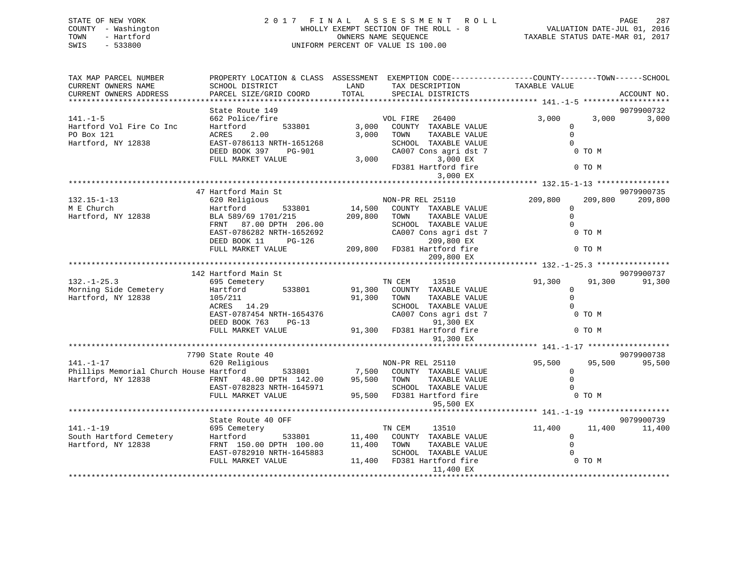STATE OF NEW YORK
COUNTY - Washington
TOWN - Hartford
SWIS - 533800

# 2017 FINAL ASSESSMENT ROLL

WHOLLY EXEMPT SECTION OF THE ROLL - 8
OWNERS NAME SEQUENCE
UNIFORM PERCENT OF VALUE IS 100.00

VALUATION DATE-JUL 01, 2016
TAXABLE STATUS DATE-MAR 01, 2017

| TAX MAP PARCEL NUMBER / CURRENT OWNERS NAME / CURRENT OWNERS ADDRESS | PROPERTY LOCATION & CLASS / SCHOOL DISTRICT / PARCEL SIZE/GRID COORD | ASSESSMENT LAND | TOTAL | EXEMPTION CODE / TAX DESCRIPTION / SPECIAL DISTRICTS | COUNTY | TOWN | SCHOOL | ACCOUNT NO. |
|---|---|---|---|---|---|---|---|---|
| 141.-1-5 | State Route 149 | | | | | | | 9079900732 |
| | 662 Police/fire | | | VOL FIRE 26400 | 3,000 | 3,000 | 3,000 | |
| Hartford Vol Fire Co Inc | Hartford 533801 | 3,000 | | COUNTY TAXABLE VALUE | 0 | | | |
| PO Box 121 | ACRES 2.00 | | 3,000 | TOWN TAXABLE VALUE | | 0 | | |
| Hartford, NY 12838 | EAST-0786113 NRTH-1651268 | | | SCHOOL TAXABLE VALUE | | | 0 | |
| | DEED BOOK 397 PG-901 | | | CA007 Cons agri dst 7 | 0 TO M | | | |
| | FULL MARKET VALUE | | 3,000 | 3,000 EX | | | | |
| | | | | FD381 Hartford fire | 0 TO M | | | |
| | | | | 3,000 EX | | | | |
| 132.15-1-13 | 47 Hartford Main St | | | | | | | 9079900735 |
| | 620 Religious | | | NON-PR REL 25110 | 209,800 | 209,800 | 209,800 | |
| M E Church | Hartford 533801 | 14,500 | | COUNTY TAXABLE VALUE | 0 | | | |
| Hartford, NY 12838 | BLA 589/69 1701/215 | | 209,800 | TOWN TAXABLE VALUE | | 0 | | |
| | FRNT 87.00 DPTH 206.00 | | | SCHOOL TAXABLE VALUE | | | 0 | |
| | EAST-0786282 NRTH-1652692 | | | CA007 Cons agri dst 7 | 0 TO M | | | |
| | DEED BOOK 11 PG-126 | | | 209,800 EX | | | | |
| | FULL MARKET VALUE | | 209,800 | FD381 Hartford fire | 0 TO M | | | |
| | | | | 209,800 EX | | | | |
| 132.-1-25.3 | 142 Hartford Main St | | | | | | | 9079900737 |
| | 695 Cemetery | | | TN CEM 13510 | 91,300 | 91,300 | 91,300 | |
| Morning Side Cemetery | Hartford 533801 | 91,300 | | COUNTY TAXABLE VALUE | 0 | | | |
| Hartford, NY 12838 | 105/211 | | 91,300 | TOWN TAXABLE VALUE | | 0 | | |
| | ACRES 14.29 | | | SCHOOL TAXABLE VALUE | | | 0 | |
| | EAST-0787454 NRTH-1654376 | | | CA007 Cons agri dst 7 | 0 TO M | | | |
| | DEED BOOK 763 PG-13 | | | 91,300 EX | | | | |
| | FULL MARKET VALUE | | 91,300 | FD381 Hartford fire | 0 TO M | | | |
| | | | | 91,300 EX | | | | |
| 141.-1-17 | 7790 State Route 40 | | | | | | | 9079900738 |
| | 620 Religious | | | NON-PR REL 25110 | 95,500 | 95,500 | 95,500 | |
| Phillips Memorial Church House | Hartford 533801 | 7,500 | | COUNTY TAXABLE VALUE | 0 | | | |
| Hartford, NY 12838 | FRNT 48.00 DPTH 142.00 | | 95,500 | TOWN TAXABLE VALUE | | 0 | | |
| | EAST-0782823 NRTH-1645971 | | | SCHOOL TAXABLE VALUE | | | 0 | |
| | FULL MARKET VALUE | | 95,500 | FD381 Hartford fire | 0 TO M | | | |
| | | | | 95,500 EX | | | | |
| 141.-1-19 | State Route 40 OFF | | | | | | | 9079900739 |
| | 695 Cemetery | | | TN CEM 13510 | 11,400 | 11,400 | 11,400 | |
| South Hartford Cemetery | Hartford 533801 | 11,400 | | COUNTY TAXABLE VALUE | 0 | | | |
| Hartford, NY 12838 | FRNT 150.00 DPTH 100.00 | | 11,400 | TOWN TAXABLE VALUE | | 0 | | |
| | EAST-0782910 NRTH-1645883 | | | SCHOOL TAXABLE VALUE | | | 0 | |
| | FULL MARKET VALUE | | 11,400 | FD381 Hartford fire | 0 TO M | | | |
| | | | | 11,400 EX | | | | |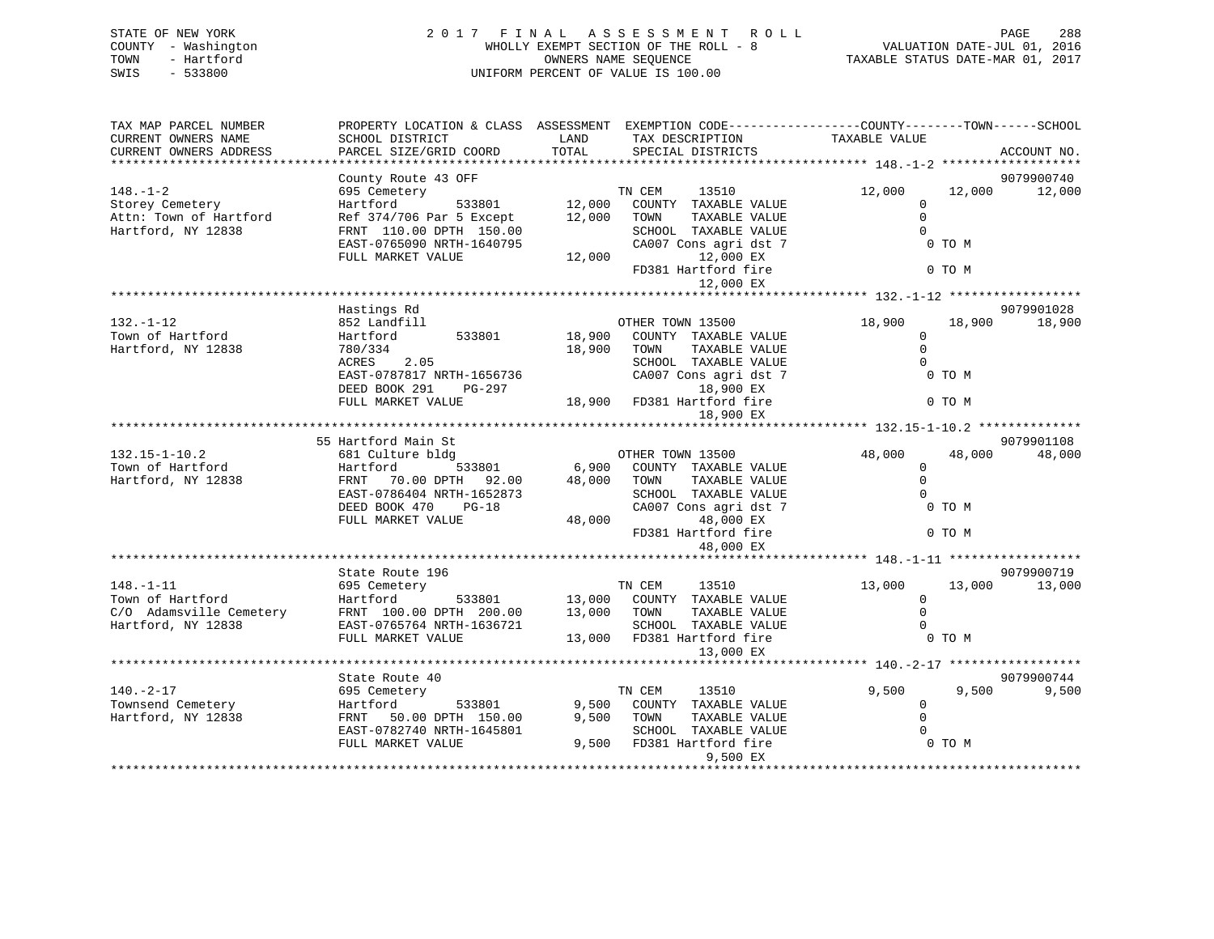STATE OF NEW YORK
COUNTY - Washington
TOWN - Hartford
SWIS - 533800

# 2017 FINAL ASSESSMENT ROLL

WHOLLY EXEMPT SECTION OF THE ROLL - 8
OWNERS NAME SEQUENCE
UNIFORM PERCENT OF VALUE IS 100.00

VALUATION DATE-JUL 01, 2016
TAXABLE STATUS DATE-MAR 01, 2017

```
TAX MAP PARCEL NUMBER          PROPERTY LOCATION & CLASS  ASSESSMENT  EXEMPTION CODE------------------COUNTY--------TOWN------SCHOOL
CURRENT OWNERS NAME            SCHOOL DISTRICT              LAND      TAX DESCRIPTION               TAXABLE VALUE
CURRENT OWNERS ADDRESS         PARCEL SIZE/GRID COORD       TOTAL     SPECIAL DISTRICTS                                      ACCOUNT NO.
******************************************************************************************************* 148.-1-2 *******************
                               County Route 43 OFF                                                                          9079900740
148.-1-2                       695 Cemetery                           TN CEM      13510              12,000      12,000      12,000
Storey Cemetery                Hartford          533801     12,000    COUNTY  TAXABLE VALUE               0
Attn: Town of Hartford         Ref 374/706 Par 5 Except     12,000    TOWN    TAXABLE VALUE               0
Hartford, NY 12838             FRNT 110.00 DPTH 150.00                SCHOOL  TAXABLE VALUE               0
                               EAST-0765090 NRTH-1640795              CA007 Cons agri dst 7               0 TO M
                               FULL MARKET VALUE            12,000         12,000 EX
                                                                      FD381 Hartford fire                 0 TO M
                                                                           12,000 EX
******************************************************************************************************* 132.-1-12 ******************
                               Hastings Rd                                                                                  9079901028
132.-1-12                      852 Landfill                           OTHER TOWN 13500               18,900      18,900      18,900
Town of Hartford               Hartford          533801     18,900    COUNTY  TAXABLE VALUE               0
Hartford, NY 12838             780/334                      18,900    TOWN    TAXABLE VALUE               0
                               ACRES    2.05                          SCHOOL  TAXABLE VALUE               0
                               EAST-0787817 NRTH-1656736              CA007 Cons agri dst 7               0 TO M
                               DEED BOOK 291    PG-297                     18,900 EX
                               FULL MARKET VALUE            18,900    FD381 Hartford fire                 0 TO M
                                                                           18,900 EX
******************************************************************************************************* 132.15-1-10.2 **************
                             55 Hartford Main St                                                                            9079901108
132.15-1-10.2                  681 Culture bldg                       OTHER TOWN 13500               48,000      48,000      48,000
Town of Hartford               Hartford          533801      6,900    COUNTY  TAXABLE VALUE               0
Hartford, NY 12838             FRNT   70.00 DPTH   92.00    48,000    TOWN    TAXABLE VALUE               0
                               EAST-0786404 NRTH-1652873              SCHOOL  TAXABLE VALUE               0
                               DEED BOOK 470    PG-18                 CA007 Cons agri dst 7               0 TO M
                               FULL MARKET VALUE            48,000         48,000 EX
                                                                      FD381 Hartford fire                 0 TO M
                                                                           48,000 EX
******************************************************************************************************* 148.-1-11 ******************
                               State Route 196                                                                              9079900719
148.-1-11                      695 Cemetery                           TN CEM      13510              13,000      13,000      13,000
Town of Hartford               Hartford          533801     13,000    COUNTY  TAXABLE VALUE               0
C/O  Adamsville Cemetery       FRNT 100.00 DPTH 200.00      13,000    TOWN    TAXABLE VALUE               0
Hartford, NY 12838             EAST-0765764 NRTH-1636721              SCHOOL  TAXABLE VALUE               0
                               FULL MARKET VALUE            13,000    FD381 Hartford fire                 0 TO M
                                                                           13,000 EX
******************************************************************************************************* 140.-2-17 ******************
                               State Route 40                                                                               9079900744
140.-2-17                      695 Cemetery                           TN CEM      13510               9,500       9,500       9,500
Townsend Cemetery              Hartford          533801      9,500    COUNTY  TAXABLE VALUE               0
Hartford, NY 12838             FRNT   50.00 DPTH 150.00      9,500    TOWN    TAXABLE VALUE               0
                               EAST-0782740 NRTH-1645801              SCHOOL  TAXABLE VALUE               0
                               FULL MARKET VALUE             9,500    FD381 Hartford fire                 0 TO M
                                                                            9,500 EX
************************************************************************************************************************************
```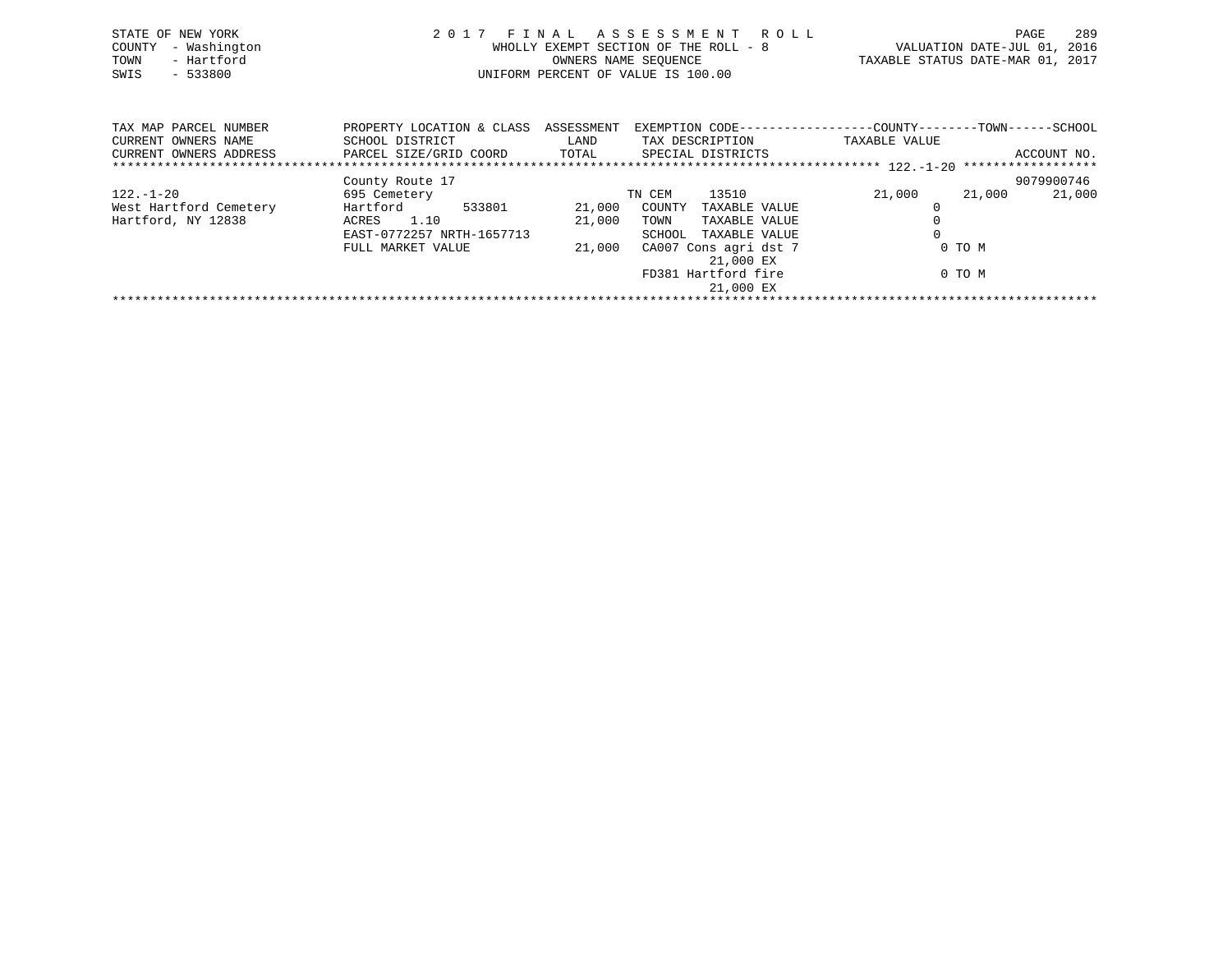STATE OF NEW YORK
COUNTY - Washington
TOWN - Hartford
SWIS - 533800

2 0 1 7 F I N A L A S S E S S M E N T R O L L
WHOLLY EXEMPT SECTION OF THE ROLL - 8
OWNERS NAME SEQUENCE
UNIFORM PERCENT OF VALUE IS 100.00

VALUATION DATE-JUL 01, 2016
TAXABLE STATUS DATE-MAR 01, 2017

| TAX MAP PARCEL NUMBER / CURRENT OWNERS NAME / CURRENT OWNERS ADDRESS | PROPERTY LOCATION & CLASS / SCHOOL DISTRICT / PARCEL SIZE/GRID COORD | ASSESSMENT LAND / TOTAL | EXEMPTION CODE / TAX DESCRIPTION / SPECIAL DISTRICTS | COUNTY TAXABLE VALUE | TOWN | SCHOOL / ACCOUNT NO. |
|---|---|---|---|---|---|---|
| | County Route 17 | | | | | 9079900746 |
| 122.-1-20 | 695 Cemetery | | TN CEM 13510 | 21,000 | 21,000 | 21,000 |
| West Hartford Cemetery | Hartford 533801 | 21,000 | COUNTY TAXABLE VALUE | 0 | | |
| Hartford, NY 12838 | ACRES 1.10 | 21,000 | TOWN TAXABLE VALUE | 0 | | |
| | EAST-0772257 NRTH-1657713 | | SCHOOL TAXABLE VALUE | 0 | | |
| | FULL MARKET VALUE | 21,000 | CA007 Cons agri dst 7 | 0 TO M | | |
| | | | 21,000 EX | | | |
| | | | FD381 Hartford fire | 0 TO M | | |
| | | | 21,000 EX | | | |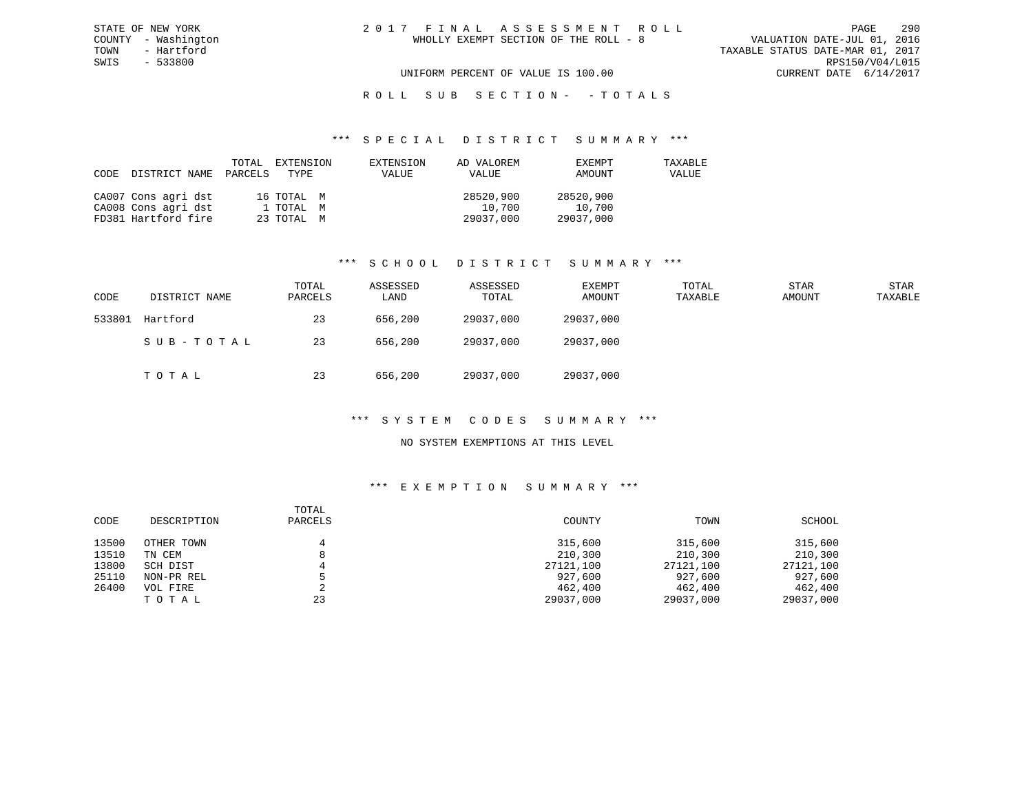STATE OF NEW YORK
COUNTY - Washington
TOWN - Hartford
SWIS - 533800

2 0 1 7 F I N A L A S S E S S M E N T R O L L
WHOLLY EXEMPT SECTION OF THE ROLL - 8

VALUATION DATE-JUL 01, 2016
TAXABLE STATUS DATE-MAR 01, 2017
RPS150/V04/L015
CURRENT DATE 6/14/2017

UNIFORM PERCENT OF VALUE IS 100.00

R O L L S U B S E C T I O N - - T O T A L S

### *** S P E C I A L D I S T R I C T S U M M A R Y ***

| CODE | DISTRICT NAME | TOTAL PARCELS | EXTENSION TYPE | EXTENSION VALUE | AD VALOREM VALUE | EXEMPT AMOUNT | TAXABLE VALUE |
|---|---|---|---|---|---|---|---|
| CA007 | Cons agri dst | 16 | TOTAL M | | 28520,900 | 28520,900 | |
| CA008 | Cons agri dst | 1 | TOTAL M | | 10,700 | 10,700 | |
| FD381 | Hartford fire | 23 | TOTAL M | | 29037,000 | 29037,000 | |

### *** S C H O O L D I S T R I C T S U M M A R Y ***

| CODE | DISTRICT NAME | TOTAL PARCELS | ASSESSED LAND | ASSESSED TOTAL | EXEMPT AMOUNT | TOTAL TAXABLE | STAR AMOUNT | STAR TAXABLE |
|---|---|---|---|---|---|---|---|---|
| 533801 | Hartford | 23 | 656,200 | 29037,000 | 29037,000 | | | |
| | S U B - T O T A L | 23 | 656,200 | 29037,000 | 29037,000 | | | |
| | T O T A L | 23 | 656,200 | 29037,000 | 29037,000 | | | |

### *** S Y S T E M C O D E S S U M M A R Y ***

NO SYSTEM EXEMPTIONS AT THIS LEVEL

### *** E X E M P T I O N S U M M A R Y ***

| CODE | DESCRIPTION | TOTAL PARCELS | COUNTY | TOWN | SCHOOL |
|---|---|---|---|---|---|
| 13500 | OTHER TOWN | 4 | 315,600 | 315,600 | 315,600 |
| 13510 | TN CEM | 8 | 210,300 | 210,300 | 210,300 |
| 13800 | SCH DIST | 4 | 27121,100 | 27121,100 | 27121,100 |
| 25110 | NON-PR REL | 5 | 927,600 | 927,600 | 927,600 |
| 26400 | VOL FIRE | 2 | 462,400 | 462,400 | 462,400 |
| | T O T A L | 23 | 29037,000 | 29037,000 | 29037,000 |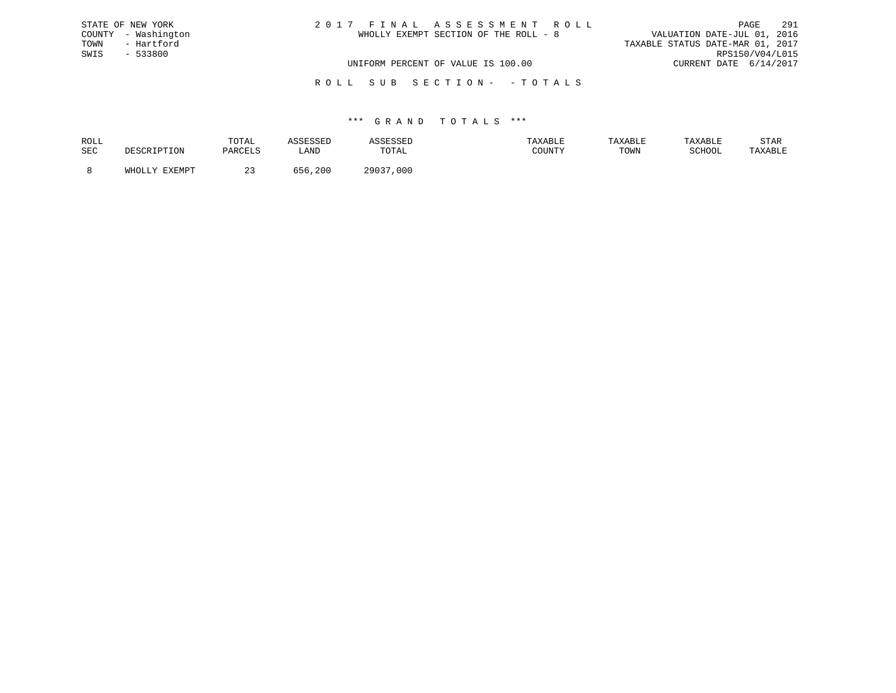STATE OF NEW YORK
COUNTY - Washington
TOWN - Hartford
SWIS - 533800

# 2 0 1 7 F I N A L A S S E S S M E N T R O L L

WHOLLY EXEMPT SECTION OF THE ROLL - 8

UNIFORM PERCENT OF VALUE IS 100.00

VALUATION DATE-JUL 01, 2016
TAXABLE STATUS DATE-MAR 01, 2017
RPS150/V04/L015
CURRENT DATE 6/14/2017

## R O L L S U B S E C T I O N - - T O T A L S

### *** G R A N D T O T A L S ***

| ROLL SEC | DESCRIPTION | TOTAL PARCELS | ASSESSED LAND | ASSESSED TOTAL | TAXABLE COUNTY | TAXABLE TOWN | TAXABLE SCHOOL | STAR TAXABLE |
|---|---|---|---|---|---|---|---|---|
| 8 | WHOLLY EXEMPT | 23 | 656,200 | 29037,000 | | | | |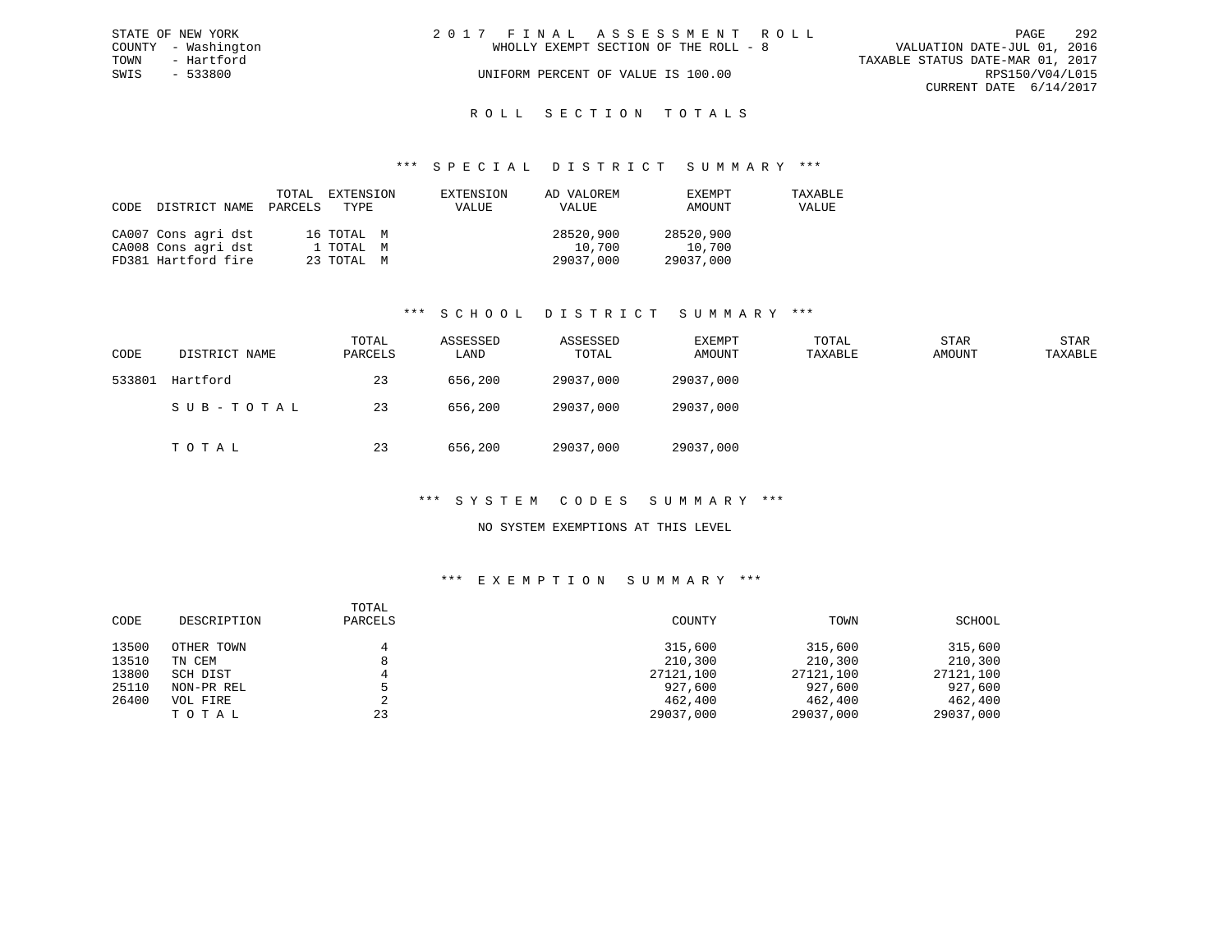STATE OF NEW YORK
COUNTY - Washington
TOWN - Hartford
SWIS - 533800

2 0 1 7 F I N A L A S S E S S M E N T R O L L
WHOLLY EXEMPT SECTION OF THE ROLL - 8
UNIFORM PERCENT OF VALUE IS 100.00

VALUATION DATE-JUL 01, 2016
TAXABLE STATUS DATE-MAR 01, 2017
RPS150/V04/L015
CURRENT DATE 6/14/2017

## R O L L S E C T I O N T O T A L S

### *** S P E C I A L D I S T R I C T S U M M A R Y ***

| CODE | DISTRICT NAME | TOTAL PARCELS | EXTENSION TYPE | EXTENSION VALUE | AD VALOREM VALUE | EXEMPT AMOUNT | TAXABLE VALUE |
|---|---|---|---|---|---|---|---|
| CA007 | Cons agri dst | 16 | TOTAL M | | 28520,900 | 28520,900 | |
| CA008 | Cons agri dst | 1 | TOTAL M | | 10,700 | 10,700 | |
| FD381 | Hartford fire | 23 | TOTAL M | | 29037,000 | 29037,000 | |

### *** S C H O O L D I S T R I C T S U M M A R Y ***

| CODE | DISTRICT NAME | TOTAL PARCELS | ASSESSED LAND | ASSESSED TOTAL | EXEMPT AMOUNT | TOTAL TAXABLE | STAR AMOUNT | STAR TAXABLE |
|---|---|---|---|---|---|---|---|---|
| 533801 | Hartford | 23 | 656,200 | 29037,000 | 29037,000 | | | |
| | S U B - T O T A L | 23 | 656,200 | 29037,000 | 29037,000 | | | |
| | T O T A L | 23 | 656,200 | 29037,000 | 29037,000 | | | |

### *** S Y S T E M C O D E S S U M M A R Y ***

NO SYSTEM EXEMPTIONS AT THIS LEVEL

### *** E X E M P T I O N S U M M A R Y ***

| CODE | DESCRIPTION | TOTAL PARCELS | COUNTY | TOWN | SCHOOL |
|---|---|---|---|---|---|
| 13500 | OTHER TOWN | 4 | 315,600 | 315,600 | 315,600 |
| 13510 | TN CEM | 8 | 210,300 | 210,300 | 210,300 |
| 13800 | SCH DIST | 4 | 27121,100 | 27121,100 | 27121,100 |
| 25110 | NON-PR REL | 5 | 927,600 | 927,600 | 927,600 |
| 26400 | VOL FIRE | 2 | 462,400 | 462,400 | 462,400 |
| | T O T A L | 23 | 29037,000 | 29037,000 | 29037,000 |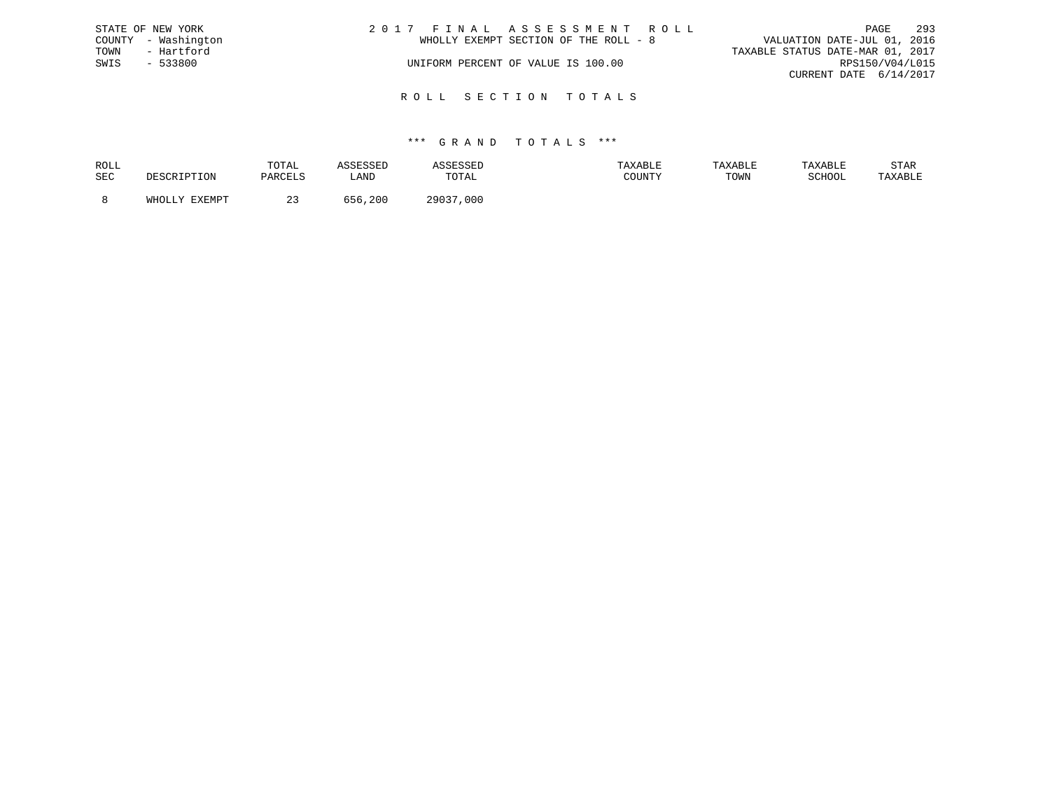STATE OF NEW YORK
COUNTY - Washington
TOWN - Hartford
SWIS - 533800

2 0 1 7 F I N A L A S S E S S M E N T R O L L
WHOLLY EXEMPT SECTION OF THE ROLL - 8

UNIFORM PERCENT OF VALUE IS 100.00

VALUATION DATE-JUL 01, 2016
TAXABLE STATUS DATE-MAR 01, 2017
RPS150/V04/L015
CURRENT DATE 6/14/2017

## R O L L S E C T I O N T O T A L S

### \*\*\* G R A N D T O T A L S \*\*\*

| ROLL SEC | DESCRIPTION | TOTAL PARCELS | ASSESSED LAND | ASSESSED TOTAL | TAXABLE COUNTY | TAXABLE TOWN | TAXABLE SCHOOL | STAR TAXABLE |
|---|---|---|---|---|---|---|---|---|
| 8 | WHOLLY EXEMPT | 23 | 656,200 | 29037,000 | | | | |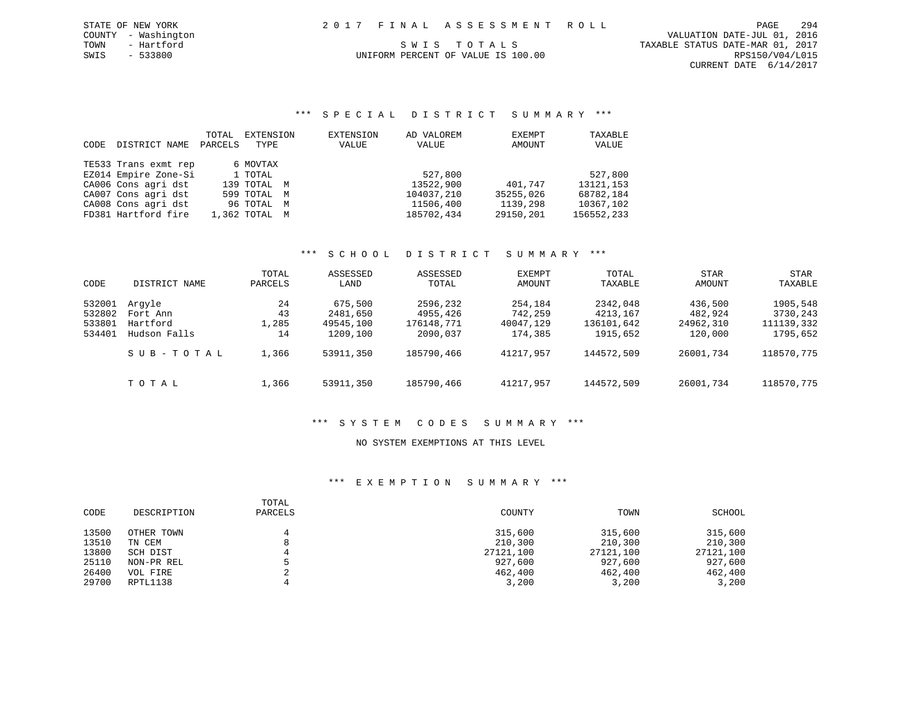STATE OF NEW YORK
COUNTY - Washington
TOWN - Hartford
SWIS - 533800

2017 FINAL ASSESSMENT ROLL

SWIS TOTALS

UNIFORM PERCENT OF VALUE IS 100.00

VALUATION DATE-JUL 01, 2016
TAXABLE STATUS DATE-MAR 01, 2017
RPS150/V04/L015
CURRENT DATE 6/14/2017

### *** SPECIAL DISTRICT SUMMARY ***

| CODE | DISTRICT NAME | TOTAL PARCELS | EXTENSION TYPE | EXTENSION VALUE | AD VALOREM VALUE | EXEMPT AMOUNT | TAXABLE VALUE |
|---|---|---|---|---|---|---|---|
| TE533 | Trans exmt rep | 6 | MOVTAX | | | | |
| EZ014 | Empire Zone-Si | 1 | TOTAL | | 527,800 | | 527,800 |
| CA006 | Cons agri dst | 139 | TOTAL M | | 13522,900 | 401,747 | 13121,153 |
| CA007 | Cons agri dst | 599 | TOTAL M | | 104037,210 | 35255,026 | 68782,184 |
| CA008 | Cons agri dst | 96 | TOTAL M | | 11506,400 | 1139,298 | 10367,102 |
| FD381 | Hartford fire | 1,362 | TOTAL M | | 185702,434 | 29150,201 | 156552,233 |

### *** SCHOOL DISTRICT SUMMARY ***

| CODE | DISTRICT NAME | TOTAL PARCELS | ASSESSED LAND | ASSESSED TOTAL | EXEMPT AMOUNT | TOTAL TAXABLE | STAR AMOUNT | STAR TAXABLE |
|---|---|---|---|---|---|---|---|---|
| 532001 | Argyle | 24 | 675,500 | 2596,232 | 254,184 | 2342,048 | 436,500 | 1905,548 |
| 532802 | Fort Ann | 43 | 2481,650 | 4955,426 | 742,259 | 4213,167 | 482,924 | 3730,243 |
| 533801 | Hartford | 1,285 | 49545,100 | 176148,771 | 40047,129 | 136101,642 | 24962,310 | 111139,332 |
| 534401 | Hudson Falls | 14 | 1209,100 | 2090,037 | 174,385 | 1915,652 | 120,000 | 1795,652 |
| | SUB-TOTAL | 1,366 | 53911,350 | 185790,466 | 41217,957 | 144572,509 | 26001,734 | 118570,775 |
| | TOTAL | 1,366 | 53911,350 | 185790,466 | 41217,957 | 144572,509 | 26001,734 | 118570,775 |

### *** SYSTEM CODES SUMMARY ***

NO SYSTEM EXEMPTIONS AT THIS LEVEL

### *** EXEMPTION SUMMARY ***

| CODE | DESCRIPTION | TOTAL PARCELS | COUNTY | TOWN | SCHOOL |
|---|---|---|---|---|---|
| 13500 | OTHER TOWN | 4 | 315,600 | 315,600 | 315,600 |
| 13510 | TN CEM | 8 | 210,300 | 210,300 | 210,300 |
| 13800 | SCH DIST | 4 | 27121,100 | 27121,100 | 27121,100 |
| 25110 | NON-PR REL | 5 | 927,600 | 927,600 | 927,600 |
| 26400 | VOL FIRE | 2 | 462,400 | 462,400 | 462,400 |
| 29700 | RPTL1138 | 4 | 3,200 | 3,200 | 3,200 |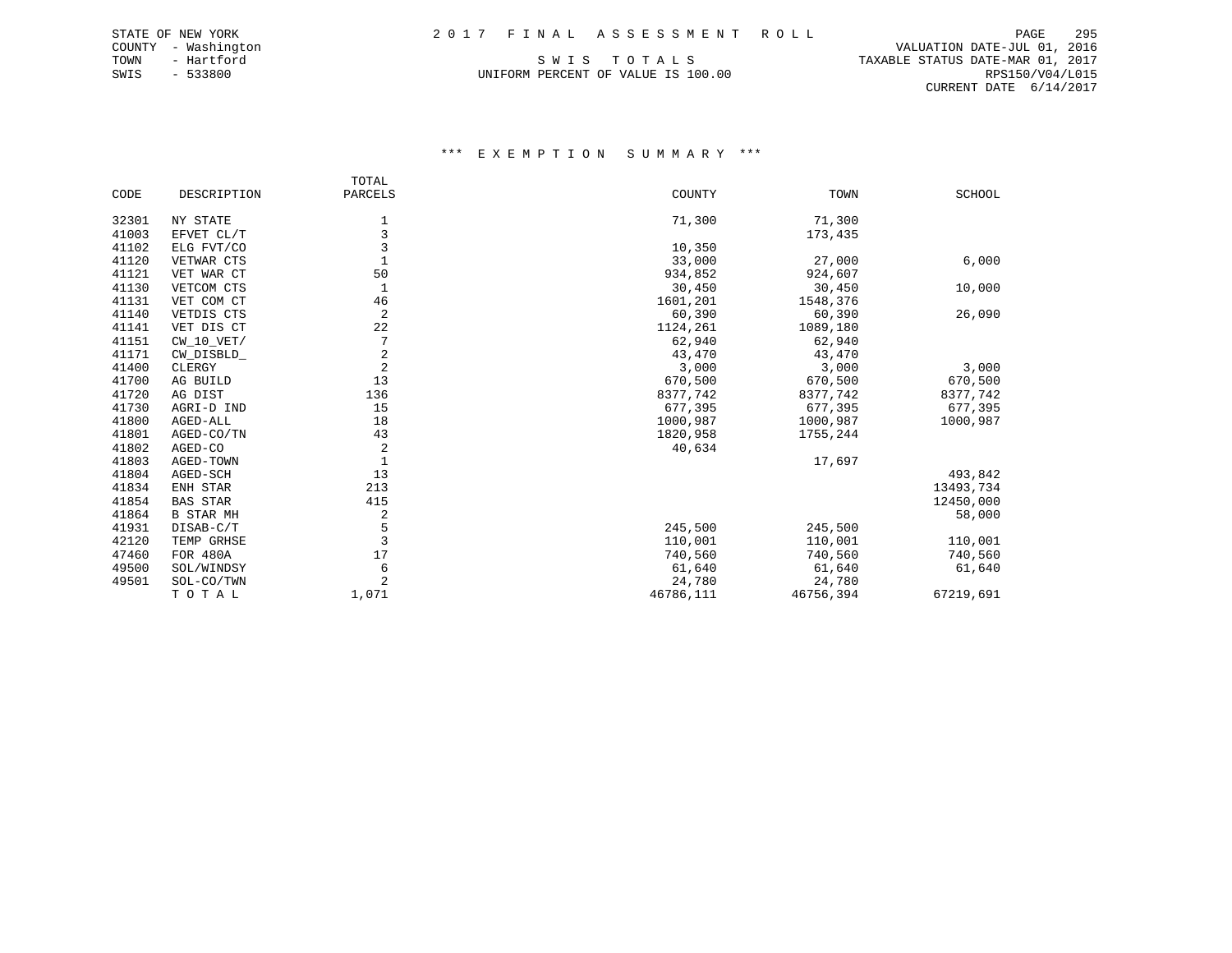STATE OF NEW YORK
COUNTY - Washington
TOWN - Hartford
SWIS - 533800

2 0 1 7 F I N A L A S S E S S M E N T R O L L

S W I S T O T A L S

UNIFORM PERCENT OF VALUE IS 100.00

VALUATION DATE-JUL 01, 2016
TAXABLE STATUS DATE-MAR 01, 2017
RPS150/V04/L015
CURRENT DATE 6/14/2017

### *** E X E M P T I O N S U M M A R Y ***

| CODE | DESCRIPTION | TOTAL PARCELS | COUNTY | TOWN | SCHOOL |
|---|---|---|---|---|---|
| 32301 | NY STATE | 1 | 71,300 | 71,300 | |
| 41003 | EFVET CL/T | 3 | | 173,435 | |
| 41102 | ELG FVT/CO | 3 | 10,350 | | |
| 41120 | VETWAR CTS | 1 | 33,000 | 27,000 | 6,000 |
| 41121 | VET WAR CT | 50 | 934,852 | 924,607 | |
| 41130 | VETCOM CTS | 1 | 30,450 | 30,450 | 10,000 |
| 41131 | VET COM CT | 46 | 1601,201 | 1548,376 | |
| 41140 | VETDIS CTS | 2 | 60,390 | 60,390 | 26,090 |
| 41141 | VET DIS CT | 22 | 1124,261 | 1089,180 | |
| 41151 | CW_10_VET/ | 7 | 62,940 | 62,940 | |
| 41171 | CW_DISBLD_ | 2 | 43,470 | 43,470 | |
| 41400 | CLERGY | 2 | 3,000 | 3,000 | 3,000 |
| 41700 | AG BUILD | 13 | 670,500 | 670,500 | 670,500 |
| 41720 | AG DIST | 136 | 8377,742 | 8377,742 | 8377,742 |
| 41730 | AGRI-D IND | 15 | 677,395 | 677,395 | 677,395 |
| 41800 | AGED-ALL | 18 | 1000,987 | 1000,987 | 1000,987 |
| 41801 | AGED-CO/TN | 43 | 1820,958 | 1755,244 | |
| 41802 | AGED-CO | 2 | 40,634 | | |
| 41803 | AGED-TOWN | 1 | | 17,697 | |
| 41804 | AGED-SCH | 13 | | | 493,842 |
| 41834 | ENH STAR | 213 | | | 13493,734 |
| 41854 | BAS STAR | 415 | | | 12450,000 |
| 41864 | B STAR MH | 2 | | | 58,000 |
| 41931 | DISAB-C/T | 5 | 245,500 | 245,500 | |
| 42120 | TEMP GRHSE | 3 | 110,001 | 110,001 | 110,001 |
| 47460 | FOR 480A | 17 | 740,560 | 740,560 | 740,560 |
| 49500 | SOL/WINDSY | 6 | 61,640 | 61,640 | 61,640 |
| 49501 | SOL-CO/TWN | 2 | 24,780 | 24,780 | |
| | T O T A L | 1,071 | 46786,111 | 46756,394 | 67219,691 |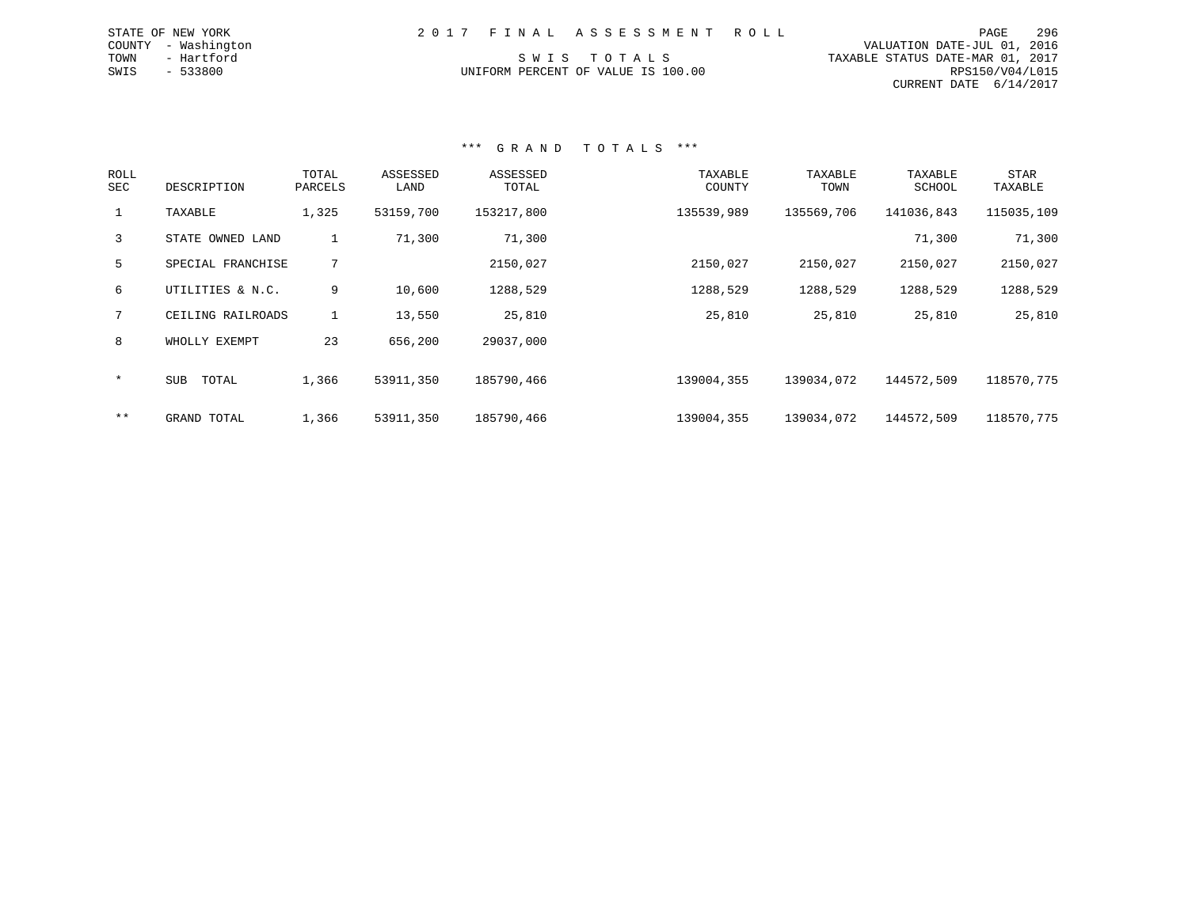STATE OF NEW YORK
COUNTY - Washington
TOWN - Hartford
SWIS - 533800

2 0 1 7 F I N A L A S S E S S M E N T R O L L

S W I S T O T A L S
UNIFORM PERCENT OF VALUE IS 100.00

VALUATION DATE-JUL 01, 2016
TAXABLE STATUS DATE-MAR 01, 2017
RPS150/V04/L015
CURRENT DATE 6/14/2017

### *** G R A N D T O T A L S ***

| ROLL SEC | DESCRIPTION | TOTAL PARCELS | ASSESSED LAND | ASSESSED TOTAL | TAXABLE COUNTY | TAXABLE TOWN | TAXABLE SCHOOL | STAR TAXABLE |
|---|---|---|---|---|---|---|---|---|
| 1 | TAXABLE | 1,325 | 53159,700 | 153217,800 | 135539,989 | 135569,706 | 141036,843 | 115035,109 |
| 3 | STATE OWNED LAND | 1 | 71,300 | 71,300 | | | 71,300 | 71,300 |
| 5 | SPECIAL FRANCHISE | 7 | | 2150,027 | 2150,027 | 2150,027 | 2150,027 | 2150,027 |
| 6 | UTILITIES & N.C. | 9 | 10,600 | 1288,529 | 1288,529 | 1288,529 | 1288,529 | 1288,529 |
| 7 | CEILING RAILROADS | 1 | 13,550 | 25,810 | 25,810 | 25,810 | 25,810 | 25,810 |
| 8 | WHOLLY EXEMPT | 23 | 656,200 | 29037,000 | | | | |
| * | SUB TOTAL | 1,366 | 53911,350 | 185790,466 | 139004,355 | 139034,072 | 144572,509 | 118570,775 |
| ** | GRAND TOTAL | 1,366 | 53911,350 | 185790,466 | 139004,355 | 139034,072 | 144572,509 | 118570,775 |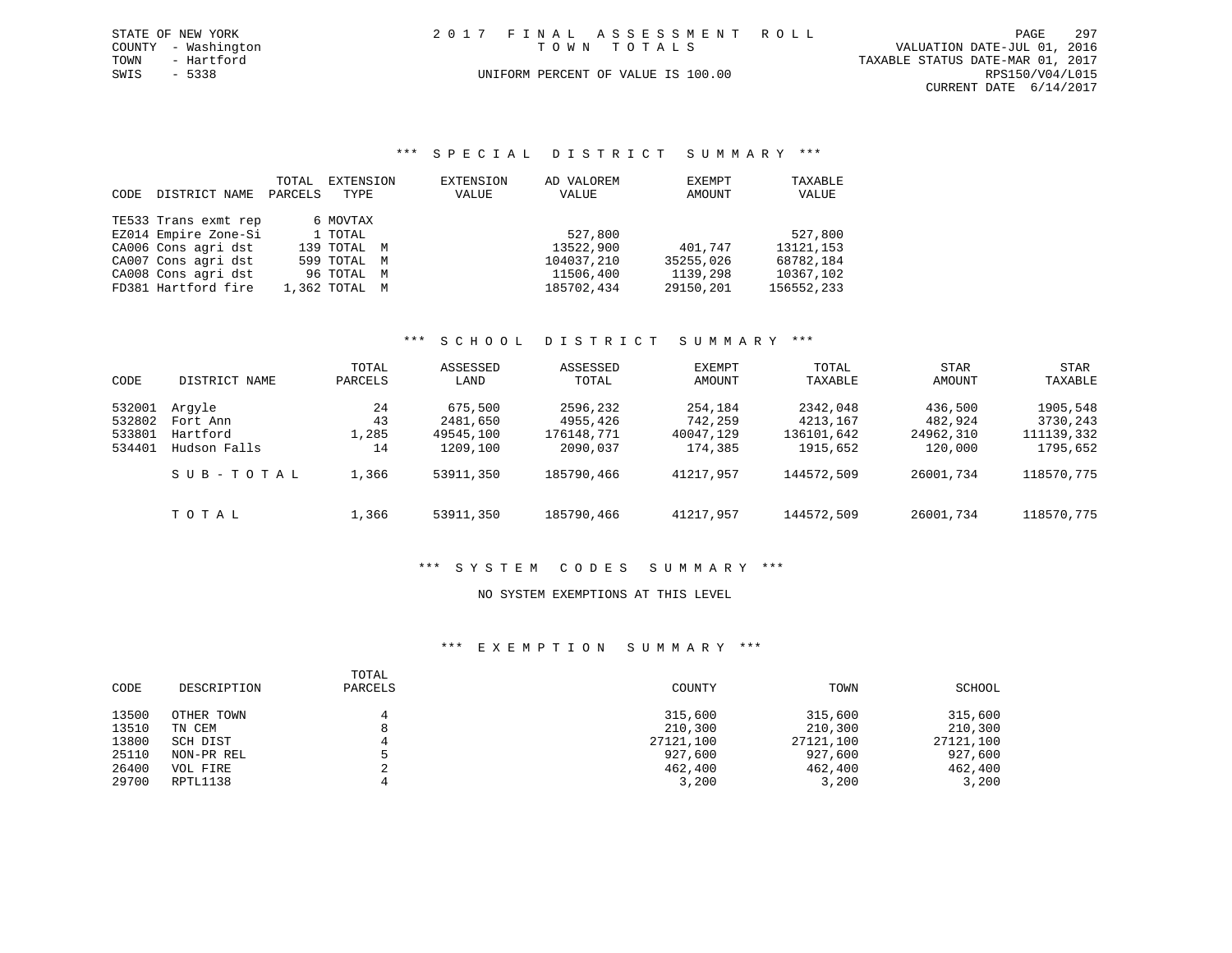STATE OF NEW YORK
COUNTY - Washington
TOWN - Hartford
SWIS - 5338

2017 FINAL ASSESSMENT ROLL
TOWN TOTALS
UNIFORM PERCENT OF VALUE IS 100.00

PAGE 297
VALUATION DATE-JUL 01, 2016
TAXABLE STATUS DATE-MAR 01, 2017
RPS150/V04/L015
CURRENT DATE 6/14/2017

## *** SPECIAL DISTRICT SUMMARY ***

| CODE | DISTRICT NAME | TOTAL PARCELS | EXTENSION TYPE | EXTENSION VALUE | AD VALOREM VALUE | EXEMPT AMOUNT | TAXABLE VALUE |
|---|---|---|---|---|---|---|---|
| TE533 | Trans exmt rep | 6 | MOVTAX | | | | |
| EZ014 | Empire Zone-Si | 1 | TOTAL | | 527,800 | | 527,800 |
| CA006 | Cons agri dst | 139 | TOTAL M | | 13522,900 | 401,747 | 13121,153 |
| CA007 | Cons agri dst | 599 | TOTAL M | | 104037,210 | 35255,026 | 68782,184 |
| CA008 | Cons agri dst | 96 | TOTAL M | | 11506,400 | 1139,298 | 10367,102 |
| FD381 | Hartford fire | 1,362 | TOTAL M | | 185702,434 | 29150,201 | 156552,233 |

## *** SCHOOL DISTRICT SUMMARY ***

| CODE | DISTRICT NAME | TOTAL PARCELS | ASSESSED LAND | ASSESSED TOTAL | EXEMPT AMOUNT | TOTAL TAXABLE | STAR AMOUNT | STAR TAXABLE |
|---|---|---|---|---|---|---|---|---|
| 532001 | Argyle | 24 | 675,500 | 2596,232 | 254,184 | 2342,048 | 436,500 | 1905,548 |
| 532802 | Fort Ann | 43 | 2481,650 | 4955,426 | 742,259 | 4213,167 | 482,924 | 3730,243 |
| 533801 | Hartford | 1,285 | 49545,100 | 176148,771 | 40047,129 | 136101,642 | 24962,310 | 111139,332 |
| 534401 | Hudson Falls | 14 | 1209,100 | 2090,037 | 174,385 | 1915,652 | 120,000 | 1795,652 |
| | SUB-TOTAL | 1,366 | 53911,350 | 185790,466 | 41217,957 | 144572,509 | 26001,734 | 118570,775 |
| | TOTAL | 1,366 | 53911,350 | 185790,466 | 41217,957 | 144572,509 | 26001,734 | 118570,775 |

## *** SYSTEM CODES SUMMARY ***

NO SYSTEM EXEMPTIONS AT THIS LEVEL

## *** EXEMPTION SUMMARY ***

| CODE | DESCRIPTION | TOTAL PARCELS | COUNTY | TOWN | SCHOOL |
|---|---|---|---|---|---|
| 13500 | OTHER TOWN | 4 | 315,600 | 315,600 | 315,600 |
| 13510 | TN CEM | 8 | 210,300 | 210,300 | 210,300 |
| 13800 | SCH DIST | 4 | 27121,100 | 27121,100 | 27121,100 |
| 25110 | NON-PR REL | 5 | 927,600 | 927,600 | 927,600 |
| 26400 | VOL FIRE | 2 | 462,400 | 462,400 | 462,400 |
| 29700 | RPTL1138 | 4 | 3,200 | 3,200 | 3,200 |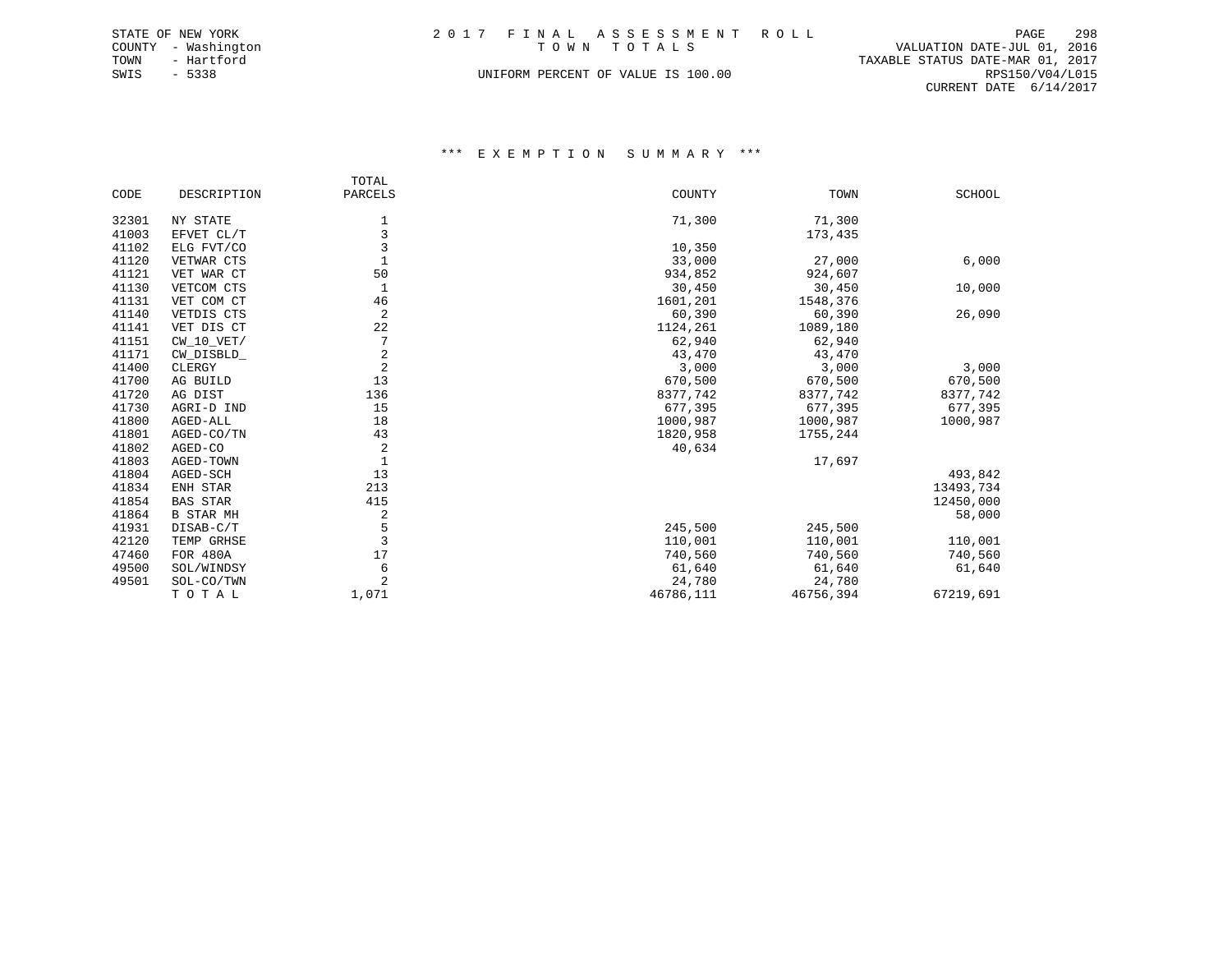STATE OF NEW YORK
COUNTY - Washington
TOWN - Hartford
SWIS - 5338

# 2017 FINAL ASSESSMENT ROLL
TOWN TOTALS

UNIFORM PERCENT OF VALUE IS 100.00

VALUATION DATE-JUL 01, 2016
TAXABLE STATUS DATE-MAR 01, 2017
RPS150/V04/L015
CURRENT DATE 6/14/2017

## *** EXEMPTION SUMMARY ***

| CODE | DESCRIPTION | TOTAL PARCELS | COUNTY | TOWN | SCHOOL |
|---|---|---|---|---|---|
| 32301 | NY STATE | 1 | 71,300 | 71,300 | |
| 41003 | EFVET CL/T | 3 | | 173,435 | |
| 41102 | ELG FVT/CO | 3 | 10,350 | | |
| 41120 | VETWAR CTS | 1 | 33,000 | 27,000 | 6,000 |
| 41121 | VET WAR CT | 50 | 934,852 | 924,607 | |
| 41130 | VETCOM CTS | 1 | 30,450 | 30,450 | 10,000 |
| 41131 | VET COM CT | 46 | 1601,201 | 1548,376 | |
| 41140 | VETDIS CTS | 2 | 60,390 | 60,390 | 26,090 |
| 41141 | VET DIS CT | 22 | 1124,261 | 1089,180 | |
| 41151 | CW_10_VET/ | 7 | 62,940 | 62,940 | |
| 41171 | CW_DISBLD_ | 2 | 43,470 | 43,470 | |
| 41400 | CLERGY | 2 | 3,000 | 3,000 | 3,000 |
| 41700 | AG BUILD | 13 | 670,500 | 670,500 | 670,500 |
| 41720 | AG DIST | 136 | 8377,742 | 8377,742 | 8377,742 |
| 41730 | AGRI-D IND | 15 | 677,395 | 677,395 | 677,395 |
| 41800 | AGED-ALL | 18 | 1000,987 | 1000,987 | 1000,987 |
| 41801 | AGED-CO/TN | 43 | 1820,958 | 1755,244 | |
| 41802 | AGED-CO | 2 | 40,634 | | |
| 41803 | AGED-TOWN | 1 | | 17,697 | |
| 41804 | AGED-SCH | 13 | | | 493,842 |
| 41834 | ENH STAR | 213 | | | 13493,734 |
| 41854 | BAS STAR | 415 | | | 12450,000 |
| 41864 | B STAR MH | 2 | | | 58,000 |
| 41931 | DISAB-C/T | 5 | 245,500 | 245,500 | |
| 42120 | TEMP GRHSE | 3 | 110,001 | 110,001 | 110,001 |
| 47460 | FOR 480A | 17 | 740,560 | 740,560 | 740,560 |
| 49500 | SOL/WINDSY | 6 | 61,640 | 61,640 | 61,640 |
| 49501 | SOL-CO/TWN | 2 | 24,780 | 24,780 | |
| | T O T A L | 1,071 | 46786,111 | 46756,394 | 67219,691 |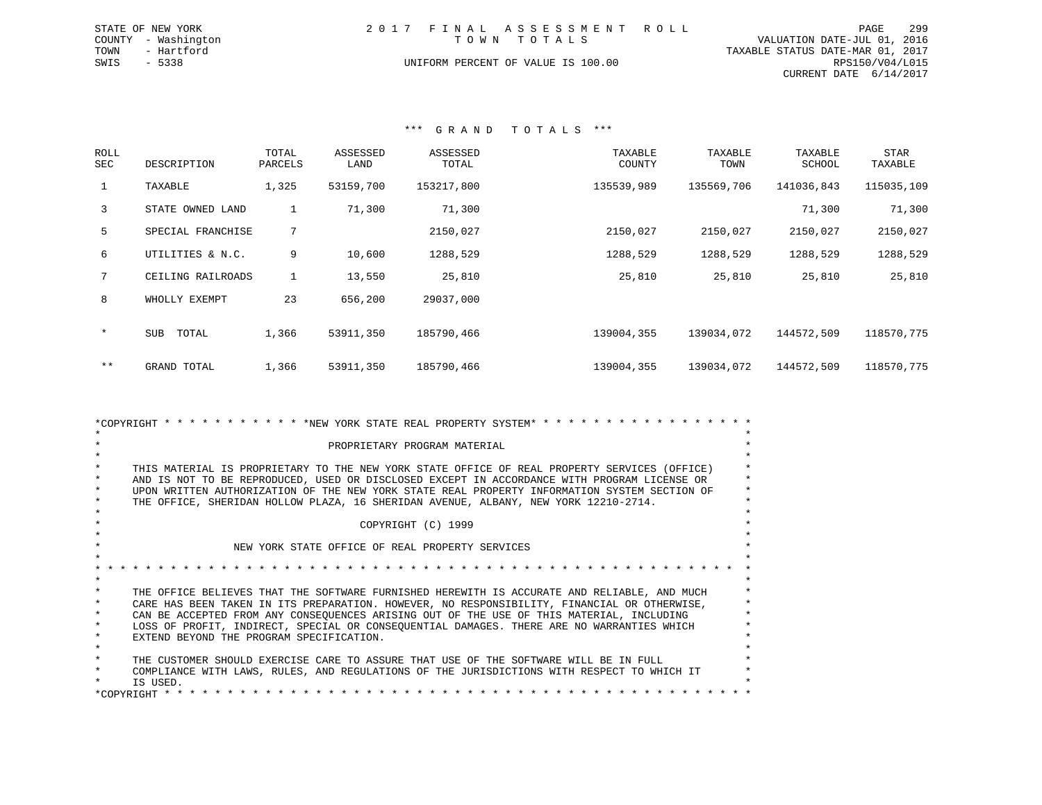STATE OF NEW YORK
COUNTY - Washington
TOWN - Hartford
SWIS - 5338

2 0 1 7 F I N A L A S S E S S M E N T R O L L
T O W N T O T A L S
UNIFORM PERCENT OF VALUE IS 100.00

VALUATION DATE-JUL 01, 2016
TAXABLE STATUS DATE-MAR 01, 2017
RPS150/V04/L015
CURRENT DATE 6/14/2017

### *** G R A N D T O T A L S ***

| ROLL SEC | DESCRIPTION | TOTAL PARCELS | ASSESSED LAND | ASSESSED TOTAL | TAXABLE COUNTY | TAXABLE TOWN | TAXABLE SCHOOL | STAR TAXABLE |
|---|---|---|---|---|---|---|---|---|
| 1 | TAXABLE | 1,325 | 53159,700 | 153217,800 | 135539,989 | 135569,706 | 141036,843 | 115035,109 |
| 3 | STATE OWNED LAND | 1 | 71,300 | 71,300 | | | 71,300 | 71,300 |
| 5 | SPECIAL FRANCHISE | 7 | | 2150,027 | 2150,027 | 2150,027 | 2150,027 | 2150,027 |
| 6 | UTILITIES & N.C. | 9 | 10,600 | 1288,529 | 1288,529 | 1288,529 | 1288,529 | 1288,529 |
| 7 | CEILING RAILROADS | 1 | 13,550 | 25,810 | 25,810 | 25,810 | 25,810 | 25,810 |
| 8 | WHOLLY EXEMPT | 23 | 656,200 | 29037,000 | | | | |
| * | SUB TOTAL | 1,366 | 53911,350 | 185790,466 | 139004,355 | 139034,072 | 144572,509 | 118570,775 |
| ** | GRAND TOTAL | 1,366 | 53911,350 | 185790,466 | 139004,355 | 139034,072 | 144572,509 | 118570,775 |

```
*COPYRIGHT * * * * * * * * * * * *NEW YORK STATE REAL PROPERTY SYSTEM* * * * * * * * * * * * * * * * * *
*                                                                                                        *
*                                PROPRIETARY PROGRAM MATERIAL                                            *
*                                                                                                        *
*     THIS MATERIAL IS PROPRIETARY TO THE NEW YORK STATE OFFICE OF REAL PROPERTY SERVICES (OFFICE)       *
*     AND IS NOT TO BE REPRODUCED, USED OR DISCLOSED EXCEPT IN ACCORDANCE WITH PROGRAM LICENSE OR        *
*     UPON WRITTEN AUTHORIZATION OF THE NEW YORK STATE REAL PROPERTY INFORMATION SYSTEM SECTION OF       *
*     THE OFFICE, SHERIDAN HOLLOW PLAZA, 16 SHERIDAN AVENUE, ALBANY, NEW YORK 12210-2714.                *
*                                                                                                        *
*                                     COPYRIGHT (C) 1999                                                 *
*                                                                                                        *
*                      NEW YORK STATE OFFICE OF REAL PROPERTY SERVICES                                   *
*                                                                                                        *
* * * * * * * * * * * * * * * * * * * * * * * * * * * * * * * * * * * * * * * * * * * * * * * * * * * * *
*                                                                                                        *
*     THE OFFICE BELIEVES THAT THE SOFTWARE FURNISHED HEREWITH IS ACCURATE AND RELIABLE, AND MUCH         *
*     CARE HAS BEEN TAKEN IN ITS PREPARATION. HOWEVER, NO RESPONSIBILITY, FINANCIAL OR OTHERWISE,        *
*     CAN BE ACCEPTED FROM ANY CONSEQUENCES ARISING OUT OF THE USE OF THIS MATERIAL, INCLUDING           *
*     LOSS OF PROFIT, INDIRECT, SPECIAL OR CONSEQUENTIAL DAMAGES. THERE ARE NO WARRANTIES WHICH          *
*     EXTEND BEYOND THE PROGRAM SPECIFICATION.                                                           *
*                                                                                                        *
*     THE CUSTOMER SHOULD EXERCISE CARE TO ASSURE THAT USE OF THE SOFTWARE WILL BE IN FULL               *
*     COMPLIANCE WITH LAWS, RULES, AND REGULATIONS OF THE JURISDICTIONS WITH RESPECT TO WHICH IT         *
*     IS USED.                                                                                           *
*COPYRIGHT * * * * * * * * * * * * * * * * * * * * * * * * * * * * * * * * * * * * * * * * * * * * * * *
```